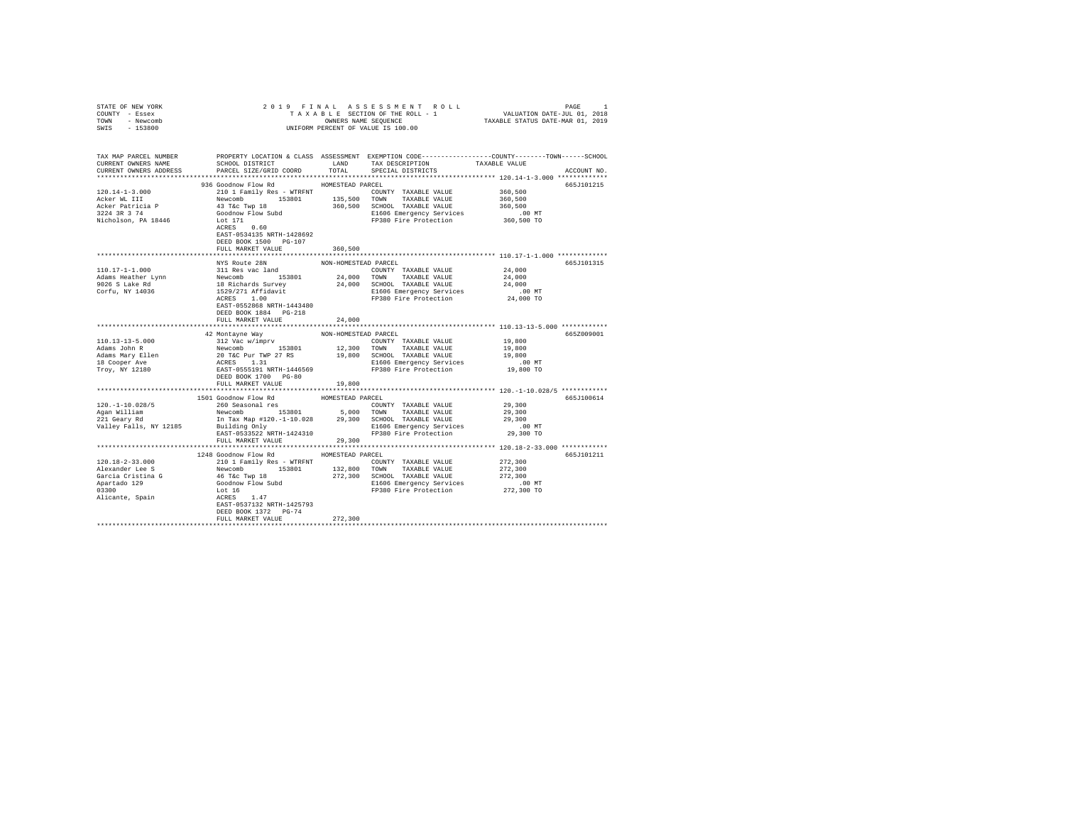STATE OF NEW YORK
COUNTY - Essex
TOWN - Newcomb
SWIS - 153800

2019 FINAL ASSESSMENT ROLL
TAXABLE SECTION OF THE ROLL - 1
OWNERS NAME SEQUENCE
UNIFORM PERCENT OF VALUE IS 100.00

VALUATION DATE-JUL 01, 2018
TAXABLE STATUS DATE-MAR 01, 2019

```
TAX MAP PARCEL NUMBER      PROPERTY LOCATION & CLASS  ASSESSMENT  EXEMPTION CODE-----------------COUNTY--------TOWN------SCHOOL
CURRENT OWNERS NAME        SCHOOL DISTRICT               LAND      TAX DESCRIPTION            TAXABLE VALUE
CURRENT OWNERS ADDRESS     PARCEL SIZE/GRID COORD        TOTAL     SPECIAL DISTRICTS                                      ACCOUNT NO.
******************************************************************************************************* 120.14-1-3.000 *************
                          936 Goodnow Flow Rd            HOMESTEAD PARCEL                                                  665J101215
120.14-1-3.000             210 1 Family Res - WTRFNT              COUNTY  TAXABLE VALUE           360,500
Acker WL III               Newcomb       153801        135,500    TOWN    TAXABLE VALUE           360,500
Acker Patricia P           43 T&c Twp 18               360,500    SCHOOL  TAXABLE VALUE           360,500
3224 3R 3 74               Goodnow Flow Subd                      E1606 Emergency Services            .00 MT
Nicholson, PA 18446        Lot 171                                FP380 Fire Protection           360,500 TO
                           ACRES    0.60
                           EAST-0534135 NRTH-1428692
                           DEED BOOK 1500   PG-107
                           FULL MARKET VALUE           360,500
******************************************************************************************************* 110.17-1-1.000 *************
                          NYS Route 28N                  NON-HOMESTEAD PARCEL                                              665J101315
110.17-1-1.000             311 Res vac land                       COUNTY  TAXABLE VALUE            24,000
Adams Heather Lynn         Newcomb       153801         24,000    TOWN    TAXABLE VALUE            24,000
9026 S Lake Rd             18 Richards Survey           24,000    SCHOOL  TAXABLE VALUE            24,000
Corfu, NY 14036            1529/271 Affidavit                     E1606 Emergency Services            .00 MT
                           ACRES    1.00                          FP380 Fire Protection            24,000 TO
                           EAST-0552868 NRTH-1443480
                           DEED BOOK 1884   PG-218
                           FULL MARKET VALUE            24,000
******************************************************************************************************* 110.13-13-5.000 ************
                          42 Montayne Way                NON-HOMESTEAD PARCEL                                              665Z009001
110.13-13-5.000            312 Vac w/imprv                        COUNTY  TAXABLE VALUE            19,800
Adams John R               Newcomb       153801         12,300    TOWN    TAXABLE VALUE            19,800
Adams Mary Ellen           20 T&C Pur TWP 27 RS         19,800    SCHOOL  TAXABLE VALUE            19,800
18 Cooper Ave              ACRES    1.31                          E1606 Emergency Services            .00 MT
Troy, NY 12180             EAST-0555191 NRTH-1446569              FP380 Fire Protection            19,800 TO
                           DEED BOOK 1700   PG-80
                           FULL MARKET VALUE            19,800
******************************************************************************************************* 120.-1-10.028/5 ************
                          1501 Goodnow Flow Rd           HOMESTEAD PARCEL                                                  665J100614
120.-1-10.028/5            260 Seasonal res                       COUNTY  TAXABLE VALUE            29,300
Agan William               Newcomb       153801          5,000    TOWN    TAXABLE VALUE            29,300
221 Geary Rd               In Tax Map #120.-1-10.028    29,300    SCHOOL  TAXABLE VALUE            29,300
Valley Falls, NY 12185     Building Only                          E1606 Emergency Services            .00 MT
                           EAST-0533522 NRTH-1424310              FP380 Fire Protection            29,300 TO
                           FULL MARKET VALUE            29,300
******************************************************************************************************* 120.18-2-33.000 ************
                          1248 Goodnow Flow Rd           HOMESTEAD PARCEL                                                  665J101211
120.18-2-33.000            210 1 Family Res - WTRFNT              COUNTY  TAXABLE VALUE           272,300
Alexander Lee S            Newcomb       153801        132,800    TOWN    TAXABLE VALUE           272,300
Garcia Cristina G          46 T&c Twp 18               272,300    SCHOOL  TAXABLE VALUE           272,300
Apartado 129               Goodnow Flow Subd                      E1606 Emergency Services            .00 MT
03300                      Lot 16                                 FP380 Fire Protection           272,300 TO
Alicante, Spain            ACRES    1.47
                           EAST-0537132 NRTH-1425793
                           DEED BOOK 1372   PG-74
                           FULL MARKET VALUE           272,300
************************************************************************************************************************************
```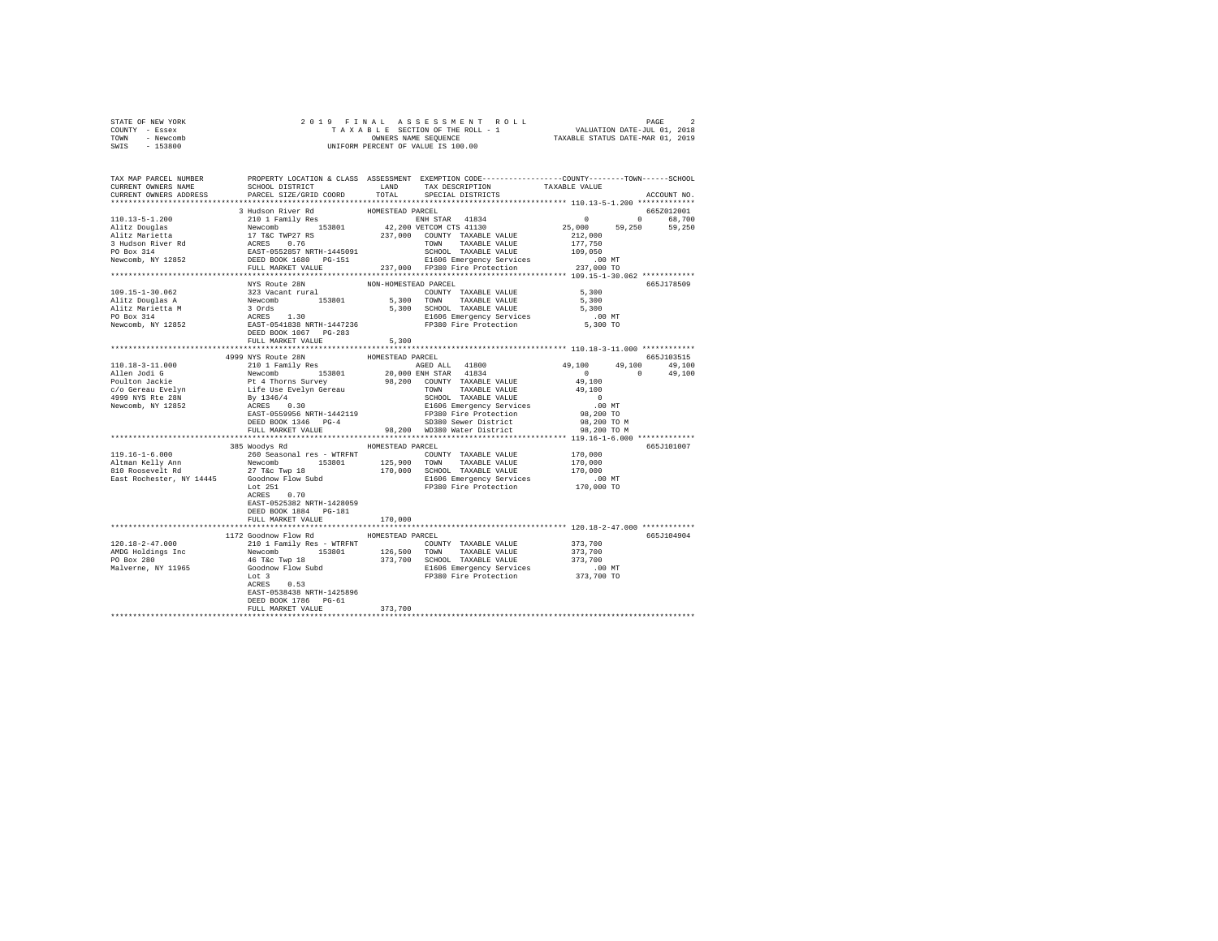STATE OF NEW YORK
COUNTY - Essex
TOWN - Newcomb
SWIS - 153800

2019 FINAL ASSESSMENT ROLL
TAXABLE SECTION OF THE ROLL - 1
OWNERS NAME SEQUENCE
UNIFORM PERCENT OF VALUE IS 100.00

VALUATION DATE-JUL 01, 2018
TAXABLE STATUS DATE-MAR 01, 2019

```
TAX MAP PARCEL NUMBER    PROPERTY LOCATION & CLASS  ASSESSMENT  EXEMPTION CODE-----------------COUNTY--------TOWN------SCHOOL
CURRENT OWNERS NAME      SCHOOL DISTRICT              LAND      TAX DESCRIPTION            TAXABLE VALUE
CURRENT OWNERS ADDRESS   PARCEL SIZE/GRID COORD      TOTAL      SPECIAL DISTRICTS                                    ACCOUNT NO.
******************************************************************************************* 110.13-5-1.200 *************
                         3 Hudson River Rd              HOMESTEAD PARCEL                                             665Z012001
110.13-5-1.200           210 1 Family Res                   ENH STAR  41834                 0           0       68,700
Alitz Douglas            Newcomb        153801       42,200 VETCOM CTS 41130           25,000      59,250       59,250
Alitz Marietta           17 T&C TWP27 RS            237,000   COUNTY  TAXABLE VALUE       212,000
3 Hudson River Rd        ACRES    0.76                        TOWN    TAXABLE VALUE       177,750
PO Box 314               EAST-0552857 NRTH-1445091            SCHOOL  TAXABLE VALUE       109,050
Newcomb, NY 12852        DEED BOOK 1680   PG-151              E1606 Emergency Services        .00 MT
                         FULL MARKET VALUE          237,000   FP380 Fire Protection       237,000 TO
******************************************************************************************* 109.15-1-30.062 ************
                         NYS Route 28N                  NON-HOMESTEAD PARCEL                                         665J178509
109.15-1-30.062          323 Vacant rural                     COUNTY  TAXABLE VALUE         5,300
Alitz Douglas A          Newcomb        153801        5,300   TOWN    TAXABLE VALUE         5,300
Alitz Marietta M         3 Ords                         5,300 SCHOOL  TAXABLE VALUE         5,300
PO Box 314               ACRES    1.30                        E1606 Emergency Services        .00 MT
Newcomb, NY 12852        EAST-0541838 NRTH-1447236            FP380 Fire Protection         5,300 TO
                         DEED BOOK 1067   PG-283
                         FULL MARKET VALUE            5,300
******************************************************************************************* 110.18-3-11.000 ************
                         4999 NYS Route 28N             HOMESTEAD PARCEL                                             665J103515
110.18-3-11.000          210 1 Family Res                     AGED ALL  41800          49,100      49,100       49,100
Allen Jodi G             Newcomb        153801       20,000 ENH STAR  41834                 0           0       49,100
Poulton Jackie           Pt 4 Thorns Survey          98,200   COUNTY  TAXABLE VALUE        49,100
c/o Gereau Evelyn        Life Use Evelyn Gereau               TOWN    TAXABLE VALUE        49,100
4999 NYS Rte 28N         By 1346/4                            SCHOOL  TAXABLE VALUE             0
Newcomb, NY 12852        ACRES    0.30                        E1606 Emergency Services        .00 MT
                         EAST-0559956 NRTH-1442119            FP380 Fire Protection        98,200 TO
                         DEED BOOK 1346   PG-4                SD380 Sewer District         98,200 TO M
                         FULL MARKET VALUE           98,200   WD380 Water District         98,200 TO M
******************************************************************************************* 119.16-1-6.000 *************
                         385 Woodys Rd                  HOMESTEAD PARCEL                                             665J101007
119.16-1-6.000           260 Seasonal res - WTRFNT            COUNTY  TAXABLE VALUE       170,000
Altman Kelly Ann         Newcomb        153801      125,900   TOWN    TAXABLE VALUE       170,000
810 Roosevelt Rd         27 T&c Twp 18              170,000   SCHOOL  TAXABLE VALUE       170,000
East Rochester, NY 14445 Goodnow Flow Subd                    E1606 Emergency Services        .00 MT
                         Lot 251                              FP380 Fire Protection       170,000 TO
                         ACRES    0.70
                         EAST-0525382 NRTH-1428059
                         DEED BOOK 1884   PG-181
                         FULL MARKET VALUE          170,000
******************************************************************************************* 120.18-2-47.000 ************
                         1172 Goodnow Flow Rd           HOMESTEAD PARCEL                                             665J104904
120.18-2-47.000          210 1 Family Res - WTRFNT            COUNTY  TAXABLE VALUE       373,700
AMDG Holdings Inc        Newcomb        153801      126,500   TOWN    TAXABLE VALUE       373,700
PO Box 280               46 T&c Twp 18              373,700   SCHOOL  TAXABLE VALUE       373,700
Malverne, NY 11965       Goodnow Flow Subd                    E1606 Emergency Services        .00 MT
                         Lot 3                                FP380 Fire Protection       373,700 TO
                         ACRES    0.53
                         EAST-0538438 NRTH-1425896
                         DEED BOOK 1786   PG-61
                         FULL MARKET VALUE          373,700
************************************************************************************************************************
```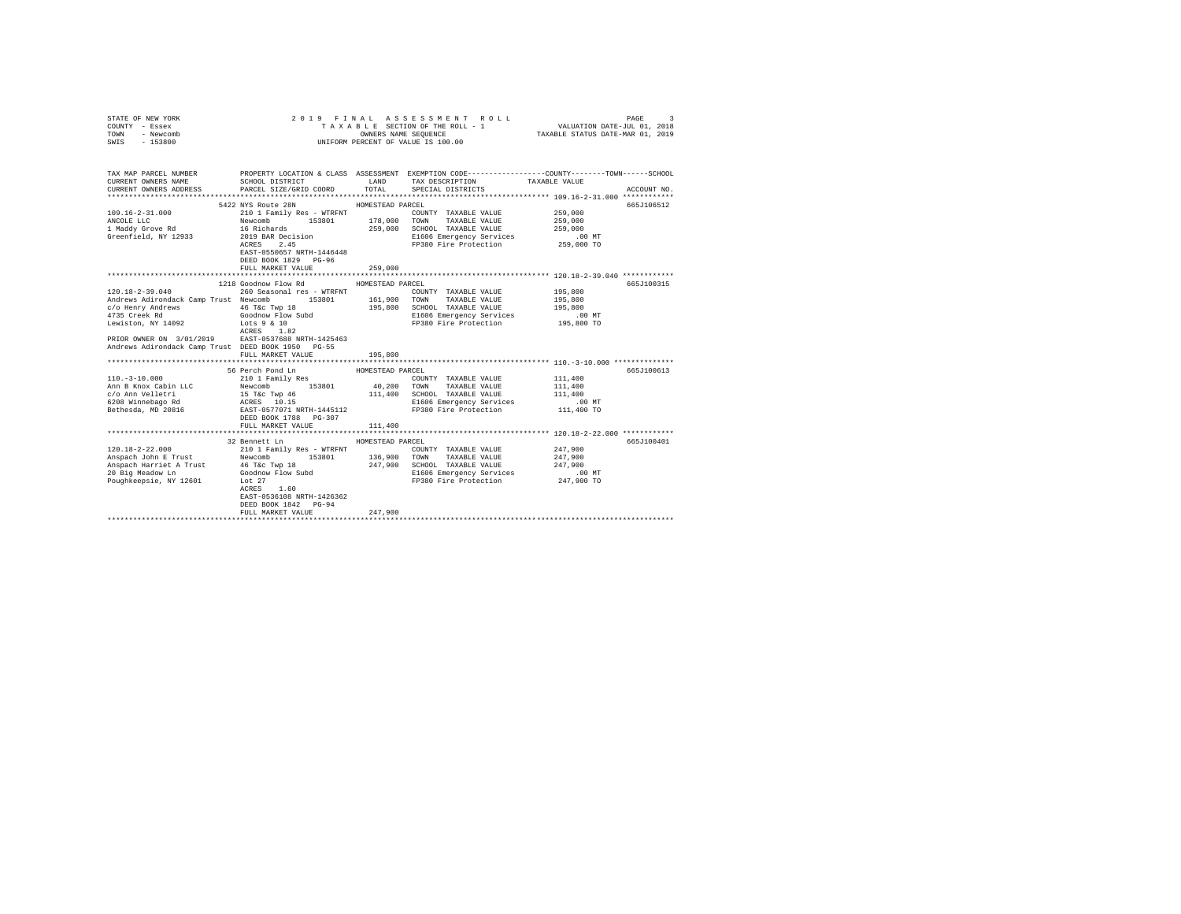STATE OF NEW YORK
COUNTY - Essex
TOWN - Newcomb
SWIS - 153800

2019 FINAL ASSESSMENT ROLL
TAXABLE SECTION OF THE ROLL - 1
OWNERS NAME SEQUENCE
UNIFORM PERCENT OF VALUE IS 100.00

VALUATION DATE-JUL 01, 2018
TAXABLE STATUS DATE-MAR 01, 2019

| TAX MAP PARCEL NUMBER / CURRENT OWNERS NAME / CURRENT OWNERS ADDRESS | PROPERTY LOCATION & CLASS / SCHOOL DISTRICT / PARCEL SIZE/GRID COORD | ASSESSMENT LAND / TOTAL | EXEMPTION CODE / TAX DESCRIPTION / SPECIAL DISTRICTS | COUNTY / TOWN / SCHOOL TAXABLE VALUE | ACCOUNT NO. |
|---|---|---|---|---|---|
| **109.16-2-31.000** | 5422 NYS Route 28N | HOMESTEAD PARCEL | | | 665J106512 |
| ANCOLE LLC | 210 1 Family Res - WTRFNT | | COUNTY TAXABLE VALUE | 259,000 | |
| 1 Maddy Grove Rd | Newcomb 153801 | 178,000 | TOWN TAXABLE VALUE | 259,000 | |
| Greenfield, NY 12933 | 16 Richards | 259,000 | SCHOOL TAXABLE VALUE | 259,000 | |
| | 2019 BAR Decision | | E1606 Emergency Services | .00 MT | |
| | ACRES 2.45 | | FP380 Fire Protection | 259,000 TO | |
| | EAST-0550657 NRTH-1446448 | | | | |
| | DEED BOOK 1829 PG-96 | | | | |
| | FULL MARKET VALUE | 259,000 | | | |
| **120.18-2-39.040** | 1218 Goodnow Flow Rd | HOMESTEAD PARCEL | | | 665J100315 |
| Andrews Adirondack Camp Trust | 260 Seasonal res - WTRFNT | | COUNTY TAXABLE VALUE | 195,800 | |
| c/o Henry Andrews | Newcomb 153801 | 161,900 | TOWN TAXABLE VALUE | 195,800 | |
| 4735 Creek Rd | 46 T&c Twp 18 | 195,800 | SCHOOL TAXABLE VALUE | 195,800 | |
| Lewiston, NY 14092 | Goodnow Flow Subd | | E1606 Emergency Services | .00 MT | |
| | Lots 9 & 10 | | FP380 Fire Protection | 195,800 TO | |
| | ACRES 1.82 | | | | |
| PRIOR OWNER ON 3/01/2019 | EAST-0537688 NRTH-1425463 | | | | |
| Andrews Adirondack Camp Trust | DEED BOOK 1950 PG-55 | | | | |
| | FULL MARKET VALUE | 195,800 | | | |
| **110.-3-10.000** | 56 Perch Pond Ln | HOMESTEAD PARCEL | | | 665J100613 |
| Ann B Knox Cabin LLC | 210 1 Family Res | | COUNTY TAXABLE VALUE | 111,400 | |
| c/o Ann Velletri | Newcomb 153801 | 40,200 | TOWN TAXABLE VALUE | 111,400 | |
| 6208 Winnebago Rd | 15 T&c Twp 46 | 111,400 | SCHOOL TAXABLE VALUE | 111,400 | |
| Bethesda, MD 20816 | ACRES 10.15 | | E1606 Emergency Services | .00 MT | |
| | EAST-0577071 NRTH-1445112 | | FP380 Fire Protection | 111,400 TO | |
| | DEED BOOK 1788 PG-307 | | | | |
| | FULL MARKET VALUE | 111,400 | | | |
| **120.18-2-22.000** | 32 Bennett Ln | HOMESTEAD PARCEL | | | 665J100401 |
| Anspach John E Trust | 210 1 Family Res - WTRFNT | | COUNTY TAXABLE VALUE | 247,900 | |
| Anspach Harriet A Trust | Newcomb 153801 | 136,900 | TOWN TAXABLE VALUE | 247,900 | |
| 20 Big Meadow Ln | 46 T&c Twp 18 | 247,900 | SCHOOL TAXABLE VALUE | 247,900 | |
| Poughkeepsie, NY 12601 | Goodnow Flow Subd | | E1606 Emergency Services | .00 MT | |
| | Lot 27 | | FP380 Fire Protection | 247,900 TO | |
| | ACRES 1.60 | | | | |
| | EAST-0536108 NRTH-1426362 | | | | |
| | DEED BOOK 1842 PG-94 | | | | |
| | FULL MARKET VALUE | 247,900 | | | |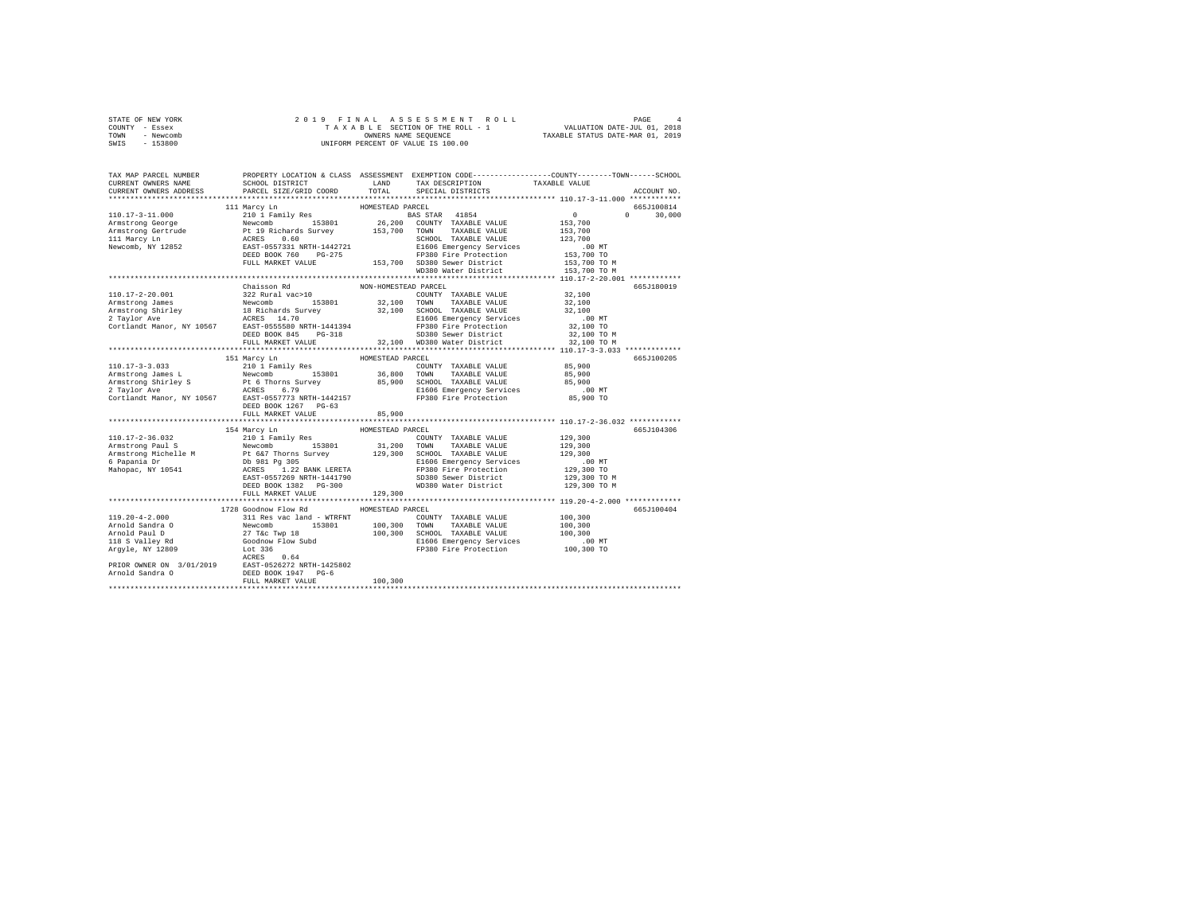```
STATE OF NEW YORK                    2 0 1 9   F I N A L   A S S E S S M E N T   R O L L                     PAGE     4
COUNTY  - Essex                         T A X A B L E SECTION OF THE ROLL - 1                  VALUATION DATE-JUL 01, 2018
TOWN    - Newcomb                               OWNERS NAME SEQUENCE                        TAXABLE STATUS DATE-MAR 01, 2019
SWIS    - 153800                          UNIFORM PERCENT OF VALUE IS 100.00


TAX MAP PARCEL NUMBER          PROPERTY LOCATION & CLASS  ASSESSMENT  EXEMPTION CODE-----------------COUNTY--------TOWN------SCHOOL
CURRENT OWNERS NAME            SCHOOL DISTRICT              LAND      TAX DESCRIPTION           TAXABLE VALUE
CURRENT OWNERS ADDRESS         PARCEL SIZE/GRID COORD       TOTAL     SPECIAL DISTRICTS                                  ACCOUNT NO.
************************************************************************************************ 110.17-3-11.000 ************
                             111 Marcy Ln                   HOMESTEAD PARCEL                                                665J100814
110.17-3-11.000              210 1 Family Res                         BAS STAR  41854              0            0       30,000
Armstrong George             Newcomb         153801         26,200    COUNTY  TAXABLE VALUE        153,700
Armstrong Gertrude           Pt 19 Richards Survey         153,700    TOWN    TAXABLE VALUE        153,700
111 Marcy Ln                 ACRES    0.60                            SCHOOL  TAXABLE VALUE        123,700
Newcomb, NY 12852            EAST-0557331 NRTH-1442721                E1606 Emergency Services          .00 MT
                             DEED BOOK 760    PG-275                  FP380 Fire Protection        153,700 TO
                             FULL MARKET VALUE             153,700    SD380 Sewer District         153,700 TO M
                                                                      WD380 Water District         153,700 TO M
************************************************************************************************ 110.17-2-20.001 ************
                             Chaisson Rd                    NON-HOMESTEAD PARCEL                                            665J180019
110.17-2-20.001              322 Rural vac>10                         COUNTY  TAXABLE VALUE         32,100
Armstrong James              Newcomb         153801         32,100    TOWN    TAXABLE VALUE         32,100
Armstrong Shirley            18 Richards Survey             32,100    SCHOOL  TAXABLE VALUE         32,100
2 Taylor Ave                 ACRES   14.70                            E1606 Emergency Services          .00 MT
Cortlandt Manor, NY 10567    EAST-0555580 NRTH-1441394                FP380 Fire Protection         32,100 TO
                             DEED BOOK 845    PG-318                  SD380 Sewer District          32,100 TO M
                             FULL MARKET VALUE              32,100    WD380 Water District          32,100 TO M
************************************************************************************************ 110.17-3-3.033 *************
                             151 Marcy Ln                   HOMESTEAD PARCEL                                                665J100205
110.17-3-3.033               210 1 Family Res                         COUNTY  TAXABLE VALUE         85,900
Armstrong James L            Newcomb         153801         36,800    TOWN    TAXABLE VALUE         85,900
Armstrong Shirley S          Pt 6 Thorns Survey             85,900    SCHOOL  TAXABLE VALUE         85,900
2 Taylor Ave                 ACRES    6.79                            E1606 Emergency Services          .00 MT
Cortlandt Manor, NY 10567    EAST-0557773 NRTH-1442157                FP380 Fire Protection         85,900 TO
                             DEED BOOK 1267   PG-63
                             FULL MARKET VALUE              85,900
************************************************************************************************ 110.17-2-36.032 ************
                             154 Marcy Ln                   HOMESTEAD PARCEL                                                665J104306
110.17-2-36.032              210 1 Family Res                         COUNTY  TAXABLE VALUE        129,300
Armstrong Paul S             Newcomb         153801         31,200    TOWN    TAXABLE VALUE        129,300
Armstrong Michelle M         Pt 6&7 Thorns Survey          129,300    SCHOOL  TAXABLE VALUE        129,300
6 Papania Dr                 Db 981 Pg 305                            E1606 Emergency Services          .00 MT
Mahopac, NY 10541            ACRES    1.22 BANK LERETA                FP380 Fire Protection        129,300 TO
                             EAST-0557269 NRTH-1441790                SD380 Sewer District         129,300 TO M
                             DEED BOOK 1382   PG-300                  WD380 Water District         129,300 TO M
                             FULL MARKET VALUE             129,300
************************************************************************************************ 119.20-4-2.000 *************
                             1728 Goodnow Flow Rd           HOMESTEAD PARCEL                                                665J100404
119.20-4-2.000               311 Res vac land - WTRFNT                COUNTY  TAXABLE VALUE        100,300
Arnold Sandra O              Newcomb         153801        100,300    TOWN    TAXABLE VALUE        100,300
Arnold Paul D                27 T&c Twp 18                 100,300    SCHOOL  TAXABLE VALUE        100,300
118 S Valley Rd              Goodnow Flow Subd                        E1606 Emergency Services          .00 MT
Argyle, NY 12809             Lot 336                                  FP380 Fire Protection        100,300 TO
                             ACRES    0.64
PRIOR OWNER ON 3/01/2019     EAST-0526272 NRTH-1425802
Arnold Sandra O              DEED BOOK 1947   PG-6
                             FULL MARKET VALUE             100,300
******************************************************************************************************************************
```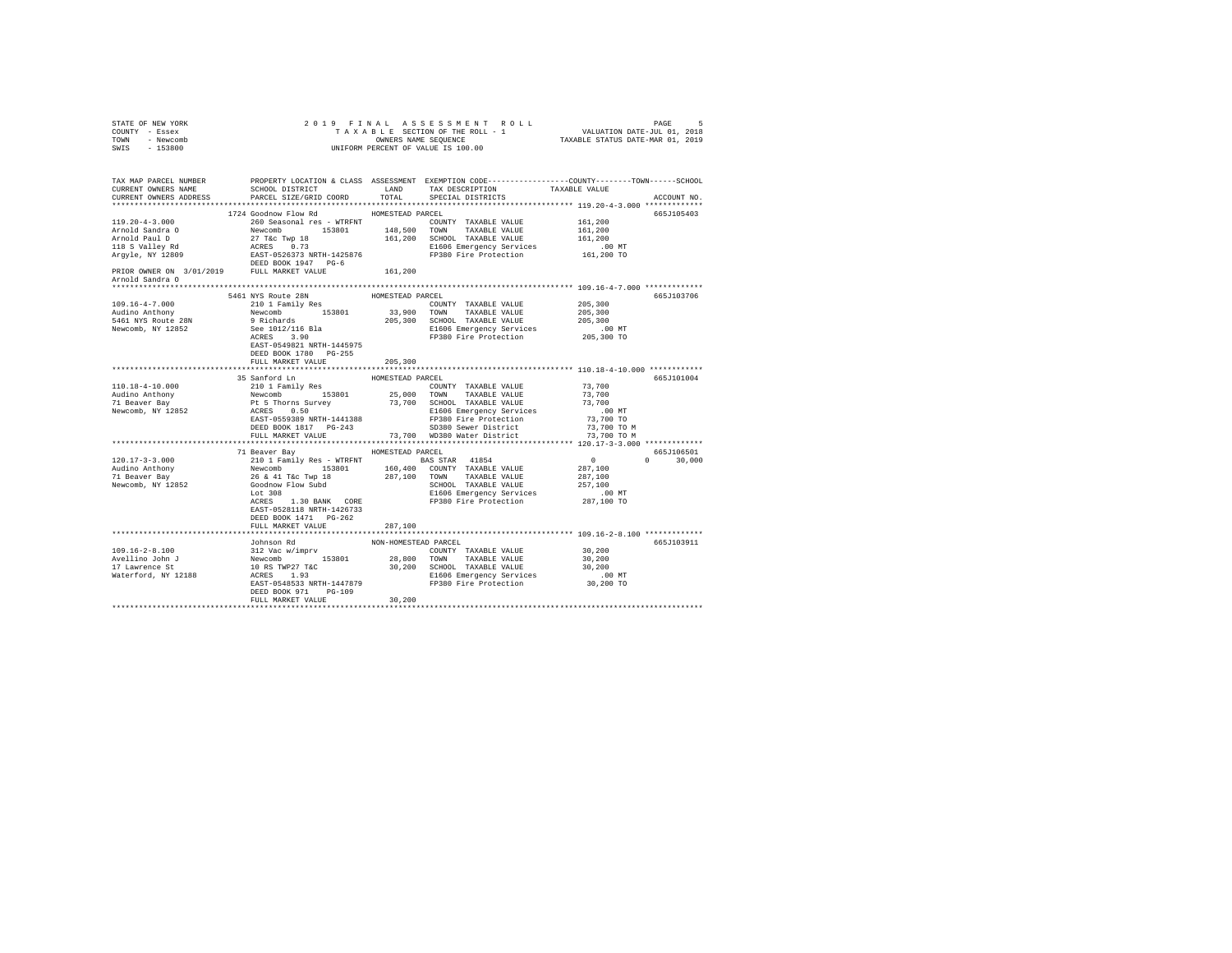STATE OF NEW YORK — 2019 FINAL ASSESSMENT ROLL
COUNTY - Essex — TAXABLE SECTION OF THE ROLL - 1 — VALUATION DATE-JUL 01, 2018
TOWN - Newcomb — OWNERS NAME SEQUENCE — TAXABLE STATUS DATE-MAR 01, 2019
SWIS - 153800 — UNIFORM PERCENT OF VALUE IS 100.00

```
TAX MAP PARCEL NUMBER          PROPERTY LOCATION & CLASS  ASSESSMENT  EXEMPTION CODE-----------------COUNTY--------TOWN------SCHOOL
CURRENT OWNERS NAME            SCHOOL DISTRICT             LAND       TAX DESCRIPTION            TAXABLE VALUE
CURRENT OWNERS ADDRESS         PARCEL SIZE/GRID COORD      TOTAL      SPECIAL DISTRICTS                                     ACCOUNT NO.
*************************************************************************************************** 119.20-4-3.000 *************
                           1724 Goodnow Flow Rd           HOMESTEAD PARCEL                                                  665J105403
119.20-4-3.000             260 Seasonal res - WTRFNT              COUNTY  TAXABLE VALUE        161,200
Arnold Sandra O            Newcomb      153801      148,500   TOWN    TAXABLE VALUE            161,200
Arnold Paul D              27 T&c Twp 18                161,200   SCHOOL  TAXABLE VALUE        161,200
118 S Valley Rd            ACRES    0.73                        E1606 Emergency Services         .00 MT
Argyle, NY 12809           EAST-0526373 NRTH-1425876            FP380 Fire Protection         161,200 TO
                           DEED BOOK 1947   PG-6
PRIOR OWNER ON 3/01/2019   FULL MARKET VALUE           161,200
Arnold Sandra O
*************************************************************************************************** 109.16-4-7.000 *************
                           5461 NYS Route 28N             HOMESTEAD PARCEL                                                  665J103706
109.16-4-7.000             210 1 Family Res                       COUNTY  TAXABLE VALUE        205,300
Audino Anthony             Newcomb      153801       33,900   TOWN    TAXABLE VALUE            205,300
5461 NYS Route 28N         9 Richards                   205,300   SCHOOL  TAXABLE VALUE        205,300
Newcomb, NY 12852          See 1012/116 Bla                     E1606 Emergency Services         .00 MT
                           ACRES    3.90                        FP380 Fire Protection         205,300 TO
                           EAST-0549821 NRTH-1445975
                           DEED BOOK 1780   PG-255
                           FULL MARKET VALUE           205,300
*************************************************************************************************** 110.18-4-10.000 ************
                           35 Sanford Ln                  HOMESTEAD PARCEL                                                  665J101004
110.18-4-10.000            210 1 Family Res                       COUNTY  TAXABLE VALUE         73,700
Audino Anthony             Newcomb      153801       25,000   TOWN    TAXABLE VALUE             73,700
71 Beaver Bay              Pt 5 Thorns Survey            73,700   SCHOOL  TAXABLE VALUE         73,700
Newcomb, NY 12852          ACRES    0.50                        E1606 Emergency Services         .00 MT
                           EAST-0559389 NRTH-1441388            FP380 Fire Protection          73,700 TO
                           DEED BOOK 1817   PG-243              SD380 Sewer District           73,700 TO M
                           FULL MARKET VALUE            73,700  WD380 Water District           73,700 TO M
*************************************************************************************************** 120.17-3-3.000 *************
                           71 Beaver Bay                  HOMESTEAD PARCEL                                                  665J106501
120.17-3-3.000             210 1 Family Res - WTRFNT              BAS STAR  41854                    0             0      30,000
Audino Anthony             Newcomb      153801      160,400   COUNTY  TAXABLE VALUE            287,100
71 Beaver Bay              26 & 41 T&c Twp 18           287,100   TOWN    TAXABLE VALUE        287,100
Newcomb, NY 12852          Goodnow Flow Subd                    SCHOOL  TAXABLE VALUE          257,100
                           Lot 308                              E1606 Emergency Services         .00 MT
                           ACRES    1.30 BANK   CORE            FP380 Fire Protection         287,100 TO
                           EAST-0528118 NRTH-1426733
                           DEED BOOK 1471   PG-262
                           FULL MARKET VALUE           287,100
*************************************************************************************************** 109.16-2-8.100 *************
                           Johnson Rd                     NON-HOMESTEAD PARCEL                                              665J103911
109.16-2-8.100             312 Vac w/imprv                        COUNTY  TAXABLE VALUE         30,200
Avellino John J            Newcomb      153801       28,800   TOWN    TAXABLE VALUE             30,200
17 Lawrence St             10 RS TWP27 T&C               30,200   SCHOOL  TAXABLE VALUE         30,200
Waterford, NY 12188        ACRES    1.93                        E1606 Emergency Services         .00 MT
                           EAST-0548533 NRTH-1447879            FP380 Fire Protection          30,200 TO
                           DEED BOOK 971    PG-109
                           FULL MARKET VALUE            30,200
********************************************************************************************************************************
```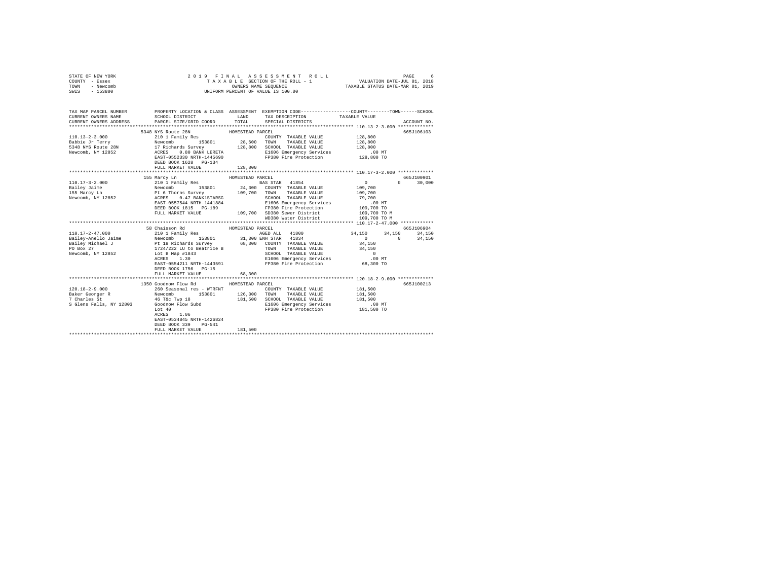STATE OF NEW YORK
COUNTY - Essex
TOWN - Newcomb
SWIS - 153800

2 0 1 9 F I N A L A S S E S S M E N T R O L L
T A X A B L E SECTION OF THE ROLL - 1
OWNERS NAME SEQUENCE
UNIFORM PERCENT OF VALUE IS 100.00

VALUATION DATE-JUL 01, 2018
TAXABLE STATUS DATE-MAR 01, 2019

```
TAX MAP PARCEL NUMBER          PROPERTY LOCATION & CLASS  ASSESSMENT  EXEMPTION CODE------------------COUNTY--------TOWN------SCHOOL
CURRENT OWNERS NAME            SCHOOL DISTRICT               LAND      TAX DESCRIPTION            TAXABLE VALUE
CURRENT OWNERS ADDRESS         PARCEL SIZE/GRID COORD        TOTAL     SPECIAL DISTRICTS                                     ACCOUNT NO.
*********************************************************************************************************** 110.13-2-3.000 *************
                               5348 NYS Route 28N              HOMESTEAD PARCEL                                              665J106103
110.13-2-3.000                 210 1 Family Res                          COUNTY  TAXABLE VALUE           128,800
Babbie Jr Terry                Newcomb          153801         28,600    TOWN    TAXABLE VALUE           128,800
5348 NYS Route 28N             17 Richards Survey             128,800    SCHOOL  TAXABLE VALUE           128,800
Newcomb, NY 12852              ACRES    0.80 BANK LERETA                 E1606 Emergency Services             .00 MT
                               EAST-0552330 NRTH-1445690                 FP380 Fire Protection           128,800 TO
                               DEED BOOK 1628   PG-134
                               FULL MARKET VALUE              128,800
*********************************************************************************************************** 110.17-3-2.000 *************
                               155 Marcy Ln                    HOMESTEAD PARCEL                                              665J100901
110.17-3-2.000                 210 1 Family Res                          BAS STAR  41854                 0           0       30,000
Bailey Jaime                   Newcomb          153801         24,300    COUNTY  TAXABLE VALUE           109,700
155 Marcy Ln                   Pt 6 Thorns Survey             109,700    TOWN    TAXABLE VALUE           109,700
Newcomb, NY 12852              ACRES    0.47 BANK1STARSG                 SCHOOL  TAXABLE VALUE            79,700
                               EAST-0557544 NRTH-1441884                 E1606 Emergency Services             .00 MT
                               DEED BOOK 1815   PG-189                   FP380 Fire Protection           109,700 TO
                               FULL MARKET VALUE              109,700    SD380 Sewer District            109,700 TO M
                                                                         WD380 Water District            109,700 TO M
*********************************************************************************************************** 110.17-2-47.000 ************
                               58 Chaisson Rd                  HOMESTEAD PARCEL                                              665J106904
110.17-2-47.000                210 1 Family Res                          AGED ALL  41800              34,150      34,150     34,150
Bailey-Anello Jaime            Newcomb          153801         31,300 ENH STAR  41834                  0           0       34,150
Bailey Michael J               Pt 18 Richards Survey           68,300    COUNTY  TAXABLE VALUE            34,150
PO Box 27                      1724/222 LU to Beatrice B                 TOWN    TAXABLE VALUE            34,150
Newcomb, NY 12852              Lot B Map #1843                           SCHOOL  TAXABLE VALUE                 0
                               ACRES    1.30                             E1606 Emergency Services             .00 MT
                               EAST-0554211 NRTH-1443591                 FP380 Fire Protection            68,300 TO
                               DEED BOOK 1756   PG-15
                               FULL MARKET VALUE               68,300
*********************************************************************************************************** 120.18-2-9.000 *************
                               1350 Goodnow Flow Rd            HOMESTEAD PARCEL                                              665J100213
120.18-2-9.000                 260 Seasonal res - WTRFNT                 COUNTY  TAXABLE VALUE           181,500
Baker Georger R                Newcomb          153801        126,300    TOWN    TAXABLE VALUE           181,500
7 Charles St                   46 T&c Twp 18                  181,500    SCHOOL  TAXABLE VALUE           181,500
S Glens Falls, NY 12803        Goodnow Flow Subd                         E1606 Emergency Services             .00 MT
                               Lot 40                                    FP380 Fire Protection           181,500 TO
                               ACRES    1.06
                               EAST-0534845 NRTH-1426824
                               DEED BOOK 339    PG-541
                               FULL MARKET VALUE              181,500
****************************************************************************************************************************************
```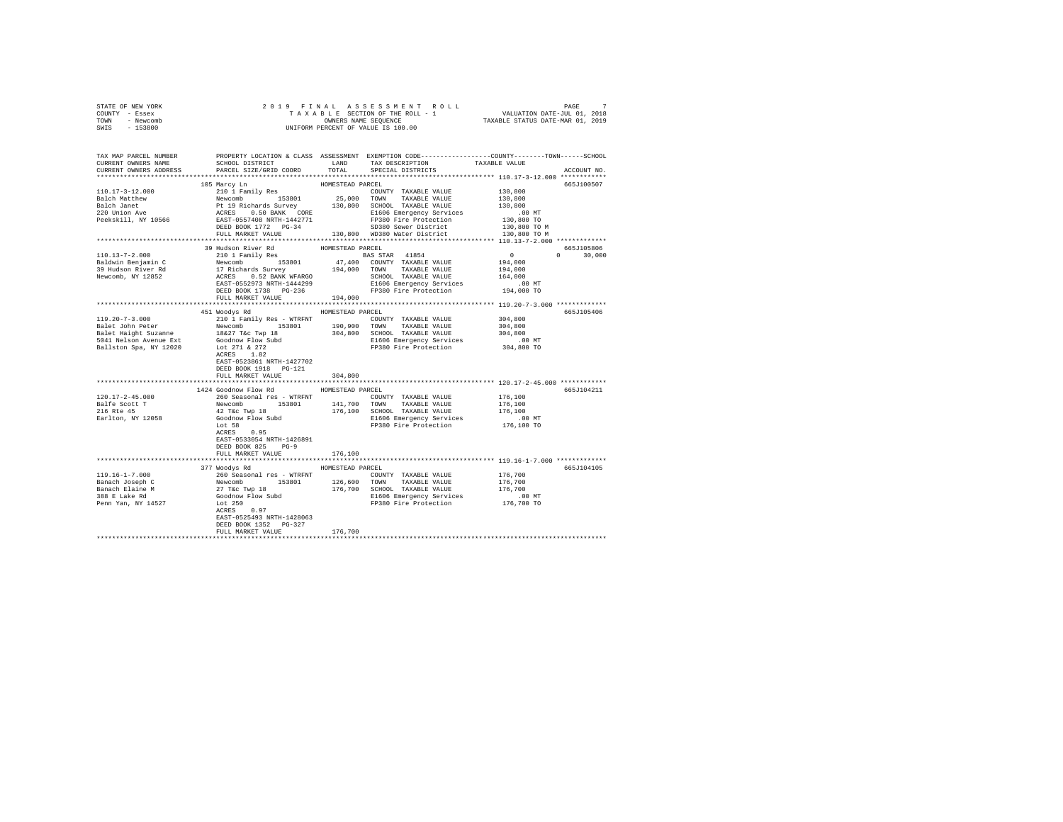STATE OF NEW YORK　　2019 FINAL ASSESSMENT ROLL
COUNTY - Essex　　TAXABLE SECTION OF THE ROLL - 1　　VALUATION DATE-JUL 01, 2018
TOWN - Newcomb　　OWNERS NAME SEQUENCE　　TAXABLE STATUS DATE-MAR 01, 2019
SWIS - 153800　　UNIFORM PERCENT OF VALUE IS 100.00

| TAX MAP PARCEL NUMBER / CURRENT OWNERS NAME / CURRENT OWNERS ADDRESS | PROPERTY LOCATION & CLASS / SCHOOL DISTRICT / PARCEL SIZE/GRID COORD | ASSESSMENT LAND / TOTAL | EXEMPTION CODE / TAX DESCRIPTION / SPECIAL DISTRICTS | COUNTY / TOWN / SCHOOL TAXABLE VALUE | ACCOUNT NO. |
|---|---|---|---|---|---|
| **110.17-3-12.000** | 105 Marcy Ln | HOMESTEAD PARCEL | | | 665J100507 |
| 110.17-3-12.000 | 210 1 Family Res | | COUNTY TAXABLE VALUE | 130,800 | |
| Balch Matthew | Newcomb 153801 | 25,000 | TOWN TAXABLE VALUE | 130,800 | |
| Balch Janet | Pt 19 Richards Survey | 130,800 | SCHOOL TAXABLE VALUE | 130,800 | |
| 220 Union Ave | ACRES 0.50 BANK CORE | | E1606 Emergency Services | .00 MT | |
| Peekskill, NY 10566 | EAST-0557408 NRTH-1442771 | | FP380 Fire Protection | 130,800 TO | |
| | DEED BOOK 1772 PG-34 | | SD380 Sewer District | 130,800 TO M | |
| | FULL MARKET VALUE | 130,800 | WD380 Water District | 130,800 TO M | |
| **110.13-7-2.000** | 39 Hudson River Rd | HOMESTEAD PARCEL | | | 665J105806 |
| 110.13-7-2.000 | 210 1 Family Res | | BAS STAR 41854 | 0 / 0 / 30,000 | |
| Baldwin Benjamin C | Newcomb 153801 | 47,400 | COUNTY TAXABLE VALUE | 194,000 | |
| 39 Hudson River Rd | 17 Richards Survey | 194,000 | TOWN TAXABLE VALUE | 194,000 | |
| Newcomb, NY 12852 | ACRES 0.52 BANK WFARGO | | SCHOOL TAXABLE VALUE | 164,000 | |
| | EAST-0552973 NRTH-1444299 | | E1606 Emergency Services | .00 MT | |
| | DEED BOOK 1738 PG-236 | | FP380 Fire Protection | 194,000 TO | |
| | FULL MARKET VALUE | 194,000 | | | |
| **119.20-7-3.000** | 451 Woodys Rd | HOMESTEAD PARCEL | | | 665J105406 |
| 119.20-7-3.000 | 210 1 Family Res - WTRFNT | | COUNTY TAXABLE VALUE | 304,800 | |
| Balet John Peter | Newcomb 153801 | 190,900 | TOWN TAXABLE VALUE | 304,800 | |
| Balet Haight Suzanne | 18&27 T&c Twp 18 | 304,800 | SCHOOL TAXABLE VALUE | 304,800 | |
| 5041 Nelson Avenue Ext | Goodnow Flow Subd | | E1606 Emergency Services | .00 MT | |
| Ballston Spa, NY 12020 | Lot 271 & 272 | | FP380 Fire Protection | 304,800 TO | |
| | ACRES 1.82 | | | | |
| | EAST-0523861 NRTH-1427702 | | | | |
| | DEED BOOK 1918 PG-121 | | | | |
| | FULL MARKET VALUE | 304,800 | | | |
| **120.17-2-45.000** | 1424 Goodnow Flow Rd | HOMESTEAD PARCEL | | | 665J104211 |
| 120.17-2-45.000 | 260 Seasonal res - WTRFNT | | COUNTY TAXABLE VALUE | 176,100 | |
| Balfe Scott T | Newcomb 153801 | 141,700 | TOWN TAXABLE VALUE | 176,100 | |
| 216 Rte 45 | 42 T&c Twp 18 | 176,100 | SCHOOL TAXABLE VALUE | 176,100 | |
| Earlton, NY 12058 | Goodnow Flow Subd | | E1606 Emergency Services | .00 MT | |
| | Lot 58 | | FP380 Fire Protection | 176,100 TO | |
| | ACRES 0.95 | | | | |
| | EAST-0533054 NRTH-1426891 | | | | |
| | DEED BOOK 825 PG-9 | | | | |
| | FULL MARKET VALUE | 176,100 | | | |
| **119.16-1-7.000** | 377 Woodys Rd | HOMESTEAD PARCEL | | | 665J104105 |
| 119.16-1-7.000 | 260 Seasonal res - WTRFNT | | COUNTY TAXABLE VALUE | 176,700 | |
| Banach Joseph C | Newcomb 153801 | 126,600 | TOWN TAXABLE VALUE | 176,700 | |
| Banach Elaine M | 27 T&c Twp 18 | 176,700 | SCHOOL TAXABLE VALUE | 176,700 | |
| 388 E Lake Rd | Goodnow Flow Subd | | E1606 Emergency Services | .00 MT | |
| Penn Yan, NY 14527 | Lot 250 | | FP380 Fire Protection | 176,700 TO | |
| | ACRES 0.97 | | | | |
| | EAST-0525493 NRTH-1428063 | | | | |
| | DEED BOOK 1352 PG-327 | | | | |
| | FULL MARKET VALUE | 176,700 | | | |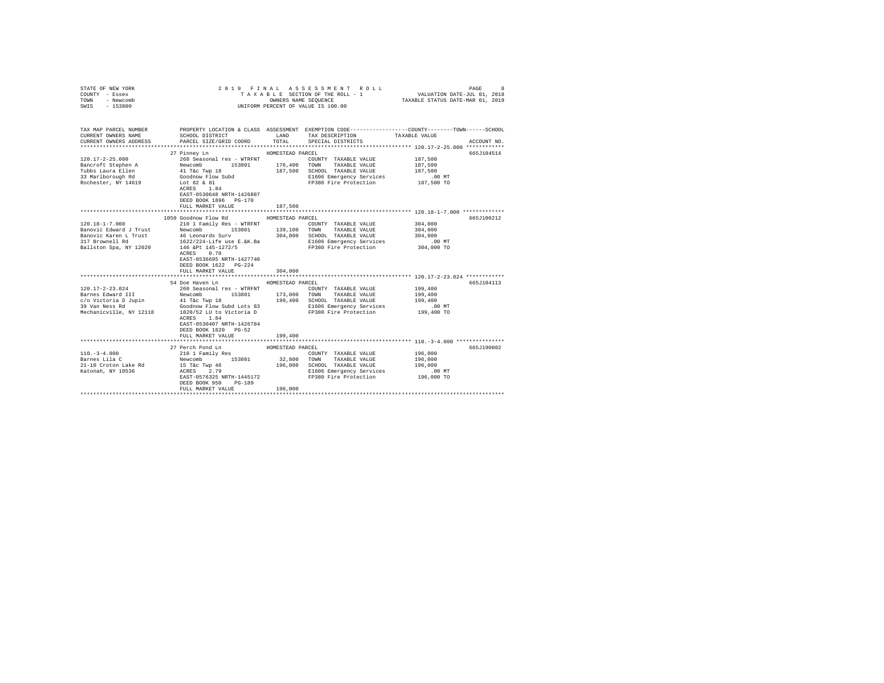STATE OF NEW YORK
COUNTY - Essex
TOWN - Newcomb
SWIS - 153800

2019 FINAL ASSESSMENT ROLL
TAXABLE SECTION OF THE ROLL - 1
OWNERS NAME SEQUENCE
UNIFORM PERCENT OF VALUE IS 100.00

VALUATION DATE-JUL 01, 2018
TAXABLE STATUS DATE-MAR 01, 2019

| TAX MAP PARCEL NUMBER / CURRENT OWNERS NAME / CURRENT OWNERS ADDRESS | PROPERTY LOCATION & CLASS / SCHOOL DISTRICT / PARCEL SIZE/GRID COORD | ASSESSMENT LAND / TOTAL | EXEMPTION CODE / TAX DESCRIPTION / SPECIAL DISTRICTS | COUNTY / TOWN / SCHOOL TAXABLE VALUE | ACCOUNT NO. |
|---|---|---|---|---|---|
| 120.17-2-25.000 | 27 Pinney Ln | HOMESTEAD PARCEL | | | 665J104514 |
| Bancroft Stephen A | 260 Seasonal res - WTRFNT | | COUNTY TAXABLE VALUE | 187,500 | |
| Tubbs Laura Ellen | Newcomb 153801 | 176,400 | TOWN TAXABLE VALUE | 187,500 | |
| 33 Marlborough Rd | 41 T&c Twp 18 | 187,500 | SCHOOL TAXABLE VALUE | 187,500 | |
| Rochester, NY 14619 | Goodnow Flow Subd | | E1606 Emergency Services | .00 MT | |
| | Lot 82 & 81 | | FP380 Fire Protection | 187,500 TO | |
| | ACRES 1.84 | | | | |
| | EAST-0530648 NRTH-1426807 | | | | |
| | DEED BOOK 1896 PG-170 | | | | |
| | FULL MARKET VALUE | 187,500 | | | |
| 120.18-1-7.000 | 1050 Goodnow Flow Rd | HOMESTEAD PARCEL | | | 665J100212 |
| Banovic Edward J Trust | 210 1 Family Res - WTRFNT | | COUNTY TAXABLE VALUE | 304,000 | |
| Banovic Karen L Trust | Newcomb 153801 | 139,100 | TOWN TAXABLE VALUE | 304,000 | |
| 317 Brownell Rd | 46 Leonards Surv | 304,000 | SCHOOL TAXABLE VALUE | 304,000 | |
| Ballston Spa, NY 12020 | 1622/224-Life use E.&K.Ba | | E1606 Emergency Services | .00 MT | |
| | 146 &Pt 145-1272/5 | | FP380 Fire Protection | 304,000 TO | |
| | ACRES 0.78 | | | | |
| | EAST-0536695 NRTH-1427740 | | | | |
| | DEED BOOK 1622 PG-224 | | | | |
| | FULL MARKET VALUE | 304,000 | | | |
| 120.17-2-23.024 | 54 Doe Haven Ln | HOMESTEAD PARCEL | | | 665J104113 |
| Barnes Edward III | 260 Seasonal res - WTRFNT | | COUNTY TAXABLE VALUE | 199,400 | |
| c/o Victoria D Jupin | Newcomb 153801 | 173,000 | TOWN TAXABLE VALUE | 199,400 | |
| 39 Van Ness Rd | 41 T&c Twp 18 | 199,400 | SCHOOL TAXABLE VALUE | 199,400 | |
| Mechanicville, NY 12118 | Goodnow Flow Subd Lots 83 | | E1606 Emergency Services | .00 MT | |
| | 1820/52 LU to Victoria D | | FP380 Fire Protection | 199,400 TO | |
| | ACRES 1.84 | | | | |
| | EAST-0530407 NRTH-1426784 | | | | |
| | DEED BOOK 1820 PG-52 | | | | |
| | FULL MARKET VALUE | 199,400 | | | |
| 110.-3-4.000 | 27 Perch Pond Ln | HOMESTEAD PARCEL | | | 665J190002 |
| Barnes Lila C | 210 1 Family Res | | COUNTY TAXABLE VALUE | 196,000 | |
| 21-10 Croton Lake Rd | Newcomb 153801 | 32,800 | TOWN TAXABLE VALUE | 196,000 | |
| Katonah, NY 10536 | 15 T&c Twp 46 | 196,000 | SCHOOL TAXABLE VALUE | 196,000 | |
| | ACRES 2.79 | | E1606 Emergency Services | .00 MT | |
| | EAST-0576325 NRTH-1445172 | | FP380 Fire Protection | 196,000 TO | |
| | DEED BOOK 950 PG-189 | | | | |
| | FULL MARKET VALUE | 196,000 | | | |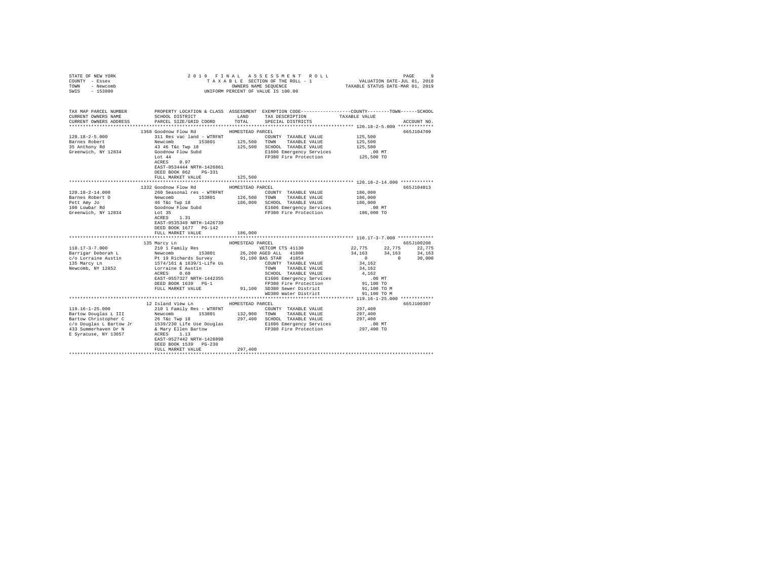STATE OF NEW YORK
COUNTY - Essex
TOWN - Newcomb
SWIS - 153800

2019 FINAL ASSESSMENT ROLL
TAXABLE SECTION OF THE ROLL - 1
OWNERS NAME SEQUENCE
UNIFORM PERCENT OF VALUE IS 100.00

VALUATION DATE-JUL 01, 2018
TAXABLE STATUS DATE-MAR 01, 2019

| TAX MAP PARCEL NUMBER / CURRENT OWNERS NAME / CURRENT OWNERS ADDRESS | PROPERTY LOCATION & CLASS / SCHOOL DISTRICT / PARCEL SIZE/GRID COORD | ASSESSMENT LAND | TOTAL | EXEMPTION CODE / TAX DESCRIPTION / SPECIAL DISTRICTS | COUNTY | TOWN | SCHOOL | ACCOUNT NO. |
|---|---|---|---|---|---|---|---|---|
| **120.18-2-5.000** | 1368 Goodnow Flow Rd | | | HOMESTEAD PARCEL | | | | 665J104709 |
| 120.18-2-5.000 | 311 Res vac land - WTRFNT | | | COUNTY TAXABLE VALUE | 125,500 | | | |
| Barnes Robert | Newcomb 153801 | 125,500 | | TOWN TAXABLE VALUE | 125,500 | | | |
| 35 Anthony Rd | 43 46 T&c Twp 18 | | 125,500 | SCHOOL TAXABLE VALUE | 125,500 | | | |
| Greenwich, NY 12834 | Goodnow Flow Subd | | | E1606 Emergency Services | .00 MT | | | |
| | Lot 44 | | | FP380 Fire Protection | 125,500 TO | | | |
| | ACRES 0.97 | | | | | | | |
| | EAST-0534444 NRTH-1426861 | | | | | | | |
| | DEED BOOK 862 PG-331 | | | | | | | |
| | FULL MARKET VALUE | | 125,500 | | | | | |
| **120.18-2-14.000** | 1332 Goodnow Flow Rd | | | HOMESTEAD PARCEL | | | | 665J104013 |
| 120.18-2-14.000 | 260 Seasonal res - WTRFNT | | | COUNTY TAXABLE VALUE | 186,000 | | | |
| Barnes Robert O | Newcomb 153801 | 126,500 | | TOWN TAXABLE VALUE | 186,000 | | | |
| Pett Amy Jo | 46 T&c Twp 18 | | 186,000 | SCHOOL TAXABLE VALUE | 186,000 | | | |
| 100 Lowbar Rd | Goodnow Flow Subd | | | E1606 Emergency Services | .00 MT | | | |
| Greenwich, NY 12834 | Lot 35 | | | FP380 Fire Protection | 186,000 TO | | | |
| | ACRES 1.31 | | | | | | | |
| | EAST-0535349 NRTH-1426739 | | | | | | | |
| | DEED BOOK 1677 PG-142 | | | | | | | |
| | FULL MARKET VALUE | | 186,000 | | | | | |
| **110.17-3-7.000** | 135 Marcy Ln | | | HOMESTEAD PARCEL | | | | 665J100208 |
| 110.17-3-7.000 | 210 1 Family Res | | | VETCOM CTS 41130 | 22,775 | 22,775 | 22,775 | |
| Barrigar Deborah L | Newcomb 153801 | 26,200 | | AGED ALL 41800 | 34,163 | 34,163 | 34,163 | |
| c/o Lorraine Austin | Pt 19 Richards Survey | | 91,100 | BAS STAR 41854 | 0 | 0 | 30,000 | |
| 135 Marcy Ln | 1574/161 & 1639/1-Life Us | | | COUNTY TAXABLE VALUE | 34,162 | | | |
| Newcomb, NY 12852 | Lorraine E Austin | | | TOWN TAXABLE VALUE | 34,162 | | | |
| | ACRES 0.60 | | | SCHOOL TAXABLE VALUE | 4,162 | | | |
| | EAST-0557327 NRTH-1442355 | | | E1606 Emergency Services | .00 MT | | | |
| | DEED BOOK 1639 PG-1 | | | FP380 Fire Protection | 91,100 TO | | | |
| | FULL MARKET VALUE | | 91,100 | SD380 Sewer District | 91,100 TO M | | | |
| | | | | WD380 Water District | 91,100 TO M | | | |
| **119.16-1-25.000** | 12 Island View Ln | | | HOMESTEAD PARCEL | | | | 665J100307 |
| 119.16-1-25.000 | 210 1 Family Res - WTRFNT | | | COUNTY TAXABLE VALUE | 297,400 | | | |
| Bartow Douglas L III | Newcomb 153801 | 132,900 | | TOWN TAXABLE VALUE | 297,400 | | | |
| Bartow Christopher C | 26 T&c Twp 18 | | 297,400 | SCHOOL TAXABLE VALUE | 297,400 | | | |
| c/o Douglas L Bartow Jr | 1539/230 Life Use Douglas | | | E1606 Emergency Services | .00 MT | | | |
| 433 Summerhaven Dr N | & Mary Ellen Bartow | | | FP380 Fire Protection | 297,400 TO | | | |
| E Syracuse, NY 13057 | ACRES 1.13 | | | | | | | |
| | EAST-0527442 NRTH-1428898 | | | | | | | |
| | DEED BOOK 1539 PG-230 | | | | | | | |
| | FULL MARKET VALUE | | 297,400 | | | | | |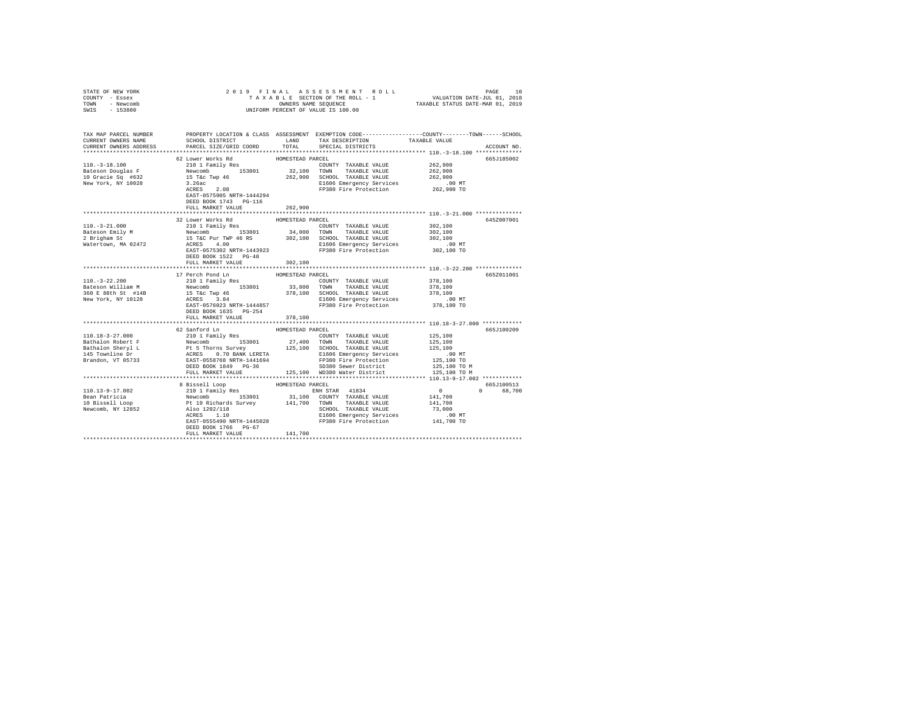STATE OF NEW YORK
COUNTY - Essex
TOWN - Newcomb
SWIS - 153800

2 0 1 9 F I N A L A S S E S S M E N T R O L L
T A X A B L E SECTION OF THE ROLL - 1
OWNERS NAME SEQUENCE
UNIFORM PERCENT OF VALUE IS 100.00

VALUATION DATE-JUL 01, 2018
TAXABLE STATUS DATE-MAR 01, 2019

```
TAX MAP PARCEL NUMBER          PROPERTY LOCATION & CLASS  ASSESSMENT  EXEMPTION CODE-----------------COUNTY--------TOWN------SCHOOL
CURRENT OWNERS NAME            SCHOOL DISTRICT               LAND      TAX DESCRIPTION            TAXABLE VALUE
CURRENT OWNERS ADDRESS         PARCEL SIZE/GRID COORD        TOTAL     SPECIAL DISTRICTS                                   ACCOUNT NO.
******************************************************************************************************* 110.-3-18.100 **************
                               62 Lower Works Rd             HOMESTEAD PARCEL                                               665J185002
110.-3-18.100                  210 1 Family Res                        COUNTY  TAXABLE VALUE           262,900
Bateson Douglas F              Newcomb          153801        32,100   TOWN    TAXABLE VALUE           262,900
10 Gracie Sq  #632             15 T&c Twp 46                 262,900   SCHOOL  TAXABLE VALUE           262,900
New York, NY 10028             3.26ac                                  E1606 Emergency Services            .00 MT
                               ACRES    2.08                           FP380 Fire Protection           262,900 TO
                               EAST-0575905 NRTH-1444294
                               DEED BOOK 1743   PG-116
                               FULL MARKET VALUE             262,900
******************************************************************************************************* 110.-3-21.000 **************
                               32 Lower Works Rd             HOMESTEAD PARCEL                                               645Z007001
110.-3-21.000                  210 1 Family Res                        COUNTY  TAXABLE VALUE           302,100
Bateson Emily M                Newcomb          153801        34,000   TOWN    TAXABLE VALUE           302,100
2 Brigham St                   15 T&C Pur TWP 46 RS          302,100   SCHOOL  TAXABLE VALUE           302,100
Watertown, MA 02472            ACRES    4.00                           E1606 Emergency Services            .00 MT
                               EAST-0575302 NRTH-1443923               FP380 Fire Protection           302,100 TO
                               DEED BOOK 1522   PG-48
                               FULL MARKET VALUE             302,100
******************************************************************************************************* 110.-3-22.200 **************
                               17 Perch Pond Ln              HOMESTEAD PARCEL                                               665Z011001
110.-3-22.200                  210 1 Family Res                        COUNTY  TAXABLE VALUE           378,100
Bateson William M              Newcomb          153801        33,800   TOWN    TAXABLE VALUE           378,100
360 E 88th St  #14B            15 T&c Twp 46                 378,100   SCHOOL  TAXABLE VALUE           378,100
New York, NY 10128             ACRES    3.84                           E1606 Emergency Services            .00 MT
                               EAST-0576023 NRTH-1444857               FP380 Fire Protection           378,100 TO
                               DEED BOOK 1635   PG-254
                               FULL MARKET VALUE             378,100
******************************************************************************************************* 110.18-3-27.000 ************
                               62 Sanford Ln                 HOMESTEAD PARCEL                                               665J100209
110.18-3-27.000                210 1 Family Res                        COUNTY  TAXABLE VALUE           125,100
Bathalon Robert F              Newcomb          153801        27,400   TOWN    TAXABLE VALUE           125,100
Bathalon Sheryl L              Pt 5 Thorns Survey            125,100   SCHOOL  TAXABLE VALUE           125,100
145 Townline Dr                ACRES    0.70 BANK LERETA               E1606 Emergency Services            .00 MT
Brandon, VT 05733              EAST-0558768 NRTH-1441694               FP380 Fire Protection           125,100 TO
                               DEED BOOK 1849   PG-36                  SD380 Sewer District            125,100 TO M
                               FULL MARKET VALUE             125,100   WD380 Water District            125,100 TO M
******************************************************************************************************* 110.13-9-17.002 ************
                               8 Bissell Loop                HOMESTEAD PARCEL                                               665J100513
110.13-9-17.002                210 1 Family Res                        ENH STAR  41834                   0           0      68,700
Bean Patricia                  Newcomb          153801        31,100   COUNTY  TAXABLE VALUE           141,700
10 Bissell Loop                Pt 19 Richards Survey         141,700   TOWN    TAXABLE VALUE           141,700
Newcomb, NY 12852              Also 1202/118                           SCHOOL  TAXABLE VALUE            73,000
                               ACRES    1.10                           E1606 Emergency Services            .00 MT
                               EAST-0555490 NRTH-1445028               FP380 Fire Protection           141,700 TO
                               DEED BOOK 1766   PG-67
                               FULL MARKET VALUE             141,700
************************************************************************************************************************************
```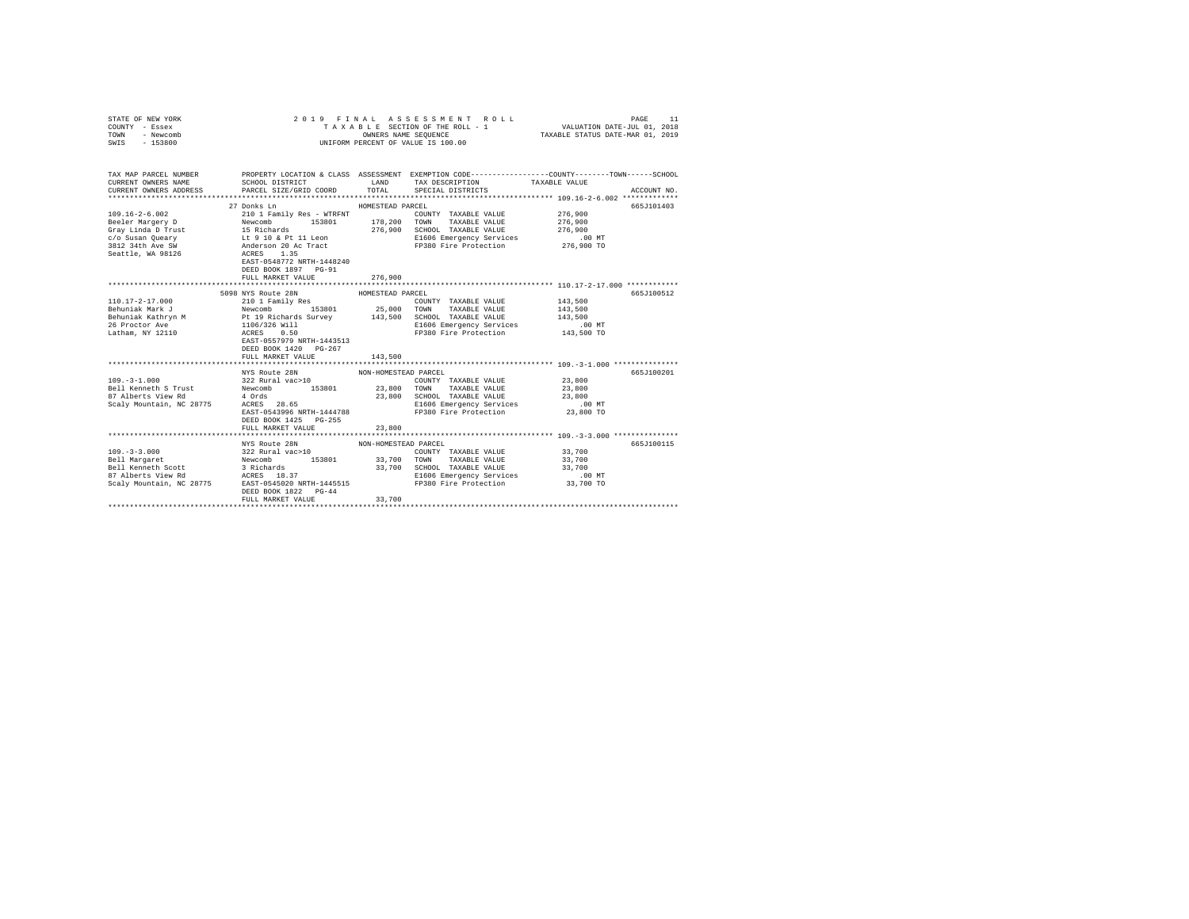STATE OF NEW YORK
COUNTY - Essex
TOWN - Newcomb
SWIS - 153800

2019 FINAL ASSESSMENT ROLL
TAXABLE SECTION OF THE ROLL - 1
OWNERS NAME SEQUENCE
UNIFORM PERCENT OF VALUE IS 100.00

VALUATION DATE-JUL 01, 2018
TAXABLE STATUS DATE-MAR 01, 2019

| TAX MAP PARCEL NUMBER / CURRENT OWNERS NAME / CURRENT OWNERS ADDRESS | PROPERTY LOCATION & CLASS / SCHOOL DISTRICT / PARCEL SIZE/GRID COORD | ASSESSMENT LAND | TOTAL | EXEMPTION CODE / TAX DESCRIPTION / SPECIAL DISTRICTS | TAXABLE VALUE (COUNTY--------TOWN------SCHOOL) | ACCOUNT NO. |
|---|---|---|---|---|---|---|
| 109.16-2-6.002 | 27 Donks Ln | | | HOMESTEAD PARCEL | | 665J101403 |
| Beeler Margery D | 210 1 Family Res - WTRFNT | | | COUNTY TAXABLE VALUE | 276,900 | |
| Gray Linda D Trust | Newcomb 153801 | 178,200 | | TOWN TAXABLE VALUE | 276,900 | |
| c/o Susan Queary | 15 Richards | | 276,900 | SCHOOL TAXABLE VALUE | 276,900 | |
| 3812 34th Ave SW | Lt 9 10 & Pt 11 Leon | | | E1606 Emergency Services | .00 MT | |
| Seattle, WA 98126 | Anderson 20 Ac Tract | | | FP380 Fire Protection | 276,900 TO | |
| | ACRES 1.35 | | | | | |
| | EAST-0548772 NRTH-1448240 | | | | | |
| | DEED BOOK 1897 PG-91 | | | | | |
| | FULL MARKET VALUE | | 276,900 | | | |
| 110.17-2-17.000 | 5098 NYS Route 28N | | | HOMESTEAD PARCEL | | 665J100512 |
| Behuniak Mark J | 210 1 Family Res | | | COUNTY TAXABLE VALUE | 143,500 | |
| Behuniak Kathryn M | Newcomb 153801 | 25,000 | | TOWN TAXABLE VALUE | 143,500 | |
| 26 Proctor Ave | Pt 19 Richards Survey | | 143,500 | SCHOOL TAXABLE VALUE | 143,500 | |
| Latham, NY 12110 | 1106/326 Will | | | E1606 Emergency Services | .00 MT | |
| | ACRES 0.50 | | | FP380 Fire Protection | 143,500 TO | |
| | EAST-0557979 NRTH-1443513 | | | | | |
| | DEED BOOK 1420 PG-267 | | | | | |
| | FULL MARKET VALUE | | 143,500 | | | |
| 109.-3-1.000 | NYS Route 28N | | | NON-HOMESTEAD PARCEL | | 665J100201 |
| Bell Kenneth S Trust | 322 Rural vac>10 | | | COUNTY TAXABLE VALUE | 23,800 | |
| 87 Alberts View Rd | Newcomb 153801 | 23,800 | | TOWN TAXABLE VALUE | 23,800 | |
| Scaly Mountain, NC 28775 | 4 Ords | | 23,800 | SCHOOL TAXABLE VALUE | 23,800 | |
| | ACRES 28.65 | | | E1606 Emergency Services | .00 MT | |
| | EAST-0543996 NRTH-1444788 | | | FP380 Fire Protection | 23,800 TO | |
| | DEED BOOK 1425 PG-255 | | | | | |
| | FULL MARKET VALUE | | 23,800 | | | |
| 109.-3-3.000 | NYS Route 28N | | | NON-HOMESTEAD PARCEL | | 665J100115 |
| Bell Margaret | 322 Rural vac>10 | | | COUNTY TAXABLE VALUE | 33,700 | |
| Bell Kenneth Scott | Newcomb 153801 | 33,700 | | TOWN TAXABLE VALUE | 33,700 | |
| 87 Alberts View Rd | 3 Richards | | 33,700 | SCHOOL TAXABLE VALUE | 33,700 | |
| Scaly Mountain, NC 28775 | ACRES 18.37 | | | E1606 Emergency Services | .00 MT | |
| | EAST-0545020 NRTH-1445515 | | | FP380 Fire Protection | 33,700 TO | |
| | DEED BOOK 1822 PG-44 | | | | | |
| | FULL MARKET VALUE | | 33,700 | | | |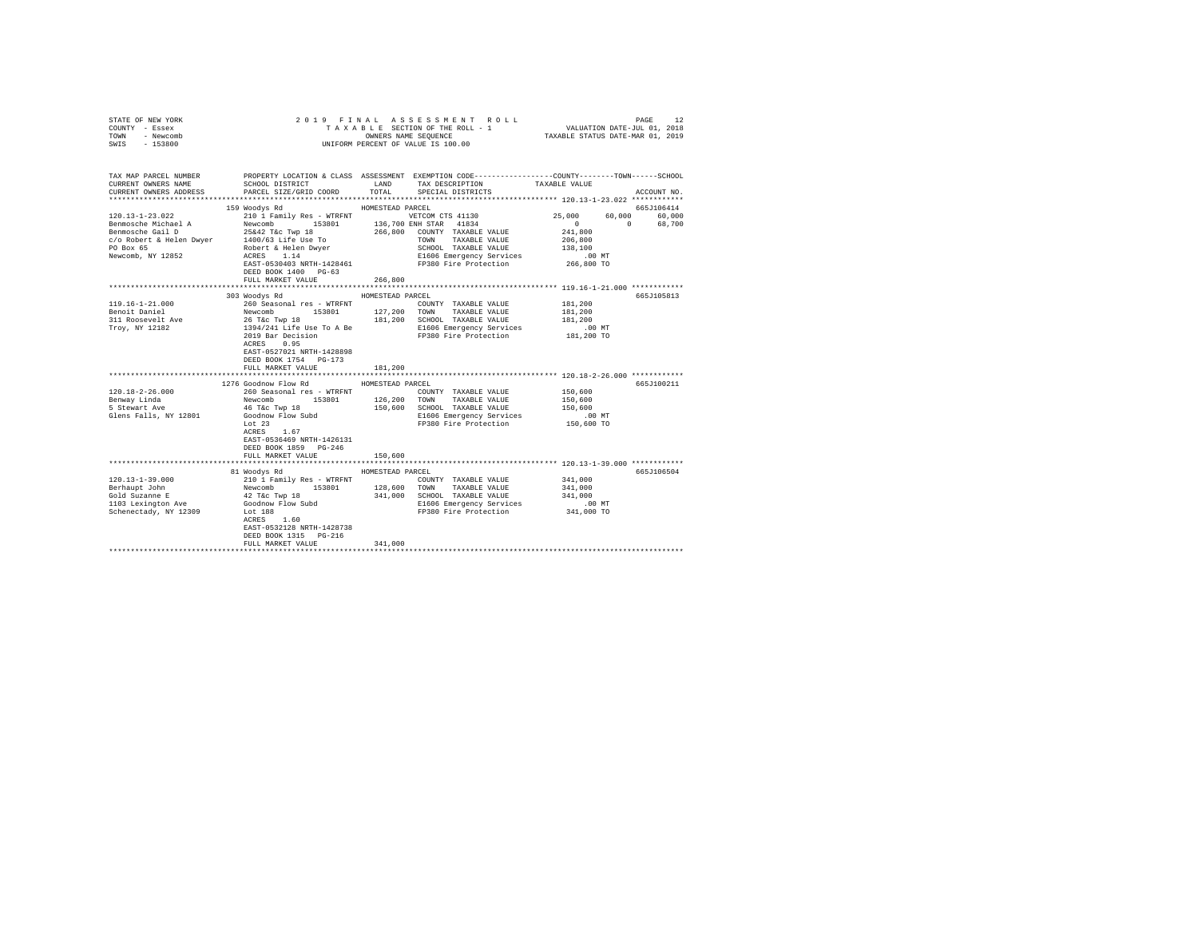STATE OF NEW YORK
COUNTY - Essex
TOWN - Newcomb
SWIS - 153800

2019 FINAL ASSESSMENT ROLL
TAXABLE SECTION OF THE ROLL - 1
OWNERS NAME SEQUENCE
UNIFORM PERCENT OF VALUE IS 100.00

VALUATION DATE-JUL 01, 2018
TAXABLE STATUS DATE-MAR 01, 2019

```
TAX MAP PARCEL NUMBER          PROPERTY LOCATION & CLASS  ASSESSMENT  EXEMPTION CODE-----------------COUNTY--------TOWN------SCHOOL
CURRENT OWNERS NAME            SCHOOL DISTRICT              LAND      TAX DESCRIPTION            TAXABLE VALUE
CURRENT OWNERS ADDRESS         PARCEL SIZE/GRID COORD       TOTAL     SPECIAL DISTRICTS                                      ACCOUNT NO.
******************************************************************************************************* 120.13-1-23.022 ************
                               159 Woodys Rd                HOMESTEAD PARCEL                                                  665J106414
120.13-1-23.022                210 1 Family Res - WTRFNT              VETCOM CTS 41130            25,000      60,000      60,000
Benmosche Michael A            Newcomb          153801      136,700 ENH STAR  41834                   0           0      68,700
Benmosche Gail D               25&42 T&c Twp 18             266,800   COUNTY  TAXABLE VALUE          241,800
c/o Robert & Helen Dwyer       1400/63 Life Use To                    TOWN    TAXABLE VALUE          206,800
PO Box 65                      Robert & Helen Dwyer                   SCHOOL  TAXABLE VALUE          138,100
Newcomb, NY 12852              ACRES    1.14                          E1606 Emergency Services          .00 MT
                               EAST-0530403 NRTH-1428461              FP380 Fire Protection          266,800 TO
                               DEED BOOK 1400   PG-63
                               FULL MARKET VALUE            266,800
******************************************************************************************************* 119.16-1-21.000 ************
                               303 Woodys Rd                HOMESTEAD PARCEL                                                  665J105813
119.16-1-21.000                260 Seasonal res - WTRFNT              COUNTY  TAXABLE VALUE          181,200
Benoit Daniel                  Newcomb          153801      127,200   TOWN    TAXABLE VALUE          181,200
311 Roosevelt Ave              26 T&c Twp 18                181,200   SCHOOL  TAXABLE VALUE          181,200
Troy, NY 12182                 1394/241 Life Use To A Be              E1606 Emergency Services          .00 MT
                               2019 Bar Decision                      FP380 Fire Protection          181,200 TO
                               ACRES    0.95
                               EAST-0527021 NRTH-1428898
                               DEED BOOK 1754   PG-173
                               FULL MARKET VALUE            181,200
******************************************************************************************************* 120.18-2-26.000 ************
                               1276 Goodnow Flow Rd         HOMESTEAD PARCEL                                                  665J100211
120.18-2-26.000                260 Seasonal res - WTRFNT              COUNTY  TAXABLE VALUE          150,600
Benway Linda                   Newcomb          153801      126,200   TOWN    TAXABLE VALUE          150,600
5 Stewart Ave                  46 T&c Twp 18                150,600   SCHOOL  TAXABLE VALUE          150,600
Glens Falls, NY 12801          Goodnow Flow Subd                      E1606 Emergency Services          .00 MT
                               Lot 23                                 FP380 Fire Protection          150,600 TO
                               ACRES    1.67
                               EAST-0536469 NRTH-1426131
                               DEED BOOK 1859   PG-246
                               FULL MARKET VALUE            150,600
******************************************************************************************************* 120.13-1-39.000 ************
                               81 Woodys Rd                 HOMESTEAD PARCEL                                                  665J106504
120.13-1-39.000                210 1 Family Res - WTRFNT              COUNTY  TAXABLE VALUE          341,000
Berhaupt John                  Newcomb          153801      128,600   TOWN    TAXABLE VALUE          341,000
Gold Suzanne E                 42 T&c Twp 18                341,000   SCHOOL  TAXABLE VALUE          341,000
1103 Lexington Ave             Goodnow Flow Subd                      E1606 Emergency Services          .00 MT
Schenectady, NY 12309          Lot 188                                FP380 Fire Protection          341,000 TO
                               ACRES    1.60
                               EAST-0532128 NRTH-1428738
                               DEED BOOK 1315   PG-216
                               FULL MARKET VALUE            341,000
************************************************************************************************************************************
```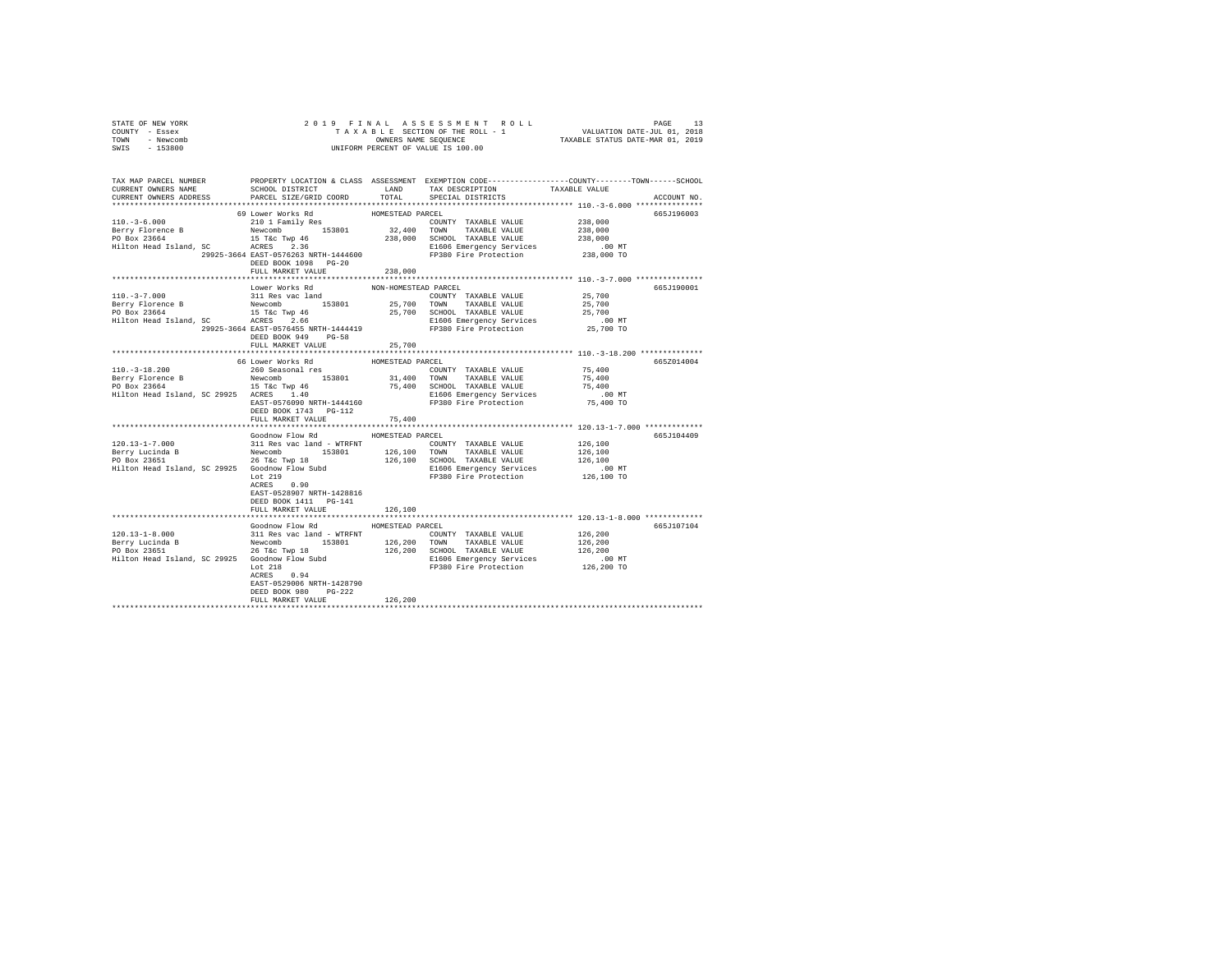STATE OF NEW YORK
COUNTY - Essex
TOWN - Newcomb
SWIS - 153800

2 0 1 9 F I N A L A S S E S S M E N T R O L L
T A X A B L E SECTION OF THE ROLL - 1
OWNERS NAME SEQUENCE
UNIFORM PERCENT OF VALUE IS 100.00

VALUATION DATE-JUL 01, 2018
TAXABLE STATUS DATE-MAR 01, 2019

```
TAX MAP PARCEL NUMBER          PROPERTY LOCATION & CLASS  ASSESSMENT  EXEMPTION CODE-----------------COUNTY--------TOWN------SCHOOL
CURRENT OWNERS NAME            SCHOOL DISTRICT             LAND       TAX DESCRIPTION            TAXABLE VALUE
CURRENT OWNERS ADDRESS         PARCEL SIZE/GRID COORD      TOTAL      SPECIAL DISTRICTS                                   ACCOUNT NO.
******************************************************************************************************* 110.-3-6.000 ***************
                               69 Lower Works Rd             HOMESTEAD PARCEL                                             665J196003
110.-3-6.000                   210 1 Family Res                       COUNTY  TAXABLE VALUE          238,000
Berry Florence B               Newcomb      153801          32,400    TOWN    TAXABLE VALUE          238,000
PO Box 23664                   15 T&c Twp 46               238,000    SCHOOL  TAXABLE VALUE          238,000
Hilton Head Island, SC         ACRES    2.36                          E1606 Emergency Services           .00 MT
                    29925-3664 EAST-0576263 NRTH-1444600              FP380 Fire Protection           238,000 TO
                               DEED BOOK 1098   PG-20
                               FULL MARKET VALUE           238,000
******************************************************************************************************* 110.-3-7.000 ***************
                               Lower Works Rd                NON-HOMESTEAD PARCEL                                         665J190001
110.-3-7.000                   311 Res vac land                       COUNTY  TAXABLE VALUE           25,700
Berry Florence B               Newcomb      153801          25,700    TOWN    TAXABLE VALUE           25,700
PO Box 23664                   15 T&c Twp 46                25,700    SCHOOL  TAXABLE VALUE           25,700
Hilton Head Island, SC         ACRES    2.66                          E1606 Emergency Services           .00 MT
                    29925-3664 EAST-0576455 NRTH-1444419              FP380 Fire Protection            25,700 TO
                               DEED BOOK 949    PG-58
                               FULL MARKET VALUE            25,700
******************************************************************************************************* 110.-3-18.200 **************
                               66 Lower Works Rd             HOMESTEAD PARCEL                                             665Z014004
110.-3-18.200                  260 Seasonal res                       COUNTY  TAXABLE VALUE           75,400
Berry Florence B               Newcomb      153801          31,400    TOWN    TAXABLE VALUE           75,400
PO Box 23664                   15 T&c Twp 46                75,400    SCHOOL  TAXABLE VALUE           75,400
Hilton Head Island, SC 29925   ACRES    1.40                          E1606 Emergency Services           .00 MT
                               EAST-0576090 NRTH-1444160              FP380 Fire Protection            75,400 TO
                               DEED BOOK 1743   PG-112
                               FULL MARKET VALUE            75,400
******************************************************************************************************* 120.13-1-7.000 *************
                               Goodnow Flow Rd               HOMESTEAD PARCEL                                             665J104409
120.13-1-7.000                 311 Res vac land - WTRFNT              COUNTY  TAXABLE VALUE          126,100
Berry Lucinda B                Newcomb      153801         126,100    TOWN    TAXABLE VALUE          126,100
PO Box 23651                   26 T&c Twp 18               126,100    SCHOOL  TAXABLE VALUE          126,100
Hilton Head Island, SC 29925   Goodnow Flow Subd                      E1606 Emergency Services           .00 MT
                               Lot 219                                FP380 Fire Protection           126,100 TO
                               ACRES    0.90
                               EAST-0528907 NRTH-1428816
                               DEED BOOK 1411   PG-141
                               FULL MARKET VALUE           126,100
******************************************************************************************************* 120.13-1-8.000 *************
                               Goodnow Flow Rd               HOMESTEAD PARCEL                                             665J107104
120.13-1-8.000                 311 Res vac land - WTRFNT              COUNTY  TAXABLE VALUE          126,200
Berry Lucinda B                Newcomb      153801         126,200    TOWN    TAXABLE VALUE          126,200
PO Box 23651                   26 T&c Twp 18               126,200    SCHOOL  TAXABLE VALUE          126,200
Hilton Head Island, SC 29925   Goodnow Flow Subd                      E1606 Emergency Services           .00 MT
                               Lot 218                                FP380 Fire Protection           126,200 TO
                               ACRES    0.94
                               EAST-0529006 NRTH-1428790
                               DEED BOOK 980    PG-222
                               FULL MARKET VALUE           126,200
************************************************************************************************************************************
```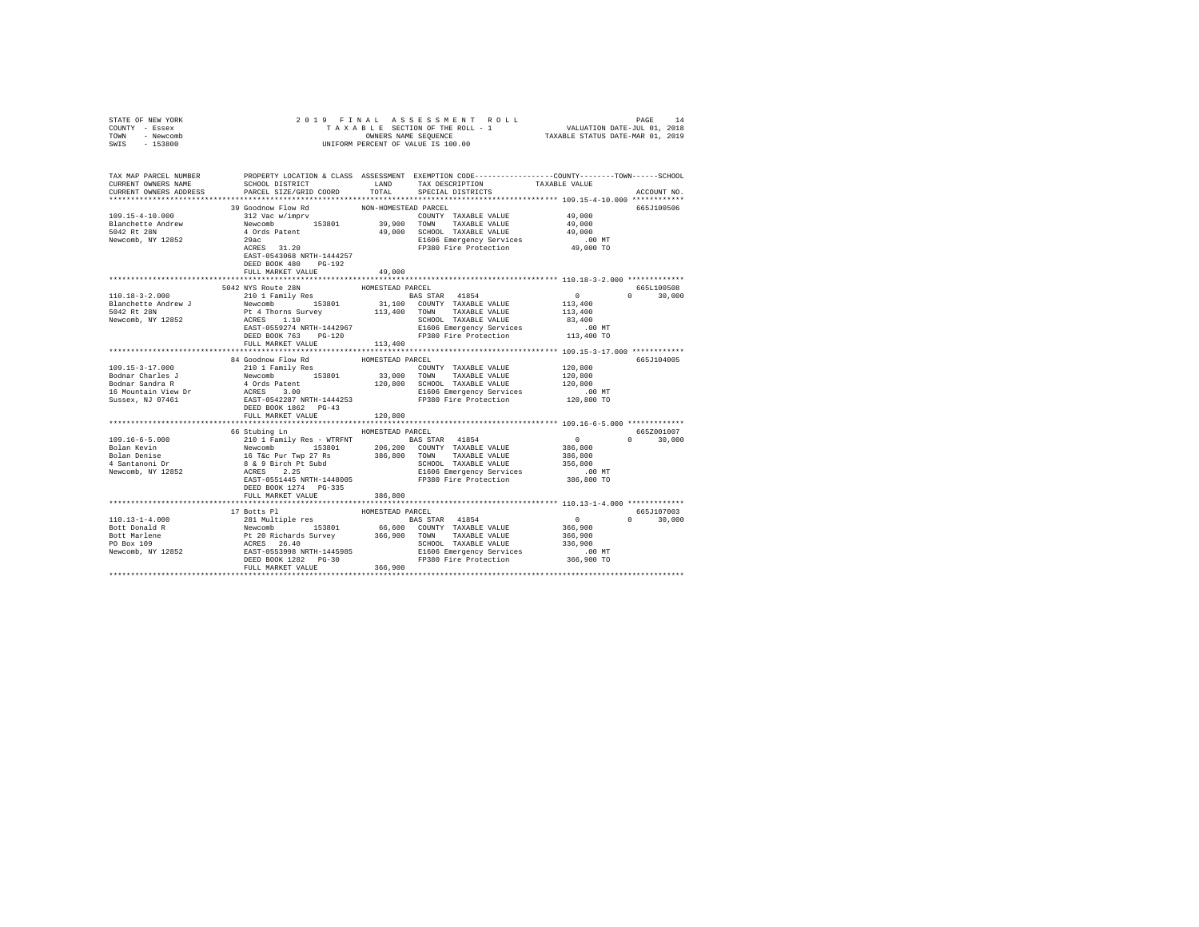STATE OF NEW YORK
COUNTY - Essex
TOWN - Newcomb
SWIS - 153800

2019 FINAL ASSESSMENT ROLL
TAXABLE SECTION OF THE ROLL - 1
OWNERS NAME SEQUENCE
UNIFORM PERCENT OF VALUE IS 100.00

VALUATION DATE-JUL 01, 2018
TAXABLE STATUS DATE-MAR 01, 2019

| TAX MAP PARCEL NUMBER / CURRENT OWNERS NAME / CURRENT OWNERS ADDRESS | PROPERTY LOCATION & CLASS / SCHOOL DISTRICT / PARCEL SIZE/GRID COORD | ASSESSMENT LAND / TOTAL | EXEMPTION CODE / TAX DESCRIPTION / SPECIAL DISTRICTS | COUNTY / TOWN / SCHOOL TAXABLE VALUE | ACCOUNT NO. |
|---|---|---|---|---|---|
| **109.15-4-10.000** | 39 Goodnow Flow Rd — NON-HOMESTEAD PARCEL | | | | 665J100506 |
| Blanchette Andrew | 312 Vac w/imprv | | COUNTY TAXABLE VALUE | 49,000 | |
| 5042 Rt 28N | Newcomb 153801 | 39,900 | TOWN TAXABLE VALUE | 49,000 | |
| Newcomb, NY 12852 | 4 Ords Patent | 49,000 | SCHOOL TAXABLE VALUE | 49,000 | |
| | 29ac | | E1606 Emergency Services | .00 MT | |
| | ACRES 31.20 | | FP380 Fire Protection | 49,000 TO | |
| | EAST-0543068 NRTH-1444257 | | | | |
| | DEED BOOK 480 PG-192 | | | | |
| | FULL MARKET VALUE | 49,000 | | | |
| **110.18-3-2.000** | 5042 NYS Route 28N — HOMESTEAD PARCEL | | | | 665L100508 |
| Blanchette Andrew J | 210 1 Family Res | | BAS STAR 41854 | 0 0 30,000 | |
| 5042 Rt 28N | Newcomb 153801 | 31,100 | COUNTY TAXABLE VALUE | 113,400 | |
| Newcomb, NY 12852 | Pt 4 Thorns Survey | 113,400 | TOWN TAXABLE VALUE | 113,400 | |
| | ACRES 1.10 | | SCHOOL TAXABLE VALUE | 83,400 | |
| | EAST-0559274 NRTH-1442967 | | E1606 Emergency Services | .00 MT | |
| | DEED BOOK 763 PG-120 | | FP380 Fire Protection | 113,400 TO | |
| | FULL MARKET VALUE | 113,400 | | | |
| **109.15-3-17.000** | 84 Goodnow Flow Rd — HOMESTEAD PARCEL | | | | 665J104005 |
| Bodnar Charles J | 210 1 Family Res | | COUNTY TAXABLE VALUE | 120,800 | |
| Bodnar Sandra R | Newcomb 153801 | 33,000 | TOWN TAXABLE VALUE | 120,800 | |
| 16 Mountain View Dr | 4 Ords Patent | 120,800 | SCHOOL TAXABLE VALUE | 120,800 | |
| Sussex, NJ 07461 | ACRES 3.00 | | E1606 Emergency Services | .00 MT | |
| | EAST-0542287 NRTH-1444253 | | FP380 Fire Protection | 120,800 TO | |
| | DEED BOOK 1862 PG-43 | | | | |
| | FULL MARKET VALUE | 120,800 | | | |
| **109.16-6-5.000** | 66 Stubing Ln — HOMESTEAD PARCEL | | | | 665Z001007 |
| Bolan Kevin | 210 1 Family Res - WTRFNT | | BAS STAR 41854 | 0 0 30,000 | |
| Bolan Denise | Newcomb 153801 | 206,200 | COUNTY TAXABLE VALUE | 386,800 | |
| 4 Santanoni Dr | 16 T&c Pur Twp 27 Rs | 386,800 | TOWN TAXABLE VALUE | 386,800 | |
| Newcomb, NY 12852 | 8 & 9 Birch Pt Subd | | SCHOOL TAXABLE VALUE | 356,800 | |
| | ACRES 2.25 | | E1606 Emergency Services | .00 MT | |
| | EAST-0551445 NRTH-1448005 | | FP380 Fire Protection | 386,800 TO | |
| | DEED BOOK 1274 PG-335 | | | | |
| | FULL MARKET VALUE | 386,800 | | | |
| **110.13-1-4.000** | 17 Botts Pl — HOMESTEAD PARCEL | | | | 665J107003 |
| Bott Donald R | 281 Multiple res | | BAS STAR 41854 | 0 0 30,000 | |
| Bott Marlene | Newcomb 153801 | 66,600 | COUNTY TAXABLE VALUE | 366,900 | |
| PO Box 109 | Pt 20 Richards Survey | 366,900 | TOWN TAXABLE VALUE | 366,900 | |
| Newcomb, NY 12852 | ACRES 26.40 | | SCHOOL TAXABLE VALUE | 336,900 | |
| | EAST-0553998 NRTH-1445985 | | E1606 Emergency Services | .00 MT | |
| | DEED BOOK 1282 PG-30 | | FP380 Fire Protection | 366,900 TO | |
| | FULL MARKET VALUE | 366,900 | | | |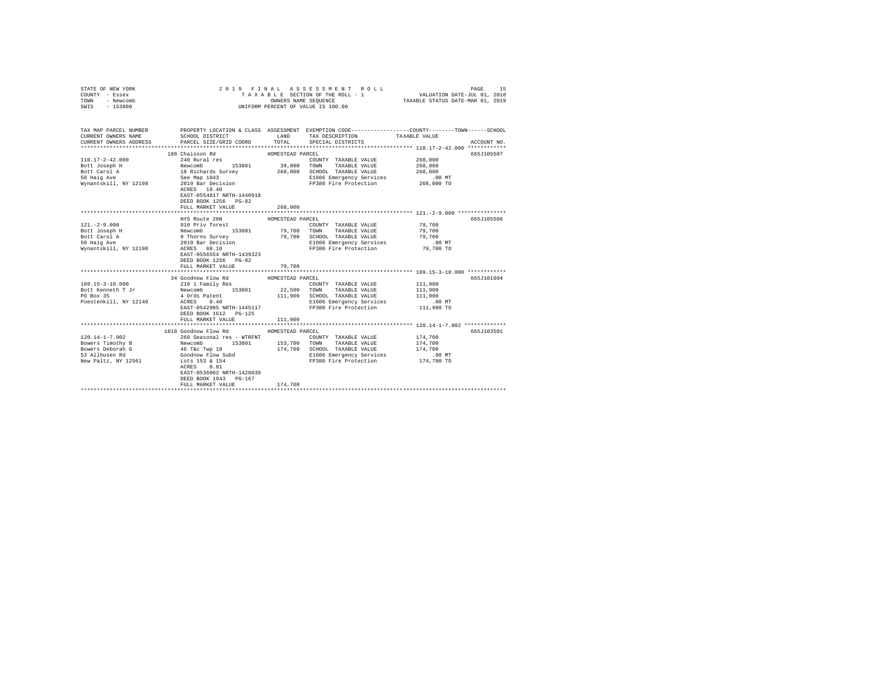STATE OF NEW YORK — 2019 FINAL ASSESSMENT ROLL
COUNTY - Essex — TAXABLE SECTION OF THE ROLL - 1 — VALUATION DATE-JUL 01, 2018
TOWN - Newcomb — OWNERS NAME SEQUENCE — TAXABLE STATUS DATE-MAR 01, 2019
SWIS - 153800 — UNIFORM PERCENT OF VALUE IS 100.00

| TAX MAP PARCEL NUMBER / CURRENT OWNERS NAME / CURRENT OWNERS ADDRESS | PROPERTY LOCATION & CLASS / SCHOOL DISTRICT / PARCEL SIZE/GRID COORD | ASSESSMENT LAND | ASSESSMENT TOTAL | EXEMPTION CODE / TAX DESCRIPTION / SPECIAL DISTRICTS | TAXABLE VALUE (COUNTY / TOWN / SCHOOL) | ACCOUNT NO. |
|---|---|---|---|---|---|---|
| **110.17-2-42.000** | 186 Chaisson Rd — HOMESTEAD PARCEL | | | | | 665J105507 |
| Bott Joseph H | 240 Rural res | | | COUNTY TAXABLE VALUE | 268,000 | |
| Bott Carol A | Newcomb 153801 | 39,000 | | TOWN TAXABLE VALUE | 268,000 | |
| 50 Haig Ave | 18 Richards Survey | | 268,000 | SCHOOL TAXABLE VALUE | 268,000 | |
| Wynantskill, NY 12198 | See Map 1843 | | | E1606 Emergency Services | .00 MT | |
| | 2019 Bar Decision | | | FP380 Fire Protection | 268,000 TO | |
| | ACRES 19.40 | | | | | |
| | EAST-0554817 NRTH-1440918 | | | | | |
| | DEED BOOK 1256 PG-82 | | | | | |
| | FULL MARKET VALUE | | 268,000 | | | |
| **121.-2-9.000** | NYS Route 28N — HOMESTEAD PARCEL | | | | | 665J105506 |
| Bott Joseph H | 910 Priv forest | | | COUNTY TAXABLE VALUE | 79,700 | |
| Bott Carol A | Newcomb 153801 | 79,700 | | TOWN TAXABLE VALUE | 79,700 | |
| 50 Haig Ave | 9 Thorns Survey | | 79,700 | SCHOOL TAXABLE VALUE | 79,700 | |
| Wynantskill, NY 12198 | 2019 Bar Decision | | | E1606 Emergency Services | .00 MT | |
| | ACRES 68.10 | | | FP380 Fire Protection | 79,700 TO | |
| | EAST-0556554 NRTH-1439323 | | | | | |
| | DEED BOOK 1256 PG-82 | | | | | |
| | FULL MARKET VALUE | | 79,700 | | | |
| **109.15-3-10.000** | 34 Goodnow Flow Rd — HOMESTEAD PARCEL | | | | | 665J101604 |
| Bott Kenneth T Jr | 210 1 Family Res | | | COUNTY TAXABLE VALUE | 111,900 | |
| PO Box 35 | Newcomb 153801 | 22,500 | | TOWN TAXABLE VALUE | 111,900 | |
| Poestenkill, NY 12140 | 4 Ords Patent | | 111,900 | SCHOOL TAXABLE VALUE | 111,900 | |
| | ACRES 0.40 | | | E1606 Emergency Services | .00 MT | |
| | EAST-0542905 NRTH-1445117 | | | FP380 Fire Protection | 111,900 TO | |
| | DEED BOOK 1612 PG-125 | | | | | |
| | FULL MARKET VALUE | | 111,900 | | | |
| **120.14-1-7.002** | 1018 Goodnow Flow Rd — HOMESTEAD PARCEL | | | | | 665J103501 |
| Bowers Timothy B | 260 Seasonal res - WTRFNT | | | COUNTY TAXABLE VALUE | 174,700 | |
| Bowers Deborah G | Newcomb 153801 | 153,700 | | TOWN TAXABLE VALUE | 174,700 | |
| 53 Allhusen Rd | 46 T&c Twp 18 | | 174,700 | SCHOOL TAXABLE VALUE | 174,700 | |
| New Paltz, NY 12561 | Goodnow Flow Subd | | | E1606 Emergency Services | .00 MT | |
| | Lots 153 & 154 | | | FP380 Fire Protection | 174,700 TO | |
| | ACRES 0.81 | | | | | |
| | EAST-0536002 NRTH-1428039 | | | | | |
| | DEED BOOK 1943 PG-167 | | | | | |
| | FULL MARKET VALUE | | 174,700 | | | |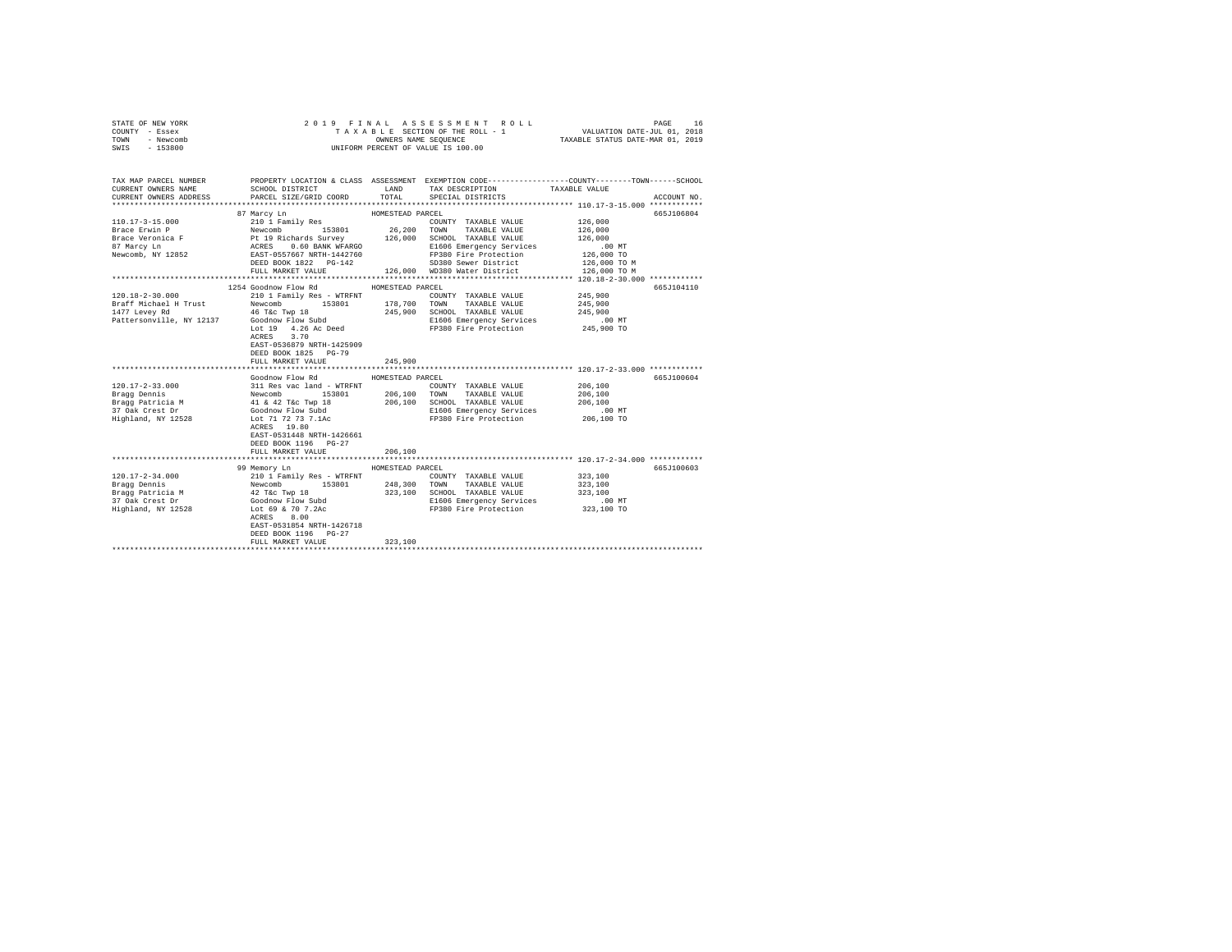STATE OF NEW YORK
COUNTY - Essex
TOWN - Newcomb
SWIS - 153800

2 0 1 9 F I N A L A S S E S S M E N T R O L L
T A X A B L E SECTION OF THE ROLL - 1
OWNERS NAME SEQUENCE
UNIFORM PERCENT OF VALUE IS 100.00

VALUATION DATE-JUL 01, 2018
TAXABLE STATUS DATE-MAR 01, 2019

```
TAX MAP PARCEL NUMBER          PROPERTY LOCATION & CLASS  ASSESSMENT  EXEMPTION CODE-----------------COUNTY--------TOWN------SCHOOL
CURRENT OWNERS NAME            SCHOOL DISTRICT             LAND        TAX DESCRIPTION            TAXABLE VALUE
CURRENT OWNERS ADDRESS         PARCEL SIZE/GRID COORD      TOTAL       SPECIAL DISTRICTS                                       ACCOUNT NO.
****************************************************************************************************** 110.17-3-15.000 ************
                               87 Marcy Ln                 HOMESTEAD PARCEL                                                    665J106804
110.17-3-15.000                210 1 Family Res                        COUNTY  TAXABLE VALUE          126,000
Brace Erwin P                  Newcomb      153801          26,200     TOWN    TAXABLE VALUE          126,000
Brace Veronica F               Pt 19 Richards Survey       126,000     SCHOOL  TAXABLE VALUE          126,000
87 Marcy Ln                    ACRES    0.60 BANK WFARGO               E1606 Emergency Services            .00 MT
Newcomb, NY 12852              EAST-0557667 NRTH-1442760               FP380 Fire Protection          126,000 TO
                               DEED BOOK 1822   PG-142                 SD380 Sewer District           126,000 TO M
                               FULL MARKET VALUE           126,000     WD380 Water District           126,000 TO M
****************************************************************************************************** 120.18-2-30.000 ************
                               1254 Goodnow Flow Rd        HOMESTEAD PARCEL                                                    665J104110
120.18-2-30.000                210 1 Family Res - WTRFNT               COUNTY  TAXABLE VALUE          245,900
Braff Michael H Trust          Newcomb      153801         178,700     TOWN    TAXABLE VALUE          245,900
1477 Levey Rd                  46 T&c Twp 18               245,900     SCHOOL  TAXABLE VALUE          245,900
Pattersonville, NY 12137       Goodnow Flow Subd                       E1606 Emergency Services            .00 MT
                               Lot 19  4.26 Ac Deed                    FP380 Fire Protection          245,900 TO
                               ACRES    3.70
                               EAST-0536879 NRTH-1425909
                               DEED BOOK 1825   PG-79
                               FULL MARKET VALUE           245,900
****************************************************************************************************** 120.17-2-33.000 ************
                               Goodnow Flow Rd             HOMESTEAD PARCEL                                                    665J100604
120.17-2-33.000                311 Res vac land - WTRFNT               COUNTY  TAXABLE VALUE          206,100
Bragg Dennis                   Newcomb      153801         206,100     TOWN    TAXABLE VALUE          206,100
Bragg Patricia M               41 & 42 T&c Twp 18          206,100     SCHOOL  TAXABLE VALUE          206,100
37 Oak Crest Dr                Goodnow Flow Subd                       E1606 Emergency Services            .00 MT
Highland, NY 12528             Lot 71 72 73 7.1Ac                      FP380 Fire Protection          206,100 TO
                               ACRES   19.80
                               EAST-0531448 NRTH-1426661
                               DEED BOOK 1196   PG-27
                               FULL MARKET VALUE           206,100
****************************************************************************************************** 120.17-2-34.000 ************
                               99 Memory Ln                HOMESTEAD PARCEL                                                    665J100603
120.17-2-34.000                210 1 Family Res - WTRFNT               COUNTY  TAXABLE VALUE          323,100
Bragg Dennis                   Newcomb      153801         248,300     TOWN    TAXABLE VALUE          323,100
Bragg Patricia M               42 T&c Twp 18               323,100     SCHOOL  TAXABLE VALUE          323,100
37 Oak Crest Dr                Goodnow Flow Subd                       E1606 Emergency Services            .00 MT
Highland, NY 12528             Lot 69 & 70 7.2Ac                       FP380 Fire Protection          323,100 TO
                               ACRES    8.00
                               EAST-0531854 NRTH-1426718
                               DEED BOOK 1196   PG-27
                               FULL MARKET VALUE           323,100
************************************************************************************************************************************
```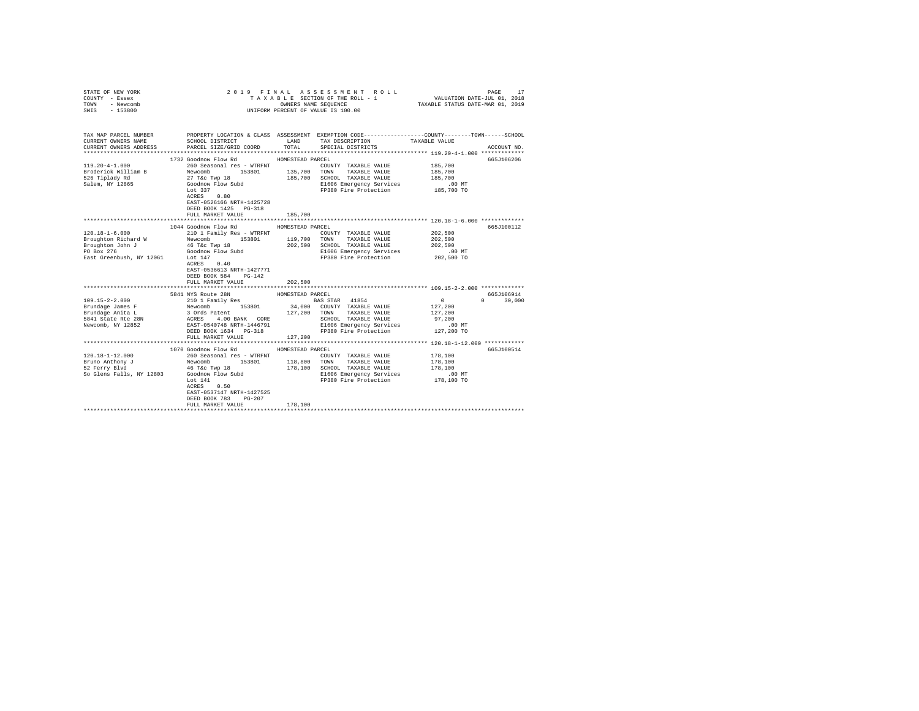STATE OF NEW YORK — 2019 FINAL ASSESSMENT ROLL — PAGE 17
COUNTY - Essex — TAXABLE SECTION OF THE ROLL - 1 — VALUATION DATE-JUL 01, 2018
TOWN - Newcomb — OWNERS NAME SEQUENCE — TAXABLE STATUS DATE-MAR 01, 2019
SWIS - 153800 — UNIFORM PERCENT OF VALUE IS 100.00

```
TAX MAP PARCEL NUMBER          PROPERTY LOCATION & CLASS  ASSESSMENT  EXEMPTION CODE-----------------COUNTY--------TOWN------SCHOOL
CURRENT OWNERS NAME            SCHOOL DISTRICT              LAND       TAX DESCRIPTION            TAXABLE VALUE
CURRENT OWNERS ADDRESS         PARCEL SIZE/GRID COORD       TOTAL      SPECIAL DISTRICTS                                  ACCOUNT NO.
******************************************************************************************************* 119.20-4-1.000 *************
                               1732 Goodnow Flow Rd          HOMESTEAD PARCEL                                               665J106206
119.20-4-1.000                 260 Seasonal res - WTRFNT               COUNTY  TAXABLE VALUE          185,700
Broderick William B            Newcomb         153801      135,700     TOWN    TAXABLE VALUE          185,700
526 Tiplady Rd                 27 T&c Twp 18               185,700     SCHOOL  TAXABLE VALUE          185,700
Salem, NY 12865                Goodnow Flow Subd                       E1606 Emergency Services            .00 MT
                               Lot 337                                 FP380 Fire Protection           185,700 TO
                               ACRES     0.80
                               EAST-0526166 NRTH-1425728
                               DEED BOOK 1425   PG-318
                               FULL MARKET VALUE            185,700
******************************************************************************************************* 120.18-1-6.000 *************
                               1044 Goodnow Flow Rd          HOMESTEAD PARCEL                                               665J100112
120.18-1-6.000                 210 1 Family Res - WTRFNT               COUNTY  TAXABLE VALUE          202,500
Broughton Richard W            Newcomb         153801      119,700     TOWN    TAXABLE VALUE          202,500
Broughton John J               46 T&c Twp 18               202,500     SCHOOL  TAXABLE VALUE          202,500
PO Box 276                     Goodnow Flow Subd                       E1606 Emergency Services            .00 MT
East Greenbush, NY 12061       Lot 147                                 FP380 Fire Protection           202,500 TO
                               ACRES     0.40
                               EAST-0536613 NRTH-1427771
                               DEED BOOK 584    PG-142
                               FULL MARKET VALUE            202,500
******************************************************************************************************* 109.15-2-2.000 *************
                               5841 NYS Route 28N            HOMESTEAD PARCEL                                               665J106914
109.15-2-2.000                 210 1 Family Res                        BAS STAR  41854                     0          0      30,000
Brundage James F               Newcomb         153801       34,000     COUNTY  TAXABLE VALUE          127,200
Brundage Anita L               3 Ords Patent               127,200     TOWN    TAXABLE VALUE          127,200
5841 State Rte 28N             ACRES     4.00 BANK   CORE              SCHOOL  TAXABLE VALUE           97,200
Newcomb, NY 12852              EAST-0540748 NRTH-1446791               E1606 Emergency Services            .00 MT
                               DEED BOOK 1634   PG-318                 FP380 Fire Protection           127,200 TO
                               FULL MARKET VALUE            127,200
******************************************************************************************************* 120.18-1-12.000 ************
                               1070 Goodnow Flow Rd          HOMESTEAD PARCEL                                               665J100514
120.18-1-12.000                260 Seasonal res - WTRFNT               COUNTY  TAXABLE VALUE          178,100
Bruno Anthony J                Newcomb         153801      118,800     TOWN    TAXABLE VALUE          178,100
52 Ferry Blvd                  46 T&c Twp 18               178,100     SCHOOL  TAXABLE VALUE          178,100
So Glens Falls, NY 12803       Goodnow Flow Subd                       E1606 Emergency Services            .00 MT
                               Lot 141                                 FP380 Fire Protection           178,100 TO
                               ACRES     0.50
                               EAST-0537147 NRTH-1427525
                               DEED BOOK 783    PG-207
                               FULL MARKET VALUE            178,100
************************************************************************************************************************************
```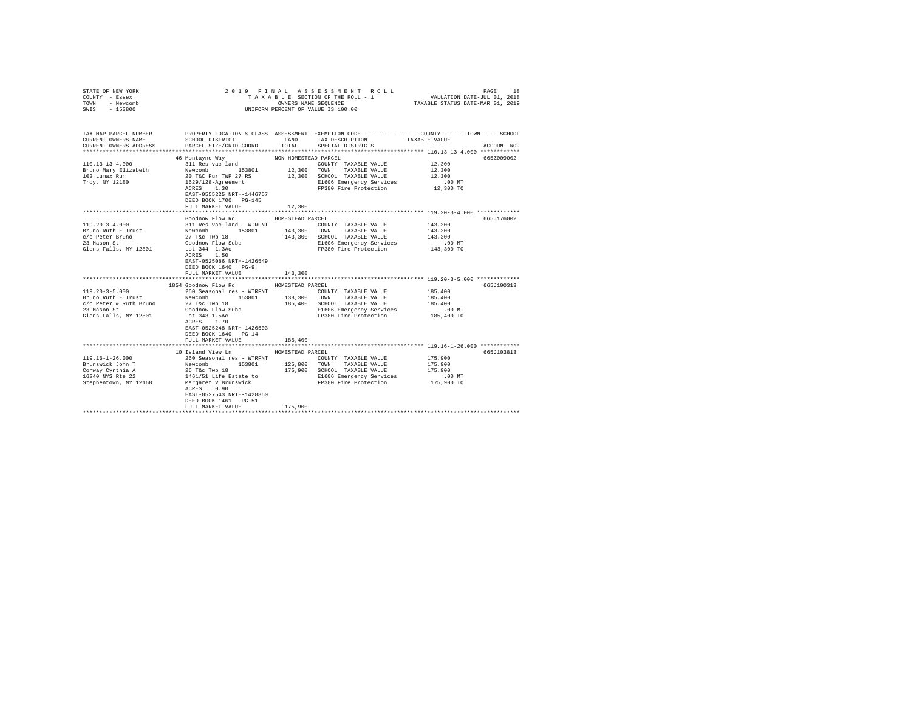STATE OF NEW YORK — 2019 FINAL ASSESSMENT ROLL — PAGE 18
COUNTY - Essex — TAXABLE SECTION OF THE ROLL - 1 — VALUATION DATE-JUL 01, 2018
TOWN - Newcomb — OWNERS NAME SEQUENCE — TAXABLE STATUS DATE-MAR 01, 2019
SWIS - 153800 — UNIFORM PERCENT OF VALUE IS 100.00

```
TAX MAP PARCEL NUMBER          PROPERTY LOCATION & CLASS  ASSESSMENT  EXEMPTION CODE-----------------COUNTY--------TOWN------SCHOOL
CURRENT OWNERS NAME            SCHOOL DISTRICT              LAND      TAX DESCRIPTION            TAXABLE VALUE
CURRENT OWNERS ADDRESS         PARCEL SIZE/GRID COORD       TOTAL     SPECIAL DISTRICTS                                    ACCOUNT NO.
******************************************************************************************************* 110.13-13-4.000 ************
                               46 Montayne Way             NON-HOMESTEAD PARCEL                                             665Z009002
110.13-13-4.000                311 Res vac land                        COUNTY  TAXABLE VALUE            12,300
Bruno Mary Elizabeth           Newcomb      153801         12,300      TOWN    TAXABLE VALUE            12,300
102 Lumax Run                  20 T&C Pur TWP 27 RS        12,300      SCHOOL  TAXABLE VALUE            12,300
Troy, NY 12180                 1629/128-Agreement                      E1606 Emergency Services            .00 MT
                               ACRES    1.30                           FP380 Fire Protection             12,300 TO
                               EAST-0555225 NRTH-1446757
                               DEED BOOK 1700   PG-145
                               FULL MARKET VALUE           12,300
******************************************************************************************************* 119.20-3-4.000 *************
                               Goodnow Flow Rd             HOMESTEAD PARCEL                                                 665J176002
119.20-3-4.000                 311 Res vac land - WTRFNT               COUNTY  TAXABLE VALUE           143,300
Bruno Ruth E Trust             Newcomb      153801        143,300      TOWN    TAXABLE VALUE           143,300
c/o Peter Bruno                27 T&c Twp 18              143,300      SCHOOL  TAXABLE VALUE           143,300
23 Mason St                    Goodnow Flow Subd                       E1606 Emergency Services            .00 MT
Glens Falls, NY 12801          Lot 344  1.3Ac                          FP380 Fire Protection            143,300 TO
                               ACRES    1.50
                               EAST-0525086 NRTH-1426549
                               DEED BOOK 1640   PG-9
                               FULL MARKET VALUE          143,300
******************************************************************************************************* 119.20-3-5.000 *************
                               1854 Goodnow Flow Rd        HOMESTEAD PARCEL                                                 665J100313
119.20-3-5.000                 260 Seasonal res - WTRFNT               COUNTY  TAXABLE VALUE           185,400
Bruno Ruth E Trust             Newcomb      153801        138,300      TOWN    TAXABLE VALUE           185,400
c/o Peter & Ruth Bruno         27 T&c Twp 18              185,400      SCHOOL  TAXABLE VALUE           185,400
23 Mason St                    Goodnow Flow Subd                       E1606 Emergency Services            .00 MT
Glens Falls, NY 12801          Lot 343 1.5Ac                           FP380 Fire Protection            185,400 TO
                               ACRES    1.70
                               EAST-0525248 NRTH-1426503
                               DEED BOOK 1640   PG-14
                               FULL MARKET VALUE          185,400
******************************************************************************************************* 119.16-1-26.000 ************
                               10 Island View Ln           HOMESTEAD PARCEL                                                 665J103813
119.16-1-26.000                260 Seasonal res - WTRFNT               COUNTY  TAXABLE VALUE           175,900
Brunswick John T               Newcomb      153801        125,800      TOWN    TAXABLE VALUE           175,900
Conway Cynthia A               26 T&c Twp 18              175,900      SCHOOL  TAXABLE VALUE           175,900
16240 NYS Rte 22               1461/51 Life Estate to                  E1606 Emergency Services            .00 MT
Stephentown, NY 12168          Margaret V Brunswick                    FP380 Fire Protection            175,900 TO
                               ACRES    0.90
                               EAST-0527543 NRTH-1428860
                               DEED BOOK 1461   PG-51
                               FULL MARKET VALUE          175,900
************************************************************************************************************************************
```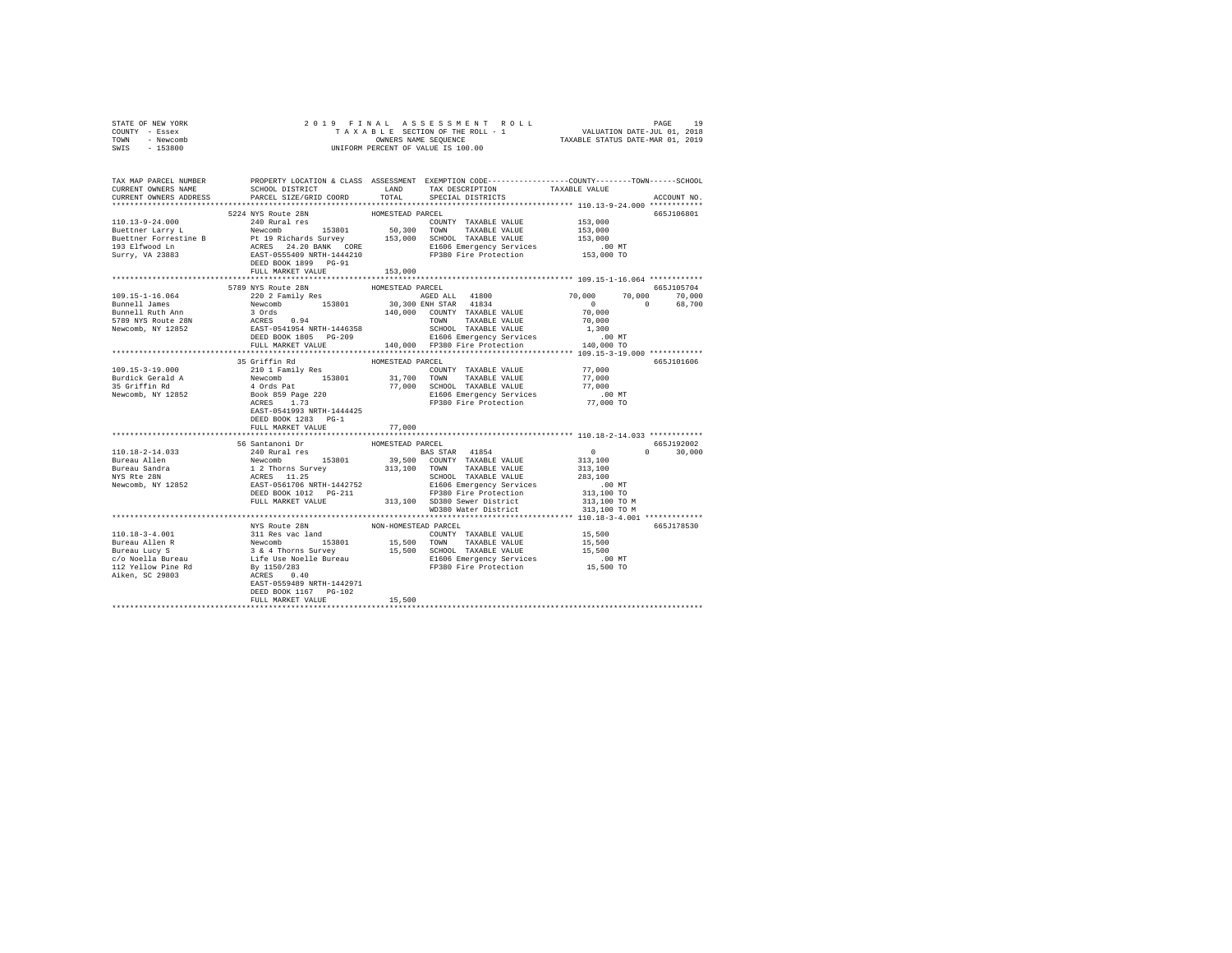STATE OF NEW YORK                    2 0 1 9   F I N A L   A S S E S S M E N T   R O L L                    PAGE    19
COUNTY  - Essex                              T A X A B L E SECTION OF THE ROLL - 1                    VALUATION DATE-JUL 01, 2018
TOWN    - Newcomb                                  OWNERS NAME SEQUENCE                         TAXABLE STATUS DATE-MAR 01, 2019
SWIS    - 153800                             UNIFORM PERCENT OF VALUE IS 100.00

```
TAX MAP PARCEL NUMBER          PROPERTY LOCATION & CLASS  ASSESSMENT  EXEMPTION CODE-----------------COUNTY--------TOWN------SCHOOL
CURRENT OWNERS NAME            SCHOOL DISTRICT              LAND      TAX DESCRIPTION           TAXABLE VALUE
CURRENT OWNERS ADDRESS         PARCEL SIZE/GRID COORD       TOTAL     SPECIAL DISTRICTS                                  ACCOUNT NO.
****************************************************************************************************** 110.13-9-24.000 ************
                      5224 NYS Route 28N                HOMESTEAD PARCEL                                                 665J106801
110.13-9-24.000                240 Rural res                              COUNTY  TAXABLE VALUE          153,000
Buettner Larry L               Newcomb       153801         50,300   TOWN    TAXABLE VALUE          153,000
Buettner Forrestine B          Pt 19 Richards Survey       153,000   SCHOOL  TAXABLE VALUE          153,000
193 Elfwood Ln                 ACRES  24.20 BANK   CORE              E1606 Emergency Services           .00 MT
Surry, VA 23883                EAST-0555409 NRTH-1444210             FP380 Fire Protection          153,000 TO
                               DEED BOOK 1899   PG-91
                               FULL MARKET VALUE           153,000
****************************************************************************************************** 109.15-1-16.064 ************
                      5789 NYS Route 28N                HOMESTEAD PARCEL                                                 665J105704
109.15-1-16.064                220 2 Family Res                    AGED ALL  41800              70,000      70,000      70,000
Bunnell James                  Newcomb       153801         30,300 ENH STAR  41834                   0           0      68,700
Bunnell Ruth Ann               3 Ords                      140,000   COUNTY  TAXABLE VALUE           70,000
5789 NYS Route 28N             ACRES   0.94                          TOWN    TAXABLE VALUE           70,000
Newcomb, NY 12852              EAST-0541954 NRTH-1446358             SCHOOL  TAXABLE VALUE            1,300
                               DEED BOOK 1805   PG-209               E1606 Emergency Services           .00 MT
                               FULL MARKET VALUE           140,000   FP380 Fire Protection          140,000 TO
****************************************************************************************************** 109.15-3-19.000 ************
                        35 Griffin Rd                   HOMESTEAD PARCEL                                                 665J101606
109.15-3-19.000                210 1 Family Res                           COUNTY  TAXABLE VALUE           77,000
Burdick Gerald A               Newcomb       153801         31,700   TOWN    TAXABLE VALUE           77,000
35 Griffin Rd                  4 Ords Pat                   77,000   SCHOOL  TAXABLE VALUE           77,000
Newcomb, NY 12852              Book 859 Page 220                     E1606 Emergency Services           .00 MT
                               ACRES   1.73                          FP380 Fire Protection           77,000 TO
                               EAST-0541993 NRTH-1444425
                               DEED BOOK 1283   PG-1
                               FULL MARKET VALUE            77,000
****************************************************************************************************** 110.18-2-14.033 ************
                        56 Santanoni Dr                 HOMESTEAD PARCEL                                                 665J192002
110.18-2-14.033                240 Rural res                       BAS STAR  41854                   0           0      30,000
Bureau Allen                   Newcomb       153801         39,500   COUNTY  TAXABLE VALUE          313,100
Bureau Sandra                  1 2 Thorns Survey           313,100   TOWN    TAXABLE VALUE          313,100
NYS Rte 28N                    ACRES  11.25                          SCHOOL  TAXABLE VALUE          283,100
Newcomb, NY 12852              EAST-0561706 NRTH-1442752             E1606 Emergency Services           .00 MT
                               DEED BOOK 1012   PG-211               FP380 Fire Protection          313,100 TO
                               FULL MARKET VALUE           313,100   SD380 Sewer District           313,100 TO M
                                                                     WD380 Water District           313,100 TO M
****************************************************************************************************** 110.18-3-4.001 *************
                           NYS Route 28N                NON-HOMESTEAD PARCEL                                             665J178530
110.18-3-4.001                 311 Res vac land                           COUNTY  TAXABLE VALUE           15,500
Bureau Allen R                 Newcomb       153801         15,500   TOWN    TAXABLE VALUE           15,500
Bureau Lucy S                  3 & 4 Thorns Survey          15,500   SCHOOL  TAXABLE VALUE           15,500
c/o Noella Bureau              Life Use Noelle Bureau                E1606 Emergency Services           .00 MT
112 Yellow Pine Rd             By 1150/283                           FP380 Fire Protection           15,500 TO
Aiken, SC 29803                ACRES   0.40
                               EAST-0559489 NRTH-1442971
                               DEED BOOK 1167   PG-102
                               FULL MARKET VALUE            15,500
************************************************************************************************************************************
```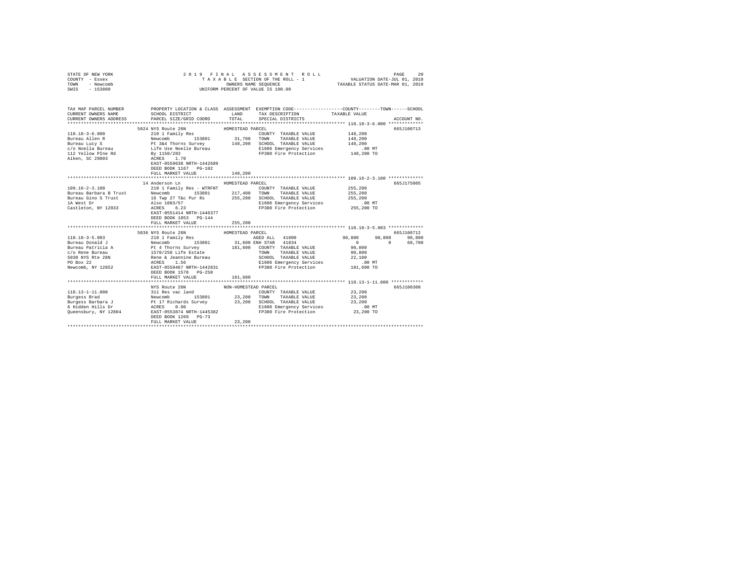STATE OF NEW YORK
COUNTY - Essex
TOWN - Newcomb
SWIS - 153800

2019 FINAL ASSESSMENT ROLL
TAXABLE SECTION OF THE ROLL - 1
OWNERS NAME SEQUENCE
UNIFORM PERCENT OF VALUE IS 100.00

VALUATION DATE-JUL 01, 2018
TAXABLE STATUS DATE-MAR 01, 2019

```
TAX MAP PARCEL NUMBER          PROPERTY LOCATION & CLASS  ASSESSMENT  EXEMPTION CODE-----------------COUNTY--------TOWN------SCHOOL
CURRENT OWNERS NAME            SCHOOL DISTRICT              LAND      TAX DESCRIPTION            TAXABLE VALUE
CURRENT OWNERS ADDRESS         PARCEL SIZE/GRID COORD       TOTAL     SPECIAL DISTRICTS                                    ACCOUNT NO.
*********************************************************************************************** 110.18-3-6.000 *************
                    5024 NYS Route 28N              HOMESTEAD PARCEL                                                        665J100713
110.18-3-6.000           210 1 Family Res                       COUNTY  TAXABLE VALUE           148,200
Bureau Allen R           Newcomb        153801       31,700   TOWN    TAXABLE VALUE           148,200
Bureau Lucy S            Pt 3&4 Thorns Survey       148,200   SCHOOL  TAXABLE VALUE           148,200
c/o Noella Bureau        Life Use Noelle Bureau               E1606 Emergency Services            .00 MT
112 Yellow PIne Rd       By 1150/283                          FP380 Fire Protection           148,200 TO
Aiken, SC 29803          ACRES    1.70
                         EAST-0559638 NRTH-1442689
                         DEED BOOK 1167   PG-102
                         FULL MARKET VALUE          148,200
*********************************************************************************************** 109.16-2-3.100 *************
                    14 Anderson Ln                  HOMESTEAD PARCEL                                                        665J175005
109.16-2-3.100           210 1 Family Res - WTRFNT              COUNTY  TAXABLE VALUE           255,200
Bureau Barbara B Trust   Newcomb        153801      217,400   TOWN    TAXABLE VALUE           255,200
Bureau Gino S Trust      16 Twp 27 T&c Pur Rs       255,200   SCHOOL  TAXABLE VALUE           255,200
1A West Dr               Also 1083/57                         E1606 Emergency Services            .00 MT
Castleton, NY 12033      ACRES    6.23                        FP380 Fire Protection           255,200 TO
                         EAST-0551414 NRTH-1446377
                         DEED BOOK 1853   PG-144
                         FULL MARKET VALUE          255,200
*********************************************************************************************** 110.18-3-5.003 *************
                    5036 NYS Route 28N              HOMESTEAD PARCEL                                                        665J100712
110.18-3-5.003           210 1 Family Res                       AGED ALL  41800            90,800      90,800      90,800
Bureau Donald J          Newcomb        153801       31,600 ENH STAR  41834                 0           0      68,700
Bureau Patricia A        Pt 4 Thorns Survey         181,600   COUNTY  TAXABLE VALUE            90,800
c/o Rene Bureau          1578/250 Life Estate                 TOWN    TAXABLE VALUE            90,800
5038 NYS Rte 28N         Rene & Jeannine Bureau               SCHOOL  TAXABLE VALUE            22,100
PO Box 22                ACRES    1.56                        E1606 Emergency Services            .00 MT
Newcomb, NY 12852        EAST-0559467 NRTH-1442831            FP380 Fire Protection           181,600 TO
                         DEED BOOK 1578   PG-250
                         FULL MARKET VALUE          181,600
*********************************************************************************************** 110.13-1-11.000 ************
                    NYS Route 28N                   NON-HOMESTEAD PARCEL                                                    665J100308
110.13-1-11.000          311 Res vac land                       COUNTY  TAXABLE VALUE            23,200
Burgess Brad             Newcomb        153801       23,200   TOWN    TAXABLE VALUE            23,200
Burgess Barbara J        Pt 17 Richards Survey       23,200   SCHOOL  TAXABLE VALUE            23,200
6 Hidden Hills Dr        ACRES    0.90                        E1606 Emergency Services            .00 MT
Queensbury, NY 12804     EAST-0553874 NRTH-1445382            FP380 Fire Protection            23,200 TO
                         DEED BOOK 1269   PG-73
                         FULL MARKET VALUE           23,200
****************************************************************************************************************************
```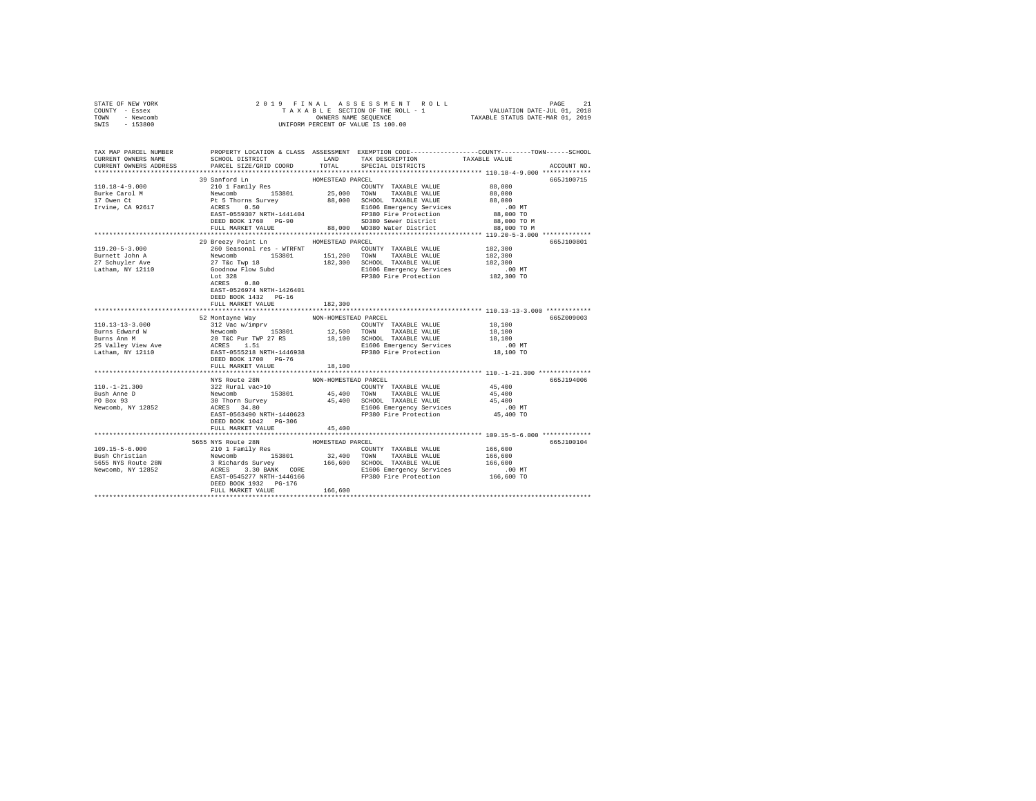STATE OF NEW YORK — 2019 FINAL ASSESSMENT ROLL
COUNTY - Essex — TAXABLE SECTION OF THE ROLL - 1 — VALUATION DATE-JUL 01, 2018
TOWN - Newcomb — OWNERS NAME SEQUENCE — TAXABLE STATUS DATE-MAR 01, 2019
SWIS - 153800 — UNIFORM PERCENT OF VALUE IS 100.00

```
TAX MAP PARCEL NUMBER          PROPERTY LOCATION & CLASS  ASSESSMENT  EXEMPTION CODE------------------COUNTY--------TOWN------SCHOOL
CURRENT OWNERS NAME            SCHOOL DISTRICT              LAND      TAX DESCRIPTION            TAXABLE VALUE
CURRENT OWNERS ADDRESS         PARCEL SIZE/GRID COORD       TOTAL     SPECIAL DISTRICTS                                  ACCOUNT NO.
******************************************************************************************************* 110.18-4-9.000 *************
                               39 Sanford Ln                HOMESTEAD PARCEL                                              665J100715
110.18-4-9.000                 210 1 Family Res                        COUNTY  TAXABLE VALUE            88,000
Burke Carol M                  Newcomb        153801        25,000     TOWN    TAXABLE VALUE            88,000
17 Owen Ct                     Pt 5 Thorns Survey           88,000     SCHOOL  TAXABLE VALUE            88,000
Irvine, CA 92617               ACRES    0.50                           E1606 Emergency Services            .00 MT
                               EAST-0559307 NRTH-1441404               FP380 Fire Protection            88,000 TO
                               DEED BOOK 1760   PG-90                  SD380 Sewer District             88,000 TO M
                               FULL MARKET VALUE            88,000     WD380 Water District             88,000 TO M
******************************************************************************************************* 119.20-5-3.000 *************
                               29 Breezy Point Ln           HOMESTEAD PARCEL                                              665J100801
119.20-5-3.000                 260 Seasonal res - WTRFNT               COUNTY  TAXABLE VALUE           182,300
Burnett John A                 Newcomb        153801       151,200     TOWN    TAXABLE VALUE           182,300
27 Schuyler Ave                27 T&c Twp 18               182,300     SCHOOL  TAXABLE VALUE           182,300
Latham, NY 12110               Goodnow Flow Subd                       E1606 Emergency Services            .00 MT
                               Lot 328                                 FP380 Fire Protection           182,300 TO
                               ACRES    0.80
                               EAST-0526974 NRTH-1426401
                               DEED BOOK 1432   PG-16
                               FULL MARKET VALUE           182,300
******************************************************************************************************* 110.13-13-3.000 ************
                               52 Montayne Way              NON-HOMESTEAD PARCEL                                          665Z009003
110.13-13-3.000                312 Vac w/imprv                         COUNTY  TAXABLE VALUE            18,100
Burns Edward W                 Newcomb        153801        12,500     TOWN    TAXABLE VALUE            18,100
Burns Ann M                    20 T&C Pur TWP 27 RS         18,100     SCHOOL  TAXABLE VALUE            18,100
25 Valley View Ave             ACRES    1.51                           E1606 Emergency Services            .00 MT
Latham, NY 12110               EAST-0555218 NRTH-1446938               FP380 Fire Protection            18,100 TO
                               DEED BOOK 1700   PG-76
                               FULL MARKET VALUE            18,100
******************************************************************************************************* 110.-1-21.300 **************
                               NYS Route 28N                NON-HOMESTEAD PARCEL                                          665J194006
110.-1-21.300                  322 Rural vac>10                        COUNTY  TAXABLE VALUE            45,400
Bush Anne D                    Newcomb        153801        45,400     TOWN    TAXABLE VALUE            45,400
PO Box 93                      30 Thorn Survey              45,400     SCHOOL  TAXABLE VALUE            45,400
Newcomb, NY 12852              ACRES   34.80                           E1606 Emergency Services            .00 MT
                               EAST-0563490 NRTH-1440623               FP380 Fire Protection            45,400 TO
                               DEED BOOK 1042   PG-306
                               FULL MARKET VALUE            45,400
******************************************************************************************************* 109.15-5-6.000 *************
                               5655 NYS Route 28N           HOMESTEAD PARCEL                                              665J100104
109.15-5-6.000                 210 1 Family Res                        COUNTY  TAXABLE VALUE           166,600
Bush Christian                 Newcomb        153801        32,400     TOWN    TAXABLE VALUE           166,600
5655 NYS Route 28N             3 Richards Survey           166,600     SCHOOL  TAXABLE VALUE           166,600
Newcomb, NY 12852              ACRES    3.30 BANK   CORE               E1606 Emergency Services            .00 MT
                               EAST-0545277 NRTH-1446166               FP380 Fire Protection           166,600 TO
                               DEED BOOK 1932   PG-176
                               FULL MARKET VALUE           166,600
************************************************************************************************************************************
```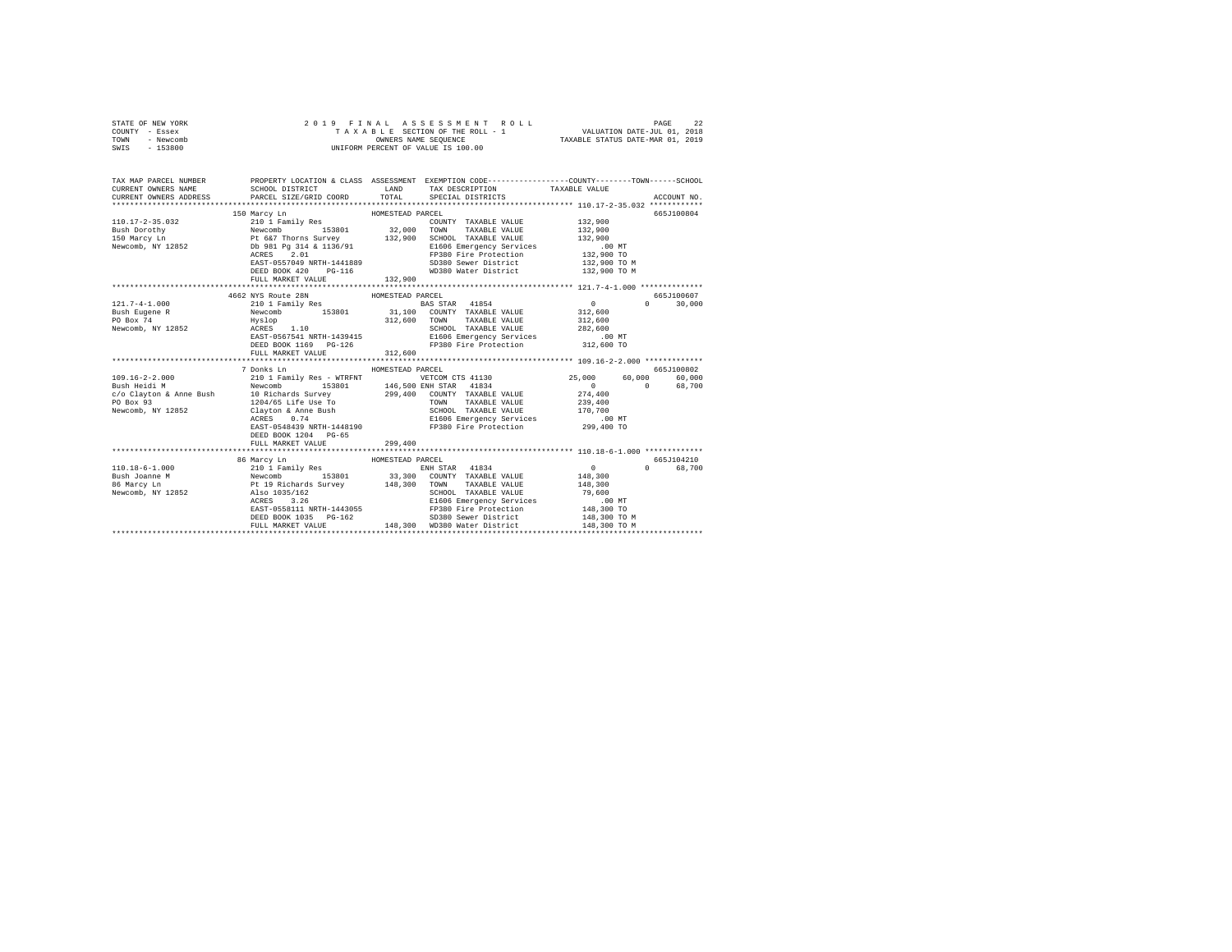STATE OF NEW YORK
COUNTY - Essex
TOWN - Newcomb
SWIS - 153800

2019 FINAL ASSESSMENT ROLL
TAXABLE SECTION OF THE ROLL - 1
OWNERS NAME SEQUENCE
UNIFORM PERCENT OF VALUE IS 100.00

VALUATION DATE-JUL 01, 2018
TAXABLE STATUS DATE-MAR 01, 2019

```
TAX MAP PARCEL NUMBER          PROPERTY LOCATION & CLASS  ASSESSMENT  EXEMPTION CODE-----------------COUNTY--------TOWN------SCHOOL
CURRENT OWNERS NAME            SCHOOL DISTRICT             LAND       TAX DESCRIPTION            TAXABLE VALUE
CURRENT OWNERS ADDRESS         PARCEL SIZE/GRID COORD      TOTAL      SPECIAL DISTRICTS                                    ACCOUNT NO.
****************************************************************************************************** 110.17-2-35.032 ************
                    150 Marcy Ln                      HOMESTEAD PARCEL                                                       665J100804
110.17-2-35.032               210 1 Family Res                        COUNTY  TAXABLE VALUE          132,900
Bush Dorothy                  Newcomb        153801       32,000    TOWN    TAXABLE VALUE          132,900
150 Marcy Ln                  Pt 6&7 Thorns Survey       132,900    SCHOOL  TAXABLE VALUE          132,900
Newcomb, NY 12852             Db 981 Pg 314 & 1136/91               E1606 Emergency Services          .00 MT
                              ACRES    2.01                         FP380 Fire Protection          132,900 TO
                              EAST-0557049 NRTH-1441889             SD380 Sewer District           132,900 TO M
                              DEED BOOK 420    PG-116               WD380 Water District           132,900 TO M
                              FULL MARKET VALUE          132,900
****************************************************************************************************** 121.7-4-1.000 **************
                    4662 NYS Route 28N                HOMESTEAD PARCEL                                                       665J100607
121.7-4-1.000                 210 1 Family Res                      BAS STAR  41854                      0          0      30,000
Bush Eugene R                 Newcomb        153801       31,100    COUNTY  TAXABLE VALUE          312,600
PO Box 74                     Hyslop                     312,600    TOWN    TAXABLE VALUE          312,600
Newcomb, NY 12852             ACRES    1.10                         SCHOOL  TAXABLE VALUE          282,600
                              EAST-0567541 NRTH-1439415             E1606 Emergency Services          .00 MT
                              DEED BOOK 1169   PG-126               FP380 Fire Protection          312,600 TO
                              FULL MARKET VALUE          312,600
****************************************************************************************************** 109.16-2-2.000 *************
                    7 Donks Ln                        HOMESTEAD PARCEL                                                       665J100802
109.16-2-2.000                210 1 Family Res - WTRFNT             VETCOM CTS 41130                25,000     60,000      60,000
Bush Heidi M                  Newcomb        153801      146,500 ENH STAR  41834                         0          0      68,700
c/o Clayton & Anne Bush       10 Richards Survey         299,400    COUNTY  TAXABLE VALUE          274,400
PO Box 93                     1204/65 Life Use To                   TOWN    TAXABLE VALUE          239,400
Newcomb, NY 12852             Clayton & Anne Bush                   SCHOOL  TAXABLE VALUE          170,700
                              ACRES    0.74                         E1606 Emergency Services          .00 MT
                              EAST-0548439 NRTH-1448190             FP380 Fire Protection          299,400 TO
                              DEED BOOK 1204   PG-65
                              FULL MARKET VALUE          299,400
****************************************************************************************************** 110.18-6-1.000 *************
                    86 Marcy Ln                       HOMESTEAD PARCEL                                                       665J104210
110.18-6-1.000                210 1 Family Res                      ENH STAR  41834                      0          0      68,700
Bush Joanne M                 Newcomb        153801       33,300    COUNTY  TAXABLE VALUE          148,300
86 Marcy Ln                   Pt 19 Richards Survey      148,300    TOWN    TAXABLE VALUE          148,300
Newcomb, NY 12852             Also 1035/162                         SCHOOL  TAXABLE VALUE           79,600
                              ACRES    3.26                         E1606 Emergency Services          .00 MT
                              EAST-0558111 NRTH-1443055             FP380 Fire Protection          148,300 TO
                              DEED BOOK 1035   PG-162               SD380 Sewer District           148,300 TO M
                              FULL MARKET VALUE          148,300    WD380 Water District           148,300 TO M
************************************************************************************************************************************
```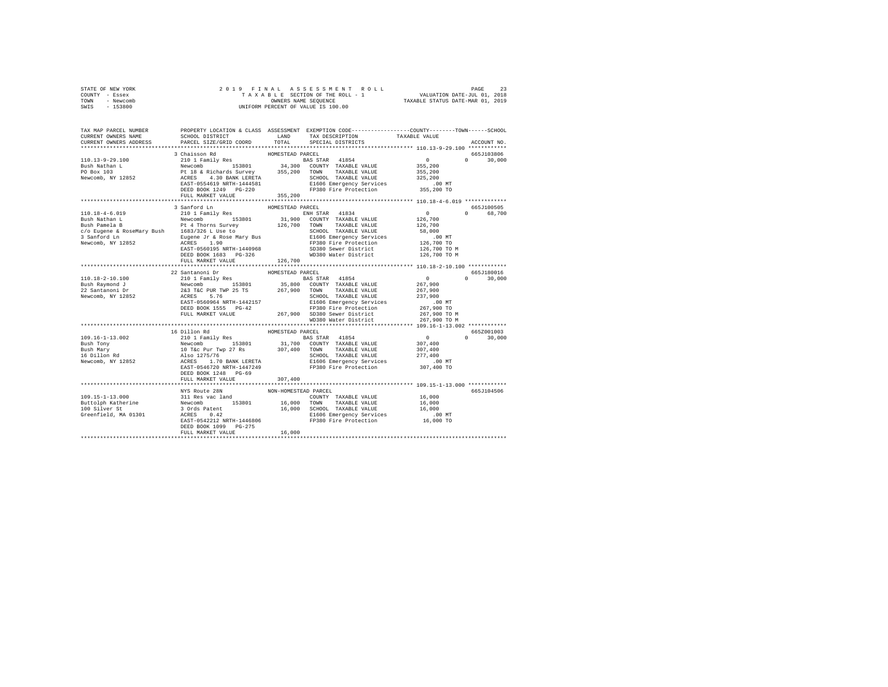STATE OF NEW YORK
COUNTY - Essex
TOWN - Newcomb
SWIS - 153800

2 0 1 9 F I N A L A S S E S S M E N T R O L L
T A X A B L E SECTION OF THE ROLL - 1
OWNERS NAME SEQUENCE
UNIFORM PERCENT OF VALUE IS 100.00

VALUATION DATE-JUL 01, 2018
TAXABLE STATUS DATE-MAR 01, 2019

```
TAX MAP PARCEL NUMBER          PROPERTY LOCATION & CLASS  ASSESSMENT  EXEMPTION CODE-----------------COUNTY--------TOWN------SCHOOL
CURRENT OWNERS NAME            SCHOOL DISTRICT               LAND      TAX DESCRIPTION            TAXABLE VALUE
CURRENT OWNERS ADDRESS         PARCEL SIZE/GRID COORD        TOTAL     SPECIAL DISTRICTS                                   ACCOUNT NO.
******************************************************************************************************* 110.13-9-29.100 ************
                               3 Chaisson Rd               HOMESTEAD PARCEL                                                665J103806
110.13-9-29.100                210 1 Family Res                        BAS STAR  41854                0          0      30,000
Bush Nathan L                  Newcomb      153801          34,300   COUNTY  TAXABLE VALUE           355,200
PO Box 103                     Pt 18 & Richards Survey     355,200   TOWN    TAXABLE VALUE           355,200
Newcomb, NY 12852              ACRES    4.30 BANK LERETA             SCHOOL  TAXABLE VALUE           325,200
                               EAST-0554619 NRTH-1444581             E1606 Emergency Services            .00 MT
                               DEED BOOK 1249   PG-220               FP380 Fire Protection           355,200 TO
                               FULL MARKET VALUE           355,200
******************************************************************************************************* 110.18-4-6.019 ************
                               3 Sanford Ln                HOMESTEAD PARCEL                                                665J100505
110.18-4-6.019                 210 1 Family Res                        ENH STAR  41834                0          0      68,700
Bush Nathan L                  Newcomb      153801          31,900   COUNTY  TAXABLE VALUE           126,700
Bush Pamela B                  Pt 4 Thorns Survey          126,700   TOWN    TAXABLE VALUE           126,700
c/o Eugene & RoseMary Bush     1683/326 L Use to                     SCHOOL  TAXABLE VALUE            58,000
3 Sanford Ln                   Eugene Jr & Rose Mary Bus             E1606 Emergency Services            .00 MT
Newcomb, NY 12852              ACRES    1.90                         FP380 Fire Protection           126,700 TO
                               EAST-0560195 NRTH-1440968             SD380 Sewer District            126,700 TO M
                               DEED BOOK 1683   PG-326               WD380 Water District            126,700 TO M
                               FULL MARKET VALUE           126,700
******************************************************************************************************* 110.18-2-10.100 ************
                               22 Santanoni Dr             HOMESTEAD PARCEL                                                665J180016
110.18-2-10.100                210 1 Family Res                        BAS STAR  41854                0          0      30,000
Bush Raymond J                 Newcomb      153801          35,800   COUNTY  TAXABLE VALUE           267,900
22 Santanoni Dr                2&3 T&C PUR TWP 25 TS       267,900   TOWN    TAXABLE VALUE           267,900
Newcomb, NY 12852              ACRES    5.76                         SCHOOL  TAXABLE VALUE           237,900
                               EAST-0560964 NRTH-1442157             E1606 Emergency Services            .00 MT
                               DEED BOOK 1555   PG-42                FP380 Fire Protection           267,900 TO
                               FULL MARKET VALUE           267,900   SD380 Sewer District            267,900 TO M
                                                                     WD380 Water District            267,900 TO M
******************************************************************************************************* 109.16-1-13.002 ************
                               16 Dillon Rd                HOMESTEAD PARCEL                                                665Z001003
109.16-1-13.002                210 1 Family Res                        BAS STAR  41854                0          0      30,000
Bush Tony                      Newcomb      153801          31,700   COUNTY  TAXABLE VALUE           307,400
Bush Mary                      10 T&c Pur Twp 27 Rs        307,400   TOWN    TAXABLE VALUE           307,400
16 Dillon Rd                   Also 1275/76                          SCHOOL  TAXABLE VALUE           277,400
Newcomb, NY 12852              ACRES    1.70 BANK LERETA             E1606 Emergency Services            .00 MT
                               EAST-0546720 NRTH-1447249             FP380 Fire Protection           307,400 TO
                               DEED BOOK 1248   PG-69
                               FULL MARKET VALUE           307,400
******************************************************************************************************* 109.15-1-13.000 ************
                               NYS Route 28N               NON-HOMESTEAD PARCEL                                            665J104506
109.15-1-13.000                311 Res vac land                      COUNTY  TAXABLE VALUE            16,000
Buttolph Katherine             Newcomb      153801          16,000   TOWN    TAXABLE VALUE            16,000
100 Silver St                  3 Ords Patent                16,000   SCHOOL  TAXABLE VALUE            16,000
Greenfield, MA 01301           ACRES    0.42                         E1606 Emergency Services            .00 MT
                               EAST-0542212 NRTH-1446806             FP380 Fire Protection            16,000 TO
                               DEED BOOK 1099   PG-275
                               FULL MARKET VALUE            16,000
************************************************************************************************************************************
```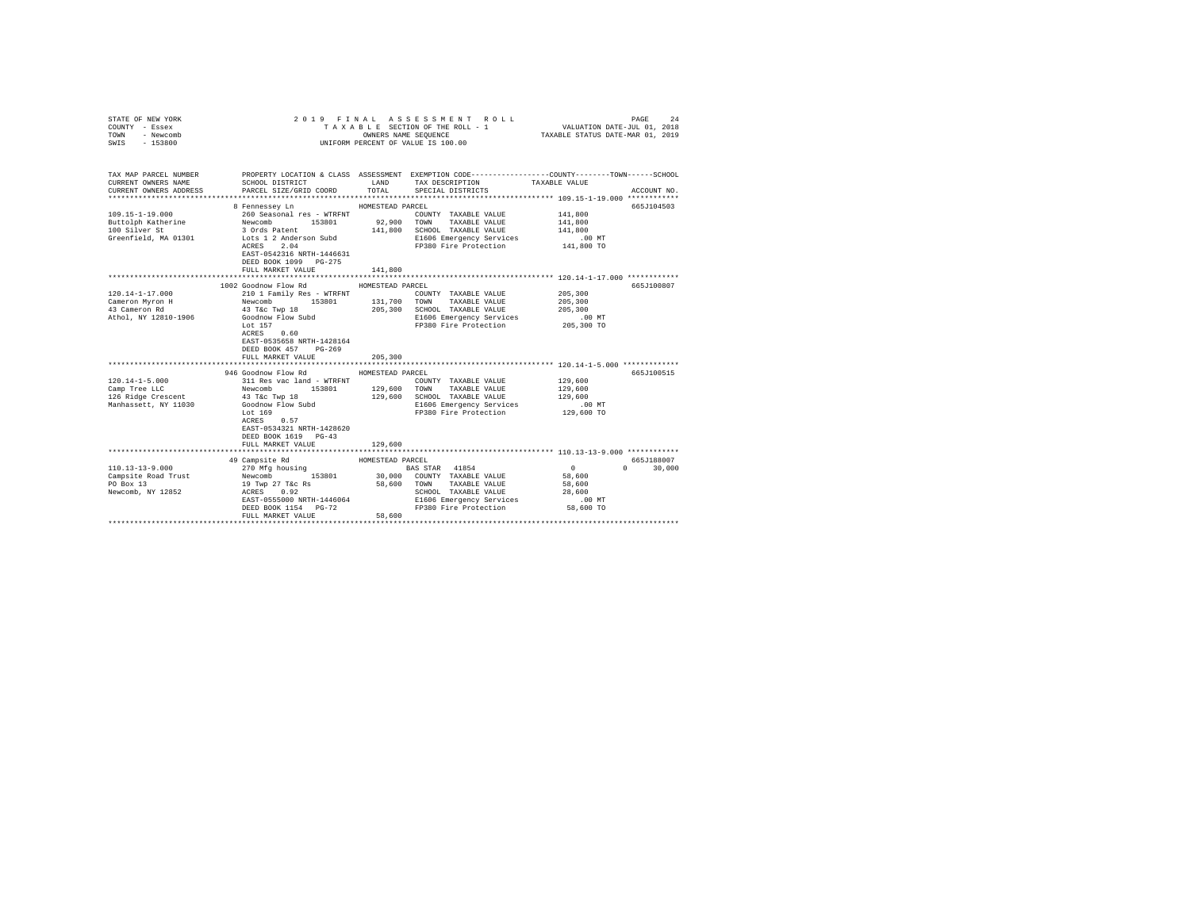STATE OF NEW YORK
COUNTY - Essex
TOWN - Newcomb
SWIS - 153800

2 0 1 9 F I N A L A S S E S S M E N T R O L L
T A X A B L E SECTION OF THE ROLL - 1
OWNERS NAME SEQUENCE
UNIFORM PERCENT OF VALUE IS 100.00

VALUATION DATE-JUL 01, 2018
TAXABLE STATUS DATE-MAR 01, 2019

```
TAX MAP PARCEL NUMBER          PROPERTY LOCATION & CLASS  ASSESSMENT  EXEMPTION CODE-----------------COUNTY--------TOWN------SCHOOL
CURRENT OWNERS NAME            SCHOOL DISTRICT               LAND      TAX DESCRIPTION            TAXABLE VALUE
CURRENT OWNERS ADDRESS         PARCEL SIZE/GRID COORD        TOTAL     SPECIAL DISTRICTS                                   ACCOUNT NO.
******************************************************************************************************* 109.15-1-19.000 ************
                               8 Fennessey Ln               HOMESTEAD PARCEL                                               665J104503
109.15-1-19.000                260 Seasonal res - WTRFNT             COUNTY  TAXABLE VALUE          141,800
Buttolph Katherine             Newcomb       153801        92,900   TOWN    TAXABLE VALUE          141,800
100 Silver St                  3 Ords Patent              141,800   SCHOOL  TAXABLE VALUE          141,800
Greenfield, MA 01301           Lots 1 2 Anderson Subd               E1606 Emergency Services          .00 MT
                               ACRES    2.04                        FP380 Fire Protection          141,800 TO
                               EAST-0542316 NRTH-1446631
                               DEED BOOK 1099   PG-275
                               FULL MARKET VALUE          141,800
******************************************************************************************************* 120.14-1-17.000 ************
                               1002 Goodnow Flow Rd         HOMESTEAD PARCEL                                               665J100807
120.14-1-17.000                210 1 Family Res - WTRFNT             COUNTY  TAXABLE VALUE          205,300
Cameron Myron H                Newcomb       153801       131,700   TOWN    TAXABLE VALUE          205,300
43 Cameron Rd                  43 T&c Twp 18              205,300   SCHOOL  TAXABLE VALUE          205,300
Athol, NY 12810-1906           Goodnow Flow Subd                    E1606 Emergency Services          .00 MT
                               Lot 157                              FP380 Fire Protection          205,300 TO
                               ACRES    0.60
                               EAST-0535658 NRTH-1428164
                               DEED BOOK 457    PG-269
                               FULL MARKET VALUE          205,300
******************************************************************************************************* 120.14-1-5.000 *************
                               946 Goodnow Flow Rd          HOMESTEAD PARCEL                                               665J100515
120.14-1-5.000                 311 Res vac land - WTRFNT             COUNTY  TAXABLE VALUE          129,600
Camp Tree LLC                  Newcomb       153801       129,600   TOWN    TAXABLE VALUE          129,600
126 Ridge Crescent             43 T&c Twp 18              129,600   SCHOOL  TAXABLE VALUE          129,600
Manhassett, NY 11030           Goodnow Flow Subd                    E1606 Emergency Services          .00 MT
                               Lot 169                              FP380 Fire Protection          129,600 TO
                               ACRES    0.57
                               EAST-0534321 NRTH-1428620
                               DEED BOOK 1619   PG-43
                               FULL MARKET VALUE          129,600
******************************************************************************************************* 110.13-13-9.000 ************
                               49 Campsite Rd               HOMESTEAD PARCEL                                               665J188007
110.13-13-9.000                270 Mfg housing                      BAS STAR  41854                     0            0      30,000
Campsite Road Trust            Newcomb       153801        30,000   COUNTY  TAXABLE VALUE           58,600
PO Box 13                      19 Twp 27 T&c Rs            58,600   TOWN    TAXABLE VALUE           58,600
Newcomb, NY 12852              ACRES    0.92                        SCHOOL  TAXABLE VALUE           28,600
                               EAST-0555000 NRTH-1446064            E1606 Emergency Services          .00 MT
                               DEED BOOK 1154   PG-72               FP380 Fire Protection           58,600 TO
                               FULL MARKET VALUE           58,600
************************************************************************************************************************************
```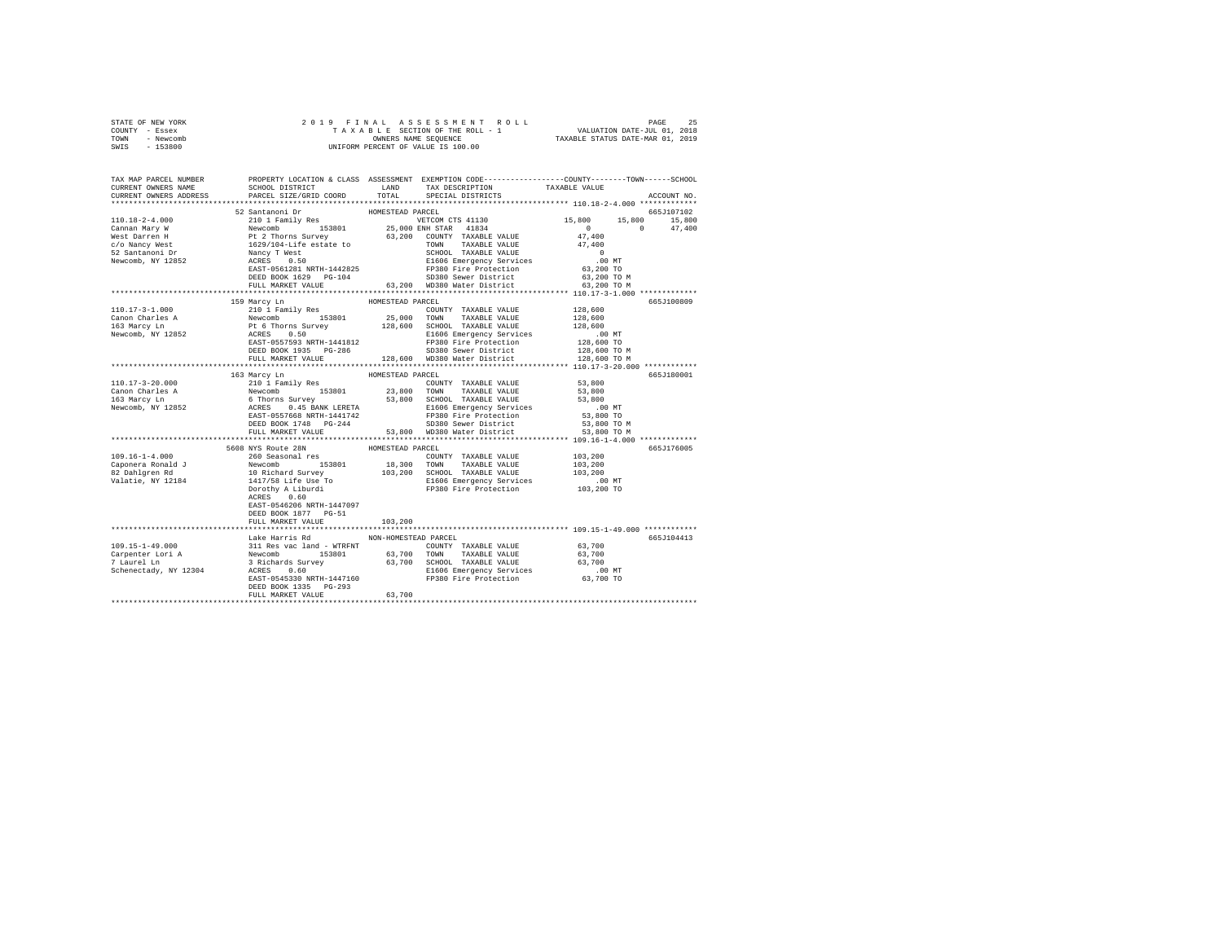STATE OF NEW YORK
COUNTY - Essex
TOWN - Newcomb
SWIS - 153800

# 2019 FINAL ASSESSMENT ROLL
TAXABLE SECTION OF THE ROLL - 1
OWNERS NAME SEQUENCE
UNIFORM PERCENT OF VALUE IS 100.00

VALUATION DATE-JUL 01, 2018
TAXABLE STATUS DATE-MAR 01, 2019

```
TAX MAP PARCEL NUMBER      PROPERTY LOCATION & CLASS  ASSESSMENT  EXEMPTION CODE-----------------COUNTY--------TOWN------SCHOOL
CURRENT OWNERS NAME        SCHOOL DISTRICT              LAND      TAX DESCRIPTION            TAXABLE VALUE
CURRENT OWNERS ADDRESS     PARCEL SIZE/GRID COORD       TOTAL     SPECIAL DISTRICTS                                  ACCOUNT NO.
******************************************************************************************** 110.18-2-4.000 *************
                      52 Santanoni Dr              HOMESTEAD PARCEL                                                 665J107102
110.18-2-4.000             210 1 Family Res                 VETCOM CTS 41130            15,800     15,800     15,800
Cannan Mary W              Newcomb       153801      25,000 ENH STAR  41834                  0          0     47,400
West Darren H              Pt 2 Thorns Survey        63,200   COUNTY  TAXABLE VALUE          47,400
c/o Nancy West             1629/104-Life estate to            TOWN    TAXABLE VALUE          47,400
52 Santanoni Dr            Nancy T West                       SCHOOL  TAXABLE VALUE               0
Newcomb, NY 12852          ACRES    0.50                      E1606 Emergency Services          .00 MT
                           EAST-0561281 NRTH-1442825          FP380 Fire Protection          63,200 TO
                           DEED BOOK 1629   PG-104            SD380 Sewer District           63,200 TO M
                           FULL MARKET VALUE          63,200  WD380 Water District           63,200 TO M
******************************************************************************************** 110.17-3-1.000 *************
                      159 Marcy Ln                 HOMESTEAD PARCEL                                                 665J100809
110.17-3-1.000             210 1 Family Res                   COUNTY  TAXABLE VALUE         128,600
Canon Charles A            Newcomb       153801      25,000   TOWN    TAXABLE VALUE         128,600
163 Marcy Ln               Pt 6 Thorns Survey       128,600   SCHOOL  TAXABLE VALUE         128,600
Newcomb, NY 12852          ACRES    0.50                      E1606 Emergency Services          .00 MT
                           EAST-0557593 NRTH-1441812          FP380 Fire Protection         128,600 TO
                           DEED BOOK 1935   PG-286            SD380 Sewer District          128,600 TO M
                           FULL MARKET VALUE         128,600  WD380 Water District          128,600 TO M
******************************************************************************************** 110.17-3-20.000 ************
                      163 Marcy Ln                 HOMESTEAD PARCEL                                                 665J180001
110.17-3-20.000            210 1 Family Res                   COUNTY  TAXABLE VALUE          53,800
Canon Charles A            Newcomb       153801      23,800   TOWN    TAXABLE VALUE          53,800
163 Marcy Ln               6 Thorns Survey           53,800   SCHOOL  TAXABLE VALUE          53,800
Newcomb, NY 12852          ACRES    0.45 BANK LERETA          E1606 Emergency Services          .00 MT
                           EAST-0557668 NRTH-1441742          FP380 Fire Protection          53,800 TO
                           DEED BOOK 1748   PG-244            SD380 Sewer District           53,800 TO M
                           FULL MARKET VALUE          53,800  WD380 Water District           53,800 TO M
******************************************************************************************** 109.16-1-4.000 *************
                      5608 NYS Route 28N           HOMESTEAD PARCEL                                                 665J176005
109.16-1-4.000             260 Seasonal res                   COUNTY  TAXABLE VALUE         103,200
Caponera Ronald J          Newcomb       153801      18,300   TOWN    TAXABLE VALUE         103,200
82 Dahlgren Rd             10 Richard Survey        103,200   SCHOOL  TAXABLE VALUE         103,200
Valatie, NY 12184          1417/58 Life Use To                E1606 Emergency Services          .00 MT
                           Dorothy A Liburdi                  FP380 Fire Protection         103,200 TO
                           ACRES    0.60
                           EAST-0546206 NRTH-1447097
                           DEED BOOK 1877   PG-51
                           FULL MARKET VALUE         103,200
******************************************************************************************** 109.15-1-49.000 ************
                      Lake Harris Rd               NON-HOMESTEAD PARCEL                                             665J104413
109.15-1-49.000            311 Res vac land - WTRFNT          COUNTY  TAXABLE VALUE          63,700
Carpenter Lori A           Newcomb       153801      63,700   TOWN    TAXABLE VALUE          63,700
7 Laurel Ln                3 Richards Survey         63,700   SCHOOL  TAXABLE VALUE          63,700
Schenectady, NY 12304      ACRES    0.60                      E1606 Emergency Services          .00 MT
                           EAST-0545330 NRTH-1447160          FP380 Fire Protection          63,700 TO
                           DEED BOOK 1335   PG-293
                           FULL MARKET VALUE          63,700
*************************************************************************************************************************
```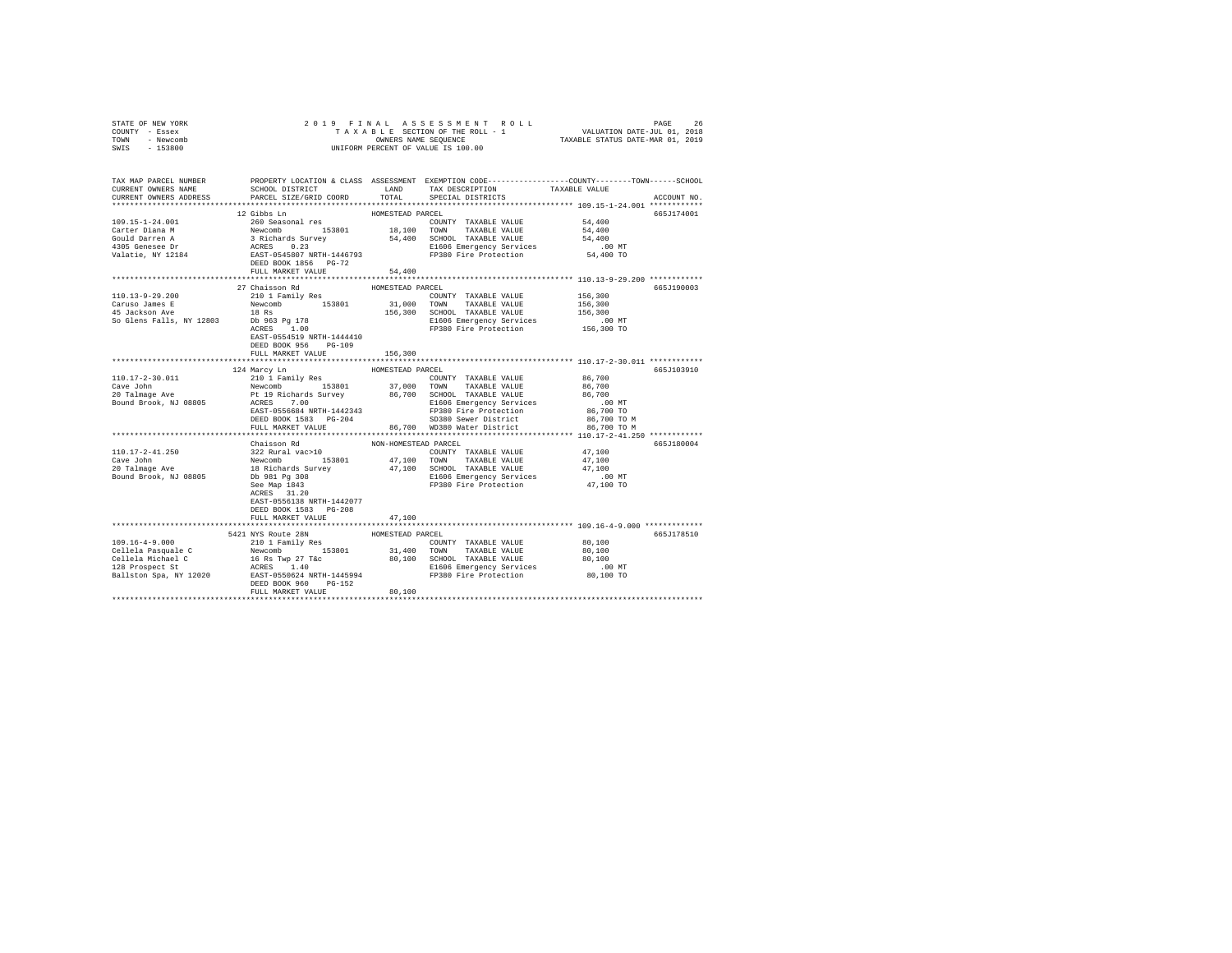STATE OF NEW YORK
COUNTY - Essex
TOWN - Newcomb
SWIS - 153800

2019 FINAL ASSESSMENT ROLL
TAXABLE SECTION OF THE ROLL - 1
OWNERS NAME SEQUENCE
UNIFORM PERCENT OF VALUE IS 100.00

VALUATION DATE-JUL 01, 2018
TAXABLE STATUS DATE-MAR 01, 2019

```
TAX MAP PARCEL NUMBER          PROPERTY LOCATION & CLASS  ASSESSMENT  EXEMPTION CODE-----------------COUNTY--------TOWN------SCHOOL
CURRENT OWNERS NAME            SCHOOL DISTRICT               LAND      TAX DESCRIPTION            TAXABLE VALUE
CURRENT OWNERS ADDRESS         PARCEL SIZE/GRID COORD        TOTAL     SPECIAL DISTRICTS                                   ACCOUNT NO.
****************************************************************************************************** 109.15-1-24.001 ************
                               12 Gibbs Ln                  HOMESTEAD PARCEL                                               665J174001
109.15-1-24.001                260 Seasonal res                          COUNTY  TAXABLE VALUE          54,400
Carter Diana M                 Newcomb        153801        18,100    TOWN    TAXABLE VALUE          54,400
Gould Darren A                 3 Richards Survey            54,400    SCHOOL  TAXABLE VALUE          54,400
4305 Genesee Dr                ACRES    0.23                          E1606 Emergency Services          .00 MT
Valatie, NY 12184              EAST-0545807 NRTH-1446793              FP380 Fire Protection          54,400 TO
                               DEED BOOK 1856   PG-72
                               FULL MARKET VALUE            54,400
****************************************************************************************************** 110.13-9-29.200 ************
                               27 Chaisson Rd               HOMESTEAD PARCEL                                               665J190003
110.13-9-29.200                210 1 Family Res                          COUNTY  TAXABLE VALUE         156,300
Caruso James E                 Newcomb        153801        31,000    TOWN    TAXABLE VALUE         156,300
45 Jackson Ave                 18 Rs                       156,300    SCHOOL  TAXABLE VALUE         156,300
So Glens Falls, NY 12803       Db 963 Pg 178                          E1606 Emergency Services          .00 MT
                               ACRES    1.00                          FP380 Fire Protection         156,300 TO
                               EAST-0554519 NRTH-1444410
                               DEED BOOK 956    PG-109
                               FULL MARKET VALUE           156,300
****************************************************************************************************** 110.17-2-30.011 ************
                               124 Marcy Ln                 HOMESTEAD PARCEL                                               665J103910
110.17-2-30.011                210 1 Family Res                          COUNTY  TAXABLE VALUE          86,700
Cave John                      Newcomb        153801        37,000    TOWN    TAXABLE VALUE          86,700
20 Talmage Ave                 Pt 19 Richards Survey        86,700    SCHOOL  TAXABLE VALUE          86,700
Bound Brook, NJ 08805          ACRES    7.00                          E1606 Emergency Services          .00 MT
                               EAST-0556684 NRTH-1442343              FP380 Fire Protection          86,700 TO
                               DEED BOOK 1583   PG-204                SD380 Sewer District           86,700 TO M
                               FULL MARKET VALUE            86,700    WD380 Water District           86,700 TO M
****************************************************************************************************** 110.17-2-41.250 ************
                               Chaisson Rd                  NON-HOMESTEAD PARCEL                                           665J180004
110.17-2-41.250                322 Rural vac>10                          COUNTY  TAXABLE VALUE          47,100
Cave John                      Newcomb        153801        47,100    TOWN    TAXABLE VALUE          47,100
20 Talmage Ave                 18 Richards Survey           47,100    SCHOOL  TAXABLE VALUE          47,100
Bound Brook, NJ 08805          Db 981 Pg 308                          E1606 Emergency Services          .00 MT
                               See Map 1843                           FP380 Fire Protection          47,100 TO
                               ACRES   31.20
                               EAST-0556138 NRTH-1442077
                               DEED BOOK 1583   PG-208
                               FULL MARKET VALUE            47,100
****************************************************************************************************** 109.16-4-9.000 *************
                               5421 NYS Route 28N           HOMESTEAD PARCEL                                               665J178510
109.16-4-9.000                 210 1 Family Res                          COUNTY  TAXABLE VALUE          80,100
Cellela Pasquale C             Newcomb        153801        31,400    TOWN    TAXABLE VALUE          80,100
Cellela Michael C              16 Rs Twp 27 T&c             80,100    SCHOOL  TAXABLE VALUE          80,100
128 Prospect St                ACRES    1.40                          E1606 Emergency Services          .00 MT
Ballston Spa, NY 12020         EAST-0550624 NRTH-1445994              FP380 Fire Protection          80,100 TO
                               DEED BOOK 960    PG-152
                               FULL MARKET VALUE            80,100
************************************************************************************************************************************
```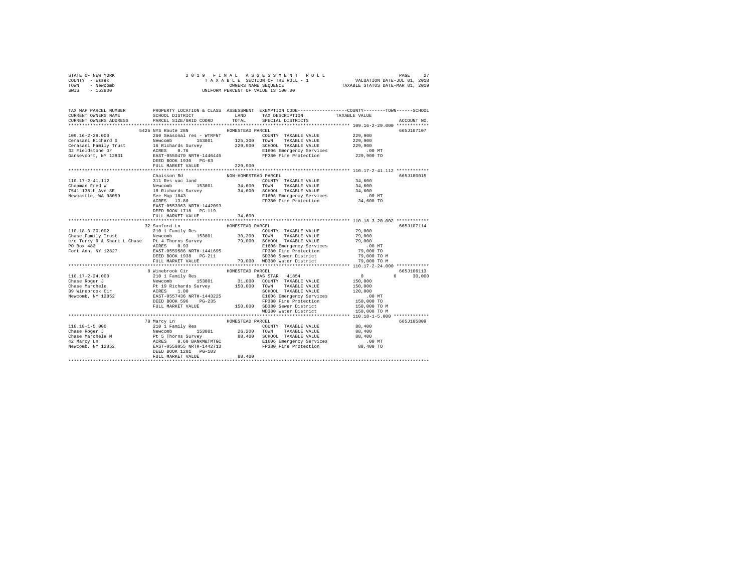STATE OF NEW YORK | 2019 FINAL ASSESSMENT ROLL | VALUATION DATE-JUL 01, 2018
COUNTY - Essex | TAXABLE SECTION OF THE ROLL - 1 | TAXABLE STATUS DATE-MAR 01, 2019
TOWN - Newcomb | OWNERS NAME SEQUENCE
SWIS - 153800 | UNIFORM PERCENT OF VALUE IS 100.00

```
TAX MAP PARCEL NUMBER        PROPERTY LOCATION & CLASS  ASSESSMENT  EXEMPTION CODE-----------------COUNTY--------TOWN------SCHOOL
CURRENT OWNERS NAME          SCHOOL DISTRICT               LAND      TAX DESCRIPTION            TAXABLE VALUE
CURRENT OWNERS ADDRESS       PARCEL SIZE/GRID COORD        TOTAL     SPECIAL DISTRICTS                                  ACCOUNT NO.
******************************************************************************************************* 109.16-2-29.000 ************
                          5426 NYS Route 28N               HOMESTEAD PARCEL                                              665J107107
109.16-2-29.000              260 Seasonal res - WTRFNT               COUNTY  TAXABLE VALUE          229,900
Cerasani Richard G           Newcomb        153801     125,300   TOWN    TAXABLE VALUE          229,900
Cerasani Family Trust        16 Richards Survey         229,900   SCHOOL  TAXABLE VALUE          229,900
32 Fieldstone Dr             ACRES    0.76                        E1606 Emergency Services           .00 MT
Gansevoort, NY 12831         EAST-0550470 NRTH-1446445            FP380 Fire Protection          229,900 TO
                             DEED BOOK 1930   PG-63
                             FULL MARKET VALUE          229,900
******************************************************************************************************* 110.17-2-41.112 ************
                          Chaisson Rd                      NON-HOMESTEAD PARCEL                                          665J180015
110.17-2-41.112              311 Res vac land                        COUNTY  TAXABLE VALUE           34,600
Chapman Fred W               Newcomb        153801      34,600   TOWN    TAXABLE VALUE           34,600
7541 135th Ave SE            18 Richards Survey          34,600   SCHOOL  TAXABLE VALUE           34,600
Newcastle, WA 98059          See Map 1843                         E1606 Emergency Services           .00 MT
                             ACRES   13.80                        FP380 Fire Protection           34,600 TO
                             EAST-0553963 NRTH-1442093
                             DEED BOOK 1718   PG-119
                             FULL MARKET VALUE           34,600
******************************************************************************************************* 110.18-3-20.002 ************
                          32 Sanford Ln                    HOMESTEAD PARCEL                                              665J107114
110.18-3-20.002              210 1 Family Res                        COUNTY  TAXABLE VALUE           79,000
Chase Family Trust           Newcomb        153801      30,200   TOWN    TAXABLE VALUE           79,000
c/o Terry R & Shari L Chase  Pt 4 Thorns Survey          79,000   SCHOOL  TAXABLE VALUE           79,000
PO Box 483                   ACRES    0.93                        E1606 Emergency Services           .00 MT
Fort Ann, NY 12827           EAST-0559586 NRTH-1441695            FP380 Fire Protection           79,000 TO
                             DEED BOOK 1938   PG-211              SD380 Sewer District            79,000 TO M
                             FULL MARKET VALUE           79,000   WD380 Water District            79,000 TO M
******************************************************************************************************* 110.17-2-24.000 ************
                          8 Winebrook Cir                  HOMESTEAD PARCEL                                              665J106113
110.17-2-24.000              210 1 Family Res                        BAS STAR  41854                    0            0      30,000
Chase Roger J                Newcomb        153801      31,000   COUNTY  TAXABLE VALUE          150,000
Chase Marchele               Pt 19 Richards Survey      150,000   TOWN    TAXABLE VALUE          150,000
39 Winebrook Cir             ACRES    1.00                        SCHOOL  TAXABLE VALUE          120,000
Newcomb, NY 12852            EAST-0557436 NRTH-1443225            E1606 Emergency Services           .00 MT
                             DEED BOOK 596    PG-235              FP380 Fire Protection          150,000 TO
                             FULL MARKET VALUE          150,000   SD380 Sewer District           150,000 TO M
                                                                  WD380 Water District           150,000 TO M
******************************************************************************************************* 110.18-1-5.000 *************
                          78 Marcy Ln                      HOMESTEAD PARCEL                                              665J105809
110.18-1-5.000               210 1 Family Res                        COUNTY  TAXABLE VALUE           88,400
Chase Roger J                Newcomb        153801      26,200   TOWN    TAXABLE VALUE           88,400
Chase Marchele M             Pt 5 Thorns Survey          88,400   SCHOOL  TAXABLE VALUE           88,400
42 Marcy Ln                  ACRES    0.60 BANKM&TMTGC            E1606 Emergency Services           .00 MT
Newcomb, NY 12852            EAST-0558055 NRTH-1442713            FP380 Fire Protection           88,400 TO
                             DEED BOOK 1201   PG-103
                             FULL MARKET VALUE           88,400
************************************************************************************************************************************
```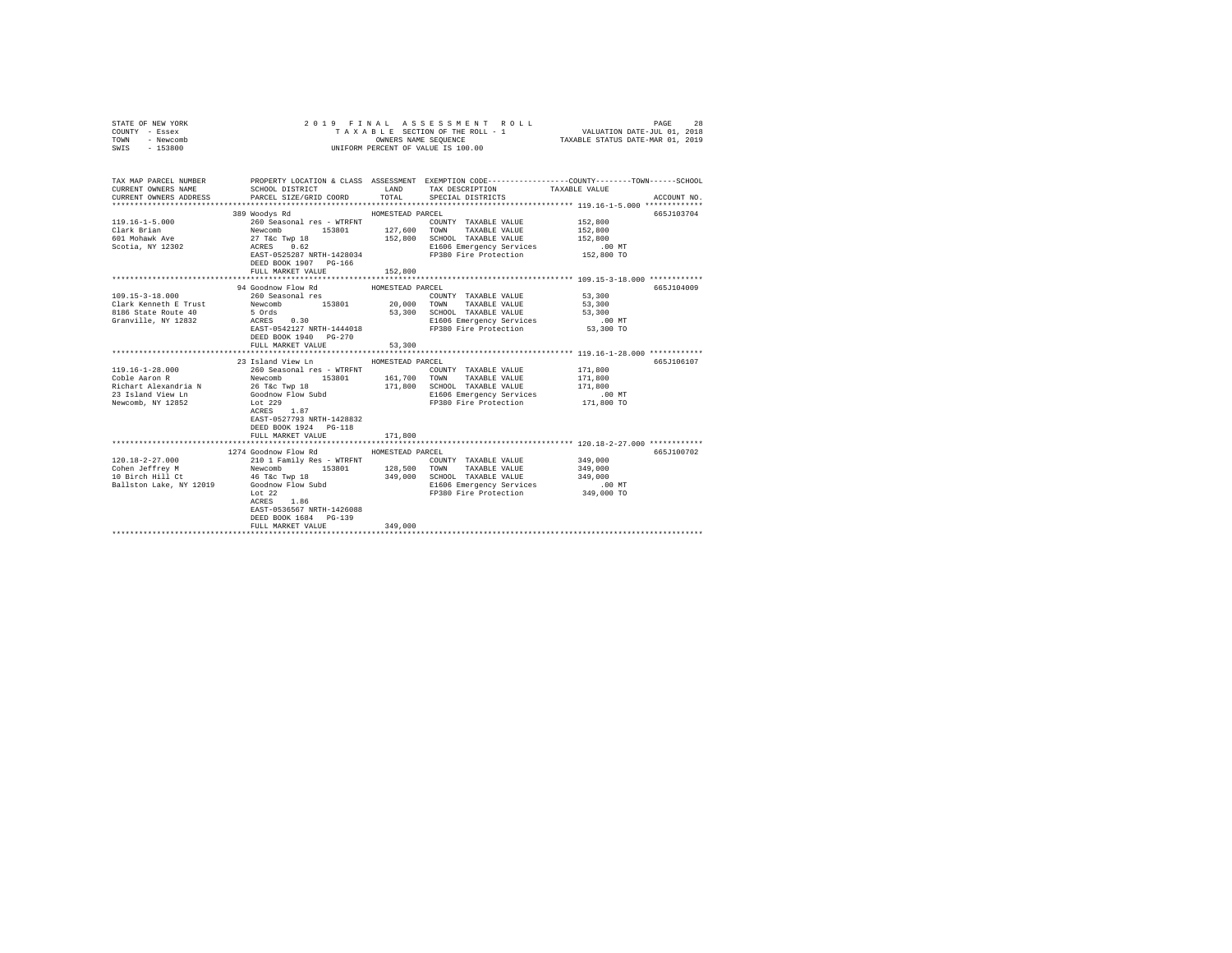STATE OF NEW YORK
COUNTY - Essex
TOWN - Newcomb
SWIS - 153800

2 0 1 9 F I N A L A S S E S S M E N T R O L L
T A X A B L E SECTION OF THE ROLL - 1
OWNERS NAME SEQUENCE
UNIFORM PERCENT OF VALUE IS 100.00

VALUATION DATE-JUL 01, 2018
TAXABLE STATUS DATE-MAR 01, 2019

```
TAX MAP PARCEL NUMBER          PROPERTY LOCATION & CLASS  ASSESSMENT  EXEMPTION CODE-----------------COUNTY--------TOWN------SCHOOL
CURRENT OWNERS NAME            SCHOOL DISTRICT               LAND      TAX DESCRIPTION            TAXABLE VALUE
CURRENT OWNERS ADDRESS         PARCEL SIZE/GRID COORD       TOTAL      SPECIAL DISTRICTS                                     ACCOUNT NO.
******************************************************************************************************* 119.16-1-5.000 *************
                               389 Woodys Rd                HOMESTEAD PARCEL                                                 665J103704
119.16-1-5.000                 260 Seasonal res - WTRFNT              COUNTY  TAXABLE VALUE          152,800
Clark Brian                    Newcomb       153801        127,600    TOWN    TAXABLE VALUE          152,800
601 Mohawk Ave                 27 T&c Twp 18               152,800    SCHOOL  TAXABLE VALUE          152,800
Scotia, NY 12302               ACRES    0.62                          E1606 Emergency Services            .00 MT
                               EAST-0525287 NRTH-1428034              FP380 Fire Protection           152,800 TO
                               DEED BOOK 1907   PG-166
                               FULL MARKET VALUE           152,800
******************************************************************************************************* 109.15-3-18.000 ************
                               94 Goodnow Flow Rd           HOMESTEAD PARCEL                                                 665J104009
109.15-3-18.000                260 Seasonal res                       COUNTY  TAXABLE VALUE           53,300
Clark Kenneth E Trust          Newcomb       153801         20,000    TOWN    TAXABLE VALUE           53,300
8186 State Route 40            5 Ords                       53,300    SCHOOL  TAXABLE VALUE           53,300
Granville, NY 12832            ACRES    0.30                          E1606 Emergency Services            .00 MT
                               EAST-0542127 NRTH-1444018              FP380 Fire Protection            53,300 TO
                               DEED BOOK 1940   PG-270
                               FULL MARKET VALUE            53,300
******************************************************************************************************* 119.16-1-28.000 ************
                               23 Island View Ln            HOMESTEAD PARCEL                                                 665J106107
119.16-1-28.000                260 Seasonal res - WTRFNT              COUNTY  TAXABLE VALUE          171,800
Coble Aaron R                  Newcomb       153801        161,700    TOWN    TAXABLE VALUE          171,800
Richart Alexandria N           26 T&c Twp 18               171,800    SCHOOL  TAXABLE VALUE          171,800
23 Island View Ln              Goodnow Flow Subd                      E1606 Emergency Services            .00 MT
Newcomb, NY 12852              Lot 229                                FP380 Fire Protection           171,800 TO
                               ACRES    1.87
                               EAST-0527793 NRTH-1428832
                               DEED BOOK 1924   PG-118
                               FULL MARKET VALUE           171,800
******************************************************************************************************* 120.18-2-27.000 ************
                               1274 Goodnow Flow Rd         HOMESTEAD PARCEL                                                 665J100702
120.18-2-27.000                210 1 Family Res - WTRFNT              COUNTY  TAXABLE VALUE          349,000
Cohen Jeffrey M                Newcomb       153801        128,500    TOWN    TAXABLE VALUE          349,000
10 Birch Hill Ct               46 T&c Twp 18               349,000    SCHOOL  TAXABLE VALUE          349,000
Ballston Lake, NY 12019        Goodnow Flow Subd                      E1606 Emergency Services            .00 MT
                               Lot 22                                 FP380 Fire Protection           349,000 TO
                               ACRES    1.86
                               EAST-0536567 NRTH-1426088
                               DEED BOOK 1684   PG-139
                               FULL MARKET VALUE           349,000
************************************************************************************************************************************
```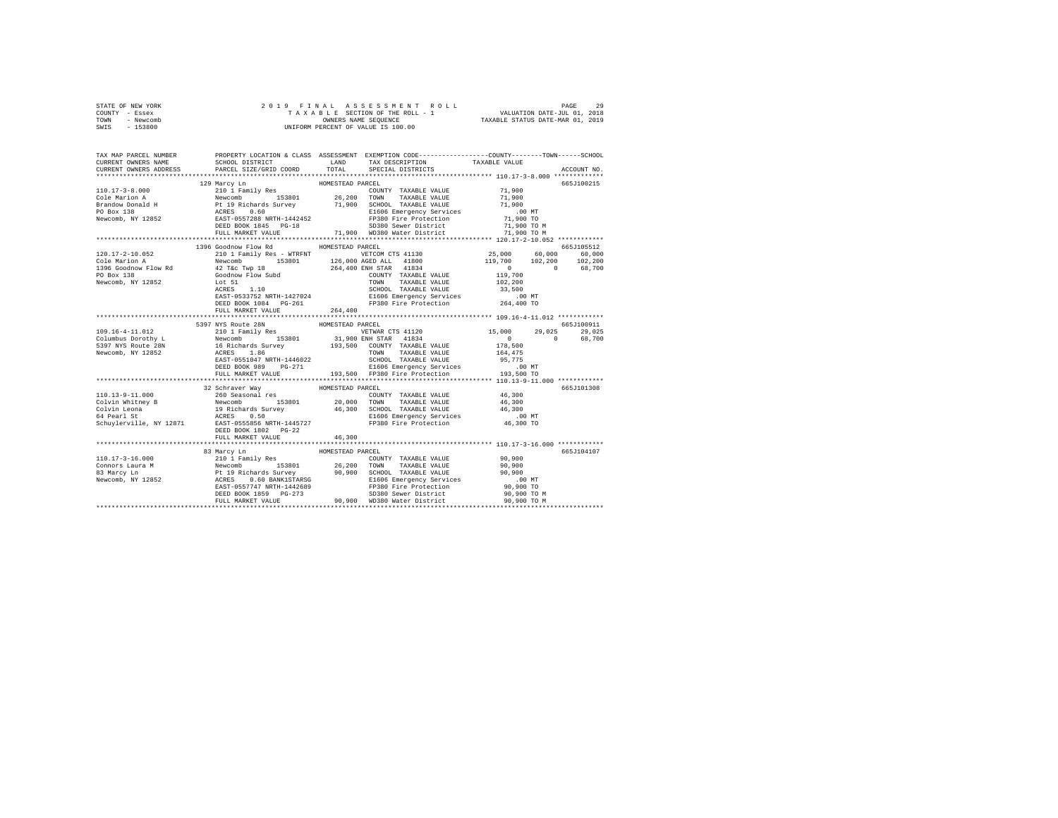```
STATE OF NEW YORK              2 0 1 9   F I N A L   A S S E S S M E N T   R O L L                     PAGE    29
COUNTY  - Essex                   T A X A B L E  SECTION OF THE ROLL - 1             VALUATION DATE-JUL 01, 2018
TOWN    - Newcomb                          OWNERS NAME SEQUENCE                     TAXABLE STATUS DATE-MAR 01, 2019
SWIS    - 153800                        UNIFORM PERCENT OF VALUE IS 100.00


TAX MAP PARCEL NUMBER          PROPERTY LOCATION & CLASS  ASSESSMENT  EXEMPTION CODE------------------COUNTY--------TOWN------SCHOOL
CURRENT OWNERS NAME            SCHOOL DISTRICT              LAND      TAX DESCRIPTION            TAXABLE VALUE
CURRENT OWNERS ADDRESS         PARCEL SIZE/GRID COORD       TOTAL     SPECIAL DISTRICTS                                  ACCOUNT NO.
************************************************************************************************ 110.17-3-8.000 *************
                          129 Marcy Ln                  HOMESTEAD PARCEL                                                665J100215
110.17-3-8.000            210 1 Family Res                         COUNTY  TAXABLE VALUE            71,900
Cole Marion A             Newcomb        153801        26,200      TOWN    TAXABLE VALUE            71,900
Brandow Donald H          Pt 19 Richards Survey        71,900      SCHOOL  TAXABLE VALUE            71,900
PO Box 138                ACRES    0.60                            E1606 Emergency Services           .00 MT
Newcomb, NY 12852         EAST-0557288 NRTH-1442452                FP380 Fire Protection          71,900 TO
                          DEED BOOK 1845   PG-18                   SD380 Sewer District           71,900 TO M
                          FULL MARKET VALUE             71,900     WD380 Water District           71,900 TO M
************************************************************************************************ 120.17-2-10.052 ************
                          1396 Goodnow Flow Rd          HOMESTEAD PARCEL                                                665J105512
120.17-2-10.052           210 1 Family Res - WTRFNT                VETCOM CTS 41130            25,000      60,000      60,000
Cole Marion A             Newcomb        153801       126,000 AGED ALL  41800                 119,700     102,200     102,200
1396 Goodnow Flow Rd      42 T&c Twp 18               264,400 ENH STAR  41834                       0           0      68,700
PO Box 138                Goodnow Flow Subd                        COUNTY  TAXABLE VALUE           119,700
Newcomb, NY 12852         Lot 51                                   TOWN    TAXABLE VALUE           102,200
                          ACRES    1.10                            SCHOOL  TAXABLE VALUE            33,500
                          EAST-0533752 NRTH-1427024                E1606 Emergency Services           .00 MT
                          DEED BOOK 1084   PG-261                  FP380 Fire Protection          264,400 TO
                          FULL MARKET VALUE            264,400
************************************************************************************************ 109.16-4-11.012 ************
                          5397 NYS Route 28N            HOMESTEAD PARCEL                                                665J100911
109.16-4-11.012           210 1 Family Res                         VETWAR CTS 41120            15,000      29,025      29,025
Columbus Dorothy L        Newcomb        153801        31,900 ENH STAR  41834                       0           0      68,700
5397 NYS Route 28N        16 Richards Survey          193,500      COUNTY  TAXABLE VALUE           178,500
Newcomb, NY 12852         ACRES    1.86                            TOWN    TAXABLE VALUE           164,475
                          EAST-0551047 NRTH-1446022                SCHOOL  TAXABLE VALUE            95,775
                          DEED BOOK 989    PG-271                  E1606 Emergency Services           .00 MT
                          FULL MARKET VALUE            193,500     FP380 Fire Protection          193,500 TO
************************************************************************************************ 110.13-9-11.000 ************
                          32 Schraver Way               HOMESTEAD PARCEL                                                665J101308
110.13-9-11.000           260 Seasonal res                         COUNTY  TAXABLE VALUE            46,300
Colvin Whitney B          Newcomb        153801        20,000      TOWN    TAXABLE VALUE            46,300
Colvin Leona              19 Richards Survey           46,300      SCHOOL  TAXABLE VALUE            46,300
64 Pearl St               ACRES    0.50                            E1606 Emergency Services           .00 MT
Schuylerville, NY 12871   EAST-0555856 NRTH-1445727                FP380 Fire Protection          46,300 TO
                          DEED BOOK 1802   PG-22
                          FULL MARKET VALUE             46,300
************************************************************************************************ 110.17-3-16.000 ************
                          83 Marcy Ln                   HOMESTEAD PARCEL                                                665J104107
110.17-3-16.000           210 1 Family Res                         COUNTY  TAXABLE VALUE            90,900
Connors Laura M           Newcomb        153801        26,200      TOWN    TAXABLE VALUE            90,900
83 Marcy Ln               Pt 19 Richards Survey        90,900      SCHOOL  TAXABLE VALUE            90,900
Newcomb, NY 12852         ACRES    0.60 BANK1STARSG                E1606 Emergency Services           .00 MT
                          EAST-0557747 NRTH-1442689                FP380 Fire Protection          90,900 TO
                          DEED BOOK 1859   PG-273                  SD380 Sewer District           90,900 TO M
                          FULL MARKET VALUE             90,900     WD380 Water District           90,900 TO M
******************************************************************************************************************************
```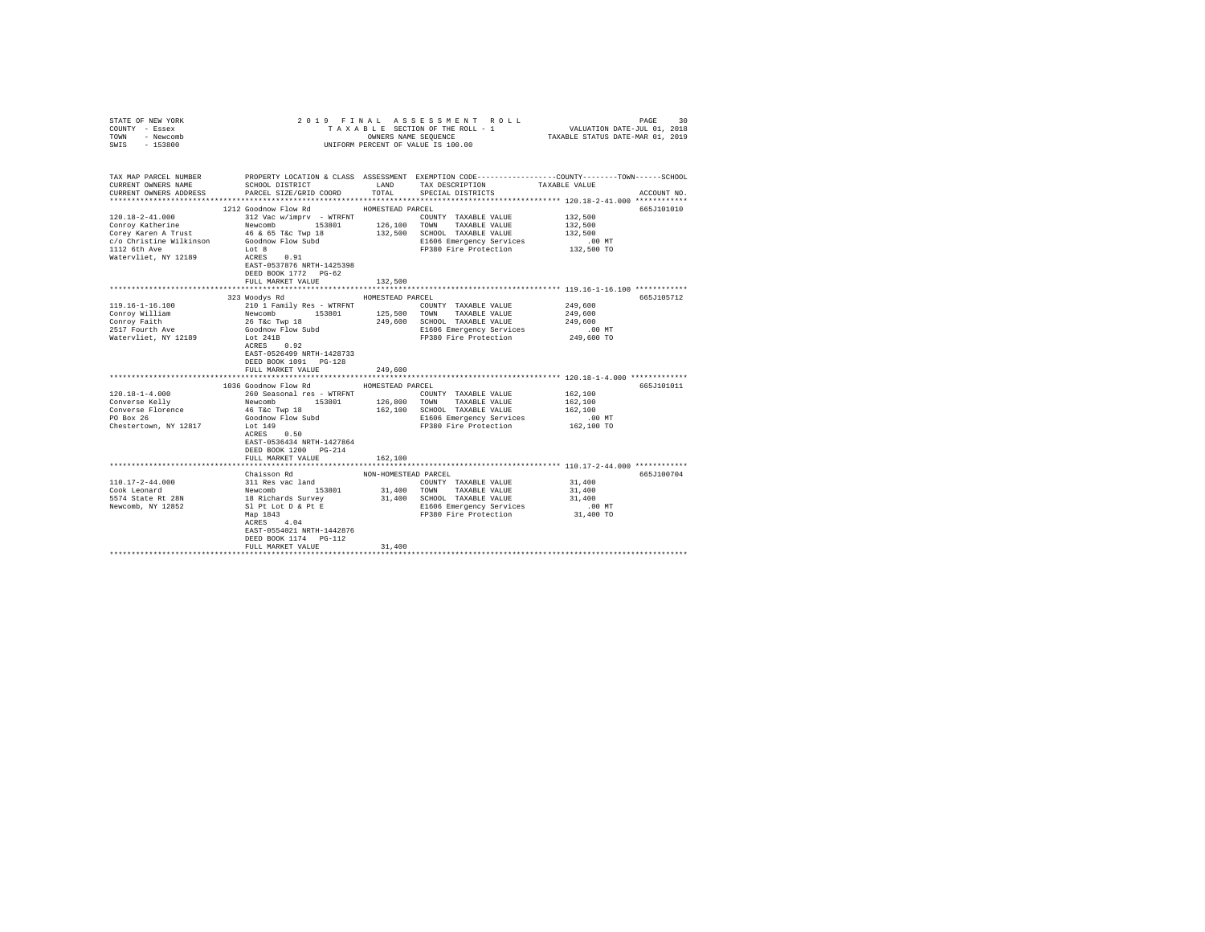STATE OF NEW YORK
COUNTY - Essex
TOWN - Newcomb
SWIS - 153800

2 0 1 9 F I N A L A S S E S S M E N T R O L L
T A X A B L E SECTION OF THE ROLL - 1
OWNERS NAME SEQUENCE
UNIFORM PERCENT OF VALUE IS 100.00

VALUATION DATE-JUL 01, 2018
TAXABLE STATUS DATE-MAR 01, 2019

| TAX MAP PARCEL NUMBER / CURRENT OWNERS NAME / CURRENT OWNERS ADDRESS | PROPERTY LOCATION & CLASS / SCHOOL DISTRICT / PARCEL SIZE/GRID COORD | ASSESSMENT LAND / TOTAL | EXEMPTION CODE / TAX DESCRIPTION / SPECIAL DISTRICTS | COUNTY / TOWN / SCHOOL TAXABLE VALUE | ACCOUNT NO. |
|---|---|---|---|---|---|
| 120.18-2-41.000 | 1212 Goodnow Flow Rd | | HOMESTEAD PARCEL | | 665J101010 |
| Conroy Katherine | 312 Vac w/imprv - WTRFNT | | COUNTY TAXABLE VALUE | 132,500 | |
| Corey Karen A Trust | Newcomb 153801 | 126,100 | TOWN TAXABLE VALUE | 132,500 | |
| c/o Christine Wilkinson | 46 & 65 T&c Twp 18 | 132,500 | SCHOOL TAXABLE VALUE | 132,500 | |
| 1112 6th Ave | Goodnow Flow Subd | | E1606 Emergency Services | .00 MT | |
| Watervliet, NY 12189 | Lot 8 | | FP380 Fire Protection | 132,500 TO | |
| | ACRES 0.91 | | | | |
| | EAST-0537876 NRTH-1425398 | | | | |
| | DEED BOOK 1772 PG-62 | | | | |
| | FULL MARKET VALUE | 132,500 | | | |
| 119.16-1-16.100 | 323 Woodys Rd | | HOMESTEAD PARCEL | | 665J105712 |
| Conroy William | 210 1 Family Res - WTRFNT | | COUNTY TAXABLE VALUE | 249,600 | |
| Conroy Faith | Newcomb 153801 | 125,500 | TOWN TAXABLE VALUE | 249,600 | |
| 2517 Fourth Ave | 26 T&c Twp 18 | 249,600 | SCHOOL TAXABLE VALUE | 249,600 | |
| Watervliet, NY 12189 | Goodnow Flow Subd | | E1606 Emergency Services | .00 MT | |
| | Lot 241B | | FP380 Fire Protection | 249,600 TO | |
| | ACRES 0.92 | | | | |
| | EAST-0526499 NRTH-1428733 | | | | |
| | DEED BOOK 1091 PG-128 | | | | |
| | FULL MARKET VALUE | 249,600 | | | |
| 120.18-1-4.000 | 1036 Goodnow Flow Rd | | HOMESTEAD PARCEL | | 665J101011 |
| Converse Kelly | 260 Seasonal res - WTRFNT | | COUNTY TAXABLE VALUE | 162,100 | |
| Converse Florence | Newcomb 153801 | 126,800 | TOWN TAXABLE VALUE | 162,100 | |
| PO Box 26 | 46 T&c Twp 18 | 162,100 | SCHOOL TAXABLE VALUE | 162,100 | |
| Chestertown, NY 12817 | Goodnow Flow Subd | | E1606 Emergency Services | .00 MT | |
| | Lot 149 | | FP380 Fire Protection | 162,100 TO | |
| | ACRES 0.50 | | | | |
| | EAST-0536434 NRTH-1427864 | | | | |
| | DEED BOOK 1200 PG-214 | | | | |
| | FULL MARKET VALUE | 162,100 | | | |
| 110.17-2-44.000 | Chaisson Rd | | NON-HOMESTEAD PARCEL | | 665J100704 |
| Cook Leonard | 311 Res vac land | | COUNTY TAXABLE VALUE | 31,400 | |
| 5574 State Rt 28N | Newcomb 153801 | 31,400 | TOWN TAXABLE VALUE | 31,400 | |
| Newcomb, NY 12852 | 18 Richards Survey | 31,400 | SCHOOL TAXABLE VALUE | 31,400 | |
| | Sl Pt Lot D & Pt E | | E1606 Emergency Services | .00 MT | |
| | Map 1843 | | FP380 Fire Protection | 31,400 TO | |
| | ACRES 4.04 | | | | |
| | EAST-0554021 NRTH-1442876 | | | | |
| | DEED BOOK 1174 PG-112 | | | | |
| | FULL MARKET VALUE | 31,400 | | | |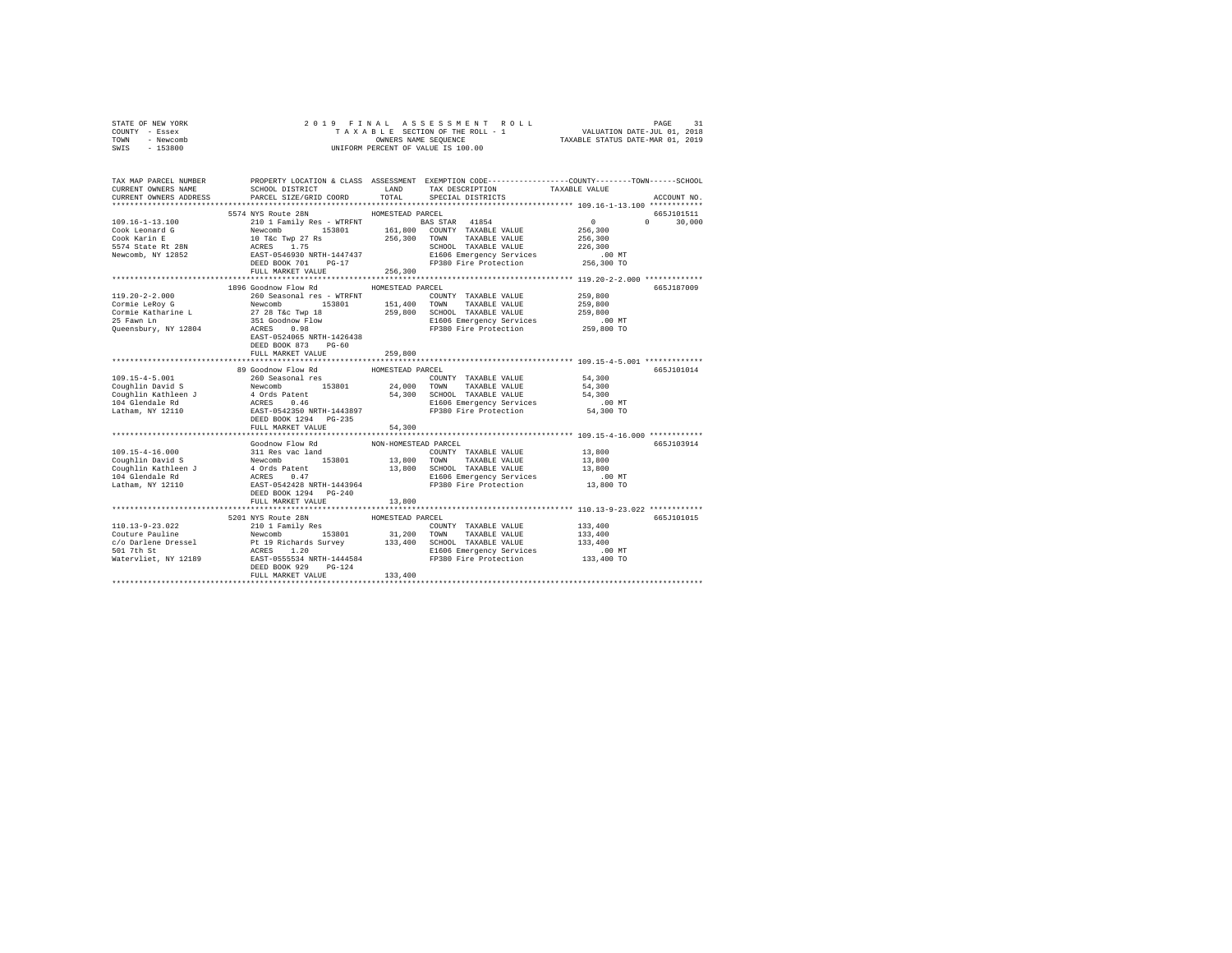STATE OF NEW YORK
COUNTY - Essex
TOWN - Newcomb
SWIS - 153800

2019 FINAL ASSESSMENT ROLL
TAXABLE SECTION OF THE ROLL - 1
OWNERS NAME SEQUENCE
UNIFORM PERCENT OF VALUE IS 100.00

VALUATION DATE-JUL 01, 2018
TAXABLE STATUS DATE-MAR 01, 2019

```
TAX MAP PARCEL NUMBER     PROPERTY LOCATION & CLASS  ASSESSMENT  EXEMPTION CODE-----------------COUNTY--------TOWN------SCHOOL
CURRENT OWNERS NAME       SCHOOL DISTRICT              LAND      TAX DESCRIPTION            TAXABLE VALUE
CURRENT OWNERS ADDRESS    PARCEL SIZE/GRID COORD       TOTAL     SPECIAL DISTRICTS                                  ACCOUNT NO.
******************************************************************************************* 109.16-1-13.100 ************
                          5574 NYS Route 28N            HOMESTEAD PARCEL                                            665J101511
109.16-1-13.100           210 1 Family Res - WTRFNT          BAS STAR  41854                   0          0      30,000
Cook Leonard G            Newcomb        153801     161,800   COUNTY  TAXABLE VALUE         256,300
Cook Karin E              10 T&c Twp 27 Rs          256,300   TOWN    TAXABLE VALUE         256,300
5574 State Rt 28N         ACRES    1.75                       SCHOOL  TAXABLE VALUE         226,300
Newcomb, NY 12852         EAST-0546930 NRTH-1447437           E1606 Emergency Services          .00 MT
                          DEED BOOK 701    PG-17              FP380 Fire Protection         256,300 TO
                          FULL MARKET VALUE         256,300
******************************************************************************************* 119.20-2-2.000 *************
                          1896 Goodnow Flow Rd          HOMESTEAD PARCEL                                            665J187009
119.20-2-2.000            260 Seasonal res - WTRFNT           COUNTY  TAXABLE VALUE         259,800
Cormie LeRoy G            Newcomb        153801     151,400   TOWN    TAXABLE VALUE         259,800
Cormie Katharine L        27 28 T&c Twp 18          259,800   SCHOOL  TAXABLE VALUE         259,800
25 Fawn Ln                351 Goodnow Flow                    E1606 Emergency Services          .00 MT
Queensbury, NY 12804      ACRES    0.98                       FP380 Fire Protection         259,800 TO
                          EAST-0524065 NRTH-1426438
                          DEED BOOK 873    PG-60
                          FULL MARKET VALUE         259,800
******************************************************************************************* 109.15-4-5.001 *************
                          89 Goodnow Flow Rd            HOMESTEAD PARCEL                                            665J101014
109.15-4-5.001            260 Seasonal res                    COUNTY  TAXABLE VALUE          54,300
Coughlin David S          Newcomb        153801      24,000   TOWN    TAXABLE VALUE          54,300
Coughlin Kathleen J       4 Ords Patent              54,300   SCHOOL  TAXABLE VALUE          54,300
104 Glendale Rd           ACRES    0.46                       E1606 Emergency Services          .00 MT
Latham, NY 12110          EAST-0542350 NRTH-1443897           FP380 Fire Protection          54,300 TO
                          DEED BOOK 1294   PG-235
                          FULL MARKET VALUE          54,300
******************************************************************************************* 109.15-4-16.000 ************
                          Goodnow Flow Rd               NON-HOMESTEAD PARCEL                                        665J103914
109.15-4-16.000           311 Res vac land                    COUNTY  TAXABLE VALUE          13,800
Coughlin David S          Newcomb        153801      13,800   TOWN    TAXABLE VALUE          13,800
Coughlin Kathleen J       4 Ords Patent              13,800   SCHOOL  TAXABLE VALUE          13,800
104 Glendale Rd           ACRES    0.47                       E1606 Emergency Services          .00 MT
Latham, NY 12110          EAST-0542428 NRTH-1443964           FP380 Fire Protection          13,800 TO
                          DEED BOOK 1294   PG-240
                          FULL MARKET VALUE          13,800
******************************************************************************************* 110.13-9-23.022 ************
                          5201 NYS Route 28N            HOMESTEAD PARCEL                                            665J101015
110.13-9-23.022           210 1 Family Res                    COUNTY  TAXABLE VALUE         133,400
Couture Pauline           Newcomb        153801      31,200   TOWN    TAXABLE VALUE         133,400
c/o Darlene Dressel       Pt 19 Richards Survey     133,400   SCHOOL  TAXABLE VALUE         133,400
501 7th St                ACRES    1.20                       E1606 Emergency Services          .00 MT
Watervliet, NY 12189      EAST-0555534 NRTH-1444584           FP380 Fire Protection         133,400 TO
                          DEED BOOK 929    PG-124
                          FULL MARKET VALUE         133,400
************************************************************************************************************************
```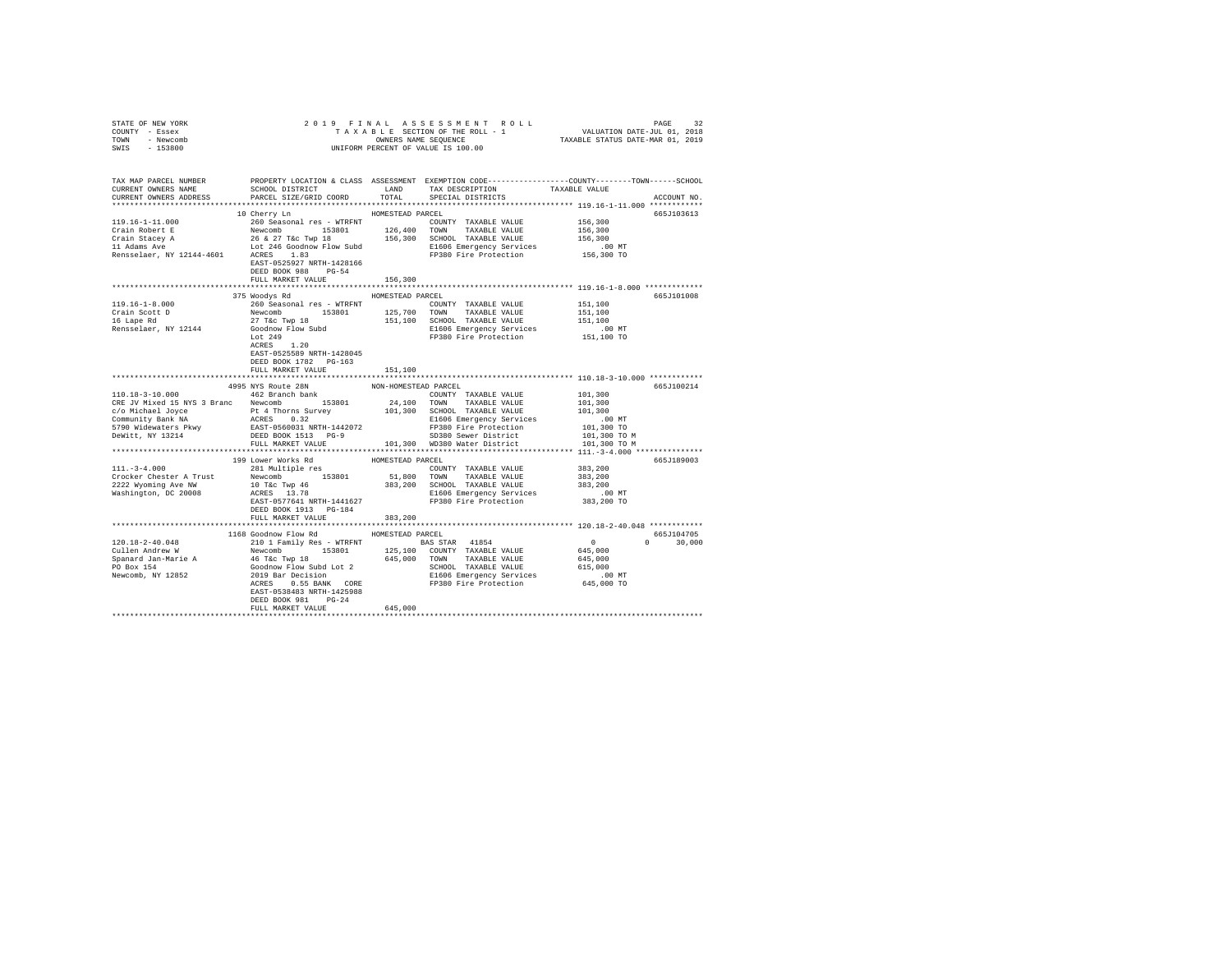STATE OF NEW YORK
COUNTY - Essex
TOWN - Newcomb
SWIS - 153800

2019 FINAL ASSESSMENT ROLL
TAXABLE SECTION OF THE ROLL - 1
OWNERS NAME SEQUENCE
UNIFORM PERCENT OF VALUE IS 100.00

VALUATION DATE-JUL 01, 2018
TAXABLE STATUS DATE-MAR 01, 2019

```
TAX MAP PARCEL NUMBER          PROPERTY LOCATION & CLASS  ASSESSMENT  EXEMPTION CODE-----------------COUNTY--------TOWN------SCHOOL
CURRENT OWNERS NAME            SCHOOL DISTRICT             LAND       TAX DESCRIPTION            TAXABLE VALUE
CURRENT OWNERS ADDRESS         PARCEL SIZE/GRID COORD      TOTAL      SPECIAL DISTRICTS                                   ACCOUNT NO.
******************************************************************************************************* 119.16-1-11.000 ************
                            10 Cherry Ln                 HOMESTEAD PARCEL                                                 665J103613
119.16-1-11.000              260 Seasonal res - WTRFNT              COUNTY  TAXABLE VALUE          156,300
Crain Robert E               Newcomb        153801     126,400   TOWN    TAXABLE VALUE          156,300
Crain Stacey A               26 & 27 T&c Twp 18        156,300   SCHOOL  TAXABLE VALUE          156,300
11 Adams Ave                 Lot 246 Goodnow Flow Subd           E1606 Emergency Services          .00 MT
Rensselaer, NY 12144-4601    ACRES    1.83                       FP380 Fire Protection          156,300 TO
                             EAST-0525927 NRTH-1428166
                             DEED BOOK 988    PG-54
                             FULL MARKET VALUE         156,300
******************************************************************************************************* 119.16-1-8.000 *************
                           375 Woodys Rd                 HOMESTEAD PARCEL                                                 665J101008
119.16-1-8.000               260 Seasonal res - WTRFNT              COUNTY  TAXABLE VALUE          151,100
Crain Scott D                Newcomb        153801     125,700   TOWN    TAXABLE VALUE          151,100
16 Lape Rd                   27 T&c Twp 18             151,100   SCHOOL  TAXABLE VALUE          151,100
Rensselaer, NY 12144         Goodnow Flow Subd                   E1606 Emergency Services          .00 MT
                             Lot 249                             FP380 Fire Protection          151,100 TO
                             ACRES    1.20
                             EAST-0525589 NRTH-1428045
                             DEED BOOK 1782   PG-163
                             FULL MARKET VALUE         151,100
******************************************************************************************************* 110.18-3-10.000 ************
                          4995 NYS Route 28N             NON-HOMESTEAD PARCEL                                             665J100214
110.18-3-10.000              462 Branch bank                        COUNTY  TAXABLE VALUE          101,300
CRE JV Mixed 15 NYS 3 Branc  Newcomb        153801      24,100   TOWN    TAXABLE VALUE          101,300
c/o Michael Joyce            Pt 4 Thorns Survey        101,300   SCHOOL  TAXABLE VALUE          101,300
Community Bank NA            ACRES    0.32                       E1606 Emergency Services          .00 MT
5790 Widewaters Pkwy         EAST-0560031 NRTH-1442072           FP380 Fire Protection          101,300 TO
DeWitt, NY 13214             DEED BOOK 1513   PG-9               SD380 Sewer District           101,300 TO M
                             FULL MARKET VALUE         101,300   WD380 Water District           101,300 TO M
******************************************************************************************************* 111.-3-4.000 ***************
                           199 Lower Works Rd            HOMESTEAD PARCEL                                                 665J189003
111.-3-4.000                 281 Multiple res                       COUNTY  TAXABLE VALUE          383,200
Crocker Chester A Trust      Newcomb        153801      51,800   TOWN    TAXABLE VALUE          383,200
2222 Wyoming Ave NW          10 T&c Twp 46             383,200   SCHOOL  TAXABLE VALUE          383,200
Washington, DC 20008         ACRES   13.78                       E1606 Emergency Services          .00 MT
                             EAST-0577641 NRTH-1441627           FP380 Fire Protection          383,200 TO
                             DEED BOOK 1913   PG-184
                             FULL MARKET VALUE         383,200
******************************************************************************************************* 120.18-2-40.048 ************
                          1168 Goodnow Flow Rd           HOMESTEAD PARCEL                                                 665J104705
120.18-2-40.048              210 1 Family Res - WTRFNT              BAS STAR  41854                 0           0      30,000
Cullen Andrew W              Newcomb        153801     125,100   COUNTY  TAXABLE VALUE          645,000
Spanard Jan-Marie A          46 T&c Twp 18             645,000   TOWN    TAXABLE VALUE          645,000
PO Box 154                   Goodnow Flow Subd Lot 2             SCHOOL  TAXABLE VALUE          615,000
Newcomb, NY 12852            2019 Bar Decision                   E1606 Emergency Services          .00 MT
                             ACRES    0.55 BANK   CORE           FP380 Fire Protection          645,000 TO
                             EAST-0538483 NRTH-1425988
                             DEED BOOK 981    PG-24
                             FULL MARKET VALUE         645,000
************************************************************************************************************************************
```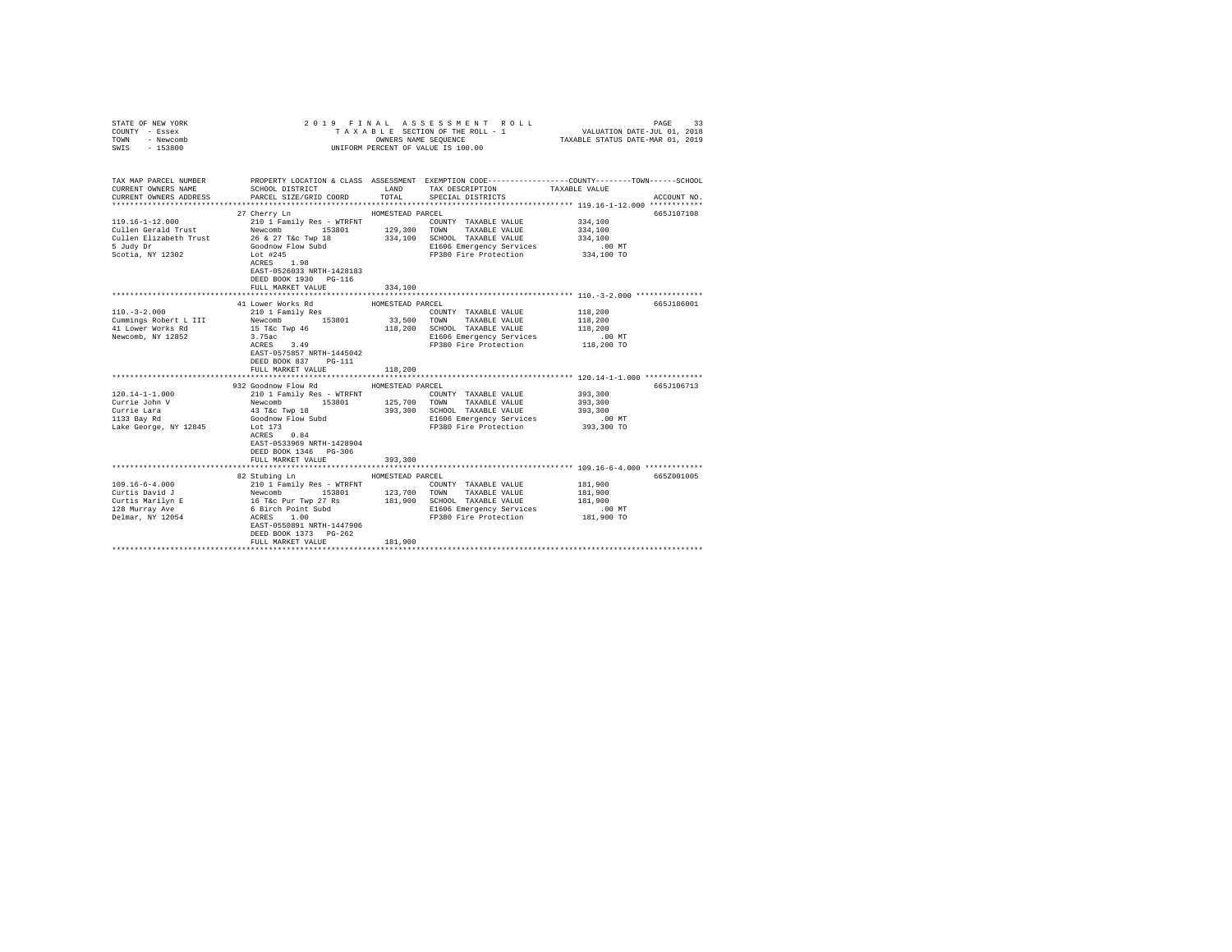STATE OF NEW YORK　　　　2019 FINAL ASSESSMENT ROLL
COUNTY - Essex　　　　TAXABLE SECTION OF THE ROLL - 1　　　　VALUATION DATE-JUL 01, 2018
TOWN - Newcomb　　　　OWNERS NAME SEQUENCE　　　　TAXABLE STATUS DATE-MAR 01, 2019
SWIS - 153800　　　　UNIFORM PERCENT OF VALUE IS 100.00

| TAX MAP PARCEL NUMBER / CURRENT OWNERS NAME / CURRENT OWNERS ADDRESS | PROPERTY LOCATION & CLASS / SCHOOL DISTRICT / PARCEL SIZE/GRID COORD | ASSESSMENT LAND / TOTAL | EXEMPTION CODE / TAX DESCRIPTION / SPECIAL DISTRICTS | COUNTY / TOWN / SCHOOL TAXABLE VALUE | ACCOUNT NO. |
|---|---|---|---|---|---|
| **119.16-1-12.000** | 27 Cherry Ln | HOMESTEAD PARCEL | | | 665J107108 |
| 119.16-1-12.000 | 210 1 Family Res - WTRFNT | | COUNTY TAXABLE VALUE | 334,100 | |
| Cullen Gerald Trust | Newcomb 153801 | 129,300 | TOWN TAXABLE VALUE | 334,100 | |
| Cullen Elizabeth Trust | 26 & 27 T&c Twp 18 | 334,100 | SCHOOL TAXABLE VALUE | 334,100 | |
| 5 Judy Dr | Goodnow Flow Subd | | E1606 Emergency Services | .00 MT | |
| Scotia, NY 12302 | Lot #245 | | FP380 Fire Protection | 334,100 TO | |
| | ACRES 1.98 | | | | |
| | EAST-0526033 NRTH-1428183 | | | | |
| | DEED BOOK 1930 PG-116 | | | | |
| | FULL MARKET VALUE | 334,100 | | | |
| **110.-3-2.000** | 41 Lower Works Rd | HOMESTEAD PARCEL | | | 665J186001 |
| 110.-3-2.000 | 210 1 Family Res | | COUNTY TAXABLE VALUE | 118,200 | |
| Cummings Robert L III | Newcomb 153801 | 33,500 | TOWN TAXABLE VALUE | 118,200 | |
| 41 Lower Works Rd | 15 T&c Twp 46 | 118,200 | SCHOOL TAXABLE VALUE | 118,200 | |
| Newcomb, NY 12852 | 3.75ac | | E1606 Emergency Services | .00 MT | |
| | ACRES 3.49 | | FP380 Fire Protection | 118,200 TO | |
| | EAST-0575857 NRTH-1445042 | | | | |
| | DEED BOOK 837 PG-111 | | | | |
| | FULL MARKET VALUE | 118,200 | | | |
| **120.14-1-1.000** | 932 Goodnow Flow Rd | HOMESTEAD PARCEL | | | 665J106713 |
| 120.14-1-1.000 | 210 1 Family Res - WTRFNT | | COUNTY TAXABLE VALUE | 393,300 | |
| Currie John V | Newcomb 153801 | 125,700 | TOWN TAXABLE VALUE | 393,300 | |
| Currie Lara | 43 T&c Twp 18 | 393,300 | SCHOOL TAXABLE VALUE | 393,300 | |
| 1133 Bay Rd | Goodnow Flow Subd | | E1606 Emergency Services | .00 MT | |
| Lake George, NY 12845 | Lot 173 | | FP380 Fire Protection | 393,300 TO | |
| | ACRES 0.84 | | | | |
| | EAST-0533969 NRTH-1428904 | | | | |
| | DEED BOOK 1346 PG-306 | | | | |
| | FULL MARKET VALUE | 393,300 | | | |
| **109.16-6-4.000** | 82 Stubing Ln | HOMESTEAD PARCEL | | | 665Z001005 |
| 109.16-6-4.000 | 210 1 Family Res - WTRFNT | | COUNTY TAXABLE VALUE | 181,900 | |
| Curtis David J | Newcomb 153801 | 123,700 | TOWN TAXABLE VALUE | 181,900 | |
| Curtis Marilyn E | 16 T&c Pur Twp 27 Rs | 181,900 | SCHOOL TAXABLE VALUE | 181,900 | |
| 128 Murray Ave | 6 Birch Point Subd | | E1606 Emergency Services | .00 MT | |
| Delmar, NY 12054 | ACRES 1.00 | | FP380 Fire Protection | 181,900 TO | |
| | EAST-0550891 NRTH-1447906 | | | | |
| | DEED BOOK 1373 PG-262 | | | | |
| | FULL MARKET VALUE | 181,900 | | | |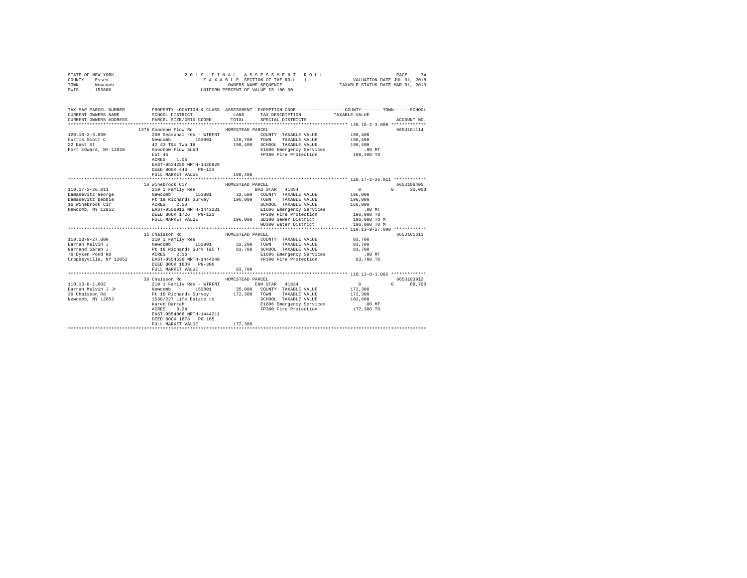STATE OF NEW YORK
COUNTY - Essex
TOWN - Newcomb
SWIS - 153800

2 0 1 9 F I N A L A S S E S S M E N T R O L L
T A X A B L E SECTION OF THE ROLL - 1
OWNERS NAME SEQUENCE
UNIFORM PERCENT OF VALUE IS 100.00

VALUATION DATE-JUL 01, 2018
TAXABLE STATUS DATE-MAR 01, 2019

```
TAX MAP PARCEL NUMBER          PROPERTY LOCATION & CLASS  ASSESSMENT  EXEMPTION CODE-----------------COUNTY--------TOWN------SCHOOL
CURRENT OWNERS NAME            SCHOOL DISTRICT               LAND      TAX DESCRIPTION            TAXABLE VALUE
CURRENT OWNERS ADDRESS         PARCEL SIZE/GRID COORD       TOTAL      SPECIAL DISTRICTS                                  ACCOUNT NO.
******************************************************************************************************* 120.18-2-3.000 *************
                    1376 Goodnow Flow Rd          HOMESTEAD PARCEL                                                    665J101114
120.18-2-3.000             260 Seasonal res - WTRFNT            COUNTY  TAXABLE VALUE            198,400
Curtis Scott C             Newcomb        153801     128,700    TOWN    TAXABLE VALUE            198,400
22 East St                 42 43 T&c Twp 18          198,400    SCHOOL  TAXABLE VALUE            198,400
Fort Edward, NY 12828      Goodnow Flow Subd                    E1606 Emergency Services             .00 MT
                           Lot 46                               FP380 Fire Protection            198,400 TO
                           ACRES    1.06
                           EAST-0534255 NRTH-1426929
                           DEED BOOK 446    PG-133
                           FULL MARKET VALUE         198,400
******************************************************************************************************* 110.17-2-26.011 ************
                    16 Winebrook Cir              HOMESTEAD PARCEL                                                    665J106405
110.17-2-26.011            210 1 Family Res                     BAS STAR  41854                 0            0       30,000
Damasevitz George          Newcomb        153801      32,500    COUNTY  TAXABLE VALUE            196,000
Damasevitz Debbie          Pt 19 Richards Survey     196,000    TOWN    TAXABLE VALUE            196,000
16 Winebrook Cir           ACRES    2.50                        SCHOOL  TAXABLE VALUE            166,000
Newcomb, NY 12852          EAST-0556913 NRTH-1443231            E1606 Emergency Services             .00 MT
                           DEED BOOK 1726   PG-121              FP380 Fire Protection            196,000 TO
                           FULL MARKET VALUE         196,000    SD380 Sewer District             196,000 TO M
                                                                WD380 Water District             196,000 TO M
******************************************************************************************************* 110.13-9-27.000 ************
                    31 Chaisson Rd                HOMESTEAD PARCEL                                                    665J101611
110.13-9-27.000            210 1 Family Res                     COUNTY  TAXABLE VALUE             83,700
Darrah Melvin J            Newcomb        153801      32,200    TOWN    TAXABLE VALUE             83,700
Garrand Sarah J            Pt 18 Richards Surv T&C T  83,700    SCHOOL  TAXABLE VALUE             83,700
76 Dyken Pond Rd           ACRES    2.16                        E1606 Emergency Services             .00 MT
Cropseyville, NY 12052     EAST-0554536 NRTH-1444240            FP380 Fire Protection             83,700 TO
                           DEED BOOK 1609   PG-306
                           FULL MARKET VALUE          83,700
******************************************************************************************************* 110.13-8-1.002 *************
                    36 Chaisson Rd                HOMESTEAD PARCEL                                                    665J103912
110.13-8-1.002             210 1 Family Res - WTRFNT            ENH STAR  41834                 0            0       68,700
Darrah Melvin J Jr         Newcomb        153801      35,000    COUNTY  TAXABLE VALUE            172,300
36 Chaisson Rd             Pt 18 Richards Survey     172,300    TOWN    TAXABLE VALUE            172,300
Newcomb, NY 12852          1538/227 Life Estate to              SCHOOL  TAXABLE VALUE            103,600
                           Karen Darrah                         E1606 Emergency Services             .00 MT
                           ACRES    3.24                        FP380 Fire Protection            172,300 TO
                           EAST-0554066 NRTH-1444211
                           DEED BOOK 1678   PG-185
                           FULL MARKET VALUE         172,300
************************************************************************************************************************************
```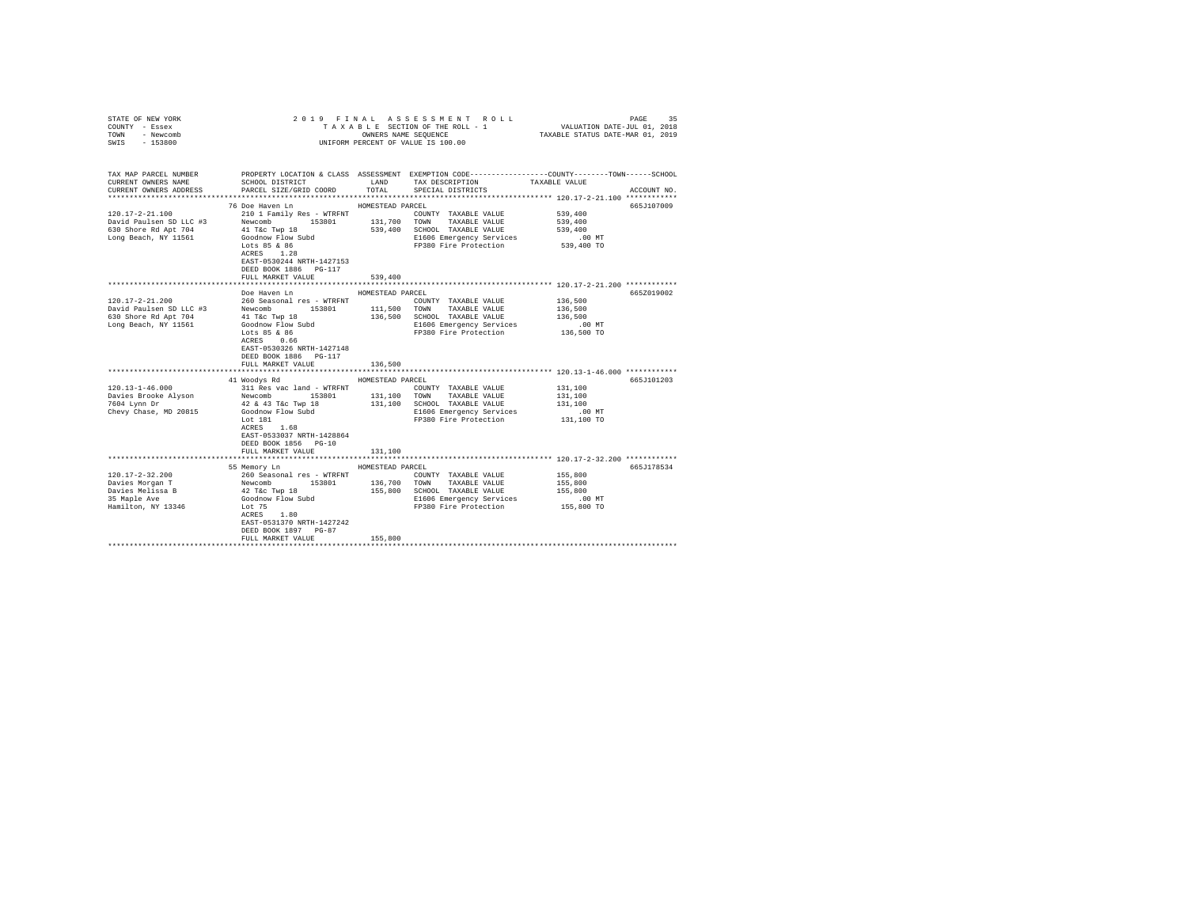STATE OF NEW YORK — 2019 FINAL ASSESSMENT ROLL
COUNTY - Essex — TAXABLE SECTION OF THE ROLL - 1 — VALUATION DATE-JUL 01, 2018
TOWN - Newcomb — OWNERS NAME SEQUENCE — TAXABLE STATUS DATE-MAR 01, 2019
SWIS - 153800 — UNIFORM PERCENT OF VALUE IS 100.00

```
TAX MAP PARCEL NUMBER         PROPERTY LOCATION & CLASS  ASSESSMENT  EXEMPTION CODE-----------------COUNTY--------TOWN------SCHOOL
CURRENT OWNERS NAME           SCHOOL DISTRICT               LAND      TAX DESCRIPTION             TAXABLE VALUE
CURRENT OWNERS ADDRESS        PARCEL SIZE/GRID COORD        TOTAL     SPECIAL DISTRICTS                                     ACCOUNT NO.
******************************************************************************************* 120.17-2-21.100 ************
                              76 Doe Haven Ln               HOMESTEAD PARCEL                                             665J107009
120.17-2-21.100               210 1 Family Res - WTRFNT               COUNTY  TAXABLE VALUE          539,400
David Paulsen SD LLC #3       Newcomb        153801       131,700     TOWN    TAXABLE VALUE          539,400
630 Shore Rd Apt 704          41 T&c Twp 18               539,400     SCHOOL  TAXABLE VALUE          539,400
Long Beach, NY 11561          Goodnow Flow Subd                       E1606 Emergency Services            .00 MT
                              Lots 85 & 86                            FP380 Fire Protection           539,400 TO
                              ACRES    1.28
                              EAST-0530244 NRTH-1427153
                              DEED BOOK 1886   PG-117
                              FULL MARKET VALUE           539,400
******************************************************************************************* 120.17-2-21.200 ************
                              Doe Haven Ln                  HOMESTEAD PARCEL                                             665Z019002
120.17-2-21.200               260 Seasonal res - WTRFNT               COUNTY  TAXABLE VALUE          136,500
David Paulsen SD LLC #3       Newcomb        153801       111,500     TOWN    TAXABLE VALUE          136,500
630 Shore Rd Apt 704          41 T&c Twp 18               136,500     SCHOOL  TAXABLE VALUE          136,500
Long Beach, NY 11561          Goodnow Flow Subd                       E1606 Emergency Services            .00 MT
                              Lots 85 & 86                            FP380 Fire Protection           136,500 TO
                              ACRES    0.66
                              EAST-0530326 NRTH-1427148
                              DEED BOOK 1886   PG-117
                              FULL MARKET VALUE           136,500
******************************************************************************************* 120.13-1-46.000 ************
                              41 Woodys Rd                  HOMESTEAD PARCEL                                             665J101203
120.13-1-46.000               311 Res vac land - WTRFNT               COUNTY  TAXABLE VALUE          131,100
Davies Brooke Alyson          Newcomb        153801       131,100     TOWN    TAXABLE VALUE          131,100
7604 Lynn Dr                  42 & 43 T&c Twp 18          131,100     SCHOOL  TAXABLE VALUE          131,100
Chevy Chase, MD 20815         Goodnow Flow Subd                       E1606 Emergency Services            .00 MT
                              Lot 181                                 FP380 Fire Protection           131,100 TO
                              ACRES    1.68
                              EAST-0533037 NRTH-1428864
                              DEED BOOK 1856   PG-10
                              FULL MARKET VALUE           131,100
******************************************************************************************* 120.17-2-32.200 ************
                              55 Memory Ln                  HOMESTEAD PARCEL                                             665J178534
120.17-2-32.200               260 Seasonal res - WTRFNT               COUNTY  TAXABLE VALUE          155,800
Davies Morgan T               Newcomb        153801       136,700     TOWN    TAXABLE VALUE          155,800
Davies Melissa B              42 T&c Twp 18               155,800     SCHOOL  TAXABLE VALUE          155,800
35 Maple Ave                  Goodnow Flow Subd                       E1606 Emergency Services            .00 MT
Hamilton, NY 13346            Lot 75                                  FP380 Fire Protection           155,800 TO
                              ACRES    1.80
                              EAST-0531370 NRTH-1427242
                              DEED BOOK 1897   PG-87
                              FULL MARKET VALUE           155,800
************************************************************************************************************************
```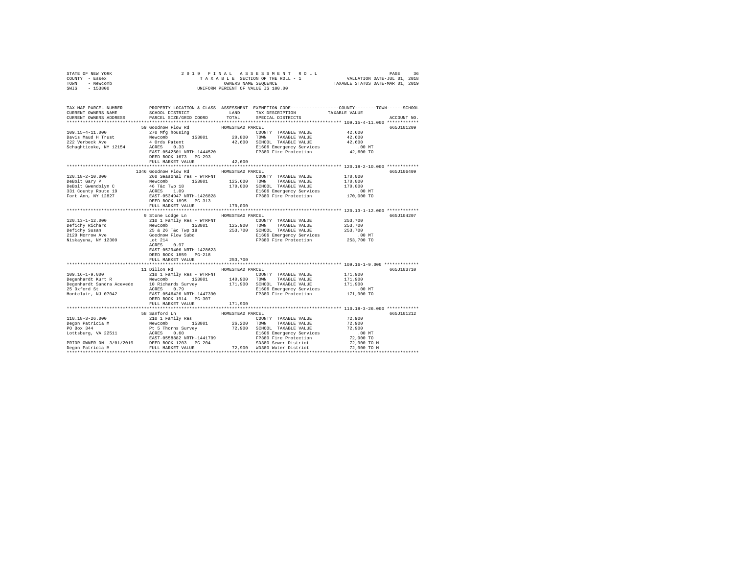STATE OF NEW YORK
COUNTY - Essex
TOWN - Newcomb
SWIS - 153800

2 0 1 9 F I N A L A S S E S S M E N T R O L L
T A X A B L E SECTION OF THE ROLL - 1
OWNERS NAME SEQUENCE
UNIFORM PERCENT OF VALUE IS 100.00

VALUATION DATE-JUL 01, 2018
TAXABLE STATUS DATE-MAR 01, 2019

```
TAX MAP PARCEL NUMBER          PROPERTY LOCATION & CLASS  ASSESSMENT  EXEMPTION CODE-----------------COUNTY--------TOWN------SCHOOL
CURRENT OWNERS NAME            SCHOOL DISTRICT              LAND      TAX DESCRIPTION            TAXABLE VALUE
CURRENT OWNERS ADDRESS         PARCEL SIZE/GRID COORD       TOTAL     SPECIAL DISTRICTS                                  ACCOUNT NO.
******************************************************************************************************* 109.15-4-11.000 ************
                               59 Goodnow Flow Rd          HOMESTEAD PARCEL                                                665J101209
109.15-4-11.000                270 Mfg housing                        COUNTY  TAXABLE VALUE            42,600
Davis Maud H Trust             Newcomb       153801        20,800     TOWN    TAXABLE VALUE            42,600
222 Verbeck Ave                4 Ords Patent               42,600     SCHOOL  TAXABLE VALUE            42,600
Schaghticoke, NY 12154         ACRES    0.33                          E1606 Emergency Services            .00 MT
                               EAST-0542601 NRTH-1444520              FP380 Fire Protection            42,600 TO
                               DEED BOOK 1673   PG-293
                               FULL MARKET VALUE           42,600
******************************************************************************************************* 120.18-2-10.000 ************
                               1346 Goodnow Flow Rd        HOMESTEAD PARCEL                                                665J106409
120.18-2-10.000                260 Seasonal res - WTRFNT              COUNTY  TAXABLE VALUE           170,000
DeBolt Gary P                  Newcomb       153801       125,600     TOWN    TAXABLE VALUE           170,000
DeBolt Gwendolyn C             46 T&c Twp 18              170,000     SCHOOL  TAXABLE VALUE           170,000
331 County Route 19            ACRES    1.09                          E1606 Emergency Services            .00 MT
Fort Ann, NY 12827             EAST-0534947 NRTH-1426828              FP380 Fire Protection           170,000 TO
                               DEED BOOK 1895   PG-313
                               FULL MARKET VALUE          170,000
******************************************************************************************************* 120.13-1-12.000 ************
                               9 Stone Lodge Ln            HOMESTEAD PARCEL                                                665J104207
120.13-1-12.000                210 1 Family Res - WTRFNT              COUNTY  TAXABLE VALUE           253,700
Defichy Richard                Newcomb       153801       125,900     TOWN    TAXABLE VALUE           253,700
Defichy Susan                  25 & 26 T&c Twp 18         253,700     SCHOOL  TAXABLE VALUE           253,700
2120 Morrow Ave                Goodnow Flow Subd                      E1606 Emergency Services            .00 MT
Niskayuna, NY 12309            Lot 214                                FP380 Fire Protection           253,700 TO
                               ACRES    0.97
                               EAST-0529406 NRTH-1428623
                               DEED BOOK 1859   PG-218
                               FULL MARKET VALUE          253,700
******************************************************************************************************* 109.16-1-9.000 *************
                               11 Dillon Rd                HOMESTEAD PARCEL                                                665J103710
109.16-1-9.000                 210 1 Family Res - WTRFNT              COUNTY  TAXABLE VALUE           171,900
Degenhardt Kurt R              Newcomb       153801       140,900     TOWN    TAXABLE VALUE           171,900
Degenhardt Sandra Acevedo      10 Richards Survey         171,900     SCHOOL  TAXABLE VALUE           171,900
25 Oxford St                   ACRES    0.79                          E1606 Emergency Services            .00 MT
Montclair, NJ 07042            EAST-0546426 NRTH-1447390              FP380 Fire Protection           171,900 TO
                               DEED BOOK 1914   PG-307
                               FULL MARKET VALUE          171,900
******************************************************************************************************* 110.18-3-26.000 ************
                               58 Sanford Ln               HOMESTEAD PARCEL                                                665J101212
110.18-3-26.000                210 1 Family Res                       COUNTY  TAXABLE VALUE            72,900
Degon Patricia M               Newcomb       153801        26,200     TOWN    TAXABLE VALUE            72,900
PO Box 344                     Pt 5 Thorns Survey          72,900     SCHOOL  TAXABLE VALUE            72,900
Lottsburg, VA 22511            ACRES    0.60                          E1606 Emergency Services            .00 MT
                               EAST-0558882 NRTH-1441709              FP380 Fire Protection            72,900 TO
PRIOR OWNER ON 3/01/2019       DEED BOOK 1203   PG-204                SD380 Sewer District             72,900 TO M
Degon Patricia M               FULL MARKET VALUE           72,900     WD380 Water District             72,900 TO M
************************************************************************************************************************************
```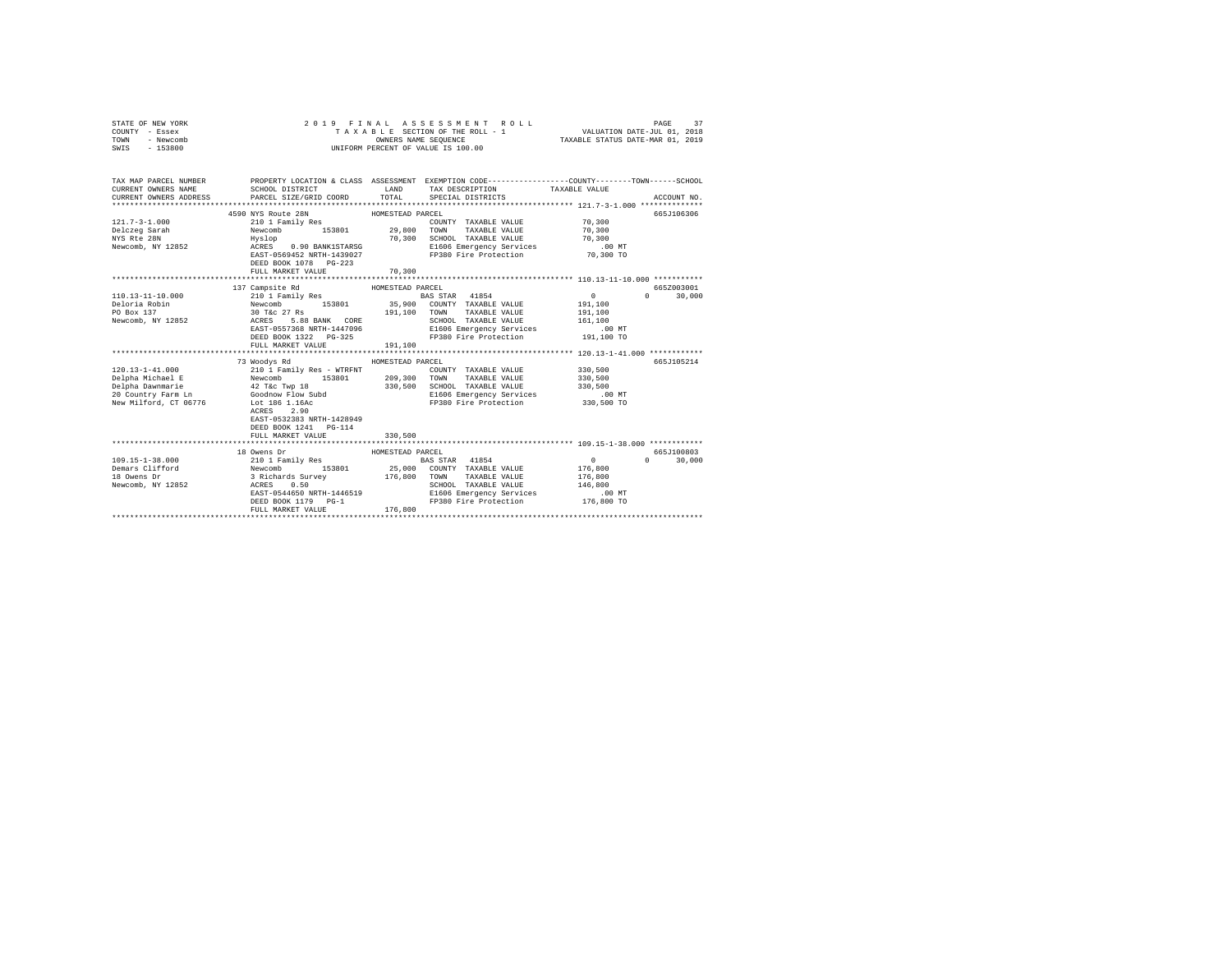STATE OF NEW YORK
COUNTY - Essex
TOWN - Newcomb
SWIS - 153800

2019 FINAL ASSESSMENT ROLL
TAXABLE SECTION OF THE ROLL - 1
OWNERS NAME SEQUENCE
UNIFORM PERCENT OF VALUE IS 100.00

VALUATION DATE-JUL 01, 2018
TAXABLE STATUS DATE-MAR 01, 2019

```
TAX MAP PARCEL NUMBER          PROPERTY LOCATION & CLASS  ASSESSMENT  EXEMPTION CODE-----------------COUNTY--------TOWN------SCHOOL
CURRENT OWNERS NAME            SCHOOL DISTRICT               LAND      TAX DESCRIPTION            TAXABLE VALUE
CURRENT OWNERS ADDRESS         PARCEL SIZE/GRID COORD        TOTAL     SPECIAL DISTRICTS                                 ACCOUNT NO.
******************************************************************************************************* 121.7-3-1.000 **************
                          4590 NYS Route 28N              HOMESTEAD PARCEL                                             665J106306
121.7-3-1.000                  210 1 Family Res                       COUNTY  TAXABLE VALUE           70,300
Delczeg Sarah                  Newcomb        153801       29,800     TOWN    TAXABLE VALUE           70,300
NYS Rte 28N                    Hyslop                      70,300     SCHOOL  TAXABLE VALUE           70,300
Newcomb, NY 12852              ACRES    0.90 BANK1STARSG              E1606 Emergency Services           .00 MT
                               EAST-0569452 NRTH-1439027              FP380 Fire Protection           70,300 TO
                               DEED BOOK 1078   PG-223
                               FULL MARKET VALUE            70,300
******************************************************************************************************* 110.13-11-10.000 ***********
                          137 Campsite Rd                 HOMESTEAD PARCEL                                             665Z003001
110.13-11-10.000               210 1 Family Res                       BAS STAR  41854                      0            0     30,000
Deloria Robin                  Newcomb        153801       35,900     COUNTY  TAXABLE VALUE          191,100
PO Box 137                     30 T&c 27 Rs               191,100     TOWN    TAXABLE VALUE          191,100
Newcomb, NY 12852              ACRES    5.88 BANK  CORE               SCHOOL  TAXABLE VALUE          161,100
                               EAST-0557368 NRTH-1447096              E1606 Emergency Services           .00 MT
                               DEED BOOK 1322   PG-325                FP380 Fire Protection          191,100 TO
                               FULL MARKET VALUE           191,100
******************************************************************************************************* 120.13-1-41.000 ************
                          73 Woodys Rd                    HOMESTEAD PARCEL                                             665J105214
120.13-1-41.000                210 1 Family Res - WTRFNT              COUNTY  TAXABLE VALUE          330,500
Delpha Michael E               Newcomb        153801      209,300     TOWN    TAXABLE VALUE          330,500
Delpha Dawnmarie               42 T&c Twp 18              330,500     SCHOOL  TAXABLE VALUE          330,500
20 Country Farm Ln             Goodnow Flow Subd                      E1606 Emergency Services           .00 MT
New Milford, CT 06776          Lot 186 1.16Ac                         FP380 Fire Protection          330,500 TO
                               ACRES    2.90
                               EAST-0532383 NRTH-1428949
                               DEED BOOK 1241   PG-114
                               FULL MARKET VALUE           330,500
******************************************************************************************************* 109.15-1-38.000 ************
                          18 Owens Dr                     HOMESTEAD PARCEL                                             665J100803
109.15-1-38.000                210 1 Family Res                       BAS STAR  41854                      0            0     30,000
Demars Clifford                Newcomb        153801       25,000     COUNTY  TAXABLE VALUE          176,800
18 Owens Dr                    3 Richards Survey          176,800     TOWN    TAXABLE VALUE          176,800
Newcomb, NY 12852              ACRES    0.50                          SCHOOL  TAXABLE VALUE          146,800
                               EAST-0544650 NRTH-1446519              E1606 Emergency Services           .00 MT
                               DEED BOOK 1179   PG-1                  FP380 Fire Protection          176,800 TO
                               FULL MARKET VALUE           176,800
************************************************************************************************************************************
```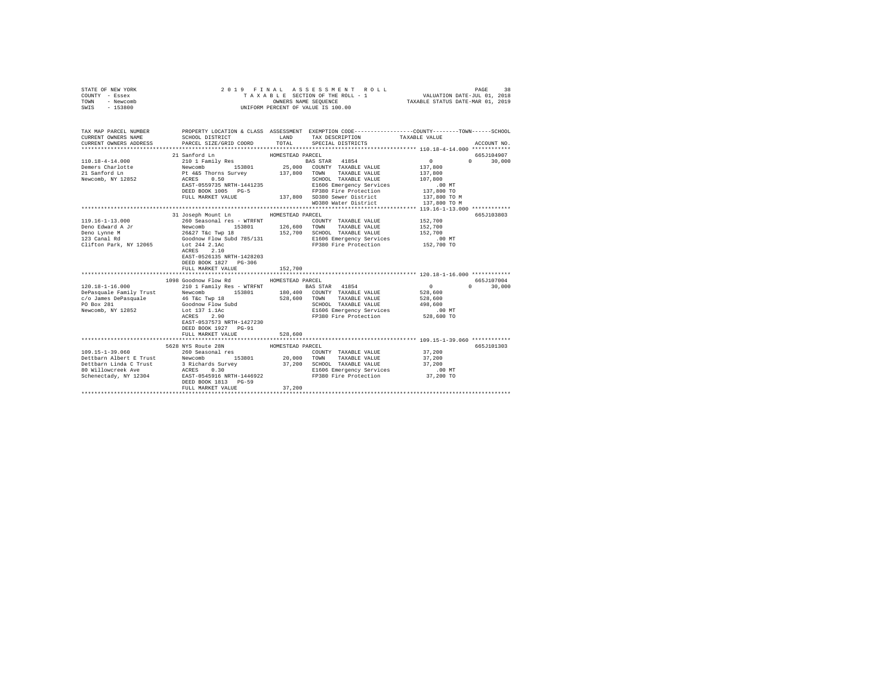STATE OF NEW YORK                2019 FINAL ASSESSMENT ROLL
COUNTY - Essex                   TAXABLE SECTION OF THE ROLL - 1          VALUATION DATE-JUL 01, 2018
TOWN - Newcomb                   OWNERS NAME SEQUENCE                     TAXABLE STATUS DATE-MAR 01, 2019
SWIS - 153800                    UNIFORM PERCENT OF VALUE IS 100.00

| TAX MAP PARCEL NUMBER / CURRENT OWNERS NAME / CURRENT OWNERS ADDRESS | PROPERTY LOCATION & CLASS / SCHOOL DISTRICT / PARCEL SIZE/GRID COORD | ASSESSMENT LAND | TOTAL | EXEMPTION CODE / TAX DESCRIPTION / SPECIAL DISTRICTS | COUNTY TAXABLE VALUE | TOWN | SCHOOL | ACCOUNT NO. |
|---|---|---|---|---|---|---|---|---|
| 110.18-4-14.000 | 21 Sanford Ln | | HOMESTEAD PARCEL | | | | | 665J104907 |
| | 210 1 Family Res | | | BAS STAR 41854 | 0 | 0 | 30,000 | |
| Demers Charlotte | Newcomb 153801 | 25,000 | | COUNTY TAXABLE VALUE | 137,800 | | | |
| 21 Sanford Ln | Pt 4&5 Thorns Survey | | 137,800 | TOWN TAXABLE VALUE | 137,800 | | | |
| Newcomb, NY 12852 | ACRES 0.50 | | | SCHOOL TAXABLE VALUE | 107,800 | | | |
| | EAST-0559735 NRTH-1441235 | | | E1606 Emergency Services | .00 MT | | | |
| | DEED BOOK 1005 PG-5 | | | FP380 Fire Protection | 137,800 TO | | | |
| | FULL MARKET VALUE | | 137,800 | SD380 Sewer District | 137,800 TO M | | | |
| | | | | WD380 Water District | 137,800 TO M | | | |
| 119.16-1-13.000 | 31 Joseph Mount Ln | | HOMESTEAD PARCEL | | | | | 665J103803 |
| | 260 Seasonal res - WTRFNT | | | COUNTY TAXABLE VALUE | 152,700 | | | |
| Deno Edward A Jr | Newcomb 153801 | 126,600 | | TOWN TAXABLE VALUE | 152,700 | | | |
| Deno Lynne M | 26&27 T&c Twp 18 | | 152,700 | SCHOOL TAXABLE VALUE | 152,700 | | | |
| 123 Canal Rd | Goodnow Flow Subd 785/131 | | | E1606 Emergency Services | .00 MT | | | |
| Clifton Park, NY 12065 | Lot 244 2.1Ac | | | FP380 Fire Protection | 152,700 TO | | | |
| | ACRES 2.10 | | | | | | | |
| | EAST-0526135 NRTH-1428203 | | | | | | | |
| | DEED BOOK 1827 PG-306 | | | | | | | |
| | FULL MARKET VALUE | | 152,700 | | | | | |
| 120.18-1-16.000 | 1098 Goodnow Flow Rd | | HOMESTEAD PARCEL | | | | | 665J107004 |
| | 210 1 Family Res - WTRFNT | | | BAS STAR 41854 | 0 | 0 | 30,000 | |
| DePasquale Family Trust | Newcomb 153801 | 180,400 | | COUNTY TAXABLE VALUE | 528,600 | | | |
| c/o James DePasquale | 46 T&c Twp 18 | | 528,600 | TOWN TAXABLE VALUE | 528,600 | | | |
| PO Box 281 | Goodnow Flow Subd | | | SCHOOL TAXABLE VALUE | 498,600 | | | |
| Newcomb, NY 12852 | Lot 137 1.1Ac | | | E1606 Emergency Services | .00 MT | | | |
| | ACRES 2.90 | | | FP380 Fire Protection | 528,600 TO | | | |
| | EAST-0537573 NRTH-1427230 | | | | | | | |
| | DEED BOOK 1927 PG-91 | | | | | | | |
| | FULL MARKET VALUE | | 528,600 | | | | | |
| 109.15-1-39.060 | 5628 NYS Route 28N | | HOMESTEAD PARCEL | | | | | 665J101303 |
| | 260 Seasonal res | | | COUNTY TAXABLE VALUE | 37,200 | | | |
| Dettbarn Albert E Trust | Newcomb 153801 | 20,000 | | TOWN TAXABLE VALUE | 37,200 | | | |
| Dettbarn Linda C Trust | 3 Richards Survey | | 37,200 | SCHOOL TAXABLE VALUE | 37,200 | | | |
| 80 Willowcreek Ave | ACRES 0.30 | | | E1606 Emergency Services | .00 MT | | | |
| Schenectady, NY 12304 | EAST-0545916 NRTH-1446922 | | | FP380 Fire Protection | 37,200 TO | | | |
| | DEED BOOK 1813 PG-59 | | | | | | | |
| | FULL MARKET VALUE | | 37,200 | | | | | |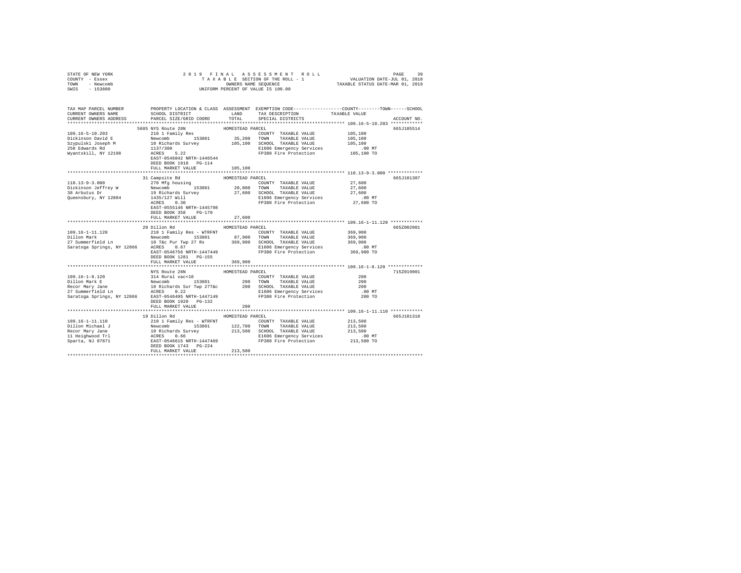STATE OF NEW YORK
COUNTY - Essex
TOWN - Newcomb
SWIS - 153800

2019 FINAL ASSESSMENT ROLL
TAXABLE SECTION OF THE ROLL - 1
OWNERS NAME SEQUENCE
UNIFORM PERCENT OF VALUE IS 100.00

VALUATION DATE-JUL 01, 2018
TAXABLE STATUS DATE-MAR 01, 2019

```
TAX MAP PARCEL NUMBER          PROPERTY LOCATION & CLASS  ASSESSMENT  EXEMPTION CODE-----------------COUNTY--------TOWN------SCHOOL
CURRENT OWNERS NAME            SCHOOL DISTRICT               LAND      TAX DESCRIPTION            TAXABLE VALUE
CURRENT OWNERS ADDRESS         PARCEL SIZE/GRID COORD        TOTAL     SPECIAL DISTRICTS                                  ACCOUNT NO.
******************************************************************************************************* 109.16-5-10.203 ************
                         5605 NYS Route 28N              HOMESTEAD PARCEL                                                  665J105514
109.16-5-10.203              210 1 Family Res                          COUNTY  TAXABLE VALUE          105,100
Dickinson David E            Newcomb       153801         35,200      TOWN    TAXABLE VALUE          105,100
Szypulski Joseph M           10 Richards Survey          105,100      SCHOOL  TAXABLE VALUE          105,100
250 Edwards Rd               1137/300                                 E1606 Emergency Services            .00 MT
Wyantskill, NY 12198         ACRES    5.22                            FP380 Fire Protection           105,100 TO
                             EAST-0546842 NRTH-1446544
                             DEED BOOK 1918   PG-114
                             FULL MARKET VALUE           105,100
******************************************************************************************************* 110.13-9-3.000 *************
                         31 Campsite Rd                  HOMESTEAD PARCEL                                                  665J101307
110.13-9-3.000               270 Mfg housing                          COUNTY  TAXABLE VALUE           27,600
Dickinson Jeffrey W          Newcomb       153801         20,000      TOWN    TAXABLE VALUE           27,600
38 Arbutus Dr                19 Richards Survey           27,600      SCHOOL  TAXABLE VALUE           27,600
Queensbury, NY 12804         1435/127 Will                            E1606 Emergency Services            .00 MT
                             ACRES    0.30                            FP380 Fire Protection            27,600 TO
                             EAST-0555146 NRTH-1445798
                             DEED BOOK 358    PG-170
                             FULL MARKET VALUE            27,600
******************************************************************************************************* 109.16-1-11.120 ************
                         20 Dillon Rd                    HOMESTEAD PARCEL                                                  665Z002001
109.16-1-11.120              210 1 Family Res - WTRFNT                COUNTY  TAXABLE VALUE          369,900
Dillon Mark                  Newcomb       153801         87,900      TOWN    TAXABLE VALUE          369,900
27 Summerfield Ln            10 T&c Pur Twp 27 Rs        369,900      SCHOOL  TAXABLE VALUE          369,900
Saratoga Springs, NY 12866   ACRES    0.67                            E1606 Emergency Services            .00 MT
                             EAST-0546756 NRTH-1447449                FP380 Fire Protection           369,900 TO
                             DEED BOOK 1281   PG-155
                             FULL MARKET VALUE           369,900
******************************************************************************************************* 109.16-1-8.120 *************
                         NYS Route 28N                   HOMESTEAD PARCEL                                                  715Z019001
109.16-1-8.120               314 Rural vac<10                         COUNTY  TAXABLE VALUE              200
Dillon Mark E                Newcomb       153801            200      TOWN    TAXABLE VALUE              200
Recor Mary Jane              10 Richards Sur Twp 27T&c       200      SCHOOL  TAXABLE VALUE              200
27 Summerfield Ln            ACRES    0.22                            E1606 Emergency Services            .00 MT
Saratoga Springs, NY 12866   EAST-0546495 NRTH-1447149                FP380 Fire Protection               200 TO
                             DEED BOOK 1920   PG-132
                             FULL MARKET VALUE               200
******************************************************************************************************* 109.16-1-11.110 ************
                         19 Dillon Rd                    HOMESTEAD PARCEL                                                  665J101310
109.16-1-11.110              210 1 Family Res - WTRFNT                COUNTY  TAXABLE VALUE          213,500
Dillon Michael J             Newcomb       153801        122,700      TOWN    TAXABLE VALUE          213,500
Recor Mary Jane              10 Richards Survey          213,500      SCHOOL  TAXABLE VALUE          213,500
11 Heighwood Trl             ACRES    0.66                            E1606 Emergency Services            .00 MT
Sparta, NJ 07871             EAST-0546615 NRTH-1447469                FP380 Fire Protection           213,500 TO
                             DEED BOOK 1743   PG-224
                             FULL MARKET VALUE           213,500
************************************************************************************************************************************
```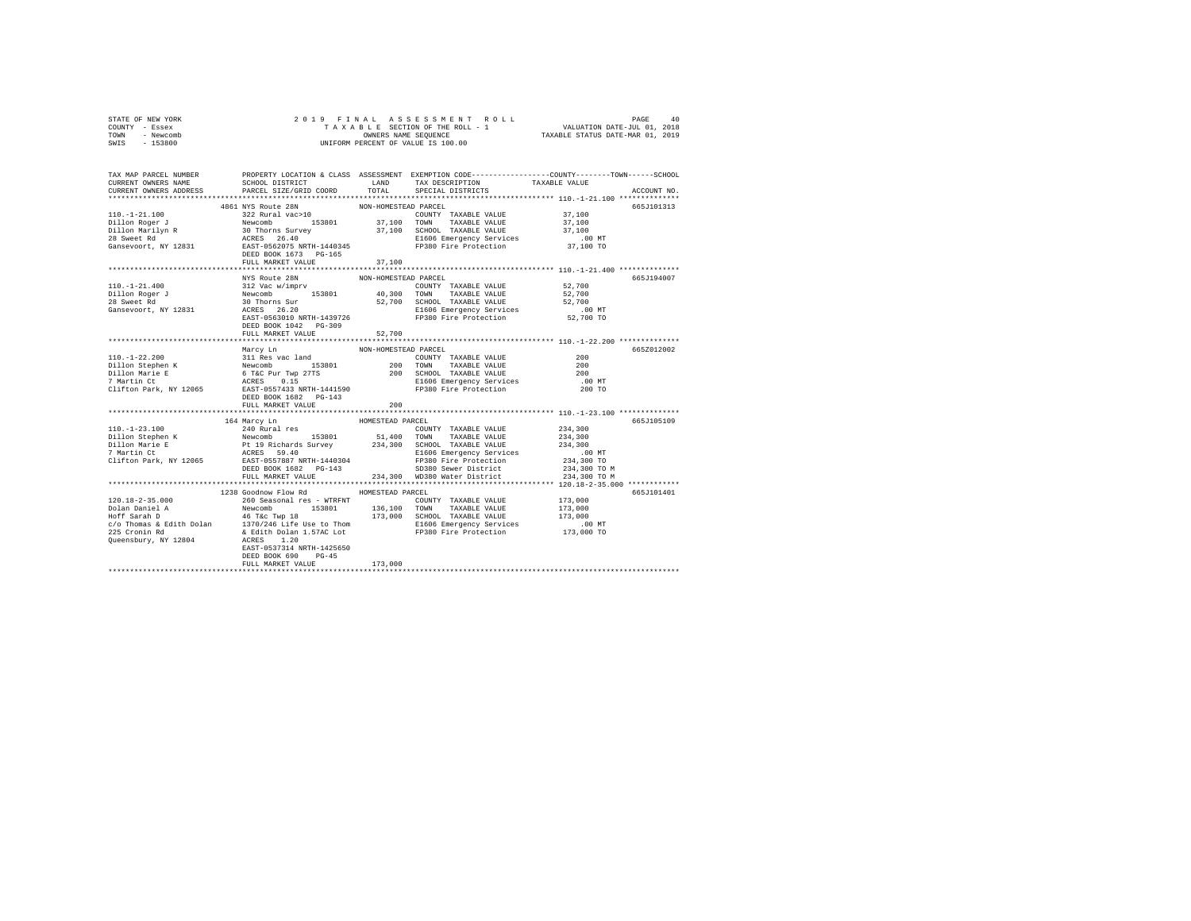STATE OF NEW YORK  
COUNTY - Essex  
TOWN - Newcomb  
SWIS - 153800

2019 FINAL ASSESSMENT ROLL  
TAXABLE SECTION OF THE ROLL - 1  
OWNERS NAME SEQUENCE  
UNIFORM PERCENT OF VALUE IS 100.00

VALUATION DATE-JUL 01, 2018  
TAXABLE STATUS DATE-MAR 01, 2019

```
TAX MAP PARCEL NUMBER          PROPERTY LOCATION & CLASS  ASSESSMENT  EXEMPTION CODE-----------------COUNTY--------TOWN------SCHOOL
CURRENT OWNERS NAME            SCHOOL DISTRICT              LAND      TAX DESCRIPTION            TAXABLE VALUE
CURRENT OWNERS ADDRESS         PARCEL SIZE/GRID COORD       TOTAL     SPECIAL DISTRICTS                                 ACCOUNT NO.
******************************************************************************************************* 110.-1-21.100 **************
                         4861 NYS Route 28N                NON-HOMESTEAD PARCEL                                         665J101313
110.-1-21.100            322 Rural vac>10                          COUNTY  TAXABLE VALUE          37,100
Dillon Roger J           Newcomb        153801       37,100        TOWN    TAXABLE VALUE          37,100
Dillon Marilyn R         30 Thorns Survey            37,100        SCHOOL  TAXABLE VALUE          37,100
28 Sweet Rd              ACRES   26.40                             E1606 Emergency Services          .00 MT
Gansevoort, NY 12831     EAST-0562075 NRTH-1440345                 FP380 Fire Protection          37,100 TO
                         DEED BOOK 1673   PG-165
                         FULL MARKET VALUE           37,100
******************************************************************************************************* 110.-1-21.400 **************
                         NYS Route 28N                     NON-HOMESTEAD PARCEL                                         665J194007
110.-1-21.400            312 Vac w/imprv                           COUNTY  TAXABLE VALUE          52,700
Dillon Roger J           Newcomb        153801       40,300        TOWN    TAXABLE VALUE          52,700
28 Sweet Rd              30 Thorns Sur               52,700        SCHOOL  TAXABLE VALUE          52,700
Gansevoort, NY 12831     ACRES   26.20                             E1606 Emergency Services          .00 MT
                         EAST-0563010 NRTH-1439726                 FP380 Fire Protection          52,700 TO
                         DEED BOOK 1042   PG-309
                         FULL MARKET VALUE           52,700
******************************************************************************************************* 110.-1-22.200 **************
                         Marcy Ln                          NON-HOMESTEAD PARCEL                                         665Z012002
110.-1-22.200            311 Res vac land                          COUNTY  TAXABLE VALUE             200
Dillon Stephen K         Newcomb        153801          200        TOWN    TAXABLE VALUE             200
Dillon Marie E           6 T&C Pur Twp 27TS             200        SCHOOL  TAXABLE VALUE             200
7 Martin Ct              ACRES    0.15                             E1606 Emergency Services          .00 MT
Clifton Park, NY 12065   EAST-0557433 NRTH-1441590                 FP380 Fire Protection             200 TO
                         DEED BOOK 1682   PG-143
                         FULL MARKET VALUE              200
******************************************************************************************************* 110.-1-23.100 **************
                         164 Marcy Ln                      HOMESTEAD PARCEL                                             665J105109
110.-1-23.100            240 Rural res                             COUNTY  TAXABLE VALUE         234,300
Dillon Stephen K         Newcomb        153801       51,400        TOWN    TAXABLE VALUE         234,300
Dillon Marie E           Pt 19 Richards Survey      234,300        SCHOOL  TAXABLE VALUE         234,300
7 Martin Ct              ACRES   59.40                             E1606 Emergency Services          .00 MT
Clifton Park, NY 12065   EAST-0557887 NRTH-1440304                 FP380 Fire Protection         234,300 TO
                         DEED BOOK 1682   PG-143                   SD380 Sewer District          234,300 TO M
                         FULL MARKET VALUE          234,300        WD380 Water District          234,300 TO M
******************************************************************************************************* 120.18-2-35.000 ************
                         1238 Goodnow Flow Rd              HOMESTEAD PARCEL                                             665J101401
120.18-2-35.000          260 Seasonal res - WTRFNT                 COUNTY  TAXABLE VALUE         173,000
Dolan Daniel A           Newcomb        153801      136,100        TOWN    TAXABLE VALUE         173,000
Hoff Sarah D             46 T&c Twp 18              173,000        SCHOOL  TAXABLE VALUE         173,000
c/o Thomas & Edith Dolan 1370/246 Life Use to Thom                 E1606 Emergency Services          .00 MT
225 Cronin Rd            & Edith Dolan 1.57AC Lot                  FP380 Fire Protection         173,000 TO
Queensbury, NY 12804     ACRES    1.20
                         EAST-0537314 NRTH-1425650
                         DEED BOOK 690    PG-45
                         FULL MARKET VALUE          173,000
************************************************************************************************************************************
```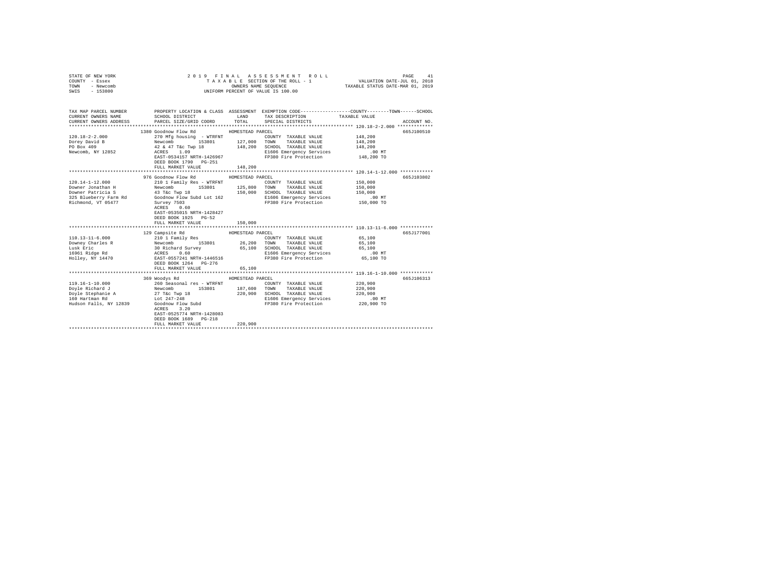STATE OF NEW YORK
COUNTY - Essex
TOWN - Newcomb
SWIS - 153800

2 0 1 9 F I N A L A S S E S S M E N T R O L L
T A X A B L E SECTION OF THE ROLL - 1
OWNERS NAME SEQUENCE
UNIFORM PERCENT OF VALUE IS 100.00

VALUATION DATE-JUL 01, 2018
TAXABLE STATUS DATE-MAR 01, 2019

| TAX MAP PARCEL NUMBER / CURRENT OWNERS NAME / CURRENT OWNERS ADDRESS | PROPERTY LOCATION & CLASS / SCHOOL DISTRICT / PARCEL SIZE/GRID COORD | ASSESSMENT LAND / TOTAL | EXEMPTION CODE / TAX DESCRIPTION / SPECIAL DISTRICTS | COUNTY / TOWN / SCHOOL TAXABLE VALUE | ACCOUNT NO. |
|---|---|---|---|---|---|
| 120.18-2-2.000 | 1380 Goodnow Flow Rd | HOMESTEAD PARCEL | | | 665J100510 |
| Dorey David B | 270 Mfg housing - WTRFNT | | COUNTY TAXABLE VALUE | 148,200 | |
| PO Box 409 | Newcomb 153801 | 127,000 | TOWN TAXABLE VALUE | 148,200 | |
| Newcomb, NY 12852 | 42 & 47 T&c Twp 18 | 148,200 | SCHOOL TAXABLE VALUE | 148,200 | |
| | ACRES 1.09 | | E1606 Emergency Services | .00 MT | |
| | EAST-0534157 NRTH-1426967 | | FP380 Fire Protection | 148,200 TO | |
| | DEED BOOK 1790 PG-251 | | | | |
| | FULL MARKET VALUE | 148,200 | | | |
| 120.14-1-12.000 | 976 Goodnow Flow Rd | HOMESTEAD PARCEL | | | 665J103802 |
| Downer Jonathan H | 210 1 Family Res - WTRFNT | | COUNTY TAXABLE VALUE | 150,000 | |
| Downer Patricia S | Newcomb 153801 | 125,800 | TOWN TAXABLE VALUE | 150,000 | |
| 325 Blueberry Farm Rd | 43 T&c Twp 18 | 150,000 | SCHOOL TAXABLE VALUE | 150,000 | |
| Richmond, VT 05477 | Goodnow Flow Subd Lot 162 | | E1606 Emergency Services | .00 MT | |
| | Survey 7503 | | FP380 Fire Protection | 150,000 TO | |
| | ACRES 0.60 | | | | |
| | EAST-0535015 NRTH-1428427 | | | | |
| | DEED BOOK 1925 PG-52 | | | | |
| | FULL MARKET VALUE | 150,000 | | | |
| 110.13-11-6.000 | 129 Campsite Rd | HOMESTEAD PARCEL | | | 665J177001 |
| Downey Charles R | 210 1 Family Res | | COUNTY TAXABLE VALUE | 65,100 | |
| Lusk Eric | Newcomb 153801 | 26,200 | TOWN TAXABLE VALUE | 65,100 | |
| 16961 Ridge Rd | 30 Richard Survey | 65,100 | SCHOOL TAXABLE VALUE | 65,100 | |
| Holley, NY 14470 | ACRES 0.60 | | E1606 Emergency Services | .00 MT | |
| | EAST-0557241 NRTH-1446516 | | FP380 Fire Protection | 65,100 TO | |
| | DEED BOOK 1264 PG-276 | | | | |
| | FULL MARKET VALUE | 65,100 | | | |
| 119.16-1-10.000 | 369 Woodys Rd | HOMESTEAD PARCEL | | | 665J106313 |
| Doyle Richard J | 260 Seasonal res - WTRFNT | | COUNTY TAXABLE VALUE | 220,900 | |
| Doyle Stephanie A | Newcomb 153801 | 187,600 | TOWN TAXABLE VALUE | 220,900 | |
| 160 Hartman Rd | 27 T&c Twp 18 | 220,900 | SCHOOL TAXABLE VALUE | 220,900 | |
| Hudson Falls, NY 12839 | Lot 247-248 | | E1606 Emergency Services | .00 MT | |
| | Goodnow Flow Subd | | FP380 Fire Protection | 220,900 TO | |
| | ACRES 3.20 | | | | |
| | EAST-0525774 NRTH-1428083 | | | | |
| | DEED BOOK 1689 PG-218 | | | | |
| | FULL MARKET VALUE | 220,900 | | | |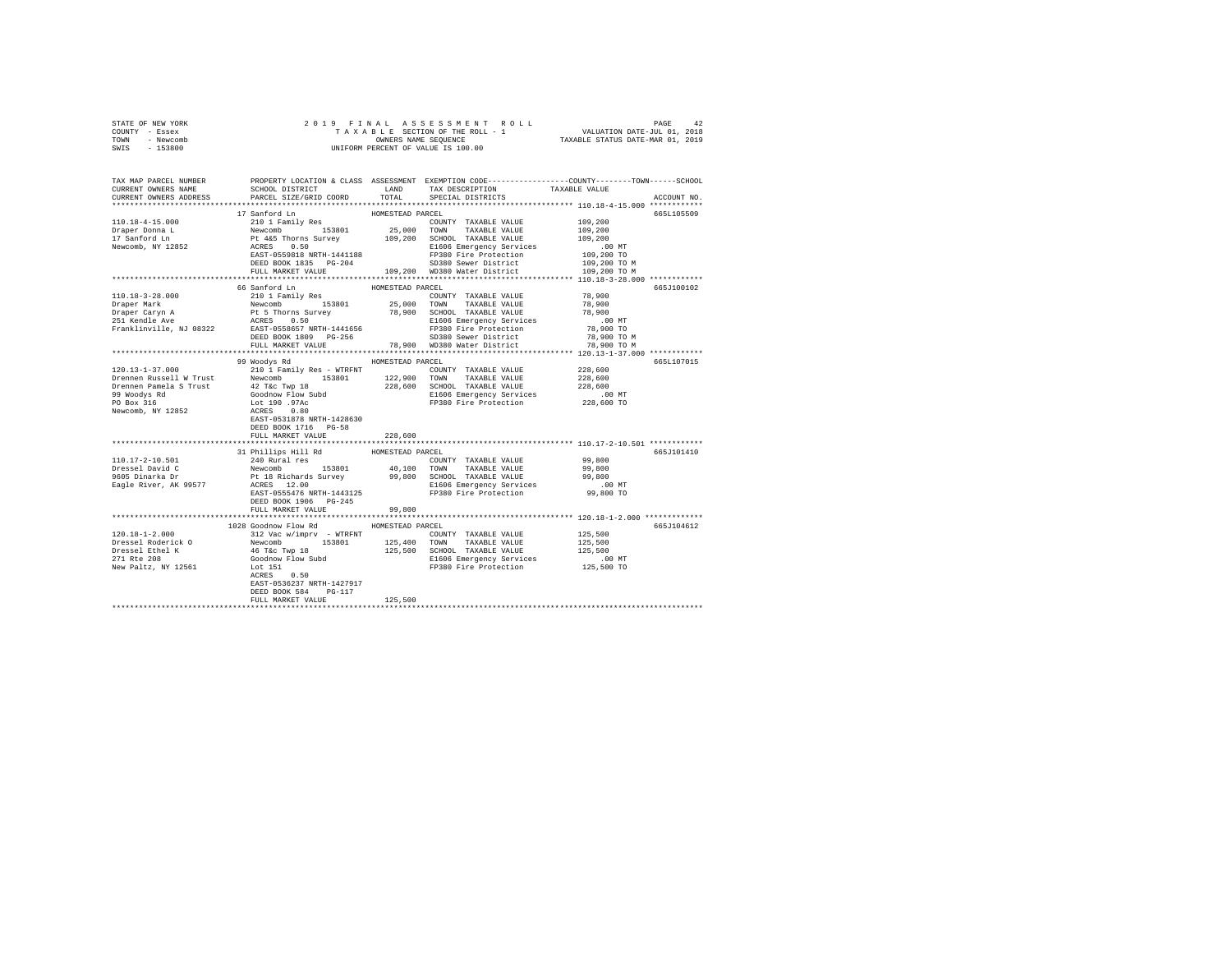STATE OF NEW YORK  
COUNTY - Essex  
TOWN - Newcomb  
SWIS - 153800

2019 FINAL ASSESSMENT ROLL  
TAXABLE SECTION OF THE ROLL - 1  
OWNERS NAME SEQUENCE  
UNIFORM PERCENT OF VALUE IS 100.00

VALUATION DATE-JUL 01, 2018  
TAXABLE STATUS DATE-MAR 01, 2019

```
TAX MAP PARCEL NUMBER          PROPERTY LOCATION & CLASS  ASSESSMENT  EXEMPTION CODE-----------------COUNTY--------TOWN------SCHOOL
CURRENT OWNERS NAME            SCHOOL DISTRICT              LAND      TAX DESCRIPTION            TAXABLE VALUE
CURRENT OWNERS ADDRESS         PARCEL SIZE/GRID COORD       TOTAL     SPECIAL DISTRICTS                                     ACCOUNT NO.
*********************************************************************************************** 110.18-4-15.000 ************
                            17 Sanford Ln              HOMESTEAD PARCEL                                                665L105509
110.18-4-15.000              210 1 Family Res                          COUNTY  TAXABLE VALUE          109,200
Draper Donna L               Newcomb       153801         25,000       TOWN    TAXABLE VALUE          109,200
17 Sanford Ln                Pt 4&5 Thorns Survey        109,200       SCHOOL  TAXABLE VALUE          109,200
Newcomb, NY 12852            ACRES    0.50                             E1606 Emergency Services            .00 MT
                             EAST-0559818 NRTH-1441188                 FP380 Fire Protection          109,200 TO
                             DEED BOOK 1835   PG-204                   SD380 Sewer District           109,200 TO M
                             FULL MARKET VALUE           109,200       WD380 Water District           109,200 TO M
*********************************************************************************************** 110.18-3-28.000 ************
                            66 Sanford Ln              HOMESTEAD PARCEL                                                665J100102
110.18-3-28.000              210 1 Family Res                          COUNTY  TAXABLE VALUE           78,900
Draper Mark                  Newcomb       153801         25,000       TOWN    TAXABLE VALUE           78,900
Draper Caryn A               Pt 5 Thorns Survey           78,900       SCHOOL  TAXABLE VALUE           78,900
251 Kendle Ave               ACRES    0.50                             E1606 Emergency Services            .00 MT
Franklinville, NJ 08322      EAST-0558657 NRTH-1441656                 FP380 Fire Protection           78,900 TO
                             DEED BOOK 1809   PG-256                   SD380 Sewer District            78,900 TO M
                             FULL MARKET VALUE            78,900       WD380 Water District            78,900 TO M
*********************************************************************************************** 120.13-1-37.000 ************
                            99 Woodys Rd               HOMESTEAD PARCEL                                                665L107015
120.13-1-37.000              210 1 Family Res - WTRFNT                 COUNTY  TAXABLE VALUE          228,600
Drennen Russell W Trust      Newcomb       153801        122,900       TOWN    TAXABLE VALUE          228,600
Drennen Pamela S Trust       42 T&c Twp 18               228,600       SCHOOL  TAXABLE VALUE          228,600
99 Woodys Rd                 Goodnow Flow Subd                         E1606 Emergency Services            .00 MT
PO Box 316                   Lot 190 .97Ac                             FP380 Fire Protection          228,600 TO
Newcomb, NY 12852            ACRES    0.80
                             EAST-0531878 NRTH-1428630
                             DEED BOOK 1716   PG-58
                             FULL MARKET VALUE           228,600
*********************************************************************************************** 110.17-2-10.501 ************
                            31 Phillips Hill Rd        HOMESTEAD PARCEL                                                665J101410
110.17-2-10.501              240 Rural res                             COUNTY  TAXABLE VALUE           99,800
Dressel David C              Newcomb       153801         40,100       TOWN    TAXABLE VALUE           99,800
9605 Dinarka Dr              Pt 18 Richards Survey        99,800       SCHOOL  TAXABLE VALUE           99,800
Eagle River, AK 99577        ACRES   12.00                             E1606 Emergency Services            .00 MT
                             EAST-0555476 NRTH-1443125                 FP380 Fire Protection           99,800 TO
                             DEED BOOK 1906   PG-245
                             FULL MARKET VALUE            99,800
*********************************************************************************************** 120.18-1-2.000 *************
                          1028 Goodnow Flow Rd         HOMESTEAD PARCEL                                                665J104612
120.18-1-2.000               312 Vac w/imprv - WTRFNT                  COUNTY  TAXABLE VALUE          125,500
Dressel Roderick O           Newcomb       153801        125,400       TOWN    TAXABLE VALUE          125,500
Dressel Ethel K              46 T&c Twp 18               125,500       SCHOOL  TAXABLE VALUE          125,500
271 Rte 208                  Goodnow Flow Subd                         E1606 Emergency Services            .00 MT
New Paltz, NY 12561          Lot 151                                   FP380 Fire Protection          125,500 TO
                             ACRES    0.50
                             EAST-0536237 NRTH-1427917
                             DEED BOOK 584    PG-117
                             FULL MARKET VALUE           125,500
****************************************************************************************************************************
```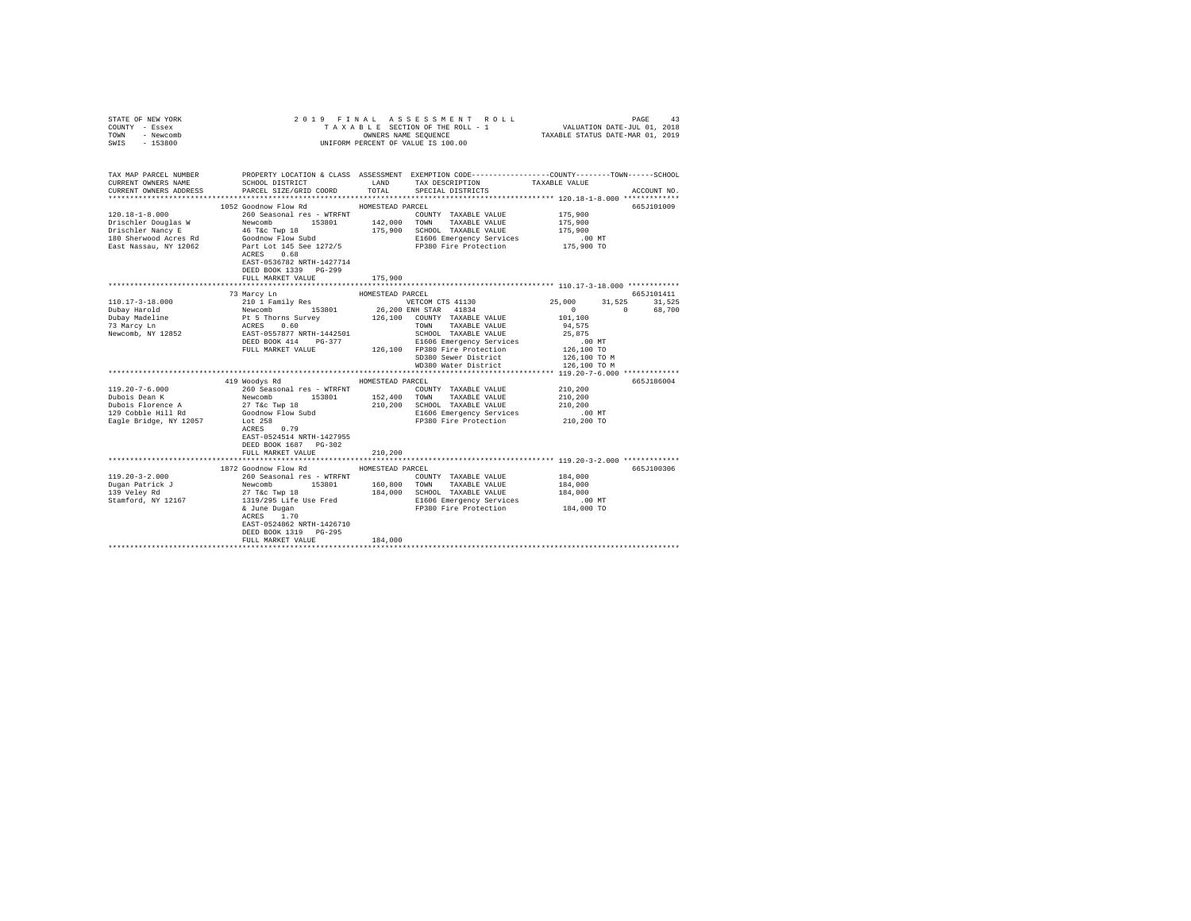STATE OF NEW YORK
COUNTY - Essex
TOWN - Newcomb
SWIS - 153800

2019 FINAL ASSESSMENT ROLL
TAXABLE SECTION OF THE ROLL - 1
OWNERS NAME SEQUENCE
UNIFORM PERCENT OF VALUE IS 100.00

VALUATION DATE-JUL 01, 2018
TAXABLE STATUS DATE-MAR 01, 2019

```
TAX MAP PARCEL NUMBER    PROPERTY LOCATION & CLASS  ASSESSMENT  EXEMPTION CODE-----------------COUNTY--------TOWN------SCHOOL
CURRENT OWNERS NAME      SCHOOL DISTRICT              LAND      TAX DESCRIPTION            TAXABLE VALUE
CURRENT OWNERS ADDRESS   PARCEL SIZE/GRID COORD      TOTAL      SPECIAL DISTRICTS                                   ACCOUNT NO.
******************************************************************************************** 120.18-1-8.000 *************
                         1052 Goodnow Flow Rd          HOMESTEAD PARCEL                                               665J101009
120.18-1-8.000           260 Seasonal res - WTRFNT              COUNTY  TAXABLE VALUE          175,900
Drischler Douglas W      Newcomb        153801       142,000    TOWN    TAXABLE VALUE          175,900
Drischler Nancy E        46 T&c Twp 18               175,900    SCHOOL  TAXABLE VALUE          175,900
180 Sherwood Acres Rd    Goodnow Flow Subd                      E1606 Emergency Services          .00 MT
East Nassau, NY 12062    Part Lot 145 See 1272/5                FP380 Fire Protection          175,900 TO
                         ACRES    0.68
                         EAST-0536782 NRTH-1427714
                         DEED BOOK 1339   PG-299
                         FULL MARKET VALUE           175,900
******************************************************************************************** 110.17-3-18.000 ************
                         73 Marcy Ln                   HOMESTEAD PARCEL                                               665J101411
110.17-3-18.000          210 1 Family Res                       VETCOM CTS 41130          25,000      31,525      31,525
Dubay Harold             Newcomb        153801        26,200 ENH STAR  41834                  0           0      68,700
Dubay Madeline           Pt 5 Thorns Survey          126,100    COUNTY  TAXABLE VALUE          101,100
73 Marcy Ln              ACRES    0.60                          TOWN    TAXABLE VALUE           94,575
Newcomb, NY 12852        EAST-0557877 NRTH-1442501              SCHOOL  TAXABLE VALUE           25,875
                         DEED BOOK 414    PG-377                E1606 Emergency Services          .00 MT
                         FULL MARKET VALUE           126,100    FP380 Fire Protection          126,100 TO
                                                                SD380 Sewer District           126,100 TO M
                                                                WD380 Water District           126,100 TO M
******************************************************************************************** 119.20-7-6.000 *************
                         419 Woodys Rd                 HOMESTEAD PARCEL                                               665J186004
119.20-7-6.000           260 Seasonal res - WTRFNT              COUNTY  TAXABLE VALUE          210,200
Dubois Dean K            Newcomb        153801       152,400    TOWN    TAXABLE VALUE          210,200
Dubois Florence A        27 T&c Twp 18               210,200    SCHOOL  TAXABLE VALUE          210,200
129 Cobble Hill Rd       Goodnow Flow Subd                      E1606 Emergency Services          .00 MT
Eagle Bridge, NY 12057   Lot 258                                FP380 Fire Protection          210,200 TO
                         ACRES    0.79
                         EAST-0524514 NRTH-1427955
                         DEED BOOK 1687   PG-302
                         FULL MARKET VALUE           210,200
******************************************************************************************** 119.20-3-2.000 *************
                         1872 Goodnow Flow Rd          HOMESTEAD PARCEL                                               665J100306
119.20-3-2.000           260 Seasonal res - WTRFNT              COUNTY  TAXABLE VALUE          184,000
Dugan Patrick J          Newcomb        153801       160,800    TOWN    TAXABLE VALUE          184,000
139 Veley Rd             27 T&c Twp 18               184,000    SCHOOL  TAXABLE VALUE          184,000
Stamford, NY 12167       1319/295 Life Use Fred                 E1606 Emergency Services          .00 MT
                         & June Dugan                           FP380 Fire Protection          184,000 TO
                         ACRES    1.70
                         EAST-0524862 NRTH-1426710
                         DEED BOOK 1319   PG-295
                         FULL MARKET VALUE           184,000
**************************************************************************************************************************
```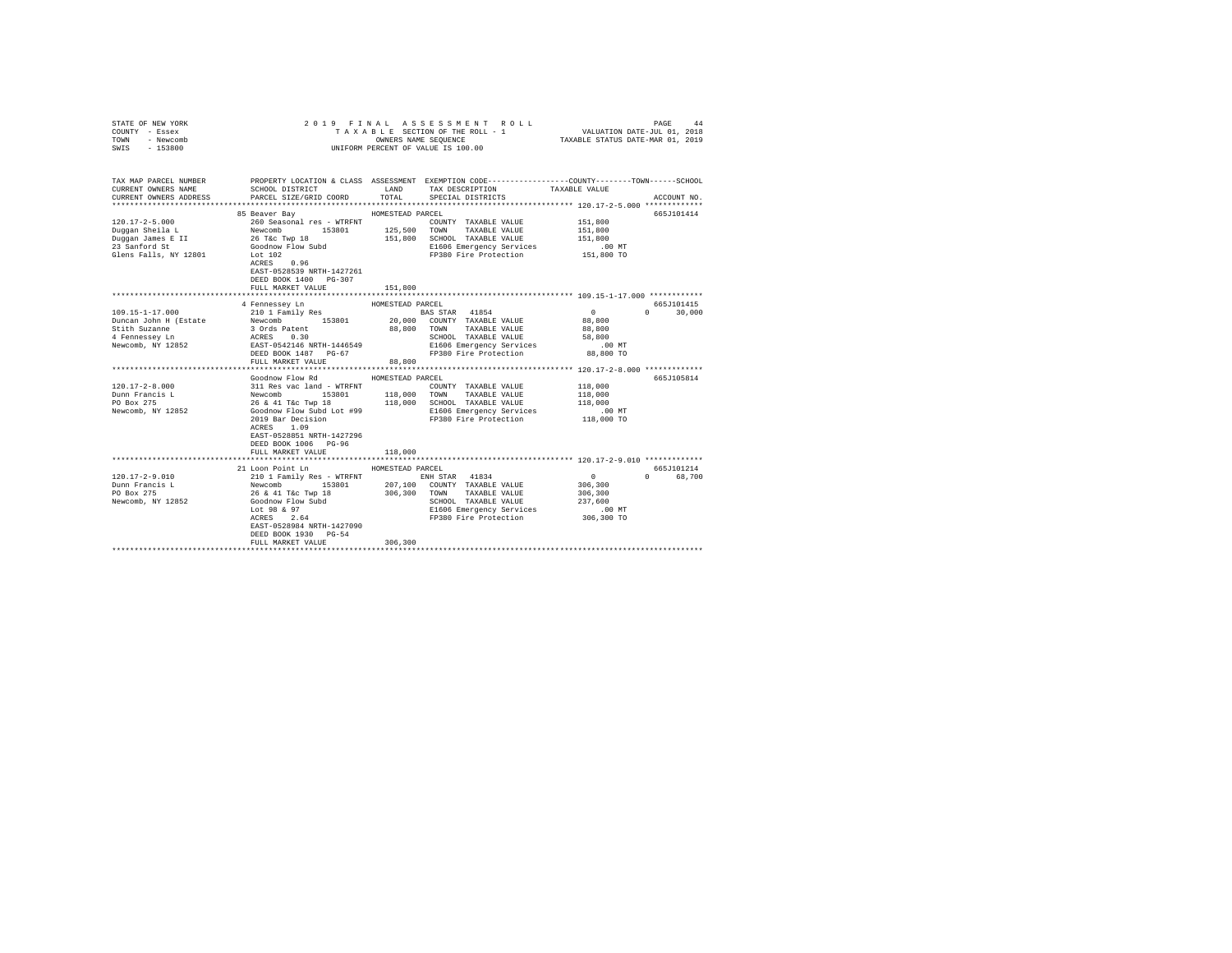STATE OF NEW YORK — 2019 FINAL ASSESSMENT ROLL — TAXABLE SECTION OF THE ROLL - 1 — VALUATION DATE-JUL 01, 2018
COUNTY - Essex — OWNERS NAME SEQUENCE — TAXABLE STATUS DATE-MAR 01, 2019
TOWN - Newcomb — UNIFORM PERCENT OF VALUE IS 100.00
SWIS - 153800

| TAX MAP PARCEL NUMBER / CURRENT OWNERS NAME / CURRENT OWNERS ADDRESS | PROPERTY LOCATION & CLASS / SCHOOL DISTRICT / PARCEL SIZE/GRID COORD | ASSESSMENT LAND / TOTAL | EXEMPTION CODE / TAX DESCRIPTION / SPECIAL DISTRICTS | COUNTY TAXABLE VALUE | TOWN | SCHOOL | ACCOUNT NO. |
|---|---|---|---|---|---|---|---|
| **120.17-2-5.000** | 85 Beaver Bay — HOMESTEAD PARCEL | | | | | | 665J101414 |
| Duggan Sheila L | 260 Seasonal res - WTRFNT | | COUNTY TAXABLE VALUE | 151,800 | | | |
| Duggan James E II | Newcomb 153801 | 125,500 | TOWN TAXABLE VALUE | 151,800 | | | |
| 23 Sanford St | 26 T&c Twp 18 | 151,800 | SCHOOL TAXABLE VALUE | 151,800 | | | |
| Glens Falls, NY 12801 | Goodnow Flow Subd | | E1606 Emergency Services | .00 MT | | | |
| | Lot 102 | | FP380 Fire Protection | 151,800 TO | | | |
| | ACRES 0.96 | | | | | | |
| | EAST-0528539 NRTH-1427261 | | | | | | |
| | DEED BOOK 1400 PG-307 | | | | | | |
| | FULL MARKET VALUE | 151,800 | | | | | |
| **109.15-1-17.000** | 4 Fennessey Ln — HOMESTEAD PARCEL | | | | | | 665J101415 |
| Duncan John H (Estate | 210 1 Family Res | | BAS STAR 41854 | 0 | 0 | 30,000 | |
| Stith Suzanne | Newcomb 153801 | 20,000 | COUNTY TAXABLE VALUE | 88,800 | | | |
| 4 Fennessey Ln | 3 Ords Patent | 88,800 | TOWN TAXABLE VALUE | 88,800 | | | |
| Newcomb, NY 12852 | ACRES 0.30 | | SCHOOL TAXABLE VALUE | 58,800 | | | |
| | EAST-0542146 NRTH-1446549 | | E1606 Emergency Services | .00 MT | | | |
| | DEED BOOK 1487 PG-67 | | FP380 Fire Protection | 88,800 TO | | | |
| | FULL MARKET VALUE | 88,800 | | | | | |
| **120.17-2-8.000** | Goodnow Flow Rd — HOMESTEAD PARCEL | | | | | | 665J105814 |
| Dunn Francis L | 311 Res vac land - WTRFNT | | COUNTY TAXABLE VALUE | 118,000 | | | |
| PO Box 275 | Newcomb 153801 | 118,000 | TOWN TAXABLE VALUE | 118,000 | | | |
| Newcomb, NY 12852 | 26 & 41 T&c Twp 18 | 118,000 | SCHOOL TAXABLE VALUE | 118,000 | | | |
| | Goodnow Flow Subd Lot #99 | | E1606 Emergency Services | .00 MT | | | |
| | 2019 Bar Decision | | FP380 Fire Protection | 118,000 TO | | | |
| | ACRES 1.09 | | | | | | |
| | EAST-0528851 NRTH-1427296 | | | | | | |
| | DEED BOOK 1006 PG-96 | | | | | | |
| | FULL MARKET VALUE | 118,000 | | | | | |
| **120.17-2-9.010** | 21 Loon Point Ln — HOMESTEAD PARCEL | | | | | | 665J101214 |
| Dunn Francis L | 210 1 Family Res - WTRFNT | | ENH STAR 41834 | 0 | 0 | 68,700 | |
| PO Box 275 | Newcomb 153801 | 207,100 | COUNTY TAXABLE VALUE | 306,300 | | | |
| Newcomb, NY 12852 | 26 & 41 T&c Twp 18 | 306,300 | TOWN TAXABLE VALUE | 306,300 | | | |
| | Goodnow Flow Subd | | SCHOOL TAXABLE VALUE | 237,600 | | | |
| | Lot 98 & 97 | | E1606 Emergency Services | .00 MT | | | |
| | ACRES 2.64 | | FP380 Fire Protection | 306,300 TO | | | |
| | EAST-0528984 NRTH-1427090 | | | | | | |
| | DEED BOOK 1930 PG-54 | | | | | | |
| | FULL MARKET VALUE | 306,300 | | | | | |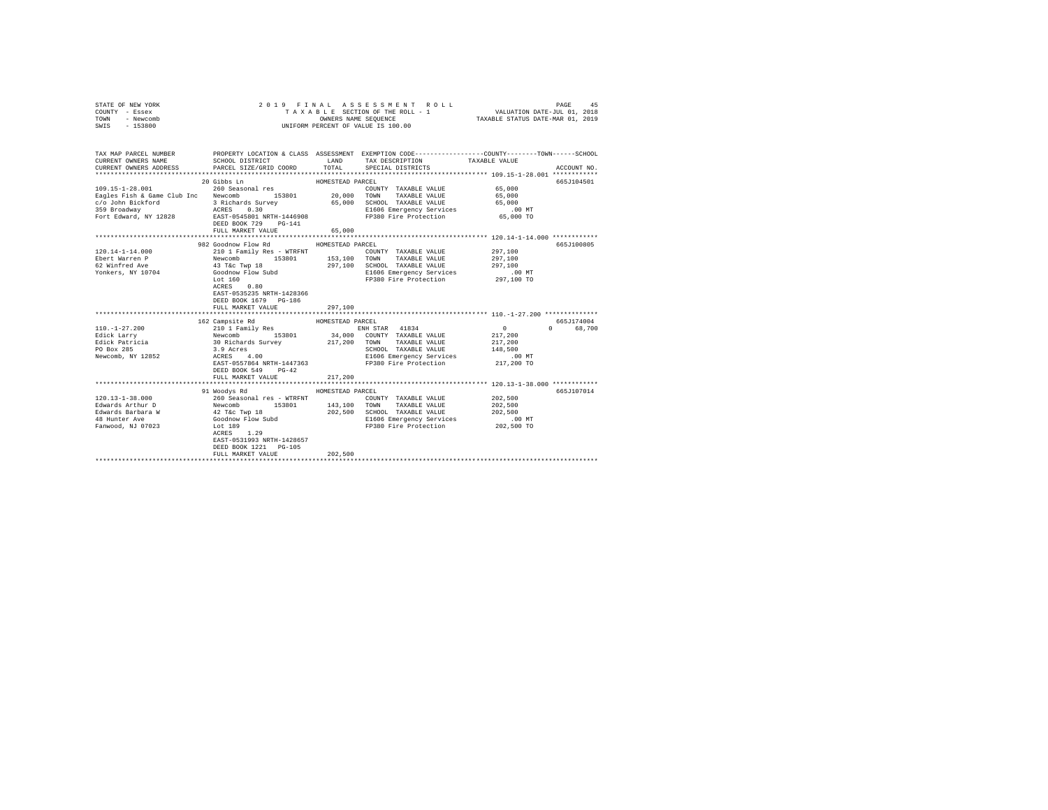STATE OF NEW YORK — 2019 FINAL ASSESSMENT ROLL
COUNTY - Essex — TAXABLE SECTION OF THE ROLL - 1 — VALUATION DATE-JUL 01, 2018
TOWN - Newcomb — OWNERS NAME SEQUENCE — TAXABLE STATUS DATE-MAR 01, 2019
SWIS - 153800 — UNIFORM PERCENT OF VALUE IS 100.00

| TAX MAP PARCEL NUMBER / CURRENT OWNERS NAME / CURRENT OWNERS ADDRESS | PROPERTY LOCATION & CLASS / SCHOOL DISTRICT / PARCEL SIZE/GRID COORD | ASSESSMENT LAND / TOTAL | EXEMPTION CODE / TAX DESCRIPTION / SPECIAL DISTRICTS | COUNTY / TOWN / SCHOOL TAXABLE VALUE | ACCOUNT NO. |
|---|---|---|---|---|---|
| **109.15-1-28.001** | 20 Gibbs Ln — HOMESTEAD PARCEL | | | | 665J104501 |
| Eagles Fish & Game Club Inc | 260 Seasonal res | | COUNTY TAXABLE VALUE | 65,000 | |
| c/o John Bickford | Newcomb 153801 | 20,000 | TOWN TAXABLE VALUE | 65,000 | |
| 359 Broadway | 3 Richards Survey | 65,000 | SCHOOL TAXABLE VALUE | 65,000 | |
| Fort Edward, NY 12828 | ACRES 0.30 | | E1606 Emergency Services | .00 MT | |
| | EAST-0545801 NRTH-1446908 | | FP380 Fire Protection | 65,000 TO | |
| | DEED BOOK 729 PG-141 | | | | |
| | FULL MARKET VALUE | 65,000 | | | |
| **120.14-1-14.000** | 982 Goodnow Flow Rd — HOMESTEAD PARCEL | | | | 665J100805 |
| Ebert Warren P | 210 1 Family Res - WTRFNT | | COUNTY TAXABLE VALUE | 297,100 | |
| 62 Winfred Ave | Newcomb 153801 | 153,100 | TOWN TAXABLE VALUE | 297,100 | |
| Yonkers, NY 10704 | 43 T&c Twp 18 | 297,100 | SCHOOL TAXABLE VALUE | 297,100 | |
| | Goodnow Flow Subd | | E1606 Emergency Services | .00 MT | |
| | Lot 160 | | FP380 Fire Protection | 297,100 TO | |
| | ACRES 0.80 | | | | |
| | EAST-0535235 NRTH-1428366 | | | | |
| | DEED BOOK 1679 PG-186 | | | | |
| | FULL MARKET VALUE | 297,100 | | | |
| **110.-1-27.200** | 162 Campsite Rd — HOMESTEAD PARCEL | | | | 665J174004 |
| Edick Larry | 210 1 Family Res | | ENH STAR 41834 | 0 0 68,700 | |
| Edick Patricia | Newcomb 153801 | 34,000 | COUNTY TAXABLE VALUE | 217,200 | |
| PO Box 285 | 30 Richards Survey | 217,200 | TOWN TAXABLE VALUE | 217,200 | |
| Newcomb, NY 12852 | 3.9 Acres | | SCHOOL TAXABLE VALUE | 148,500 | |
| | ACRES 4.00 | | E1606 Emergency Services | .00 MT | |
| | EAST-0557864 NRTH-1447363 | | FP380 Fire Protection | 217,200 TO | |
| | DEED BOOK 549 PG-42 | | | | |
| | FULL MARKET VALUE | 217,200 | | | |
| **120.13-1-38.000** | 91 Woodys Rd — HOMESTEAD PARCEL | | | | 665J107014 |
| Edwards Arthur D | 260 Seasonal res - WTRFNT | | COUNTY TAXABLE VALUE | 202,500 | |
| Edwards Barbara W | Newcomb 153801 | 143,100 | TOWN TAXABLE VALUE | 202,500 | |
| 48 Hunter Ave | 42 T&c Twp 18 | 202,500 | SCHOOL TAXABLE VALUE | 202,500 | |
| Fanwood, NJ 07023 | Goodnow Flow Subd | | E1606 Emergency Services | .00 MT | |
| | Lot 189 | | FP380 Fire Protection | 202,500 TO | |
| | ACRES 1.29 | | | | |
| | EAST-0531993 NRTH-1428657 | | | | |
| | DEED BOOK 1221 PG-105 | | | | |
| | FULL MARKET VALUE | 202,500 | | | |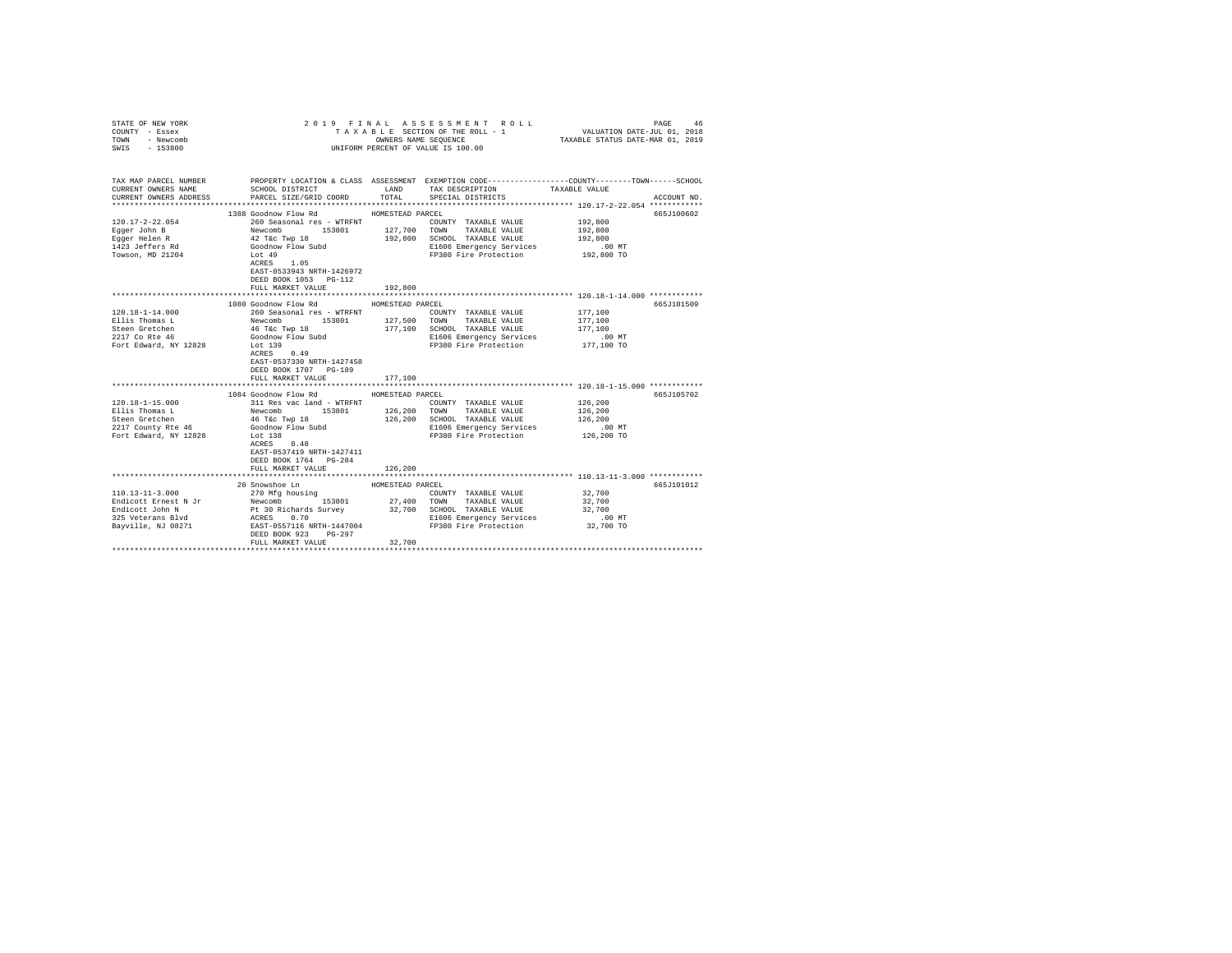STATE OF NEW YORK
COUNTY - Essex
TOWN - Newcomb
SWIS - 153800

2 0 1 9 F I N A L A S S E S S M E N T R O L L
T A X A B L E SECTION OF THE ROLL - 1
OWNERS NAME SEQUENCE
UNIFORM PERCENT OF VALUE IS 100.00

VALUATION DATE-JUL 01, 2018
TAXABLE STATUS DATE-MAR 01, 2019

| TAX MAP PARCEL NUMBER / CURRENT OWNERS NAME / CURRENT OWNERS ADDRESS | PROPERTY LOCATION & CLASS / SCHOOL DISTRICT / PARCEL SIZE/GRID COORD | ASSESSMENT LAND / TOTAL | EXEMPTION CODE / TAX DESCRIPTION / SPECIAL DISTRICTS | COUNTY / TOWN / SCHOOL TAXABLE VALUE | ACCOUNT NO. |
|---|---|---|---|---|---|
| **120.17-2-22.054** | 1388 Goodnow Flow Rd | HOMESTEAD PARCEL | | | 665J100602 |
| 120.17-2-22.054 | 260 Seasonal res - WTRFNT | | COUNTY TAXABLE VALUE | 192,800 | |
| Egger John B | Newcomb 153801 | 127,700 | TOWN TAXABLE VALUE | 192,800 | |
| Egger Helen R | 42 T&c Twp 18 | 192,800 | SCHOOL TAXABLE VALUE | 192,800 | |
| 1423 Jeffers Rd | Goodnow Flow Subd | | E1606 Emergency Services | .00 MT | |
| Towson, MD 21204 | Lot 49 | | FP380 Fire Protection | 192,800 TO | |
| | ACRES 1.05 | | | | |
| | EAST-0533943 NRTH-1426972 | | | | |
| | DEED BOOK 1053 PG-112 | | | | |
| | FULL MARKET VALUE | 192,800 | | | |
| **120.18-1-14.000** | 1080 Goodnow Flow Rd | HOMESTEAD PARCEL | | | 665J101509 |
| 120.18-1-14.000 | 260 Seasonal res - WTRFNT | | COUNTY TAXABLE VALUE | 177,100 | |
| Ellis Thomas L | Newcomb 153801 | 127,500 | TOWN TAXABLE VALUE | 177,100 | |
| Steen Gretchen | 46 T&c Twp 18 | 177,100 | SCHOOL TAXABLE VALUE | 177,100 | |
| 2217 Co Rte 46 | Goodnow Flow Subd | | E1606 Emergency Services | .00 MT | |
| Fort Edward, NY 12828 | Lot 139 | | FP380 Fire Protection | 177,100 TO | |
| | ACRES 0.49 | | | | |
| | EAST-0537330 NRTH-1427458 | | | | |
| | DEED BOOK 1707 PG-189 | | | | |
| | FULL MARKET VALUE | 177,100 | | | |
| **120.18-1-15.000** | 1084 Goodnow Flow Rd | HOMESTEAD PARCEL | | | 665J105702 |
| 120.18-1-15.000 | 311 Res vac land - WTRFNT | | COUNTY TAXABLE VALUE | 126,200 | |
| Ellis Thomas L | Newcomb 153801 | 126,200 | TOWN TAXABLE VALUE | 126,200 | |
| Steen Gretchen | 46 T&c Twp 18 | 126,200 | SCHOOL TAXABLE VALUE | 126,200 | |
| 2217 County Rte 46 | Goodnow Flow Subd | | E1606 Emergency Services | .00 MT | |
| Fort Edward, NY 12828 | Lot 138 | | FP380 Fire Protection | 126,200 TO | |
| | ACRES 0.48 | | | | |
| | EAST-0537419 NRTH-1427411 | | | | |
| | DEED BOOK 1764 PG-284 | | | | |
| | FULL MARKET VALUE | 126,200 | | | |
| **110.13-11-3.000** | 20 Snowshoe Ln | HOMESTEAD PARCEL | | | 665J101012 |
| 110.13-11-3.000 | 270 Mfg housing | | COUNTY TAXABLE VALUE | 32,700 | |
| Endicott Ernest N Jr | Newcomb 153801 | 27,400 | TOWN TAXABLE VALUE | 32,700 | |
| Endicott John N | Pt 30 Richards Survey | 32,700 | SCHOOL TAXABLE VALUE | 32,700 | |
| 325 Veterans Blvd | ACRES 0.70 | | E1606 Emergency Services | .00 MT | |
| Bayville, NJ 08271 | EAST-0557116 NRTH-1447004 | | FP380 Fire Protection | 32,700 TO | |
| | DEED BOOK 923 PG-297 | | | | |
| | FULL MARKET VALUE | 32,700 | | | |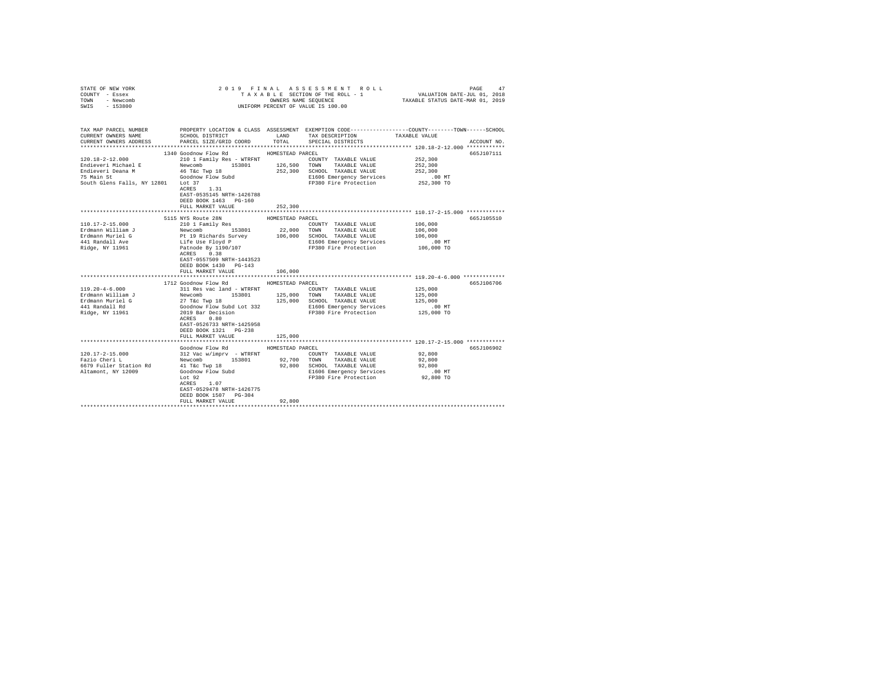STATE OF NEW YORK
COUNTY - Essex
TOWN - Newcomb
SWIS - 153800

2 0 1 9 F I N A L A S S E S S M E N T R O L L
T A X A B L E SECTION OF THE ROLL - 1
OWNERS NAME SEQUENCE
UNIFORM PERCENT OF VALUE IS 100.00

VALUATION DATE-JUL 01, 2018
TAXABLE STATUS DATE-MAR 01, 2019

```
TAX MAP PARCEL NUMBER          PROPERTY LOCATION & CLASS  ASSESSMENT  EXEMPTION CODE-----------------COUNTY--------TOWN------SCHOOL
CURRENT OWNERS NAME            SCHOOL DISTRICT              LAND      TAX DESCRIPTION            TAXABLE VALUE
CURRENT OWNERS ADDRESS         PARCEL SIZE/GRID COORD       TOTAL     SPECIAL DISTRICTS                                      ACCOUNT NO.
*********************************************************************************************** 120.18-2-12.000 ************
                               1340 Goodnow Flow Rd         HOMESTEAD PARCEL                                                  665J107111
120.18-2-12.000                210 1 Family Res - WTRFNT              COUNTY  TAXABLE VALUE           252,300
Endieveri Michael E            Newcomb        153801      126,500     TOWN    TAXABLE VALUE           252,300
Endieveri Deana M              46 T&c Twp 18               252,300    SCHOOL  TAXABLE VALUE           252,300
75 Main St                     Goodnow Flow Subd                      E1606 Emergency Services            .00 MT
South Glens Falls, NY 12801    Lot 37                                 FP380 Fire Protection           252,300 TO
                               ACRES     1.31
                               EAST-0535145 NRTH-1426788
                               DEED BOOK 1463   PG-160
                               FULL MARKET VALUE           252,300
*********************************************************************************************** 110.17-2-15.000 ************
                               5115 NYS Route 28N           HOMESTEAD PARCEL                                                  665J105510
110.17-2-15.000                210 1 Family Res                       COUNTY  TAXABLE VALUE           106,000
Erdmann William J              Newcomb        153801       22,000     TOWN    TAXABLE VALUE           106,000
Erdmann Muriel G               Pt 19 Richards Survey       106,000    SCHOOL  TAXABLE VALUE           106,000
441 Randall Ave                Life Use Floyd P                       E1606 Emergency Services            .00 MT
Ridge, NY 11961                Patnode By 1190/107                    FP380 Fire Protection           106,000 TO
                               ACRES     0.38
                               EAST-0557509 NRTH-1443523
                               DEED BOOK 1430   PG-143
                               FULL MARKET VALUE           106,000
*********************************************************************************************** 119.20-4-6.000 *************
                               1712 Goodnow Flow Rd         HOMESTEAD PARCEL                                                  665J106706
119.20-4-6.000                 311 Res vac land - WTRFNT              COUNTY  TAXABLE VALUE           125,000
Erdmann William J              Newcomb        153801      125,000     TOWN    TAXABLE VALUE           125,000
Erdmann Muriel G               27 T&c Twp 18               125,000    SCHOOL  TAXABLE VALUE           125,000
441 Randall Rd                 Goodnow Flow Subd Lot 332              E1606 Emergency Services            .00 MT
Ridge, NY 11961                2019 Bar Decision                      FP380 Fire Protection           125,000 TO
                               ACRES     0.80
                               EAST-0526733 NRTH-1425958
                               DEED BOOK 1321   PG-238
                               FULL MARKET VALUE           125,000
*********************************************************************************************** 120.17-2-15.000 ************
                               Goodnow Flow Rd              HOMESTEAD PARCEL                                                  665J106902
120.17-2-15.000                312 Vac w/imprv  - WTRFNT              COUNTY  TAXABLE VALUE            92,800
Fazio Cheri L                  Newcomb        153801       92,700     TOWN    TAXABLE VALUE            92,800
6679 Fuller Station Rd         41 T&c Twp 18                92,800    SCHOOL  TAXABLE VALUE            92,800
Altamont, NY 12009             Goodnow Flow Subd                      E1606 Emergency Services            .00 MT
                               Lot 92                                 FP380 Fire Protection            92,800 TO
                               ACRES     1.07
                               EAST-0529478 NRTH-1426775
                               DEED BOOK 1507   PG-304
                               FULL MARKET VALUE            92,800
****************************************************************************************************************************
```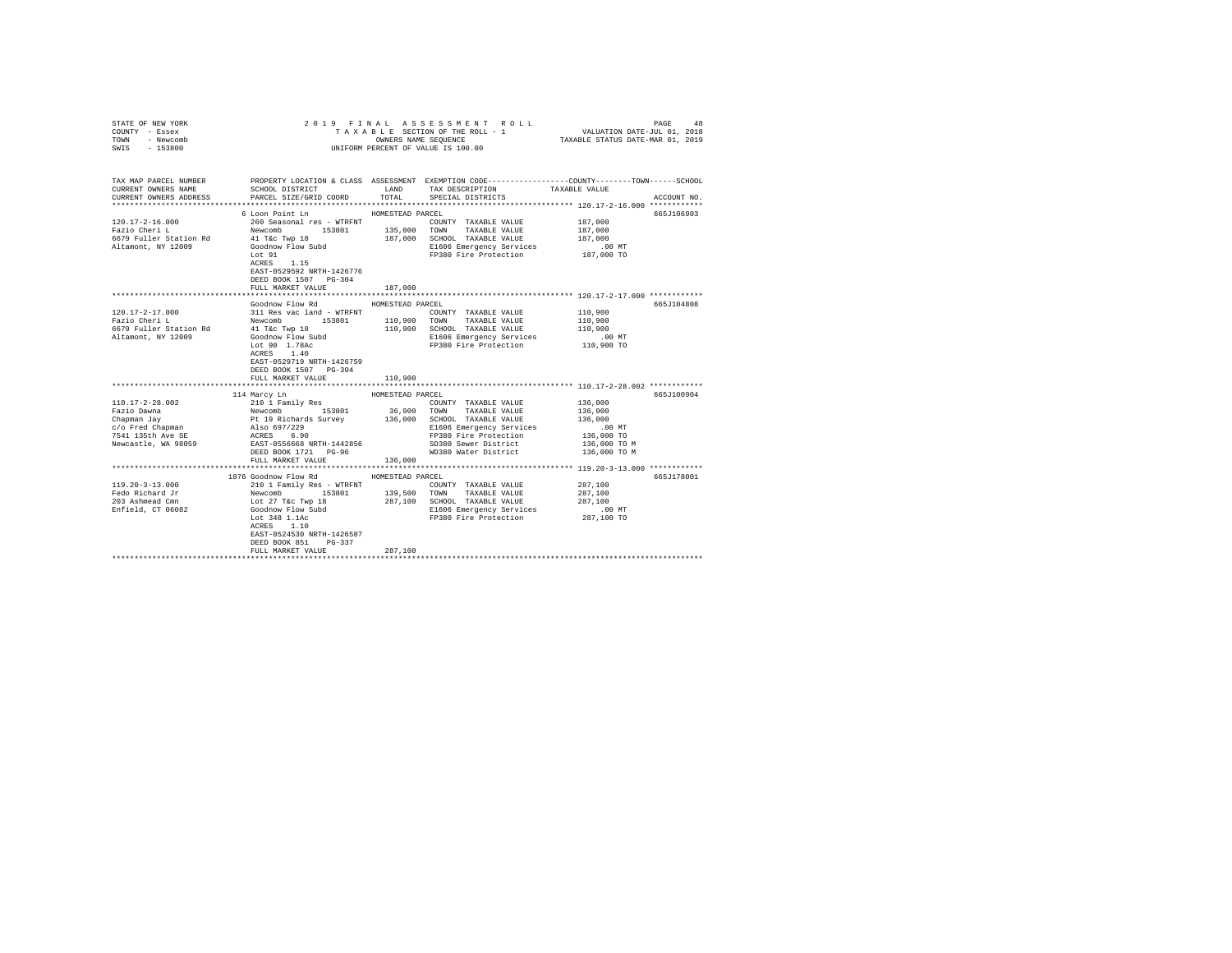STATE OF NEW YORK
COUNTY - Essex
TOWN - Newcomb
SWIS - 153800

2019 FINAL ASSESSMENT ROLL
TAXABLE SECTION OF THE ROLL - 1
OWNERS NAME SEQUENCE
UNIFORM PERCENT OF VALUE IS 100.00

VALUATION DATE-JUL 01, 2018
TAXABLE STATUS DATE-MAR 01, 2019

| TAX MAP PARCEL NUMBER / CURRENT OWNERS NAME / CURRENT OWNERS ADDRESS | PROPERTY LOCATION & CLASS / SCHOOL DISTRICT / PARCEL SIZE/GRID COORD | ASSESSMENT LAND | TOTAL | EXEMPTION CODE / TAX DESCRIPTION / SPECIAL DISTRICTS | TAXABLE VALUE (COUNTY / TOWN / SCHOOL) | ACCOUNT NO. |
|---|---|---|---|---|---|---|
| **120.17-2-16.000** | 6 Loon Point Ln | | | HOMESTEAD PARCEL | | 665J106903 |
| 120.17-2-16.000 | 260 Seasonal res - WTRFNT | | | COUNTY TAXABLE VALUE | 187,000 | |
| Fazio Cheri L | Newcomb 153801 | 135,000 | | TOWN TAXABLE VALUE | 187,000 | |
| 6679 Fuller Station Rd | 41 T&c Twp 18 | | 187,000 | SCHOOL TAXABLE VALUE | 187,000 | |
| Altamont, NY 12009 | Goodnow Flow Subd | | | E1606 Emergency Services | .00 MT | |
| | Lot 91 | | | FP380 Fire Protection | 187,000 TO | |
| | ACRES 1.15 | | | | | |
| | EAST-0529592 NRTH-1426776 | | | | | |
| | DEED BOOK 1507 PG-304 | | | | | |
| | FULL MARKET VALUE | | 187,000 | | | |
| **120.17-2-17.000** | Goodnow Flow Rd | | | HOMESTEAD PARCEL | | 665J104808 |
| 120.17-2-17.000 | 311 Res vac land - WTRFNT | | | COUNTY TAXABLE VALUE | 110,900 | |
| Fazio Cheri L | Newcomb 153801 | 110,900 | | TOWN TAXABLE VALUE | 110,900 | |
| 6679 Fuller Station Rd | 41 T&c Twp 18 | | 110,900 | SCHOOL TAXABLE VALUE | 110,900 | |
| Altamont, NY 12009 | Goodnow Flow Subd | | | E1606 Emergency Services | .00 MT | |
| | Lot 90 1.78Ac | | | FP380 Fire Protection | 110,900 TO | |
| | ACRES 1.40 | | | | | |
| | EAST-0529719 NRTH-1426759 | | | | | |
| | DEED BOOK 1507 PG-304 | | | | | |
| | FULL MARKET VALUE | | 110,900 | | | |
| **110.17-2-28.002** | 114 Marcy Ln | | | HOMESTEAD PARCEL | | 665J100904 |
| 110.17-2-28.002 | 210 1 Family Res | | | COUNTY TAXABLE VALUE | 136,000 | |
| Fazio Dawna | Newcomb 153801 | 36,900 | | TOWN TAXABLE VALUE | 136,000 | |
| Chapman Jay | Pt 19 Richards Survey | | 136,000 | SCHOOL TAXABLE VALUE | 136,000 | |
| c/o Fred Chapman | Also 697/229 | | | E1606 Emergency Services | .00 MT | |
| 7541 135th Ave SE | ACRES 6.90 | | | FP380 Fire Protection | 136,000 TO | |
| Newcastle, WA 98059 | EAST-0556668 NRTH-1442856 | | | SD380 Sewer District | 136,000 TO M | |
| | DEED BOOK 1721 PG-96 | | | WD380 Water District | 136,000 TO M | |
| | FULL MARKET VALUE | | 136,000 | | | |
| **119.20-3-13.000** | 1876 Goodnow Flow Rd | | | HOMESTEAD PARCEL | | 665J178001 |
| 119.20-3-13.000 | 210 1 Family Res - WTRFNT | | | COUNTY TAXABLE VALUE | 287,100 | |
| Fedo Richard Jr | Newcomb 153801 | 139,500 | | TOWN TAXABLE VALUE | 287,100 | |
| 203 Ashmead Cmn | Lot 27 T&c Twp 18 | | 287,100 | SCHOOL TAXABLE VALUE | 287,100 | |
| Enfield, CT 06082 | Goodnow Flow Subd | | | E1606 Emergency Services | .00 MT | |
| | Lot 348 1.1Ac | | | FP380 Fire Protection | 287,100 TO | |
| | ACRES 1.10 | | | | | |
| | EAST-0524530 NRTH-1426587 | | | | | |
| | DEED BOOK 851 PG-337 | | | | | |
| | FULL MARKET VALUE | | 287,100 | | | |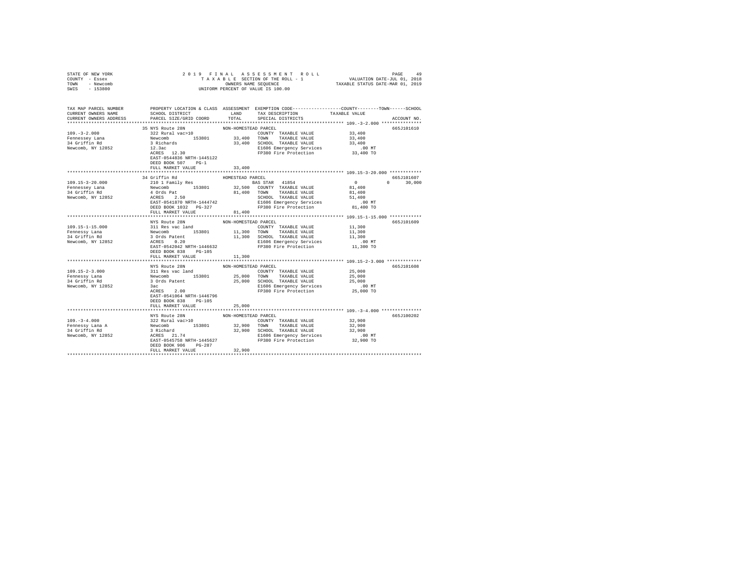STATE OF NEW YORK
COUNTY - Essex
TOWN - Newcomb
SWIS - 153800

2019 FINAL ASSESSMENT ROLL
TAXABLE SECTION OF THE ROLL - 1
OWNERS NAME SEQUENCE
UNIFORM PERCENT OF VALUE IS 100.00

VALUATION DATE-JUL 01, 2018
TAXABLE STATUS DATE-MAR 01, 2019

| TAX MAP PARCEL NUMBER / CURRENT OWNERS NAME / CURRENT OWNERS ADDRESS | PROPERTY LOCATION & CLASS / SCHOOL DISTRICT / PARCEL SIZE/GRID COORD | ASSESSMENT LAND / TOTAL | EXEMPTION CODE / TAX DESCRIPTION / SPECIAL DISTRICTS | COUNTY / TOWN / SCHOOL TAXABLE VALUE | ACCOUNT NO. |
|---|---|---|---|---|---|
| **109.-3-2.000** | 35 NYS Route 28N — NON-HOMESTEAD PARCEL | | | | 665J101610 |
| Fennessey Lana | 322 Rural vac>10 | | COUNTY TAXABLE VALUE | 33,400 | |
| 34 Griffin Rd | Newcomb 153801 | 33,400 | TOWN TAXABLE VALUE | 33,400 | |
| Newcomb, NY 12852 | 3 Richards | 33,400 | SCHOOL TAXABLE VALUE | 33,400 | |
| | 12.3ac | | E1606 Emergency Services | .00 MT | |
| | ACRES 12.30 | | FP380 Fire Protection | 33,400 TO | |
| | EAST-0544836 NRTH-1445122 | | | | |
| | DEED BOOK 507 PG-1 | | | | |
| | FULL MARKET VALUE | 33,400 | | | |
| **109.15-3-20.000** | 34 Griffin Rd — HOMESTEAD PARCEL | | | | 665J101607 |
| Fennessey Lana | 210 1 Family Res | | BAS STAR 41854 | 0 0 30,000 | |
| 34 Griffin Rd | Newcomb 153801 | 32,500 | COUNTY TAXABLE VALUE | 81,400 | |
| Newcomb, NY 12852 | 4 Ords Pat | 81,400 | TOWN TAXABLE VALUE | 81,400 | |
| | ACRES 2.50 | | SCHOOL TAXABLE VALUE | 51,400 | |
| | EAST-0541870 NRTH-1444742 | | E1606 Emergency Services | .00 MT | |
| | DEED BOOK 1032 PG-327 | | FP380 Fire Protection | 81,400 TO | |
| | FULL MARKET VALUE | 81,400 | | | |
| **109.15-1-15.000** | NYS Route 28N — NON-HOMESTEAD PARCEL | | | | 665J101609 |
| Fennessy Lana | 311 Res vac land | | COUNTY TAXABLE VALUE | 11,300 | |
| 34 Griffin Rd | Newcomb 153801 | 11,300 | TOWN TAXABLE VALUE | 11,300 | |
| Newcomb, NY 12852 | 3 Ords Patent | 11,300 | SCHOOL TAXABLE VALUE | 11,300 | |
| | ACRES 0.20 | | E1606 Emergency Services | .00 MT | |
| | EAST-0542042 NRTH-1446632 | | FP380 Fire Protection | 11,300 TO | |
| | DEED BOOK 838 PG-105 | | | | |
| | FULL MARKET VALUE | 11,300 | | | |
| **109.15-2-3.000** | NYS Route 28N — NON-HOMESTEAD PARCEL | | | | 665J101608 |
| Fennessy Lana | 311 Res vac land | | COUNTY TAXABLE VALUE | 25,000 | |
| 34 Griffin Rd | Newcomb 153801 | 25,000 | TOWN TAXABLE VALUE | 25,000 | |
| Newcomb, NY 12852 | 3 Ords Patent | 25,000 | SCHOOL TAXABLE VALUE | 25,000 | |
| | 3ac | | E1606 Emergency Services | .00 MT | |
| | ACRES 2.00 | | FP380 Fire Protection | 25,000 TO | |
| | EAST-0541064 NRTH-1446796 | | | | |
| | DEED BOOK 838 PG-105 | | | | |
| | FULL MARKET VALUE | 25,000 | | | |
| **109.-3-4.000** | NYS Route 28N — NON-HOMESTEAD PARCEL | | | | 665J100202 |
| Fennessy Lana A | 322 Rural vac>10 | | COUNTY TAXABLE VALUE | 32,900 | |
| 34 Griffin Rd | Newcomb 153801 | 32,900 | TOWN TAXABLE VALUE | 32,900 | |
| Newcomb, NY 12852 | 3 Richard | 32,900 | SCHOOL TAXABLE VALUE | 32,900 | |
| | ACRES 21.74 | | E1606 Emergency Services | .00 MT | |
| | EAST-0545758 NRTH-1445627 | | FP380 Fire Protection | 32,900 TO | |
| | DEED BOOK 906 PG-287 | | | | |
| | FULL MARKET VALUE | 32,900 | | | |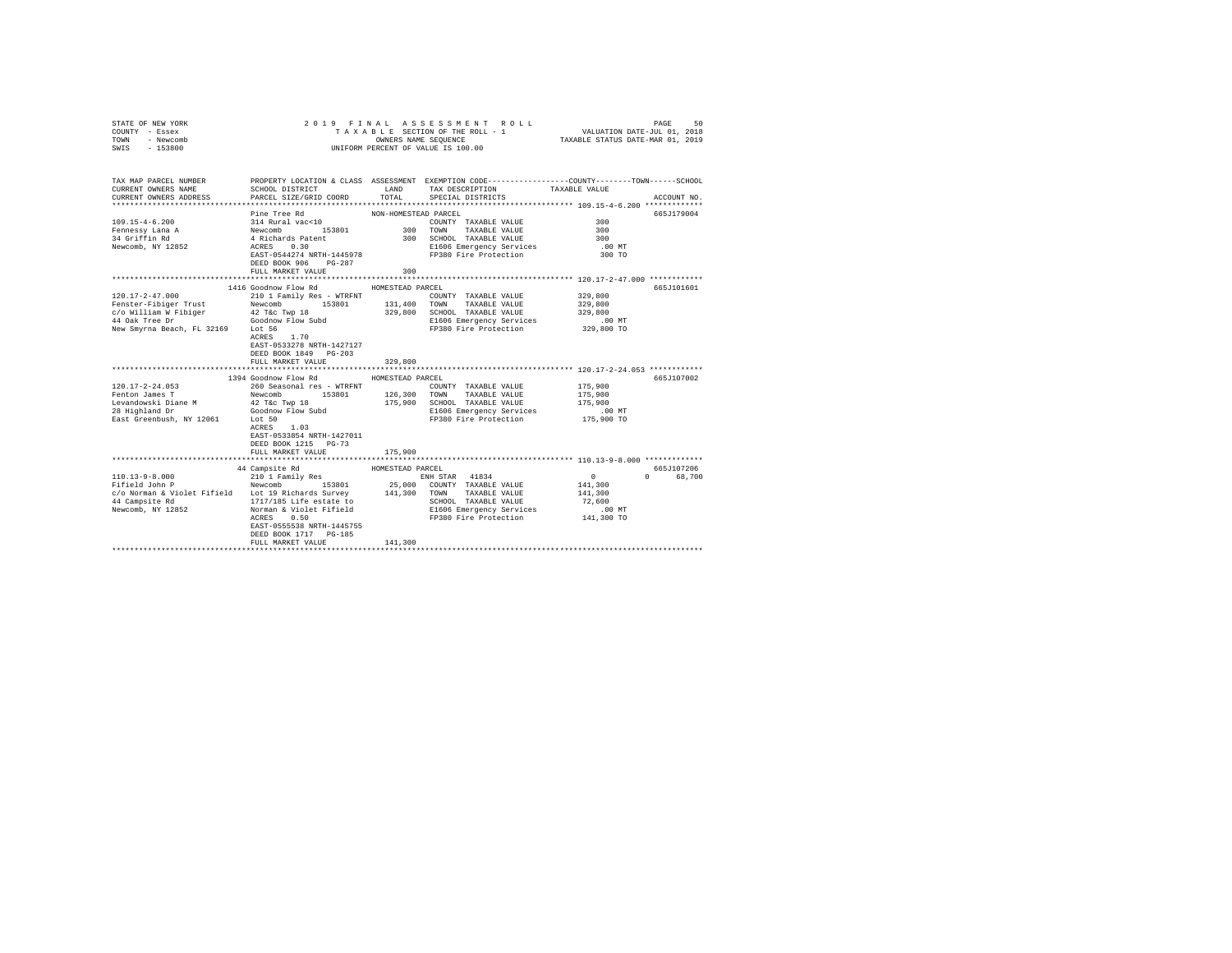STATE OF NEW YORK
COUNTY - Essex
TOWN - Newcomb
SWIS - 153800

2019 FINAL ASSESSMENT ROLL
TAXABLE SECTION OF THE ROLL - 1
OWNERS NAME SEQUENCE
UNIFORM PERCENT OF VALUE IS 100.00

VALUATION DATE-JUL 01, 2018
TAXABLE STATUS DATE-MAR 01, 2019

```
TAX MAP PARCEL NUMBER          PROPERTY LOCATION & CLASS  ASSESSMENT  EXEMPTION CODE-----------------COUNTY--------TOWN------SCHOOL
CURRENT OWNERS NAME            SCHOOL DISTRICT               LAND      TAX DESCRIPTION            TAXABLE VALUE
CURRENT OWNERS ADDRESS         PARCEL SIZE/GRID COORD        TOTAL     SPECIAL DISTRICTS                                    ACCOUNT NO.
*************************************************************************************************** 109.15-4-6.200 *************
                               Pine Tree Rd               NON-HOMESTEAD PARCEL                                             665J179004
109.15-4-6.200                 314 Rural vac<10                        COUNTY  TAXABLE VALUE              300
Fennessy Lana A                Newcomb       153801          300       TOWN    TAXABLE VALUE              300
34 Griffin Rd                  4 Richards Patent             300       SCHOOL  TAXABLE VALUE              300
Newcomb, NY 12852              ACRES    0.30                           E1606 Emergency Services            .00 MT
                               EAST-0544274 NRTH-1445978               FP380 Fire Protection               300 TO
                               DEED BOOK 906    PG-287
                               FULL MARKET VALUE              300
*************************************************************************************************** 120.17-2-47.000 ************
                               1416 Goodnow Flow Rd       HOMESTEAD PARCEL                                                 665J101601
120.17-2-47.000                210 1 Family Res - WTRFNT               COUNTY  TAXABLE VALUE          329,800
Fenster-Fibiger Trust          Newcomb       153801      131,400       TOWN    TAXABLE VALUE          329,800
c/o William W Fibiger          42 T&c Twp 18             329,800       SCHOOL  TAXABLE VALUE          329,800
44 Oak Tree Dr                 Goodnow Flow Subd                       E1606 Emergency Services            .00 MT
New Smyrna Beach, FL 32169     Lot 56                                  FP380 Fire Protection           329,800 TO
                               ACRES    1.70
                               EAST-0533278 NRTH-1427127
                               DEED BOOK 1849   PG-203
                               FULL MARKET VALUE          329,800
*************************************************************************************************** 120.17-2-24.053 ************
                               1394 Goodnow Flow Rd       HOMESTEAD PARCEL                                                 665J107002
120.17-2-24.053                260 Seasonal res - WTRFNT               COUNTY  TAXABLE VALUE          175,900
Fenton James T                 Newcomb       153801      126,300       TOWN    TAXABLE VALUE          175,900
Levandowski Diane M            42 T&c Twp 18             175,900       SCHOOL  TAXABLE VALUE          175,900
28 Highland Dr                 Goodnow Flow Subd                       E1606 Emergency Services            .00 MT
East Greenbush, NY 12061       Lot 50                                  FP380 Fire Protection           175,900 TO
                               ACRES    1.03
                               EAST-0533854 NRTH-1427011
                               DEED BOOK 1215   PG-73
                               FULL MARKET VALUE          175,900
*************************************************************************************************** 110.13-9-8.000 *************
                               44 Campsite Rd             HOMESTEAD PARCEL                                                 665J107206
110.13-9-8.000                 210 1 Family Res                        ENH STAR  41834                 0            0      68,700
Fifield John P                 Newcomb       153801       25,000       COUNTY  TAXABLE VALUE          141,300
c/o Norman & Violet Fifield    Lot 19 Richards Survey    141,300       TOWN    TAXABLE VALUE          141,300
44 Campsite Rd                 1717/185 Life estate to                 SCHOOL  TAXABLE VALUE           72,600
Newcomb, NY 12852              Norman & Violet Fifield                 E1606 Emergency Services            .00 MT
                               ACRES    0.50                           FP380 Fire Protection           141,300 TO
                               EAST-0555538 NRTH-1445755
                               DEED BOOK 1717   PG-185
                               FULL MARKET VALUE          141,300
********************************************************************************************************************************
```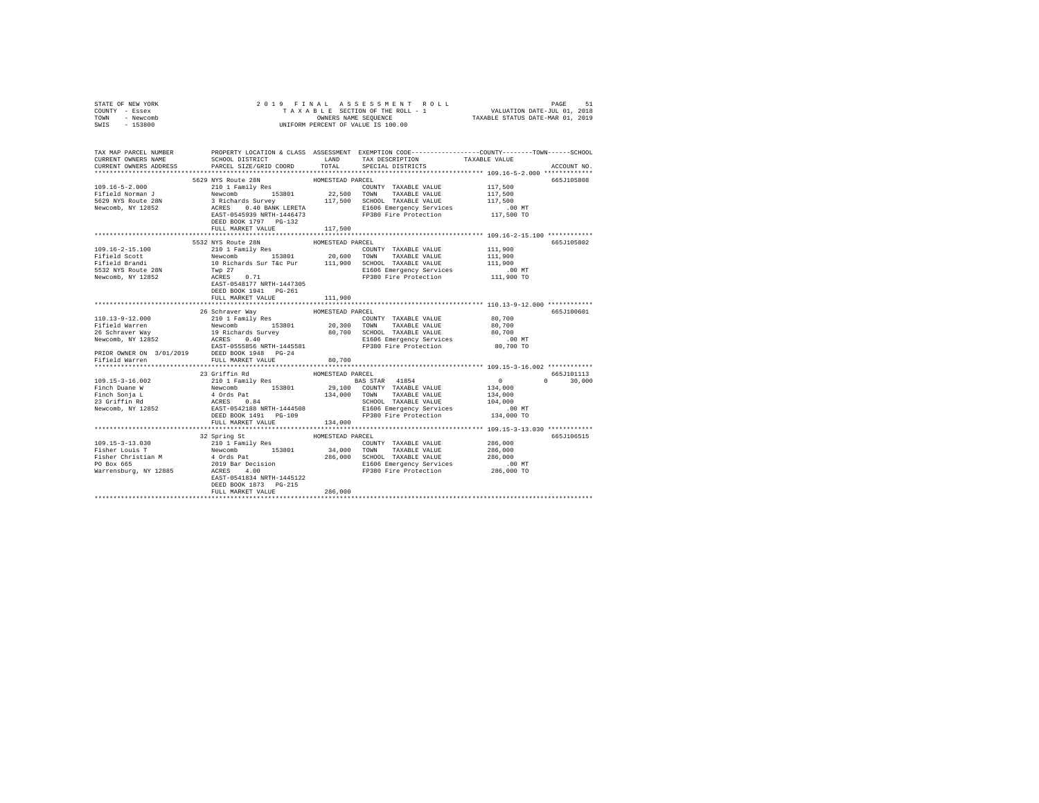STATE OF NEW YORK                    2 0 1 9   F I N A L   A S S E S S M E N T   R O L L
COUNTY - Essex                         T A X A B L E  SECTION OF THE ROLL - 1                 VALUATION DATE-JUL 01, 2018
TOWN   - Newcomb                              OWNERS NAME SEQUENCE                       TAXABLE STATUS DATE-MAR 01, 2019
SWIS   - 153800                         UNIFORM PERCENT OF VALUE IS 100.00

```
TAX MAP PARCEL NUMBER          PROPERTY LOCATION & CLASS  ASSESSMENT  EXEMPTION CODE-----------------COUNTY--------TOWN------SCHOOL
CURRENT OWNERS NAME            SCHOOL DISTRICT              LAND      TAX DESCRIPTION              TAXABLE VALUE
CURRENT OWNERS ADDRESS         PARCEL SIZE/GRID COORD       TOTAL     SPECIAL DISTRICTS                                    ACCOUNT NO.
******************************************************************************************************* 109.16-5-2.000 *************
                           5629 NYS Route 28N            HOMESTEAD PARCEL                                                  665J105808
109.16-5-2.000             210 1 Family Res                       COUNTY  TAXABLE VALUE            117,500
Fifield Norman J           Newcomb       153801        22,500     TOWN    TAXABLE VALUE            117,500
5629 NYS Route 28N         3 Richards Survey          117,500     SCHOOL  TAXABLE VALUE            117,500
Newcomb, NY 12852          ACRES    0.40 BANK LERETA              E1606 Emergency Services             .00 MT
                           EAST-0545939 NRTH-1446473              FP380 Fire Protection            117,500 TO
                           DEED BOOK 1797   PG-132
                           FULL MARKET VALUE          117,500
******************************************************************************************************* 109.16-2-15.100 ************
                           5532 NYS Route 28N            HOMESTEAD PARCEL                                                  665J105802
109.16-2-15.100            210 1 Family Res                       COUNTY  TAXABLE VALUE            111,900
Fifield Scott              Newcomb       153801        20,600     TOWN    TAXABLE VALUE            111,900
Fifield Brandi             10 Richards Sur T&c Pur    111,900     SCHOOL  TAXABLE VALUE            111,900
5532 NYS Route 28N         Twp 27                                 E1606 Emergency Services             .00 MT
Newcomb, NY 12852          ACRES    0.71                          FP380 Fire Protection            111,900 TO
                           EAST-0548177 NRTH-1447305
                           DEED BOOK 1941   PG-261
                           FULL MARKET VALUE          111,900
******************************************************************************************************* 110.13-9-12.000 ************
                           26 Schraver Way               HOMESTEAD PARCEL                                                  665J100601
110.13-9-12.000            210 1 Family Res                       COUNTY  TAXABLE VALUE             80,700
Fifield Warren             Newcomb       153801        20,300     TOWN    TAXABLE VALUE             80,700
26 Schraver Way            19 Richards Survey          80,700     SCHOOL  TAXABLE VALUE             80,700
Newcomb, NY 12852          ACRES    0.40                          E1606 Emergency Services             .00 MT
                           EAST-0555856 NRTH-1445581              FP380 Fire Protection             80,700 TO
PRIOR OWNER ON 3/01/2019   DEED BOOK 1948   PG-24
Fifield Warren             FULL MARKET VALUE           80,700
******************************************************************************************************* 109.15-3-16.002 ************
                           23 Griffin Rd                 HOMESTEAD PARCEL                                                  665J101113
109.15-3-16.002            210 1 Family Res                   BAS STAR  41854                    0            0      30,000
Finch Duane W              Newcomb       153801        29,100     COUNTY  TAXABLE VALUE            134,000
Finch Sonja L              4 Ords Pat                 134,000     TOWN    TAXABLE VALUE            134,000
23 Griffin Rd              ACRES    0.84                          SCHOOL  TAXABLE VALUE            104,000
Newcomb, NY 12852          EAST-0542188 NRTH-1444508              E1606 Emergency Services             .00 MT
                           DEED BOOK 1491   PG-109                FP380 Fire Protection            134,000 TO
                           FULL MARKET VALUE          134,000
******************************************************************************************************* 109.15-3-13.030 ************
                           32 Spring St                  HOMESTEAD PARCEL                                                  665J106515
109.15-3-13.030            210 1 Family Res                       COUNTY  TAXABLE VALUE            286,000
Fisher Louis T             Newcomb       153801        34,000     TOWN    TAXABLE VALUE            286,000
Fisher Christian M         4 Ords Pat                 286,000     SCHOOL  TAXABLE VALUE            286,000
PO Box 665                 2019 Bar Decision                      E1606 Emergency Services             .00 MT
Warrensburg, NY 12885      ACRES    4.00                          FP380 Fire Protection            286,000 TO
                           EAST-0541834 NRTH-1445122
                           DEED BOOK 1873   PG-215
                           FULL MARKET VALUE          286,000
************************************************************************************************************************************
```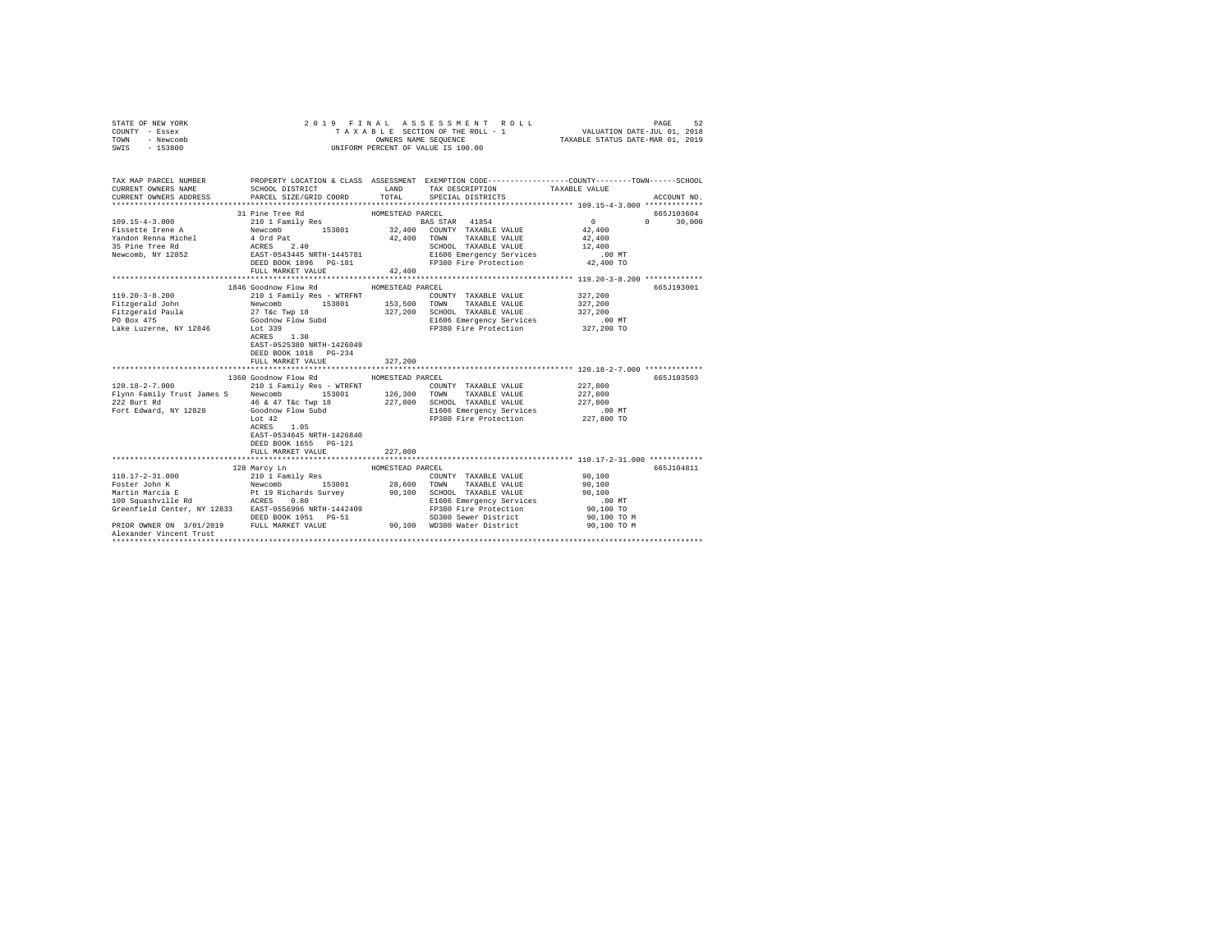STATE OF NEW YORK — 2019 FINAL ASSESSMENT ROLL — PAGE 52
COUNTY - Essex — TAXABLE SECTION OF THE ROLL - 1 — VALUATION DATE-JUL 01, 2018
TOWN - Newcomb — OWNERS NAME SEQUENCE — TAXABLE STATUS DATE-MAR 01, 2019
SWIS - 153800 — UNIFORM PERCENT OF VALUE IS 100.00

```
TAX MAP PARCEL NUMBER          PROPERTY LOCATION & CLASS  ASSESSMENT  EXEMPTION CODE-----------------COUNTY--------TOWN------SCHOOL
CURRENT OWNERS NAME            SCHOOL DISTRICT               LAND      TAX DESCRIPTION            TAXABLE VALUE
CURRENT OWNERS ADDRESS         PARCEL SIZE/GRID COORD        TOTAL     SPECIAL DISTRICTS                                  ACCOUNT NO.
******************************************************************************************************* 109.15-4-3.000 *************
                        31 Pine Tree Rd               HOMESTEAD PARCEL                                                      665J103604
109.15-4-3.000                 210 1 Family Res                       BAS STAR  41854               0            0       30,000
Fissette Irene A               Newcomb        153801       32,400   COUNTY  TAXABLE VALUE          42,400
Yandon Renna Michel            4 Ord Pat                   42,400   TOWN    TAXABLE VALUE          42,400
35 Pine Tree Rd                ACRES    2.40                        SCHOOL  TAXABLE VALUE          12,400
Newcomb, NY 12852              EAST-0543445 NRTH-1445781            E1606 Emergency Services          .00 MT
                               DEED BOOK 1896   PG-181              FP380 Fire Protection          42,400 TO
                               FULL MARKET VALUE           42,400
******************************************************************************************************* 119.20-3-8.200 *************
                      1846 Goodnow Flow Rd            HOMESTEAD PARCEL                                                      665J193001
119.20-3-8.200                 210 1 Family Res - WTRFNT              COUNTY  TAXABLE VALUE         327,200
Fitzgerald John                Newcomb        153801      153,500   TOWN    TAXABLE VALUE         327,200
Fitzgerald Paula               27 T&c Twp 18              327,200   SCHOOL  TAXABLE VALUE         327,200
PO Box 475                     Goodnow Flow Subd                    E1606 Emergency Services          .00 MT
Lake Luzerne, NY 12846         Lot 339                              FP380 Fire Protection         327,200 TO
                               ACRES    1.30
                               EAST-0525380 NRTH-1426049
                               DEED BOOK 1018   PG-234
                               FULL MARKET VALUE          327,200
******************************************************************************************************* 120.18-2-7.000 *************
                      1360 Goodnow Flow Rd            HOMESTEAD PARCEL                                                      665J103503
120.18-2-7.000                 210 1 Family Res - WTRFNT              COUNTY  TAXABLE VALUE         227,800
Flynn Family Trust James S     Newcomb        153801      126,300   TOWN    TAXABLE VALUE         227,800
222 Burt Rd                    46 & 47 T&c Twp 18         227,800   SCHOOL  TAXABLE VALUE         227,800
Fort Edward, NY 12828          Goodnow Flow Subd                    E1606 Emergency Services          .00 MT
                               Lot 42                               FP380 Fire Protection         227,800 TO
                               ACRES    1.05
                               EAST-0534645 NRTH-1426840
                               DEED BOOK 1655   PG-121
                               FULL MARKET VALUE          227,800
******************************************************************************************************* 110.17-2-31.000 ************
                        128 Marcy Ln                  HOMESTEAD PARCEL                                                      665J104811
110.17-2-31.000                210 1 Family Res                       COUNTY  TAXABLE VALUE          90,100
Foster John K                  Newcomb        153801       28,600   TOWN    TAXABLE VALUE          90,100
Martin Marcia E                Pt 19 Richards Survey       90,100   SCHOOL  TAXABLE VALUE          90,100
100 Squashville Rd             ACRES    0.80                        E1606 Emergency Services          .00 MT
Greenfield Center, NY 12833    EAST-0556996 NRTH-1442409            FP380 Fire Protection          90,100 TO
                               DEED BOOK 1951   PG-51               SD380 Sewer District           90,100 TO M
PRIOR OWNER ON 3/01/2019       FULL MARKET VALUE           90,100   WD380 Water District           90,100 TO M
Alexander Vincent Trust
************************************************************************************************************************************
```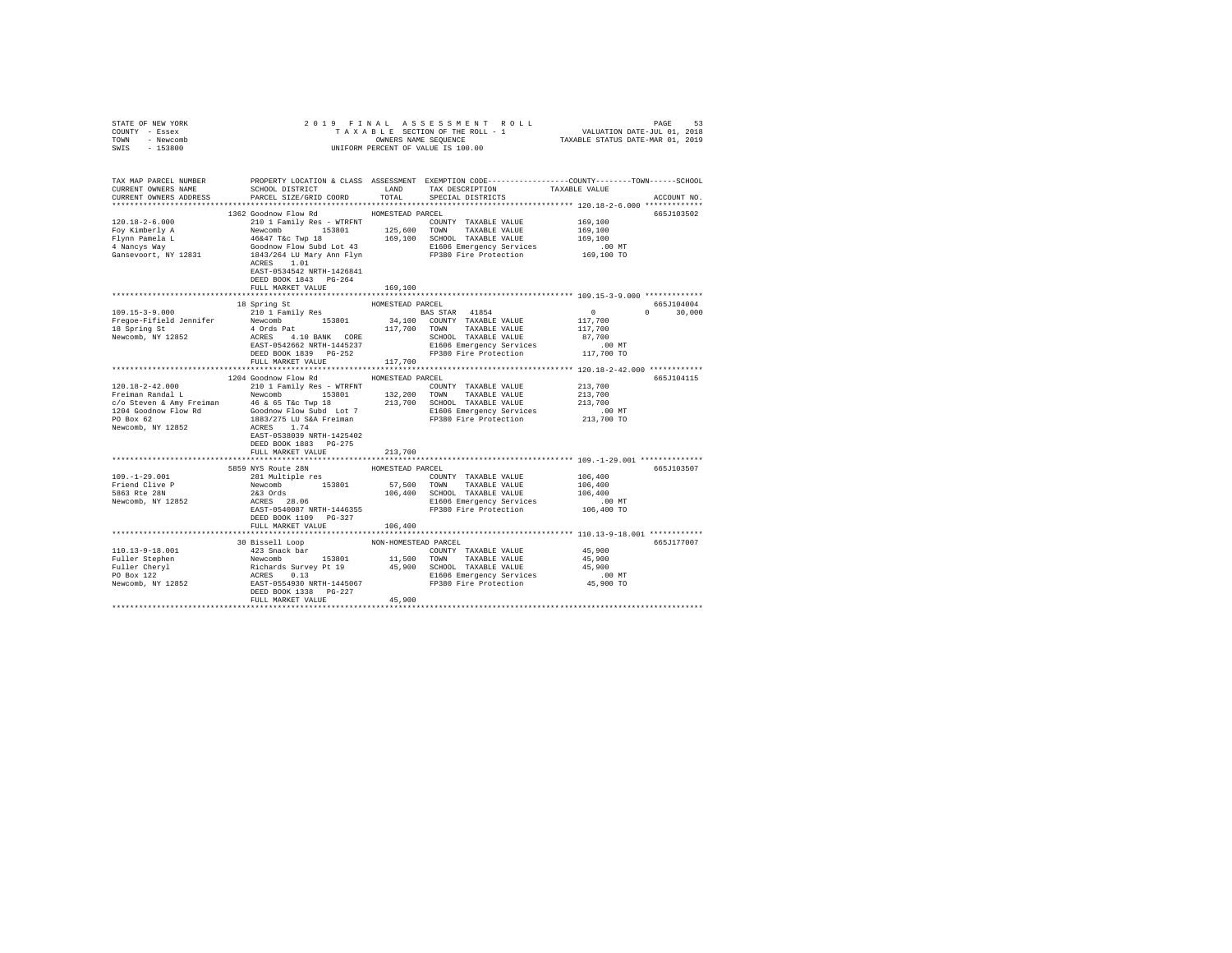STATE OF NEW YORK                2019 FINAL ASSESSMENT ROLL                PAGE 53
COUNTY - Essex                   TAXABLE SECTION OF THE ROLL - 1           VALUATION DATE-JUL 01, 2018
TOWN - Newcomb                   OWNERS NAME SEQUENCE                      TAXABLE STATUS DATE-MAR 01, 2019
SWIS - 153800                    UNIFORM PERCENT OF VALUE IS 100.00

```
TAX MAP PARCEL NUMBER          PROPERTY LOCATION & CLASS  ASSESSMENT  EXEMPTION CODE-----------------COUNTY--------TOWN------SCHOOL
CURRENT OWNERS NAME            SCHOOL DISTRICT              LAND      TAX DESCRIPTION            TAXABLE VALUE
CURRENT OWNERS ADDRESS         PARCEL SIZE/GRID COORD       TOTAL     SPECIAL DISTRICTS                                  ACCOUNT NO.
****************************************************************************************************** 120.18-2-6.000 *************
                               1362 Goodnow Flow Rd         HOMESTEAD PARCEL                                             665J103502
120.18-2-6.000                 210 1 Family Res - WTRFNT              COUNTY  TAXABLE VALUE         169,100
Foy Kimberly A                 Newcomb       153801        125,600    TOWN    TAXABLE VALUE         169,100
Flynn Pamela L                 46&47 T&c Twp 18            169,100    SCHOOL  TAXABLE VALUE         169,100
4 Nancys Way                   Goodnow Flow Subd Lot 43               E1606 Emergency Services          .00 MT
Gansevoort, NY 12831           1843/264 LU Mary Ann Flyn              FP380 Fire Protection         169,100 TO
                               ACRES    1.01
                               EAST-0534542 NRTH-1426841
                               DEED BOOK 1843   PG-264
                               FULL MARKET VALUE           169,100
****************************************************************************************************** 109.15-3-9.000 *************
                               18 Spring St                 HOMESTEAD PARCEL                                             665J104004
109.15-3-9.000                 210 1 Family Res                       BAS STAR  41854                   0          0      30,000
Fregoe-Fifield Jennifer        Newcomb       153801         34,100    COUNTY  TAXABLE VALUE         117,700
18 Spring St                   4 Ords Pat                  117,700    TOWN    TAXABLE VALUE         117,700
Newcomb, NY 12852              ACRES    4.10 BANK   CORE              SCHOOL  TAXABLE VALUE          87,700
                               EAST-0542662 NRTH-1445237              E1606 Emergency Services          .00 MT
                               DEED BOOK 1839   PG-252                FP380 Fire Protection         117,700 TO
                               FULL MARKET VALUE           117,700
****************************************************************************************************** 120.18-2-42.000 ************
                               1204 Goodnow Flow Rd         HOMESTEAD PARCEL                                             665J104115
120.18-2-42.000                210 1 Family Res - WTRFNT              COUNTY  TAXABLE VALUE         213,700
Freiman Randal L               Newcomb       153801        132,200    TOWN    TAXABLE VALUE         213,700
c/o Steven & Amy Freiman       46 & 65 T&c Twp 18          213,700    SCHOOL  TAXABLE VALUE         213,700
1204 Goodnow Flow Rd           Goodnow Flow Subd  Lot 7               E1606 Emergency Services          .00 MT
PO Box 62                      1883/275 LU S&A Freiman                FP380 Fire Protection         213,700 TO
Newcomb, NY 12852              ACRES    1.74
                               EAST-0538039 NRTH-1425402
                               DEED BOOK 1883   PG-275
                               FULL MARKET VALUE           213,700
****************************************************************************************************** 109.-1-29.001 **************
                               5859 NYS Route 28N           HOMESTEAD PARCEL                                             665J103507
109.-1-29.001                  281 Multiple res                       COUNTY  TAXABLE VALUE         106,400
Friend Clive P                 Newcomb       153801         57,500    TOWN    TAXABLE VALUE         106,400
5863 Rte 28N                   2&3 Ords                    106,400    SCHOOL  TAXABLE VALUE         106,400
Newcomb, NY 12852              ACRES   28.06                          E1606 Emergency Services          .00 MT
                               EAST-0540087 NRTH-1446355              FP380 Fire Protection         106,400 TO
                               DEED BOOK 1109   PG-327
                               FULL MARKET VALUE           106,400
****************************************************************************************************** 110.13-9-18.001 ************
                               30 Bissell Loop              NON-HOMESTEAD PARCEL                                         665J177007
110.13-9-18.001                423 Snack bar                          COUNTY  TAXABLE VALUE          45,900
Fuller Stephen                 Newcomb       153801         11,500    TOWN    TAXABLE VALUE          45,900
Fuller Cheryl                  Richards Survey Pt 19        45,900    SCHOOL  TAXABLE VALUE          45,900
PO Box 122                     ACRES    0.13                          E1606 Emergency Services          .00 MT
Newcomb, NY 12852              EAST-0554930 NRTH-1445067              FP380 Fire Protection          45,900 TO
                               DEED BOOK 1338   PG-227
                               FULL MARKET VALUE            45,900
************************************************************************************************************************************
```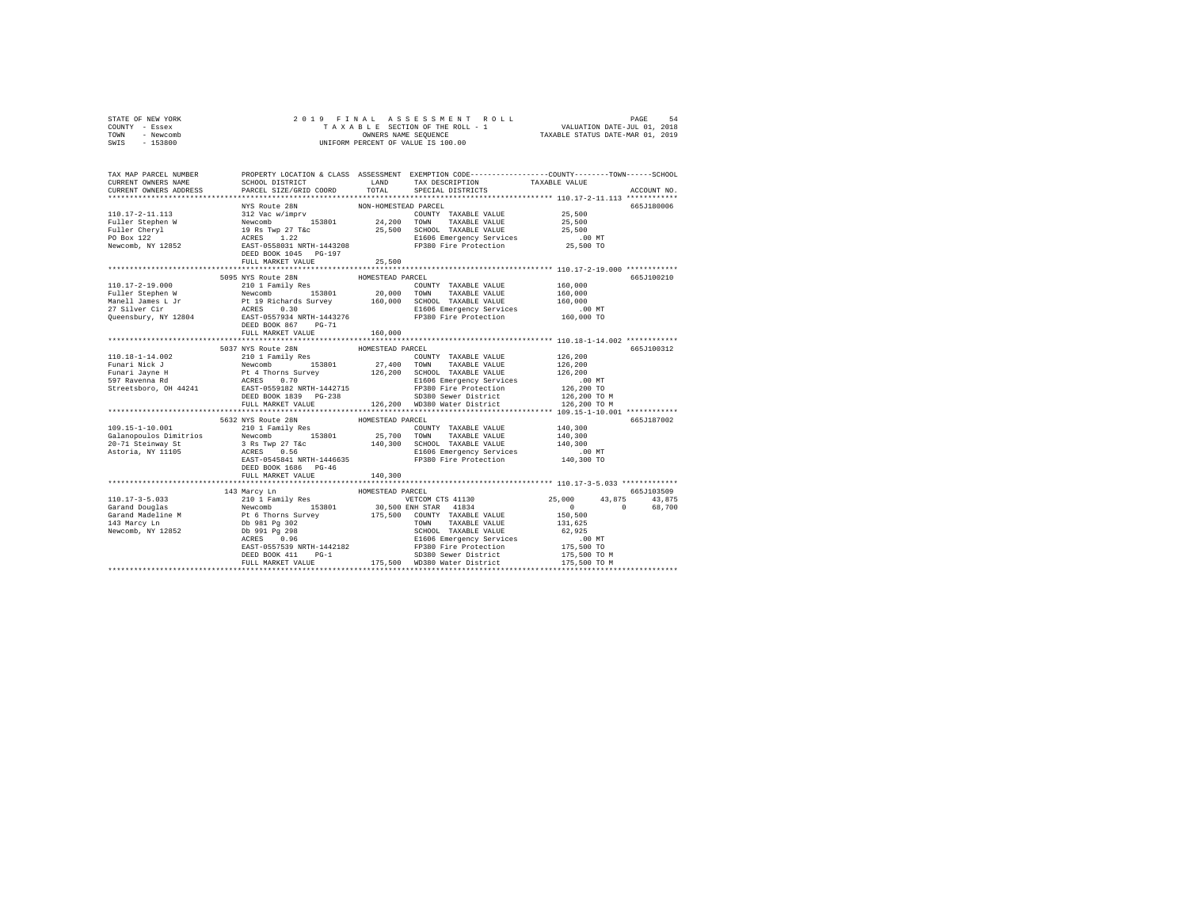STATE OF NEW YORK                2 0 1 9   F I N A L   A S S E S S M E N T   R O L L
COUNTY - Essex                   T A X A B L E  SECTION OF THE ROLL - 1          VALUATION DATE-JUL 01, 2018
TOWN   - Newcomb                 OWNERS NAME SEQUENCE                             TAXABLE STATUS DATE-MAR 01, 2019
SWIS   - 153800                  UNIFORM PERCENT OF VALUE IS 100.00

```
TAX MAP PARCEL NUMBER     PROPERTY LOCATION & CLASS  ASSESSMENT  EXEMPTION CODE-----------------COUNTY--------TOWN------SCHOOL
CURRENT OWNERS NAME       SCHOOL DISTRICT              LAND      TAX DESCRIPTION           TAXABLE VALUE
CURRENT OWNERS ADDRESS    PARCEL SIZE/GRID COORD       TOTAL     SPECIAL DISTRICTS                                   ACCOUNT NO.
******************************************************************************************** 110.17-2-11.113 ************
                          NYS Route 28N              NON-HOMESTEAD PARCEL                                            665J180006
110.17-2-11.113           312 Vac w/imprv                        COUNTY  TAXABLE VALUE         25,500
Fuller Stephen W          Newcomb       153801        24,200     TOWN    TAXABLE VALUE         25,500
Fuller Cheryl             19 Rs Twp 27 T&c            25,500     SCHOOL  TAXABLE VALUE         25,500
PO Box 122                ACRES    1.22                          E1606 Emergency Services        .00 MT
Newcomb, NY 12852         EAST-0558031 NRTH-1443208              FP380 Fire Protection         25,500 TO
                          DEED BOOK 1045   PG-197
                          FULL MARKET VALUE           25,500
******************************************************************************************** 110.17-2-19.000 ************
                          5095 NYS Route 28N         HOMESTEAD PARCEL                                                665J100210
110.17-2-19.000           210 1 Family Res                       COUNTY  TAXABLE VALUE        160,000
Fuller Stephen W          Newcomb       153801        20,000     TOWN    TAXABLE VALUE        160,000
Manell James L Jr         Pt 19 Richards Survey      160,000     SCHOOL  TAXABLE VALUE        160,000
27 Silver Cir             ACRES    0.30                          E1606 Emergency Services        .00 MT
Queensbury, NY 12804      EAST-0557934 NRTH-1443276              FP380 Fire Protection        160,000 TO
                          DEED BOOK 867    PG-71
                          FULL MARKET VALUE          160,000
******************************************************************************************** 110.18-1-14.002 ************
                          5037 NYS Route 28N         HOMESTEAD PARCEL                                                665J100312
110.18-1-14.002           210 1 Family Res                       COUNTY  TAXABLE VALUE        126,200
Funari Nick J             Newcomb       153801        27,400     TOWN    TAXABLE VALUE        126,200
Funari Jayne H            Pt 4 Thorns Survey         126,200     SCHOOL  TAXABLE VALUE        126,200
597 Ravenna Rd            ACRES    0.70                          E1606 Emergency Services        .00 MT
Streetsboro, OH 44241     EAST-0559182 NRTH-1442715              FP380 Fire Protection        126,200 TO
                          DEED BOOK 1839   PG-238                SD380 Sewer District         126,200 TO M
                          FULL MARKET VALUE          126,200     WD380 Water District         126,200 TO M
******************************************************************************************** 109.15-1-10.001 ************
                          5632 NYS Route 28N         HOMESTEAD PARCEL                                                665J187002
109.15-1-10.001           210 1 Family Res                       COUNTY  TAXABLE VALUE        140,300
Galanopoulos Dimitrios    Newcomb       153801        25,700     TOWN    TAXABLE VALUE        140,300
20-71 Steinway St         3 Rs Twp 27 T&c            140,300     SCHOOL  TAXABLE VALUE        140,300
Astoria, NY 11105         ACRES    0.56                          E1606 Emergency Services        .00 MT
                          EAST-0545841 NRTH-1446635              FP380 Fire Protection        140,300 TO
                          DEED BOOK 1686   PG-46
                          FULL MARKET VALUE          140,300
******************************************************************************************** 110.17-3-5.033 *************
                          143 Marcy Ln               HOMESTEAD PARCEL                                                665J103509
110.17-3-5.033            210 1 Family Res                       VETCOM CTS 41130             25,000      43,875      43,875
Garand Douglas            Newcomb       153801        30,500     ENH STAR  41834                   0           0      68,700
Garand Madeline M         Pt 6 Thorns Survey         175,500     COUNTY  TAXABLE VALUE        150,500
143 Marcy Ln              Db 981 Pg 302                          TOWN    TAXABLE VALUE        131,625
Newcomb, NY 12852         Db 991 Pg 298                          SCHOOL  TAXABLE VALUE         62,925
                          ACRES    0.96                          E1606 Emergency Services        .00 MT
                          EAST-0557539 NRTH-1442182              FP380 Fire Protection        175,500 TO
                          DEED BOOK 411    PG-1                  SD380 Sewer District         175,500 TO M
                          FULL MARKET VALUE          175,500     WD380 Water District         175,500 TO M
****************************************************************************************************************************
```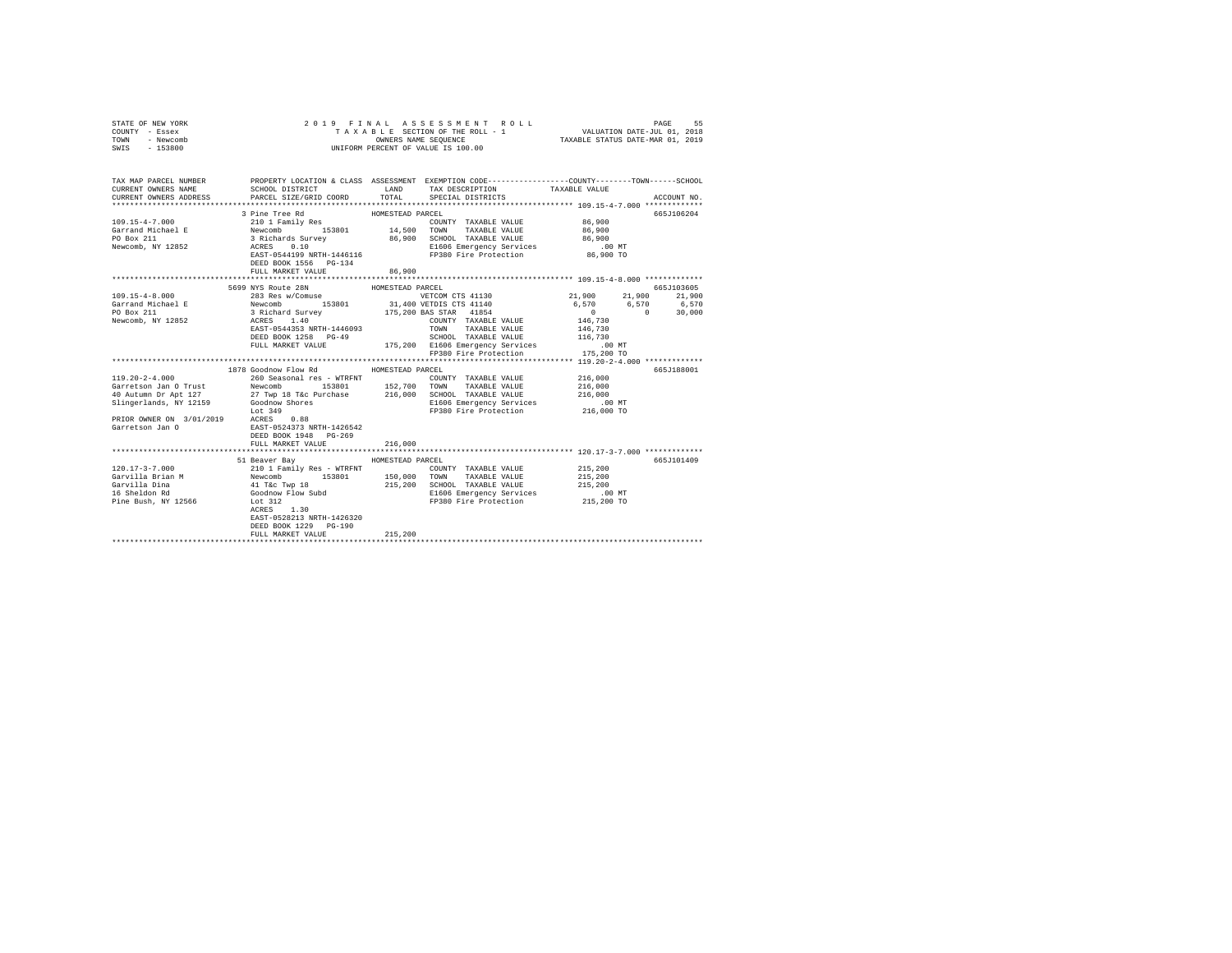```
STATE OF NEW YORK              2 0 1 9   F I N A L   A S S E S S M E N T   R O L L                     PAGE    55
COUNTY  - Essex                   T A X A B L E  SECTION OF THE ROLL - 1              VALUATION DATE-JUL 01, 2018
TOWN    - Newcomb                         OWNERS NAME SEQUENCE                      TAXABLE STATUS DATE-MAR 01, 2019
SWIS    - 153800                    UNIFORM PERCENT OF VALUE IS 100.00


TAX MAP PARCEL NUMBER          PROPERTY LOCATION & CLASS  ASSESSMENT  EXEMPTION CODE-----------------COUNTY--------TOWN------SCHOOL
CURRENT OWNERS NAME            SCHOOL DISTRICT              LAND      TAX DESCRIPTION            TAXABLE VALUE
CURRENT OWNERS ADDRESS         PARCEL SIZE/GRID COORD       TOTAL     SPECIAL DISTRICTS                                   ACCOUNT NO.
******************************************************************************************************** 109.15-4-7.000 *************
                             3 Pine Tree Rd              HOMESTEAD PARCEL                                                  665J106204
109.15-4-7.000               210 1 Family Res                         COUNTY  TAXABLE VALUE           86,900
Garrand Michael E            Newcomb         153801        14,500     TOWN    TAXABLE VALUE           86,900
PO Box 211                   3 Richards Survey             86,900     SCHOOL  TAXABLE VALUE           86,900
Newcomb, NY 12852            ACRES    0.10                            E1606 Emergency Services           .00 MT
                             EAST-0544199 NRTH-1446116                FP380 Fire Protection           86,900 TO
                             DEED BOOK 1556   PG-134
                             FULL MARKET VALUE             86,900
******************************************************************************************************** 109.15-4-8.000 *************
                             5699 NYS Route 28N          HOMESTEAD PARCEL                                                  665J103605
109.15-4-8.000               283 Res w/Comuse                         VETCOM CTS 41130          21,900      21,900      21,900
Garrand Michael E            Newcomb         153801        31,400 VETDIS CTS 41140               6,570       6,570       6,570
PO Box 211                   3 Richard Survey             175,200 BAS STAR  41854                    0           0      30,000
Newcomb, NY 12852            ACRES    1.40                            COUNTY  TAXABLE VALUE          146,730
                             EAST-0544353 NRTH-1446093                TOWN    TAXABLE VALUE          146,730
                             DEED BOOK 1258   PG-49                   SCHOOL  TAXABLE VALUE          116,730
                             FULL MARKET VALUE            175,200  E1606 Emergency Services            .00 MT
                                                                      FP380 Fire Protection          175,200 TO
******************************************************************************************************** 119.20-2-4.000 *************
                             1878 Goodnow Flow Rd        HOMESTEAD PARCEL                                                  665J188001
119.20-2-4.000               260 Seasonal res - WTRFNT                COUNTY  TAXABLE VALUE          216,000
Garretson Jan O Trust        Newcomb         153801       152,700     TOWN    TAXABLE VALUE          216,000
40 Autumn Dr Apt 127         27 Twp 18 T&c Purchase       216,000     SCHOOL  TAXABLE VALUE          216,000
Slingerlands, NY 12159       Goodnow Shores                           E1606 Emergency Services           .00 MT
                             Lot 349                                  FP380 Fire Protection          216,000 TO
PRIOR OWNER ON 3/01/2019     ACRES    0.88
Garretson Jan O              EAST-0524373 NRTH-1426542
                             DEED BOOK 1948   PG-269
                             FULL MARKET VALUE            216,000
******************************************************************************************************** 120.17-3-7.000 *************
                             51 Beaver Bay               HOMESTEAD PARCEL                                                  665J101409
120.17-3-7.000               210 1 Family Res - WTRFNT                COUNTY  TAXABLE VALUE          215,200
Garvilla Brian M             Newcomb         153801       150,000     TOWN    TAXABLE VALUE          215,200
Garvilla Dina                41 T&c Twp 18                215,200     SCHOOL  TAXABLE VALUE          215,200
16 Sheldon Rd                Goodnow Flow Subd                        E1606 Emergency Services           .00 MT
Pine Bush, NY 12566          Lot 312                                  FP380 Fire Protection          215,200 TO
                             ACRES    1.30
                             EAST-0528213 NRTH-1426320
                             DEED BOOK 1229   PG-190
                             FULL MARKET VALUE            215,200
************************************************************************************************************************************
```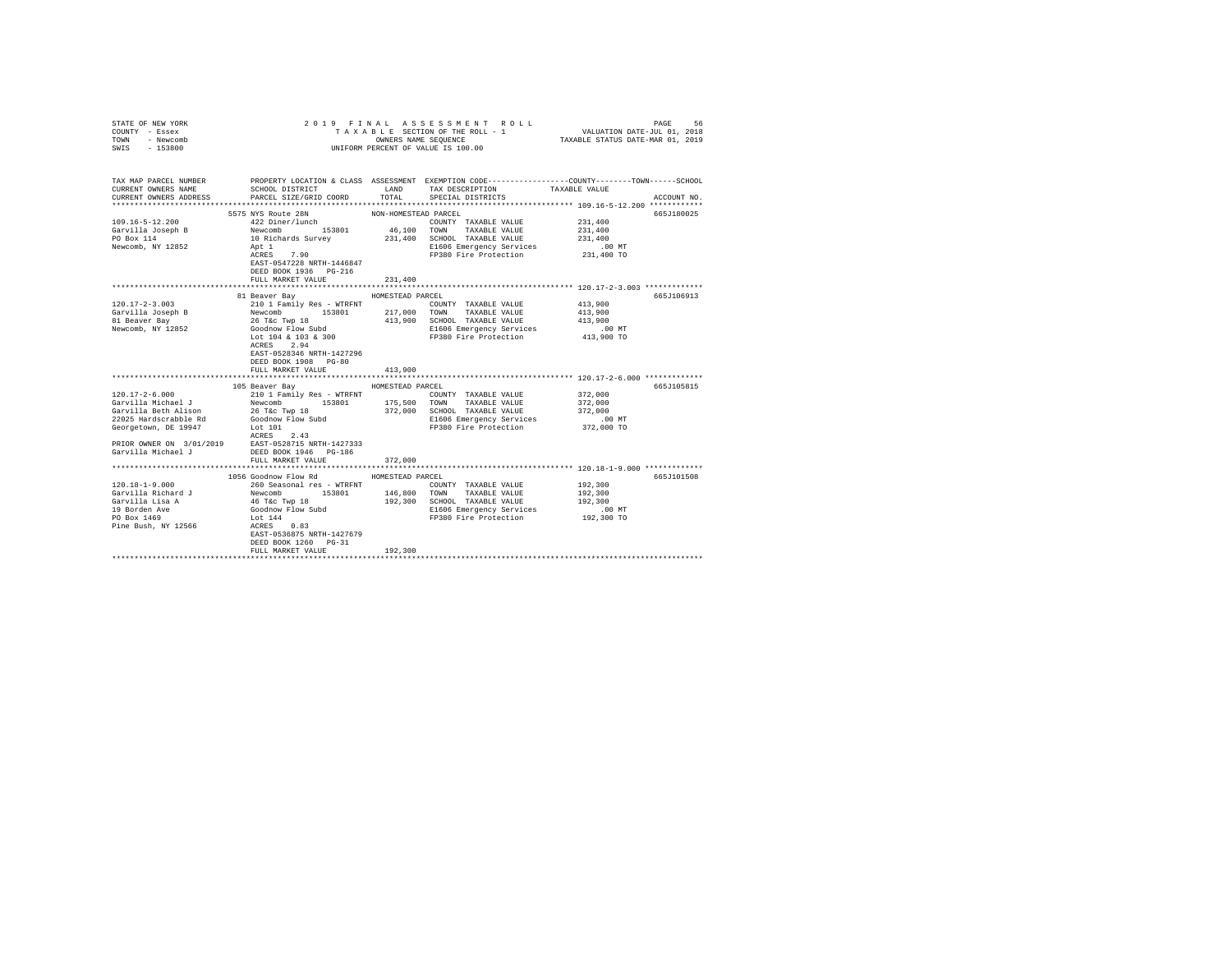STATE OF NEW YORK
COUNTY - Essex
TOWN - Newcomb
SWIS - 153800

2019 FINAL ASSESSMENT ROLL
TAXABLE SECTION OF THE ROLL - 1
OWNERS NAME SEQUENCE
UNIFORM PERCENT OF VALUE IS 100.00

VALUATION DATE-JUL 01, 2018
TAXABLE STATUS DATE-MAR 01, 2019

```
TAX MAP PARCEL NUMBER     PROPERTY LOCATION & CLASS  ASSESSMENT  EXEMPTION CODE-----------------COUNTY--------TOWN------SCHOOL
CURRENT OWNERS NAME       SCHOOL DISTRICT              LAND      TAX DESCRIPTION            TAXABLE VALUE
CURRENT OWNERS ADDRESS    PARCEL SIZE/GRID COORD       TOTAL     SPECIAL DISTRICTS                                    ACCOUNT NO.
******************************************************************************************* 109.16-5-12.200 ************
                          5575 NYS Route 28N           NON-HOMESTEAD PARCEL                                           665J180025
109.16-5-12.200           422 Diner/lunch                        COUNTY  TAXABLE VALUE        231,400
Garvilla Joseph B         Newcomb       153801         46,100    TOWN    TAXABLE VALUE        231,400
PO Box 114                10 Richards Survey           231,400   SCHOOL  TAXABLE VALUE        231,400
Newcomb, NY 12852         Apt 1                                  E1606 Emergency Services        .00 MT
                          ACRES    7.90                          FP380 Fire Protection         231,400 TO
                          EAST-0547228 NRTH-1446847
                          DEED BOOK 1936   PG-216
                          FULL MARKET VALUE            231,400
******************************************************************************************* 120.17-2-3.003 *************
                          81 Beaver Bay                HOMESTEAD PARCEL                                               665J106913
120.17-2-3.003            210 1 Family Res - WTRFNT              COUNTY  TAXABLE VALUE        413,900
Garvilla Joseph B         Newcomb       153801         217,000   TOWN    TAXABLE VALUE        413,900
81 Beaver Bay             26 T&c Twp 18                413,900   SCHOOL  TAXABLE VALUE        413,900
Newcomb, NY 12852         Goodnow Flow Subd                      E1606 Emergency Services        .00 MT
                          Lot 104 & 103 & 300                    FP380 Fire Protection         413,900 TO
                          ACRES    2.94
                          EAST-0528346 NRTH-1427296
                          DEED BOOK 1908   PG-80
                          FULL MARKET VALUE            413,900
******************************************************************************************* 120.17-2-6.000 *************
                          105 Beaver Bay               HOMESTEAD PARCEL                                               665J105815
120.17-2-6.000            210 1 Family Res - WTRFNT              COUNTY  TAXABLE VALUE        372,000
Garvilla Michael J        Newcomb       153801         175,500   TOWN    TAXABLE VALUE        372,000
Garvilla Beth Alison      26 T&c Twp 18                372,000   SCHOOL  TAXABLE VALUE        372,000
22025 Hardscrabble Rd     Goodnow Flow Subd                      E1606 Emergency Services        .00 MT
Georgetown, DE 19947      Lot 101                                FP380 Fire Protection         372,000 TO
                          ACRES    2.43
PRIOR OWNER ON 3/01/2019  EAST-0528715 NRTH-1427333
Garvilla Michael J        DEED BOOK 1946   PG-186
                          FULL MARKET VALUE            372,000
******************************************************************************************* 120.18-1-9.000 *************
                          1056 Goodnow Flow Rd         HOMESTEAD PARCEL                                               665J101508
120.18-1-9.000            260 Seasonal res - WTRFNT              COUNTY  TAXABLE VALUE        192,300
Garvilla Richard J        Newcomb       153801         146,800   TOWN    TAXABLE VALUE        192,300
Garvilla Lisa A           46 T&c Twp 18                192,300   SCHOOL  TAXABLE VALUE        192,300
19 Borden Ave             Goodnow Flow Subd                      E1606 Emergency Services        .00 MT
PO Box 1469               Lot 144                                FP380 Fire Protection         192,300 TO
Pine Bush, NY 12566       ACRES    0.83
                          EAST-0536875 NRTH-1427679
                          DEED BOOK 1260   PG-31
                          FULL MARKET VALUE            192,300
************************************************************************************************************************
```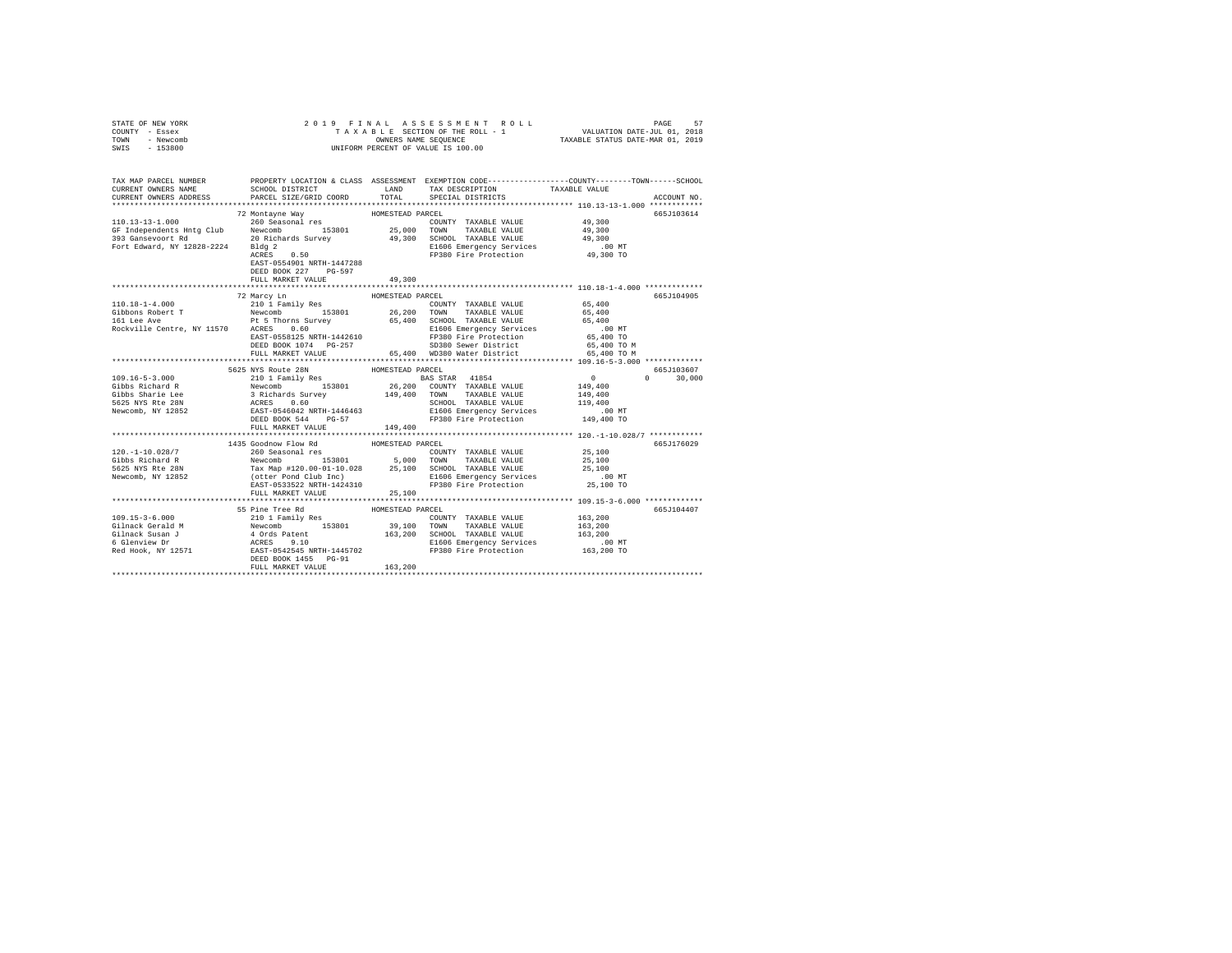STATE OF NEW YORK
COUNTY - Essex
TOWN - Newcomb
SWIS - 153800

2019 FINAL ASSESSMENT ROLL
TAXABLE SECTION OF THE ROLL - 1
OWNERS NAME SEQUENCE
UNIFORM PERCENT OF VALUE IS 100.00

VALUATION DATE-JUL 01, 2018
TAXABLE STATUS DATE-MAR 01, 2019

```
TAX MAP PARCEL NUMBER          PROPERTY LOCATION & CLASS  ASSESSMENT  EXEMPTION CODE-----------------COUNTY--------TOWN------SCHOOL
CURRENT OWNERS NAME            SCHOOL DISTRICT              LAND      TAX DESCRIPTION            TAXABLE VALUE
CURRENT OWNERS ADDRESS         PARCEL SIZE/GRID COORD       TOTAL     SPECIAL DISTRICTS                                  ACCOUNT NO.
******************************************************************************************************* 110.13-13-1.000 ************
                               72 Montayne Way              HOMESTEAD PARCEL                                             665J103614
110.13-13-1.000                260 Seasonal res                       COUNTY  TAXABLE VALUE          49,300
GF Independents Hntg Club      Newcomb      153801         25,000     TOWN    TAXABLE VALUE          49,300
393 Gansevoort Rd              20 Richards Survey          49,300     SCHOOL  TAXABLE VALUE          49,300
Fort Edward, NY 12828-2224     Bldg 2                                 E1606 Emergency Services          .00 MT
                               ACRES    0.50                          FP380 Fire Protection          49,300 TO
                               EAST-0554901 NRTH-1447288
                               DEED BOOK 227    PG-597
                               FULL MARKET VALUE           49,300
******************************************************************************************************* 110.18-1-4.000 *************
                               72 Marcy Ln                  HOMESTEAD PARCEL                                             665J104905
110.18-1-4.000                 210 1 Family Res                       COUNTY  TAXABLE VALUE          65,400
Gibbons Robert T               Newcomb      153801         26,200     TOWN    TAXABLE VALUE          65,400
161 Lee Ave                    Pt 5 Thorns Survey          65,400     SCHOOL  TAXABLE VALUE          65,400
Rockville Centre, NY 11570     ACRES    0.60                          E1606 Emergency Services          .00 MT
                               EAST-0558125 NRTH-1442610              FP380 Fire Protection          65,400 TO
                               DEED BOOK 1074   PG-257                SD380 Sewer District           65,400 TO M
                               FULL MARKET VALUE           65,400     WD380 Water District           65,400 TO M
******************************************************************************************************* 109.16-5-3.000 *************
                               5625 NYS Route 28N           HOMESTEAD PARCEL                                             665J103607
109.16-5-3.000                 210 1 Family Res                       BAS STAR  41854                     0           0      30,000
Gibbs Richard R                Newcomb      153801         26,200     COUNTY  TAXABLE VALUE         149,400
Gibbs Sharie Lee               3 Richards Survey          149,400     TOWN    TAXABLE VALUE         149,400
5625 NYS Rte 28N               ACRES    0.60                          SCHOOL  TAXABLE VALUE         119,400
Newcomb, NY 12852              EAST-0546042 NRTH-1446463              E1606 Emergency Services          .00 MT
                               DEED BOOK 544    PG-57                 FP380 Fire Protection         149,400 TO
                               FULL MARKET VALUE          149,400
******************************************************************************************************* 120.-1-10.028/7 ************
                               1435 Goodnow Flow Rd         HOMESTEAD PARCEL                                             665J176029
120.-1-10.028/7                260 Seasonal res                       COUNTY  TAXABLE VALUE          25,100
Gibbs Richard R                Newcomb      153801          5,000     TOWN    TAXABLE VALUE          25,100
5625 NYS Rte 28N               Tax Map #120.00-01-10.028   25,100     SCHOOL  TAXABLE VALUE          25,100
Newcomb, NY 12852              (otter Pond Club Inc)                  E1606 Emergency Services          .00 MT
                               EAST-0533522 NRTH-1424310              FP380 Fire Protection          25,100 TO
                               FULL MARKET VALUE           25,100
******************************************************************************************************* 109.15-3-6.000 *************
                               55 Pine Tree Rd              HOMESTEAD PARCEL                                             665J104407
109.15-3-6.000                 210 1 Family Res                       COUNTY  TAXABLE VALUE         163,200
Gilnack Gerald M               Newcomb      153801         39,100     TOWN    TAXABLE VALUE         163,200
Gilnack Susan J                4 Ords Patent              163,200     SCHOOL  TAXABLE VALUE         163,200
6 Glenview Dr                  ACRES    9.10                          E1606 Emergency Services          .00 MT
Red Hook, NY 12571             EAST-0542545 NRTH-1445702              FP380 Fire Protection         163,200 TO
                               DEED BOOK 1455   PG-91
                               FULL MARKET VALUE          163,200
************************************************************************************************************************************
```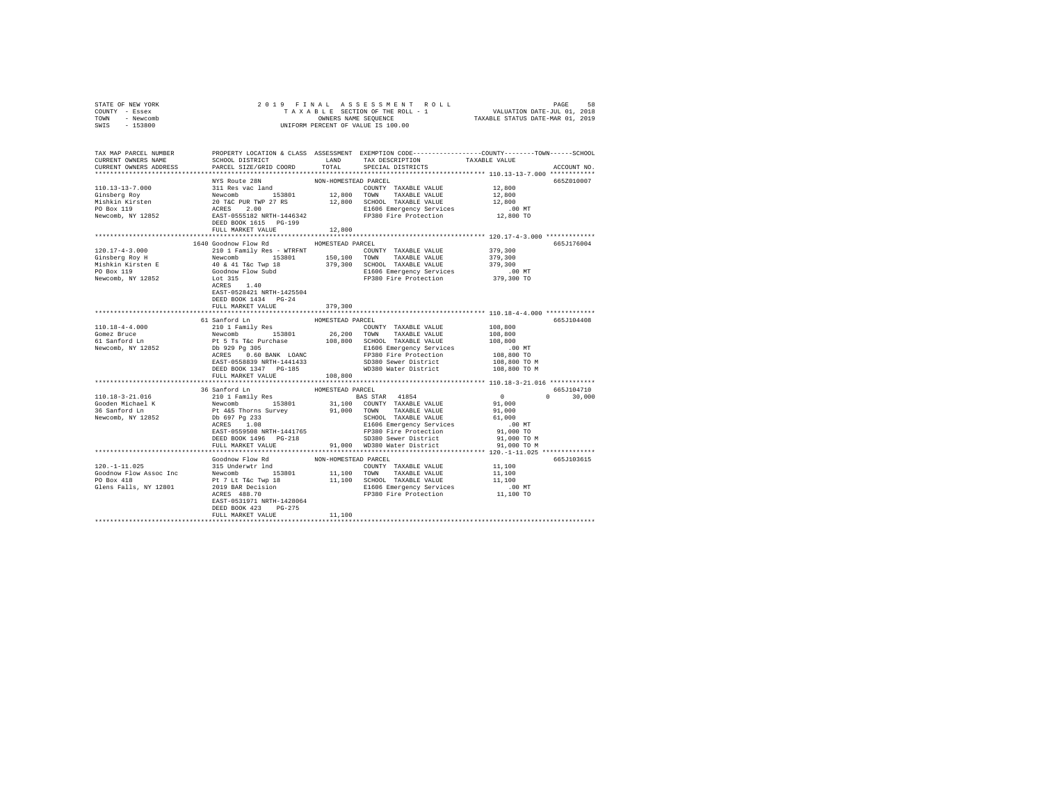STATE OF NEW YORK
COUNTY - Essex
TOWN - Newcomb
SWIS - 153800

2019 FINAL ASSESSMENT ROLL
TAXABLE SECTION OF THE ROLL - 1
OWNERS NAME SEQUENCE
UNIFORM PERCENT OF VALUE IS 100.00

VALUATION DATE-JUL 01, 2018
TAXABLE STATUS DATE-MAR 01, 2019

| TAX MAP PARCEL NUMBER / CURRENT OWNERS NAME / CURRENT OWNERS ADDRESS | PROPERTY LOCATION & CLASS / SCHOOL DISTRICT / PARCEL SIZE/GRID COORD | ASSESSMENT LAND / TOTAL | EXEMPTION CODE / TAX DESCRIPTION / SPECIAL DISTRICTS | COUNTY / TOWN / SCHOOL TAXABLE VALUE | ACCOUNT NO. |
|---|---|---|---|---|---|
| **110.13-13-7.000** | NYS Route 28N | NON-HOMESTEAD PARCEL | | | 665Z010007 |
| Ginsberg Roy | 311 Res vac land | | COUNTY TAXABLE VALUE | 12,800 | |
| Mishkin Kirsten | Newcomb 153801 | 12,800 | TOWN TAXABLE VALUE | 12,800 | |
| PO Box 119 | 20 T&C PUR TWP 27 RS | 12,800 | SCHOOL TAXABLE VALUE | 12,800 | |
| Newcomb, NY 12852 | ACRES 2.00 | | E1606 Emergency Services | .00 MT | |
| | EAST-0555182 NRTH-1446342 | | FP380 Fire Protection | 12,800 TO | |
| | DEED BOOK 1615 PG-199 | | | | |
| | FULL MARKET VALUE | 12,800 | | | |
| **120.17-4-3.000** | 1640 Goodnow Flow Rd | HOMESTEAD PARCEL | | | 665J176004 |
| Ginsberg Roy H | 210 1 Family Res - WTRFNT | | COUNTY TAXABLE VALUE | 379,300 | |
| Mishkin Kirsten E | Newcomb 153801 | 150,100 | TOWN TAXABLE VALUE | 379,300 | |
| PO Box 119 | 40 & 41 T&c Twp 18 | 379,300 | SCHOOL TAXABLE VALUE | 379,300 | |
| Newcomb, NY 12852 | Goodnow Flow Subd | | E1606 Emergency Services | .00 MT | |
| | Lot 315 | | FP380 Fire Protection | 379,300 TO | |
| | ACRES 1.40 | | | | |
| | EAST-0528421 NRTH-1425504 | | | | |
| | DEED BOOK 1434 PG-24 | | | | |
| | FULL MARKET VALUE | 379,300 | | | |
| **110.18-4-4.000** | 61 Sanford Ln | HOMESTEAD PARCEL | | | 665J104408 |
| Gomez Bruce | 210 1 Family Res | | COUNTY TAXABLE VALUE | 108,800 | |
| 61 Sanford Ln | Newcomb 153801 | 26,200 | TOWN TAXABLE VALUE | 108,800 | |
| Newcomb, NY 12852 | Pt 5 Ts T&c Purchase | 108,800 | SCHOOL TAXABLE VALUE | 108,800 | |
| | Db 929 Pg 305 | | E1606 Emergency Services | .00 MT | |
| | ACRES 0.60 BANK LOANC | | FP380 Fire Protection | 108,800 TO | |
| | EAST-0558839 NRTH-1441433 | | SD380 Sewer District | 108,800 TO M | |
| | DEED BOOK 1347 PG-185 | | WD380 Water District | 108,800 TO M | |
| | FULL MARKET VALUE | 108,800 | | | |
| **110.18-3-21.016** | 36 Sanford Ln | HOMESTEAD PARCEL | | | 665J104710 |
| Gooden Michael K | 210 1 Family Res | | BAS STAR 41854 | 0 0 30,000 | |
| 36 Sanford Ln | Newcomb 153801 | 31,100 | COUNTY TAXABLE VALUE | 91,000 | |
| Newcomb, NY 12852 | Pt 4&5 Thorns Survey | 91,000 | TOWN TAXABLE VALUE | 91,000 | |
| | Db 697 Pg 233 | | SCHOOL TAXABLE VALUE | 61,000 | |
| | ACRES 1.08 | | E1606 Emergency Services | .00 MT | |
| | EAST-0559508 NRTH-1441765 | | FP380 Fire Protection | 91,000 TO | |
| | DEED BOOK 1496 PG-218 | | SD380 Sewer District | 91,000 TO M | |
| | FULL MARKET VALUE | 91,000 | WD380 Water District | 91,000 TO M | |
| **120.-1-11.025** | Goodnow Flow Rd | NON-HOMESTEAD PARCEL | | | 665J103615 |
| Goodnow Flow Assoc Inc | 315 Underwtr lnd | | COUNTY TAXABLE VALUE | 11,100 | |
| PO Box 418 | Newcomb 153801 | 11,100 | TOWN TAXABLE VALUE | 11,100 | |
| Glens Falls, NY 12801 | Pt 7 Lt T&c Twp 18 | 11,100 | SCHOOL TAXABLE VALUE | 11,100 | |
| | 2019 BAR Decision | | E1606 Emergency Services | .00 MT | |
| | ACRES 488.70 | | FP380 Fire Protection | 11,100 TO | |
| | EAST-0531971 NRTH-1428064 | | | | |
| | DEED BOOK 423 PG-275 | | | | |
| | FULL MARKET VALUE | 11,100 | | | |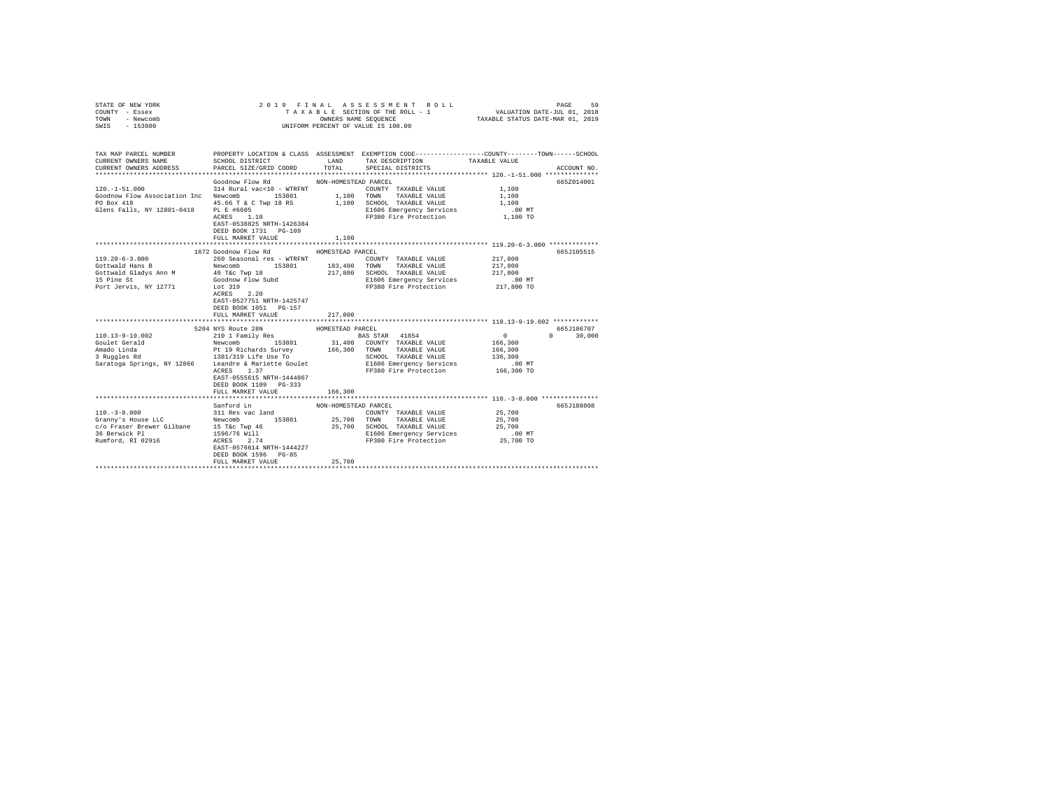STATE OF NEW YORK
COUNTY - Essex
TOWN - Newcomb
SWIS - 153800

2019 FINAL ASSESSMENT ROLL
TAXABLE SECTION OF THE ROLL - 1
OWNERS NAME SEQUENCE
UNIFORM PERCENT OF VALUE IS 100.00

VALUATION DATE-JUL 01, 2018
TAXABLE STATUS DATE-MAR 01, 2019

```
TAX MAP PARCEL NUMBER      PROPERTY LOCATION & CLASS  ASSESSMENT  EXEMPTION CODE-----------------COUNTY--------TOWN------SCHOOL
CURRENT OWNERS NAME        SCHOOL DISTRICT             LAND      TAX DESCRIPTION            TAXABLE VALUE
CURRENT OWNERS ADDRESS     PARCEL SIZE/GRID COORD      TOTAL     SPECIAL DISTRICTS                                    ACCOUNT NO.
******************************************************************************************** 120.-1-51.000 **************
                           Goodnow Flow Rd            NON-HOMESTEAD PARCEL                                              665Z014001
120.-1-51.000              314 Rural vac<10 - WTRFNT              COUNTY  TAXABLE VALUE             1,100
Goodnow Flow Association Inc  Newcomb     153801        1,100  TOWN    TAXABLE VALUE             1,100
PO Box 418                 45.66 T & C Twp 18 RS         1,100  SCHOOL  TAXABLE VALUE             1,100
Glens Falls, NY 12801-0418 PL E #6605                          E1606 Emergency Services            .00 MT
                           ACRES    1.10                       FP380 Fire Protection             1,100 TO
                           EAST-0538825 NRTH-1426384
                           DEED BOOK 1731   PG-109
                           FULL MARKET VALUE              1,100
******************************************************************************************** 119.20-6-3.000 *************
                      1672 Goodnow Flow Rd            HOMESTEAD PARCEL                                                  665J105515
119.20-6-3.000             260 Seasonal res - WTRFNT              COUNTY  TAXABLE VALUE           217,800
Gottwald Hans B            Newcomb     153801        183,400  TOWN    TAXABLE VALUE           217,800
Gottwald Gladys Ann M      40 T&c Twp 18             217,800  SCHOOL  TAXABLE VALUE           217,800
15 Pine St                 Goodnow Flow Subd                   E1606 Emergency Services            .00 MT
Port Jervis, NY 12771      Lot 319                             FP380 Fire Protection           217,800 TO
                           ACRES    2.20
                           EAST-0527751 NRTH-1425747
                           DEED BOOK 1051   PG-157
                           FULL MARKET VALUE            217,800
******************************************************************************************** 110.13-9-19.002 ************
                      5204 NYS Route 28N              HOMESTEAD PARCEL                                                  665J106707
110.13-9-19.002            210 1 Family Res                     BAS STAR  41854                    0          0     30,000
Goulet Gerald              Newcomb     153801         31,400  COUNTY  TAXABLE VALUE           166,300
Amado Linda                Pt 19 Richards Survey     166,300  TOWN    TAXABLE VALUE           166,300
3 Ruggles Rd               1381/319 Life Use To                SCHOOL  TAXABLE VALUE           136,300
Saratoga Springs, NY 12866 Leandre & Mariette Goulet           E1606 Emergency Services            .00 MT
                           ACRES    1.37                       FP380 Fire Protection           166,300 TO
                           EAST-0555615 NRTH-1444867
                           DEED BOOK 1109   PG-333
                           FULL MARKET VALUE            166,300
******************************************************************************************** 110.-3-8.000 ***************
                           Sanford Ln                 NON-HOMESTEAD PARCEL                                              665J188008
110.-3-8.000               311 Res vac land                       COUNTY  TAXABLE VALUE            25,700
Granny's House LLC         Newcomb     153801         25,700  TOWN    TAXABLE VALUE            25,700
c/o Fraser Brewer Gilbane  15 T&c Twp 46              25,700  SCHOOL  TAXABLE VALUE            25,700
36 Berwick Pl              1596/76 Will                        E1606 Emergency Services            .00 MT
Rumford, RI 02916          ACRES    2.74                       FP380 Fire Protection            25,700 TO
                           EAST-0576614 NRTH-1444227
                           DEED BOOK 1596   PG-85
                           FULL MARKET VALUE             25,700
************************************************************************************************************************
```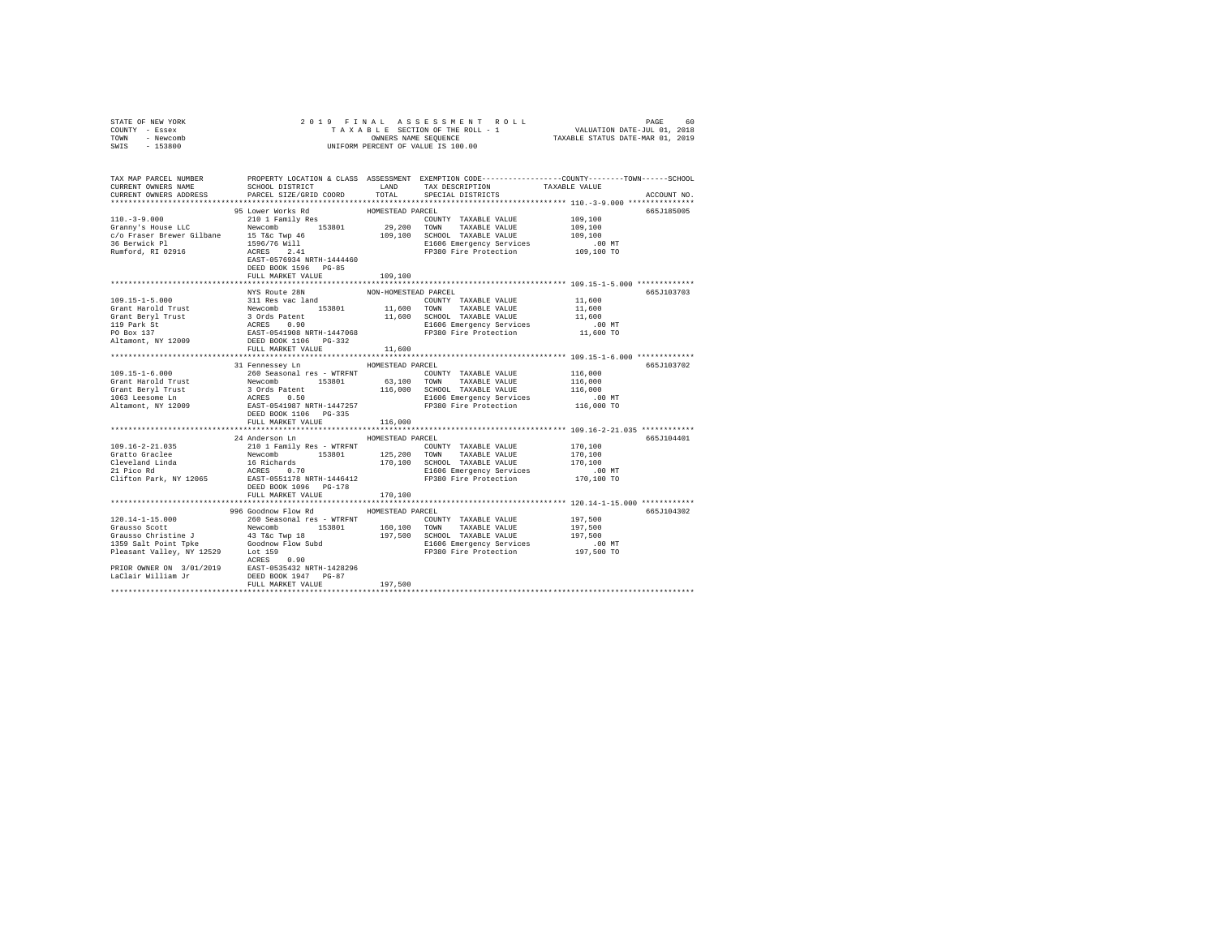STATE OF NEW YORK　　　　2019 FINAL ASSESSMENT ROLL
COUNTY - Essex　　　　TAXABLE SECTION OF THE ROLL - 1　　　　VALUATION DATE-JUL 01, 2018
TOWN - Newcomb　　　　OWNERS NAME SEQUENCE　　　　TAXABLE STATUS DATE-MAR 01, 2019
SWIS - 153800　　　　UNIFORM PERCENT OF VALUE IS 100.00

| TAX MAP PARCEL NUMBER / CURRENT OWNERS NAME / CURRENT OWNERS ADDRESS | PROPERTY LOCATION & CLASS / SCHOOL DISTRICT / PARCEL SIZE/GRID COORD | ASSESSMENT LAND / TOTAL | EXEMPTION CODE / TAX DESCRIPTION / SPECIAL DISTRICTS | COUNTY / TOWN / SCHOOL TAXABLE VALUE | ACCOUNT NO. |
|---|---|---|---|---|---|
| **110.-3-9.000** | 95 Lower Works Rd — HOMESTEAD PARCEL | | | | 665J185005 |
| Granny's House LLC | 210 1 Family Res | | COUNTY TAXABLE VALUE | 109,100 | |
| c/o Fraser Brewer Gilbane | Newcomb 153801 | 29,200 | TOWN TAXABLE VALUE | 109,100 | |
| 36 Berwick Pl | 15 T&c Twp 46 | 109,100 | SCHOOL TAXABLE VALUE | 109,100 | |
| Rumford, RI 02916 | 1596/76 Will | | E1606 Emergency Services | .00 MT | |
| | ACRES 2.41 | | FP380 Fire Protection | 109,100 TO | |
| | EAST-0576934 NRTH-1444460 | | | | |
| | DEED BOOK 1596 PG-85 | | | | |
| | FULL MARKET VALUE | 109,100 | | | |
| **109.15-1-5.000** | NYS Route 28N — NON-HOMESTEAD PARCEL | | | | 665J103703 |
| Grant Harold Trust | 311 Res vac land | | COUNTY TAXABLE VALUE | 11,600 | |
| Grant Beryl Trust | Newcomb 153801 | 11,600 | TOWN TAXABLE VALUE | 11,600 | |
| 119 Park St | 3 Ords Patent | 11,600 | SCHOOL TAXABLE VALUE | 11,600 | |
| PO Box 137 | ACRES 0.90 | | E1606 Emergency Services | .00 MT | |
| Altamont, NY 12009 | EAST-0541908 NRTH-1447068 | | FP380 Fire Protection | 11,600 TO | |
| | DEED BOOK 1106 PG-332 | | | | |
| | FULL MARKET VALUE | 11,600 | | | |
| **109.15-1-6.000** | 31 Fennessey Ln — HOMESTEAD PARCEL | | | | 665J103702 |
| Grant Harold Trust | 260 Seasonal res - WTRFNT | | COUNTY TAXABLE VALUE | 116,000 | |
| Grant Beryl Trust | Newcomb 153801 | 63,100 | TOWN TAXABLE VALUE | 116,000 | |
| 1063 Leesome Ln | 3 Ords Patent | 116,000 | SCHOOL TAXABLE VALUE | 116,000 | |
| Altamont, NY 12009 | ACRES 0.50 | | E1606 Emergency Services | .00 MT | |
| | EAST-0541987 NRTH-1447257 | | FP380 Fire Protection | 116,000 TO | |
| | DEED BOOK 1106 PG-335 | | | | |
| | FULL MARKET VALUE | 116,000 | | | |
| **109.16-2-21.035** | 24 Anderson Ln — HOMESTEAD PARCEL | | | | 665J104401 |
| Gratto Graclee | 210 1 Family Res - WTRFNT | | COUNTY TAXABLE VALUE | 170,100 | |
| Cleveland Linda | Newcomb 153801 | 125,200 | TOWN TAXABLE VALUE | 170,100 | |
| 21 Pico Rd | 16 Richards | 170,100 | SCHOOL TAXABLE VALUE | 170,100 | |
| Clifton Park, NY 12065 | ACRES 0.70 | | E1606 Emergency Services | .00 MT | |
| | EAST-0551178 NRTH-1446412 | | FP380 Fire Protection | 170,100 TO | |
| | DEED BOOK 1096 PG-178 | | | | |
| | FULL MARKET VALUE | 170,100 | | | |
| **120.14-1-15.000** | 996 Goodnow Flow Rd — HOMESTEAD PARCEL | | | | 665J104302 |
| Grausso Scott | 260 Seasonal res - WTRFNT | | COUNTY TAXABLE VALUE | 197,500 | |
| Grausso Christine J | Newcomb 153801 | 160,100 | TOWN TAXABLE VALUE | 197,500 | |
| 1359 Salt Point Tpke | 43 T&c Twp 18 | 197,500 | SCHOOL TAXABLE VALUE | 197,500 | |
| Pleasant Valley, NY 12529 | Goodnow Flow Subd | | E1606 Emergency Services | .00 MT | |
| | Lot 159 | | FP380 Fire Protection | 197,500 TO | |
| | ACRES 0.90 | | | | |
| PRIOR OWNER ON 3/01/2019 | EAST-0535432 NRTH-1428296 | | | | |
| LaClair William Jr | DEED BOOK 1947 PG-87 | | | | |
| | FULL MARKET VALUE | 197,500 | | | |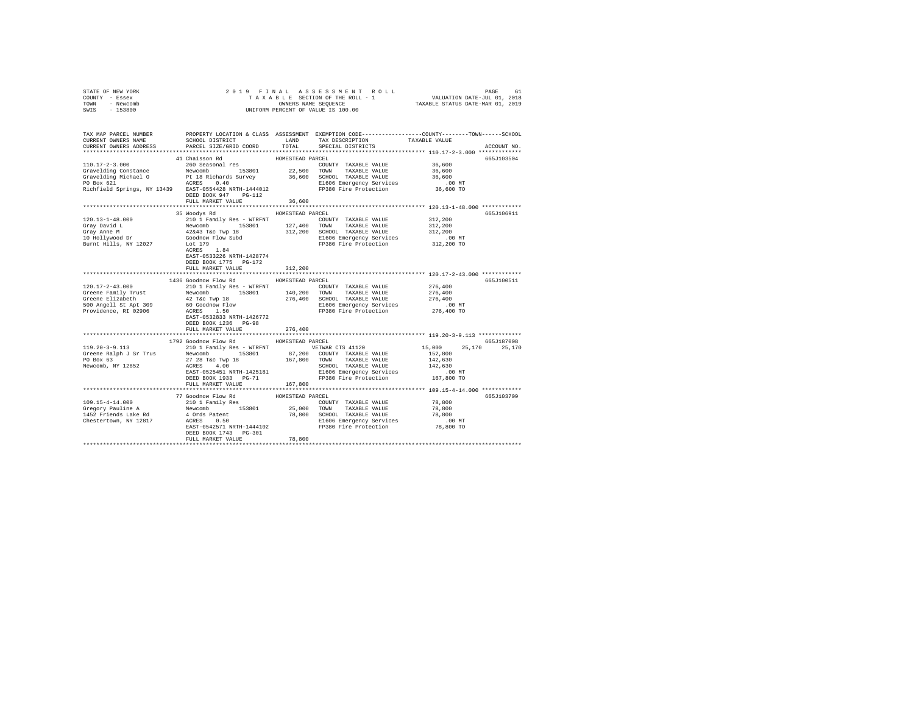STATE OF NEW YORK
COUNTY - Essex
TOWN - Newcomb
SWIS - 153800

2019 FINAL ASSESSMENT ROLL
TAXABLE SECTION OF THE ROLL - 1
OWNERS NAME SEQUENCE
UNIFORM PERCENT OF VALUE IS 100.00

VALUATION DATE-JUL 01, 2018
TAXABLE STATUS DATE-MAR 01, 2019

| TAX MAP PARCEL NUMBER / CURRENT OWNERS NAME / CURRENT OWNERS ADDRESS | PROPERTY LOCATION & CLASS / SCHOOL DISTRICT / PARCEL SIZE/GRID COORD | ASSESSMENT LAND / TOTAL | EXEMPTION CODE / TAX DESCRIPTION / SPECIAL DISTRICTS | COUNTY | TOWN | SCHOOL | ACCOUNT NO. |
|---|---|---|---|---|---|---|---|
| **110.17-2-3.000** | 41 Chaisson Rd | HOMESTEAD PARCEL | | | | | 665J103504 |
| 110.17-2-3.000 | 260 Seasonal res | | COUNTY TAXABLE VALUE | 36,600 | | | |
| Gravelding Constance | Newcomb 153801 | 22,500 | TOWN TAXABLE VALUE | | 36,600 | | |
| Gravelding Michael O | Pt 18 Richards Survey | 36,600 | SCHOOL TAXABLE VALUE | | | 36,600 | |
| PO Box 621 | ACRES 0.40 | | E1606 Emergency Services | .00 MT | | | |
| Richfield Springs, NY 13439 | EAST-0554428 NRTH-1444012 | | FP380 Fire Protection | 36,600 TO | | | |
| | DEED BOOK 947 PG-112 | | | | | | |
| | FULL MARKET VALUE | 36,600 | | | | | |
| **120.13-1-48.000** | 35 Woodys Rd | HOMESTEAD PARCEL | | | | | 665J106911 |
| 120.13-1-48.000 | 210 1 Family Res - WTRFNT | | COUNTY TAXABLE VALUE | 312,200 | | | |
| Gray David L | Newcomb 153801 | 127,400 | TOWN TAXABLE VALUE | | 312,200 | | |
| Gray Anne M | 42&43 T&c Twp 18 | 312,200 | SCHOOL TAXABLE VALUE | | | 312,200 | |
| 10 Hollywood Dr | Goodnow Flow Subd | | E1606 Emergency Services | .00 MT | | | |
| Burnt Hills, NY 12027 | Lot 179 | | FP380 Fire Protection | 312,200 TO | | | |
| | ACRES 1.84 | | | | | | |
| | EAST-0533226 NRTH-1428774 | | | | | | |
| | DEED BOOK 1775 PG-172 | | | | | | |
| | FULL MARKET VALUE | 312,200 | | | | | |
| **120.17-2-43.000** | 1436 Goodnow Flow Rd | HOMESTEAD PARCEL | | | | | 665J100511 |
| 120.17-2-43.000 | 210 1 Family Res - WTRFNT | | COUNTY TAXABLE VALUE | 276,400 | | | |
| Greene Family Trust | Newcomb 153801 | 140,200 | TOWN TAXABLE VALUE | | 276,400 | | |
| Greene Elizabeth | 42 T&c Twp 18 | 276,400 | SCHOOL TAXABLE VALUE | | | 276,400 | |
| 500 Angell St Apt 309 | 60 Goodnow Flow | | E1606 Emergency Services | .00 MT | | | |
| Providence, RI 02906 | ACRES 1.50 | | FP380 Fire Protection | 276,400 TO | | | |
| | EAST-0532833 NRTH-1426772 | | | | | | |
| | DEED BOOK 1236 PG-98 | | | | | | |
| | FULL MARKET VALUE | 276,400 | | | | | |
| **119.20-3-9.113** | 1792 Goodnow Flow Rd | HOMESTEAD PARCEL | | | | | 665J187008 |
| 119.20-3-9.113 | 210 1 Family Res - WTRFNT | | VETWAR CTS 41120 | 15,000 | 25,170 | 25,170 | |
| Greene Ralph J Sr Trus | Newcomb 153801 | 87,200 | COUNTY TAXABLE VALUE | 152,800 | | | |
| PO Box 63 | 27 28 T&c Twp 18 | 167,800 | TOWN TAXABLE VALUE | | 142,630 | | |
| Newcomb, NY 12852 | ACRES 4.00 | | SCHOOL TAXABLE VALUE | | | 142,630 | |
| | EAST-0525451 NRTH-1425181 | | E1606 Emergency Services | .00 MT | | | |
| | DEED BOOK 1933 PG-71 | | FP380 Fire Protection | 167,800 TO | | | |
| | FULL MARKET VALUE | 167,800 | | | | | |
| **109.15-4-14.000** | 77 Goodnow Flow Rd | HOMESTEAD PARCEL | | | | | 665J103709 |
| 109.15-4-14.000 | 210 1 Family Res | | COUNTY TAXABLE VALUE | 78,800 | | | |
| Gregory Pauline A | Newcomb 153801 | 25,000 | TOWN TAXABLE VALUE | | 78,800 | | |
| 1452 Friends Lake Rd | 4 Ords Patent | 78,800 | SCHOOL TAXABLE VALUE | | | 78,800 | |
| Chestertown, NY 12817 | ACRES 0.50 | | E1606 Emergency Services | .00 MT | | | |
| | EAST-0542571 NRTH-1444102 | | FP380 Fire Protection | 78,800 TO | | | |
| | DEED BOOK 1743 PG-301 | | | | | | |
| | FULL MARKET VALUE | 78,800 | | | | | |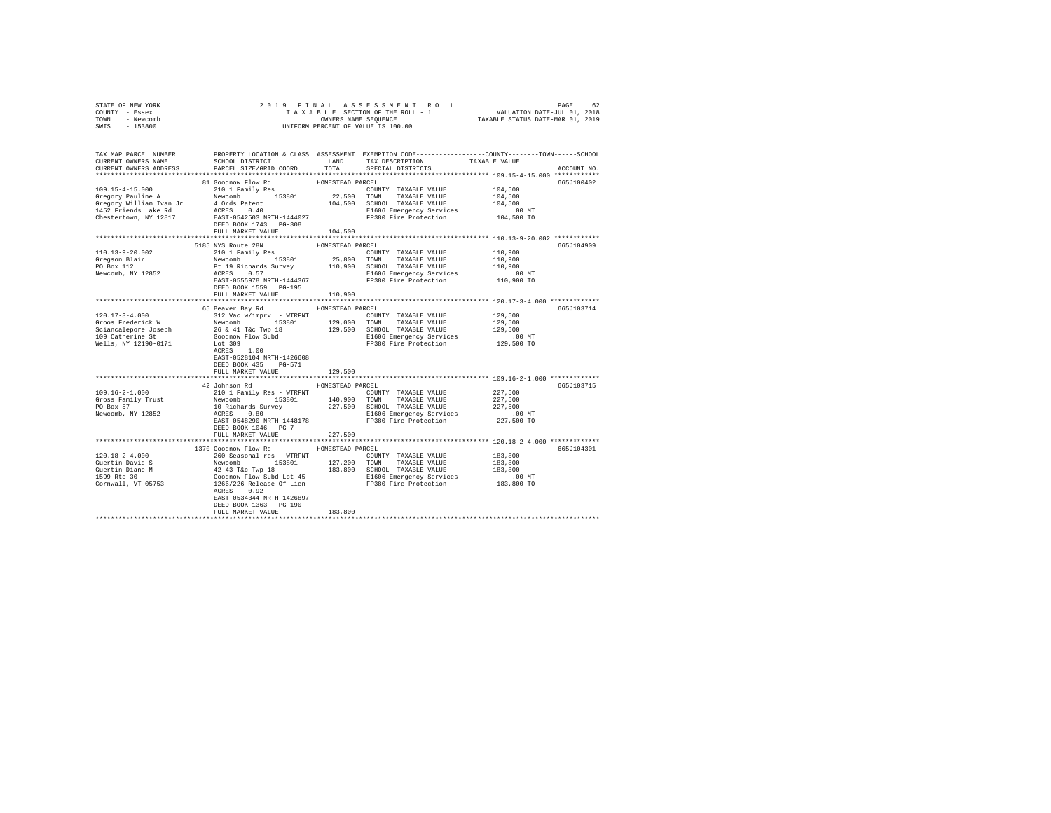STATE OF NEW YORK  
COUNTY - Essex  
TOWN - Newcomb  
SWIS - 153800

2019 FINAL ASSESSMENT ROLL  
TAXABLE SECTION OF THE ROLL - 1  
OWNERS NAME SEQUENCE  
UNIFORM PERCENT OF VALUE IS 100.00

VALUATION DATE-JUL 01, 2018  
TAXABLE STATUS DATE-MAR 01, 2019

```
TAX MAP PARCEL NUMBER          PROPERTY LOCATION & CLASS  ASSESSMENT  EXEMPTION CODE-----------------COUNTY--------TOWN------SCHOOL
CURRENT OWNERS NAME            SCHOOL DISTRICT              LAND      TAX DESCRIPTION             TAXABLE VALUE
CURRENT OWNERS ADDRESS         PARCEL SIZE/GRID COORD       TOTAL     SPECIAL DISTRICTS                                        ACCOUNT NO.
******************************************************************************************************* 109.15-4-15.000 ************
                           81 Goodnow Flow Rd            HOMESTEAD PARCEL                                                       665J100402
109.15-4-15.000            210 1 Family Res                         COUNTY  TAXABLE VALUE          104,500
Gregory Pauline A          Newcomb      153801         22,500       TOWN    TAXABLE VALUE          104,500
Gregory William Ivan Jr    4 Ords Patent              104,500       SCHOOL  TAXABLE VALUE          104,500
1452 Friends Lake Rd       ACRES    0.40                            E1606 Emergency Services            .00 MT
Chestertown, NY 12817      EAST-0542503 NRTH-1444027                FP380 Fire Protection           104,500 TO
                           DEED BOOK 1743   PG-308
                           FULL MARKET VALUE          104,500
******************************************************************************************************* 110.13-9-20.002 ************
                           5185 NYS Route 28N            HOMESTEAD PARCEL                                                       665J104909
110.13-9-20.002            210 1 Family Res                         COUNTY  TAXABLE VALUE          110,900
Gregson Blair              Newcomb      153801         25,800       TOWN    TAXABLE VALUE          110,900
PO Box 112                 Pt 19 Richards Survey      110,900       SCHOOL  TAXABLE VALUE          110,900
Newcomb, NY 12852          ACRES    0.57                            E1606 Emergency Services            .00 MT
                           EAST-0555978 NRTH-1444367                FP380 Fire Protection           110,900 TO
                           DEED BOOK 1559   PG-195
                           FULL MARKET VALUE          110,900
******************************************************************************************************* 120.17-3-4.000 *************
                           65 Beaver Bay Rd              HOMESTEAD PARCEL                                                       665J103714
120.17-3-4.000             312 Vac w/imprv  - WTRFNT                COUNTY  TAXABLE VALUE          129,500
Groos Frederick W          Newcomb      153801        129,000       TOWN    TAXABLE VALUE          129,500
Sciancalepore Joseph       26 & 41 T&c Twp 18         129,500       SCHOOL  TAXABLE VALUE          129,500
109 Catherine St           Goodnow Flow Subd                        E1606 Emergency Services            .00 MT
Wells, NY 12190-0171       Lot 309                                  FP380 Fire Protection           129,500 TO
                           ACRES    1.00
                           EAST-0528104 NRTH-1426608
                           DEED BOOK 435    PG-571
                           FULL MARKET VALUE          129,500
******************************************************************************************************* 109.16-2-1.000 *************
                           42 Johnson Rd                 HOMESTEAD PARCEL                                                       665J103715
109.16-2-1.000             210 1 Family Res - WTRFNT                COUNTY  TAXABLE VALUE          227,500
Gross Family Trust         Newcomb      153801        140,900       TOWN    TAXABLE VALUE          227,500
PO Box 57                  10 Richards Survey         227,500       SCHOOL  TAXABLE VALUE          227,500
Newcomb, NY 12852          ACRES    0.80                            E1606 Emergency Services            .00 MT
                           EAST-0548290 NRTH-1448178                FP380 Fire Protection           227,500 TO
                           DEED BOOK 1046   PG-7
                           FULL MARKET VALUE          227,500
******************************************************************************************************* 120.18-2-4.000 *************
                           1370 Goodnow Flow Rd          HOMESTEAD PARCEL                                                       665J104301
120.18-2-4.000             260 Seasonal res - WTRFNT                COUNTY  TAXABLE VALUE          183,800
Guertin David S            Newcomb      153801        127,200       TOWN    TAXABLE VALUE          183,800
Guertin Diane M            42 43 T&c Twp 18           183,800       SCHOOL  TAXABLE VALUE          183,800
1599 Rte 30                Goodnow Flow Subd Lot 45                 E1606 Emergency Services            .00 MT
Cornwall, VT 05753         1266/226 Release Of Lien                 FP380 Fire Protection           183,800 TO
                           ACRES    0.92
                           EAST-0534344 NRTH-1426897
                           DEED BOOK 1363   PG-190
                           FULL MARKET VALUE          183,800
************************************************************************************************************************************
```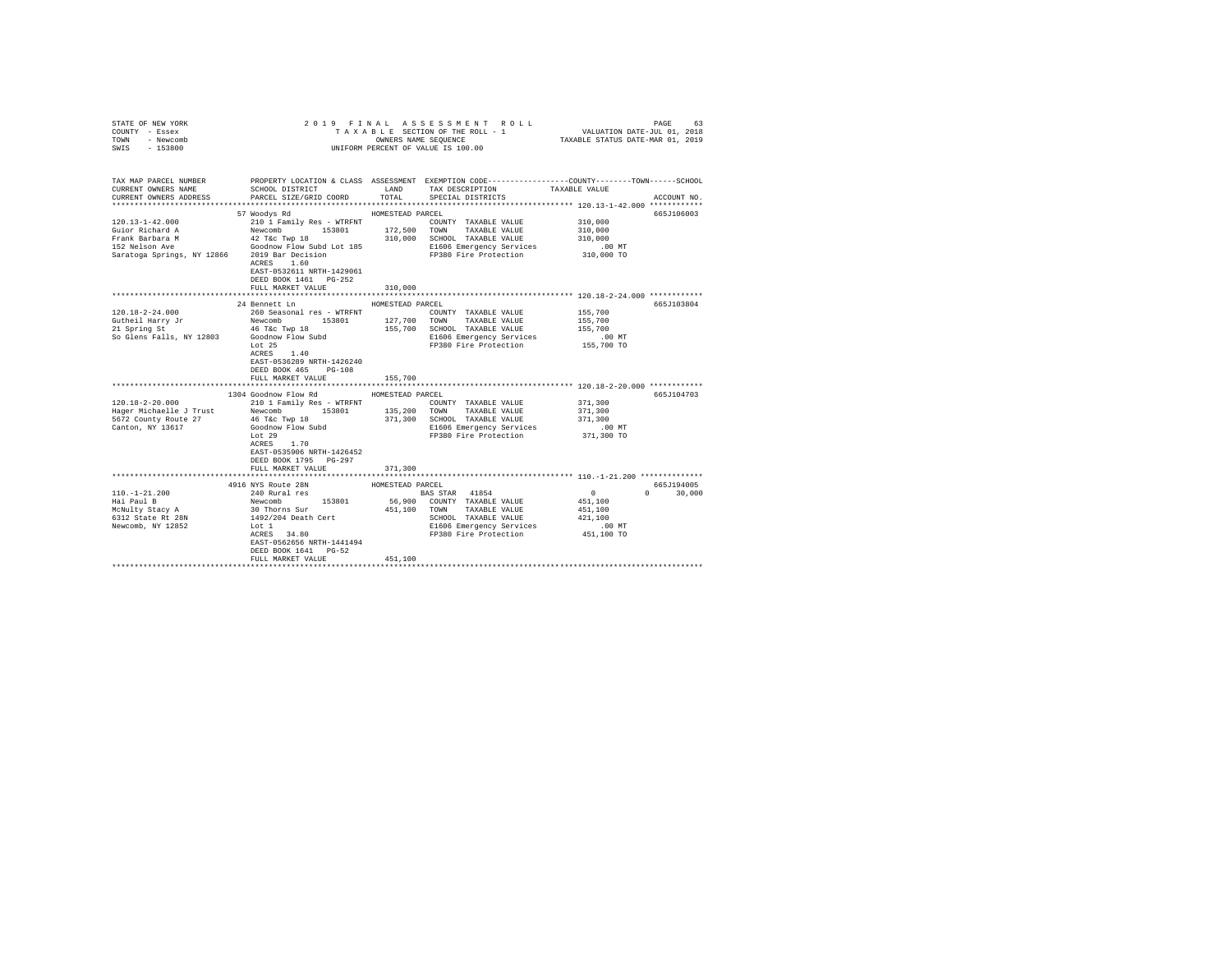STATE OF NEW YORK | 2019 FINAL ASSESSMENT ROLL | VALUATION DATE-JUL 01, 2018
COUNTY - Essex | TAXABLE SECTION OF THE ROLL - 1 | TAXABLE STATUS DATE-MAR 01, 2019
TOWN - Newcomb | OWNERS NAME SEQUENCE
SWIS - 153800 | UNIFORM PERCENT OF VALUE IS 100.00

| TAX MAP PARCEL NUMBER / CURRENT OWNERS NAME / CURRENT OWNERS ADDRESS | PROPERTY LOCATION & CLASS / SCHOOL DISTRICT / PARCEL SIZE/GRID COORD | ASSESSMENT LAND / TOTAL | EXEMPTION CODE / TAX DESCRIPTION / SPECIAL DISTRICTS | COUNTY / TOWN / SCHOOL TAXABLE VALUE | ACCOUNT NO. |
|---|---|---|---|---|---|
| **120.13-1-42.000** | 57 Woodys Rd | HOMESTEAD PARCEL | | | 665J106003 |
| 120.13-1-42.000 | 210 1 Family Res - WTRFNT | | COUNTY TAXABLE VALUE | 310,000 | |
| Guior Richard A | Newcomb 153801 | 172,500 | TOWN TAXABLE VALUE | 310,000 | |
| Frank Barbara M | 42 T&c Twp 18 | 310,000 | SCHOOL TAXABLE VALUE | 310,000 | |
| 152 Nelson Ave | Goodnow Flow Subd Lot 185 | | E1606 Emergency Services | .00 MT | |
| Saratoga Springs, NY 12866 | 2019 Bar Decision | | FP380 Fire Protection | 310,000 TO | |
| | ACRES 1.60 | | | | |
| | EAST-0532611 NRTH-1429061 | | | | |
| | DEED BOOK 1461 PG-252 | | | | |
| | FULL MARKET VALUE | 310,000 | | | |
| **120.18-2-24.000** | 24 Bennett Ln | HOMESTEAD PARCEL | | | 665J103804 |
| 120.18-2-24.000 | 260 Seasonal res - WTRFNT | | COUNTY TAXABLE VALUE | 155,700 | |
| Gutheil Harry Jr | Newcomb 153801 | 127,700 | TOWN TAXABLE VALUE | 155,700 | |
| 21 Spring St | 46 T&c Twp 18 | 155,700 | SCHOOL TAXABLE VALUE | 155,700 | |
| So Glens Falls, NY 12803 | Goodnow Flow Subd | | E1606 Emergency Services | .00 MT | |
| | Lot 25 | | FP380 Fire Protection | 155,700 TO | |
| | ACRES 1.40 | | | | |
| | EAST-0536289 NRTH-1426240 | | | | |
| | DEED BOOK 465 PG-108 | | | | |
| | FULL MARKET VALUE | 155,700 | | | |
| **120.18-2-20.000** | 1304 Goodnow Flow Rd | HOMESTEAD PARCEL | | | 665J104703 |
| 120.18-2-20.000 | 210 1 Family Res - WTRFNT | | COUNTY TAXABLE VALUE | 371,300 | |
| Hager Michaelle J Trust | Newcomb 153801 | 135,200 | TOWN TAXABLE VALUE | 371,300 | |
| 5672 County Route 27 | 46 T&c Twp 18 | 371,300 | SCHOOL TAXABLE VALUE | 371,300 | |
| Canton, NY 13617 | Goodnow Flow Subd | | E1606 Emergency Services | .00 MT | |
| | Lot 29 | | FP380 Fire Protection | 371,300 TO | |
| | ACRES 1.70 | | | | |
| | EAST-0535906 NRTH-1426452 | | | | |
| | DEED BOOK 1795 PG-297 | | | | |
| | FULL MARKET VALUE | 371,300 | | | |
| **110.-1-21.200** | 4916 NYS Route 28N | HOMESTEAD PARCEL | | | 665J194005 |
| 110.-1-21.200 | 240 Rural res | | BAS STAR 41854 | 0 0 30,000 | |
| Hai Paul B | Newcomb 153801 | 56,900 | COUNTY TAXABLE VALUE | 451,100 | |
| McNulty Stacy A | 30 Thorns Sur | 451,100 | TOWN TAXABLE VALUE | 451,100 | |
| 6312 State Rt 28N | 1492/204 Death Cert | | SCHOOL TAXABLE VALUE | 421,100 | |
| Newcomb, NY 12852 | Lot 1 | | E1606 Emergency Services | .00 MT | |
| | ACRES 34.80 | | FP380 Fire Protection | 451,100 TO | |
| | EAST-0562656 NRTH-1441494 | | | | |
| | DEED BOOK 1641 PG-52 | | | | |
| | FULL MARKET VALUE | 451,100 | | | |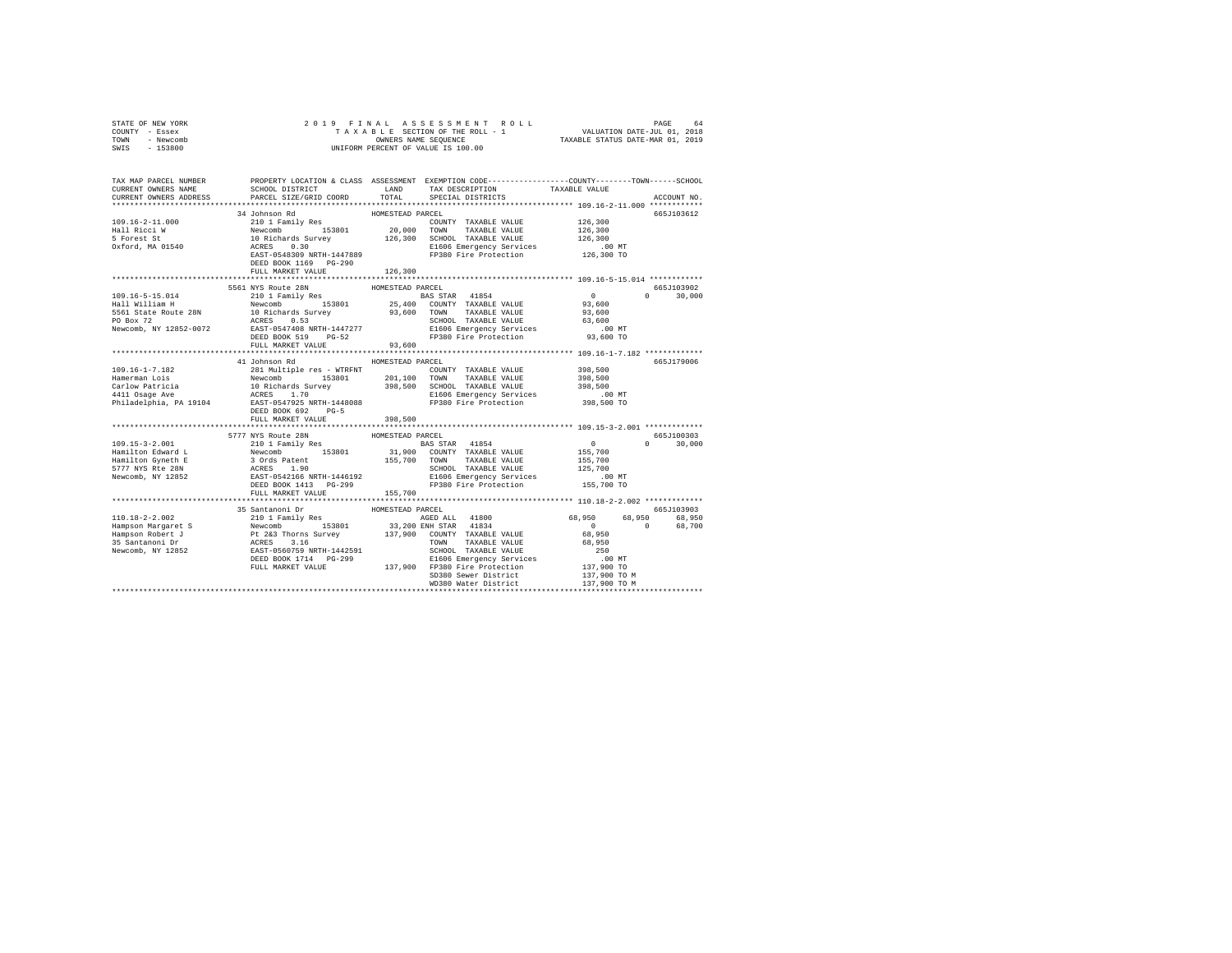STATE OF NEW YORK
COUNTY - Essex
TOWN - Newcomb
SWIS - 153800

2019 FINAL ASSESSMENT ROLL
TAXABLE SECTION OF THE ROLL - 1
OWNERS NAME SEQUENCE
UNIFORM PERCENT OF VALUE IS 100.00

VALUATION DATE-JUL 01, 2018
TAXABLE STATUS DATE-MAR 01, 2019

```
TAX MAP PARCEL NUMBER     PROPERTY LOCATION & CLASS  ASSESSMENT  EXEMPTION CODE-----------------COUNTY--------TOWN------SCHOOL
CURRENT OWNERS NAME       SCHOOL DISTRICT             LAND       TAX DESCRIPTION            TAXABLE VALUE
CURRENT OWNERS ADDRESS    PARCEL SIZE/GRID COORD      TOTAL      SPECIAL DISTRICTS                                    ACCOUNT NO.
******************************************************************************************* 109.16-2-11.000 ************
                          34 Johnson Rd               HOMESTEAD PARCEL                                                665J103612
109.16-2-11.000           210 1 Family Res                         COUNTY  TAXABLE VALUE          126,300
Hall Ricci W              Newcomb       153801         20,000      TOWN    TAXABLE VALUE          126,300
5 Forest St               10 Richards Survey          126,300      SCHOOL  TAXABLE VALUE          126,300
Oxford, MA 01540          ACRES    0.30                            E1606 Emergency Services           .00 MT
                          EAST-0548309 NRTH-1447889                FP380 Fire Protection          126,300 TO
                          DEED BOOK 1169   PG-290
                          FULL MARKET VALUE           126,300
******************************************************************************************* 109.16-5-15.014 ************
                          5561 NYS Route 28N          HOMESTEAD PARCEL                                                665J103902
109.16-5-15.014           210 1 Family Res                         BAS STAR  41854                  0         0      30,000
Hall William H            Newcomb       153801         25,400      COUNTY  TAXABLE VALUE           93,600
5561 State Route 28N      10 Richards Survey           93,600      TOWN    TAXABLE VALUE           93,600
PO Box 72                 ACRES    0.53                            SCHOOL  TAXABLE VALUE           63,600
Newcomb, NY 12852-0072    EAST-0547408 NRTH-1447277                E1606 Emergency Services           .00 MT
                          DEED BOOK 519    PG-52                   FP380 Fire Protection           93,600 TO
                          FULL MARKET VALUE            93,600
******************************************************************************************* 109.16-1-7.182 *************
                          41 Johnson Rd               HOMESTEAD PARCEL                                                665J179006
109.16-1-7.182            281 Multiple res - WTRFNT                COUNTY  TAXABLE VALUE          398,500
Hamerman Lois             Newcomb       153801        201,100      TOWN    TAXABLE VALUE          398,500
Carlow Patricia           10 Richards Survey          398,500      SCHOOL  TAXABLE VALUE          398,500
4411 Osage Ave            ACRES    1.70                            E1606 Emergency Services           .00 MT
Philadelphia, PA 19104    EAST-0547925 NRTH-1448088                FP380 Fire Protection          398,500 TO
                          DEED BOOK 692    PG-5
                          FULL MARKET VALUE           398,500
******************************************************************************************* 109.15-3-2.001 *************
                          5777 NYS Route 28N          HOMESTEAD PARCEL                                                665J100303
109.15-3-2.001            210 1 Family Res                         BAS STAR  41854                  0         0      30,000
Hamilton Edward L         Newcomb       153801         31,900      COUNTY  TAXABLE VALUE          155,700
Hamilton Gyneth E         3 Ords Patent               155,700      TOWN    TAXABLE VALUE          155,700
5777 NYS Rte 28N          ACRES    1.90                            SCHOOL  TAXABLE VALUE          125,700
Newcomb, NY 12852         EAST-0542166 NRTH-1446192                E1606 Emergency Services           .00 MT
                          DEED BOOK 1413   PG-299                  FP380 Fire Protection          155,700 TO
                          FULL MARKET VALUE           155,700
******************************************************************************************* 110.18-2-2.002 *************
                          35 Santanoni Dr             HOMESTEAD PARCEL                                                665J103903
110.18-2-2.002            210 1 Family Res                         AGED ALL  41800             68,950    68,950      68,950
Hampson Margaret S        Newcomb       153801         33,200      ENH STAR  41834                  0         0      68,700
Hampson Robert J          Pt 2&3 Thorns Survey        137,900      COUNTY  TAXABLE VALUE           68,950
35 Santanoni Dr           ACRES    3.16                            TOWN    TAXABLE VALUE           68,950
Newcomb, NY 12852         EAST-0560759 NRTH-1442591                SCHOOL  TAXABLE VALUE              250
                          DEED BOOK 1714   PG-299                  E1606 Emergency Services           .00 MT
                          FULL MARKET VALUE           137,900      FP380 Fire Protection          137,900 TO
                                                                   SD380 Sewer District           137,900 TO M
                                                                   WD380 Water District           137,900 TO M
************************************************************************************************************************
```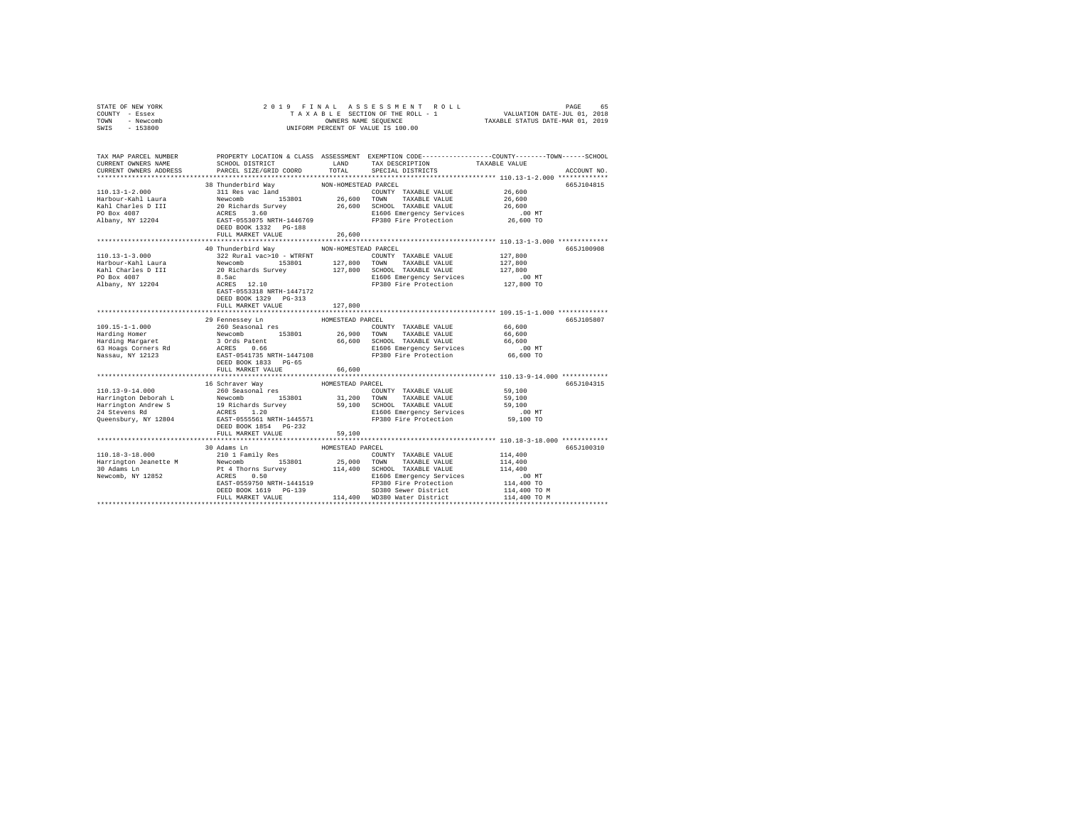STATE OF NEW YORK
COUNTY - Essex
TOWN - Newcomb
SWIS - 153800

2019 FINAL ASSESSMENT ROLL
TAXABLE SECTION OF THE ROLL - 1
OWNERS NAME SEQUENCE
UNIFORM PERCENT OF VALUE IS 100.00

VALUATION DATE-JUL 01, 2018
TAXABLE STATUS DATE-MAR 01, 2019

```
TAX MAP PARCEL NUMBER     PROPERTY LOCATION & CLASS  ASSESSMENT  EXEMPTION CODE-----------------COUNTY--------TOWN------SCHOOL
CURRENT OWNERS NAME       SCHOOL DISTRICT              LAND      TAX DESCRIPTION             TAXABLE VALUE
CURRENT OWNERS ADDRESS    PARCEL SIZE/GRID COORD       TOTAL     SPECIAL DISTRICTS                                    ACCOUNT NO.
******************************************************************************************************* 110.13-1-2.000 *************
                          38 Thunderbird Way          NON-HOMESTEAD PARCEL                                             665J104815
110.13-1-2.000            311 Res vac land                        COUNTY  TAXABLE VALUE           26,600
Harbour-Kahl Laura        Newcomb       153801         26,600    TOWN    TAXABLE VALUE           26,600
Kahl Charles D III        20 Richards Survey           26,600    SCHOOL  TAXABLE VALUE           26,600
PO Box 4087               ACRES    3.60                          E1606 Emergency Services            .00 MT
Albany, NY 12204          EAST-0553075 NRTH-1446769              FP380 Fire Protection           26,600 TO
                          DEED BOOK 1332   PG-188
                          FULL MARKET VALUE            26,600
******************************************************************************************************* 110.13-1-3.000 *************
                          40 Thunderbird Way          NON-HOMESTEAD PARCEL                                             665J100908
110.13-1-3.000            322 Rural vac>10 - WTRFNT               COUNTY  TAXABLE VALUE          127,800
Harbour-Kahl Laura        Newcomb       153801        127,800    TOWN    TAXABLE VALUE          127,800
Kahl Charles D III        20 Richards Survey          127,800    SCHOOL  TAXABLE VALUE          127,800
PO Box 4087               8.5ac                                  E1606 Emergency Services            .00 MT
Albany, NY 12204          ACRES   12.10                          FP380 Fire Protection          127,800 TO
                          EAST-0553318 NRTH-1447172
                          DEED BOOK 1329   PG-313
                          FULL MARKET VALUE           127,800
******************************************************************************************************* 109.15-1-1.000 *************
                          29 Fennessey Ln             HOMESTEAD PARCEL                                                 665J105807
109.15-1-1.000            260 Seasonal res                        COUNTY  TAXABLE VALUE           66,600
Harding Homer             Newcomb       153801         26,900    TOWN    TAXABLE VALUE           66,600
Harding Margaret          3 Ords Patent                66,600    SCHOOL  TAXABLE VALUE           66,600
63 Hoags Corners Rd       ACRES    0.66                          E1606 Emergency Services            .00 MT
Nassau, NY 12123          EAST-0541735 NRTH-1447108              FP380 Fire Protection           66,600 TO
                          DEED BOOK 1833   PG-65
                          FULL MARKET VALUE            66,600
******************************************************************************************************* 110.13-9-14.000 ************
                          16 Schraver Way             HOMESTEAD PARCEL                                                 665J104315
110.13-9-14.000           260 Seasonal res                        COUNTY  TAXABLE VALUE           59,100
Harrington Deborah L      Newcomb       153801         31,200    TOWN    TAXABLE VALUE           59,100
Harrington Andrew S       19 Richards Survey           59,100    SCHOOL  TAXABLE VALUE           59,100
24 Stevens Rd             ACRES    1.20                          E1606 Emergency Services            .00 MT
Queensbury, NY 12804      EAST-0555561 NRTH-1445571              FP380 Fire Protection           59,100 TO
                          DEED BOOK 1854   PG-232
                          FULL MARKET VALUE            59,100
******************************************************************************************************* 110.18-3-18.000 ************
                          30 Adams Ln                 HOMESTEAD PARCEL                                                 665J100310
110.18-3-18.000           210 1 Family Res                        COUNTY  TAXABLE VALUE          114,400
Harrington Jeanette M     Newcomb       153801         25,000    TOWN    TAXABLE VALUE          114,400
30 Adams Ln               Pt 4 Thorns Survey          114,400    SCHOOL  TAXABLE VALUE          114,400
Newcomb, NY 12852         ACRES    0.50                          E1606 Emergency Services            .00 MT
                          EAST-0559750 NRTH-1441519              FP380 Fire Protection          114,400 TO
                          DEED BOOK 1619   PG-139                SD380 Sewer District           114,400 TO M
                          FULL MARKET VALUE           114,400    WD380 Water District           114,400 TO M
************************************************************************************************************************************
```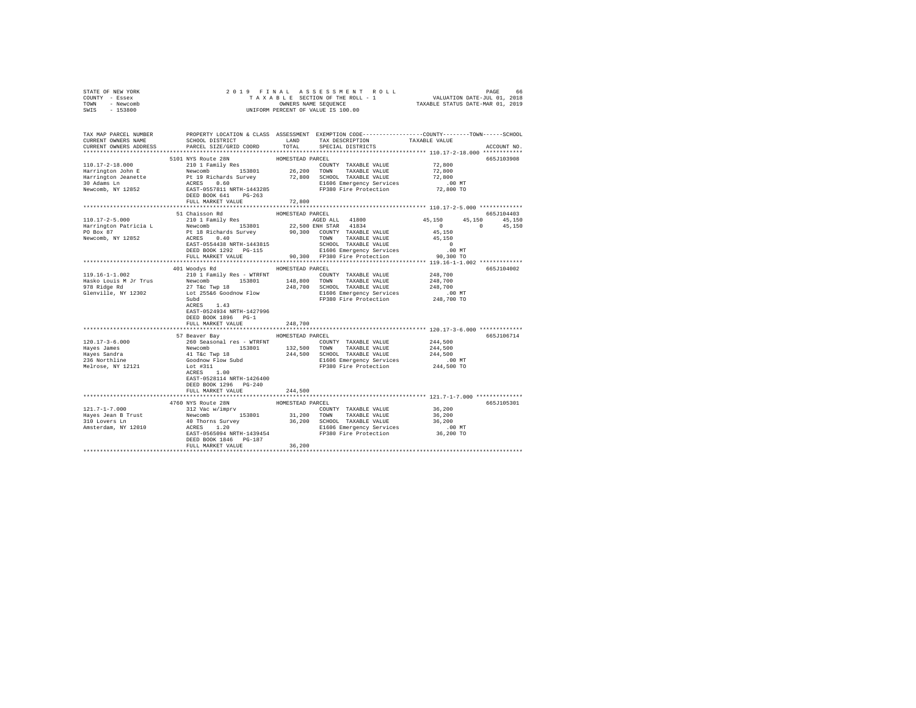```
STATE OF NEW YORK              2 0 1 9   F I N A L   A S S E S S M E N T   R O L L                PAGE    66
COUNTY  - Essex                   T A X A B L E  SECTION OF THE ROLL - 1             VALUATION DATE-JUL 01, 2018
TOWN    - Newcomb                         OWNERS NAME SEQUENCE                      TAXABLE STATUS DATE-MAR 01, 2019
SWIS    - 153800                    UNIFORM PERCENT OF VALUE IS 100.00


TAX MAP PARCEL NUMBER          PROPERTY LOCATION & CLASS  ASSESSMENT  EXEMPTION CODE-----------------COUNTY--------TOWN------SCHOOL
CURRENT OWNERS NAME            SCHOOL DISTRICT             LAND       TAX DESCRIPTION            TAXABLE VALUE
CURRENT OWNERS ADDRESS         PARCEL SIZE/GRID COORD      TOTAL      SPECIAL DISTRICTS                                   ACCOUNT NO.
******************************************************************************************************* 110.17-2-18.000 ************
                        5101 NYS Route 28N              HOMESTEAD PARCEL                                                665J103908
110.17-2-18.000              210 1 Family Res                         COUNTY  TAXABLE VALUE            72,800
Harrington John E            Newcomb       153801        26,200   TOWN    TAXABLE VALUE            72,800
Harrington Jeanette          Pt 19 Richards Survey       72,800   SCHOOL  TAXABLE VALUE            72,800
30 Adams Ln                  ACRES    0.60                        E1606 Emergency Services            .00 MT
Newcomb, NY 12852            EAST-0557811 NRTH-1443285            FP380 Fire Protection            72,800 TO
                             DEED BOOK 641    PG-263
                             FULL MARKET VALUE            72,800
******************************************************************************************************* 110.17-2-5.000 *************
                        51 Chaisson Rd                  HOMESTEAD PARCEL                                                665J104403
110.17-2-5.000               210 1 Family Res                     AGED ALL   41800              45,150     45,150     45,150
Harrington Patricia L        Newcomb       153801        22,500 ENH STAR   41834                   0          0     45,150
PO Box 87                    Pt 18 Richards Survey       90,300   COUNTY  TAXABLE VALUE            45,150
Newcomb, NY 12852            ACRES    0.40                        TOWN    TAXABLE VALUE            45,150
                             EAST-0554438 NRTH-1443815            SCHOOL  TAXABLE VALUE                 0
                             DEED BOOK 1292   PG-115              E1606 Emergency Services            .00 MT
                             FULL MARKET VALUE            90,300  FP380 Fire Protection            90,300 TO
******************************************************************************************************* 119.16-1-1.002 *************
                        401 Woodys Rd                   HOMESTEAD PARCEL                                                665J104002
119.16-1-1.002               210 1 Family Res - WTRFNT                COUNTY  TAXABLE VALUE           248,700
Hasko Louis M Jr Trus        Newcomb       153801       148,800   TOWN    TAXABLE VALUE           248,700
978 Ridge Rd                 27 T&c Twp 18              248,700   SCHOOL  TAXABLE VALUE           248,700
Glenville, NY 12302          Lot 255&6 Goodnow Flow               E1606 Emergency Services            .00 MT
                             Subd                                 FP380 Fire Protection           248,700 TO
                             ACRES    1.43
                             EAST-0524934 NRTH-1427996
                             DEED BOOK 1896   PG-1
                             FULL MARKET VALUE           248,700
******************************************************************************************************* 120.17-3-6.000 *************
                        57 Beaver Bay                   HOMESTEAD PARCEL                                                665J106714
120.17-3-6.000               260 Seasonal res - WTRFNT                COUNTY  TAXABLE VALUE           244,500
Hayes James                  Newcomb       153801       132,500   TOWN    TAXABLE VALUE           244,500
Hayes Sandra                 41 T&c Twp 18              244,500   SCHOOL  TAXABLE VALUE           244,500
236 Northline                Goodnow Flow Subd                    E1606 Emergency Services            .00 MT
Melrose, NY 12121            Lot #311                             FP380 Fire Protection           244,500 TO
                             ACRES    1.00
                             EAST-0528114 NRTH-1426400
                             DEED BOOK 1296   PG-240
                             FULL MARKET VALUE           244,500
******************************************************************************************************* 121.7-1-7.000 **************
                        4760 NYS Route 28N              HOMESTEAD PARCEL                                                665J105301
121.7-1-7.000                312 Vac w/imprv                          COUNTY  TAXABLE VALUE            36,200
Hayes Jean B Trust           Newcomb       153801        31,200   TOWN    TAXABLE VALUE            36,200
310 Lovers Ln                40 Thorns Survey            36,200   SCHOOL  TAXABLE VALUE            36,200
Amsterdam, NY 12010          ACRES    1.20                        E1606 Emergency Services            .00 MT
                             EAST-0565094 NRTH-1439454            FP380 Fire Protection            36,200 TO
                             DEED BOOK 1846   PG-187
                             FULL MARKET VALUE            36,200
************************************************************************************************************************************
```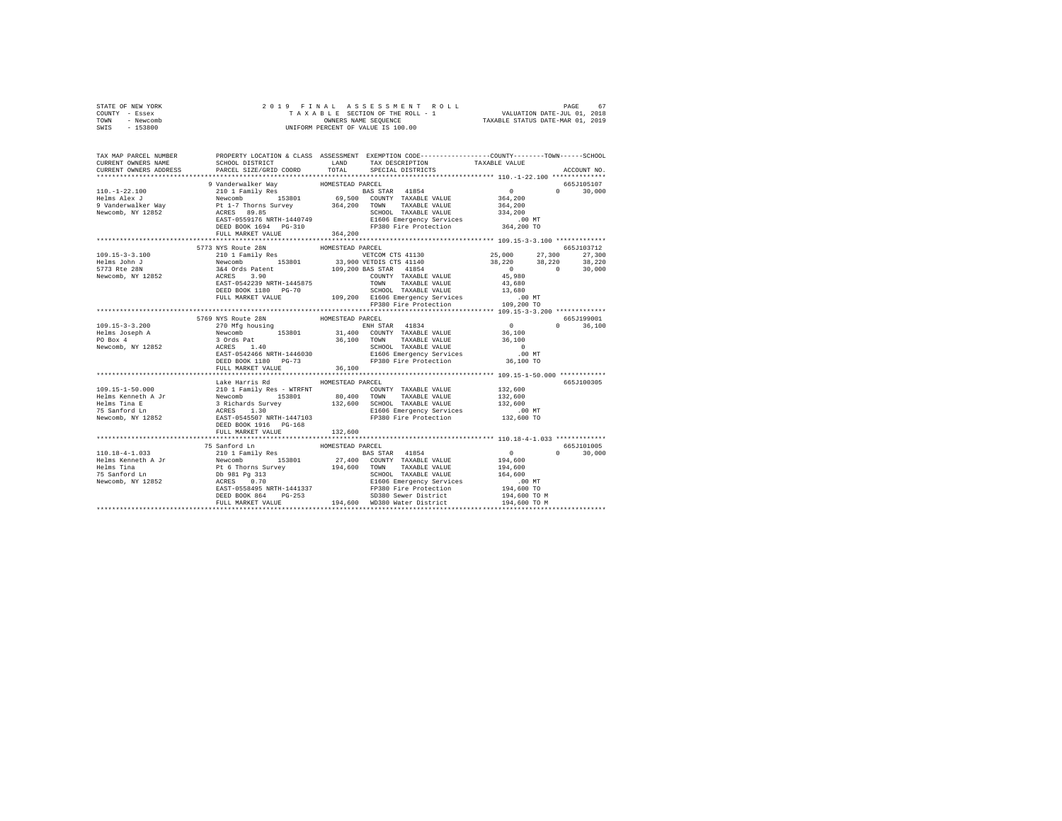STATE OF NEW YORK — 2019 FINAL ASSESSMENT ROLL
COUNTY - Essex — TAXABLE SECTION OF THE ROLL - 1 — VALUATION DATE-JUL 01, 2018
TOWN - Newcomb — OWNERS NAME SEQUENCE — TAXABLE STATUS DATE-MAR 01, 2019
SWIS - 153800 — UNIFORM PERCENT OF VALUE IS 100.00

```
TAX MAP PARCEL NUMBER          PROPERTY LOCATION & CLASS  ASSESSMENT  EXEMPTION CODE-----------------COUNTY--------TOWN------SCHOOL
CURRENT OWNERS NAME            SCHOOL DISTRICT              LAND      TAX DESCRIPTION             TAXABLE VALUE
CURRENT OWNERS ADDRESS         PARCEL SIZE/GRID COORD      TOTAL      SPECIAL DISTRICTS                                      ACCOUNT NO.
*********************************************************************************************** 110.-1-22.100 **************
                    9 Vanderwalker Way          HOMESTEAD PARCEL                                                      665J105107
110.-1-22.100       210 1 Family Res                        BAS STAR  41854              0             0        30,000
Helms Alex J        Newcomb       153801        69,500     COUNTY  TAXABLE VALUE        364,200
9 Vanderwalker Way  Pt 1-7 Thorns Survey       364,200     TOWN    TAXABLE VALUE        364,200
Newcomb, NY 12852   ACRES  89.85                           SCHOOL  TAXABLE VALUE        334,200
                    EAST-0559176 NRTH-1440749               E1606 Emergency Services       .00 MT
                    DEED BOOK 1694   PG-310                 FP380 Fire Protection       364,200 TO
                    FULL MARKET VALUE          364,200
*********************************************************************************************** 109.15-3-3.100 *************
                    5773 NYS Route 28N          HOMESTEAD PARCEL                                                      665J103712
109.15-3-3.100      210 1 Family Res                        VETCOM CTS 41130        25,000        27,300        27,300
Helms John J        Newcomb       153801        33,900 VETDIS CTS 41140             38,220        38,220        38,220
5773 Rte 28N        3&4 Ords Patent            109,200 BAS STAR  41854               0             0        30,000
Newcomb, NY 12852   ACRES   3.90                           COUNTY  TAXABLE VALUE         45,980
                    EAST-0542239 NRTH-1445875               TOWN    TAXABLE VALUE         43,680
                    DEED BOOK 1180   PG-70                  SCHOOL  TAXABLE VALUE         13,680
                    FULL MARKET VALUE          109,200 E1606 Emergency Services            .00 MT
                                                            FP380 Fire Protection       109,200 TO
*********************************************************************************************** 109.15-3-3.200 *************
                    5769 NYS Route 28N          HOMESTEAD PARCEL                                                      665J199001
109.15-3-3.200      270 Mfg housing                         ENH STAR  41834              0             0        36,100
Helms Joseph A      Newcomb       153801        31,400     COUNTY  TAXABLE VALUE         36,100
PO Box 4            3 Ords Pat                  36,100     TOWN    TAXABLE VALUE         36,100
Newcomb, NY 12852   ACRES   1.40                           SCHOOL  TAXABLE VALUE              0
                    EAST-0542466 NRTH-1446030               E1606 Emergency Services       .00 MT
                    DEED BOOK 1180   PG-73                  FP380 Fire Protection        36,100 TO
                    FULL MARKET VALUE           36,100
*********************************************************************************************** 109.15-1-50.000 ************
                    Lake Harris Rd              HOMESTEAD PARCEL                                                      665J100305
109.15-1-50.000     210 1 Family Res - WTRFNT              COUNTY  TAXABLE VALUE        132,600
Helms Kenneth A Jr  Newcomb       153801        80,400     TOWN    TAXABLE VALUE        132,600
Helms Tina E        3 Richards Survey          132,600     SCHOOL  TAXABLE VALUE        132,600
75 Sanford Ln       ACRES   1.30                           E1606 Emergency Services       .00 MT
Newcomb, NY 12852   EAST-0545507 NRTH-1447103               FP380 Fire Protection       132,600 TO
                    DEED BOOK 1916   PG-168
                    FULL MARKET VALUE          132,600
*********************************************************************************************** 110.18-4-1.033 *************
                    75 Sanford Ln               HOMESTEAD PARCEL                                                      665J101005
110.18-4-1.033      210 1 Family Res                        BAS STAR  41854              0             0        30,000
Helms Kenneth A Jr  Newcomb       153801        27,400     COUNTY  TAXABLE VALUE        194,600
Helms Tina          Pt 6 Thorns Survey         194,600     TOWN    TAXABLE VALUE        194,600
75 Sanford Ln       Db 981 Pg 313                          SCHOOL  TAXABLE VALUE        164,600
Newcomb, NY 12852   ACRES   0.70                           E1606 Emergency Services       .00 MT
                    EAST-0558495 NRTH-1441337               FP380 Fire Protection       194,600 TO
                    DEED BOOK 864    PG-253                 SD380 Sewer District        194,600 TO M
                    FULL MARKET VALUE          194,600     WD380 Water District        194,600 TO M
****************************************************************************************************************************
```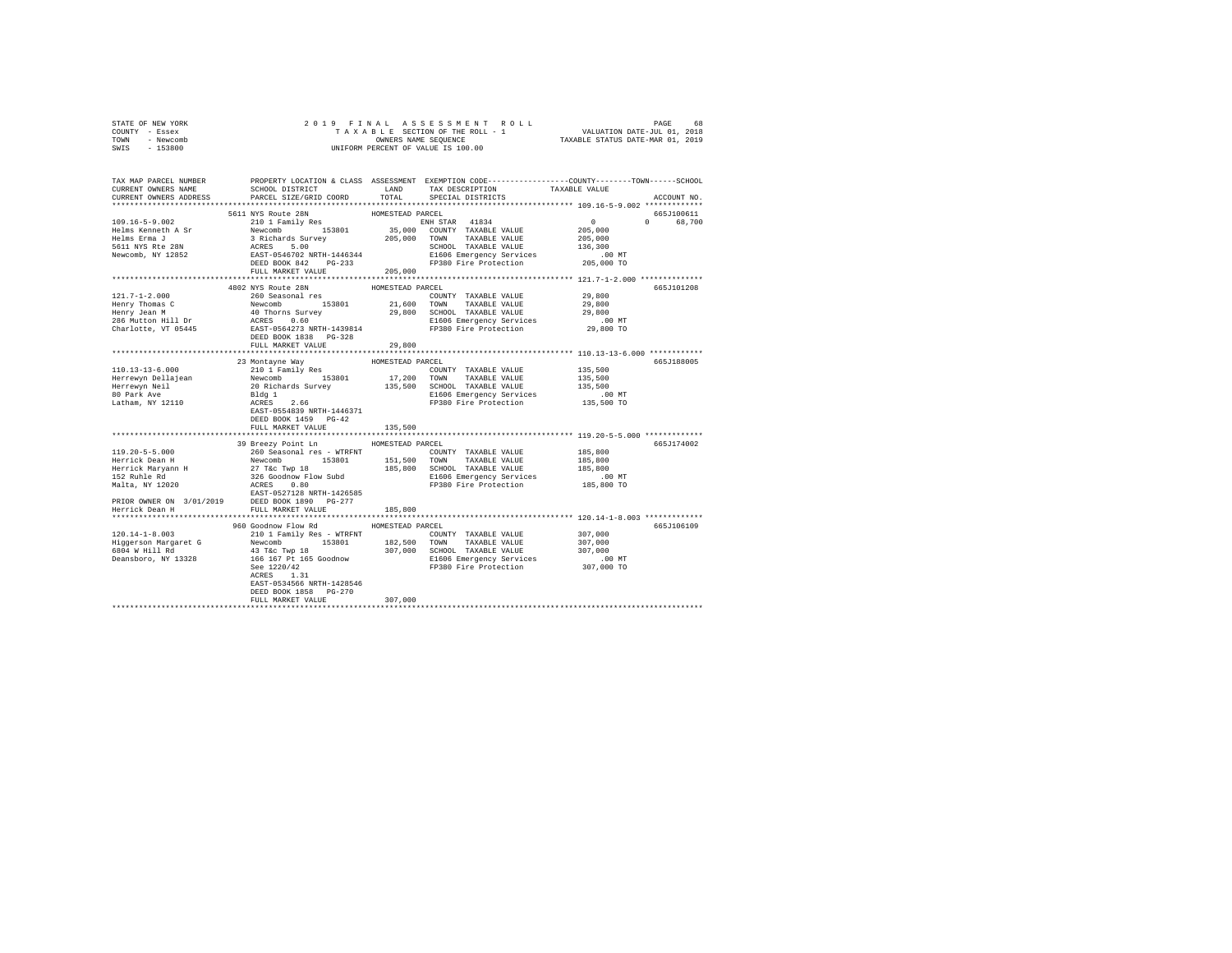STATE OF NEW YORK
COUNTY - Essex
TOWN - Newcomb
SWIS - 153800

2 0 1 9 F I N A L A S S E S S M E N T R O L L
T A X A B L E SECTION OF THE ROLL - 1
OWNERS NAME SEQUENCE
UNIFORM PERCENT OF VALUE IS 100.00

VALUATION DATE-JUL 01, 2018
TAXABLE STATUS DATE-MAR 01, 2019

```
TAX MAP PARCEL NUMBER          PROPERTY LOCATION & CLASS  ASSESSMENT  EXEMPTION CODE------------------COUNTY--------TOWN------SCHOOL
CURRENT OWNERS NAME            SCHOOL DISTRICT              LAND      TAX DESCRIPTION            TAXABLE VALUE
CURRENT OWNERS ADDRESS         PARCEL SIZE/GRID COORD       TOTAL     SPECIAL DISTRICTS                                    ACCOUNT NO.
******************************************************************************************************* 109.16-5-9.002 *************
                               5611 NYS Route 28N           HOMESTEAD PARCEL                                             665J100611
109.16-5-9.002                 210 1 Family Res                      ENH STAR  41834             0             0     68,700
Helms Kenneth A Sr             Newcomb       153801        35,000   COUNTY  TAXABLE VALUE        205,000
Helms Erma J                   3 Richards Survey          205,000   TOWN    TAXABLE VALUE        205,000
5611 NYS Rte 28N               ACRES    5.00                        SCHOOL  TAXABLE VALUE        136,300
Newcomb, NY 12852              EAST-0546702 NRTH-1446344            E1606 Emergency Services          .00 MT
                               DEED BOOK 842    PG-233              FP380 Fire Protection         205,000 TO
                               FULL MARKET VALUE          205,000
******************************************************************************************************* 121.7-1-2.000 **************
                               4802 NYS Route 28N           HOMESTEAD PARCEL                                             665J101208
121.7-1-2.000                  260 Seasonal res                     COUNTY  TAXABLE VALUE         29,800
Henry Thomas C                 Newcomb       153801        21,600   TOWN    TAXABLE VALUE         29,800
Henry Jean M                   40 Thorns Survey            29,800   SCHOOL  TAXABLE VALUE         29,800
286 Mutton Hill Dr             ACRES    0.60                        E1606 Emergency Services          .00 MT
Charlotte, VT 05445            EAST-0564273 NRTH-1439814            FP380 Fire Protection          29,800 TO
                               DEED BOOK 1838   PG-328
                               FULL MARKET VALUE           29,800
******************************************************************************************************* 110.13-13-6.000 ************
                               23 Montayne Way              HOMESTEAD PARCEL                                             665J188005
110.13-13-6.000                210 1 Family Res                     COUNTY  TAXABLE VALUE        135,500
Herrewyn Dellajean             Newcomb       153801        17,200   TOWN    TAXABLE VALUE        135,500
Herrewyn Neil                  20 Richards Survey         135,500   SCHOOL  TAXABLE VALUE        135,500
80 Park Ave                    Bldg 1                               E1606 Emergency Services          .00 MT
Latham, NY 12110               ACRES    2.66                        FP380 Fire Protection         135,500 TO
                               EAST-0554839 NRTH-1446371
                               DEED BOOK 1459   PG-42
                               FULL MARKET VALUE          135,500
******************************************************************************************************* 119.20-5-5.000 *************
                               39 Breezy Point Ln           HOMESTEAD PARCEL                                             665J174002
119.20-5-5.000                 260 Seasonal res - WTRFNT            COUNTY  TAXABLE VALUE        185,800
Herrick Dean H                 Newcomb       153801       151,500   TOWN    TAXABLE VALUE        185,800
Herrick Maryann H              27 T&c Twp 18              185,800   SCHOOL  TAXABLE VALUE        185,800
152 Ruhle Rd                   326 Goodnow Flow Subd                E1606 Emergency Services          .00 MT
Malta, NY 12020                ACRES    0.80                        FP380 Fire Protection         185,800 TO
                               EAST-0527128 NRTH-1426585
PRIOR OWNER ON 3/01/2019       DEED BOOK 1890   PG-277
Herrick Dean H                 FULL MARKET VALUE          185,800
******************************************************************************************************* 120.14-1-8.003 *************
                               960 Goodnow Flow Rd          HOMESTEAD PARCEL                                             665J106109
120.14-1-8.003                 210 1 Family Res - WTRFNT            COUNTY  TAXABLE VALUE        307,000
Higgerson Margaret G           Newcomb       153801       182,500   TOWN    TAXABLE VALUE        307,000
6804 W Hill Rd                 43 T&c Twp 18              307,000   SCHOOL  TAXABLE VALUE        307,000
Deansboro, NY 13328            166 167 Pt 165 Goodnow               E1606 Emergency Services          .00 MT
                               See 1220/42                          FP380 Fire Protection         307,000 TO
                               ACRES    1.31
                               EAST-0534566 NRTH-1428546
                               DEED BOOK 1858   PG-270
                               FULL MARKET VALUE          307,000
************************************************************************************************************************************
```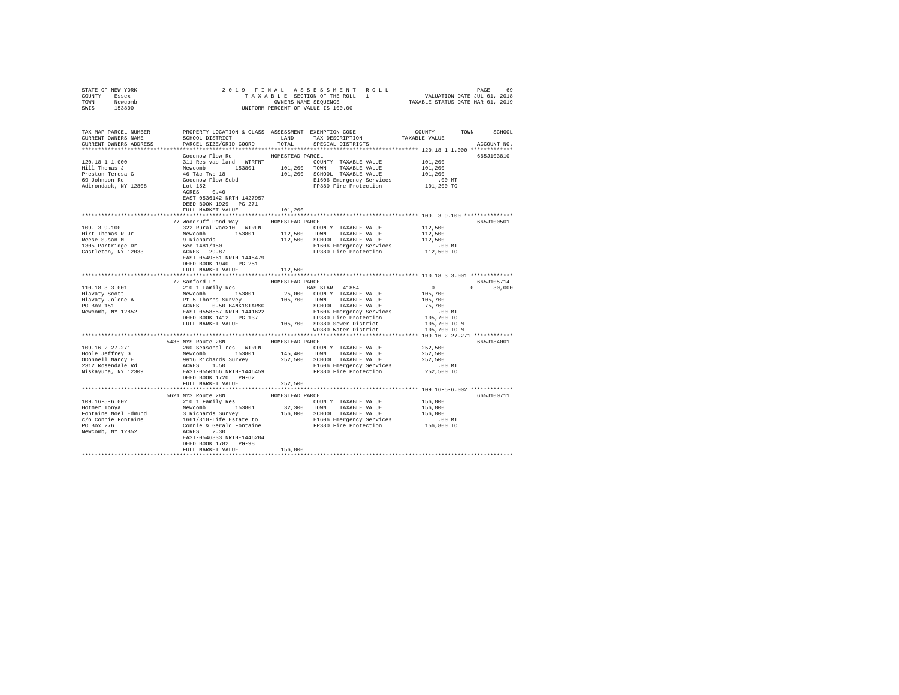STATE OF NEW YORK — COUNTY - Essex — TOWN - Newcomb — SWIS - 153800

2019 FINAL ASSESSMENT ROLL — TAXABLE SECTION OF THE ROLL - 1 — OWNERS NAME SEQUENCE — UNIFORM PERCENT OF VALUE IS 100.00

VALUATION DATE-JUL 01, 2018 — TAXABLE STATUS DATE-MAR 01, 2019

```
TAX MAP PARCEL NUMBER     PROPERTY LOCATION & CLASS  ASSESSMENT  EXEMPTION CODE-----------------COUNTY--------TOWN------SCHOOL
CURRENT OWNERS NAME       SCHOOL DISTRICT               LAND      TAX DESCRIPTION            TAXABLE VALUE
CURRENT OWNERS ADDRESS    PARCEL SIZE/GRID COORD        TOTAL     SPECIAL DISTRICTS                                   ACCOUNT NO.
******************************************************************************************** 120.18-1-1.000 *************
                          Goodnow Flow Rd             HOMESTEAD PARCEL                                                665J103810
120.18-1-1.000            311 Res vac land - WTRFNT            COUNTY  TAXABLE VALUE         101,200
Hill Thomas J             Newcomb        153801       101,200  TOWN    TAXABLE VALUE         101,200
Preston Teresa G          46 T&c Twp 18               101,200  SCHOOL  TAXABLE VALUE         101,200
69 Johnson Rd             Goodnow Flow Subd                    E1606 Emergency Services          .00 MT
Adirondack, NY 12808      Lot 152                              FP380 Fire Protection         101,200 TO
                          ACRES    0.40
                          EAST-0536142 NRTH-1427957
                          DEED BOOK 1929   PG-271
                          FULL MARKET VALUE           101,200
******************************************************************************************** 109.-3-9.100 ***************
                          77 Woodruff Pond Way        HOMESTEAD PARCEL                                                665J100501
109.-3-9.100              322 Rural vac>10 - WTRFNT            COUNTY  TAXABLE VALUE         112,500
Hirt Thomas R Jr          Newcomb        153801       112,500  TOWN    TAXABLE VALUE         112,500
Reese Susan M             9 Richards                  112,500  SCHOOL  TAXABLE VALUE         112,500
1305 Partridge Dr         See 1481/150                         E1606 Emergency Services          .00 MT
Castleton, NY 12033       ACRES   29.87                        FP380 Fire Protection         112,500 TO
                          EAST-0549561 NRTH-1445479
                          DEED BOOK 1940   PG-251
                          FULL MARKET VALUE           112,500
******************************************************************************************** 110.18-3-3.001 *************
                          72 Sanford Ln               HOMESTEAD PARCEL                                                665J105714
110.18-3-3.001            210 1 Family Res                     BAS STAR  41854                0          0      30,000
Hlavaty Scott             Newcomb        153801        25,000  COUNTY  TAXABLE VALUE         105,700
Hlavaty Jolene A          Pt 5 Thorns Survey          105,700  TOWN    TAXABLE VALUE         105,700
PO Box 151                ACRES    0.50 BANK1STARSG            SCHOOL  TAXABLE VALUE          75,700
Newcomb, NY 12852         EAST-0558557 NRTH-1441622            E1606 Emergency Services          .00 MT
                          DEED BOOK 1412   PG-137              FP380 Fire Protection         105,700 TO
                          FULL MARKET VALUE           105,700  SD380 Sewer District          105,700 TO M
                                                               WD380 Water District          105,700 TO M
******************************************************************************************** 109.16-2-27.271 ************
                          5436 NYS Route 28N          HOMESTEAD PARCEL                                                665J184001
109.16-2-27.271           260 Seasonal res - WTRFNT            COUNTY  TAXABLE VALUE         252,500
Hoole Jeffrey G           Newcomb        153801       145,400  TOWN    TAXABLE VALUE         252,500
ODonnell Nancy E          9&16 Richards Survey        252,500  SCHOOL  TAXABLE VALUE         252,500
2312 Rosendale Rd         ACRES    1.50                        E1606 Emergency Services          .00 MT
Niskayuna, NY 12309       EAST-0550166 NRTH-1446459            FP380 Fire Protection         252,500 TO
                          DEED BOOK 1720   PG-62
                          FULL MARKET VALUE           252,500
******************************************************************************************** 109.16-5-6.002 *************
                          5621 NYS Route 28N          HOMESTEAD PARCEL                                                665J100711
109.16-5-6.002            210 1 Family Res                     COUNTY  TAXABLE VALUE         156,800
Hotmer Tonya              Newcomb        153801        32,300  TOWN    TAXABLE VALUE         156,800
Fontaine Noel Edmund      3 Richards Survey           156,800  SCHOOL  TAXABLE VALUE         156,800
c/o Connie Fontaine       1661/310-Life Estate to              E1606 Emergency Services          .00 MT
PO Box 276                Connie & Gerald Fontaine             FP380 Fire Protection         156,800 TO
Newcomb, NY 12852         ACRES    2.30
                          EAST-0546333 NRTH-1446204
                          DEED BOOK 1782   PG-98
                          FULL MARKET VALUE           156,800
****************************************************************************************************************************
```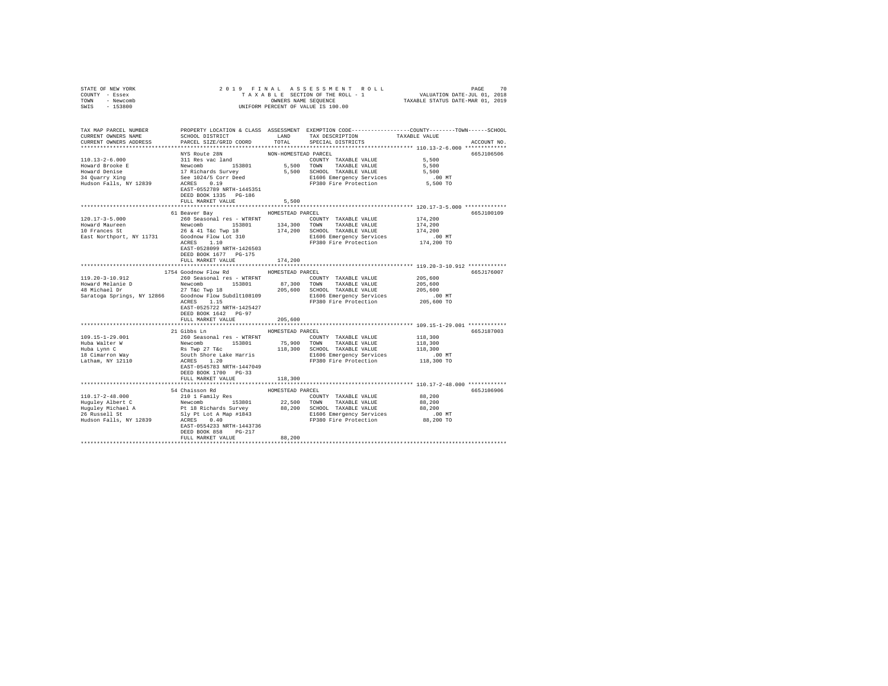STATE OF NEW YORK
COUNTY - Essex
TOWN - Newcomb
SWIS - 153800

2019 FINAL ASSESSMENT ROLL
TAXABLE SECTION OF THE ROLL - 1
OWNERS NAME SEQUENCE
UNIFORM PERCENT OF VALUE IS 100.00

VALUATION DATE-JUL 01, 2018
TAXABLE STATUS DATE-MAR 01, 2019

| TAX MAP PARCEL NUMBER / CURRENT OWNERS NAME / CURRENT OWNERS ADDRESS | PROPERTY LOCATION & CLASS / SCHOOL DISTRICT / PARCEL SIZE/GRID COORD | ASSESSMENT LAND / TOTAL | EXEMPTION CODE / TAX DESCRIPTION / SPECIAL DISTRICTS | TAXABLE VALUE (COUNTY--TOWN--SCHOOL) | ACCOUNT NO. |
|---|---|---|---|---|---|
| 110.13-2-6.000 | NYS Route 28N | NON-HOMESTEAD PARCEL | | | 665J106506 |
| Howard Brooke E | 311 Res vac land | | COUNTY TAXABLE VALUE | 5,500 | |
| Howard Denise | Newcomb 153801 | 5,500 | TOWN TAXABLE VALUE | 5,500 | |
| 34 Quarry Xing | 17 Richards Survey | 5,500 | SCHOOL TAXABLE VALUE | 5,500 | |
| Hudson Falls, NY 12839 | See 1024/5 Corr Deed | | E1606 Emergency Services | .00 MT | |
| | ACRES 0.19 | | FP380 Fire Protection | 5,500 TO | |
| | EAST-0552789 NRTH-1445351 | | | | |
| | DEED BOOK 1335 PG-186 | | | | |
| | FULL MARKET VALUE | 5,500 | | | |
| 120.17-3-5.000 | 61 Beaver Bay | HOMESTEAD PARCEL | | | 665J100109 |
| Howard Maureen | 260 Seasonal res - WTRFNT | | COUNTY TAXABLE VALUE | 174,200 | |
| 10 Frances St | Newcomb 153801 | 134,300 | TOWN TAXABLE VALUE | 174,200 | |
| East Northport, NY 11731 | 26 & 41 T&c Twp 18 | 174,200 | SCHOOL TAXABLE VALUE | 174,200 | |
| | Goodnow Flow Lot 310 | | E1606 Emergency Services | .00 MT | |
| | ACRES 1.10 | | FP380 Fire Protection | 174,200 TO | |
| | EAST-0528099 NRTH-1426503 | | | | |
| | DEED BOOK 1677 PG-175 | | | | |
| | FULL MARKET VALUE | 174,200 | | | |
| 119.20-3-10.912 | 1754 Goodnow Flow Rd | HOMESTEAD PARCEL | | | 665J176007 |
| Howard Melanie D | 260 Seasonal res - WTRFNT | | COUNTY TAXABLE VALUE | 205,600 | |
| 48 Michael Dr | Newcomb 153801 | 87,300 | TOWN TAXABLE VALUE | 205,600 | |
| Saratoga Springs, NY 12866 | 27 T&c Twp 18 | 205,600 | SCHOOL TAXABLE VALUE | 205,600 | |
| | Goodnow Flow Subdlt108109 | | E1606 Emergency Services | .00 MT | |
| | ACRES 1.15 | | FP380 Fire Protection | 205,600 TO | |
| | EAST-0525722 NRTH-1425427 | | | | |
| | DEED BOOK 1642 PG-97 | | | | |
| | FULL MARKET VALUE | 205,600 | | | |
| 109.15-1-29.001 | 21 Gibbs Ln | HOMESTEAD PARCEL | | | 665J187003 |
| Huba Walter W | 260 Seasonal res - WTRFNT | | COUNTY TAXABLE VALUE | 118,300 | |
| Huba Lynn C | Newcomb 153801 | 75,900 | TOWN TAXABLE VALUE | 118,300 | |
| 18 Cimarron Way | Rs Twp 27 T&c | 118,300 | SCHOOL TAXABLE VALUE | 118,300 | |
| Latham, NY 12110 | South Shore Lake Harris | | E1606 Emergency Services | .00 MT | |
| | ACRES 1.20 | | FP380 Fire Protection | 118,300 TO | |
| | EAST-0545783 NRTH-1447049 | | | | |
| | DEED BOOK 1700 PG-33 | | | | |
| | FULL MARKET VALUE | 118,300 | | | |
| 110.17-2-48.000 | 54 Chaisson Rd | HOMESTEAD PARCEL | | | 665J106906 |
| Huguley Albert C | 210 1 Family Res | | COUNTY TAXABLE VALUE | 88,200 | |
| Huguley Michael A | Newcomb 153801 | 22,500 | TOWN TAXABLE VALUE | 88,200 | |
| 26 Russell St | Pt 18 Richards Survey | 88,200 | SCHOOL TAXABLE VALUE | 88,200 | |
| Hudson Falls, NY 12839 | Sly Pt Lot A Map #1843 | | E1606 Emergency Services | .00 MT | |
| | ACRES 0.40 | | FP380 Fire Protection | 88,200 TO | |
| | EAST-0554233 NRTH-1443736 | | | | |
| | DEED BOOK 850 PG-217 | | | | |
| | FULL MARKET VALUE | 88,200 | | | |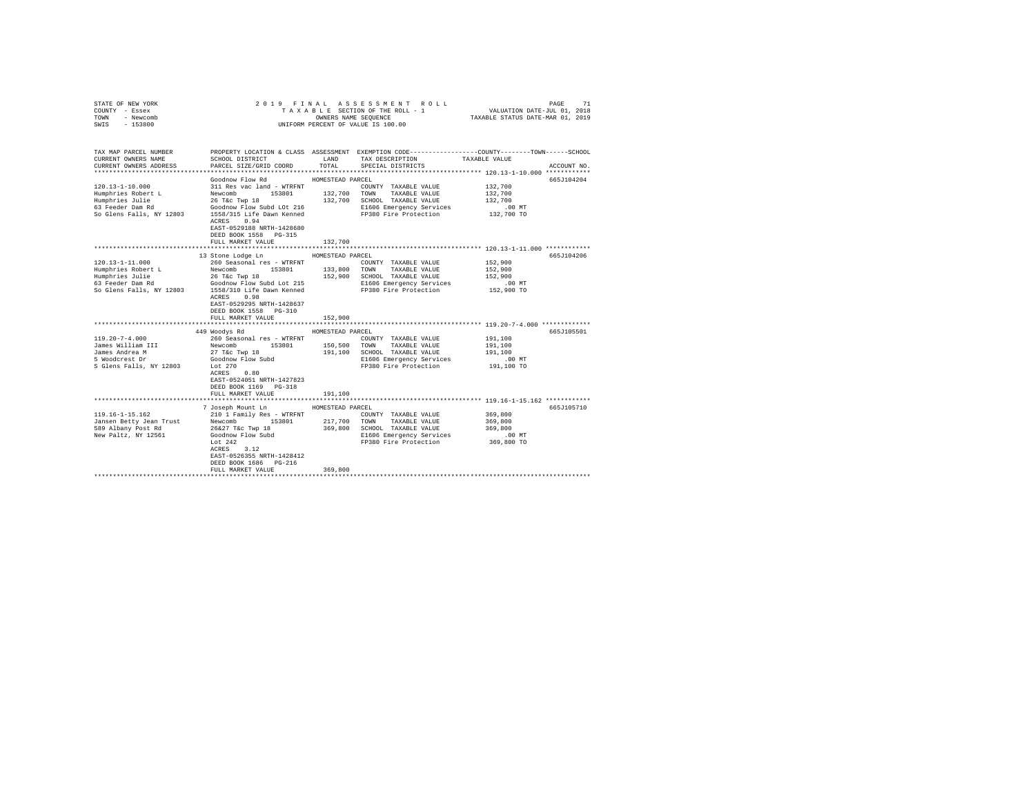STATE OF NEW YORK — 2019 FINAL ASSESSMENT ROLL
COUNTY - Essex — TAXABLE SECTION OF THE ROLL - 1 — VALUATION DATE-JUL 01, 2018
TOWN - Newcomb — OWNERS NAME SEQUENCE — TAXABLE STATUS DATE-MAR 01, 2019
SWIS - 153800 — UNIFORM PERCENT OF VALUE IS 100.00

| TAX MAP PARCEL NUMBER / CURRENT OWNERS NAME / CURRENT OWNERS ADDRESS | PROPERTY LOCATION & CLASS / SCHOOL DISTRICT / PARCEL SIZE/GRID COORD | ASSESSMENT LAND / TOTAL | EXEMPTION CODE / TAX DESCRIPTION / SPECIAL DISTRICTS | COUNTY / TOWN / SCHOOL TAXABLE VALUE | ACCOUNT NO. |
|---|---|---|---|---|---|
| **120.13-1-10.000** | Goodnow Flow Rd | HOMESTEAD PARCEL | | | 665J104204 |
| Humphries Robert L | 311 Res vac land - WTRFNT | | COUNTY TAXABLE VALUE | 132,700 | |
| Humphries Julie | Newcomb 153801 | 132,700 | TOWN TAXABLE VALUE | 132,700 | |
| 63 Feeder Dam Rd | 26 T&c Twp 18 | 132,700 | SCHOOL TAXABLE VALUE | 132,700 | |
| So Glens Falls, NY 12803 | Goodnow Flow Subd LOt 216 | | E1606 Emergency Services | .00 MT | |
| | 1558/315 Life Dawn Kenned | | FP380 Fire Protection | 132,700 TO | |
| | ACRES 0.94 | | | | |
| | EAST-0529188 NRTH-1428680 | | | | |
| | DEED BOOK 1558 PG-315 | | | | |
| | FULL MARKET VALUE | 132,700 | | | |
| **120.13-1-11.000** | 13 Stone Lodge Ln | HOMESTEAD PARCEL | | | 665J104206 |
| Humphries Robert L | 260 Seasonal res - WTRFNT | | COUNTY TAXABLE VALUE | 152,900 | |
| Humphries Julie | Newcomb 153801 | 133,800 | TOWN TAXABLE VALUE | 152,900 | |
| 63 Feeder Dam Rd | 26 T&c Twp 18 | 152,900 | SCHOOL TAXABLE VALUE | 152,900 | |
| So Glens Falls, NY 12803 | Goodnow Flow Subd Lot 215 | | E1606 Emergency Services | .00 MT | |
| | 1558/310 Life Dawn Kenned | | FP380 Fire Protection | 152,900 TO | |
| | ACRES 0.98 | | | | |
| | EAST-0529295 NRTH-1428637 | | | | |
| | DEED BOOK 1558 PG-310 | | | | |
| | FULL MARKET VALUE | 152,900 | | | |
| **119.20-7-4.000** | 449 Woodys Rd | HOMESTEAD PARCEL | | | 665J105501 |
| James William III | 260 Seasonal res - WTRFNT | | COUNTY TAXABLE VALUE | 191,100 | |
| James Andrea M | Newcomb 153801 | 150,500 | TOWN TAXABLE VALUE | 191,100 | |
| 5 Woodcrest Dr | 27 T&c Twp 18 | 191,100 | SCHOOL TAXABLE VALUE | 191,100 | |
| S Glens Falls, NY 12803 | Goodnow Flow Subd | | E1606 Emergency Services | .00 MT | |
| | Lot 270 | | FP380 Fire Protection | 191,100 TO | |
| | ACRES 0.80 | | | | |
| | EAST-0524051 NRTH-1427823 | | | | |
| | DEED BOOK 1169 PG-318 | | | | |
| | FULL MARKET VALUE | 191,100 | | | |
| **119.16-1-15.162** | 7 Joseph Mount Ln | HOMESTEAD PARCEL | | | 665J105710 |
| Jansen Betty Jean Trust | 210 1 Family Res - WTRFNT | | COUNTY TAXABLE VALUE | 369,800 | |
| 589 Albany Post Rd | Newcomb 153801 | 217,700 | TOWN TAXABLE VALUE | 369,800 | |
| New Paltz, NY 12561 | 26&27 T&c Twp 18 | 369,800 | SCHOOL TAXABLE VALUE | 369,800 | |
| | Goodnow Flow Subd | | E1606 Emergency Services | .00 MT | |
| | Lot 242 | | FP380 Fire Protection | 369,800 TO | |
| | ACRES 3.12 | | | | |
| | EAST-0526355 NRTH-1428412 | | | | |
| | DEED BOOK 1686 PG-216 | | | | |
| | FULL MARKET VALUE | 369,800 | | | |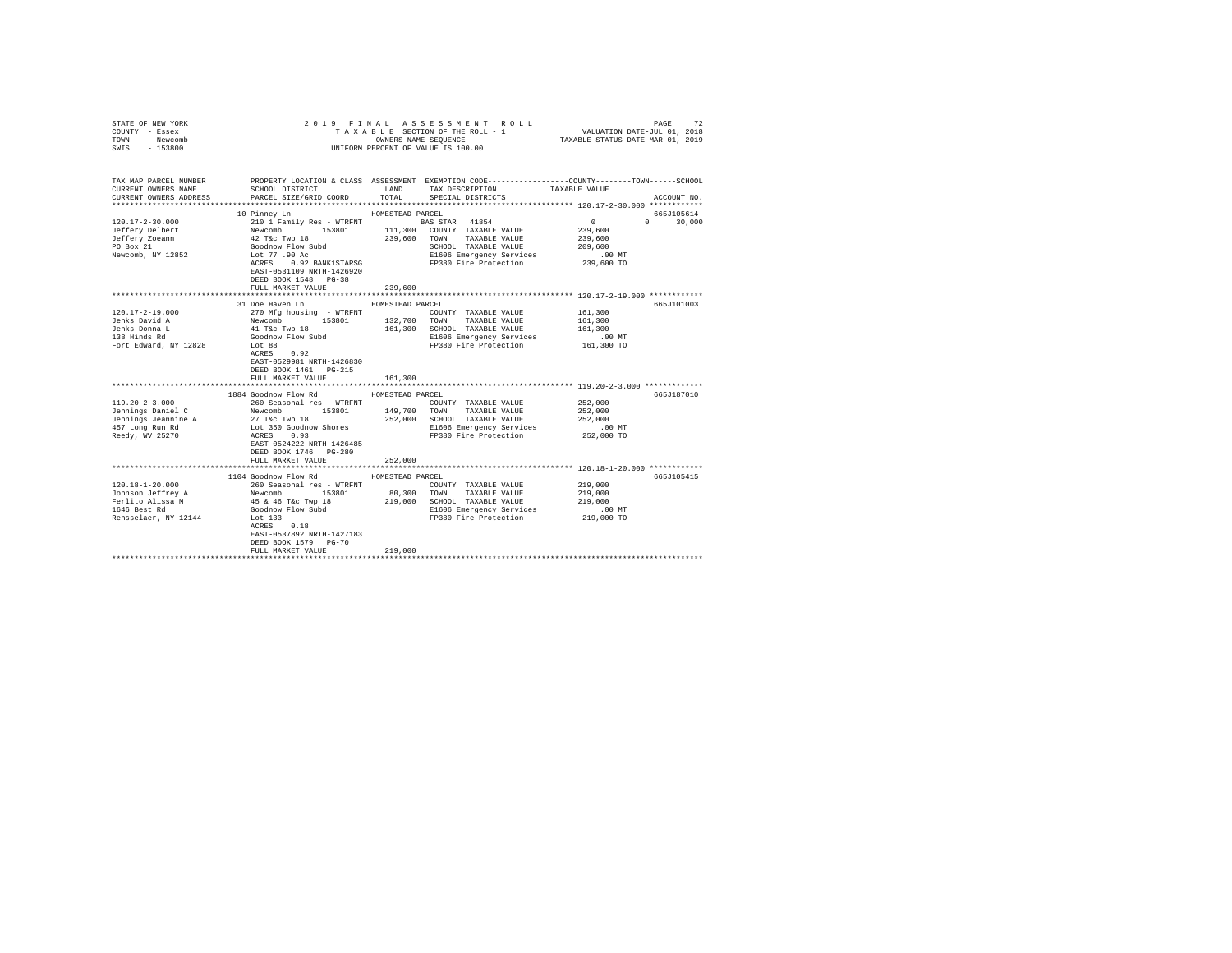STATE OF NEW YORK　　　　2019 FINAL ASSESSMENT ROLL
COUNTY - Essex　　　　TAXABLE SECTION OF THE ROLL - 1　　　　VALUATION DATE-JUL 01, 2018
TOWN - Newcomb　　　　OWNERS NAME SEQUENCE　　　　TAXABLE STATUS DATE-MAR 01, 2019
SWIS - 153800　　　　UNIFORM PERCENT OF VALUE IS 100.00

| TAX MAP PARCEL NUMBER / CURRENT OWNERS NAME / CURRENT OWNERS ADDRESS | PROPERTY LOCATION & CLASS / SCHOOL DISTRICT / PARCEL SIZE/GRID COORD | ASSESSMENT LAND / TOTAL | EXEMPTION CODE / TAX DESCRIPTION / SPECIAL DISTRICTS | COUNTY / TOWN / SCHOOL TAXABLE VALUE | ACCOUNT NO. |
|---|---|---|---|---|---|
| **120.17-2-30.000** | 10 Pinney Ln | HOMESTEAD PARCEL | | | 665J105614 |
| 120.17-2-30.000 | 210 1 Family Res - WTRFNT | | BAS STAR 41854 | 0　　0　　30,000 | |
| Jeffery Delbert | Newcomb 153801 | 111,300 | COUNTY TAXABLE VALUE | 239,600 | |
| Jeffery Zoeann | 42 T&c Twp 18 | 239,600 | TOWN TAXABLE VALUE | 239,600 | |
| PO Box 21 | Goodnow Flow Subd | | SCHOOL TAXABLE VALUE | 209,600 | |
| Newcomb, NY 12852 | Lot 77 .90 Ac | | E1606 Emergency Services | .00 MT | |
| | ACRES 0.92 BANK1STARSG | | FP380 Fire Protection | 239,600 TO | |
| | EAST-0531109 NRTH-1426920 | | | | |
| | DEED BOOK 1548 PG-38 | | | | |
| | FULL MARKET VALUE | 239,600 | | | |
| **120.17-2-19.000** | 31 Doe Haven Ln | HOMESTEAD PARCEL | | | 665J101003 |
| 120.17-2-19.000 | 270 Mfg housing - WTRFNT | | COUNTY TAXABLE VALUE | 161,300 | |
| Jenks David A | Newcomb 153801 | 132,700 | TOWN TAXABLE VALUE | 161,300 | |
| Jenks Donna L | 41 T&c Twp 18 | 161,300 | SCHOOL TAXABLE VALUE | 161,300 | |
| 138 Hinds Rd | Goodnow Flow Subd | | E1606 Emergency Services | .00 MT | |
| Fort Edward, NY 12828 | Lot 88 | | FP380 Fire Protection | 161,300 TO | |
| | ACRES 0.92 | | | | |
| | EAST-0529981 NRTH-1426830 | | | | |
| | DEED BOOK 1461 PG-215 | | | | |
| | FULL MARKET VALUE | 161,300 | | | |
| **119.20-2-3.000** | 1884 Goodnow Flow Rd | HOMESTEAD PARCEL | | | 665J187010 |
| 119.20-2-3.000 | 260 Seasonal res - WTRFNT | | COUNTY TAXABLE VALUE | 252,000 | |
| Jennings Daniel C | Newcomb 153801 | 149,700 | TOWN TAXABLE VALUE | 252,000 | |
| Jennings Jeannine A | 27 T&c Twp 18 | 252,000 | SCHOOL TAXABLE VALUE | 252,000 | |
| 457 Long Run Rd | Lot 350 Goodnow Shores | | E1606 Emergency Services | .00 MT | |
| Reedy, WV 25270 | ACRES 0.93 | | FP380 Fire Protection | 252,000 TO | |
| | EAST-0524222 NRTH-1426485 | | | | |
| | DEED BOOK 1746 PG-280 | | | | |
| | FULL MARKET VALUE | 252,000 | | | |
| **120.18-1-20.000** | 1104 Goodnow Flow Rd | HOMESTEAD PARCEL | | | 665J105415 |
| 120.18-1-20.000 | 260 Seasonal res - WTRFNT | | COUNTY TAXABLE VALUE | 219,000 | |
| Johnson Jeffrey A | Newcomb 153801 | 80,300 | TOWN TAXABLE VALUE | 219,000 | |
| Ferlito Alissa M | 45 & 46 T&c Twp 18 | 219,000 | SCHOOL TAXABLE VALUE | 219,000 | |
| 1646 Best Rd | Goodnow Flow Subd | | E1606 Emergency Services | .00 MT | |
| Rensselaer, NY 12144 | Lot 133 | | FP380 Fire Protection | 219,000 TO | |
| | ACRES 0.18 | | | | |
| | EAST-0537892 NRTH-1427183 | | | | |
| | DEED BOOK 1579 PG-70 | | | | |
| | FULL MARKET VALUE | 219,000 | | | |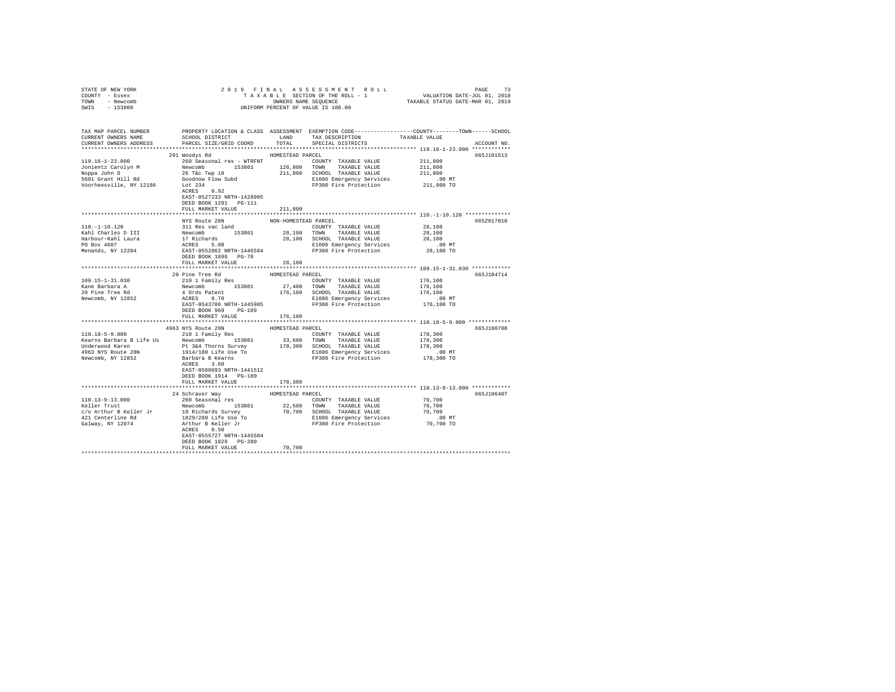STATE OF NEW YORK
COUNTY - Essex
TOWN - Newcomb
SWIS - 153800

2019 FINAL ASSESSMENT ROLL
TAXABLE SECTION OF THE ROLL - 1
OWNERS NAME SEQUENCE
UNIFORM PERCENT OF VALUE IS 100.00

VALUATION DATE-JUL 01, 2018
TAXABLE STATUS DATE-MAR 01, 2019

```
TAX MAP PARCEL NUMBER     PROPERTY LOCATION & CLASS  ASSESSMENT  EXEMPTION CODE-----------------COUNTY--------TOWN------SCHOOL
CURRENT OWNERS NAME       SCHOOL DISTRICT             LAND       TAX DESCRIPTION            TAXABLE VALUE
CURRENT OWNERS ADDRESS    PARCEL SIZE/GRID COORD      TOTAL      SPECIAL DISTRICTS                                   ACCOUNT NO.
******************************************************************************************************* 119.16-1-23.000 ************
                          291 Woodys Rd               HOMESTEAD PARCEL                                               665J101513
119.16-1-23.000           260 Seasonal res - WTRFNT              COUNTY  TAXABLE VALUE          211,800
Jonientz Carolyn M        Newcomb        153801      126,800    TOWN    TAXABLE VALUE          211,800
Noppa John D              26 T&c Twp 18               211,800    SCHOOL  TAXABLE VALUE          211,800
5601 Grant Hill Rd        Goodnow Flow Subd                      E1606 Emergency Services           .00 MT
Voorheesville, NY 12186   Lot 234                                FP380 Fire Protection          211,800 TO
                          ACRES    0.92
                          EAST-0527233 NRTH-1428905
                          DEED BOOK 1291   PG-111
                          FULL MARKET VALUE           211,800
******************************************************************************************************* 110.-1-10.120 **************
                          NYS Route 28N               NON-HOMESTEAD PARCEL                                           665Z017010
110.-1-10.120             311 Res vac land                       COUNTY  TAXABLE VALUE           28,100
Kahl Charles D III        Newcomb        153801       28,100    TOWN    TAXABLE VALUE           28,100
Harbour-Kahl Laura        17 Richards                  28,100    SCHOOL  TAXABLE VALUE           28,100
PO Box 4087               ACRES    5.08                          E1606 Emergency Services           .00 MT
Menands, NY 12204         EAST-0552862 NRTH-1446584              FP380 Fire Protection           28,100 TO
                          DEED BOOK 1898   PG-70
                          FULL MARKET VALUE            28,100
******************************************************************************************************* 109.15-1-31.030 ************
                          20 Pine Tree Rd             HOMESTEAD PARCEL                                               665J104714
109.15-1-31.030           210 1 Family Res                       COUNTY  TAXABLE VALUE          176,100
Kane Barbara A            Newcomb        153801       27,400    TOWN    TAXABLE VALUE          176,100
20 Pine Tree Rd           4 Ords Patent               176,100    SCHOOL  TAXABLE VALUE          176,100
Newcomb, NY 12852         ACRES    0.70                          E1606 Emergency Services           .00 MT
                          EAST-0543706 NRTH-1445985              FP380 Fire Protection          176,100 TO
                          DEED BOOK 969    PG-189
                          FULL MARKET VALUE           176,100
******************************************************************************************************* 110.18-5-9.000 *************
                          4963 NYS Route 28N          HOMESTEAD PARCEL                                               665J100708
110.18-5-9.000            210 1 Family Res                       COUNTY  TAXABLE VALUE          178,300
Kearns Barbara B Life Us  Newcomb        153801       33,600    TOWN    TAXABLE VALUE          178,300
Underwood Karen           Pt 3&4 Thorns Survey        178,300    SCHOOL  TAXABLE VALUE          178,300
4963 NYS Route 28N        1914/180 Life Use To                   E1606 Emergency Services           .00 MT
Newcomb, NY 12852         Barbara B Kearns                       FP380 Fire Protection          178,300 TO
                          ACRES    3.60
                          EAST-0560693 NRTH-1441512
                          DEED BOOK 1914   PG-180
                          FULL MARKET VALUE           178,300
******************************************************************************************************* 110.13-9-13.000 ************
                          24 Schraver Way             HOMESTEAD PARCEL                                               665J106407
110.13-9-13.000           260 Seasonal res                       COUNTY  TAXABLE VALUE           70,700
Keller Trust              Newcomb        153801       22,500    TOWN    TAXABLE VALUE           70,700
c/o Arthur B Keller Jr    19 Richards Survey           70,700    SCHOOL  TAXABLE VALUE           70,700
421 Centerline Rd         1829/280 Life Use To                   E1606 Emergency Services           .00 MT
Galway, NY 12074          Arthur B Keller Jr                     FP380 Fire Protection           70,700 TO
                          ACRES    0.50
                          EAST-0555727 NRTH-1445504
                          DEED BOOK 1829   PG-280
                          FULL MARKET VALUE            70,700
************************************************************************************************************************************
```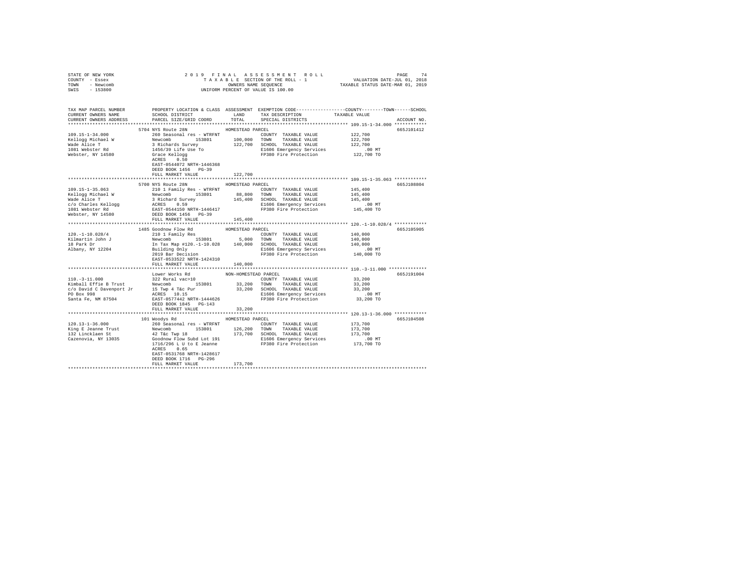STATE OF NEW YORK
COUNTY - Essex
TOWN - Newcomb
SWIS - 153800

2019 FINAL ASSESSMENT ROLL
TAXABLE SECTION OF THE ROLL - 1
OWNERS NAME SEQUENCE
UNIFORM PERCENT OF VALUE IS 100.00

VALUATION DATE-JUL 01, 2018
TAXABLE STATUS DATE-MAR 01, 2019

```
TAX MAP PARCEL NUMBER          PROPERTY LOCATION & CLASS  ASSESSMENT  EXEMPTION CODE-----------------COUNTY--------TOWN------SCHOOL
CURRENT OWNERS NAME            SCHOOL DISTRICT             LAND       TAX DESCRIPTION            TAXABLE VALUE
CURRENT OWNERS ADDRESS         PARCEL SIZE/GRID COORD      TOTAL      SPECIAL DISTRICTS                                   ACCOUNT NO.
*********************************************************************************************** 109.15-1-34.000 ************
                          5704 NYS Route 28N               HOMESTEAD PARCEL                                                665J101412
109.15-1-34.000                260 Seasonal res - WTRFNT              COUNTY  TAXABLE VALUE           122,700
Kellogg Michael W              Newcomb       153801       100,000    TOWN    TAXABLE VALUE           122,700
Wade Alice T                   3 Richards Survey          122,700    SCHOOL  TAXABLE VALUE           122,700
1081 Webster Rd                1456/39 Life Use To                   E1606 Emergency Services            .00 MT
Webster, NY 14580              Grace Kellogg                         FP380 Fire Protection           122,700 TO
                               ACRES     0.50
                               EAST-0544072 NRTH-1446368
                               DEED BOOK 1456   PG-39
                               FULL MARKET VALUE          122,700
*********************************************************************************************** 109.15-1-35.063 ************
                          5700 NYS Route 28N               HOMESTEAD PARCEL                                                665J108804
109.15-1-35.063                210 1 Family Res - WTRFNT              COUNTY  TAXABLE VALUE           145,400
Kellogg Michael W              Newcomb       153801        88,800    TOWN    TAXABLE VALUE           145,400
Wade Alice T                   3 Richard Survey           145,400    SCHOOL  TAXABLE VALUE           145,400
c/o Charles Kellogg            ACRES     0.59                        E1606 Emergency Services            .00 MT
1081 Webster Rd                EAST-0544150 NRTH-1446417             FP380 Fire Protection           145,400 TO
Webster, NY 14580              DEED BOOK 1456   PG-39
                               FULL MARKET VALUE          145,400
*********************************************************************************************** 120.-1-10.028/4 ************
                          1485 Goodnow Flow Rd             HOMESTEAD PARCEL                                                665J105905
120.-1-10.028/4                210 1 Family Res                       COUNTY  TAXABLE VALUE           140,000
Kilmartin John J               Newcomb       153801         5,000    TOWN    TAXABLE VALUE           140,000
18 Park Dr                     In Tax Map #120.-1-10.028  140,000    SCHOOL  TAXABLE VALUE           140,000
Albany, NY 12204               Building Only                         E1606 Emergency Services            .00 MT
                               2019 Bar Decision                     FP380 Fire Protection           140,000 TO
                               EAST-0533522 NRTH-1424310
                               FULL MARKET VALUE          140,000
*********************************************************************************************** 110.-3-11.000 **************
                               Lower Works Rd              NON-HOMESTEAD PARCEL                                            665J191004
110.-3-11.000                  322 Rural vac>10                       COUNTY  TAXABLE VALUE            33,200
Kimball Effie B Trust          Newcomb       153801        33,200    TOWN    TAXABLE VALUE            33,200
c/o David C Davenport Jr       15 Twp 4 T&c Pur            33,200    SCHOOL  TAXABLE VALUE            33,200
PO Box 998                     ACRES    10.15                        E1606 Emergency Services            .00 MT
Santa Fe, NM 87504             EAST-0577442 NRTH-1444626             FP380 Fire Protection            33,200 TO
                               DEED BOOK 1845   PG-143
                               FULL MARKET VALUE           33,200
*********************************************************************************************** 120.13-1-36.000 ************
                           101 Woodys Rd                   HOMESTEAD PARCEL                                                665J104508
120.13-1-36.000                260 Seasonal res - WTRFNT              COUNTY  TAXABLE VALUE           173,700
King E Jeanne Trust            Newcomb       153801       126,200    TOWN    TAXABLE VALUE           173,700
132 Lincklaen St               42 T&c Twp 18              173,700    SCHOOL  TAXABLE VALUE           173,700
Cazenovia, NY 13035            Goodnow Flow Subd Lot 191             E1606 Emergency Services            .00 MT
                               1716/296 L U to E Jeanne              FP380 Fire Protection           173,700 TO
                               ACRES     0.65
                               EAST-0531768 NRTH-1428617
                               DEED BOOK 1716   PG-296
                               FULL MARKET VALUE          173,700
****************************************************************************************************************************
```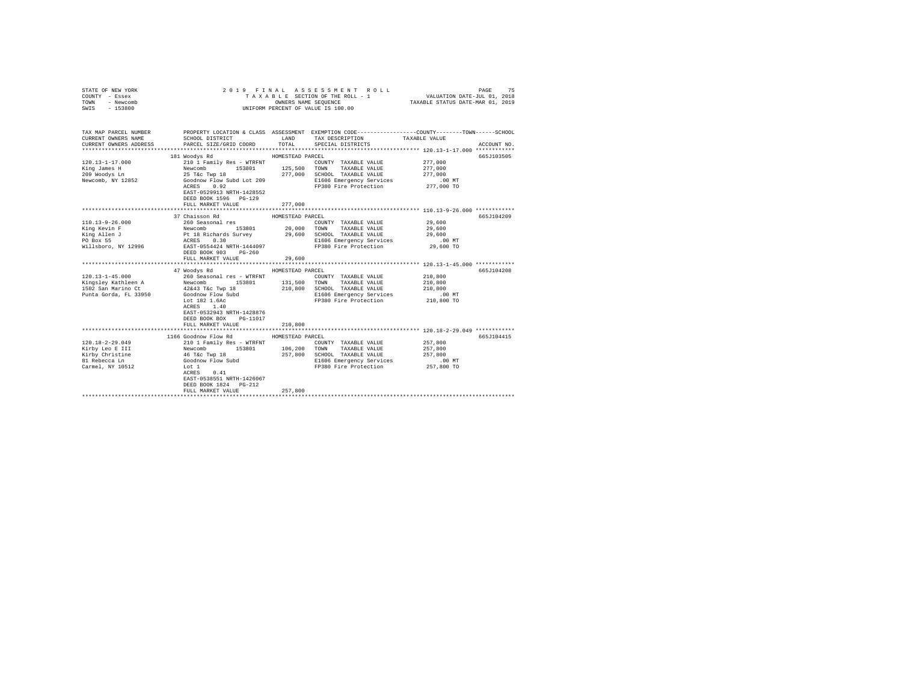STATE OF NEW YORK
COUNTY - Essex
TOWN - Newcomb
SWIS - 153800

2019 FINAL ASSESSMENT ROLL
TAXABLE SECTION OF THE ROLL - 1
OWNERS NAME SEQUENCE
UNIFORM PERCENT OF VALUE IS 100.00

VALUATION DATE-JUL 01, 2018
TAXABLE STATUS DATE-MAR 01, 2019

| TAX MAP PARCEL NUMBER / CURRENT OWNERS NAME / CURRENT OWNERS ADDRESS | PROPERTY LOCATION & CLASS / SCHOOL DISTRICT / PARCEL SIZE/GRID COORD | ASSESSMENT LAND / TOTAL | EXEMPTION CODE / TAX DESCRIPTION / SPECIAL DISTRICTS | TAXABLE VALUE (COUNTY / TOWN / SCHOOL) | ACCOUNT NO. |
|---|---|---|---|---|---|
| **120.13-1-17.000** | 181 Woodys Rd | HOMESTEAD PARCEL | | | 665J103505 |
| 120.13-1-17.000 | 210 1 Family Res - WTRFNT | | COUNTY TAXABLE VALUE | 277,000 | |
| King James H | Newcomb 153801 | 125,500 | TOWN TAXABLE VALUE | 277,000 | |
| 209 Woodys Ln | 25 T&c Twp 18 | 277,000 | SCHOOL TAXABLE VALUE | 277,000 | |
| Newcomb, NY 12852 | Goodnow Flow Subd Lot 209 | | E1606 Emergency Services | .00 MT | |
| | ACRES 0.92 | | FP380 Fire Protection | 277,000 TO | |
| | EAST-0529913 NRTH-1428552 | | | | |
| | DEED BOOK 1596 PG-129 | | | | |
| | FULL MARKET VALUE | 277,000 | | | |
| **110.13-9-26.000** | 37 Chaisson Rd | HOMESTEAD PARCEL | | | 665J104209 |
| 110.13-9-26.000 | 260 Seasonal res | | COUNTY TAXABLE VALUE | 29,600 | |
| King Kevin F | Newcomb 153801 | 20,000 | TOWN TAXABLE VALUE | 29,600 | |
| King Allen J | Pt 18 Richards Survey | 29,600 | SCHOOL TAXABLE VALUE | 29,600 | |
| PO Box 55 | ACRES 0.30 | | E1606 Emergency Services | .00 MT | |
| Willsboro, NY 12996 | EAST-0554424 NRTH-1444097 | | FP380 Fire Protection | 29,600 TO | |
| | DEED BOOK 903 PG-260 | | | | |
| | FULL MARKET VALUE | 29,600 | | | |
| **120.13-1-45.000** | 47 Woodys Rd | HOMESTEAD PARCEL | | | 665J104208 |
| 120.13-1-45.000 | 260 Seasonal res - WTRFNT | | COUNTY TAXABLE VALUE | 210,800 | |
| Kingsley Kathleen A | Newcomb 153801 | 131,500 | TOWN TAXABLE VALUE | 210,800 | |
| 1502 San Marino Ct | 42&43 T&c Twp 18 | 210,800 | SCHOOL TAXABLE VALUE | 210,800 | |
| Punta Gorda, FL 33950 | Goodnow Flow Subd | | E1606 Emergency Services | .00 MT | |
| | Lot 182 1.6Ac | | FP380 Fire Protection | 210,800 TO | |
| | ACRES 1.40 | | | | |
| | EAST-0532943 NRTH-1428876 | | | | |
| | DEED BOOK BOX PG-11017 | | | | |
| | FULL MARKET VALUE | 210,800 | | | |
| **120.18-2-29.049** | 1166 Goodnow Flow Rd | HOMESTEAD PARCEL | | | 665J104415 |
| 120.18-2-29.049 | 210 1 Family Res - WTRFNT | | COUNTY TAXABLE VALUE | 257,800 | |
| Kirby Leo E III | Newcomb 153801 | 106,200 | TOWN TAXABLE VALUE | 257,800 | |
| Kirby Christine | 46 T&c Twp 18 | 257,800 | SCHOOL TAXABLE VALUE | 257,800 | |
| 81 Rebecca Ln | Goodnow Flow Subd | | E1606 Emergency Services | .00 MT | |
| Carmel, NY 10512 | Lot 1 | | FP380 Fire Protection | 257,800 TO | |
| | ACRES 0.41 | | | | |
| | EAST-0538551 NRTH-1426067 | | | | |
| | DEED BOOK 1824 PG-212 | | | | |
| | FULL MARKET VALUE | 257,800 | | | |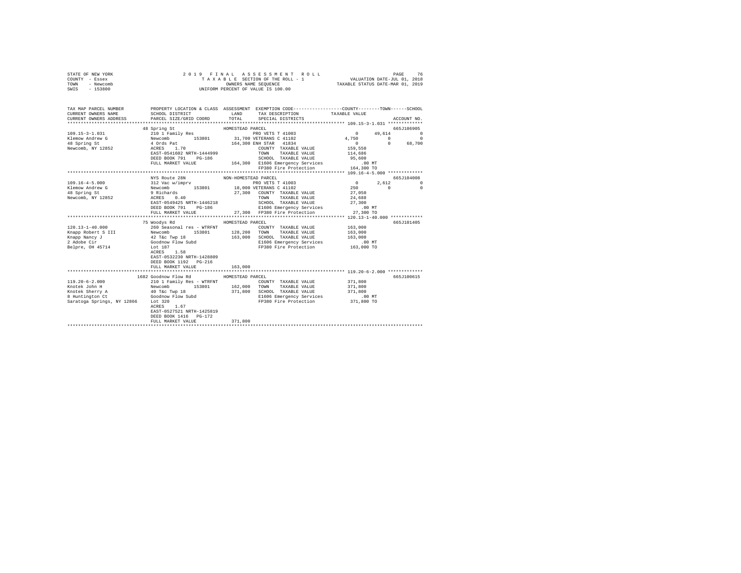STATE OF NEW YORK
COUNTY - Essex
TOWN - Newcomb
SWIS - 153800

2 0 1 9 F I N A L A S S E S S M E N T R O L L
T A X A B L E SECTION OF THE ROLL - 1
OWNERS NAME SEQUENCE
UNIFORM PERCENT OF VALUE IS 100.00

VALUATION DATE-JUL 01, 2018
TAXABLE STATUS DATE-MAR 01, 2019

```
TAX MAP PARCEL NUMBER          PROPERTY LOCATION & CLASS  ASSESSMENT  EXEMPTION CODE-----------------COUNTY--------TOWN------SCHOOL
CURRENT OWNERS NAME            SCHOOL DISTRICT              LAND      TAX DESCRIPTION            TAXABLE VALUE
CURRENT OWNERS ADDRESS         PARCEL SIZE/GRID COORD       TOTAL     SPECIAL DISTRICTS                                   ACCOUNT NO.
******************************************************************************************************* 109.15-3-1.031 *************
                               48 Spring St               HOMESTEAD PARCEL                                                665J106905
109.15-3-1.031                 210 1 Family Res                     PRO VETS T 41003              0       49,614           0
Klemow Andrew G                Newcomb      153801       31,700 VETERANS C 41102          4,750            0           0
48 Spring St                   4 Ords Pat               164,300 ENH STAR  41834              0             0      68,700
Newcomb, NY 12852              ACRES    1.70                     COUNTY  TAXABLE VALUE        159,550
                               EAST-0541602 NRTH-1444999          TOWN    TAXABLE VALUE        114,686
                               DEED BOOK 791    PG-186            SCHOOL  TAXABLE VALUE         95,600
                               FULL MARKET VALUE         164,300  E1606 Emergency Services        .00 MT
                                                                  FP380 Fire Protection        164,300 TO
******************************************************************************************************* 109.16-4-5.000 *************
                               NYS Route 28N              NON-HOMESTEAD PARCEL                                            665J104008
109.16-4-5.000                 312 Vac w/imprv                      PRO VETS T 41003              0        2,612           0
Klemow Andrew G                Newcomb      153801       18,000 VETERANS C 41102            250            0           0
48 Spring St                   9 Richards                27,300  COUNTY  TAXABLE VALUE         27,050
Newcomb, NY 12852              ACRES    0.40                     TOWN    TAXABLE VALUE         24,688
                               EAST-0549425 NRTH-1446218          SCHOOL  TAXABLE VALUE         27,300
                               DEED BOOK 791    PG-186            E1606 Emergency Services        .00 MT
                               FULL MARKET VALUE          27,300  FP380 Fire Protection         27,300 TO
******************************************************************************************************* 120.13-1-40.000 ************
                               75 Woodys Rd               HOMESTEAD PARCEL                                                665J101405
120.13-1-40.000                260 Seasonal res - WTRFNT          COUNTY  TAXABLE VALUE        163,000
Knapp Robert S III             Newcomb      153801      128,200  TOWN    TAXABLE VALUE        163,000
Knapp Nancy J                  42 T&c Twp 18            163,000  SCHOOL  TAXABLE VALUE        163,000
2 Adobe Cir                    Goodnow Flow Subd                  E1606 Emergency Services        .00 MT
Belpre, OH 45714               Lot 187                            FP380 Fire Protection        163,000 TO
                               ACRES    1.58
                               EAST-0532230 NRTH-1428809
                               DEED BOOK 1192   PG-216
                               FULL MARKET VALUE         163,000
******************************************************************************************************* 119.20-6-2.000 *************
                               1682 Goodnow Flow Rd       HOMESTEAD PARCEL                                                665J100615
119.20-6-2.000                 210 1 Family Res - WTRFNT          COUNTY  TAXABLE VALUE        371,800
Knotek John H                  Newcomb      153801      162,000  TOWN    TAXABLE VALUE        371,800
Knotek Sherry A                40 T&c Twp 18            371,800  SCHOOL  TAXABLE VALUE        371,800
8 Huntington Ct                Goodnow Flow Subd                  E1606 Emergency Services        .00 MT
Saratoga Springs, NY 12866     Lot 320                            FP380 Fire Protection        371,800 TO
                               ACRES    1.67
                               EAST-0527521 NRTH-1425819
                               DEED BOOK 1416   PG-172
                               FULL MARKET VALUE         371,800
************************************************************************************************************************************
```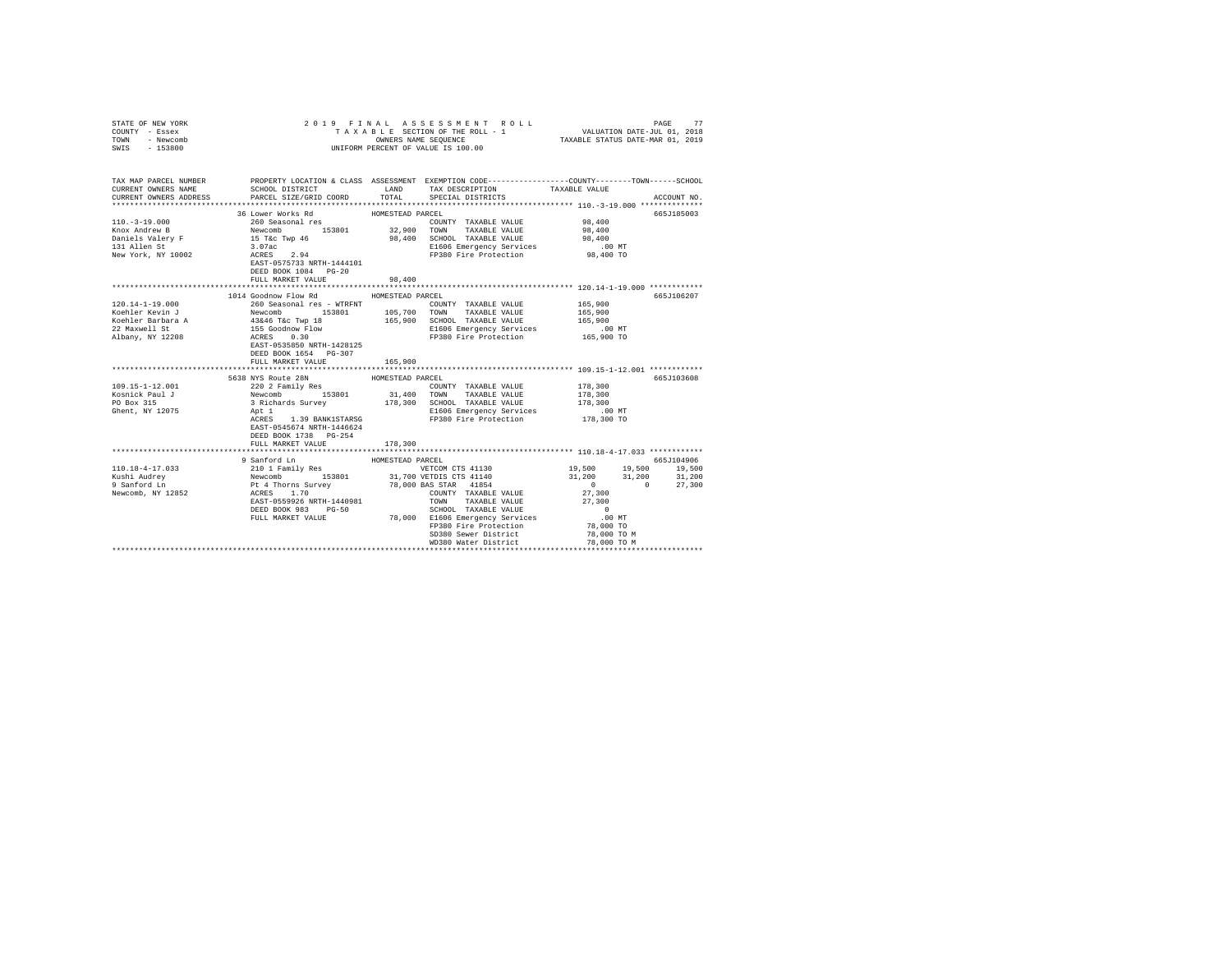STATE OF NEW YORK
COUNTY - Essex
TOWN - Newcomb
SWIS - 153800

2019 FINAL ASSESSMENT ROLL
TAXABLE SECTION OF THE ROLL - 1
OWNERS NAME SEQUENCE
UNIFORM PERCENT OF VALUE IS 100.00

VALUATION DATE-JUL 01, 2018
TAXABLE STATUS DATE-MAR 01, 2019

```
TAX MAP PARCEL NUMBER    PROPERTY LOCATION & CLASS  ASSESSMENT  EXEMPTION CODE-----------------COUNTY--------TOWN------SCHOOL
CURRENT OWNERS NAME      SCHOOL DISTRICT               LAND     TAX DESCRIPTION            TAXABLE VALUE
CURRENT OWNERS ADDRESS   PARCEL SIZE/GRID COORD       TOTAL     SPECIAL DISTRICTS                                  ACCOUNT NO.
******************************************************************************************** 110.-3-19.000 **************
                         36 Lower Works Rd            HOMESTEAD PARCEL                                             665J185003
110.-3-19.000            260 Seasonal res                       COUNTY  TAXABLE VALUE             98,400
Knox Andrew B            Newcomb        153801        32,900    TOWN    TAXABLE VALUE             98,400
Daniels Valery F         15 T&c Twp 46                98,400    SCHOOL  TAXABLE VALUE             98,400
131 Allen St             3.07ac                                 E1606 Emergency Services             .00 MT
New York, NY 10002       ACRES     2.94                         FP380 Fire Protection             98,400 TO
                         EAST-0575733 NRTH-1444101
                         DEED BOOK 1084   PG-20
                         FULL MARKET VALUE            98,400
******************************************************************************************** 120.14-1-19.000 ************
                         1014 Goodnow Flow Rd         HOMESTEAD PARCEL                                             665J106207
120.14-1-19.000          260 Seasonal res - WTRFNT              COUNTY  TAXABLE VALUE            165,900
Koehler Kevin J          Newcomb        153801       105,700    TOWN    TAXABLE VALUE            165,900
Koehler Barbara A        43&46 T&c Twp 18            165,900    SCHOOL  TAXABLE VALUE            165,900
22 Maxwell St            155 Goodnow Flow                       E1606 Emergency Services             .00 MT
Albany, NY 12208         ACRES     0.30                         FP380 Fire Protection            165,900 TO
                         EAST-0535850 NRTH-1428125
                         DEED BOOK 1654   PG-307
                         FULL MARKET VALUE           165,900
******************************************************************************************** 109.15-1-12.001 ************
                         5638 NYS Route 28N           HOMESTEAD PARCEL                                             665J103608
109.15-1-12.001          220 2 Family Res                       COUNTY  TAXABLE VALUE            178,300
Kosnick Paul J           Newcomb        153801        31,400    TOWN    TAXABLE VALUE            178,300
PO Box 315               3 Richards Survey           178,300    SCHOOL  TAXABLE VALUE            178,300
Ghent, NY 12075          Apt 1                                  E1606 Emergency Services             .00 MT
                         ACRES     1.39 BANK1STARSG             FP380 Fire Protection            178,300 TO
                         EAST-0545674 NRTH-1446624
                         DEED BOOK 1738   PG-254
                         FULL MARKET VALUE           178,300
******************************************************************************************** 110.18-4-17.033 ************
                         9 Sanford Ln                 HOMESTEAD PARCEL                                             665J104906
110.18-4-17.033          210 1 Family Res                       VETCOM CTS 41130        19,500      19,500      19,500
Kushi Audrey             Newcomb        153801        31,700 VETDIS CTS 41140           31,200      31,200      31,200
9 Sanford Ln             Pt 4 Thorns Survey           78,000 BAS STAR  41854                 0           0      27,300
Newcomb, NY 12852        ACRES     1.70                         COUNTY  TAXABLE VALUE             27,300
                         EAST-0559926 NRTH-1440981              TOWN    TAXABLE VALUE             27,300
                         DEED BOOK 983    PG-50                 SCHOOL  TAXABLE VALUE                  0
                         FULL MARKET VALUE            78,000    E1606 Emergency Services             .00 MT
                                                                FP380 Fire Protection             78,000 TO
                                                                SD380 Sewer District              78,000 TO M
                                                                WD380 Water District              78,000 TO M
**************************************************************************************************************************
```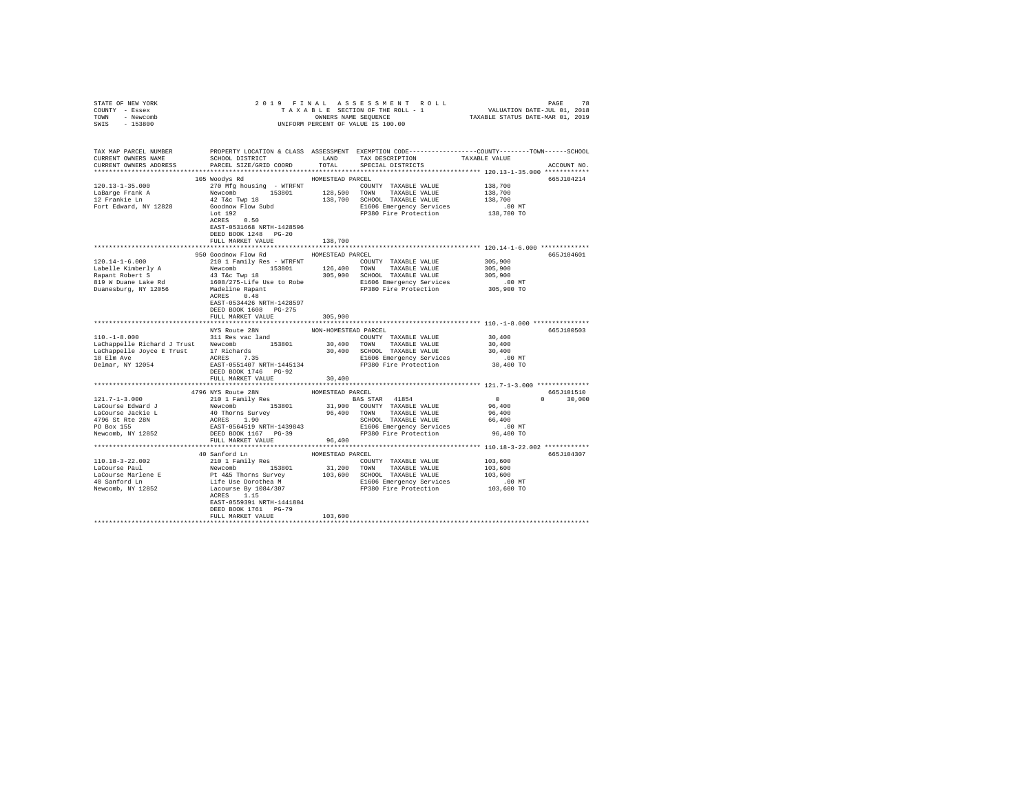STATE OF NEW YORK                    2 0 1 9   F I N A L   A S S E S S M E N T   R O L L
COUNTY - Essex                       T A X A B L E  SECTION OF THE ROLL - 1          VALUATION DATE-JUL 01, 2018
TOWN   - Newcomb                     OWNERS NAME SEQUENCE                            TAXABLE STATUS DATE-MAR 01, 2019
SWIS   - 153800                      UNIFORM PERCENT OF VALUE IS 100.00

| TAX MAP PARCEL NUMBER / CURRENT OWNERS NAME / CURRENT OWNERS ADDRESS | PROPERTY LOCATION & CLASS / SCHOOL DISTRICT / PARCEL SIZE/GRID COORD | ASSESSMENT LAND | TOTAL | EXEMPTION CODE / TAX DESCRIPTION / SPECIAL DISTRICTS | COUNTY TAXABLE VALUE | TOWN | SCHOOL | ACCOUNT NO. |
|---|---|---|---|---|---|---|---|---|
| **120.13-1-35.000** | 105 Woodys Rd — HOMESTEAD PARCEL | | | | | | | 665J104214 |
| LaBarge Frank A | 270 Mfg housing - WTRFNT | | | COUNTY TAXABLE VALUE | 138,700 | | | |
| 12 Frankie Ln | Newcomb 153801 | 128,500 | | TOWN TAXABLE VALUE | 138,700 | | | |
| Fort Edward, NY 12828 | 42 T&c Twp 18 | | 138,700 | SCHOOL TAXABLE VALUE | 138,700 | | | |
| | Goodnow Flow Subd | | | E1606 Emergency Services | .00 MT | | | |
| | Lot 192 | | | FP380 Fire Protection | 138,700 TO | | | |
| | ACRES 0.50 | | | | | | | |
| | EAST-0531668 NRTH-1428596 | | | | | | | |
| | DEED BOOK 1248 PG-20 | | | | | | | |
| | FULL MARKET VALUE | | 138,700 | | | | | |
| **120.14-1-6.000** | 950 Goodnow Flow Rd — HOMESTEAD PARCEL | | | | | | | 665J104601 |
| Labelle Kimberly A | 210 1 Family Res - WTRFNT | | | COUNTY TAXABLE VALUE | 305,900 | | | |
| Rapant Robert S | Newcomb 153801 | 126,400 | | TOWN TAXABLE VALUE | 305,900 | | | |
| 819 W Duane Lake Rd | 43 T&c Twp 18 | | 305,900 | SCHOOL TAXABLE VALUE | 305,900 | | | |
| Duanesburg, NY 12056 | 1608/275-Life Use to Robe | | | E1606 Emergency Services | .00 MT | | | |
| | Madeline Rapant | | | FP380 Fire Protection | 305,900 TO | | | |
| | ACRES 0.48 | | | | | | | |
| | EAST-0534426 NRTH-1428597 | | | | | | | |
| | DEED BOOK 1608 PG-275 | | | | | | | |
| | FULL MARKET VALUE | | 305,900 | | | | | |
| **110.-1-8.000** | NYS Route 28N — NON-HOMESTEAD PARCEL | | | | | | | 665J100503 |
| LaChappelle Richard J Trust | 311 Res vac land | | | COUNTY TAXABLE VALUE | 30,400 | | | |
| LaChappelle Joyce E Trust | Newcomb 153801 | 30,400 | | TOWN TAXABLE VALUE | 30,400 | | | |
| 18 Elm Ave | 17 Richards | | 30,400 | SCHOOL TAXABLE VALUE | 30,400 | | | |
| Delmar, NY 12054 | ACRES 7.35 | | | E1606 Emergency Services | .00 MT | | | |
| | EAST-0551407 NRTH-1445134 | | | FP380 Fire Protection | 30,400 TO | | | |
| | DEED BOOK 1746 PG-92 | | | | | | | |
| | FULL MARKET VALUE | | 30,400 | | | | | |
| **121.7-1-3.000** | 4796 NYS Route 28N — HOMESTEAD PARCEL | | | | | | | 665J101510 |
| LaCourse Edward J | 210 1 Family Res | | | BAS STAR 41854 | 0 | 0 | 30,000 | |
| LaCourse Jackie L | Newcomb 153801 | 31,900 | | COUNTY TAXABLE VALUE | 96,400 | | | |
| 4796 St Rte 28N | 40 Thorns Survey | | 96,400 | TOWN TAXABLE VALUE | 96,400 | | | |
| PO Box 155 | ACRES 1.90 | | | SCHOOL TAXABLE VALUE | 66,400 | | | |
| Newcomb, NY 12852 | EAST-0564519 NRTH-1439843 | | | E1606 Emergency Services | .00 MT | | | |
| | DEED BOOK 1167 PG-39 | | | FP380 Fire Protection | 96,400 TO | | | |
| | FULL MARKET VALUE | | 96,400 | | | | | |
| **110.18-3-22.002** | 40 Sanford Ln — HOMESTEAD PARCEL | | | | | | | 665J104307 |
| LaCourse Paul | 210 1 Family Res | | | COUNTY TAXABLE VALUE | 103,600 | | | |
| LaCourse Marlene E | Newcomb 153801 | 31,200 | | TOWN TAXABLE VALUE | 103,600 | | | |
| 40 Sanford Ln | Pt 4&5 Thorns Survey | | 103,600 | SCHOOL TAXABLE VALUE | 103,600 | | | |
| Newcomb, NY 12852 | Life Use Dorothea M | | | E1606 Emergency Services | .00 MT | | | |
| | Lacourse By 1084/307 | | | FP380 Fire Protection | 103,600 TO | | | |
| | ACRES 1.15 | | | | | | | |
| | EAST-0559391 NRTH-1441804 | | | | | | | |
| | DEED BOOK 1761 PG-79 | | | | | | | |
| | FULL MARKET VALUE | | 103,600 | | | | | |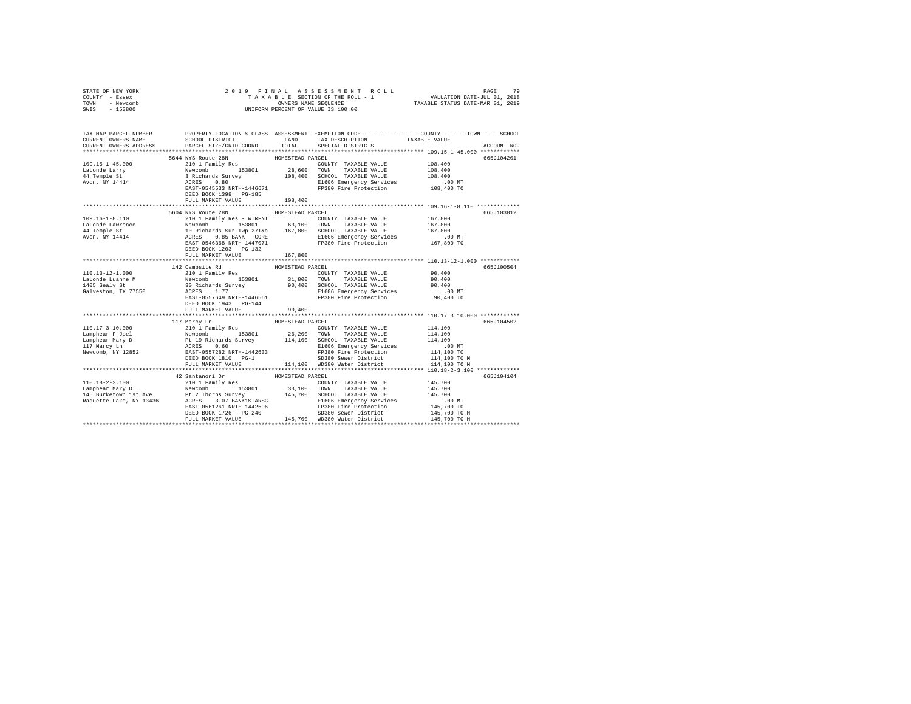STATE OF NEW YORK
COUNTY - Essex
TOWN - Newcomb
SWIS - 153800

2 0 1 9 F I N A L A S S E S S M E N T R O L L
T A X A B L E SECTION OF THE ROLL - 1
OWNERS NAME SEQUENCE
UNIFORM PERCENT OF VALUE IS 100.00

VALUATION DATE-JUL 01, 2018
TAXABLE STATUS DATE-MAR 01, 2019

```
TAX MAP PARCEL NUMBER      PROPERTY LOCATION & CLASS  ASSESSMENT  EXEMPTION CODE-----------------COUNTY--------TOWN------SCHOOL
CURRENT OWNERS NAME        SCHOOL DISTRICT               LAND      TAX DESCRIPTION            TAXABLE VALUE
CURRENT OWNERS ADDRESS     PARCEL SIZE/GRID COORD        TOTAL     SPECIAL DISTRICTS                                    ACCOUNT NO.
******************************************************************************************************* 109.15-1-45.000 ************
                           5644 NYS Route 28N             HOMESTEAD PARCEL                                              665J104201
109.15-1-45.000            210 1 Family Res                        COUNTY  TAXABLE VALUE          108,400
LaLonde Larry              Newcomb        153801        28,600     TOWN    TAXABLE VALUE          108,400
44 Temple St               3 Richards Survey           108,400     SCHOOL  TAXABLE VALUE          108,400
Avon, NY 14414             ACRES    0.80                           E1606 Emergency Services           .00 MT
                           EAST-0545533 NRTH-1446671               FP380 Fire Protection          108,400 TO
                           DEED BOOK 1398   PG-185
                           FULL MARKET VALUE           108,400
******************************************************************************************************* 109.16-1-8.110 *************
                           5604 NYS Route 28N             HOMESTEAD PARCEL                                              665J103812
109.16-1-8.110             210 1 Family Res - WTRFNT               COUNTY  TAXABLE VALUE          167,800
LaLonde Lawrence           Newcomb        153801        63,100     TOWN    TAXABLE VALUE          167,800
44 Temple St               10 Richards Sur Twp 27T&c   167,800     SCHOOL  TAXABLE VALUE          167,800
Avon, NY 14414             ACRES    0.85 BANK   CORE               E1606 Emergency Services           .00 MT
                           EAST-0546368 NRTH-1447071               FP380 Fire Protection          167,800 TO
                           DEED BOOK 1203   PG-132
                           FULL MARKET VALUE           167,800
******************************************************************************************************* 110.13-12-1.000 ************
                           142 Campsite Rd                HOMESTEAD PARCEL                                              665J100504
110.13-12-1.000            210 1 Family Res                        COUNTY  TAXABLE VALUE           90,400
LaLonde Luanne M           Newcomb        153801        31,800     TOWN    TAXABLE VALUE           90,400
1405 Sealy St              30 Richards Survey           90,400     SCHOOL  TAXABLE VALUE           90,400
Galveston, TX 77550        ACRES    1.77                           E1606 Emergency Services           .00 MT
                           EAST-0557649 NRTH-1446561               FP380 Fire Protection           90,400 TO
                           DEED BOOK 1943   PG-144
                           FULL MARKET VALUE            90,400
******************************************************************************************************* 110.17-3-10.000 ************
                           117 Marcy Ln                   HOMESTEAD PARCEL                                              665J104502
110.17-3-10.000            210 1 Family Res                        COUNTY  TAXABLE VALUE          114,100
Lamphear F Joel            Newcomb        153801        26,200     TOWN    TAXABLE VALUE          114,100
Lamphear Mary D            Pt 19 Richards Survey       114,100     SCHOOL  TAXABLE VALUE          114,100
117 Marcy Ln               ACRES    0.60                           E1606 Emergency Services           .00 MT
Newcomb, NY 12852          EAST-0557282 NRTH-1442633               FP380 Fire Protection          114,100 TO
                           DEED BOOK 1810   PG-1                   SD380 Sewer District           114,100 TO M
                           FULL MARKET VALUE           114,100     WD380 Water District           114,100 TO M
******************************************************************************************************* 110.18-2-3.100 *************
                           42 Santanoni Dr                HOMESTEAD PARCEL                                              665J104104
110.18-2-3.100             210 1 Family Res                        COUNTY  TAXABLE VALUE          145,700
Lamphear Mary D            Newcomb        153801        33,100     TOWN    TAXABLE VALUE          145,700
145 Burketown 1st Ave      Pt 2 Thorns Survey          145,700     SCHOOL  TAXABLE VALUE          145,700
Raquette Lake, NY 13436    ACRES    3.07 BANK1STARSG               E1606 Emergency Services           .00 MT
                           EAST-0561261 NRTH-1442596               FP380 Fire Protection          145,700 TO
                           DEED BOOK 1726   PG-240                 SD380 Sewer District           145,700 TO M
                           FULL MARKET VALUE           145,700     WD380 Water District           145,700 TO M
************************************************************************************************************************************
```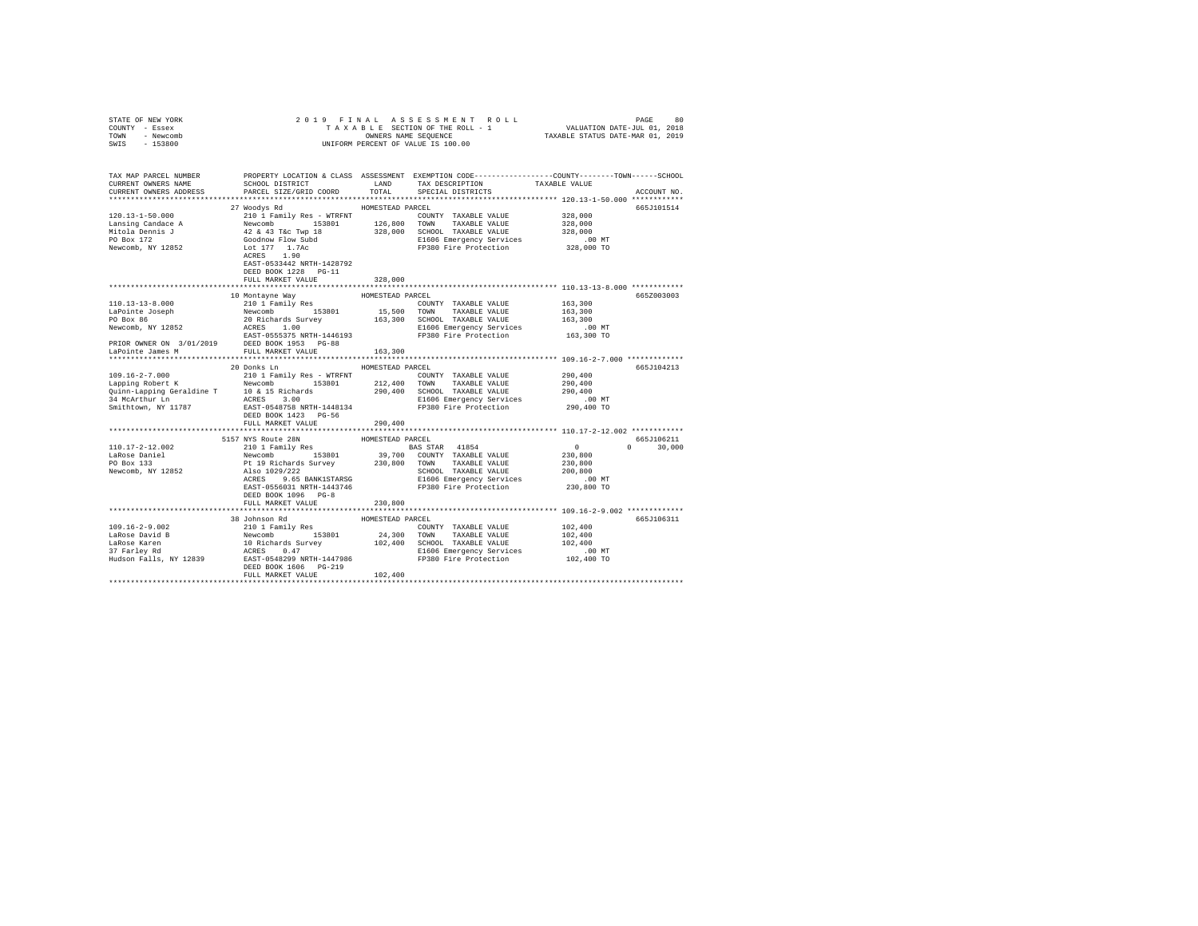STATE OF NEW YORK
COUNTY - Essex
TOWN - Newcomb
SWIS - 153800

2 0 1 9 F I N A L A S S E S S M E N T R O L L
T A X A B L E SECTION OF THE ROLL - 1
OWNERS NAME SEQUENCE
UNIFORM PERCENT OF VALUE IS 100.00

VALUATION DATE-JUL 01, 2018
TAXABLE STATUS DATE-MAR 01, 2019

```
TAX MAP PARCEL NUMBER          PROPERTY LOCATION & CLASS  ASSESSMENT  EXEMPTION CODE------------------COUNTY--------TOWN------SCHOOL
CURRENT OWNERS NAME            SCHOOL DISTRICT              LAND      TAX DESCRIPTION             TAXABLE VALUE
CURRENT OWNERS ADDRESS         PARCEL SIZE/GRID COORD       TOTAL     SPECIAL DISTRICTS                                      ACCOUNT NO.
************************************************************************************************** 120.13-1-50.000 ************
                               27 Woodys Rd                 HOMESTEAD PARCEL                                                  665J101514
120.13-1-50.000                210 1 Family Res - WTRFNT              COUNTY  TAXABLE VALUE          328,000
Lansing Candace A              Newcomb        153801       126,800    TOWN    TAXABLE VALUE          328,000
Mitola Dennis J                42 & 43 T&c Twp 18          328,000    SCHOOL  TAXABLE VALUE          328,000
PO Box 172                     Goodnow Flow Subd                      E1606 Emergency Services          .00 MT
Newcomb, NY 12852              Lot 177  1.7Ac                         FP380 Fire Protection          328,000 TO
                               ACRES    1.90
                               EAST-0533442 NRTH-1428792
                               DEED BOOK 1228   PG-11
                               FULL MARKET VALUE           328,000
************************************************************************************************** 110.13-13-8.000 ************
                               10 Montayne Way              HOMESTEAD PARCEL                                                  665Z003003
110.13-13-8.000                210 1 Family Res                       COUNTY  TAXABLE VALUE          163,300
LaPointe Joseph                Newcomb        153801        15,500    TOWN    TAXABLE VALUE          163,300
PO Box 86                      20 Richards Survey          163,300    SCHOOL  TAXABLE VALUE          163,300
Newcomb, NY 12852              ACRES    1.00                          E1606 Emergency Services          .00 MT
                               EAST-0555375 NRTH-1446193              FP380 Fire Protection          163,300 TO
PRIOR OWNER ON 3/01/2019       DEED BOOK 1953   PG-88
LaPointe James M               FULL MARKET VALUE           163,300
************************************************************************************************** 109.16-2-7.000 *************
                               20 Donks Ln                  HOMESTEAD PARCEL                                                  665J104213
109.16-2-7.000                 210 1 Family Res - WTRFNT              COUNTY  TAXABLE VALUE          290,400
Lapping Robert K               Newcomb        153801       212,400    TOWN    TAXABLE VALUE          290,400
Quinn-Lapping Geraldine T      10 & 15 Richards            290,400    SCHOOL  TAXABLE VALUE          290,400
34 McArthur Ln                 ACRES    3.00                          E1606 Emergency Services          .00 MT
Smithtown, NY 11787            EAST-0548758 NRTH-1448134              FP380 Fire Protection          290,400 TO
                               DEED BOOK 1423   PG-56
                               FULL MARKET VALUE           290,400
************************************************************************************************** 110.17-2-12.002 ************
                               5157 NYS Route 28N           HOMESTEAD PARCEL                                                  665J106211
110.17-2-12.002                210 1 Family Res                       BAS STAR  41854                     0           0       30,000
LaRose Daniel                  Newcomb        153801        39,700    COUNTY  TAXABLE VALUE          230,800
PO Box 133                     Pt 19 Richards Survey       230,800    TOWN    TAXABLE VALUE          230,800
Newcomb, NY 12852              Also 1029/222                          SCHOOL  TAXABLE VALUE          200,800
                               ACRES    9.65 BANK1STARSG              E1606 Emergency Services          .00 MT
                               EAST-0556031 NRTH-1443746              FP380 Fire Protection          230,800 TO
                               DEED BOOK 1096   PG-8
                               FULL MARKET VALUE           230,800
************************************************************************************************** 109.16-2-9.002 *************
                               38 Johnson Rd                HOMESTEAD PARCEL                                                  665J106311
109.16-2-9.002                 210 1 Family Res                       COUNTY  TAXABLE VALUE          102,400
LaRose David B                 Newcomb        153801        24,300    TOWN    TAXABLE VALUE          102,400
LaRose Karen                   10 Richards Survey          102,400    SCHOOL  TAXABLE VALUE          102,400
37 Farley Rd                   ACRES    0.47                          E1606 Emergency Services          .00 MT
Hudson Falls, NY 12839         EAST-0548299 NRTH-1447986              FP380 Fire Protection          102,400 TO
                               DEED BOOK 1606   PG-219
                               FULL MARKET VALUE           102,400
********************************************************************************************************************************
```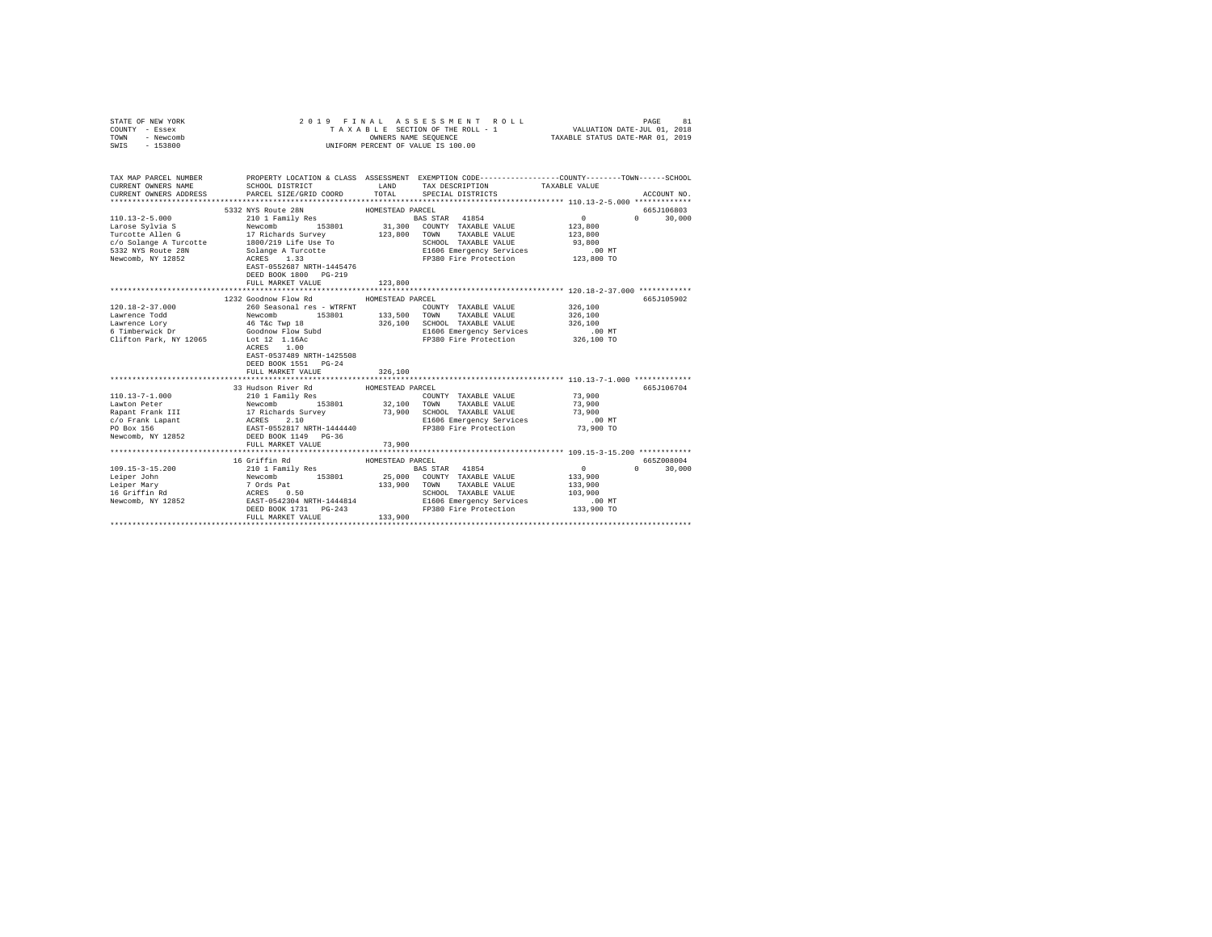STATE OF NEW YORK
COUNTY - Essex
TOWN - Newcomb
SWIS - 153800

2019 FINAL ASSESSMENT ROLL
TAXABLE SECTION OF THE ROLL - 1
OWNERS NAME SEQUENCE
UNIFORM PERCENT OF VALUE IS 100.00

VALUATION DATE-JUL 01, 2018
TAXABLE STATUS DATE-MAR 01, 2019

| TAX MAP PARCEL NUMBER / CURRENT OWNERS NAME / CURRENT OWNERS ADDRESS | PROPERTY LOCATION & CLASS / SCHOOL DISTRICT / PARCEL SIZE/GRID COORD | ASSESSMENT LAND / TOTAL | EXEMPTION CODE / TAX DESCRIPTION / SPECIAL DISTRICTS | COUNTY / TOWN TAXABLE VALUE | SCHOOL / ACCOUNT NO. |
|---|---|---|---|---|---|
| **110.13-2-5.000** | 5332 NYS Route 28N | HOMESTEAD PARCEL | | | 665J106803 |
| Larose Sylvia S | 210 1 Family Res | | BAS STAR 41854 | 0 | 0 30,000 |
| Turcotte Allen G | Newcomb 153801 | 31,300 | COUNTY TAXABLE VALUE | 123,800 | |
| c/o Solange A Turcotte | 17 Richards Survey | 123,800 | TOWN TAXABLE VALUE | 123,800 | |
| 5332 NYS Route 28N | 1800/219 Life Use To | | SCHOOL TAXABLE VALUE | 93,800 | |
| Newcomb, NY 12852 | Solange A Turcotte | | E1606 Emergency Services | .00 MT | |
| | ACRES 1.33 | | FP380 Fire Protection | 123,800 TO | |
| | EAST-0552687 NRTH-1445476 | | | | |
| | DEED BOOK 1800 PG-219 | | | | |
| | FULL MARKET VALUE | 123,800 | | | |
| **120.18-2-37.000** | 1232 Goodnow Flow Rd | HOMESTEAD PARCEL | | | 665J105902 |
| Lawrence Todd | 260 Seasonal res - WTRFNT | | COUNTY TAXABLE VALUE | 326,100 | |
| Lawrence Lory | Newcomb 153801 | 133,500 | TOWN TAXABLE VALUE | 326,100 | |
| 6 Timberwick Dr | 46 T&c Twp 18 | 326,100 | SCHOOL TAXABLE VALUE | 326,100 | |
| Clifton Park, NY 12065 | Goodnow Flow Subd | | E1606 Emergency Services | .00 MT | |
| | Lot 12 1.16Ac | | FP380 Fire Protection | 326,100 TO | |
| | ACRES 1.00 | | | | |
| | EAST-0537489 NRTH-1425508 | | | | |
| | DEED BOOK 1551 PG-24 | | | | |
| | FULL MARKET VALUE | 326,100 | | | |
| **110.13-7-1.000** | 33 Hudson River Rd | HOMESTEAD PARCEL | | | 665J106704 |
| Lawton Peter | 210 1 Family Res | | COUNTY TAXABLE VALUE | 73,900 | |
| Rapant Frank III | Newcomb 153801 | 32,100 | TOWN TAXABLE VALUE | 73,900 | |
| c/o Frank Lapant | 17 Richards Survey | 73,900 | SCHOOL TAXABLE VALUE | 73,900 | |
| PO Box 156 | ACRES 2.10 | | E1606 Emergency Services | .00 MT | |
| Newcomb, NY 12852 | EAST-0552817 NRTH-1444440 | | FP380 Fire Protection | 73,900 TO | |
| | DEED BOOK 1149 PG-36 | | | | |
| | FULL MARKET VALUE | 73,900 | | | |
| **109.15-3-15.200** | 16 Griffin Rd | HOMESTEAD PARCEL | | | 665Z008004 |
| Leiper John | 210 1 Family Res | | BAS STAR 41854 | 0 | 0 30,000 |
| Leiper Mary | Newcomb 153801 | 25,000 | COUNTY TAXABLE VALUE | 133,900 | |
| 16 Griffin Rd | 7 Ords Pat | 133,900 | TOWN TAXABLE VALUE | 133,900 | |
| Newcomb, NY 12852 | ACRES 0.50 | | SCHOOL TAXABLE VALUE | 103,900 | |
| | EAST-0542304 NRTH-1444814 | | E1606 Emergency Services | .00 MT | |
| | DEED BOOK 1731 PG-243 | | FP380 Fire Protection | 133,900 TO | |
| | FULL MARKET VALUE | 133,900 | | | |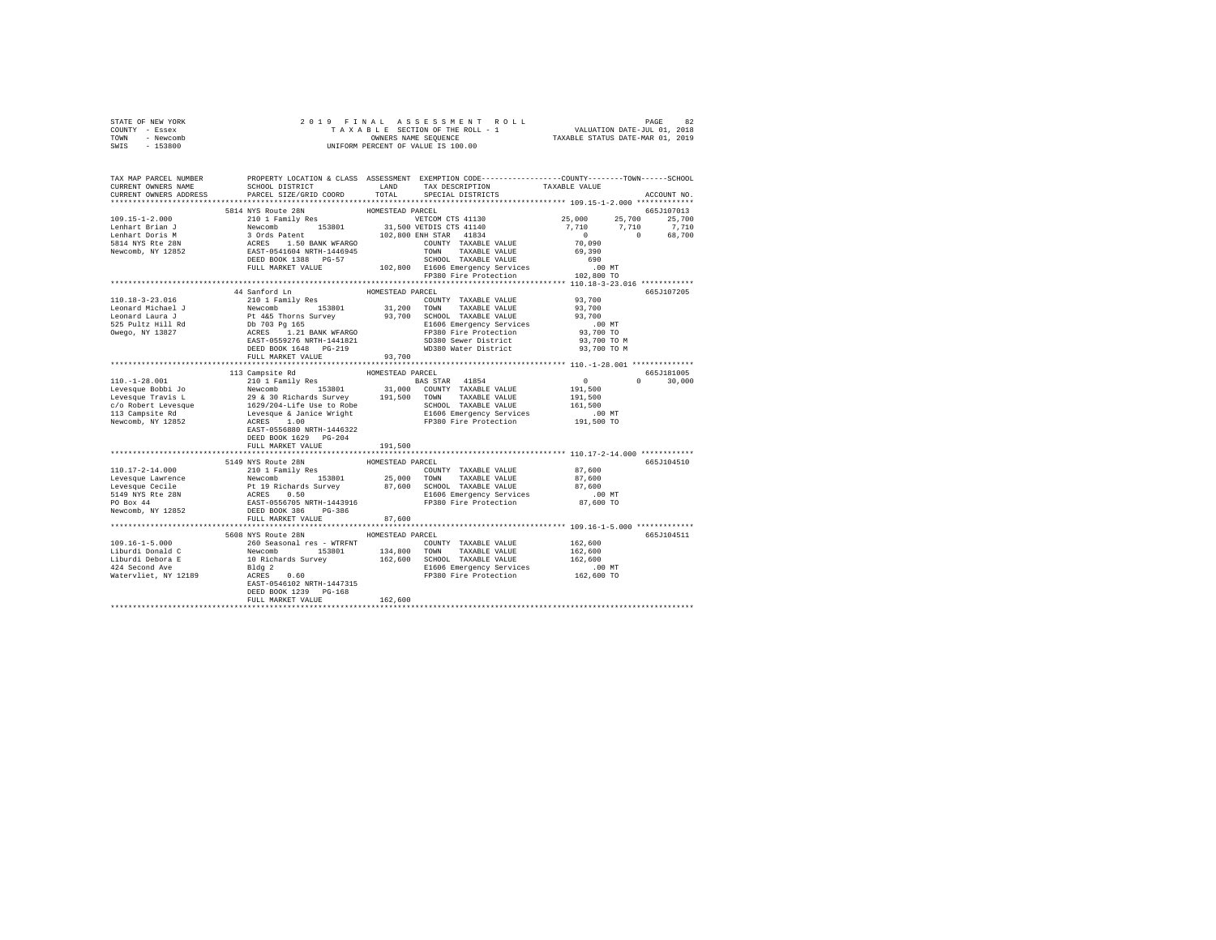STATE OF NEW YORK &nbsp;&nbsp;&nbsp;&nbsp; 2019 FINAL ASSESSMENT ROLL &nbsp;&nbsp;&nbsp;&nbsp; PAGE 82
COUNTY - Essex &nbsp;&nbsp;&nbsp;&nbsp; TAXABLE SECTION OF THE ROLL - 1 &nbsp;&nbsp;&nbsp;&nbsp; VALUATION DATE-JUL 01, 2018
TOWN - Newcomb &nbsp;&nbsp;&nbsp;&nbsp; OWNERS NAME SEQUENCE &nbsp;&nbsp;&nbsp;&nbsp; TAXABLE STATUS DATE-MAR 01, 2019
SWIS - 153800 &nbsp;&nbsp;&nbsp;&nbsp; UNIFORM PERCENT OF VALUE IS 100.00

```
TAX MAP PARCEL NUMBER     PROPERTY LOCATION & CLASS  ASSESSMENT  EXEMPTION CODE-----------------COUNTY--------TOWN------SCHOOL
CURRENT OWNERS NAME       SCHOOL DISTRICT             LAND       TAX DESCRIPTION             TAXABLE VALUE
CURRENT OWNERS ADDRESS    PARCEL SIZE/GRID COORD      TOTAL      SPECIAL DISTRICTS                                       ACCOUNT NO.
******************************************************************************************* 109.15-1-2.000 *************
                          5814 NYS Route 28N           HOMESTEAD PARCEL                                                  665J107013
109.15-1-2.000            210 1 Family Res                       VETCOM CTS 41130           25,000      25,700      25,700
Lenhart Brian J           Newcomb        153801        31,500 VETDIS CTS 41140               7,710       7,710       7,710
Lenhart Doris M           3 Ords Patent               102,800 ENH STAR  41834                    0           0      68,700
5814 NYS Rte 28N          ACRES    1.50 BANK WFARGO              COUNTY  TAXABLE VALUE         70,090
Newcomb, NY 12852         EAST-0541604 NRTH-1446945              TOWN    TAXABLE VALUE         69,390
                          DEED BOOK 1388   PG-57                 SCHOOL  TAXABLE VALUE            690
                          FULL MARKET VALUE           102,800 E1606 Emergency Services            .00 MT
                                                                 FP380 Fire Protection         102,800 TO
******************************************************************************************* 110.18-3-23.016 ***********
                          44 Sanford Ln                HOMESTEAD PARCEL                                                  665J107205
110.18-3-23.016           210 1 Family Res                       COUNTY  TAXABLE VALUE         93,700
Leonard Michael J         Newcomb        153801        31,200    TOWN    TAXABLE VALUE         93,700
Leonard Laura J           Pt 4&5 Thorns Survey         93,700    SCHOOL  TAXABLE VALUE         93,700
525 Pultz Hill Rd         Db 703 Pg 165                          E1606 Emergency Services         .00 MT
Owego, NY 13827           ACRES    1.21 BANK WFARGO              FP380 Fire Protection          93,700 TO
                          EAST-0559276 NRTH-1441821              SD380 Sewer District           93,700 TO M
                          DEED BOOK 1648   PG-219                WD380 Water District           93,700 TO M
                          FULL MARKET VALUE            93,700
******************************************************************************************* 110.-1-28.001 *************
                          113 Campsite Rd              HOMESTEAD PARCEL                                                  665J181005
110.-1-28.001             210 1 Family Res                       BAS STAR  41854                    0           0      30,000
Levesque Bobbi Jo         Newcomb        153801        31,000    COUNTY  TAXABLE VALUE        191,500
Levesque Travis L         29 & 30 Richards Survey     191,500    TOWN    TAXABLE VALUE        191,500
c/o Robert Levesque       1629/204-Life Use to Robe              SCHOOL  TAXABLE VALUE        161,500
113 Campsite Rd           Levesque & Janice Wright               E1606 Emergency Services         .00 MT
Newcomb, NY 12852         ACRES    1.00                          FP380 Fire Protection         191,500 TO
                          EAST-0556880 NRTH-1446322
                          DEED BOOK 1629   PG-204
                          FULL MARKET VALUE           191,500
******************************************************************************************* 110.17-2-14.000 ***********
                          5149 NYS Route 28N           HOMESTEAD PARCEL                                                  665J104510
110.17-2-14.000           210 1 Family Res                       COUNTY  TAXABLE VALUE         87,600
Levesque Lawrence         Newcomb        153801        25,000    TOWN    TAXABLE VALUE         87,600
Levesque Cecile           Pt 19 Richards Survey        87,600    SCHOOL  TAXABLE VALUE         87,600
5149 NYS Rte 28N          ACRES    0.50                          E1606 Emergency Services         .00 MT
PO Box 44                 EAST-0556705 NRTH-1443916              FP380 Fire Protection          87,600 TO
Newcomb, NY 12852         DEED BOOK 386    PG-386
                          FULL MARKET VALUE            87,600
******************************************************************************************* 109.16-1-5.000 ************
                          5608 NYS Route 28N           HOMESTEAD PARCEL                                                  665J104511
109.16-1-5.000            260 Seasonal res - WTRFNT              COUNTY  TAXABLE VALUE        162,600
Liburdi Donald C          Newcomb        153801       134,800    TOWN    TAXABLE VALUE        162,600
Liburdi Debora E          10 Richards Survey          162,600    SCHOOL  TAXABLE VALUE        162,600
424 Second Ave            Bldg 2                                 E1606 Emergency Services         .00 MT
Watervliet, NY 12189      ACRES    0.60                          FP380 Fire Protection         162,600 TO
                          EAST-0546102 NRTH-1447315
                          DEED BOOK 1239   PG-168
                          FULL MARKET VALUE           162,600
************************************************************************************************************************
```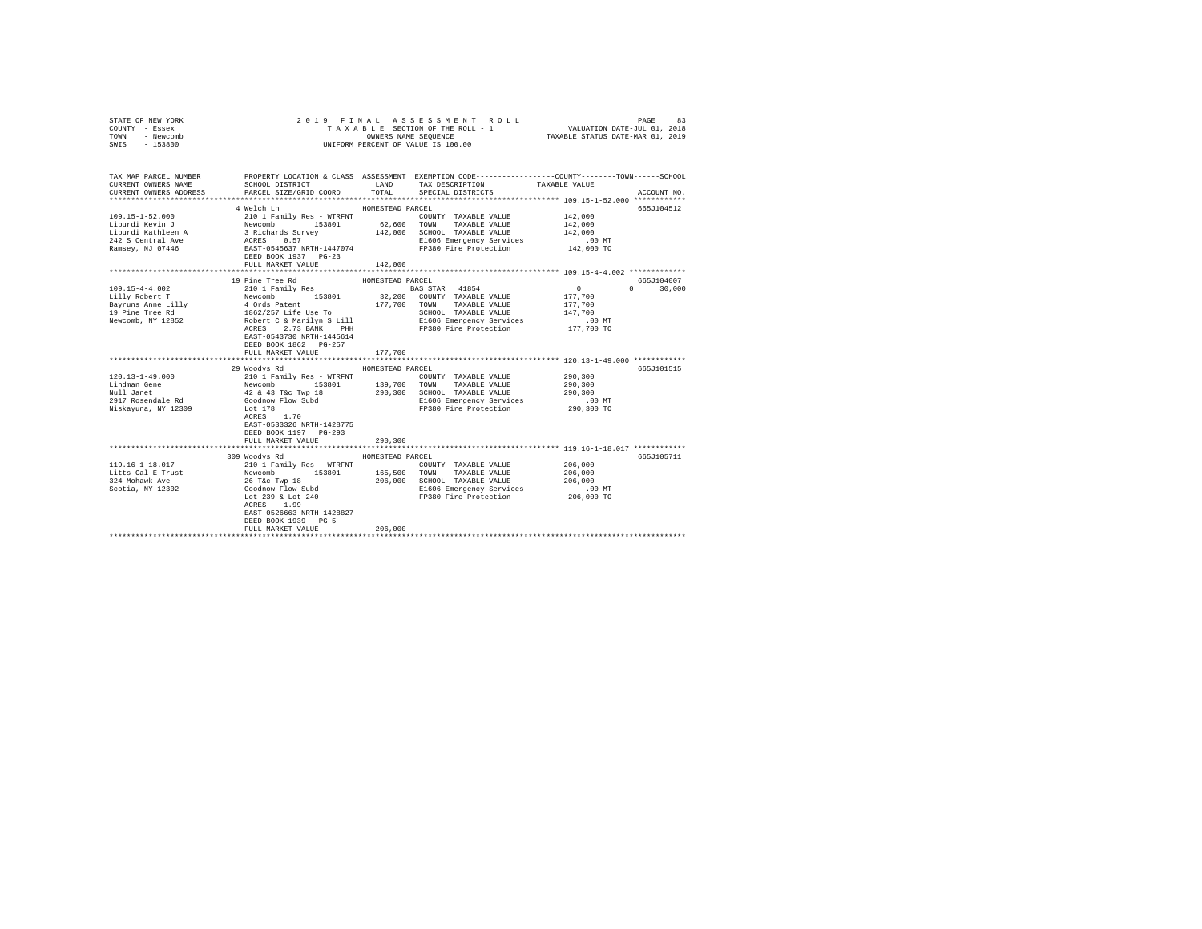STATE OF NEW YORK
COUNTY - Essex
TOWN - Newcomb
SWIS - 153800

2019 FINAL ASSESSMENT ROLL
TAXABLE SECTION OF THE ROLL - 1
OWNERS NAME SEQUENCE
UNIFORM PERCENT OF VALUE IS 100.00

VALUATION DATE-JUL 01, 2018
TAXABLE STATUS DATE-MAR 01, 2019

| TAX MAP PARCEL NUMBER / CURRENT OWNERS NAME / CURRENT OWNERS ADDRESS | PROPERTY LOCATION & CLASS / SCHOOL DISTRICT / PARCEL SIZE/GRID COORD | ASSESSMENT LAND / TOTAL | EXEMPTION CODE / TAX DESCRIPTION / SPECIAL DISTRICTS | COUNTY / TOWN / SCHOOL TAXABLE VALUE | ACCOUNT NO. |
|---|---|---|---|---|---|
| **109.15-1-52.000** | 4 Welch Ln | HOMESTEAD PARCEL | | | 665J104512 |
| 109.15-1-52.000 | 210 1 Family Res - WTRFNT | | COUNTY TAXABLE VALUE | 142,000 | |
| Liburdi Kevin J | Newcomb 153801 | 62,600 | TOWN TAXABLE VALUE | 142,000 | |
| Liburdi Kathleen A | 3 Richards Survey | 142,000 | SCHOOL TAXABLE VALUE | 142,000 | |
| 242 S Central Ave | ACRES 0.57 | | E1606 Emergency Services | .00 MT | |
| Ramsey, NJ 07446 | EAST-0545637 NRTH-1447074 | | FP380 Fire Protection | 142,000 TO | |
| | DEED BOOK 1937 PG-23 | | | | |
| | FULL MARKET VALUE | 142,000 | | | |
| **109.15-4-4.002** | 19 Pine Tree Rd | HOMESTEAD PARCEL | | | 665J104007 |
| 109.15-4-4.002 | 210 1 Family Res | | BAS STAR 41854 | 0 0 30,000 | |
| Lilly Robert T | Newcomb 153801 | 32,200 | COUNTY TAXABLE VALUE | 177,700 | |
| Bayruns Anne Lilly | 4 Ords Patent | 177,700 | TOWN TAXABLE VALUE | 177,700 | |
| 19 Pine Tree Rd | 1862/257 Life Use To | | SCHOOL TAXABLE VALUE | 147,700 | |
| Newcomb, NY 12852 | Robert C & Marilyn S Lill | | E1606 Emergency Services | .00 MT | |
| | ACRES 2.73 BANK PHH | | FP380 Fire Protection | 177,700 TO | |
| | EAST-0543730 NRTH-1445614 | | | | |
| | DEED BOOK 1862 PG-257 | | | | |
| | FULL MARKET VALUE | 177,700 | | | |
| **120.13-1-49.000** | 29 Woodys Rd | HOMESTEAD PARCEL | | | 665J101515 |
| 120.13-1-49.000 | 210 1 Family Res - WTRFNT | | COUNTY TAXABLE VALUE | 290,300 | |
| Lindman Gene | Newcomb 153801 | 139,700 | TOWN TAXABLE VALUE | 290,300 | |
| Null Janet | 42 & 43 T&c Twp 18 | 290,300 | SCHOOL TAXABLE VALUE | 290,300 | |
| 2917 Rosendale Rd | Goodnow Flow Subd | | E1606 Emergency Services | .00 MT | |
| Niskayuna, NY 12309 | Lot 178 | | FP380 Fire Protection | 290,300 TO | |
| | ACRES 1.70 | | | | |
| | EAST-0533326 NRTH-1428775 | | | | |
| | DEED BOOK 1197 PG-293 | | | | |
| | FULL MARKET VALUE | 290,300 | | | |
| **119.16-1-18.017** | 309 Woodys Rd | HOMESTEAD PARCEL | | | 665J105711 |
| 119.16-1-18.017 | 210 1 Family Res - WTRFNT | | COUNTY TAXABLE VALUE | 206,000 | |
| Litts Cal E Trust | Newcomb 153801 | 165,500 | TOWN TAXABLE VALUE | 206,000 | |
| 324 Mohawk Ave | 26 T&c Twp 18 | 206,000 | SCHOOL TAXABLE VALUE | 206,000 | |
| Scotia, NY 12302 | Goodnow Flow Subd | | E1606 Emergency Services | .00 MT | |
| | Lot 239 & Lot 240 | | FP380 Fire Protection | 206,000 TO | |
| | ACRES 1.99 | | | | |
| | EAST-0526663 NRTH-1428827 | | | | |
| | DEED BOOK 1939 PG-5 | | | | |
| | FULL MARKET VALUE | 206,000 | | | |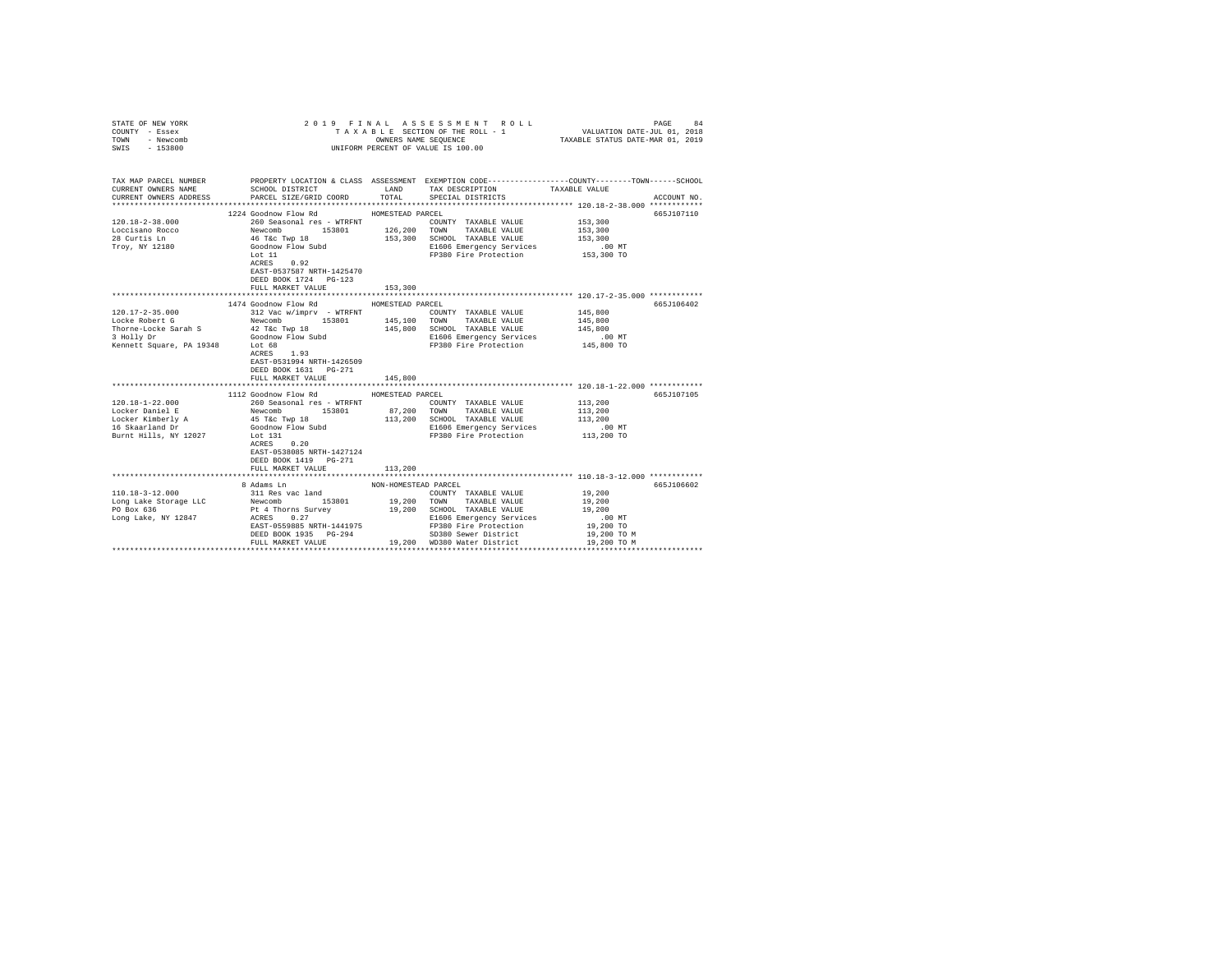STATE OF NEW YORK
COUNTY - Essex
TOWN - Newcomb
SWIS - 153800

2 0 1 9 F I N A L A S S E S S M E N T R O L L
T A X A B L E SECTION OF THE ROLL - 1
OWNERS NAME SEQUENCE
UNIFORM PERCENT OF VALUE IS 100.00

VALUATION DATE-JUL 01, 2018
TAXABLE STATUS DATE-MAR 01, 2019

```
TAX MAP PARCEL NUMBER          PROPERTY LOCATION & CLASS  ASSESSMENT  EXEMPTION CODE-----------------COUNTY--------TOWN------SCHOOL
CURRENT OWNERS NAME            SCHOOL DISTRICT               LAND      TAX DESCRIPTION             TAXABLE VALUE
CURRENT OWNERS ADDRESS         PARCEL SIZE/GRID COORD        TOTAL     SPECIAL DISTRICTS                                  ACCOUNT NO.
******************************************************************************************************* 120.18-2-38.000 ************
                               1224 Goodnow Flow Rd          HOMESTEAD PARCEL                                             665J107110
120.18-2-38.000                260 Seasonal res - WTRFNT                COUNTY  TAXABLE VALUE          153,300
Loccisano Rocco                Newcomb        153801        126,200    TOWN    TAXABLE VALUE          153,300
28 Curtis Ln                   46 T&c Twp 18                153,300    SCHOOL  TAXABLE VALUE          153,300
Troy, NY 12180                 Goodnow Flow Subd                       E1606 Emergency Services          .00 MT
                               Lot 11                                  FP380 Fire Protection          153,300 TO
                               ACRES    0.92
                               EAST-0537587 NRTH-1425470
                               DEED BOOK 1724   PG-123
                               FULL MARKET VALUE            153,300
******************************************************************************************************* 120.17-2-35.000 ************
                               1474 Goodnow Flow Rd          HOMESTEAD PARCEL                                             665J106402
120.17-2-35.000                312 Vac w/imprv  - WTRFNT                COUNTY  TAXABLE VALUE          145,800
Locke Robert G                 Newcomb        153801        145,100    TOWN    TAXABLE VALUE          145,800
Thorne-Locke Sarah S           42 T&c Twp 18                145,800    SCHOOL  TAXABLE VALUE          145,800
3 Holly Dr                     Goodnow Flow Subd                       E1606 Emergency Services          .00 MT
Kennett Square, PA 19348       Lot 68                                  FP380 Fire Protection          145,800 TO
                               ACRES    1.93
                               EAST-0531994 NRTH-1426509
                               DEED BOOK 1631   PG-271
                               FULL MARKET VALUE            145,800
******************************************************************************************************* 120.18-1-22.000 ************
                               1112 Goodnow Flow Rd          HOMESTEAD PARCEL                                             665J107105
120.18-1-22.000                260 Seasonal res - WTRFNT                COUNTY  TAXABLE VALUE          113,200
Locker Daniel E                Newcomb        153801         87,200    TOWN    TAXABLE VALUE          113,200
Locker Kimberly A              45 T&c Twp 18                113,200    SCHOOL  TAXABLE VALUE          113,200
16 Skaarland Dr                Goodnow Flow Subd                       E1606 Emergency Services          .00 MT
Burnt Hills, NY 12027          Lot 131                                 FP380 Fire Protection          113,200 TO
                               ACRES    0.20
                               EAST-0538085 NRTH-1427124
                               DEED BOOK 1419   PG-271
                               FULL MARKET VALUE            113,200
******************************************************************************************************* 110.18-3-12.000 ************
                               8 Adams Ln                    NON-HOMESTEAD PARCEL                                         665J106602
110.18-3-12.000                311 Res vac land                         COUNTY  TAXABLE VALUE           19,200
Long Lake Storage LLC          Newcomb        153801         19,200    TOWN    TAXABLE VALUE           19,200
PO Box 636                     Pt 4 Thorns Survey            19,200    SCHOOL  TAXABLE VALUE           19,200
Long Lake, NY 12847            ACRES    0.27                           E1606 Emergency Services          .00 MT
                               EAST-0559885 NRTH-1441975               FP380 Fire Protection           19,200 TO
                               DEED BOOK 1935   PG-294                 SD380 Sewer District            19,200 TO M
                               FULL MARKET VALUE             19,200    WD380 Water District            19,200 TO M
************************************************************************************************************************************
```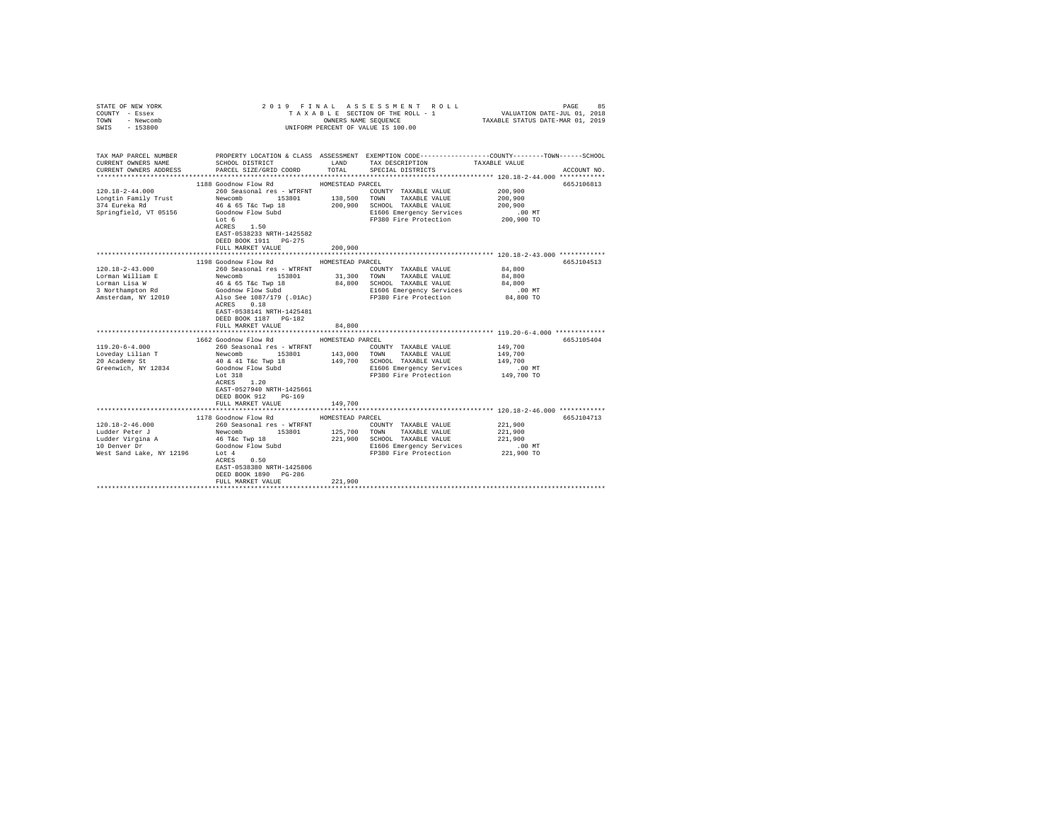STATE OF NEW YORK
COUNTY - Essex
TOWN - Newcomb
SWIS - 153800

2 0 1 9 F I N A L A S S E S S M E N T R O L L
T A X A B L E SECTION OF THE ROLL - 1
OWNERS NAME SEQUENCE
UNIFORM PERCENT OF VALUE IS 100.00

VALUATION DATE-JUL 01, 2018
TAXABLE STATUS DATE-MAR 01, 2019

```
TAX MAP PARCEL NUMBER      PROPERTY LOCATION & CLASS  ASSESSMENT  EXEMPTION CODE-----------------COUNTY--------TOWN------SCHOOL
CURRENT OWNERS NAME        SCHOOL DISTRICT              LAND      TAX DESCRIPTION             TAXABLE VALUE
CURRENT OWNERS ADDRESS     PARCEL SIZE/GRID COORD       TOTAL     SPECIAL DISTRICTS                                    ACCOUNT NO.
******************************************************************************************************* 120.18-2-44.000 ************
                           1188 Goodnow Flow Rd          HOMESTEAD PARCEL                                               665J106813
120.18-2-44.000            260 Seasonal res - WTRFNT               COUNTY  TAXABLE VALUE             200,900
Longtin Family Trust       Newcomb        153801       138,500     TOWN    TAXABLE VALUE             200,900
374 Eureka Rd              46 & 65 T&c Twp 18          200,900     SCHOOL  TAXABLE VALUE             200,900
Springfield, VT 05156      Goodnow Flow Subd                       E1606 Emergency Services              .00 MT
                           Lot 6                                   FP380 Fire Protection             200,900 TO
                           ACRES    1.50
                           EAST-0538233 NRTH-1425582
                           DEED BOOK 1911   PG-275
                           FULL MARKET VALUE           200,900
******************************************************************************************************* 120.18-2-43.000 ************
                           1198 Goodnow Flow Rd          HOMESTEAD PARCEL                                               665J104513
120.18-2-43.000            260 Seasonal res - WTRFNT               COUNTY  TAXABLE VALUE              84,800
Lorman William E           Newcomb        153801        31,300     TOWN    TAXABLE VALUE              84,800
Lorman Lisa W              46 & 65 T&c Twp 18           84,800     SCHOOL  TAXABLE VALUE              84,800
3 Northampton Rd           Goodnow Flow Subd                       E1606 Emergency Services              .00 MT
Amsterdam, NY 12010        Also See 1087/179 (.01Ac)               FP380 Fire Protection              84,800 TO
                           ACRES    0.18
                           EAST-0538141 NRTH-1425481
                           DEED BOOK 1187   PG-182
                           FULL MARKET VALUE            84,800
******************************************************************************************************* 119.20-6-4.000 *************
                           1662 Goodnow Flow Rd          HOMESTEAD PARCEL                                               665J105404
119.20-6-4.000             260 Seasonal res - WTRFNT               COUNTY  TAXABLE VALUE             149,700
Loveday Lilian T           Newcomb        153801       143,000     TOWN    TAXABLE VALUE             149,700
20 Academy St              40 & 41 T&c Twp 18          149,700     SCHOOL  TAXABLE VALUE             149,700
Greenwich, NY 12834        Goodnow Flow Subd                       E1606 Emergency Services              .00 MT
                           Lot 318                                 FP380 Fire Protection             149,700 TO
                           ACRES    1.20
                           EAST-0527940 NRTH-1425661
                           DEED BOOK 912    PG-169
                           FULL MARKET VALUE           149,700
******************************************************************************************************* 120.18-2-46.000 ************
                           1178 Goodnow Flow Rd          HOMESTEAD PARCEL                                               665J104713
120.18-2-46.000            260 Seasonal res - WTRFNT               COUNTY  TAXABLE VALUE             221,900
Ludder Peter J             Newcomb        153801       125,700     TOWN    TAXABLE VALUE             221,900
Ludder Virgina A           46 T&c Twp 18               221,900     SCHOOL  TAXABLE VALUE             221,900
10 Denver Dr               Goodnow Flow Subd                       E1606 Emergency Services              .00 MT
West Sand Lake, NY 12196   Lot 4                                   FP380 Fire Protection             221,900 TO
                           ACRES    0.50
                           EAST-0538380 NRTH-1425806
                           DEED BOOK 1890   PG-286
                           FULL MARKET VALUE           221,900
************************************************************************************************************************************
```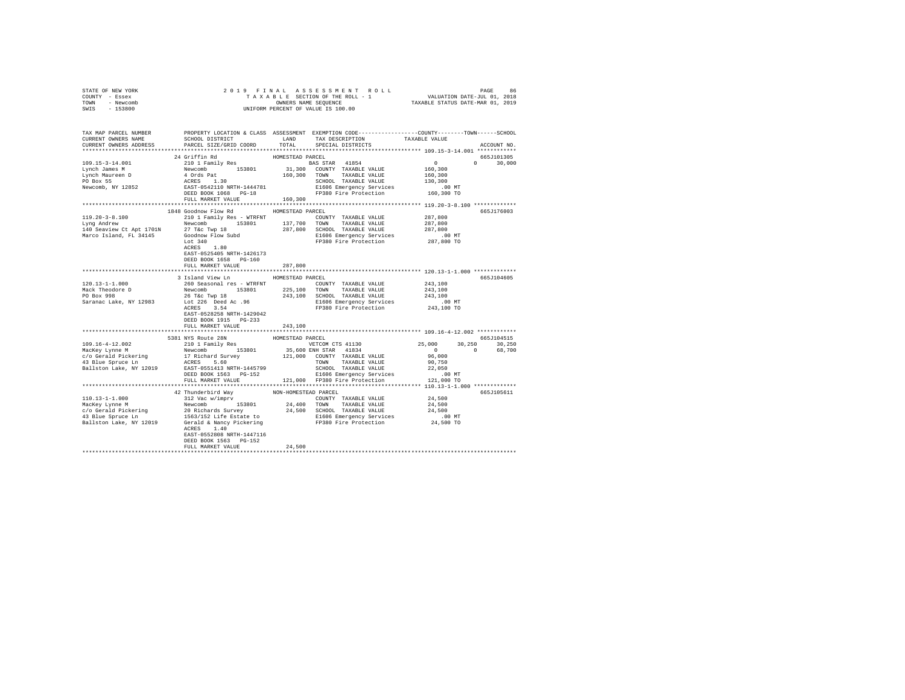STATE OF NEW YORK — 2019 FINAL ASSESSMENT ROLL — PAGE 86
COUNTY - Essex — TAXABLE SECTION OF THE ROLL - 1 — VALUATION DATE-JUL 01, 2018
TOWN - Newcomb — OWNERS NAME SEQUENCE — TAXABLE STATUS DATE-MAR 01, 2019
SWIS - 153800 — UNIFORM PERCENT OF VALUE IS 100.00

```
TAX MAP PARCEL NUMBER          PROPERTY LOCATION & CLASS  ASSESSMENT  EXEMPTION CODE-----------------COUNTY--------TOWN------SCHOOL
CURRENT OWNERS NAME            SCHOOL DISTRICT            LAND        TAX DESCRIPTION           TAXABLE VALUE
CURRENT OWNERS ADDRESS         PARCEL SIZE/GRID COORD     TOTAL       SPECIAL DISTRICTS                                    ACCOUNT NO.
******************************************************************************************************* 109.15-3-14.001 ************
                          24 Griffin Rd              HOMESTEAD PARCEL                                                    665J101305
109.15-3-14.001           210 1 Family Res                   BAS STAR  41854                    0            0      30,000
Lynch James M             Newcomb      153801        31,300  COUNTY  TAXABLE VALUE         160,300
Lynch Maureen D           4 Ords Pat                160,300  TOWN    TAXABLE VALUE         160,300
PO Box 55                 ACRES    1.30                      SCHOOL  TAXABLE VALUE         130,300
Newcomb, NY 12852         EAST-0542110 NRTH-1444781          E1606 Emergency Services          .00 MT
                          DEED BOOK 1068   PG-18             FP380 Fire Protection         160,300 TO
                          FULL MARKET VALUE         160,300
******************************************************************************************************* 119.20-3-8.100 *************
                          1848 Goodnow Flow Rd       HOMESTEAD PARCEL                                                    665J176003
119.20-3-8.100            210 1 Family Res - WTRFNT          COUNTY  TAXABLE VALUE         287,800
Lyng Andrew               Newcomb      153801       137,700  TOWN    TAXABLE VALUE         287,800
140 Seaview Ct Apt 1701N  27 T&c Twp 18             287,800  SCHOOL  TAXABLE VALUE         287,800
Marco Island, FL 34145    Goodnow Flow Subd                  E1606 Emergency Services          .00 MT
                          Lot 340                            FP380 Fire Protection         287,800 TO
                          ACRES    1.80
                          EAST-0525405 NRTH-1426173
                          DEED BOOK 1658   PG-160
                          FULL MARKET VALUE         287,800
******************************************************************************************************* 120.13-1-1.000 *************
                          3 Island View Ln           HOMESTEAD PARCEL                                                    665J104605
120.13-1-1.000            260 Seasonal res - WTRFNT          COUNTY  TAXABLE VALUE         243,100
Mack Theodore D           Newcomb      153801       225,100  TOWN    TAXABLE VALUE         243,100
PO Box 998                26 T&c Twp 18             243,100  SCHOOL  TAXABLE VALUE         243,100
Saranac Lake, NY 12983    Lot 226  Deed Ac .96               E1606 Emergency Services          .00 MT
                          ACRES    3.54                      FP380 Fire Protection         243,100 TO
                          EAST-0528258 NRTH-1429042
                          DEED BOOK 1915   PG-233
                          FULL MARKET VALUE         243,100
******************************************************************************************************* 109.16-4-12.002 ************
                          5381 NYS Route 28N         HOMESTEAD PARCEL                                                    665J104515
109.16-4-12.002           210 1 Family Res                   VETCOM CTS 41130               25,000       30,250     30,250
MacKey Lynne M            Newcomb      153801        35,600 ENH STAR  41834                     0            0      68,700
c/o Gerald Pickering      17 Richard Survey         121,000  COUNTY  TAXABLE VALUE          96,000
43 Blue Spruce Ln         ACRES    5.60                      TOWN    TAXABLE VALUE          90,750
Ballston Lake, NY 12019   EAST-0551413 NRTH-1445799          SCHOOL  TAXABLE VALUE          22,050
                          DEED BOOK 1563   PG-152            E1606 Emergency Services          .00 MT
                          FULL MARKET VALUE         121,000  FP380 Fire Protection         121,000 TO
******************************************************************************************************* 110.13-1-1.000 *************
                          42 Thunderbird Way         NON-HOMESTEAD PARCEL                                                665J105611
110.13-1-1.000            312 Vac w/imprv                    COUNTY  TAXABLE VALUE          24,500
MacKey Lynne M            Newcomb      153801        24,400  TOWN    TAXABLE VALUE          24,500
c/o Gerald Pickering      20 Richards Survey         24,500  SCHOOL  TAXABLE VALUE          24,500
43 Blue Spruce Ln         1563/152 Life Estate to            E1606 Emergency Services          .00 MT
Ballston Lake, NY 12019   Gerald & Nancy Pickering           FP380 Fire Protection          24,500 TO
                          ACRES    1.40
                          EAST-0552808 NRTH-1447116
                          DEED BOOK 1563   PG-152
                          FULL MARKET VALUE          24,500
************************************************************************************************************************************
```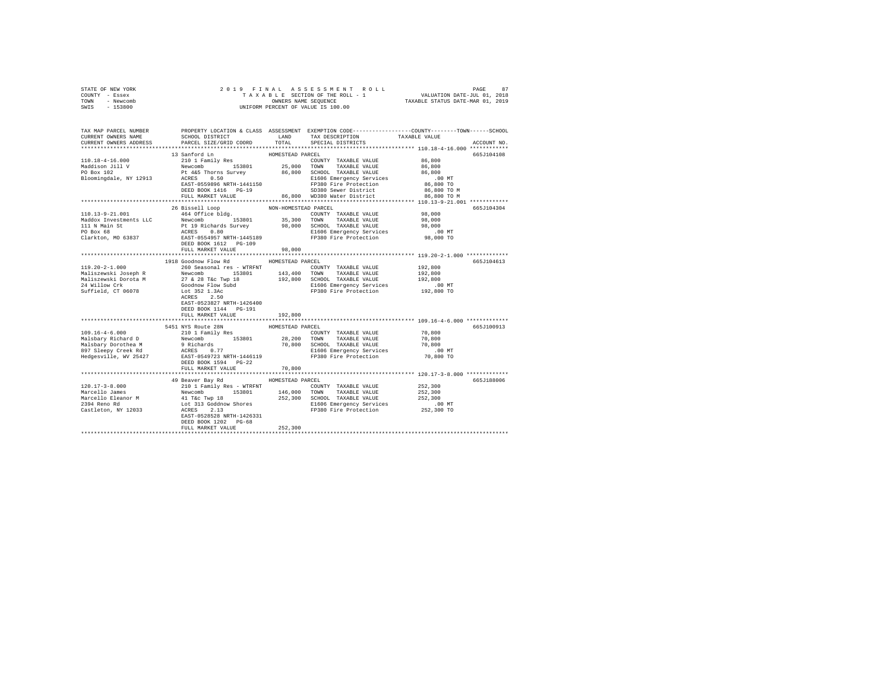STATE OF NEW YORK
COUNTY - Essex
TOWN - Newcomb
SWIS - 153800

2019 FINAL ASSESSMENT ROLL
TAXABLE SECTION OF THE ROLL - 1
OWNERS NAME SEQUENCE
UNIFORM PERCENT OF VALUE IS 100.00

VALUATION DATE-JUL 01, 2018
TAXABLE STATUS DATE-MAR 01, 2019

```
TAX MAP PARCEL NUMBER        PROPERTY LOCATION & CLASS  ASSESSMENT  EXEMPTION CODE-----------------COUNTY--------TOWN------SCHOOL
CURRENT OWNERS NAME          SCHOOL DISTRICT               LAND      TAX DESCRIPTION              TAXABLE VALUE
CURRENT OWNERS ADDRESS       PARCEL SIZE/GRID COORD        TOTAL     SPECIAL DISTRICTS                                    ACCOUNT NO.
******************************************************************************************************* 110.18-4-16.000 ************
                             13 Sanford Ln                 HOMESTEAD PARCEL                                               665J104108
110.18-4-16.000              210 1 Family Res                        COUNTY  TAXABLE VALUE            86,800
Maddison Jill V              Newcomb        153801        25,000     TOWN    TAXABLE VALUE            86,800
PO Box 102                   Pt 4&5 Thorns Survey         86,800     SCHOOL  TAXABLE VALUE            86,800
Bloomingdale, NY 12913       ACRES    0.50                           E1606 Emergency Services            .00 MT
                             EAST-0559896 NRTH-1441150               FP380 Fire Protection            86,800 TO
                             DEED BOOK 1416   PG-19                  SD380 Sewer District             86,800 TO M
                             FULL MARKET VALUE            86,800     WD380 Water District             86,800 TO M
******************************************************************************************************* 110.13-9-21.001 ************
                             26 Bissell Loop               NON-HOMESTEAD PARCEL                                           665J104304
110.13-9-21.001              464 Office bldg.                        COUNTY  TAXABLE VALUE            98,000
Maddox Investments LLC       Newcomb        153801        35,300     TOWN    TAXABLE VALUE            98,000
111 N Main St                Pt 19 Richards Survey        98,000     SCHOOL  TAXABLE VALUE            98,000
PO Box 68                    ACRES    0.80                           E1606 Emergency Services            .00 MT
Clarkton, MO 63837           EAST-0554957 NRTH-1445189               FP380 Fire Protection            98,000 TO
                             DEED BOOK 1612   PG-109
                             FULL MARKET VALUE            98,000
******************************************************************************************************* 119.20-2-1.000 *************
                             1918 Goodnow Flow Rd          HOMESTEAD PARCEL                                               665J104613
119.20-2-1.000               260 Seasonal res - WTRFNT               COUNTY  TAXABLE VALUE           192,800
Maliszewski Joseph R         Newcomb        153801       143,400     TOWN    TAXABLE VALUE           192,800
Maliszewski Dorota M         27 & 28 T&c Twp 18          192,800     SCHOOL  TAXABLE VALUE           192,800
24 Willow Crk                Goodnow Flow Subd                       E1606 Emergency Services            .00 MT
Suffield, CT 06078           Lot 352 1.3Ac                           FP380 Fire Protection           192,800 TO
                             ACRES    2.50
                             EAST-0523827 NRTH-1426400
                             DEED BOOK 1144   PG-191
                             FULL MARKET VALUE           192,800
******************************************************************************************************* 109.16-4-6.000 *************
                             5451 NYS Route 28N            HOMESTEAD PARCEL                                               665J100913
109.16-4-6.000               210 1 Family Res                        COUNTY  TAXABLE VALUE            70,800
Malsbary Richard D           Newcomb        153801        28,200     TOWN    TAXABLE VALUE            70,800
Malsbary Dorothea M          9 Richards                   70,800     SCHOOL  TAXABLE VALUE            70,800
897 Sleepy Creek Rd          ACRES    0.77                           E1606 Emergency Services            .00 MT
Hedgesville, WV 25427        EAST-0549723 NRTH-1446119               FP380 Fire Protection            70,800 TO
                             DEED BOOK 1594   PG-22
                             FULL MARKET VALUE            70,800
******************************************************************************************************* 120.17-3-8.000 *************
                             49 Beaver Bay Rd              HOMESTEAD PARCEL                                               665J188006
120.17-3-8.000               210 1 Family Res - WTRFNT               COUNTY  TAXABLE VALUE           252,300
Marcello James               Newcomb        153801       146,000     TOWN    TAXABLE VALUE           252,300
Marcello Eleanor M           41 T&c Twp 18               252,300     SCHOOL  TAXABLE VALUE           252,300
2394 Reno Rd                 Lot 313 Goddnow Shores                  E1606 Emergency Services            .00 MT
Castleton, NY 12033          ACRES    2.13                           FP380 Fire Protection           252,300 TO
                             EAST-0528528 NRTH-1426331
                             DEED BOOK 1202   PG-68
                             FULL MARKET VALUE           252,300
************************************************************************************************************************************
```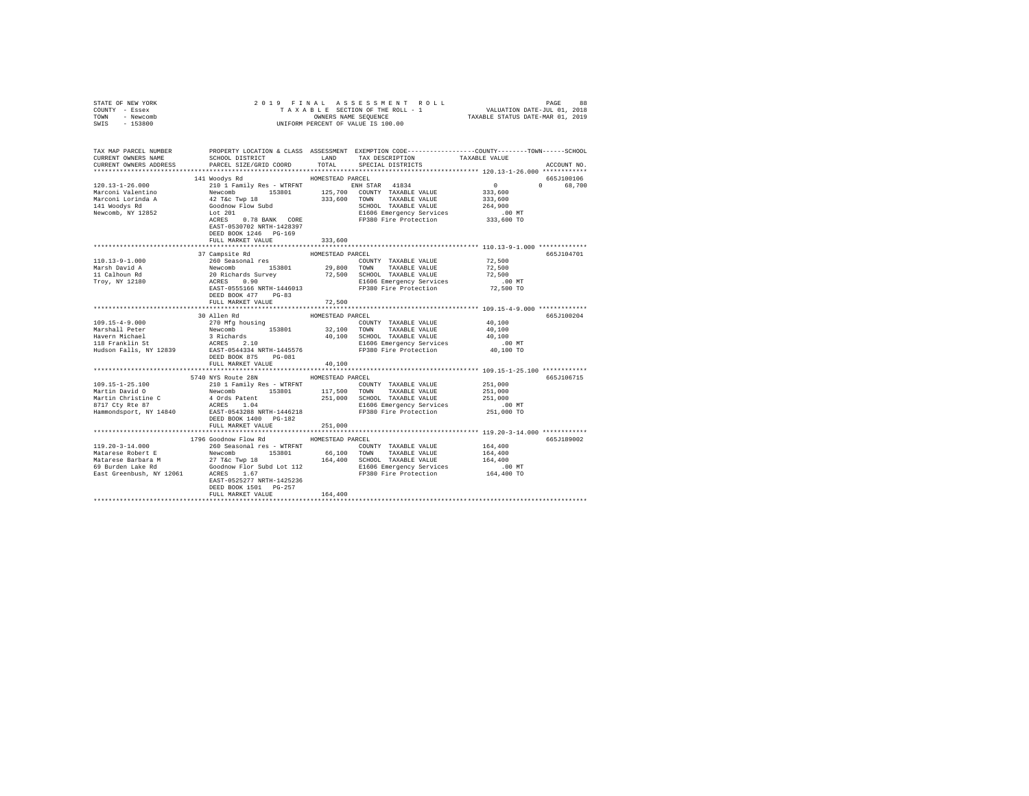STATE OF NEW YORK — 2019 FINAL ASSESSMENT ROLL
COUNTY - Essex — TAXABLE SECTION OF THE ROLL - 1 — VALUATION DATE-JUL 01, 2018
TOWN - Newcomb — OWNERS NAME SEQUENCE — TAXABLE STATUS DATE-MAR 01, 2019
SWIS - 153800 — UNIFORM PERCENT OF VALUE IS 100.00

| TAX MAP PARCEL NUMBER / CURRENT OWNERS NAME / CURRENT OWNERS ADDRESS | PROPERTY LOCATION & CLASS / SCHOOL DISTRICT / PARCEL SIZE/GRID COORD | ASSESSMENT LAND / TOTAL | EXEMPTION CODE / TAX DESCRIPTION / SPECIAL DISTRICTS | COUNTY / TOWN / SCHOOL TAXABLE VALUE | ACCOUNT NO. |
|---|---|---|---|---|---|
| 120.13-1-26.000 | 141 Woodys Rd — HOMESTEAD PARCEL | | | | 665J100106 |
| 120.13-1-26.000 | 210 1 Family Res - WTRFNT | | ENH STAR 41834 | 0 0 68,700 | |
| Marconi Valentino | Newcomb 153801 | 125,700 | COUNTY TAXABLE VALUE | 333,600 | |
| Marconi Lorinda A | 42 T&c Twp 18 | 333,600 | TOWN TAXABLE VALUE | 333,600 | |
| 141 Woodys Rd | Goodnow Flow Subd | | SCHOOL TAXABLE VALUE | 264,900 | |
| Newcomb, NY 12852 | Lot 201 | | E1606 Emergency Services | .00 MT | |
| | ACRES 0.78 BANK CORE | | FP380 Fire Protection | 333,600 TO | |
| | EAST-0530702 NRTH-1428397 | | | | |
| | DEED BOOK 1246 PG-169 | | | | |
| | FULL MARKET VALUE | 333,600 | | | |
| 110.13-9-1.000 | 37 Campsite Rd — HOMESTEAD PARCEL | | | | 665J104701 |
| 110.13-9-1.000 | 260 Seasonal res | | COUNTY TAXABLE VALUE | 72,500 | |
| Marsh David A | Newcomb 153801 | 29,800 | TOWN TAXABLE VALUE | 72,500 | |
| 11 Calhoun Rd | 20 Richards Survey | 72,500 | SCHOOL TAXABLE VALUE | 72,500 | |
| Troy, NY 12180 | ACRES 0.90 | | E1606 Emergency Services | .00 MT | |
| | EAST-0555166 NRTH-1446013 | | FP380 Fire Protection | 72,500 TO | |
| | DEED BOOK 477 PG-83 | | | | |
| | FULL MARKET VALUE | 72,500 | | | |
| 109.15-4-9.000 | 30 Allen Rd — HOMESTEAD PARCEL | | | | 665J100204 |
| 109.15-4-9.000 | 270 Mfg housing | | COUNTY TAXABLE VALUE | 40,100 | |
| Marshall Peter | Newcomb 153801 | 32,100 | TOWN TAXABLE VALUE | 40,100 | |
| Havern Michael | 3 Richards | 40,100 | SCHOOL TAXABLE VALUE | 40,100 | |
| 118 Franklin St | ACRES 2.10 | | E1606 Emergency Services | .00 MT | |
| Hudson Falls, NY 12839 | EAST-0544334 NRTH-1445576 | | FP380 Fire Protection | 40,100 TO | |
| | DEED BOOK 875 PG-081 | | | | |
| | FULL MARKET VALUE | 40,100 | | | |
| 109.15-1-25.100 | 5740 NYS Route 28N — HOMESTEAD PARCEL | | | | 665J106715 |
| 109.15-1-25.100 | 210 1 Family Res - WTRFNT | | COUNTY TAXABLE VALUE | 251,000 | |
| Martin David O | Newcomb 153801 | 117,500 | TOWN TAXABLE VALUE | 251,000 | |
| Martin Christine C | 4 Ords Patent | 251,000 | SCHOOL TAXABLE VALUE | 251,000 | |
| 8717 Cty Rte 87 | ACRES 1.04 | | E1606 Emergency Services | .00 MT | |
| Hammondsport, NY 14840 | EAST-0543288 NRTH-1446218 | | FP380 Fire Protection | 251,000 TO | |
| | DEED BOOK 1400 PG-182 | | | | |
| | FULL MARKET VALUE | 251,000 | | | |
| 119.20-3-14.000 | 1796 Goodnow Flow Rd — HOMESTEAD PARCEL | | | | 665J189002 |
| 119.20-3-14.000 | 260 Seasonal res - WTRFNT | | COUNTY TAXABLE VALUE | 164,400 | |
| Matarese Robert E | Newcomb 153801 | 66,100 | TOWN TAXABLE VALUE | 164,400 | |
| Matarese Barbara M | 27 T&c Twp 18 | 164,400 | SCHOOL TAXABLE VALUE | 164,400 | |
| 69 Burden Lake Rd | Goodnow Flor Subd Lot 112 | | E1606 Emergency Services | .00 MT | |
| East Greenbush, NY 12061 | ACRES 1.67 | | FP380 Fire Protection | 164,400 TO | |
| | EAST-0525277 NRTH-1425236 | | | | |
| | DEED BOOK 1501 PG-257 | | | | |
| | FULL MARKET VALUE | 164,400 | | | |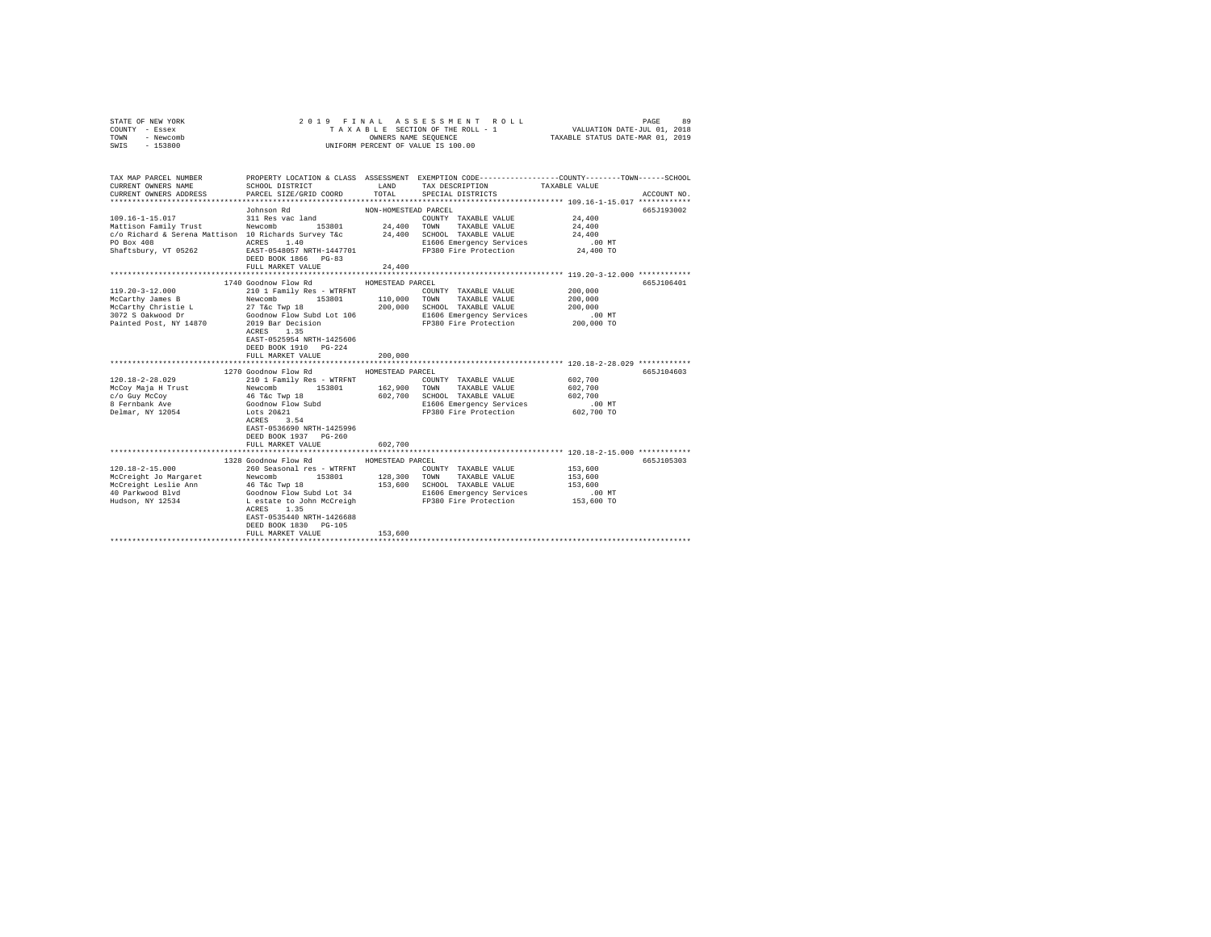STATE OF NEW YORK
COUNTY - Essex
TOWN - Newcomb
SWIS - 153800

2019 FINAL ASSESSMENT ROLL
TAXABLE SECTION OF THE ROLL - 1
OWNERS NAME SEQUENCE
UNIFORM PERCENT OF VALUE IS 100.00

VALUATION DATE-JUL 01, 2018
TAXABLE STATUS DATE-MAR 01, 2019

| TAX MAP PARCEL NUMBER / CURRENT OWNERS NAME / CURRENT OWNERS ADDRESS | PROPERTY LOCATION & CLASS / SCHOOL DISTRICT / PARCEL SIZE/GRID COORD | ASSESSMENT LAND / TOTAL | EXEMPTION CODE / TAX DESCRIPTION / SPECIAL DISTRICTS | COUNTY / TOWN / SCHOOL TAXABLE VALUE | ACCOUNT NO. |
|---|---|---|---|---|---|
| **109.16-1-15.017** | Johnson Rd | NON-HOMESTEAD PARCEL | | | 665J193002 |
| 109.16-1-15.017 | 311 Res vac land | | COUNTY TAXABLE VALUE | 24,400 | |
| Mattison Family Trust | Newcomb 153801 | 24,400 | TOWN TAXABLE VALUE | 24,400 | |
| c/o Richard & Serena Mattison | 10 Richards Survey T&c | 24,400 | SCHOOL TAXABLE VALUE | 24,400 | |
| PO Box 408 | ACRES 1.40 | | E1606 Emergency Services | .00 MT | |
| Shaftsbury, VT 05262 | EAST-0548057 NRTH-1447701 | | FP380 Fire Protection | 24,400 TO | |
| | DEED BOOK 1866 PG-83 | | | | |
| | FULL MARKET VALUE | 24,400 | | | |
| **119.20-3-12.000** | 1740 Goodnow Flow Rd | HOMESTEAD PARCEL | | | 665J106401 |
| 119.20-3-12.000 | 210 1 Family Res - WTRFNT | | COUNTY TAXABLE VALUE | 200,000 | |
| McCarthy James B | Newcomb 153801 | 110,000 | TOWN TAXABLE VALUE | 200,000 | |
| McCarthy Christie L | 27 T&c Twp 18 | 200,000 | SCHOOL TAXABLE VALUE | 200,000 | |
| 3072 S Oakwood Dr | Goodnow Flow Subd Lot 106 | | E1606 Emergency Services | .00 MT | |
| Painted Post, NY 14870 | 2019 Bar Decision | | FP380 Fire Protection | 200,000 TO | |
| | ACRES 1.35 | | | | |
| | EAST-0525954 NRTH-1425606 | | | | |
| | DEED BOOK 1910 PG-224 | | | | |
| | FULL MARKET VALUE | 200,000 | | | |
| **120.18-2-28.029** | 1270 Goodnow Flow Rd | HOMESTEAD PARCEL | | | 665J104603 |
| 120.18-2-28.029 | 210 1 Family Res - WTRFNT | | COUNTY TAXABLE VALUE | 602,700 | |
| McCoy Maja H Trust | Newcomb 153801 | 162,900 | TOWN TAXABLE VALUE | 602,700 | |
| c/o Guy McCoy | 46 T&c Twp 18 | 602,700 | SCHOOL TAXABLE VALUE | 602,700 | |
| 8 Fernbank Ave | Goodnow Flow Subd | | E1606 Emergency Services | .00 MT | |
| Delmar, NY 12054 | Lots 20&21 | | FP380 Fire Protection | 602,700 TO | |
| | ACRES 3.54 | | | | |
| | EAST-0536690 NRTH-1425996 | | | | |
| | DEED BOOK 1937 PG-260 | | | | |
| | FULL MARKET VALUE | 602,700 | | | |
| **120.18-2-15.000** | 1328 Goodnow Flow Rd | HOMESTEAD PARCEL | | | 665J105303 |
| 120.18-2-15.000 | 260 Seasonal res - WTRFNT | | COUNTY TAXABLE VALUE | 153,600 | |
| McCreight Jo Margaret | Newcomb 153801 | 128,300 | TOWN TAXABLE VALUE | 153,600 | |
| McCreight Leslie Ann | 46 T&c Twp 18 | 153,600 | SCHOOL TAXABLE VALUE | 153,600 | |
| 40 Parkwood Blvd | Goodnow Flow Subd Lot 34 | | E1606 Emergency Services | .00 MT | |
| Hudson, NY 12534 | L estate to John McCreigh | | FP380 Fire Protection | 153,600 TO | |
| | ACRES 1.35 | | | | |
| | EAST-0535440 NRTH-1426688 | | | | |
| | DEED BOOK 1830 PG-105 | | | | |
| | FULL MARKET VALUE | 153,600 | | | |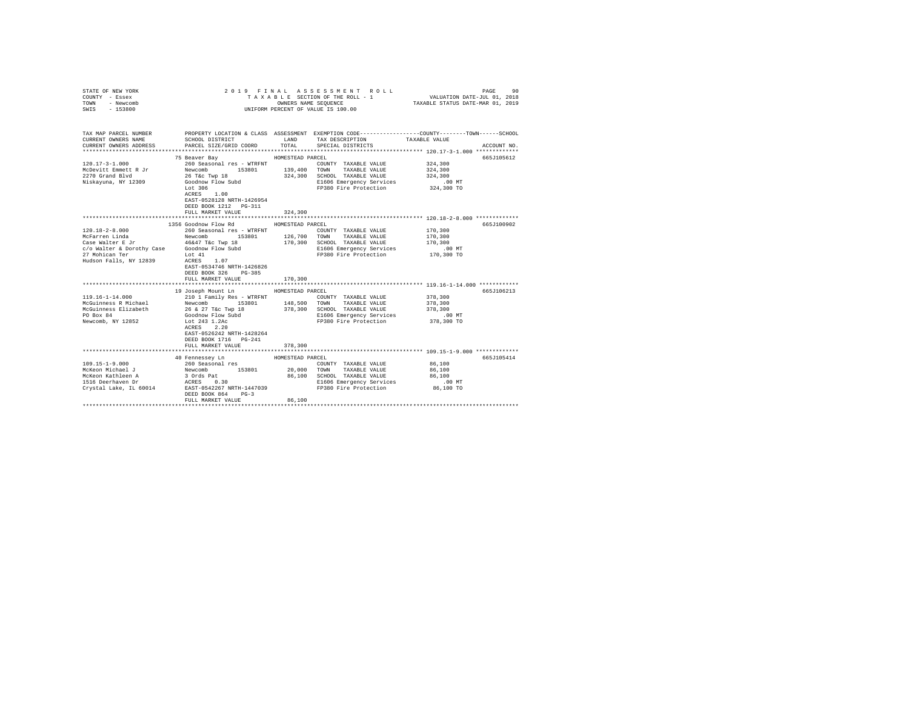STATE OF NEW YORK
COUNTY - Essex
TOWN - Newcomb
SWIS - 153800

2019 FINAL ASSESSMENT ROLL
TAXABLE SECTION OF THE ROLL - 1
OWNERS NAME SEQUENCE
UNIFORM PERCENT OF VALUE IS 100.00

VALUATION DATE-JUL 01, 2018
TAXABLE STATUS DATE-MAR 01, 2019

```
TAX MAP PARCEL NUMBER     PROPERTY LOCATION & CLASS  ASSESSMENT  EXEMPTION CODE-----------------COUNTY--------TOWN------SCHOOL
CURRENT OWNERS NAME       SCHOOL DISTRICT               LAND      TAX DESCRIPTION            TAXABLE VALUE
CURRENT OWNERS ADDRESS    PARCEL SIZE/GRID COORD        TOTAL     SPECIAL DISTRICTS                                      ACCOUNT NO.
******************************************************************************************************* 120.17-3-1.000 *************
                          75 Beaver Bay                 HOMESTEAD PARCEL                                                  665J105612
120.17-3-1.000            260 Seasonal res - WTRFNT              COUNTY  TAXABLE VALUE           324,300
McDevitt Emmett R Jr      Newcomb        153801      139,400     TOWN    TAXABLE VALUE           324,300
2270 Grand Blvd           26 T&c Twp 18               324,300    SCHOOL  TAXABLE VALUE           324,300
Niskayuna, NY 12309       Goodnow Flow Subd                      E1606 Emergency Services            .00 MT
                          Lot 306                                FP380 Fire Protection           324,300 TO
                          ACRES    1.00
                          EAST-0528128 NRTH-1426954
                          DEED BOOK 1212   PG-311
                          FULL MARKET VALUE           324,300
******************************************************************************************************* 120.18-2-8.000 *************
                          1356 Goodnow Flow Rd          HOMESTEAD PARCEL                                                  665J100902
120.18-2-8.000            260 Seasonal res - WTRFNT              COUNTY  TAXABLE VALUE           170,300
McFarren Linda            Newcomb        153801      126,700     TOWN    TAXABLE VALUE           170,300
Case Walter E Jr          46&47 T&c Twp 18            170,300    SCHOOL  TAXABLE VALUE           170,300
c/o Walter & Dorothy Case Goodnow Flow Subd                      E1606 Emergency Services            .00 MT
27 Mohican Ter            Lot 41                                 FP380 Fire Protection           170,300 TO
Hudson Falls, NY 12839    ACRES    1.07
                          EAST-0534746 NRTH-1426826
                          DEED BOOK 326    PG-385
                          FULL MARKET VALUE           170,300
******************************************************************************************************* 119.16-1-14.000 ************
                          19 Joseph Mount Ln            HOMESTEAD PARCEL                                                  665J106213
119.16-1-14.000           210 1 Family Res - WTRFNT              COUNTY  TAXABLE VALUE           378,300
McGuinness R Michael      Newcomb        153801      148,500     TOWN    TAXABLE VALUE           378,300
McGuinness Elizabeth      26 & 27 T&c Twp 18          378,300    SCHOOL  TAXABLE VALUE           378,300
PO Box 84                 Goodnow Flow Subd                      E1606 Emergency Services            .00 MT
Newcomb, NY 12852         Lot 243 1.2Ac                          FP380 Fire Protection           378,300 TO
                          ACRES    2.20
                          EAST-0526242 NRTH-1428264
                          DEED BOOK 1716   PG-241
                          FULL MARKET VALUE           378,300
******************************************************************************************************* 109.15-1-9.000 *************
                          40 Fennessey Ln               HOMESTEAD PARCEL                                                  665J105414
109.15-1-9.000            260 Seasonal res                       COUNTY  TAXABLE VALUE            86,100
McKeon Michael J          Newcomb        153801       20,000     TOWN    TAXABLE VALUE            86,100
McKeon Kathleen A         3 Ords Pat                   86,100    SCHOOL  TAXABLE VALUE            86,100
1516 Deerhaven Dr         ACRES    0.30                          E1606 Emergency Services            .00 MT
Crystal Lake, IL 60014    EAST-0542267 NRTH-1447039              FP380 Fire Protection            86,100 TO
                          DEED BOOK 864    PG-3
                          FULL MARKET VALUE            86,100
************************************************************************************************************************************
```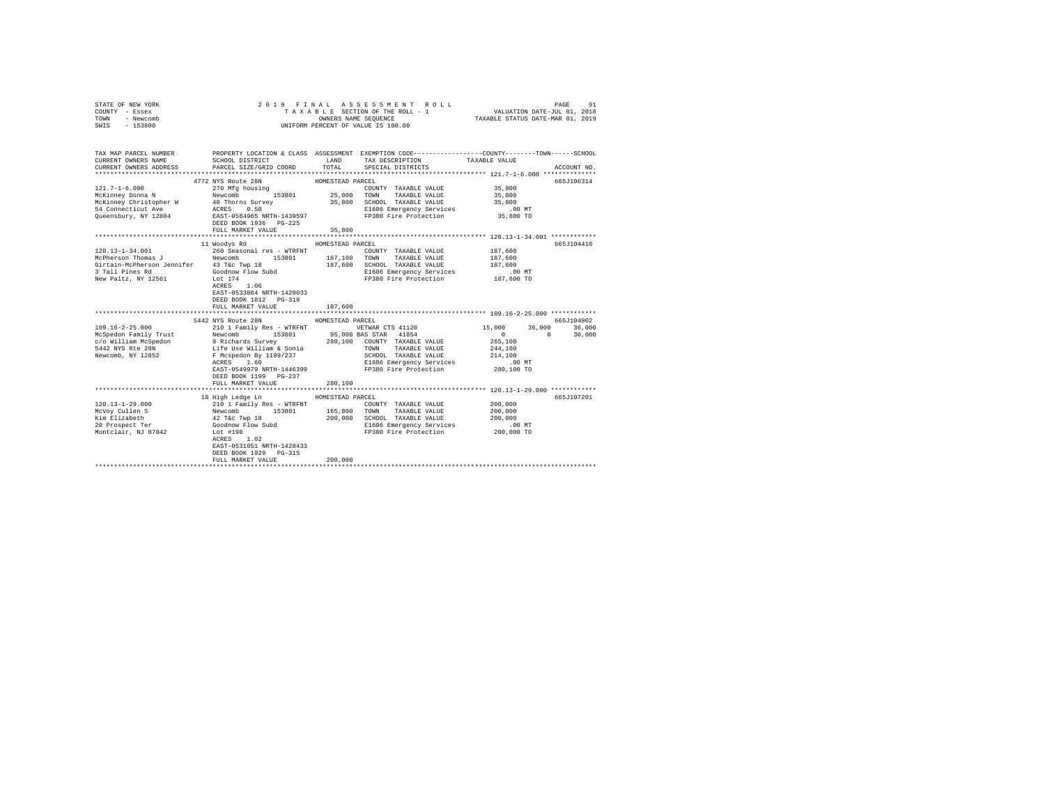STATE OF NEW YORK
COUNTY - Essex
TOWN - Newcomb
SWIS - 153800

2019 FINAL ASSESSMENT ROLL
TAXABLE SECTION OF THE ROLL - 1
OWNERS NAME SEQUENCE
UNIFORM PERCENT OF VALUE IS 100.00

VALUATION DATE-JUL 01, 2018
TAXABLE STATUS DATE-MAR 01, 2019

```
TAX MAP PARCEL NUMBER          PROPERTY LOCATION & CLASS  ASSESSMENT  EXEMPTION CODE-----------------COUNTY--------TOWN------SCHOOL
CURRENT OWNERS NAME            SCHOOL DISTRICT               LAND      TAX DESCRIPTION            TAXABLE VALUE
CURRENT OWNERS ADDRESS         PARCEL SIZE/GRID COORD        TOTAL     SPECIAL DISTRICTS                                  ACCOUNT NO.
************************************************************************************************** 121.7-1-6.000 **************
                      4772 NYS Route 28N             HOMESTEAD PARCEL                                                    665J106314
121.7-1-6.000                  270 Mfg housing                         COUNTY  TAXABLE VALUE            35,800
McKinney Donna N               Newcomb      153801         25,000     TOWN    TAXABLE VALUE            35,800
McKinney Christopher W         40 Thorns Survey            35,800     SCHOOL  TAXABLE VALUE            35,800
54 Connecticut Ave             ACRES    0.50                          E1606 Emergency Services            .00 MT
Queensbury, NY 12804           EAST-0564965 NRTH-1439597              FP380 Fire Protection            35,800 TO
                               DEED BOOK 1936   PG-225
                               FULL MARKET VALUE           35,800
************************************************************************************************** 120.13-1-34.001 ************
                      11 Woodys Rd                   HOMESTEAD PARCEL                                                    665J104410
120.13-1-34.001                260 Seasonal res - WTRFNT               COUNTY  TAXABLE VALUE           187,600
McPherson Thomas J             Newcomb      153801        167,100     TOWN    TAXABLE VALUE           187,600
Girtain-McPherson Jennifer     43 T&c Twp 18              187,600     SCHOOL  TAXABLE VALUE           187,600
3 Tall Pines Rd                Goodnow Flow Subd                      E1606 Emergency Services            .00 MT
New Paltz, NY 12561            Lot 174                                FP380 Fire Protection           187,600 TO
                               ACRES    1.06
                               EAST-0533864 NRTH-1429033
                               DEED BOOK 1812   PG-319
                               FULL MARKET VALUE          187,600
************************************************************************************************** 109.16-2-25.000 ************
                      5442 NYS Route 28N             HOMESTEAD PARCEL                                                    665J104902
109.16-2-25.000                210 1 Family Res - WTRFNT               VETWAR CTS 41120           15,000      36,000      36,000
McSpedon Family Trust          Newcomb      153801        95,000 BAS STAR  41854                   0           0      30,000
c/o William McSpedon           9 Richards Survey          280,100     COUNTY  TAXABLE VALUE           265,100
5442 NYS Rte 28N               Life Use William & Sonia               TOWN    TAXABLE VALUE           244,100
Newcomb, NY 12852              F Mcspedon By 1199/237                 SCHOOL  TAXABLE VALUE           214,100
                               ACRES    1.60                          E1606 Emergency Services            .00 MT
                               EAST-0549979 NRTH-1446399              FP380 Fire Protection           280,100 TO
                               DEED BOOK 1199   PG-237
                               FULL MARKET VALUE          280,100
************************************************************************************************** 120.13-1-29.000 ************
                      18 High Ledge Ln               HOMESTEAD PARCEL                                                    665J107201
120.13-1-29.000                210 1 Family Res - WTRFNT               COUNTY  TAXABLE VALUE           200,000
McVoy Cullen S                 Newcomb      153801        165,800     TOWN    TAXABLE VALUE           200,000
Kim Elizabeth                  42 T&c Twp 18              200,000     SCHOOL  TAXABLE VALUE           200,000
20 Prospect Ter                Goodnow Flow Subd                      E1606 Emergency Services            .00 MT
Montclair, NJ 07042            Lot #198                               FP380 Fire Protection           200,000 TO
                               ACRES    1.02
                               EAST-0531051 NRTH-1428433
                               DEED BOOK 1929   PG-315
                               FULL MARKET VALUE          200,000
********************************************************************************************************************************
```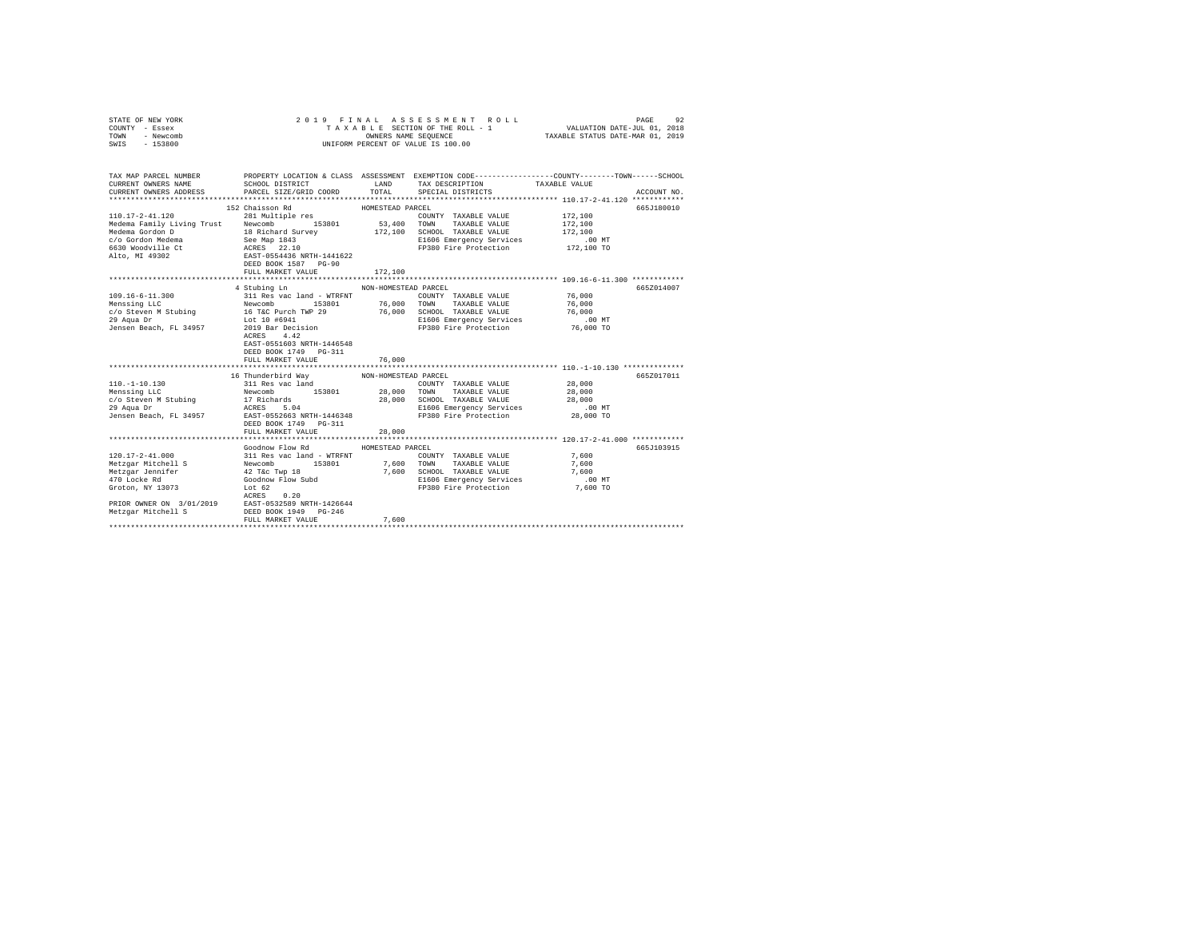STATE OF NEW YORK
COUNTY - Essex
TOWN - Newcomb
SWIS - 153800

2 0 1 9 F I N A L A S S E S S M E N T R O L L
T A X A B L E SECTION OF THE ROLL - 1
OWNERS NAME SEQUENCE
UNIFORM PERCENT OF VALUE IS 100.00

VALUATION DATE-JUL 01, 2018
TAXABLE STATUS DATE-MAR 01, 2019

```
TAX MAP PARCEL NUMBER          PROPERTY LOCATION & CLASS  ASSESSMENT  EXEMPTION CODE-----------------COUNTY--------TOWN------SCHOOL
CURRENT OWNERS NAME            SCHOOL DISTRICT               LAND      TAX DESCRIPTION           TAXABLE VALUE
CURRENT OWNERS ADDRESS         PARCEL SIZE/GRID COORD        TOTAL     SPECIAL DISTRICTS                                 ACCOUNT NO.
******************************************************************************************************* 110.17-2-41.120 ************
                             152 Chaisson Rd                  HOMESTEAD PARCEL                                          665J180010
110.17-2-41.120              281 Multiple res                            COUNTY  TAXABLE VALUE            172,100
Medema Family Living Trust   Newcomb          153801        53,400     TOWN    TAXABLE VALUE            172,100
Medema Gordon D              18 Richard Survey             172,100     SCHOOL  TAXABLE VALUE            172,100
c/o Gordon Medema            See Map 1843                              E1606 Emergency Services              .00 MT
6630 Woodville Ct            ACRES   22.10                             FP380 Fire Protection           172,100 TO
Alto, MI 49302               EAST-0554436 NRTH-1441622
                             DEED BOOK 1587   PG-90
                             FULL MARKET VALUE             172,100
******************************************************************************************************* 109.16-6-11.300 ************
                             4 Stubing Ln                     NON-HOMESTEAD PARCEL                                      665Z014007
109.16-6-11.300              311 Res vac land - WTRFNT                   COUNTY  TAXABLE VALUE             76,000
Menssing LLC                 Newcomb          153801        76,000     TOWN    TAXABLE VALUE             76,000
c/o Steven M Stubing         16 T&C Purch TWP 29            76,000     SCHOOL  TAXABLE VALUE             76,000
29 Aqua Dr                   Lot 10 #6941                              E1606 Emergency Services              .00 MT
Jensen Beach, FL 34957       2019 Bar Decision                         FP380 Fire Protection            76,000 TO
                             ACRES    4.42
                             EAST-0551603 NRTH-1446548
                             DEED BOOK 1749   PG-311
                             FULL MARKET VALUE              76,000
******************************************************************************************************* 110.-1-10.130 **************
                             16 Thunderbird Way               NON-HOMESTEAD PARCEL                                      665Z017011
110.-1-10.130                311 Res vac land                            COUNTY  TAXABLE VALUE             28,000
Menssing LLC                 Newcomb          153801        28,000     TOWN    TAXABLE VALUE             28,000
c/o Steven M Stubing         17 Richards                    28,000     SCHOOL  TAXABLE VALUE             28,000
29 Aqua Dr                   ACRES    5.04                             E1606 Emergency Services              .00 MT
Jensen Beach, FL 34957       EAST-0552663 NRTH-1446348                 FP380 Fire Protection            28,000 TO
                             DEED BOOK 1749   PG-311
                             FULL MARKET VALUE              28,000
******************************************************************************************************* 120.17-2-41.000 ************
                             Goodnow Flow Rd                  HOMESTEAD PARCEL                                          665J103915
120.17-2-41.000              311 Res vac land - WTRFNT                   COUNTY  TAXABLE VALUE              7,600
Metzgar Mitchell S           Newcomb          153801         7,600     TOWN    TAXABLE VALUE              7,600
Metzgar Jennifer             42 T&c Twp 18                   7,600     SCHOOL  TAXABLE VALUE              7,600
470 Locke Rd                 Goodnow Flow Subd                         E1606 Emergency Services              .00 MT
Groton, NY 13073             Lot 62                                    FP380 Fire Protection             7,600 TO
                             ACRES    0.20
PRIOR OWNER ON 3/01/2019     EAST-0532589 NRTH-1426644
Metzgar Mitchell S           DEED BOOK 1949   PG-246
                             FULL MARKET VALUE               7,600
************************************************************************************************************************************
```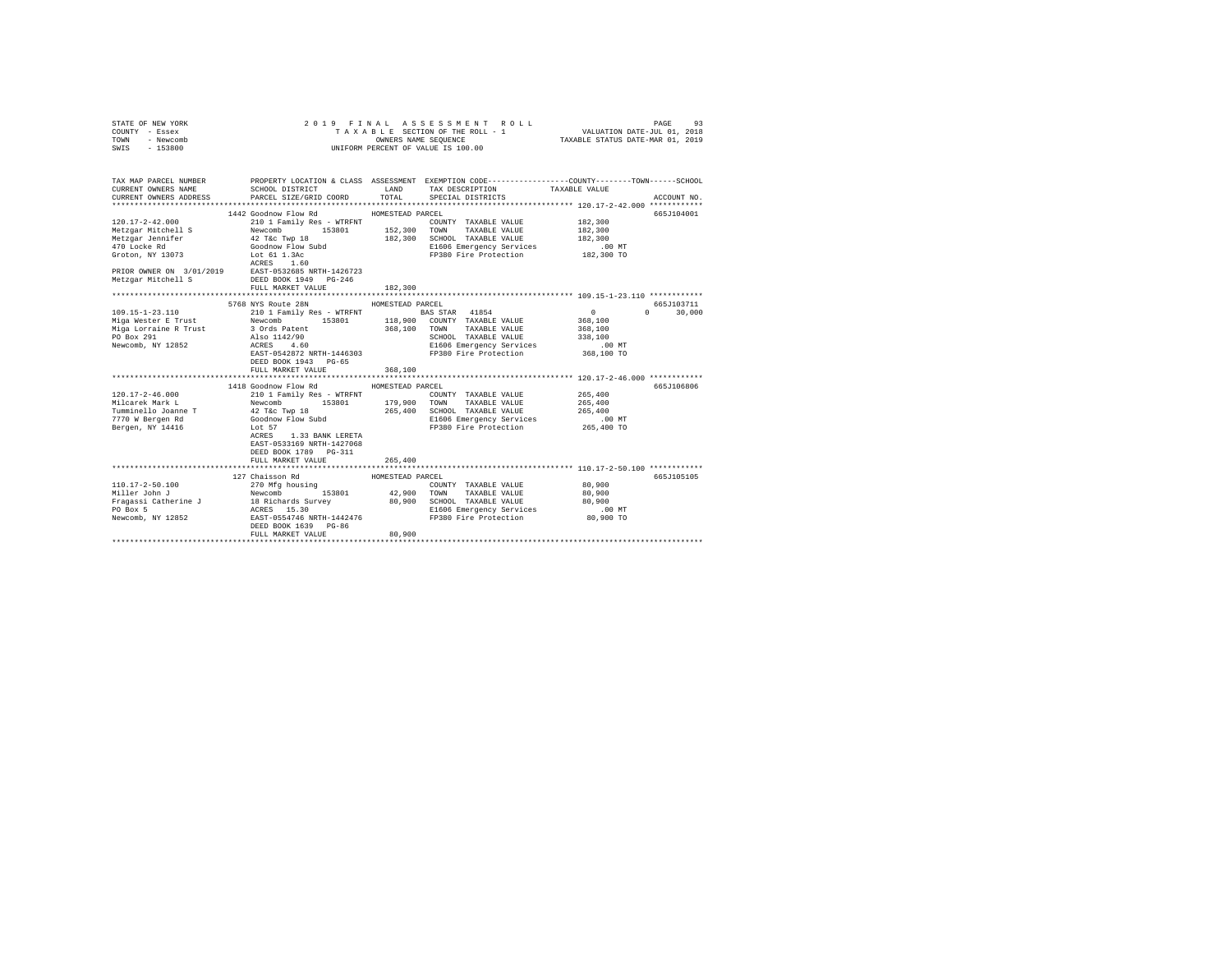STATE OF NEW YORK
COUNTY - Essex
TOWN - Newcomb
SWIS - 153800

2 0 1 9 F I N A L A S S E S S M E N T R O L L
T A X A B L E SECTION OF THE ROLL - 1
OWNERS NAME SEQUENCE
UNIFORM PERCENT OF VALUE IS 100.00

VALUATION DATE-JUL 01, 2018
TAXABLE STATUS DATE-MAR 01, 2019

```
TAX MAP PARCEL NUMBER          PROPERTY LOCATION & CLASS  ASSESSMENT  EXEMPTION CODE-----------------COUNTY--------TOWN------SCHOOL
CURRENT OWNERS NAME            SCHOOL DISTRICT               LAND      TAX DESCRIPTION            TAXABLE VALUE
CURRENT OWNERS ADDRESS         PARCEL SIZE/GRID COORD        TOTAL     SPECIAL DISTRICTS                                     ACCOUNT NO.
************************************************************************************************ 120.17-2-42.000 ************
                       1442 Goodnow Flow Rd           HOMESTEAD PARCEL                                                    665J104001
120.17-2-42.000               210 1 Family Res - WTRFNT              COUNTY  TAXABLE VALUE            182,300
Metzgar Mitchell S            Newcomb        153801     152,300   TOWN    TAXABLE VALUE            182,300
Metzgar Jennifer              42 T&c Twp 18              182,300   SCHOOL  TAXABLE VALUE            182,300
470 Locke Rd                  Goodnow Flow Subd                    E1606 Emergency Services            .00 MT
Groton, NY 13073              Lot 61 1.3Ac                         FP380 Fire Protection           182,300 TO
                              ACRES    1.60
PRIOR OWNER ON 3/01/2019      EAST-0532685 NRTH-1426723
Metzgar Mitchell S            DEED BOOK 1949   PG-246
                              FULL MARKET VALUE          182,300
************************************************************************************************ 109.15-1-23.110 ************
                       5768 NYS Route 28N             HOMESTEAD PARCEL                                                    665J103711
109.15-1-23.110               210 1 Family Res - WTRFNT              BAS STAR  41854                     0          0     30,000
Miga Wester E Trust           Newcomb        153801     118,900   COUNTY  TAXABLE VALUE            368,100
Miga Lorraine R Trust         3 Ords Patent              368,100   TOWN    TAXABLE VALUE            368,100
PO Box 291                    Also 1142/90                         SCHOOL  TAXABLE VALUE            338,100
Newcomb, NY 12852             ACRES    4.60                        E1606 Emergency Services            .00 MT
                              EAST-0542872 NRTH-1446303            FP380 Fire Protection           368,100 TO
                              DEED BOOK 1943   PG-65
                              FULL MARKET VALUE          368,100
************************************************************************************************ 120.17-2-46.000 ************
                       1418 Goodnow Flow Rd           HOMESTEAD PARCEL                                                    665J106806
120.17-2-46.000               210 1 Family Res - WTRFNT              COUNTY  TAXABLE VALUE            265,400
Milcarek Mark L               Newcomb        153801     179,900   TOWN    TAXABLE VALUE            265,400
Tumminello Joanne T           42 T&c Twp 18              265,400   SCHOOL  TAXABLE VALUE            265,400
7770 W Bergen Rd              Goodnow Flow Subd                    E1606 Emergency Services            .00 MT
Bergen, NY 14416              Lot 57                               FP380 Fire Protection           265,400 TO
                              ACRES    1.33 BANK LERETA
                              EAST-0533169 NRTH-1427068
                              DEED BOOK 1789   PG-311
                              FULL MARKET VALUE          265,400
************************************************************************************************ 110.17-2-50.100 ************
                       127 Chaisson Rd                HOMESTEAD PARCEL                                                    665J105105
110.17-2-50.100               270 Mfg housing                        COUNTY  TAXABLE VALUE             80,900
Miller John J                 Newcomb        153801      42,900   TOWN    TAXABLE VALUE             80,900
Fragassi Catherine J          18 Richards Survey          80,900   SCHOOL  TAXABLE VALUE             80,900
PO Box 5                      ACRES   15.30                        E1606 Emergency Services            .00 MT
Newcomb, NY 12852             EAST-0554746 NRTH-1442476            FP380 Fire Protection            80,900 TO
                              DEED BOOK 1639   PG-86
                              FULL MARKET VALUE           80,900
****************************************************************************************************************************
```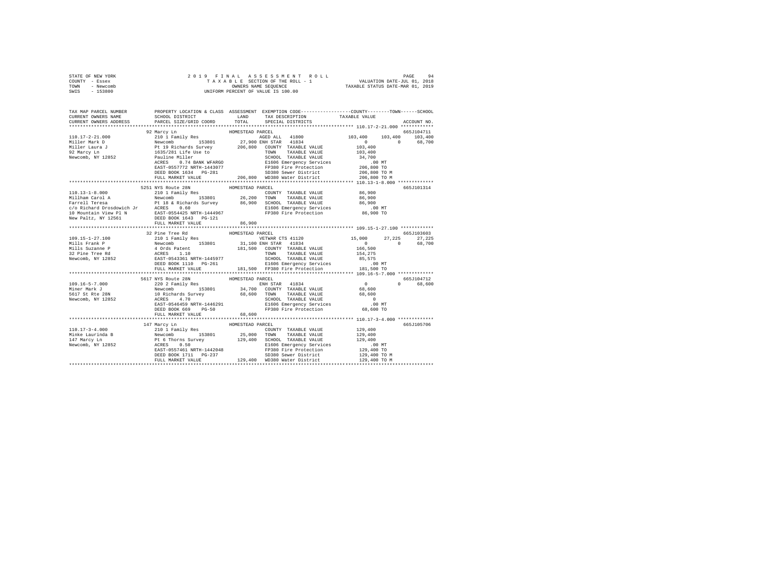STATE OF NEW YORK
COUNTY - Essex
TOWN - Newcomb
SWIS - 153800

2019 FINAL ASSESSMENT ROLL
TAXABLE SECTION OF THE ROLL - 1
OWNERS NAME SEQUENCE
UNIFORM PERCENT OF VALUE IS 100.00

VALUATION DATE-JUL 01, 2018
TAXABLE STATUS DATE-MAR 01, 2019

```
TAX MAP PARCEL NUMBER      PROPERTY LOCATION & CLASS  ASSESSMENT  EXEMPTION CODE-----------------COUNTY--------TOWN------SCHOOL
CURRENT OWNERS NAME        SCHOOL DISTRICT            LAND        TAX DESCRIPTION             TAXABLE VALUE
CURRENT OWNERS ADDRESS     PARCEL SIZE/GRID COORD     TOTAL       SPECIAL DISTRICTS                                        ACCOUNT NO.
********************************************************************************************* 110.17-2-21.000 ************
                           92 Marcy Ln                HOMESTEAD PARCEL                                                     665J104711
110.17-2-21.000            210 1 Family Res                      AGED ALL  41800              103,400    103,400    103,400
Miller Mark D              Newcomb      153801        27,900 ENH STAR  41834                        0          0     68,700
Miller Laura J             Pt 19 Richards Survey     206,800    COUNTY  TAXABLE VALUE          103,400
92 Marcy Ln                1635/281 Life Use to                 TOWN    TAXABLE VALUE          103,400
Newcomb, NY 12852          Pauline Miller                       SCHOOL  TAXABLE VALUE           34,700
                           ACRES    0.74 BANK WFARGO            E1606 Emergency Services           .00 MT
                           EAST-0557772 NRTH-1443077            FP380 Fire Protection          206,800 TO
                           DEED BOOK 1634   PG-281              SD380 Sewer District           206,800 TO M
                           FULL MARKET VALUE         206,800    WD380 Water District           206,800 TO M
********************************************************************************************* 110.13-1-8.000 *************
                           5251 NYS Route 28N         HOMESTEAD PARCEL                                                     665J101314
110.13-1-8.000             210 1 Family Res                     COUNTY  TAXABLE VALUE           86,900
Millham Carol A            Newcomb      153801        26,200    TOWN    TAXABLE VALUE           86,900
Farrell Teresa             Pt 18 & Richards Survey    86,900    SCHOOL  TAXABLE VALUE           86,900
c/o Richard Drosdowich Jr  ACRES    0.60                        E1606 Emergency Services           .00 MT
10 Mountain View Pl N      EAST-0554425 NRTH-1444967            FP380 Fire Protection           86,900 TO
New Paltz, NY 12561        DEED BOOK 1643   PG-121
                           FULL MARKET VALUE          86,900
********************************************************************************************* 109.15-1-27.100 ************
                           32 Pine Tree Rd            HOMESTEAD PARCEL                                                     665J103603
109.15-1-27.100            210 1 Family Res                     VETWAR CTS 41120               15,000     27,225     27,225
Mills Frank P              Newcomb      153801        31,100 ENH STAR  41834                        0          0     68,700
Mills Suzanne P            4 Ords Patent             181,500    COUNTY  TAXABLE VALUE          166,500
32 Pine Tree Rd            ACRES    1.10                        TOWN    TAXABLE VALUE          154,275
Newcomb, NY 12852          EAST-0543361 NRTH-1445977            SCHOOL  TAXABLE VALUE           85,575
                           DEED BOOK 1110   PG-261              E1606 Emergency Services           .00 MT
                           FULL MARKET VALUE         181,500    FP380 Fire Protection          181,500 TO
********************************************************************************************* 109.16-5-7.000 *************
                           5617 NYS Route 28N         HOMESTEAD PARCEL                                                     665J104712
109.16-5-7.000             220 2 Family Res                     ENH STAR  41834                      0          0     68,600
Miner Mark J               Newcomb      153801        34,700    COUNTY  TAXABLE VALUE           68,600
5617 St Rte 28N            10 Richards Survey         68,600    TOWN    TAXABLE VALUE           68,600
Newcomb, NY 12852          ACRES    4.70                        SCHOOL  TAXABLE VALUE                0
                           EAST-0546459 NRTH-1446291            E1606 Emergency Services           .00 MT
                           DEED BOOK 669    PG-50               FP380 Fire Protection           68,600 TO
                           FULL MARKET VALUE          68,600
********************************************************************************************* 110.17-3-4.000 *************
                           147 Marcy Ln               HOMESTEAD PARCEL                                                     665J105706
110.17-3-4.000             210 1 Family Res                     COUNTY  TAXABLE VALUE          129,400
Minke Laurinda B           Newcomb      153801        25,000    TOWN    TAXABLE VALUE          129,400
147 Marcy Ln               Pt 6 Thorns Survey        129,400    SCHOOL  TAXABLE VALUE          129,400
Newcomb, NY 12852          ACRES    0.50                        E1606 Emergency Services           .00 MT
                           EAST-0557461 NRTH-1442048            FP380 Fire Protection          129,400 TO
                           DEED BOOK 1711   PG-237              SD380 Sewer District           129,400 TO M
                           FULL MARKET VALUE         129,400    WD380 Water District           129,400 TO M
****************************************************************************************************************************
```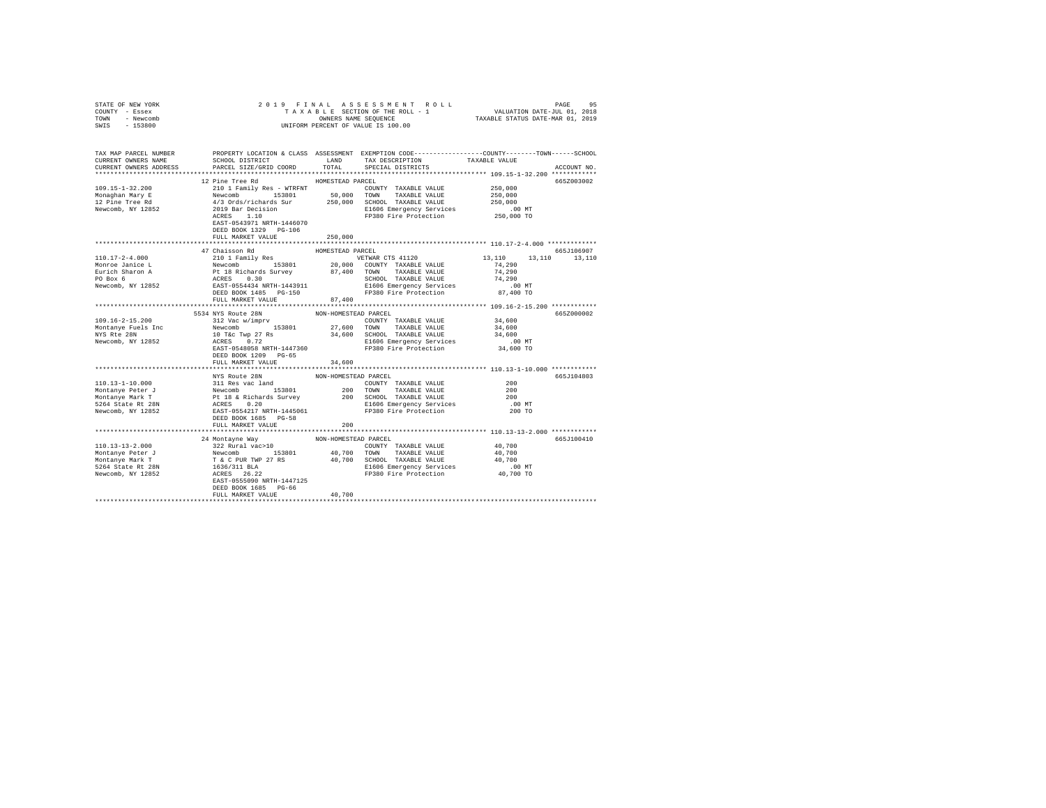STATE OF NEW YORK
COUNTY - Essex
TOWN - Newcomb
SWIS - 153800

2 0 1 9 F I N A L A S S E S S M E N T R O L L
T A X A B L E SECTION OF THE ROLL - 1
OWNERS NAME SEQUENCE
UNIFORM PERCENT OF VALUE IS 100.00

VALUATION DATE-JUL 01, 2018
TAXABLE STATUS DATE-MAR 01, 2019

```
TAX MAP PARCEL NUMBER    PROPERTY LOCATION & CLASS  ASSESSMENT  EXEMPTION CODE-----------------COUNTY--------TOWN------SCHOOL
CURRENT OWNERS NAME      SCHOOL DISTRICT             LAND      TAX DESCRIPTION             TAXABLE VALUE
CURRENT OWNERS ADDRESS   PARCEL SIZE/GRID COORD      TOTAL     SPECIAL DISTRICTS                                    ACCOUNT NO.
******************************************************************************************************* 109.15-1-32.200 ************
                         12 Pine Tree Rd                HOMESTEAD PARCEL                                             665Z003002
109.15-1-32.200          210 1 Family Res - WTRFNT              COUNTY  TAXABLE VALUE           250,000
Monaghan Mary E          Newcomb        153801       50,000    TOWN    TAXABLE VALUE           250,000
12 Pine Tree Rd          4/3 Ords/richards Sur      250,000    SCHOOL  TAXABLE VALUE           250,000
Newcomb, NY 12852        2019 Bar Decision                     E1606 Emergency Services            .00 MT
                         ACRES    1.10                         FP380 Fire Protection           250,000 TO
                         EAST-0543971 NRTH-1446070
                         DEED BOOK 1329   PG-106
                         FULL MARKET VALUE          250,000
******************************************************************************************************* 110.17-2-4.000 *************
                         47 Chaisson Rd                 HOMESTEAD PARCEL                                             665J106907
110.17-2-4.000           210 1 Family Res                      VETWAR CTS 41120              13,110      13,110      13,110
Monroe Janice L          Newcomb        153801       20,000    COUNTY  TAXABLE VALUE            74,290
Eurich Sharon A          Pt 18 Richards Survey       87,400    TOWN    TAXABLE VALUE            74,290
PO Box 6                 ACRES    0.30                         SCHOOL  TAXABLE VALUE            74,290
Newcomb, NY 12852        EAST-0554434 NRTH-1443911             E1606 Emergency Services            .00 MT
                         DEED BOOK 1485   PG-150               FP380 Fire Protection            87,400 TO
                         FULL MARKET VALUE           87,400
******************************************************************************************************* 109.16-2-15.200 ************
                         5534 NYS Route 28N             NON-HOMESTEAD PARCEL                                         665Z000002
109.16-2-15.200          312 Vac w/imprv                       COUNTY  TAXABLE VALUE            34,600
Montanye Fuels Inc       Newcomb        153801       27,600    TOWN    TAXABLE VALUE            34,600
NYS Rte 28N              10 T&c Twp 27 Rs            34,600    SCHOOL  TAXABLE VALUE            34,600
Newcomb, NY 12852        ACRES    0.72                         E1606 Emergency Services            .00 MT
                         EAST-0548058 NRTH-1447360             FP380 Fire Protection            34,600 TO
                         DEED BOOK 1209   PG-65
                         FULL MARKET VALUE           34,600
******************************************************************************************************* 110.13-1-10.000 ************
                         NYS Route 28N                  NON-HOMESTEAD PARCEL                                         665J104803
110.13-1-10.000          311 Res vac land                      COUNTY  TAXABLE VALUE               200
Montanye Peter J         Newcomb        153801          200    TOWN    TAXABLE VALUE               200
Montanye Mark T          Pt 18 & Richards Survey        200    SCHOOL  TAXABLE VALUE               200
5264 State Rt 28N        ACRES    0.20                         E1606 Emergency Services            .00 MT
Newcomb, NY 12852        EAST-0554217 NRTH-1445061             FP380 Fire Protection               200 TO
                         DEED BOOK 1685   PG-58
                         FULL MARKET VALUE              200
******************************************************************************************************* 110.13-13-2.000 ************
                         24 Montayne Way                NON-HOMESTEAD PARCEL                                         665J100410
110.13-13-2.000          322 Rural vac>10                      COUNTY  TAXABLE VALUE            40,700
Montanye Peter J         Newcomb        153801       40,700    TOWN    TAXABLE VALUE            40,700
Montanye Mark T          T & C PUR TWP 27 RS         40,700    SCHOOL  TAXABLE VALUE            40,700
5264 State Rt 28N        1636/311 BLA                          E1606 Emergency Services            .00 MT
Newcomb, NY 12852        ACRES   26.22                         FP380 Fire Protection            40,700 TO
                         EAST-0555090 NRTH-1447125
                         DEED BOOK 1685   PG-66
                         FULL MARKET VALUE           40,700
************************************************************************************************************************************
```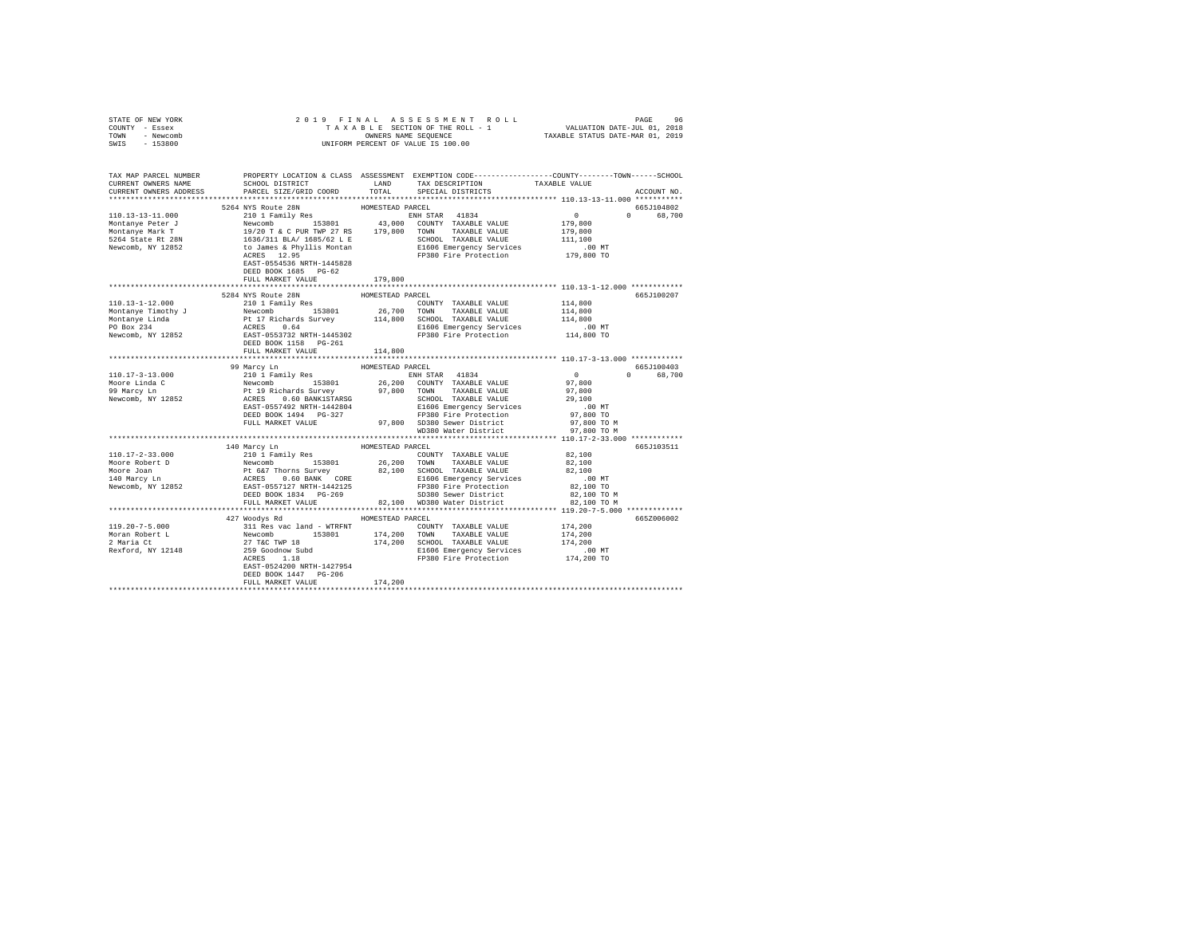```
STATE OF NEW YORK                2 0 1 9   F I N A L   A S S E S S M E N T   R O L L                  PAGE    96
COUNTY  - Essex                        T A X A B L E  SECTION OF THE ROLL - 1           VALUATION DATE-JUL 01, 2018
TOWN    - Newcomb                           OWNERS NAME SEQUENCE                     TAXABLE STATUS DATE-MAR 01, 2019
SWIS    - 153800                       UNIFORM PERCENT OF VALUE IS 100.00

TAX MAP PARCEL NUMBER          PROPERTY LOCATION & CLASS  ASSESSMENT  EXEMPTION CODE-----------------COUNTY--------TOWN------SCHOOL
CURRENT OWNERS NAME            SCHOOL DISTRICT             LAND      TAX DESCRIPTION            TAXABLE VALUE
CURRENT OWNERS ADDRESS         PARCEL SIZE/GRID COORD      TOTAL     SPECIAL DISTRICTS                                    ACCOUNT NO.
******************************************************************************************************* 110.13-13-11.000 ***********
                          5264 NYS Route 28N              HOMESTEAD PARCEL                                              665J104802
110.13-13-11.000               210 1 Family Res                     ENH STAR  41834            0           0     68,700
Montanye Peter J               Newcomb       153801        43,000   COUNTY  TAXABLE VALUE         179,800
Montanye Mark T                19/20 T & C PUR TWP 27 RS  179,800   TOWN    TAXABLE VALUE         179,800
5264 State Rt 28N              1636/311 BLA/ 1685/62 L E            SCHOOL  TAXABLE VALUE         111,100
Newcomb, NY 12852              to James & Phyllis Montan            E1606 Emergency Services          .00 MT
                               ACRES   12.95                        FP380 Fire Protection         179,800 TO
                               EAST-0554536 NRTH-1445828
                               DEED BOOK 1685   PG-62
                               FULL MARKET VALUE          179,800
******************************************************************************************************* 110.13-1-12.000 ************
                          5284 NYS Route 28N              HOMESTEAD PARCEL                                              665J100207
110.13-1-12.000                210 1 Family Res                     COUNTY  TAXABLE VALUE         114,800
Montanye Timothy J             Newcomb       153801        26,700   TOWN    TAXABLE VALUE         114,800
Montanye Linda                 Pt 17 Richards Survey      114,800   SCHOOL  TAXABLE VALUE         114,800
PO Box 234                     ACRES    0.64                        E1606 Emergency Services          .00 MT
Newcomb, NY 12852              EAST-0553732 NRTH-1445302            FP380 Fire Protection         114,800 TO
                               DEED BOOK 1158   PG-261
                               FULL MARKET VALUE          114,800
******************************************************************************************************* 110.17-3-13.000 ************
                          99 Marcy Ln                     HOMESTEAD PARCEL                                              665J100403
110.17-3-13.000                210 1 Family Res                     ENH STAR  41834            0           0     68,700
Moore Linda C                  Newcomb       153801        26,200   COUNTY  TAXABLE VALUE          97,800
99 Marcy Ln                    Pt 19 Richards Survey       97,800   TOWN    TAXABLE VALUE          97,800
Newcomb, NY 12852              ACRES    0.60 BANK1STARSG            SCHOOL  TAXABLE VALUE          29,100
                               EAST-0557492 NRTH-1442804            E1606 Emergency Services          .00 MT
                               DEED BOOK 1494   PG-327              FP380 Fire Protection          97,800 TO
                               FULL MARKET VALUE           97,800   SD380 Sewer District           97,800 TO M
                                                                    WD380 Water District           97,800 TO M
******************************************************************************************************* 110.17-2-33.000 ************
                          140 Marcy Ln                    HOMESTEAD PARCEL                                              665J103511
110.17-2-33.000                210 1 Family Res                     COUNTY  TAXABLE VALUE          82,100
Moore Robert D                 Newcomb       153801        26,200   TOWN    TAXABLE VALUE          82,100
Moore Joan                     Pt 6&7 Thorns Survey        82,100   SCHOOL  TAXABLE VALUE          82,100
140 Marcy Ln                   ACRES    0.60 BANK   CORE            E1606 Emergency Services          .00 MT
Newcomb, NY 12852              EAST-0557127 NRTH-1442125            FP380 Fire Protection          82,100 TO
                               DEED BOOK 1834   PG-269              SD380 Sewer District           82,100 TO M
                               FULL MARKET VALUE           82,100   WD380 Water District           82,100 TO M
******************************************************************************************************* 119.20-7-5.000 *************
                          427 Woodys Rd                   HOMESTEAD PARCEL                                              665Z006002
119.20-7-5.000                 311 Res vac land - WTRFNT            COUNTY  TAXABLE VALUE         174,200
Moran Robert L                 Newcomb       153801       174,200   TOWN    TAXABLE VALUE         174,200
2 Maria Ct                     27 T&C TWP 18              174,200   SCHOOL  TAXABLE VALUE         174,200
Rexford, NY 12148              259 Goodnow Subd                     E1606 Emergency Services          .00 MT
                               ACRES    1.18                        FP380 Fire Protection         174,200 TO
                               EAST-0524200 NRTH-1427954
                               DEED BOOK 1447   PG-206
                               FULL MARKET VALUE          174,200
************************************************************************************************************************************
```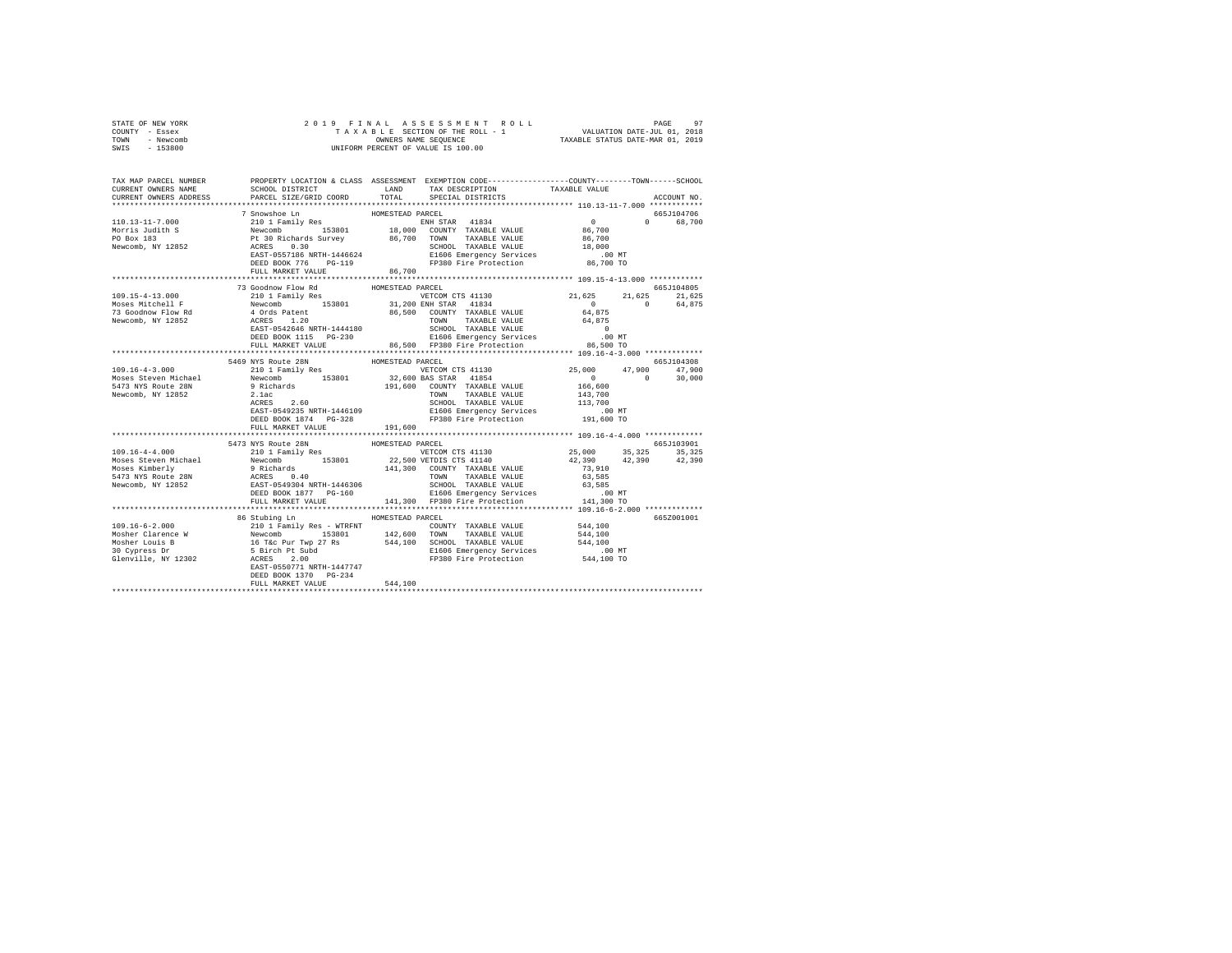STATE OF NEW YORK
COUNTY - Essex
TOWN - Newcomb
SWIS - 153800

2019 FINAL ASSESSMENT ROLL
TAXABLE SECTION OF THE ROLL - 1
OWNERS NAME SEQUENCE
UNIFORM PERCENT OF VALUE IS 100.00

VALUATION DATE-JUL 01, 2018
TAXABLE STATUS DATE-MAR 01, 2019

```
TAX MAP PARCEL NUMBER          PROPERTY LOCATION & CLASS  ASSESSMENT  EXEMPTION CODE-----------------COUNTY--------TOWN------SCHOOL
CURRENT OWNERS NAME            SCHOOL DISTRICT              LAND      TAX DESCRIPTION            TAXABLE VALUE
CURRENT OWNERS ADDRESS         PARCEL SIZE/GRID COORD       TOTAL     SPECIAL DISTRICTS                                   ACCOUNT NO.
************************************************************************************************* 110.13-11-7.000 ************
                          7 Snowshoe Ln                HOMESTEAD PARCEL                                                  665J104706
110.13-11-7.000                210 1 Family Res                        ENH STAR  41834              0           0      68,700
Morris Judith S                Newcomb      153801       18,000   COUNTY  TAXABLE VALUE             86,700
PO Box 183                     Pt 30 Richards Survey     86,700   TOWN    TAXABLE VALUE             86,700
Newcomb, NY 12852              ACRES    0.30                      SCHOOL  TAXABLE VALUE             18,000
                               EAST-0557186 NRTH-1446624          E1606 Emergency Services            .00 MT
                               DEED BOOK 776    PG-119            FP380 Fire Protection           86,700 TO
                               FULL MARKET VALUE         86,700
************************************************************************************************* 109.15-4-13.000 ************
                          73 Goodnow Flow Rd           HOMESTEAD PARCEL                                                  665J104805
109.15-4-13.000                210 1 Family Res                        VETCOM CTS 41130          21,625      21,625      21,625
Moses Mitchell F               Newcomb      153801       31,200 ENH STAR  41834                  0           0      64,875
73 Goodnow Flow Rd             4 Ords Patent             86,500   COUNTY  TAXABLE VALUE             64,875
Newcomb, NY 12852              ACRES    1.20                      TOWN    TAXABLE VALUE             64,875
                               EAST-0542646 NRTH-1444180          SCHOOL  TAXABLE VALUE                  0
                               DEED BOOK 1115   PG-230            E1606 Emergency Services            .00 MT
                               FULL MARKET VALUE         86,500  FP380 Fire Protection           86,500 TO
************************************************************************************************* 109.16-4-3.000 *************
                          5469 NYS Route 28N           HOMESTEAD PARCEL                                                  665J104308
109.16-4-3.000                 210 1 Family Res                        VETCOM CTS 41130          25,000      47,900      47,900
Moses Steven Michael           Newcomb      153801       32,600 BAS STAR  41854                  0           0      30,000
5473 NYS Route 28N             9 Richards               191,600   COUNTY  TAXABLE VALUE            166,600
Newcomb, NY 12852              2.1ac                              TOWN    TAXABLE VALUE            143,700
                               ACRES    2.60                      SCHOOL  TAXABLE VALUE            113,700
                               EAST-0549235 NRTH-1446109          E1606 Emergency Services            .00 MT
                               DEED BOOK 1874   PG-328            FP380 Fire Protection          191,600 TO
                               FULL MARKET VALUE        191,600
************************************************************************************************* 109.16-4-4.000 *************
                          5473 NYS Route 28N           HOMESTEAD PARCEL                                                  665J103901
109.16-4-4.000                 210 1 Family Res                        VETCOM CTS 41130          25,000      35,325      35,325
Moses Steven Michael           Newcomb      153801       22,500 VETDIS CTS 41140          42,390      42,390      42,390
Moses Kimberly                 9 Richards               141,300   COUNTY  TAXABLE VALUE             73,910
5473 NYS Route 28N             ACRES    0.40                      TOWN    TAXABLE VALUE             63,585
Newcomb, NY 12852              EAST-0549304 NRTH-1446306          SCHOOL  TAXABLE VALUE             63,585
                               DEED BOOK 1877   PG-160            E1606 Emergency Services            .00 MT
                               FULL MARKET VALUE        141,300  FP380 Fire Protection          141,300 TO
************************************************************************************************* 109.16-6-2.000 *************
                          86 Stubing Ln                HOMESTEAD PARCEL                                                  665Z001001
109.16-6-2.000                 210 1 Family Res - WTRFNT              COUNTY  TAXABLE VALUE            544,100
Mosher Clarence W              Newcomb      153801      142,600   TOWN    TAXABLE VALUE            544,100
Mosher Louis B                 16 T&c Pur Twp 27 Rs     544,100   SCHOOL  TAXABLE VALUE            544,100
30 Cypress Dr                  5 Birch Pt Subd                    E1606 Emergency Services            .00 MT
Glenville, NY 12302            ACRES    2.00                      FP380 Fire Protection          544,100 TO
                               EAST-0550771 NRTH-1447747
                               DEED BOOK 1370   PG-234
                               FULL MARKET VALUE        544,100
******************************************************************************************************************************
```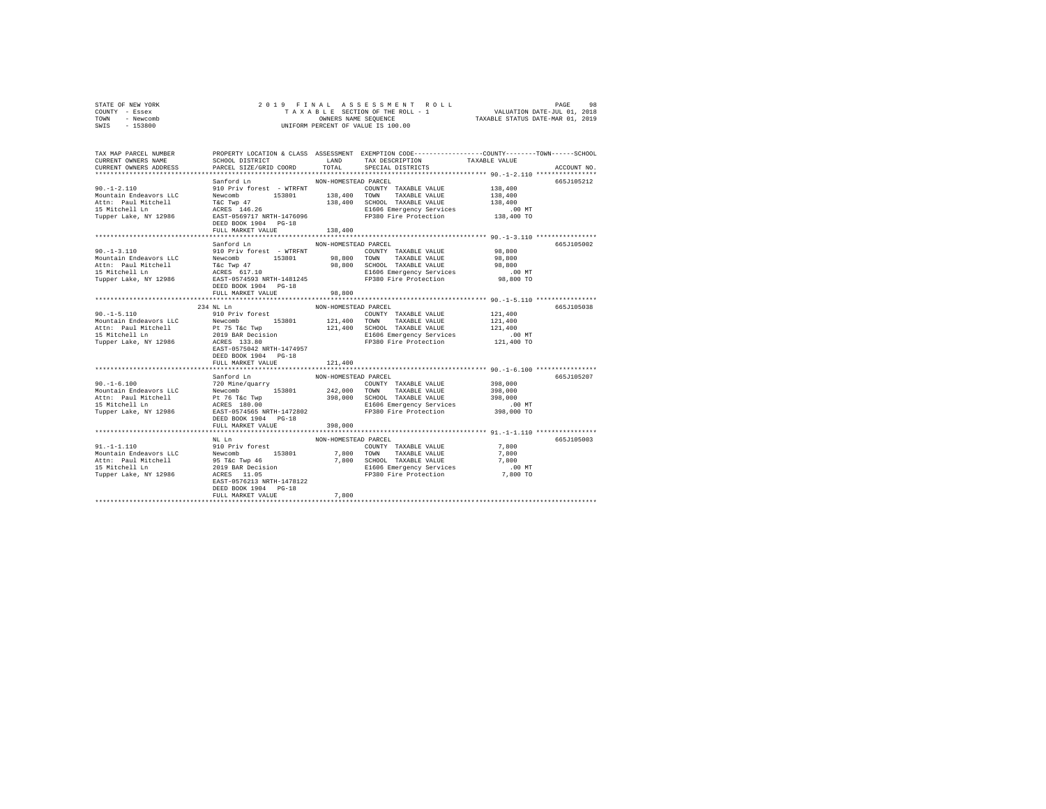STATE OF NEW YORK
COUNTY - Essex
TOWN - Newcomb
SWIS - 153800

2019 FINAL ASSESSMENT ROLL
TAXABLE SECTION OF THE ROLL - 1
OWNERS NAME SEQUENCE
UNIFORM PERCENT OF VALUE IS 100.00

VALUATION DATE-JUL 01, 2018
TAXABLE STATUS DATE-MAR 01, 2019

```
TAX MAP PARCEL NUMBER    PROPERTY LOCATION & CLASS  ASSESSMENT  EXEMPTION CODE-----------------COUNTY--------TOWN------SCHOOL
CURRENT OWNERS NAME      SCHOOL DISTRICT              LAND      TAX DESCRIPTION            TAXABLE VALUE
CURRENT OWNERS ADDRESS   PARCEL SIZE/GRID COORD       TOTAL     SPECIAL DISTRICTS                                     ACCOUNT NO.
******************************************************************************************************* 90.-1-2.110 ****************
                         Sanford Ln                 NON-HOMESTEAD PARCEL                                              665J105212
90.-1-2.110              910 Priv forest  - WTRFNT              COUNTY  TAXABLE VALUE          138,400
Mountain Endeavors LLC   Newcomb       153801       138,400    TOWN    TAXABLE VALUE          138,400
Attn: Paul Mitchell      T&C Twp 47                  138,400    SCHOOL  TAXABLE VALUE          138,400
15 Mitchell Ln           ACRES  146.26                         E1606 Emergency Services           .00 MT
Tupper Lake, NY 12986    EAST-0569717 NRTH-1476096             FP380 Fire Protection          138,400 TO
                         DEED BOOK 1904   PG-18
                         FULL MARKET VALUE           138,400
******************************************************************************************************* 90.-1-3.110 ****************
                         Sanford Ln                 NON-HOMESTEAD PARCEL                                              665J105002
90.-1-3.110              910 Priv forest  - WTRFNT              COUNTY  TAXABLE VALUE           98,800
Mountain Endeavors LLC   Newcomb       153801        98,800    TOWN    TAXABLE VALUE           98,800
Attn: Paul Mitchell      T&c Twp 47                   98,800    SCHOOL  TAXABLE VALUE           98,800
15 Mitchell Ln           ACRES  617.10                         E1606 Emergency Services           .00 MT
Tupper Lake, NY 12986    EAST-0574593 NRTH-1481245             FP380 Fire Protection           98,800 TO
                         DEED BOOK 1904   PG-18
                         FULL MARKET VALUE            98,800
******************************************************************************************************* 90.-1-5.110 ****************
                     234 NL Ln                      NON-HOMESTEAD PARCEL                                              665J105038
90.-1-5.110              910 Priv forest                        COUNTY  TAXABLE VALUE          121,400
Mountain Endeavors LLC   Newcomb       153801       121,400    TOWN    TAXABLE VALUE          121,400
Attn: Paul Mitchell      Pt 75 T&c Twp               121,400    SCHOOL  TAXABLE VALUE          121,400
15 Mitchell Ln           2019 BAR Decision                     E1606 Emergency Services           .00 MT
Tupper Lake, NY 12986    ACRES  133.80                         FP380 Fire Protection          121,400 TO
                         EAST-0575042 NRTH-1474957
                         DEED BOOK 1904   PG-18
                         FULL MARKET VALUE           121,400
******************************************************************************************************* 90.-1-6.100 ****************
                         Sanford Ln                 NON-HOMESTEAD PARCEL                                              665J105207
90.-1-6.100              720 Mine/quarry                        COUNTY  TAXABLE VALUE          398,000
Mountain Endeavors LLC   Newcomb       153801       242,000    TOWN    TAXABLE VALUE          398,000
Attn: Paul Mitchell      Pt 76 T&c Twp               398,000    SCHOOL  TAXABLE VALUE          398,000
15 Mitchell Ln           ACRES  180.00                         E1606 Emergency Services           .00 MT
Tupper Lake, NY 12986    EAST-0574565 NRTH-1472802             FP380 Fire Protection          398,000 TO
                         DEED BOOK 1904   PG-18
                         FULL MARKET VALUE           398,000
******************************************************************************************************* 91.-1-1.110 ****************
                         NL Ln                      NON-HOMESTEAD PARCEL                                              665J105003
91.-1-1.110              910 Priv forest                        COUNTY  TAXABLE VALUE            7,800
Mountain Endeavors LLC   Newcomb       153801         7,800    TOWN    TAXABLE VALUE            7,800
Attn: Paul Mitchell      95 T&c Twp 46                 7,800    SCHOOL  TAXABLE VALUE            7,800
15 Mitchell Ln           2019 BAR Decision                     E1606 Emergency Services           .00 MT
Tupper Lake, NY 12986    ACRES   11.05                         FP380 Fire Protection            7,800 TO
                         EAST-0576213 NRTH-1478122
                         DEED BOOK 1904   PG-18
                         FULL MARKET VALUE             7,800
************************************************************************************************************************************
```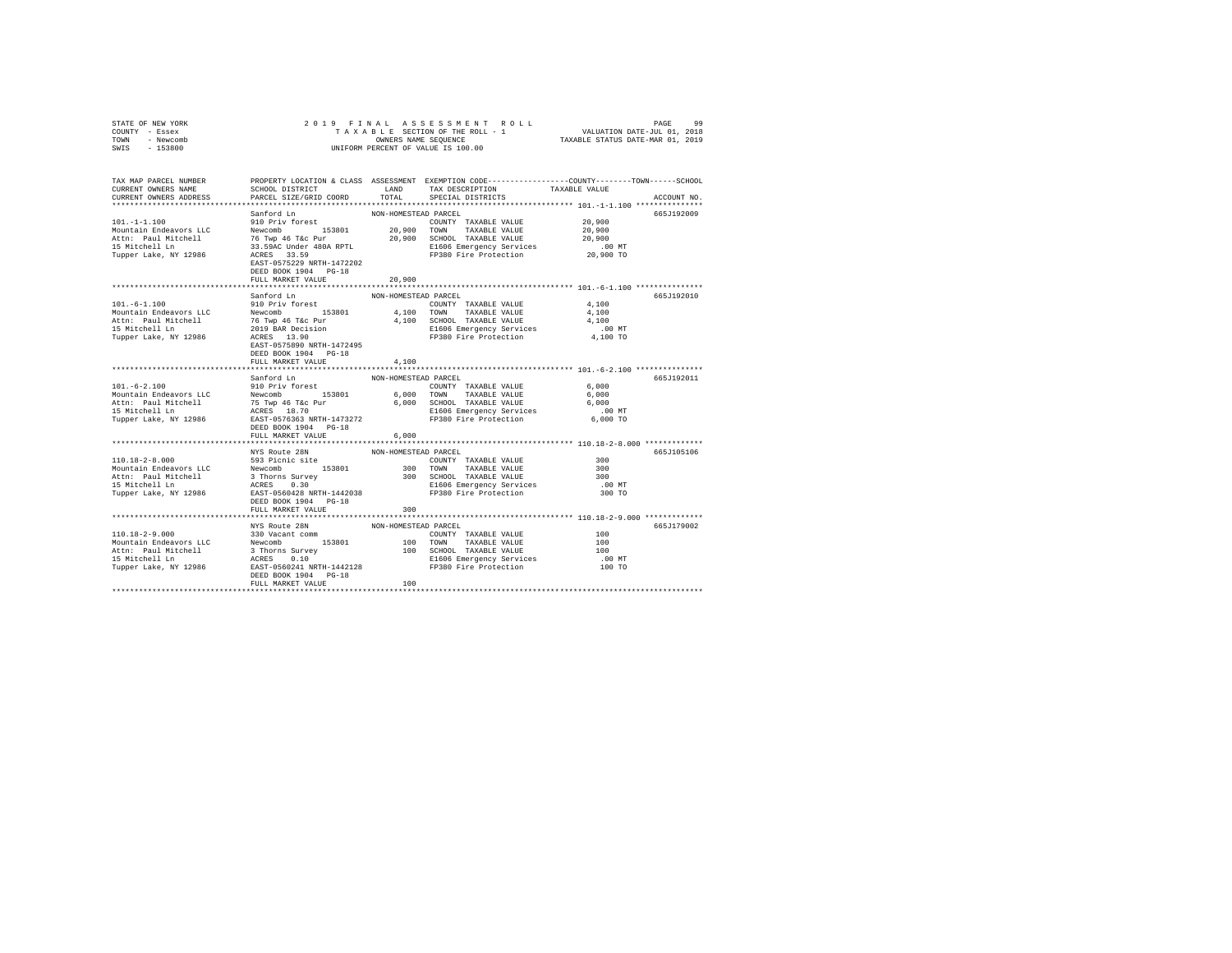STATE OF NEW YORK &nbsp;&nbsp;&nbsp;&nbsp; 2019 FINAL ASSESSMENT ROLL
COUNTY - Essex &nbsp;&nbsp;&nbsp;&nbsp; TAXABLE SECTION OF THE ROLL - 1 &nbsp;&nbsp;&nbsp;&nbsp; VALUATION DATE-JUL 01, 2018
TOWN - Newcomb &nbsp;&nbsp;&nbsp;&nbsp; OWNERS NAME SEQUENCE &nbsp;&nbsp;&nbsp;&nbsp; TAXABLE STATUS DATE-MAR 01, 2019
SWIS - 153800 &nbsp;&nbsp;&nbsp;&nbsp; UNIFORM PERCENT OF VALUE IS 100.00

| TAX MAP PARCEL NUMBER / CURRENT OWNERS NAME / CURRENT OWNERS ADDRESS | PROPERTY LOCATION & CLASS / SCHOOL DISTRICT / PARCEL SIZE/GRID COORD | ASSESSMENT LAND / TOTAL | EXEMPTION CODE / TAX DESCRIPTION / SPECIAL DISTRICTS | COUNTY / TOWN / SCHOOL TAXABLE VALUE | ACCOUNT NO. |
|---|---|---|---|---|---|
| **101.-1-1.100** | Sanford Ln | NON-HOMESTEAD PARCEL | | | 665J192009 |
| 101.-1-1.100 | 910 Priv forest | | COUNTY TAXABLE VALUE | 20,900 | |
| Mountain Endeavors LLC | Newcomb 153801 | 20,900 | TOWN TAXABLE VALUE | 20,900 | |
| Attn: Paul Mitchell | 76 Twp 46 T&c Pur | 20,900 | SCHOOL TAXABLE VALUE | 20,900 | |
| 15 Mitchell Ln | 33.59AC Under 480A RPTL | | E1606 Emergency Services | .00 MT | |
| Tupper Lake, NY 12986 | ACRES 33.59 | | FP380 Fire Protection | 20,900 TO | |
| | EAST-0575229 NRTH-1472202 | | | | |
| | DEED BOOK 1904 PG-18 | | | | |
| | FULL MARKET VALUE | 20,900 | | | |
| **101.-6-1.100** | Sanford Ln | NON-HOMESTEAD PARCEL | | | 665J192010 |
| 101.-6-1.100 | 910 Priv forest | | COUNTY TAXABLE VALUE | 4,100 | |
| Mountain Endeavors LLC | Newcomb 153801 | 4,100 | TOWN TAXABLE VALUE | 4,100 | |
| Attn: Paul Mitchell | 76 Twp 46 T&c Pur | 4,100 | SCHOOL TAXABLE VALUE | 4,100 | |
| 15 Mitchell Ln | 2019 BAR Decision | | E1606 Emergency Services | .00 MT | |
| Tupper Lake, NY 12986 | ACRES 13.90 | | FP380 Fire Protection | 4,100 TO | |
| | EAST-0575890 NRTH-1472495 | | | | |
| | DEED BOOK 1904 PG-18 | | | | |
| | FULL MARKET VALUE | 4,100 | | | |
| **101.-6-2.100** | Sanford Ln | NON-HOMESTEAD PARCEL | | | 665J192011 |
| 101.-6-2.100 | 910 Priv forest | | COUNTY TAXABLE VALUE | 6,000 | |
| Mountain Endeavors LLC | Newcomb 153801 | 6,000 | TOWN TAXABLE VALUE | 6,000 | |
| Attn: Paul Mitchell | 75 Twp 46 T&c Pur | 6,000 | SCHOOL TAXABLE VALUE | 6,000 | |
| 15 Mitchell Ln | ACRES 18.70 | | E1606 Emergency Services | .00 MT | |
| Tupper Lake, NY 12986 | EAST-0576363 NRTH-1473272 | | FP380 Fire Protection | 6,000 TO | |
| | DEED BOOK 1904 PG-18 | | | | |
| | FULL MARKET VALUE | 6,000 | | | |
| **110.18-2-8.000** | NYS Route 28N | NON-HOMESTEAD PARCEL | | | 665J105106 |
| 110.18-2-8.000 | 593 Picnic site | | COUNTY TAXABLE VALUE | 300 | |
| Mountain Endeavors LLC | Newcomb 153801 | 300 | TOWN TAXABLE VALUE | 300 | |
| Attn: Paul Mitchell | 3 Thorns Survey | 300 | SCHOOL TAXABLE VALUE | 300 | |
| 15 Mitchell Ln | ACRES 0.30 | | E1606 Emergency Services | .00 MT | |
| Tupper Lake, NY 12986 | EAST-0560428 NRTH-1442038 | | FP380 Fire Protection | 300 TO | |
| | DEED BOOK 1904 PG-18 | | | | |
| | FULL MARKET VALUE | 300 | | | |
| **110.18-2-9.000** | NYS Route 28N | NON-HOMESTEAD PARCEL | | | 665J179002 |
| 110.18-2-9.000 | 330 Vacant comm | | COUNTY TAXABLE VALUE | 100 | |
| Mountain Endeavors LLC | Newcomb 153801 | 100 | TOWN TAXABLE VALUE | 100 | |
| Attn: Paul Mitchell | 3 Thorns Survey | 100 | SCHOOL TAXABLE VALUE | 100 | |
| 15 Mitchell Ln | ACRES 0.10 | | E1606 Emergency Services | .00 MT | |
| Tupper Lake, NY 12986 | EAST-0560241 NRTH-1442128 | | FP380 Fire Protection | 100 TO | |
| | DEED BOOK 1904 PG-18 | | | | |
| | FULL MARKET VALUE | 100 | | | |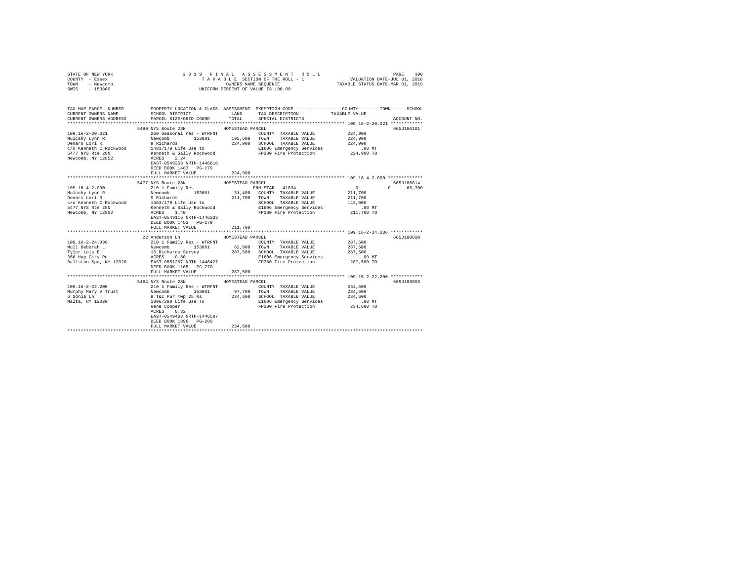STATE OF NEW YORK
COUNTY - Essex
TOWN - Newcomb
SWIS - 153800

2019 FINAL ASSESSMENT ROLL
TAXABLE SECTION OF THE ROLL - 1
OWNERS NAME SEQUENCE
UNIFORM PERCENT OF VALUE IS 100.00

VALUATION DATE-JUL 01, 2018
TAXABLE STATUS DATE-MAR 01, 2019

| TAX MAP PARCEL NUMBER / CURRENT OWNERS NAME / CURRENT OWNERS ADDRESS | PROPERTY LOCATION & CLASS / SCHOOL DISTRICT / PARCEL SIZE/GRID COORD | ASSESSMENT LAND / TOTAL | EXEMPTION CODE / TAX DESCRIPTION / SPECIAL DISTRICTS | COUNTY | TOWN | SCHOOL / TAXABLE VALUE | ACCOUNT NO. |
|---|---|---|---|---|---|---|---|
| 109.16-2-20.021 | 5480 NYS Route 28N | HOMESTEAD PARCEL | | | | | 665J106101 |
| Mulcahy Lynn R | 260 Seasonal res - WTRFNT | | COUNTY TAXABLE VALUE | 224,900 | | | |
| Demars Lori R | Newcomb 153801 | 195,600 | TOWN TAXABLE VALUE | 224,900 | | | |
| c/o Kenneth C Rockwood | 9 Richards | 224,900 | SCHOOL TAXABLE VALUE | 224,900 | | | |
| 5477 NYS Rte 28N | 1483/179 Life Use to | | E1606 Emergency Services | .00 MT | | | |
| Newcomb, NY 12852 | Kenneth & Sally Rockwood | | FP380 Fire Protection | 224,900 TO | | | |
| | ACRES 2.24 | | | | | | |
| | EAST-0549253 NRTH-1446618 | | | | | | |
| | DEED BOOK 1483 PG-179 | | | | | | |
| | FULL MARKET VALUE | 224,900 | | | | | |
| 109.16-4-2.000 | 5477 NYS Route 28N | HOMESTEAD PARCEL | | | | | 665J106014 |
| Mulcahy Lynn R | 210 1 Family Res | | ENH STAR 41834 | 0 | 0 | 68,700 | |
| Demars Lori R | Newcomb 153801 | 31,400 | COUNTY TAXABLE VALUE | 211,700 | | | |
| c/o Kenneth C Rockwood | 9 Richards | 211,700 | TOWN TAXABLE VALUE | 211,700 | | | |
| 5477 NYS Rte 28N | 1483/179 Life Use to | | SCHOOL TAXABLE VALUE | 143,000 | | | |
| Newcomb, NY 12852 | Kenneth & Sally Rockwood | | E1606 Emergency Services | .00 MT | | | |
| | ACRES 1.40 | | FP380 Fire Protection | 211,700 TO | | | |
| | EAST-0549116 NRTH-1446333 | | | | | | |
| | DEED BOOK 1483 PG-179 | | | | | | |
| | FULL MARKET VALUE | 211,700 | | | | | |
| 109.16-2-24.036 | 22 Anderson Ln | HOMESTEAD PARCEL | | | | | 665J180020 |
| Mull Deborah L | 210 1 Family Res - WTRFNT | | COUNTY TAXABLE VALUE | 287,500 | | | |
| Tyler Lois E | Newcomb 153801 | 62,900 | TOWN TAXABLE VALUE | 287,500 | | | |
| 356 Hop City Rd | 16 Richards Survey | 287,500 | SCHOOL TAXABLE VALUE | 287,500 | | | |
| Ballston Spa, NY 12020 | ACRES 0.60 | | E1606 Emergency Services | .00 MT | | | |
| | EAST-0551267 NRTH-1446427 | | FP380 Fire Protection | 287,500 TO | | | |
| | DEED BOOK 1165 PG-270 | | | | | | |
| | FULL MARKET VALUE | 287,500 | | | | | |
| 109.16-2-22.200 | 5464 NYS Route 28N | HOMESTEAD PARCEL | | | | | 665J188003 |
| Murphy Mary V Trust | 210 1 Family Res - WTRFNT | | COUNTY TAXABLE VALUE | 234,600 | | | |
| 6 Sonia Ln | Newcomb 153801 | 97,700 | TOWN TAXABLE VALUE | 234,600 | | | |
| Malta, NY 12020 | 9 T&c Pur Twp 25 Rs | 234,600 | SCHOOL TAXABLE VALUE | 234,600 | | | |
| | 1896/280 Life Use To | | E1606 Emergency Services | .00 MT | | | |
| | Rene Cooper | | FP380 Fire Protection | 234,600 TO | | | |
| | ACRES 0.32 | | | | | | |
| | EAST-0549463 NRTH-1446507 | | | | | | |
| | DEED BOOK 1896 PG-280 | | | | | | |
| | FULL MARKET VALUE | 234,600 | | | | | |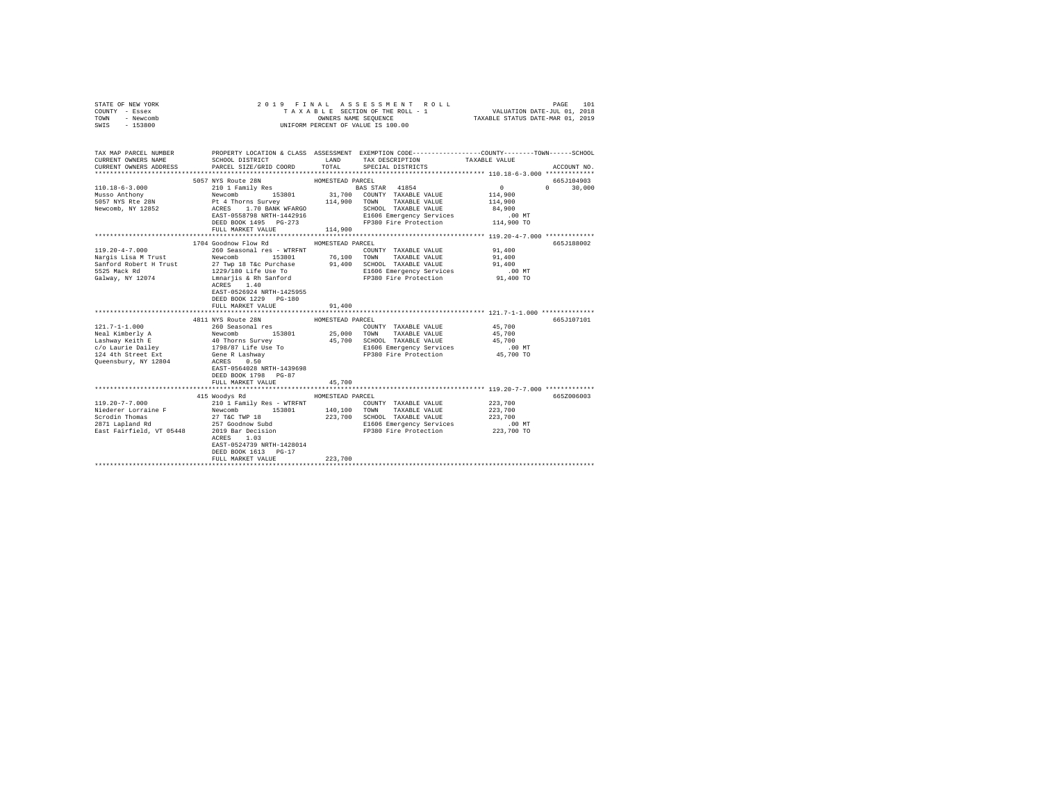STATE OF NEW YORK
COUNTY - Essex
TOWN - Newcomb
SWIS - 153800

2019 FINAL ASSESSMENT ROLL
TAXABLE SECTION OF THE ROLL - 1
OWNERS NAME SEQUENCE
UNIFORM PERCENT OF VALUE IS 100.00

VALUATION DATE-JUL 01, 2018
TAXABLE STATUS DATE-MAR 01, 2019

```
TAX MAP PARCEL NUMBER          PROPERTY LOCATION & CLASS  ASSESSMENT  EXEMPTION CODE-----------------COUNTY--------TOWN------SCHOOL
CURRENT OWNERS NAME            SCHOOL DISTRICT              LAND      TAX DESCRIPTION              TAXABLE VALUE
CURRENT OWNERS ADDRESS         PARCEL SIZE/GRID COORD       TOTAL     SPECIAL DISTRICTS                                    ACCOUNT NO.
******************************************************************************************************* 110.18-6-3.000 *************
                       5057 NYS Route 28N              HOMESTEAD PARCEL                                                    665J104903
110.18-6-3.000         210 1 Family Res                       BAS STAR  41854                  0            0       30,000
Musso Anthony          Newcomb       153801          31,700   COUNTY  TAXABLE VALUE          114,900
5057 NYS Rte 28N       Pt 4 Thorns Survey           114,900   TOWN    TAXABLE VALUE          114,900
Newcomb, NY 12852      ACRES    1.70 BANK WFARGO              SCHOOL  TAXABLE VALUE           84,900
                       EAST-0558798 NRTH-1442916              E1606 Emergency Services           .00 MT
                       DEED BOOK 1495   PG-273                FP380 Fire Protection          114,900 TO
                       FULL MARKET VALUE            114,900
******************************************************************************************************* 119.20-4-7.000 *************
                       1704 Goodnow Flow Rd            HOMESTEAD PARCEL                                                    665J188002
119.20-4-7.000         260 Seasonal res - WTRFNT              COUNTY  TAXABLE VALUE           91,400
Nargis Lisa M Trust    Newcomb       153801          76,100   TOWN    TAXABLE VALUE           91,400
Sanford Robert H Trust 27 Twp 18 T&c Purchase        91,400   SCHOOL  TAXABLE VALUE           91,400
5525 Mack Rd           1229/180 Life Use To                   E1606 Emergency Services           .00 MT
Galway, NY 12074       Lmnarjis & Rh Sanford                  FP380 Fire Protection           91,400 TO
                       ACRES    1.40
                       EAST-0526924 NRTH-1425955
                       DEED BOOK 1229   PG-180
                       FULL MARKET VALUE             91,400
******************************************************************************************************* 121.7-1-1.000 **************
                       4811 NYS Route 28N              HOMESTEAD PARCEL                                                    665J107101
121.7-1-1.000          260 Seasonal res                       COUNTY  TAXABLE VALUE           45,700
Neal Kimberly A        Newcomb       153801          25,000   TOWN    TAXABLE VALUE           45,700
Lashway Keith E        40 Thorns Survey              45,700   SCHOOL  TAXABLE VALUE           45,700
c/o Laurie Dailey      1798/87 Life Use To                    E1606 Emergency Services           .00 MT
124 4th Street Ext     Gene R Lashway                         FP380 Fire Protection           45,700 TO
Queensbury, NY 12804   ACRES    0.50
                       EAST-0564028 NRTH-1439698
                       DEED BOOK 1798   PG-87
                       FULL MARKET VALUE             45,700
******************************************************************************************************* 119.20-7-7.000 *************
                       415 Woodys Rd                   HOMESTEAD PARCEL                                                    665Z006003
119.20-7-7.000         210 1 Family Res - WTRFNT              COUNTY  TAXABLE VALUE          223,700
Niederer Lorraine F    Newcomb       153801         140,100   TOWN    TAXABLE VALUE          223,700
Scrodin Thomas         27 T&C TWP 18                223,700   SCHOOL  TAXABLE VALUE          223,700
2871 Lapland Rd        257 Goodnow Subd                       E1606 Emergency Services           .00 MT
East Fairfield, VT 05448  2019 Bar Decision                   FP380 Fire Protection          223,700 TO
                       ACRES    1.03
                       EAST-0524739 NRTH-1428014
                       DEED BOOK 1613   PG-17
                       FULL MARKET VALUE            223,700
************************************************************************************************************************************
```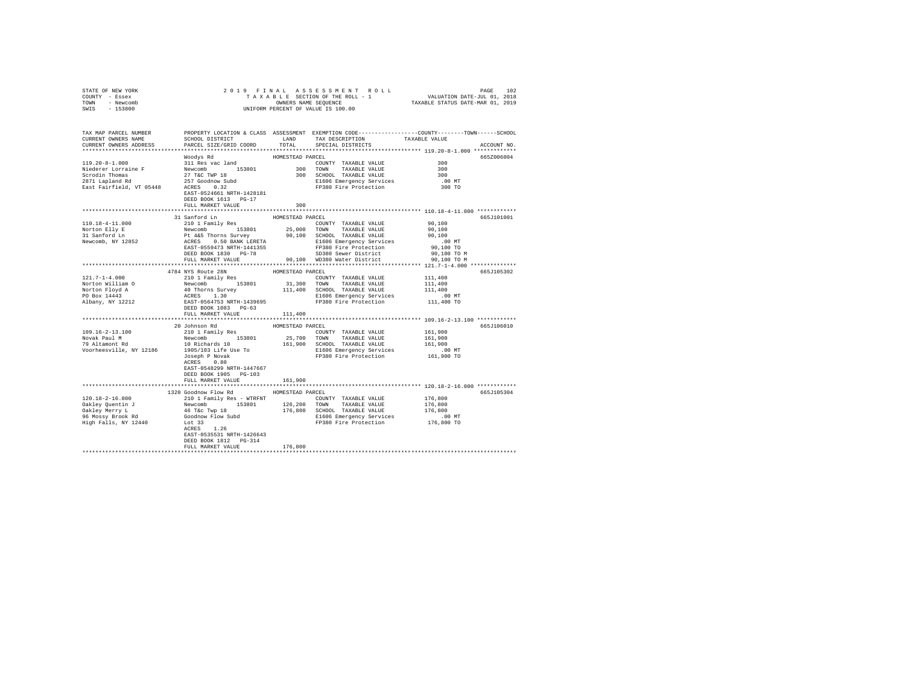STATE OF NEW YORK
COUNTY - Essex
TOWN - Newcomb
SWIS - 153800

2 0 1 9 F I N A L A S S E S S M E N T R O L L
T A X A B L E SECTION OF THE ROLL - 1
OWNERS NAME SEQUENCE
UNIFORM PERCENT OF VALUE IS 100.00

VALUATION DATE-JUL 01, 2018
TAXABLE STATUS DATE-MAR 01, 2019

| TAX MAP PARCEL NUMBER / CURRENT OWNERS NAME / CURRENT OWNERS ADDRESS | PROPERTY LOCATION & CLASS / SCHOOL DISTRICT / PARCEL SIZE/GRID COORD | ASSESSMENT LAND / TOTAL | EXEMPTION CODE / TAX DESCRIPTION / SPECIAL DISTRICTS | COUNTY / TOWN / SCHOOL TAXABLE VALUE | ACCOUNT NO. |
|---|---|---|---|---|---|
| 119.20-8-1.000 | Woodys Rd HOMESTEAD PARCEL | | | | 665Z006004 |
| 119.20-8-1.000 | 311 Res vac land | | COUNTY TAXABLE VALUE | 300 | |
| Niederer Lorraine F | Newcomb 153801 | 300 | TOWN TAXABLE VALUE | 300 | |
| Scrodin Thomas | 27 T&C TWP 18 | 300 | SCHOOL TAXABLE VALUE | 300 | |
| 2871 Lapland Rd | 257 Goodnow Subd | | E1606 Emergency Services | .00 MT | |
| East Fairfield, VT 05448 | ACRES 0.32 | | FP380 Fire Protection | 300 TO | |
| | EAST-0524661 NRTH-1428181 | | | | |
| | DEED BOOK 1613 PG-17 | | | | |
| | FULL MARKET VALUE | 300 | | | |
| 110.18-4-11.000 | 31 Sanford Ln HOMESTEAD PARCEL | | | | 665J101001 |
| 110.18-4-11.000 | 210 1 Family Res | | COUNTY TAXABLE VALUE | 90,100 | |
| Norton Elly E | Newcomb 153801 | 25,000 | TOWN TAXABLE VALUE | 90,100 | |
| 31 Sanford Ln | Pt 4&5 Thorns Survey | 90,100 | SCHOOL TAXABLE VALUE | 90,100 | |
| Newcomb, NY 12852 | ACRES 0.50 BANK LERETA | | E1606 Emergency Services | .00 MT | |
| | EAST-0559473 NRTH-1441355 | | FP380 Fire Protection | 90,100 TO | |
| | DEED BOOK 1830 PG-78 | | SD380 Sewer District | 90,100 TO M | |
| | FULL MARKET VALUE | 90,100 | WD380 Water District | 90,100 TO M | |
| 121.7-1-4.000 | 4784 NYS Route 28N HOMESTEAD PARCEL | | | | 665J105302 |
| 121.7-1-4.000 | 210 1 Family Res | | COUNTY TAXABLE VALUE | 111,400 | |
| Norton William O | Newcomb 153801 | 31,300 | TOWN TAXABLE VALUE | 111,400 | |
| Norton Floyd A | 40 Thorns Survey | 111,400 | SCHOOL TAXABLE VALUE | 111,400 | |
| PO Box 14443 | ACRES 1.30 | | E1606 Emergency Services | .00 MT | |
| Albany, NY 12212 | EAST-0564753 NRTH-1439695 | | FP380 Fire Protection | 111,400 TO | |
| | DEED BOOK 1083 PG-63 | | | | |
| | FULL MARKET VALUE | 111,400 | | | |
| 109.16-2-13.100 | 20 Johnson Rd HOMESTEAD PARCEL | | | | 665J106010 |
| 109.16-2-13.100 | 210 1 Family Res | | COUNTY TAXABLE VALUE | 161,900 | |
| Novak Paul M | Newcomb 153801 | 25,700 | TOWN TAXABLE VALUE | 161,900 | |
| 79 Altamont Rd | 10 Richards 10 | 161,900 | SCHOOL TAXABLE VALUE | 161,900 | |
| Voorheesville, NY 12186 | 1905/103 Life Use To | | E1606 Emergency Services | .00 MT | |
| | Joseph P Novak | | FP380 Fire Protection | 161,900 TO | |
| | ACRES 0.80 | | | | |
| | EAST-0548299 NRTH-1447667 | | | | |
| | DEED BOOK 1905 PG-103 | | | | |
| | FULL MARKET VALUE | 161,900 | | | |
| 120.18-2-16.000 | 1320 Goodnow Flow Rd HOMESTEAD PARCEL | | | | 665J105304 |
| 120.18-2-16.000 | 210 1 Family Res - WTRFNT | | COUNTY TAXABLE VALUE | 176,800 | |
| Oakley Quentin J | Newcomb 153801 | 126,200 | TOWN TAXABLE VALUE | 176,800 | |
| Oakley Merry L | 46 T&c Twp 18 | 176,800 | SCHOOL TAXABLE VALUE | 176,800 | |
| 96 Mossy Brook Rd | Goodnow Flow Subd | | E1606 Emergency Services | .00 MT | |
| High Falls, NY 12440 | Lot 33 | | FP380 Fire Protection | 176,800 TO | |
| | ACRES 1.26 | | | | |
| | EAST-0535531 NRTH-1426643 | | | | |
| | DEED BOOK 1812 PG-314 | | | | |
| | FULL MARKET VALUE | 176,800 | | | |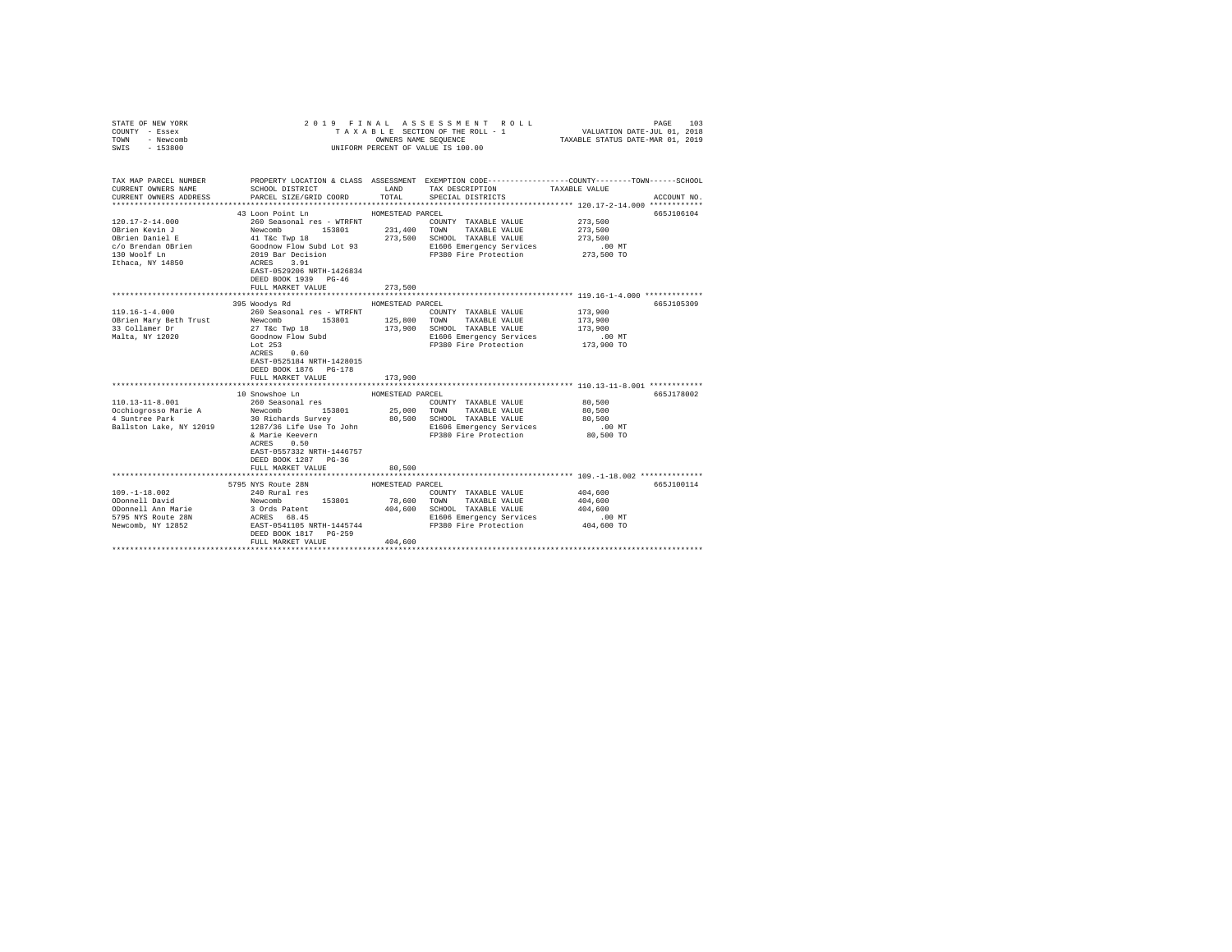STATE OF NEW YORK
COUNTY - Essex
TOWN - Newcomb
SWIS - 153800

2019 FINAL ASSESSMENT ROLL
TAXABLE SECTION OF THE ROLL - 1
OWNERS NAME SEQUENCE
UNIFORM PERCENT OF VALUE IS 100.00

VALUATION DATE-JUL 01, 2018
TAXABLE STATUS DATE-MAR 01, 2019

| TAX MAP PARCEL NUMBER / CURRENT OWNERS NAME / CURRENT OWNERS ADDRESS | PROPERTY LOCATION & CLASS / SCHOOL DISTRICT / PARCEL SIZE/GRID COORD | ASSESSMENT LAND | TOTAL | EXEMPTION CODE / TAX DESCRIPTION / SPECIAL DISTRICTS | COUNTY / TOWN / SCHOOL TAXABLE VALUE | ACCOUNT NO. |
|---|---|---|---|---|---|---|
| **120.17-2-14.000** | 43 Loon Point Ln | HOMESTEAD PARCEL | | | | 665J106104 |
| OBrien Kevin J | 260 Seasonal res - WTRFNT | | | COUNTY TAXABLE VALUE | 273,500 | |
| OBrien Daniel E | Newcomb 153801 | 231,400 | | TOWN TAXABLE VALUE | 273,500 | |
| c/o Brendan OBrien | 41 T&c Twp 18 | | 273,500 | SCHOOL TAXABLE VALUE | 273,500 | |
| 130 Woolf Ln | Goodnow Flow Subd Lot 93 | | | E1606 Emergency Services | .00 MT | |
| Ithaca, NY 14850 | 2019 Bar Decision | | | FP380 Fire Protection | 273,500 TO | |
| | ACRES 3.91 | | | | | |
| | EAST-0529206 NRTH-1426834 | | | | | |
| | DEED BOOK 1939 PG-46 | | | | | |
| | FULL MARKET VALUE | | 273,500 | | | |
| **119.16-1-4.000** | 395 Woodys Rd | HOMESTEAD PARCEL | | | | 665J105309 |
| OBrien Mary Beth Trust | 260 Seasonal res - WTRFNT | | | COUNTY TAXABLE VALUE | 173,900 | |
| 33 Collamer Dr | Newcomb 153801 | 125,800 | | TOWN TAXABLE VALUE | 173,900 | |
| Malta, NY 12020 | 27 T&c Twp 18 | | 173,900 | SCHOOL TAXABLE VALUE | 173,900 | |
| | Goodnow Flow Subd | | | E1606 Emergency Services | .00 MT | |
| | Lot 253 | | | FP380 Fire Protection | 173,900 TO | |
| | ACRES 0.60 | | | | | |
| | EAST-0525184 NRTH-1428015 | | | | | |
| | DEED BOOK 1876 PG-178 | | | | | |
| | FULL MARKET VALUE | | 173,900 | | | |
| **110.13-11-8.001** | 10 Snowshoe Ln | HOMESTEAD PARCEL | | | | 665J178002 |
| Occhiogrosso Marie A | 260 Seasonal res | | | COUNTY TAXABLE VALUE | 80,500 | |
| 4 Suntree Park | Newcomb 153801 | 25,000 | | TOWN TAXABLE VALUE | 80,500 | |
| Ballston Lake, NY 12019 | 30 Richards Survey | | 80,500 | SCHOOL TAXABLE VALUE | 80,500 | |
| | 1287/36 Life Use To John | | | E1606 Emergency Services | .00 MT | |
| | & Marie Keevern | | | FP380 Fire Protection | 80,500 TO | |
| | ACRES 0.50 | | | | | |
| | EAST-0557332 NRTH-1446757 | | | | | |
| | DEED BOOK 1287 PG-36 | | | | | |
| | FULL MARKET VALUE | | 80,500 | | | |
| **109.-1-18.002** | 5795 NYS Route 28N | HOMESTEAD PARCEL | | | | 665J100114 |
| ODonnell David | 240 Rural res | | | COUNTY TAXABLE VALUE | 404,600 | |
| ODonnell Ann Marie | Newcomb 153801 | 78,600 | | TOWN TAXABLE VALUE | 404,600 | |
| 5795 NYS Route 28N | 3 Ords Patent | | 404,600 | SCHOOL TAXABLE VALUE | 404,600 | |
| Newcomb, NY 12852 | ACRES 68.45 | | | E1606 Emergency Services | .00 MT | |
| | EAST-0541105 NRTH-1445744 | | | FP380 Fire Protection | 404,600 TO | |
| | DEED BOOK 1817 PG-259 | | | | | |
| | FULL MARKET VALUE | | 404,600 | | | |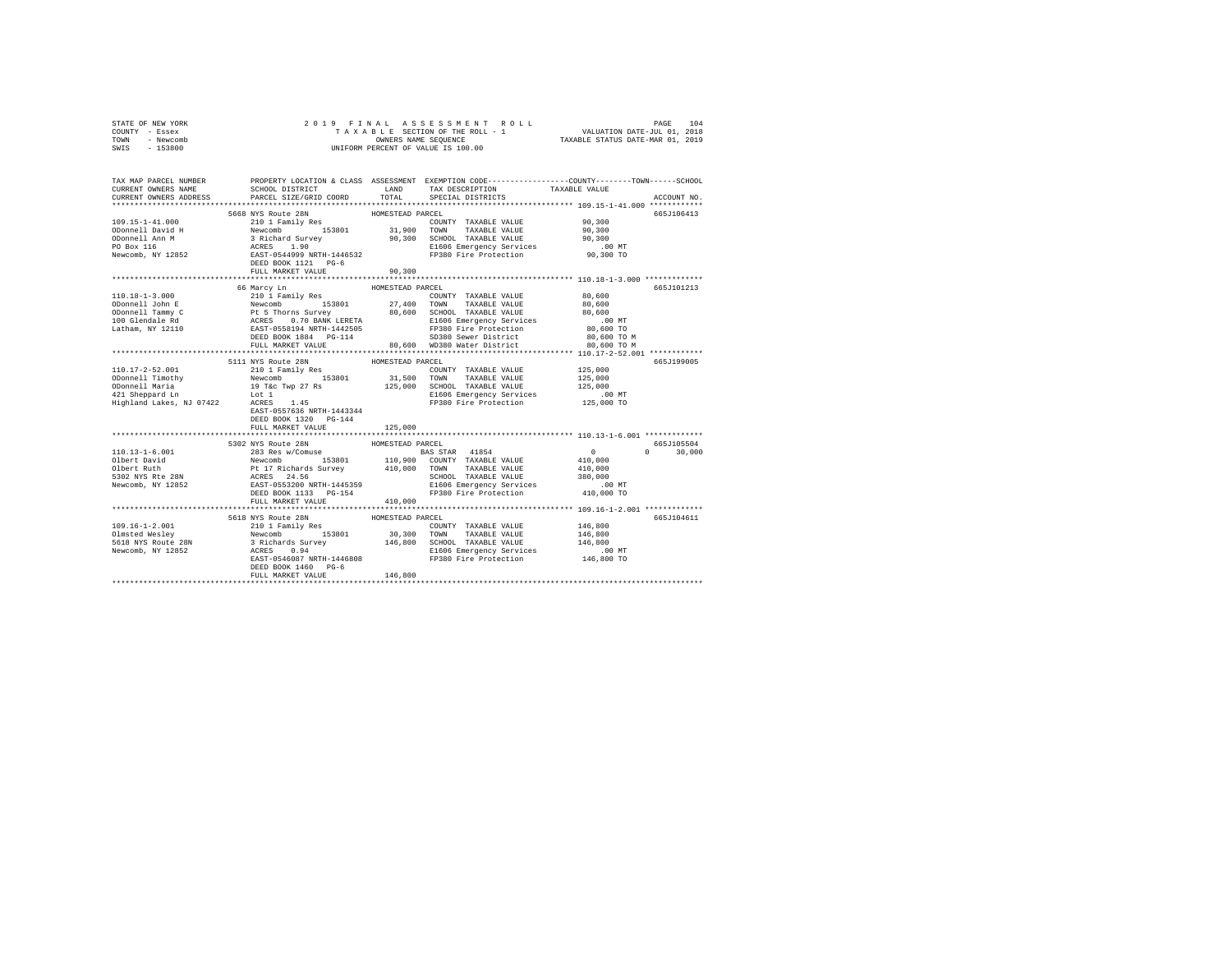STATE OF NEW YORK
COUNTY - Essex
TOWN - Newcomb
SWIS - 153800

2019 FINAL ASSESSMENT ROLL
TAXABLE SECTION OF THE ROLL - 1
OWNERS NAME SEQUENCE
UNIFORM PERCENT OF VALUE IS 100.00

VALUATION DATE-JUL 01, 2018
TAXABLE STATUS DATE-MAR 01, 2019

```
TAX MAP PARCEL NUMBER          PROPERTY LOCATION & CLASS  ASSESSMENT  EXEMPTION CODE-----------------COUNTY--------TOWN------SCHOOL
CURRENT OWNERS NAME            SCHOOL DISTRICT              LAND      TAX DESCRIPTION            TAXABLE VALUE
CURRENT OWNERS ADDRESS         PARCEL SIZE/GRID COORD       TOTAL     SPECIAL DISTRICTS                                    ACCOUNT NO.
*********************************************************************************************** 109.15-1-41.000 ************
                          5668 NYS Route 28N             HOMESTEAD PARCEL                                                 665J106413
109.15-1-41.000                210 1 Family Res                       COUNTY  TAXABLE VALUE              90,300
ODonnell David H               Newcomb        153801       31,900     TOWN    TAXABLE VALUE              90,300
ODonnell Ann M                 3 Richard Survey            90,300     SCHOOL  TAXABLE VALUE              90,300
PO Box 116                     ACRES    1.90                          E1606 Emergency Services               .00 MT
Newcomb, NY 12852              EAST-0544999 NRTH-1446532              FP380 Fire Protection              90,300 TO
                               DEED BOOK 1121   PG-6
                               FULL MARKET VALUE           90,300
*********************************************************************************************** 110.18-1-3.000 *************
                          66 Marcy Ln                    HOMESTEAD PARCEL                                                 665J101213
110.18-1-3.000                 210 1 Family Res                       COUNTY  TAXABLE VALUE              80,600
ODonnell John E                Newcomb        153801       27,400     TOWN    TAXABLE VALUE              80,600
ODonnell Tammy C               Pt 5 Thorns Survey          80,600     SCHOOL  TAXABLE VALUE              80,600
100 Glendale Rd                ACRES    0.70 BANK LERETA              E1606 Emergency Services               .00 MT
Latham, NY 12110               EAST-0558194 NRTH-1442505              FP380 Fire Protection              80,600 TO
                               DEED BOOK 1884   PG-114                SD380 Sewer District               80,600 TO M
                               FULL MARKET VALUE           80,600     WD380 Water District               80,600 TO M
*********************************************************************************************** 110.17-2-52.001 ************
                          5111 NYS Route 28N             HOMESTEAD PARCEL                                                 665J199005
110.17-2-52.001                210 1 Family Res                       COUNTY  TAXABLE VALUE             125,000
ODonnell Timothy               Newcomb        153801       31,500     TOWN    TAXABLE VALUE             125,000
ODonnell Maria                 19 T&c Twp 27 Rs           125,000     SCHOOL  TAXABLE VALUE             125,000
421 Sheppard Ln                Lot 1                                  E1606 Emergency Services               .00 MT
Highland Lakes, NJ 07422       ACRES    1.45                          FP380 Fire Protection             125,000 TO
                               EAST-0557636 NRTH-1443344
                               DEED BOOK 1320   PG-144
                               FULL MARKET VALUE          125,000
*********************************************************************************************** 110.13-1-6.001 *************
                          5302 NYS Route 28N             HOMESTEAD PARCEL                                                 665J105504
110.13-1-6.001                 283 Res w/Comuse                       BAS STAR  41854                         0          0     30,000
Olbert David                   Newcomb        153801      110,900     COUNTY  TAXABLE VALUE             410,000
Olbert Ruth                    Pt 17 Richards Survey      410,000     TOWN    TAXABLE VALUE             410,000
5302 NYS Rte 28N               ACRES   24.56                          SCHOOL  TAXABLE VALUE             380,000
Newcomb, NY 12852              EAST-0553200 NRTH-1445359              E1606 Emergency Services               .00 MT
                               DEED BOOK 1133   PG-154                FP380 Fire Protection             410,000 TO
                               FULL MARKET VALUE          410,000
*********************************************************************************************** 109.16-1-2.001 *************
                          5618 NYS Route 28N             HOMESTEAD PARCEL                                                 665J104611
109.16-1-2.001                 210 1 Family Res                       COUNTY  TAXABLE VALUE             146,800
Olmsted Wesley                 Newcomb        153801       30,300     TOWN    TAXABLE VALUE             146,800
5618 NYS Route 28N             3 Richards Survey          146,800     SCHOOL  TAXABLE VALUE             146,800
Newcomb, NY 12852              ACRES    0.94                          E1606 Emergency Services               .00 MT
                               EAST-0546087 NRTH-1446808              FP380 Fire Protection             146,800 TO
                               DEED BOOK 1460   PG-6
                               FULL MARKET VALUE          146,800
****************************************************************************************************************************
```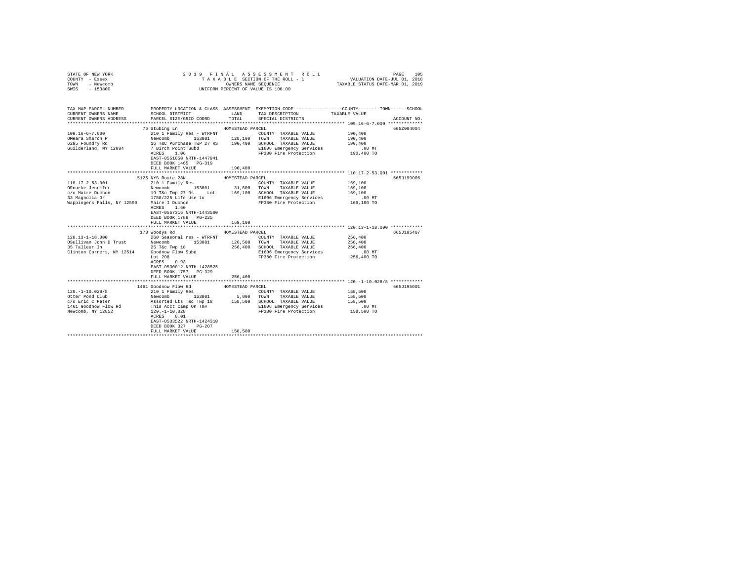STATE OF NEW YORK
COUNTY - Essex
TOWN - Newcomb
SWIS - 153800

2019 FINAL ASSESSMENT ROLL
TAXABLE SECTION OF THE ROLL - 1
OWNERS NAME SEQUENCE
UNIFORM PERCENT OF VALUE IS 100.00

VALUATION DATE-JUL 01, 2018
TAXABLE STATUS DATE-MAR 01, 2019

| TAX MAP PARCEL NUMBER / CURRENT OWNERS NAME / CURRENT OWNERS ADDRESS | PROPERTY LOCATION & CLASS / SCHOOL DISTRICT / PARCEL SIZE/GRID COORD | ASSESSMENT LAND / TOTAL | EXEMPTION CODE / TAX DESCRIPTION / SPECIAL DISTRICTS | COUNTY / TOWN / SCHOOL TAXABLE VALUE | ACCOUNT NO. |
|---|---|---|---|---|---|
| **109.16-6-7.000** | 76 Stubing Ln | HOMESTEAD PARCEL | | | 665Z004004 |
| 109.16-6-7.000 | 210 1 Family Res - WTRFNT | | COUNTY TAXABLE VALUE | 190,400 | |
| OMeara Sharon P | Newcomb 153801 | 128,100 | TOWN TAXABLE VALUE | 190,400 | |
| 6295 Foundry Rd | 16 T&C Purchase TWP 27 RS | 190,400 | SCHOOL TAXABLE VALUE | 190,400 | |
| Guilderland, NY 12084 | 7 Birch Point Subd | | E1606 Emergency Services | .00 MT | |
| | ACRES 1.06 | | FP380 Fire Protection | 190,400 TO | |
| | EAST-0551050 NRTH-1447941 | | | | |
| | DEED BOOK 1465 PG-319 | | | | |
| | FULL MARKET VALUE | 190,400 | | | |
| **110.17-2-53.001** | 5125 NYS Route 28N | HOMESTEAD PARCEL | | | 665J199006 |
| 110.17-2-53.001 | 210 1 Family Res | | COUNTY TAXABLE VALUE | 169,100 | |
| ORourke Jennifer | Newcomb 153801 | 31,600 | TOWN TAXABLE VALUE | 169,100 | |
| c/o Maire Duchon | 19 T&c Twp 27 Rs Lot | 169,100 | SCHOOL TAXABLE VALUE | 169,100 | |
| 33 Magnolia Dr | 1788/225 Life Use to | | E1606 Emergency Services | .00 MT | |
| Wappingers Falls, NY 12590 | Maire I Duchon | | FP380 Fire Protection | 169,100 TO | |
| | ACRES 1.60 | | | | |
| | EAST-0557316 NRTH-1443500 | | | | |
| | DEED BOOK 1788 PG-225 | | | | |
| | FULL MARKET VALUE | 169,100 | | | |
| **120.13-1-18.000** | 173 Woodys Rd | HOMESTEAD PARCEL | | | 665J105407 |
| 120.13-1-18.000 | 260 Seasonal res - WTRFNT | | COUNTY TAXABLE VALUE | 256,400 | |
| OSullivan John D Trust | Newcomb 153801 | 126,500 | TOWN TAXABLE VALUE | 256,400 | |
| 35 Talleur ln | 25 T&c Twp 18 | 256,400 | SCHOOL TAXABLE VALUE | 256,400 | |
| Clinton Corners, NY 12514 | Goodnow Flow Subd | | E1606 Emergency Services | .00 MT | |
| | Lot 208 | | FP380 Fire Protection | 256,400 TO | |
| | ACRES 0.93 | | | | |
| | EAST-0530012 NRTH-1428525 | | | | |
| | DEED BOOK 1757 PG-329 | | | | |
| | FULL MARKET VALUE | 256,400 | | | |
| **120.-1-10.028/8** | 1461 Goodnow Flow Rd | HOMESTEAD PARCEL | | | 665J195001 |
| 120.-1-10.028/8 | 210 1 Family Res | | COUNTY TAXABLE VALUE | 158,500 | |
| Otter Pond Club | Newcomb 153801 | 5,000 | TOWN TAXABLE VALUE | 158,500 | |
| c/o Eric C Peter | Assorted Lts T&c Twp 18 | 158,500 | SCHOOL TAXABLE VALUE | 158,500 | |
| 1461 Goodnow Flow Rd | This Acct Camp On Tm# | | E1606 Emergency Services | .00 MT | |
| Newcomb, NY 12852 | 120.-1-10.028 | | FP380 Fire Protection | 158,500 TO | |
| | ACRES 0.01 | | | | |
| | EAST-0533522 NRTH-1424310 | | | | |
| | DEED BOOK 327 PG-207 | | | | |
| | FULL MARKET VALUE | 158,500 | | | |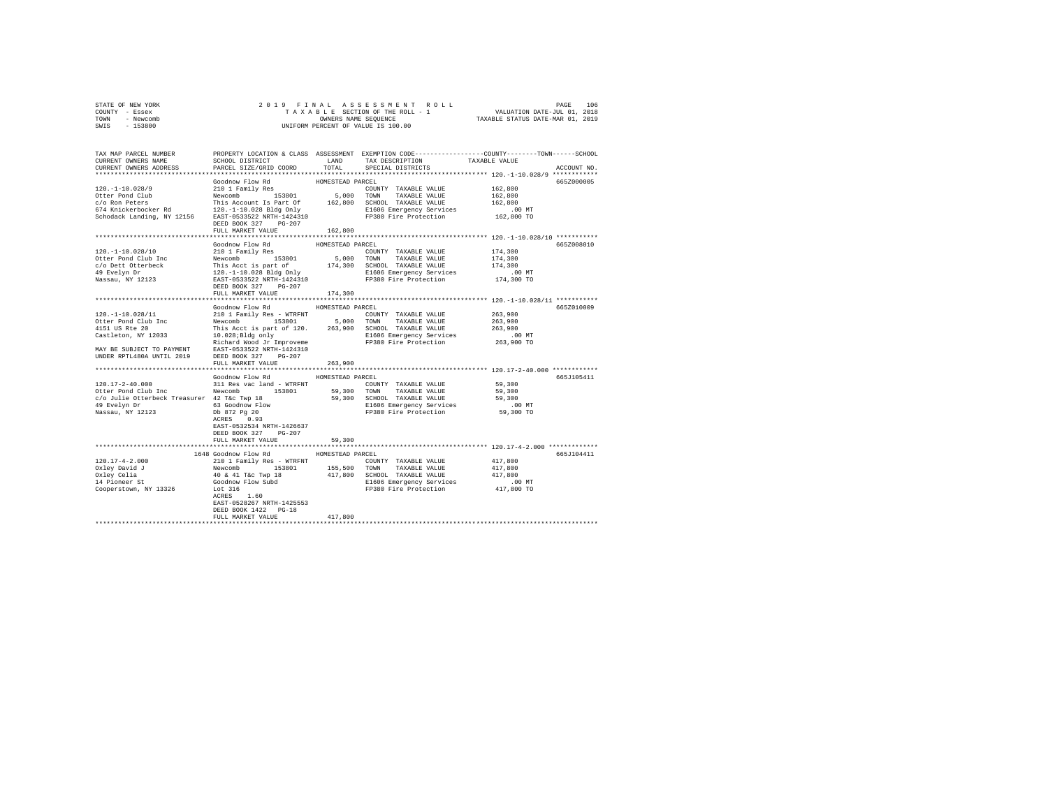STATE OF NEW YORK                    2019 FINAL ASSESSMENT ROLL                                   
COUNTY - Essex                       TAXABLE SECTION OF THE ROLL - 1                VALUATION DATE-JUL 01, 2018
TOWN - Newcomb                       OWNERS NAME SEQUENCE                          TAXABLE STATUS DATE-MAR 01, 2019
SWIS - 153800                        UNIFORM PERCENT OF VALUE IS 100.00

| TAX MAP PARCEL NUMBER / CURRENT OWNERS NAME / CURRENT OWNERS ADDRESS | PROPERTY LOCATION & CLASS / SCHOOL DISTRICT / PARCEL SIZE/GRID COORD | ASSESSMENT LAND / TOTAL | EXEMPTION CODE / TAX DESCRIPTION / SPECIAL DISTRICTS | COUNTY / TOWN / SCHOOL TAXABLE VALUE | ACCOUNT NO. |
|---|---|---|---|---|---|
| 120.-1-10.028/9 | Goodnow Flow Rd | HOMESTEAD PARCEL | | | 665Z000005 |
| 120.-1-10.028/9 | 210 1 Family Res | | COUNTY TAXABLE VALUE | 162,800 | |
| Otter Pond Club | Newcomb 153801 | 5,000 | TOWN TAXABLE VALUE | 162,800 | |
| c/o Ron Peters | This Account Is Part Of | 162,800 | SCHOOL TAXABLE VALUE | 162,800 | |
| 674 Knickerbocker Rd | 120.-1-10.028 Bldg Only | | E1606 Emergency Services | .00 MT | |
| Schodack Landing, NY 12156 | EAST-0533522 NRTH-1424310 | | FP380 Fire Protection | 162,800 TO | |
| | DEED BOOK 327 PG-207 | | | | |
| | FULL MARKET VALUE | 162,800 | | | |
| 120.-1-10.028/10 | Goodnow Flow Rd | HOMESTEAD PARCEL | | | 665Z008010 |
| 120.-1-10.028/10 | 210 1 Family Res | | COUNTY TAXABLE VALUE | 174,300 | |
| Otter Pond Club Inc | Newcomb 153801 | 5,000 | TOWN TAXABLE VALUE | 174,300 | |
| c/o Dett Otterbeck | This Acct is part of | 174,300 | SCHOOL TAXABLE VALUE | 174,300 | |
| 49 Evelyn Dr | 120.-1-10.028 Bldg Only | | E1606 Emergency Services | .00 MT | |
| Nassau, NY 12123 | EAST-0533522 NRTH-1424310 | | FP380 Fire Protection | 174,300 TO | |
| | DEED BOOK 327 PG-207 | | | | |
| | FULL MARKET VALUE | 174,300 | | | |
| 120.-1-10.028/11 | Goodnow Flow Rd | HOMESTEAD PARCEL | | | 665Z010009 |
| 120.-1-10.028/11 | 210 1 Family Res - WTRFNT | | COUNTY TAXABLE VALUE | 263,900 | |
| Otter Pond Club Inc | Newcomb 153801 | 5,000 | TOWN TAXABLE VALUE | 263,900 | |
| 4151 US Rte 20 | This Acct is part of 120. | 263,900 | SCHOOL TAXABLE VALUE | 263,900 | |
| Castleton, NY 12033 | 10.028;Bldg only | | E1606 Emergency Services | .00 MT | |
| | Richard Wood Jr Improveme | | FP380 Fire Protection | 263,900 TO | |
| MAY BE SUBJECT TO PAYMENT | EAST-0533522 NRTH-1424310 | | | | |
| UNDER RPTL480A UNTIL 2019 | DEED BOOK 327 PG-207 | | | | |
| | FULL MARKET VALUE | 263,900 | | | |
| 120.17-2-40.000 | Goodnow Flow Rd | HOMESTEAD PARCEL | | | 665J105411 |
| 120.17-2-40.000 | 311 Res vac land - WTRFNT | | COUNTY TAXABLE VALUE | 59,300 | |
| Otter Pond Club Inc | Newcomb 153801 | 59,300 | TOWN TAXABLE VALUE | 59,300 | |
| c/o Julie Otterbeck Treasurer | 42 T&c Twp 18 | 59,300 | SCHOOL TAXABLE VALUE | 59,300 | |
| 49 Evelyn Dr | 63 Goodnow Flow | | E1606 Emergency Services | .00 MT | |
| Nassau, NY 12123 | Db 872 Pg 20 | | FP380 Fire Protection | 59,300 TO | |
| | ACRES 0.93 | | | | |
| | EAST-0532534 NRTH-1426637 | | | | |
| | DEED BOOK 327 PG-207 | | | | |
| | FULL MARKET VALUE | 59,300 | | | |
| 120.17-4-2.000 | 1648 Goodnow Flow Rd | HOMESTEAD PARCEL | | | 665J104411 |
| 120.17-4-2.000 | 210 1 Family Res - WTRFNT | | COUNTY TAXABLE VALUE | 417,800 | |
| Oxley David J | Newcomb 153801 | 155,500 | TOWN TAXABLE VALUE | 417,800 | |
| Oxley Celia | 40 & 41 T&c Twp 18 | 417,800 | SCHOOL TAXABLE VALUE | 417,800 | |
| 14 Pioneer St | Goodnow Flow Subd | | E1606 Emergency Services | .00 MT | |
| Cooperstown, NY 13326 | Lot 316 | | FP380 Fire Protection | 417,800 TO | |
| | ACRES 1.60 | | | | |
| | EAST-0528267 NRTH-1425553 | | | | |
| | DEED BOOK 1422 PG-18 | | | | |
| | FULL MARKET VALUE | 417,800 | | | |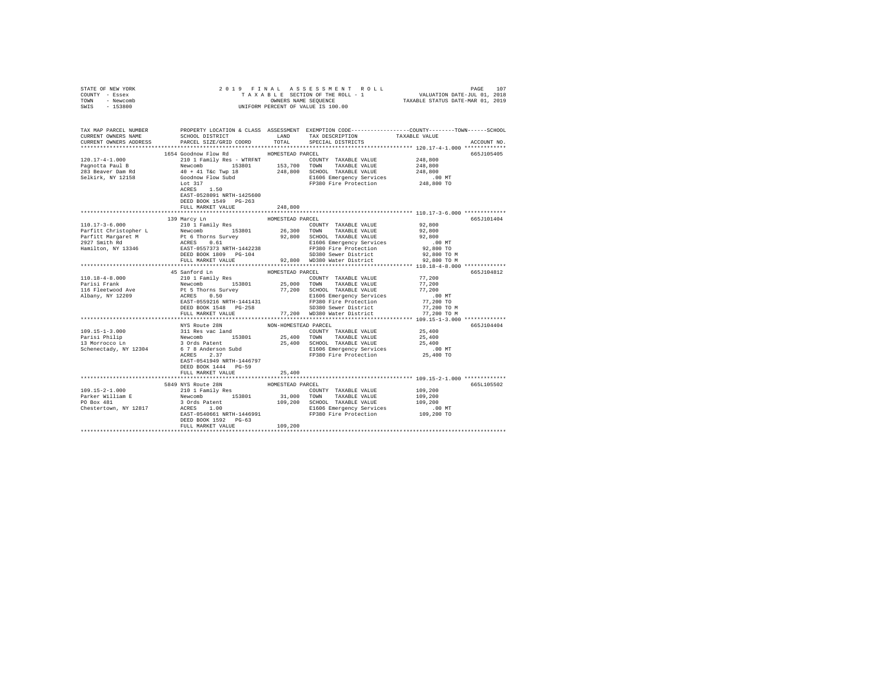STATE OF NEW YORK
COUNTY - Essex
TOWN - Newcomb
SWIS - 153800

2019 FINAL ASSESSMENT ROLL
TAXABLE SECTION OF THE ROLL - 1
OWNERS NAME SEQUENCE
UNIFORM PERCENT OF VALUE IS 100.00

VALUATION DATE-JUL 01, 2018
TAXABLE STATUS DATE-MAR 01, 2019

```
TAX MAP PARCEL NUMBER      PROPERTY LOCATION & CLASS  ASSESSMENT  EXEMPTION CODE-----------------COUNTY--------TOWN------SCHOOL
CURRENT OWNERS NAME        SCHOOL DISTRICT             LAND       TAX DESCRIPTION             TAXABLE VALUE
CURRENT OWNERS ADDRESS     PARCEL SIZE/GRID COORD      TOTAL      SPECIAL DISTRICTS                                    ACCOUNT NO.
******************************************************************************************** 120.17-4-1.000 *************
                           1654 Goodnow Flow Rd        HOMESTEAD PARCEL                                                665J105405
120.17-4-1.000             210 1 Family Res - WTRFNT             COUNTY  TAXABLE VALUE          248,800
Pagnotta Paul B            Newcomb        153801       153,700   TOWN    TAXABLE VALUE          248,800
283 Beaver Dam Rd          40 + 41 T&c Twp 18          248,800   SCHOOL  TAXABLE VALUE          248,800
Selkirk, NY 12158          Goodnow Flow Subd                     E1606 Emergency Services           .00 MT
                           Lot 317                               FP380 Fire Protection          248,800 TO
                           ACRES    1.50
                           EAST-0528091 NRTH-1425600
                           DEED BOOK 1549   PG-263
                           FULL MARKET VALUE           248,800
******************************************************************************************** 110.17-3-6.000 *************
                           139 Marcy Ln                HOMESTEAD PARCEL                                                665J101404
110.17-3-6.000             210 1 Family Res                      COUNTY  TAXABLE VALUE           92,800
Parfitt Christopher L      Newcomb        153801        26,300   TOWN    TAXABLE VALUE           92,800
Parfitt Margaret M         Pt 6 Thorns Survey           92,800   SCHOOL  TAXABLE VALUE           92,800
2927 Smith Rd              ACRES    0.61                         E1606 Emergency Services           .00 MT
Hamilton, NY 13346         EAST-0557373 NRTH-1442238             FP380 Fire Protection           92,800 TO
                           DEED BOOK 1809   PG-104               SD380 Sewer District            92,800 TO M
                           FULL MARKET VALUE            92,800   WD380 Water District            92,800 TO M
******************************************************************************************** 110.18-4-8.000 *************
                           45 Sanford Ln               HOMESTEAD PARCEL                                                665J104812
110.18-4-8.000             210 1 Family Res                      COUNTY  TAXABLE VALUE           77,200
Parisi Frank               Newcomb        153801        25,000   TOWN    TAXABLE VALUE           77,200
116 Fleetwood Ave          Pt 5 Thorns Survey           77,200   SCHOOL  TAXABLE VALUE           77,200
Albany, NY 12209           ACRES    0.50                         E1606 Emergency Services           .00 MT
                           EAST-0559216 NRTH-1441431             FP380 Fire Protection           77,200 TO
                           DEED BOOK 1548   PG-258               SD380 Sewer District            77,200 TO M
                           FULL MARKET VALUE            77,200   WD380 Water District            77,200 TO M
******************************************************************************************** 109.15-1-3.000 *************
                           NYS Route 28N               NON-HOMESTEAD PARCEL                                            665J104404
109.15-1-3.000             311 Res vac land                      COUNTY  TAXABLE VALUE           25,400
Parisi Philip              Newcomb        153801        25,400   TOWN    TAXABLE VALUE           25,400
13 Morrocco Ln             3 Ords Patent                25,400   SCHOOL  TAXABLE VALUE           25,400
Schenectady, NY 12304      6 7 8 Anderson Subd                   E1606 Emergency Services           .00 MT
                           ACRES    2.37                         FP380 Fire Protection           25,400 TO
                           EAST-0541949 NRTH-1446797
                           DEED BOOK 1444   PG-59
                           FULL MARKET VALUE            25,400
******************************************************************************************** 109.15-2-1.000 *************
                           5849 NYS Route 28N          HOMESTEAD PARCEL                                                665L105502
109.15-2-1.000             210 1 Family Res                      COUNTY  TAXABLE VALUE          109,200
Parker William E           Newcomb        153801        31,000   TOWN    TAXABLE VALUE          109,200
PO Box 481                 3 Ords Patent               109,200   SCHOOL  TAXABLE VALUE          109,200
Chestertown, NY 12817      ACRES    1.00                         E1606 Emergency Services           .00 MT
                           EAST-0540661 NRTH-1446991             FP380 Fire Protection          109,200 TO
                           DEED BOOK 1592   PG-63
                           FULL MARKET VALUE           109,200
************************************************************************************************************************
```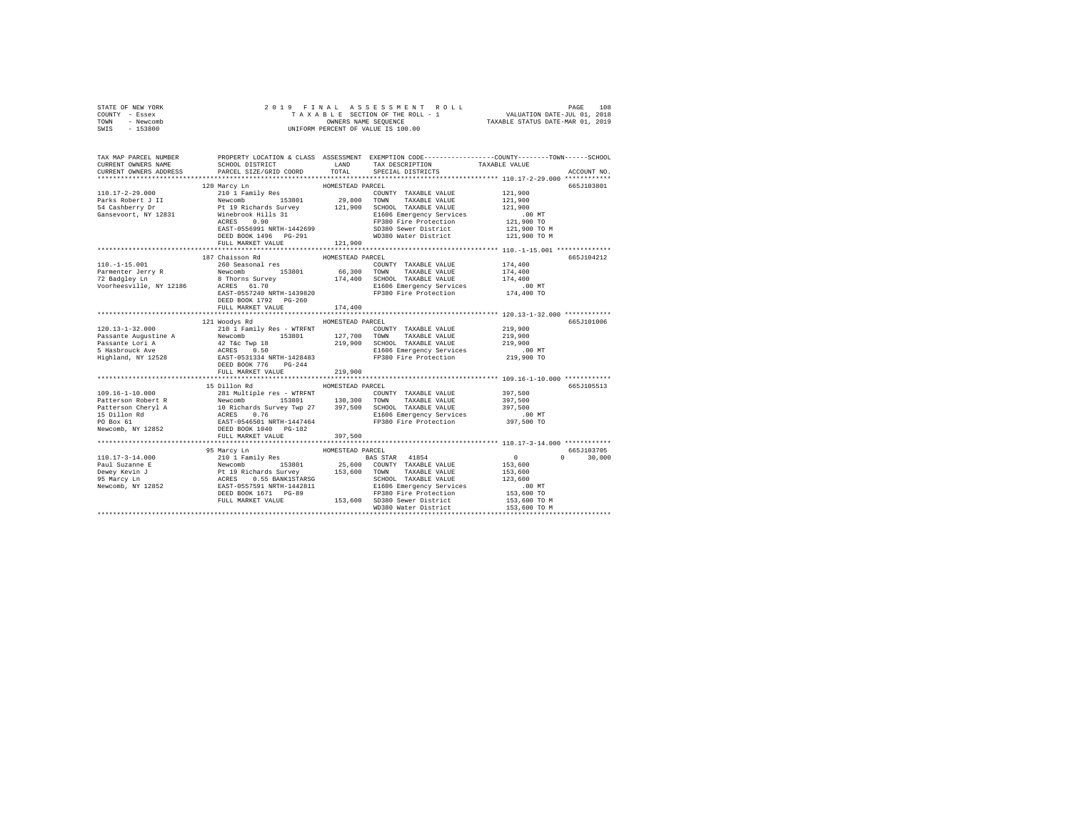STATE OF NEW YORK
COUNTY - Essex
TOWN - Newcomb
SWIS - 153800

2 0 1 9 F I N A L A S S E S S M E N T R O L L
T A X A B L E SECTION OF THE ROLL - 1
OWNERS NAME SEQUENCE
UNIFORM PERCENT OF VALUE IS 100.00

VALUATION DATE-JUL 01, 2018
TAXABLE STATUS DATE-MAR 01, 2019

```
TAX MAP PARCEL NUMBER     PROPERTY LOCATION & CLASS  ASSESSMENT  EXEMPTION CODE-----------------COUNTY--------TOWN------SCHOOL
CURRENT OWNERS NAME       SCHOOL DISTRICT              LAND      TAX DESCRIPTION            TAXABLE VALUE
CURRENT OWNERS ADDRESS    PARCEL SIZE/GRID COORD       TOTAL     SPECIAL DISTRICTS                                   ACCOUNT NO.
******************************************************************************************************* 110.17-2-29.000 ************
                          120 Marcy Ln                  HOMESTEAD PARCEL                                              665J103801
110.17-2-29.000           210 1 Family Res                        COUNTY  TAXABLE VALUE          121,900
Parks Robert J II         Newcomb        153801         29,800    TOWN    TAXABLE VALUE          121,900
54 Cashberry Dr           Pt 19 Richards Survey        121,900    SCHOOL  TAXABLE VALUE          121,900
Gansevoort, NY 12831      Winebrook Hills 31                      E1606 Emergency Services          .00 MT
                          ACRES    0.90                           FP380 Fire Protection          121,900 TO
                          EAST-0556991 NRTH-1442699               SD380 Sewer District           121,900 TO M
                          DEED BOOK 1496   PG-291                 WD380 Water District           121,900 TO M
                          FULL MARKET VALUE            121,900
******************************************************************************************************* 110.-1-15.001 **************
                          187 Chaisson Rd               HOMESTEAD PARCEL                                              665J104212
110.-1-15.001             260 Seasonal res                        COUNTY  TAXABLE VALUE          174,400
Parmenter Jerry R         Newcomb        153801         66,300    TOWN    TAXABLE VALUE          174,400
72 Badgley Ln             8 Thorns Survey              174,400    SCHOOL  TAXABLE VALUE          174,400
Voorheesville, NY 12186   ACRES   61.70                           E1606 Emergency Services          .00 MT
                          EAST-0557240 NRTH-1439820               FP380 Fire Protection          174,400 TO
                          DEED BOOK 1792   PG-260
                          FULL MARKET VALUE            174,400
******************************************************************************************************* 120.13-1-32.000 ************
                          121 Woodys Rd                 HOMESTEAD PARCEL                                              665J101006
120.13-1-32.000           210 1 Family Res - WTRFNT               COUNTY  TAXABLE VALUE          219,900
Passante Augustine A      Newcomb        153801        127,700    TOWN    TAXABLE VALUE          219,900
Passante Lori A           42 T&c Twp 18                219,900    SCHOOL  TAXABLE VALUE          219,900
5 Hasbrouck Ave           ACRES    0.50                           E1606 Emergency Services          .00 MT
Highland, NY 12528        EAST-0531334 NRTH-1428483               FP380 Fire Protection          219,900 TO
                          DEED BOOK 776    PG-244
                          FULL MARKET VALUE            219,900
******************************************************************************************************* 109.16-1-10.000 ************
                          15 Dillon Rd                  HOMESTEAD PARCEL                                              665J105513
109.16-1-10.000           281 Multiple res - WTRFNT               COUNTY  TAXABLE VALUE          397,500
Patterson Robert R        Newcomb        153801        130,300    TOWN    TAXABLE VALUE          397,500
Patterson Cheryl A        10 Richards Survey Twp 27    397,500    SCHOOL  TAXABLE VALUE          397,500
15 Dillon Rd              ACRES    0.76                           E1606 Emergency Services          .00 MT
PO Box 61                 EAST-0546501 NRTH-1447464               FP380 Fire Protection          397,500 TO
Newcomb, NY 12852         DEED BOOK 1040   PG-182
                          FULL MARKET VALUE            397,500
******************************************************************************************************* 110.17-3-14.000 ************
                          95 Marcy Ln                   HOMESTEAD PARCEL                                              665J103705
110.17-3-14.000           210 1 Family Res                        BAS STAR  41854                      0            0      30,000
Paul Suzanne E            Newcomb        153801         25,600    COUNTY  TAXABLE VALUE          153,600
Dewey Kevin J             Pt 19 Richards Survey        153,600    TOWN    TAXABLE VALUE          153,600
95 Marcy Ln               ACRES    0.55 BANK1STARSG               SCHOOL  TAXABLE VALUE          123,600
Newcomb, NY 12852         EAST-0557591 NRTH-1442811               E1606 Emergency Services          .00 MT
                          DEED BOOK 1671   PG-89                  FP380 Fire Protection          153,600 TO
                          FULL MARKET VALUE            153,600    SD380 Sewer District           153,600 TO M
                                                                  WD380 Water District           153,600 TO M
************************************************************************************************************************************
```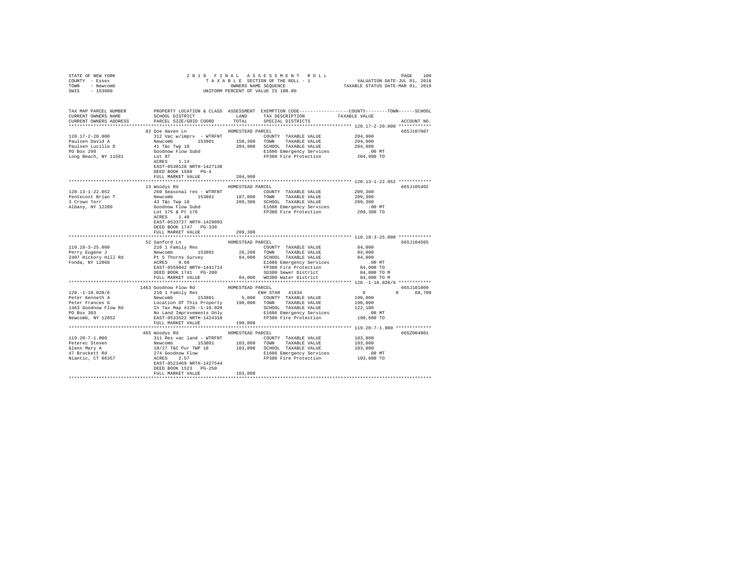STATE OF NEW YORK
COUNTY - Essex
TOWN - Newcomb
SWIS - 153800

2019 FINAL ASSESSMENT ROLL
TAXABLE SECTION OF THE ROLL - 1
OWNERS NAME SEQUENCE
UNIFORM PERCENT OF VALUE IS 100.00

VALUATION DATE-JUL 01, 2018
TAXABLE STATUS DATE-MAR 01, 2019

| TAX MAP PARCEL NUMBER / CURRENT OWNERS NAME / CURRENT OWNERS ADDRESS | PROPERTY LOCATION & CLASS / SCHOOL DISTRICT / PARCEL SIZE/GRID COORD | ASSESSMENT LAND / TOTAL | EXEMPTION CODE / TAX DESCRIPTION / SPECIAL DISTRICTS | COUNTY / TOWN / SCHOOL TAXABLE VALUE | ACCOUNT NO. |
|---|---|---|---|---|---|
| **120.17-2-20.000** | 82 Doe Haven Ln — HOMESTEAD PARCEL | | | | 665J107007 |
| 120.17-2-20.000 | 312 Vac w/imprv - WTRFNT | | COUNTY TAXABLE VALUE | 204,900 | |
| Paulsen David A | Newcomb 153801 | 150,300 | TOWN TAXABLE VALUE | 204,900 | |
| Paulsen Lucille D | 41 T&c Twp 18 | 204,900 | SCHOOL TAXABLE VALUE | 204,900 | |
| PO Box 298 | Goodnow Flow Subd | | E1606 Emergency Services | .00 MT | |
| Long Beach, NY 11561 | Lot 87 | | FP380 Fire Protection | 204,900 TO | |
| | ACRES 1.14 | | | | |
| | EAST-0530128 NRTH-1427138 | | | | |
| | DEED BOOK 1588 PG-4 | | | | |
| | FULL MARKET VALUE | 204,900 | | | |
| **120.13-1-22.052** | 13 Woodys Rd — HOMESTEAD PARCEL | | | | 665J105402 |
| 120.13-1-22.052 | 260 Seasonal res - WTRFNT | | COUNTY TAXABLE VALUE | 209,300 | |
| Pentecost Brian T | Newcomb 153801 | 187,000 | TOWN TAXABLE VALUE | 209,300 | |
| 3 Crown Terr | 43 T&c Twp 18 | 209,300 | SCHOOL TAXABLE VALUE | 209,300 | |
| Albany, NY 12209 | Goodnow Flow Subd | | E1606 Emergency Services | .00 MT | |
| | Lot 175 & Pt 176 | | FP380 Fire Protection | 209,300 TO | |
| | ACRES 1.40 | | | | |
| | EAST-0533727 NRTH-1429093 | | | | |
| | DEED BOOK 1747 PG-330 | | | | |
| | FULL MARKET VALUE | 209,300 | | | |
| **110.18-3-25.000** | 52 Sanford Ln — HOMESTEAD PARCEL | | | | 665J104505 |
| 110.18-3-25.000 | 210 1 Family Res | | COUNTY TAXABLE VALUE | 84,000 | |
| Perry Eugene J | Newcomb 153801 | 26,200 | TOWN TAXABLE VALUE | 84,000 | |
| 2407 Hickory Hill Rd | Pt 5 Thorns Survey | 84,000 | SCHOOL TAXABLE VALUE | 84,000 | |
| Fonda, NY 12068 | ACRES 0.60 | | E1606 Emergency Services | .00 MT | |
| | EAST-0559042 NRTH-1441714 | | FP380 Fire Protection | 84,000 TO | |
| | DEED BOOK 1741 PG-200 | | SD380 Sewer District | 84,000 TO M | |
| | FULL MARKET VALUE | 84,000 | WD380 Water District | 84,000 TO M | |
| **120.-1-10.028/6** | 1463 Goodnow Flow Rd — HOMESTEAD PARCEL | | | | 665J181009 |
| 120.-1-10.028/6 | 210 1 Family Res | | ENH STAR 41834 | 0 0 68,700 | |
| Peter Kenneth A | Newcomb 153801 | 5,000 | COUNTY TAXABLE VALUE | 190,800 | |
| Peter Frances G | Location Of This Property | 190,800 | TOWN TAXABLE VALUE | 190,800 | |
| 1463 Goodnow Flow Rd | In Tax Map #120.-1-10.028 | | SCHOOL TAXABLE VALUE | 122,100 | |
| PO Box 303 | No Land Improvements Only | | E1606 Emergency Services | .00 MT | |
| Newcomb, NY 12852 | EAST-0533522 NRTH-1424310 | | FP380 Fire Protection | 190,800 TO | |
| | FULL MARKET VALUE | 190,800 | | | |
| **119.20-7-1.000** | 465 Woodys Rd — HOMESTEAD PARCEL | | | | 665Z004001 |
| 119.20-7-1.000 | 311 Res vac land - WTRFNT | | COUNTY TAXABLE VALUE | 103,800 | |
| Peterec Steven | Newcomb 153801 | 103,800 | TOWN TAXABLE VALUE | 103,800 | |
| Glenn Mary A | 18/27 T&C Pur TWP 18 | 103,800 | SCHOOL TAXABLE VALUE | 103,800 | |
| 47 Brockett Rd | 274 Goodnow Flow | | E1606 Emergency Services | .00 MT | |
| Niantic, CT 06357 | ACRES 2.57 | | FP380 Fire Protection | 103,800 TO | |
| | EAST-0523469 NRTH-1427544 | | | | |
| | DEED BOOK 1523 PG-250 | | | | |
| | FULL MARKET VALUE | 103,800 | | | |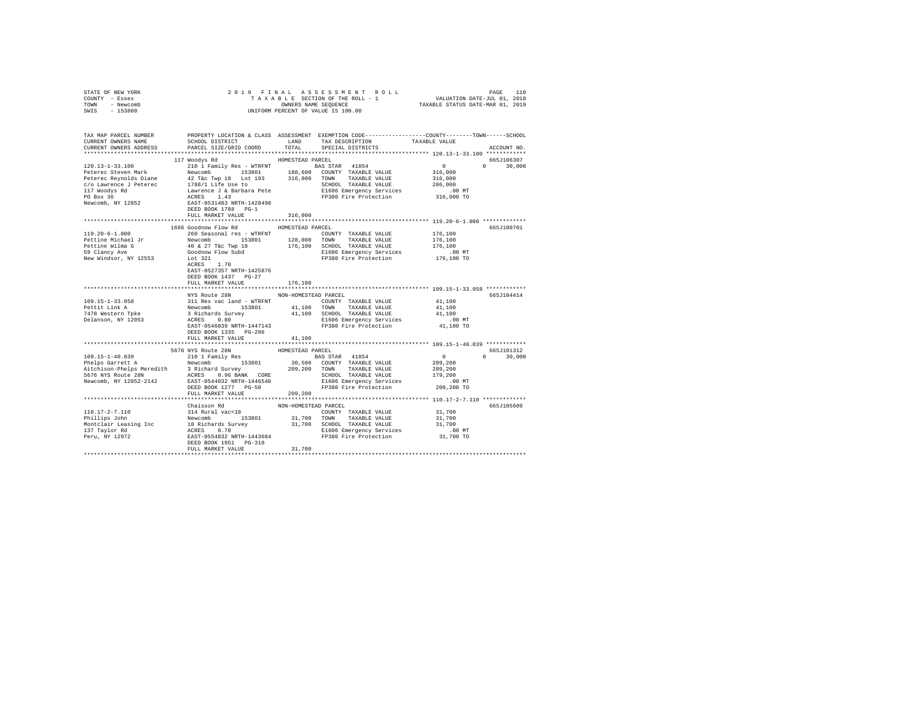STATE OF NEW YORK — 2019 FINAL ASSESSMENT ROLL — PAGE 110
COUNTY - Essex — TAXABLE SECTION OF THE ROLL - 1 — VALUATION DATE-JUL 01, 2018
TOWN - Newcomb — OWNERS NAME SEQUENCE — TAXABLE STATUS DATE-MAR 01, 2019
SWIS - 153800 — UNIFORM PERCENT OF VALUE IS 100.00

```
TAX MAP PARCEL NUMBER          PROPERTY LOCATION & CLASS  ASSESSMENT  EXEMPTION CODE-----------------COUNTY--------TOWN------SCHOOL
CURRENT OWNERS NAME            SCHOOL DISTRICT               LAND      TAX DESCRIPTION            TAXABLE VALUE
CURRENT OWNERS ADDRESS         PARCEL SIZE/GRID COORD        TOTAL     SPECIAL DISTRICTS                                  ACCOUNT NO.
*********************************************************************************************** 120.13-1-33.100 ************
                           117 Woodys Rd                  HOMESTEAD PARCEL                                             665J106307
120.13-1-33.100            210 1 Family Res - WTRFNT        BAS STAR  41854                   0             0      30,000
Peterec Steven Mark        Newcomb       153801      188,600  COUNTY  TAXABLE VALUE        316,000
Peterec Reynolds Diane     42 T&c Twp 18  Lot 193    316,000  TOWN    TAXABLE VALUE        316,000
c/o Lawrence J Peterec     1788/1 Life Use to                 SCHOOL  TAXABLE VALUE        286,000
117 Woodys Rd              Lawrence J & Barbara Pete          E1606 Emergency Services         .00 MT
PO Box 36                  ACRES    1.43                      FP380 Fire Protection        316,000 TO
Newcomb, NY 12852          EAST-0531483 NRTH-1428498
                           DEED BOOK 1788   PG-1
                           FULL MARKET VALUE         316,000
*********************************************************************************************** 119.20-6-1.000 *************
                           1686 Goodnow Flow Rd           HOMESTEAD PARCEL                                             665J100701
119.20-6-1.000             260 Seasonal res - WTRFNT          COUNTY  TAXABLE VALUE        176,100
Pettine Michael Jr         Newcomb       153801      128,000  TOWN    TAXABLE VALUE        176,100
Pettine Wilma G            40 & 27 T&c Twp 18        176,100  SCHOOL  TAXABLE VALUE        176,100
59 Clancy Ave              Goodnow Flow Subd                  E1606 Emergency Services         .00 MT
New Windsor, NY 12553      Lot 321                            FP380 Fire Protection        176,100 TO
                           ACRES    1.70
                           EAST-0527357 NRTH-1425876
                           DEED BOOK 1437   PG-27
                           FULL MARKET VALUE         176,100
*********************************************************************************************** 109.15-1-33.058 ************
                           NYS Route 28N                  NON-HOMESTEAD PARCEL                                         665J104414
109.15-1-33.058            311 Res vac land - WTRFNT          COUNTY  TAXABLE VALUE         41,100
Pettit Link A              Newcomb       153801       41,100  TOWN    TAXABLE VALUE         41,100
7478 Western Tpke          3 Richards Survey          41,100  SCHOOL  TAXABLE VALUE         41,100
Delanson, NY 12053         ACRES    0.80                      E1606 Emergency Services         .00 MT
                           EAST-0546039 NRTH-1447143          FP380 Fire Protection         41,100 TO
                           DEED BOOK 1335   PG-296
                           FULL MARKET VALUE          41,100
*********************************************************************************************** 109.15-1-40.039 ************
                           5676 NYS Route 28N             HOMESTEAD PARCEL                                             665J101312
109.15-1-40.039            210 1 Family Res                 BAS STAR  41854                   0             0      30,000
Phelps Garrett A           Newcomb       153801       30,500  COUNTY  TAXABLE VALUE        209,200
Aitchison-Phelps Meredith  3 Richard Survey          209,200  TOWN    TAXABLE VALUE        209,200
5676 NYS Route 28N         ACRES    0.96 BANK   CORE          SCHOOL  TAXABLE VALUE        179,200
Newcomb, NY 12852-2142     EAST-0544832 NRTH-1446540          E1606 Emergency Services         .00 MT
                           DEED BOOK 1277   PG-50             FP380 Fire Protection        209,200 TO
                           FULL MARKET VALUE         209,200
*********************************************************************************************** 110.17-2-7.110 *************
                           Chaisson Rd                    NON-HOMESTEAD PARCEL                                         665J105609
110.17-2-7.110             314 Rural vac<10                   COUNTY  TAXABLE VALUE         31,700
Phillips John              Newcomb       153801       31,700  TOWN    TAXABLE VALUE         31,700
Montclair Leasing Inc      18 Richards Survey         31,700  SCHOOL  TAXABLE VALUE         31,700
137 Taylor Rd              ACRES    8.70                      E1606 Emergency Services         .00 MT
Peru, NY 12972             EAST-0554832 NRTH-1443684          FP380 Fire Protection         31,700 TO
                           DEED BOOK 1951   PG-318
                           FULL MARKET VALUE          31,700
****************************************************************************************************************************
```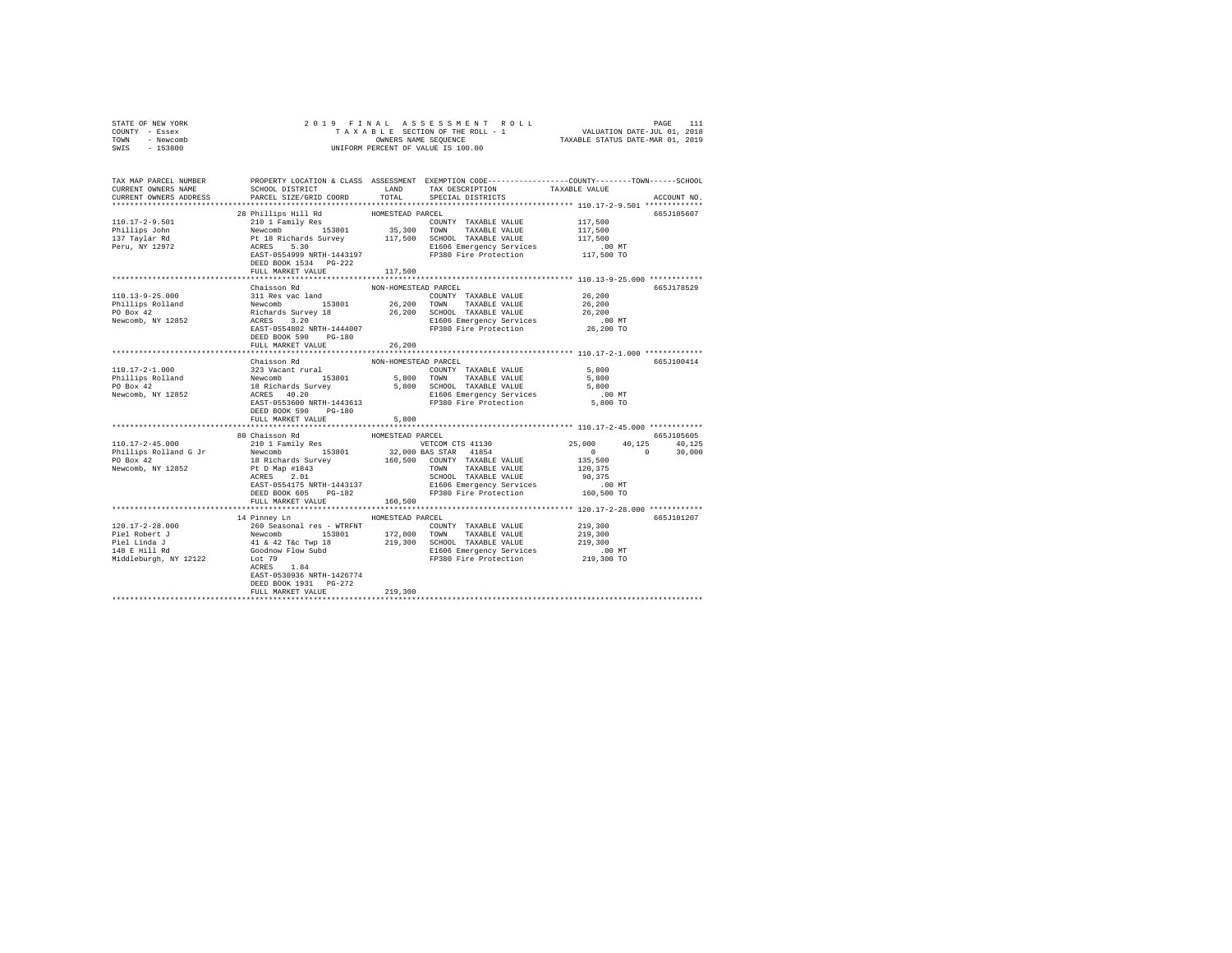STATE OF NEW YORK
COUNTY - Essex
TOWN - Newcomb
SWIS - 153800

2 0 1 9 F I N A L A S S E S S M E N T R O L L
T A X A B L E SECTION OF THE ROLL - 1
OWNERS NAME SEQUENCE
UNIFORM PERCENT OF VALUE IS 100.00

VALUATION DATE-JUL 01, 2018
TAXABLE STATUS DATE-MAR 01, 2019

```
TAX MAP PARCEL NUMBER     PROPERTY LOCATION & CLASS  ASSESSMENT  EXEMPTION CODE-----------------COUNTY--------TOWN------SCHOOL
CURRENT OWNERS NAME       SCHOOL DISTRICT               LAND      TAX DESCRIPTION            TAXABLE VALUE
CURRENT OWNERS ADDRESS    PARCEL SIZE/GRID COORD        TOTAL     SPECIAL DISTRICTS                                  ACCOUNT NO.
******************************************************************************************** 110.17-2-9.501 *************
                          28 Phillips Hill Rd          HOMESTEAD PARCEL                                              665J105607
110.17-2-9.501            210 1 Family Res                         COUNTY  TAXABLE VALUE          117,500
Phillips John             Newcomb       153801        35,300       TOWN    TAXABLE VALUE          117,500
137 Taylar Rd             Pt 18 Richards Survey       117,500      SCHOOL  TAXABLE VALUE          117,500
Peru, NY 12972            ACRES    5.30                            E1606 Emergency Services           .00 MT
                          EAST-0554999 NRTH-1443197                FP380 Fire Protection          117,500 TO
                          DEED BOOK 1534   PG-222
                          FULL MARKET VALUE           117,500
******************************************************************************************** 110.13-9-25.000 ************
                          Chaisson Rd                  NON-HOMESTEAD PARCEL                                          665J178529
110.13-9-25.000           311 Res vac land                         COUNTY  TAXABLE VALUE           26,200
Phillips Rolland          Newcomb       153801        26,200       TOWN    TAXABLE VALUE           26,200
PO Box 42                 Richards Survey 18          26,200       SCHOOL  TAXABLE VALUE           26,200
Newcomb, NY 12852         ACRES    3.20                            E1606 Emergency Services           .00 MT
                          EAST-0554802 NRTH-1444007                FP380 Fire Protection           26,200 TO
                          DEED BOOK 590    PG-180
                          FULL MARKET VALUE            26,200
******************************************************************************************** 110.17-2-1.000 *************
                          Chaisson Rd                  NON-HOMESTEAD PARCEL                                          665J100414
110.17-2-1.000            323 Vacant rural                         COUNTY  TAXABLE VALUE            5,800
Phillips Rolland          Newcomb       153801         5,800       TOWN    TAXABLE VALUE            5,800
PO Box 42                 18 Richards Survey           5,800       SCHOOL  TAXABLE VALUE            5,800
Newcomb, NY 12852         ACRES   40.20                            E1606 Emergency Services           .00 MT
                          EAST-0553600 NRTH-1443613                FP380 Fire Protection            5,800 TO
                          DEED BOOK 590    PG-180
                          FULL MARKET VALUE             5,800
******************************************************************************************** 110.17-2-45.000 ************
                          80 Chaisson Rd               HOMESTEAD PARCEL                                              665J105605
110.17-2-45.000           210 1 Family Res                         VETCOM CTS 41130          25,000       40,125      40,125
Phillips Rolland G Jr     Newcomb       153801        32,000 BAS STAR  41854                     0            0       30,000
PO Box 42                 18 Richards Survey          160,500      COUNTY  TAXABLE VALUE          135,500
Newcomb, NY 12852         Pt D Map #1843                           TOWN    TAXABLE VALUE          120,375
                          ACRES    2.01                            SCHOOL  TAXABLE VALUE           90,375
                          EAST-0554175 NRTH-1443137                E1606 Emergency Services           .00 MT
                          DEED BOOK 605    PG-182                  FP380 Fire Protection          160,500 TO
                          FULL MARKET VALUE           160,500
******************************************************************************************** 120.17-2-28.000 ************
                          14 Pinney Ln                 HOMESTEAD PARCEL                                              665J101207
120.17-2-28.000           260 Seasonal res - WTRFNT                COUNTY  TAXABLE VALUE          219,300
Piel Robert J             Newcomb       153801        172,000      TOWN    TAXABLE VALUE          219,300
Piel Linda J              41 & 42 T&c Twp 18          219,300      SCHOOL  TAXABLE VALUE          219,300
148 E Hill Rd             Goodnow Flow Subd                        E1606 Emergency Services           .00 MT
Middleburgh, NY 12122     Lot 79                                   FP380 Fire Protection          219,300 TO
                          ACRES    1.84
                          EAST-0530936 NRTH-1426774
                          DEED BOOK 1931   PG-272
                          FULL MARKET VALUE           219,300
************************************************************************************************************************
```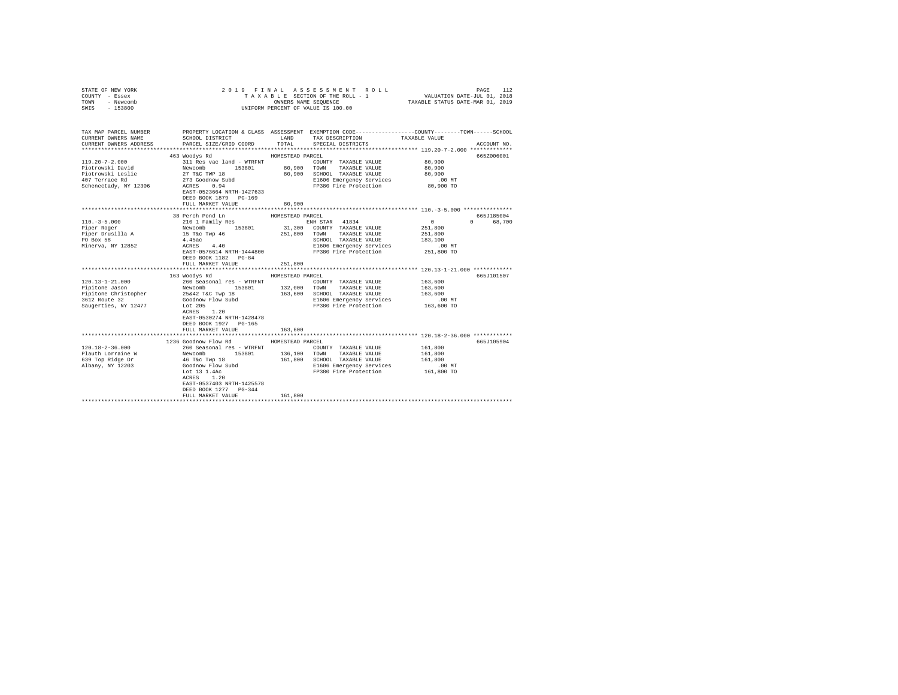```
STATE OF NEW YORK                2 0 1 9   F I N A L   A S S E S S M E N T   R O L L                    PAGE   112
COUNTY  - Essex                        T A X A B L E  SECTION OF THE ROLL - 1              VALUATION DATE-JUL 01, 2018
TOWN    - Newcomb                            OWNERS NAME SEQUENCE                      TAXABLE STATUS DATE-MAR 01, 2019
SWIS    - 153800                      UNIFORM PERCENT OF VALUE IS 100.00


TAX MAP PARCEL NUMBER          PROPERTY LOCATION & CLASS  ASSESSMENT  EXEMPTION CODE------------------COUNTY--------TOWN------SCHOOL
CURRENT OWNERS NAME            SCHOOL DISTRICT              LAND      TAX DESCRIPTION            TAXABLE VALUE
CURRENT OWNERS ADDRESS         PARCEL SIZE/GRID COORD       TOTAL     SPECIAL DISTRICTS                                     ACCOUNT NO.
******************************************************************************************************* 119.20-7-2.000 *************
                               463 Woodys Rd                 HOMESTEAD PARCEL                                              665Z006001
119.20-7-2.000                 311 Res vac land - WTRFNT              COUNTY  TAXABLE VALUE          80,900
Piotrowski David               Newcomb       153801        80,900     TOWN    TAXABLE VALUE          80,900
Piotrowski Leslie              27 T&C TWP 18               80,900     SCHOOL  TAXABLE VALUE          80,900
407 Terrace Rd                 273 Goodnow Subd                       E1606 Emergency Services          .00 MT
Schenectady, NY 12306          ACRES    0.94                          FP380 Fire Protection          80,900 TO
                               EAST-0523664 NRTH-1427633
                               DEED BOOK 1879   PG-169
                               FULL MARKET VALUE           80,900
******************************************************************************************************* 110.-3-5.000 ***************
                               38 Perch Pond Ln              HOMESTEAD PARCEL                                              665J185004
110.-3-5.000                   210 1 Family Res                       ENH STAR  41834                 0          0     68,700
Piper Roger                    Newcomb       153801        31,300     COUNTY  TAXABLE VALUE         251,800
Piper Drusilla A               15 T&c Twp 46              251,800     TOWN    TAXABLE VALUE         251,800
PO Box 58                      4.45ac                                 SCHOOL  TAXABLE VALUE         183,100
Minerva, NY 12852              ACRES    4.40                          E1606 Emergency Services          .00 MT
                               EAST-0576614 NRTH-1444800              FP380 Fire Protection         251,800 TO
                               DEED BOOK 1182   PG-84
                               FULL MARKET VALUE          251,800
******************************************************************************************************* 120.13-1-21.000 ************
                               163 Woodys Rd                 HOMESTEAD PARCEL                                              665J101507
120.13-1-21.000                260 Seasonal res - WTRFNT              COUNTY  TAXABLE VALUE         163,600
Pipitone Jason                 Newcomb       153801       132,000     TOWN    TAXABLE VALUE         163,600
Pipitone Christopher           25&42 T&C Twp 18           163,600     SCHOOL  TAXABLE VALUE         163,600
3612 Route 32                  Goodnow Flow Subd                      E1606 Emergency Services          .00 MT
Saugerties, NY 12477           Lot 205                                FP380 Fire Protection         163,600 TO
                               ACRES    1.20
                               EAST-0530274 NRTH-1428478
                               DEED BOOK 1927   PG-165
                               FULL MARKET VALUE          163,600
******************************************************************************************************* 120.18-2-36.000 ************
                               1236 Goodnow Flow Rd          HOMESTEAD PARCEL                                              665J105904
120.18-2-36.000                260 Seasonal res - WTRFNT              COUNTY  TAXABLE VALUE         161,800
Plauth Lorraine W              Newcomb       153801       136,100     TOWN    TAXABLE VALUE         161,800
639 Top Ridge Dr               46 T&c Twp 18              161,800     SCHOOL  TAXABLE VALUE         161,800
Albany, NY 12203               Goodnow Flow Subd                      E1606 Emergency Services          .00 MT
                               Lot 13 1.4Ac                           FP380 Fire Protection         161,800 TO
                               ACRES    1.20
                               EAST-0537403 NRTH-1425578
                               DEED BOOK 1277   PG-344
                               FULL MARKET VALUE          161,800
************************************************************************************************************************************
```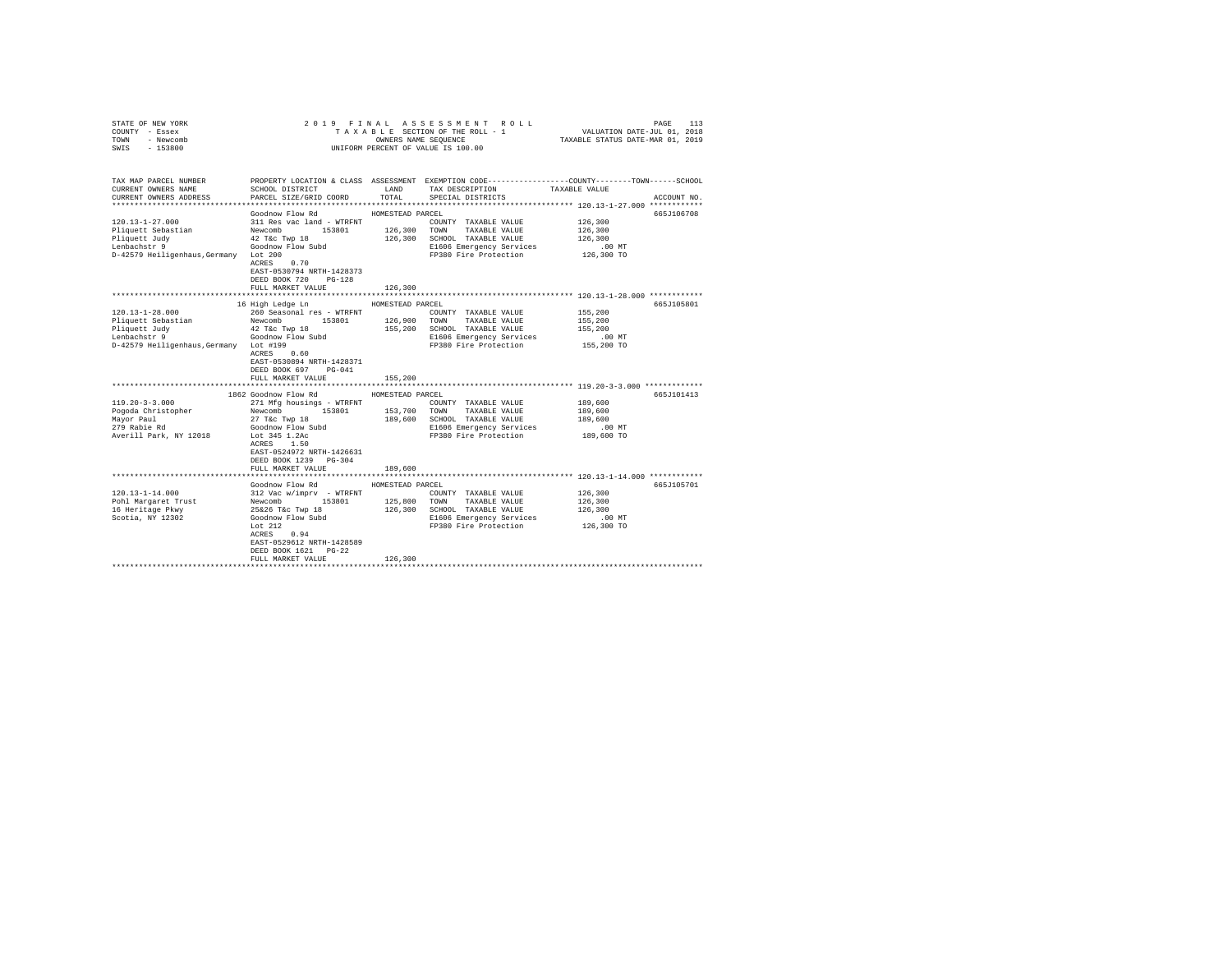STATE OF NEW YORK
COUNTY - Essex
TOWN - Newcomb
SWIS - 153800

2 0 1 9 F I N A L A S S E S S M E N T R O L L
T A X A B L E SECTION OF THE ROLL - 1
OWNERS NAME SEQUENCE
UNIFORM PERCENT OF VALUE IS 100.00

VALUATION DATE-JUL 01, 2018
TAXABLE STATUS DATE-MAR 01, 2019

| TAX MAP PARCEL NUMBER<br>CURRENT OWNERS NAME<br>CURRENT OWNERS ADDRESS | PROPERTY LOCATION & CLASS<br>SCHOOL DISTRICT<br>PARCEL SIZE/GRID COORD | ASSESSMENT<br>LAND<br>TOTAL | EXEMPTION CODE<br>TAX DESCRIPTION<br>SPECIAL DISTRICTS | COUNTY--------TOWN------SCHOOL<br>TAXABLE VALUE | ACCOUNT NO. |
|---|---|---|---|---|---|
| **120.13-1-27.000** | Goodnow Flow Rd | HOMESTEAD PARCEL | | | 665J106708 |
| 120.13-1-27.000 | 311 Res vac land - WTRFNT | | COUNTY TAXABLE VALUE | 126,300 | |
| Pliquett Sebastian | Newcomb 153801 | 126,300 | TOWN TAXABLE VALUE | 126,300 | |
| Pliquett Judy | 42 T&c Twp 18 | 126,300 | SCHOOL TAXABLE VALUE | 126,300 | |
| Lenbachstr 9 | Goodnow Flow Subd | | E1606 Emergency Services | .00 MT | |
| D-42579 Heiligenhaus,Germany | Lot 200 | | FP380 Fire Protection | 126,300 TO | |
| | ACRES 0.70 | | | | |
| | EAST-0530794 NRTH-1428373 | | | | |
| | DEED BOOK 720 PG-128 | | | | |
| | FULL MARKET VALUE | 126,300 | | | |
| **120.13-1-28.000** | 16 High Ledge Ln | HOMESTEAD PARCEL | | | 665J105801 |
| 120.13-1-28.000 | 260 Seasonal res - WTRFNT | | COUNTY TAXABLE VALUE | 155,200 | |
| Pliquett Sebastian | Newcomb 153801 | 126,900 | TOWN TAXABLE VALUE | 155,200 | |
| Pliquett Judy | 42 T&c Twp 18 | 155,200 | SCHOOL TAXABLE VALUE | 155,200 | |
| Lenbachstr 9 | Goodnow Flow Subd | | E1606 Emergency Services | .00 MT | |
| D-42579 Heiligenhaus,Germany | Lot #199 | | FP380 Fire Protection | 155,200 TO | |
| | ACRES 0.60 | | | | |
| | EAST-0530894 NRTH-1428371 | | | | |
| | DEED BOOK 697 PG-041 | | | | |
| | FULL MARKET VALUE | 155,200 | | | |
| **119.20-3-3.000** | 1862 Goodnow Flow Rd | HOMESTEAD PARCEL | | | 665J101413 |
| 119.20-3-3.000 | 271 Mfg housings - WTRFNT | | COUNTY TAXABLE VALUE | 189,600 | |
| Pogoda Christopher | Newcomb 153801 | 153,700 | TOWN TAXABLE VALUE | 189,600 | |
| Mayor Paul | 27 T&c Twp 18 | 189,600 | SCHOOL TAXABLE VALUE | 189,600 | |
| 279 Rabie Rd | Goodnow Flow Subd | | E1606 Emergency Services | .00 MT | |
| Averill Park, NY 12018 | Lot 345 1.2Ac | | FP380 Fire Protection | 189,600 TO | |
| | ACRES 1.50 | | | | |
| | EAST-0524972 NRTH-1426631 | | | | |
| | DEED BOOK 1239 PG-304 | | | | |
| | FULL MARKET VALUE | 189,600 | | | |
| **120.13-1-14.000** | Goodnow Flow Rd | HOMESTEAD PARCEL | | | 665J105701 |
| 120.13-1-14.000 | 312 Vac w/imprv - WTRFNT | | COUNTY TAXABLE VALUE | 126,300 | |
| Pohl Margaret Trust | Newcomb 153801 | 125,800 | TOWN TAXABLE VALUE | 126,300 | |
| 16 Heritage Pkwy | 25&26 T&c Twp 18 | 126,300 | SCHOOL TAXABLE VALUE | 126,300 | |
| Scotia, NY 12302 | Goodnow Flow Subd | | E1606 Emergency Services | .00 MT | |
| | Lot 212 | | FP380 Fire Protection | 126,300 TO | |
| | ACRES 0.94 | | | | |
| | EAST-0529612 NRTH-1428589 | | | | |
| | DEED BOOK 1621 PG-22 | | | | |
| | FULL MARKET VALUE | 126,300 | | | |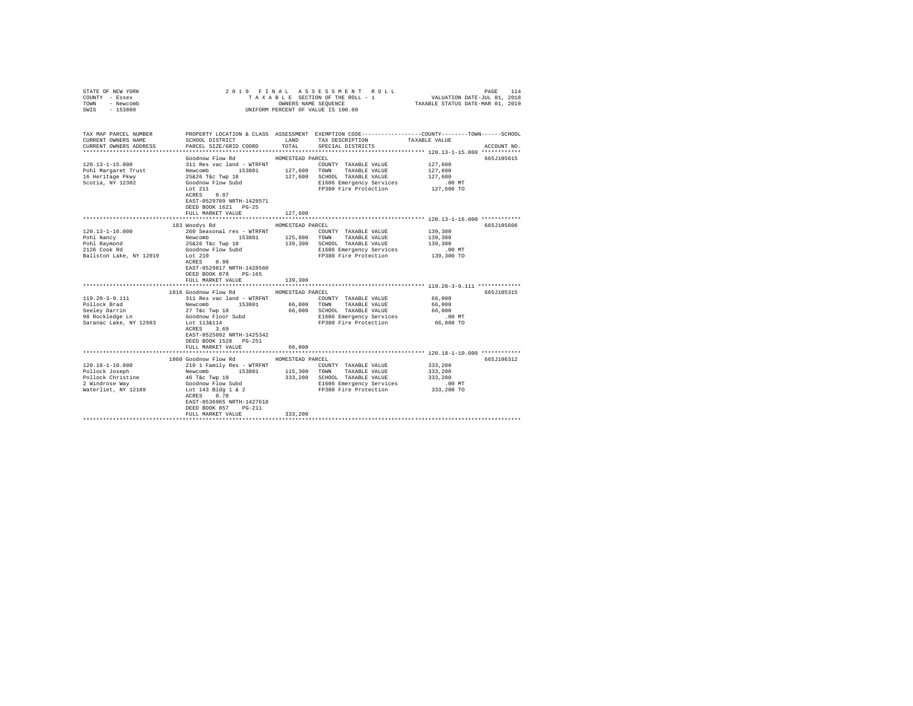STATE OF NEW YORK
COUNTY - Essex
TOWN - Newcomb
SWIS - 153800

2019 FINAL ASSESSMENT ROLL
TAXABLE SECTION OF THE ROLL - 1
OWNERS NAME SEQUENCE
UNIFORM PERCENT OF VALUE IS 100.00

VALUATION DATE-JUL 01, 2018
TAXABLE STATUS DATE-MAR 01, 2019

| TAX MAP PARCEL NUMBER / CURRENT OWNERS NAME / CURRENT OWNERS ADDRESS | PROPERTY LOCATION & CLASS / SCHOOL DISTRICT / PARCEL SIZE/GRID COORD | ASSESSMENT LAND / TOTAL | EXEMPTION CODE / TAX DESCRIPTION / SPECIAL DISTRICTS | COUNTY / TOWN / SCHOOL TAXABLE VALUE | ACCOUNT NO. |
|---|---|---|---|---|---|
| **120.13-1-15.000** | Goodnow Flow Rd | HOMESTEAD PARCEL | | | 665J105615 |
| 120.13-1-15.000 | 311 Res vac land - WTRFNT | | COUNTY TAXABLE VALUE | 127,600 | |
| Pohl Margaret Trust | Newcomb 153801 | 127,600 | TOWN TAXABLE VALUE | 127,600 | |
| 16 Heritage Pkwy | 25&26 T&c Twp 18 | 127,600 | SCHOOL TAXABLE VALUE | 127,600 | |
| Scotia, NY 12302 | Goodnow Flow Subd | | E1606 Emergency Services | .00 MT | |
| | Lot 211 | | FP380 Fire Protection | 127,600 TO | |
| | ACRES 0.97 | | | | |
| | EAST-0529709 NRTH-1428571 | | | | |
| | DEED BOOK 1621 PG-25 | | | | |
| | FULL MARKET VALUE | 127,600 | | | |
| **120.13-1-16.000** | 183 Woodys Rd | HOMESTEAD PARCEL | | | 665J105606 |
| 120.13-1-16.000 | 260 Seasonal res - WTRFNT | | COUNTY TAXABLE VALUE | 139,300 | |
| Pohl Nancy | Newcomb 153801 | 125,800 | TOWN TAXABLE VALUE | 139,300 | |
| Pohl Raymond | 25&26 T&c Twp 18 | 139,300 | SCHOOL TAXABLE VALUE | 139,300 | |
| 2126 Cook Rd | Goodnow Flow Subd | | E1606 Emergency Services | .00 MT | |
| Ballston Lake, NY 12019 | Lot 210 | | FP380 Fire Protection | 139,300 TO | |
| | ACRES 0.90 | | | | |
| | EAST-0529817 NRTH-1428560 | | | | |
| | DEED BOOK 878 PG-165 | | | | |
| | FULL MARKET VALUE | 139,300 | | | |
| **119.20-3-9.111** | 1816 Goodnow Flow Rd | HOMESTEAD PARCEL | | | 665J105315 |
| 119.20-3-9.111 | 311 Res vac land - WTRFNT | | COUNTY TAXABLE VALUE | 66,000 | |
| Pollock Brad | Newcomb 153801 | 66,000 | TOWN TAXABLE VALUE | 66,000 | |
| Seeley Darrin | 27 T&c Twp 18 | 66,000 | SCHOOL TAXABLE VALUE | 66,000 | |
| 98 Rockledge Ln | Goodnow Floor Subd | | E1606 Emergency Services | .00 MT | |
| Saranac Lake, NY 12983 | Lot 113&114 | | FP380 Fire Protection | 66,000 TO | |
| | ACRES 3.69 | | | | |
| | EAST-0525092 NRTH-1425342 | | | | |
| | DEED BOOK 1528 PG-251 | | | | |
| | FULL MARKET VALUE | 66,000 | | | |
| **120.18-1-10.000** | 1060 Goodnow Flow Rd | HOMESTEAD PARCEL | | | 665J106312 |
| 120.18-1-10.000 | 210 1 Family Res - WTRFNT | | COUNTY TAXABLE VALUE | 333,200 | |
| Pollock Joseph | Newcomb 153801 | 115,300 | TOWN TAXABLE VALUE | 333,200 | |
| Pollock Christine | 46 T&c Twp 18 | 333,200 | SCHOOL TAXABLE VALUE | 333,200 | |
| 2 Windrose Way | Goodnow Flow Subd | | E1606 Emergency Services | .00 MT | |
| Waterliet, NY 12189 | Lot 143 Bldg 1 & 2 | | FP380 Fire Protection | 333,200 TO | |
| | ACRES 0.70 | | | | |
| | EAST-0536965 NRTH-1427618 | | | | |
| | DEED BOOK 857 PG-211 | | | | |
| | FULL MARKET VALUE | 333,200 | | | |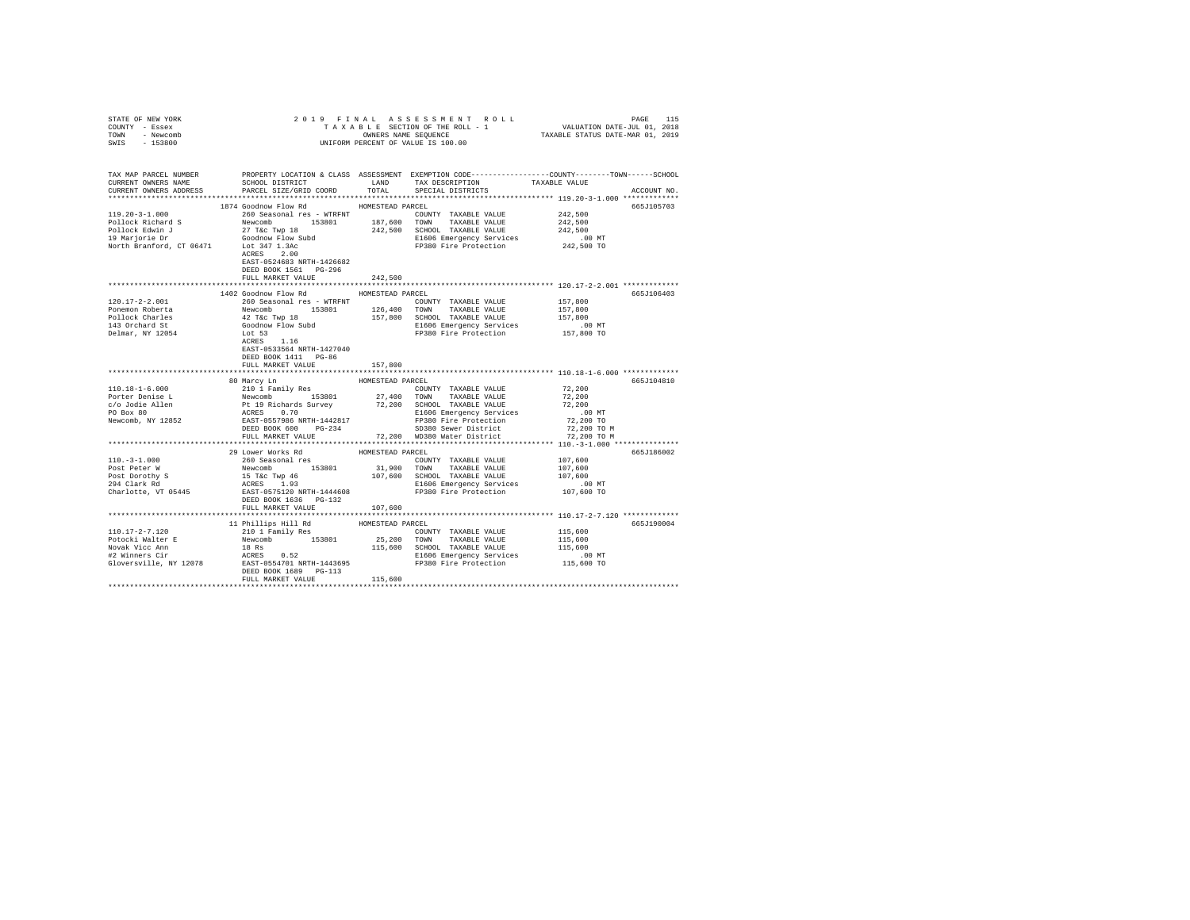STATE OF NEW YORK
COUNTY - Essex
TOWN - Newcomb
SWIS - 153800

2 0 1 9 F I N A L A S S E S S M E N T R O L L
T A X A B L E SECTION OF THE ROLL - 1
OWNERS NAME SEQUENCE
UNIFORM PERCENT OF VALUE IS 100.00

VALUATION DATE-JUL 01, 2018
TAXABLE STATUS DATE-MAR 01, 2019

```
TAX MAP PARCEL NUMBER     PROPERTY LOCATION & CLASS  ASSESSMENT  EXEMPTION CODE-----------------COUNTY--------TOWN------SCHOOL
CURRENT OWNERS NAME       SCHOOL DISTRICT              LAND      TAX DESCRIPTION              TAXABLE VALUE
CURRENT OWNERS ADDRESS    PARCEL SIZE/GRID COORD       TOTAL     SPECIAL DISTRICTS                                  ACCOUNT NO.
******************************************************************************************************* 119.20-3-1.000 *************
                          1874 Goodnow Flow Rd           HOMESTEAD PARCEL                                            665J105703
119.20-3-1.000            260 Seasonal res - WTRFNT               COUNTY  TAXABLE VALUE         242,500
Pollock Richard S         Newcomb        153801       187,600    TOWN    TAXABLE VALUE         242,500
Pollock Edwin J           27 T&c Twp 18                242,500   SCHOOL  TAXABLE VALUE         242,500
19 Marjorie Dr            Goodnow Flow Subd                      E1606 Emergency Services          .00 MT
North Branford, CT 06471  Lot 347 1.3Ac                          FP380 Fire Protection         242,500 TO
                          ACRES    2.00
                          EAST-0524683 NRTH-1426682
                          DEED BOOK 1561   PG-296
                          FULL MARKET VALUE            242,500
******************************************************************************************************* 120.17-2-2.001 *************
                          1402 Goodnow Flow Rd           HOMESTEAD PARCEL                                            665J106403
120.17-2-2.001            260 Seasonal res - WTRFNT               COUNTY  TAXABLE VALUE         157,800
Ponemon Roberta           Newcomb        153801       126,400    TOWN    TAXABLE VALUE         157,800
Pollock Charles           42 T&c Twp 18                157,800   SCHOOL  TAXABLE VALUE         157,800
143 Orchard St            Goodnow Flow Subd                      E1606 Emergency Services          .00 MT
Delmar, NY 12054          Lot 53                                 FP380 Fire Protection         157,800 TO
                          ACRES    1.16
                          EAST-0533564 NRTH-1427040
                          DEED BOOK 1411   PG-86
                          FULL MARKET VALUE            157,800
******************************************************************************************************* 110.18-1-6.000 *************
                          80 Marcy Ln                    HOMESTEAD PARCEL                                            665J104810
110.18-1-6.000            210 1 Family Res                        COUNTY  TAXABLE VALUE          72,200
Porter Denise L           Newcomb        153801        27,400    TOWN    TAXABLE VALUE          72,200
c/o Jodie Allen           Pt 19 Richards Survey         72,200   SCHOOL  TAXABLE VALUE          72,200
PO Box 80                 ACRES    0.70                          E1606 Emergency Services          .00 MT
Newcomb, NY 12852         EAST-0557986 NRTH-1442817              FP380 Fire Protection          72,200 TO
                          DEED BOOK 600    PG-234                SD380 Sewer District           72,200 TO M
                          FULL MARKET VALUE             72,200   WD380 Water District           72,200 TO M
******************************************************************************************************* 110.-3-1.000 ***************
                          29 Lower Works Rd              HOMESTEAD PARCEL                                            665J186002
110.-3-1.000              260 Seasonal res                        COUNTY  TAXABLE VALUE         107,600
Post Peter W              Newcomb        153801        31,900    TOWN    TAXABLE VALUE         107,600
Post Dorothy S            15 T&c Twp 46                107,600   SCHOOL  TAXABLE VALUE         107,600
294 Clark Rd              ACRES    1.93                          E1606 Emergency Services          .00 MT
Charlotte, VT 05445       EAST-0575120 NRTH-1444608              FP380 Fire Protection         107,600 TO
                          DEED BOOK 1636   PG-132
                          FULL MARKET VALUE            107,600
******************************************************************************************************* 110.17-2-7.120 *************
                          11 Phillips Hill Rd            HOMESTEAD PARCEL                                            665J190004
110.17-2-7.120            210 1 Family Res                        COUNTY  TAXABLE VALUE         115,600
Potocki Walter E          Newcomb        153801        25,200    TOWN    TAXABLE VALUE         115,600
Novak Vicc Ann            18 Rs                        115,600   SCHOOL  TAXABLE VALUE         115,600
#2 Winners Cir            ACRES    0.52                          E1606 Emergency Services          .00 MT
Gloversville, NY 12078    EAST-0554701 NRTH-1443695              FP380 Fire Protection         115,600 TO
                          DEED BOOK 1689   PG-113
                          FULL MARKET VALUE            115,600
************************************************************************************************************************************
```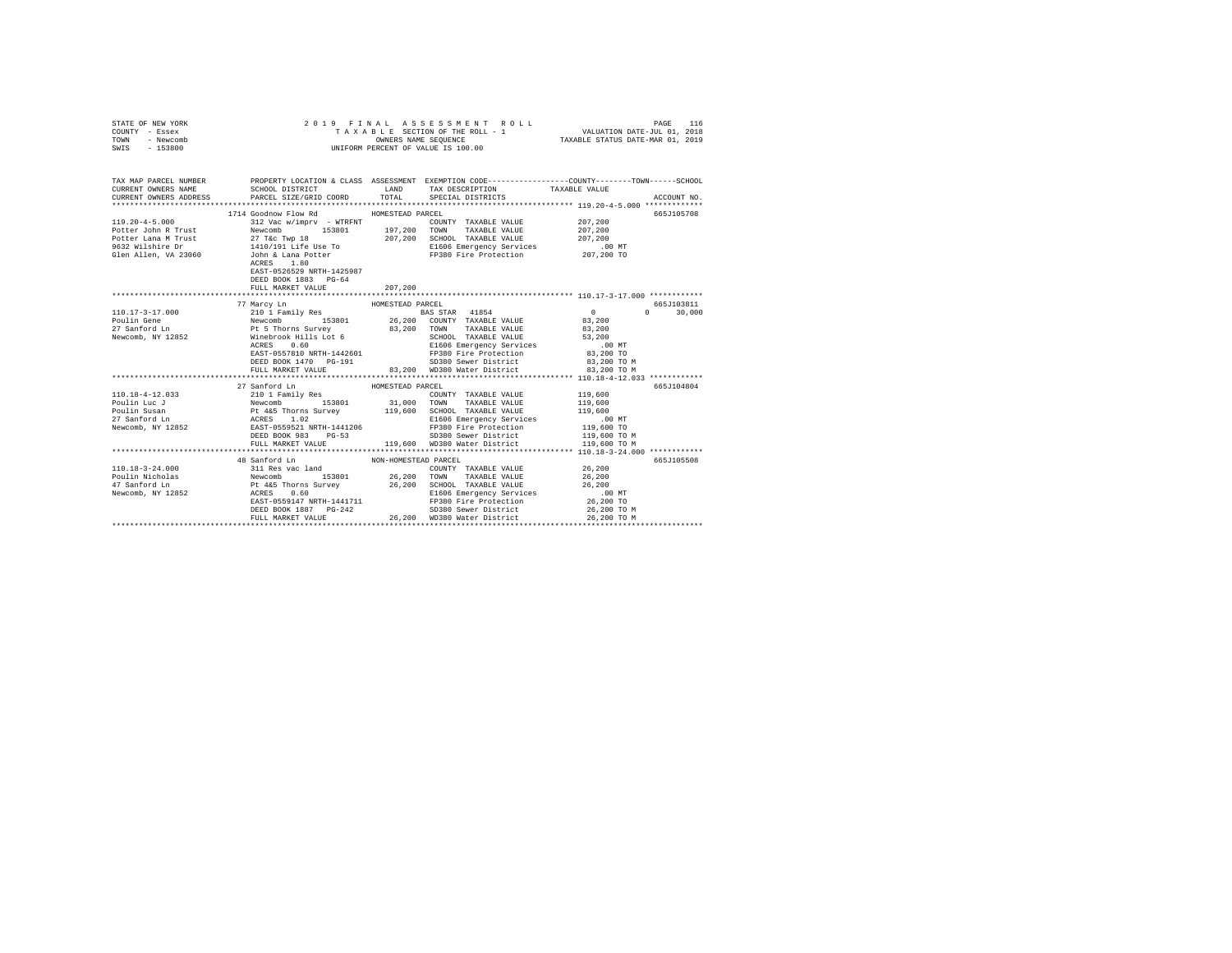STATE OF NEW YORK
COUNTY - Essex
TOWN - Newcomb
SWIS - 153800

2019 FINAL ASSESSMENT ROLL
TAXABLE SECTION OF THE ROLL - 1
OWNERS NAME SEQUENCE
UNIFORM PERCENT OF VALUE IS 100.00

VALUATION DATE-JUL 01, 2018
TAXABLE STATUS DATE-MAR 01, 2019

```
TAX MAP PARCEL NUMBER      PROPERTY LOCATION & CLASS  ASSESSMENT  EXEMPTION CODE-----------------COUNTY--------TOWN------SCHOOL
CURRENT OWNERS NAME        SCHOOL DISTRICT             LAND       TAX DESCRIPTION            TAXABLE VALUE
CURRENT OWNERS ADDRESS     PARCEL SIZE/GRID COORD      TOTAL      SPECIAL DISTRICTS                                    ACCOUNT NO.
******************************************************************************************************* 119.20-4-5.000 *************
                      1714 Goodnow Flow Rd           HOMESTEAD PARCEL                                              665J105708
119.20-4-5.000             312 Vac w/imprv - WTRFNT              COUNTY  TAXABLE VALUE          207,200
Potter John R Trust        Newcomb        153801     197,200    TOWN    TAXABLE VALUE          207,200
Potter Lana M Trust        27 T&c Twp 18              207,200    SCHOOL  TAXABLE VALUE          207,200
9632 Wilshire Dr           1410/191 Life Use To                  E1606 Emergency Services           .00 MT
Glen Allen, VA 23060       John & Lana Potter                    FP380 Fire Protection          207,200 TO
                           ACRES    1.80
                           EAST-0526529 NRTH-1425987
                           DEED BOOK 1883   PG-64
                           FULL MARKET VALUE          207,200
******************************************************************************************************* 110.17-3-17.000 ************
                      77 Marcy Ln                    HOMESTEAD PARCEL                                              665J103811
110.17-3-17.000            210 1 Family Res                      BAS STAR  41854                 0          0      30,000
Poulin Gene                Newcomb        153801      26,200    COUNTY  TAXABLE VALUE           83,200
27 Sanford Ln              Pt 5 Thorns Survey          83,200    TOWN    TAXABLE VALUE           83,200
Newcomb, NY 12852          Winebrook Hills Lot 6                 SCHOOL  TAXABLE VALUE           53,200
                           ACRES    0.60                         E1606 Emergency Services           .00 MT
                           EAST-0557810 NRTH-1442601             FP380 Fire Protection           83,200 TO
                           DEED BOOK 1470   PG-191               SD380 Sewer District            83,200 TO M
                           FULL MARKET VALUE           83,200    WD380 Water District            83,200 TO M
******************************************************************************************************* 110.18-4-12.033 ************
                      27 Sanford Ln                  HOMESTEAD PARCEL                                              665J104804
110.18-4-12.033            210 1 Family Res                      COUNTY  TAXABLE VALUE          119,600
Poulin Luc J               Newcomb        153801      31,000    TOWN    TAXABLE VALUE          119,600
Poulin Susan               Pt 4&5 Thorns Survey       119,600    SCHOOL  TAXABLE VALUE          119,600
27 Sanford Ln              ACRES    1.02                         E1606 Emergency Services           .00 MT
Newcomb, NY 12852          EAST-0559521 NRTH-1441206             FP380 Fire Protection          119,600 TO
                           DEED BOOK 983    PG-53                SD380 Sewer District           119,600 TO M
                           FULL MARKET VALUE          119,600    WD380 Water District           119,600 TO M
******************************************************************************************************* 110.18-3-24.000 ************
                      48 Sanford Ln                  NON-HOMESTEAD PARCEL                                          665J105508
110.18-3-24.000            311 Res vac land                      COUNTY  TAXABLE VALUE           26,200
Poulin Nicholas            Newcomb        153801      26,200    TOWN    TAXABLE VALUE           26,200
47 Sanford Ln              Pt 4&5 Thorns Survey        26,200    SCHOOL  TAXABLE VALUE           26,200
Newcomb, NY 12852          ACRES    0.60                         E1606 Emergency Services           .00 MT
                           EAST-0559147 NRTH-1441711             FP380 Fire Protection           26,200 TO
                           DEED BOOK 1887   PG-242               SD380 Sewer District            26,200 TO M
                           FULL MARKET VALUE           26,200    WD380 Water District            26,200 TO M
************************************************************************************************************************************
```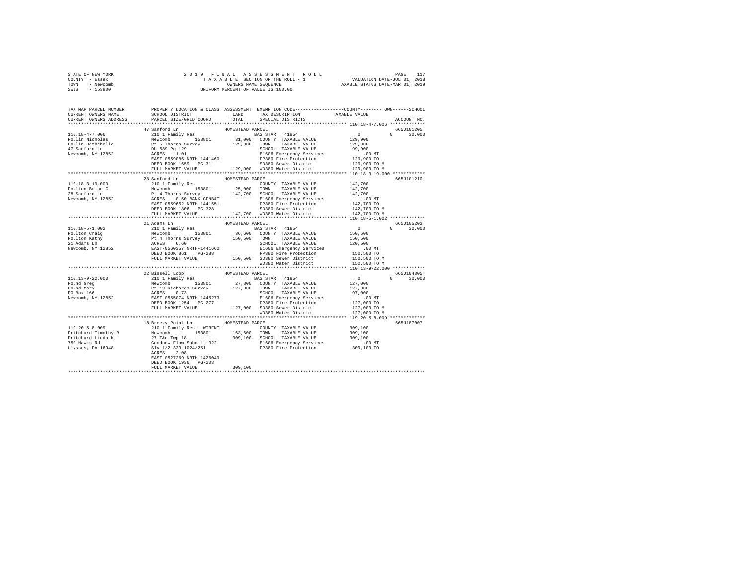STATE OF NEW YORK
COUNTY - Essex
TOWN - Newcomb
SWIS - 153800

2019 FINAL ASSESSMENT ROLL
TAXABLE SECTION OF THE ROLL - 1
OWNERS NAME SEQUENCE
UNIFORM PERCENT OF VALUE IS 100.00

VALUATION DATE-JUL 01, 2018
TAXABLE STATUS DATE-MAR 01, 2019

```
TAX MAP PARCEL NUMBER    PROPERTY LOCATION & CLASS  ASSESSMENT  EXEMPTION CODE-----------------COUNTY--------TOWN------SCHOOL
CURRENT OWNERS NAME      SCHOOL DISTRICT             LAND       TAX DESCRIPTION             TAXABLE VALUE
CURRENT OWNERS ADDRESS   PARCEL SIZE/GRID COORD      TOTAL      SPECIAL DISTRICTS                                   ACCOUNT NO.
******************************************************************************************************* 110.18-4-7.006 *************
                         47 Sanford Ln               HOMESTEAD PARCEL                                                 665J101205
110.18-4-7.006           210 1 Family Res                        BAS STAR  41854                 0            0     30,000
Poulin Nicholas          Newcomb      153801          31,000  COUNTY  TAXABLE VALUE         129,900
Poulin Bethebelle        Pt 5 Thorns Survey          129,900  TOWN    TAXABLE VALUE         129,900
47 Sanford Ln            Db 589 Pg 129                        SCHOOL  TAXABLE VALUE          99,900
Newcomb, NY 12852        ACRES    1.01                        E1606 Emergency Services          .00 MT
                         EAST-0559085 NRTH-1441460            FP380 Fire Protection         129,900 TO
                         DEED BOOK 1659   PG-31               SD380 Sewer District          129,900 TO M
                         FULL MARKET VALUE           129,900  WD380 Water District          129,900 TO M
******************************************************************************************************* 110.18-3-19.000 ************
                         28 Sanford Ln               HOMESTEAD PARCEL                                                 665J101210
110.18-3-19.000          210 1 Family Res                        COUNTY  TAXABLE VALUE         142,700
Poulton Brian C          Newcomb      153801          25,000  TOWN    TAXABLE VALUE         142,700
28 Sanford Ln            Pt 4 Thorns Survey          142,700  SCHOOL  TAXABLE VALUE         142,700
Newcomb, NY 12852        ACRES    0.50 BANK GFNB&T            E1606 Emergency Services          .00 MT
                         EAST-0559652 NRTH-1441551            FP380 Fire Protection         142,700 TO
                         DEED BOOK 1806   PG-328              SD380 Sewer District          142,700 TO M
                         FULL MARKET VALUE           142,700  WD380 Water District          142,700 TO M
******************************************************************************************************* 110.18-5-1.002 *************
                         21 Adams Ln                 HOMESTEAD PARCEL                                                 665J105203
110.18-5-1.002           210 1 Family Res                        BAS STAR  41854                 0            0     30,000
Poulton Craig            Newcomb      153801          36,600  COUNTY  TAXABLE VALUE         150,500
Poulton Kathy            Pt 4 Thorns Survey          150,500  TOWN    TAXABLE VALUE         150,500
21 Adams Ln              ACRES    6.60                        SCHOOL  TAXABLE VALUE         120,500
Newcomb, NY 12852        EAST-0560357 NRTH-1441662            E1606 Emergency Services          .00 MT
                         DEED BOOK 861    PG-288              FP380 Fire Protection         150,500 TO
                         FULL MARKET VALUE           150,500  SD380 Sewer District          150,500 TO M
                                                              WD380 Water District          150,500 TO M
******************************************************************************************************* 110.13-9-22.000 ************
                         22 Bissell Loop             HOMESTEAD PARCEL                                                 665J104305
110.13-9-22.000          210 1 Family Res                        BAS STAR  41854                 0            0     30,000
Pound Greg               Newcomb      153801          27,800  COUNTY  TAXABLE VALUE         127,000
Pound Mary               Pt 19 Richards Survey       127,000  TOWN    TAXABLE VALUE         127,000
PO Box 166               ACRES    0.73                        SCHOOL  TAXABLE VALUE          97,000
Newcomb, NY 12852        EAST-0555074 NRTH-1445273            E1606 Emergency Services          .00 MT
                         DEED BOOK 1254   PG-277              FP380 Fire Protection         127,000 TO
                         FULL MARKET VALUE           127,000  SD380 Sewer District          127,000 TO M
                                                              WD380 Water District          127,000 TO M
******************************************************************************************************* 119.20-5-8.009 *************
                         18 Breezy Point Ln          HOMESTEAD PARCEL                                                 665J187007
119.20-5-8.009           210 1 Family Res - WTRFNT               COUNTY  TAXABLE VALUE         309,100
Pritchard Timothy R      Newcomb      153801         163,600  TOWN    TAXABLE VALUE         309,100
Pritchard Linda K        27 T&c Twp 18               309,100  SCHOOL  TAXABLE VALUE         309,100
750 Hawks Rd             Goodnow Flow Subd Lt 322             E1606 Emergency Services          .00 MT
Ulysses, PA 16948        Sly 1/2 323 1024/251                 FP380 Fire Protection         309,100 TO
                         ACRES    2.08
                         EAST-0527269 NRTH-1426049
                         DEED BOOK 1936   PG-203
                         FULL MARKET VALUE           309,100
************************************************************************************************************************************
```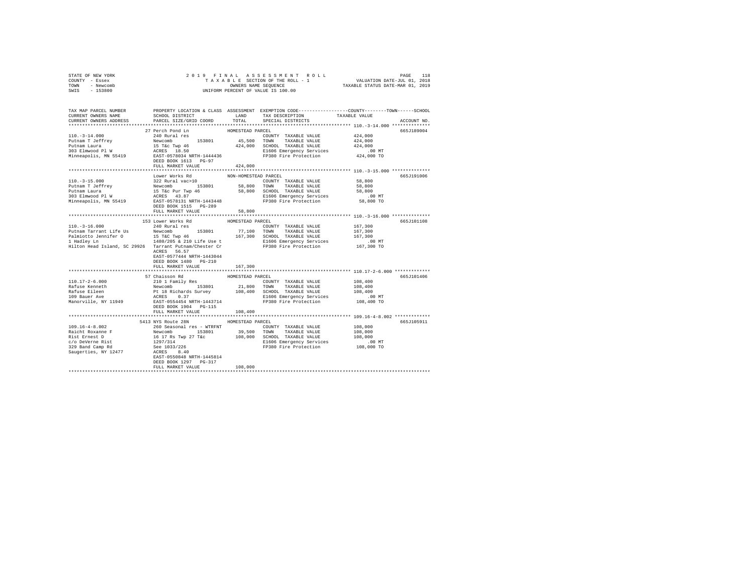STATE OF NEW YORK | COUNTY - Essex | TOWN - Newcomb | SWIS - 153800

2019 FINAL ASSESSMENT ROLL
TAXABLE SECTION OF THE ROLL - 1
OWNERS NAME SEQUENCE
UNIFORM PERCENT OF VALUE IS 100.00

VALUATION DATE-JUL 01, 2018
TAXABLE STATUS DATE-MAR 01, 2019

```
TAX MAP PARCEL NUMBER          PROPERTY LOCATION & CLASS  ASSESSMENT  EXEMPTION CODE-----------------COUNTY--------TOWN------SCHOOL
CURRENT OWNERS NAME            SCHOOL DISTRICT               LAND     TAX DESCRIPTION            TAXABLE VALUE
CURRENT OWNERS ADDRESS         PARCEL SIZE/GRID COORD        TOTAL    SPECIAL DISTRICTS                                  ACCOUNT NO.
************************************************************************************************ 110.-3-14.000 **************
                    27 Perch Pond Ln              HOMESTEAD PARCEL                                                        665J189004
110.-3-14.000                  240 Rural res                          COUNTY  TAXABLE VALUE          424,000
Putnam T Jeffrey               Newcomb      153801       45,500       TOWN    TAXABLE VALUE          424,000
Putnam Laura                   15 T&c Twp 46            424,000       SCHOOL  TAXABLE VALUE          424,000
303 Elmwood Pl W               ACRES   18.50                          E1606 Emergency Services           .00 MT
Minneapolis, MN 55419          EAST-0578034 NRTH-1444436              FP380 Fire Protection          424,000 TO
                               DEED BOOK 1613   PG-97
                               FULL MARKET VALUE        424,000
************************************************************************************************ 110.-3-15.000 **************
                    Lower Works Rd                NON-HOMESTEAD PARCEL                                                    665J191006
110.-3-15.000                  322 Rural vac>10                       COUNTY  TAXABLE VALUE           58,800
Putnam T Jeffrey               Newcomb      153801       58,800       TOWN    TAXABLE VALUE           58,800
Putnam Laura                   15 T&c Pur Twp 46         58,800       SCHOOL  TAXABLE VALUE           58,800
303 Elmwood Pl W               ACRES   43.87                          E1606 Emergency Services           .00 MT
Minneapolis, MN 55419          EAST-0578131 NRTH-1443448              FP380 Fire Protection           58,800 TO
                               DEED BOOK 1515   PG-289
                               FULL MARKET VALUE         58,800
************************************************************************************************ 110.-3-16.000 **************
                    153 Lower Works Rd            HOMESTEAD PARCEL                                                        665J101108
110.-3-16.000                  240 Rural res                          COUNTY  TAXABLE VALUE          167,300
Putnam Tarrant Life Us         Newcomb      153801       77,100       TOWN    TAXABLE VALUE          167,300
Palmiotto Jennifer O           15 T&C Twp 46            167,300       SCHOOL  TAXABLE VALUE          167,300
1 Hadley Ln                    1480/205 & 210 Life Use t              E1606 Emergency Services           .00 MT
Hilton Head Island, SC 29926   Tarrant Putnam/Chester Cr              FP380 Fire Protection          167,300 TO
                               ACRES   56.57
                               EAST-0577444 NRTH-1443044
                               DEED BOOK 1480   PG-210
                               FULL MARKET VALUE        167,300
************************************************************************************************ 110.17-2-6.000 *************
                    57 Chaisson Rd                HOMESTEAD PARCEL                                                        665J101406
110.17-2-6.000                 210 1 Family Res                       COUNTY  TAXABLE VALUE          108,400
Rafuse Kenneth                 Newcomb      153801       21,800       TOWN    TAXABLE VALUE          108,400
Rafuse Eileen                  Pt 18 Richards Survey    108,400       SCHOOL  TAXABLE VALUE          108,400
109 Bauer Ave                  ACRES    0.37                          E1606 Emergency Services           .00 MT
Manorville, NY 11949           EAST-0554454 NRTH-1443714              FP380 Fire Protection          108,400 TO
                               DEED BOOK 1904   PG-115
                               FULL MARKET VALUE        108,400
************************************************************************************************ 109.16-4-8.002 *************
                    5413 NYS Route 28N            HOMESTEAD PARCEL                                                        665J105911
109.16-4-8.002                 260 Seasonal res - WTRFNT              COUNTY  TAXABLE VALUE          108,000
Raicht Roxanne F               Newcomb      153801       39,500       TOWN    TAXABLE VALUE          108,000
Rist Ernest D                  16 17 Rs Twp 27 T&c      108,000       SCHOOL  TAXABLE VALUE          108,000
c/o DeVerne Rist               1297/314                               E1606 Emergency Services           .00 MT
329 Band Camp Rd               See 1033/226                           FP380 Fire Protection          108,000 TO
Saugerties, NY 12477           ACRES    8.40
                               EAST-0550848 NRTH-1445814
                               DEED BOOK 1297   PG-317
                               FULL MARKET VALUE        108,000
******************************************************************************************************************************
```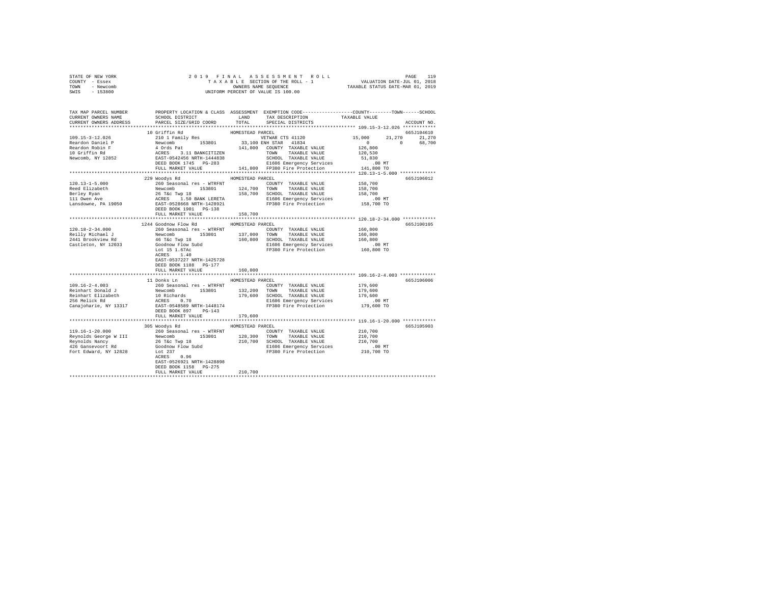STATE OF NEW YORK
COUNTY - Essex
TOWN - Newcomb
SWIS - 153800

2 0 1 9 F I N A L A S S E S S M E N T R O L L
T A X A B L E SECTION OF THE ROLL - 1
OWNERS NAME SEQUENCE
UNIFORM PERCENT OF VALUE IS 100.00

VALUATION DATE-JUL 01, 2018
TAXABLE STATUS DATE-MAR 01, 2019

```
TAX MAP PARCEL NUMBER          PROPERTY LOCATION & CLASS  ASSESSMENT  EXEMPTION CODE------------------COUNTY--------TOWN------SCHOOL
CURRENT OWNERS NAME            SCHOOL DISTRICT               LAND      TAX DESCRIPTION            TAXABLE VALUE
CURRENT OWNERS ADDRESS         PARCEL SIZE/GRID COORD        TOTAL     SPECIAL DISTRICTS                                    ACCOUNT NO.
******************************************************************************************************* 109.15-3-12.026 ************
                               10 Griffin Rd                HOMESTEAD PARCEL                                                 665J104610
109.15-3-12.026                210 1 Family Res                        VETWAR CTS 41120                 15,000     21,270     21,270
Reardon Daniel P               Newcomb          153801        33,100 ENH STAR  41834                        0          0     68,700
Reardon Robin F                4 Ords Pat                    141,800   COUNTY  TAXABLE VALUE            126,800
10 Griffin Rd                  ACRES    3.11 BANKCITIZEN               TOWN    TAXABLE VALUE            120,530
Newcomb, NY 12852              EAST-0542456 NRTH-1444838               SCHOOL  TAXABLE VALUE             51,830
                               DEED BOOK 1745   PG-283                 E1606 Emergency Services            .00 MT
                               FULL MARKET VALUE             141,800   FP380 Fire Protection            141,800 TO
******************************************************************************************************* 120.13-1-5.000 *************
                               229 Woodys Rd                HOMESTEAD PARCEL                                                 665J106012
120.13-1-5.000                 260 Seasonal res - WTRFNT               COUNTY  TAXABLE VALUE            158,700
Reed Elizabeth                 Newcomb          153801       124,700   TOWN    TAXABLE VALUE            158,700
Berley Ryan                    26 T&c Twp 18                 158,700   SCHOOL  TAXABLE VALUE            158,700
111 Owen Ave                   ACRES    1.50 BANK LERETA               E1606 Emergency Services            .00 MT
Lansdowne, PA 19050            EAST-0528668 NRTH-1428921               FP380 Fire Protection            158,700 TO
                               DEED BOOK 1901   PG-138
                               FULL MARKET VALUE             158,700
******************************************************************************************************* 120.18-2-34.000 ************
                               1244 Goodnow Flow Rd         HOMESTEAD PARCEL                                                 665J100105
120.18-2-34.000                260 Seasonal res - WTRFNT               COUNTY  TAXABLE VALUE            160,800
Reilly Michael J               Newcomb          153801       137,000   TOWN    TAXABLE VALUE            160,800
2441 Brookview Rd              46 T&c Twp 18                 160,800   SCHOOL  TAXABLE VALUE            160,800
Castleton, NY 12033            Goodnow Flow Subd                       E1606 Emergency Services            .00 MT
                               Lot 15 1.67Ac                           FP380 Fire Protection            160,800 TO
                               ACRES    1.40
                               EAST-0537227 NRTH-1425728
                               DEED BOOK 1188   PG-177
                               FULL MARKET VALUE             160,800
******************************************************************************************************* 109.16-2-4.003 *************
                               11 Donks Ln                  HOMESTEAD PARCEL                                                 665J106006
109.16-2-4.003                 260 Seasonal res - WTRFNT               COUNTY  TAXABLE VALUE            179,600
Reinhart Donald J              Newcomb          153801       132,200   TOWN    TAXABLE VALUE            179,600
Reinhart Elizabeth             10 Richards                   179,600   SCHOOL  TAXABLE VALUE            179,600
256 Melick Rd                  ACRES    0.70                           E1606 Emergency Services            .00 MT
Canajoharie, NY 13317          EAST-0548589 NRTH-1448174               FP380 Fire Protection            179,600 TO
                               DEED BOOK 897    PG-143
                               FULL MARKET VALUE             179,600
******************************************************************************************************* 119.16-1-20.000 ************
                               305 Woodys Rd                HOMESTEAD PARCEL                                                 665J105903
119.16-1-20.000                260 Seasonal res - WTRFNT               COUNTY  TAXABLE VALUE            210,700
Reynolds George W III          Newcomb          153801       128,300   TOWN    TAXABLE VALUE            210,700
Reynolds Nancy                 26 T&c Twp 18                 210,700   SCHOOL  TAXABLE VALUE            210,700
426 Gansevoort Rd              Goodnow Flow Subd                       E1606 Emergency Services            .00 MT
Fort Edward, NY 12828          Lot 237                                 FP380 Fire Protection            210,700 TO
                               ACRES    0.96
                               EAST-0526921 NRTH-1428898
                               DEED BOOK 1158   PG-275
                               FULL MARKET VALUE             210,700
************************************************************************************************************************************
```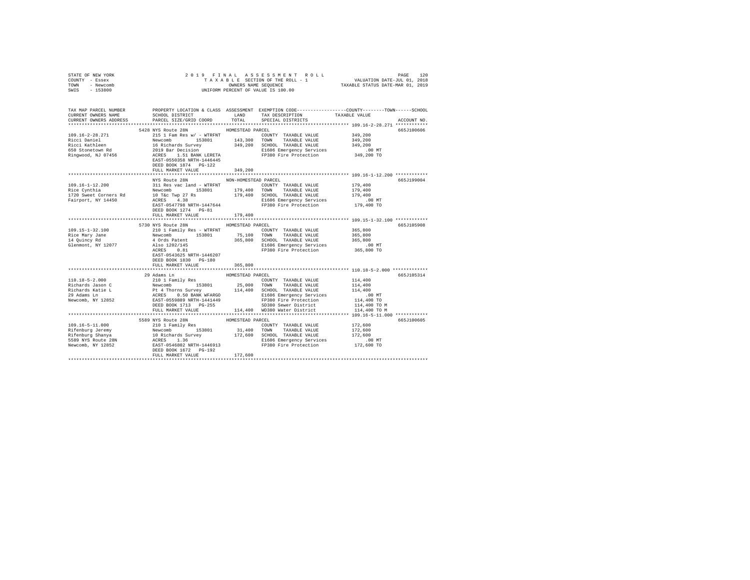STATE OF NEW YORK
COUNTY - Essex
TOWN - Newcomb
SWIS - 153800

2019 FINAL ASSESSMENT ROLL
TAXABLE SECTION OF THE ROLL - 1
OWNERS NAME SEQUENCE
UNIFORM PERCENT OF VALUE IS 100.00

VALUATION DATE-JUL 01, 2018
TAXABLE STATUS DATE-MAR 01, 2019

```
TAX MAP PARCEL NUMBER          PROPERTY LOCATION & CLASS  ASSESSMENT  EXEMPTION CODE-----------------COUNTY--------TOWN------SCHOOL
CURRENT OWNERS NAME            SCHOOL DISTRICT              LAND      TAX DESCRIPTION            TAXABLE VALUE
CURRENT OWNERS ADDRESS         PARCEL SIZE/GRID COORD       TOTAL     SPECIAL DISTRICTS                                  ACCOUNT NO.
*********************************************************************************************** 109.16-2-28.271 ************
                        5428 NYS Route 28N              HOMESTEAD PARCEL                                                 665J100606
109.16-2-28.271              215 1 Fam Res w/ - WTRFNT              COUNTY  TAXABLE VALUE              349,200
Ricci Daniel                 Newcomb      153801       143,300  TOWN    TAXABLE VALUE              349,200
Ricci Kathleen               16 Richards Survey        349,200  SCHOOL  TAXABLE VALUE              349,200
650 Stonetown Rd             2019 Bar Decision                  E1606 Emergency Services             .00 MT
Ringwood, NJ 07456           ACRES    1.51 BANK LERETA           FP380 Fire Protection          349,200 TO
                             EAST-0550358 NRTH-1446445
                             DEED BOOK 1874   PG-122
                             FULL MARKET VALUE         349,200
*********************************************************************************************** 109.16-1-12.200 ************
                        NYS Route 28N                   NON-HOMESTEAD PARCEL                                             665J199004
109.16-1-12.200              311 Res vac land - WTRFNT              COUNTY  TAXABLE VALUE              179,400
Rice Cynthia                 Newcomb      153801       179,400  TOWN    TAXABLE VALUE              179,400
1720 Sweet Corners Rd        10 T&c Twp 27 Rs          179,400  SCHOOL  TAXABLE VALUE              179,400
Fairport, NY 14450           ACRES    4.38                      E1606 Emergency Services             .00 MT
                             EAST-0547798 NRTH-1447644          FP380 Fire Protection          179,400 TO
                             DEED BOOK 1274   PG-81
                             FULL MARKET VALUE         179,400
*********************************************************************************************** 109.15-1-32.100 ************
                        5730 NYS Route 28N              HOMESTEAD PARCEL                                                 665J105908
109.15-1-32.100              210 1 Family Res - WTRFNT              COUNTY  TAXABLE VALUE              365,800
Rice Mary Jane               Newcomb      153801        75,100  TOWN    TAXABLE VALUE              365,800
14 Quincy Rd                 4 Ords Patent             365,800  SCHOOL  TAXABLE VALUE              365,800
Glenmont, NY 12077           Also 1202/145                      E1606 Emergency Services             .00 MT
                             ACRES    0.81                      FP380 Fire Protection          365,800 TO
                             EAST-0543625 NRTH-1446207
                             DEED BOOK 1830   PG-180
                             FULL MARKET VALUE         365,800
*********************************************************************************************** 110.18-5-2.000 *************
                        29 Adams Ln                     HOMESTEAD PARCEL                                                 665J105314
110.18-5-2.000               210 1 Family Res                       COUNTY  TAXABLE VALUE              114,400
Richards Jason C             Newcomb      153801        25,000  TOWN    TAXABLE VALUE              114,400
Richards Katie L             Pt 4 Thorns Survey        114,400  SCHOOL  TAXABLE VALUE              114,400
29 Adams Ln                  ACRES    0.50 BANK WFARGO          E1606 Emergency Services             .00 MT
Newcomb, NY 12852            EAST-0559889 NRTH-1441449          FP380 Fire Protection          114,400 TO
                             DEED BOOK 1713   PG-255            SD380 Sewer District           114,400 TO M
                             FULL MARKET VALUE         114,400  WD380 Water District           114,400 TO M
*********************************************************************************************** 109.16-5-11.000 ************
                        5589 NYS Route 28N              HOMESTEAD PARCEL                                                 665J100605
109.16-5-11.000              210 1 Family Res                       COUNTY  TAXABLE VALUE              172,600
Rifenburg Jeremy             Newcomb      153801        31,400  TOWN    TAXABLE VALUE              172,600
Rifenburg Shanya             10 Richards Survey        172,600  SCHOOL  TAXABLE VALUE              172,600
5589 NYS Route 28N           ACRES    1.36                      E1606 Emergency Services             .00 MT
Newcomb, NY 12852            EAST-0546802 NRTH-1446913          FP380 Fire Protection          172,600 TO
                             DEED BOOK 1672   PG-192
                             FULL MARKET VALUE         172,600
****************************************************************************************************************************
```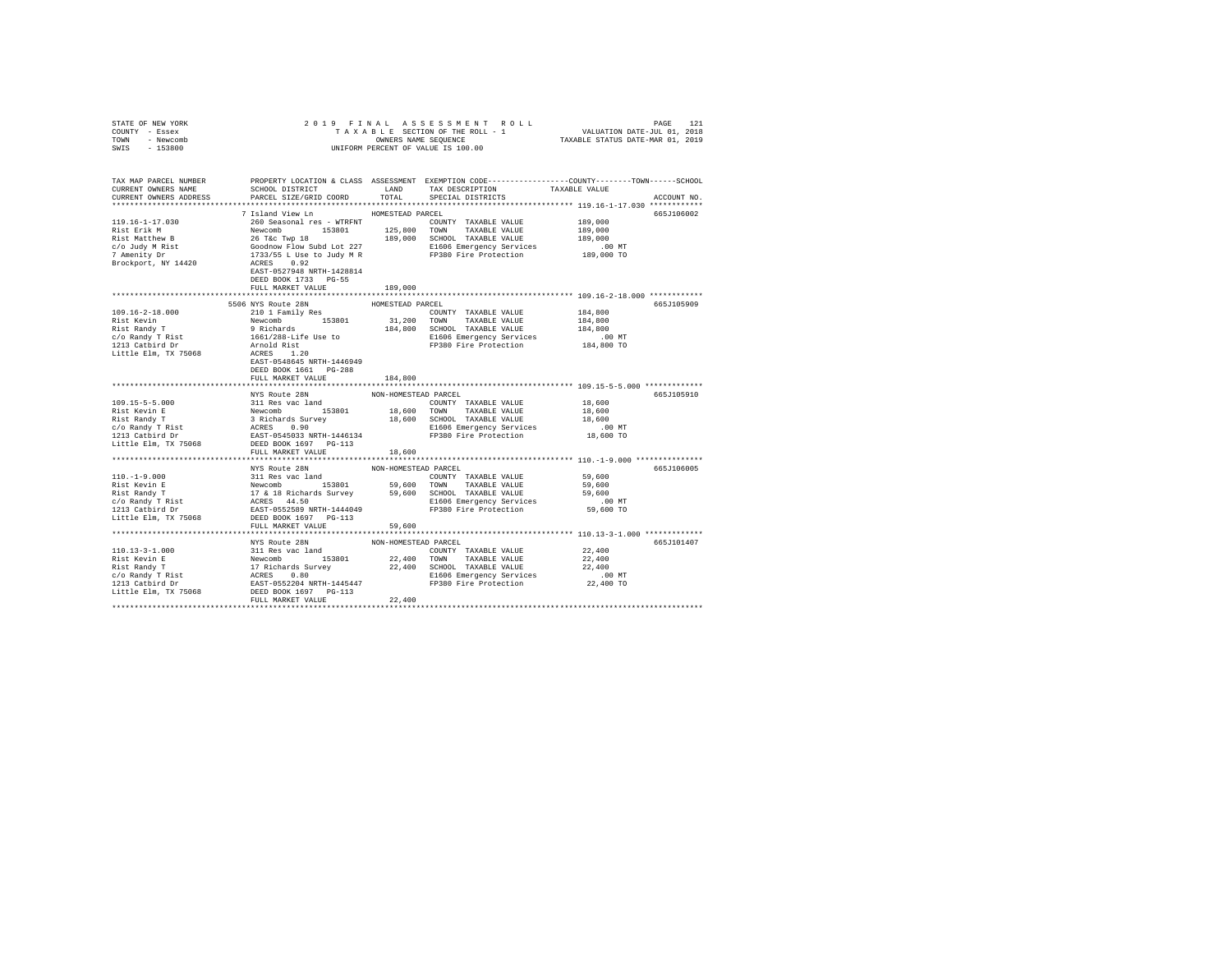STATE OF NEW YORK — 2019 FINAL ASSESSMENT ROLL — TAXABLE SECTION OF THE ROLL - 1 — OWNERS NAME SEQUENCE — UNIFORM PERCENT OF VALUE IS 100.00

COUNTY - Essex — VALUATION DATE-JUL 01, 2018
TOWN - Newcomb — TAXABLE STATUS DATE-MAR 01, 2019
SWIS - 153800

| TAX MAP PARCEL NUMBER / CURRENT OWNERS NAME / CURRENT OWNERS ADDRESS | PROPERTY LOCATION & CLASS / SCHOOL DISTRICT / PARCEL SIZE/GRID COORD | ASSESSMENT LAND | TOTAL | EXEMPTION CODE / TAX DESCRIPTION / SPECIAL DISTRICTS | TAXABLE VALUE (COUNTY / TOWN / SCHOOL) | ACCOUNT NO. |
|---|---|---|---|---|---|---|
| **119.16-1-17.030** | 7 Island View Ln — HOMESTEAD PARCEL | | | | | 665J106002 |
| 119.16-1-17.030 | 260 Seasonal res - WTRFNT | | | COUNTY TAXABLE VALUE | 189,000 | |
| Rist Erik M | Newcomb 153801 | 125,800 | | TOWN TAXABLE VALUE | 189,000 | |
| Rist Matthew B | 26 T&c Twp 18 | | 189,000 | SCHOOL TAXABLE VALUE | 189,000 | |
| c/o Judy M Rist | Goodnow Flow Subd Lot 227 | | | E1606 Emergency Services | .00 MT | |
| 7 Amenity Dr | 1733/55 L Use to Judy M R | | | FP380 Fire Protection | 189,000 TO | |
| Brockport, NY 14420 | ACRES 0.92 | | | | | |
| | EAST-0527948 NRTH-1428814 | | | | | |
| | DEED BOOK 1733 PG-55 | | | | | |
| | FULL MARKET VALUE | | 189,000 | | | |
| **109.16-2-18.000** | 5506 NYS Route 28N — HOMESTEAD PARCEL | | | | | 665J105909 |
| 109.16-2-18.000 | 210 1 Family Res | | | COUNTY TAXABLE VALUE | 184,800 | |
| Rist Kevin | Newcomb 153801 | 31,200 | | TOWN TAXABLE VALUE | 184,800 | |
| Rist Randy T | 9 Richards | | 184,800 | SCHOOL TAXABLE VALUE | 184,800 | |
| c/o Randy T Rist | 1661/288-Life Use to | | | E1606 Emergency Services | .00 MT | |
| 1213 Catbird Dr | Arnold Rist | | | FP380 Fire Protection | 184,800 TO | |
| Little Elm, TX 75068 | ACRES 1.20 | | | | | |
| | EAST-0548645 NRTH-1446949 | | | | | |
| | DEED BOOK 1661 PG-288 | | | | | |
| | FULL MARKET VALUE | | 184,800 | | | |
| **109.15-5-5.000** | NYS Route 28N — NON-HOMESTEAD PARCEL | | | | | 665J105910 |
| 109.15-5-5.000 | 311 Res vac land | | | COUNTY TAXABLE VALUE | 18,600 | |
| Rist Kevin E | Newcomb 153801 | 18,600 | | TOWN TAXABLE VALUE | 18,600 | |
| Rist Randy T | 3 Richards Survey | | 18,600 | SCHOOL TAXABLE VALUE | 18,600 | |
| c/o Randy T Rist | ACRES 0.90 | | | E1606 Emergency Services | .00 MT | |
| 1213 Catbird Dr | EAST-0545033 NRTH-1446134 | | | FP380 Fire Protection | 18,600 TO | |
| Little Elm, TX 75068 | DEED BOOK 1697 PG-113 | | | | | |
| | FULL MARKET VALUE | | 18,600 | | | |
| **110.-1-9.000** | NYS Route 28N — NON-HOMESTEAD PARCEL | | | | | 665J106005 |
| 110.-1-9.000 | 311 Res vac land | | | COUNTY TAXABLE VALUE | 59,600 | |
| Rist Kevin E | Newcomb 153801 | 59,600 | | TOWN TAXABLE VALUE | 59,600 | |
| Rist Randy T | 17 & 18 Richards Survey | | 59,600 | SCHOOL TAXABLE VALUE | 59,600 | |
| c/o Randy T Rist | ACRES 44.50 | | | E1606 Emergency Services | .00 MT | |
| 1213 Catbird Dr | EAST-0552589 NRTH-1444049 | | | FP380 Fire Protection | 59,600 TO | |
| Little Elm, TX 75068 | DEED BOOK 1697 PG-113 | | | | | |
| | FULL MARKET VALUE | | 59,600 | | | |
| **110.13-3-1.000** | NYS Route 28N — NON-HOMESTEAD PARCEL | | | | | 665J101407 |
| 110.13-3-1.000 | 311 Res vac land | | | COUNTY TAXABLE VALUE | 22,400 | |
| Rist Kevin E | Newcomb 153801 | 22,400 | | TOWN TAXABLE VALUE | 22,400 | |
| Rist Randy T | 17 Richards Survey | | 22,400 | SCHOOL TAXABLE VALUE | 22,400 | |
| c/o Randy T Rist | ACRES 0.80 | | | E1606 Emergency Services | .00 MT | |
| 1213 Catbird Dr | EAST-0552204 NRTH-1445447 | | | FP380 Fire Protection | 22,400 TO | |
| Little Elm, TX 75068 | DEED BOOK 1697 PG-113 | | | | | |
| | FULL MARKET VALUE | | 22,400 | | | |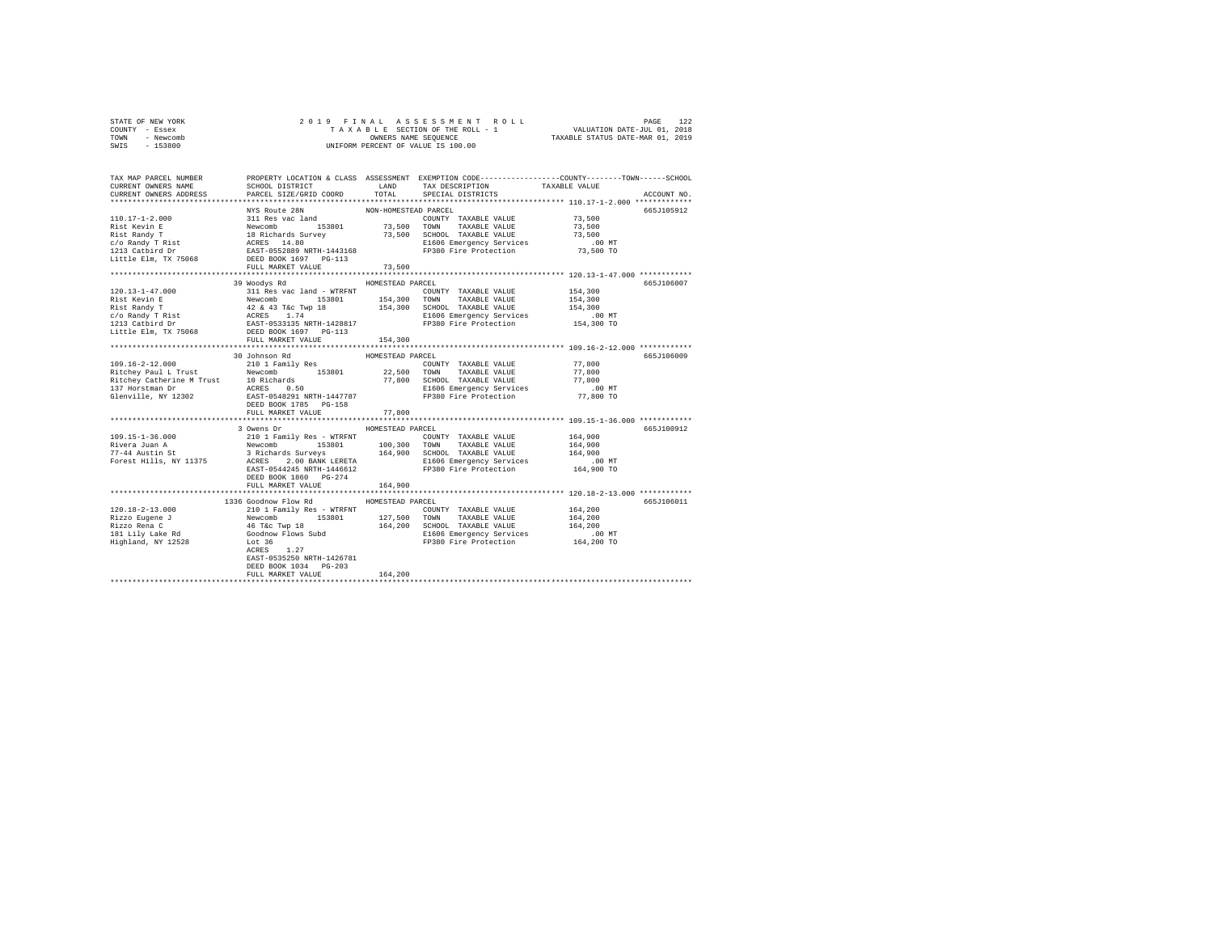STATE OF NEW YORK
COUNTY - Essex
TOWN - Newcomb
SWIS - 153800

2019 FINAL ASSESSMENT ROLL
TAXABLE SECTION OF THE ROLL - 1
OWNERS NAME SEQUENCE
UNIFORM PERCENT OF VALUE IS 100.00

VALUATION DATE-JUL 01, 2018
TAXABLE STATUS DATE-MAR 01, 2019

| TAX MAP PARCEL NUMBER / CURRENT OWNERS NAME / CURRENT OWNERS ADDRESS | PROPERTY LOCATION & CLASS / SCHOOL DISTRICT / PARCEL SIZE/GRID COORD | ASSESSMENT LAND | TOTAL | EXEMPTION CODE / TAX DESCRIPTION / SPECIAL DISTRICTS | TAXABLE VALUE (COUNTY--TOWN--SCHOOL) | ACCOUNT NO. |
|---|---|---|---|---|---|---|
| **110.17-1-2.000** | NYS Route 28N | NON-HOMESTEAD PARCEL | | | | 665J105912 |
| 110.17-1-2.000 | 311 Res vac land | | | COUNTY TAXABLE VALUE | 73,500 | |
| Rist Kevin E | Newcomb 153801 | 73,500 | | TOWN TAXABLE VALUE | 73,500 | |
| Rist Randy T | 18 Richards Survey | | 73,500 | SCHOOL TAXABLE VALUE | 73,500 | |
| c/o Randy T Rist | ACRES 14.80 | | | E1606 Emergency Services | .00 MT | |
| 1213 Catbird Dr | EAST-0552889 NRTH-1443168 | | | FP380 Fire Protection | 73,500 TO | |
| Little Elm, TX 75068 | DEED BOOK 1697 PG-113 | | | | | |
| | FULL MARKET VALUE | | 73,500 | | | |
| **120.13-1-47.000** | 39 Woodys Rd | HOMESTEAD PARCEL | | | | 665J106007 |
| 120.13-1-47.000 | 311 Res vac land - WTRFNT | | | COUNTY TAXABLE VALUE | 154,300 | |
| Rist Kevin E | Newcomb 153801 | 154,300 | | TOWN TAXABLE VALUE | 154,300 | |
| Rist Randy T | 42 & 43 T&c Twp 18 | | 154,300 | SCHOOL TAXABLE VALUE | 154,300 | |
| c/o Randy T Rist | ACRES 1.74 | | | E1606 Emergency Services | .00 MT | |
| 1213 Catbird Dr | EAST-0533135 NRTH-1428817 | | | FP380 Fire Protection | 154,300 TO | |
| Little Elm, TX 75068 | DEED BOOK 1697 PG-113 | | | | | |
| | FULL MARKET VALUE | | 154,300 | | | |
| **109.16-2-12.000** | 30 Johnson Rd | HOMESTEAD PARCEL | | | | 665J106009 |
| 109.16-2-12.000 | 210 1 Family Res | | | COUNTY TAXABLE VALUE | 77,800 | |
| Ritchey Paul L Trust | Newcomb 153801 | 22,500 | | TOWN TAXABLE VALUE | 77,800 | |
| Ritchey Catherine M Trust | 10 Richards | | 77,800 | SCHOOL TAXABLE VALUE | 77,800 | |
| 137 Horstman Dr | ACRES 0.50 | | | E1606 Emergency Services | .00 MT | |
| Glenville, NY 12302 | EAST-0548291 NRTH-1447787 | | | FP380 Fire Protection | 77,800 TO | |
| | DEED BOOK 1785 PG-158 | | | | | |
| | FULL MARKET VALUE | | 77,800 | | | |
| **109.15-1-36.000** | 3 Owens Dr | HOMESTEAD PARCEL | | | | 665J100912 |
| 109.15-1-36.000 | 210 1 Family Res - WTRFNT | | | COUNTY TAXABLE VALUE | 164,900 | |
| Rivera Juan A | Newcomb 153801 | 100,300 | | TOWN TAXABLE VALUE | 164,900 | |
| 77-44 Austin St | 3 Richards Surveys | | 164,900 | SCHOOL TAXABLE VALUE | 164,900 | |
| Forest Hills, NY 11375 | ACRES 2.00 BANK LERETA | | | E1606 Emergency Services | .00 MT | |
| | EAST-0544245 NRTH-1446612 | | | FP380 Fire Protection | 164,900 TO | |
| | DEED BOOK 1860 PG-274 | | | | | |
| | FULL MARKET VALUE | | 164,900 | | | |
| **120.18-2-13.000** | 1336 Goodnow Flow Rd | HOMESTEAD PARCEL | | | | 665J106011 |
| 120.18-2-13.000 | 210 1 Family Res - WTRFNT | | | COUNTY TAXABLE VALUE | 164,200 | |
| Rizzo Eugene J | Newcomb 153801 | 127,500 | | TOWN TAXABLE VALUE | 164,200 | |
| Rizzo Rena C | 46 T&c Twp 18 | | 164,200 | SCHOOL TAXABLE VALUE | 164,200 | |
| 181 Lily Lake Rd | Goodnow Flows Subd | | | E1606 Emergency Services | .00 MT | |
| Highland, NY 12528 | Lot 36 | | | FP380 Fire Protection | 164,200 TO | |
| | ACRES 1.27 | | | | | |
| | EAST-0535250 NRTH-1426781 | | | | | |
| | DEED BOOK 1034 PG-203 | | | | | |
| | FULL MARKET VALUE | | 164,200 | | | |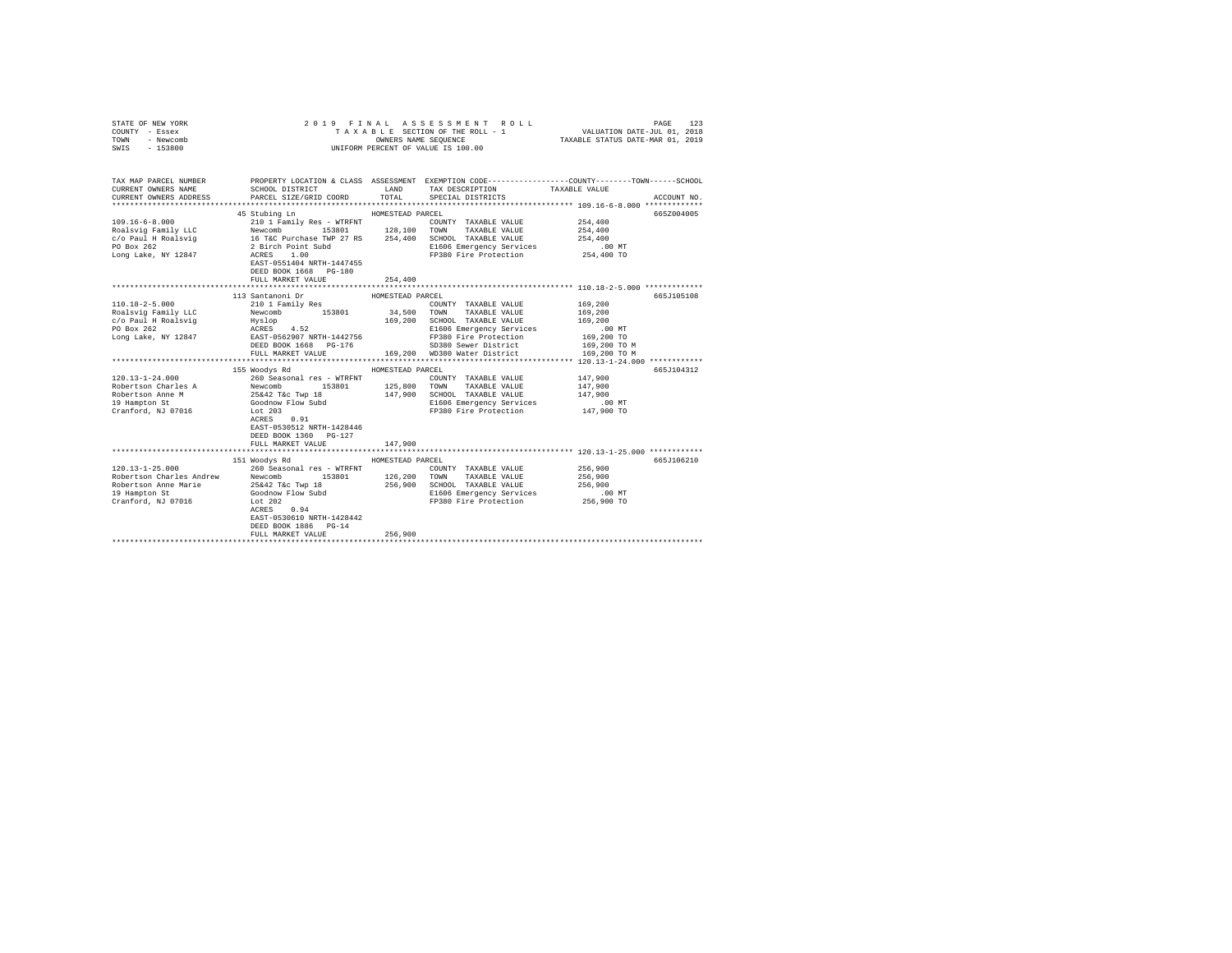STATE OF NEW YORK — 2019 FINAL ASSESSMENT ROLL — PAGE 123
COUNTY - Essex — TAXABLE SECTION OF THE ROLL - 1 — VALUATION DATE-JUL 01, 2018
TOWN - Newcomb — OWNERS NAME SEQUENCE — TAXABLE STATUS DATE-MAR 01, 2019
SWIS - 153800 — UNIFORM PERCENT OF VALUE IS 100.00

```
TAX MAP PARCEL NUMBER          PROPERTY LOCATION & CLASS  ASSESSMENT  EXEMPTION CODE-----------------COUNTY--------TOWN------SCHOOL
CURRENT OWNERS NAME            SCHOOL DISTRICT              LAND      TAX DESCRIPTION            TAXABLE VALUE
CURRENT OWNERS ADDRESS         PARCEL SIZE/GRID COORD       TOTAL     SPECIAL DISTRICTS                                  ACCOUNT NO.
******************************************************************************************************* 109.16-6-8.000 *************
                               45 Stubing Ln               HOMESTEAD PARCEL                                                665Z004005
109.16-6-8.000                 210 1 Family Res - WTRFNT              COUNTY  TAXABLE VALUE           254,400
Roalsvig Family LLC            Newcomb         153801       128,100   TOWN    TAXABLE VALUE           254,400
c/o Paul H Roalsvig            16 T&C Purchase TWP 27 RS    254,400   SCHOOL  TAXABLE VALUE           254,400
PO Box 262                     2 Birch Point Subd                     E1606 Emergency Services            .00 MT
Long Lake, NY 12847            ACRES    1.00                          FP380 Fire Protection           254,400 TO
                               EAST-0551404 NRTH-1447455
                               DEED BOOK 1668   PG-180
                               FULL MARKET VALUE            254,400
******************************************************************************************************* 110.18-2-5.000 *************
                               113 Santanoni Dr            HOMESTEAD PARCEL                                                665J105108
110.18-2-5.000                 210 1 Family Res                       COUNTY  TAXABLE VALUE           169,200
Roalsvig Family LLC            Newcomb         153801        34,500   TOWN    TAXABLE VALUE           169,200
c/o Paul H Roalsvig            Hyslop                       169,200   SCHOOL  TAXABLE VALUE           169,200
PO Box 262                     ACRES    4.52                          E1606 Emergency Services            .00 MT
Long Lake, NY 12847            EAST-0562907 NRTH-1442756              FP380 Fire Protection           169,200 TO
                               DEED BOOK 1668   PG-176                SD380 Sewer District            169,200 TO M
                               FULL MARKET VALUE            169,200   WD380 Water District            169,200 TO M
******************************************************************************************************* 120.13-1-24.000 ************
                               155 Woodys Rd               HOMESTEAD PARCEL                                                665J104312
120.13-1-24.000                260 Seasonal res - WTRFNT              COUNTY  TAXABLE VALUE           147,900
Robertson Charles A            Newcomb         153801       125,800   TOWN    TAXABLE VALUE           147,900
Robertson Anne M               25&42 T&c Twp 18             147,900   SCHOOL  TAXABLE VALUE           147,900
19 Hampton St                  Goodnow Flow Subd                      E1606 Emergency Services            .00 MT
Cranford, NJ 07016             Lot 203                                FP380 Fire Protection           147,900 TO
                               ACRES    0.91
                               EAST-0530512 NRTH-1428446
                               DEED BOOK 1360   PG-127
                               FULL MARKET VALUE            147,900
******************************************************************************************************* 120.13-1-25.000 ************
                               151 Woodys Rd               HOMESTEAD PARCEL                                                665J106210
120.13-1-25.000                260 Seasonal res - WTRFNT              COUNTY  TAXABLE VALUE           256,900
Robertson Charles Andrew       Newcomb         153801       126,200   TOWN    TAXABLE VALUE           256,900
Robertson Anne Marie           25&42 T&c Twp 18             256,900   SCHOOL  TAXABLE VALUE           256,900
19 Hampton St                  Goodnow Flow Subd                      E1606 Emergency Services            .00 MT
Cranford, NJ 07016             Lot 202                                FP380 Fire Protection           256,900 TO
                               ACRES    0.94
                               EAST-0530610 NRTH-1428442
                               DEED BOOK 1886   PG-14
                               FULL MARKET VALUE            256,900
************************************************************************************************************************************
```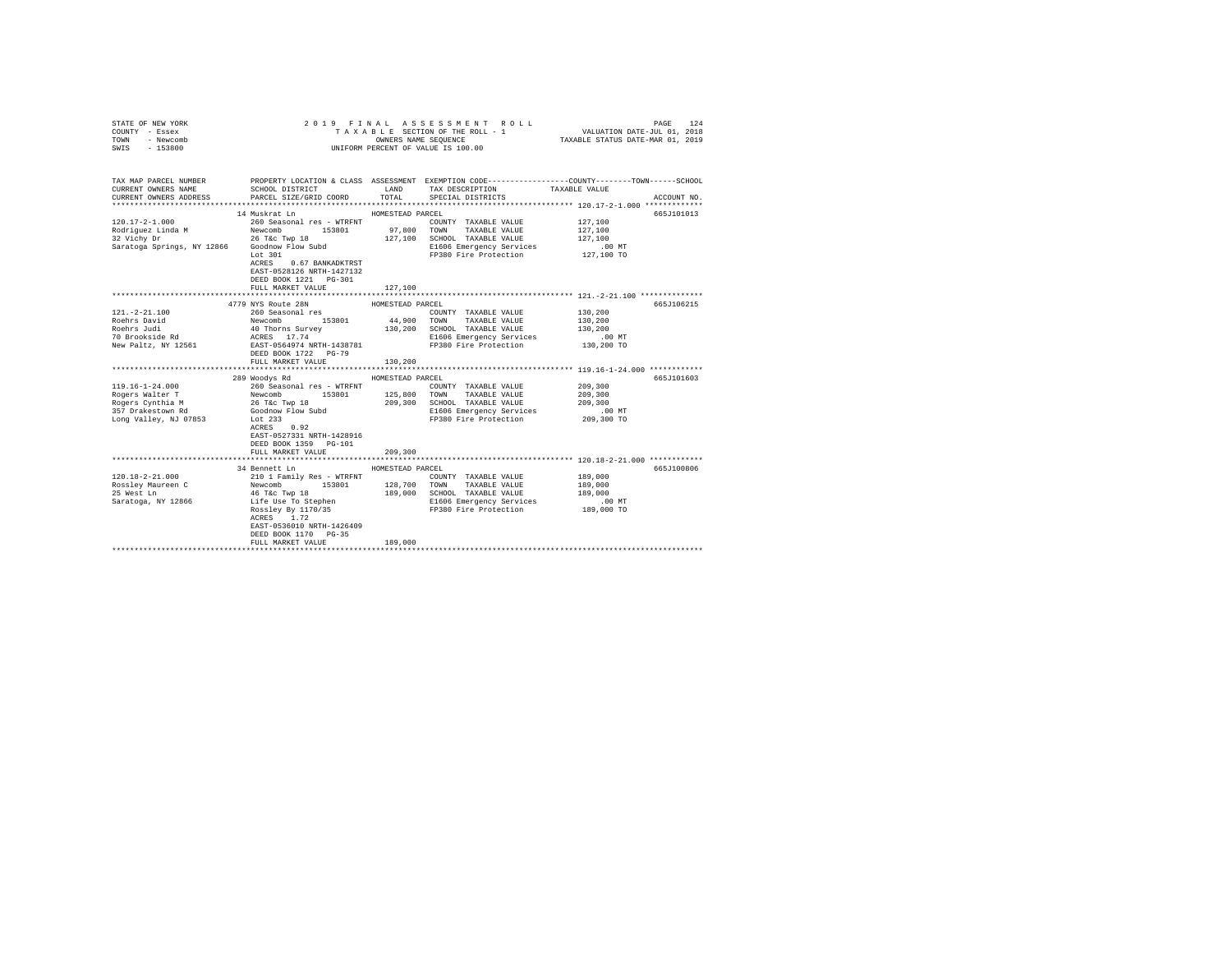STATE OF NEW YORK
COUNTY - Essex
TOWN - Newcomb
SWIS - 153800

2019 FINAL ASSESSMENT ROLL
TAXABLE SECTION OF THE ROLL - 1
OWNERS NAME SEQUENCE
UNIFORM PERCENT OF VALUE IS 100.00

VALUATION DATE-JUL 01, 2018
TAXABLE STATUS DATE-MAR 01, 2019

| TAX MAP PARCEL NUMBER / CURRENT OWNERS NAME / CURRENT OWNERS ADDRESS | PROPERTY LOCATION & CLASS / SCHOOL DISTRICT / PARCEL SIZE/GRID COORD | ASSESSMENT LAND / TOTAL | EXEMPTION CODE / TAX DESCRIPTION / SPECIAL DISTRICTS | COUNTY--TOWN--SCHOOL TAXABLE VALUE | ACCOUNT NO. |
|---|---|---|---|---|---|
| **120.17-2-1.000** | 14 Muskrat Ln | HOMESTEAD PARCEL | | | 665J101013 |
| 120.17-2-1.000 | 260 Seasonal res - WTRFNT | | COUNTY TAXABLE VALUE | 127,100 | |
| Rodriguez Linda M | Newcomb 153801 | 97,800 | TOWN TAXABLE VALUE | 127,100 | |
| 32 Vichy Dr | 26 T&c Twp 18 | 127,100 | SCHOOL TAXABLE VALUE | 127,100 | |
| Saratoga Springs, NY 12866 | Goodnow Flow Subd | | E1606 Emergency Services | .00 MT | |
| | Lot 301 | | FP380 Fire Protection | 127,100 TO | |
| | ACRES 0.67 BANKADKTRST | | | | |
| | EAST-0528126 NRTH-1427132 | | | | |
| | DEED BOOK 1221 PG-301 | | | | |
| | FULL MARKET VALUE | 127,100 | | | |
| **121.-2-21.100** | 4779 NYS Route 28N | HOMESTEAD PARCEL | | | 665J106215 |
| 121.-2-21.100 | 260 Seasonal res | | COUNTY TAXABLE VALUE | 130,200 | |
| Roehrs David | Newcomb 153801 | 44,900 | TOWN TAXABLE VALUE | 130,200 | |
| Roehrs Judi | 40 Thorns Survey | 130,200 | SCHOOL TAXABLE VALUE | 130,200 | |
| 70 Brookside Rd | ACRES 17.74 | | E1606 Emergency Services | .00 MT | |
| New Paltz, NY 12561 | EAST-0564974 NRTH-1438781 | | FP380 Fire Protection | 130,200 TO | |
| | DEED BOOK 1722 PG-79 | | | | |
| | FULL MARKET VALUE | 130,200 | | | |
| **119.16-1-24.000** | 289 Woodys Rd | HOMESTEAD PARCEL | | | 665J101603 |
| 119.16-1-24.000 | 260 Seasonal res - WTRFNT | | COUNTY TAXABLE VALUE | 209,300 | |
| Rogers Walter T | Newcomb 153801 | 125,800 | TOWN TAXABLE VALUE | 209,300 | |
| Rogers Cynthia M | 26 T&c Twp 18 | 209,300 | SCHOOL TAXABLE VALUE | 209,300 | |
| 357 Drakestown Rd | Goodnow Flow Subd | | E1606 Emergency Services | .00 MT | |
| Long Valley, NJ 07853 | Lot 233 | | FP380 Fire Protection | 209,300 TO | |
| | ACRES 0.92 | | | | |
| | EAST-0527331 NRTH-1428916 | | | | |
| | DEED BOOK 1359 PG-101 | | | | |
| | FULL MARKET VALUE | 209,300 | | | |
| **120.18-2-21.000** | 34 Bennett Ln | HOMESTEAD PARCEL | | | 665J100806 |
| 120.18-2-21.000 | 210 1 Family Res - WTRFNT | | COUNTY TAXABLE VALUE | 189,000 | |
| Rossley Maureen C | Newcomb 153801 | 128,700 | TOWN TAXABLE VALUE | 189,000 | |
| 25 West Ln | 46 T&c Twp 18 | 189,000 | SCHOOL TAXABLE VALUE | 189,000 | |
| Saratoga, NY 12866 | Life Use To Stephen | | E1606 Emergency Services | .00 MT | |
| | Rossley By 1170/35 | | FP380 Fire Protection | 189,000 TO | |
| | ACRES 1.72 | | | | |
| | EAST-0536010 NRTH-1426409 | | | | |
| | DEED BOOK 1170 PG-35 | | | | |
| | FULL MARKET VALUE | 189,000 | | | |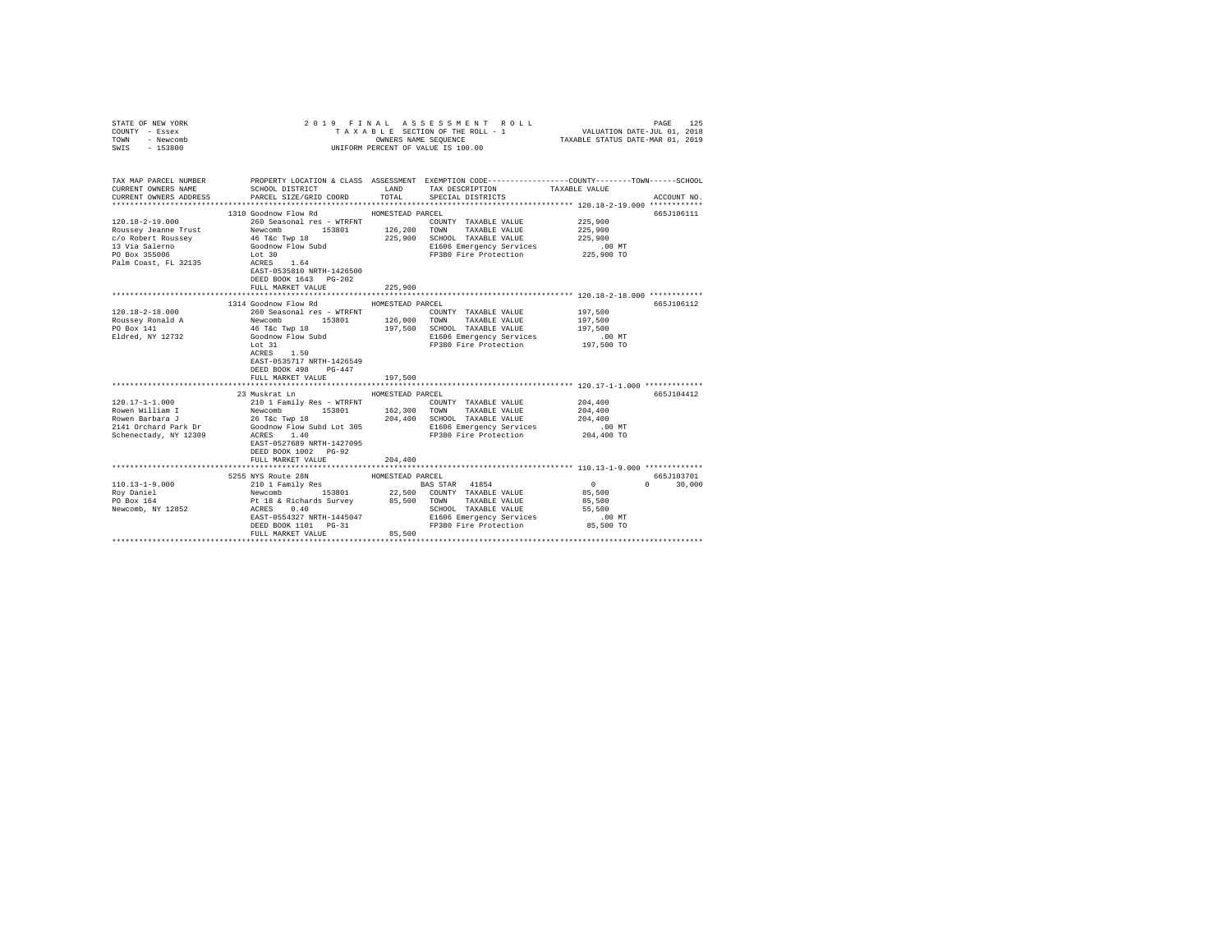STATE OF NEW YORK
COUNTY - Essex
TOWN - Newcomb
SWIS - 153800

2019 FINAL ASSESSMENT ROLL
TAXABLE SECTION OF THE ROLL - 1
OWNERS NAME SEQUENCE
UNIFORM PERCENT OF VALUE IS 100.00

VALUATION DATE-JUL 01, 2018
TAXABLE STATUS DATE-MAR 01, 2019

```
TAX MAP PARCEL NUMBER     PROPERTY LOCATION & CLASS  ASSESSMENT  EXEMPTION CODE-----------------COUNTY--------TOWN------SCHOOL
CURRENT OWNERS NAME       SCHOOL DISTRICT              LAND      TAX DESCRIPTION             TAXABLE VALUE
CURRENT OWNERS ADDRESS    PARCEL SIZE/GRID COORD       TOTAL     SPECIAL DISTRICTS                                   ACCOUNT NO.
******************************************************************************************************* 120.18-2-19.000 ************
                         1310 Goodnow Flow Rd           HOMESTEAD PARCEL                                              665J106111
120.18-2-19.000          260 Seasonal res - WTRFNT            COUNTY  TAXABLE VALUE          225,900
Roussey Jeanne Trust     Newcomb        153801      126,200   TOWN    TAXABLE VALUE          225,900
c/o Robert Roussey       46 T&c Twp 18              225,900   SCHOOL  TAXABLE VALUE          225,900
13 Via Salerno           Goodnow Flow Subd                    E1606 Emergency Services           .00 MT
PO Box 355006            Lot 30                               FP380 Fire Protection          225,900 TO
Palm Coast, FL 32135     ACRES    1.64
                         EAST-0535810 NRTH-1426500
                         DEED BOOK 1643   PG-202
                         FULL MARKET VALUE          225,900
******************************************************************************************************* 120.18-2-18.000 ************
                         1314 Goodnow Flow Rd           HOMESTEAD PARCEL                                              665J106112
120.18-2-18.000          260 Seasonal res - WTRFNT            COUNTY  TAXABLE VALUE          197,500
Roussey Ronald A         Newcomb        153801      126,000   TOWN    TAXABLE VALUE          197,500
PO Box 141               46 T&c Twp 18              197,500   SCHOOL  TAXABLE VALUE          197,500
Eldred, NY 12732         Goodnow Flow Subd                    E1606 Emergency Services           .00 MT
                         Lot 31                               FP380 Fire Protection          197,500 TO
                         ACRES    1.50
                         EAST-0535717 NRTH-1426549
                         DEED BOOK 498    PG-447
                         FULL MARKET VALUE          197,500
******************************************************************************************************* 120.17-1-1.000 *************
                         23 Muskrat Ln                  HOMESTEAD PARCEL                                              665J104412
120.17-1-1.000           210 1 Family Res - WTRFNT            COUNTY  TAXABLE VALUE          204,400
Rowen William I          Newcomb        153801      162,300   TOWN    TAXABLE VALUE          204,400
Rowen Barbara J          26 T&c Twp 18              204,400   SCHOOL  TAXABLE VALUE          204,400
2141 Orchard Park Dr     Goodnow Flow Subd Lot 305            E1606 Emergency Services           .00 MT
Schenectady, NY 12309    ACRES    1.40                        FP380 Fire Protection          204,400 TO
                         EAST-0527689 NRTH-1427095
                         DEED BOOK 1002   PG-92
                         FULL MARKET VALUE          204,400
******************************************************************************************************* 110.13-1-9.000 *************
                         5255 NYS Route 28N             HOMESTEAD PARCEL                                              665J103701
110.13-1-9.000           210 1 Family Res                     BAS STAR  41854                    0            0      30,000
Roy Daniel               Newcomb        153801       22,500   COUNTY  TAXABLE VALUE           85,500
PO Box 164               Pt 18 & Richards Survey     85,500   TOWN    TAXABLE VALUE           85,500
Newcomb, NY 12852        ACRES    0.40                        SCHOOL  TAXABLE VALUE           55,500
                         EAST-0554327 NRTH-1445047            E1606 Emergency Services           .00 MT
                         DEED BOOK 1101   PG-31               FP380 Fire Protection           85,500 TO
                         FULL MARKET VALUE           85,500
************************************************************************************************************************************
```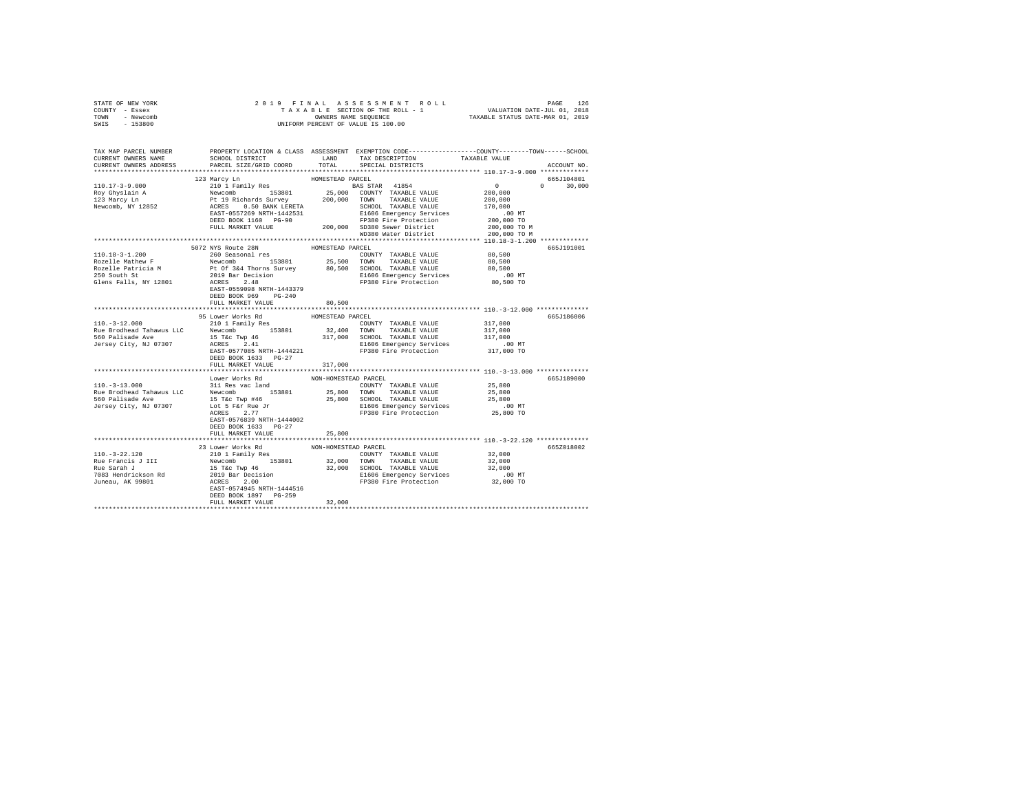```
STATE OF NEW YORK                2 0 1 9   F I N A L   A S S E S S M E N T   R O L L                    PAGE   126
COUNTY  - Essex                       T A X A B L E  SECTION OF THE ROLL - 1              VALUATION DATE-JUL 01, 2018
TOWN    - Newcomb                          OWNERS NAME SEQUENCE                      TAXABLE STATUS DATE-MAR 01, 2019
SWIS    - 153800                     UNIFORM PERCENT OF VALUE IS 100.00


TAX MAP PARCEL NUMBER          PROPERTY LOCATION & CLASS  ASSESSMENT  EXEMPTION CODE-----------------COUNTY--------TOWN------SCHOOL
CURRENT OWNERS NAME            SCHOOL DISTRICT              LAND      TAX DESCRIPTION            TAXABLE VALUE
CURRENT OWNERS ADDRESS         PARCEL SIZE/GRID COORD       TOTAL     SPECIAL DISTRICTS                                   ACCOUNT NO.
****************************************************************************************************** 110.17-3-9.000 *************
                           123 Marcy Ln                     HOMESTEAD PARCEL                                              665J104801
110.17-3-9.000             210 1 Family Res                        BAS STAR  41854                 0            0      30,000
Roy Ghyslain A             Newcomb      153801        25,000   COUNTY  TAXABLE VALUE          200,000
123 Marcy Ln               Pt 19 Richards Survey     200,000   TOWN    TAXABLE VALUE          200,000
Newcomb, NY 12852          ACRES    0.50 BANK LERETA           SCHOOL  TAXABLE VALUE          170,000
                           EAST-0557269 NRTH-1442531           E1606 Emergency Services            .00 MT
                           DEED BOOK 1160   PG-90              FP380 Fire Protection          200,000 TO
                           FULL MARKET VALUE         200,000   SD380 Sewer District           200,000 TO M
                                                               WD380 Water District           200,000 TO M
****************************************************************************************************** 110.18-3-1.200 *************
                           5072 NYS Route 28N               HOMESTEAD PARCEL                                              665J191001
110.18-3-1.200             260 Seasonal res                        COUNTY  TAXABLE VALUE           80,500
Rozelle Mathew F           Newcomb      153801        25,500   TOWN    TAXABLE VALUE           80,500
Rozelle Patricia M         Pt Of 3&4 Thorns Survey    80,500   SCHOOL  TAXABLE VALUE           80,500
250 South St               2019 Bar Decision                   E1606 Emergency Services            .00 MT
Glens Falls, NY 12801      ACRES    2.40                       FP380 Fire Protection           80,500 TO
                           EAST-0559098 NRTH-1443379
                           DEED BOOK 969    PG-240
                           FULL MARKET VALUE          80,500
****************************************************************************************************** 110.-3-12.000 **************
                           95 Lower Works Rd                HOMESTEAD PARCEL                                              665J186006
110.-3-12.000              210 1 Family Res                        COUNTY  TAXABLE VALUE          317,000
Rue Brodhead Tahawus LLC   Newcomb      153801        32,400   TOWN    TAXABLE VALUE          317,000
560 Palisade Ave           15 T&c Twp 46             317,000   SCHOOL  TAXABLE VALUE          317,000
Jersey City, NJ 07307      ACRES    2.41                       E1606 Emergency Services            .00 MT
                           EAST-0577085 NRTH-1444221           FP380 Fire Protection          317,000 TO
                           DEED BOOK 1633   PG-27
                           FULL MARKET VALUE         317,000
****************************************************************************************************** 110.-3-13.000 **************
                           Lower Works Rd                   NON-HOMESTEAD PARCEL                                          665J189000
110.-3-13.000              311 Res vac land                        COUNTY  TAXABLE VALUE           25,800
Rue Brodhead Tahawus LLC   Newcomb      153801        25,800   TOWN    TAXABLE VALUE           25,800
560 Palisade Ave           15 T&c Twp #46             25,800   SCHOOL  TAXABLE VALUE           25,800
Jersey City, NJ 07307      Lot 5 F&r Rue Jr                    E1606 Emergency Services            .00 MT
                           ACRES    2.77                       FP380 Fire Protection           25,800 TO
                           EAST-0576839 NRTH-1444002
                           DEED BOOK 1633   PG-27
                           FULL MARKET VALUE          25,800
****************************************************************************************************** 110.-3-22.120 **************
                           23 Lower Works Rd                NON-HOMESTEAD PARCEL                                          665Z018002
110.-3-22.120              210 1 Family Res                        COUNTY  TAXABLE VALUE           32,000
Rue Francis J III          Newcomb      153801        32,000   TOWN    TAXABLE VALUE           32,000
Rue Sarah J                15 T&c Twp 46              32,000   SCHOOL  TAXABLE VALUE           32,000
7083 Hendrickson Rd        2019 Bar Decision                   E1606 Emergency Services            .00 MT
Juneau, AK 99801           ACRES    2.00                       FP380 Fire Protection           32,000 TO
                           EAST-0574945 NRTH-1444516
                           DEED BOOK 1897   PG-259
                           FULL MARKET VALUE          32,000
************************************************************************************************************************************
```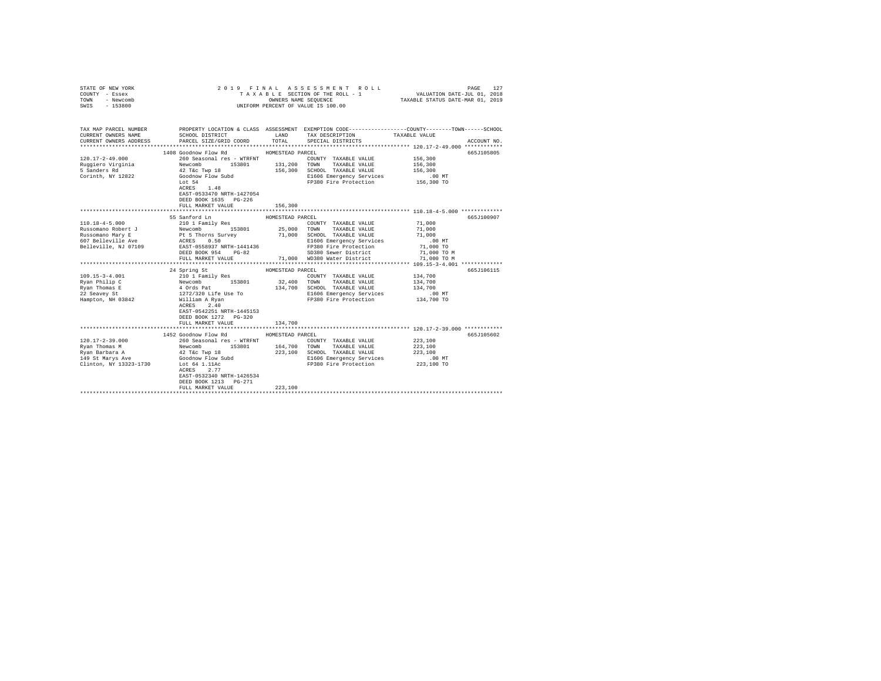STATE OF NEW YORK
COUNTY - Essex
TOWN - Newcomb
SWIS - 153800

2019 FINAL ASSESSMENT ROLL
TAXABLE SECTION OF THE ROLL - 1
OWNERS NAME SEQUENCE
UNIFORM PERCENT OF VALUE IS 100.00

VALUATION DATE-JUL 01, 2018
TAXABLE STATUS DATE-MAR 01, 2019

| TAX MAP PARCEL NUMBER / CURRENT OWNERS NAME / CURRENT OWNERS ADDRESS | PROPERTY LOCATION & CLASS / SCHOOL DISTRICT / PARCEL SIZE/GRID COORD | ASSESSMENT LAND / TOTAL | EXEMPTION CODE / TAX DESCRIPTION / SPECIAL DISTRICTS | COUNTY / TOWN / SCHOOL TAXABLE VALUE | ACCOUNT NO. |
|---|---|---|---|---|---|
| **120.17-2-49.000** | 1408 Goodnow Flow Rd — HOMESTEAD PARCEL | | | | 665J105805 |
| Ruggiero Virginia | 260 Seasonal res - WTRFNT | | COUNTY TAXABLE VALUE | 156,300 | |
| 5 Sanders Rd | Newcomb 153801 | 131,200 | TOWN TAXABLE VALUE | 156,300 | |
| Corinth, NY 12822 | 42 T&c Twp 18 | 156,300 | SCHOOL TAXABLE VALUE | 156,300 | |
| | Goodnow Flow Subd | | E1606 Emergency Services | .00 MT | |
| | Lot 54 | | FP380 Fire Protection | 156,300 TO | |
| | ACRES 1.48 | | | | |
| | EAST-0533470 NRTH-1427054 | | | | |
| | DEED BOOK 1635 PG-226 | | | | |
| | FULL MARKET VALUE | 156,300 | | | |
| **110.18-4-5.000** | 55 Sanford Ln — HOMESTEAD PARCEL | | | | 665J100907 |
| Russomano Robert J | 210 1 Family Res | | COUNTY TAXABLE VALUE | 71,000 | |
| Russomano Mary E | Newcomb 153801 | 25,000 | TOWN TAXABLE VALUE | 71,000 | |
| 607 Belleville Ave | Pt 5 Thorns Survey | 71,000 | SCHOOL TAXABLE VALUE | 71,000 | |
| Belleville, NJ 07109 | ACRES 0.50 | | E1606 Emergency Services | .00 MT | |
| | EAST-0558937 NRTH-1441436 | | FP380 Fire Protection | 71,000 TO | |
| | DEED BOOK 954 PG-82 | | SD380 Sewer District | 71,000 TO M | |
| | FULL MARKET VALUE | 71,000 | WD380 Water District | 71,000 TO M | |
| **109.15-3-4.001** | 24 Spring St — HOMESTEAD PARCEL | | | | 665J106115 |
| Ryan Philip C | 210 1 Family Res | | COUNTY TAXABLE VALUE | 134,700 | |
| Ryan Thomas E | Newcomb 153801 | 32,400 | TOWN TAXABLE VALUE | 134,700 | |
| 22 Seavey St | 4 Ords Pat | 134,700 | SCHOOL TAXABLE VALUE | 134,700 | |
| Hampton, NH 03842 | 1272/320 Life Use To | | E1606 Emergency Services | .00 MT | |
| | William A Ryan | | FP380 Fire Protection | 134,700 TO | |
| | ACRES 2.40 | | | | |
| | EAST-0542251 NRTH-1445153 | | | | |
| | DEED BOOK 1272 PG-320 | | | | |
| | FULL MARKET VALUE | 134,700 | | | |
| **120.17-2-39.000** | 1452 Goodnow Flow Rd — HOMESTEAD PARCEL | | | | 665J105602 |
| Ryan Thomas M | 260 Seasonal res - WTRFNT | | COUNTY TAXABLE VALUE | 223,100 | |
| Ryan Barbara A | Newcomb 153801 | 164,700 | TOWN TAXABLE VALUE | 223,100 | |
| 149 St Marys Ave | 42 T&c Twp 18 | 223,100 | SCHOOL TAXABLE VALUE | 223,100 | |
| Clinton, NY 13323-1730 | Goodnow Flow Subd | | E1606 Emergency Services | .00 MT | |
| | Lot 64 1.11Ac | | FP380 Fire Protection | 223,100 TO | |
| | ACRES 2.77 | | | | |
| | EAST-0532340 NRTH-1426534 | | | | |
| | DEED BOOK 1213 PG-271 | | | | |
| | FULL MARKET VALUE | 223,100 | | | |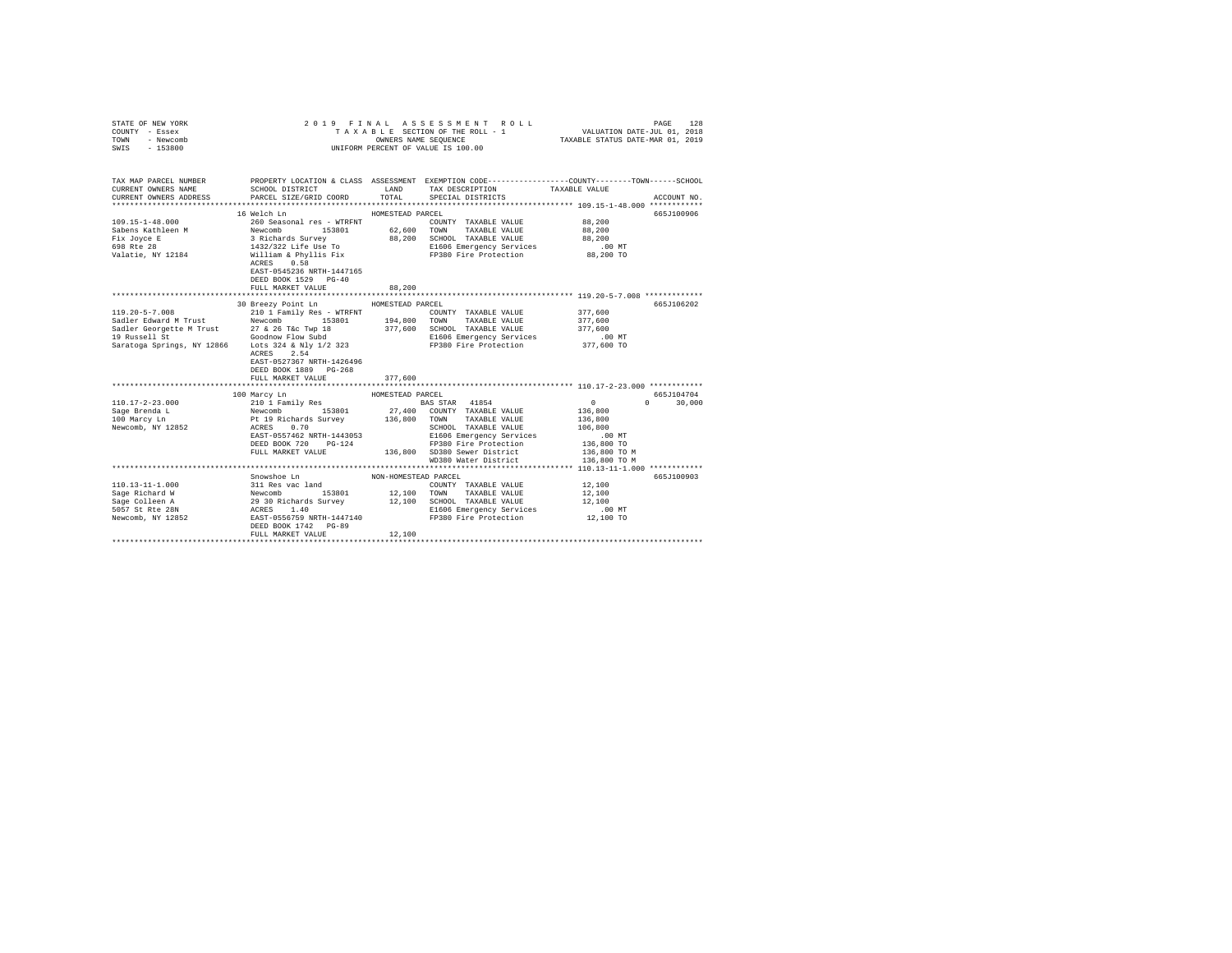STATE OF NEW YORK
COUNTY - Essex
TOWN - Newcomb
SWIS - 153800

2019 FINAL ASSESSMENT ROLL
TAXABLE SECTION OF THE ROLL - 1
OWNERS NAME SEQUENCE
UNIFORM PERCENT OF VALUE IS 100.00

VALUATION DATE-JUL 01, 2018
TAXABLE STATUS DATE-MAR 01, 2019

| TAX MAP PARCEL NUMBER / CURRENT OWNERS NAME / CURRENT OWNERS ADDRESS | PROPERTY LOCATION & CLASS / SCHOOL DISTRICT / PARCEL SIZE/GRID COORD | ASSESSMENT LAND / TOTAL | EXEMPTION CODE / TAX DESCRIPTION / SPECIAL DISTRICTS | COUNTY / TOWN / SCHOOL TAXABLE VALUE | ACCOUNT NO. |
|---|---|---|---|---|---|
| **109.15-1-48.000** | 16 Welch Ln — HOMESTEAD PARCEL | | | | 665J100906 |
| 109.15-1-48.000 | 260 Seasonal res - WTRFNT | | COUNTY TAXABLE VALUE | 88,200 | |
| Sabens Kathleen M | Newcomb 153801 | 62,600 | TOWN TAXABLE VALUE | 88,200 | |
| Fix Joyce E | 3 Richards Survey | 88,200 | SCHOOL TAXABLE VALUE | 88,200 | |
| 698 Rte 28 | 1432/322 Life Use To | | E1606 Emergency Services | .00 MT | |
| Valatie, NY 12184 | William & Phyllis Fix | | FP380 Fire Protection | 88,200 TO | |
| | ACRES 0.58 | | | | |
| | EAST-0545236 NRTH-1447165 | | | | |
| | DEED BOOK 1529 PG-40 | | | | |
| | FULL MARKET VALUE | 88,200 | | | |
| **119.20-5-7.008** | 30 Breezy Point Ln — HOMESTEAD PARCEL | | | | 665J106202 |
| 119.20-5-7.008 | 210 1 Family Res - WTRFNT | | COUNTY TAXABLE VALUE | 377,600 | |
| Sadler Edward M Trust | Newcomb 153801 | 194,800 | TOWN TAXABLE VALUE | 377,600 | |
| Sadler Georgette M Trust | 27 & 26 T&c Twp 18 | 377,600 | SCHOOL TAXABLE VALUE | 377,600 | |
| 19 Russell St | Goodnow Flow Subd | | E1606 Emergency Services | .00 MT | |
| Saratoga Springs, NY 12866 | Lots 324 & Nly 1/2 323 | | FP380 Fire Protection | 377,600 TO | |
| | ACRES 2.54 | | | | |
| | EAST-0527367 NRTH-1426496 | | | | |
| | DEED BOOK 1809 PG-268 | | | | |
| | FULL MARKET VALUE | 377,600 | | | |
| **110.17-2-23.000** | 100 Marcy Ln — HOMESTEAD PARCEL | | | | 665J104704 |
| 110.17-2-23.000 | 210 1 Family Res | | BAS STAR 41854 | 0 0 30,000 | |
| Sage Brenda L | Newcomb 153801 | 27,400 | COUNTY TAXABLE VALUE | 136,800 | |
| 100 Marcy Ln | Pt 19 Richards Survey | 136,800 | TOWN TAXABLE VALUE | 136,800 | |
| Newcomb, NY 12852 | ACRES 0.70 | | SCHOOL TAXABLE VALUE | 106,800 | |
| | EAST-0557462 NRTH-1443053 | | E1606 Emergency Services | .00 MT | |
| | DEED BOOK 720 PG-124 | | FP380 Fire Protection | 136,800 TO | |
| | FULL MARKET VALUE | 136,800 | SD380 Sewer District | 136,800 TO M | |
| | | | WD380 Water District | 136,800 TO M | |
| **110.13-11-1.000** | Snowshoe Ln — NON-HOMESTEAD PARCEL | | | | 665J100903 |
| 110.13-11-1.000 | 311 Res vac land | | COUNTY TAXABLE VALUE | 12,100 | |
| Sage Richard W | Newcomb 153801 | 12,100 | TOWN TAXABLE VALUE | 12,100 | |
| Sage Colleen A | 29 30 Richards Survey | 12,100 | SCHOOL TAXABLE VALUE | 12,100 | |
| 5057 St Rte 28N | ACRES 1.40 | | E1606 Emergency Services | .00 MT | |
| Newcomb, NY 12852 | EAST-0556759 NRTH-1447140 | | FP380 Fire Protection | 12,100 TO | |
| | DEED BOOK 1742 PG-89 | | | | |
| | FULL MARKET VALUE | 12,100 | | | |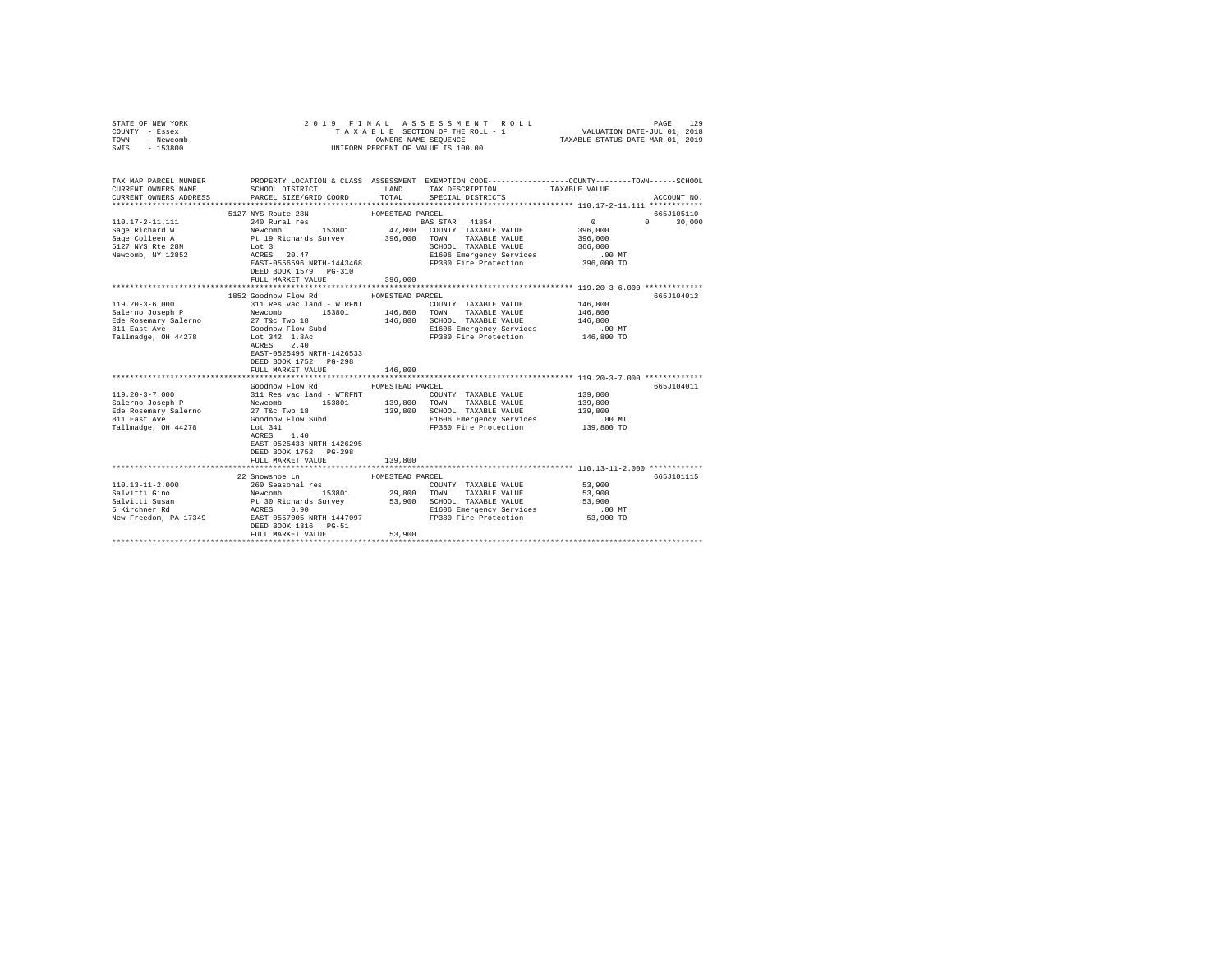STATE OF NEW YORK
COUNTY - Essex
TOWN - Newcomb
SWIS - 153800

2019 FINAL ASSESSMENT ROLL
TAXABLE SECTION OF THE ROLL - 1
OWNERS NAME SEQUENCE
UNIFORM PERCENT OF VALUE IS 100.00

VALUATION DATE-JUL 01, 2018
TAXABLE STATUS DATE-MAR 01, 2019

```
TAX MAP PARCEL NUMBER         PROPERTY LOCATION & CLASS  ASSESSMENT  EXEMPTION CODE-----------------COUNTY--------TOWN------SCHOOL
CURRENT OWNERS NAME           SCHOOL DISTRICT               LAND      TAX DESCRIPTION            TAXABLE VALUE
CURRENT OWNERS ADDRESS        PARCEL SIZE/GRID COORD        TOTAL     SPECIAL DISTRICTS                                      ACCOUNT NO.
******************************************************************************************************* 110.17-2-11.111 ************
                    5127 NYS Route 28N              HOMESTEAD PARCEL                                                          665J105110
110.17-2-11.111          240 Rural res                          BAS STAR  41854                  0            0        30,000
Sage Richard W           Newcomb        153801        47,800   COUNTY  TAXABLE VALUE          396,000
Sage Colleen A           Pt 19 Richards Survey       396,000   TOWN    TAXABLE VALUE          396,000
5127 NYS Rte 28N         Lot 3                                 SCHOOL  TAXABLE VALUE          366,000
Newcomb, NY 12852        ACRES   20.47                         E1606 Emergency Services            .00 MT
                         EAST-0556596 NRTH-1443468             FP380 Fire Protection          396,000 TO
                         DEED BOOK 1579   PG-310
                         FULL MARKET VALUE           396,000
******************************************************************************************************* 119.20-3-6.000 *************
                    1852 Goodnow Flow Rd            HOMESTEAD PARCEL                                                          665J104012
119.20-3-6.000           311 Res vac land - WTRFNT             COUNTY  TAXABLE VALUE          146,800
Salerno Joseph P         Newcomb        153801       146,800   TOWN    TAXABLE VALUE          146,800
Ede Rosemary Salerno     27 T&c Twp 18               146,800   SCHOOL  TAXABLE VALUE          146,800
811 East Ave             Goodnow Flow Subd                     E1606 Emergency Services            .00 MT
Tallmadge, OH 44278      Lot 342  1.8Ac                        FP380 Fire Protection          146,800 TO
                         ACRES    2.40
                         EAST-0525495 NRTH-1426533
                         DEED BOOK 1752   PG-298
                         FULL MARKET VALUE           146,800
******************************************************************************************************* 119.20-3-7.000 *************
                         Goodnow Flow Rd            HOMESTEAD PARCEL                                                          665J104011
119.20-3-7.000           311 Res vac land - WTRFNT             COUNTY  TAXABLE VALUE          139,800
Salerno Joseph P         Newcomb        153801       139,800   TOWN    TAXABLE VALUE          139,800
Ede Rosemary Salerno     27 T&c Twp 18               139,800   SCHOOL  TAXABLE VALUE          139,800
811 East Ave             Goodnow Flow Subd                     E1606 Emergency Services            .00 MT
Tallmadge, OH 44278      Lot 341                               FP380 Fire Protection          139,800 TO
                         ACRES    1.40
                         EAST-0525433 NRTH-1426295
                         DEED BOOK 1752   PG-298
                         FULL MARKET VALUE           139,800
******************************************************************************************************* 110.13-11-2.000 ************
                    22 Snowshoe Ln                  HOMESTEAD PARCEL                                                          665J101115
110.13-11-2.000          260 Seasonal res                      COUNTY  TAXABLE VALUE           53,900
Salvitti Gino            Newcomb        153801        29,800   TOWN    TAXABLE VALUE           53,900
Salvitti Susan           Pt 30 Richards Survey        53,900   SCHOOL  TAXABLE VALUE           53,900
5 Kirchner Rd            ACRES    0.90                         E1606 Emergency Services            .00 MT
New Freedom, PA 17349    EAST-0557005 NRTH-1447097             FP380 Fire Protection           53,900 TO
                         DEED BOOK 1316   PG-51
                         FULL MARKET VALUE            53,900
************************************************************************************************************************************
```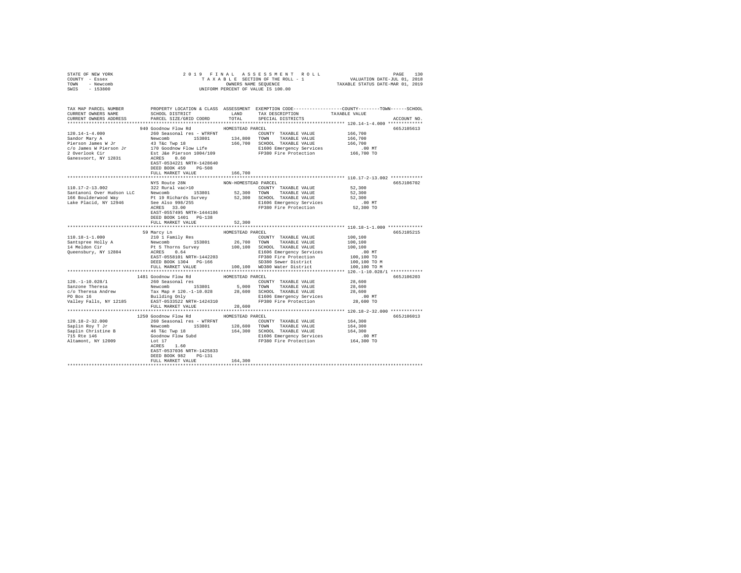STATE OF NEW YORK · COUNTY - Essex · TOWN - Newcomb · SWIS - 153800

2019 FINAL ASSESSMENT ROLL — TAXABLE SECTION OF THE ROLL - 1 — OWNERS NAME SEQUENCE — UNIFORM PERCENT OF VALUE IS 100.00

VALUATION DATE-JUL 01, 2018 · TAXABLE STATUS DATE-MAR 01, 2019

| TAX MAP PARCEL NUMBER / CURRENT OWNERS NAME / CURRENT OWNERS ADDRESS | PROPERTY LOCATION & CLASS / SCHOOL DISTRICT / PARCEL SIZE/GRID COORD | ASSESSMENT LAND | TOTAL | EXEMPTION CODE / TAX DESCRIPTION / SPECIAL DISTRICTS | TAXABLE VALUE (COUNTY / TOWN / SCHOOL) | ACCOUNT NO. |
|---|---|---|---|---|---|---|
| **120.14-1-4.000** | 940 Goodnow Flow Rd — HOMESTEAD PARCEL | | | | | 665J105613 |
| Sandor Mary A | 260 Seasonal res - WTRFNT | | | COUNTY TAXABLE VALUE | 166,700 | |
| Pierson James W Jr | Newcomb 153801 | 134,800 | | TOWN TAXABLE VALUE | 166,700 | |
| c/o James W Pierson Jr | 43 T&c Twp 18 | | 166,700 | SCHOOL TAXABLE VALUE | 166,700 | |
| 2 Overlook Cir | 170 Goodnow Flow Life | | | E1606 Emergency Services | .00 MT | |
| Ganesvoort, NY 12831 | Est J&e Pierson 1004/109 | | | FP380 Fire Protection | 166,700 TO | |
| | ACRES 0.60 | | | | | |
| | EAST-0534221 NRTH-1428640 | | | | | |
| | DEED BOOK 459 PG-508 | | | | | |
| | FULL MARKET VALUE | | 166,700 | | | |
| **110.17-2-13.002** | NYS Route 28N — NON-HOMESTEAD PARCEL | | | | | 665J106702 |
| Santanoni Over Hudson LLC | 322 Rural vac>10 | | | COUNTY TAXABLE VALUE | 52,300 | |
| 166 Boulderwood Way | Newcomb 153801 | 52,300 | | TOWN TAXABLE VALUE | 52,300 | |
| Lake Placid, NY 12946 | Pt 19 Richards Survey | | 52,300 | SCHOOL TAXABLE VALUE | 52,300 | |
| | See Also 998/255 | | | E1606 Emergency Services | .00 MT | |
| | ACRES 33.00 | | | FP380 Fire Protection | 52,300 TO | |
| | EAST-0557495 NRTH-1444186 | | | | | |
| | DEED BOOK 1401 PG-138 | | | | | |
| | FULL MARKET VALUE | | 52,300 | | | |
| **110.18-1-1.000** | 59 Marcy Ln — HOMESTEAD PARCEL | | | | | 665J105215 |
| Santspree Holly A | 210 1 Family Res | | | COUNTY TAXABLE VALUE | 100,100 | |
| 14 Meldon Cir | Newcomb 153801 | 26,700 | | TOWN TAXABLE VALUE | 100,100 | |
| Queensbury, NY 12804 | Pt 5 Thorns Survey | | 100,100 | SCHOOL TAXABLE VALUE | 100,100 | |
| | ACRES 0.64 | | | E1606 Emergency Services | .00 MT | |
| | EAST-0558101 NRTH-1442203 | | | FP380 Fire Protection | 100,100 TO | |
| | DEED BOOK 1304 PG-166 | | | SD380 Sewer District | 100,100 TO M | |
| | FULL MARKET VALUE | | 100,100 | WD380 Water District | 100,100 TO M | |
| **120.-1-10.028/1** | 1481 Goodnow Flow Rd — HOMESTEAD PARCEL | | | | | 665J106203 |
| Sanzone Theresa | 260 Seasonal res | | | COUNTY TAXABLE VALUE | 28,600 | |
| c/o Theresa Andrew | Newcomb 153801 | 5,000 | | TOWN TAXABLE VALUE | 28,600 | |
| PO Box 16 | Tax Map # 120.-1-10.028 | | 28,600 | SCHOOL TAXABLE VALUE | 28,600 | |
| Valley Falls, NY 12185 | Building Only | | | E1606 Emergency Services | .00 MT | |
| | EAST-0533522 NRTH-1424310 | | | FP380 Fire Protection | 28,600 TO | |
| | FULL MARKET VALUE | | 28,600 | | | |
| **120.18-2-32.000** | 1250 Goodnow Flow Rd — HOMESTEAD PARCEL | | | | | 665J106013 |
| Saplin Roy T Jr | 260 Seasonal res - WTRFNT | | | COUNTY TAXABLE VALUE | 164,300 | |
| Saplin Christine B | Newcomb 153801 | 128,600 | | TOWN TAXABLE VALUE | 164,300 | |
| 715 Rte 146 | 46 T&c Twp 18 | | 164,300 | SCHOOL TAXABLE VALUE | 164,300 | |
| Altamont, NY 12009 | Goodnow Flow Subd | | | E1606 Emergency Services | .00 MT | |
| | Lot 17 | | | FP380 Fire Protection | 164,300 TO | |
| | ACRES 1.60 | | | | | |
| | EAST-0537036 NRTH-1425833 | | | | | |
| | DEED BOOK 982 PG-131 | | | | | |
| | FULL MARKET VALUE | | 164,300 | | | |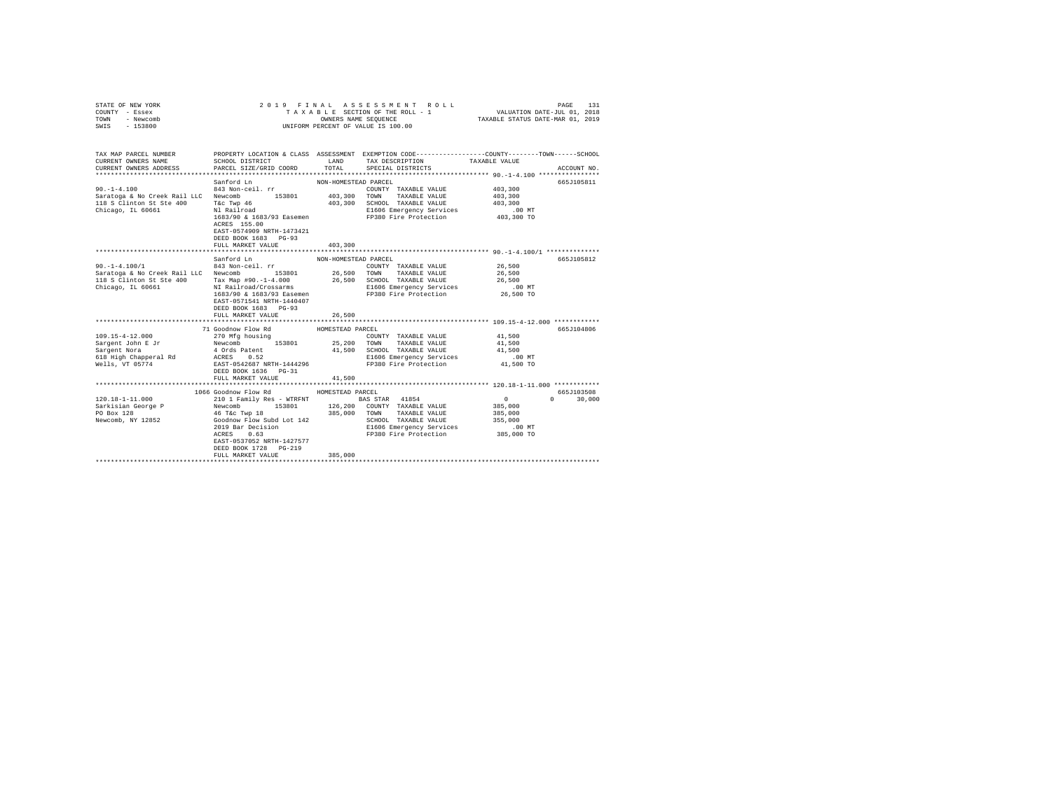STATE OF NEW YORK
COUNTY - Essex
TOWN - Newcomb
SWIS - 153800

2019 FINAL ASSESSMENT ROLL
TAXABLE SECTION OF THE ROLL - 1
OWNERS NAME SEQUENCE
UNIFORM PERCENT OF VALUE IS 100.00

VALUATION DATE-JUL 01, 2018
TAXABLE STATUS DATE-MAR 01, 2019

```
TAX MAP PARCEL NUMBER          PROPERTY LOCATION & CLASS  ASSESSMENT  EXEMPTION CODE-----------------COUNTY--------TOWN------SCHOOL
CURRENT OWNERS NAME            SCHOOL DISTRICT               LAND      TAX DESCRIPTION            TAXABLE VALUE
CURRENT OWNERS ADDRESS         PARCEL SIZE/GRID COORD        TOTAL     SPECIAL DISTRICTS                                    ACCOUNT NO.
*********************************************************************************************** 90.-1-4.100 ****************
                               Sanford Ln                NON-HOMESTEAD PARCEL                                               665J105811
90.-1-4.100                    843 Non-ceil. rr                        COUNTY  TAXABLE VALUE           403,300
Saratoga & No Creek Rail LLC   Newcomb      153801       403,300       TOWN    TAXABLE VALUE           403,300
118 S Clinton St Ste 400       T&c Twp 46                403,300       SCHOOL  TAXABLE VALUE           403,300
Chicago, IL 60661              Nl Railroad                             E1606 Emergency Services             .00 MT
                               1683/90 & 1683/93 Easemen               FP380 Fire Protection            403,300 TO
                               ACRES 155.00
                               EAST-0574909 NRTH-1473421
                               DEED BOOK 1683   PG-93
                               FULL MARKET VALUE           403,300
*********************************************************************************************** 90.-1-4.100/1 **************
                               Sanford Ln                NON-HOMESTEAD PARCEL                                               665J105812
90.-1-4.100/1                  843 Non-ceil. rr                        COUNTY  TAXABLE VALUE            26,500
Saratoga & No Creek Rail LLC   Newcomb      153801        26,500       TOWN    TAXABLE VALUE            26,500
118 S Clinton St Ste 400       Tax Map #90.-1-4.000       26,500       SCHOOL  TAXABLE VALUE            26,500
Chicago, IL 60661              NI Railroad/Crossarms                   E1606 Emergency Services             .00 MT
                               1683/90 & 1683/93 Easemen               FP380 Fire Protection             26,500 TO
                               EAST-0571541 NRTH-1440407
                               DEED BOOK 1683   PG-93
                               FULL MARKET VALUE            26,500
*********************************************************************************************** 109.15-4-12.000 ************
                             71 Goodnow Flow Rd          HOMESTEAD PARCEL                                                   665J104806
109.15-4-12.000                270 Mfg housing                         COUNTY  TAXABLE VALUE            41,500
Sargent John E Jr              Newcomb      153801        25,200       TOWN    TAXABLE VALUE            41,500
Sargent Nora                   4 Ords Patent              41,500       SCHOOL  TAXABLE VALUE            41,500
618 High Chapperal Rd          ACRES    0.52                           E1606 Emergency Services             .00 MT
Wells, VT 05774                EAST-0542687 NRTH-1444296               FP380 Fire Protection             41,500 TO
                               DEED BOOK 1636   PG-31
                               FULL MARKET VALUE            41,500
*********************************************************************************************** 120.18-1-11.000 ************
                           1066 Goodnow Flow Rd          HOMESTEAD PARCEL                                                   665J103508
120.18-1-11.000                210 1 Family Res - WTRFNT               BAS STAR   41854                  0            0       30,000
Sarkisian George P             Newcomb      153801       126,200       COUNTY  TAXABLE VALUE           385,000
PO Box 128                     46 T&c Twp 18             385,000       TOWN    TAXABLE VALUE           385,000
Newcomb, NY 12852              Goodnow Flow Subd Lot 142               SCHOOL  TAXABLE VALUE           355,000
                               2019 Bar Decision                       E1606 Emergency Services             .00 MT
                               ACRES    0.63                           FP380 Fire Protection            385,000 TO
                               EAST-0537052 NRTH-1427577
                               DEED BOOK 1728   PG-219
                               FULL MARKET VALUE           385,000
****************************************************************************************************************************
```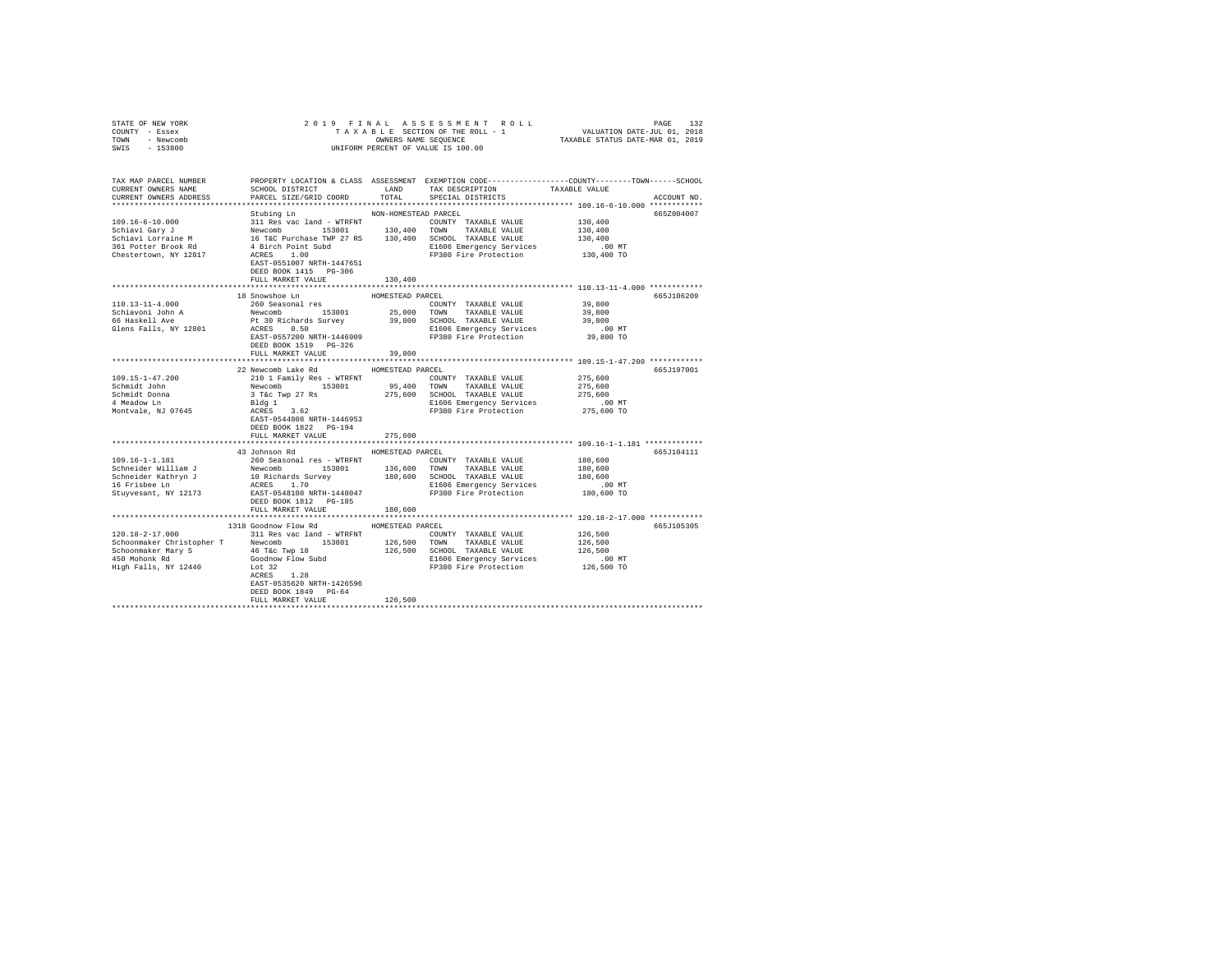STATE OF NEW YORK 2019 FINAL ASSESSMENT ROLL
COUNTY - Essex TAXABLE SECTION OF THE ROLL - 1 VALUATION DATE-JUL 01, 2018
TOWN - Newcomb OWNERS NAME SEQUENCE TAXABLE STATUS DATE-MAR 01, 2019
SWIS - 153800 UNIFORM PERCENT OF VALUE IS 100.00

```
TAX MAP PARCEL NUMBER          PROPERTY LOCATION & CLASS  ASSESSMENT  EXEMPTION CODE-----------------COUNTY--------TOWN------SCHOOL
CURRENT OWNERS NAME            SCHOOL DISTRICT              LAND      TAX DESCRIPTION           TAXABLE VALUE
CURRENT OWNERS ADDRESS         PARCEL SIZE/GRID COORD       TOTAL     SPECIAL DISTRICTS                                  ACCOUNT NO.
******************************************************************************************************* 109.16-6-10.000 ************
                               Stubing Ln                NON-HOMESTEAD PARCEL                                            665Z004007
109.16-6-10.000                311 Res vac land - WTRFNT              COUNTY  TAXABLE VALUE          130,400
Schiavi Gary J                 Newcomb       153801       130,400     TOWN    TAXABLE VALUE          130,400
Schiavi Lorraine M             16 T&C Purchase TWP 27 RS  130,400     SCHOOL  TAXABLE VALUE          130,400
361 Potter Brook Rd            4 Birch Point Subd                     E1606 Emergency Services            .00 MT
Chestertown, NY 12817          ACRES    1.00                          FP380 Fire Protection          130,400 TO
                               EAST-0551007 NRTH-1447651
                               DEED BOOK 1415   PG-306
                               FULL MARKET VALUE          130,400
******************************************************************************************************* 110.13-11-4.000 ************
                            18 Snowshoe Ln               HOMESTEAD PARCEL                                                665J106209
110.13-11-4.000                260 Seasonal res                       COUNTY  TAXABLE VALUE           39,800
Schiavoni John A               Newcomb       153801        25,000     TOWN    TAXABLE VALUE           39,800
66 Haskell Ave                 Pt 30 Richards Survey       39,800     SCHOOL  TAXABLE VALUE           39,800
Glens Falls, NY 12801          ACRES    0.50                          E1606 Emergency Services            .00 MT
                               EAST-0557200 NRTH-1446909              FP380 Fire Protection           39,800 TO
                               DEED BOOK 1519   PG-326
                               FULL MARKET VALUE           39,800
******************************************************************************************************* 109.15-1-47.200 ************
                            22 Newcomb Lake Rd           HOMESTEAD PARCEL                                                665J197001
109.15-1-47.200                210 1 Family Res - WTRFNT              COUNTY  TAXABLE VALUE          275,600
Schmidt John                   Newcomb       153801        95,400     TOWN    TAXABLE VALUE          275,600
Schmidt Donna                  3 T&c Twp 27 Rs            275,600     SCHOOL  TAXABLE VALUE          275,600
4 Meadow Ln                    Bldg 1                                 E1606 Emergency Services            .00 MT
Montvale, NJ 07645             ACRES    3.62                          FP380 Fire Protection          275,600 TO
                               EAST-0544808 NRTH-1446953
                               DEED BOOK 1822   PG-194
                               FULL MARKET VALUE          275,600
******************************************************************************************************* 109.16-1-1.181 *************
                            43 Johnson Rd                HOMESTEAD PARCEL                                                665J104111
109.16-1-1.181                 260 Seasonal res - WTRFNT              COUNTY  TAXABLE VALUE          180,600
Schneider William J            Newcomb       153801       136,600     TOWN    TAXABLE VALUE          180,600
Schneider Kathryn J            10 Richards Survey         180,600     SCHOOL  TAXABLE VALUE          180,600
16 Frisbee Ln                  ACRES    1.70                          E1606 Emergency Services            .00 MT
Stuyvesant, NY 12173           EAST-0548108 NRTH-1448047              FP380 Fire Protection          180,600 TO
                               DEED BOOK 1812   PG-185
                               FULL MARKET VALUE          180,600
******************************************************************************************************* 120.18-2-17.000 ************
                          1318 Goodnow Flow Rd           HOMESTEAD PARCEL                                                665J105305
120.18-2-17.000                311 Res vac land - WTRFNT              COUNTY  TAXABLE VALUE          126,500
Schoonmaker Christopher T      Newcomb       153801       126,500     TOWN    TAXABLE VALUE          126,500
Schoonmaker Mary S             46 T&c Twp 18              126,500     SCHOOL  TAXABLE VALUE          126,500
450 Mohonk Rd                  Goodnow Flow Subd                      E1606 Emergency Services            .00 MT
High Falls, NY 12440           Lot 32                                 FP380 Fire Protection          126,500 TO
                               ACRES    1.28
                               EAST-0535620 NRTH-1426596
                               DEED BOOK 1849   PG-64
                               FULL MARKET VALUE          126,500
************************************************************************************************************************************
```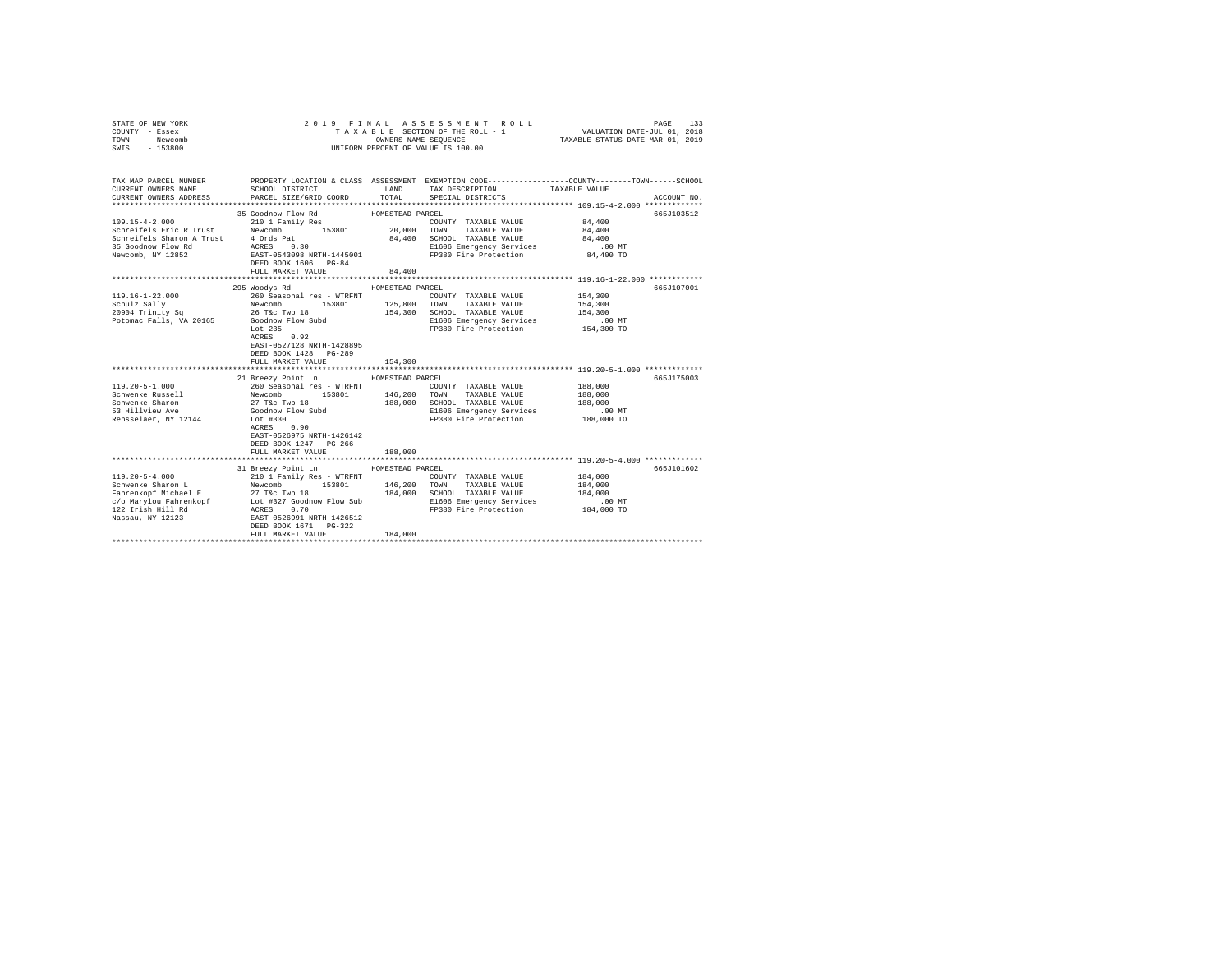STATE OF NEW YORK
COUNTY - Essex
TOWN - Newcomb
SWIS - 153800

2019 FINAL ASSESSMENT ROLL
TAXABLE SECTION OF THE ROLL - 1
OWNERS NAME SEQUENCE
UNIFORM PERCENT OF VALUE IS 100.00

VALUATION DATE-JUL 01, 2018
TAXABLE STATUS DATE-MAR 01, 2019

```
TAX MAP PARCEL NUMBER          PROPERTY LOCATION & CLASS  ASSESSMENT  EXEMPTION CODE-----------------COUNTY--------TOWN------SCHOOL
CURRENT OWNERS NAME            SCHOOL DISTRICT              LAND      TAX DESCRIPTION           TAXABLE VALUE
CURRENT OWNERS ADDRESS         PARCEL SIZE/GRID COORD       TOTAL     SPECIAL DISTRICTS                                  ACCOUNT NO.
******************************************************************************************************* 109.15-4-2.000 *************
                          35 Goodnow Flow Rd          HOMESTEAD PARCEL                                                 665J103512
109.15-4-2.000            210 1 Family Res                        COUNTY  TAXABLE VALUE            84,400
Schreifels Eric R Trust   Newcomb       153801          20,000   TOWN    TAXABLE VALUE            84,400
Schreifels Sharon A Trust 4 Ords Pat                    84,400   SCHOOL  TAXABLE VALUE            84,400
35 Goodnow Flow Rd        ACRES    0.30                           E1606 Emergency Services           .00 MT
Newcomb, NY 12852         EAST-0543098 NRTH-1445001               FP380 Fire Protection           84,400 TO
                          DEED BOOK 1606   PG-84
                          FULL MARKET VALUE             84,400
******************************************************************************************************* 119.16-1-22.000 ************
                          295 Woodys Rd               HOMESTEAD PARCEL                                                 665J107001
119.16-1-22.000           260 Seasonal res - WTRFNT               COUNTY  TAXABLE VALUE           154,300
Schulz Sally              Newcomb       153801         125,800   TOWN    TAXABLE VALUE           154,300
20904 Trinity Sq          26 T&c Twp 18                154,300   SCHOOL  TAXABLE VALUE           154,300
Potomac Falls, VA 20165   Goodnow Flow Subd                       E1606 Emergency Services           .00 MT
                          Lot 235                                 FP380 Fire Protection          154,300 TO
                          ACRES    0.92
                          EAST-0527128 NRTH-1428895
                          DEED BOOK 1428   PG-289
                          FULL MARKET VALUE            154,300
******************************************************************************************************* 119.20-5-1.000 *************
                          21 Breezy Point Ln          HOMESTEAD PARCEL                                                 665J175003
119.20-5-1.000            260 Seasonal res - WTRFNT               COUNTY  TAXABLE VALUE           188,000
Schwenke Russell          Newcomb       153801         146,200   TOWN    TAXABLE VALUE           188,000
Schwenke Sharon           27 T&c Twp 18                188,000   SCHOOL  TAXABLE VALUE           188,000
53 Hillview Ave           Goodnow Flow Subd                       E1606 Emergency Services           .00 MT
Rensselaer, NY 12144      Lot #330                                FP380 Fire Protection          188,000 TO
                          ACRES    0.90
                          EAST-0526975 NRTH-1426142
                          DEED BOOK 1247   PG-266
                          FULL MARKET VALUE            188,000
******************************************************************************************************* 119.20-5-4.000 *************
                          31 Breezy Point Ln          HOMESTEAD PARCEL                                                 665J101602
119.20-5-4.000            210 1 Family Res - WTRFNT               COUNTY  TAXABLE VALUE           184,000
Schwenke Sharon L         Newcomb       153801         146,200   TOWN    TAXABLE VALUE           184,000
Fahrenkopf Michael E      27 T&c Twp 18                184,000   SCHOOL  TAXABLE VALUE           184,000
c/o Marylou Fahrenkopf    Lot #327 Goodnow Flow Sub               E1606 Emergency Services           .00 MT
122 Irish Hill Rd         ACRES    0.70                           FP380 Fire Protection          184,000 TO
Nassau, NY 12123          EAST-0526991 NRTH-1426512
                          DEED BOOK 1671   PG-322
                          FULL MARKET VALUE            184,000
************************************************************************************************************************************
```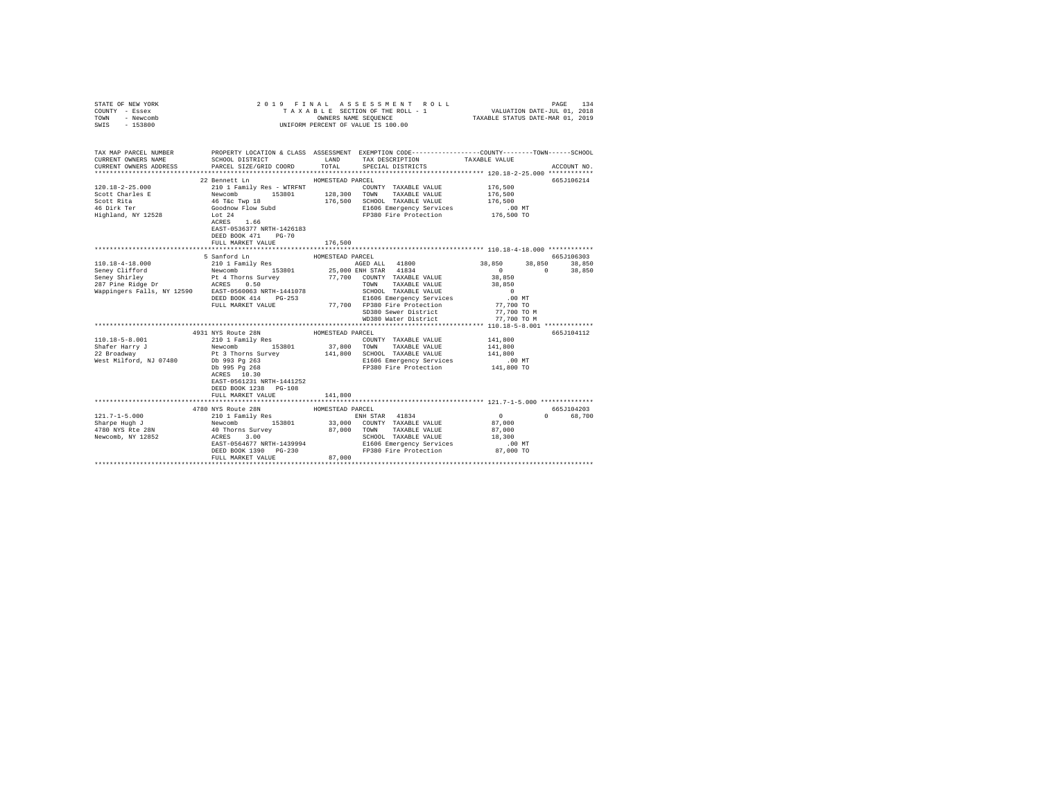STATE OF NEW YORK — 2019 FINAL ASSESSMENT ROLL
COUNTY - Essex — TAXABLE SECTION OF THE ROLL - 1 — VALUATION DATE-JUL 01, 2018
TOWN - Newcomb — OWNERS NAME SEQUENCE — TAXABLE STATUS DATE-MAR 01, 2019
SWIS - 153800 — UNIFORM PERCENT OF VALUE IS 100.00

| TAX MAP PARCEL NUMBER / CURRENT OWNERS NAME / CURRENT OWNERS ADDRESS | PROPERTY LOCATION & CLASS / SCHOOL DISTRICT / PARCEL SIZE/GRID COORD | ASSESSMENT LAND / TOTAL | EXEMPTION CODE / TAX DESCRIPTION / SPECIAL DISTRICTS | COUNTY | TOWN | SCHOOL | ACCOUNT NO. |
|---|---|---|---|---|---|---|---|
| **120.18-2-25.000** | 22 Bennett Ln | | HOMESTEAD PARCEL | | | | 665J106214 |
| 120.18-2-25.000 | 210 1 Family Res - WTRFNT | | COUNTY TAXABLE VALUE | 176,500 | | | |
| Scott Charles E | Newcomb 153801 | 128,300 | TOWN TAXABLE VALUE | 176,500 | | | |
| Scott Rita | 46 T&c Twp 18 | 176,500 | SCHOOL TAXABLE VALUE | 176,500 | | | |
| 46 Dirk Ter | Goodnow Flow Subd | | E1606 Emergency Services | .00 MT | | | |
| Highland, NY 12528 | Lot 24 | | FP380 Fire Protection | 176,500 TO | | | |
| | ACRES 1.66 | | | | | | |
| | EAST-0536377 NRTH-1426183 | | | | | | |
| | DEED BOOK 471 PG-70 | | | | | | |
| | FULL MARKET VALUE | 176,500 | | | | | |
| **110.18-4-18.000** | 5 Sanford Ln | | HOMESTEAD PARCEL | | | | 665J106303 |
| 110.18-4-18.000 | 210 1 Family Res | | AGED ALL 41800 | 38,850 | 38,850 | 38,850 | |
| Seney Clifford | Newcomb 153801 | 25,000 | ENH STAR 41834 | 0 | 0 | 38,850 | |
| Seney Shirley | Pt 4 Thorns Survey | 77,700 | COUNTY TAXABLE VALUE | 38,850 | | | |
| 287 Pine Ridge Dr | ACRES 0.50 | | TOWN TAXABLE VALUE | 38,850 | | | |
| Wappingers Falls, NY 12590 | EAST-0560063 NRTH-1441078 | | SCHOOL TAXABLE VALUE | 0 | | | |
| | DEED BOOK 414 PG-253 | | E1606 Emergency Services | .00 MT | | | |
| | FULL MARKET VALUE | 77,700 | FP380 Fire Protection | 77,700 TO | | | |
| | | | SD380 Sewer District | 77,700 TO M | | | |
| | | | WD380 Water District | 77,700 TO M | | | |
| **110.18-5-8.001** | 4931 NYS Route 28N | | HOMESTEAD PARCEL | | | | 665J104112 |
| 110.18-5-8.001 | 210 1 Family Res | | COUNTY TAXABLE VALUE | 141,800 | | | |
| Shafer Harry J | Newcomb 153801 | 37,800 | TOWN TAXABLE VALUE | 141,800 | | | |
| 22 Broadway | Pt 3 Thorns Survey | 141,800 | SCHOOL TAXABLE VALUE | 141,800 | | | |
| West Milford, NJ 07480 | Db 993 Pg 263 | | E1606 Emergency Services | .00 MT | | | |
| | Db 995 Pg 268 | | FP380 Fire Protection | 141,800 TO | | | |
| | ACRES 10.30 | | | | | | |
| | EAST-0561231 NRTH-1441252 | | | | | | |
| | DEED BOOK 1238 PG-108 | | | | | | |
| | FULL MARKET VALUE | 141,800 | | | | | |
| **121.7-1-5.000** | 4780 NYS Route 28N | | HOMESTEAD PARCEL | | | | 665J104203 |
| 121.7-1-5.000 | 210 1 Family Res | | ENH STAR 41834 | 0 | 0 | 68,700 | |
| Sharpe Hugh J | Newcomb 153801 | 33,000 | COUNTY TAXABLE VALUE | 87,000 | | | |
| 4780 NYS Rte 28N | 40 Thorns Survey | 87,000 | TOWN TAXABLE VALUE | 87,000 | | | |
| Newcomb, NY 12852 | ACRES 3.00 | | SCHOOL TAXABLE VALUE | 18,300 | | | |
| | EAST-0564677 NRTH-1439994 | | E1606 Emergency Services | .00 MT | | | |
| | DEED BOOK 1390 PG-230 | | FP380 Fire Protection | 87,000 TO | | | |
| | FULL MARKET VALUE | 87,000 | | | | | |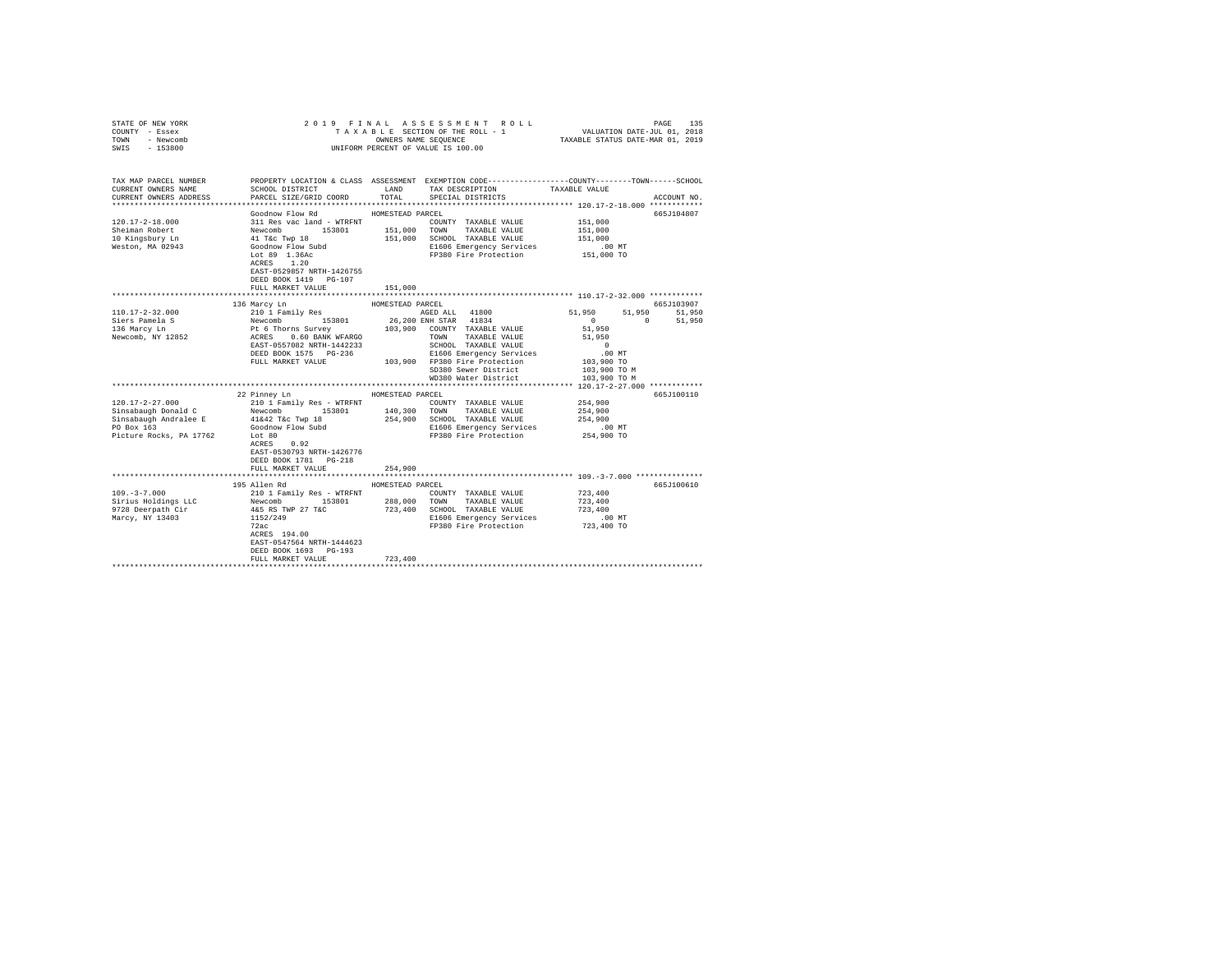STATE OF NEW YORK
COUNTY - Essex
TOWN - Newcomb
SWIS - 153800

2 0 1 9 F I N A L A S S E S S M E N T R O L L
T A X A B L E SECTION OF THE ROLL - 1
OWNERS NAME SEQUENCE
UNIFORM PERCENT OF VALUE IS 100.00

VALUATION DATE-JUL 01, 2018
TAXABLE STATUS DATE-MAR 01, 2019

```
TAX MAP PARCEL NUMBER      PROPERTY LOCATION & CLASS  ASSESSMENT  EXEMPTION CODE-----------------COUNTY--------TOWN------SCHOOL
CURRENT OWNERS NAME        SCHOOL DISTRICT               LAND      TAX DESCRIPTION            TAXABLE VALUE
CURRENT OWNERS ADDRESS     PARCEL SIZE/GRID COORD        TOTAL     SPECIAL DISTRICTS                                      ACCOUNT NO.
******************************************************************************************************* 120.17-2-18.000 ************
                           Goodnow Flow Rd             HOMESTEAD PARCEL                                                  665J104807
120.17-2-18.000            311 Res vac land - WTRFNT              COUNTY  TAXABLE VALUE           151,000
Sheiman Robert             Newcomb       153801       151,000     TOWN    TAXABLE VALUE           151,000
10 Kingsbury Ln            41 T&c Twp 18                151,000     SCHOOL  TAXABLE VALUE           151,000
Weston, MA 02943           Goodnow Flow Subd                       E1606 Emergency Services             .00 MT
                           Lot 89  1.36Ac                          FP380 Fire Protection            151,000 TO
                           ACRES    1.20
                           EAST-0529857 NRTH-1426755
                           DEED BOOK 1419   PG-107
                           FULL MARKET VALUE           151,000
******************************************************************************************************* 110.17-2-32.000 ************
                           136 Marcy Ln                HOMESTEAD PARCEL                                                  665J103907
110.17-2-32.000            210 1 Family Res                       AGED ALL  41800            51,950      51,950      51,950
Siers Pamela S             Newcomb       153801       26,200 ENH STAR  41834                 0           0       51,950
136 Marcy Ln               Pt 6 Thorns Survey           103,900     COUNTY  TAXABLE VALUE            51,950
Newcomb, NY 12852          ACRES    0.60 BANK WFARGO              TOWN    TAXABLE VALUE            51,950
                           EAST-0557082 NRTH-1442233              SCHOOL  TAXABLE VALUE                 0
                           DEED BOOK 1575   PG-236                E1606 Emergency Services             .00 MT
                           FULL MARKET VALUE           103,900    FP380 Fire Protection            103,900 TO
                                                                  SD380 Sewer District             103,900 TO M
                                                                  WD380 Water District             103,900 TO M
******************************************************************************************************* 120.17-2-27.000 ************
                           22 Pinney Ln                HOMESTEAD PARCEL                                                  665J100110
120.17-2-27.000            210 1 Family Res - WTRFNT              COUNTY  TAXABLE VALUE           254,900
Sinsabaugh Donald C        Newcomb       153801       140,300     TOWN    TAXABLE VALUE           254,900
Sinsabaugh Andralee E      41&42 T&c Twp 18             254,900     SCHOOL  TAXABLE VALUE           254,900
PO Box 163                 Goodnow Flow Subd                       E1606 Emergency Services             .00 MT
Picture Rocks, PA 17762    Lot 80                                  FP380 Fire Protection            254,900 TO
                           ACRES    0.92
                           EAST-0530793 NRTH-1426776
                           DEED BOOK 1781   PG-218
                           FULL MARKET VALUE           254,900
******************************************************************************************************* 109.-3-7.000 ***************
                           195 Allen Rd                HOMESTEAD PARCEL                                                  665J100610
109.-3-7.000               210 1 Family Res - WTRFNT              COUNTY  TAXABLE VALUE           723,400
Sirius Holdings LLC        Newcomb       153801       288,000     TOWN    TAXABLE VALUE           723,400
9728 Deerpath Cir          4&5 RS TWP 27 T&C            723,400     SCHOOL  TAXABLE VALUE           723,400
Marcy, NY 13403            1152/249                                E1606 Emergency Services             .00 MT
                           72ac                                    FP380 Fire Protection            723,400 TO
                           ACRES  194.00
                           EAST-0547564 NRTH-1444623
                           DEED BOOK 1693   PG-193
                           FULL MARKET VALUE           723,400
************************************************************************************************************************************
```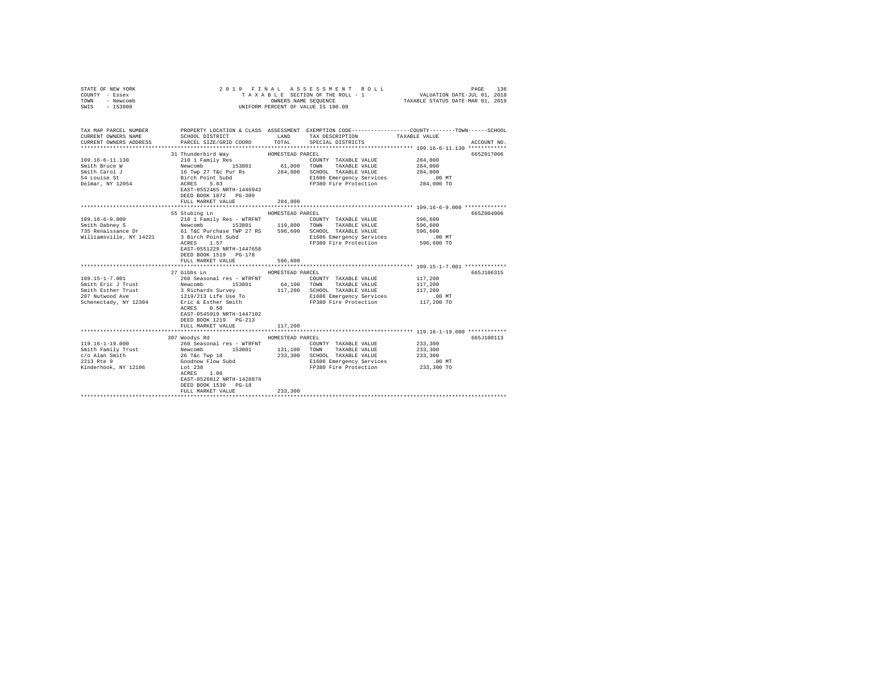STATE OF NEW YORK
COUNTY - Essex
TOWN - Newcomb
SWIS - 153800

2019 FINAL ASSESSMENT ROLL
TAXABLE SECTION OF THE ROLL - 1
OWNERS NAME SEQUENCE
UNIFORM PERCENT OF VALUE IS 100.00

VALUATION DATE-JUL 01, 2018
TAXABLE STATUS DATE-MAR 01, 2019

| TAX MAP PARCEL NUMBER / CURRENT OWNERS NAME / CURRENT OWNERS ADDRESS | PROPERTY LOCATION & CLASS / SCHOOL DISTRICT / PARCEL SIZE/GRID COORD | ASSESSMENT LAND / TOTAL | EXEMPTION CODE / TAX DESCRIPTION / SPECIAL DISTRICTS | TAXABLE VALUE (COUNTY / TOWN / SCHOOL) | ACCOUNT NO. |
|---|---|---|---|---|---|
| **109.16-6-11.130** | 31 Thunderbird Way | HOMESTEAD PARCEL | | | 665Z017006 |
| 109.16-6-11.130 | 210 1 Family Res | | COUNTY TAXABLE VALUE | 284,000 | |
| Smith Bruce W | Newcomb 153801 | 61,000 | TOWN TAXABLE VALUE | 284,000 | |
| Smith Carol J | 16 Twp 27 T&c Pur Rs | 284,000 | SCHOOL TAXABLE VALUE | 284,000 | |
| 54 Louise St | Birch Point Subd | | E1606 Emergency Services | .00 MT | |
| Delmar, NY 12054 | ACRES 5.03 | | FP380 Fire Protection | 284,000 TO | |
| | EAST-0552465 NRTH-1446943 | | | | |
| | DEED BOOK 1872 PG-309 | | | | |
| | FULL MARKET VALUE | 284,000 | | | |
| **109.16-6-9.000** | 55 Stubing Ln | HOMESTEAD PARCEL | | | 665Z004006 |
| 109.16-6-9.000 | 210 1 Family Res - WTRFNT | | COUNTY TAXABLE VALUE | 596,600 | |
| Smith Dabney S | Newcomb 153801 | 119,800 | TOWN TAXABLE VALUE | 596,600 | |
| 735 Renaissance Dr | 61 T&C Purchase TWP 27 RS | 596,600 | SCHOOL TAXABLE VALUE | 596,600 | |
| Williamsville, NY 14221 | 3 Birch Point Subd | | E1606 Emergency Services | .00 MT | |
| | ACRES 1.57 | | FP380 Fire Protection | 596,600 TO | |
| | EAST-0551229 NRTH-1447658 | | | | |
| | DEED BOOK 1519 PG-178 | | | | |
| | FULL MARKET VALUE | 596,600 | | | |
| **109.15-1-7.001** | 27 Gibbs Ln | HOMESTEAD PARCEL | | | 665J106315 |
| 109.15-1-7.001 | 260 Seasonal res - WTRFNT | | COUNTY TAXABLE VALUE | 117,200 | |
| Smith Eric J Trust | Newcomb 153801 | 64,100 | TOWN TAXABLE VALUE | 117,200 | |
| Smith Esther Trust | 3 Richards Survey | 117,200 | SCHOOL TAXABLE VALUE | 117,200 | |
| 207 Nutwood Ave | 1219/213 Life Use To | | E1606 Emergency Services | .00 MT | |
| Schenectady, NY 12304 | Eric & Esther Smith | | FP380 Fire Protection | 117,200 TO | |
| | ACRES 0.50 | | | | |
| | EAST-0545919 NRTH-1447102 | | | | |
| | DEED BOOK 1219 PG-213 | | | | |
| | FULL MARKET VALUE | 117,200 | | | |
| **119.16-1-19.000** | 307 Woodys Rd | HOMESTEAD PARCEL | | | 665J100113 |
| 119.16-1-19.000 | 260 Seasonal res - WTRFNT | | COUNTY TAXABLE VALUE | 233,300 | |
| Smith Family Trust | Newcomb 153801 | 131,100 | TOWN TAXABLE VALUE | 233,300 | |
| c/o Alan Smith | 26 T&c Twp 18 | 233,300 | SCHOOL TAXABLE VALUE | 233,300 | |
| 2213 Rte 9 | Goodnow Flow Subd | | E1606 Emergency Services | .00 MT | |
| Kinderhook, NY 12106 | Lot 238 | | FP380 Fire Protection | 233,300 TO | |
| | ACRES 1.06 | | | | |
| | EAST-0526812 NRTH-1428874 | | | | |
| | DEED BOOK 1530 PG-18 | | | | |
| | FULL MARKET VALUE | 233,300 | | | |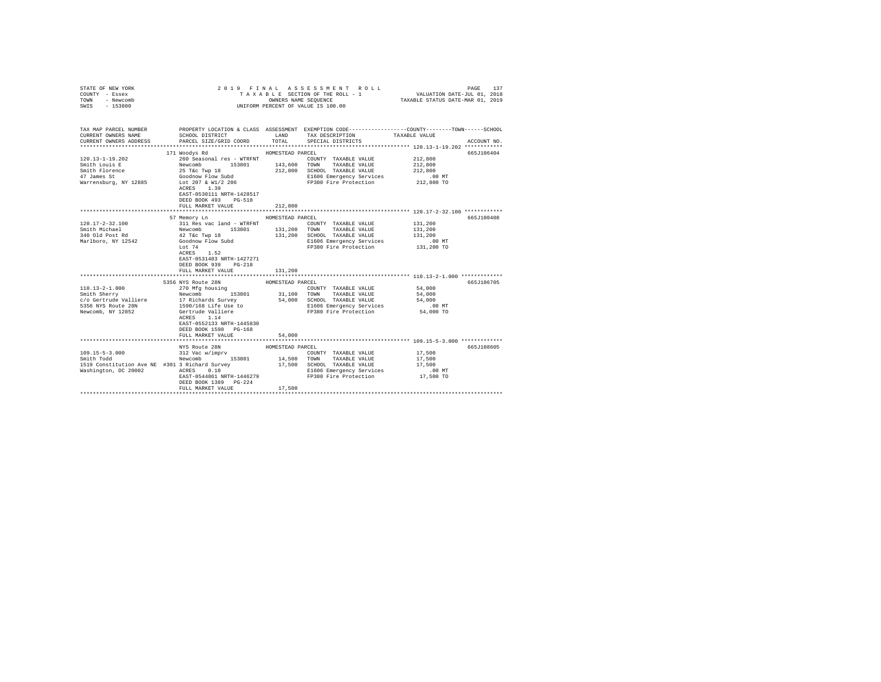STATE OF NEW YORK 2019 FINAL ASSESSMENT ROLL
COUNTY - Essex TAXABLE SECTION OF THE ROLL - 1 VALUATION DATE-JUL 01, 2018
TOWN - Newcomb OWNERS NAME SEQUENCE TAXABLE STATUS DATE-MAR 01, 2019
SWIS - 153800 UNIFORM PERCENT OF VALUE IS 100.00

```
TAX MAP PARCEL NUMBER          PROPERTY LOCATION & CLASS  ASSESSMENT  EXEMPTION CODE-----------------COUNTY--------TOWN------SCHOOL
CURRENT OWNERS NAME            SCHOOL DISTRICT               LAND      TAX DESCRIPTION            TAXABLE VALUE
CURRENT OWNERS ADDRESS         PARCEL SIZE/GRID COORD        TOTAL     SPECIAL DISTRICTS                                    ACCOUNT NO.
******************************************************************************************************* 120.13-1-19.202 ************
                               171 Woodys Rd                  HOMESTEAD PARCEL                                              665J106404
120.13-1-19.202                260 Seasonal res - WTRFNT                 COUNTY  TAXABLE VALUE           212,800
Smith Louis E                  Newcomb       153801        143,600    TOWN    TAXABLE VALUE           212,800
Smith Florence                 25 T&c Twp 18               212,800    SCHOOL  TAXABLE VALUE           212,800
47 James St                    Goodnow Flow Subd                      E1606 Emergency Services             .00 MT
Warrensburg, NY 12885          Lot 207 & W1/2 206                     FP380 Fire Protection            212,800 TO
                               ACRES    1.39
                               EAST-0530111 NRTH-1428517
                               DEED BOOK 493    PG-518
                               FULL MARKET VALUE           212,800
******************************************************************************************************* 120.17-2-32.100 ************
                               57 Memory Ln                   HOMESTEAD PARCEL                                              665J100408
120.17-2-32.100                311 Res vac land - WTRFNT                 COUNTY  TAXABLE VALUE           131,200
Smith Michael                  Newcomb       153801        131,200    TOWN    TAXABLE VALUE           131,200
340 Old Post Rd                42 T&c Twp 18               131,200    SCHOOL  TAXABLE VALUE           131,200
Marlboro, NY 12542             Goodnow Flow Subd                      E1606 Emergency Services             .00 MT
                               Lot 74                                 FP380 Fire Protection            131,200 TO
                               ACRES    1.52
                               EAST-0531483 NRTH-1427271
                               DEED BOOK 939    PG-218
                               FULL MARKET VALUE           131,200
******************************************************************************************************* 110.13-2-1.000 *************
                               5356 NYS Route 28N             HOMESTEAD PARCEL                                              665J106705
110.13-2-1.000                 270 Mfg housing                           COUNTY  TAXABLE VALUE            54,000
Smith Sherry                   Newcomb       153801         31,100    TOWN    TAXABLE VALUE            54,000
c/o Gertrude Valliere          17 Richards Survey           54,000    SCHOOL  TAXABLE VALUE            54,000
5356 NYS Route 28N             1590/168 Life Use to                   E1606 Emergency Services             .00 MT
Newcomb, NY 12852              Gertrude Valliere                      FP380 Fire Protection             54,000 TO
                               ACRES    1.14
                               EAST-0552133 NRTH-1445830
                               DEED BOOK 1590   PG-168
                               FULL MARKET VALUE            54,000
******************************************************************************************************* 109.15-5-3.000 *************
                               NYS Route 28N                  HOMESTEAD PARCEL                                              665J108605
109.15-5-3.000                 312 Vac w/imprv                           COUNTY  TAXABLE VALUE            17,500
Smith Todd                     Newcomb       153801         14,500    TOWN    TAXABLE VALUE            17,500
1519 Constitution Ave NE  #301 3 Richard Survey             17,500    SCHOOL  TAXABLE VALUE            17,500
Washington, DC 20002           ACRES    0.10                          E1606 Emergency Services             .00 MT
                               EAST-0544861 NRTH-1446279              FP380 Fire Protection             17,500 TO
                               DEED BOOK 1389   PG-224
                               FULL MARKET VALUE            17,500
************************************************************************************************************************************
```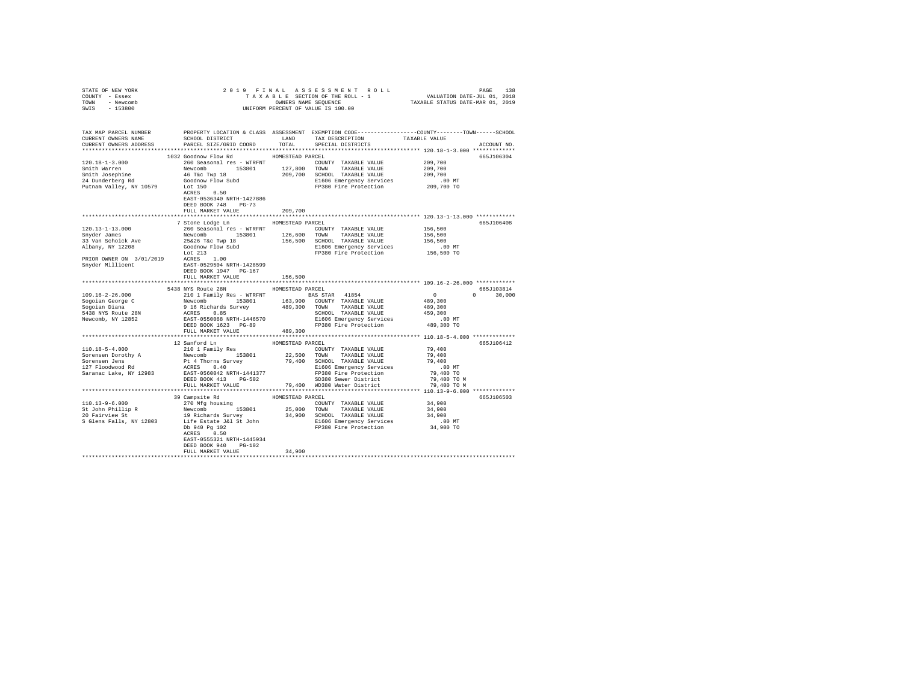```
STATE OF NEW YORK                2 0 1 9   F I N A L   A S S E S S M E N T   R O L L                PAGE   138
COUNTY - Essex                      T A X A B L E SECTION OF THE ROLL - 1                 VALUATION DATE-JUL 01, 2018
TOWN   - Newcomb                          OWNERS NAME SEQUENCE                          TAXABLE STATUS DATE-MAR 01, 2019
SWIS   - 153800                     UNIFORM PERCENT OF VALUE IS 100.00

TAX MAP PARCEL NUMBER          PROPERTY LOCATION & CLASS  ASSESSMENT  EXEMPTION CODE-----------------COUNTY--------TOWN------SCHOOL
CURRENT OWNERS NAME            SCHOOL DISTRICT               LAND      TAX DESCRIPTION            TAXABLE VALUE
CURRENT OWNERS ADDRESS         PARCEL SIZE/GRID COORD        TOTAL     SPECIAL DISTRICTS                                  ACCOUNT NO.
*********************************************************************************************** 120.18-1-3.000 *************
                          1032 Goodnow Flow Rd          HOMESTEAD PARCEL                                                665J106304
120.18-1-3.000            260 Seasonal res - WTRFNT             COUNTY  TAXABLE VALUE            209,700
Smith Warren              Newcomb        153801      127,800    TOWN    TAXABLE VALUE            209,700
Smith Josephine           46 T&c Twp 18              209,700    SCHOOL  TAXABLE VALUE            209,700
24 Dunderberg Rd          Goodnow Flow Subd                     E1606 Emergency Services             .00 MT
Putnam Valley, NY 10579   Lot 150                               FP380 Fire Protection            209,700 TO
                          ACRES    0.50
                          EAST-0536340 NRTH-1427886
                          DEED BOOK 748    PG-73
                          FULL MARKET VALUE          209,700
*********************************************************************************************** 120.13-1-13.000 ************
                          7 Stone Lodge Ln              HOMESTEAD PARCEL                                                665J106408
120.13-1-13.000           260 Seasonal res - WTRFNT             COUNTY  TAXABLE VALUE            156,500
Snyder James              Newcomb        153801      126,600    TOWN    TAXABLE VALUE            156,500
33 Van Schoick Ave        25&26 T&c Twp 18           156,500    SCHOOL  TAXABLE VALUE            156,500
Albany, NY 12208          Goodnow Flow Subd                     E1606 Emergency Services             .00 MT
                          Lot 213                               FP380 Fire Protection            156,500 TO
PRIOR OWNER ON 3/01/2019  ACRES    1.00
Snyder Millicent          EAST-0529504 NRTH-1428599
                          DEED BOOK 1947   PG-167
                          FULL MARKET VALUE          156,500
*********************************************************************************************** 109.16-2-26.000 ************
                          5438 NYS Route 28N            HOMESTEAD PARCEL                                                665J103814
109.16-2-26.000           210 1 Family Res - WTRFNT             BAS STAR  41854                      0          0     30,000
Sogoian George C          Newcomb        153801      163,900    COUNTY  TAXABLE VALUE            489,300
Sogoian Diana             9 16 Richards Survey       489,300    TOWN    TAXABLE VALUE            489,300
5438 NYS Route 28N        ACRES    0.85                         SCHOOL  TAXABLE VALUE            459,300
Newcomb, NY 12852         EAST-0550068 NRTH-1446570             E1606 Emergency Services             .00 MT
                          DEED BOOK 1623   PG-89                FP380 Fire Protection            489,300 TO
                          FULL MARKET VALUE          489,300
*********************************************************************************************** 110.18-5-4.000 *************
                          12 Sanford Ln                 HOMESTEAD PARCEL                                                665J106412
110.18-5-4.000            210 1 Family Res                      COUNTY  TAXABLE VALUE             79,400
Sorensen Dorothy A        Newcomb        153801       22,500    TOWN    TAXABLE VALUE             79,400
Sorensen Jens             Pt 4 Thorns Survey          79,400    SCHOOL  TAXABLE VALUE             79,400
127 Floodwood Rd          ACRES    0.40                         E1606 Emergency Services             .00 MT
Saranac Lake, NY 12983    EAST-0560042 NRTH-1441377             FP380 Fire Protection             79,400 TO
                          DEED BOOK 413    PG-502               SD380 Sewer District              79,400 TO M
                          FULL MARKET VALUE           79,400    WD380 Water District              79,400 TO M
*********************************************************************************************** 110.13-9-6.000 *************
                          39 Campsite Rd                HOMESTEAD PARCEL                                                665J106503
110.13-9-6.000            270 Mfg housing                       COUNTY  TAXABLE VALUE             34,900
St John Phillip R         Newcomb        153801       25,000    TOWN    TAXABLE VALUE             34,900
20 Fairview St            19 Richards Survey          34,900    SCHOOL  TAXABLE VALUE             34,900
S Glens Falls, NY 12803   Life Estate J&l St John               E1606 Emergency Services             .00 MT
                          Db 940 Pg 102                         FP380 Fire Protection             34,900 TO
                          ACRES    0.50
                          EAST-0555321 NRTH-1445934
                          DEED BOOK 940    PG-102
                          FULL MARKET VALUE           34,900
****************************************************************************************************************************
```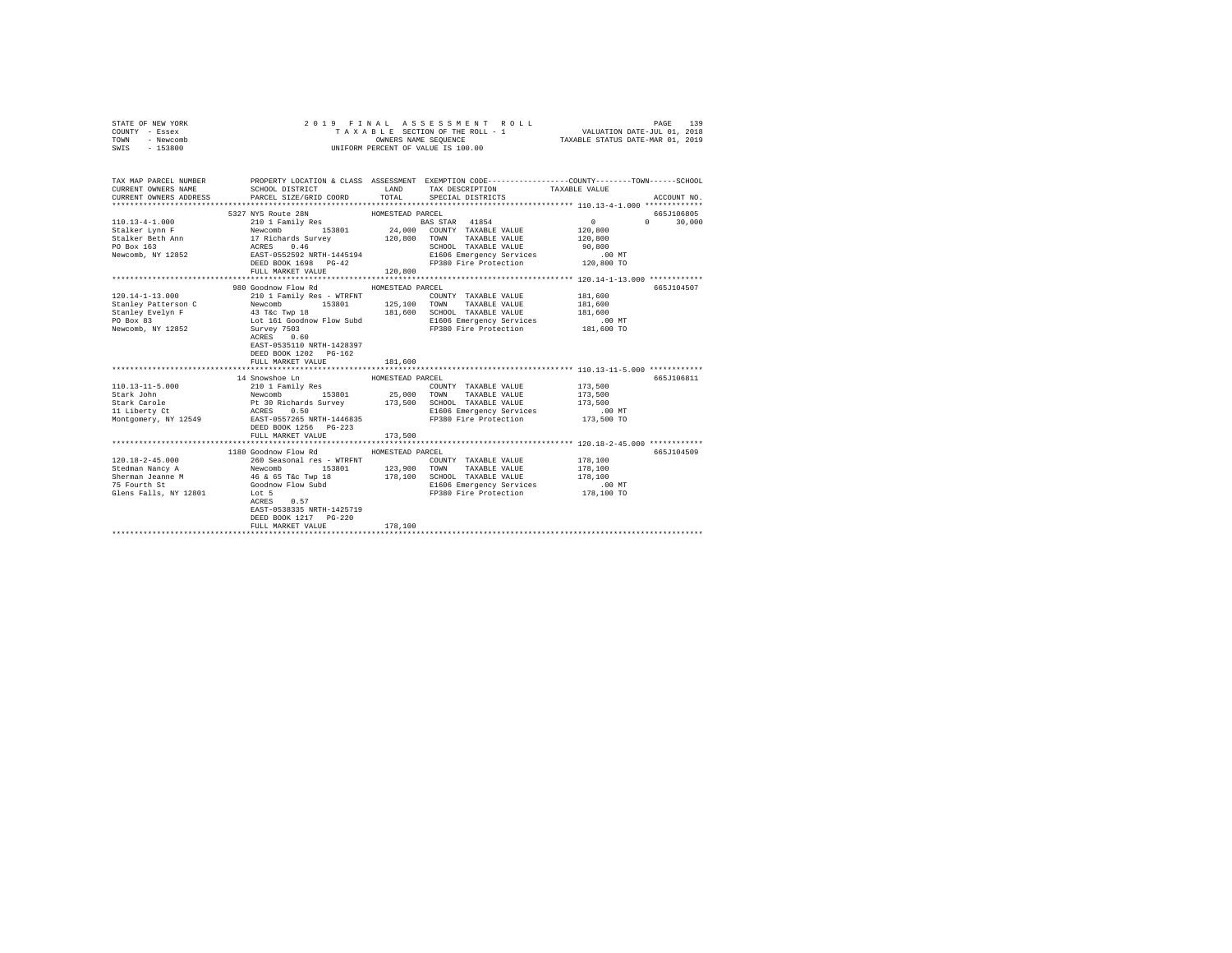STATE OF NEW YORK
COUNTY - Essex
TOWN - Newcomb
SWIS - 153800

2019 FINAL ASSESSMENT ROLL
TAXABLE SECTION OF THE ROLL - 1
OWNERS NAME SEQUENCE
UNIFORM PERCENT OF VALUE IS 100.00

VALUATION DATE-JUL 01, 2018
TAXABLE STATUS DATE-MAR 01, 2019

| TAX MAP PARCEL NUMBER / CURRENT OWNERS NAME / CURRENT OWNERS ADDRESS | PROPERTY LOCATION & CLASS / SCHOOL DISTRICT / PARCEL SIZE/GRID COORD | ASSESSMENT LAND | TOTAL | EXEMPTION CODE / TAX DESCRIPTION / SPECIAL DISTRICTS | COUNTY TAXABLE VALUE | TOWN | SCHOOL | ACCOUNT NO. |
|---|---|---|---|---|---|---|---|---|
| **110.13-4-1.000** | 5327 NYS Route 28N — HOMESTEAD PARCEL | | | | | | | 665J106805 |
| Stalker Lynn F | 210 1 Family Res | | | BAS STAR 41854 | 0 | 0 | 30,000 | |
| Stalker Beth Ann | Newcomb 153801 | 24,000 | | COUNTY TAXABLE VALUE | 120,800 | | | |
| PO Box 163 | 17 Richards Survey | | 120,800 | TOWN TAXABLE VALUE | 120,800 | | | |
| Newcomb, NY 12852 | ACRES 0.46 | | | SCHOOL TAXABLE VALUE | 90,800 | | | |
| | EAST-0552592 NRTH-1445194 | | | E1606 Emergency Services | .00 MT | | | |
| | DEED BOOK 1698 PG-42 | | | FP380 Fire Protection | 120,800 TO | | | |
| | FULL MARKET VALUE | | 120,800 | | | | | |
| **120.14-1-13.000** | 980 Goodnow Flow Rd — HOMESTEAD PARCEL | | | | | | | 665J104507 |
| Stanley Patterson C | 210 1 Family Res - WTRFNT | | | COUNTY TAXABLE VALUE | 181,600 | | | |
| Stanley Evelyn F | Newcomb 153801 | 125,100 | | TOWN TAXABLE VALUE | 181,600 | | | |
| PO Box 83 | 43 T&c Twp 18 | | 181,600 | SCHOOL TAXABLE VALUE | 181,600 | | | |
| Newcomb, NY 12852 | Lot 161 Goodnow Flow Subd | | | E1606 Emergency Services | .00 MT | | | |
| | Survey 7503 | | | FP380 Fire Protection | 181,600 TO | | | |
| | ACRES 0.60 | | | | | | | |
| | EAST-0535110 NRTH-1428397 | | | | | | | |
| | DEED BOOK 1202 PG-162 | | | | | | | |
| | FULL MARKET VALUE | | 181,600 | | | | | |
| **110.13-11-5.000** | 14 Snowshoe Ln — HOMESTEAD PARCEL | | | | | | | 665J106811 |
| Stark John | 210 1 Family Res | | | COUNTY TAXABLE VALUE | 173,500 | | | |
| Stark Carole | Newcomb 153801 | 25,000 | | TOWN TAXABLE VALUE | 173,500 | | | |
| 11 Liberty Ct | Pt 30 Richards Survey | | 173,500 | SCHOOL TAXABLE VALUE | 173,500 | | | |
| Montgomery, NY 12549 | ACRES 0.50 | | | E1606 Emergency Services | .00 MT | | | |
| | EAST-0557265 NRTH-1446835 | | | FP380 Fire Protection | 173,500 TO | | | |
| | DEED BOOK 1256 PG-223 | | | | | | | |
| | FULL MARKET VALUE | | 173,500 | | | | | |
| **120.18-2-45.000** | 1180 Goodnow Flow Rd — HOMESTEAD PARCEL | | | | | | | 665J104509 |
| Stedman Nancy A | 260 Seasonal res - WTRFNT | | | COUNTY TAXABLE VALUE | 178,100 | | | |
| Sherman Jeanne M | Newcomb 153801 | 123,900 | | TOWN TAXABLE VALUE | 178,100 | | | |
| 75 Fourth St | 46 & 65 T&c Twp 18 | | 178,100 | SCHOOL TAXABLE VALUE | 178,100 | | | |
| Glens Falls, NY 12801 | Goodnow Flow Subd | | | E1606 Emergency Services | .00 MT | | | |
| | Lot 5 | | | FP380 Fire Protection | 178,100 TO | | | |
| | ACRES 0.57 | | | | | | | |
| | EAST-0538335 NRTH-1425719 | | | | | | | |
| | DEED BOOK 1217 PG-220 | | | | | | | |
| | FULL MARKET VALUE | | 178,100 | | | | | |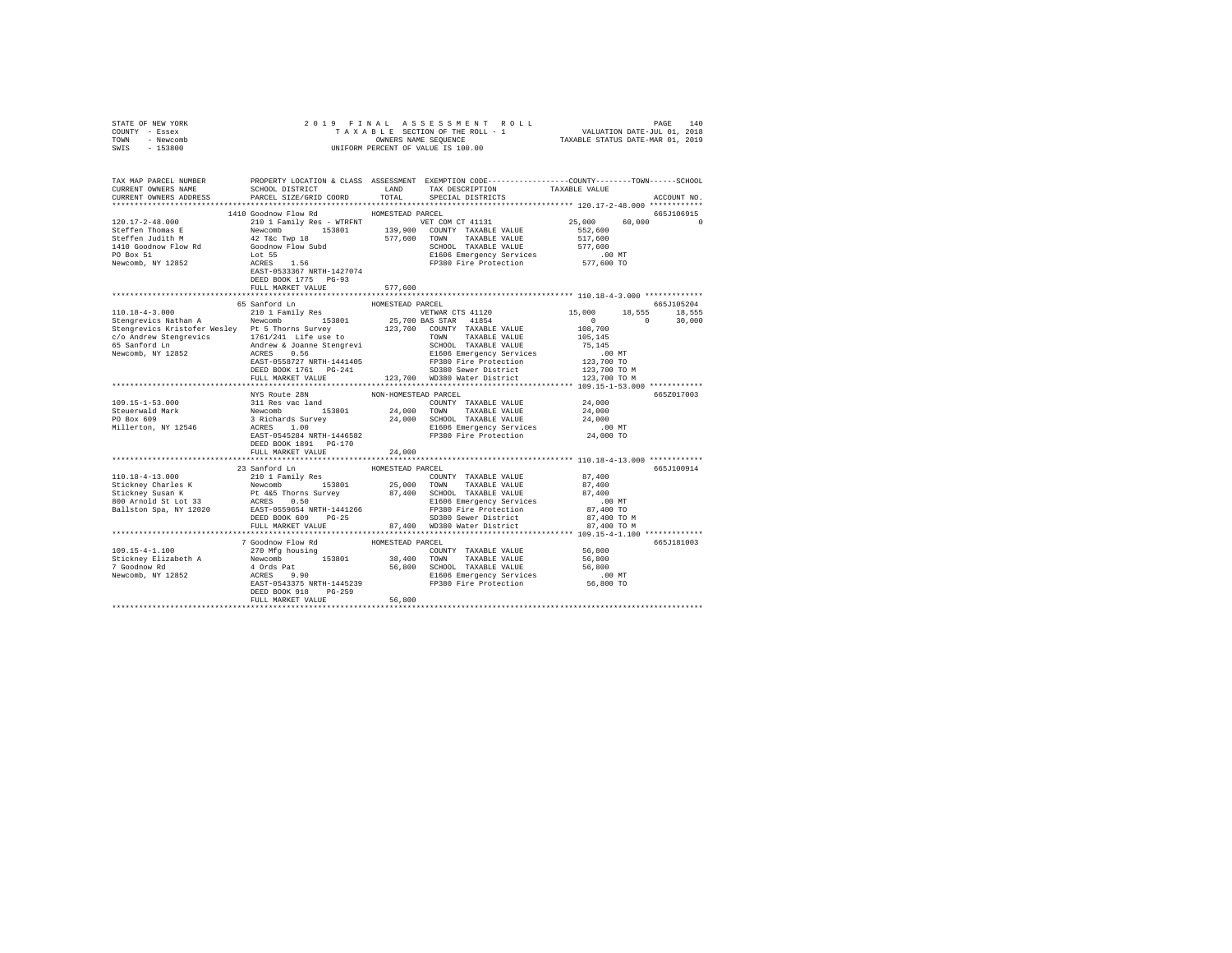```
STATE OF NEW YORK                2 0 1 9   F I N A L   A S S E S S M E N T   R O L L                    PAGE  140
COUNTY  - Essex                     T A X A B L E  SECTION OF THE ROLL - 1             VALUATION DATE-JUL 01, 2018
TOWN    - Newcomb                          OWNERS NAME SEQUENCE                      TAXABLE STATUS DATE-MAR 01, 2019
SWIS    - 153800                      UNIFORM PERCENT OF VALUE IS 100.00

TAX MAP PARCEL NUMBER          PROPERTY LOCATION & CLASS  ASSESSMENT  EXEMPTION CODE-----------------COUNTY--------TOWN------SCHOOL
CURRENT OWNERS NAME            SCHOOL DISTRICT              LAND      TAX DESCRIPTION           TAXABLE VALUE
CURRENT OWNERS ADDRESS         PARCEL SIZE/GRID COORD       TOTAL     SPECIAL DISTRICTS                                  ACCOUNT NO.
************************************************************************************************ 120.17-2-48.000 ************
                          1410 Goodnow Flow Rd          HOMESTEAD PARCEL                                                665J106915
120.17-2-48.000            210 1 Family Res - WTRFNT          VET COM CT 41131          25,000       60,000            0
Steffen Thomas E           Newcomb         153801      139,900  COUNTY  TAXABLE VALUE          552,600
Steffen Judith M           42 T&c Twp 18               577,600  TOWN    TAXABLE VALUE          517,600
1410 Goodnow Flow Rd       Goodnow Flow Subd                    SCHOOL  TAXABLE VALUE          577,600
PO Box 51                  Lot 55                               E1606 Emergency Services           .00 MT
Newcomb, NY 12852          ACRES    1.56                        FP380 Fire Protection          577,600 TO
                           EAST-0533367 NRTH-1427074
                           DEED BOOK 1775   PG-93
                           FULL MARKET VALUE           577,600
************************************************************************************************ 110.18-4-3.000 *************
                          65 Sanford Ln                 HOMESTEAD PARCEL                                                665J105204
110.18-4-3.000             210 1 Family Res                   VETWAR CTS 41120          15,000       18,555       18,555
Stengrevics Nathan A       Newcomb         153801       25,700 BAS STAR  41854               0            0       30,000
Stengrevics Kristofer Wesley  Pt 5 Thorns Survey       123,700  COUNTY  TAXABLE VALUE          108,700
c/o Andrew Stengrevics     1761/241  Life use to                TOWN    TAXABLE VALUE          105,145
65 Sanford Ln              Andrew & Joanne Stengrevi            SCHOOL  TAXABLE VALUE           75,145
Newcomb, NY 12852          ACRES    0.56                        E1606 Emergency Services           .00 MT
                           EAST-0558727 NRTH-1441405            FP380 Fire Protection          123,700 TO
                           DEED BOOK 1761   PG-241              SD380 Sewer District           123,700 TO M
                           FULL MARKET VALUE           123,700  WD380 Water District           123,700 TO M
************************************************************************************************ 109.15-1-53.000 ************
                          NYS Route 28N                 NON-HOMESTEAD PARCEL                                            665Z017003
109.15-1-53.000            311 Res vac land                     COUNTY  TAXABLE VALUE           24,000
Steuerwald Mark            Newcomb         153801       24,000  TOWN    TAXABLE VALUE           24,000
PO Box 609                 3 Richards Survey            24,000  SCHOOL  TAXABLE VALUE           24,000
Millerton, NY 12546        ACRES    1.00                        E1606 Emergency Services           .00 MT
                           EAST-0545284 NRTH-1446582            FP380 Fire Protection           24,000 TO
                           DEED BOOK 1891   PG-170
                           FULL MARKET VALUE            24,000
************************************************************************************************ 110.18-4-13.000 ************
                          23 Sanford Ln                 HOMESTEAD PARCEL                                                665J100914
110.18-4-13.000            210 1 Family Res                     COUNTY  TAXABLE VALUE           87,400
Stickney Charles K         Newcomb         153801       25,000  TOWN    TAXABLE VALUE           87,400
Stickney Susan K           Pt 4&5 Thorns Survey         87,400  SCHOOL  TAXABLE VALUE           87,400
800 Arnold St Lot 33       ACRES    0.50                        E1606 Emergency Services           .00 MT
Ballston Spa, NY 12020     EAST-0559654 NRTH-1441266            FP380 Fire Protection           87,400 TO
                           DEED BOOK 609    PG-25               SD380 Sewer District            87,400 TO M
                           FULL MARKET VALUE            87,400  WD380 Water District            87,400 TO M
************************************************************************************************ 109.15-4-1.100 *************
                          7 Goodnow Flow Rd             HOMESTEAD PARCEL                                                665J181003
109.15-4-1.100             270 Mfg housing                      COUNTY  TAXABLE VALUE           56,800
Stickney Elizabeth A       Newcomb         153801       38,400  TOWN    TAXABLE VALUE           56,800
7 Goodnow Rd               4 Ords Pat                   56,800  SCHOOL  TAXABLE VALUE           56,800
Newcomb, NY 12852          ACRES    9.90                        E1606 Emergency Services           .00 MT
                           EAST-0543375 NRTH-1445239            FP380 Fire Protection           56,800 TO
                           DEED BOOK 918    PG-259
                           FULL MARKET VALUE            56,800
******************************************************************************************************************************
```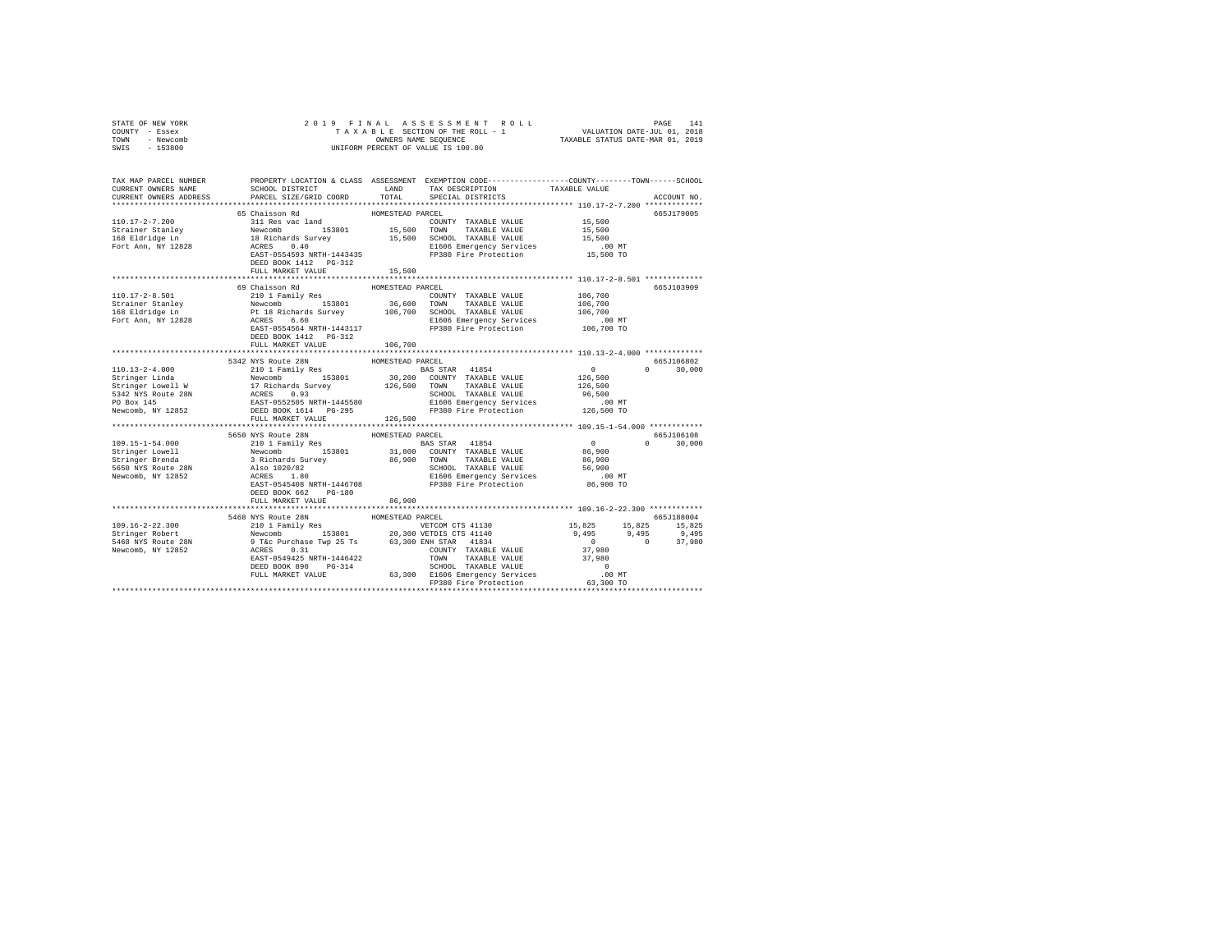STATE OF NEW YORK — 2019 FINAL ASSESSMENT ROLL — PAGE 141
COUNTY - Essex — TAXABLE SECTION OF THE ROLL - 1 — VALUATION DATE-JUL 01, 2018
TOWN - Newcomb — OWNERS NAME SEQUENCE — TAXABLE STATUS DATE-MAR 01, 2019
SWIS - 153800 — UNIFORM PERCENT OF VALUE IS 100.00

```
TAX MAP PARCEL NUMBER          PROPERTY LOCATION & CLASS  ASSESSMENT  EXEMPTION CODE-----------------COUNTY--------TOWN------SCHOOL
CURRENT OWNERS NAME            SCHOOL DISTRICT               LAND      TAX DESCRIPTION            TAXABLE VALUE
CURRENT OWNERS ADDRESS         PARCEL SIZE/GRID COORD        TOTAL     SPECIAL DISTRICTS                                       ACCOUNT NO.
******************************************************************************************************* 110.17-2-7.200 *************
                    65 Chaisson Rd                  HOMESTEAD PARCEL                                                          665J179005
110.17-2-7.200              311 Res vac land                            COUNTY  TAXABLE VALUE             15,500
Strainer Stanley            Newcomb      153801        15,500   TOWN    TAXABLE VALUE             15,500
168 Eldridge Ln             18 Richards Survey         15,500   SCHOOL  TAXABLE VALUE             15,500
Fort Ann, NY 12828          ACRES    0.40                        E1606 Emergency Services            .00 MT
                            EAST-0554593 NRTH-1443435            FP380 Fire Protection            15,500 TO
                            DEED BOOK 1412   PG-312
                            FULL MARKET VALUE          15,500
******************************************************************************************************* 110.17-2-8.501 *************
                    69 Chaisson Rd                  HOMESTEAD PARCEL                                                          665J103909
110.17-2-8.501              210 1 Family Res                            COUNTY  TAXABLE VALUE            106,700
Strainer Stanley            Newcomb      153801        36,600   TOWN    TAXABLE VALUE            106,700
168 Eldridge Ln             Pt 18 Richards Survey     106,700   SCHOOL  TAXABLE VALUE            106,700
Fort Ann, NY 12828          ACRES    6.60                        E1606 Emergency Services            .00 MT
                            EAST-0554564 NRTH-1443117            FP380 Fire Protection           106,700 TO
                            DEED BOOK 1412   PG-312
                            FULL MARKET VALUE         106,700
******************************************************************************************************* 110.13-2-4.000 *************
                  5342 NYS Route 28N                HOMESTEAD PARCEL                                                          665J106802
110.13-2-4.000              210 1 Family Res                            BAS STAR  41854                     0          0      30,000
Stringer Linda              Newcomb      153801        30,200   COUNTY  TAXABLE VALUE            126,500
Stringer Lowell W           17 Richards Survey        126,500   TOWN    TAXABLE VALUE            126,500
5342 NYS Route 28N          ACRES    0.93                        SCHOOL  TAXABLE VALUE             96,500
PO Box 145                  EAST-0552505 NRTH-1445580            E1606 Emergency Services            .00 MT
Newcomb, NY 12852           DEED BOOK 1614   PG-295              FP380 Fire Protection           126,500 TO
                            FULL MARKET VALUE         126,500
******************************************************************************************************* 109.15-1-54.000 ************
                  5650 NYS Route 28N                HOMESTEAD PARCEL                                                          665J106108
109.15-1-54.000             210 1 Family Res                            BAS STAR  41854                     0          0      30,000
Stringer Lowell             Newcomb      153801        31,800   COUNTY  TAXABLE VALUE             86,900
Stringer Brenda             3 Richards Survey          86,900   TOWN    TAXABLE VALUE             86,900
5650 NYS Route 28N          Also 1020/82                         SCHOOL  TAXABLE VALUE             56,900
Newcomb, NY 12852           ACRES    1.80                        E1606 Emergency Services            .00 MT
                            EAST-0545408 NRTH-1446708            FP380 Fire Protection            86,900 TO
                            DEED BOOK 662    PG-180
                            FULL MARKET VALUE          86,900
******************************************************************************************************* 109.16-2-22.300 ************
                  5468 NYS Route 28N                HOMESTEAD PARCEL                                                          665J188004
109.16-2-22.300             210 1 Family Res                            VETCOM CTS 41130               15,825     15,825      15,825
Stringer Robert             Newcomb      153801        20,300 VETDIS CTS 41140                  9,495      9,495       9,495
5468 NYS Route 28N          9 T&c Purchase Twp 25 Ts   63,300 ENH STAR  41834                     0          0      37,980
Newcomb, NY 12852           ACRES    0.31                        COUNTY  TAXABLE VALUE             37,980
                            EAST-0549425 NRTH-1446422            TOWN    TAXABLE VALUE             37,980
                            DEED BOOK 890    PG-314              SCHOOL  TAXABLE VALUE                  0
                            FULL MARKET VALUE          63,300   E1606 Emergency Services            .00 MT
                                                                 FP380 Fire Protection            63,300 TO
************************************************************************************************************************************
```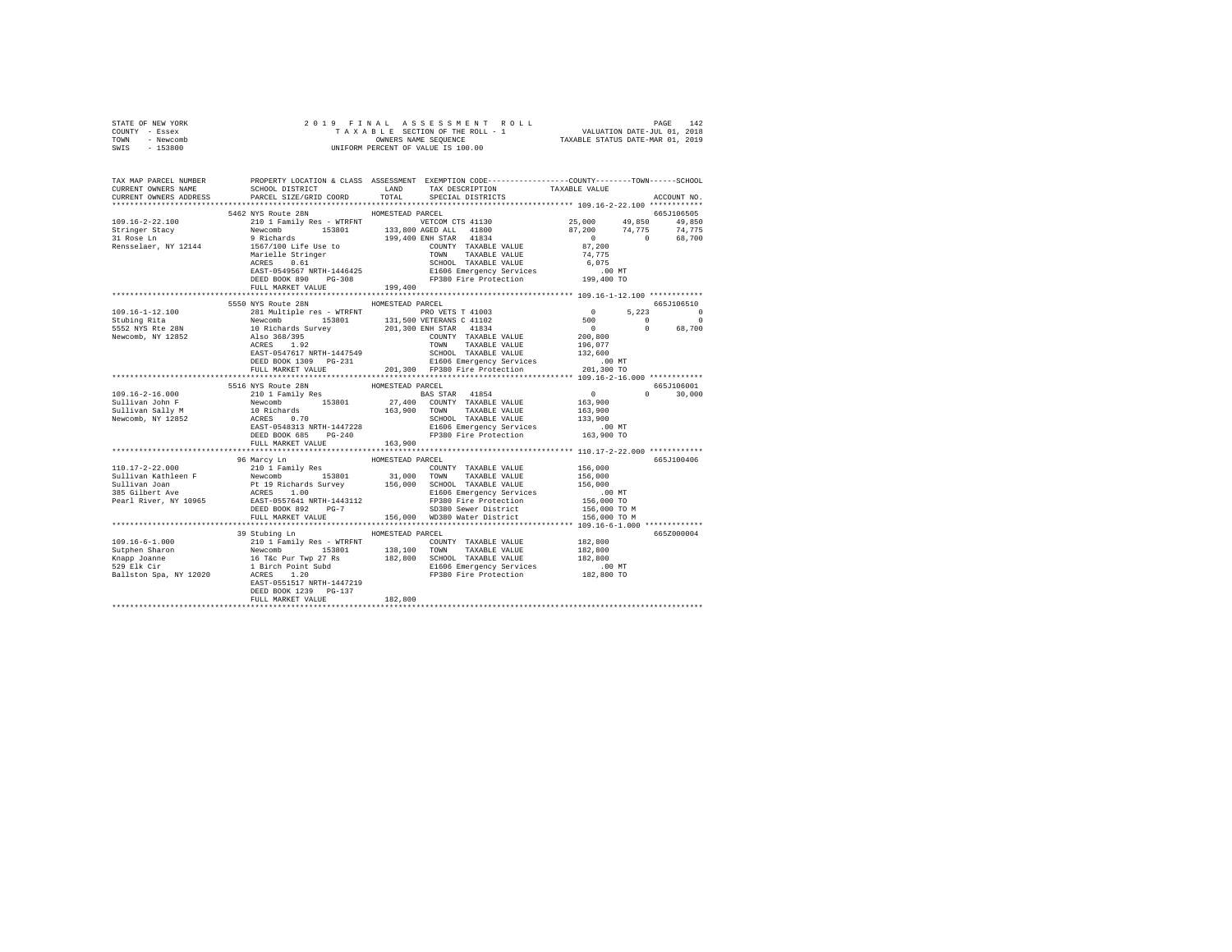STATE OF NEW YORK
COUNTY - Essex
TOWN - Newcomb
SWIS - 153800

2019 FINAL ASSESSMENT ROLL
TAXABLE SECTION OF THE ROLL - 1
OWNERS NAME SEQUENCE
UNIFORM PERCENT OF VALUE IS 100.00

VALUATION DATE-JUL 01, 2018
TAXABLE STATUS DATE-MAR 01, 2019

```
TAX MAP PARCEL NUMBER     PROPERTY LOCATION & CLASS  ASSESSMENT  EXEMPTION CODE-----------------COUNTY--------TOWN------SCHOOL
CURRENT OWNERS NAME       SCHOOL DISTRICT             LAND       TAX DESCRIPTION            TAXABLE VALUE
CURRENT OWNERS ADDRESS    PARCEL SIZE/GRID COORD      TOTAL      SPECIAL DISTRICTS                                    ACCOUNT NO.
************************************************************************************************ 109.16-2-22.100 ************
                          5462 NYS Route 28N            HOMESTEAD PARCEL                                              665J106505
109.16-2-22.100           210 1 Family Res - WTRFNT           VETCOM CTS 41130            25,000      49,850      49,850
Stringer Stacy            Newcomb        153801        133,800 AGED ALL   41800             87,200      74,775      74,775
31 Rose Ln                9 Richards                   199,400 ENH STAR   41834                  0           0      68,700
Rensselaer, NY 12144      1567/100 Life Use to                 COUNTY  TAXABLE VALUE          87,200
                          Marielle Stringer                    TOWN    TAXABLE VALUE          74,775
                          ACRES    0.61                        SCHOOL  TAXABLE VALUE           6,075
                          EAST-0549567 NRTH-1446425            E1606 Emergency Services          .00 MT
                          DEED BOOK 890    PG-308              FP380 Fire Protection         199,400 TO
                          FULL MARKET VALUE            199,400
************************************************************************************************ 109.16-1-12.100 ************
                          5550 NYS Route 28N            HOMESTEAD PARCEL                                              665J106510
109.16-1-12.100           281 Multiple res - WTRFNT           PRO VETS T 41003                 0       5,223           0
Stubing Rita              Newcomb        153801        131,500 VETERANS C 41102              500           0           0
5552 NYS Rte 28N          10 Richards Survey           201,300 ENH STAR   41834                  0           0      68,700
Newcomb, NY 12852         Also 368/395                         COUNTY  TAXABLE VALUE         200,800
                          ACRES    1.92                        TOWN    TAXABLE VALUE         196,077
                          EAST-0547617 NRTH-1447549            SCHOOL  TAXABLE VALUE         132,600
                          DEED BOOK 1309   PG-231              E1606 Emergency Services          .00 MT
                          FULL MARKET VALUE            201,300 FP380 Fire Protection         201,300 TO
************************************************************************************************ 109.16-2-16.000 ************
                          5516 NYS Route 28N            HOMESTEAD PARCEL                                              665J106001
109.16-2-16.000           210 1 Family Res                     BAS STAR   41854                  0           0      30,000
Sullivan John F           Newcomb        153801         27,400 COUNTY  TAXABLE VALUE         163,900
Sullivan Sally M          10 Richards                  163,900 TOWN    TAXABLE VALUE         163,900
Newcomb, NY 12852         ACRES    0.70                        SCHOOL  TAXABLE VALUE         133,900
                          EAST-0548313 NRTH-1447228            E1606 Emergency Services          .00 MT
                          DEED BOOK 685    PG-240              FP380 Fire Protection         163,900 TO
                          FULL MARKET VALUE            163,900
************************************************************************************************ 110.17-2-22.000 ************
                          96 Marcy Ln                   HOMESTEAD PARCEL                                              665J100406
110.17-2-22.000           210 1 Family Res                     COUNTY  TAXABLE VALUE         156,000
Sullivan Kathleen F       Newcomb        153801         31,000 TOWN    TAXABLE VALUE         156,000
Sullivan Joan             Pt 19 Richards Survey        156,000 SCHOOL  TAXABLE VALUE         156,000
385 Gilbert Ave           ACRES    1.00                        E1606 Emergency Services          .00 MT
Pearl River, NY 10965     EAST-0557641 NRTH-1443112            FP380 Fire Protection         156,000 TO
                          DEED BOOK 892    PG-7                SD380 Sewer District          156,000 TO M
                          FULL MARKET VALUE            156,000 WD380 Water District          156,000 TO M
************************************************************************************************ 109.16-6-1.000 *************
                          39 Stubing Ln                 HOMESTEAD PARCEL                                              665Z000004
109.16-6-1.000            210 1 Family Res - WTRFNT            COUNTY  TAXABLE VALUE         182,800
Sutphen Sharon            Newcomb        153801        138,100 TOWN    TAXABLE VALUE         182,800
Knapp Joanne              16 T&c Pur Twp 27 Rs         182,800 SCHOOL  TAXABLE VALUE         182,800
529 Elk Cir               1 Birch Point Subd                   E1606 Emergency Services          .00 MT
Ballston Spa, NY 12020    ACRES    1.20                        FP380 Fire Protection         182,800 TO
                          EAST-0551517 NRTH-1447219
                          DEED BOOK 1239   PG-137
                          FULL MARKET VALUE            182,800
******************************************************************************************************************************
```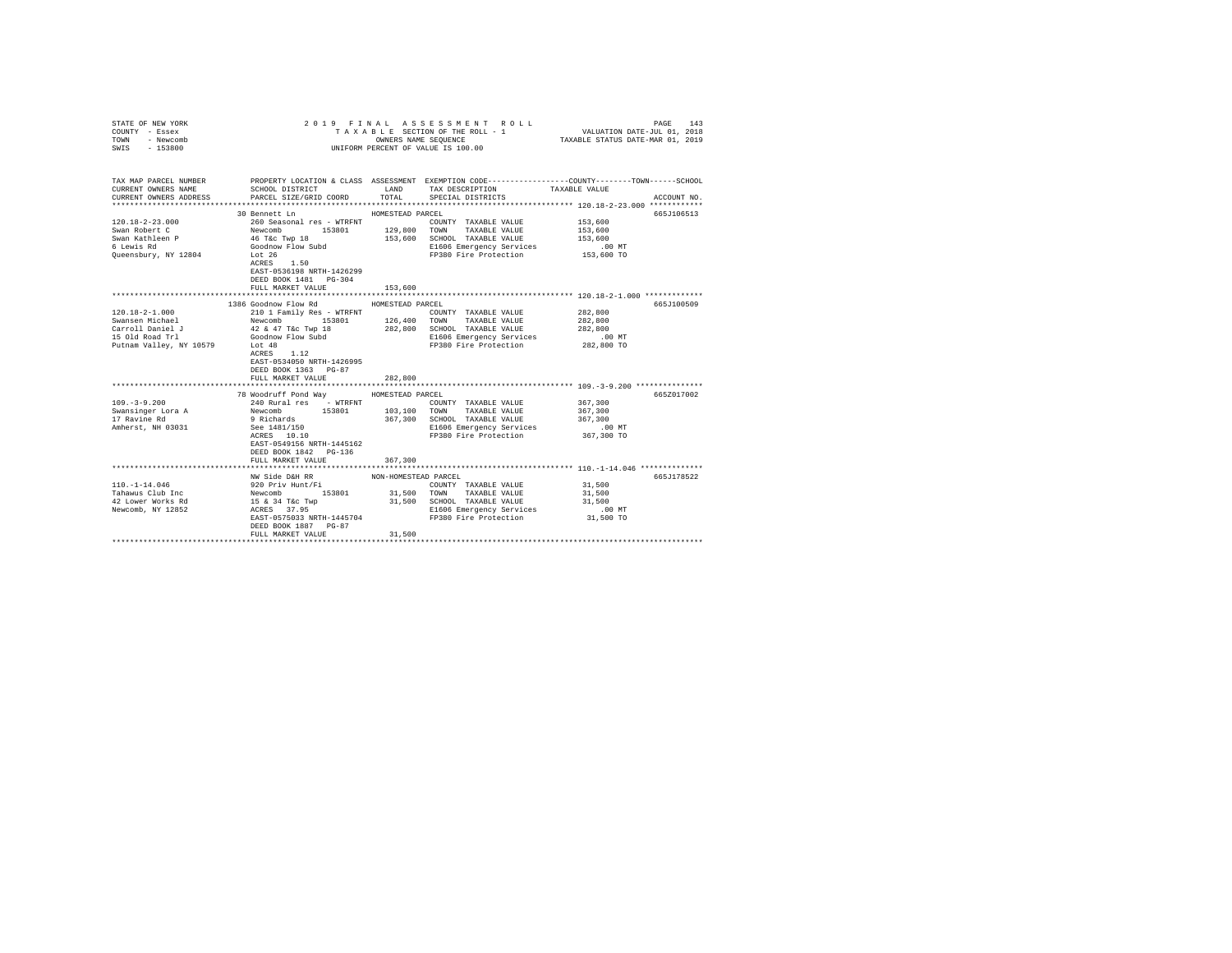STATE OF NEW YORK
COUNTY - Essex
TOWN - Newcomb
SWIS - 153800

2 0 1 9 F I N A L A S S E S S M E N T R O L L
T A X A B L E SECTION OF THE ROLL - 1
OWNERS NAME SEQUENCE
UNIFORM PERCENT OF VALUE IS 100.00

VALUATION DATE-JUL 01, 2018
TAXABLE STATUS DATE-MAR 01, 2019

| TAX MAP PARCEL NUMBER / CURRENT OWNERS NAME / CURRENT OWNERS ADDRESS | PROPERTY LOCATION & CLASS / SCHOOL DISTRICT / PARCEL SIZE/GRID COORD | ASSESSMENT LAND / TOTAL | EXEMPTION CODE / TAX DESCRIPTION / SPECIAL DISTRICTS | COUNTY--------TOWN------SCHOOL TAXABLE VALUE | ACCOUNT NO. |
|---|---|---|---|---|---|
| **120.18-2-23.000** | 30 Bennett Ln | HOMESTEAD PARCEL | | | 665J106513 |
| 120.18-2-23.000 | 260 Seasonal res - WTRFNT | | COUNTY TAXABLE VALUE | 153,600 | |
| Swan Robert C | Newcomb 153801 | 129,800 | TOWN TAXABLE VALUE | 153,600 | |
| Swan Kathleen P | 46 T&c Twp 18 | 153,600 | SCHOOL TAXABLE VALUE | 153,600 | |
| 6 Lewis Rd | Goodnow Flow Subd | | E1606 Emergency Services | .00 MT | |
| Queensbury, NY 12804 | Lot 26 | | FP380 Fire Protection | 153,600 TO | |
| | ACRES 1.50 | | | | |
| | EAST-0536198 NRTH-1426299 | | | | |
| | DEED BOOK 1481 PG-304 | | | | |
| | FULL MARKET VALUE | 153,600 | | | |
| **120.18-2-1.000** | 1386 Goodnow Flow Rd | HOMESTEAD PARCEL | | | 665J100509 |
| 120.18-2-1.000 | 210 1 Family Res - WTRFNT | | COUNTY TAXABLE VALUE | 282,800 | |
| Swansen Michael | Newcomb 153801 | 126,400 | TOWN TAXABLE VALUE | 282,800 | |
| Carroll Daniel J | 42 & 47 T&c Twp 18 | 282,800 | SCHOOL TAXABLE VALUE | 282,800 | |
| 15 Old Road Trl | Goodnow Flow Subd | | E1606 Emergency Services | .00 MT | |
| Putnam Valley, NY 10579 | Lot 48 | | FP380 Fire Protection | 282,800 TO | |
| | ACRES 1.12 | | | | |
| | EAST-0534050 NRTH-1426995 | | | | |
| | DEED BOOK 1363 PG-87 | | | | |
| | FULL MARKET VALUE | 282,800 | | | |
| **109.-3-9.200** | 78 Woodruff Pond Way | HOMESTEAD PARCEL | | | 665Z017002 |
| 109.-3-9.200 | 240 Rural res - WTRFNT | | COUNTY TAXABLE VALUE | 367,300 | |
| Swansinger Lora A | Newcomb 153801 | 103,100 | TOWN TAXABLE VALUE | 367,300 | |
| 17 Ravine Rd | 9 Richards | 367,300 | SCHOOL TAXABLE VALUE | 367,300 | |
| Amherst, NH 03031 | See 1481/150 | | E1606 Emergency Services | .00 MT | |
| | ACRES 10.10 | | FP380 Fire Protection | 367,300 TO | |
| | EAST-0549156 NRTH-1445162 | | | | |
| | DEED BOOK 1842 PG-136 | | | | |
| | FULL MARKET VALUE | 367,300 | | | |
| **110.-1-14.046** | NW Side D&H RR | NON-HOMESTEAD PARCEL | | | 665J178522 |
| 110.-1-14.046 | 920 Priv Hunt/Fi | | COUNTY TAXABLE VALUE | 31,500 | |
| Tahawus Club Inc | Newcomb 153801 | 31,500 | TOWN TAXABLE VALUE | 31,500 | |
| 42 Lower Works Rd | 15 & 34 T&c Twp | 31,500 | SCHOOL TAXABLE VALUE | 31,500 | |
| Newcomb, NY 12852 | ACRES 37.95 | | E1606 Emergency Services | .00 MT | |
| | EAST-0575033 NRTH-1445704 | | FP380 Fire Protection | 31,500 TO | |
| | DEED BOOK 1887 PG-87 | | | | |
| | FULL MARKET VALUE | 31,500 | | | |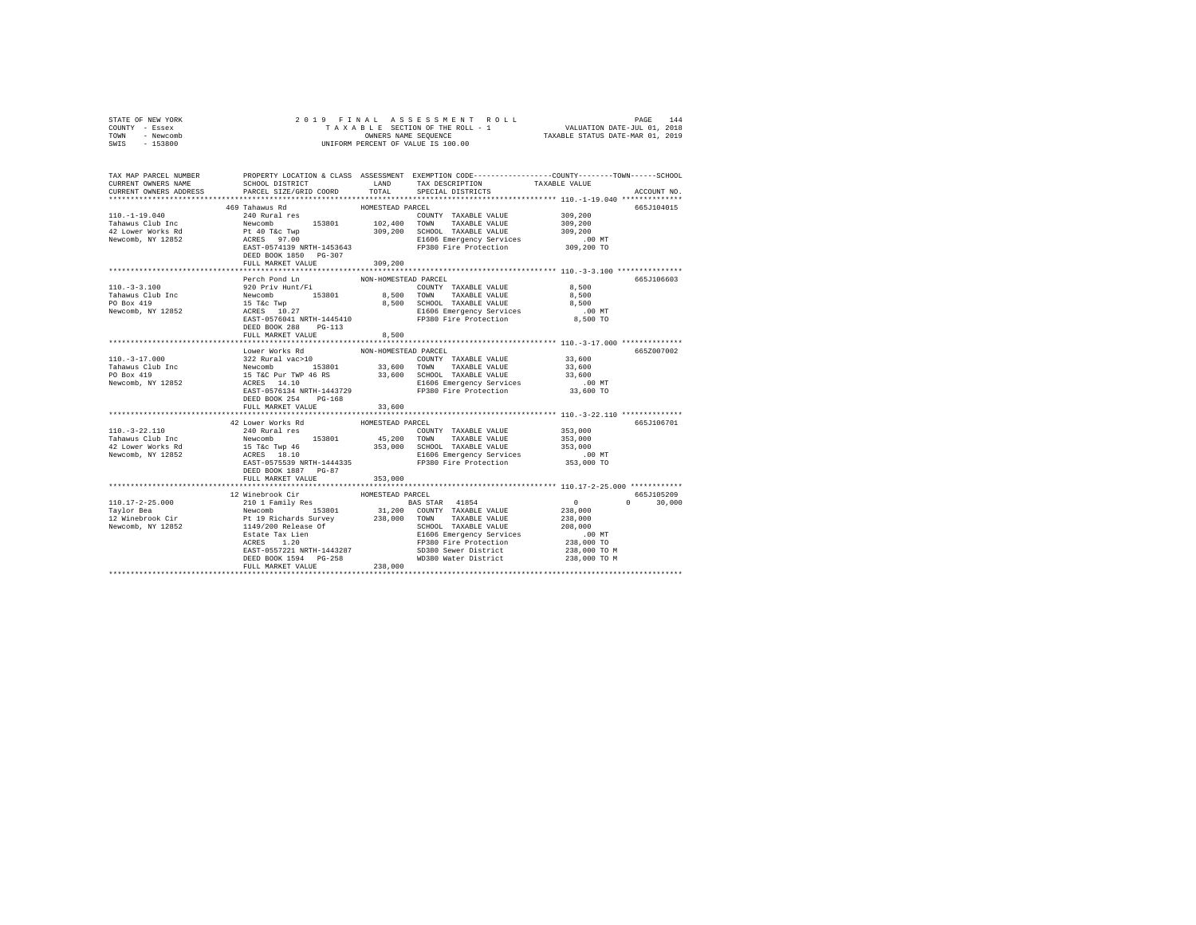STATE OF NEW YORK · COUNTY - Essex · TOWN - Newcomb · SWIS - 153800

2019 FINAL ASSESSMENT ROLL
TAXABLE SECTION OF THE ROLL - 1
OWNERS NAME SEQUENCE
UNIFORM PERCENT OF VALUE IS 100.00

VALUATION DATE-JUL 01, 2018
TAXABLE STATUS DATE-MAR 01, 2019

| TAX MAP PARCEL NUMBER / CURRENT OWNERS NAME / CURRENT OWNERS ADDRESS | PROPERTY LOCATION & CLASS / SCHOOL DISTRICT / PARCEL SIZE/GRID COORD | ASSESSMENT LAND / TOTAL | EXEMPTION CODE / TAX DESCRIPTION / SPECIAL DISTRICTS | COUNTY / TOWN / SCHOOL TAXABLE VALUE | ACCOUNT NO. |
|---|---|---|---|---|---|
| **110.-1-19.040** | 469 Tahawus Rd — HOMESTEAD PARCEL | | | | 665J104015 |
| Tahawus Club Inc | 240 Rural res | | COUNTY TAXABLE VALUE | 309,200 | |
| 42 Lower Works Rd | Newcomb 153801 | 102,400 | TOWN TAXABLE VALUE | 309,200 | |
| Newcomb, NY 12852 | Pt 40 T&c Twp | 309,200 | SCHOOL TAXABLE VALUE | 309,200 | |
| | ACRES 97.00 | | E1606 Emergency Services | .00 MT | |
| | EAST-0574139 NRTH-1453643 | | FP380 Fire Protection | 309,200 TO | |
| | DEED BOOK 1850 PG-307 | | | | |
| | FULL MARKET VALUE | 309,200 | | | |
| **110.-3-3.100** | Perch Pond Ln — NON-HOMESTEAD PARCEL | | | | 665J106603 |
| Tahawus Club Inc | 920 Priv Hunt/Fi | | COUNTY TAXABLE VALUE | 8,500 | |
| PO Box 419 | Newcomb 153801 | 8,500 | TOWN TAXABLE VALUE | 8,500 | |
| Newcomb, NY 12852 | 15 T&c Twp | 8,500 | SCHOOL TAXABLE VALUE | 8,500 | |
| | ACRES 10.27 | | E1606 Emergency Services | .00 MT | |
| | EAST-0576041 NRTH-1445410 | | FP380 Fire Protection | 8,500 TO | |
| | DEED BOOK 288 PG-113 | | | | |
| | FULL MARKET VALUE | 8,500 | | | |
| **110.-3-17.000** | Lower Works Rd — NON-HOMESTEAD PARCEL | | | | 665Z007002 |
| Tahawus Club Inc | 322 Rural vac>10 | | COUNTY TAXABLE VALUE | 33,600 | |
| PO Box 419 | Newcomb 153801 | 33,600 | TOWN TAXABLE VALUE | 33,600 | |
| Newcomb, NY 12852 | 15 T&C Pur TWP 46 RS | 33,600 | SCHOOL TAXABLE VALUE | 33,600 | |
| | ACRES 14.10 | | E1606 Emergency Services | .00 MT | |
| | EAST-0576134 NRTH-1443729 | | FP380 Fire Protection | 33,600 TO | |
| | DEED BOOK 254 PG-168 | | | | |
| | FULL MARKET VALUE | 33,600 | | | |
| **110.-3-22.110** | 42 Lower Works Rd — HOMESTEAD PARCEL | | | | 665J106701 |
| Tahawus Club Inc | 240 Rural res | | COUNTY TAXABLE VALUE | 353,000 | |
| 42 Lower Works Rd | Newcomb 153801 | 45,200 | TOWN TAXABLE VALUE | 353,000 | |
| Newcomb, NY 12852 | 15 T&c Twp 46 | 353,000 | SCHOOL TAXABLE VALUE | 353,000 | |
| | ACRES 18.10 | | E1606 Emergency Services | .00 MT | |
| | EAST-0575539 NRTH-1444335 | | FP380 Fire Protection | 353,000 TO | |
| | DEED BOOK 1887 PG-87 | | | | |
| | FULL MARKET VALUE | 353,000 | | | |
| **110.17-2-25.000** | 12 Winebrook Cir — HOMESTEAD PARCEL | | | | 665J105209 |
| Taylor Bea | 210 1 Family Res | | BAS STAR 41854 | 0 / 0 / 30,000 | |
| 12 Winebrook Cir | Newcomb 153801 | 31,200 | COUNTY TAXABLE VALUE | 238,000 | |
| Newcomb, NY 12852 | Pt 19 Richards Survey | 238,000 | TOWN TAXABLE VALUE | 238,000 | |
| | 1149/200 Release Of | | SCHOOL TAXABLE VALUE | 208,000 | |
| | Estate Tax Lien | | E1606 Emergency Services | .00 MT | |
| | ACRES 1.20 | | FP380 Fire Protection | 238,000 TO | |
| | EAST-0557221 NRTH-1443287 | | SD380 Sewer District | 238,000 TO M | |
| | DEED BOOK 1594 PG-258 | | WD380 Water District | 238,000 TO M | |
| | FULL MARKET VALUE | 238,000 | | | |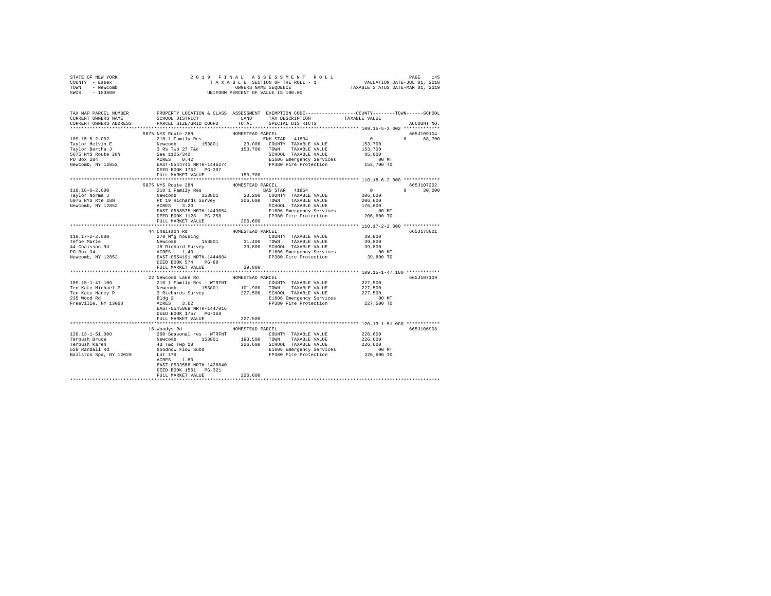STATE OF NEW YORK  
COUNTY - Essex  
TOWN - Newcomb  
SWIS - 153800

2019 FINAL ASSESSMENT ROLL  
TAXABLE SECTION OF THE ROLL - 1  
OWNERS NAME SEQUENCE  
UNIFORM PERCENT OF VALUE IS 100.00

VALUATION DATE-JUL 01, 2018  
TAXABLE STATUS DATE-MAR 01, 2019

```
TAX MAP PARCEL NUMBER      PROPERTY LOCATION & CLASS  ASSESSMENT  EXEMPTION CODE-----------------COUNTY--------TOWN------SCHOOL
CURRENT OWNERS NAME        SCHOOL DISTRICT              LAND      TAX DESCRIPTION            TAXABLE VALUE
CURRENT OWNERS ADDRESS     PARCEL SIZE/GRID COORD       TOTAL     SPECIAL DISTRICTS                                    ACCOUNT NO.
****************************************************************************************************** 109.15-5-2.002 *************
                           5675 NYS Route 28N           HOMESTEAD PARCEL                                                665J109104
109.15-5-2.002             210 1 Family Res                       ENH STAR  41834                  0          0      68,700
Taylor Melvin E            Newcomb       153801         23,000    COUNTY  TAXABLE VALUE          153,700
Taylor Bertha J            3 Rs Twp 27 T&c             153,700    TOWN    TAXABLE VALUE          153,700
5675 NYS Route 28N         See 1125/342                           SCHOOL  TAXABLE VALUE           85,000
PO Box 284                 ACRES    0.42                          E1606 Emergency Services           .00 MT
Newcomb, NY 12852          EAST-0544741 NRTH-1446274              FP380 Fire Protection          153,700 TO
                           DEED BOOK 1762   PG-307
                           FULL MARKET VALUE           153,700
****************************************************************************************************** 110.18-6-2.000 *************
                           5075 NYS Route 28N           HOMESTEAD PARCEL                                                665J107202
110.18-6-2.000             210 1 Family Res                       BAS STAR  41854                  0          0      30,000
Taylor Norma J             Newcomb       153801         33,200    COUNTY  TAXABLE VALUE          206,600
5075 NYS Rte 28N           Pt 19 Richards Survey       206,600    TOWN    TAXABLE VALUE          206,600
Newcomb, NY 12852          ACRES    3.20                          SCHOOL  TAXABLE VALUE          176,600
                           EAST-0558575 NRTH-1443054              E1606 Emergency Services           .00 MT
                           DEED BOOK 1128   PG-258                FP380 Fire Protection          206,600 TO
                           FULL MARKET VALUE           206,600
****************************************************************************************************** 110.17-2-2.000 *************
                           44 Chaisson Rd               HOMESTEAD PARCEL                                                665J175001
110.17-2-2.000             270 Mfg housing                        COUNTY  TAXABLE VALUE           39,800
Tefoe Marie                Newcomb       153801         31,400    TOWN    TAXABLE VALUE           39,800
44 Chaisson Rd             18 Richard Survey            39,800    SCHOOL  TAXABLE VALUE           39,800
PO Box 34                  ACRES    1.40                          E1606 Emergency Services           .00 MT
Newcomb, NY 12852          EAST-0554191 NRTH-1444004              FP380 Fire Protection           39,800 TO
                           DEED BOOK 574    PG-88
                           FULL MARKET VALUE            39,800
****************************************************************************************************** 109.15-1-47.100 ************
                           22 Newcomb Lake Rd           HOMESTEAD PARCEL                                                665J107109
109.15-1-47.100            210 1 Family Res - WTRFNT              COUNTY  TAXABLE VALUE          227,500
Ten Kate Michael P         Newcomb       153801        101,900    TOWN    TAXABLE VALUE          227,500
Ten Kate Nancy R           3 Richards Survey           227,500    SCHOOL  TAXABLE VALUE          227,500
235 Wood Rd                Bldg 2                                 E1606 Emergency Services           .00 MT
Freeville, NY 13068        ACRES    3.62                          FP380 Fire Protection          227,500 TO
                           EAST-0545069 NRTH-1447016
                           DEED BOOK 1757   PG-168
                           FULL MARKET VALUE           227,500
****************************************************************************************************** 120.13-1-51.000 ************
                           15 Woodys Rd                 HOMESTEAD PARCEL                                                665J106908
120.13-1-51.000            260 Seasonal res - WTRFNT              COUNTY  TAXABLE VALUE          226,600
Terbush Bruce              Newcomb       153801        193,500    TOWN    TAXABLE VALUE          226,600
Terbush Karen              43 T&c Twp 18               226,600    SCHOOL  TAXABLE VALUE          226,600
528 Randall Rd             Goodnow Flow Subd                      E1606 Emergency Services           .00 MT
Ballston Spa, NY 12020     Lot 176                                FP380 Fire Protection          226,600 TO
                           ACRES    1.80
                           EAST-0533558 NRTH-1428840
                           DEED BOOK 1561   PG-321
                           FULL MARKET VALUE           226,600
************************************************************************************************************************************
```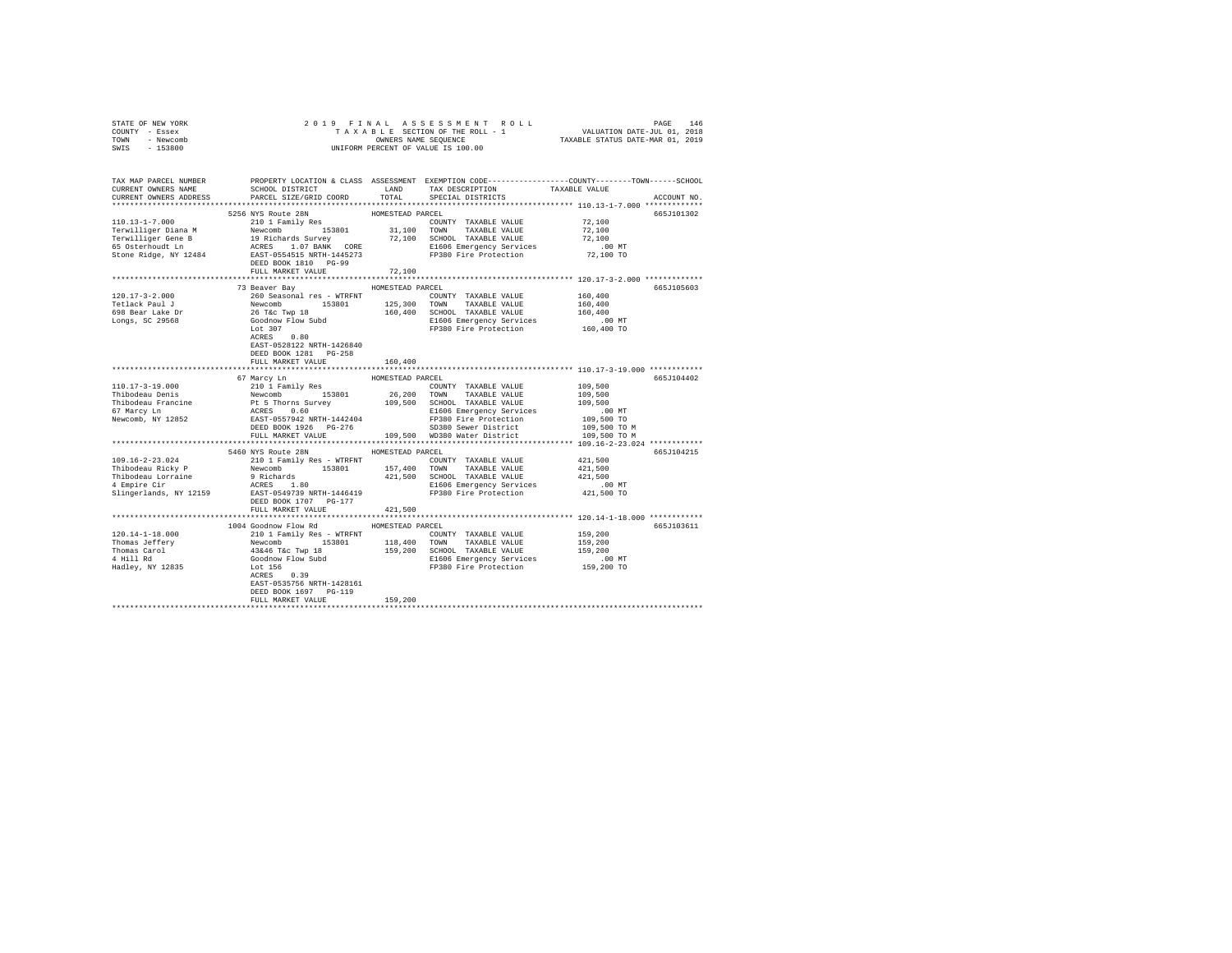STATE OF NEW YORK | COUNTY - Essex | TOWN - Newcomb | SWIS - 153800

2019 FINAL ASSESSMENT ROLL
TAXABLE SECTION OF THE ROLL - 1
OWNERS NAME SEQUENCE
UNIFORM PERCENT OF VALUE IS 100.00

VALUATION DATE-JUL 01, 2018
TAXABLE STATUS DATE-MAR 01, 2019

```
TAX MAP PARCEL NUMBER         PROPERTY LOCATION & CLASS  ASSESSMENT  EXEMPTION CODE-----------------COUNTY--------TOWN------SCHOOL
CURRENT OWNERS NAME           SCHOOL DISTRICT              LAND      TAX DESCRIPTION            TAXABLE VALUE
CURRENT OWNERS ADDRESS        PARCEL SIZE/GRID COORD       TOTAL     SPECIAL DISTRICTS                                    ACCOUNT NO.
******************************************************************************************************* 110.13-1-7.000 *************
                              5256 NYS Route 28N             HOMESTEAD PARCEL                                              665J101302
110.13-1-7.000                210 1 Family Res                        COUNTY  TAXABLE VALUE            72,100
Terwilliger Diana M           Newcomb      153801          31,100     TOWN    TAXABLE VALUE            72,100
Terwilliger Gene B            19 Richards Survey           72,100     SCHOOL  TAXABLE VALUE            72,100
65 Osterhoudt Ln              ACRES    1.07 BANK   CORE               E1606 Emergency Services            .00 MT
Stone Ridge, NY 12484         EAST-0554515 NRTH-1445273               FP380 Fire Protection            72,100 TO
                              DEED BOOK 1810   PG-99
                              FULL MARKET VALUE            72,100
******************************************************************************************************* 120.17-3-2.000 *************
                              73 Beaver Bay                  HOMESTEAD PARCEL                                              665J105603
120.17-3-2.000                260 Seasonal res - WTRFNT               COUNTY  TAXABLE VALUE           160,400
Tetlack Paul J                Newcomb      153801         125,300     TOWN    TAXABLE VALUE           160,400
698 Bear Lake Dr              26 T&c Twp 18               160,400     SCHOOL  TAXABLE VALUE           160,400
Longs, SC 29568               Goodnow Flow Subd                       E1606 Emergency Services            .00 MT
                              Lot 307                                 FP380 Fire Protection           160,400 TO
                              ACRES    0.80
                              EAST-0528122 NRTH-1426840
                              DEED BOOK 1281   PG-258
                              FULL MARKET VALUE           160,400
******************************************************************************************************* 110.17-3-19.000 ************
                              67 Marcy Ln                    HOMESTEAD PARCEL                                              665J104402
110.17-3-19.000               210 1 Family Res                        COUNTY  TAXABLE VALUE           109,500
Thibodeau Denis               Newcomb      153801          26,200     TOWN    TAXABLE VALUE           109,500
Thibodeau Francine            Pt 5 Thorns Survey          109,500     SCHOOL  TAXABLE VALUE           109,500
67 Marcy Ln                   ACRES    0.60                           E1606 Emergency Services            .00 MT
Newcomb, NY 12852             EAST-0557942 NRTH-1442404               FP380 Fire Protection           109,500 TO
                              DEED BOOK 1926   PG-276                 SD380 Sewer District            109,500 TO M
                              FULL MARKET VALUE           109,500     WD380 Water District            109,500 TO M
******************************************************************************************************* 109.16-2-23.024 ************
                              5460 NYS Route 28N             HOMESTEAD PARCEL                                              665J104215
109.16-2-23.024               210 1 Family Res - WTRFNT               COUNTY  TAXABLE VALUE           421,500
Thibodeau Ricky P             Newcomb      153801         157,400     TOWN    TAXABLE VALUE           421,500
Thibodeau Lorraine            9 Richards                  421,500     SCHOOL  TAXABLE VALUE           421,500
4 Empire Cir                  ACRES    1.80                           E1606 Emergency Services            .00 MT
Slingerlands, NY 12159        EAST-0549739 NRTH-1446419               FP380 Fire Protection           421,500 TO
                              DEED BOOK 1707   PG-177
                              FULL MARKET VALUE           421,500
******************************************************************************************************* 120.14-1-18.000 ************
                              1004 Goodnow Flow Rd           HOMESTEAD PARCEL                                              665J103611
120.14-1-18.000               210 1 Family Res - WTRFNT               COUNTY  TAXABLE VALUE           159,200
Thomas Jeffery                Newcomb      153801         118,400     TOWN    TAXABLE VALUE           159,200
Thomas Carol                  43&46 T&c Twp 18            159,200     SCHOOL  TAXABLE VALUE           159,200
4 Hill Rd                     Goodnow Flow Subd                       E1606 Emergency Services            .00 MT
Hadley, NY 12835              Lot 156                                 FP380 Fire Protection           159,200 TO
                              ACRES    0.39
                              EAST-0535756 NRTH-1428161
                              DEED BOOK 1697   PG-119
                              FULL MARKET VALUE           159,200
************************************************************************************************************************************
```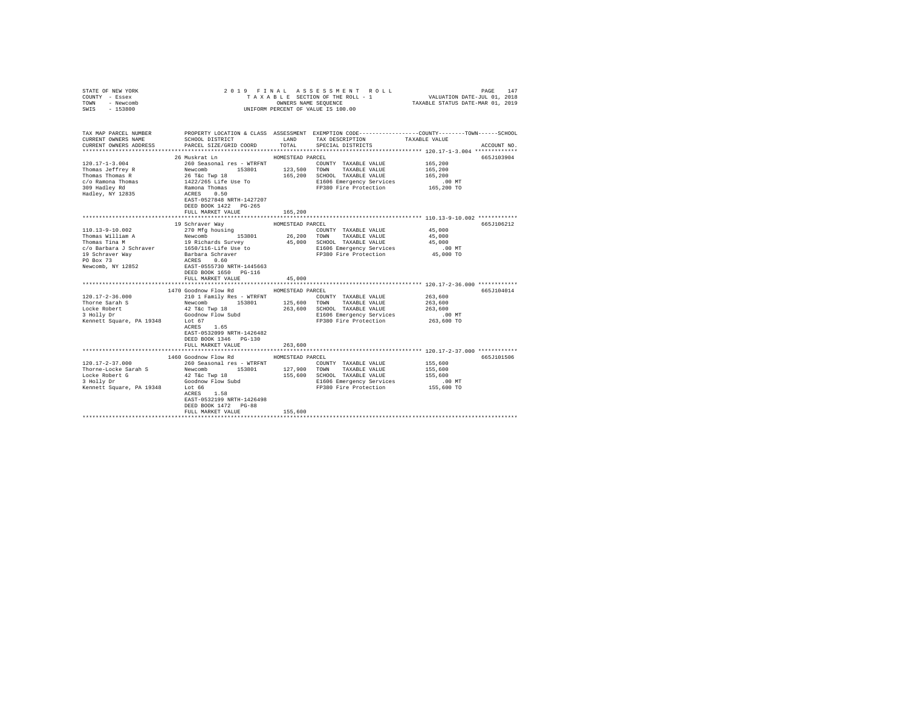STATE OF NEW YORK
COUNTY - Essex
TOWN - Newcomb
SWIS - 153800

2019 FINAL ASSESSMENT ROLL
TAXABLE SECTION OF THE ROLL - 1
OWNERS NAME SEQUENCE
UNIFORM PERCENT OF VALUE IS 100.00

VALUATION DATE-JUL 01, 2018
TAXABLE STATUS DATE-MAR 01, 2019

| TAX MAP PARCEL NUMBER / CURRENT OWNERS NAME / CURRENT OWNERS ADDRESS | PROPERTY LOCATION & CLASS / SCHOOL DISTRICT / PARCEL SIZE/GRID COORD | ASSESSMENT LAND / TOTAL | EXEMPTION CODE / TAX DESCRIPTION / SPECIAL DISTRICTS | TAXABLE VALUE (COUNTY / TOWN / SCHOOL) | ACCOUNT NO. |
|---|---|---|---|---|---|
| **120.17-1-3.004** | 26 Muskrat Ln | HOMESTEAD PARCEL | | | 665J103904 |
| 120.17-1-3.004 | 260 Seasonal res - WTRFNT | | COUNTY TAXABLE VALUE | 165,200 | |
| Thomas Jeffrey R | Newcomb 153801 | 123,500 | TOWN TAXABLE VALUE | 165,200 | |
| Thomas Thomas R | 26 T&c Twp 18 | 165,200 | SCHOOL TAXABLE VALUE | 165,200 | |
| c/o Ramona Thomas | 1422/265 Life Use To | | E1606 Emergency Services | .00 MT | |
| 309 Hadley Rd | Ramona Thomas | | FP380 Fire Protection | 165,200 TO | |
| Hadley, NY 12835 | ACRES 0.50 | | | | |
| | EAST-0527848 NRTH-1427207 | | | | |
| | DEED BOOK 1422 PG-265 | | | | |
| | FULL MARKET VALUE | 165,200 | | | |
| **110.13-9-10.002** | 19 Schraver Way | HOMESTEAD PARCEL | | | 665J106212 |
| 110.13-9-10.002 | 270 Mfg housing | | COUNTY TAXABLE VALUE | 45,000 | |
| Thomas William A | Newcomb 153801 | 26,200 | TOWN TAXABLE VALUE | 45,000 | |
| Thomas Tina M | 19 Richards Survey | 45,000 | SCHOOL TAXABLE VALUE | 45,000 | |
| c/o Barbara J Schraver | 1650/116-Life Use to | | E1606 Emergency Services | .00 MT | |
| 19 Schraver Way | Barbara Schraver | | FP380 Fire Protection | 45,000 TO | |
| PO Box 73 | ACRES 0.60 | | | | |
| Newcomb, NY 12852 | EAST-0555730 NRTH-1445663 | | | | |
| | DEED BOOK 1650 PG-116 | | | | |
| | FULL MARKET VALUE | 45,000 | | | |
| **120.17-2-36.000** | 1470 Goodnow Flow Rd | HOMESTEAD PARCEL | | | 665J104014 |
| 120.17-2-36.000 | 210 1 Family Res - WTRFNT | | COUNTY TAXABLE VALUE | 263,600 | |
| Thorne Sarah S | Newcomb 153801 | 125,600 | TOWN TAXABLE VALUE | 263,600 | |
| Locke Robert | 42 T&c Twp 18 | 263,600 | SCHOOL TAXABLE VALUE | 263,600 | |
| 3 Holly Dr | Goodnow Flow Subd | | E1606 Emergency Services | .00 MT | |
| Kennett Square, PA 19348 | Lot 67 | | FP380 Fire Protection | 263,600 TO | |
| | ACRES 1.65 | | | | |
| | EAST-0532099 NRTH-1426482 | | | | |
| | DEED BOOK 1346 PG-130 | | | | |
| | FULL MARKET VALUE | 263,600 | | | |
| **120.17-2-37.000** | 1460 Goodnow Flow Rd | HOMESTEAD PARCEL | | | 665J101506 |
| 120.17-2-37.000 | 260 Seasonal res - WTRFNT | | COUNTY TAXABLE VALUE | 155,600 | |
| Thorne-Locke Sarah S | Newcomb 153801 | 127,900 | TOWN TAXABLE VALUE | 155,600 | |
| Locke Robert G | 42 T&c Twp 18 | 155,600 | SCHOOL TAXABLE VALUE | 155,600 | |
| 3 Holly Dr | Goodnow Flow Subd | | E1606 Emergency Services | .00 MT | |
| Kennett Square, PA 19348 | Lot 66 | | FP380 Fire Protection | 155,600 TO | |
| | ACRES 1.58 | | | | |
| | EAST-0532199 NRTH-1426498 | | | | |
| | DEED BOOK 1472 PG-88 | | | | |
| | FULL MARKET VALUE | 155,600 | | | |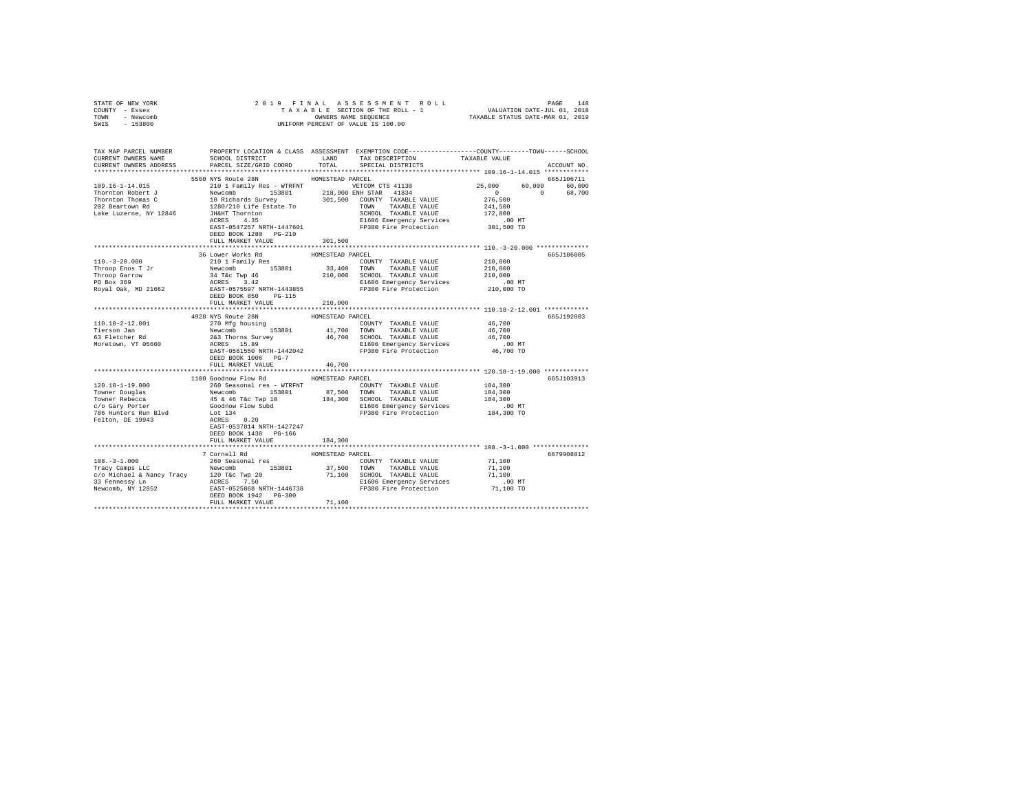STATE OF NEW YORK
COUNTY - Essex
TOWN - Newcomb
SWIS - 153800

2019 FINAL ASSESSMENT ROLL
TAXABLE SECTION OF THE ROLL - 1
OWNERS NAME SEQUENCE
UNIFORM PERCENT OF VALUE IS 100.00

VALUATION DATE-JUL 01, 2018
TAXABLE STATUS DATE-MAR 01, 2019

```
TAX MAP PARCEL NUMBER          PROPERTY LOCATION & CLASS  ASSESSMENT  EXEMPTION CODE-----------------COUNTY--------TOWN------SCHOOL
CURRENT OWNERS NAME            SCHOOL DISTRICT               LAND      TAX DESCRIPTION           TAXABLE VALUE
CURRENT OWNERS ADDRESS         PARCEL SIZE/GRID COORD        TOTAL     SPECIAL DISTRICTS                                   ACCOUNT NO.
******************************************************************************************************* 109.16-1-14.015 ************
                           5560 NYS Route 28N              HOMESTEAD PARCEL                                                665J106711
109.16-1-14.015            210 1 Family Res - WTRFNT          VETCOM CTS 41130               25,000      60,000      60,000
Thornton Robert J          Newcomb        153801        218,900 ENH STAR  41834                   0           0      68,700
Thornton Thomas C          10 Richards Survey           301,500  COUNTY  TAXABLE VALUE          276,500
202 Beartown Rd            1280/210 Life Estate To               TOWN    TAXABLE VALUE          241,500
Lake Luzerne, NY 12846     JH&HT Thornton                        SCHOOL  TAXABLE VALUE          172,800
                           ACRES    4.35                         E1606 Emergency Services           .00 MT
                           EAST-0547257 NRTH-1447601             FP380 Fire Protection          301,500 TO
                           DEED BOOK 1280   PG-210
                           FULL MARKET VALUE            301,500
******************************************************************************************************* 110.-3-20.000 **************
                           36 Lower Works Rd               HOMESTEAD PARCEL                                                665J186005
110.-3-20.000              210 1 Family Res                      COUNTY  TAXABLE VALUE          210,000
Throop Enos T Jr           Newcomb        153801         33,400  TOWN    TAXABLE VALUE          210,000
Throop Garrow              34 T&c Twp 46                210,000  SCHOOL  TAXABLE VALUE          210,000
PO Box 369                 ACRES    3.42                         E1606 Emergency Services           .00 MT
Royal Oak, MD 21662        EAST-0575597 NRTH-1443855             FP380 Fire Protection          210,000 TO
                           DEED BOOK 850    PG-115
                           FULL MARKET VALUE            210,000
******************************************************************************************************* 110.18-2-12.001 ************
                           4928 NYS Route 28N              HOMESTEAD PARCEL                                                665J192003
110.18-2-12.001            270 Mfg housing                       COUNTY  TAXABLE VALUE           46,700
Tierson Jan                Newcomb        153801         41,700  TOWN    TAXABLE VALUE           46,700
63 Fletcher Rd             2&3 Thorns Survey             46,700  SCHOOL  TAXABLE VALUE           46,700
Moretown, VT 05660         ACRES   15.89                         E1606 Emergency Services           .00 MT
                           EAST-0561550 NRTH-1442042             FP380 Fire Protection           46,700 TO
                           DEED BOOK 1006   PG-7
                           FULL MARKET VALUE             46,700
******************************************************************************************************* 120.18-1-19.000 ************
                           1100 Goodnow Flow Rd            HOMESTEAD PARCEL                                                665J103913
120.18-1-19.000            260 Seasonal res - WTRFNT             COUNTY  TAXABLE VALUE          184,300
Towner Douglas             Newcomb        153801         87,500  TOWN    TAXABLE VALUE          184,300
Towner Rebecca             45 & 46 T&c Twp 18           184,300  SCHOOL  TAXABLE VALUE          184,300
c/o Gary Porter            Goodnow Flow Subd                     E1606 Emergency Services           .00 MT
786 Hunters Run Blvd       Lot 134                               FP380 Fire Protection          184,300 TO
Felton, DE 19943           ACRES    0.20
                           EAST-0537814 NRTH-1427247
                           DEED BOOK 1438   PG-166
                           FULL MARKET VALUE            184,300
******************************************************************************************************* 108.-3-1.000 ***************
                           7 Cornell Rd                    HOMESTEAD PARCEL                                                6679908812
108.-3-1.000               260 Seasonal res                      COUNTY  TAXABLE VALUE           71,100
Tracy Camps LLC            Newcomb        153801         37,500  TOWN    TAXABLE VALUE           71,100
c/o Michael & Nancy Tracy  120 T&c Twp 20                71,100  SCHOOL  TAXABLE VALUE           71,100
33 Fennessy Ln             ACRES    7.50                         E1606 Emergency Services           .00 MT
Newcomb, NY 12852          EAST-0525868 NRTH-1446738             FP380 Fire Protection           71,100 TO
                           DEED BOOK 1942   PG-300
                           FULL MARKET VALUE             71,100
************************************************************************************************************************************
```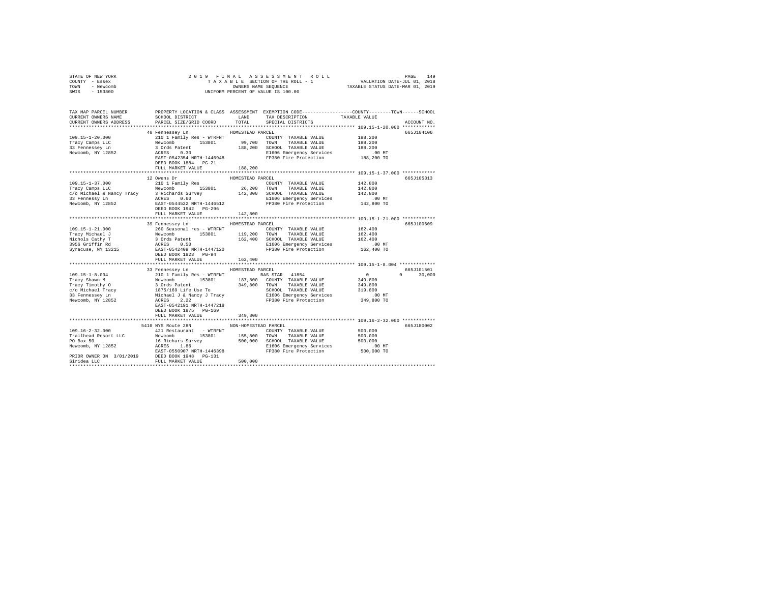STATE OF NEW YORK
COUNTY - Essex
TOWN - Newcomb
SWIS - 153800

2019 FINAL ASSESSMENT ROLL
TAXABLE SECTION OF THE ROLL - 1
OWNERS NAME SEQUENCE
UNIFORM PERCENT OF VALUE IS 100.00

VALUATION DATE-JUL 01, 2018
TAXABLE STATUS DATE-MAR 01, 2019

```
TAX MAP PARCEL NUMBER          PROPERTY LOCATION & CLASS  ASSESSMENT  EXEMPTION CODE-----------------COUNTY--------TOWN------SCHOOL
CURRENT OWNERS NAME            SCHOOL DISTRICT              LAND      TAX DESCRIPTION             TAXABLE VALUE
CURRENT OWNERS ADDRESS         PARCEL SIZE/GRID COORD       TOTAL     SPECIAL DISTRICTS                                       ACCOUNT NO.
******************************************************************************************************* 109.15-1-20.000 ************
                               40 Fennessey Ln              HOMESTEAD PARCEL                                                  665J104106
109.15-1-20.000                210 1 Family Res - WTRFNT              COUNTY  TAXABLE VALUE           188,200
Tracy Camps LLC                Newcomb       153801         99,700    TOWN    TAXABLE VALUE           188,200
33 Fennessey Ln                3 Ords Patent               188,200    SCHOOL  TAXABLE VALUE           188,200
Newcomb, NY 12852              ACRES    0.30                          E1606 Emergency Services            .00 MT
                               EAST-0542354 NRTH-1446948              FP380 Fire Protection           188,200 TO
                               DEED BOOK 1884   PG-21
                               FULL MARKET VALUE           188,200
******************************************************************************************************* 109.15-1-37.000 ************
                               12 Owens Dr                  HOMESTEAD PARCEL                                                  665J105313
109.15-1-37.000                210 1 Family Res                       COUNTY  TAXABLE VALUE           142,800
Tracy Camps LLC                Newcomb       153801         26,200    TOWN    TAXABLE VALUE           142,800
c/o Michael & Nancy Tracy      3 Richards Survey           142,800    SCHOOL  TAXABLE VALUE           142,800
33 Fennessy Ln                 ACRES    0.60                          E1606 Emergency Services            .00 MT
Newcomb, NY 12852              EAST-0544522 NRTH-1446512              FP380 Fire Protection           142,800 TO
                               DEED BOOK 1942   PG-296
                               FULL MARKET VALUE           142,800
******************************************************************************************************* 109.15-1-21.000 ************
                               39 Fennessey Ln              HOMESTEAD PARCEL                                                  665J100609
109.15-1-21.000                260 Seasonal res - WTRFNT              COUNTY  TAXABLE VALUE           162,400
Tracy Michael J                Newcomb       153801        119,200    TOWN    TAXABLE VALUE           162,400
Nichols Cathy T                3 Ords Patent               162,400    SCHOOL  TAXABLE VALUE           162,400
3956 Griffin Rd                ACRES    0.50                          E1606 Emergency Services            .00 MT
Syracuse, NY 13215             EAST-0542409 NRTH-1447120              FP380 Fire Protection           162,400 TO
                               DEED BOOK 1823   PG-94
                               FULL MARKET VALUE           162,400
******************************************************************************************************* 109.15-1-8.004 *************
                               33 Fennessey Ln              HOMESTEAD PARCEL                                                  665J101501
109.15-1-8.004                 210 1 Family Res - WTRFNT              BAS STAR  41854                   0           0       30,000
Tracy Shawn M                  Newcomb       153801        187,800    COUNTY  TAXABLE VALUE           349,800
Tracy Timothy O                3 Ords Patent               349,800    TOWN    TAXABLE VALUE           349,800
c/o Michael Tracy              1875/169 Life Use To                   SCHOOL  TAXABLE VALUE           319,800
33 Fennessey Ln                Michael J & Nancy J Tracy              E1606 Emergency Services            .00 MT
Newcomb, NY 12852              ACRES    2.22                          FP380 Fire Protection           349,800 TO
                               EAST-0542191 NRTH-1447218
                               DEED BOOK 1875   PG-169
                               FULL MARKET VALUE           349,800
******************************************************************************************************* 109.16-2-32.000 ************
                               5410 NYS Route 28N           NON-HOMESTEAD PARCEL                                              665J180002
109.16-2-32.000                421 Restaurant  - WTRFNT               COUNTY  TAXABLE VALUE           500,000
Trailhead Resort LLC           Newcomb       153801        155,800    TOWN    TAXABLE VALUE           500,000
PO Box 50                      16 Richars Survey           500,000    SCHOOL  TAXABLE VALUE           500,000
Newcomb, NY 12852              ACRES    1.86                          E1606 Emergency Services            .00 MT
                               EAST-0550907 NRTH-1446398              FP380 Fire Protection           500,000 TO
PRIOR OWNER ON 3/01/2019       DEED BOOK 1948   PG-131
Siridea LLC                    FULL MARKET VALUE           500,000
************************************************************************************************************************************
```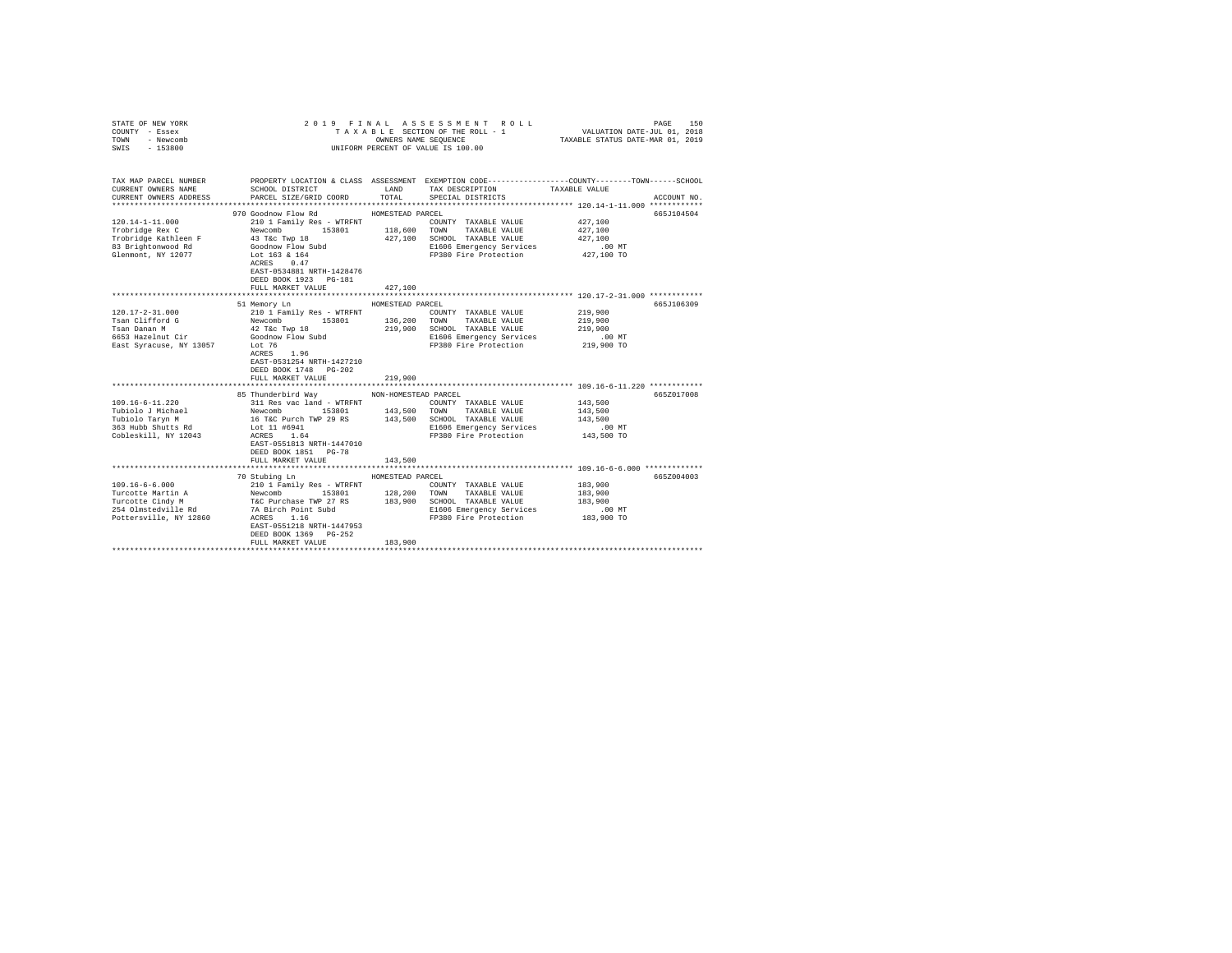STATE OF NEW YORK  
COUNTY - Essex  
TOWN - Newcomb  
SWIS - 153800

2019 FINAL ASSESSMENT ROLL  
TAXABLE SECTION OF THE ROLL - 1  
OWNERS NAME SEQUENCE  
UNIFORM PERCENT OF VALUE IS 100.00

VALUATION DATE-JUL 01, 2018  
TAXABLE STATUS DATE-MAR 01, 2019

```
TAX MAP PARCEL NUMBER    PROPERTY LOCATION & CLASS  ASSESSMENT  EXEMPTION CODE-----------------COUNTY--------TOWN------SCHOOL
CURRENT OWNERS NAME      SCHOOL DISTRICT              LAND      TAX DESCRIPTION            TAXABLE VALUE
CURRENT OWNERS ADDRESS   PARCEL SIZE/GRID COORD       TOTAL     SPECIAL DISTRICTS                                    ACCOUNT NO.
******************************************************************************************************* 120.14-1-11.000 ************
                         970 Goodnow Flow Rd          HOMESTEAD PARCEL                                               665J104504
120.14-1-11.000          210 1 Family Res - WTRFNT              COUNTY  TAXABLE VALUE          427,100
Trobridge Rex C          Newcomb         153801      118,600    TOWN    TAXABLE VALUE          427,100
Trobridge Kathleen F     43 T&c Twp 18               427,100    SCHOOL  TAXABLE VALUE          427,100
83 Brightonwood Rd       Goodnow Flow Subd                      E1606 Emergency Services           .00 MT
Glenmont, NY 12077       Lot 163 & 164                          FP380 Fire Protection          427,100 TO
                         ACRES    0.47
                         EAST-0534881 NRTH-1428476
                         DEED BOOK 1923   PG-181
                         FULL MARKET VALUE           427,100
******************************************************************************************************* 120.17-2-31.000 ************
                         51 Memory Ln                 HOMESTEAD PARCEL                                               665J106309
120.17-2-31.000          210 1 Family Res - WTRFNT              COUNTY  TAXABLE VALUE          219,900
Tsan Clifford G          Newcomb         153801      136,200    TOWN    TAXABLE VALUE          219,900
Tsan Danan M             42 T&c Twp 18               219,900    SCHOOL  TAXABLE VALUE          219,900
6653 Hazelnut Cir        Goodnow Flow Subd                      E1606 Emergency Services           .00 MT
East Syracuse, NY 13057  Lot 76                                 FP380 Fire Protection          219,900 TO
                         ACRES    1.96
                         EAST-0531254 NRTH-1427210
                         DEED BOOK 1748   PG-202
                         FULL MARKET VALUE           219,900
******************************************************************************************************* 109.16-6-11.220 ************
                         85 Thunderbird Way           NON-HOMESTEAD PARCEL                                           665Z017008
109.16-6-11.220          311 Res vac land - WTRFNT              COUNTY  TAXABLE VALUE          143,500
Tubiolo J Michael        Newcomb         153801      143,500    TOWN    TAXABLE VALUE          143,500
Tubiolo Taryn M          16 T&C Purch TWP 29 RS      143,500    SCHOOL  TAXABLE VALUE          143,500
363 Hubb Shutts Rd       Lot 11 #6941                           E1606 Emergency Services           .00 MT
Cobleskill, NY 12043     ACRES    1.64                          FP380 Fire Protection          143,500 TO
                         EAST-0551813 NRTH-1447010
                         DEED BOOK 1851   PG-78
                         FULL MARKET VALUE           143,500
******************************************************************************************************* 109.16-6-6.000 *************
                         70 Stubing Ln                HOMESTEAD PARCEL                                               665Z004003
109.16-6-6.000           210 1 Family Res - WTRFNT              COUNTY  TAXABLE VALUE          183,900
Turcotte Martin A        Newcomb         153801      128,200    TOWN    TAXABLE VALUE          183,900
Turcotte Cindy M         T&C Purchase TWP 27 RS      183,900    SCHOOL  TAXABLE VALUE          183,900
254 Olmstedville Rd      7A Birch Point Subd                    E1606 Emergency Services           .00 MT
Pottersville, NY 12860   ACRES    1.16                          FP380 Fire Protection          183,900 TO
                         EAST-0551218 NRTH-1447953
                         DEED BOOK 1369   PG-252
                         FULL MARKET VALUE           183,900
************************************************************************************************************************************
```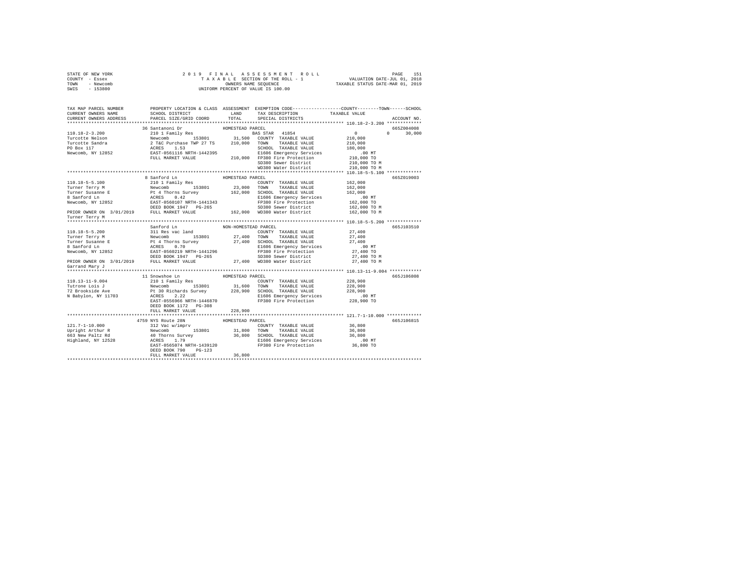STATE OF NEW YORK                    2 0 1 9   F I N A L   A S S E S S M E N T   R O L L
COUNTY - Essex                       T A X A B L E  SECTION OF THE ROLL - 1                VALUATION DATE-JUL 01, 2018
TOWN   - Newcomb                     OWNERS NAME SEQUENCE                                  TAXABLE STATUS DATE-MAR 01, 2019
SWIS   - 153800                      UNIFORM PERCENT OF VALUE IS 100.00

```
TAX MAP PARCEL NUMBER          PROPERTY LOCATION & CLASS  ASSESSMENT  EXEMPTION CODE-----------------COUNTY--------TOWN------SCHOOL
CURRENT OWNERS NAME            SCHOOL DISTRICT               LAND      TAX DESCRIPTION              TAXABLE VALUE
CURRENT OWNERS ADDRESS         PARCEL SIZE/GRID COORD        TOTAL     SPECIAL DISTRICTS                                  ACCOUNT NO.
********************************************************************************************************* 110.18-2-3.200 *************
                               36 Santanoni Dr               HOMESTEAD PARCEL                                               665Z004008
110.18-2-3.200                 210 1 Family Res                     BAS STAR  41854                 0           0       30,000
Turcotte Nelson                Newcomb       153801        31,500   COUNTY  TAXABLE VALUE         210,000
Turcotte Sandra                2 T&C Purchase TWP 27 TS   210,000   TOWN    TAXABLE VALUE         210,000
PO Box 117                     ACRES    1.53                        SCHOOL  TAXABLE VALUE         180,000
Newcomb, NY 12852              EAST-0561116 NRTH-1442395            E1606 Emergency Services          .00 MT
                               FULL MARKET VALUE          210,000   FP380 Fire Protection         210,000 TO
                                                                    SD380 Sewer District          210,000 TO M
                                                                    WD380 Water District          210,000 TO M
********************************************************************************************************* 110.18-5-5.100 *************
                               8 Sanford Ln                  HOMESTEAD PARCEL                                               665Z019003
110.18-5-5.100                 210 1 Family Res                     COUNTY  TAXABLE VALUE         162,000
Turner Terry M                 Newcomb       153801        23,000   TOWN    TAXABLE VALUE         162,000
Turner Susanne E               Pt 4 Thorns Survey         162,000   SCHOOL  TAXABLE VALUE         162,000
8 Sanford Ln                   ACRES    0.42                        E1606 Emergency Services          .00 MT
Newcomb, NY 12852              EAST-0560107 NRTH-1441343            FP380 Fire Protection         162,000 TO
                               DEED BOOK 1947   PG-265              SD380 Sewer District          162,000 TO M
PRIOR OWNER ON 3/01/2019       FULL MARKET VALUE          162,000   WD380 Water District          162,000 TO M
Turner Terry M
********************************************************************************************************* 110.18-5-5.200 *************
                               Sanford Ln                    NON-HOMESTEAD PARCEL                                           665J103510
110.18-5-5.200                 311 Res vac land                     COUNTY  TAXABLE VALUE          27,400
Turner Terry M                 Newcomb       153801        27,400   TOWN    TAXABLE VALUE          27,400
Turner Susanne E               Pt 4 Thorns Survey          27,400   SCHOOL  TAXABLE VALUE          27,400
8 Sanford Ln                   ACRES    0.70                        E1606 Emergency Services          .00 MT
Newcomb, NY 12852              EAST-0560219 NRTH-1441296            FP380 Fire Protection          27,400 TO
                               DEED BOOK 1947   PG-265              SD380 Sewer District           27,400 TO M
PRIOR OWNER ON 3/01/2019       FULL MARKET VALUE           27,400   WD380 Water District           27,400 TO M
Garrand Mary J
********************************************************************************************************* 110.13-11-9.004 ************
                               11 Snowshoe Ln                HOMESTEAD PARCEL                                               665J106808
110.13-11-9.004                210 1 Family Res                     COUNTY  TAXABLE VALUE         228,900
Tutrone Lois J                 Newcomb       153801        31,600   TOWN    TAXABLE VALUE         228,900
72 Brookside Ave               Pt 30 Richards Survey      228,900   SCHOOL  TAXABLE VALUE         228,900
N Babylon, NY 11703            ACRES    2.22                        E1606 Emergency Services          .00 MT
                               EAST-0556966 NRTH-1446870            FP380 Fire Protection         228,900 TO
                               DEED BOOK 1172   PG-308
                               FULL MARKET VALUE          228,900
********************************************************************************************************* 121.7-1-10.000 *************
                               4759 NYS Route 28N            HOMESTEAD PARCEL                                               665J106815
121.7-1-10.000                 312 Vac w/imprv                      COUNTY  TAXABLE VALUE          36,800
Upright Arthur R               Newcomb       153801        31,800   TOWN    TAXABLE VALUE          36,800
663 New Paltz Rd               40 Thorns Survey            36,800   SCHOOL  TAXABLE VALUE          36,800
Highland, NY 12528             ACRES    1.79                        E1606 Emergency Services          .00 MT
                               EAST-0565074 NRTH-1439120            FP380 Fire Protection          36,800 TO
                               DEED BOOK 790    PG-123
                               FULL MARKET VALUE           36,800
************************************************************************************************************************************
```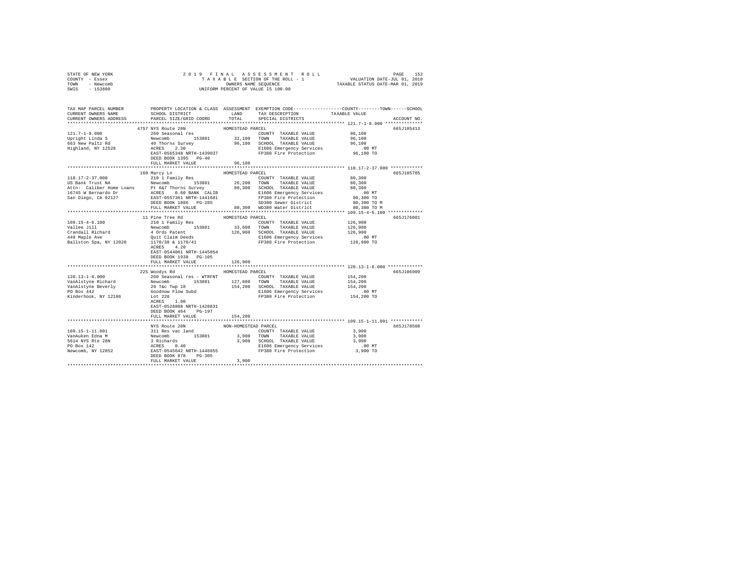STATE OF NEW YORK                    2 0 1 9   F I N A L   A S S E S S M E N T   R O L L
COUNTY - Essex                       T A X A B L E   SECTION OF THE ROLL - 1                    VALUATION DATE-JUL 01, 2018
TOWN   - Newcomb                     OWNERS NAME SEQUENCE                                       TAXABLE STATUS DATE-MAR 01, 2019
SWIS   - 153800                      UNIFORM PERCENT OF VALUE IS 100.00

| TAX MAP PARCEL NUMBER / CURRENT OWNERS NAME / CURRENT OWNERS ADDRESS | PROPERTY LOCATION & CLASS / SCHOOL DISTRICT / PARCEL SIZE/GRID COORD | ASSESSMENT LAND | TOTAL | EXEMPTION CODE / TAX DESCRIPTION / SPECIAL DISTRICTS | TAXABLE VALUE (COUNTY / TOWN / SCHOOL) | ACCOUNT NO. |
|---|---|---|---|---|---|---|
| **121.7-1-8.000** | 4757 NYS Route 28N — HOMESTEAD PARCEL | | | | | 665J105413 |
| Upright Linda S | 260 Seasonal res | | | COUNTY TAXABLE VALUE | 96,100 | |
| 663 New Paltz Rd | Newcomb 153801 | 32,100 | | TOWN TAXABLE VALUE | 96,100 | |
| Highland, NY 12528 | 40 Thorns Survey | | 96,100 | SCHOOL TAXABLE VALUE | 96,100 | |
| | ACRES 2.30 | | | E1606 Emergency Services | .00 MT | |
| | EAST-0565348 NRTH-1439037 | | | FP380 Fire Protection | 96,100 TO | |
| | DEED BOOK 1395 PG-40 | | | | | |
| | FULL MARKET VALUE | | 96,100 | | | |
| **110.17-2-37.000** | 160 Marcy Ln — HOMESTEAD PARCEL | | | | | 665J105705 |
| US Bank Trust NA | 210 1 Family Res | | | COUNTY TAXABLE VALUE | 80,300 | |
| Attn: Caliber Home Loans | Newcomb 153801 | 26,200 | | TOWN TAXABLE VALUE | 80,300 | |
| 16745 W Bernardo Dr | Pt 6&7 Thorns Survey | | 80,300 | SCHOOL TAXABLE VALUE | 80,300 | |
| San Diego, CA 92127 | ACRES 0.60 BANK CALIB | | | E1606 Emergency Services | .00 MT | |
| | EAST-0557361 NRTH-1441681 | | | FP380 Fire Protection | 80,300 TO | |
| | DEED BOOK 1886 PG-285 | | | SD380 Sewer District | 80,300 TO M | |
| | FULL MARKET VALUE | | 80,300 | WD380 Water District | 80,300 TO M | |
| **109.15-4-6.100** | 11 Pine Tree Rd — HOMESTEAD PARCEL | | | | | 665J176001 |
| Vallee Jill | 210 1 Family Res | | | COUNTY TAXABLE VALUE | 126,900 | |
| Crandall Richard | Newcomb 153801 | 33,600 | | TOWN TAXABLE VALUE | 126,900 | |
| 449 Maple Ave | 4 Ords Patent | | 126,900 | SCHOOL TAXABLE VALUE | 126,900 | |
| Ballston Spa, NY 12020 | Quit Claim Deeds | | | E1606 Emergency Services | .00 MT | |
| | 1170/38 & 1170/41 | | | FP380 Fire Protection | 126,900 TO | |
| | ACRES 4.20 | | | | | |
| | EAST-0544061 NRTH-1445854 | | | | | |
| | DEED BOOK 1938 PG-105 | | | | | |
| | FULL MARKET VALUE | | 126,900 | | | |
| **120.13-1-6.000** | 225 Woodys Rd — HOMESTEAD PARCEL | | | | | 665J106909 |
| VanAlstyne Richard | 260 Seasonal res - WTRFNT | | | COUNTY TAXABLE VALUE | 154,200 | |
| VanAlstyne Beverly | Newcomb 153801 | 127,600 | | TOWN TAXABLE VALUE | 154,200 | |
| PO Box 442 | 26 T&c Twp 18 | | 154,200 | SCHOOL TAXABLE VALUE | 154,200 | |
| Kinderhook, NY 12106 | Goodnow Flow Subd | | | E1606 Emergency Services | .00 MT | |
| | Lot 220 | | | FP380 Fire Protection | 154,200 TO | |
| | ACRES 1.00 | | | | | |
| | EAST-0528808 NRTH-1428831 | | | | | |
| | DEED BOOK 464 PG-197 | | | | | |
| | FULL MARKET VALUE | | 154,200 | | | |
| **109.15-1-11.001** | NYS Route 28N — NON-HOMESTEAD PARCEL | | | | | 665J178508 |
| VanAuken Edna M | 311 Res vac land | | | COUNTY TAXABLE VALUE | 3,900 | |
| 5614 NYS Rte 28N | Newcomb 153801 | 3,900 | | TOWN TAXABLE VALUE | 3,900 | |
| PO Box 142 | 3 Richards | | 3,900 | SCHOOL TAXABLE VALUE | 3,900 | |
| Newcomb, NY 12852 | ACRES 0.40 | | | E1606 Emergency Services | .00 MT | |
| | EAST-0545642 NRTH-1446855 | | | FP380 Fire Protection | 3,900 TO | |
| | DEED BOOK 878 PG-305 | | | | | |
| | FULL MARKET VALUE | | 3,900 | | | |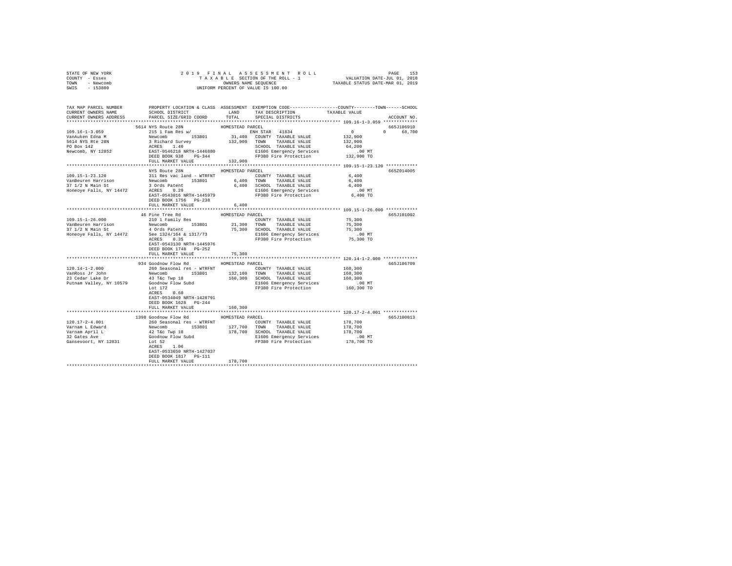```
STATE OF NEW YORK              2 0 1 9   F I N A L   A S S E S S M E N T   R O L L              PAGE  153
COUNTY - Essex                       T A X A B L E SECTION OF THE ROLL - 1              VALUATION DATE-JUL 01, 2018
TOWN   - Newcomb                           OWNERS NAME SEQUENCE                      TAXABLE STATUS DATE-MAR 01, 2019
SWIS   - 153800                       UNIFORM PERCENT OF VALUE IS 100.00

TAX MAP PARCEL NUMBER          PROPERTY LOCATION & CLASS  ASSESSMENT  EXEMPTION CODE-----------------COUNTY--------TOWN------SCHOOL
CURRENT OWNERS NAME            SCHOOL DISTRICT               LAND      TAX DESCRIPTION           TAXABLE VALUE
CURRENT OWNERS ADDRESS         PARCEL SIZE/GRID COORD        TOTAL     SPECIAL DISTRICTS                                  ACCOUNT NO.
****************************************************************************************************** 109.16-1-3.059 *************
                   5614 NYS Route 28N              HOMESTEAD PARCEL                                                    665J106910
109.16-1-3.059                 215 1 Fam Res w/                       ENH STAR  41834               0             0     68,700
VanAuken Edna M                Newcomb        153801      31,400    COUNTY  TAXABLE VALUE         132,900
5614 NYS Rte 28N               3 Richard Survey           132,900   TOWN    TAXABLE VALUE         132,900
PO Box 142                     ACRES    1.40                        SCHOOL  TAXABLE VALUE          64,200
Newcomb, NY 12852              EAST-0546218 NRTH-1446880            E1606 Emergency Services          .00 MT
                               DEED BOOK 938    PG-344              FP380 Fire Protection         132,900 TO
                               FULL MARKET VALUE          132,900
****************************************************************************************************** 109.15-1-23.120 ************
                   NYS Route 28N                   HOMESTEAD PARCEL                                                    665Z014005
109.15-1-23.120                311 Res vac land - WTRFNT              COUNTY  TAXABLE VALUE           6,400
VanBeuren Harrison             Newcomb        153801       6,400    TOWN    TAXABLE VALUE           6,400
37 1/2 N Main St               3 Ords Patent               6,400    SCHOOL  TAXABLE VALUE           6,400
Honeoye Falls, NY 14472        ACRES    0.29                        E1606 Emergency Services          .00 MT
                               EAST-0543016 NRTH-1445979            FP380 Fire Protection           6,400 TO
                               DEED BOOK 1756   PG-238
                               FULL MARKET VALUE            6,400
****************************************************************************************************** 109.15-1-26.000 ************
                   46 Pine Tree Rd                 HOMESTEAD PARCEL                                                    665J101002
109.15-1-26.000                210 1 Family Res                       COUNTY  TAXABLE VALUE          75,300
VanBeuren Harrison             Newcomb        153801      21,300    TOWN    TAXABLE VALUE          75,300
37 1/2 N Main St               4 Ords Patent              75,300    SCHOOL  TAXABLE VALUE          75,300
Honeoye Falls, NY 14472        See 1324/164 & 1317/73               E1606 Emergency Services          .00 MT
                               ACRES    0.35                        FP380 Fire Protection          75,300 TO
                               EAST-0543130 NRTH-1445976
                               DEED BOOK 1748   PG-252
                               FULL MARKET VALUE           75,300
****************************************************************************************************** 120.14-1-2.000 *************
                   934 Goodnow Flow Rd             HOMESTEAD PARCEL                                                    665J106709
120.14-1-2.000                 260 Seasonal res - WTRFNT              COUNTY  TAXABLE VALUE         160,300
VanRoss Jr John                Newcomb        153801     132,100    TOWN    TAXABLE VALUE         160,300
23 Cedar Lake Dr               43 T&c Twp 18              160,300   SCHOOL  TAXABLE VALUE         160,300
Putnam Valley, NY 10579        Goodnow Flow Subd                    E1606 Emergency Services          .00 MT
                               Lot 172                              FP380 Fire Protection         160,300 TO
                               ACRES    0.60
                               EAST-0534049 NRTH-1428791
                               DEED BOOK 1628   PG-244
                               FULL MARKET VALUE          160,300
****************************************************************************************************** 120.17-2-4.001 *************
                   1398 Goodnow Flow Rd            HOMESTEAD PARCEL                                                    665J100813
120.17-2-4.001                 260 Seasonal res - WTRFNT              COUNTY  TAXABLE VALUE         178,700
Varnam L Edward                Newcomb        153801     127,700    TOWN    TAXABLE VALUE         178,700
Varnam April L                 42 T&c Twp 18              178,700   SCHOOL  TAXABLE VALUE         178,700
32 Gates Ave                   Goodnow Flow Subd                    E1606 Emergency Services          .00 MT
Gansevoort, NY 12831           Lot 52                               FP380 Fire Protection         178,700 TO
                               ACRES    1.06
                               EAST-0533650 NRTH-1427037
                               DEED BOOK 1817   PG-111
                               FULL MARKET VALUE          178,700
************************************************************************************************************************************
```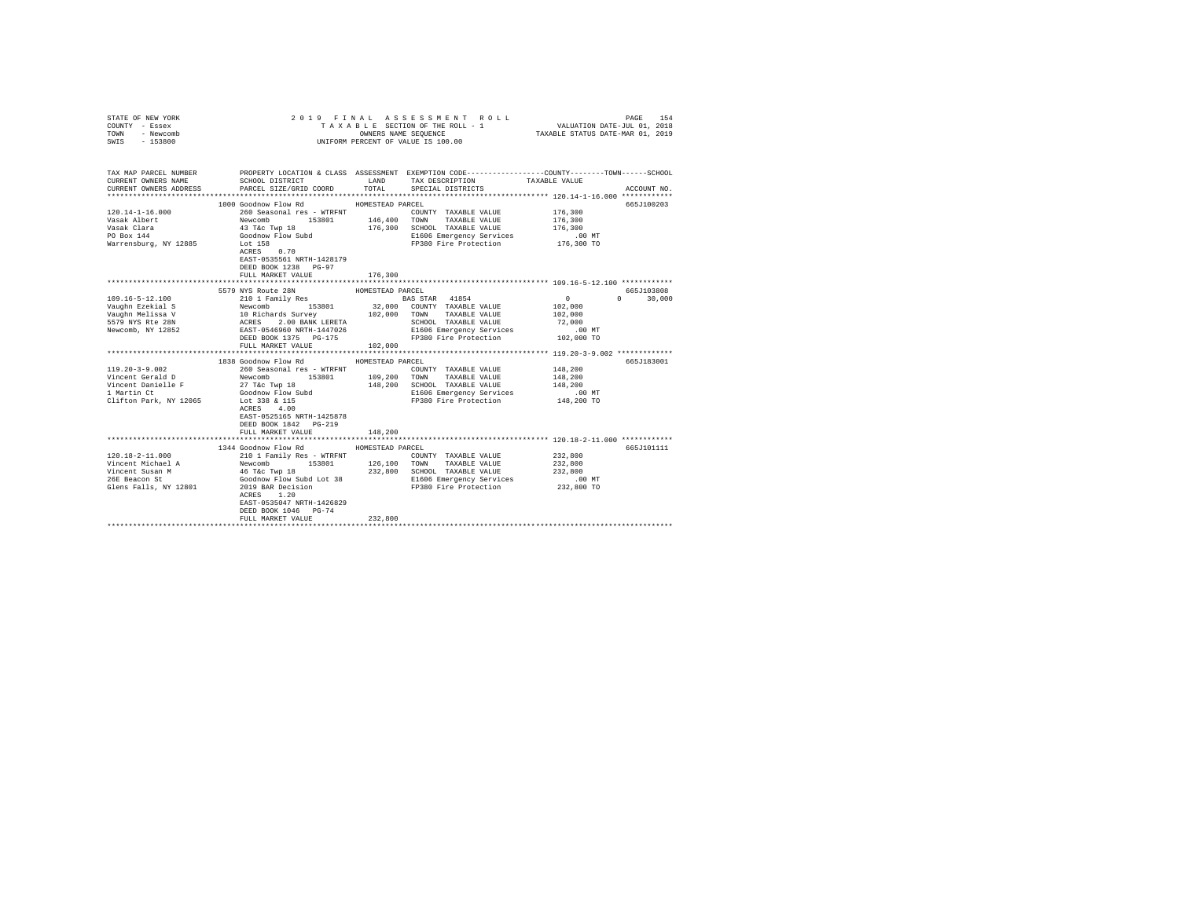STATE OF NEW YORK
COUNTY - Essex
TOWN - Newcomb
SWIS - 153800

2019 FINAL ASSESSMENT ROLL
TAXABLE SECTION OF THE ROLL - 1
OWNERS NAME SEQUENCE
UNIFORM PERCENT OF VALUE IS 100.00

VALUATION DATE-JUL 01, 2018
TAXABLE STATUS DATE-MAR 01, 2019

```
TAX MAP PARCEL NUMBER          PROPERTY LOCATION & CLASS  ASSESSMENT  EXEMPTION CODE-----------------COUNTY--------TOWN------SCHOOL
CURRENT OWNERS NAME            SCHOOL DISTRICT              LAND      TAX DESCRIPTION              TAXABLE VALUE
CURRENT OWNERS ADDRESS         PARCEL SIZE/GRID COORD       TOTAL     SPECIAL DISTRICTS                                      ACCOUNT NO.
******************************************************************************************************* 120.14-1-16.000 ************
                               1000 Goodnow Flow Rd          HOMESTEAD PARCEL                                                  665J100203
120.14-1-16.000                260 Seasonal res - WTRFNT               COUNTY  TAXABLE VALUE          176,300
Vasak Albert                   Newcomb        153801       146,400    TOWN    TAXABLE VALUE          176,300
Vasak Clara                    43 T&c Twp 18               176,300    SCHOOL  TAXABLE VALUE          176,300
PO Box 144                     Goodnow Flow Subd                      E1606 Emergency Services           .00 MT
Warrensburg, NY 12885          Lot 158                                FP380 Fire Protection          176,300 TO
                               ACRES    0.70
                               EAST-0535561 NRTH-1428179
                               DEED BOOK 1238   PG-97
                               FULL MARKET VALUE           176,300
******************************************************************************************************* 109.16-5-12.100 ************
                               5579 NYS Route 28N            HOMESTEAD PARCEL                                                  665J103808
109.16-5-12.100                210 1 Family Res                       BAS STAR  41854                     0         0       30,000
Vaughn Ezekial S               Newcomb        153801        32,000    COUNTY  TAXABLE VALUE          102,000
Vaughn Melissa V               10 Richards Survey          102,000    TOWN    TAXABLE VALUE          102,000
5579 NYS Rte 28N               ACRES    2.00 BANK LERETA              SCHOOL  TAXABLE VALUE           72,000
Newcomb, NY 12852              EAST-0546960 NRTH-1447026              E1606 Emergency Services           .00 MT
                               DEED BOOK 1375   PG-175                FP380 Fire Protection          102,000 TO
                               FULL MARKET VALUE           102,000
******************************************************************************************************* 119.20-3-9.002 *************
                               1838 Goodnow Flow Rd          HOMESTEAD PARCEL                                                  665J183001
119.20-3-9.002                 260 Seasonal res - WTRFNT               COUNTY  TAXABLE VALUE          148,200
Vincent Gerald D               Newcomb        153801       109,200    TOWN    TAXABLE VALUE          148,200
Vincent Danielle F             27 T&c Twp 18               148,200    SCHOOL  TAXABLE VALUE          148,200
1 Martin Ct                    Goodnow Flow Subd                      E1606 Emergency Services           .00 MT
Clifton Park, NY 12065         Lot 338 & 115                          FP380 Fire Protection          148,200 TO
                               ACRES    4.00
                               EAST-0525165 NRTH-1425878
                               DEED BOOK 1842   PG-219
                               FULL MARKET VALUE           148,200
******************************************************************************************************* 120.18-2-11.000 ************
                               1344 Goodnow Flow Rd          HOMESTEAD PARCEL                                                  665J101111
120.18-2-11.000                210 1 Family Res - WTRFNT               COUNTY  TAXABLE VALUE          232,800
Vincent Michael A              Newcomb        153801       126,100    TOWN    TAXABLE VALUE          232,800
Vincent Susan M                46 T&c Twp 18               232,800    SCHOOL  TAXABLE VALUE          232,800
26E Beacon St                  Goodnow Flow Subd Lot 38               E1606 Emergency Services           .00 MT
Glens Falls, NY 12801          2019 BAR Decision                      FP380 Fire Protection          232,800 TO
                               ACRES    1.20
                               EAST-0535047 NRTH-1426829
                               DEED BOOK 1046   PG-74
                               FULL MARKET VALUE           232,800
************************************************************************************************************************************
```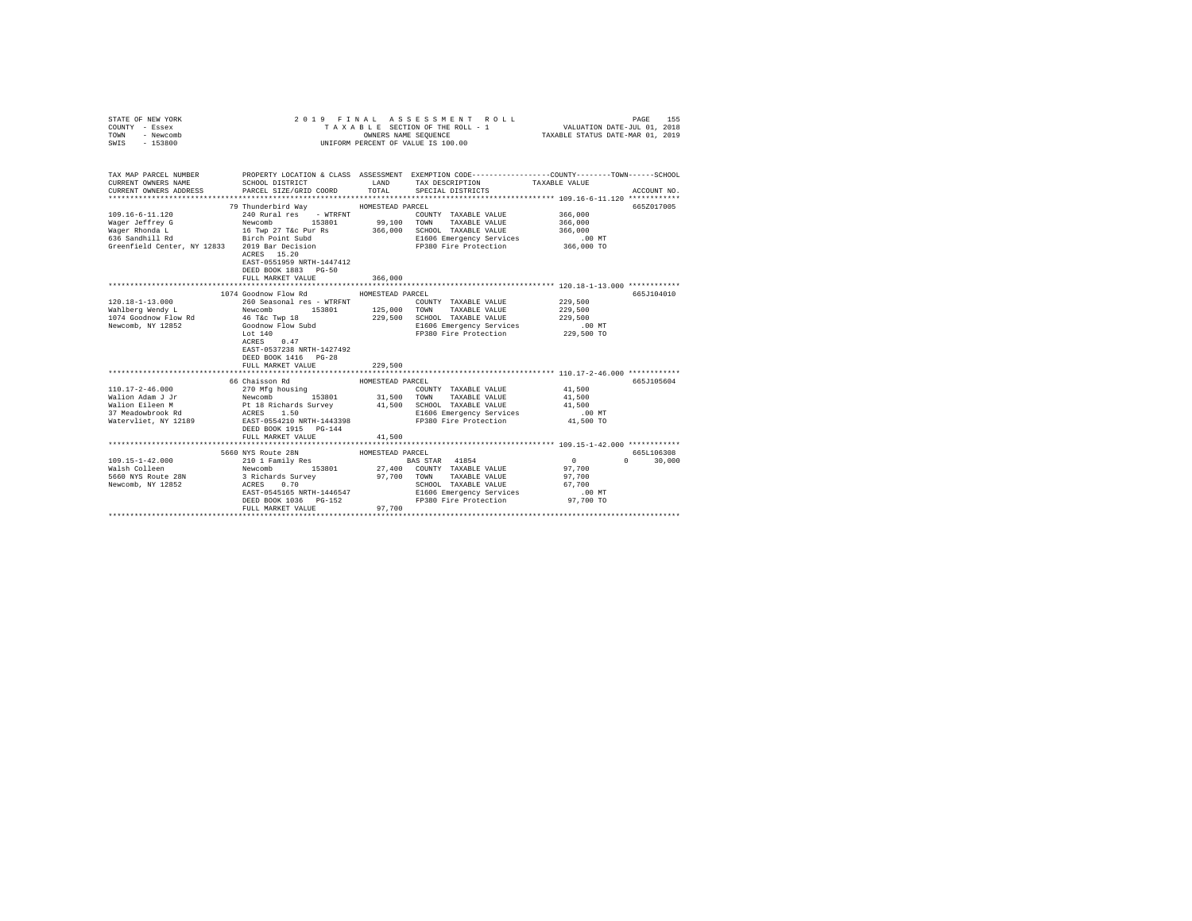STATE OF NEW YORK — 2019 FINAL ASSESSMENT ROLL — PAGE 155
COUNTY - Essex — TAXABLE SECTION OF THE ROLL - 1 — VALUATION DATE-JUL 01, 2018
TOWN - Newcomb — OWNERS NAME SEQUENCE — TAXABLE STATUS DATE-MAR 01, 2019
SWIS - 153800 — UNIFORM PERCENT OF VALUE IS 100.00

| TAX MAP PARCEL NUMBER / CURRENT OWNERS NAME / CURRENT OWNERS ADDRESS | PROPERTY LOCATION & CLASS / SCHOOL DISTRICT / PARCEL SIZE/GRID COORD | ASSESSMENT LAND / TOTAL | EXEMPTION CODE / TAX DESCRIPTION / SPECIAL DISTRICTS | COUNTY / TOWN / SCHOOL TAXABLE VALUE | ACCOUNT NO. |
|---|---|---|---|---|---|
| **109.16-6-11.120** | 79 Thunderbird Way | HOMESTEAD PARCEL | | | 665Z017005 |
| 109.16-6-11.120 | 240 Rural res - WTRFNT | | COUNTY TAXABLE VALUE | 366,000 | |
| Wager Jeffrey G | Newcomb 153801 | 99,100 | TOWN TAXABLE VALUE | 366,000 | |
| Wager Rhonda L | 16 Twp 27 T&c Pur Rs | 366,000 | SCHOOL TAXABLE VALUE | 366,000 | |
| 636 Sandhill Rd | Birch Point Subd | | E1606 Emergency Services | .00 MT | |
| Greenfield Center, NY 12833 | 2019 Bar Decision | | FP380 Fire Protection | 366,000 TO | |
| | ACRES 15.20 | | | | |
| | EAST-0551959 NRTH-1447412 | | | | |
| | DEED BOOK 1883 PG-50 | | | | |
| | FULL MARKET VALUE | 366,000 | | | |
| **120.18-1-13.000** | 1074 Goodnow Flow Rd | HOMESTEAD PARCEL | | | 665J104010 |
| 120.18-1-13.000 | 260 Seasonal res - WTRFNT | | COUNTY TAXABLE VALUE | 229,500 | |
| Wahlberg Wendy L | Newcomb 153801 | 125,000 | TOWN TAXABLE VALUE | 229,500 | |
| 1074 Goodnow Flow Rd | 46 T&c Twp 18 | 229,500 | SCHOOL TAXABLE VALUE | 229,500 | |
| Newcomb, NY 12852 | Goodnow Flow Subd | | E1606 Emergency Services | .00 MT | |
| | Lot 140 | | FP380 Fire Protection | 229,500 TO | |
| | ACRES 0.47 | | | | |
| | EAST-0537238 NRTH-1427492 | | | | |
| | DEED BOOK 1416 PG-28 | | | | |
| | FULL MARKET VALUE | 229,500 | | | |
| **110.17-2-46.000** | 66 Chaisson Rd | HOMESTEAD PARCEL | | | 665J105604 |
| 110.17-2-46.000 | 270 Mfg housing | | COUNTY TAXABLE VALUE | 41,500 | |
| Walion Adam J Jr | Newcomb 153801 | 31,500 | TOWN TAXABLE VALUE | 41,500 | |
| Walion Eileen M | Pt 18 Richards Survey | 41,500 | SCHOOL TAXABLE VALUE | 41,500 | |
| 37 Meadowbrook Rd | ACRES 1.50 | | E1606 Emergency Services | .00 MT | |
| Watervliet, NY 12189 | EAST-0554210 NRTH-1443398 | | FP380 Fire Protection | 41,500 TO | |
| | DEED BOOK 1915 PG-144 | | | | |
| | FULL MARKET VALUE | 41,500 | | | |
| **109.15-1-42.000** | 5660 NYS Route 28N | HOMESTEAD PARCEL | | | 665L106308 |
| 109.15-1-42.000 | 210 1 Family Res | | BAS STAR 41854 | 0 / 0 / 30,000 | |
| Walsh Colleen | Newcomb 153801 | 27,400 | COUNTY TAXABLE VALUE | 97,700 | |
| 5660 NYS Route 28N | 3 Richards Survey | 97,700 | TOWN TAXABLE VALUE | 97,700 | |
| Newcomb, NY 12852 | ACRES 0.70 | | SCHOOL TAXABLE VALUE | 67,700 | |
| | EAST-0545165 NRTH-1446547 | | E1606 Emergency Services | .00 MT | |
| | DEED BOOK 1036 PG-152 | | FP380 Fire Protection | 97,700 TO | |
| | FULL MARKET VALUE | 97,700 | | | |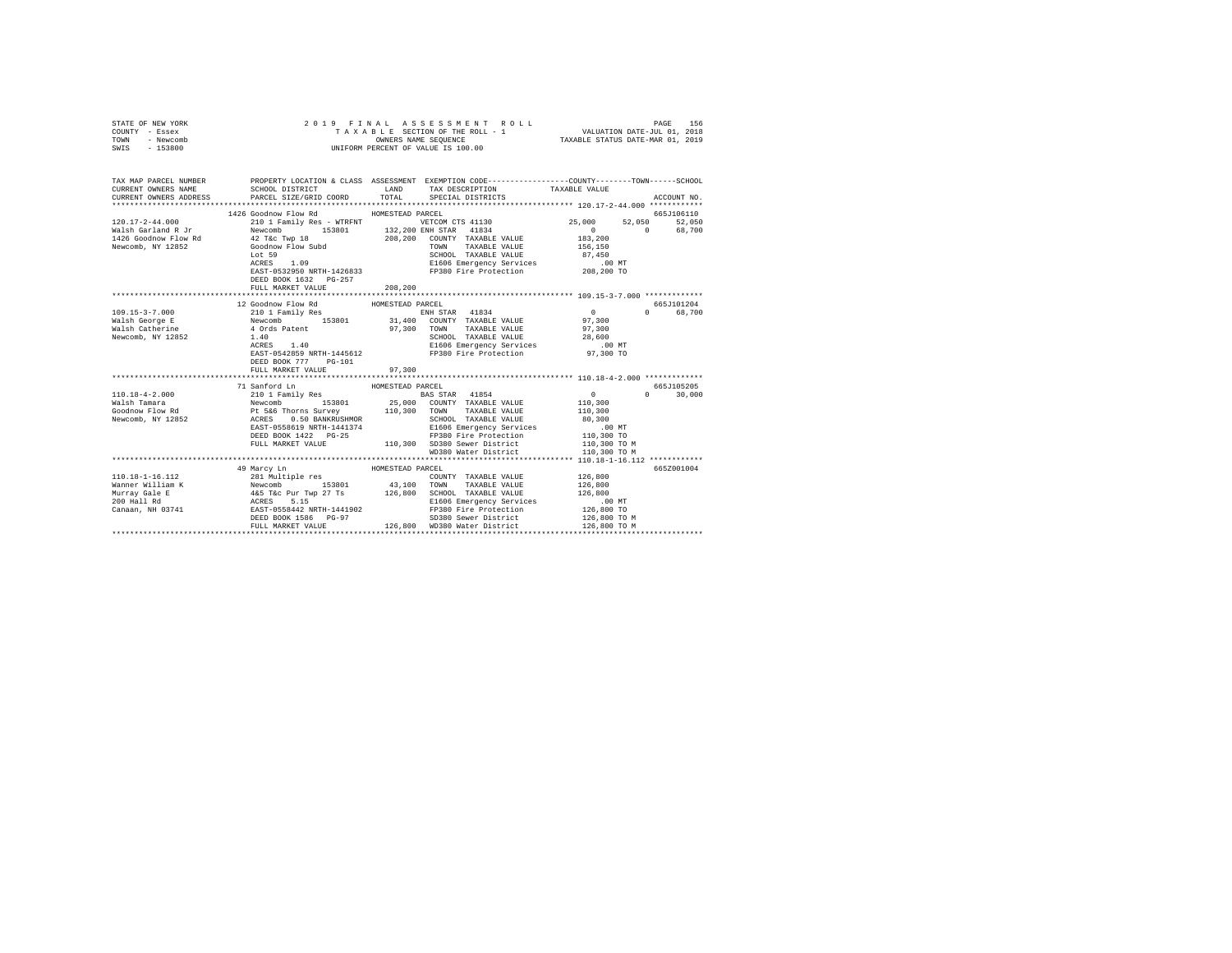```
STATE OF NEW YORK                2 0 1 9   F I N A L   A S S E S S M E N T   R O L L                    PAGE   156
COUNTY  - Essex                     T A X A B L E SECTION OF THE ROLL - 1              VALUATION DATE-JUL 01, 2018
TOWN    - Newcomb                          OWNERS NAME SEQUENCE                     TAXABLE STATUS DATE-MAR 01, 2019
SWIS    - 153800                     UNIFORM PERCENT OF VALUE IS 100.00

TAX MAP PARCEL NUMBER          PROPERTY LOCATION & CLASS  ASSESSMENT  EXEMPTION CODE-----------------COUNTY--------TOWN------SCHOOL
CURRENT OWNERS NAME            SCHOOL DISTRICT              LAND      TAX DESCRIPTION            TAXABLE VALUE
CURRENT OWNERS ADDRESS         PARCEL SIZE/GRID COORD       TOTAL     SPECIAL DISTRICTS                                  ACCOUNT NO.
******************************************************************************************************* 120.17-2-44.000 ************
                    1426 Goodnow Flow Rd          HOMESTEAD PARCEL                                                    665J106110
120.17-2-44.000            210 1 Family Res - WTRFNT           VETCOM CTS 41130              25,000       52,050      52,050
Walsh Garland R Jr         Newcomb         153801      132,200 ENH STAR  41834                   0            0      68,700
1426 Goodnow Flow Rd       42 T&c Twp 18               208,200   COUNTY  TAXABLE VALUE          183,200
Newcomb, NY 12852          Goodnow Flow Subd                    TOWN    TAXABLE VALUE          156,150
                           Lot 59                               SCHOOL  TAXABLE VALUE           87,450
                           ACRES    1.09                        E1606 Emergency Services           .00 MT
                           EAST-0532950 NRTH-1426833            FP380 Fire Protection          208,200 TO
                           DEED BOOK 1632   PG-257
                           FULL MARKET VALUE           208,200
******************************************************************************************************* 109.15-3-7.000 *************
                    12 Goodnow Flow Rd            HOMESTEAD PARCEL                                                    665J101204
109.15-3-7.000             210 1 Family Res                     ENH STAR  41834                  0            0      68,700
Walsh George E             Newcomb         153801       31,400   COUNTY  TAXABLE VALUE           97,300
Walsh Catherine            4 Ords Patent                97,300   TOWN    TAXABLE VALUE           97,300
Newcomb, NY 12852          1.40                                 SCHOOL  TAXABLE VALUE           28,600
                           ACRES    1.40                        E1606 Emergency Services           .00 MT
                           EAST-0542859 NRTH-1445612            FP380 Fire Protection           97,300 TO
                           DEED BOOK 777    PG-101
                           FULL MARKET VALUE            97,300
******************************************************************************************************* 110.18-4-2.000 *************
                    71 Sanford Ln                 HOMESTEAD PARCEL                                                    665J105205
110.18-4-2.000             210 1 Family Res                     BAS STAR  41854                  0            0      30,000
Walsh Tamara               Newcomb         153801       25,000   COUNTY  TAXABLE VALUE          110,300
Goodnow Flow Rd            Pt 5&6 Thorns Survey        110,300   TOWN    TAXABLE VALUE          110,300
Newcomb, NY 12852          ACRES    0.50 BANKRUSHMOR             SCHOOL  TAXABLE VALUE           80,300
                           EAST-0558619 NRTH-1441374            E1606 Emergency Services           .00 MT
                           DEED BOOK 1422   PG-25               FP380 Fire Protection          110,300 TO
                           FULL MARKET VALUE           110,300   SD380 Sewer District           110,300 TO M
                                                                WD380 Water District           110,300 TO M
******************************************************************************************************* 110.18-1-16.112 ************
                    49 Marcy Ln                   HOMESTEAD PARCEL                                                    665Z001004
110.18-1-16.112            281 Multiple res                     COUNTY  TAXABLE VALUE          126,800
Wanner William K           Newcomb         153801       43,100   TOWN    TAXABLE VALUE          126,800
Murray Gale E              4&5 T&c Pur Twp 27 Ts       126,800   SCHOOL  TAXABLE VALUE          126,800
200 Hall Rd                ACRES    5.15                        E1606 Emergency Services           .00 MT
Canaan, NH 03741           EAST-0558442 NRTH-1441902            FP380 Fire Protection          126,800 TO
                           DEED BOOK 1586   PG-97               SD380 Sewer District           126,800 TO M
                           FULL MARKET VALUE           126,800   WD380 Water District           126,800 TO M
************************************************************************************************************************************
```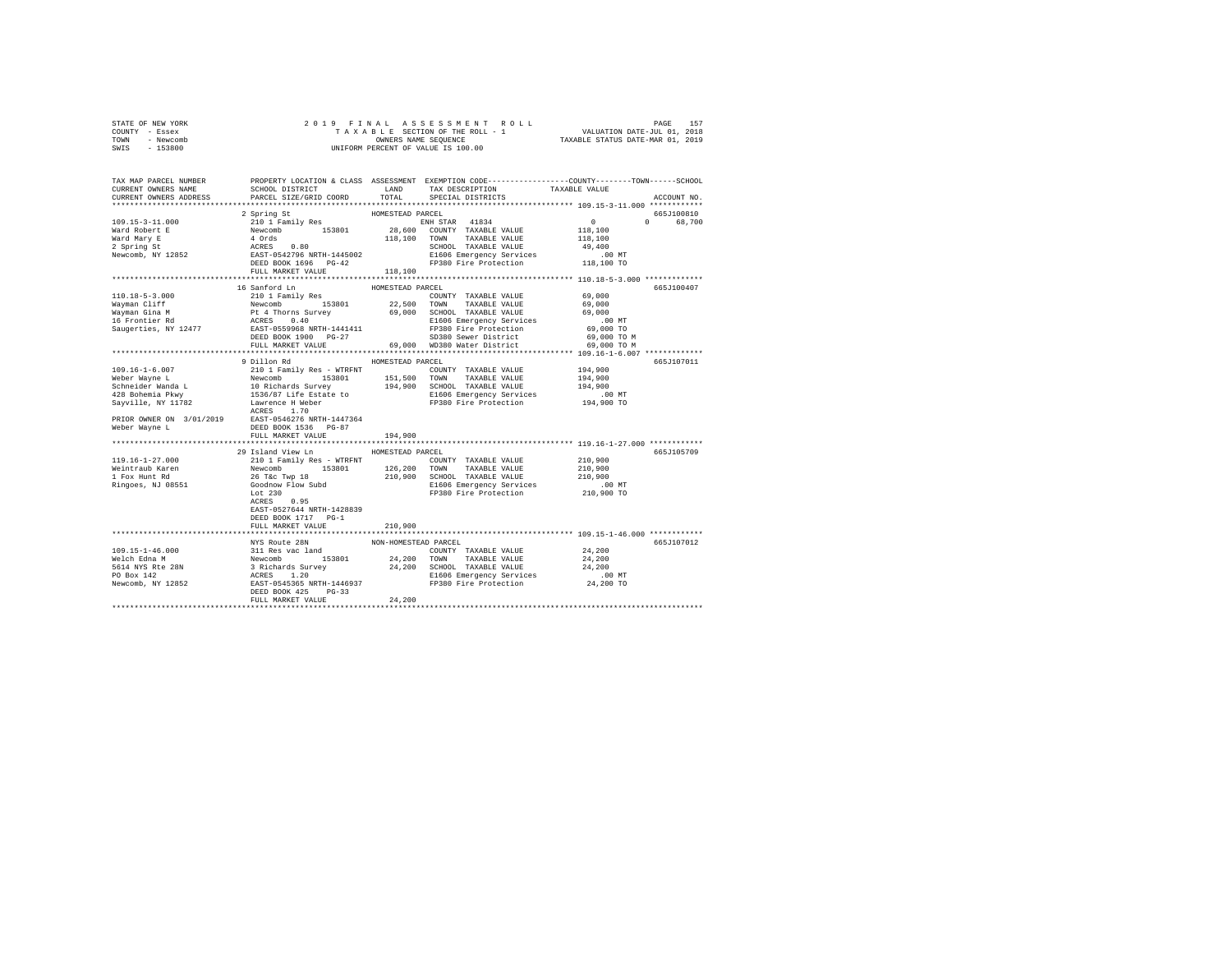STATE OF NEW YORK
COUNTY - Essex
TOWN - Newcomb
SWIS - 153800

2019 FINAL ASSESSMENT ROLL
TAXABLE SECTION OF THE ROLL - 1
OWNERS NAME SEQUENCE
UNIFORM PERCENT OF VALUE IS 100.00

VALUATION DATE-JUL 01, 2018
TAXABLE STATUS DATE-MAR 01, 2019

```
TAX MAP PARCEL NUMBER          PROPERTY LOCATION & CLASS  ASSESSMENT  EXEMPTION CODE------------------COUNTY--------TOWN------SCHOOL
CURRENT OWNERS NAME            SCHOOL DISTRICT              LAND      TAX DESCRIPTION            TAXABLE VALUE
CURRENT OWNERS ADDRESS         PARCEL SIZE/GRID COORD       TOTAL     SPECIAL DISTRICTS                                    ACCOUNT NO.
******************************************************************************************************* 109.15-3-11.000 ************
                             2 Spring St                    HOMESTEAD PARCEL                                                665J100810
109.15-3-11.000              210 1 Family Res                        ENH STAR  41834                    0           0      68,700
Ward Robert E                Newcomb        153801         28,600   COUNTY  TAXABLE VALUE            118,100
Ward Mary E                  4 Ords                        118,100   TOWN    TAXABLE VALUE            118,100
2 Spring St                  ACRES    0.80                           SCHOOL  TAXABLE VALUE             49,400
Newcomb, NY 12852            EAST-0542796 NRTH-1445002               E1606 Emergency Services             .00 MT
                             DEED BOOK 1696   PG-42                  FP380 Fire Protection            118,100 TO
                             FULL MARKET VALUE             118,100
******************************************************************************************************* 110.18-5-3.000 *************
                             16 Sanford Ln                  HOMESTEAD PARCEL                                                665J100407
110.18-5-3.000               210 1 Family Res                        COUNTY  TAXABLE VALUE             69,000
Wayman Cliff                 Newcomb        153801         22,500   TOWN    TAXABLE VALUE             69,000
Wayman Gina M                Pt 4 Thorns Survey             69,000   SCHOOL  TAXABLE VALUE             69,000
16 Frontier Rd               ACRES    0.40                           E1606 Emergency Services             .00 MT
Saugerties, NY 12477         EAST-0559968 NRTH-1441411               FP380 Fire Protection             69,000 TO
                             DEED BOOK 1900   PG-27                  SD380 Sewer District              69,000 TO M
                             FULL MARKET VALUE              69,000   WD380 Water District              69,000 TO M
******************************************************************************************************* 109.16-1-6.007 *************
                             9 Dillon Rd                    HOMESTEAD PARCEL                                                665J107011
109.16-1-6.007               210 1 Family Res - WTRFNT               COUNTY  TAXABLE VALUE            194,900
Weber Wayne L                Newcomb        153801        151,500   TOWN    TAXABLE VALUE            194,900
Schneider Wanda L            10 Richards Survey            194,900   SCHOOL  TAXABLE VALUE            194,900
428 Bohemia Pkwy             1536/87 Life Estate to                  E1606 Emergency Services             .00 MT
Sayville, NY 11782           Lawrence H Weber                        FP380 Fire Protection            194,900 TO
                             ACRES    1.70
PRIOR OWNER ON 3/01/2019     EAST-0546276 NRTH-1447364
Weber Wayne L                DEED BOOK 1536   PG-87
                             FULL MARKET VALUE             194,900
******************************************************************************************************* 119.16-1-27.000 ************
                             29 Island View Ln              HOMESTEAD PARCEL                                                665J105709
119.16-1-27.000              210 1 Family Res - WTRFNT               COUNTY  TAXABLE VALUE            210,900
Weintraub Karen              Newcomb        153801        126,200   TOWN    TAXABLE VALUE            210,900
1 Fox Hunt Rd                26 T&c Twp 18                 210,900   SCHOOL  TAXABLE VALUE            210,900
Ringoes, NJ 08551            Goodnow Flow Subd                       E1606 Emergency Services             .00 MT
                             Lot 230                                 FP380 Fire Protection            210,900 TO
                             ACRES    0.95
                             EAST-0527644 NRTH-1428839
                             DEED BOOK 1717   PG-1
                             FULL MARKET VALUE             210,900
******************************************************************************************************* 109.15-1-46.000 ************
                             NYS Route 28N                  NON-HOMESTEAD PARCEL                                            665J107012
109.15-1-46.000              311 Res vac land                        COUNTY  TAXABLE VALUE             24,200
Welch Edna M                 Newcomb        153801         24,200   TOWN    TAXABLE VALUE             24,200
5614 NYS Rte 28N             3 Richards Survey              24,200   SCHOOL  TAXABLE VALUE             24,200
PO Box 142                   ACRES    1.20                           E1606 Emergency Services             .00 MT
Newcomb, NY 12852            EAST-0545365 NRTH-1446937               FP380 Fire Protection             24,200 TO
                             DEED BOOK 425    PG-33
                             FULL MARKET VALUE              24,200
************************************************************************************************************************************
```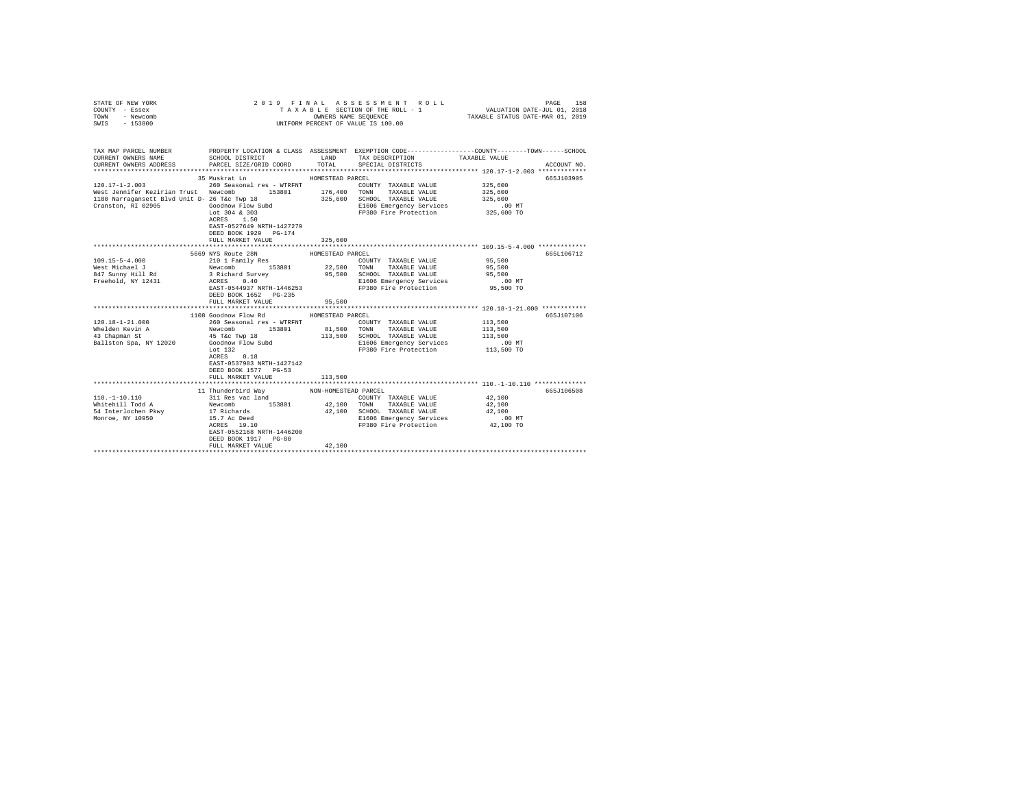STATE OF NEW YORK
COUNTY - Essex
TOWN - Newcomb
SWIS - 153800

2019 FINAL ASSESSMENT ROLL
TAXABLE SECTION OF THE ROLL - 1
OWNERS NAME SEQUENCE
UNIFORM PERCENT OF VALUE IS 100.00

VALUATION DATE-JUL 01, 2018
TAXABLE STATUS DATE-MAR 01, 2019

| TAX MAP PARCEL NUMBER / CURRENT OWNERS NAME / CURRENT OWNERS ADDRESS | PROPERTY LOCATION & CLASS / SCHOOL DISTRICT / PARCEL SIZE/GRID COORD | ASSESSMENT LAND / TOTAL | EXEMPTION CODE / TAX DESCRIPTION / SPECIAL DISTRICTS | COUNTY / TOWN / SCHOOL TAXABLE VALUE | ACCOUNT NO. |
|---|---|---|---|---|---|
| **120.17-1-2.003** | 35 Muskrat Ln | HOMESTEAD PARCEL | | | 665J103905 |
| 120.17-1-2.003 | 260 Seasonal res - WTRFNT | | COUNTY TAXABLE VALUE | 325,600 | |
| West Jennifer Kezirian Trust | Newcomb 153801 | 176,400 | TOWN TAXABLE VALUE | 325,600 | |
| 1180 Narragansett Blvd Unit D- | 26 T&c Twp 18 | 325,600 | SCHOOL TAXABLE VALUE | 325,600 | |
| Cranston, RI 02905 | Goodnow Flow Subd | | E1606 Emergency Services | .00 MT | |
| | Lot 304 & 303 | | FP380 Fire Protection | 325,600 TO | |
| | ACRES 1.50 | | | | |
| | EAST-0527649 NRTH-1427279 | | | | |
| | DEED BOOK 1929 PG-174 | | | | |
| | FULL MARKET VALUE | 325,600 | | | |
| **109.15-5-4.000** | 5669 NYS Route 28N | HOMESTEAD PARCEL | | | 665L106712 |
| 109.15-5-4.000 | 210 1 Family Res | | COUNTY TAXABLE VALUE | 95,500 | |
| West Michael J | Newcomb 153801 | 22,500 | TOWN TAXABLE VALUE | 95,500 | |
| 847 Sunny Hill Rd | 3 Richard Survey | 95,500 | SCHOOL TAXABLE VALUE | 95,500 | |
| Freehold, NY 12431 | ACRES 0.40 | | E1606 Emergency Services | .00 MT | |
| | EAST-0544937 NRTH-1446253 | | FP380 Fire Protection | 95,500 TO | |
| | DEED BOOK 1652 PG-235 | | | | |
| | FULL MARKET VALUE | 95,500 | | | |
| **120.18-1-21.000** | 1108 Goodnow Flow Rd | HOMESTEAD PARCEL | | | 665J107106 |
| 120.18-1-21.000 | 260 Seasonal res - WTRFNT | | COUNTY TAXABLE VALUE | 113,500 | |
| Whelden Kevin A | Newcomb 153801 | 81,500 | TOWN TAXABLE VALUE | 113,500 | |
| 43 Chapman St | 45 T&c Twp 18 | 113,500 | SCHOOL TAXABLE VALUE | 113,500 | |
| Ballston Spa, NY 12020 | Goodnow Flow Subd | | E1606 Emergency Services | .00 MT | |
| | Lot 132 | | FP380 Fire Protection | 113,500 TO | |
| | ACRES 0.18 | | | | |
| | EAST-0537983 NRTH-1427142 | | | | |
| | DEED BOOK 1577 PG-53 | | | | |
| | FULL MARKET VALUE | 113,500 | | | |
| **110.-1-10.110** | 11 Thunderbird Way | NON-HOMESTEAD PARCEL | | | 665J106508 |
| 110.-1-10.110 | 311 Res vac land | | COUNTY TAXABLE VALUE | 42,100 | |
| Whitehill Todd A | Newcomb 153801 | 42,100 | TOWN TAXABLE VALUE | 42,100 | |
| 54 Interlochen Pkwy | 17 Richards | 42,100 | SCHOOL TAXABLE VALUE | 42,100 | |
| Monroe, NY 10950 | 15.7 Ac Deed | | E1606 Emergency Services | .00 MT | |
| | ACRES 19.10 | | FP380 Fire Protection | 42,100 TO | |
| | EAST-0552168 NRTH-1446200 | | | | |
| | DEED BOOK 1917 PG-80 | | | | |
| | FULL MARKET VALUE | 42,100 | | | |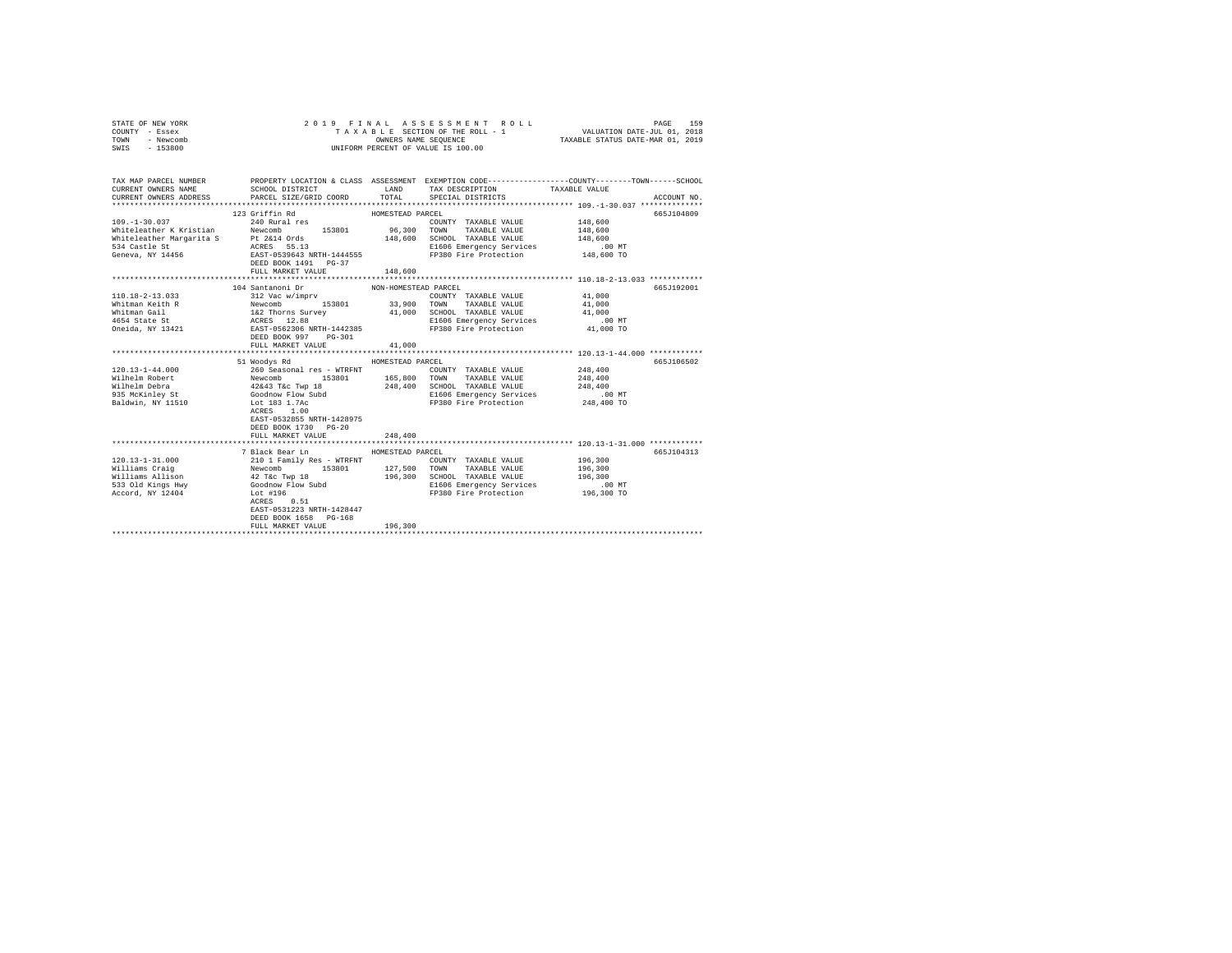STATE OF NEW YORK
COUNTY - Essex
TOWN - Newcomb
SWIS - 153800

2019 FINAL ASSESSMENT ROLL
TAXABLE SECTION OF THE ROLL - 1
OWNERS NAME SEQUENCE
UNIFORM PERCENT OF VALUE IS 100.00

VALUATION DATE-JUL 01, 2018
TAXABLE STATUS DATE-MAR 01, 2019

| TAX MAP PARCEL NUMBER / CURRENT OWNERS NAME / CURRENT OWNERS ADDRESS | PROPERTY LOCATION & CLASS / SCHOOL DISTRICT / PARCEL SIZE/GRID COORD | ASSESSMENT LAND / TOTAL | EXEMPTION CODE / TAX DESCRIPTION / SPECIAL DISTRICTS | TAXABLE VALUE (COUNTY / TOWN / SCHOOL) | ACCOUNT NO. |
|---|---|---|---|---|---|
| 109.-1-30.037 | 123 Griffin Rd — HOMESTEAD PARCEL | | | | 665J104809 |
| Whiteleather K Kristian | 240 Rural res | | COUNTY TAXABLE VALUE | 148,600 | |
| Whiteleather Margarita S | Newcomb 153801 | 96,300 | TOWN TAXABLE VALUE | 148,600 | |
| 534 Castle St | Pt 2&14 Ords | 148,600 | SCHOOL TAXABLE VALUE | 148,600 | |
| Geneva, NY 14456 | ACRES 55.13 | | E1606 Emergency Services | .00 MT | |
| | EAST-0539643 NRTH-1444555 | | FP380 Fire Protection | 148,600 TO | |
| | DEED BOOK 1491 PG-37 | | | | |
| | FULL MARKET VALUE | 148,600 | | | |
| 110.18-2-13.033 | 104 Santanoni Dr — NON-HOMESTEAD PARCEL | | | | 665J192001 |
| Whitman Keith R | 312 Vac w/imprv | | COUNTY TAXABLE VALUE | 41,000 | |
| Whitman Gail | Newcomb 153801 | 33,900 | TOWN TAXABLE VALUE | 41,000 | |
| 4654 State St | 1&2 Thorns Survey | 41,000 | SCHOOL TAXABLE VALUE | 41,000 | |
| Oneida, NY 13421 | ACRES 12.88 | | E1606 Emergency Services | .00 MT | |
| | EAST-0562306 NRTH-1442385 | | FP380 Fire Protection | 41,000 TO | |
| | DEED BOOK 997 PG-301 | | | | |
| | FULL MARKET VALUE | 41,000 | | | |
| 120.13-1-44.000 | 51 Woodys Rd — HOMESTEAD PARCEL | | | | 665J106502 |
| Wilhelm Robert | 260 Seasonal res - WTRFNT | | COUNTY TAXABLE VALUE | 248,400 | |
| Wilhelm Debra | Newcomb 153801 | 165,800 | TOWN TAXABLE VALUE | 248,400 | |
| 935 McKinley St | 42&43 T&c Twp 18 | 248,400 | SCHOOL TAXABLE VALUE | 248,400 | |
| Baldwin, NY 11510 | Goodnow Flow Subd | | E1606 Emergency Services | .00 MT | |
| | Lot 183 1.7Ac | | FP380 Fire Protection | 248,400 TO | |
| | ACRES 1.00 | | | | |
| | EAST-0532855 NRTH-1428975 | | | | |
| | DEED BOOK 1730 PG-20 | | | | |
| | FULL MARKET VALUE | 248,400 | | | |
| 120.13-1-31.000 | 7 Black Bear Ln — HOMESTEAD PARCEL | | | | 665J104313 |
| Williams Craig | 210 1 Family Res - WTRFNT | | COUNTY TAXABLE VALUE | 196,300 | |
| Williams Allison | Newcomb 153801 | 127,500 | TOWN TAXABLE VALUE | 196,300 | |
| 533 Old Kings Hwy | 42 T&c Twp 18 | 196,300 | SCHOOL TAXABLE VALUE | 196,300 | |
| Accord, NY 12404 | Goodnow Flow Subd | | E1606 Emergency Services | .00 MT | |
| | Lot #196 | | FP380 Fire Protection | 196,300 TO | |
| | ACRES 0.51 | | | | |
| | EAST-0531223 NRTH-1428447 | | | | |
| | DEED BOOK 1658 PG-168 | | | | |
| | FULL MARKET VALUE | 196,300 | | | |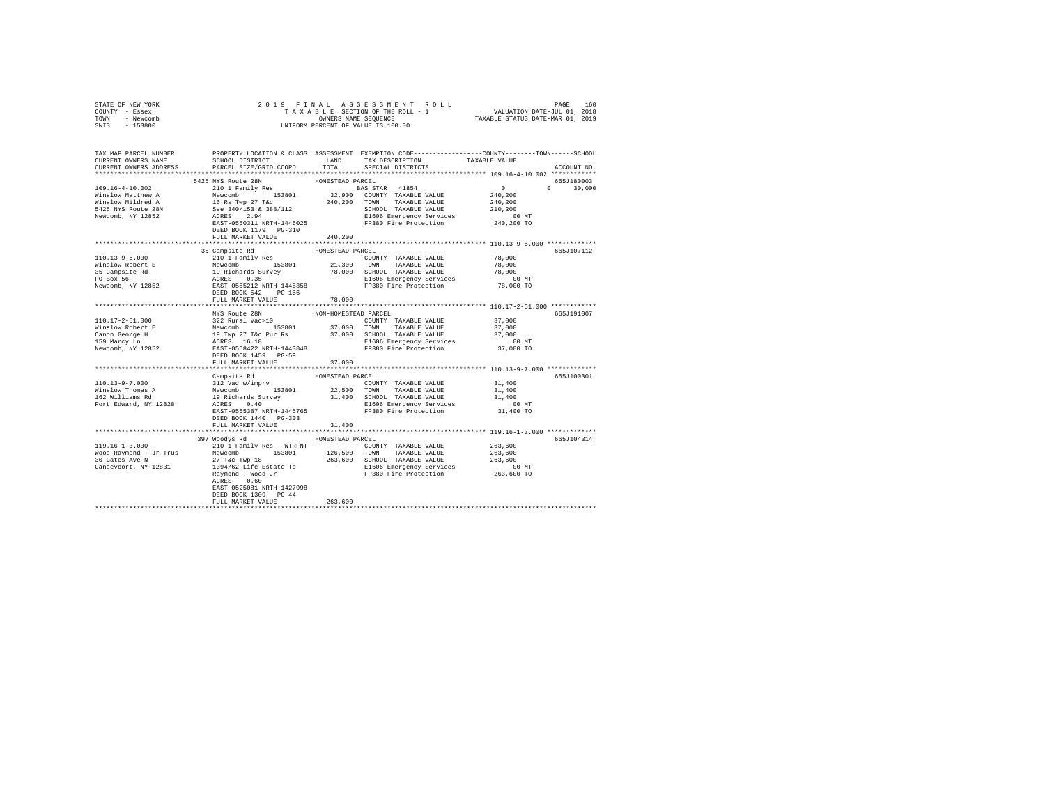```
STATE OF NEW YORK              2 0 1 9   F I N A L   A S S E S S M E N T   R O L L                PAGE   160
COUNTY  - Essex                    T A X A B L E SECTION OF THE ROLL - 1              VALUATION DATE-JUL 01, 2018
TOWN    - Newcomb                        OWNERS NAME SEQUENCE                    TAXABLE STATUS DATE-MAR 01, 2019
SWIS    - 153800                   UNIFORM PERCENT OF VALUE IS 100.00


TAX MAP PARCEL NUMBER          PROPERTY LOCATION & CLASS  ASSESSMENT  EXEMPTION CODE-----------------COUNTY--------TOWN------SCHOOL
CURRENT OWNERS NAME            SCHOOL DISTRICT              LAND      TAX DESCRIPTION           TAXABLE VALUE
CURRENT OWNERS ADDRESS         PARCEL SIZE/GRID COORD       TOTAL     SPECIAL DISTRICTS                                ACCOUNT NO.
******************************************************************************************** 109.16-4-10.002 ************
                          5425 NYS Route 28N              HOMESTEAD PARCEL                                           665J180003
109.16-4-10.002                210 1 Family Res                       BAS STAR  41854              0            0        30,000
Winslow Matthew A              Newcomb       153801        32,900     COUNTY  TAXABLE VALUE        240,200
Winslow Mildred A              16 Rs Twp 27 T&c           240,200     TOWN    TAXABLE VALUE        240,200
5425 NYS Route 28N             See 340/153 & 388/112                  SCHOOL  TAXABLE VALUE        210,200
Newcomb, NY 12852              ACRES    2.94                          E1606 Emergency Services          .00 MT
                               EAST-0550311 NRTH-1446025              FP380 Fire Protection          240,200 TO
                               DEED BOOK 1179   PG-310
                               FULL MARKET VALUE          240,200
******************************************************************************************** 110.13-9-5.000 *************
                            35 Campsite Rd                HOMESTEAD PARCEL                                           665J107112
110.13-9-5.000                 210 1 Family Res                       COUNTY  TAXABLE VALUE         78,000
Winslow Robert E               Newcomb       153801        21,300     TOWN    TAXABLE VALUE         78,000
35 Campsite Rd                 19 Richards Survey          78,000     SCHOOL  TAXABLE VALUE         78,000
PO Box 56                      ACRES    0.35                          E1606 Emergency Services          .00 MT
Newcomb, NY 12852              EAST-0555212 NRTH-1445858              FP380 Fire Protection           78,000 TO
                               DEED BOOK 542    PG-156
                               FULL MARKET VALUE           78,000
******************************************************************************************** 110.17-2-51.000 ************
                               NYS Route 28N              NON-HOMESTEAD PARCEL                                       665J191007
110.17-2-51.000                322 Rural vac>10                       COUNTY  TAXABLE VALUE         37,000
Winslow Robert E               Newcomb       153801        37,000     TOWN    TAXABLE VALUE         37,000
Canon George H                 19 Twp 27 T&c Pur Rs        37,000     SCHOOL  TAXABLE VALUE         37,000
159 Marcy Ln                   ACRES   16.18                          E1606 Emergency Services          .00 MT
Newcomb, NY 12852              EAST-0558422 NRTH-1443848              FP380 Fire Protection           37,000 TO
                               DEED BOOK 1459   PG-59
                               FULL MARKET VALUE           37,000
******************************************************************************************** 110.13-9-7.000 *************
                               Campsite Rd                HOMESTEAD PARCEL                                           665J100301
110.13-9-7.000                 312 Vac w/imprv                        COUNTY  TAXABLE VALUE         31,400
Winslow Thomas A               Newcomb       153801        22,500     TOWN    TAXABLE VALUE         31,400
162 Williams Rd                19 Richards Survey          31,400     SCHOOL  TAXABLE VALUE         31,400
Fort Edward, NY 12828          ACRES    0.40                          E1606 Emergency Services          .00 MT
                               EAST-0555387 NRTH-1445765              FP380 Fire Protection           31,400 TO
                               DEED BOOK 1440   PG-303
                               FULL MARKET VALUE           31,400
******************************************************************************************** 119.16-1-3.000 *************
                           397 Woodys Rd                  HOMESTEAD PARCEL                                           665J104314
119.16-1-3.000                 210 1 Family Res - WTRFNT              COUNTY  TAXABLE VALUE        263,600
Wood Raymond T Jr Trus         Newcomb       153801       126,500     TOWN    TAXABLE VALUE        263,600
30 Gates Ave N                 27 T&c Twp 18              263,600     SCHOOL  TAXABLE VALUE        263,600
Gansevoort, NY 12831           1394/62 Life Estate To                 E1606 Emergency Services          .00 MT
                               Raymond T Wood Jr                      FP380 Fire Protection          263,600 TO
                               ACRES    0.60
                               EAST-0525081 NRTH-1427998
                               DEED BOOK 1309   PG-44
                               FULL MARKET VALUE          263,600
****************************************************************************************************************************
```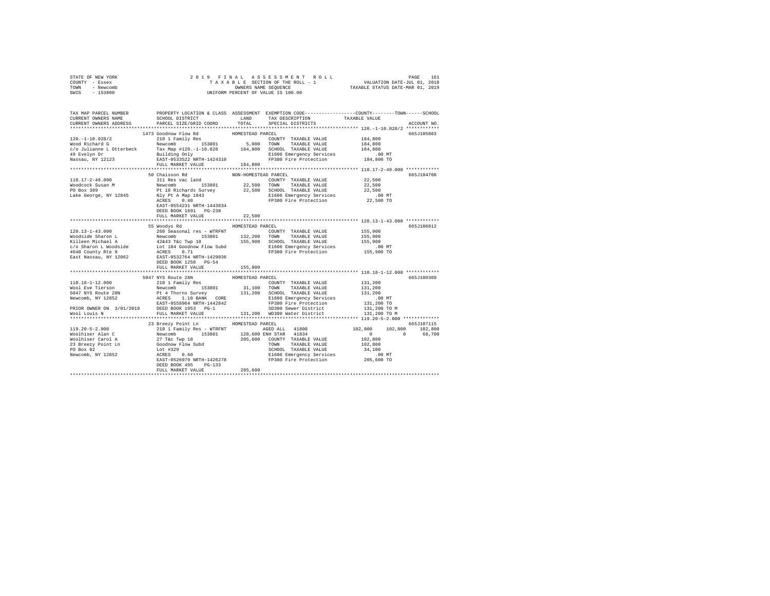STATE OF NEW YORK  
COUNTY - Essex  
TOWN - Newcomb  
SWIS - 153800

2019 FINAL ASSESSMENT ROLL  
TAXABLE SECTION OF THE ROLL - 1  
OWNERS NAME SEQUENCE  
UNIFORM PERCENT OF VALUE IS 100.00

VALUATION DATE-JUL 01, 2018  
TAXABLE STATUS DATE-MAR 01, 2019

```
TAX MAP PARCEL NUMBER     PROPERTY LOCATION & CLASS  ASSESSMENT  EXEMPTION CODE-----------------COUNTY--------TOWN------SCHOOL
CURRENT OWNERS NAME       SCHOOL DISTRICT             LAND      TAX DESCRIPTION            TAXABLE VALUE
CURRENT OWNERS ADDRESS    PARCEL SIZE/GRID COORD      TOTAL     SPECIAL DISTRICTS                                    ACCOUNT NO.
******************************************************************************************* 120.-1-10.028/2 ************
                          1473 Goodnow Flow Rd         HOMESTEAD PARCEL                                               665J105803
120.-1-10.028/2           210 1 Family Res                      COUNTY  TAXABLE VALUE          184,800
Wood Richard G            Newcomb       153801        5,000     TOWN    TAXABLE VALUE          184,800
c/o Julianne L Otterbeck  Tax Map #120.-1-10.028    184,800     SCHOOL  TAXABLE VALUE          184,800
49 Evelyn Dr              Building Only                         E1606 Emergency Services           .00 MT
Nassau, NY 12123          EAST-0533522 NRTH-1424310             FP380 Fire Protection          184,800 TO
                          FULL MARKET VALUE         184,800
******************************************************************************************* 110.17-2-49.000 ************
                          50 Chaisson Rd               NON-HOMESTEAD PARCEL                                           665J104708
110.17-2-49.000           311 Res vac land                      COUNTY  TAXABLE VALUE           22,500
Woodcock Susan M          Newcomb       153801       22,500     TOWN    TAXABLE VALUE           22,500
PO Box 389                Pt 18 Richards Survey      22,500     SCHOOL  TAXABLE VALUE           22,500
Lake George, NY 12845     Nly Pt A Map 1843                     E1606 Emergency Services           .00 MT
                          ACRES    0.40                         FP380 Fire Protection           22,500 TO
                          EAST-0554231 NRTH-1443834
                          DEED BOOK 1691   PG-238
                          FULL MARKET VALUE          22,500
******************************************************************************************* 120.13-1-43.000 ************
                          55 Woodys Rd                 HOMESTEAD PARCEL                                               665J106812
120.13-1-43.000           260 Seasonal res - WTRFNT             COUNTY  TAXABLE VALUE          155,900
Woodside Sharon L         Newcomb       153801      132,200     TOWN    TAXABLE VALUE          155,900
Killeen Michael A         42&43 T&c Twp 18          155,900     SCHOOL  TAXABLE VALUE          155,900
c/o Sharon L Woodside     Lot 184 Goodnow Flow Subd             E1606 Emergency Services           .00 MT
4648 County Rte 9         ACRES    0.71                         FP380 Fire Protection          155,900 TO
East Nassau, NY 12062     EAST-0532764 NRTH-1429036
                          DEED BOOK 1258   PG-54
                          FULL MARKET VALUE         155,900
******************************************************************************************* 110.18-1-12.000 ************
                          5047 NYS Route 28N           HOMESTEAD PARCEL                                               665J100309
110.18-1-12.000           210 1 Family Res                      COUNTY  TAXABLE VALUE          131,200
Wool Eve Tierson          Newcomb       153801       31,100     TOWN    TAXABLE VALUE          131,200
5047 NYS Route 28N        Pt 4 Thorns Survey        131,200     SCHOOL  TAXABLE VALUE          131,200
Newcomb, NY 12852         ACRES    1.10 BANK   CORE             E1606 Emergency Services           .00 MT
                          EAST-0558964 NRTH-1442842             FP380 Fire Protection          131,200 TO
PRIOR OWNER ON 3/01/2019  DEED BOOK 1953   PG-1                 SD380 Sewer District           131,200 TO M
Wool Louis N              FULL MARKET VALUE         131,200     WD380 Water District           131,200 TO M
******************************************************************************************* 119.20-5-2.000 *************
                          23 Breezy Point Ln           HOMESTEAD PARCEL                                               665J107115
119.20-5-2.000            210 1 Family Res - WTRFNT             AGED ALL  41800          102,800     102,800     102,800
Woolhiser Alan C          Newcomb       153801      128,600 ENH STAR  41834                    0           0      68,700
Woolhiser Carol A         27 T&c Twp 18             205,600     COUNTY  TAXABLE VALUE          102,800
23 Breezy Point Ln        Goodnow Flow Subd                     TOWN    TAXABLE VALUE          102,800
PO Box 82                 Lot #329                              SCHOOL  TAXABLE VALUE           34,100
Newcomb, NY 12852         ACRES    0.60                         E1606 Emergency Services           .00 MT
                          EAST-0526979 NRTH-1426278             FP380 Fire Protection          205,600 TO
                          DEED BOOK 495    PG-133
                          FULL MARKET VALUE         205,600
************************************************************************************************************************
```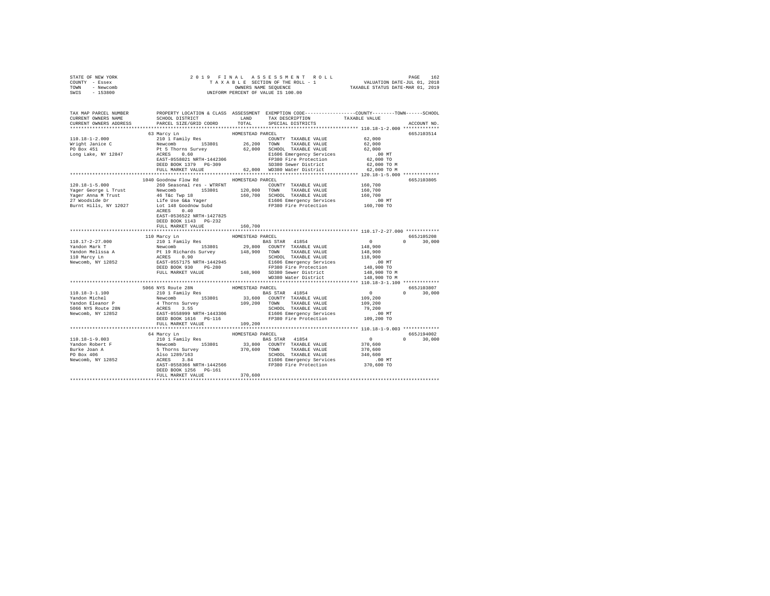STATE OF NEW YORK — COUNTY - Essex — TOWN - Newcomb — SWIS - 153800

# 2019 FINAL ASSESSMENT ROLL

TAXABLE SECTION OF THE ROLL - 1 — OWNERS NAME SEQUENCE — UNIFORM PERCENT OF VALUE IS 100.00

VALUATION DATE-JUL 01, 2018 — TAXABLE STATUS DATE-MAR 01, 2019

```
TAX MAP PARCEL NUMBER          PROPERTY LOCATION & CLASS  ASSESSMENT  EXEMPTION CODE-----------------COUNTY--------TOWN------SCHOOL
CURRENT OWNERS NAME            SCHOOL DISTRICT            LAND        TAX DESCRIPTION             TAXABLE VALUE
CURRENT OWNERS ADDRESS         PARCEL SIZE/GRID COORD     TOTAL       SPECIAL DISTRICTS                                      ACCOUNT NO.
******************************************************************************************* 110.18-1-2.000 *************
                          63 Marcy Ln                    HOMESTEAD PARCEL                                              665J103514
110.18-1-2.000             210 1 Family Res                     COUNTY  TAXABLE VALUE          62,000
Wright Janice C            Newcomb       153801        26,200   TOWN    TAXABLE VALUE          62,000
PO Box 451                 Pt 5 Thorns Survey          62,000   SCHOOL  TAXABLE VALUE          62,000
Long Lake, NY 12847        ACRES    0.60                        E1606 Emergency Services          .00 MT
                           EAST-0558021 NRTH-1442306            FP380 Fire Protection          62,000 TO
                           DEED BOOK 1379   PG-309              SD380 Sewer District           62,000 TO M
                           FULL MARKET VALUE           62,000   WD380 Water District           62,000 TO M
******************************************************************************************* 120.18-1-5.000 *************
                          1040 Goodnow Flow Rd           HOMESTEAD PARCEL                                              665J103805
120.18-1-5.000             260 Seasonal res - WTRFNT            COUNTY  TAXABLE VALUE         160,700
Yager George L Trust       Newcomb       153801       120,000   TOWN    TAXABLE VALUE         160,700
Yager Anna M Trust         46 T&c Twp 18              160,700   SCHOOL  TAXABLE VALUE         160,700
27 Woodside Dr             Life Use G&a Yager                   E1606 Emergency Services          .00 MT
Burnt Hills, NY 12027      Lot 148 Goodnow Subd                 FP380 Fire Protection         160,700 TO
                           ACRES    0.40
                           EAST-0536522 NRTH-1427825
                           DEED BOOK 1143   PG-232
                           FULL MARKET VALUE          160,700
******************************************************************************************* 110.17-2-27.000 ************
                          110 Marcy Ln                   HOMESTEAD PARCEL                                              665J105208
110.17-2-27.000            210 1 Family Res                     BAS STAR  41854                 0           0       30,000
Yandon Mark T              Newcomb       153801        29,800   COUNTY  TAXABLE VALUE         148,900
Yandon Melissa A           Pt 19 Richards Survey      148,900   TOWN    TAXABLE VALUE         148,900
110 Marcy Ln               ACRES    0.90                        SCHOOL  TAXABLE VALUE         118,900
Newcomb, NY 12852          EAST-0557175 NRTH-1442945            E1606 Emergency Services          .00 MT
                           DEED BOOK 930    PG-280              FP380 Fire Protection         148,900 TO
                           FULL MARKET VALUE          148,900   SD380 Sewer District          148,900 TO M
                                                                WD380 Water District          148,900 TO M
******************************************************************************************* 110.18-3-1.100 *************
                          5066 NYS Route 28N             HOMESTEAD PARCEL                                              665J103807
110.18-3-1.100             210 1 Family Res                     BAS STAR  41854                 0           0       30,000
Yandon Michel              Newcomb       153801        33,600   COUNTY  TAXABLE VALUE         109,200
Yandon Eleanor P           4 Thorns Survey            109,200   TOWN    TAXABLE VALUE         109,200
5066 NYS Route 28N         ACRES    3.55                        SCHOOL  TAXABLE VALUE          79,200
Newcomb, NY 12852          EAST-0558999 NRTH-1443306            E1606 Emergency Services          .00 MT
                           DEED BOOK 1616   PG-116              FP380 Fire Protection         109,200 TO
                           FULL MARKET VALUE          109,200
******************************************************************************************* 110.18-1-9.003 *************
                          64 Marcy Ln                    HOMESTEAD PARCEL                                              665J194002
110.18-1-9.003             210 1 Family Res                     BAS STAR  41854                 0           0       30,000
Yandon Robert F            Newcomb       153801        33,800   COUNTY  TAXABLE VALUE         370,600
Burke Joan A               5 Thorns Survey            370,600   TOWN    TAXABLE VALUE         370,600
PO Box 406                 Also 1289/163                        SCHOOL  TAXABLE VALUE         340,600
Newcomb, NY 12852          ACRES    3.84                        E1606 Emergency Services          .00 MT
                           EAST-0558366 NRTH-1442566            FP380 Fire Protection         370,600 TO
                           DEED BOOK 1256   PG-161
                           FULL MARKET VALUE          370,600
************************************************************************************************************************
```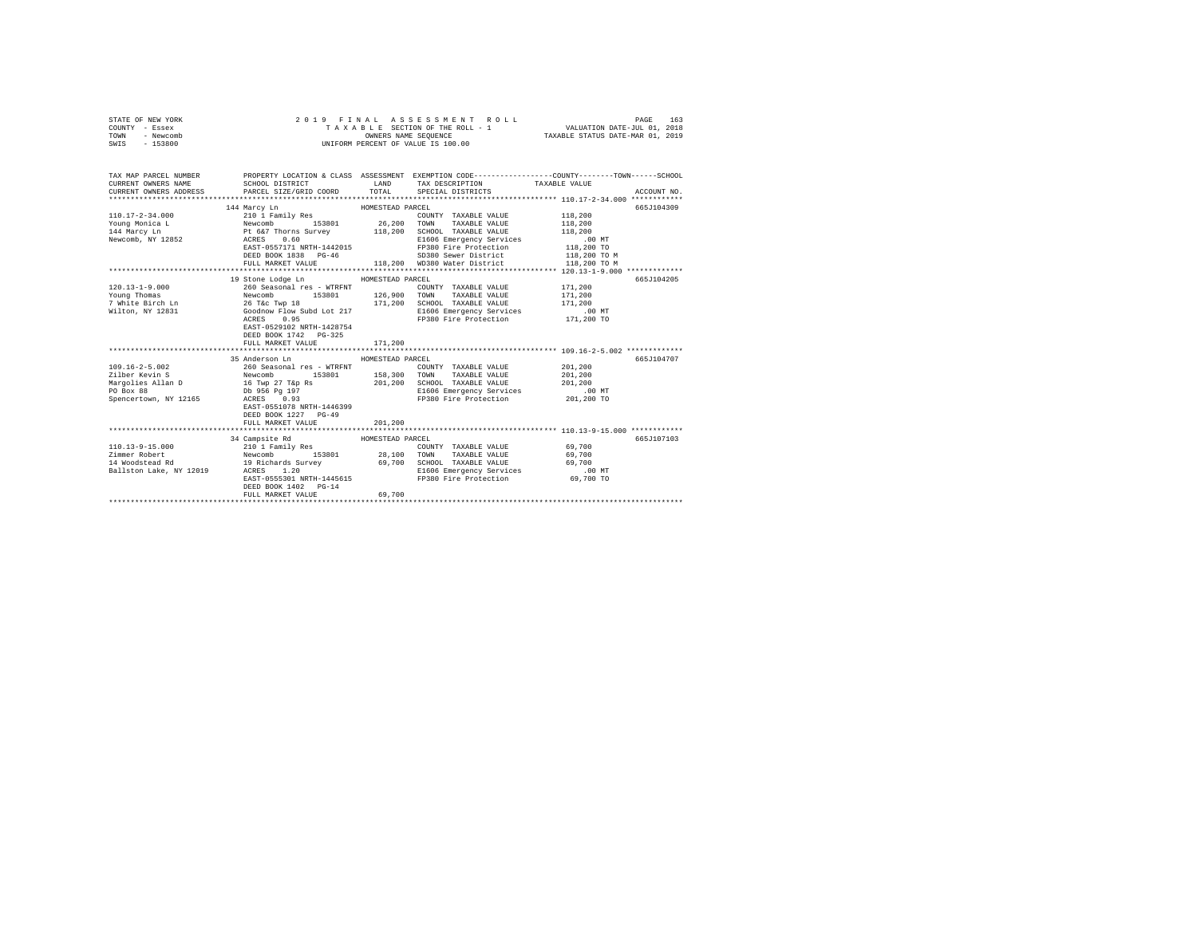STATE OF NEW YORK  
COUNTY - Essex  
TOWN - Newcomb  
SWIS - 153800

2019 FINAL ASSESSMENT ROLL  
TAXABLE SECTION OF THE ROLL - 1  
OWNERS NAME SEQUENCE  
UNIFORM PERCENT OF VALUE IS 100.00

VALUATION DATE-JUL 01, 2018  
TAXABLE STATUS DATE-MAR 01, 2019

| TAX MAP PARCEL NUMBER / CURRENT OWNERS NAME / CURRENT OWNERS ADDRESS | PROPERTY LOCATION & CLASS / SCHOOL DISTRICT / PARCEL SIZE/GRID COORD | ASSESSMENT LAND / TOTAL | EXEMPTION CODE / TAX DESCRIPTION / SPECIAL DISTRICTS | TAXABLE VALUE (COUNTY / TOWN / SCHOOL) | ACCOUNT NO. |
|---|---|---|---|---|---|
| **110.17-2-34.000** | 144 Marcy Ln — HOMESTEAD PARCEL | | | | 665J104309 |
| 110.17-2-34.000 | 210 1 Family Res | | COUNTY TAXABLE VALUE | 118,200 | |
| Young Monica L | Newcomb 153801 | 26,200 | TOWN TAXABLE VALUE | 118,200 | |
| 144 Marcy Ln | Pt 6&7 Thorns Survey | 118,200 | SCHOOL TAXABLE VALUE | 118,200 | |
| Newcomb, NY 12852 | ACRES 0.60 | | E1606 Emergency Services | .00 MT | |
| | EAST-0557171 NRTH-1442015 | | FP380 Fire Protection | 118,200 TO | |
| | DEED BOOK 1838 PG-46 | | SD380 Sewer District | 118,200 TO M | |
| | FULL MARKET VALUE | 118,200 | WD380 Water District | 118,200 TO M | |
| **120.13-1-9.000** | 19 Stone Lodge Ln — HOMESTEAD PARCEL | | | | 665J104205 |
| 120.13-1-9.000 | 260 Seasonal res - WTRFNT | | COUNTY TAXABLE VALUE | 171,200 | |
| Young Thomas | Newcomb 153801 | 126,900 | TOWN TAXABLE VALUE | 171,200 | |
| 7 White Birch Ln | 26 T&c Twp 18 | 171,200 | SCHOOL TAXABLE VALUE | 171,200 | |
| Wilton, NY 12831 | Goodnow Flow Subd Lot 217 | | E1606 Emergency Services | .00 MT | |
| | ACRES 0.95 | | FP380 Fire Protection | 171,200 TO | |
| | EAST-0529102 NRTH-1428754 | | | | |
| | DEED BOOK 1742 PG-325 | | | | |
| | FULL MARKET VALUE | 171,200 | | | |
| **109.16-2-5.002** | 35 Anderson Ln — HOMESTEAD PARCEL | | | | 665J104707 |
| 109.16-2-5.002 | 260 Seasonal res - WTRFNT | | COUNTY TAXABLE VALUE | 201,200 | |
| Zilber Kevin S | Newcomb 153801 | 158,300 | TOWN TAXABLE VALUE | 201,200 | |
| Margolies Allan D | 16 Twp 27 T&p Rs | 201,200 | SCHOOL TAXABLE VALUE | 201,200 | |
| PO Box 88 | Db 956 Pg 197 | | E1606 Emergency Services | .00 MT | |
| Spencertown, NY 12165 | ACRES 0.93 | | FP380 Fire Protection | 201,200 TO | |
| | EAST-0551078 NRTH-1446399 | | | | |
| | DEED BOOK 1227 PG-49 | | | | |
| | FULL MARKET VALUE | 201,200 | | | |
| **110.13-9-15.000** | 34 Campsite Rd — HOMESTEAD PARCEL | | | | 665J107103 |
| 110.13-9-15.000 | 210 1 Family Res | | COUNTY TAXABLE VALUE | 69,700 | |
| Zimmer Robert | Newcomb 153801 | 28,100 | TOWN TAXABLE VALUE | 69,700 | |
| 14 Woodstead Rd | 19 Richards Survey | 69,700 | SCHOOL TAXABLE VALUE | 69,700 | |
| Ballston Lake, NY 12019 | ACRES 1.20 | | E1606 Emergency Services | .00 MT | |
| | EAST-0555301 NRTH-1445615 | | FP380 Fire Protection | 69,700 TO | |
| | DEED BOOK 1402 PG-14 | | | | |
| | FULL MARKET VALUE | 69,700 | | | |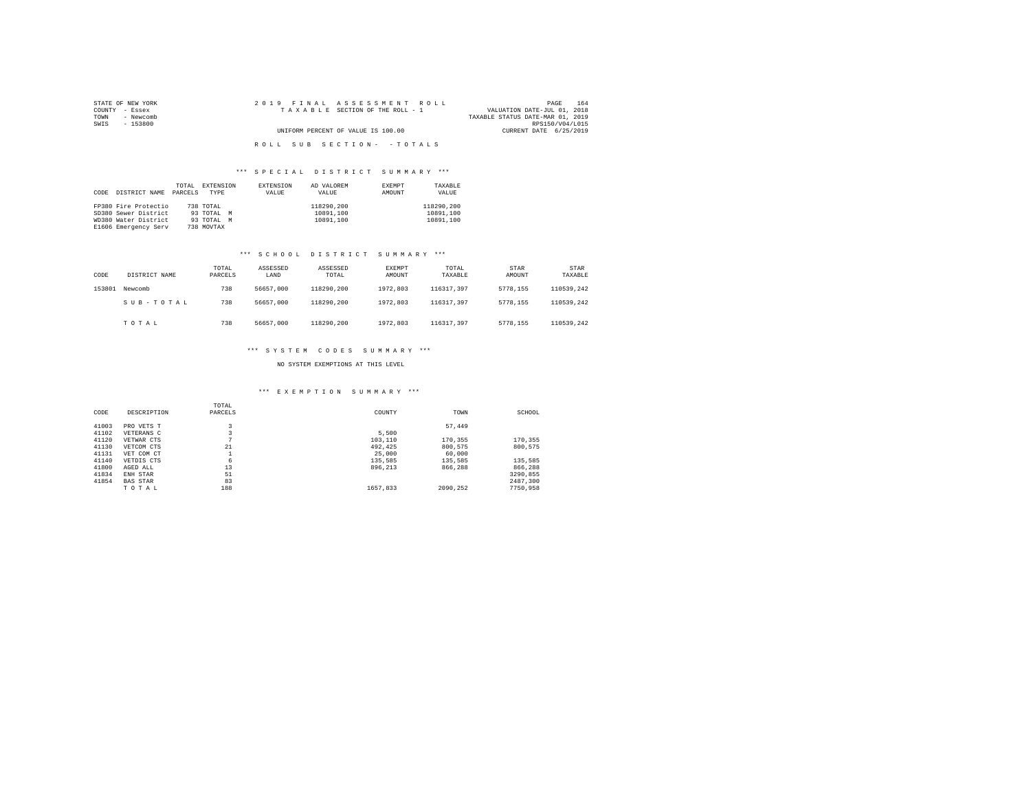STATE OF NEW YORK
COUNTY - Essex
TOWN - Newcomb
SWIS - 153800

2019 FINAL ASSESSMENT ROLL
TAXABLE SECTION OF THE ROLL - 1
UNIFORM PERCENT OF VALUE IS 100.00

VALUATION DATE-JUL 01, 2018
TAXABLE STATUS DATE-MAR 01, 2019
RPS150/V04/L015
CURRENT DATE 6/25/2019

ROLL SUB SECTION- - TOTALS

*** SPECIAL DISTRICT SUMMARY ***

| CODE | DISTRICT NAME | TOTAL PARCELS | EXTENSION TYPE | EXTENSION VALUE | AD VALOREM VALUE | EXEMPT AMOUNT | TAXABLE VALUE |
|---|---|---|---|---|---|---|---|
| FP380 | Fire Protectio | 738 | TOTAL | | 118290,200 | | 118290,200 |
| SD380 | Sewer District | 93 | TOTAL M | | 10891,100 | | 10891,100 |
| WD380 | Water District | 93 | TOTAL M | | 10891,100 | | 10891,100 |
| E1606 | Emergency Serv | 738 | MOVTAX | | | | |

*** SCHOOL DISTRICT SUMMARY ***

| CODE | DISTRICT NAME | TOTAL PARCELS | ASSESSED LAND | ASSESSED TOTAL | EXEMPT AMOUNT | TOTAL TAXABLE | STAR AMOUNT | STAR TAXABLE |
|---|---|---|---|---|---|---|---|---|
| 153801 | Newcomb | 738 | 56657,000 | 118290,200 | 1972,803 | 116317,397 | 5778,155 | 110539,242 |
| | SUB-TOTAL | 738 | 56657,000 | 118290,200 | 1972,803 | 116317,397 | 5778,155 | 110539,242 |
| | TOTAL | 738 | 56657,000 | 118290,200 | 1972,803 | 116317,397 | 5778,155 | 110539,242 |

*** SYSTEM CODES SUMMARY ***

NO SYSTEM EXEMPTIONS AT THIS LEVEL

*** EXEMPTION SUMMARY ***

| CODE | DESCRIPTION | TOTAL PARCELS | COUNTY | TOWN | SCHOOL |
|---|---|---|---|---|---|
| 41003 | PRO VETS T | 3 | | 57,449 | |
| 41102 | VETERANS C | 3 | 5,500 | | |
| 41120 | VETWAR CTS | 7 | 103,110 | 170,355 | 170,355 |
| 41130 | VETCOM CTS | 21 | 492,425 | 800,575 | 800,575 |
| 41131 | VET COM CT | 1 | 25,000 | 60,000 | |
| 41140 | VETDIS CTS | 6 | 135,585 | 135,585 | 135,585 |
| 41800 | AGED ALL | 13 | 896,213 | 866,288 | 866,288 |
| 41834 | ENH STAR | 51 | | | 3290,855 |
| 41854 | BAS STAR | 83 | | | 2487,300 |
| | TOTAL | 188 | 1657,833 | 2090,252 | 7750,958 |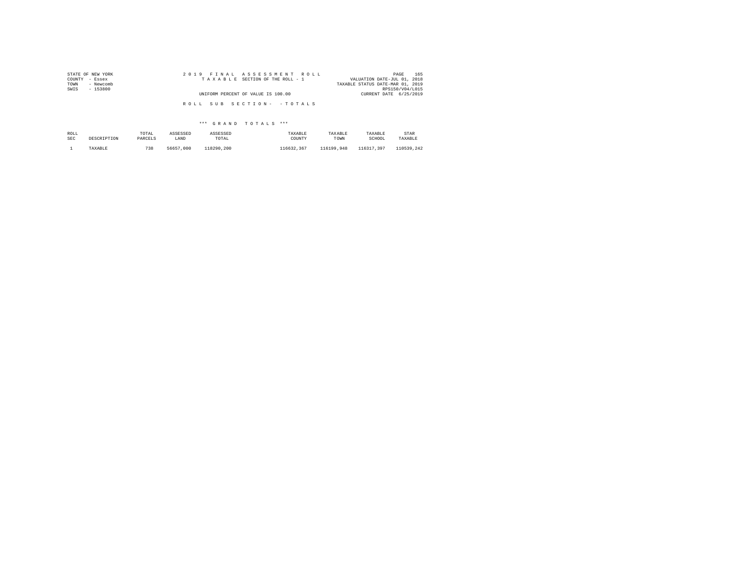STATE OF NEW YORK
COUNTY - Essex
TOWN - Newcomb
SWIS - 153800

2019 FINAL ASSESSMENT ROLL
TAXABLE SECTION OF THE ROLL - 1

UNIFORM PERCENT OF VALUE IS 100.00

VALUATION DATE-JUL 01, 2018
TAXABLE STATUS DATE-MAR 01, 2019
RPS150/V04/L015
CURRENT DATE 6/25/2019

ROLL SUB SECTION- - TOTALS

*** GRAND TOTALS ***

| ROLL SEC | DESCRIPTION | TOTAL PARCELS | ASSESSED LAND | ASSESSED TOTAL | TAXABLE COUNTY | TAXABLE TOWN | TAXABLE SCHOOL | STAR TAXABLE |
|---|---|---|---|---|---|---|---|---|
| 1 | TAXABLE | 738 | 56657,000 | 118290,200 | 116632,367 | 116199,948 | 116317,397 | 110539,242 |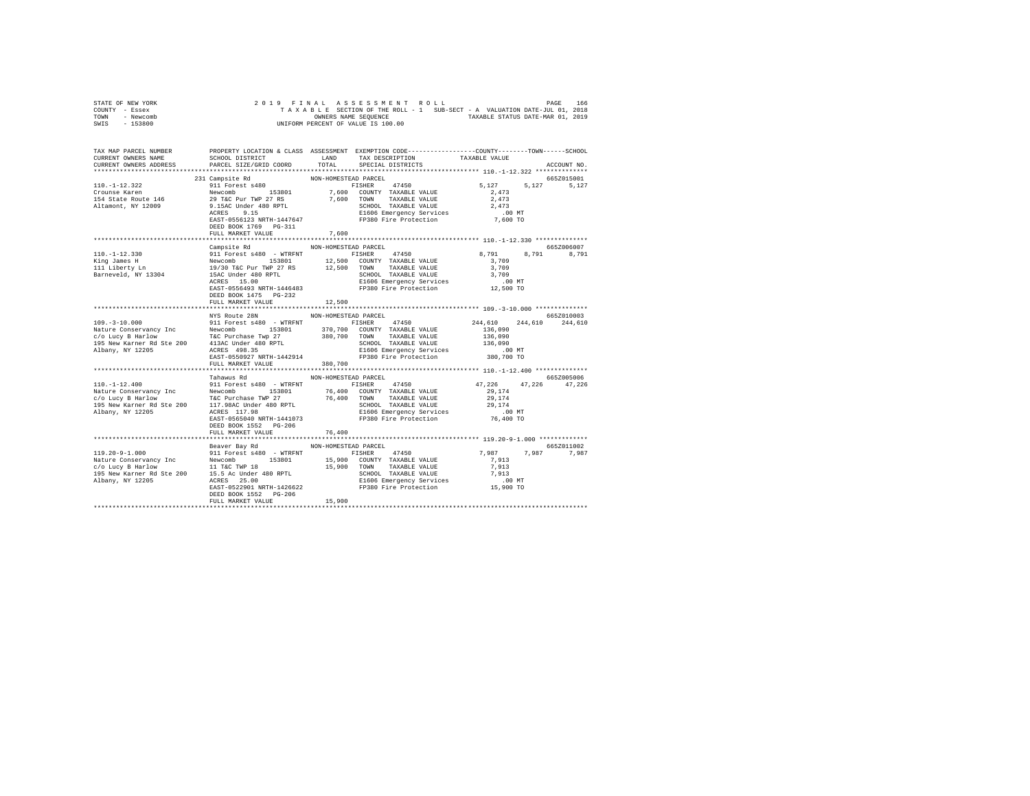```
STATE OF NEW YORK              2 0 1 9   F I N A L   A S S E S S M E N T   R O L L                  PAGE   166
COUNTY  - Essex                 T A X A B L E SECTION OF THE ROLL - 1  SUB-SECT - A  VALUATION DATE-JUL 01, 2018
TOWN    - Newcomb                          OWNERS NAME SEQUENCE                  TAXABLE STATUS DATE-MAR 01, 2019
SWIS    - 153800                     UNIFORM PERCENT OF VALUE IS 100.00

TAX MAP PARCEL NUMBER          PROPERTY LOCATION & CLASS  ASSESSMENT  EXEMPTION CODE-----------------COUNTY--------TOWN------SCHOOL
CURRENT OWNERS NAME            SCHOOL DISTRICT               LAND      TAX DESCRIPTION            TAXABLE VALUE
CURRENT OWNERS ADDRESS         PARCEL SIZE/GRID COORD        TOTAL     SPECIAL DISTRICTS                                  ACCOUNT NO.
******************************************************************************************************* 110.-1-12.322 **************
                               231 Campsite Rd               NON-HOMESTEAD PARCEL                                           665Z015001
110.-1-12.322                  911 Forest s480                         FISHER     47450              5,127      5,127      5,127
Crounse Karen                  Newcomb       153801          7,600    COUNTY  TAXABLE VALUE            2,473
154 State Route 146            29 T&C Pur TWP 27 RS          7,600    TOWN    TAXABLE VALUE            2,473
Altamont, NY 12009             9.15AC Under 480 RPTL                  SCHOOL  TAXABLE VALUE            2,473
                               ACRES    9.15                          E1606 Emergency Services           .00 MT
                               EAST-0556123 NRTH-1447647              FP380 Fire Protection            7,600 TO
                               DEED BOOK 1769   PG-311
                               FULL MARKET VALUE             7,600
******************************************************************************************************* 110.-1-12.330 **************
                               Campsite Rd                   NON-HOMESTEAD PARCEL                                           665Z006007
110.-1-12.330                  911 Forest s480 - WTRFNT                FISHER     47450              8,791      8,791      8,791
King James H                   Newcomb       153801         12,500    COUNTY  TAXABLE VALUE            3,709
111 Liberty Ln                 19/30 T&C Pur TWP 27 RS      12,500    TOWN    TAXABLE VALUE            3,709
Barneveld, NY 13304            15AC Under 480 RPTL                    SCHOOL  TAXABLE VALUE            3,709
                               ACRES   15.00                          E1606 Emergency Services           .00 MT
                               EAST-0556493 NRTH-1446483              FP380 Fire Protection           12,500 TO
                               DEED BOOK 1475   PG-232
                               FULL MARKET VALUE            12,500
******************************************************************************************************* 109.-3-10.000 **************
                               NYS Route 28N                 NON-HOMESTEAD PARCEL                                           665Z010003
109.-3-10.000                  911 Forest s480 - WTRFNT                FISHER     47450            244,610    244,610    244,610
Nature Conservancy Inc         Newcomb       153801        370,700    COUNTY  TAXABLE VALUE          136,090
c/o Lucy B Harlow              T&C Purchase Twp 27         380,700    TOWN    TAXABLE VALUE          136,090
195 New Karner Rd Ste 200      413AC Under 480 RPTL                   SCHOOL  TAXABLE VALUE          136,090
Albany, NY 12205               ACRES  498.35                          E1606 Emergency Services           .00 MT
                               EAST-0550927 NRTH-1442914              FP380 Fire Protection          380,700 TO
                               FULL MARKET VALUE           380,700
******************************************************************************************************* 110.-1-12.400 **************
                               Tahawus Rd                    NON-HOMESTEAD PARCEL                                           665Z005006
110.-1-12.400                  911 Forest s480 - WTRFNT                FISHER     47450             47,226     47,226     47,226
Nature Conservancy Inc         Newcomb       153801         76,400    COUNTY  TAXABLE VALUE           29,174
c/o Lucy B Harlow              T&C Purchase TWP 27          76,400    TOWN    TAXABLE VALUE           29,174
195 New Karner Rd Ste 200      117.98AC Under 480 RPTL                SCHOOL  TAXABLE VALUE           29,174
Albany, NY 12205               ACRES  117.98                          E1606 Emergency Services           .00 MT
                               EAST-0565040 NRTH-1441073              FP380 Fire Protection           76,400 TO
                               DEED BOOK 1552   PG-206
                               FULL MARKET VALUE            76,400
******************************************************************************************************* 119.20-9-1.000 *************
                               Beaver Bay Rd                 NON-HOMESTEAD PARCEL                                           665Z011002
119.20-9-1.000                 911 Forest s480 - WTRFNT                FISHER     47450              7,987      7,987      7,987
Nature Conservancy Inc         Newcomb       153801         15,900    COUNTY  TAXABLE VALUE            7,913
c/o Lucy B Harlow              11 T&C TWP 18                15,900    TOWN    TAXABLE VALUE            7,913
195 New Karner Rd Ste 200      15.5 Ac Under 480 RPTL                 SCHOOL  TAXABLE VALUE            7,913
Albany, NY 12205               ACRES   25.00                          E1606 Emergency Services           .00 MT
                               EAST-0522901 NRTH-1426622              FP380 Fire Protection           15,900 TO
                               DEED BOOK 1552   PG-206
                               FULL MARKET VALUE            15,900
************************************************************************************************************************************
```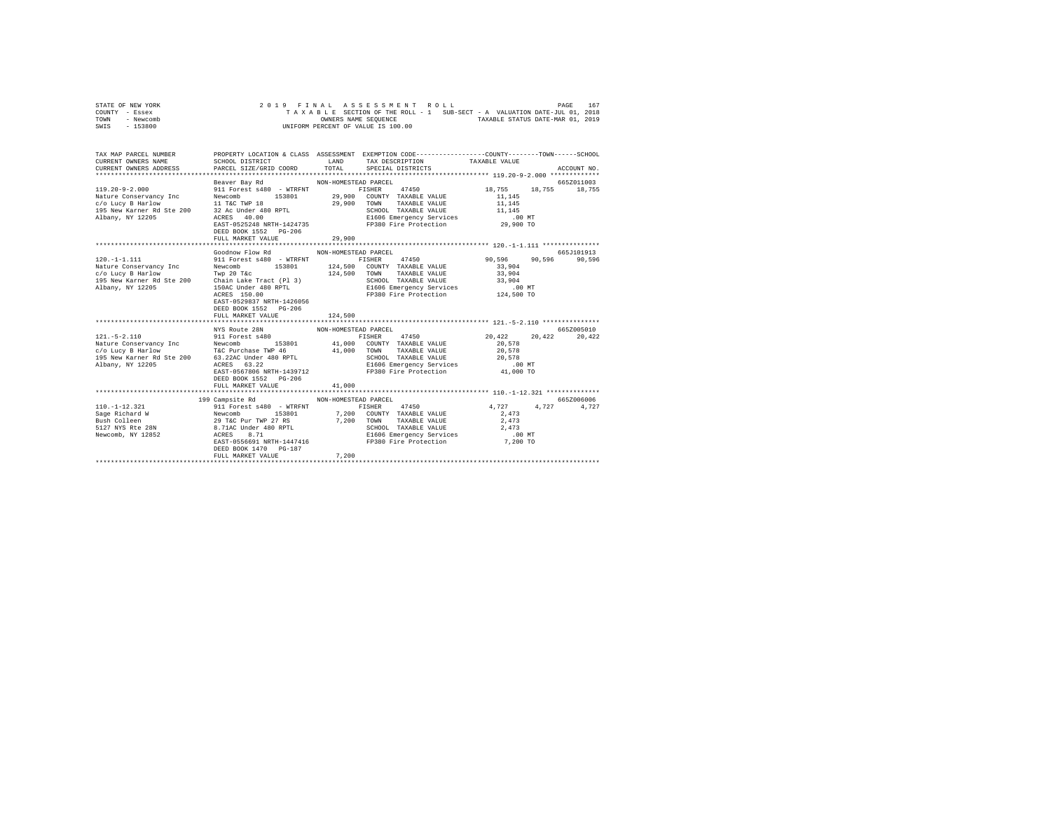STATE OF NEW YORK
COUNTY - Essex
TOWN - Newcomb
SWIS - 153800

2019 FINAL ASSESSMENT ROLL
TAXABLE SECTION OF THE ROLL - 1 SUB-SECT - A VALUATION DATE-JUL 01, 2018
OWNERS NAME SEQUENCE TAXABLE STATUS DATE-MAR 01, 2019
UNIFORM PERCENT OF VALUE IS 100.00

```
TAX MAP PARCEL NUMBER      PROPERTY LOCATION & CLASS  ASSESSMENT  EXEMPTION CODE-----------------COUNTY--------TOWN------SCHOOL
CURRENT OWNERS NAME        SCHOOL DISTRICT              LAND      TAX DESCRIPTION            TAXABLE VALUE
CURRENT OWNERS ADDRESS     PARCEL SIZE/GRID COORD       TOTAL     SPECIAL DISTRICTS                                  ACCOUNT NO.
******************************************************************************************************* 119.20-9-2.000 *************
                           Beaver Bay Rd               NON-HOMESTEAD PARCEL                                           665Z011003
119.20-9-2.000             911 Forest s480  - WTRFNT          FISHER     47450             18,755     18,755     18,755
Nature Conservancy Inc     Newcomb       153801        29,900   COUNTY  TAXABLE VALUE           11,145
c/o Lucy B Harlow          11 T&C TWP 18                29,900   TOWN    TAXABLE VALUE           11,145
195 New Karner Rd Ste 200  32 Ac Under 480 RPTL                  SCHOOL  TAXABLE VALUE           11,145
Albany, NY 12205           ACRES  40.00                          E1606 Emergency Services          .00 MT
                           EAST-0525248 NRTH-1424735             FP380 Fire Protection          29,900 TO
                           DEED BOOK 1552   PG-206
                           FULL MARKET VALUE            29,900
******************************************************************************************************* 120.-1-1.111 ***************
                           Goodnow Flow Rd             NON-HOMESTEAD PARCEL                                           665J101913
120.-1-1.111               911 Forest s480  - WTRFNT          FISHER     47450             90,596     90,596     90,596
Nature Conservancy Inc     Newcomb       153801       124,500   COUNTY  TAXABLE VALUE           33,904
c/o Lucy B Harlow          Twp 20 T&c                  124,500   TOWN    TAXABLE VALUE           33,904
195 New Karner Rd Ste 200  Chain Lake Tract (Pl 3)               SCHOOL  TAXABLE VALUE           33,904
Albany, NY 12205           150AC Under 480 RPTL                  E1606 Emergency Services          .00 MT
                           ACRES 150.00                          FP380 Fire Protection         124,500 TO
                           EAST-0529837 NRTH-1426056
                           DEED BOOK 1552   PG-206
                           FULL MARKET VALUE           124,500
******************************************************************************************************* 121.-5-2.110 ***************
                           NYS Route 28N               NON-HOMESTEAD PARCEL                                           665Z005010
121.-5-2.110               911 Forest s480                    FISHER     47450             20,422     20,422     20,422
Nature Conservancy Inc     Newcomb       153801        41,000   COUNTY  TAXABLE VALUE           20,578
c/o Lucy B Harlow          T&C Purchase TWP 46          41,000   TOWN    TAXABLE VALUE           20,578
195 New Karner Rd Ste 200  63.22AC Under 480 RPTL                SCHOOL  TAXABLE VALUE           20,578
Albany, NY 12205           ACRES  63.22                          E1606 Emergency Services          .00 MT
                           EAST-0567806 NRTH-1439712             FP380 Fire Protection          41,000 TO
                           DEED BOOK 1552   PG-206
                           FULL MARKET VALUE            41,000
******************************************************************************************************* 110.-1-12.321 **************
                         199 Campsite Rd               NON-HOMESTEAD PARCEL                                           665Z006006
110.-1-12.321              911 Forest s480  - WTRFNT          FISHER     47450              4,727      4,727      4,727
Sage Richard W             Newcomb       153801         7,200   COUNTY  TAXABLE VALUE            2,473
Bush Colleen               29 T&C Pur TWP 27 RS          7,200   TOWN    TAXABLE VALUE            2,473
5127 NYS Rte 28N           8.71AC Under 480 RPTL                 SCHOOL  TAXABLE VALUE            2,473
Newcomb, NY 12852          ACRES   8.71                          E1606 Emergency Services          .00 MT
                           EAST-0556691 NRTH-1447416             FP380 Fire Protection           7,200 TO
                           DEED BOOK 1470   PG-187
                           FULL MARKET VALUE             7,200
************************************************************************************************************************************
```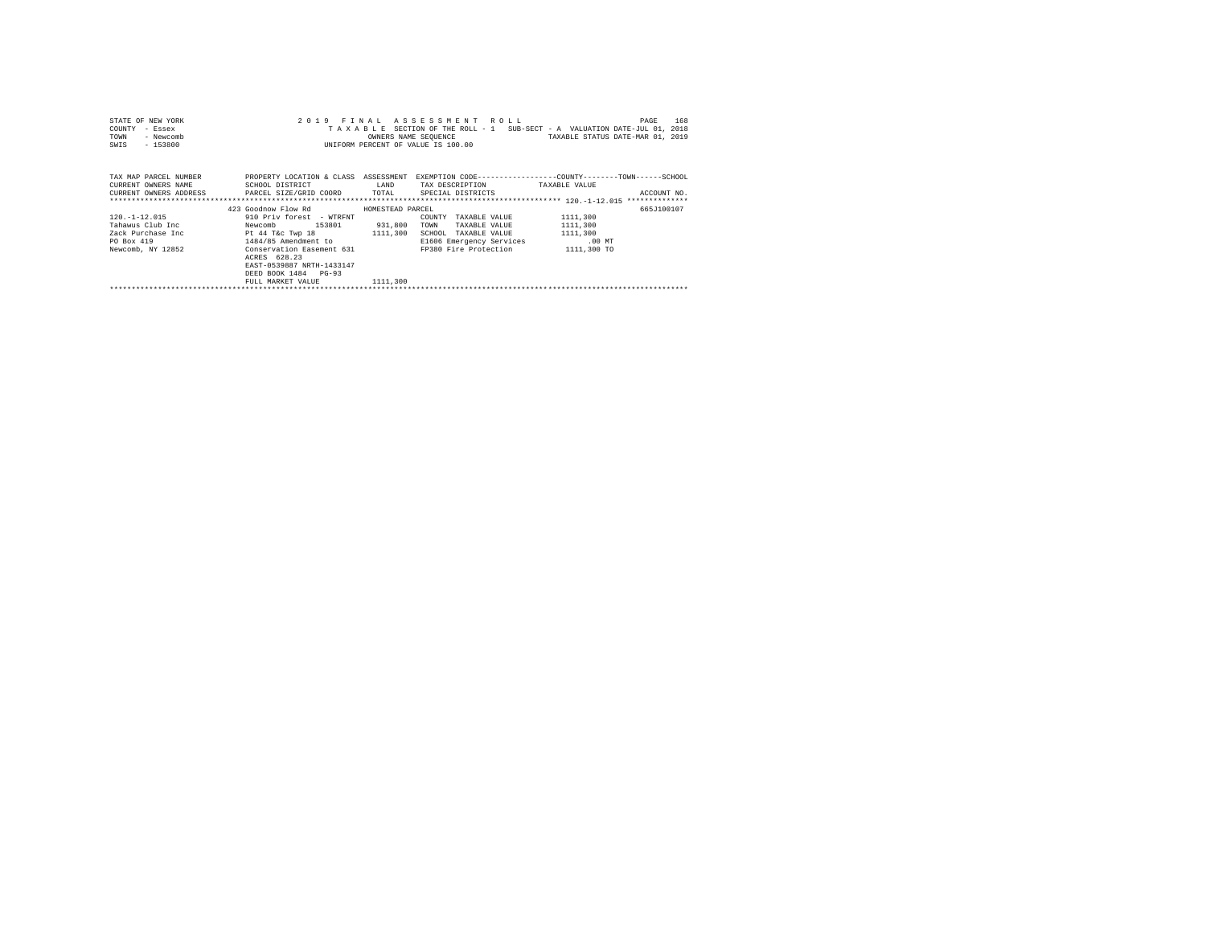STATE OF NEW YORK — 2019 FINAL ASSESSMENT ROLL
COUNTY - Essex — TAXABLE SECTION OF THE ROLL - 1 — SUB-SECT - A VALUATION DATE-JUL 01, 2018
TOWN - Newcomb — OWNERS NAME SEQUENCE — TAXABLE STATUS DATE-MAR 01, 2019
SWIS - 153800 — UNIFORM PERCENT OF VALUE IS 100.00

| TAX MAP PARCEL NUMBER / CURRENT OWNERS NAME / CURRENT OWNERS ADDRESS | PROPERTY LOCATION & CLASS / SCHOOL DISTRICT / PARCEL SIZE/GRID COORD | ASSESSMENT LAND / TOTAL | EXEMPTION CODE / TAX DESCRIPTION / SPECIAL DISTRICTS | TAXABLE VALUE (COUNTY / TOWN / SCHOOL) | ACCOUNT NO. |
|---|---|---|---|---|---|
| 120.-1-12.015 | 423 Goodnow Flow Rd | HOMESTEAD PARCEL | | | 665J100107 |
| 120.-1-12.015 | 910 Priv forest - WTRFNT | | COUNTY TAXABLE VALUE | 1111,300 | |
| Tahawus Club Inc | Newcomb 153801 | 931,800 | TOWN TAXABLE VALUE | 1111,300 | |
| Zack Purchase Inc | Pt 44 T&c Twp 18 | 1111,300 | SCHOOL TAXABLE VALUE | 1111,300 | |
| PO Box 419 | 1484/85 Amendment to | | E1606 Emergency Services | .00 MT | |
| Newcomb, NY 12852 | Conservation Easement 631 | | FP380 Fire Protection | 1111,300 TO | |
| | ACRES 628.23 | | | | |
| | EAST-0539887 NRTH-1433147 | | | | |
| | DEED BOOK 1484 PG-93 | | | | |
| | FULL MARKET VALUE | 1111,300 | | | |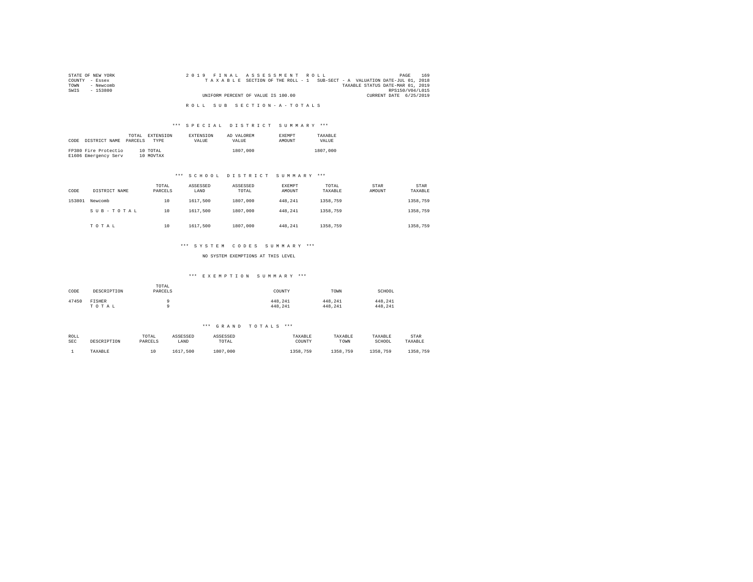STATE OF NEW YORK
COUNTY - Essex
TOWN - Newcomb
SWIS - 153800

2019 FINAL ASSESSMENT ROLL
TAXABLE SECTION OF THE ROLL - 1 SUB-SECT - A VALUATION DATE-JUL 01, 2018
TAXABLE STATUS DATE-MAR 01, 2019
RPS150/V04/L015
UNIFORM PERCENT OF VALUE IS 100.00
CURRENT DATE 6/25/2019

ROLL SUB SECTION-A-TOTALS

### *** SPECIAL DISTRICT SUMMARY ***

| CODE | DISTRICT NAME | TOTAL PARCELS | EXTENSION TYPE | EXTENSION VALUE | AD VALOREM VALUE | EXEMPT AMOUNT | TAXABLE VALUE |
|---|---|---|---|---|---|---|---|
| FP380 | Fire Protectio | 10 | TOTAL | | 1807,000 | | 1807,000 |
| E1606 | Emergency Serv | 10 | MOVTAX | | | | |

### *** SCHOOL DISTRICT SUMMARY ***

| CODE | DISTRICT NAME | TOTAL PARCELS | ASSESSED LAND | ASSESSED TOTAL | EXEMPT AMOUNT | TOTAL TAXABLE | STAR AMOUNT | STAR TAXABLE |
|---|---|---|---|---|---|---|---|---|
| 153801 | Newcomb | 10 | 1617,500 | 1807,000 | 448,241 | 1358,759 | | 1358,759 |
| | SUB-TOTAL | 10 | 1617,500 | 1807,000 | 448,241 | 1358,759 | | 1358,759 |
| | TOTAL | 10 | 1617,500 | 1807,000 | 448,241 | 1358,759 | | 1358,759 |

### *** SYSTEM CODES SUMMARY ***

NO SYSTEM EXEMPTIONS AT THIS LEVEL

### *** EXEMPTION SUMMARY ***

| CODE | DESCRIPTION | TOTAL PARCELS | COUNTY | TOWN | SCHOOL |
|---|---|---|---|---|---|
| 47450 | FISHER | 9 | 448,241 | 448,241 | 448,241 |
| | TOTAL | 9 | 448,241 | 448,241 | 448,241 |

### *** GRAND TOTALS ***

| ROLL SEC | DESCRIPTION | TOTAL PARCELS | ASSESSED LAND | ASSESSED TOTAL | TAXABLE COUNTY | TAXABLE TOWN | TAXABLE SCHOOL | STAR TAXABLE |
|---|---|---|---|---|---|---|---|---|
| 1 | TAXABLE | 10 | 1617,500 | 1807,000 | 1358,759 | 1358,759 | 1358,759 | 1358,759 |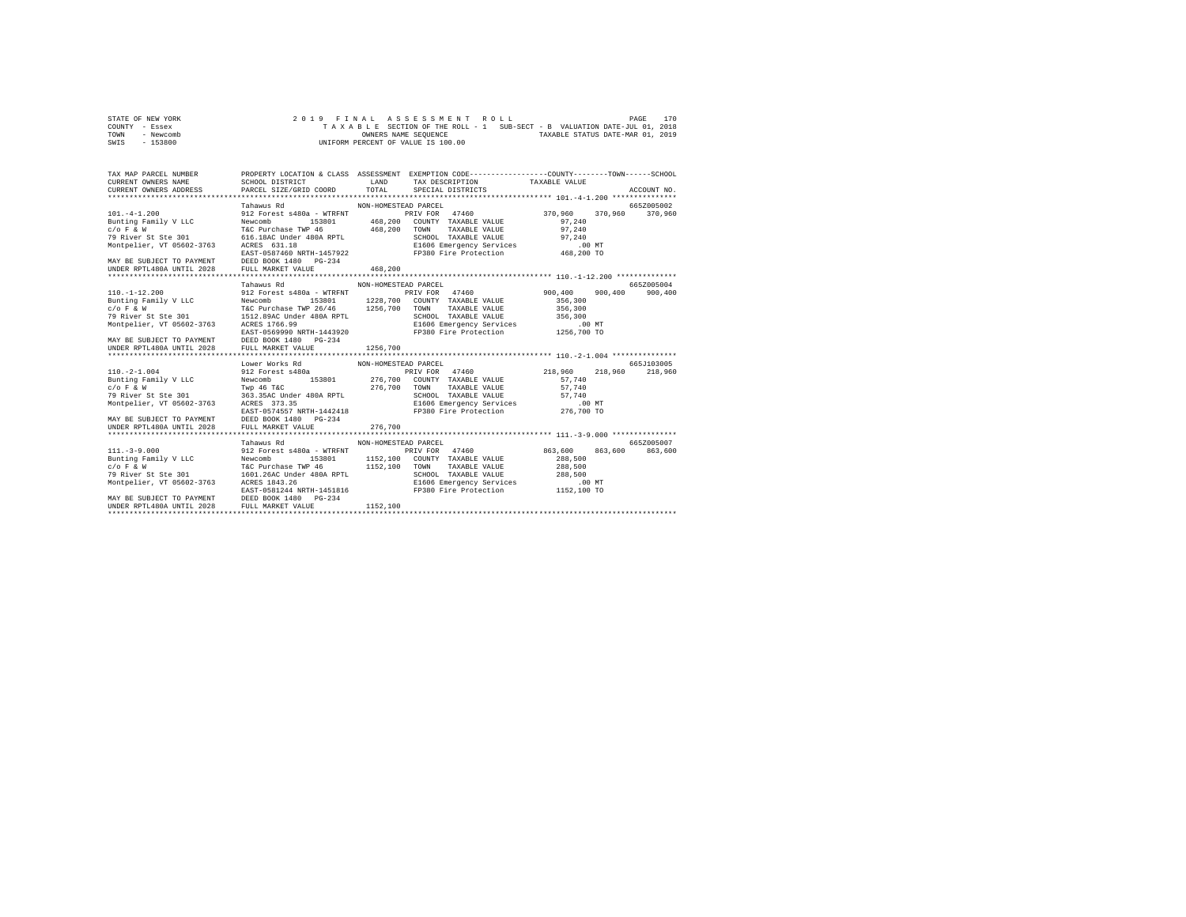STATE OF NEW YORK | COUNTY - Essex | TOWN - Newcomb | SWIS - 153800

2019 FINAL ASSESSMENT ROLL
TAXABLE SECTION OF THE ROLL - 1 SUB-SECT - B VALUATION DATE-JUL 01, 2018
OWNERS NAME SEQUENCE TAXABLE STATUS DATE-MAR 01, 2019
UNIFORM PERCENT OF VALUE IS 100.00

| TAX MAP PARCEL NUMBER / CURRENT OWNERS NAME / CURRENT OWNERS ADDRESS | PROPERTY LOCATION & CLASS / SCHOOL DISTRICT / PARCEL SIZE/GRID COORD | ASSESSMENT LAND / TOTAL | EXEMPTION CODE / TAX DESCRIPTION / SPECIAL DISTRICTS | COUNTY | TOWN | SCHOOL | ACCOUNT NO. |
|---|---|---|---|---|---|---|---|
| **101.-4-1.200** | Tahawus Rd — NON-HOMESTEAD PARCEL | | | | | | 665Z005002 |
| 101.-4-1.200 | 912 Forest s480a - WTRFNT | | PRIV FOR 47460 | 370,960 | 370,960 | 370,960 | |
| Bunting Family V LLC | Newcomb 153801 | 468,200 | COUNTY TAXABLE VALUE | 97,240 | | | |
| c/o F & W | T&C Purchase TWP 46 | 468,200 | TOWN TAXABLE VALUE | 97,240 | | | |
| 79 River St Ste 301 | 616.18AC Under 480A RPTL | | SCHOOL TAXABLE VALUE | 97,240 | | | |
| Montpelier, VT 05602-3763 | ACRES 631.18 | | E1606 Emergency Services | .00 MT | | | |
| | EAST-0587460 NRTH-1457922 | | FP380 Fire Protection | 468,200 TO | | | |
| MAY BE SUBJECT TO PAYMENT | DEED BOOK 1480 PG-234 | | | | | | |
| UNDER RPTL480A UNTIL 2028 | FULL MARKET VALUE | 468,200 | | | | | |
| **110.-1-12.200** | Tahawus Rd — NON-HOMESTEAD PARCEL | | | | | | 665Z005004 |
| 110.-1-12.200 | 912 Forest s480a - WTRFNT | | PRIV FOR 47460 | 900,400 | 900,400 | 900,400 | |
| Bunting Family V LLC | Newcomb 153801 | 1228,700 | COUNTY TAXABLE VALUE | 356,300 | | | |
| c/o F & W | T&C Purchase TWP 26/46 | 1256,700 | TOWN TAXABLE VALUE | 356,300 | | | |
| 79 River St Ste 301 | 1512.89AC Under 480A RPTL | | SCHOOL TAXABLE VALUE | 356,300 | | | |
| Montpelier, VT 05602-3763 | ACRES 1766.99 | | E1606 Emergency Services | .00 MT | | | |
| | EAST-0569990 NRTH-1443920 | | FP380 Fire Protection | 1256,700 TO | | | |
| MAY BE SUBJECT TO PAYMENT | DEED BOOK 1480 PG-234 | | | | | | |
| UNDER RPTL480A UNTIL 2028 | FULL MARKET VALUE | 1256,700 | | | | | |
| **110.-2-1.004** | Lower Works Rd — NON-HOMESTEAD PARCEL | | | | | | 665J103005 |
| 110.-2-1.004 | 912 Forest s480a | | PRIV FOR 47460 | 218,960 | 218,960 | 218,960 | |
| Bunting Family V LLC | Newcomb 153801 | 276,700 | COUNTY TAXABLE VALUE | 57,740 | | | |
| c/o F & W | Twp 46 T&C | 276,700 | TOWN TAXABLE VALUE | 57,740 | | | |
| 79 River St Ste 301 | 363.35AC Under 480A RPTL | | SCHOOL TAXABLE VALUE | 57,740 | | | |
| Montpelier, VT 05602-3763 | ACRES 373.35 | | E1606 Emergency Services | .00 MT | | | |
| | EAST-0574557 NRTH-1442418 | | FP380 Fire Protection | 276,700 TO | | | |
| MAY BE SUBJECT TO PAYMENT | DEED BOOK 1480 PG-234 | | | | | | |
| UNDER RPTL480A UNTIL 2028 | FULL MARKET VALUE | 276,700 | | | | | |
| **111.-3-9.000** | Tahawus Rd — NON-HOMESTEAD PARCEL | | | | | | 665Z005007 |
| 111.-3-9.000 | 912 Forest s480a - WTRFNT | | PRIV FOR 47460 | 863,600 | 863,600 | 863,600 | |
| Bunting Family V LLC | Newcomb 153801 | 1152,100 | COUNTY TAXABLE VALUE | 288,500 | | | |
| c/o F & W | T&C Purchase TWP 46 | 1152,100 | TOWN TAXABLE VALUE | 288,500 | | | |
| 79 River St Ste 301 | 1601.26AC Under 480A RPTL | | SCHOOL TAXABLE VALUE | 288,500 | | | |
| Montpelier, VT 05602-3763 | ACRES 1843.26 | | E1606 Emergency Services | .00 MT | | | |
| | EAST-0581244 NRTH-1451816 | | FP380 Fire Protection | 1152,100 TO | | | |
| MAY BE SUBJECT TO PAYMENT | DEED BOOK 1480 PG-234 | | | | | | |
| UNDER RPTL480A UNTIL 2028 | FULL MARKET VALUE | 1152,100 | | | | | |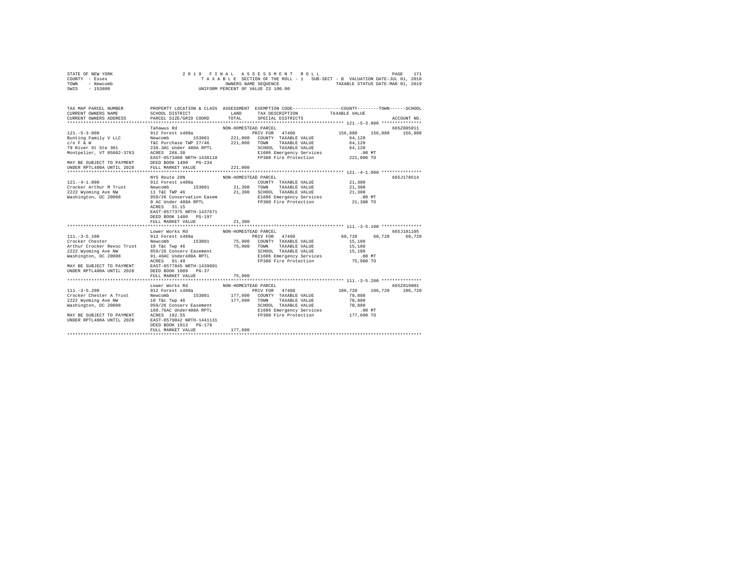STATE OF NEW YORK
COUNTY - Essex
TOWN - Newcomb
SWIS - 153800

2019 FINAL ASSESSMENT ROLL
TAXABLE SECTION OF THE ROLL - 1 SUB-SECT - B VALUATION DATE-JUL 01, 2018
OWNERS NAME SEQUENCE TAXABLE STATUS DATE-MAR 01, 2019
UNIFORM PERCENT OF VALUE IS 100.00

```
TAX MAP PARCEL NUMBER        PROPERTY LOCATION & CLASS  ASSESSMENT  EXEMPTION CODE-----------------COUNTY--------TOWN------SCHOOL
CURRENT OWNERS NAME          SCHOOL DISTRICT               LAND     TAX DESCRIPTION            TAXABLE VALUE
CURRENT OWNERS ADDRESS       PARCEL SIZE/GRID COORD        TOTAL    SPECIAL DISTRICTS                                   ACCOUNT NO.
******************************************************************************************************* 121.-5-3.000 ***************
                             Tahawus Rd                   NON-HOMESTEAD PARCEL                                          665Z005011
121.-5-3.000                 912 Forest s480a                       PRIV FOR   47460            156,880   156,880   156,880
Bunting Family V LLC         Newcomb        153801        221,000   COUNTY  TAXABLE VALUE         64,120
c/o F & W                    T&C Purchase TWP 27/46       221,000   TOWN    TAXABLE VALUE         64,120
79 River St Ste 301          236.3AC Under 480A RPTL                SCHOOL  TAXABLE VALUE         64,120
Montpelier, VT 05602-3763    ACRES 266.30                           E1606 Emergency Services         .00 MT
                             EAST-0573408 NRTH-1438118              FP380 Fire Protection         221,000 TO
MAY BE SUBJECT TO PAYMENT    DEED BOOK 1480   PG-234
UNDER RPTL480A UNTIL 2028    FULL MARKET VALUE            221,000
******************************************************************************************************* 121.-4-1.000 ***************
                             NYS Route 28N                NON-HOMESTEAD PARCEL                                          665J178514
121.-4-1.000                 912 Forest s480a                       COUNTY  TAXABLE VALUE         21,300
Crocker Arthur M Trust       Newcomb        153801         21,300   TOWN    TAXABLE VALUE         21,300
2222 Wyoming Ave NW          11 T&C TWP 46                 21,300   SCHOOL  TAXABLE VALUE         21,300
Washington, DC 20008         959/26 Conservation Easem              E1606 Emergency Services         .00 MT
                             0 AC Under 480A RPTL                   FP380 Fire Protection          21,300 TO
                             ACRES  31.15
                             EAST-0577375 NRTH-1437671
                             DEED BOOK 1480   PG-197
                             FULL MARKET VALUE             21,300
******************************************************************************************************* 111.-3-5.100 ***************
                             Lower Works Rd               NON-HOMESTEAD PARCEL                                          665J101105
111.-3-5.100                 912 Forest s480a                       PRIV FOR   47460             60,720    60,720    60,720
Crocker Chester              Newcomb        153801         75,900   COUNTY  TAXABLE VALUE         15,180
Arthur Crocker Revoc Trust   10 T&c Twp 46                 75,900   TOWN    TAXABLE VALUE         15,180
2222 Wyoming Ave NW          959/26 Conserv Easement                SCHOOL  TAXABLE VALUE         15,180
Washington, DC 20008         91.49AC Under480A RPTL                 E1606 Emergency Services         .00 MT
                             ACRES  91.49                           FP380 Fire Protection          75,900 TO
MAY BE SUBJECT TO PAYMENT    EAST-0577845 NRTH-1439091
UNDER RPTL480A UNTIL 2028    DEED BOOK 1009   PG-37
                             FULL MARKET VALUE             75,900
******************************************************************************************************* 111.-3-5.200 ***************
                             Lower Works Rd               NON-HOMESTEAD PARCEL                                          665Z019001
111.-3-5.200                 912 Forest s480a                       PRIV FOR   47460            106,720   106,720   106,720
Crocker Chester A Trust      Newcomb        153801        177,600   COUNTY  TAXABLE VALUE         70,880
2222 Wyoming Ave NW          10 T&c Twp 46                177,600   TOWN    TAXABLE VALUE         70,880
Washington, DC 20008         959/26 Conserv Easement                SCHOOL  TAXABLE VALUE         70,880
                             160.76AC Under480A RPTL                E1606 Emergency Services         .00 MT
MAY BE SUBJECT TO PAYMENT    ACRES 192.55                           FP380 Fire Protection         177,600 TO
UNDER RPTL480A UNTIL 2028    EAST-0579042 NRTH-1441131
                             DEED BOOK 1913   PG-178
                             FULL MARKET VALUE            177,600
************************************************************************************************************************************
```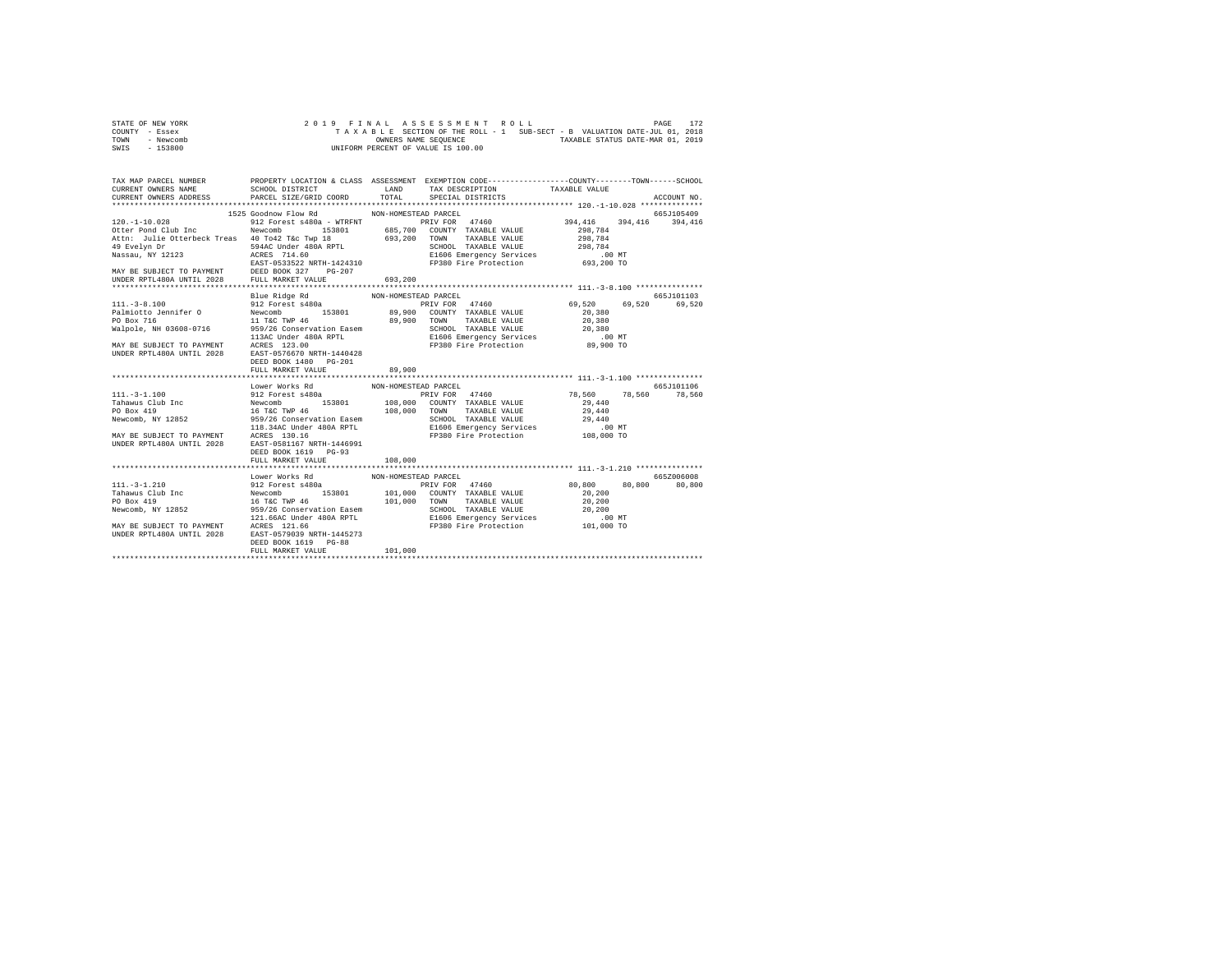STATE OF NEW YORK
COUNTY - Essex
TOWN - Newcomb
SWIS - 153800

2019 FINAL ASSESSMENT ROLL
TAXABLE SECTION OF THE ROLL - 1 SUB-SECT - B VALUATION DATE-JUL 01, 2018
OWNERS NAME SEQUENCE TAXABLE STATUS DATE-MAR 01, 2019
UNIFORM PERCENT OF VALUE IS 100.00

```
TAX MAP PARCEL NUMBER          PROPERTY LOCATION & CLASS  ASSESSMENT  EXEMPTION CODE------------------COUNTY--------TOWN------SCHOOL
CURRENT OWNERS NAME            SCHOOL DISTRICT               LAND      TAX DESCRIPTION            TAXABLE VALUE
CURRENT OWNERS ADDRESS         PARCEL SIZE/GRID COORD        TOTAL     SPECIAL DISTRICTS                                 ACCOUNT NO.
******************************************************************************************************* 120.-1-10.028 **************
                          1525 Goodnow Flow Rd          NON-HOMESTEAD PARCEL                                              665J105409
120.-1-10.028                  912 Forest s480a - WTRFNT          PRIV FOR   47460              394,416    394,416    394,416
Otter Pond Club Inc            Newcomb        153801       685,700   COUNTY  TAXABLE VALUE           298,784
Attn: Julie Otterbeck Treas    40 To42 T&c Twp 18          693,200   TOWN    TAXABLE VALUE           298,784
49 Evelyn Dr                   594AC Under 480A RPTL                 SCHOOL  TAXABLE VALUE           298,784
Nassau, NY 12123               ACRES  714.60                         E1606 Emergency Services            .00 MT
                               EAST-0533522 NRTH-1424310             FP380 Fire Protection           693,200 TO
MAY BE SUBJECT TO PAYMENT      DEED BOOK 327    PG-207
UNDER RPTL480A UNTIL 2028      FULL MARKET VALUE           693,200
******************************************************************************************************* 111.-3-8.100 ***************
                               Blue Ridge Rd            NON-HOMESTEAD PARCEL                                              665J101103
111.-3-8.100                   912 Forest s480a                   PRIV FOR   47460               69,520     69,520     69,520
Palmiotto Jennifer O           Newcomb        153801        89,900   COUNTY  TAXABLE VALUE            20,380
PO Box 716                     11 T&C TWP 46                89,900   TOWN    TAXABLE VALUE            20,380
Walpole, NH 03608-0716         959/26 Conservation Easem             SCHOOL  TAXABLE VALUE            20,380
                               113AC Under 480A RPTL                 E1606 Emergency Services            .00 MT
MAY BE SUBJECT TO PAYMENT      ACRES  123.00                         FP380 Fire Protection            89,900 TO
UNDER RPTL480A UNTIL 2028      EAST-0576670 NRTH-1440428
                               DEED BOOK 1480   PG-201
                               FULL MARKET VALUE            89,900
******************************************************************************************************* 111.-3-1.100 ***************
                               Lower Works Rd           NON-HOMESTEAD PARCEL                                              665J101106
111.-3-1.100                   912 Forest s480a                   PRIV FOR   47460               78,560     78,560     78,560
Tahawus Club Inc               Newcomb        153801       108,000   COUNTY  TAXABLE VALUE            29,440
PO Box 419                     16 T&C TWP 46               108,000   TOWN    TAXABLE VALUE            29,440
Newcomb, NY 12852              959/26 Conservation Easem             SCHOOL  TAXABLE VALUE            29,440
                               118.34AC Under 480A RPTL              E1606 Emergency Services            .00 MT
MAY BE SUBJECT TO PAYMENT      ACRES  130.16                         FP380 Fire Protection           108,000 TO
UNDER RPTL480A UNTIL 2028      EAST-0581167 NRTH-1446991
                               DEED BOOK 1619   PG-93
                               FULL MARKET VALUE           108,000
******************************************************************************************************* 111.-3-1.210 ***************
                               Lower Works Rd           NON-HOMESTEAD PARCEL                                              665Z006008
111.-3-1.210                   912 Forest s480a                   PRIV FOR   47460               80,800     80,800     80,800
Tahawus Club Inc               Newcomb        153801       101,000   COUNTY  TAXABLE VALUE            20,200
PO Box 419                     16 T&C TWP 46               101,000   TOWN    TAXABLE VALUE            20,200
Newcomb, NY 12852              959/26 Conservation Easem             SCHOOL  TAXABLE VALUE            20,200
                               121.66AC Under 480A RPTL              E1606 Emergency Services            .00 MT
MAY BE SUBJECT TO PAYMENT      ACRES  121.66                         FP380 Fire Protection           101,000 TO
UNDER RPTL480A UNTIL 2028      EAST-0579039 NRTH-1445273
                               DEED BOOK 1619   PG-88
                               FULL MARKET VALUE           101,000
************************************************************************************************************************************
```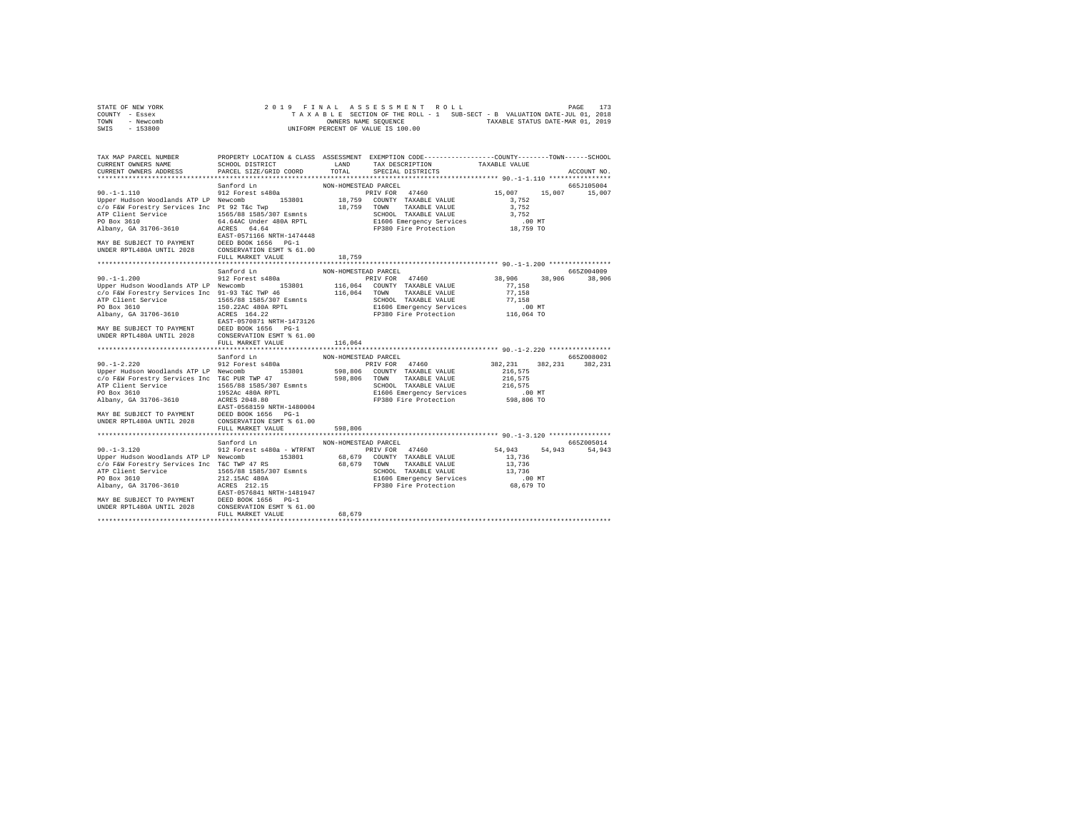STATE OF NEW YORK
COUNTY - Essex
TOWN - Newcomb
SWIS - 153800

2019 FINAL ASSESSMENT ROLL
TAXABLE SECTION OF THE ROLL - 1 SUB-SECT - B VALUATION DATE-JUL 01, 2018
OWNERS NAME SEQUENCE TAXABLE STATUS DATE-MAR 01, 2019
UNIFORM PERCENT OF VALUE IS 100.00

```
TAX MAP PARCEL NUMBER          PROPERTY LOCATION & CLASS  ASSESSMENT  EXEMPTION CODE-----------------COUNTY--------TOWN------SCHOOL
CURRENT OWNERS NAME            SCHOOL DISTRICT               LAND      TAX DESCRIPTION           TAXABLE VALUE
CURRENT OWNERS ADDRESS         PARCEL SIZE/GRID COORD       TOTAL      SPECIAL DISTRICTS                                ACCOUNT NO.
*********************************************************************************************************** 90.-1-1.110 ****************
                               Sanford Ln                  NON-HOMESTEAD PARCEL                                          665J105004
90.-1-1.110                    912 Forest s480a               PRIV FOR   47460                 15,007    15,007     15,007
Upper Hudson Woodlands ATP LP  Newcomb      153801       18,759   COUNTY  TAXABLE VALUE            3,752
c/o F&W Forestry Services Inc  Pt 92 T&c Twp             18,759   TOWN    TAXABLE VALUE            3,752
ATP Client Service             1565/88 1585/307 Esmnts            SCHOOL  TAXABLE VALUE            3,752
PO Box 3610                    64.64AC Under 480A RPTL            E1606 Emergency Services           .00 MT
Albany, GA 31706-3610          ACRES  64.64                       FP380 Fire Protection           18,759 TO
                               EAST-0571166 NRTH-1474448
MAY BE SUBJECT TO PAYMENT      DEED BOOK 1656   PG-1
UNDER RPTL480A UNTIL 2028      CONSERVATION ESMT % 61.00
                               FULL MARKET VALUE            18,759
*********************************************************************************************************** 90.-1-1.200 ****************
                               Sanford Ln                  NON-HOMESTEAD PARCEL                                          665Z004009
90.-1-1.200                    912 Forest s480a               PRIV FOR   47460                 38,906    38,906     38,906
Upper Hudson Woodlands ATP LP  Newcomb      153801      116,064   COUNTY  TAXABLE VALUE           77,158
c/o F&W Forestry Services Inc  91-93 T&C TWP 46         116,064   TOWN    TAXABLE VALUE           77,158
ATP Client Service             1565/88 1585/307 Esmnts            SCHOOL  TAXABLE VALUE           77,158
PO Box 3610                    150.22AC 480A RPTL                 E1606 Emergency Services           .00 MT
Albany, GA 31706-3610          ACRES 164.22                       FP380 Fire Protection          116,064 TO
                               EAST-0570871 NRTH-1473126
MAY BE SUBJECT TO PAYMENT      DEED BOOK 1656   PG-1
UNDER RPTL480A UNTIL 2028      CONSERVATION ESMT % 61.00
                               FULL MARKET VALUE           116,064
*********************************************************************************************************** 90.-1-2.220 ****************
                               Sanford Ln                  NON-HOMESTEAD PARCEL                                          665Z008002
90.-1-2.220                    912 Forest s480a               PRIV FOR   47460                382,231   382,231    382,231
Upper Hudson Woodlands ATP LP  Newcomb      153801      598,806   COUNTY  TAXABLE VALUE          216,575
c/o F&W Forestry Services Inc  T&C PUR TWP 47           598,806   TOWN    TAXABLE VALUE          216,575
ATP Client Service             1565/88 1585/307 Esmnts            SCHOOL  TAXABLE VALUE          216,575
PO Box 3610                    1952Ac 480A RPTL                   E1606 Emergency Services           .00 MT
Albany, GA 31706-3610          ACRES 2048.80                      FP380 Fire Protection          598,806 TO
                               EAST-0568159 NRTH-1480004
MAY BE SUBJECT TO PAYMENT      DEED BOOK 1656   PG-1
UNDER RPTL480A UNTIL 2028      CONSERVATION ESMT % 61.00
                               FULL MARKET VALUE           598,806
*********************************************************************************************************** 90.-1-3.120 ****************
                               Sanford Ln                  NON-HOMESTEAD PARCEL                                          665Z005014
90.-1-3.120                    912 Forest s480a - WTRFNT      PRIV FOR   47460                 54,943    54,943     54,943
Upper Hudson Woodlands ATP LP  Newcomb      153801       68,679   COUNTY  TAXABLE VALUE           13,736
c/o F&W Forestry Services Inc  T&C TWP 47 RS             68,679   TOWN    TAXABLE VALUE           13,736
ATP Client Service             1565/88 1585/307 Esmnts            SCHOOL  TAXABLE VALUE           13,736
PO Box 3610                    212.15AC 480A                      E1606 Emergency Services           .00 MT
Albany, GA 31706-3610          ACRES 212.15                       FP380 Fire Protection           68,679 TO
                               EAST-0576841 NRTH-1481947
MAY BE SUBJECT TO PAYMENT      DEED BOOK 1656   PG-1
UNDER RPTL480A UNTIL 2028      CONSERVATION ESMT % 61.00
                               FULL MARKET VALUE            68,679
****************************************************************************************************************************************
```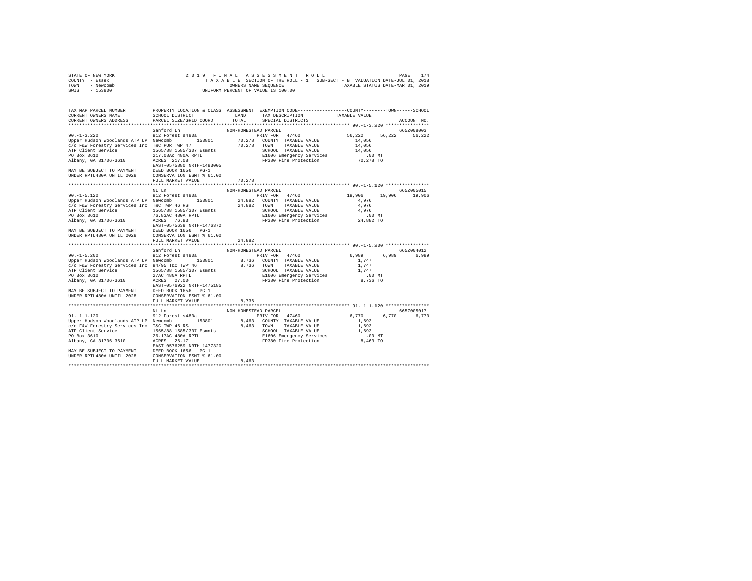STATE OF NEW YORK
COUNTY - Essex
TOWN - Newcomb
SWIS - 153800

2019 FINAL ASSESSMENT ROLL
TAXABLE SECTION OF THE ROLL - 1 SUB-SECT - B VALUATION DATE-JUL 01, 2018
OWNERS NAME SEQUENCE TAXABLE STATUS DATE-MAR 01, 2019
UNIFORM PERCENT OF VALUE IS 100.00

```
TAX MAP PARCEL NUMBER          PROPERTY LOCATION & CLASS  ASSESSMENT  EXEMPTION CODE-----------------COUNTY--------TOWN------SCHOOL
CURRENT OWNERS NAME            SCHOOL DISTRICT              LAND      TAX DESCRIPTION            TAXABLE VALUE
CURRENT OWNERS ADDRESS         PARCEL SIZE/GRID COORD       TOTAL     SPECIAL DISTRICTS                                    ACCOUNT NO.
******************************************************************************************************* 90.-1-3.220 ****************
                               Sanford Ln                   NON-HOMESTEAD PARCEL                                           665Z008003
90.-1-3.220                    912 Forest s480a                       PRIV FOR   47460              56,222     56,222     56,222
Upper Hudson Woodlands ATP LP  Newcomb      153801          70,278    COUNTY  TAXABLE VALUE           14,056
c/o F&W Forestry Services Inc  T&C PUR TWP 47               70,278    TOWN    TAXABLE VALUE           14,056
ATP Client Service             1565/88 1585/307 Esmnts                SCHOOL  TAXABLE VALUE           14,056
PO Box 3610                    217.08Ac 480A RPTL                     E1606 Emergency Services           .00 MT
Albany, GA 31706-3610          ACRES  217.08                          FP380 Fire Protection           70,278 TO
                               EAST-0575880 NRTH-1483005
MAY BE SUBJECT TO PAYMENT      DEED BOOK 1656   PG-1
UNDER RPTL480A UNTIL 2028      CONSERVATION ESMT % 61.00
                               FULL MARKET VALUE            70,278
******************************************************************************************************* 90.-1-5.120 ****************
                               NL Ln                        NON-HOMESTEAD PARCEL                                           665Z005015
90.-1-5.120                    912 Forest s480a                       PRIV FOR   47460              19,906     19,906     19,906
Upper Hudson Woodlands ATP LP  Newcomb      153801          24,882    COUNTY  TAXABLE VALUE            4,976
c/o F&W Forestry Services Inc  T&C TWP 46 RS                24,882    TOWN    TAXABLE VALUE            4,976
ATP Client Service             1565/88 1585/307 Esmnts                SCHOOL  TAXABLE VALUE            4,976
PO Box 3610                    76.83AC 480A RPTL                      E1606 Emergency Services           .00 MT
Albany, GA 31706-3610          ACRES   76.83                          FP380 Fire Protection           24,882 TO
                               EAST-0575638 NRTH-1476372
MAY BE SUBJECT TO PAYMENT      DEED BOOK 1656   PG-1
UNDER RPTL480A UNTIL 2028      CONSERVATION ESMT % 61.00
                               FULL MARKET VALUE            24,882
******************************************************************************************************* 90.-1-5.200 ****************
                               Sanford Ln                   NON-HOMESTEAD PARCEL                                           665Z004012
90.-1-5.200                    912 Forest s480a                       PRIV FOR   47460               6,989      6,989      6,989
Upper Hudson Woodlands ATP LP  Newcomb      153801           8,736    COUNTY  TAXABLE VALUE            1,747
c/o F&W Forestry Services Inc  94/95 T&C TWP 46              8,736    TOWN    TAXABLE VALUE            1,747
ATP Client Service             1565/88 1585/307 Esmnts                SCHOOL  TAXABLE VALUE            1,747
PO Box 3610                    27AC 480A RPTL                         E1606 Emergency Services           .00 MT
Albany, GA 31706-3610          ACRES   27.00                          FP380 Fire Protection            8,736 TO
                               EAST-0576922 NRTH-1475185
MAY BE SUBJECT TO PAYMENT      DEED BOOK 1656   PG-1
UNDER RPTL480A UNTIL 2028      CONSERVATION ESMT % 61.00
                               FULL MARKET VALUE             8,736
******************************************************************************************************* 91.-1-1.120 ****************
                               NL Ln                        NON-HOMESTEAD PARCEL                                           665Z005017
91.-1-1.120                    912 Forest s480a                       PRIV FOR   47460               6,770      6,770      6,770
Upper Hudson Woodlands ATP LP  Newcomb      153801           8,463    COUNTY  TAXABLE VALUE            1,693
c/o F&W Forestry Services Inc  T&C TWP 46 RS                 8,463    TOWN    TAXABLE VALUE            1,693
ATP Client Service             1565/88 1585/307 Esmnts                SCHOOL  TAXABLE VALUE            1,693
PO Box 3610                    26.17AC 480A RPTL                      E1606 Emergency Services           .00 MT
Albany, GA 31706-3610          ACRES   26.17                          FP380 Fire Protection            8,463 TO
                               EAST-0576259 NRTH-1477320
MAY BE SUBJECT TO PAYMENT      DEED BOOK 1656   PG-1
UNDER RPTL480A UNTIL 2028      CONSERVATION ESMT % 61.00
                               FULL MARKET VALUE             8,463
************************************************************************************************************************************
```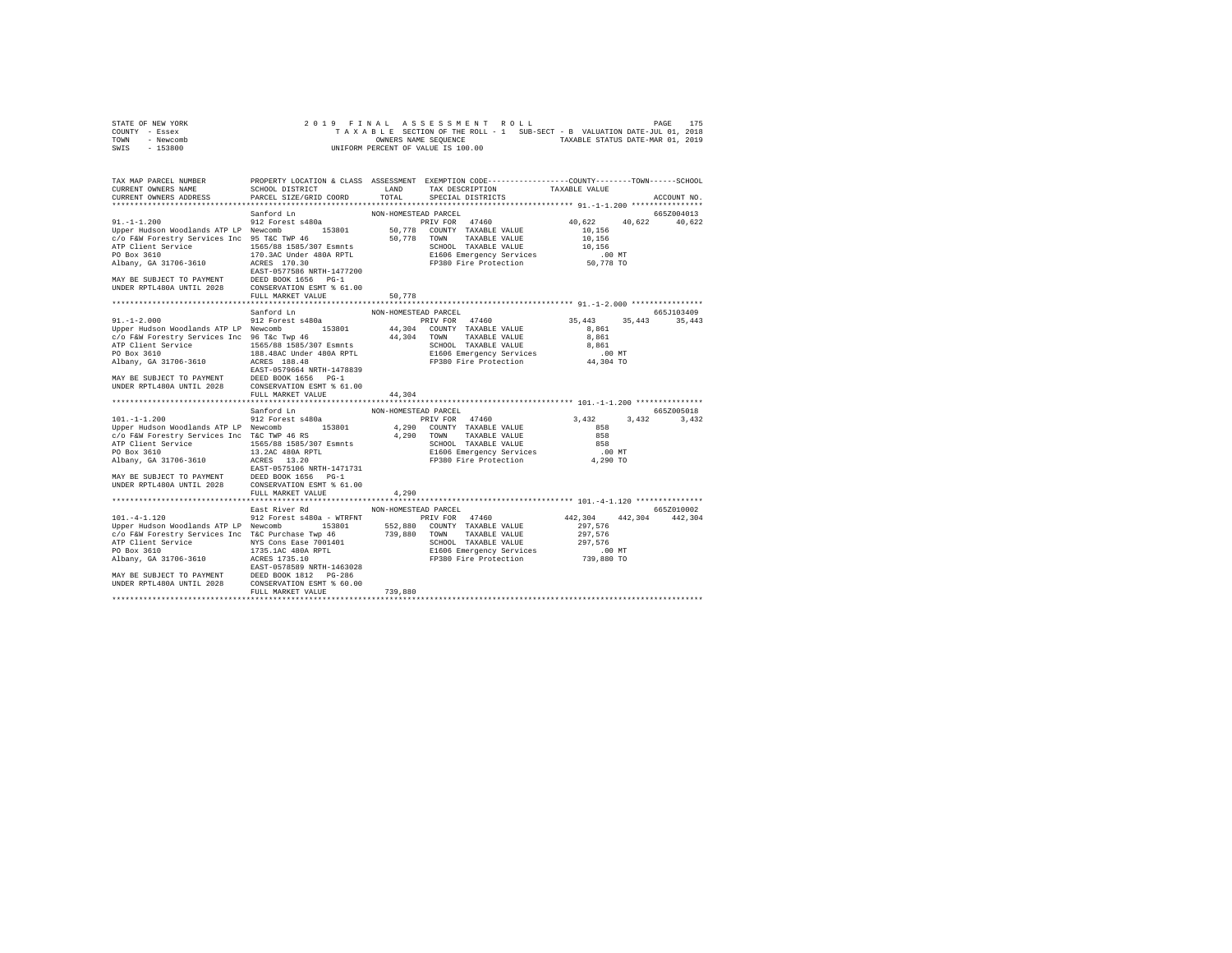STATE OF NEW YORK
COUNTY - Essex
TOWN - Newcomb
SWIS - 153800

2019 FINAL ASSESSMENT ROLL
TAXABLE SECTION OF THE ROLL - 1 SUB-SECT - B VALUATION DATE-JUL 01, 2018
OWNERS NAME SEQUENCE TAXABLE STATUS DATE-MAR 01, 2019
UNIFORM PERCENT OF VALUE IS 100.00

```
TAX MAP PARCEL NUMBER          PROPERTY LOCATION & CLASS  ASSESSMENT  EXEMPTION CODE-----------------COUNTY--------TOWN------SCHOOL
CURRENT OWNERS NAME            SCHOOL DISTRICT              LAND      TAX DESCRIPTION            TAXABLE VALUE
CURRENT OWNERS ADDRESS         PARCEL SIZE/GRID COORD       TOTAL     SPECIAL DISTRICTS                                   ACCOUNT NO.
******************************************************************************************************* 91.-1-1.200 ****************
                               Sanford Ln                  NON-HOMESTEAD PARCEL                                            665Z004013
91.-1-1.200                    912 Forest s480a                       PRIV FOR  47460                40,622     40,622     40,622
Upper Hudson Woodlands ATP LP  Newcomb          153801        50,778  COUNTY  TAXABLE VALUE           10,156
c/o F&W Forestry Services Inc  95 T&C TWP 46                  50,778  TOWN    TAXABLE VALUE           10,156
ATP Client Service             1565/88 1585/307 Esmnts                SCHOOL  TAXABLE VALUE           10,156
PO Box 3610                    170.3AC Under 480A RPTL                E1606 Emergency Services           .00 MT
Albany, GA 31706-3610          ACRES 170.30                           FP380 Fire Protection           50,778 TO
                               EAST-0577586 NRTH-1477200
MAY BE SUBJECT TO PAYMENT      DEED BOOK 1656   PG-1
UNDER RPTL480A UNTIL 2028      CONSERVATION ESMT % 61.00
                               FULL MARKET VALUE              50,778
******************************************************************************************************* 91.-1-2.000 ****************
                               Sanford Ln                  NON-HOMESTEAD PARCEL                                            665J103409
91.-1-2.000                    912 Forest s480a                       PRIV FOR  47460                35,443     35,443     35,443
Upper Hudson Woodlands ATP LP  Newcomb          153801        44,304  COUNTY  TAXABLE VALUE            8,861
c/o F&W Forestry Services Inc  96 T&c Twp 46                  44,304  TOWN    TAXABLE VALUE            8,861
ATP Client Service             1565/88 1585/307 Esmnts                SCHOOL  TAXABLE VALUE            8,861
PO Box 3610                    188.48AC Under 480A RPTL               E1606 Emergency Services           .00 MT
Albany, GA 31706-3610          ACRES 188.48                           FP380 Fire Protection           44,304 TO
                               EAST-0579664 NRTH-1478839
MAY BE SUBJECT TO PAYMENT      DEED BOOK 1656   PG-1
UNDER RPTL480A UNTIL 2028      CONSERVATION ESMT % 61.00
                               FULL MARKET VALUE              44,304
******************************************************************************************************* 101.-1-1.200 ***************
                               Sanford Ln                  NON-HOMESTEAD PARCEL                                            665Z005018
101.-1-1.200                   912 Forest s480a                       PRIV FOR  47460                 3,432      3,432      3,432
Upper Hudson Woodlands ATP LP  Newcomb          153801         4,290  COUNTY  TAXABLE VALUE              858
c/o F&W Forestry Services Inc  T&C TWP 46 RS                   4,290  TOWN    TAXABLE VALUE              858
ATP Client Service             1565/88 1585/307 Esmnts                SCHOOL  TAXABLE VALUE              858
PO Box 3610                    13.2AC 480A RPTL                       E1606 Emergency Services           .00 MT
Albany, GA 31706-3610          ACRES  13.20                           FP380 Fire Protection            4,290 TO
                               EAST-0575106 NRTH-1471731
MAY BE SUBJECT TO PAYMENT      DEED BOOK 1656   PG-1
UNDER RPTL480A UNTIL 2028      CONSERVATION ESMT % 61.00
                               FULL MARKET VALUE               4,290
******************************************************************************************************* 101.-4-1.120 ***************
                               East River Rd               NON-HOMESTEAD PARCEL                                            665Z010002
101.-4-1.120                   912 Forest s480a - WTRFNT              PRIV FOR  47460               442,304    442,304    442,304
Upper Hudson Woodlands ATP LP  Newcomb          153801       552,880  COUNTY  TAXABLE VALUE          297,576
c/o F&W Forestry Services Inc  T&C Purchase Twp 46           739,880  TOWN    TAXABLE VALUE          297,576
ATP Client Service             NYS Cons Ease 7001401                  SCHOOL  TAXABLE VALUE          297,576
PO Box 3610                    1735.1AC 480A RPTL                     E1606 Emergency Services           .00 MT
Albany, GA 31706-3610          ACRES 1735.10                          FP380 Fire Protection          739,880 TO
                               EAST-0578589 NRTH-1463028
MAY BE SUBJECT TO PAYMENT      DEED BOOK 1812   PG-286
UNDER RPTL480A UNTIL 2028      CONSERVATION ESMT % 60.00
                               FULL MARKET VALUE             739,880
************************************************************************************************************************************
```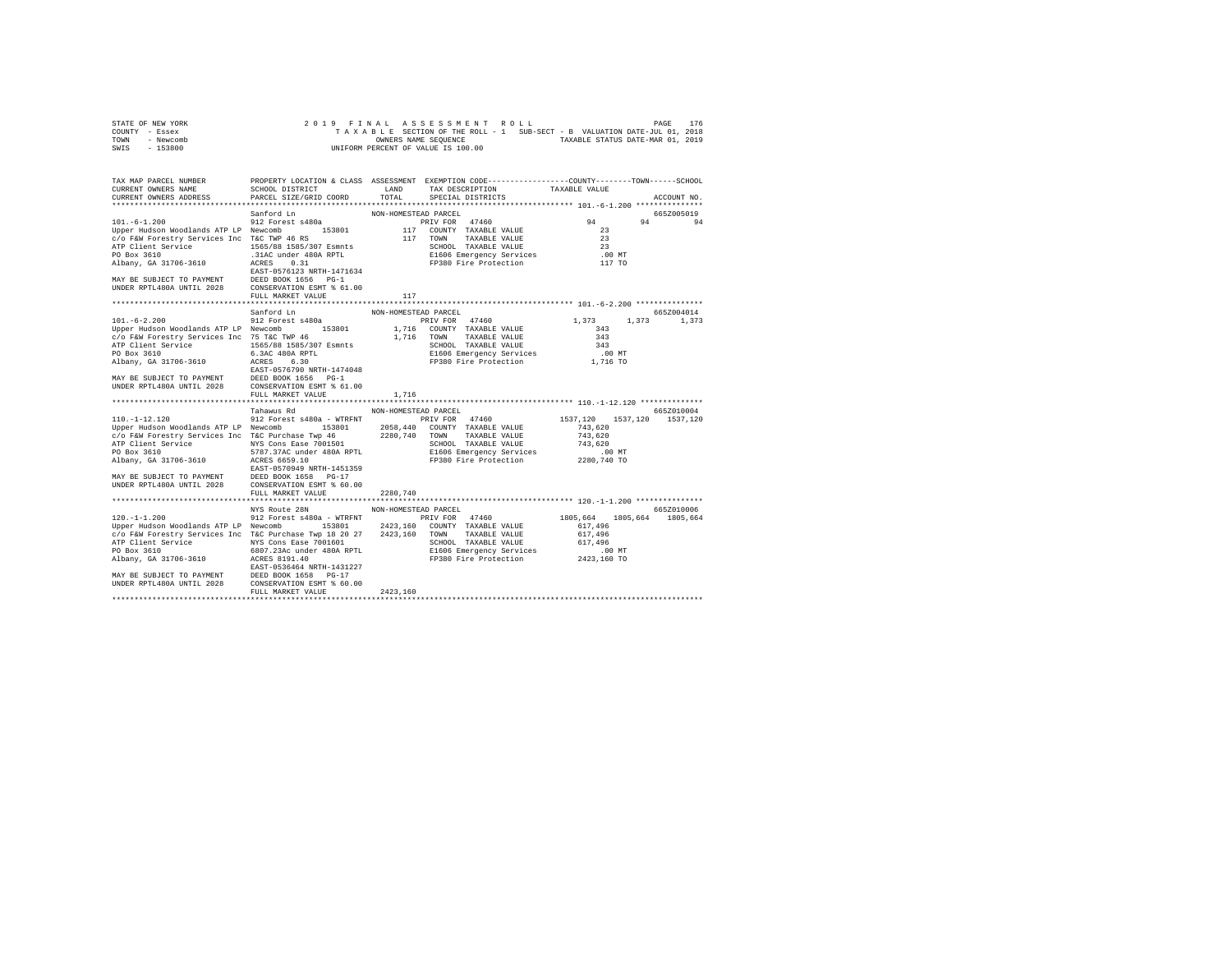STATE OF NEW YORK
COUNTY - Essex
TOWN - Newcomb
SWIS - 153800

2019 FINAL ASSESSMENT ROLL
TAXABLE SECTION OF THE ROLL - 1 SUB-SECT - B VALUATION DATE-JUL 01, 2018
OWNERS NAME SEQUENCE TAXABLE STATUS DATE-MAR 01, 2019
UNIFORM PERCENT OF VALUE IS 100.00

```
TAX MAP PARCEL NUMBER          PROPERTY LOCATION & CLASS  ASSESSMENT  EXEMPTION CODE-----------------COUNTY--------TOWN------SCHOOL
CURRENT OWNERS NAME            SCHOOL DISTRICT              LAND      TAX DESCRIPTION            TAXABLE VALUE
CURRENT OWNERS ADDRESS         PARCEL SIZE/GRID COORD       TOTAL     SPECIAL DISTRICTS                                   ACCOUNT NO.
******************************************************************************************************* 101.-6-1.200 ***************
                               Sanford Ln                  NON-HOMESTEAD PARCEL                                        665Z005019
101.-6-1.200                   912 Forest s480a                        PRIV FOR  47460                94         94          94
Upper Hudson Woodlands ATP LP  Newcomb        153801          117     COUNTY  TAXABLE VALUE              23
c/o F&W Forestry Services Inc  T&C TWP 46 RS                  117     TOWN    TAXABLE VALUE              23
ATP Client Service             1565/88 1585/307 Esmnts                SCHOOL  TAXABLE VALUE              23
PO Box 3610                    .31AC under 480A RPTL                  E1606 Emergency Services          .00 MT
Albany, GA 31706-3610          ACRES    0.31                          FP380 Fire Protection             117 TO
                               EAST-0576123 NRTH-1471634
MAY BE SUBJECT TO PAYMENT      DEED BOOK 1656   PG-1
UNDER RPTL480A UNTIL 2028      CONSERVATION ESMT % 61.00
                               FULL MARKET VALUE               117
******************************************************************************************************* 101.-6-2.200 ***************
                               Sanford Ln                  NON-HOMESTEAD PARCEL                                        665Z004014
101.-6-2.200                   912 Forest s480a                        PRIV FOR  47460             1,373      1,373       1,373
Upper Hudson Woodlands ATP LP  Newcomb        153801        1,716     COUNTY  TAXABLE VALUE             343
c/o F&W Forestry Services Inc  75 T&C TWP 46                1,716     TOWN    TAXABLE VALUE             343
ATP Client Service             1565/88 1585/307 Esmnts                SCHOOL  TAXABLE VALUE             343
PO Box 3610                    6.3AC 480A RPTL                        E1606 Emergency Services          .00 MT
Albany, GA 31706-3610          ACRES    6.30                          FP380 Fire Protection           1,716 TO
                               EAST-0576790 NRTH-1474048
MAY BE SUBJECT TO PAYMENT      DEED BOOK 1656   PG-1
UNDER RPTL480A UNTIL 2028      CONSERVATION ESMT % 61.00
                               FULL MARKET VALUE             1,716
******************************************************************************************************* 110.-1-12.120 **************
                               Tahawus Rd                  NON-HOMESTEAD PARCEL                                        665Z010004
110.-1-12.120                  912 Forest s480a - WTRFNT               PRIV FOR  47460          1537,120   1537,120    1537,120
Upper Hudson Woodlands ATP LP  Newcomb        153801      2058,440    COUNTY  TAXABLE VALUE         743,620
c/o F&W Forestry Services Inc  T&C Purchase Twp 46        2280,740    TOWN    TAXABLE VALUE         743,620
ATP Client Service             NYS Cons Ease 7001501                  SCHOOL  TAXABLE VALUE         743,620
PO Box 3610                    5787.37AC under 480A RPTL              E1606 Emergency Services          .00 MT
Albany, GA 31706-3610          ACRES 6659.10                          FP380 Fire Protection         2280,740 TO
                               EAST-0570949 NRTH-1451359
MAY BE SUBJECT TO PAYMENT      DEED BOOK 1658   PG-17
UNDER RPTL480A UNTIL 2028      CONSERVATION ESMT % 60.00
                               FULL MARKET VALUE          2280,740
******************************************************************************************************* 120.-1-1.200 ***************
                               NYS Route 28N               NON-HOMESTEAD PARCEL                                        665Z010006
120.-1-1.200                   912 Forest s480a - WTRFNT               PRIV FOR  47460          1805,664   1805,664    1805,664
Upper Hudson Woodlands ATP LP  Newcomb        153801      2423,160    COUNTY  TAXABLE VALUE         617,496
c/o F&W Forestry Services Inc  T&C Purchase Twp 18 20 27  2423,160    TOWN    TAXABLE VALUE         617,496
ATP Client Service             NYS Cons Ease 7001601                  SCHOOL  TAXABLE VALUE         617,496
PO Box 3610                    6807.23Ac under 480A RPTL              E1606 Emergency Services          .00 MT
Albany, GA 31706-3610          ACRES 8191.40                          FP380 Fire Protection         2423,160 TO
                               EAST-0536464 NRTH-1431227
MAY BE SUBJECT TO PAYMENT      DEED BOOK 1658   PG-17
UNDER RPTL480A UNTIL 2028      CONSERVATION ESMT % 60.00
                               FULL MARKET VALUE          2423,160
************************************************************************************************************************************
```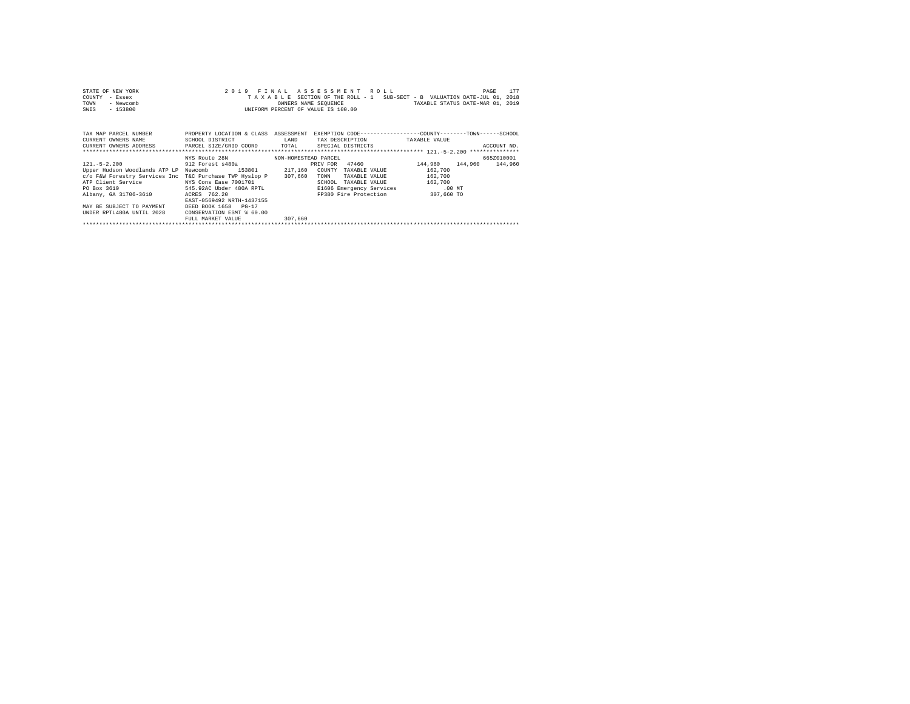STATE OF NEW YORK
COUNTY - Essex
TOWN - Newcomb
SWIS - 153800

2 0 1 9 F I N A L A S S E S S M E N T R O L L
T A X A B L E SECTION OF THE ROLL - 1 SUB-SECT - B VALUATION DATE-JUL 01, 2018
OWNERS NAME SEQUENCE TAXABLE STATUS DATE-MAR 01, 2019
UNIFORM PERCENT OF VALUE IS 100.00

| TAX MAP PARCEL NUMBER<br>CURRENT OWNERS NAME<br>CURRENT OWNERS ADDRESS | PROPERTY LOCATION & CLASS<br>SCHOOL DISTRICT<br>PARCEL SIZE/GRID COORD | ASSESSMENT<br>LAND<br>TOTAL | EXEMPTION CODE-----------------COUNTY--------TOWN------SCHOOL<br>TAX DESCRIPTION<br>SPECIAL DISTRICTS | TAXABLE VALUE | ACCOUNT NO. |
|---|---|---|---|---|---|
| | NYS Route 28N | NON-HOMESTEAD PARCEL | | | 665Z010001 |
| 121.-5-2.200 | 912 Forest s480a | | PRIV FOR 47460 | 144,960 144,960 144,960 | |
| Upper Hudson Woodlands ATP LP | Newcomb 153801 | 217,160 | COUNTY TAXABLE VALUE | 162,700 | |
| c/o F&W Forestry Services Inc | T&C Purchase TWP Hyslop P | 307,660 | TOWN TAXABLE VALUE | 162,700 | |
| ATP Client Service | NYS Cons Ease 7001701 | | SCHOOL TAXABLE VALUE | 162,700 | |
| PO Box 3610 | 545.92AC Ubder 480A RPTL | | E1606 Emergency Services | .00 MT | |
| Albany, GA 31706-3610 | ACRES 762.20 | | FP380 Fire Protection | 307,660 TO | |
| | EAST-0569492 NRTH-1437155 | | | | |
| MAY BE SUBJECT TO PAYMENT | DEED BOOK 1658 PG-17 | | | | |
| UNDER RPTL480A UNTIL 2028 | CONSERVATION ESMT % 60.00 | | | | |
| | FULL MARKET VALUE | 307,660 | | | |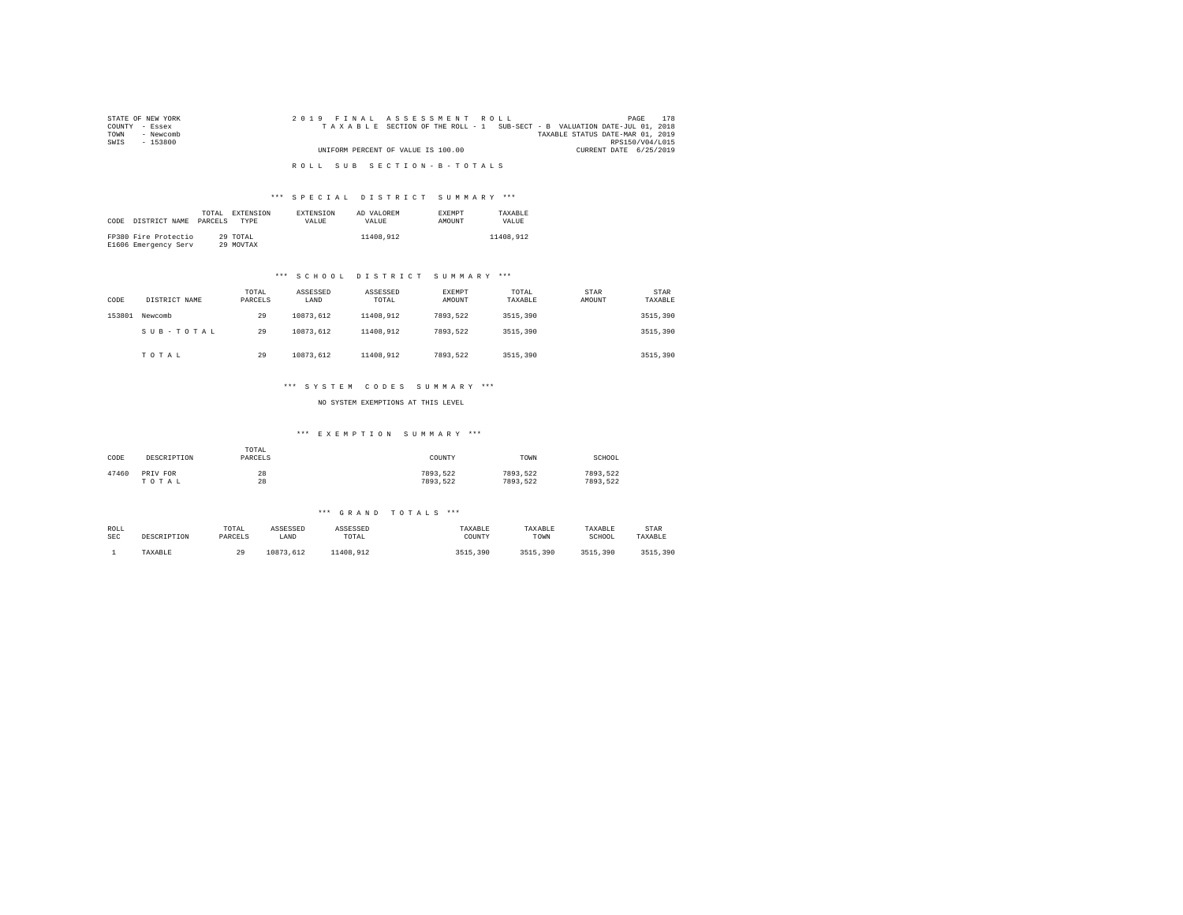STATE OF NEW YORK
COUNTY - Essex
TOWN - Newcomb
SWIS - 153800

2019 FINAL ASSESSMENT ROLL
TAXABLE SECTION OF THE ROLL - 1 SUB-SECT - B VALUATION DATE-JUL 01, 2018
TAXABLE STATUS DATE-MAR 01, 2019
RPS150/V04/L015
UNIFORM PERCENT OF VALUE IS 100.00 CURRENT DATE 6/25/2019

ROLL SUB SECTION - B - TOTALS

*** SPECIAL DISTRICT SUMMARY ***

| CODE | DISTRICT NAME | TOTAL PARCELS | EXTENSION TYPE | EXTENSION VALUE | AD VALOREM VALUE | EXEMPT AMOUNT | TAXABLE VALUE |
|---|---|---|---|---|---|---|---|
| FP380 | Fire Protectio | 29 | TOTAL | | 11408,912 | | 11408,912 |
| E1606 | Emergency Serv | 29 | MOVTAX | | | | |

*** SCHOOL DISTRICT SUMMARY ***

| CODE | DISTRICT NAME | TOTAL PARCELS | ASSESSED LAND | ASSESSED TOTAL | EXEMPT AMOUNT | TOTAL TAXABLE | STAR AMOUNT | STAR TAXABLE |
|---|---|---|---|---|---|---|---|---|
| 153801 | Newcomb | 29 | 10873,612 | 11408,912 | 7893,522 | 3515,390 | | 3515,390 |
| | SUB-TOTAL | 29 | 10873,612 | 11408,912 | 7893,522 | 3515,390 | | 3515,390 |
| | TOTAL | 29 | 10873,612 | 11408,912 | 7893,522 | 3515,390 | | 3515,390 |

*** SYSTEM CODES SUMMARY ***

NO SYSTEM EXEMPTIONS AT THIS LEVEL

*** EXEMPTION SUMMARY ***

| CODE | DESCRIPTION | TOTAL PARCELS | COUNTY | TOWN | SCHOOL |
|---|---|---|---|---|---|
| 47460 | PRIV FOR | 28 | 7893,522 | 7893,522 | 7893,522 |
| | TOTAL | 28 | 7893,522 | 7893,522 | 7893,522 |

*** GRAND TOTALS ***

| ROLL SEC | DESCRIPTION | TOTAL PARCELS | ASSESSED LAND | ASSESSED TOTAL | TAXABLE COUNTY | TAXABLE TOWN | TAXABLE SCHOOL | STAR TAXABLE |
|---|---|---|---|---|---|---|---|---|
| 1 | TAXABLE | 29 | 10873,612 | 11408,912 | 3515,390 | 3515,390 | 3515,390 | 3515,390 |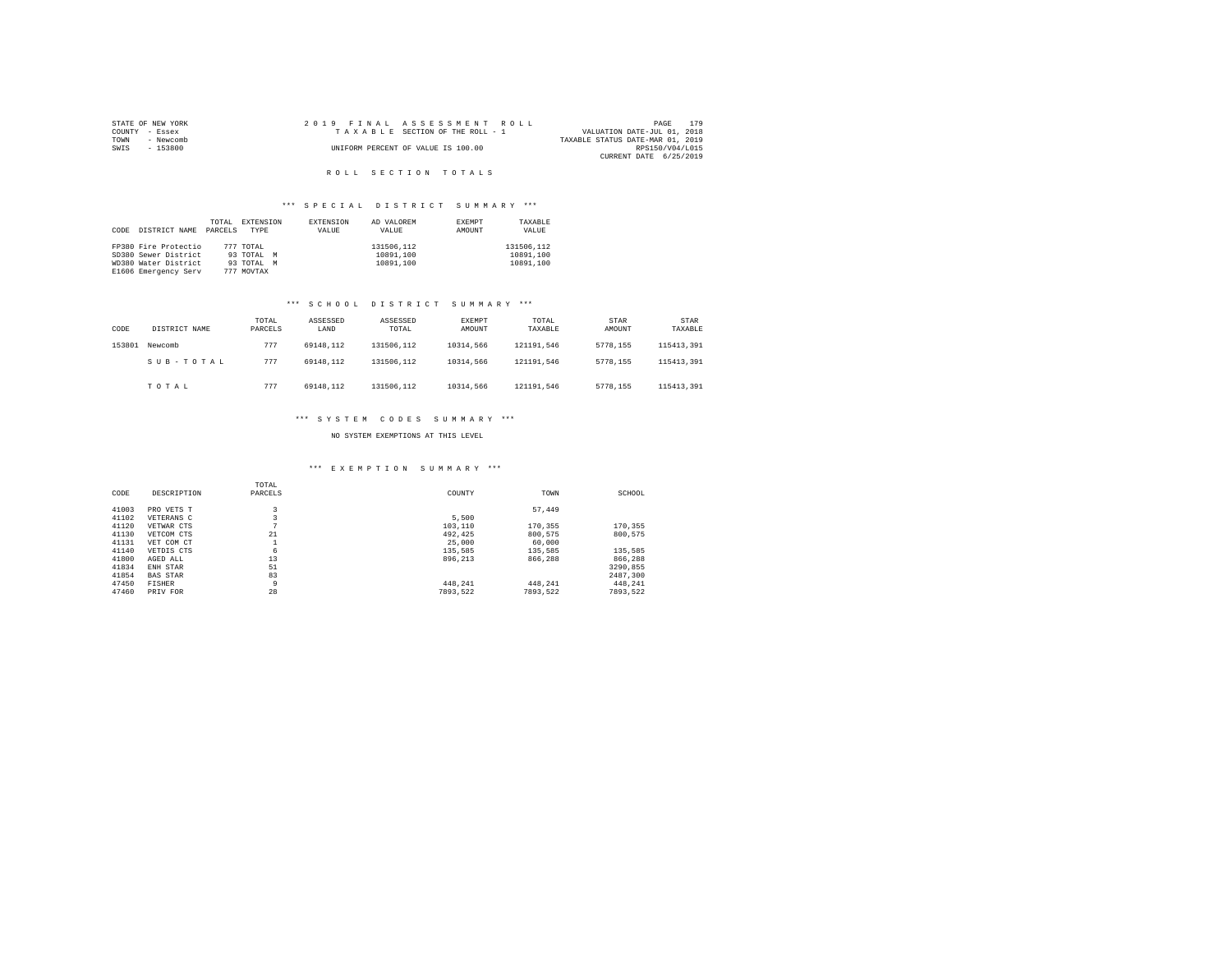STATE OF NEW YORK
COUNTY - Essex
TOWN - Newcomb
SWIS - 153800

2019 FINAL ASSESSMENT ROLL
TAXABLE SECTION OF THE ROLL - 1
UNIFORM PERCENT OF VALUE IS 100.00

VALUATION DATE-JUL 01, 2018
TAXABLE STATUS DATE-MAR 01, 2019
RPS150/V04/L015
CURRENT DATE 6/25/2019

## ROLL SECTION TOTALS

### *** SPECIAL DISTRICT SUMMARY ***

| CODE | DISTRICT NAME | TOTAL PARCELS | EXTENSION TYPE | EXTENSION VALUE | AD VALOREM VALUE | EXEMPT AMOUNT | TAXABLE VALUE |
|---|---|---|---|---|---|---|---|
| FP380 | Fire Protectio | 777 | TOTAL | | 131506,112 | | 131506,112 |
| SD380 | Sewer District | 93 | TOTAL M | | 10891,100 | | 10891,100 |
| WD380 | Water District | 93 | TOTAL M | | 10891,100 | | 10891,100 |
| E1606 | Emergency Serv | 777 | MOVTAX | | | | |

### *** SCHOOL DISTRICT SUMMARY ***

| CODE | DISTRICT NAME | TOTAL PARCELS | ASSESSED LAND | ASSESSED TOTAL | EXEMPT AMOUNT | TOTAL TAXABLE | STAR AMOUNT | STAR TAXABLE |
|---|---|---|---|---|---|---|---|---|
| 153801 | Newcomb | 777 | 69148,112 | 131506,112 | 10314,566 | 121191,546 | 5778,155 | 115413,391 |
| | SUB-TOTAL | 777 | 69148,112 | 131506,112 | 10314,566 | 121191,546 | 5778,155 | 115413,391 |
| | TOTAL | 777 | 69148,112 | 131506,112 | 10314,566 | 121191,546 | 5778,155 | 115413,391 |

### *** SYSTEM CODES SUMMARY ***

NO SYSTEM EXEMPTIONS AT THIS LEVEL

### *** EXEMPTION SUMMARY ***

| CODE | DESCRIPTION | TOTAL PARCELS | COUNTY | TOWN | SCHOOL |
|---|---|---|---|---|---|
| 41003 | PRO VETS T | 3 | | 57,449 | |
| 41102 | VETERANS C | 3 | 5,500 | | |
| 41120 | VETWAR CTS | 7 | 103,110 | 170,355 | 170,355 |
| 41130 | VETCOM CTS | 21 | 492,425 | 800,575 | 800,575 |
| 41131 | VET COM CT | 1 | 25,000 | 60,000 | |
| 41140 | VETDIS CTS | 6 | 135,585 | 135,585 | 135,585 |
| 41800 | AGED ALL | 13 | 896,213 | 866,288 | 866,288 |
| 41834 | ENH STAR | 51 | | | 3290,855 |
| 41854 | BAS STAR | 83 | | | 2487,300 |
| 47450 | FISHER | 9 | 448,241 | 448,241 | 448,241 |
| 47460 | PRIV FOR | 28 | 7893,522 | 7893,522 | 7893,522 |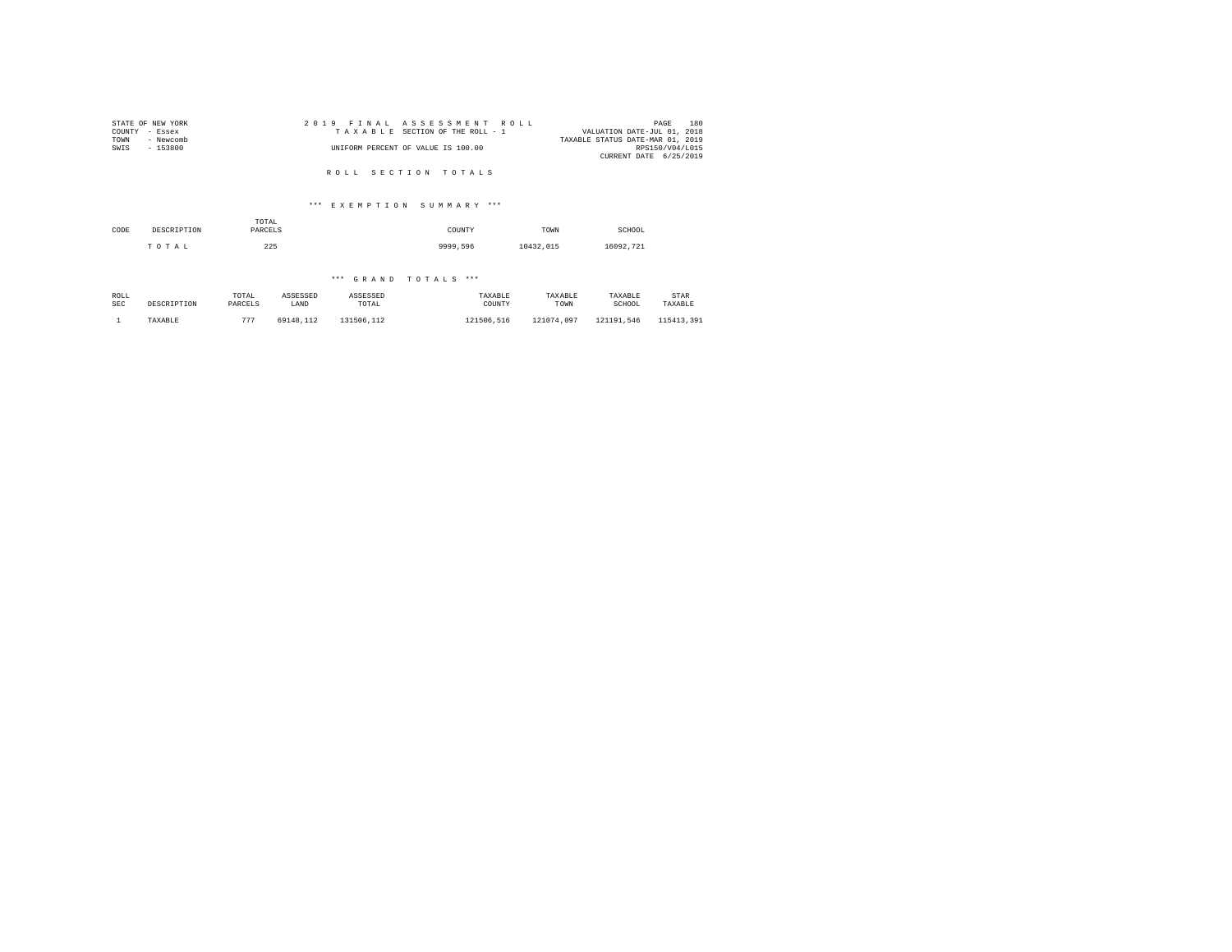STATE OF NEW YORK
COUNTY - Essex
TOWN - Newcomb
SWIS - 153800

2019 FINAL ASSESSMENT ROLL
TAXABLE SECTION OF THE ROLL - 1
UNIFORM PERCENT OF VALUE IS 100.00

VALUATION DATE-JUL 01, 2018
TAXABLE STATUS DATE-MAR 01, 2019
RPS150/V04/L015
CURRENT DATE 6/25/2019

## ROLL SECTION TOTALS

### *** EXEMPTION SUMMARY ***

| CODE | DESCRIPTION | TOTAL PARCELS | COUNTY | TOWN | SCHOOL |
|---|---|---|---|---|---|
| | T O T A L | 225 | 9999,596 | 10432,015 | 16092,721 |

### *** GRAND TOTALS ***

| ROLL SEC | DESCRIPTION | TOTAL PARCELS | ASSESSED LAND | ASSESSED TOTAL | TAXABLE COUNTY | TAXABLE TOWN | TAXABLE SCHOOL | STAR TAXABLE |
|---|---|---|---|---|---|---|---|---|
| 1 | TAXABLE | 777 | 69148,112 | 131506,112 | 121506,516 | 121074,097 | 121191,546 | 115413,391 |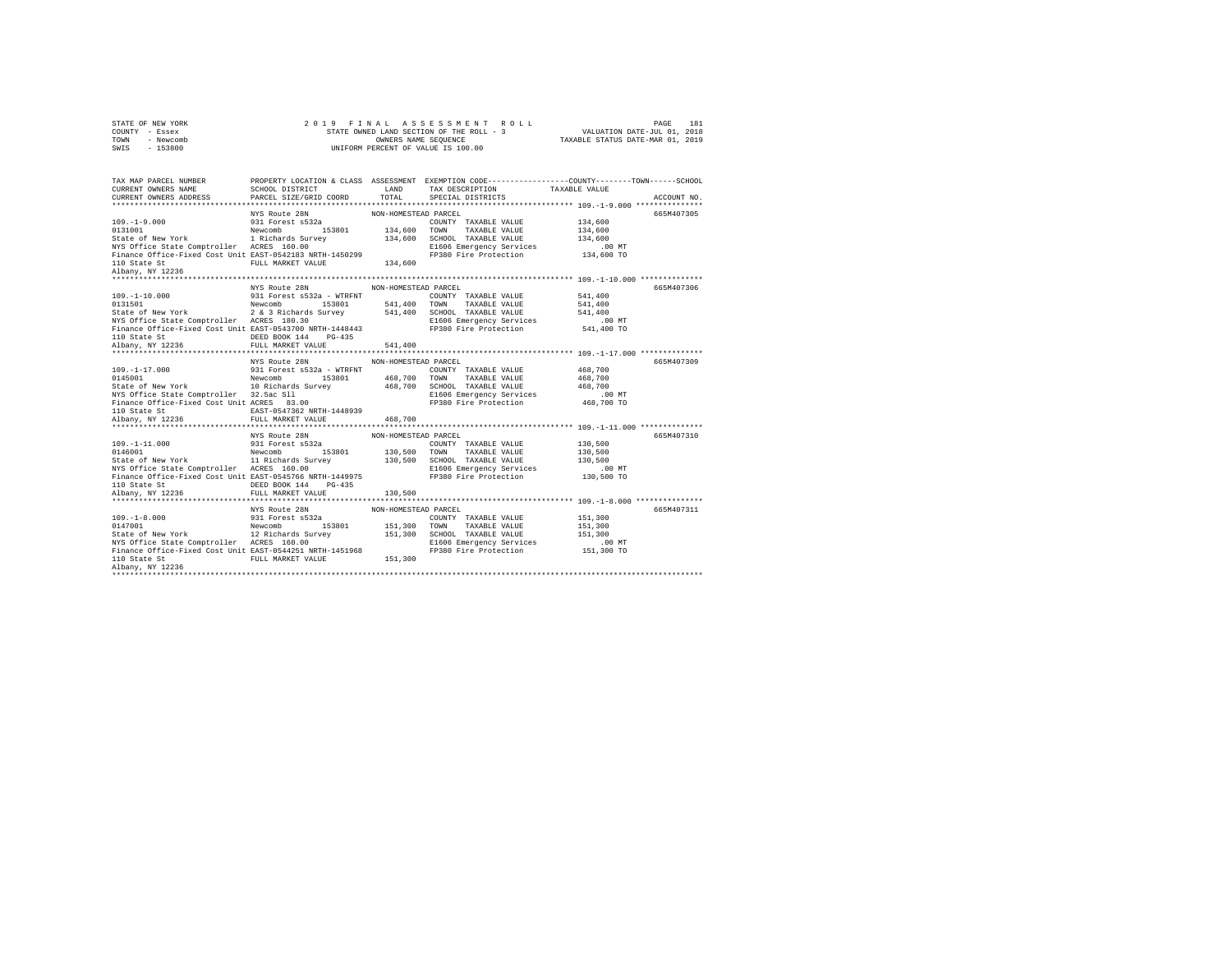STATE OF NEW YORK                    2 0 1 9   F I N A L   A S S E S S M E N T   R O L L
COUNTY - Essex                       STATE OWNED LAND SECTION OF THE ROLL - 3            VALUATION DATE-JUL 01, 2018
TOWN   - Newcomb                     OWNERS NAME SEQUENCE                        TAXABLE STATUS DATE-MAR 01, 2019
SWIS   - 153800                      UNIFORM PERCENT OF VALUE IS 100.00

```
TAX MAP PARCEL NUMBER          PROPERTY LOCATION & CLASS  ASSESSMENT  EXEMPTION CODE-----------------COUNTY--------TOWN------SCHOOL
CURRENT OWNERS NAME            SCHOOL DISTRICT              LAND      TAX DESCRIPTION           TAXABLE VALUE
CURRENT OWNERS ADDRESS         PARCEL SIZE/GRID COORD       TOTAL     SPECIAL DISTRICTS                                    ACCOUNT NO.
******************************************************************************************************* 109.-1-9.000 ***************
                               NYS Route 28N              NON-HOMESTEAD PARCEL                                             665M407305
109.-1-9.000                   931 Forest s532a                        COUNTY  TAXABLE VALUE          134,600
0131001                        Newcomb      153801       134,600      TOWN    TAXABLE VALUE          134,600
State of New York              1 Richards Survey         134,600      SCHOOL  TAXABLE VALUE          134,600
NYS Office State Comptroller   ACRES 160.00                            E1606 Emergency Services          .00 MT
Finance Office-Fixed Cost Unit EAST-0542183 NRTH-1450299               FP380 Fire Protection          134,600 TO
110 State St                   FULL MARKET VALUE         134,600
Albany, NY 12236
******************************************************************************************************* 109.-1-10.000 **************
                               NYS Route 28N              NON-HOMESTEAD PARCEL                                             665M407306
109.-1-10.000                  931 Forest s532a - WTRFNT               COUNTY  TAXABLE VALUE          541,400
0131501                        Newcomb      153801       541,400      TOWN    TAXABLE VALUE          541,400
State of New York              2 & 3 Richards Survey     541,400      SCHOOL  TAXABLE VALUE          541,400
NYS Office State Comptroller   ACRES 180.30                            E1606 Emergency Services          .00 MT
Finance Office-Fixed Cost Unit EAST-0543700 NRTH-1448443               FP380 Fire Protection          541,400 TO
110 State St                   DEED BOOK 144    PG-435
Albany, NY 12236               FULL MARKET VALUE         541,400
******************************************************************************************************* 109.-1-17.000 **************
                               NYS Route 28N              NON-HOMESTEAD PARCEL                                             665M407309
109.-1-17.000                  931 Forest s532a - WTRFNT               COUNTY  TAXABLE VALUE          468,700
0145001                        Newcomb      153801       468,700      TOWN    TAXABLE VALUE          468,700
State of New York              10 Richards Survey        468,700      SCHOOL  TAXABLE VALUE          468,700
NYS Office State Comptroller   32.5ac Sll                              E1606 Emergency Services          .00 MT
Finance Office-Fixed Cost Unit ACRES  83.00                            FP380 Fire Protection          468,700 TO
110 State St                   EAST-0547362 NRTH-1448939
Albany, NY 12236               FULL MARKET VALUE         468,700
******************************************************************************************************* 109.-1-11.000 **************
                               NYS Route 28N              NON-HOMESTEAD PARCEL                                             665M407310
109.-1-11.000                  931 Forest s532a                        COUNTY  TAXABLE VALUE          130,500
0146001                        Newcomb      153801       130,500      TOWN    TAXABLE VALUE          130,500
State of New York              11 Richards Survey        130,500      SCHOOL  TAXABLE VALUE          130,500
NYS Office State Comptroller   ACRES 160.00                            E1606 Emergency Services          .00 MT
Finance Office-Fixed Cost Unit EAST-0545766 NRTH-1449975               FP380 Fire Protection          130,500 TO
110 State St                   DEED BOOK 144    PG-435
Albany, NY 12236               FULL MARKET VALUE         130,500
******************************************************************************************************* 109.-1-8.000 ***************
                               NYS Route 28N              NON-HOMESTEAD PARCEL                                             665M407311
109.-1-8.000                   931 Forest s532a                        COUNTY  TAXABLE VALUE          151,300
0147001                        Newcomb      153801       151,300      TOWN    TAXABLE VALUE          151,300
State of New York              12 Richards Survey        151,300      SCHOOL  TAXABLE VALUE          151,300
NYS Office State Comptroller   ACRES 160.00                            E1606 Emergency Services          .00 MT
Finance Office-Fixed Cost Unit EAST-0544251 NRTH-1451968               FP380 Fire Protection          151,300 TO
110 State St                   FULL MARKET VALUE         151,300
Albany, NY 12236
************************************************************************************************************************************
```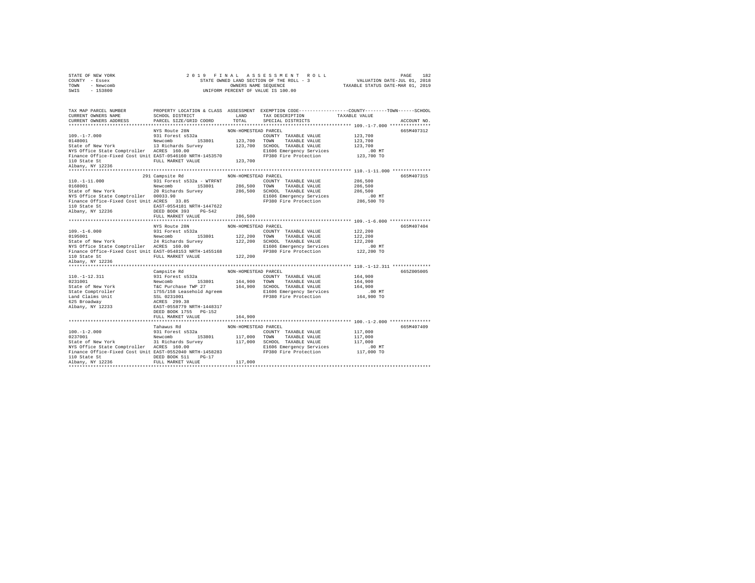STATE OF NEW YORK | 2019 FINAL ASSESSMENT ROLL | VALUATION DATE-JUL 01, 2018
COUNTY - Essex | STATE OWNED LAND SECTION OF THE ROLL - 3 | TAXABLE STATUS DATE-MAR 01, 2019
TOWN - Newcomb | OWNERS NAME SEQUENCE
SWIS - 153800 | UNIFORM PERCENT OF VALUE IS 100.00

| TAX MAP PARCEL NUMBER / CURRENT OWNERS NAME / CURRENT OWNERS ADDRESS | PROPERTY LOCATION & CLASS / SCHOOL DISTRICT / PARCEL SIZE/GRID COORD | ASSESSMENT LAND / TOTAL | EXEMPTION CODE / TAX DESCRIPTION / SPECIAL DISTRICTS | COUNTY--------TOWN------SCHOOL TAXABLE VALUE | ACCOUNT NO. |
|---|---|---|---|---|---|
| **109.-1-7.000** | NYS Route 28N | NON-HOMESTEAD PARCEL | | | 665M407312 |
| 109.-1-7.000 | 931 Forest s532a | | COUNTY TAXABLE VALUE | 123,700 | |
| 0148001 | Newcomb 153801 | 123,700 | TOWN TAXABLE VALUE | 123,700 | |
| State of New York | 13 Richards Survey | 123,700 | SCHOOL TAXABLE VALUE | 123,700 | |
| NYS Office State Comptroller | ACRES 160.00 | | E1606 Emergency Services | .00 MT | |
| Finance Office-Fixed Cost Unit | EAST-0546160 NRTH-1453570 | | FP380 Fire Protection | 123,700 TO | |
| 110 State St | FULL MARKET VALUE | 123,700 | | | |
| Albany, NY 12236 | | | | | |
| **110.-1-11.000** | 291 Campsite Rd | NON-HOMESTEAD PARCEL | | | 665M407315 |
| 110.-1-11.000 | 931 Forest s532a - WTRFNT | | COUNTY TAXABLE VALUE | 286,500 | |
| 0168001 | Newcomb 153801 | 286,500 | TOWN TAXABLE VALUE | 286,500 | |
| State of New York | 20 Richards Survey | 286,500 | SCHOOL TAXABLE VALUE | 286,500 | |
| NYS Office State Comptroller | 00033.90 | | E1606 Emergency Services | .00 MT | |
| Finance Office-Fixed Cost Unit | ACRES 33.85 | | FP380 Fire Protection | 286,500 TO | |
| 110 State St | EAST-0554181 NRTH-1447622 | | | | |
| Albany, NY 12236 | DEED BOOK 393 PG-542 | | | | |
| | FULL MARKET VALUE | 286,500 | | | |
| **109.-1-6.000** | NYS Route 28N | NON-HOMESTEAD PARCEL | | | 665M407404 |
| 109.-1-6.000 | 931 Forest s532a | | COUNTY TAXABLE VALUE | 122,200 | |
| 0195001 | Newcomb 153801 | 122,200 | TOWN TAXABLE VALUE | 122,200 | |
| State of New York | 24 Richards Survey | 122,200 | SCHOOL TAXABLE VALUE | 122,200 | |
| NYS Office State Comptroller | ACRES 160.00 | | E1606 Emergency Services | .00 MT | |
| Finance Office-Fixed Cost Unit | EAST-0548153 NRTH-1455168 | | FP380 Fire Protection | 122,200 TO | |
| 110 State St | FULL MARKET VALUE | 122,200 | | | |
| Albany, NY 12236 | | | | | |
| **110.-1-12.311** | Campsite Rd | NON-HOMESTEAD PARCEL | | | 665Z005005 |
| 110.-1-12.311 | 931 Forest s532a | | COUNTY TAXABLE VALUE | 164,900 | |
| 0231001 | Newcomb 153801 | 164,900 | TOWN TAXABLE VALUE | 164,900 | |
| State of New York | T&C Purchase TWP 27 | 164,900 | SCHOOL TAXABLE VALUE | 164,900 | |
| State Comptroller | 1755/158 Leasehold Agreem | | E1606 Emergency Services | .00 MT | |
| Land Claims Unit | SSL 0231001 | | FP380 Fire Protection | 164,900 TO | |
| 625 Broadway | ACRES 299.38 | | | | |
| Albany, NY 12233 | EAST-0558779 NRTH-1448317 | | | | |
| | DEED BOOK 1755 PG-152 | | | | |
| | FULL MARKET VALUE | 164,900 | | | |
| **100.-1-2.000** | Tahawus Rd | NON-HOMESTEAD PARCEL | | | 665M407409 |
| 100.-1-2.000 | 931 Forest s532a | | COUNTY TAXABLE VALUE | 117,000 | |
| 0237001 | Newcomb 153801 | 117,000 | TOWN TAXABLE VALUE | 117,000 | |
| State of New York | 31 Richards Survey | 117,000 | SCHOOL TAXABLE VALUE | 117,000 | |
| NYS Office State Comptroller | ACRES 160.00 | | E1606 Emergency Services | .00 MT | |
| Finance Office-Fixed Cost Unit | EAST-0552040 NRTH-1458283 | | FP380 Fire Protection | 117,000 TO | |
| 110 State St | DEED BOOK 511 PG-17 | | | | |
| Albany, NY 12236 | FULL MARKET VALUE | 117,000 | | | |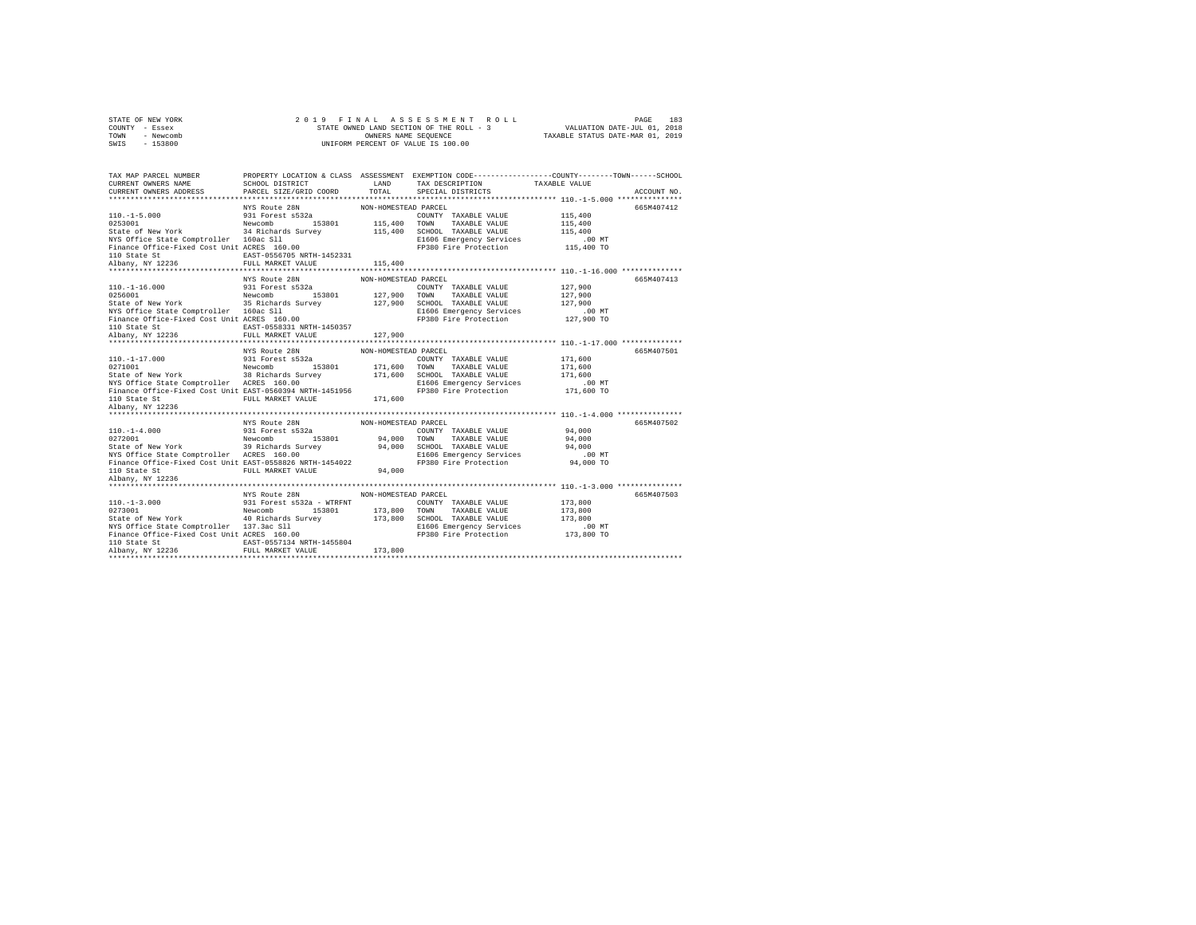```
STATE OF NEW YORK              2 0 1 9   F I N A L   A S S E S S M E N T   R O L L                PAGE  183
COUNTY  - Essex                  STATE OWNED LAND SECTION OF THE ROLL - 3            VALUATION DATE-JUL 01, 2018
TOWN    - Newcomb                        OWNERS NAME SEQUENCE                       TAXABLE STATUS DATE-MAR 01, 2019
SWIS    - 153800                     UNIFORM PERCENT OF VALUE IS 100.00

TAX MAP PARCEL NUMBER         PROPERTY LOCATION & CLASS  ASSESSMENT  EXEMPTION CODE-----------------COUNTY--------TOWN------SCHOOL
CURRENT OWNERS NAME           SCHOOL DISTRICT              LAND      TAX DESCRIPTION            TAXABLE VALUE
CURRENT OWNERS ADDRESS        PARCEL SIZE/GRID COORD       TOTAL     SPECIAL DISTRICTS                                 ACCOUNT NO.
******************************************************************************************************* 110.-1-5.000 ***************
                              NYS Route 28N             NON-HOMESTEAD PARCEL                                           665M407412
110.-1-5.000                  931 Forest s532a                        COUNTY  TAXABLE VALUE           115,400
0253001                       Newcomb        153801      115,400      TOWN    TAXABLE VALUE           115,400
State of New York             34 Richards Survey         115,400      SCHOOL  TAXABLE VALUE           115,400
NYS Office State Comptroller  160ac Sll                               E1606 Emergency Services            .00 MT
Finance Office-Fixed Cost Unit ACRES  160.00                          FP380 Fire Protection           115,400 TO
110 State St                  EAST-0556705 NRTH-1452331
Albany, NY 12236              FULL MARKET VALUE          115,400
******************************************************************************************************* 110.-1-16.000 **************
                              NYS Route 28N             NON-HOMESTEAD PARCEL                                           665M407413
110.-1-16.000                 931 Forest s532a                        COUNTY  TAXABLE VALUE           127,900
0256001                       Newcomb        153801      127,900      TOWN    TAXABLE VALUE           127,900
State of New York             35 Richards Survey         127,900      SCHOOL  TAXABLE VALUE           127,900
NYS Office State Comptroller  160ac Sll                               E1606 Emergency Services            .00 MT
Finance Office-Fixed Cost Unit ACRES  160.00                          FP380 Fire Protection           127,900 TO
110 State St                  EAST-0558331 NRTH-1450357
Albany, NY 12236              FULL MARKET VALUE          127,900
******************************************************************************************************* 110.-1-17.000 **************
                              NYS Route 28N             NON-HOMESTEAD PARCEL                                           665M407501
110.-1-17.000                 931 Forest s532a                        COUNTY  TAXABLE VALUE           171,600
0271001                       Newcomb        153801      171,600      TOWN    TAXABLE VALUE           171,600
State of New York             38 Richards Survey         171,600      SCHOOL  TAXABLE VALUE           171,600
NYS Office State Comptroller  ACRES  160.00                           E1606 Emergency Services            .00 MT
Finance Office-Fixed Cost Unit EAST-0560394 NRTH-1451956              FP380 Fire Protection           171,600 TO
110 State St                  FULL MARKET VALUE          171,600
Albany, NY 12236
******************************************************************************************************* 110.-1-4.000 ***************
                              NYS Route 28N             NON-HOMESTEAD PARCEL                                           665M407502
110.-1-4.000                  931 Forest s532a                        COUNTY  TAXABLE VALUE            94,000
0272001                       Newcomb        153801       94,000      TOWN    TAXABLE VALUE            94,000
State of New York             39 Richards Survey          94,000      SCHOOL  TAXABLE VALUE            94,000
NYS Office State Comptroller  ACRES  160.00                           E1606 Emergency Services            .00 MT
Finance Office-Fixed Cost Unit EAST-0558826 NRTH-1454022              FP380 Fire Protection            94,000 TO
110 State St                  FULL MARKET VALUE           94,000
Albany, NY 12236
******************************************************************************************************* 110.-1-3.000 ***************
                              NYS Route 28N             NON-HOMESTEAD PARCEL                                           665M407503
110.-1-3.000                  931 Forest s532a - WTRFNT               COUNTY  TAXABLE VALUE           173,800
0273001                       Newcomb        153801      173,800      TOWN    TAXABLE VALUE           173,800
State of New York             40 Richards Survey         173,800      SCHOOL  TAXABLE VALUE           173,800
NYS Office State Comptroller  137.3ac Sll                             E1606 Emergency Services            .00 MT
Finance Office-Fixed Cost Unit ACRES  160.00                          FP380 Fire Protection           173,800 TO
110 State St                  EAST-0557134 NRTH-1455804
Albany, NY 12236              FULL MARKET VALUE          173,800
************************************************************************************************************************************
```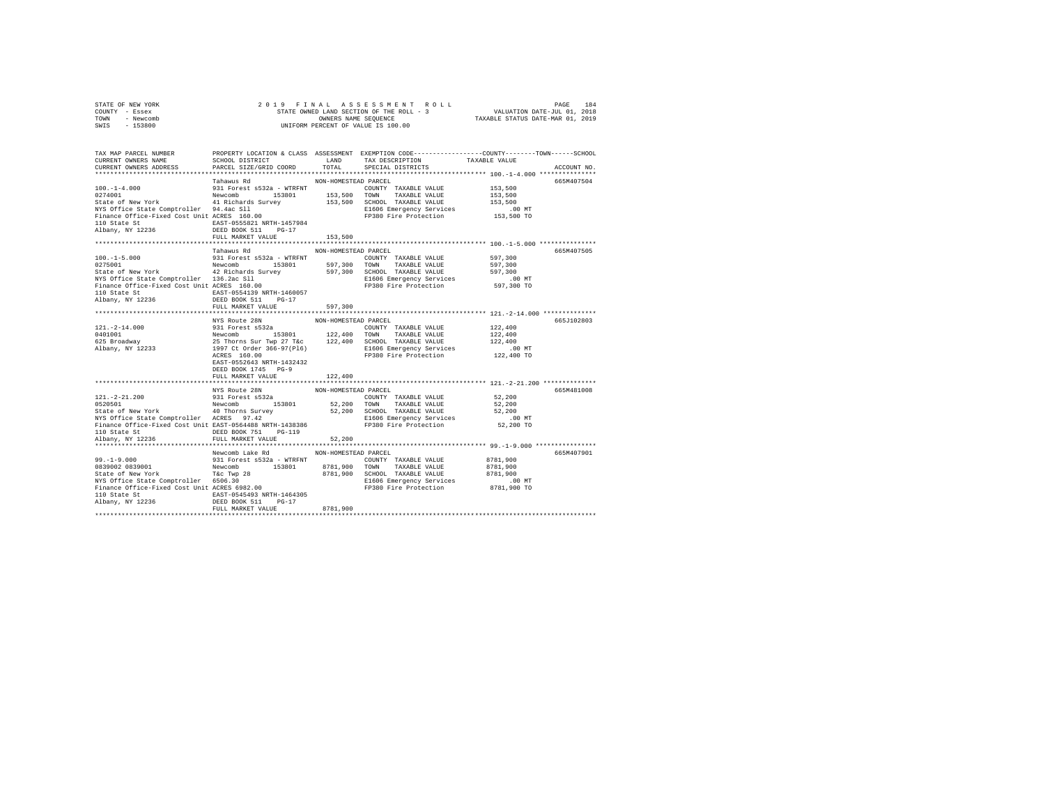STATE OF NEW YORK 2019 FINAL ASSESSMENT ROLL
COUNTY - Essex STATE OWNED LAND SECTION OF THE ROLL - 3 VALUATION DATE-JUL 01, 2018
TOWN - Newcomb OWNERS NAME SEQUENCE TAXABLE STATUS DATE-MAR 01, 2019
SWIS - 153800 UNIFORM PERCENT OF VALUE IS 100.00

```
TAX MAP PARCEL NUMBER          PROPERTY LOCATION & CLASS  ASSESSMENT  EXEMPTION CODE-----------------COUNTY--------TOWN------SCHOOL
CURRENT OWNERS NAME            SCHOOL DISTRICT             LAND        TAX DESCRIPTION            TAXABLE VALUE
CURRENT OWNERS ADDRESS         PARCEL SIZE/GRID COORD      TOTAL       SPECIAL DISTRICTS                                      ACCOUNT NO.
*********************************************************************************************** 100.-1-4.000 ***************
                               Tahawus Rd                  NON-HOMESTEAD PARCEL                                               665M407504
100.-1-4.000                   931 Forest s532a - WTRFNT               COUNTY  TAXABLE VALUE          153,500
0274001                        Newcomb        153801       153,500    TOWN    TAXABLE VALUE          153,500
State of New York              41 Richards Survey          153,500    SCHOOL  TAXABLE VALUE          153,500
NYS Office State Comptroller   94.4ac Sll                             E1606 Emergency Services           .00 MT
Finance Office-Fixed Cost Unit ACRES 160.00                           FP380 Fire Protection          153,500 TO
110 State St                   EAST-0555821 NRTH-1457984
Albany, NY 12236               DEED BOOK 511    PG-17
                               FULL MARKET VALUE           153,500
*********************************************************************************************** 100.-1-5.000 ***************
                               Tahawus Rd                  NON-HOMESTEAD PARCEL                                               665M407505
100.-1-5.000                   931 Forest s532a - WTRFNT               COUNTY  TAXABLE VALUE          597,300
0275001                        Newcomb        153801       597,300    TOWN    TAXABLE VALUE          597,300
State of New York              42 Richards Survey          597,300    SCHOOL  TAXABLE VALUE          597,300
NYS Office State Comptroller   136.2ac Sll                            E1606 Emergency Services           .00 MT
Finance Office-Fixed Cost Unit ACRES 160.00                           FP380 Fire Protection          597,300 TO
110 State St                   EAST-0554139 NRTH-1460057
Albany, NY 12236               DEED BOOK 511    PG-17
                               FULL MARKET VALUE           597,300
*********************************************************************************************** 121.-2-14.000 **************
                               NYS Route 28N               NON-HOMESTEAD PARCEL                                               665J102803
121.-2-14.000                  931 Forest s532a                        COUNTY  TAXABLE VALUE          122,400
0401001                        Newcomb        153801       122,400    TOWN    TAXABLE VALUE          122,400
625 Broadway                   25 Thorns Sur Twp 27 T&c    122,400    SCHOOL  TAXABLE VALUE          122,400
Albany, NY 12233               1997 Ct Order 366-97(Pl6)              E1606 Emergency Services           .00 MT
                               ACRES 160.00                           FP380 Fire Protection          122,400 TO
                               EAST-0552643 NRTH-1432432
                               DEED BOOK 1745   PG-9
                               FULL MARKET VALUE           122,400
*********************************************************************************************** 121.-2-21.200 **************
                               NYS Route 28N               NON-HOMESTEAD PARCEL                                               665M481008
121.-2-21.200                  931 Forest s532a                        COUNTY  TAXABLE VALUE           52,200
0520501                        Newcomb        153801        52,200    TOWN    TAXABLE VALUE           52,200
State of New York              40 Thorns Survey             52,200    SCHOOL  TAXABLE VALUE           52,200
NYS Office State Comptroller   ACRES  97.42                           E1606 Emergency Services           .00 MT
Finance Office-Fixed Cost Unit EAST-0564488 NRTH-1438386              FP380 Fire Protection           52,200 TO
110 State St                   DEED BOOK 751    PG-119
Albany, NY 12236               FULL MARKET VALUE            52,200
*********************************************************************************************** 99.-1-9.000 ****************
                               Newcomb Lake Rd             NON-HOMESTEAD PARCEL                                               665M407901
99.-1-9.000                    931 Forest s532a - WTRFNT               COUNTY  TAXABLE VALUE         8781,900
0839002 0839001                Newcomb        153801      8781,900    TOWN    TAXABLE VALUE         8781,900
State of New York              T&c Twp 28                 8781,900    SCHOOL  TAXABLE VALUE         8781,900
NYS Office State Comptroller   6506.30                                E1606 Emergency Services           .00 MT
Finance Office-Fixed Cost Unit ACRES 6982.00                          FP380 Fire Protection         8781,900 TO
110 State St                   EAST-0545493 NRTH-1464305
Albany, NY 12236               DEED BOOK 511    PG-17
                               FULL MARKET VALUE          8781,900
****************************************************************************************************************************
```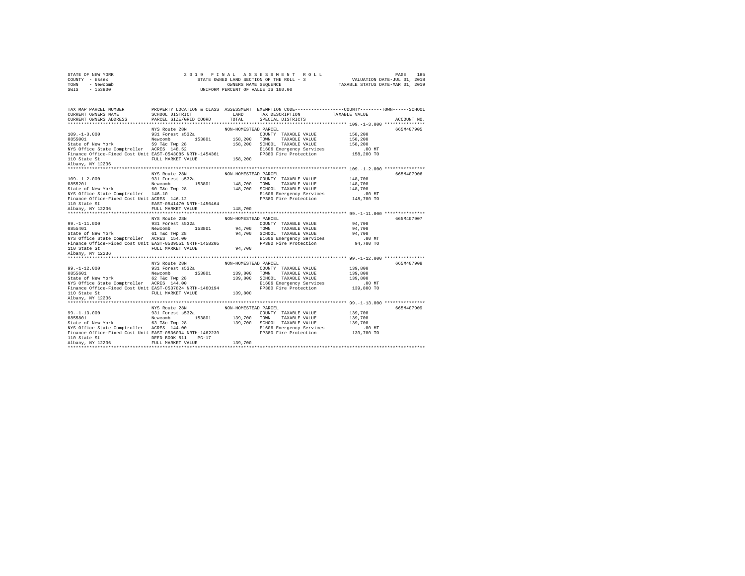STATE OF NEW YORK | 2019 FINAL ASSESSMENT ROLL | VALUATION DATE-JUL 01, 2018
COUNTY - Essex | STATE OWNED LAND SECTION OF THE ROLL - 3 | TAXABLE STATUS DATE-MAR 01, 2019
TOWN - Newcomb | OWNERS NAME SEQUENCE
SWIS - 153800 | UNIFORM PERCENT OF VALUE IS 100.00

| TAX MAP PARCEL NUMBER / CURRENT OWNERS NAME / CURRENT OWNERS ADDRESS | PROPERTY LOCATION & CLASS / SCHOOL DISTRICT / PARCEL SIZE/GRID COORD | ASSESSMENT LAND | TOTAL | EXEMPTION CODE / TAX DESCRIPTION / SPECIAL DISTRICTS | COUNTY--------TOWN------SCHOOL TAXABLE VALUE | ACCOUNT NO. |
|---|---|---|---|---|---|---|
| **109.-1-3.000** | NYS Route 28N | NON-HOMESTEAD PARCEL | | | | 665M407905 |
| 109.-1-3.000 | 931 Forest s532a | | | COUNTY TAXABLE VALUE | 158,200 | |
| 0855001 | Newcomb 153801 | 158,200 | | TOWN TAXABLE VALUE | 158,200 | |
| State of New York | 59 T&c Twp 28 | | 158,200 | SCHOOL TAXABLE VALUE | 158,200 | |
| NYS Office State Comptroller | ACRES 148.52 | | | E1606 Emergency Services | .00 MT | |
| Finance Office-Fixed Cost Unit | EAST-0543085 NRTH-1454361 | | | FP380 Fire Protection | 158,200 TO | |
| 110 State St | FULL MARKET VALUE | | 158,200 | | | |
| Albany, NY 12236 | | | | | | |
| **109.-1-2.000** | NYS Route 28N | NON-HOMESTEAD PARCEL | | | | 665M407906 |
| 109.-1-2.000 | 931 Forest s532a | | | COUNTY TAXABLE VALUE | 148,700 | |
| 0855201 | Newcomb 153801 | 148,700 | | TOWN TAXABLE VALUE | 148,700 | |
| State of New York | 60 T&c Twp 28 | | 148,700 | SCHOOL TAXABLE VALUE | 148,700 | |
| NYS Office State Comptroller | 146.10 | | | E1606 Emergency Services | .00 MT | |
| Finance Office-Fixed Cost Unit | ACRES 146.12 | | | FP380 Fire Protection | 148,700 TO | |
| 110 State St | EAST-0541470 NRTH-1456464 | | | | | |
| Albany, NY 12236 | FULL MARKET VALUE | | 148,700 | | | |
| **99.-1-11.000** | NYS Route 28N | NON-HOMESTEAD PARCEL | | | | 665M407907 |
| 99.-1-11.000 | 931 Forest s532a | | | COUNTY TAXABLE VALUE | 94,700 | |
| 0855401 | Newcomb 153801 | 94,700 | | TOWN TAXABLE VALUE | 94,700 | |
| State of New York | 61 T&c Twp 28 | | 94,700 | SCHOOL TAXABLE VALUE | 94,700 | |
| NYS Office State Comptroller | ACRES 154.00 | | | E1606 Emergency Services | .00 MT | |
| Finance Office-Fixed Cost Unit | EAST-0539551 NRTH-1458205 | | | FP380 Fire Protection | 94,700 TO | |
| 110 State St | FULL MARKET VALUE | | 94,700 | | | |
| Albany, NY 12236 | | | | | | |
| **99.-1-12.000** | NYS Route 28N | NON-HOMESTEAD PARCEL | | | | 665M407908 |
| 99.-1-12.000 | 931 Forest s532a | | | COUNTY TAXABLE VALUE | 139,800 | |
| 0855601 | Newcomb 153801 | 139,800 | | TOWN TAXABLE VALUE | 139,800 | |
| State of New York | 62 T&c Twp 28 | | 139,800 | SCHOOL TAXABLE VALUE | 139,800 | |
| NYS Office State Comptroller | ACRES 144.00 | | | E1606 Emergency Services | .00 MT | |
| Finance Office-Fixed Cost Unit | EAST-0537824 NRTH-1460194 | | | FP380 Fire Protection | 139,800 TO | |
| 110 State St | FULL MARKET VALUE | | 139,800 | | | |
| Albany, NY 12236 | | | | | | |
| **99.-1-13.000** | NYS Route 28N | NON-HOMESTEAD PARCEL | | | | 665M407909 |
| 99.-1-13.000 | 931 Forest s532a | | | COUNTY TAXABLE VALUE | 139,700 | |
| 0855801 | Newcomb 153801 | 139,700 | | TOWN TAXABLE VALUE | 139,700 | |
| State of New York | 63 T&c Twp 28 | | 139,700 | SCHOOL TAXABLE VALUE | 139,700 | |
| NYS Office State Comptroller | ACRES 144.00 | | | E1606 Emergency Services | .00 MT | |
| Finance Office-Fixed Cost Unit | EAST-0536034 NRTH-1462239 | | | FP380 Fire Protection | 139,700 TO | |
| 110 State St | DEED BOOK 511 PG-17 | | | | | |
| Albany, NY 12236 | FULL MARKET VALUE | | 139,700 | | | |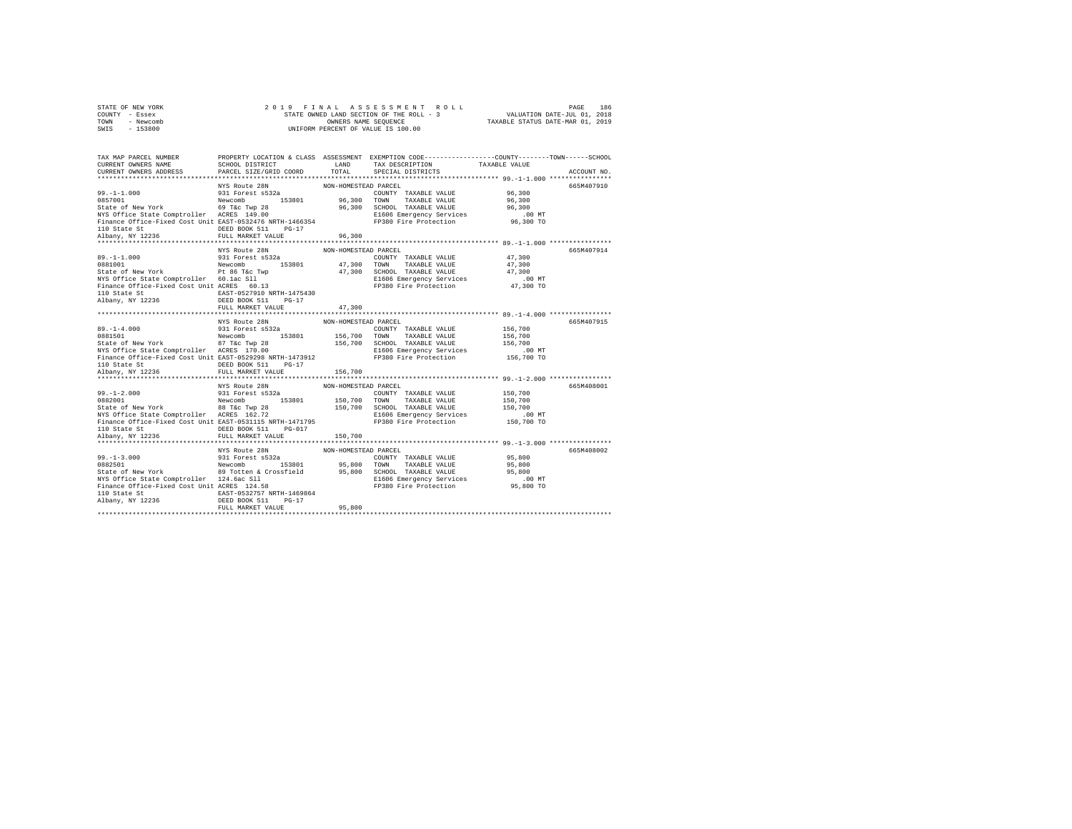STATE OF NEW YORK
COUNTY - Essex
TOWN - Newcomb
SWIS - 153800

2019 FINAL ASSESSMENT ROLL
STATE OWNED LAND SECTION OF THE ROLL - 3
OWNERS NAME SEQUENCE
UNIFORM PERCENT OF VALUE IS 100.00

VALUATION DATE-JUL 01, 2018
TAXABLE STATUS DATE-MAR 01, 2019

| TAX MAP PARCEL NUMBER / CURRENT OWNERS NAME / CURRENT OWNERS ADDRESS | PROPERTY LOCATION & CLASS / SCHOOL DISTRICT / PARCEL SIZE/GRID COORD | ASSESSMENT LAND / TOTAL | EXEMPTION CODE / TAX DESCRIPTION / SPECIAL DISTRICTS | COUNTY / TOWN / SCHOOL TAXABLE VALUE | ACCOUNT NO. |
|---|---|---|---|---|---|
| 99.-1-1.000 | NYS Route 28N | NON-HOMESTEAD PARCEL | | | 665M407910 |
| 0857001 | 931 Forest s532a | | COUNTY TAXABLE VALUE | 96,300 | |
| State of New York | Newcomb 153801 | 96,300 | TOWN TAXABLE VALUE | 96,300 | |
| NYS Office State Comptroller | 69 T&c Twp 28 | 96,300 | SCHOOL TAXABLE VALUE | 96,300 | |
| Finance Office-Fixed Cost Unit | ACRES 149.00 | | E1606 Emergency Services | .00 MT | |
| 110 State St | EAST-0532476 NRTH-1466354 | | FP380 Fire Protection | 96,300 TO | |
| Albany, NY 12236 | DEED BOOK 511 PG-17 | | | | |
| | FULL MARKET VALUE | 96,300 | | | |
| 89.-1-1.000 | NYS Route 28N | NON-HOMESTEAD PARCEL | | | 665M407914 |
| 0881001 | 931 Forest s532a | | COUNTY TAXABLE VALUE | 47,300 | |
| State of New York | Newcomb 153801 | 47,300 | TOWN TAXABLE VALUE | 47,300 | |
| NYS Office State Comptroller | Pt 86 T&c Twp | 47,300 | SCHOOL TAXABLE VALUE | 47,300 | |
| Finance Office-Fixed Cost Unit | 60.1ac Sll | | E1606 Emergency Services | .00 MT | |
| 110 State St | ACRES 60.13 | | FP380 Fire Protection | 47,300 TO | |
| Albany, NY 12236 | EAST-0527910 NRTH-1475430 | | | | |
| | DEED BOOK 511 PG-17 | | | | |
| | FULL MARKET VALUE | 47,300 | | | |
| 89.-1-4.000 | NYS Route 28N | NON-HOMESTEAD PARCEL | | | 665M407915 |
| 0881501 | 931 Forest s532a | | COUNTY TAXABLE VALUE | 156,700 | |
| State of New York | Newcomb 153801 | 156,700 | TOWN TAXABLE VALUE | 156,700 | |
| NYS Office State Comptroller | 87 T&c Twp 28 | 156,700 | SCHOOL TAXABLE VALUE | 156,700 | |
| Finance Office-Fixed Cost Unit | ACRES 170.00 | | E1606 Emergency Services | .00 MT | |
| 110 State St | EAST-0529298 NRTH-1473912 | | FP380 Fire Protection | 156,700 TO | |
| Albany, NY 12236 | DEED BOOK 511 PG-17 | | | | |
| | FULL MARKET VALUE | 156,700 | | | |
| 99.-1-2.000 | NYS Route 28N | NON-HOMESTEAD PARCEL | | | 665M408001 |
| 0882001 | 931 Forest s532a | | COUNTY TAXABLE VALUE | 150,700 | |
| State of New York | Newcomb 153801 | 150,700 | TOWN TAXABLE VALUE | 150,700 | |
| NYS Office State Comptroller | 88 T&c Twp 28 | 150,700 | SCHOOL TAXABLE VALUE | 150,700 | |
| Finance Office-Fixed Cost Unit | ACRES 162.72 | | E1606 Emergency Services | .00 MT | |
| 110 State St | EAST-0531115 NRTH-1471795 | | FP380 Fire Protection | 150,700 TO | |
| Albany, NY 12236 | DEED BOOK 511 PG-017 | | | | |
| | FULL MARKET VALUE | 150,700 | | | |
| 99.-1-3.000 | NYS Route 28N | NON-HOMESTEAD PARCEL | | | 665M408002 |
| 0882501 | 931 Forest s532a | | COUNTY TAXABLE VALUE | 95,800 | |
| State of New York | Newcomb 153801 | 95,800 | TOWN TAXABLE VALUE | 95,800 | |
| NYS Office State Comptroller | 89 Totten & Crossfield | 95,800 | SCHOOL TAXABLE VALUE | 95,800 | |
| Finance Office-Fixed Cost Unit | 124.6ac Sll | | E1606 Emergency Services | .00 MT | |
| 110 State St | ACRES 124.58 | | FP380 Fire Protection | 95,800 TO | |
| Albany, NY 12236 | EAST-0532757 NRTH-1469864 | | | | |
| | DEED BOOK 511 PG-17 | | | | |
| | FULL MARKET VALUE | 95,800 | | | |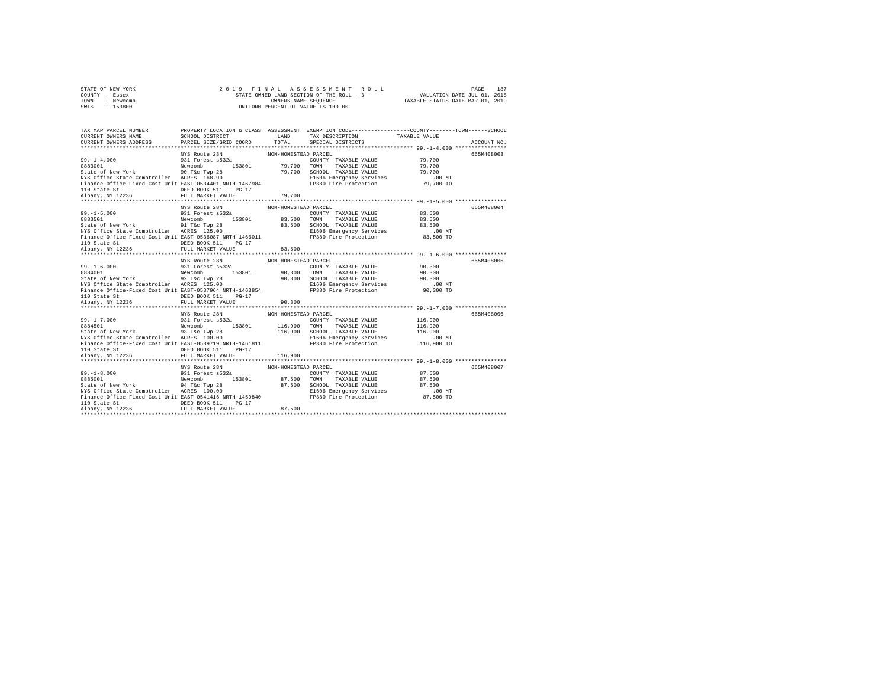STATE OF NEW YORK
COUNTY - Essex
TOWN - Newcomb
SWIS - 153800

2019 FINAL ASSESSMENT ROLL
STATE OWNED LAND SECTION OF THE ROLL - 3
OWNERS NAME SEQUENCE
UNIFORM PERCENT OF VALUE IS 100.00

VALUATION DATE-JUL 01, 2018
TAXABLE STATUS DATE-MAR 01, 2019

```
TAX MAP PARCEL NUMBER         PROPERTY LOCATION & CLASS  ASSESSMENT  EXEMPTION CODE-----------------COUNTY--------TOWN------SCHOOL
CURRENT OWNERS NAME           SCHOOL DISTRICT             LAND       TAX DESCRIPTION             TAXABLE VALUE
CURRENT OWNERS ADDRESS        PARCEL SIZE/GRID COORD      TOTAL      SPECIAL DISTRICTS                                  ACCOUNT NO.
******************************************************************************************************* 99.-1-4.000 ****************
                              NYS Route 28N               NON-HOMESTEAD PARCEL                                          665M408003
99.-1-4.000                   931 Forest s532a                        COUNTY  TAXABLE VALUE          79,700
0883001                       Newcomb      153801          79,700    TOWN    TAXABLE VALUE          79,700
State of New York             90 T&c Twp 28                79,700    SCHOOL  TAXABLE VALUE          79,700
NYS Office State Comptroller  ACRES  168.90                          E1606 Emergency Services          .00 MT
Finance Office-Fixed Cost Unit EAST-0534401 NRTH-1467984             FP380 Fire Protection          79,700 TO
110 State St                  DEED BOOK 511    PG-17
Albany, NY 12236              FULL MARKET VALUE            79,700
******************************************************************************************************* 99.-1-5.000 ****************
                              NYS Route 28N               NON-HOMESTEAD PARCEL                                          665M408004
99.-1-5.000                   931 Forest s532a                        COUNTY  TAXABLE VALUE          83,500
0883501                       Newcomb      153801          83,500    TOWN    TAXABLE VALUE          83,500
State of New York             91 T&c Twp 28                83,500    SCHOOL  TAXABLE VALUE          83,500
NYS Office State Comptroller  ACRES  125.00                          E1606 Emergency Services          .00 MT
Finance Office-Fixed Cost Unit EAST-0536087 NRTH-1466011             FP380 Fire Protection          83,500 TO
110 State St                  DEED BOOK 511    PG-17
Albany, NY 12236              FULL MARKET VALUE            83,500
******************************************************************************************************* 99.-1-6.000 ****************
                              NYS Route 28N               NON-HOMESTEAD PARCEL                                          665M408005
99.-1-6.000                   931 Forest s532a                        COUNTY  TAXABLE VALUE          90,300
0884001                       Newcomb      153801          90,300    TOWN    TAXABLE VALUE          90,300
State of New York             92 T&c Twp 28                90,300    SCHOOL  TAXABLE VALUE          90,300
NYS Office State Comptroller  ACRES  125.00                          E1606 Emergency Services          .00 MT
Finance Office-Fixed Cost Unit EAST-0537964 NRTH-1463854             FP380 Fire Protection          90,300 TO
110 State St                  DEED BOOK 511    PG-17
Albany, NY 12236              FULL MARKET VALUE            90,300
******************************************************************************************************* 99.-1-7.000 ****************
                              NYS Route 28N               NON-HOMESTEAD PARCEL                                          665M408006
99.-1-7.000                   931 Forest s532a                        COUNTY  TAXABLE VALUE         116,900
0884501                       Newcomb      153801         116,900    TOWN    TAXABLE VALUE         116,900
State of New York             93 T&c Twp 28               116,900    SCHOOL  TAXABLE VALUE         116,900
NYS Office State Comptroller  ACRES  100.00                          E1606 Emergency Services          .00 MT
Finance Office-Fixed Cost Unit EAST-0539719 NRTH-1461811             FP380 Fire Protection         116,900 TO
110 State St                  DEED BOOK 511    PG-17
Albany, NY 12236              FULL MARKET VALUE           116,900
******************************************************************************************************* 99.-1-8.000 ****************
                              NYS Route 28N               NON-HOMESTEAD PARCEL                                          665M408007
99.-1-8.000                   931 Forest s532a                        COUNTY  TAXABLE VALUE          87,500
0885001                       Newcomb      153801          87,500    TOWN    TAXABLE VALUE          87,500
State of New York             94 T&c Twp 28                87,500    SCHOOL  TAXABLE VALUE          87,500
NYS Office State Comptroller  ACRES  100.00                          E1606 Emergency Services          .00 MT
Finance Office-Fixed Cost Unit EAST-0541416 NRTH-1459840             FP380 Fire Protection          87,500 TO
110 State St                  DEED BOOK 511    PG-17
Albany, NY 12236              FULL MARKET VALUE            87,500
************************************************************************************************************************************
```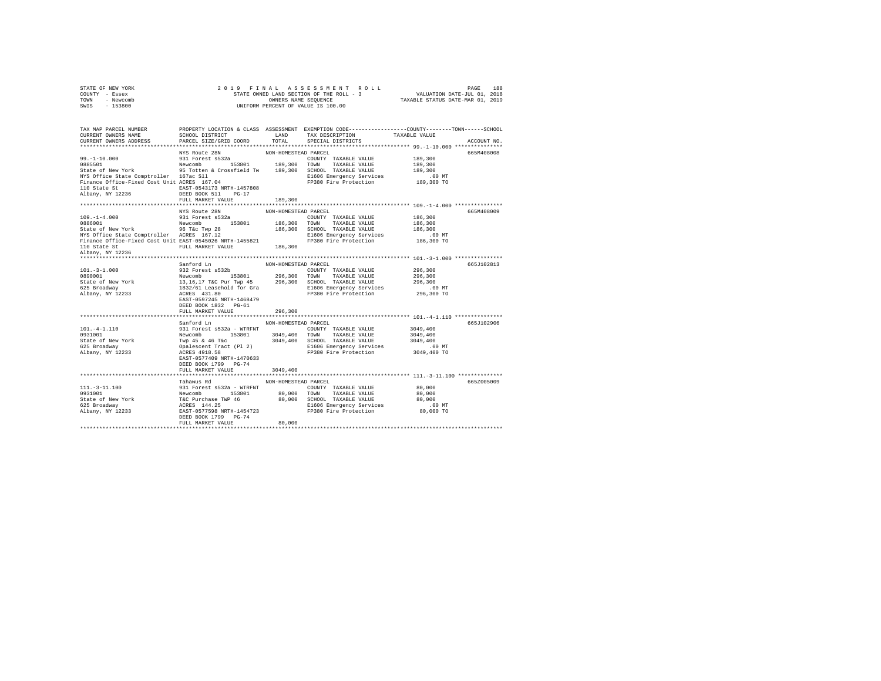STATE OF NEW YORK — 2019 FINAL ASSESSMENT ROLL
COUNTY - Essex — STATE OWNED LAND SECTION OF THE ROLL - 3 — VALUATION DATE-JUL 01, 2018
TOWN - Newcomb — OWNERS NAME SEQUENCE — TAXABLE STATUS DATE-MAR 01, 2019
SWIS - 153800 — UNIFORM PERCENT OF VALUE IS 100.00

| TAX MAP PARCEL NUMBER / CURRENT OWNERS NAME / CURRENT OWNERS ADDRESS | PROPERTY LOCATION & CLASS / SCHOOL DISTRICT / PARCEL SIZE/GRID COORD | ASSESSMENT LAND / TOTAL | EXEMPTION CODE / TAX DESCRIPTION / SPECIAL DISTRICTS | TAXABLE VALUE (COUNTY / TOWN / SCHOOL) | ACCOUNT NO. |
|---|---|---|---|---|---|
| **99.-1-10.000** | NYS Route 28N | NON-HOMESTEAD PARCEL | | | 665M408008 |
| 0885501 | 931 Forest s532a | | COUNTY TAXABLE VALUE | 189,300 | |
| State of New York | Newcomb 153801 | 189,300 | TOWN TAXABLE VALUE | 189,300 | |
| NYS Office State Comptroller | 95 Totten & Crossfield Tw | 189,300 | SCHOOL TAXABLE VALUE | 189,300 | |
| Finance Office-Fixed Cost Unit | 167ac Sll | | E1606 Emergency Services | .00 MT | |
| 110 State St | ACRES 167.04 | | FP380 Fire Protection | 189,300 TO | |
| Albany, NY 12236 | EAST-0543173 NRTH-1457808 | | | | |
| | DEED BOOK 511 PG-17 | | | | |
| | FULL MARKET VALUE | 189,300 | | | |
| **109.-1-4.000** | NYS Route 28N | NON-HOMESTEAD PARCEL | | | 665M408009 |
| 0886001 | 931 Forest s532a | | COUNTY TAXABLE VALUE | 186,300 | |
| State of New York | Newcomb 153801 | 186,300 | TOWN TAXABLE VALUE | 186,300 | |
| NYS Office State Comptroller | 96 T&c Twp 28 | 186,300 | SCHOOL TAXABLE VALUE | 186,300 | |
| Finance Office-Fixed Cost Unit | ACRES 167.12 | | E1606 Emergency Services | .00 MT | |
| 110 State St | EAST-0545026 NRTH-1455821 | | FP380 Fire Protection | 186,300 TO | |
| Albany, NY 12236 | FULL MARKET VALUE | 186,300 | | | |
| **101.-3-1.000** | Sanford Ln | NON-HOMESTEAD PARCEL | | | 665J102813 |
| 0890001 | 932 Forest s532b | | COUNTY TAXABLE VALUE | 296,300 | |
| State of New York | Newcomb 153801 | 296,300 | TOWN TAXABLE VALUE | 296,300 | |
| 625 Broadway | 13,16,17 T&C Pur Twp 45 | 296,300 | SCHOOL TAXABLE VALUE | 296,300 | |
| Albany, NY 12233 | 1832/61 Leasehold for Gra | | E1606 Emergency Services | .00 MT | |
| | ACRES 431.80 | | FP380 Fire Protection | 296,300 TO | |
| | EAST-0597245 NRTH-1468479 | | | | |
| | DEED BOOK 1832 PG-61 | | | | |
| | FULL MARKET VALUE | 296,300 | | | |
| **101.-4-1.110** | Sanford Ln | NON-HOMESTEAD PARCEL | | | 665J102906 |
| 0931001 | 931 Forest s532a - WTRFNT | | COUNTY TAXABLE VALUE | 3049,400 | |
| State of New York | Newcomb 153801 | 3049,400 | TOWN TAXABLE VALUE | 3049,400 | |
| 625 Broadway | Twp 45 & 46 T&c | 3049,400 | SCHOOL TAXABLE VALUE | 3049,400 | |
| Albany, NY 12233 | Opalescent Tract (Pl 2) | | E1606 Emergency Services | .00 MT | |
| | ACRES 4918.58 | | FP380 Fire Protection | 3049,400 TO | |
| | EAST-0577409 NRTH-1470633 | | | | |
| | DEED BOOK 1799 PG-74 | | | | |
| | FULL MARKET VALUE | 3049,400 | | | |
| **111.-3-11.100** | Tahawus Rd | NON-HOMESTEAD PARCEL | | | 665Z005009 |
| 0931001 | 931 Forest s532a - WTRFNT | | COUNTY TAXABLE VALUE | 80,000 | |
| State of New York | Newcomb 153801 | 80,000 | TOWN TAXABLE VALUE | 80,000 | |
| 625 Broadway | T&C Purchase TWP 46 | 80,000 | SCHOOL TAXABLE VALUE | 80,000 | |
| Albany, NY 12233 | ACRES 144.25 | | E1606 Emergency Services | .00 MT | |
| | EAST-0577598 NRTH-1454723 | | FP380 Fire Protection | 80,000 TO | |
| | DEED BOOK 1799 PG-74 | | | | |
| | FULL MARKET VALUE | 80,000 | | | |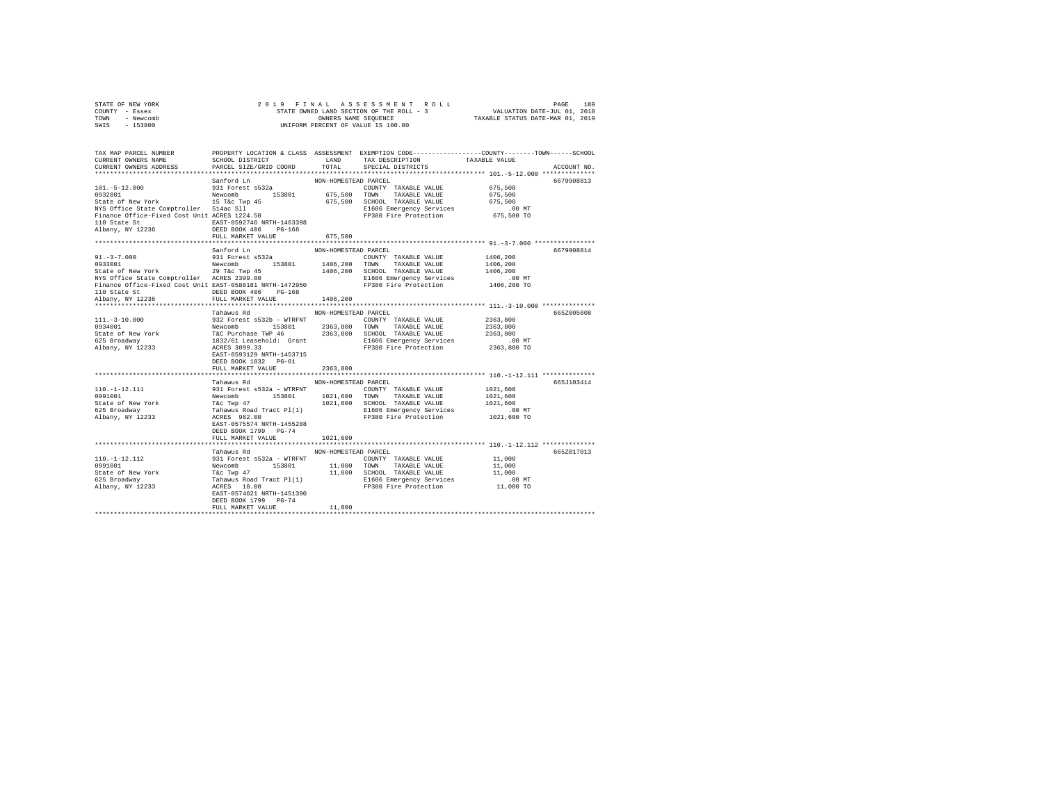STATE OF NEW YORK 2019 FINAL ASSESSMENT ROLL
COUNTY - Essex STATE OWNED LAND SECTION OF THE ROLL - 3 VALUATION DATE-JUL 01, 2018
TOWN - Newcomb OWNERS NAME SEQUENCE TAXABLE STATUS DATE-MAR 01, 2019
SWIS - 153800 UNIFORM PERCENT OF VALUE IS 100.00

```
TAX MAP PARCEL NUMBER          PROPERTY LOCATION & CLASS  ASSESSMENT  EXEMPTION CODE-----------------COUNTY--------TOWN------SCHOOL
CURRENT OWNERS NAME            SCHOOL DISTRICT               LAND     TAX DESCRIPTION            TAXABLE VALUE
CURRENT OWNERS ADDRESS         PARCEL SIZE/GRID COORD        TOTAL    SPECIAL DISTRICTS                                  ACCOUNT NO.
************************************************************************************************ 101.-5-12.000 **************
                               Sanford Ln                 NON-HOMESTEAD PARCEL                                           6679908813
101.-5-12.000                  931 Forest s532a                        COUNTY  TAXABLE VALUE          675,500
0932001                        Newcomb      153801        675,500    TOWN    TAXABLE VALUE          675,500
State of New York              15 T&c Twp 45              675,500    SCHOOL  TAXABLE VALUE          675,500
NYS Office State Comptroller   514ac Sll                             E1606 Emergency Services            .00 MT
Finance Office-Fixed Cost Unit ACRES 1224.50                         FP380 Fire Protection           675,500 TO
110 State St                   EAST-0592746 NRTH-1463398
Albany, NY 12236               DEED BOOK 406    PG-168
                               FULL MARKET VALUE            675,500
************************************************************************************************ 91.-3-7.000 ****************
                               Sanford Ln                 NON-HOMESTEAD PARCEL                                           6679908814
91.-3-7.000                    931 Forest s532a                        COUNTY  TAXABLE VALUE         1406,200
0933001                        Newcomb      153801       1406,200    TOWN    TAXABLE VALUE         1406,200
State of New York              29 T&c Twp 45             1406,200    SCHOOL  TAXABLE VALUE         1406,200
NYS Office State Comptroller   ACRES 2399.80                         E1606 Emergency Services            .00 MT
Finance Office-Fixed Cost Unit EAST-0588181 NRTH-1472950             FP380 Fire Protection          1406,200 TO
110 State St                   DEED BOOK 406    PG-168
Albany, NY 12236               FULL MARKET VALUE           1406,200
************************************************************************************************ 111.-3-10.000 **************
                               Tahawus Rd                 NON-HOMESTEAD PARCEL                                           665Z005008
111.-3-10.000                  932 Forest s532b - WTRFNT               COUNTY  TAXABLE VALUE         2363,800
0934001                        Newcomb      153801       2363,800    TOWN    TAXABLE VALUE         2363,800
State of New York              T&C Purchase TWP 46       2363,800    SCHOOL  TAXABLE VALUE         2363,800
625 Broadway                   1832/61 Leasehold: Grant              E1606 Emergency Services            .00 MT
Albany, NY 12233               ACRES 3099.33                         FP380 Fire Protection          2363,800 TO
                               EAST-0593129 NRTH-1453715
                               DEED BOOK 1832   PG-61
                               FULL MARKET VALUE           2363,800
************************************************************************************************ 110.-1-12.111 **************
                               Tahawus Rd                 NON-HOMESTEAD PARCEL                                           665J103414
110.-1-12.111                  931 Forest s532a - WTRFNT               COUNTY  TAXABLE VALUE         1021,600
0991001                        Newcomb      153801       1021,600    TOWN    TAXABLE VALUE         1021,600
State of New York              T&c Twp 47                1021,600    SCHOOL  TAXABLE VALUE         1021,600
625 Broadway                   Tahawus Road Tract Pl(1)              E1606 Emergency Services            .00 MT
Albany, NY 12233               ACRES 982.00                          FP380 Fire Protection          1021,600 TO
                               EAST-0575574 NRTH-1455288
                               DEED BOOK 1799   PG-74
                               FULL MARKET VALUE           1021,600
************************************************************************************************ 110.-1-12.112 **************
                               Tahawus Rd                 NON-HOMESTEAD PARCEL                                           665Z017013
110.-1-12.112                  931 Forest s532a - WTRFNT               COUNTY  TAXABLE VALUE           11,000
0991001                        Newcomb      153801         11,000    TOWN    TAXABLE VALUE           11,000
State of New York              T&c Twp 47                  11,000    SCHOOL  TAXABLE VALUE           11,000
625 Broadway                   Tahawus Road Tract Pl(1)              E1606 Emergency Services            .00 MT
Albany, NY 12233               ACRES 18.00                           FP380 Fire Protection            11,000 TO
                               EAST-0574621 NRTH-1451390
                               DEED BOOK 1799   PG-74
                               FULL MARKET VALUE             11,000
****************************************************************************************************************************
```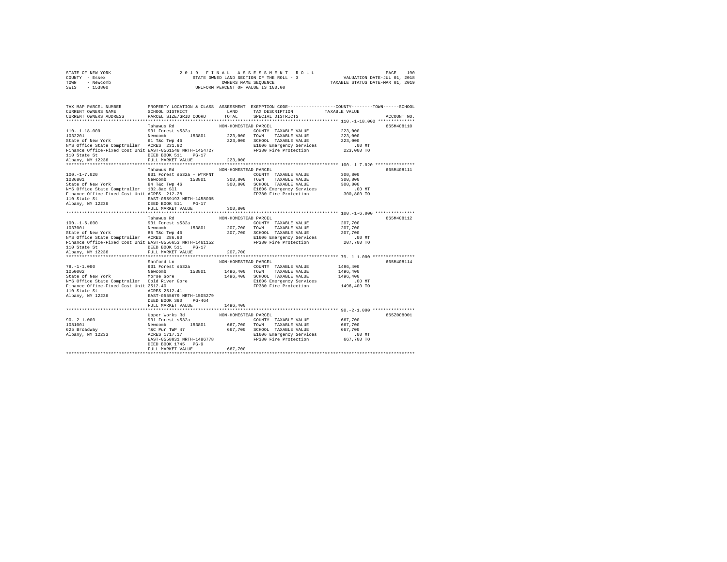STATE OF NEW YORK
COUNTY - Essex
TOWN - Newcomb
SWIS - 153800

2 0 1 9 F I N A L A S S E S S M E N T R O L L
STATE OWNED LAND SECTION OF THE ROLL - 3
OWNERS NAME SEQUENCE
UNIFORM PERCENT OF VALUE IS 100.00

VALUATION DATE-JUL 01, 2018
TAXABLE STATUS DATE-MAR 01, 2019

```
TAX MAP PARCEL NUMBER          PROPERTY LOCATION & CLASS  ASSESSMENT  EXEMPTION CODE-----------------COUNTY--------TOWN------SCHOOL
CURRENT OWNERS NAME            SCHOOL DISTRICT             LAND       TAX DESCRIPTION              TAXABLE VALUE
CURRENT OWNERS ADDRESS         PARCEL SIZE/GRID COORD      TOTAL      SPECIAL DISTRICTS                                  ACCOUNT NO.
****************************************************************************************************** 110.-1-18.000 **************
                               Tahawus Rd                 NON-HOMESTEAD PARCEL                                           665M408110
110.-1-18.000                  931 Forest s532a                       COUNTY  TAXABLE VALUE          223,000
1032201                        Newcomb       153801       223,000     TOWN    TAXABLE VALUE          223,000
State of New York              61 T&c Twp 46              223,000     SCHOOL  TAXABLE VALUE          223,000
NYS Office State Comptroller   ACRES  231.82                          E1606 Emergency Services          .00 MT
Finance Office-Fixed Cost Unit EAST-0561548 NRTH-1454727              FP380 Fire Protection          223,000 TO
110 State St                   DEED BOOK 511    PG-17
Albany, NY 12236               FULL MARKET VALUE          223,000
****************************************************************************************************** 100.-1-7.020 ***************
                               Tahawus Rd                 NON-HOMESTEAD PARCEL                                           665M408111
100.-1-7.020                   931 Forest s532a - WTRFNT              COUNTY  TAXABLE VALUE          300,800
1036801                        Newcomb       153801       300,800     TOWN    TAXABLE VALUE          300,800
State of New York              84 T&c Twp 46              300,800     SCHOOL  TAXABLE VALUE          300,800
NYS Office State Comptroller   182.8ac Sll                            E1606 Emergency Services          .00 MT
Finance Office-Fixed Cost Unit ACRES  212.28                          FP380 Fire Protection          300,800 TO
110 State St                   EAST-0559193 NRTH-1458005
Albany, NY 12236               DEED BOOK 511    PG-17
                               FULL MARKET VALUE          300,800
****************************************************************************************************** 100.-1-6.000 ***************
                               Tahawus Rd                 NON-HOMESTEAD PARCEL                                           665M408112
100.-1-6.000                   931 Forest s532a                       COUNTY  TAXABLE VALUE          207,700
1037001                        Newcomb       153801       207,700     TOWN    TAXABLE VALUE          207,700
State of New York              85 T&c Twp 46              207,700     SCHOOL  TAXABLE VALUE          207,700
NYS Office State Comptroller   ACRES  286.90                          E1606 Emergency Services          .00 MT
Finance Office-Fixed Cost Unit EAST-0556653 NRTH-1461152              FP380 Fire Protection          207,700 TO
110 State St                   DEED BOOK 511    PG-17
Albany, NY 12236               FULL MARKET VALUE          207,700
****************************************************************************************************** 79.-1-1.000 ****************
                               Sanford Ln                 NON-HOMESTEAD PARCEL                                           665M408114
79.-1-1.000                    931 Forest s532a                       COUNTY  TAXABLE VALUE         1496,400
1050002                        Newcomb       153801      1496,400     TOWN    TAXABLE VALUE         1496,400
State of New York              Morse Gore                1496,400     SCHOOL  TAXABLE VALUE         1496,400
NYS Office State Comptroller   Cold River Gore                        E1606 Emergency Services          .00 MT
Finance Office-Fixed Cost Unit 2512.40                                FP380 Fire Protection         1496,400 TO
110 State St                   ACRES 2512.41
Albany, NY 12236               EAST-0555679 NRTH-1505279
                               DEED BOOK 390    PG-464
                               FULL MARKET VALUE         1496,400
****************************************************************************************************** 90.-2-1.000 ****************
                               Upper Works Rd             NON-HOMESTEAD PARCEL                                           665Z008001
90.-2-1.000                    931 Forest s532a                       COUNTY  TAXABLE VALUE          667,700
1081001                        Newcomb       153801       667,700     TOWN    TAXABLE VALUE          667,700
625 Broadway                   T&C Pur TWP 47             667,700     SCHOOL  TAXABLE VALUE          667,700
Albany, NY 12233               ACRES 1717.17                          E1606 Emergency Services          .00 MT
                               EAST-0558031 NRTH-1486778              FP380 Fire Protection          667,700 TO
                               DEED BOOK 1745   PG-9
                               FULL MARKET VALUE          667,700
************************************************************************************************************************************
```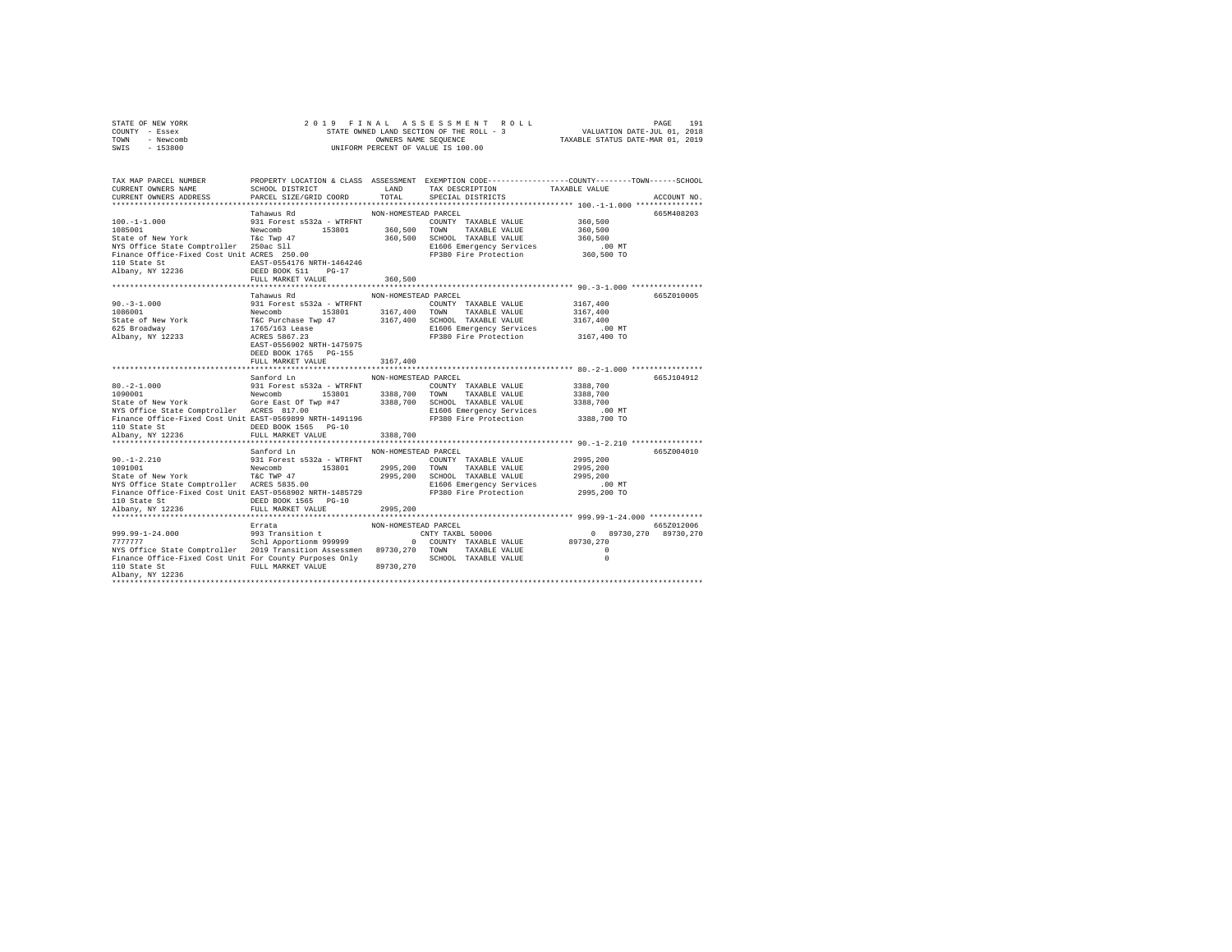```
STATE OF NEW YORK                2 0 1 9   F I N A L   A S S E S S M E N T   R O L L                         PAGE  191
COUNTY  - Essex                        STATE OWNED LAND SECTION OF THE ROLL - 3               VALUATION DATE-JUL 01, 2018
TOWN    - Newcomb                               OWNERS NAME SEQUENCE                         TAXABLE STATUS DATE-MAR 01, 2019
SWIS    - 153800                           UNIFORM PERCENT OF VALUE IS 100.00

TAX MAP PARCEL NUMBER          PROPERTY LOCATION & CLASS  ASSESSMENT  EXEMPTION CODE------------------COUNTY--------TOWN------SCHOOL
CURRENT OWNERS NAME            SCHOOL DISTRICT              LAND      TAX DESCRIPTION            TAXABLE VALUE
CURRENT OWNERS ADDRESS         PARCEL SIZE/GRID COORD       TOTAL     SPECIAL DISTRICTS                                     ACCOUNT NO.
******************************************************************************************************* 100.-1-1.000 ***************
                               Tahawus Rd                   NON-HOMESTEAD PARCEL                                             665M408203
100.-1-1.000                   931 Forest s532a - WTRFNT                 COUNTY  TAXABLE VALUE            360,500
1085001                        Newcomb         153801        360,500    TOWN    TAXABLE VALUE            360,500
State of New York              T&c Twp 47                    360,500    SCHOOL  TAXABLE VALUE            360,500
NYS Office State Comptroller   250ac Sll                                E1606 Emergency Services            .00 MT
Finance Office-Fixed Cost Unit ACRES  250.00                            FP380 Fire Protection           360,500 TO
110 State St                   EAST-0554176 NRTH-1464246
Albany, NY 12236               DEED BOOK 511    PG-17
                               FULL MARKET VALUE             360,500
******************************************************************************************************* 90.-3-1.000 ****************
                               Tahawus Rd                   NON-HOMESTEAD PARCEL                                             665Z010005
90.-3-1.000                    931 Forest s532a - WTRFNT                 COUNTY  TAXABLE VALUE           3167,400
1086001                        Newcomb         153801       3167,400    TOWN    TAXABLE VALUE           3167,400
State of New York              T&C Purchase Twp 47          3167,400    SCHOOL  TAXABLE VALUE           3167,400
625 Broadway                   1765/163 Lease                           E1606 Emergency Services            .00 MT
Albany, NY 12233               ACRES 5867.23                            FP380 Fire Protection          3167,400 TO
                               EAST-0556902 NRTH-1475975
                               DEED BOOK 1765   PG-155
                               FULL MARKET VALUE            3167,400
******************************************************************************************************* 80.-2-1.000 ****************
                               Sanford Ln                   NON-HOMESTEAD PARCEL                                             665J104912
80.-2-1.000                    931 Forest s532a - WTRFNT                 COUNTY  TAXABLE VALUE           3388,700
1090001                        Newcomb         153801       3388,700    TOWN    TAXABLE VALUE           3388,700
State of New York              Gore East Of Twp #47         3388,700    SCHOOL  TAXABLE VALUE           3388,700
NYS Office State Comptroller   ACRES  817.00                            E1606 Emergency Services            .00 MT
Finance Office-Fixed Cost Unit EAST-0569899 NRTH-1491196                FP380 Fire Protection          3388,700 TO
110 State St                   DEED BOOK 1565   PG-10
Albany, NY 12236               FULL MARKET VALUE            3388,700
******************************************************************************************************* 90.-1-2.210 ****************
                               Sanford Ln                   NON-HOMESTEAD PARCEL                                             665Z004010
90.-1-2.210                    931 Forest s532a - WTRFNT                 COUNTY  TAXABLE VALUE           2995,200
1091001                        Newcomb         153801       2995,200    TOWN    TAXABLE VALUE           2995,200
State of New York              T&C TWP 47                   2995,200    SCHOOL  TAXABLE VALUE           2995,200
NYS Office State Comptroller   ACRES 5835.00                            E1606 Emergency Services            .00 MT
Finance Office-Fixed Cost Unit EAST-0568902 NRTH-1485729                FP380 Fire Protection          2995,200 TO
110 State St                   DEED BOOK 1565   PG-10
Albany, NY 12236               FULL MARKET VALUE            2995,200
******************************************************************************************************* 999.99-1-24.000 ************
                               Errata                       NON-HOMESTEAD PARCEL                                             665Z012006
999.99-1-24.000                993 Transition t                         CNTY TAXBL 50006                    0  89730,270  89730,270
7777777                        Schl Apportionm 999999              0    COUNTY  TAXABLE VALUE          89730,270
NYS Office State Comptroller   2019 Transition Assessmen   89730,270    TOWN    TAXABLE VALUE                  0
Finance Office-Fixed Cost Unit For County Purposes Only                 SCHOOL  TAXABLE VALUE                  0
110 State St                   FULL MARKET VALUE           89730,270
Albany, NY 12236
************************************************************************************************************************************
```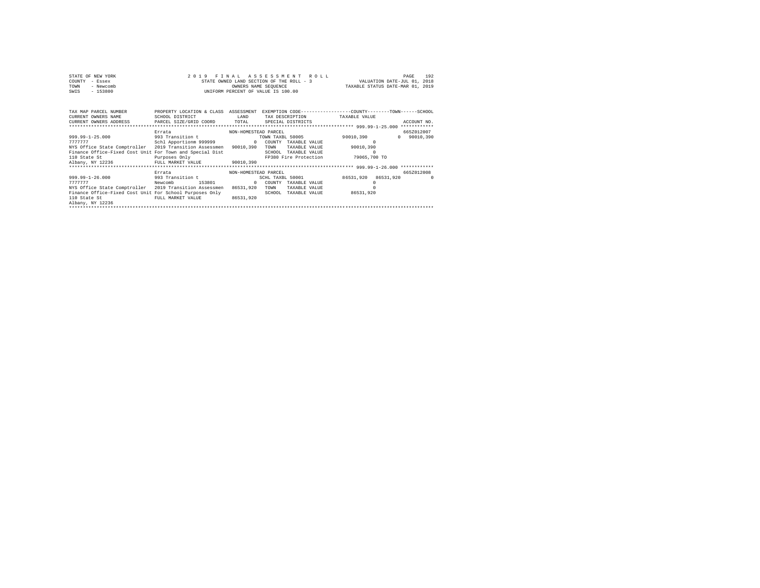STATE OF NEW YORK
COUNTY - Essex
TOWN - Newcomb
SWIS - 153800

2 0 1 9 F I N A L A S S E S S M E N T R O L L
STATE OWNED LAND SECTION OF THE ROLL - 3
OWNERS NAME SEQUENCE
UNIFORM PERCENT OF VALUE IS 100.00

VALUATION DATE-JUL 01, 2018
TAXABLE STATUS DATE-MAR 01, 2019

```
TAX MAP PARCEL NUMBER          PROPERTY LOCATION & CLASS  ASSESSMENT  EXEMPTION CODE-----------------COUNTY--------TOWN------SCHOOL
CURRENT OWNERS NAME            SCHOOL DISTRICT              LAND      TAX DESCRIPTION           TAXABLE VALUE
CURRENT OWNERS ADDRESS         PARCEL SIZE/GRID COORD      TOTAL      SPECIAL DISTRICTS                                    ACCOUNT NO.
****************************************************************************************************** 999.99-1-25.000 ************
                               Errata                     NON-HOMESTEAD PARCEL                                              665Z012007
999.99-1-25.000                993 Transition t                       TOWN TAXBL 50005              90010,390           0    90010,390
7777777                        Schl Apportionm 999999             0   COUNTY  TAXABLE VALUE               0
NYS Office State Comptroller   2019 Transition Assessmen   90010,390  TOWN    TAXABLE VALUE          90010,390
Finance Office-Fixed Cost Unit For Town and Special Dist              SCHOOL  TAXABLE VALUE               0
110 State St                   Purposes Only                          FP380 Fire Protection          79065,700 TO
Albany, NY 12236               FULL MARKET VALUE           90010,390
****************************************************************************************************** 999.99-1-26.000 ************
                               Errata                     NON-HOMESTEAD PARCEL                                              665Z012008
999.99-1-26.000                993 Transition t                       SCHL TAXBL 50001              86531,920   86531,920           0
7777777                        Newcomb          153801            0   COUNTY  TAXABLE VALUE               0
NYS Office State Comptroller   2019 Transition Assessmen   86531,920  TOWN    TAXABLE VALUE               0
Finance Office-Fixed Cost Unit For School Purposes Only               SCHOOL  TAXABLE VALUE          86531,920
110 State St                   FULL MARKET VALUE           86531,920
Albany, NY 12236
************************************************************************************************************************************
```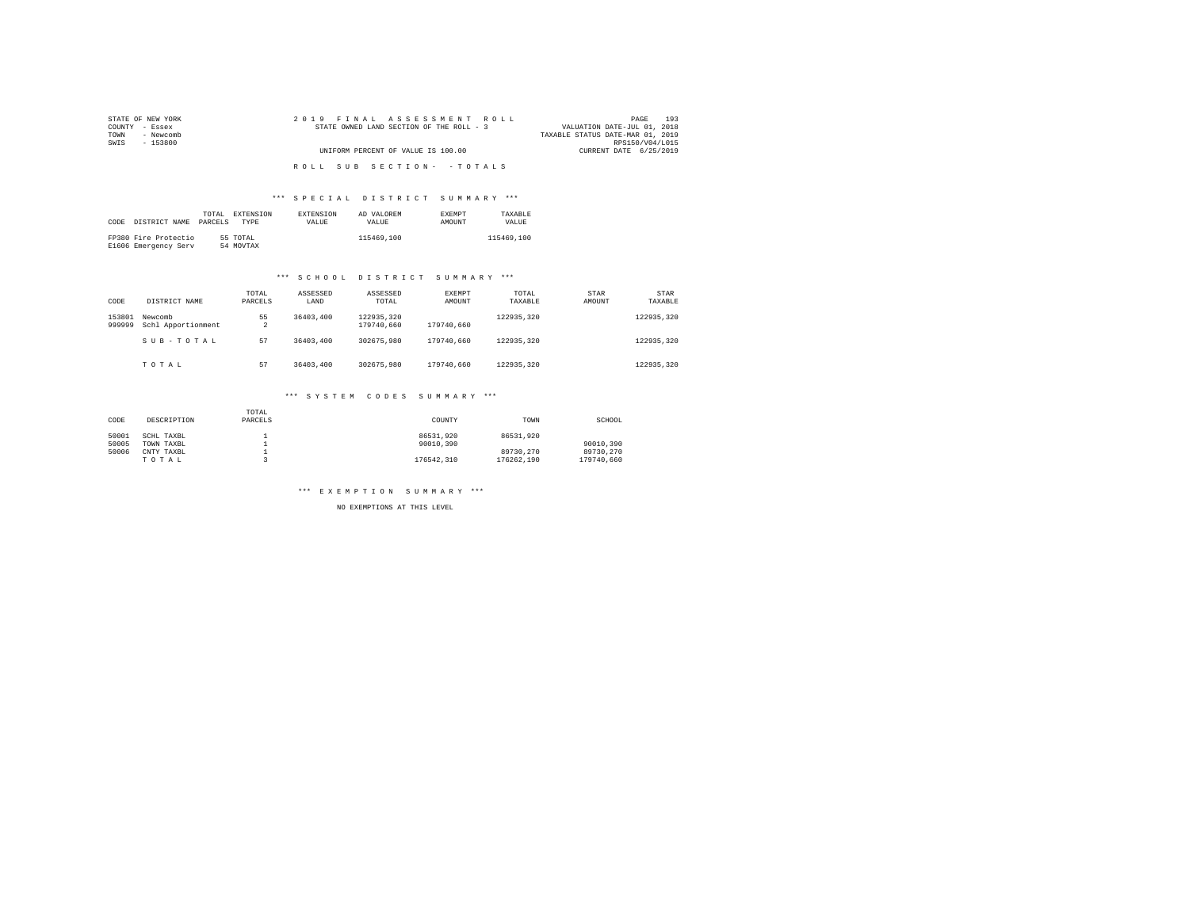STATE OF NEW YORK
COUNTY - Essex
TOWN - Newcomb
SWIS - 153800

# 2019 FINAL ASSESSMENT ROLL

STATE OWNED LAND SECTION OF THE ROLL - 3

UNIFORM PERCENT OF VALUE IS 100.00

VALUATION DATE-JUL 01, 2018
TAXABLE STATUS DATE-MAR 01, 2019
RPS150/V04/L015
CURRENT DATE 6/25/2019

## ROLL SUB SECTION- - TOTALS

### *** SPECIAL DISTRICT SUMMARY ***

| CODE | DISTRICT NAME | TOTAL PARCELS | EXTENSION TYPE | EXTENSION VALUE | AD VALOREM VALUE | EXEMPT AMOUNT | TAXABLE VALUE |
|---|---|---|---|---|---|---|---|
| FP380 | Fire Protectio | 55 | TOTAL | | 115469,100 | | 115469,100 |
| E1606 | Emergency Serv | 54 | MOVTAX | | | | |

### *** SCHOOL DISTRICT SUMMARY ***

| CODE | DISTRICT NAME | TOTAL PARCELS | ASSESSED LAND | ASSESSED TOTAL | EXEMPT AMOUNT | TOTAL TAXABLE | STAR AMOUNT | STAR TAXABLE |
|---|---|---|---|---|---|---|---|---|
| 153801 | Newcomb | 55 | 36403,400 | 122935,320 | | 122935,320 | | 122935,320 |
| 999999 | Schl Apportionment | 2 | | 179740,660 | 179740,660 | | | |
| | SUB-TOTAL | 57 | 36403,400 | 302675,980 | 179740,660 | 122935,320 | | 122935,320 |
| | TOTAL | 57 | 36403,400 | 302675,980 | 179740,660 | 122935,320 | | 122935,320 |

### *** SYSTEM CODES SUMMARY ***

| CODE | DESCRIPTION | TOTAL PARCELS | COUNTY | TOWN | SCHOOL |
|---|---|---|---|---|---|
| 50001 | SCHL TAXBL | 1 | 86531,920 | 86531,920 | |
| 50005 | TOWN TAXBL | 1 | 90010,390 | | 90010,390 |
| 50006 | CNTY TAXBL | 1 | | 89730,270 | 89730,270 |
| | TOTAL | 3 | 176542,310 | 176262,190 | 179740,660 |

### *** EXEMPTION SUMMARY ***

NO EXEMPTIONS AT THIS LEVEL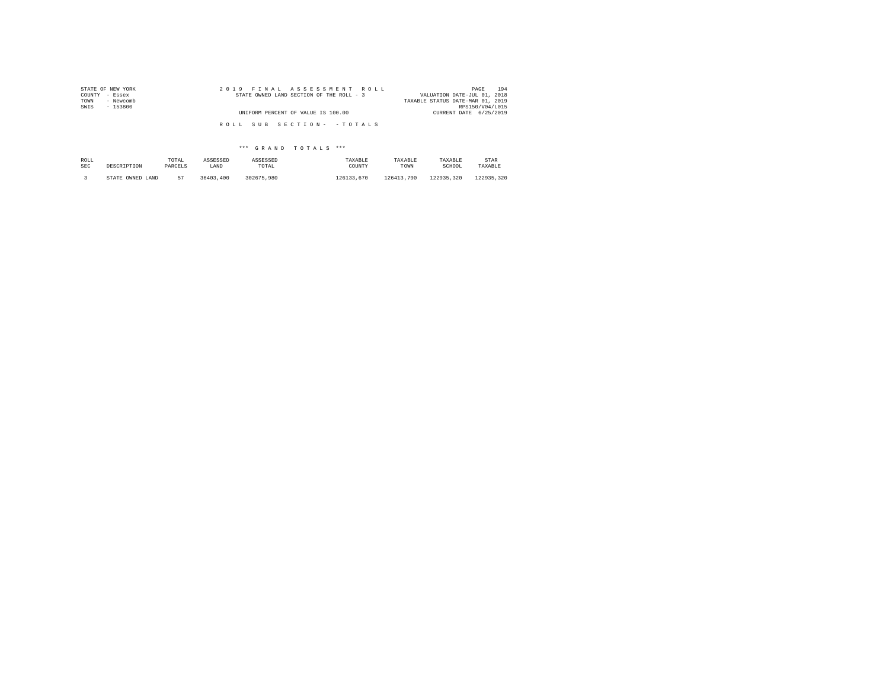STATE OF NEW YORK
COUNTY - Essex
TOWN - Newcomb
SWIS - 153800

2 0 1 9 F I N A L A S S E S S M E N T R O L L
STATE OWNED LAND SECTION OF THE ROLL - 3

UNIFORM PERCENT OF VALUE IS 100.00

VALUATION DATE-JUL 01, 2018
TAXABLE STATUS DATE-MAR 01, 2019
RPS150/V04/L015
CURRENT DATE 6/25/2019

R O L L S U B S E C T I O N - - T O T A L S

\*\*\* G R A N D T O T A L S \*\*\*

| ROLL SEC | DESCRIPTION | TOTAL PARCELS | ASSESSED LAND | ASSESSED TOTAL | TAXABLE COUNTY | TAXABLE TOWN | TAXABLE SCHOOL | STAR TAXABLE |
|---|---|---|---|---|---|---|---|---|
| 3 | STATE OWNED LAND | 57 | 36403,400 | 302675,980 | 126133,670 | 126413,790 | 122935,320 | 122935,320 |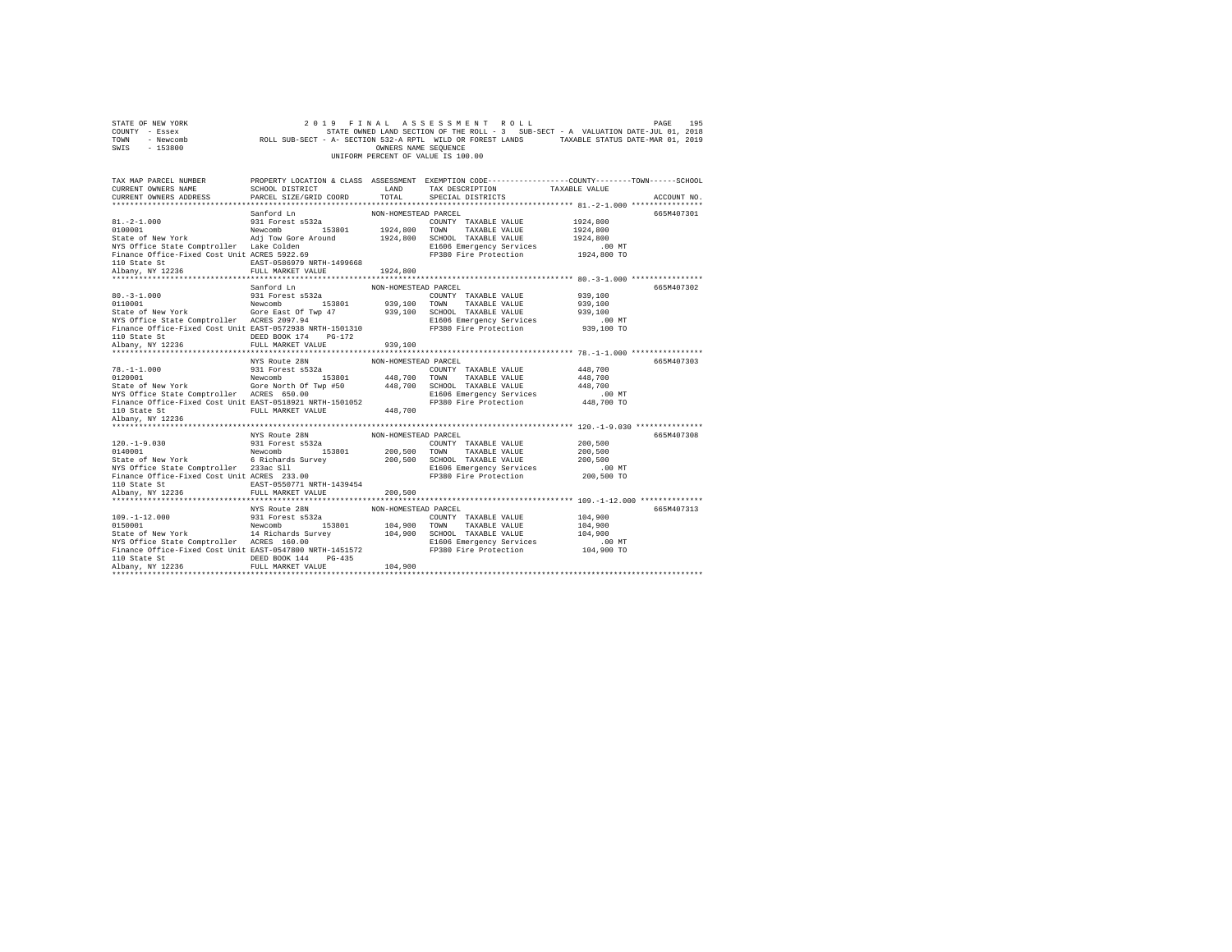STATE OF NEW YORK 2 0 1 9 F I N A L A S S E S S M E N T R O L L
COUNTY - Essex STATE OWNED LAND SECTION OF THE ROLL - 3 SUB-SECT - A VALUATION DATE-JUL 01, 2018
TOWN - Newcomb ROLL SUB-SECT - A- SECTION 532-A RPTL WILD OR FOREST LANDS TAXABLE STATUS DATE-MAR 01, 2019
SWIS - 153800 OWNERS NAME SEQUENCE
UNIFORM PERCENT OF VALUE IS 100.00

```
TAX MAP PARCEL NUMBER          PROPERTY LOCATION & CLASS  ASSESSMENT  EXEMPTION CODE-----------------COUNTY--------TOWN------SCHOOL
CURRENT OWNERS NAME            SCHOOL DISTRICT              LAND      TAX DESCRIPTION            TAXABLE VALUE
CURRENT OWNERS ADDRESS         PARCEL SIZE/GRID COORD       TOTAL     SPECIAL DISTRICTS                                    ACCOUNT NO.
******************************************************************************************************* 81.-2-1.000 ****************
                               Sanford Ln                  NON-HOMESTEAD PARCEL                                            665M407301
81.-2-1.000                    931 Forest s532a                       COUNTY  TAXABLE VALUE          1924,800
0100001                        Newcomb       153801       1924,800    TOWN    TAXABLE VALUE          1924,800
State of New York              Adj Tow Gore Around        1924,800    SCHOOL  TAXABLE VALUE          1924,800
NYS Office State Comptroller   Lake Colden                            E1606 Emergency Services            .00 MT
Finance Office-Fixed Cost Unit ACRES 5922.69                          FP380 Fire Protection          1924,800 TO
110 State St                   EAST-0586979 NRTH-1499668
Albany, NY 12236               FULL MARKET VALUE          1924,800
******************************************************************************************************* 80.-3-1.000 ****************
                               Sanford Ln                  NON-HOMESTEAD PARCEL                                            665M407302
80.-3-1.000                    931 Forest s532a                       COUNTY  TAXABLE VALUE           939,100
0110001                        Newcomb       153801        939,100    TOWN    TAXABLE VALUE           939,100
State of New York              Gore East Of Twp 47         939,100    SCHOOL  TAXABLE VALUE           939,100
NYS Office State Comptroller   ACRES 2097.94                          E1606 Emergency Services            .00 MT
Finance Office-Fixed Cost Unit EAST-0572938 NRTH-1501310              FP380 Fire Protection           939,100 TO
110 State St                   DEED BOOK 174    PG-172
Albany, NY 12236               FULL MARKET VALUE           939,100
******************************************************************************************************* 78.-1-1.000 ****************
                               NYS Route 28N               NON-HOMESTEAD PARCEL                                            665M407303
78.-1-1.000                    931 Forest s532a                       COUNTY  TAXABLE VALUE           448,700
0120001                        Newcomb       153801        448,700    TOWN    TAXABLE VALUE           448,700
State of New York              Gore North Of Twp #50       448,700    SCHOOL  TAXABLE VALUE           448,700
NYS Office State Comptroller   ACRES 650.00                           E1606 Emergency Services            .00 MT
Finance Office-Fixed Cost Unit EAST-0518921 NRTH-1501052              FP380 Fire Protection           448,700 TO
110 State St                   FULL MARKET VALUE           448,700
Albany, NY 12236
******************************************************************************************************* 120.-1-9.030 ***************
                               NYS Route 28N               NON-HOMESTEAD PARCEL                                            665M407308
120.-1-9.030                   931 Forest s532a                       COUNTY  TAXABLE VALUE           200,500
0140001                        Newcomb       153801        200,500    TOWN    TAXABLE VALUE           200,500
State of New York              6 Richards Survey           200,500    SCHOOL  TAXABLE VALUE           200,500
NYS Office State Comptroller   233ac Sll                              E1606 Emergency Services            .00 MT
Finance Office-Fixed Cost Unit ACRES 233.00                           FP380 Fire Protection           200,500 TO
110 State St                   EAST-0550771 NRTH-1439454
Albany, NY 12236               FULL MARKET VALUE           200,500
******************************************************************************************************* 109.-1-12.000 **************
                               NYS Route 28N               NON-HOMESTEAD PARCEL                                            665M407313
109.-1-12.000                  931 Forest s532a                       COUNTY  TAXABLE VALUE           104,900
0150001                        Newcomb       153801        104,900    TOWN    TAXABLE VALUE           104,900
State of New York              14 Richards Survey          104,900    SCHOOL  TAXABLE VALUE           104,900
NYS Office State Comptroller   ACRES 160.00                           E1606 Emergency Services            .00 MT
Finance Office-Fixed Cost Unit EAST-0547800 NRTH-1451572              FP380 Fire Protection           104,900 TO
110 State St                   DEED BOOK 144    PG-435
Albany, NY 12236               FULL MARKET VALUE           104,900
************************************************************************************************************************************
```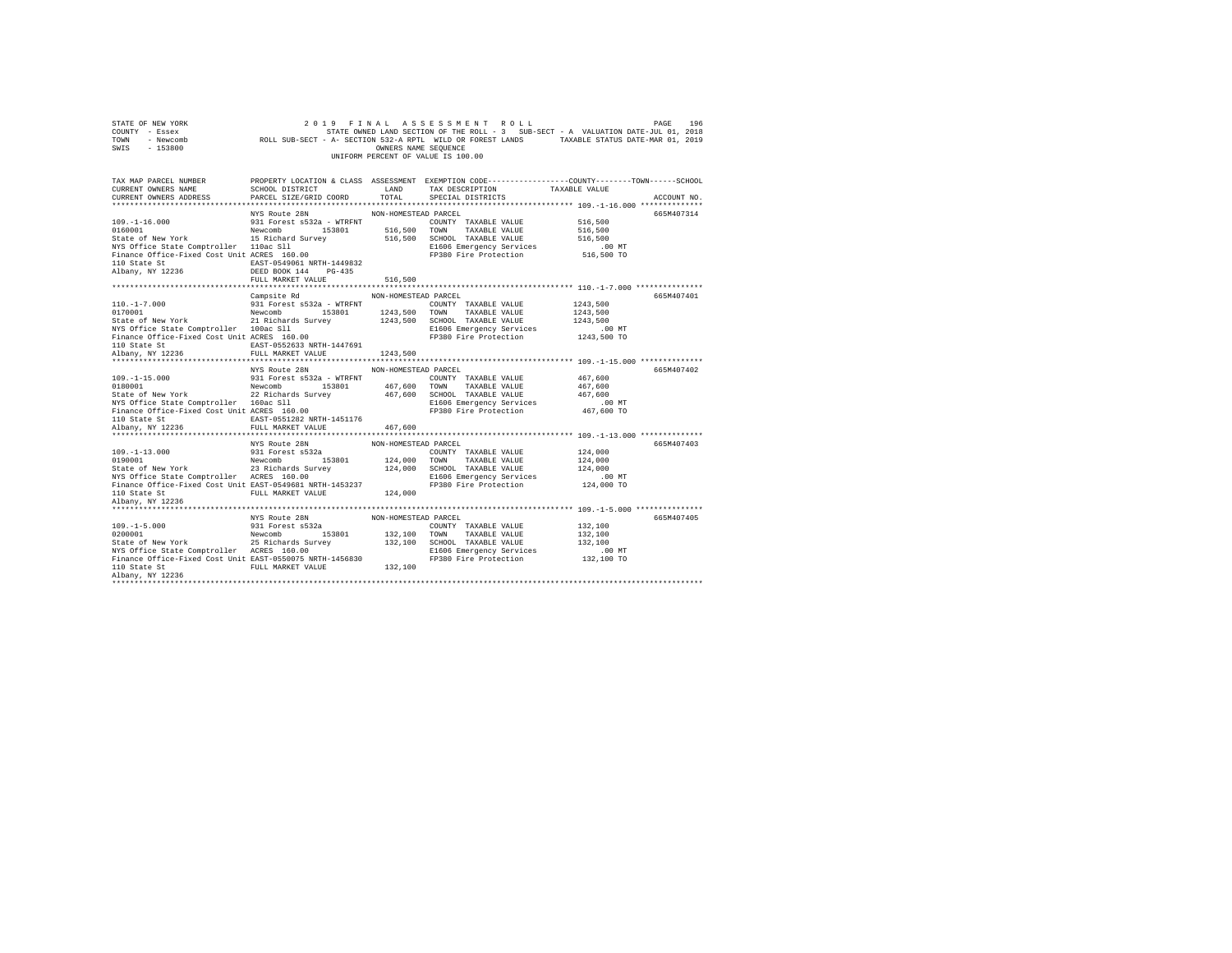STATE OF NEW YORK
COUNTY - Essex
TOWN - Newcomb
SWIS - 153800

2019 FINAL ASSESSMENT ROLL
STATE OWNED LAND SECTION OF THE ROLL - 3 SUB-SECT - A VALUATION DATE-JUL 01, 2018
ROLL SUB-SECT - A- SECTION 532-A RPTL WILD OR FOREST LANDS TAXABLE STATUS DATE-MAR 01, 2019
OWNERS NAME SEQUENCE
UNIFORM PERCENT OF VALUE IS 100.00

```
TAX MAP PARCEL NUMBER          PROPERTY LOCATION & CLASS  ASSESSMENT  EXEMPTION CODE-----------------COUNTY--------TOWN------SCHOOL
CURRENT OWNERS NAME            SCHOOL DISTRICT             LAND       TAX DESCRIPTION              TAXABLE VALUE
CURRENT OWNERS ADDRESS         PARCEL SIZE/GRID COORD      TOTAL      SPECIAL DISTRICTS                                    ACCOUNT NO.
*********************************************************************************************************** 109.-1-16.000 **************
                               NYS Route 28N               NON-HOMESTEAD PARCEL                                            665M407314
109.-1-16.000                  931 Forest s532a - WTRFNT              COUNTY  TAXABLE VALUE          516,500
0160001                        Newcomb      153801        516,500    TOWN    TAXABLE VALUE          516,500
State of New York              15 Richard Survey          516,500    SCHOOL  TAXABLE VALUE          516,500
NYS Office State Comptroller   110ac Sll                             E1606 Emergency Services             .00 MT
Finance Office-Fixed Cost Unit ACRES 160.00                          FP380 Fire Protection            516,500 TO
110 State St                   EAST-0549061 NRTH-1449832
Albany, NY 12236               DEED BOOK 144    PG-435
                               FULL MARKET VALUE          516,500
*********************************************************************************************************** 110.-1-7.000 ***************
                               Campsite Rd                 NON-HOMESTEAD PARCEL                                            665M407401
110.-1-7.000                   931 Forest s532a - WTRFNT              COUNTY  TAXABLE VALUE         1243,500
0170001                        Newcomb      153801       1243,500    TOWN    TAXABLE VALUE         1243,500
State of New York              21 Richards Survey        1243,500    SCHOOL  TAXABLE VALUE         1243,500
NYS Office State Comptroller   100ac Sll                             E1606 Emergency Services             .00 MT
Finance Office-Fixed Cost Unit ACRES 160.00                          FP380 Fire Protection           1243,500 TO
110 State St                   EAST-0552633 NRTH-1447691
Albany, NY 12236               FULL MARKET VALUE         1243,500
*********************************************************************************************************** 109.-1-15.000 **************
                               NYS Route 28N               NON-HOMESTEAD PARCEL                                            665M407402
109.-1-15.000                  931 Forest s532a - WTRFNT              COUNTY  TAXABLE VALUE          467,600
0180001                        Newcomb      153801        467,600    TOWN    TAXABLE VALUE          467,600
State of New York              22 Richards Survey         467,600    SCHOOL  TAXABLE VALUE          467,600
NYS Office State Comptroller   160ac Sll                             E1606 Emergency Services             .00 MT
Finance Office-Fixed Cost Unit ACRES 160.00                          FP380 Fire Protection            467,600 TO
110 State St                   EAST-0551282 NRTH-1451176
Albany, NY 12236               FULL MARKET VALUE          467,600
*********************************************************************************************************** 109.-1-13.000 **************
                               NYS Route 28N               NON-HOMESTEAD PARCEL                                            665M407403
109.-1-13.000                  931 Forest s532a                       COUNTY  TAXABLE VALUE          124,000
0190001                        Newcomb      153801        124,000    TOWN    TAXABLE VALUE          124,000
State of New York              23 Richards Survey         124,000    SCHOOL  TAXABLE VALUE          124,000
NYS Office State Comptroller   ACRES 160.00                          E1606 Emergency Services             .00 MT
Finance Office-Fixed Cost Unit EAST-0549681 NRTH-1453237             FP380 Fire Protection            124,000 TO
110 State St                   FULL MARKET VALUE          124,000
Albany, NY 12236
*********************************************************************************************************** 109.-1-5.000 ***************
                               NYS Route 28N               NON-HOMESTEAD PARCEL                                            665M407405
109.-1-5.000                   931 Forest s532a                       COUNTY  TAXABLE VALUE          132,100
0200001                        Newcomb      153801        132,100    TOWN    TAXABLE VALUE          132,100
State of New York              25 Richards Survey         132,100    SCHOOL  TAXABLE VALUE          132,100
NYS Office State Comptroller   ACRES 160.00                          E1606 Emergency Services             .00 MT
Finance Office-Fixed Cost Unit EAST-0550075 NRTH-1456830             FP380 Fire Protection            132,100 TO
110 State St                   FULL MARKET VALUE          132,100
Albany, NY 12236
****************************************************************************************************************************************
```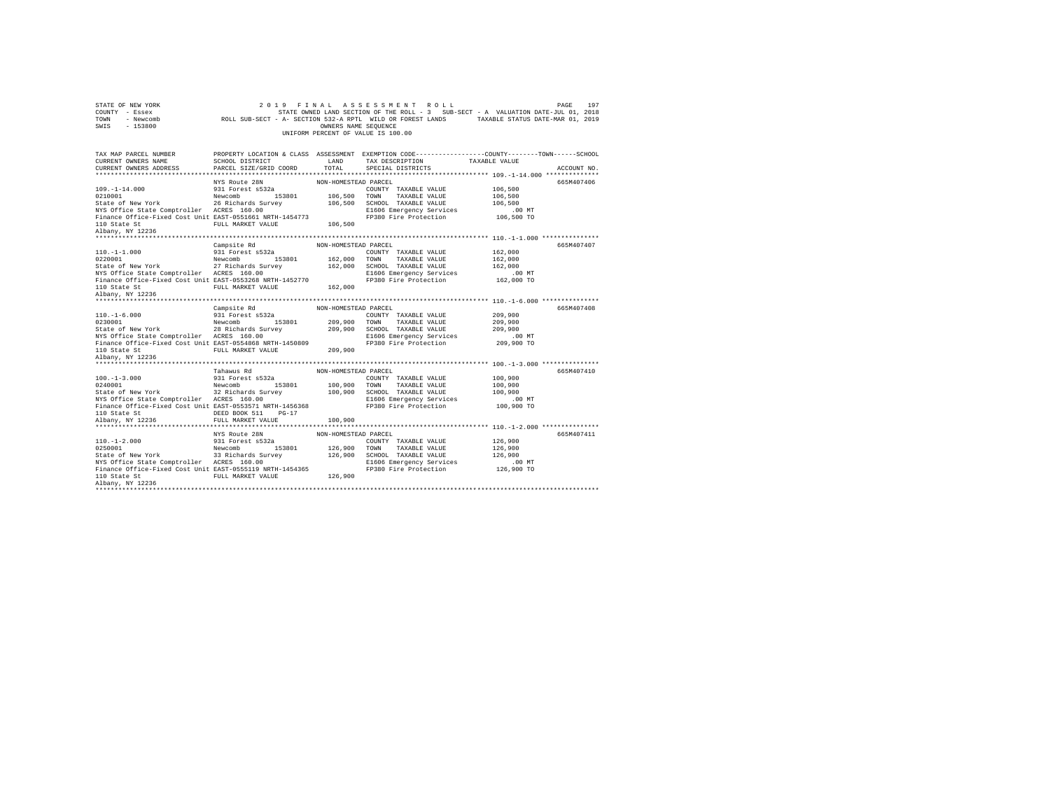```
STATE OF NEW YORK                    2 0 1 9   F I N A L   A S S E S S M E N T   R O L L                         PAGE  197
COUNTY  - Essex                          STATE OWNED LAND SECTION OF THE ROLL - 3   SUB-SECT - A  VALUATION DATE-JUL 01, 2018
TOWN    - Newcomb              ROLL SUB-SECT - A- SECTION 532-A RPTL  WILD OR FOREST LANDS      TAXABLE STATUS DATE-MAR 01, 2019
SWIS    - 153800                                        OWNERS NAME SEQUENCE
                                                  UNIFORM PERCENT OF VALUE IS 100.00

TAX MAP PARCEL NUMBER          PROPERTY LOCATION & CLASS  ASSESSMENT  EXEMPTION CODE-----------------COUNTY--------TOWN------SCHOOL
CURRENT OWNERS NAME            SCHOOL DISTRICT              LAND      TAX DESCRIPTION            TAXABLE VALUE
CURRENT OWNERS ADDRESS         PARCEL SIZE/GRID COORD       TOTAL     SPECIAL DISTRICTS                                  ACCOUNT NO.
******************************************************************************************************* 109.-1-14.000 **************
                               NYS Route 28N              NON-HOMESTEAD PARCEL                                           665M407406
109.-1-14.000                  931 Forest s532a                        COUNTY  TAXABLE VALUE           106,500
0210001                        Newcomb        153801       106,500    TOWN    TAXABLE VALUE           106,500
State of New York              26 Richards Survey          106,500    SCHOOL  TAXABLE VALUE           106,500
NYS Office State Comptroller   ACRES  160.00                           E1606 Emergency Services             .00 MT
Finance Office-Fixed Cost Unit EAST-0551661 NRTH-1454773               FP380 Fire Protection            106,500 TO
110 State St                   FULL MARKET VALUE           106,500
Albany, NY 12236
******************************************************************************************************* 110.-1-1.000 ***************
                               Campsite Rd                NON-HOMESTEAD PARCEL                                           665M407407
110.-1-1.000                   931 Forest s532a                        COUNTY  TAXABLE VALUE           162,000
0220001                        Newcomb        153801       162,000    TOWN    TAXABLE VALUE           162,000
State of New York              27 Richards Survey          162,000    SCHOOL  TAXABLE VALUE           162,000
NYS Office State Comptroller   ACRES  160.00                           E1606 Emergency Services             .00 MT
Finance Office-Fixed Cost Unit EAST-0553268 NRTH-1452770               FP380 Fire Protection            162,000 TO
110 State St                   FULL MARKET VALUE           162,000
Albany, NY 12236
******************************************************************************************************* 110.-1-6.000 ***************
                               Campsite Rd                NON-HOMESTEAD PARCEL                                           665M407408
110.-1-6.000                   931 Forest s532a                        COUNTY  TAXABLE VALUE           209,900
0230001                        Newcomb        153801       209,900    TOWN    TAXABLE VALUE           209,900
State of New York              28 Richards Survey          209,900    SCHOOL  TAXABLE VALUE           209,900
NYS Office State Comptroller   ACRES  160.00                           E1606 Emergency Services             .00 MT
Finance Office-Fixed Cost Unit EAST-0554868 NRTH-1450809               FP380 Fire Protection            209,900 TO
110 State St                   FULL MARKET VALUE           209,900
Albany, NY 12236
******************************************************************************************************* 100.-1-3.000 ***************
                               Tahawus Rd                 NON-HOMESTEAD PARCEL                                           665M407410
100.-1-3.000                   931 Forest s532a                        COUNTY  TAXABLE VALUE           100,900
0240001                        Newcomb        153801       100,900    TOWN    TAXABLE VALUE           100,900
State of New York              32 Richards Survey          100,900    SCHOOL  TAXABLE VALUE           100,900
NYS Office State Comptroller   ACRES  160.00                           E1606 Emergency Services             .00 MT
Finance Office-Fixed Cost Unit EAST-0553571 NRTH-1456368               FP380 Fire Protection            100,900 TO
110 State St                   DEED BOOK 511    PG-17
Albany, NY 12236               FULL MARKET VALUE           100,900
******************************************************************************************************* 110.-1-2.000 ***************
                               NYS Route 28N              NON-HOMESTEAD PARCEL                                           665M407411
110.-1-2.000                   931 Forest s532a                        COUNTY  TAXABLE VALUE           126,900
0250001                        Newcomb        153801       126,900    TOWN    TAXABLE VALUE           126,900
State of New York              33 Richards Survey          126,900    SCHOOL  TAXABLE VALUE           126,900
NYS Office State Comptroller   ACRES  160.00                           E1606 Emergency Services             .00 MT
Finance Office-Fixed Cost Unit EAST-0555119 NRTH-1454365               FP380 Fire Protection            126,900 TO
110 State St                   FULL MARKET VALUE           126,900
Albany, NY 12236
************************************************************************************************************************************
```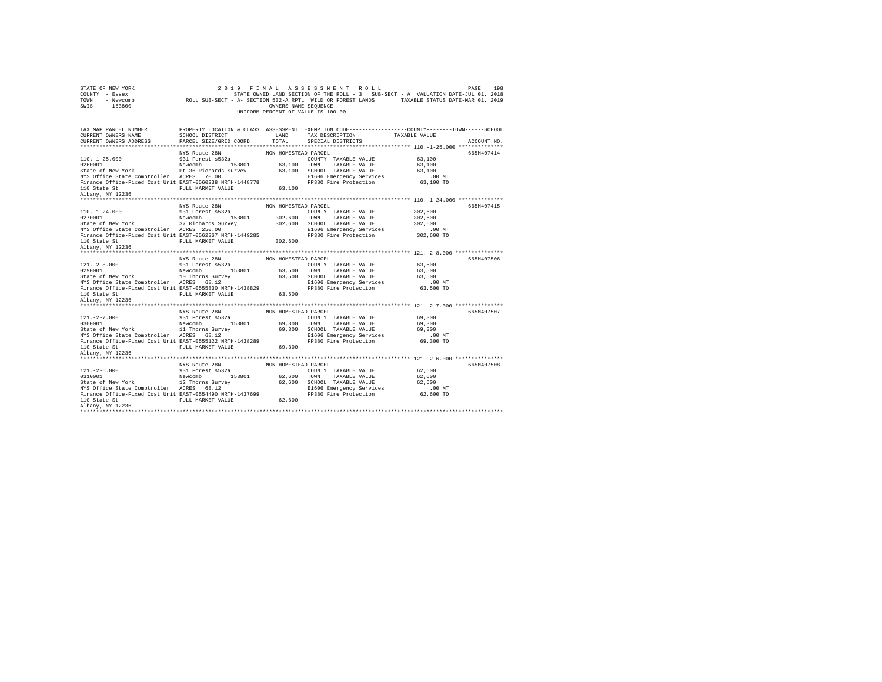STATE OF NEW YORK &nbsp;&nbsp;&nbsp;&nbsp; 2019 FINAL ASSESSMENT ROLL
COUNTY - Essex &nbsp;&nbsp;&nbsp;&nbsp; STATE OWNED LAND SECTION OF THE ROLL - 3 SUB-SECT - A VALUATION DATE-JUL 01, 2018
TOWN - Newcomb &nbsp;&nbsp;&nbsp;&nbsp; ROLL SUB-SECT - A- SECTION 532-A RPTL WILD OR FOREST LANDS &nbsp;&nbsp;&nbsp;&nbsp; TAXABLE STATUS DATE-MAR 01, 2019
SWIS - 153800 &nbsp;&nbsp;&nbsp;&nbsp; OWNERS NAME SEQUENCE
UNIFORM PERCENT OF VALUE IS 100.00

| TAX MAP PARCEL NUMBER / CURRENT OWNERS NAME / CURRENT OWNERS ADDRESS | PROPERTY LOCATION & CLASS / SCHOOL DISTRICT / PARCEL SIZE/GRID COORD | ASSESSMENT LAND / TOTAL | EXEMPTION CODE / TAX DESCRIPTION / SPECIAL DISTRICTS | TAXABLE VALUE (COUNTY / TOWN / SCHOOL) | ACCOUNT NO. |
|---|---|---|---|---|---|
| **110.-1-25.000** | NYS Route 28N | NON-HOMESTEAD PARCEL | | | 665M407414 |
| 110.-1-25.000 | 931 Forest s532a | | COUNTY TAXABLE VALUE | 63,100 | |
| 0260001 | Newcomb 153801 | 63,100 | TOWN TAXABLE VALUE | 63,100 | |
| State of New York | Pt 36 Richards Survey | 63,100 | SCHOOL TAXABLE VALUE | 63,100 | |
| NYS Office State Comptroller | ACRES 70.00 | | E1606 Emergency Services | .00 MT | |
| Finance Office-Fixed Cost Unit | EAST-0560238 NRTH-1448778 | | FP380 Fire Protection | 63,100 TO | |
| 110 State St | FULL MARKET VALUE | 63,100 | | | |
| Albany, NY 12236 | | | | | |
| **110.-1-24.000** | NYS Route 28N | NON-HOMESTEAD PARCEL | | | 665M407415 |
| 110.-1-24.000 | 931 Forest s532a | | COUNTY TAXABLE VALUE | 302,600 | |
| 0270001 | Newcomb 153801 | 302,600 | TOWN TAXABLE VALUE | 302,600 | |
| State of New York | 37 Richards Survey | 302,600 | SCHOOL TAXABLE VALUE | 302,600 | |
| NYS Office State Comptroller | ACRES 250.00 | | E1606 Emergency Services | .00 MT | |
| Finance Office-Fixed Cost Unit | EAST-0562367 NRTH-1449285 | | FP380 Fire Protection | 302,600 TO | |
| 110 State St | FULL MARKET VALUE | 302,600 | | | |
| Albany, NY 12236 | | | | | |
| **121.-2-8.000** | NYS Route 28N | NON-HOMESTEAD PARCEL | | | 665M407506 |
| 121.-2-8.000 | 931 Forest s532a | | COUNTY TAXABLE VALUE | 63,500 | |
| 0290001 | Newcomb 153801 | 63,500 | TOWN TAXABLE VALUE | 63,500 | |
| State of New York | 10 Thorns Survey | 63,500 | SCHOOL TAXABLE VALUE | 63,500 | |
| NYS Office State Comptroller | ACRES 68.12 | | E1606 Emergency Services | .00 MT | |
| Finance Office-Fixed Cost Unit | EAST-0555830 NRTH-1438829 | | FP380 Fire Protection | 63,500 TO | |
| 110 State St | FULL MARKET VALUE | 63,500 | | | |
| Albany, NY 12236 | | | | | |
| **121.-2-7.000** | NYS Route 28N | NON-HOMESTEAD PARCEL | | | 665M407507 |
| 121.-2-7.000 | 931 Forest s532a | | COUNTY TAXABLE VALUE | 69,300 | |
| 0300001 | Newcomb 153801 | 69,300 | TOWN TAXABLE VALUE | 69,300 | |
| State of New York | 11 Thorns Survey | 69,300 | SCHOOL TAXABLE VALUE | 69,300 | |
| NYS Office State Comptroller | ACRES 68.12 | | E1606 Emergency Services | .00 MT | |
| Finance Office-Fixed Cost Unit | EAST-0555122 NRTH-1438289 | | FP380 Fire Protection | 69,300 TO | |
| 110 State St | FULL MARKET VALUE | 69,300 | | | |
| Albany, NY 12236 | | | | | |
| **121.-2-6.000** | NYS Route 28N | NON-HOMESTEAD PARCEL | | | 665M407508 |
| 121.-2-6.000 | 931 Forest s532a | | COUNTY TAXABLE VALUE | 62,600 | |
| 0310001 | Newcomb 153801 | 62,600 | TOWN TAXABLE VALUE | 62,600 | |
| State of New York | 12 Thorns Survey | 62,600 | SCHOOL TAXABLE VALUE | 62,600 | |
| NYS Office State Comptroller | ACRES 68.12 | | E1606 Emergency Services | .00 MT | |
| Finance Office-Fixed Cost Unit | EAST-0554490 NRTH-1437699 | | FP380 Fire Protection | 62,600 TO | |
| 110 State St | FULL MARKET VALUE | 62,600 | | | |
| Albany, NY 12236 | | | | | |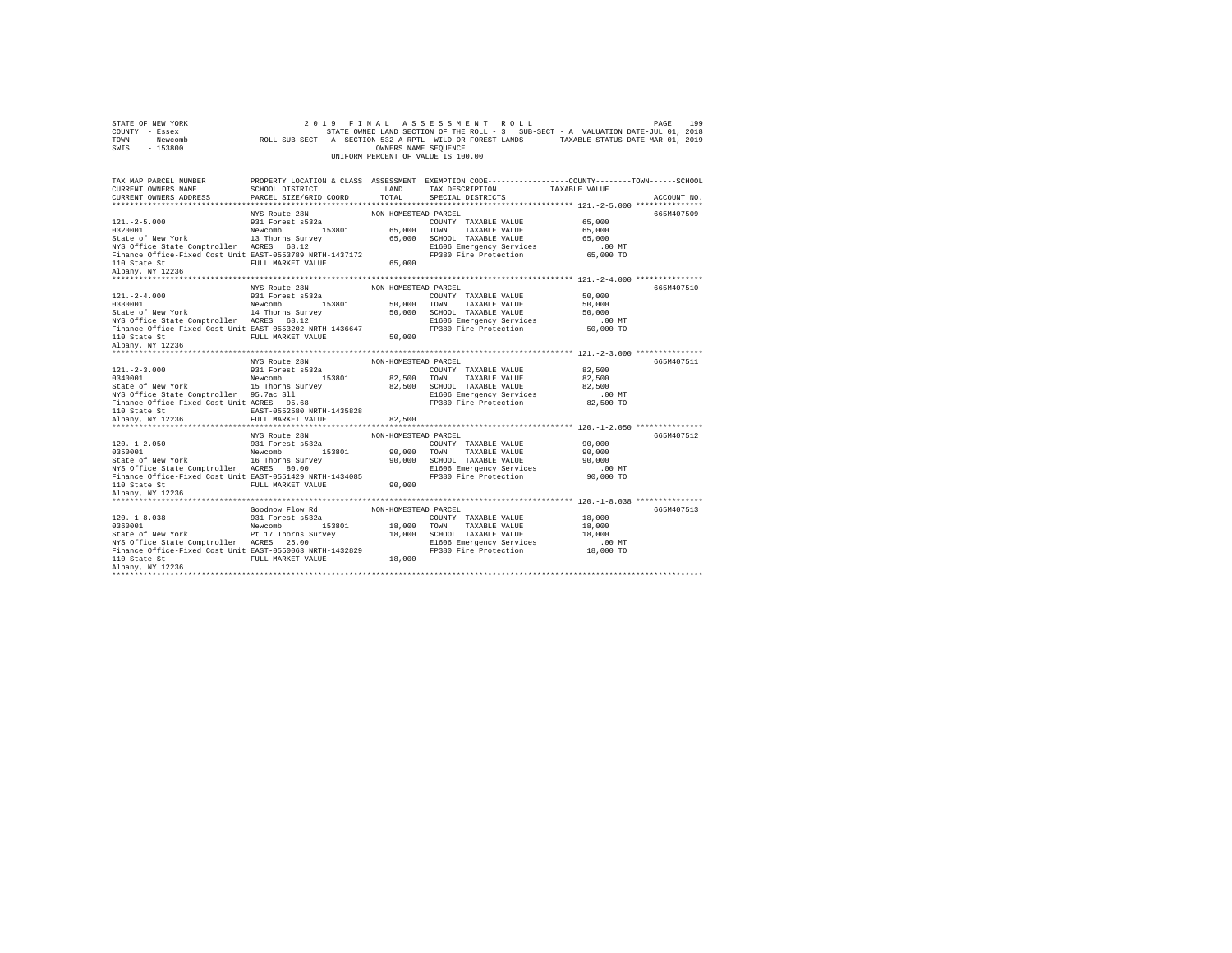```
STATE OF NEW YORK                2 0 1 9   F I N A L   A S S E S S M E N T   R O L L                        PAGE   199
COUNTY  - Essex                     STATE OWNED LAND SECTION OF THE ROLL - 3   SUB-SECT - A  VALUATION DATE-JUL 01, 2018
TOWN    - Newcomb           ROLL SUB-SECT - A- SECTION 532-A RPTL  WILD OR FOREST LANDS       TAXABLE STATUS DATE-MAR 01, 2019
SWIS    - 153800                                       OWNERS NAME SEQUENCE
                                                 UNIFORM PERCENT OF VALUE IS 100.00

TAX MAP PARCEL NUMBER          PROPERTY LOCATION & CLASS  ASSESSMENT  EXEMPTION CODE-----------------COUNTY--------TOWN------SCHOOL
CURRENT OWNERS NAME            SCHOOL DISTRICT             LAND       TAX DESCRIPTION            TAXABLE VALUE
CURRENT OWNERS ADDRESS         PARCEL SIZE/GRID COORD      TOTAL      SPECIAL DISTRICTS                                  ACCOUNT NO.
******************************************************************************************************* 121.-2-5.000 ***************
                               NYS Route 28N               NON-HOMESTEAD PARCEL                                          665M407509
121.-2-5.000                   931 Forest s532a                        COUNTY  TAXABLE VALUE             65,000
0320001                        Newcomb      153801         65,000  TOWN    TAXABLE VALUE             65,000
State of New York              13 Thorns Survey            65,000  SCHOOL  TAXABLE VALUE             65,000
NYS Office State Comptroller   ACRES   68.12                       E1606 Emergency Services             .00 MT
Finance Office-Fixed Cost Unit EAST-0553789 NRTH-1437172           FP380 Fire Protection             65,000 TO
110 State St                   FULL MARKET VALUE           65,000
Albany, NY 12236
******************************************************************************************************* 121.-2-4.000 ***************
                               NYS Route 28N               NON-HOMESTEAD PARCEL                                          665M407510
121.-2-4.000                   931 Forest s532a                        COUNTY  TAXABLE VALUE             50,000
0330001                        Newcomb      153801         50,000  TOWN    TAXABLE VALUE             50,000
State of New York              14 Thorns Survey            50,000  SCHOOL  TAXABLE VALUE             50,000
NYS Office State Comptroller   ACRES   68.12                       E1606 Emergency Services             .00 MT
Finance Office-Fixed Cost Unit EAST-0553202 NRTH-1436647           FP380 Fire Protection             50,000 TO
110 State St                   FULL MARKET VALUE           50,000
Albany, NY 12236
******************************************************************************************************* 121.-2-3.000 ***************
                               NYS Route 28N               NON-HOMESTEAD PARCEL                                          665M407511
121.-2-3.000                   931 Forest s532a                        COUNTY  TAXABLE VALUE             82,500
0340001                        Newcomb      153801         82,500  TOWN    TAXABLE VALUE             82,500
State of New York              15 Thorns Survey            82,500  SCHOOL  TAXABLE VALUE             82,500
NYS Office State Comptroller   95.7ac Sll                          E1606 Emergency Services             .00 MT
Finance Office-Fixed Cost Unit ACRES   95.68                       FP380 Fire Protection             82,500 TO
110 State St                   EAST-0552580 NRTH-1435828
Albany, NY 12236               FULL MARKET VALUE           82,500
******************************************************************************************************* 120.-1-2.050 ***************
                               NYS Route 28N               NON-HOMESTEAD PARCEL                                          665M407512
120.-1-2.050                   931 Forest s532a                        COUNTY  TAXABLE VALUE             90,000
0350001                        Newcomb      153801         90,000  TOWN    TAXABLE VALUE             90,000
State of New York              16 Thorns Survey            90,000  SCHOOL  TAXABLE VALUE             90,000
NYS Office State Comptroller   ACRES   80.00                       E1606 Emergency Services             .00 MT
Finance Office-Fixed Cost Unit EAST-0551429 NRTH-1434085           FP380 Fire Protection             90,000 TO
110 State St                   FULL MARKET VALUE           90,000
Albany, NY 12236
******************************************************************************************************* 120.-1-8.038 ***************
                               Goodnow Flow Rd             NON-HOMESTEAD PARCEL                                          665M407513
120.-1-8.038                   931 Forest s532a                        COUNTY  TAXABLE VALUE             18,000
0360001                        Newcomb      153801         18,000  TOWN    TAXABLE VALUE             18,000
State of New York              Pt 17 Thorns Survey         18,000  SCHOOL  TAXABLE VALUE             18,000
NYS Office State Comptroller   ACRES   25.00                       E1606 Emergency Services             .00 MT
Finance Office-Fixed Cost Unit EAST-0550063 NRTH-1432829           FP380 Fire Protection             18,000 TO
110 State St                   FULL MARKET VALUE           18,000
Albany, NY 12236
************************************************************************************************************************************
```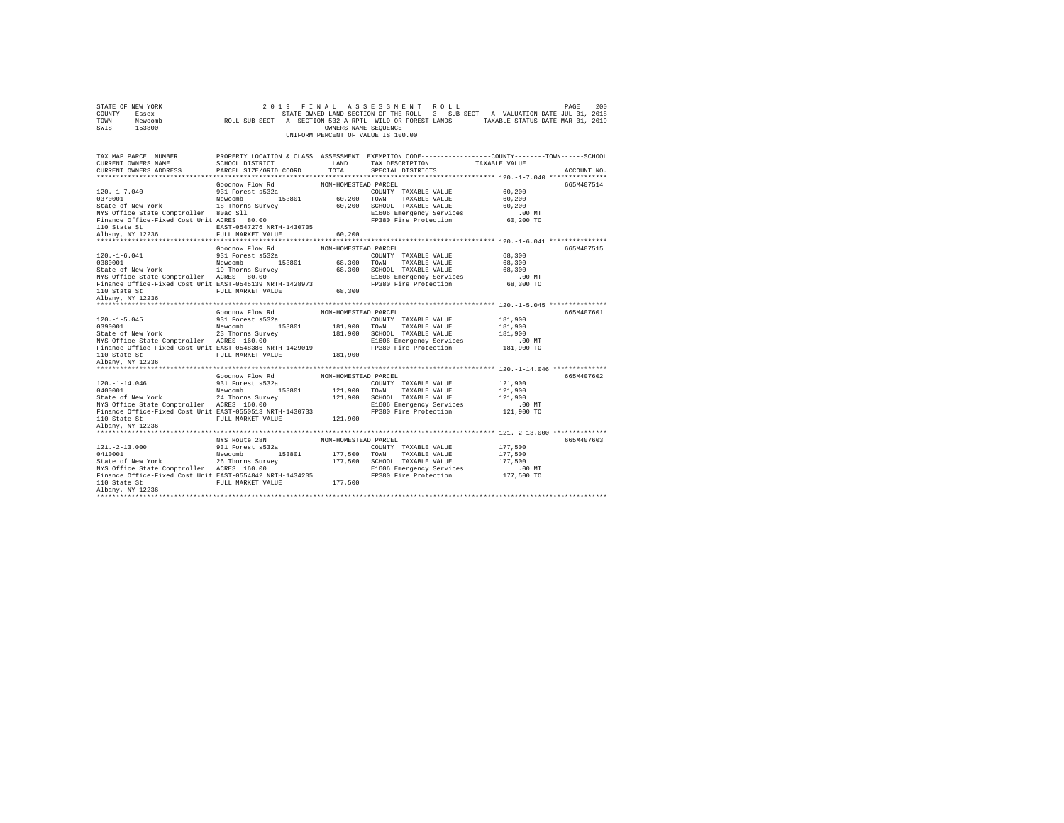STATE OF NEW YORK  
COUNTY - Essex  
TOWN - Newcomb  
SWIS - 153800

2019 FINAL ASSESSMENT ROLL  
STATE OWNED LAND SECTION OF THE ROLL - 3 SUB-SECT - A VALUATION DATE-JUL 01, 2018  
ROLL SUB-SECT - A- SECTION 532-A RPTL WILD OR FOREST LANDS TAXABLE STATUS DATE-MAR 01, 2019  
OWNERS NAME SEQUENCE  
UNIFORM PERCENT OF VALUE IS 100.00

```
TAX MAP PARCEL NUMBER          PROPERTY LOCATION & CLASS  ASSESSMENT  EXEMPTION CODE-----------------COUNTY--------TOWN------SCHOOL
CURRENT OWNERS NAME            SCHOOL DISTRICT             LAND       TAX DESCRIPTION           TAXABLE VALUE
CURRENT OWNERS ADDRESS         PARCEL SIZE/GRID COORD      TOTAL      SPECIAL DISTRICTS                                   ACCOUNT NO.
******************************************************************************************************* 120.-1-7.040 ***************
                               Goodnow Flow Rd           NON-HOMESTEAD PARCEL                                            665M407514
120.-1-7.040                   931 Forest s532a                       COUNTY  TAXABLE VALUE          60,200
0370001                        Newcomb       153801        60,200     TOWN    TAXABLE VALUE          60,200
State of New York              18 Thorns Survey            60,200     SCHOOL  TAXABLE VALUE          60,200
NYS Office State Comptroller   80ac Sll                               E1606 Emergency Services          .00 MT
Finance Office-Fixed Cost Unit ACRES   80.00                          FP380 Fire Protection          60,200 TO
110 State St                   EAST-0547276 NRTH-1430705
Albany, NY 12236               FULL MARKET VALUE           60,200
******************************************************************************************************* 120.-1-6.041 ***************
                               Goodnow Flow Rd           NON-HOMESTEAD PARCEL                                            665M407515
120.-1-6.041                   931 Forest s532a                       COUNTY  TAXABLE VALUE          68,300
0380001                        Newcomb       153801        68,300     TOWN    TAXABLE VALUE          68,300
State of New York              19 Thorns Survey            68,300     SCHOOL  TAXABLE VALUE          68,300
NYS Office State Comptroller   ACRES   80.00                          E1606 Emergency Services          .00 MT
Finance Office-Fixed Cost Unit EAST-0545139 NRTH-1428973              FP380 Fire Protection          68,300 TO
110 State St                   FULL MARKET VALUE           68,300
Albany, NY 12236
******************************************************************************************************* 120.-1-5.045 ***************
                               Goodnow Flow Rd           NON-HOMESTEAD PARCEL                                            665M407601
120.-1-5.045                   931 Forest s532a                       COUNTY  TAXABLE VALUE         181,900
0390001                        Newcomb       153801       181,900     TOWN    TAXABLE VALUE         181,900
State of New York              23 Thorns Survey           181,900     SCHOOL  TAXABLE VALUE         181,900
NYS Office State Comptroller   ACRES  160.00                          E1606 Emergency Services          .00 MT
Finance Office-Fixed Cost Unit EAST-0548386 NRTH-1429019              FP380 Fire Protection         181,900 TO
110 State St                   FULL MARKET VALUE          181,900
Albany, NY 12236
******************************************************************************************************* 120.-1-14.046 **************
                               Goodnow Flow Rd           NON-HOMESTEAD PARCEL                                            665M407602
120.-1-14.046                  931 Forest s532a                       COUNTY  TAXABLE VALUE         121,900
0400001                        Newcomb       153801       121,900     TOWN    TAXABLE VALUE         121,900
State of New York              24 Thorns Survey           121,900     SCHOOL  TAXABLE VALUE         121,900
NYS Office State Comptroller   ACRES  160.00                          E1606 Emergency Services          .00 MT
Finance Office-Fixed Cost Unit EAST-0550513 NRTH-1430733              FP380 Fire Protection         121,900 TO
110 State St                   FULL MARKET VALUE          121,900
Albany, NY 12236
******************************************************************************************************* 121.-2-13.000 **************
                               NYS Route 28N             NON-HOMESTEAD PARCEL                                            665M407603
121.-2-13.000                  931 Forest s532a                       COUNTY  TAXABLE VALUE         177,500
0410001                        Newcomb       153801       177,500     TOWN    TAXABLE VALUE         177,500
State of New York              26 Thorns Survey           177,500     SCHOOL  TAXABLE VALUE         177,500
NYS Office State Comptroller   ACRES  160.00                          E1606 Emergency Services          .00 MT
Finance Office-Fixed Cost Unit EAST-0554842 NRTH-1434205              FP380 Fire Protection         177,500 TO
110 State St                   FULL MARKET VALUE          177,500
Albany, NY 12236
************************************************************************************************************************************
```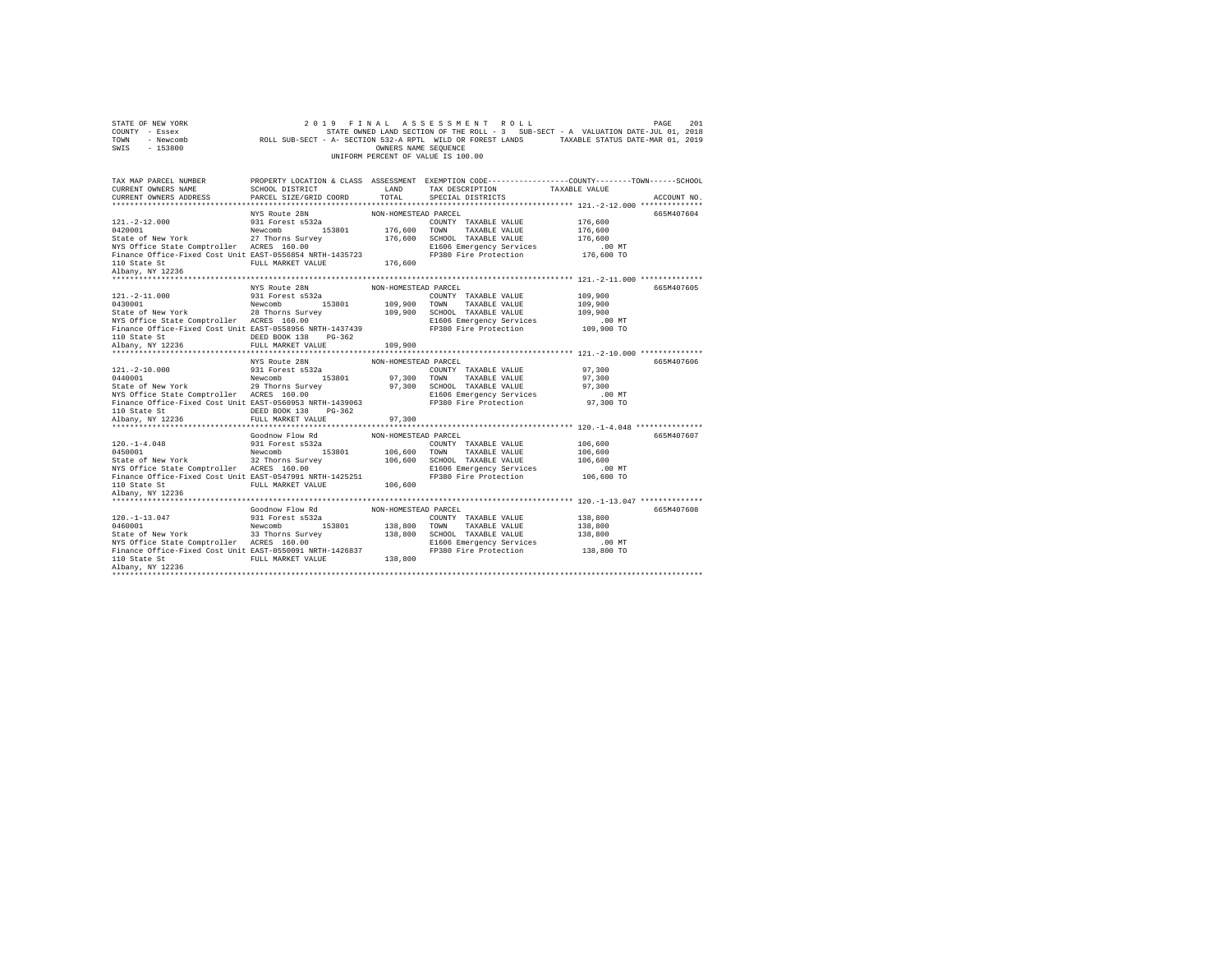STATE OF NEW YORK &nbsp;&nbsp;&nbsp;&nbsp; 2 0 1 9 &nbsp; F I N A L &nbsp; A S S E S S M E N T &nbsp; R O L L

COUNTY - Essex &nbsp;&nbsp;&nbsp; STATE OWNED LAND SECTION OF THE ROLL - 3 &nbsp; SUB-SECT - A &nbsp; VALUATION DATE-JUL 01, 2018

TOWN - Newcomb &nbsp;&nbsp;&nbsp; ROLL SUB-SECT - A- SECTION 532-A RPTL WILD OR FOREST LANDS &nbsp;&nbsp;&nbsp; TAXABLE STATUS DATE-MAR 01, 2019

SWIS - 153800 &nbsp;&nbsp;&nbsp; OWNERS NAME SEQUENCE

UNIFORM PERCENT OF VALUE IS 100.00

| TAX MAP PARCEL NUMBER / CURRENT OWNERS NAME / CURRENT OWNERS ADDRESS | PROPERTY LOCATION & CLASS / SCHOOL DISTRICT / PARCEL SIZE/GRID COORD | ASSESSMENT LAND / TOTAL | EXEMPTION CODE / TAX DESCRIPTION / SPECIAL DISTRICTS | TAXABLE VALUE (COUNTY / TOWN / SCHOOL) | ACCOUNT NO. |
|---|---|---|---|---|---|
| **121.-2-12.000** | NYS Route 28N | NON-HOMESTEAD PARCEL | | | 665M407604 |
| 121.-2-12.000 | 931 Forest s532a | | COUNTY TAXABLE VALUE | 176,600 | |
| 0420001 | Newcomb 153801 | 176,600 | TOWN TAXABLE VALUE | 176,600 | |
| State of New York | 27 Thorns Survey | 176,600 | SCHOOL TAXABLE VALUE | 176,600 | |
| NYS Office State Comptroller | ACRES 160.00 | | E1606 Emergency Services | .00 MT | |
| Finance Office-Fixed Cost Unit | EAST-0556854 NRTH-1435723 | | FP380 Fire Protection | 176,600 TO | |
| 110 State St | FULL MARKET VALUE | 176,600 | | | |
| Albany, NY 12236 | | | | | |
| **121.-2-11.000** | NYS Route 28N | NON-HOMESTEAD PARCEL | | | 665M407605 |
| 121.-2-11.000 | 931 Forest s532a | | COUNTY TAXABLE VALUE | 109,900 | |
| 0430001 | Newcomb 153801 | 109,900 | TOWN TAXABLE VALUE | 109,900 | |
| State of New York | 28 Thorns Survey | 109,900 | SCHOOL TAXABLE VALUE | 109,900 | |
| NYS Office State Comptroller | ACRES 160.00 | | E1606 Emergency Services | .00 MT | |
| Finance Office-Fixed Cost Unit | EAST-0558956 NRTH-1437439 | | FP380 Fire Protection | 109,900 TO | |
| 110 State St | DEED BOOK 138 PG-362 | | | | |
| Albany, NY 12236 | FULL MARKET VALUE | 109,900 | | | |
| **121.-2-10.000** | NYS Route 28N | NON-HOMESTEAD PARCEL | | | 665M407606 |
| 121.-2-10.000 | 931 Forest s532a | | COUNTY TAXABLE VALUE | 97,300 | |
| 0440001 | Newcomb 153801 | 97,300 | TOWN TAXABLE VALUE | 97,300 | |
| State of New York | 29 Thorns Survey | 97,300 | SCHOOL TAXABLE VALUE | 97,300 | |
| NYS Office State Comptroller | ACRES 160.00 | | E1606 Emergency Services | .00 MT | |
| Finance Office-Fixed Cost Unit | EAST-0560953 NRTH-1439063 | | FP380 Fire Protection | 97,300 TO | |
| 110 State St | DEED BOOK 138 PG-362 | | | | |
| Albany, NY 12236 | FULL MARKET VALUE | 97,300 | | | |
| **120.-1-4.048** | Goodnow Flow Rd | NON-HOMESTEAD PARCEL | | | 665M407607 |
| 120.-1-4.048 | 931 Forest s532a | | COUNTY TAXABLE VALUE | 106,600 | |
| 0450001 | Newcomb 153801 | 106,600 | TOWN TAXABLE VALUE | 106,600 | |
| State of New York | 32 Thorns Survey | 106,600 | SCHOOL TAXABLE VALUE | 106,600 | |
| NYS Office State Comptroller | ACRES 160.00 | | E1606 Emergency Services | .00 MT | |
| Finance Office-Fixed Cost Unit | EAST-0547991 NRTH-1425251 | | FP380 Fire Protection | 106,600 TO | |
| 110 State St | FULL MARKET VALUE | 106,600 | | | |
| Albany, NY 12236 | | | | | |
| **120.-1-13.047** | Goodnow Flow Rd | NON-HOMESTEAD PARCEL | | | 665M407608 |
| 120.-1-13.047 | 931 Forest s532a | | COUNTY TAXABLE VALUE | 138,800 | |
| 0460001 | Newcomb 153801 | 138,800 | TOWN TAXABLE VALUE | 138,800 | |
| State of New York | 33 Thorns Survey | 138,800 | SCHOOL TAXABLE VALUE | 138,800 | |
| NYS Office State Comptroller | ACRES 160.00 | | E1606 Emergency Services | .00 MT | |
| Finance Office-Fixed Cost Unit | EAST-0550091 NRTH-1426837 | | FP380 Fire Protection | 138,800 TO | |
| 110 State St | FULL MARKET VALUE | 138,800 | | | |
| Albany, NY 12236 | | | | | |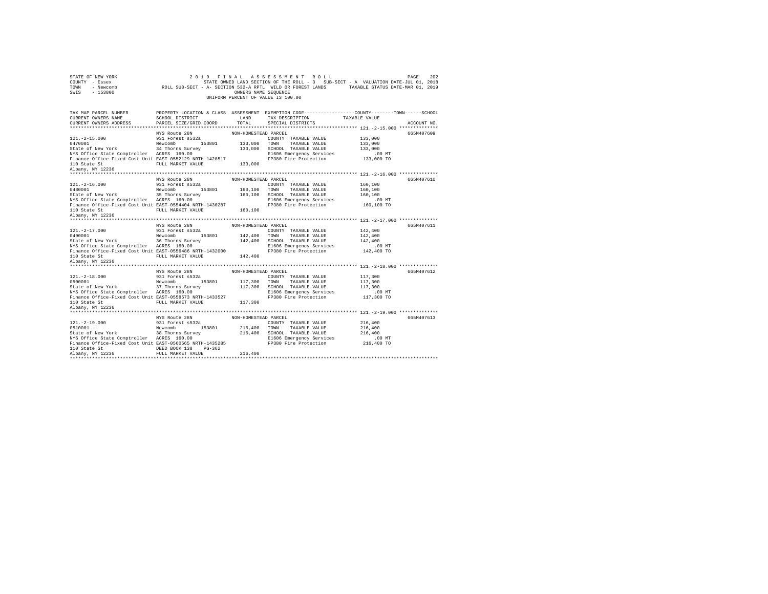```
STATE OF NEW YORK                 2 0 1 9   F I N A L   A S S E S S M E N T   R O L L                    PAGE   202
COUNTY  - Essex                        STATE OWNED LAND SECTION OF THE ROLL - 3   SUB-SECT - A  VALUATION DATE-JUL 01, 2018
TOWN    - Newcomb          ROLL SUB-SECT - A- SECTION 532-A RPTL  WILD OR FOREST LANDS       TAXABLE STATUS DATE-MAR 01, 2019
SWIS    - 153800                                     OWNERS NAME SEQUENCE
                                               UNIFORM PERCENT OF VALUE IS 100.00

TAX MAP PARCEL NUMBER          PROPERTY LOCATION & CLASS  ASSESSMENT  EXEMPTION CODE------------------COUNTY--------TOWN------SCHOOL
CURRENT OWNERS NAME            SCHOOL DISTRICT             LAND      TAX DESCRIPTION           TAXABLE VALUE
CURRENT OWNERS ADDRESS         PARCEL SIZE/GRID COORD      TOTAL     SPECIAL DISTRICTS                                  ACCOUNT NO.
******************************************************************************************************* 121.-2-15.000 **************
                               NYS Route 28N              NON-HOMESTEAD PARCEL                                        665M407609
121.-2-15.000                  931 Forest s532a                     COUNTY  TAXABLE VALUE            133,000
0470001                        Newcomb        153801      133,000   TOWN    TAXABLE VALUE            133,000
State of New York              34 Thorns Survey           133,000   SCHOOL  TAXABLE VALUE            133,000
NYS Office State Comptroller   ACRES  160.00                        E1606 Emergency Services             .00 MT
Finance Office-Fixed Cost Unit EAST-0552129 NRTH-1428517            FP380 Fire Protection            133,000 TO
110 State St                   FULL MARKET VALUE          133,000
Albany, NY 12236
******************************************************************************************************* 121.-2-16.000 **************
                               NYS Route 28N              NON-HOMESTEAD PARCEL                                        665M407610
121.-2-16.000                  931 Forest s532a                     COUNTY  TAXABLE VALUE            160,100
0480001                        Newcomb        153801      160,100   TOWN    TAXABLE VALUE            160,100
State of New York              35 Thorns Survey           160,100   SCHOOL  TAXABLE VALUE            160,100
NYS Office State Comptroller   ACRES  160.00                        E1606 Emergency Services             .00 MT
Finance Office-Fixed Cost Unit EAST-0554404 NRTH-1430287            FP380 Fire Protection            160,100 TO
110 State St                   FULL MARKET VALUE          160,100
Albany, NY 12236
******************************************************************************************************* 121.-2-17.000 **************
                               NYS Route 28N              NON-HOMESTEAD PARCEL                                        665M407611
121.-2-17.000                  931 Forest s532a                     COUNTY  TAXABLE VALUE            142,400
0490001                        Newcomb        153801      142,400   TOWN    TAXABLE VALUE            142,400
State of New York              36 Thorns Survey           142,400   SCHOOL  TAXABLE VALUE            142,400
NYS Office State Comptroller   ACRES  160.00                        E1606 Emergency Services             .00 MT
Finance Office-Fixed Cost Unit EAST-0556486 NRTH-1432000            FP380 Fire Protection            142,400 TO
110 State St                   FULL MARKET VALUE          142,400
Albany, NY 12236
******************************************************************************************************* 121.-2-18.000 **************
                               NYS Route 28N              NON-HOMESTEAD PARCEL                                        665M407612
121.-2-18.000                  931 Forest s532a                     COUNTY  TAXABLE VALUE            117,300
0500001                        Newcomb        153801      117,300   TOWN    TAXABLE VALUE            117,300
State of New York              37 Thorns Survey           117,300   SCHOOL  TAXABLE VALUE            117,300
NYS Office State Comptroller   ACRES  160.00                        E1606 Emergency Services             .00 MT
Finance Office-Fixed Cost Unit EAST-0558573 NRTH-1433527            FP380 Fire Protection            117,300 TO
110 State St                   FULL MARKET VALUE          117,300
Albany, NY 12236
******************************************************************************************************* 121.-2-19.000 **************
                               NYS Route 28N              NON-HOMESTEAD PARCEL                                        665M407613
121.-2-19.000                  931 Forest s532a                     COUNTY  TAXABLE VALUE            216,400
0510001                        Newcomb        153801      216,400   TOWN    TAXABLE VALUE            216,400
State of New York              38 Thorns Survey           216,400   SCHOOL  TAXABLE VALUE            216,400
NYS Office State Comptroller   ACRES  160.00                        E1606 Emergency Services             .00 MT
Finance Office-Fixed Cost Unit EAST-0560565 NRTH-1435285            FP380 Fire Protection            216,400 TO
110 State St                   DEED BOOK 138    PG-362
Albany, NY 12236               FULL MARKET VALUE          216,400
************************************************************************************************************************************
```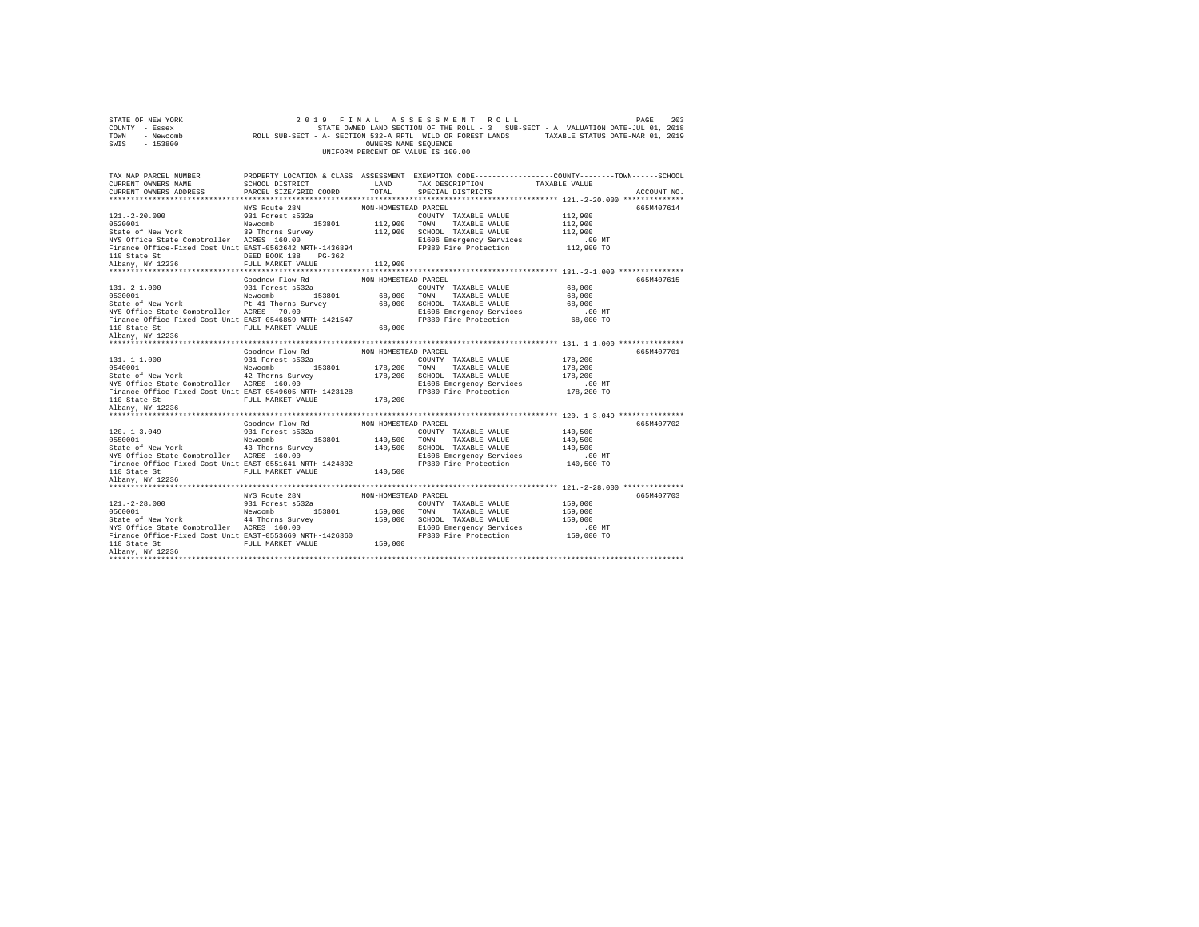```
STATE OF NEW YORK                    2 0 1 9   F I N A L   A S S E S S M E N T   R O L L                            PAGE   203
COUNTY  - Essex                              STATE OWNED LAND SECTION OF THE ROLL - 3   SUB-SECT - A  VALUATION DATE-JUL 01, 2018
TOWN    - Newcomb              ROLL SUB-SECT - A- SECTION 532-A RPTL  WILD OR FOREST LANDS      TAXABLE STATUS DATE-MAR 01, 2019
SWIS    - 153800                                        OWNERS NAME SEQUENCE
                                                   UNIFORM PERCENT OF VALUE IS 100.00

TAX MAP PARCEL NUMBER          PROPERTY LOCATION & CLASS  ASSESSMENT  EXEMPTION CODE-----------------COUNTY--------TOWN------SCHOOL
CURRENT OWNERS NAME            SCHOOL DISTRICT               LAND      TAX DESCRIPTION            TAXABLE VALUE
CURRENT OWNERS ADDRESS         PARCEL SIZE/GRID COORD        TOTAL     SPECIAL DISTRICTS                                 ACCOUNT NO.
******************************************************************************************************* 121.-2-20.000 **************
                               NYS Route 28N               NON-HOMESTEAD PARCEL                                           665M407614
121.-2-20.000                  931 Forest s532a                        COUNTY  TAXABLE VALUE          112,900
0520001                        Newcomb       153801        112,900     TOWN    TAXABLE VALUE          112,900
State of New York              39 Thorns Survey            112,900     SCHOOL  TAXABLE VALUE          112,900
NYS Office State Comptroller   ACRES  160.00                           E1606 Emergency Services           .00 MT
Finance Office-Fixed Cost Unit EAST-0562642 NRTH-1436894               FP380 Fire Protection          112,900 TO
110 State St                   DEED BOOK 138    PG-362
Albany, NY 12236               FULL MARKET VALUE           112,900
******************************************************************************************************* 131.-2-1.000 ***************
                               Goodnow Flow Rd             NON-HOMESTEAD PARCEL                                           665M407615
131.-2-1.000                   931 Forest s532a                        COUNTY  TAXABLE VALUE           68,000
0530001                        Newcomb       153801         68,000     TOWN    TAXABLE VALUE           68,000
State of New York              Pt 41 Thorns Survey          68,000     SCHOOL  TAXABLE VALUE           68,000
NYS Office State Comptroller   ACRES   70.00                           E1606 Emergency Services           .00 MT
Finance Office-Fixed Cost Unit EAST-0546859 NRTH-1421547               FP380 Fire Protection           68,000 TO
110 State St                   FULL MARKET VALUE            68,000
Albany, NY 12236
******************************************************************************************************* 131.-1-1.000 ***************
                               Goodnow Flow Rd             NON-HOMESTEAD PARCEL                                           665M407701
131.-1-1.000                   931 Forest s532a                        COUNTY  TAXABLE VALUE          178,200
0540001                        Newcomb       153801        178,200     TOWN    TAXABLE VALUE          178,200
State of New York              42 Thorns Survey            178,200     SCHOOL  TAXABLE VALUE          178,200
NYS Office State Comptroller   ACRES  160.00                           E1606 Emergency Services           .00 MT
Finance Office-Fixed Cost Unit EAST-0549605 NRTH-1423128               FP380 Fire Protection          178,200 TO
110 State St                   FULL MARKET VALUE           178,200
Albany, NY 12236
******************************************************************************************************* 120.-1-3.049 ***************
                               Goodnow Flow Rd             NON-HOMESTEAD PARCEL                                           665M407702
120.-1-3.049                   931 Forest s532a                        COUNTY  TAXABLE VALUE          140,500
0550001                        Newcomb       153801        140,500     TOWN    TAXABLE VALUE          140,500
State of New York              43 Thorns Survey            140,500     SCHOOL  TAXABLE VALUE          140,500
NYS Office State Comptroller   ACRES  160.00                           E1606 Emergency Services           .00 MT
Finance Office-Fixed Cost Unit EAST-0551641 NRTH-1424802               FP380 Fire Protection          140,500 TO
110 State St                   FULL MARKET VALUE           140,500
Albany, NY 12236
******************************************************************************************************* 121.-2-28.000 **************
                               NYS Route 28N               NON-HOMESTEAD PARCEL                                           665M407703
121.-2-28.000                  931 Forest s532a                        COUNTY  TAXABLE VALUE          159,000
0560001                        Newcomb       153801        159,000     TOWN    TAXABLE VALUE          159,000
State of New York              44 Thorns Survey            159,000     SCHOOL  TAXABLE VALUE          159,000
NYS Office State Comptroller   ACRES  160.00                           E1606 Emergency Services           .00 MT
Finance Office-Fixed Cost Unit EAST-0553669 NRTH-1426360               FP380 Fire Protection          159,000 TO
110 State St                   FULL MARKET VALUE           159,000
Albany, NY 12236
************************************************************************************************************************************
```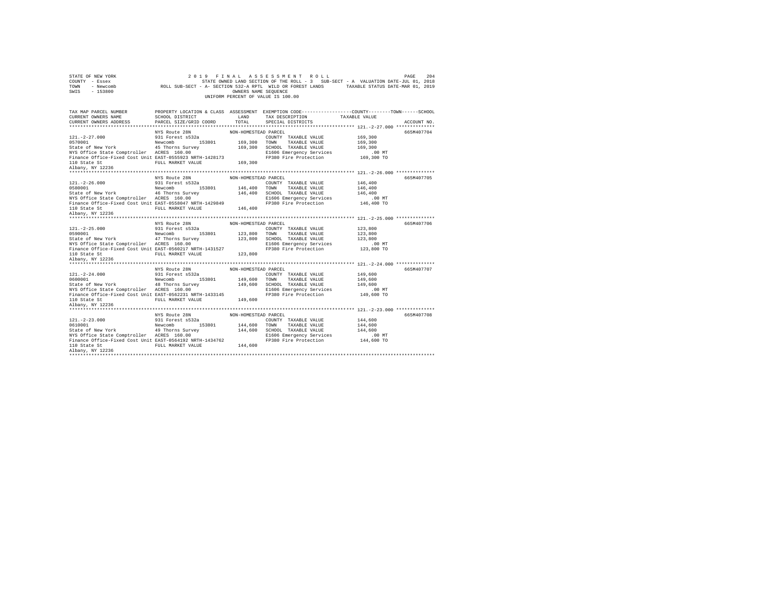STATE OF NEW YORK
COUNTY - Essex
TOWN - Newcomb
SWIS - 153800

2019 FINAL ASSESSMENT ROLL
STATE OWNED LAND SECTION OF THE ROLL - 3 SUB-SECT - A VALUATION DATE-JUL 01, 2018
ROLL SUB-SECT - A- SECTION 532-A RPTL WILD OR FOREST LANDS TAXABLE STATUS DATE-MAR 01, 2019
OWNERS NAME SEQUENCE
UNIFORM PERCENT OF VALUE IS 100.00

| TAX MAP PARCEL NUMBER / CURRENT OWNERS NAME / CURRENT OWNERS ADDRESS | PROPERTY LOCATION & CLASS / SCHOOL DISTRICT / PARCEL SIZE/GRID COORD | ASSESSMENT LAND / TOTAL | EXEMPTION CODE / TAX DESCRIPTION / SPECIAL DISTRICTS | COUNTY / TOWN / SCHOOL TAXABLE VALUE | ACCOUNT NO. |
|---|---|---|---|---|---|
| 121.-2-27.000 | NYS Route 28N | NON-HOMESTEAD PARCEL | | | 665M407704 |
| 0570001 | 931 Forest s532a | | COUNTY TAXABLE VALUE | 169,300 | |
| State of New York | Newcomb 153801 | 169,300 | TOWN TAXABLE VALUE | 169,300 | |
| NYS Office State Comptroller | 45 Thorns Survey | 169,300 | SCHOOL TAXABLE VALUE | 169,300 | |
| Finance Office-Fixed Cost Unit | ACRES 160.00 | | E1606 Emergency Services | .00 MT | |
| 110 State St | EAST-0555923 NRTH-1428173 | | FP380 Fire Protection | 169,300 TO | |
| Albany, NY 12236 | FULL MARKET VALUE | 169,300 | | | |
| 121.-2-26.000 | NYS Route 28N | NON-HOMESTEAD PARCEL | | | 665M407705 |
| 0580001 | 931 Forest s532a | | COUNTY TAXABLE VALUE | 146,400 | |
| State of New York | Newcomb 153801 | 146,400 | TOWN TAXABLE VALUE | 146,400 | |
| NYS Office State Comptroller | 46 Thorns Survey | 146,400 | SCHOOL TAXABLE VALUE | 146,400 | |
| Finance Office-Fixed Cost Unit | ACRES 160.00 | | E1606 Emergency Services | .00 MT | |
| 110 State St | EAST-0558047 NRTH-1429849 | | FP380 Fire Protection | 146,400 TO | |
| Albany, NY 12236 | FULL MARKET VALUE | 146,400 | | | |
| 121.-2-25.000 | NYS Route 28N | NON-HOMESTEAD PARCEL | | | 665M407706 |
| 0590001 | 931 Forest s532a | | COUNTY TAXABLE VALUE | 123,800 | |
| State of New York | Newcomb 153801 | 123,800 | TOWN TAXABLE VALUE | 123,800 | |
| NYS Office State Comptroller | 47 Thorns Survey | 123,800 | SCHOOL TAXABLE VALUE | 123,800 | |
| Finance Office-Fixed Cost Unit | ACRES 160.00 | | E1606 Emergency Services | .00 MT | |
| 110 State St | EAST-0560217 NRTH-1431527 | | FP380 Fire Protection | 123,800 TO | |
| Albany, NY 12236 | FULL MARKET VALUE | 123,800 | | | |
| 121.-2-24.000 | NYS Route 28N | NON-HOMESTEAD PARCEL | | | 665M407707 |
| 0600001 | 931 Forest s532a | | COUNTY TAXABLE VALUE | 149,600 | |
| State of New York | Newcomb 153801 | 149,600 | TOWN TAXABLE VALUE | 149,600 | |
| NYS Office State Comptroller | 48 Thorns Survey | 149,600 | SCHOOL TAXABLE VALUE | 149,600 | |
| Finance Office-Fixed Cost Unit | ACRES 160.00 | | E1606 Emergency Services | .00 MT | |
| 110 State St | EAST-0562231 NRTH-1433145 | | FP380 Fire Protection | 149,600 TO | |
| Albany, NY 12236 | FULL MARKET VALUE | 149,600 | | | |
| 121.-2-23.000 | NYS Route 28N | NON-HOMESTEAD PARCEL | | | 665M407708 |
| 0610001 | 931 Forest s532a | | COUNTY TAXABLE VALUE | 144,600 | |
| State of New York | Newcomb 153801 | 144,600 | TOWN TAXABLE VALUE | 144,600 | |
| NYS Office State Comptroller | 49 Thorns Survey | 144,600 | SCHOOL TAXABLE VALUE | 144,600 | |
| Finance Office-Fixed Cost Unit | ACRES 160.00 | | E1606 Emergency Services | .00 MT | |
| 110 State St | EAST-0564192 NRTH-1434762 | | FP380 Fire Protection | 144,600 TO | |
| Albany, NY 12236 | FULL MARKET VALUE | 144,600 | | | |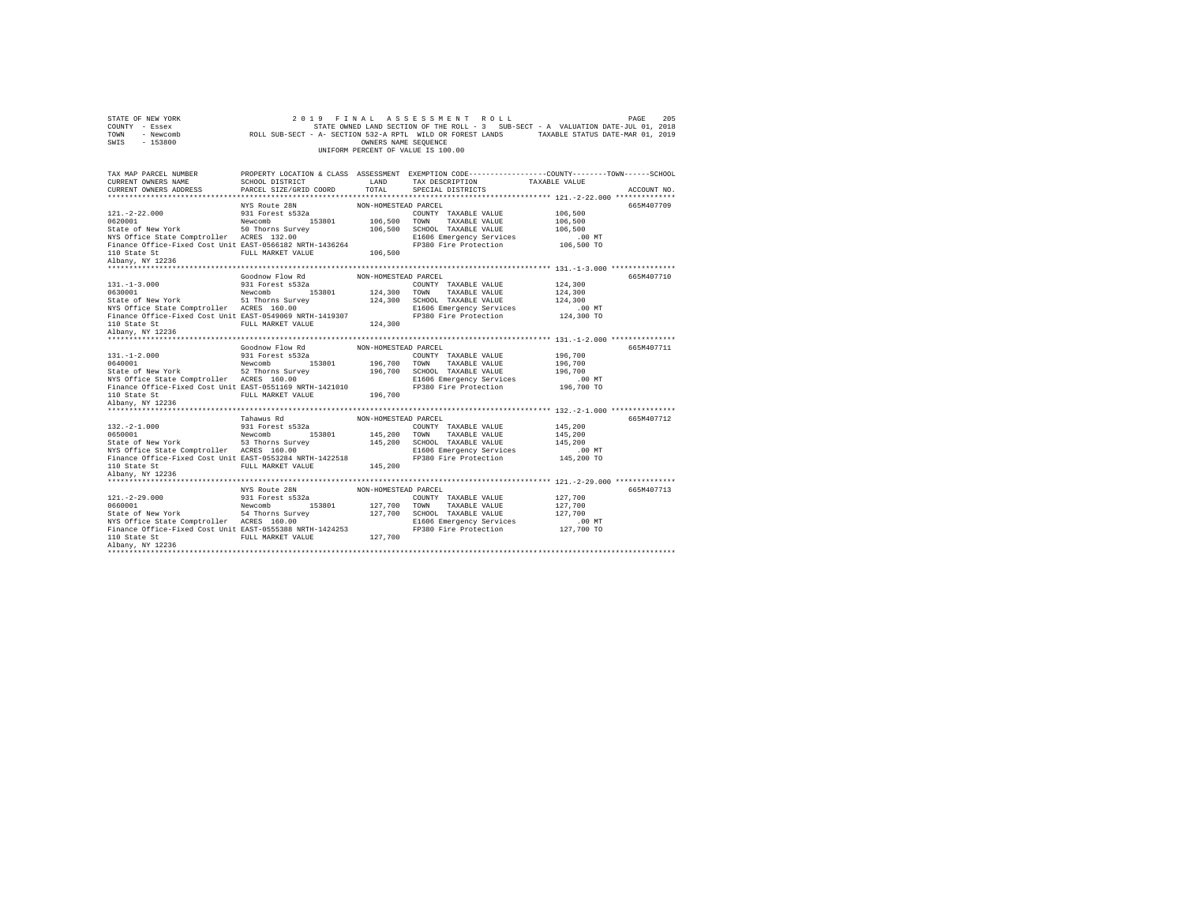STATE OF NEW YORK 2 0 1 9 F I N A L A S S E S S M E N T R O L L
COUNTY - Essex STATE OWNED LAND SECTION OF THE ROLL - 3 SUB-SECT - A VALUATION DATE-JUL 01, 2018
TOWN - Newcomb ROLL SUB-SECT - A- SECTION 532-A RPTL WILD OR FOREST LANDS TAXABLE STATUS DATE-MAR 01, 2019
SWIS - 153800 OWNERS NAME SEQUENCE
UNIFORM PERCENT OF VALUE IS 100.00

```
TAX MAP PARCEL NUMBER          PROPERTY LOCATION & CLASS  ASSESSMENT  EXEMPTION CODE-----------------COUNTY--------TOWN------SCHOOL
CURRENT OWNERS NAME            SCHOOL DISTRICT              LAND      TAX DESCRIPTION             TAXABLE VALUE
CURRENT OWNERS ADDRESS         PARCEL SIZE/GRID COORD       TOTAL     SPECIAL DISTRICTS                                   ACCOUNT NO.
******************************************************************************************************* 121.-2-22.000 **************
                               NYS Route 28N               NON-HOMESTEAD PARCEL                                            665M407709
121.-2-22.000                  931 Forest s532a                        COUNTY  TAXABLE VALUE            106,500
0620001                        Newcomb       153801      106,500      TOWN    TAXABLE VALUE            106,500
State of New York              50 Thorns Survey          106,500      SCHOOL  TAXABLE VALUE            106,500
NYS Office State Comptroller   ACRES 132.00                           E1606 Emergency Services              .00 MT
Finance Office-Fixed Cost Unit EAST-0566182 NRTH-1436264              FP380 Fire Protection           106,500 TO
110 State St                   FULL MARKET VALUE         106,500
Albany, NY 12236
******************************************************************************************************* 131.-1-3.000 ***************
                               Goodnow Flow Rd             NON-HOMESTEAD PARCEL                                            665M407710
131.-1-3.000                   931 Forest s532a                        COUNTY  TAXABLE VALUE            124,300
0630001                        Newcomb       153801      124,300      TOWN    TAXABLE VALUE            124,300
State of New York              51 Thorns Survey          124,300      SCHOOL  TAXABLE VALUE            124,300
NYS Office State Comptroller   ACRES 160.00                           E1606 Emergency Services              .00 MT
Finance Office-Fixed Cost Unit EAST-0549069 NRTH-1419307              FP380 Fire Protection           124,300 TO
110 State St                   FULL MARKET VALUE         124,300
Albany, NY 12236
******************************************************************************************************* 131.-1-2.000 ***************
                               Goodnow Flow Rd             NON-HOMESTEAD PARCEL                                            665M407711
131.-1-2.000                   931 Forest s532a                        COUNTY  TAXABLE VALUE            196,700
0640001                        Newcomb       153801      196,700      TOWN    TAXABLE VALUE            196,700
State of New York              52 Thorns Survey          196,700      SCHOOL  TAXABLE VALUE            196,700
NYS Office State Comptroller   ACRES 160.00                           E1606 Emergency Services              .00 MT
Finance Office-Fixed Cost Unit EAST-0551169 NRTH-1421010              FP380 Fire Protection           196,700 TO
110 State St                   FULL MARKET VALUE         196,700
Albany, NY 12236
******************************************************************************************************* 132.-2-1.000 ***************
                               Tahawus Rd                  NON-HOMESTEAD PARCEL                                            665M407712
132.-2-1.000                   931 Forest s532a                        COUNTY  TAXABLE VALUE            145,200
0650001                        Newcomb       153801      145,200      TOWN    TAXABLE VALUE            145,200
State of New York              53 Thorns Survey          145,200      SCHOOL  TAXABLE VALUE            145,200
NYS Office State Comptroller   ACRES 160.00                           E1606 Emergency Services              .00 MT
Finance Office-Fixed Cost Unit EAST-0553284 NRTH-1422518              FP380 Fire Protection           145,200 TO
110 State St                   FULL MARKET VALUE         145,200
Albany, NY 12236
******************************************************************************************************* 121.-2-29.000 **************
                               NYS Route 28N               NON-HOMESTEAD PARCEL                                            665M407713
121.-2-29.000                  931 Forest s532a                        COUNTY  TAXABLE VALUE            127,700
0660001                        Newcomb       153801      127,700      TOWN    TAXABLE VALUE            127,700
State of New York              54 Thorns Survey          127,700      SCHOOL  TAXABLE VALUE            127,700
NYS Office State Comptroller   ACRES 160.00                           E1606 Emergency Services              .00 MT
Finance Office-Fixed Cost Unit EAST-0555388 NRTH-1424253              FP380 Fire Protection           127,700 TO
110 State St                   FULL MARKET VALUE         127,700
Albany, NY 12236
************************************************************************************************************************************
```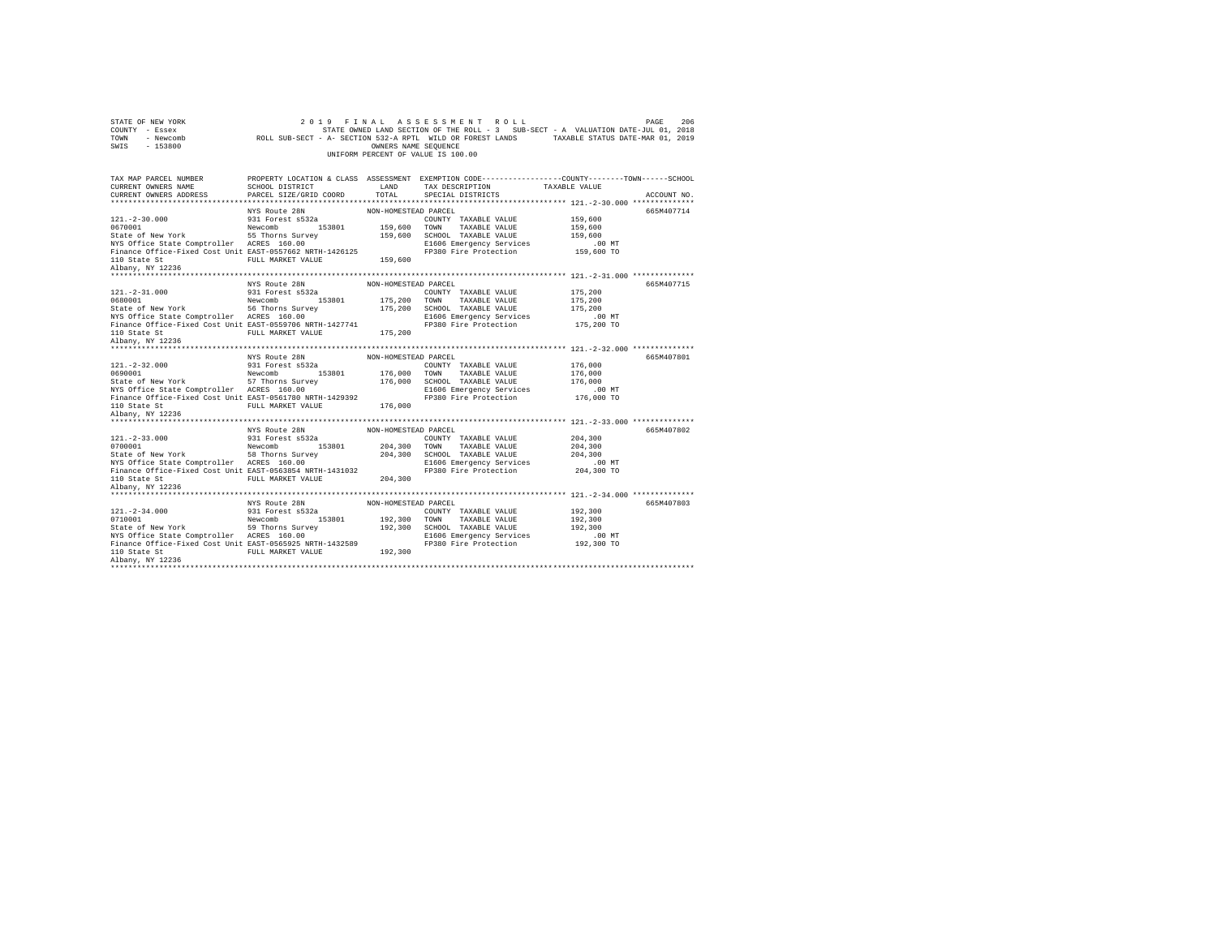STATE OF NEW YORK                    2 0 1 9   F I N A L   A S S E S S M E N T   R O L L
COUNTY - Essex                       STATE OWNED LAND SECTION OF THE ROLL - 3   SUB-SECT - A  VALUATION DATE-JUL 01, 2018
TOWN - Newcomb                       ROLL SUB-SECT - A- SECTION 532-A RPTL WILD OR FOREST LANDS    TAXABLE STATUS DATE-MAR 01, 2019
SWIS - 153800                        OWNERS NAME SEQUENCE
UNIFORM PERCENT OF VALUE IS 100.00

| TAX MAP PARCEL NUMBER / CURRENT OWNERS NAME / CURRENT OWNERS ADDRESS | PROPERTY LOCATION & CLASS / SCHOOL DISTRICT / PARCEL SIZE/GRID COORD | ASSESSMENT LAND / TOTAL | EXEMPTION CODE / TAX DESCRIPTION / SPECIAL DISTRICTS | COUNTY--------TOWN------SCHOOL TAXABLE VALUE | ACCOUNT NO. |
|---|---|---|---|---|---|
| 121.-2-30.000 | NYS Route 28N | NON-HOMESTEAD PARCEL | | | 665M407714 |
| 0670001 | 931 Forest s532a | | COUNTY TAXABLE VALUE | 159,600 | |
| State of New York | Newcomb 153801 | 159,600 | TOWN TAXABLE VALUE | 159,600 | |
| NYS Office State Comptroller | 55 Thorns Survey | 159,600 | SCHOOL TAXABLE VALUE | 159,600 | |
| Finance Office-Fixed Cost Unit | ACRES 160.00 | | E1606 Emergency Services | .00 MT | |
| 110 State St | EAST-0557662 NRTH-1426125 | | FP380 Fire Protection | 159,600 TO | |
| Albany, NY 12236 | FULL MARKET VALUE | 159,600 | | | |
| 121.-2-31.000 | NYS Route 28N | NON-HOMESTEAD PARCEL | | | 665M407715 |
| 0680001 | 931 Forest s532a | | COUNTY TAXABLE VALUE | 175,200 | |
| State of New York | Newcomb 153801 | 175,200 | TOWN TAXABLE VALUE | 175,200 | |
| NYS Office State Comptroller | 56 Thorns Survey | 175,200 | SCHOOL TAXABLE VALUE | 175,200 | |
| Finance Office-Fixed Cost Unit | ACRES 160.00 | | E1606 Emergency Services | .00 MT | |
| 110 State St | EAST-0559706 NRTH-1427741 | | FP380 Fire Protection | 175,200 TO | |
| Albany, NY 12236 | FULL MARKET VALUE | 175,200 | | | |
| 121.-2-32.000 | NYS Route 28N | NON-HOMESTEAD PARCEL | | | 665M407801 |
| 0690001 | 931 Forest s532a | | COUNTY TAXABLE VALUE | 176,000 | |
| State of New York | Newcomb 153801 | 176,000 | TOWN TAXABLE VALUE | 176,000 | |
| NYS Office State Comptroller | 57 Thorns Survey | 176,000 | SCHOOL TAXABLE VALUE | 176,000 | |
| Finance Office-Fixed Cost Unit | ACRES 160.00 | | E1606 Emergency Services | .00 MT | |
| 110 State St | EAST-0561780 NRTH-1429392 | | FP380 Fire Protection | 176,000 TO | |
| Albany, NY 12236 | FULL MARKET VALUE | 176,000 | | | |
| 121.-2-33.000 | NYS Route 28N | NON-HOMESTEAD PARCEL | | | 665M407802 |
| 0700001 | 931 Forest s532a | | COUNTY TAXABLE VALUE | 204,300 | |
| State of New York | Newcomb 153801 | 204,300 | TOWN TAXABLE VALUE | 204,300 | |
| NYS Office State Comptroller | 58 Thorns Survey | 204,300 | SCHOOL TAXABLE VALUE | 204,300 | |
| Finance Office-Fixed Cost Unit | ACRES 160.00 | | E1606 Emergency Services | .00 MT | |
| 110 State St | EAST-0563854 NRTH-1431032 | | FP380 Fire Protection | 204,300 TO | |
| Albany, NY 12236 | FULL MARKET VALUE | 204,300 | | | |
| 121.-2-34.000 | NYS Route 28N | NON-HOMESTEAD PARCEL | | | 665M407803 |
| 0710001 | 931 Forest s532a | | COUNTY TAXABLE VALUE | 192,300 | |
| State of New York | Newcomb 153801 | 192,300 | TOWN TAXABLE VALUE | 192,300 | |
| NYS Office State Comptroller | 59 Thorns Survey | 192,300 | SCHOOL TAXABLE VALUE | 192,300 | |
| Finance Office-Fixed Cost Unit | ACRES 160.00 | | E1606 Emergency Services | .00 MT | |
| 110 State St | EAST-0565925 NRTH-1432589 | | FP380 Fire Protection | 192,300 TO | |
| Albany, NY 12236 | FULL MARKET VALUE | 192,300 | | | |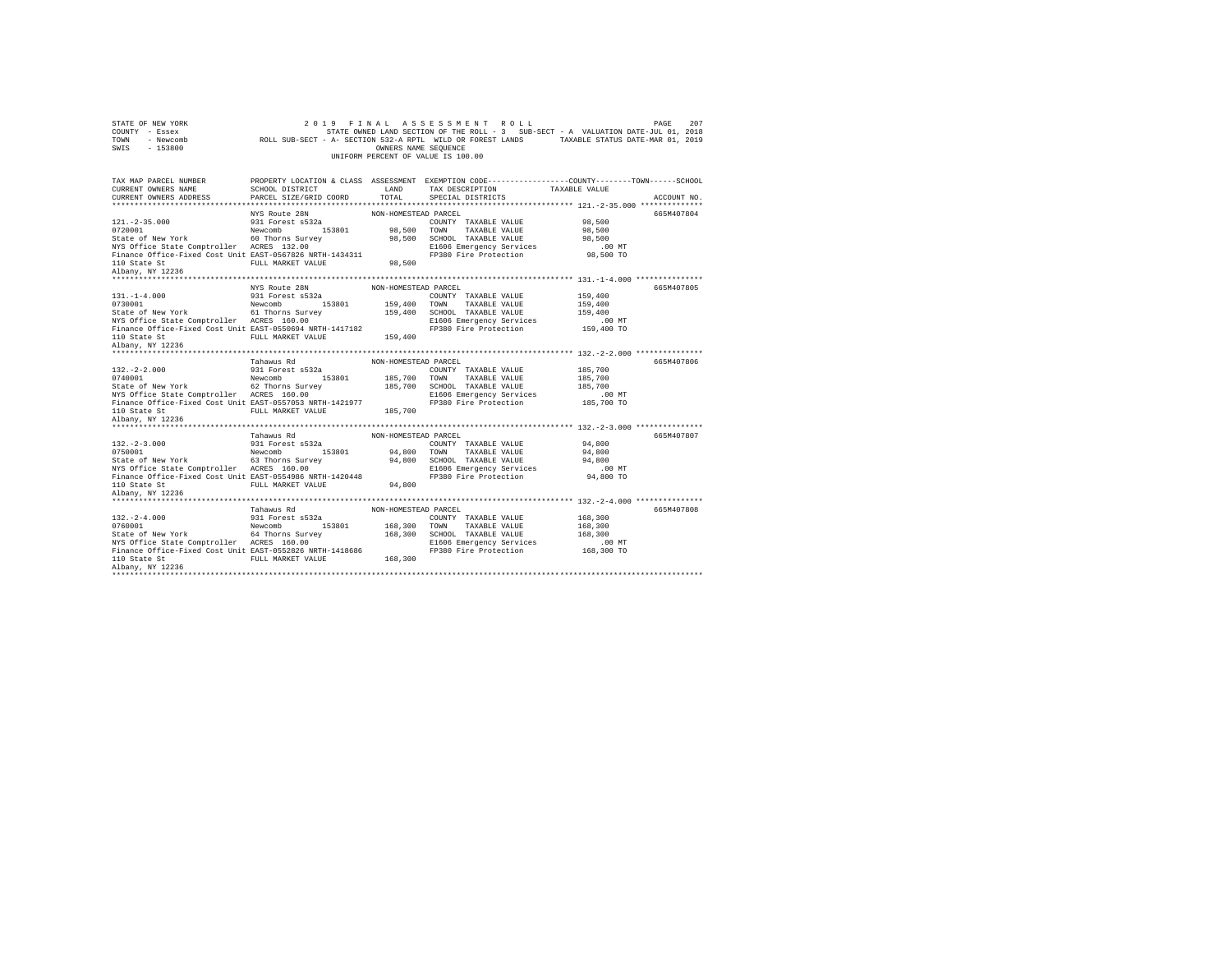STATE OF NEW YORK — 2019 FINAL ASSESSMENT ROLL
COUNTY - Essex — STATE OWNED LAND SECTION OF THE ROLL - 3 SUB-SECT - A VALUATION DATE-JUL 01, 2018
TOWN - Newcomb — ROLL SUB-SECT - A- SECTION 532-A RPTL WILD OR FOREST LANDS — TAXABLE STATUS DATE-MAR 01, 2019
SWIS - 153800 — OWNERS NAME SEQUENCE
UNIFORM PERCENT OF VALUE IS 100.00

| TAX MAP PARCEL NUMBER / CURRENT OWNERS NAME / CURRENT OWNERS ADDRESS | PROPERTY LOCATION & CLASS / SCHOOL DISTRICT / PARCEL SIZE/GRID COORD | ASSESSMENT LAND / TOTAL | EXEMPTION CODE / TAX DESCRIPTION / SPECIAL DISTRICTS | TAXABLE VALUE (COUNTY / TOWN / SCHOOL) | ACCOUNT NO. |
|---|---|---|---|---|---|
| **121.-2-35.000** | NYS Route 28N | NON-HOMESTEAD PARCEL | | | 665M407804 |
| 0720001 | 931 Forest s532a | | COUNTY TAXABLE VALUE | 98,500 | |
| State of New York | Newcomb 153801 | 98,500 | TOWN TAXABLE VALUE | 98,500 | |
| NYS Office State Comptroller | 60 Thorns Survey | 98,500 | SCHOOL TAXABLE VALUE | 98,500 | |
| Finance Office-Fixed Cost Unit | ACRES 132.00 | | E1606 Emergency Services | .00 MT | |
| 110 State St | EAST-0567826 NRTH-1434311 | | FP380 Fire Protection | 98,500 TO | |
| Albany, NY 12236 | FULL MARKET VALUE | 98,500 | | | |
| **131.-1-4.000** | NYS Route 28N | NON-HOMESTEAD PARCEL | | | 665M407805 |
| 0730001 | 931 Forest s532a | | COUNTY TAXABLE VALUE | 159,400 | |
| State of New York | Newcomb 153801 | 159,400 | TOWN TAXABLE VALUE | 159,400 | |
| NYS Office State Comptroller | 61 Thorns Survey | 159,400 | SCHOOL TAXABLE VALUE | 159,400 | |
| Finance Office-Fixed Cost Unit | ACRES 160.00 | | E1606 Emergency Services | .00 MT | |
| 110 State St | EAST-0550694 NRTH-1417182 | | FP380 Fire Protection | 159,400 TO | |
| Albany, NY 12236 | FULL MARKET VALUE | 159,400 | | | |
| **132.-2-2.000** | Tahawus Rd | NON-HOMESTEAD PARCEL | | | 665M407806 |
| 0740001 | 931 Forest s532a | | COUNTY TAXABLE VALUE | 185,700 | |
| State of New York | Newcomb 153801 | 185,700 | TOWN TAXABLE VALUE | 185,700 | |
| NYS Office State Comptroller | 62 Thorns Survey | 185,700 | SCHOOL TAXABLE VALUE | 185,700 | |
| Finance Office-Fixed Cost Unit | ACRES 160.00 | | E1606 Emergency Services | .00 MT | |
| 110 State St | EAST-0557053 NRTH-1421977 | | FP380 Fire Protection | 185,700 TO | |
| Albany, NY 12236 | FULL MARKET VALUE | 185,700 | | | |
| **132.-2-3.000** | Tahawus Rd | NON-HOMESTEAD PARCEL | | | 665M407807 |
| 0750001 | 931 Forest s532a | | COUNTY TAXABLE VALUE | 94,800 | |
| State of New York | Newcomb 153801 | 94,800 | TOWN TAXABLE VALUE | 94,800 | |
| NYS Office State Comptroller | 63 Thorns Survey | 94,800 | SCHOOL TAXABLE VALUE | 94,800 | |
| Finance Office-Fixed Cost Unit | ACRES 160.00 | | E1606 Emergency Services | .00 MT | |
| 110 State St | EAST-0554986 NRTH-1420448 | | FP380 Fire Protection | 94,800 TO | |
| Albany, NY 12236 | FULL MARKET VALUE | 94,800 | | | |
| **132.-2-4.000** | Tahawus Rd | NON-HOMESTEAD PARCEL | | | 665M407808 |
| 0760001 | 931 Forest s532a | | COUNTY TAXABLE VALUE | 168,300 | |
| State of New York | Newcomb 153801 | 168,300 | TOWN TAXABLE VALUE | 168,300 | |
| NYS Office State Comptroller | 64 Thorns Survey | 168,300 | SCHOOL TAXABLE VALUE | 168,300 | |
| Finance Office-Fixed Cost Unit | ACRES 160.00 | | E1606 Emergency Services | .00 MT | |
| 110 State St | EAST-0552826 NRTH-1418686 | | FP380 Fire Protection | 168,300 TO | |
| Albany, NY 12236 | FULL MARKET VALUE | 168,300 | | | |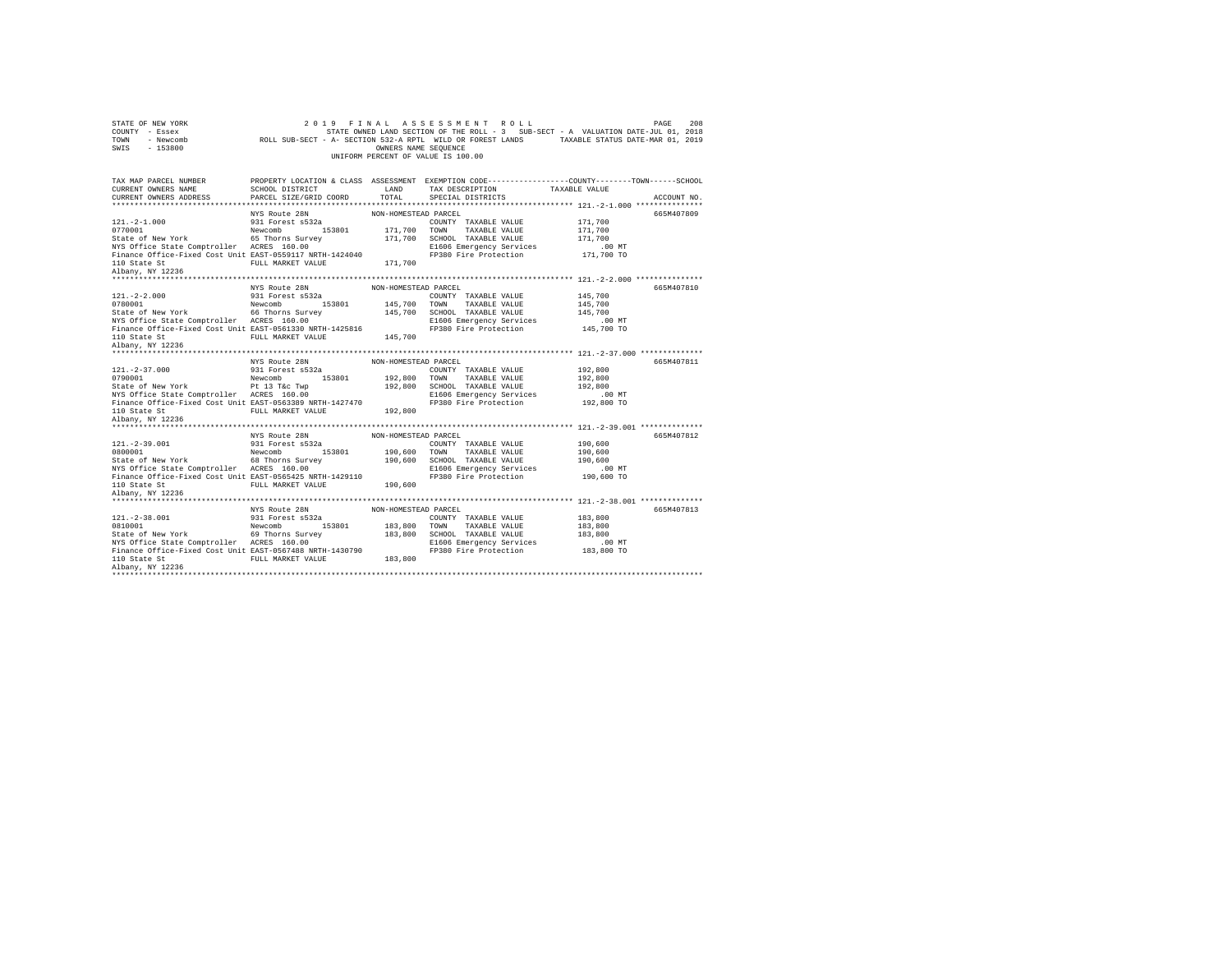STATE OF NEW YORK — 2019 FINAL ASSESSMENT ROLL
COUNTY - Essex — STATE OWNED LAND SECTION OF THE ROLL - 3 SUB-SECT - A VALUATION DATE-JUL 01, 2018
TOWN - Newcomb — ROLL SUB-SECT - A- SECTION 532-A RPTL WILD OR FOREST LANDS — TAXABLE STATUS DATE-MAR 01, 2019
SWIS - 153800 — OWNERS NAME SEQUENCE
UNIFORM PERCENT OF VALUE IS 100.00

| TAX MAP PARCEL NUMBER / CURRENT OWNERS NAME / CURRENT OWNERS ADDRESS | PROPERTY LOCATION & CLASS / SCHOOL DISTRICT / PARCEL SIZE/GRID COORD | ASSESSMENT LAND / TOTAL | EXEMPTION CODE / TAX DESCRIPTION / SPECIAL DISTRICTS | COUNTY--------TOWN------SCHOOL TAXABLE VALUE | ACCOUNT NO. |
|---|---|---|---|---|---|
| 121.-2-1.000 | NYS Route 28N | NON-HOMESTEAD PARCEL | | | 665M407809 |
| 0770001 | 931 Forest s532a | | COUNTY TAXABLE VALUE | 171,700 | |
| State of New York | Newcomb 153801 | 171,700 | TOWN TAXABLE VALUE | 171,700 | |
| NYS Office State Comptroller | 65 Thorns Survey | 171,700 | SCHOOL TAXABLE VALUE | 171,700 | |
| Finance Office-Fixed Cost Unit | ACRES 160.00 | | E1606 Emergency Services | .00 MT | |
| 110 State St | EAST-0559117 NRTH-1424040 | | FP380 Fire Protection | 171,700 TO | |
| Albany, NY 12236 | FULL MARKET VALUE | 171,700 | | | |
| 121.-2-2.000 | NYS Route 28N | NON-HOMESTEAD PARCEL | | | 665M407810 |
| 0780001 | 931 Forest s532a | | COUNTY TAXABLE VALUE | 145,700 | |
| State of New York | Newcomb 153801 | 145,700 | TOWN TAXABLE VALUE | 145,700 | |
| NYS Office State Comptroller | 66 Thorns Survey | 145,700 | SCHOOL TAXABLE VALUE | 145,700 | |
| Finance Office-Fixed Cost Unit | ACRES 160.00 | | E1606 Emergency Services | .00 MT | |
| 110 State St | EAST-0561330 NRTH-1425816 | | FP380 Fire Protection | 145,700 TO | |
| Albany, NY 12236 | FULL MARKET VALUE | 145,700 | | | |
| 121.-2-37.000 | NYS Route 28N | NON-HOMESTEAD PARCEL | | | 665M407811 |
| 0790001 | 931 Forest s532a | | COUNTY TAXABLE VALUE | 192,800 | |
| State of New York | Newcomb 153801 | 192,800 | TOWN TAXABLE VALUE | 192,800 | |
| NYS Office State Comptroller | Pt 13 T&c Twp | 192,800 | SCHOOL TAXABLE VALUE | 192,800 | |
| Finance Office-Fixed Cost Unit | ACRES 160.00 | | E1606 Emergency Services | .00 MT | |
| 110 State St | EAST-0563309 NRTH-1427470 | | FP380 Fire Protection | 192,800 TO | |
| Albany, NY 12236 | FULL MARKET VALUE | 192,800 | | | |
| 121.-2-39.001 | NYS Route 28N | NON-HOMESTEAD PARCEL | | | 665M407812 |
| 0800001 | 931 Forest s532a | | COUNTY TAXABLE VALUE | 190,600 | |
| State of New York | Newcomb 153801 | 190,600 | TOWN TAXABLE VALUE | 190,600 | |
| NYS Office State Comptroller | 68 Thorns Survey | 190,600 | SCHOOL TAXABLE VALUE | 190,600 | |
| Finance Office-Fixed Cost Unit | ACRES 160.00 | | E1606 Emergency Services | .00 MT | |
| 110 State St | EAST-0565425 NRTH-1429110 | | FP380 Fire Protection | 190,600 TO | |
| Albany, NY 12236 | FULL MARKET VALUE | 190,600 | | | |
| 121.-2-38.001 | NYS Route 28N | NON-HOMESTEAD PARCEL | | | 665M407813 |
| 0810001 | 931 Forest s532a | | COUNTY TAXABLE VALUE | 183,800 | |
| State of New York | Newcomb 153801 | 183,800 | TOWN TAXABLE VALUE | 183,800 | |
| NYS Office State Comptroller | 69 Thorns Survey | 183,800 | SCHOOL TAXABLE VALUE | 183,800 | |
| Finance Office-Fixed Cost Unit | ACRES 160.00 | | E1606 Emergency Services | .00 MT | |
| 110 State St | EAST-0567488 NRTH-1430790 | | FP380 Fire Protection | 183,800 TO | |
| Albany, NY 12236 | FULL MARKET VALUE | 183,800 | | | |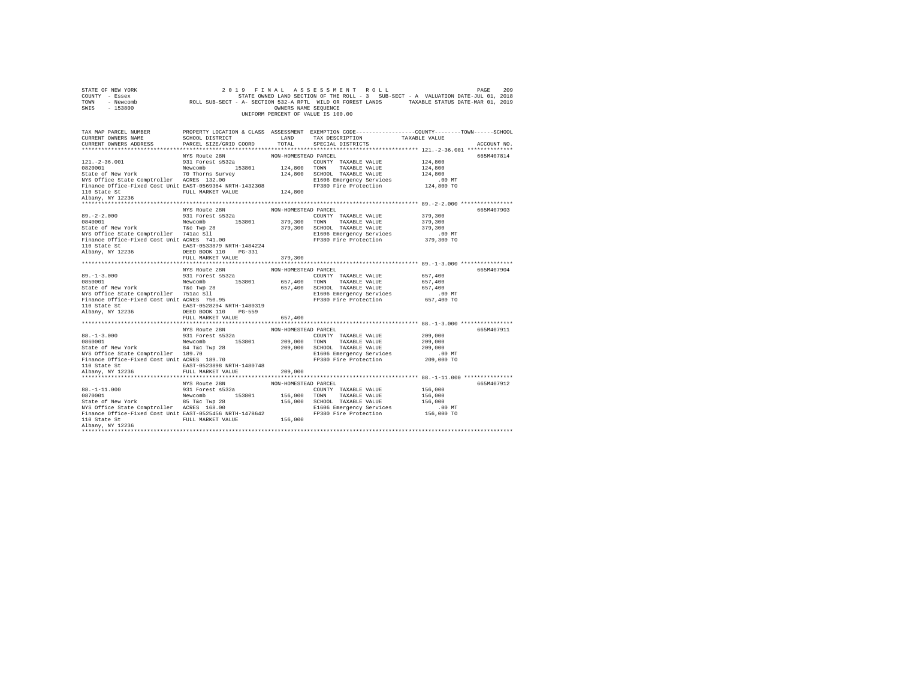STATE OF NEW YORK                    2 0 1 9   F I N A L   A S S E S S M E N T   R O L L
COUNTY - Essex                       STATE OWNED LAND SECTION OF THE ROLL - 3   SUB-SECT - A  VALUATION DATE-JUL 01, 2018
TOWN   - Newcomb                     ROLL SUB-SECT - A- SECTION 532-A RPTL  WILD OR FOREST LANDS     TAXABLE STATUS DATE-MAR 01, 2019
SWIS   - 153800                      OWNERS NAME SEQUENCE
UNIFORM PERCENT OF VALUE IS 100.00

| TAX MAP PARCEL NUMBER / CURRENT OWNERS NAME / CURRENT OWNERS ADDRESS | PROPERTY LOCATION & CLASS / SCHOOL DISTRICT / PARCEL SIZE/GRID COORD | ASSESSMENT LAND / TOTAL | EXEMPTION CODE / TAX DESCRIPTION / SPECIAL DISTRICTS | TAXABLE VALUE (COUNTY / TOWN / SCHOOL) | ACCOUNT NO. |
|---|---|---|---|---|---|
| 121.-2-36.001 | NYS Route 28N | NON-HOMESTEAD PARCEL | | | 665M407814 |
| 0820001 | 931 Forest s532a | | COUNTY TAXABLE VALUE | 124,800 | |
| State of New York | Newcomb 153801 | 124,800 | TOWN TAXABLE VALUE | 124,800 | |
| NYS Office State Comptroller | 70 Thorns Survey | 124,800 | SCHOOL TAXABLE VALUE | 124,800 | |
| Finance Office-Fixed Cost Unit | ACRES 132.00 | | E1606 Emergency Services | .00 MT | |
| 110 State St | EAST-0569364 NRTH-1432308 | | FP380 Fire Protection | 124,800 TO | |
| Albany, NY 12236 | FULL MARKET VALUE | 124,800 | | | |
| 89.-2-2.000 | NYS Route 28N | NON-HOMESTEAD PARCEL | | | 665M407903 |
| 0840001 | 931 Forest s532a | | COUNTY TAXABLE VALUE | 379,300 | |
| State of New York | Newcomb 153801 | 379,300 | TOWN TAXABLE VALUE | 379,300 | |
| NYS Office State Comptroller | T&c Twp 28 | 379,300 | SCHOOL TAXABLE VALUE | 379,300 | |
| Finance Office-Fixed Cost Unit | 741ac Sll | | E1606 Emergency Services | .00 MT | |
| 110 State St | ACRES 741.00 | | FP380 Fire Protection | 379,300 TO | |
| Albany, NY 12236 | EAST-0533879 NRTH-1484224 | | | | |
| | DEED BOOK 110 PG-331 | | | | |
| | FULL MARKET VALUE | 379,300 | | | |
| 89.-1-3.000 | NYS Route 28N | NON-HOMESTEAD PARCEL | | | 665M407904 |
| 0850001 | 931 Forest s532a | | COUNTY TAXABLE VALUE | 657,400 | |
| State of New York | Newcomb 153801 | 657,400 | TOWN TAXABLE VALUE | 657,400 | |
| NYS Office State Comptroller | T&c Twp 28 | 657,400 | SCHOOL TAXABLE VALUE | 657,400 | |
| Finance Office-Fixed Cost Unit | 751ac Sll | | E1606 Emergency Services | .00 MT | |
| 110 State St | ACRES 750.95 | | FP380 Fire Protection | 657,400 TO | |
| Albany, NY 12236 | EAST-0528294 NRTH-1480319 | | | | |
| | DEED BOOK 110 PG-559 | | | | |
| | FULL MARKET VALUE | 657,400 | | | |
| 88.-1-3.000 | NYS Route 28N | NON-HOMESTEAD PARCEL | | | 665M407911 |
| 0860001 | 931 Forest s532a | | COUNTY TAXABLE VALUE | 209,000 | |
| State of New York | Newcomb 153801 | 209,000 | TOWN TAXABLE VALUE | 209,000 | |
| NYS Office State Comptroller | 84 T&c Twp 28 | 209,000 | SCHOOL TAXABLE VALUE | 209,000 | |
| Finance Office-Fixed Cost Unit | 189.70 | | E1606 Emergency Services | .00 MT | |
| 110 State St | ACRES 189.70 | | FP380 Fire Protection | 209,000 TO | |
| Albany, NY 12236 | EAST-0523898 NRTH-1480748 | | | | |
| | FULL MARKET VALUE | 209,000 | | | |
| 88.-1-11.000 | NYS Route 28N | NON-HOMESTEAD PARCEL | | | 665M407912 |
| 0870001 | 931 Forest s532a | | COUNTY TAXABLE VALUE | 156,000 | |
| State of New York | Newcomb 153801 | 156,000 | TOWN TAXABLE VALUE | 156,000 | |
| NYS Office State Comptroller | 85 T&c Twp 28 | 156,000 | SCHOOL TAXABLE VALUE | 156,000 | |
| Finance Office-Fixed Cost Unit | ACRES 168.00 | | E1606 Emergency Services | .00 MT | |
| 110 State St | EAST-0525456 NRTH-1478642 | | FP380 Fire Protection | 156,000 TO | |
| Albany, NY 12236 | FULL MARKET VALUE | 156,000 | | | |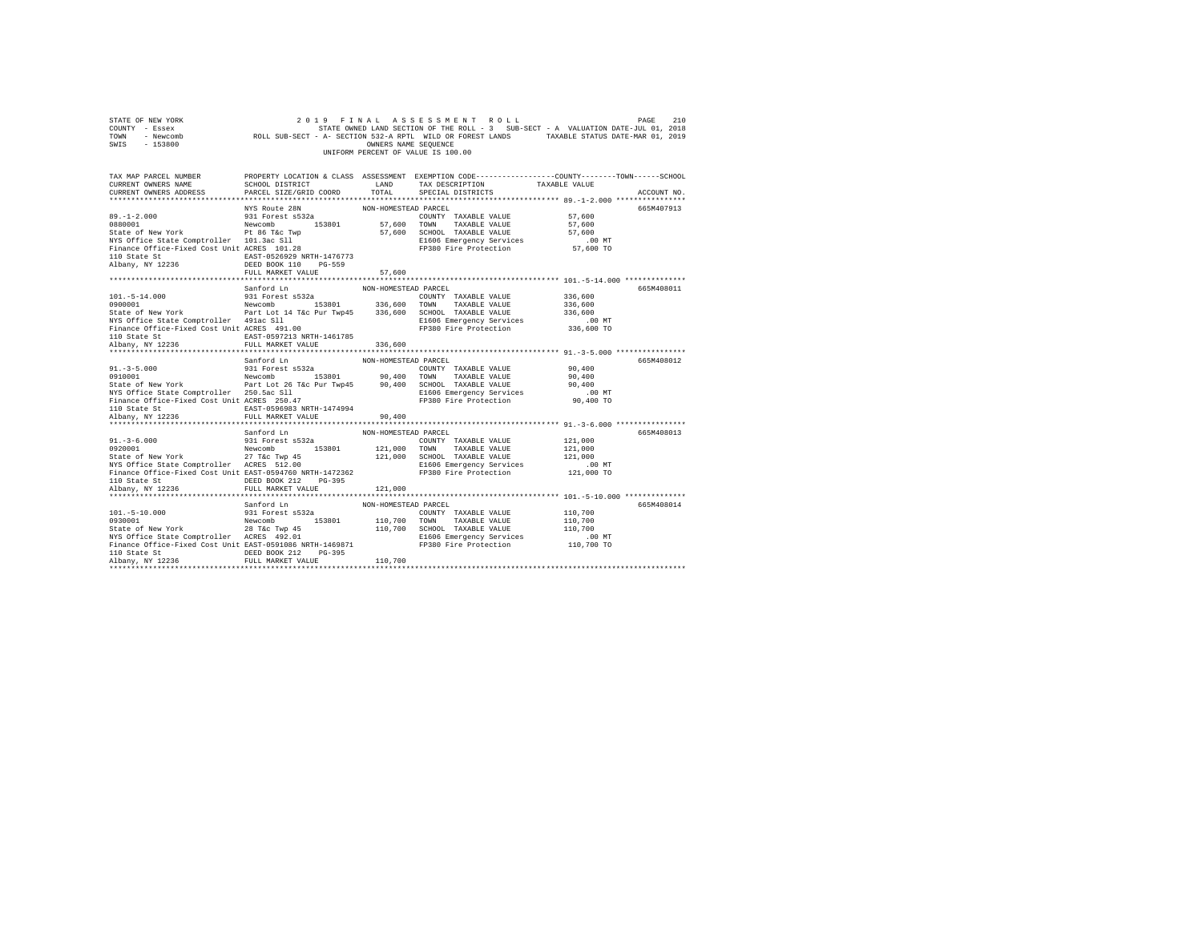```
STATE OF NEW YORK                    2 0 1 9   F I N A L   A S S E S S M E N T   R O L L                       PAGE   210
COUNTY  - Essex                                STATE OWNED LAND SECTION OF THE ROLL - 3   SUB-SECT - A  VALUATION DATE-JUL 01, 2018
TOWN    - Newcomb               ROLL SUB-SECT - A- SECTION 532-A RPTL  WILD OR FOREST LANDS       TAXABLE STATUS DATE-MAR 01, 2019
SWIS    - 153800                                            OWNERS NAME SEQUENCE
                                                       UNIFORM PERCENT OF VALUE IS 100.00


TAX MAP PARCEL NUMBER          PROPERTY LOCATION & CLASS  ASSESSMENT  EXEMPTION CODE-----------------COUNTY--------TOWN------SCHOOL
CURRENT OWNERS NAME            SCHOOL DISTRICT              LAND      TAX DESCRIPTION              TAXABLE VALUE
CURRENT OWNERS ADDRESS         PARCEL SIZE/GRID COORD       TOTAL     SPECIAL DISTRICTS                                  ACCOUNT NO.
********************************************************************************************************* 89.-1-2.000 ****************
                               NYS Route 28N              NON-HOMESTEAD PARCEL                                            665M407913
89.-1-2.000                    931 Forest s532a                       COUNTY  TAXABLE VALUE             57,600
0880001                        Newcomb       153801        57,600     TOWN    TAXABLE VALUE             57,600
State of New York              Pt 86 T&c Twp               57,600     SCHOOL  TAXABLE VALUE             57,600
NYS Office State Comptroller   101.3ac Sll                            E1606 Emergency Services            .00 MT
Finance Office-Fixed Cost Unit ACRES  101.28                          FP380 Fire Protection            57,600 TO
110 State St                   EAST-0526929 NRTH-1476773
Albany, NY 12236               DEED BOOK 110    PG-559
                               FULL MARKET VALUE           57,600
********************************************************************************************************* 101.-5-14.000 **************
                               Sanford Ln                 NON-HOMESTEAD PARCEL                                            665M408011
101.-5-14.000                  931 Forest s532a                       COUNTY  TAXABLE VALUE            336,600
0900001                        Newcomb       153801       336,600     TOWN    TAXABLE VALUE            336,600
State of New York              Part Lot 14 T&c Pur Twp45  336,600     SCHOOL  TAXABLE VALUE            336,600
NYS Office State Comptroller   491ac Sll                              E1606 Emergency Services            .00 MT
Finance Office-Fixed Cost Unit ACRES  491.00                          FP380 Fire Protection           336,600 TO
110 State St                   EAST-0597213 NRTH-1461785
Albany, NY 12236               FULL MARKET VALUE          336,600
********************************************************************************************************* 91.-3-5.000 ****************
                               Sanford Ln                 NON-HOMESTEAD PARCEL                                            665M408012
91.-3-5.000                    931 Forest s532a                       COUNTY  TAXABLE VALUE             90,400
0910001                        Newcomb       153801        90,400     TOWN    TAXABLE VALUE             90,400
State of New York              Part Lot 26 T&c Pur Twp45   90,400     SCHOOL  TAXABLE VALUE             90,400
NYS Office State Comptroller   250.5ac Sll                            E1606 Emergency Services            .00 MT
Finance Office-Fixed Cost Unit ACRES  250.47                          FP380 Fire Protection            90,400 TO
110 State St                   EAST-0596983 NRTH-1474994
Albany, NY 12236               FULL MARKET VALUE           90,400
********************************************************************************************************* 91.-3-6.000 ****************
                               Sanford Ln                 NON-HOMESTEAD PARCEL                                            665M408013
91.-3-6.000                    931 Forest s532a                       COUNTY  TAXABLE VALUE            121,000
0920001                        Newcomb       153801       121,000     TOWN    TAXABLE VALUE            121,000
State of New York              27 T&c Twp 45              121,000     SCHOOL  TAXABLE VALUE            121,000
NYS Office State Comptroller   ACRES  512.00                          E1606 Emergency Services            .00 MT
Finance Office-Fixed Cost Unit EAST-0594760 NRTH-1472362              FP380 Fire Protection           121,000 TO
110 State St                   DEED BOOK 212    PG-395
Albany, NY 12236               FULL MARKET VALUE          121,000
********************************************************************************************************* 101.-5-10.000 **************
                               Sanford Ln                 NON-HOMESTEAD PARCEL                                            665M408014
101.-5-10.000                  931 Forest s532a                       COUNTY  TAXABLE VALUE            110,700
0930001                        Newcomb       153801       110,700     TOWN    TAXABLE VALUE            110,700
State of New York              28 T&c Twp 45              110,700     SCHOOL  TAXABLE VALUE            110,700
NYS Office State Comptroller   ACRES  492.01                          E1606 Emergency Services            .00 MT
Finance Office-Fixed Cost Unit EAST-0591086 NRTH-1469871              FP380 Fire Protection           110,700 TO
110 State St                   DEED BOOK 212    PG-395
Albany, NY 12236               FULL MARKET VALUE          110,700
**************************************************************************************************************************************
```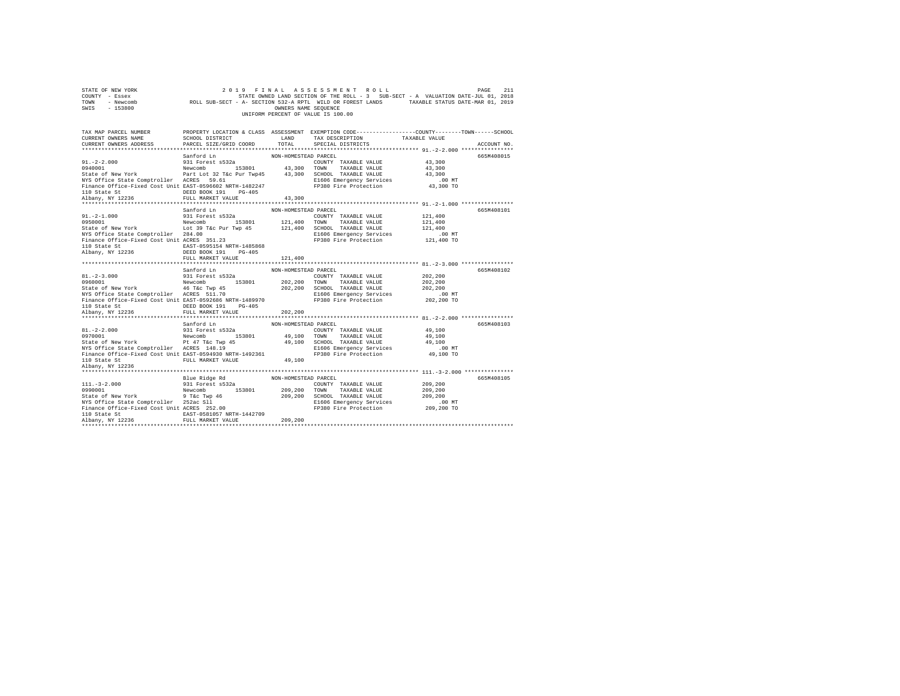```
STATE OF NEW YORK                2 0 1 9   F I N A L   A S S E S S M E N T   R O L L                         PAGE   211
COUNTY  - Essex                        STATE OWNED LAND SECTION OF THE ROLL - 3   SUB-SECT - A  VALUATION DATE-JUL 01, 2018
TOWN    - Newcomb           ROLL SUB-SECT - A- SECTION 532-A RPTL  WILD OR FOREST LANDS       TAXABLE STATUS DATE-MAR 01, 2019
SWIS    - 153800                                       OWNERS NAME SEQUENCE
                                                  UNIFORM PERCENT OF VALUE IS 100.00

TAX MAP PARCEL NUMBER          PROPERTY LOCATION & CLASS  ASSESSMENT  EXEMPTION CODE-----------------COUNTY--------TOWN------SCHOOL
CURRENT OWNERS NAME            SCHOOL DISTRICT              LAND      TAX DESCRIPTION            TAXABLE VALUE
CURRENT OWNERS ADDRESS         PARCEL SIZE/GRID COORD       TOTAL     SPECIAL DISTRICTS                                ACCOUNT NO.
******************************************************************************************************* 91.-2-2.000 ****************
                               Sanford Ln                 NON-HOMESTEAD PARCEL                                       665M408015
91.-2-2.000                    931 Forest s532a                       COUNTY  TAXABLE VALUE             43,300
0940001                        Newcomb        153801       43,300    TOWN    TAXABLE VALUE             43,300
State of New York              Part Lot 32 T&c Pur Twp45    43,300    SCHOOL  TAXABLE VALUE             43,300
NYS Office State Comptroller   ACRES  59.61                           E1606 Emergency Services              .00 MT
Finance Office-Fixed Cost Unit EAST-0596602 NRTH-1482247              FP380 Fire Protection             43,300 TO
110 State St                   DEED BOOK 191    PG-405
Albany, NY 12236               FULL MARKET VALUE            43,300
******************************************************************************************************* 91.-2-1.000 ****************
                               Sanford Ln                 NON-HOMESTEAD PARCEL                                       665M408101
91.-2-1.000                    931 Forest s532a                       COUNTY  TAXABLE VALUE            121,400
0950001                        Newcomb        153801      121,400    TOWN    TAXABLE VALUE            121,400
State of New York              Lot 39 T&c Pur Twp 45       121,400    SCHOOL  TAXABLE VALUE            121,400
NYS Office State Comptroller   284.00                                 E1606 Emergency Services              .00 MT
Finance Office-Fixed Cost Unit ACRES 351.23                           FP380 Fire Protection            121,400 TO
110 State St                   EAST-0595154 NRTH-1485868
Albany, NY 12236               DEED BOOK 191    PG-405
                               FULL MARKET VALUE           121,400
******************************************************************************************************* 81.-2-3.000 ****************
                               Sanford Ln                 NON-HOMESTEAD PARCEL                                       665M408102
81.-2-3.000                    931 Forest s532a                       COUNTY  TAXABLE VALUE            202,200
0960001                        Newcomb        153801      202,200    TOWN    TAXABLE VALUE            202,200
State of New York              46 T&c Twp 45               202,200    SCHOOL  TAXABLE VALUE            202,200
NYS Office State Comptroller   ACRES 511.70                           E1606 Emergency Services              .00 MT
Finance Office-Fixed Cost Unit EAST-0592686 NRTH-1489970              FP380 Fire Protection            202,200 TO
110 State St                   DEED BOOK 191    PG-405
Albany, NY 12236               FULL MARKET VALUE           202,200
******************************************************************************************************* 81.-2-2.000 ****************
                               Sanford Ln                 NON-HOMESTEAD PARCEL                                       665M408103
81.-2-2.000                    931 Forest s532a                       COUNTY  TAXABLE VALUE             49,100
0970001                        Newcomb        153801       49,100    TOWN    TAXABLE VALUE             49,100
State of New York              Pt 47 T&c Twp 45             49,100    SCHOOL  TAXABLE VALUE             49,100
NYS Office State Comptroller   ACRES 148.19                           E1606 Emergency Services              .00 MT
Finance Office-Fixed Cost Unit EAST-0594930 NRTH-1492361              FP380 Fire Protection             49,100 TO
110 State St                   FULL MARKET VALUE            49,100
Albany, NY 12236
******************************************************************************************************* 111.-3-2.000 ***************
                               Blue Ridge Rd              NON-HOMESTEAD PARCEL                                       665M408105
111.-3-2.000                   931 Forest s532a                       COUNTY  TAXABLE VALUE            209,200
0990001                        Newcomb        153801      209,200    TOWN    TAXABLE VALUE            209,200
State of New York              9 T&c Twp 46                209,200    SCHOOL  TAXABLE VALUE            209,200
NYS Office State Comptroller   252ac Sll                              E1606 Emergency Services              .00 MT
Finance Office-Fixed Cost Unit ACRES 252.00                           FP380 Fire Protection            209,200 TO
110 State St                   EAST-0581057 NRTH-1442709
Albany, NY 12236               FULL MARKET VALUE           209,200
************************************************************************************************************************************
```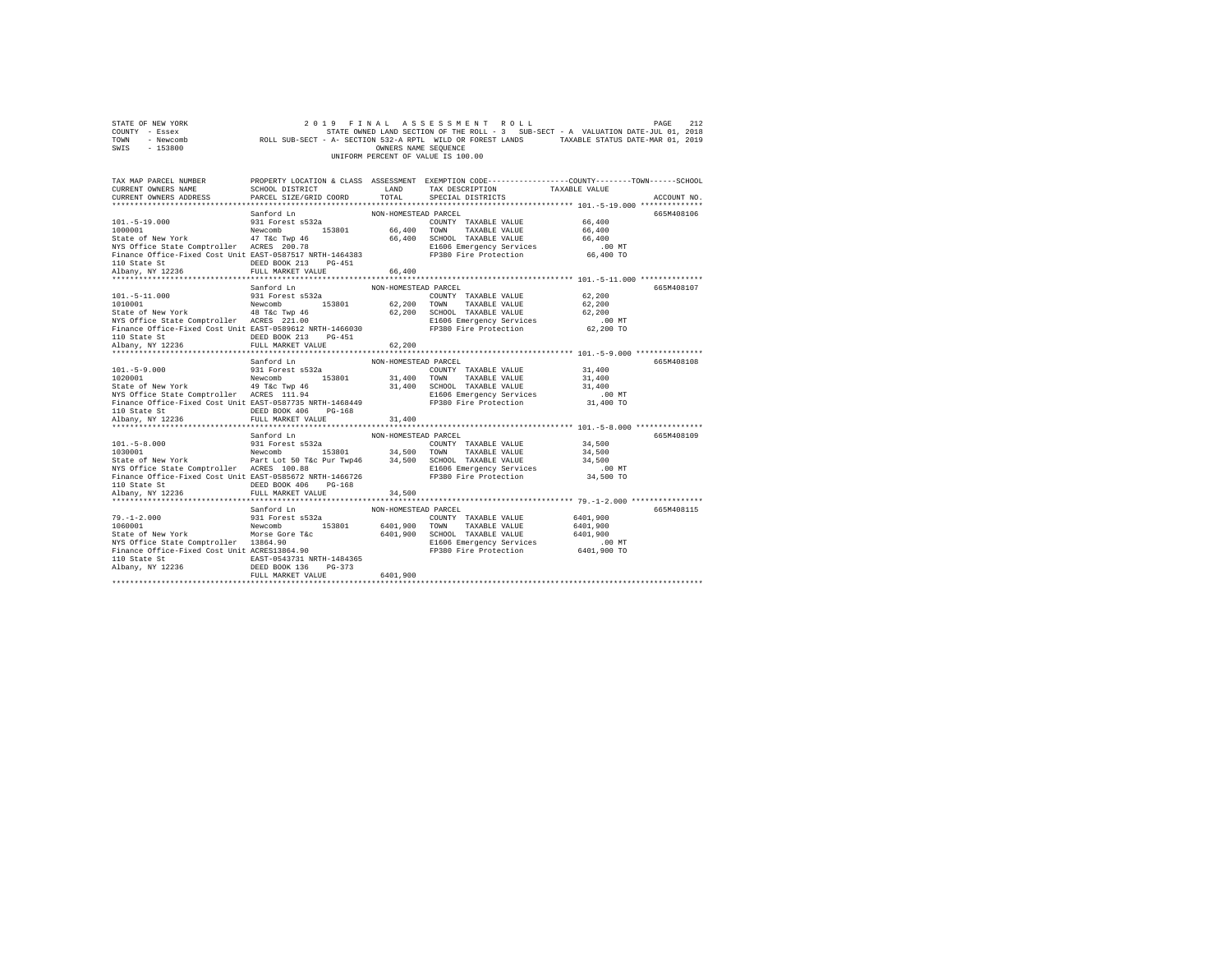STATE OF NEW YORK
COUNTY - Essex
TOWN - Newcomb
SWIS - 153800

2019 FINAL ASSESSMENT ROLL
STATE OWNED LAND SECTION OF THE ROLL - 3 SUB-SECT - A VALUATION DATE-JUL 01, 2018
ROLL SUB-SECT - A- SECTION 532-A RPTL WILD OR FOREST LANDS TAXABLE STATUS DATE-MAR 01, 2019
OWNERS NAME SEQUENCE
UNIFORM PERCENT OF VALUE IS 100.00

| TAX MAP PARCEL NUMBER / CURRENT OWNERS NAME / CURRENT OWNERS ADDRESS | PROPERTY LOCATION & CLASS / SCHOOL DISTRICT / PARCEL SIZE/GRID COORD | ASSESSMENT LAND / TOTAL | EXEMPTION CODE / TAX DESCRIPTION / SPECIAL DISTRICTS | COUNTY / TOWN / SCHOOL TAXABLE VALUE | ACCOUNT NO. |
|---|---|---|---|---|---|
| **101.-5-19.000** | Sanford Ln | NON-HOMESTEAD PARCEL | | | 665M408106 |
| 101.-5-19.000 | 931 Forest s532a | | COUNTY TAXABLE VALUE | 66,400 | |
| 1000001 | Newcomb 153801 | 66,400 | TOWN TAXABLE VALUE | 66,400 | |
| State of New York | 47 T&c Twp 46 | 66,400 | SCHOOL TAXABLE VALUE | 66,400 | |
| NYS Office State Comptroller | ACRES 200.78 | | E1606 Emergency Services | .00 MT | |
| Finance Office-Fixed Cost Unit | EAST-0587517 NRTH-1464383 | | FP380 Fire Protection | 66,400 TO | |
| 110 State St | DEED BOOK 213 PG-451 | | | | |
| Albany, NY 12236 | FULL MARKET VALUE | 66,400 | | | |
| **101.-5-11.000** | Sanford Ln | NON-HOMESTEAD PARCEL | | | 665M408107 |
| 101.-5-11.000 | 931 Forest s532a | | COUNTY TAXABLE VALUE | 62,200 | |
| 1010001 | Newcomb 153801 | 62,200 | TOWN TAXABLE VALUE | 62,200 | |
| State of New York | 48 T&c Twp 46 | 62,200 | SCHOOL TAXABLE VALUE | 62,200 | |
| NYS Office State Comptroller | ACRES 221.00 | | E1606 Emergency Services | .00 MT | |
| Finance Office-Fixed Cost Unit | EAST-0589612 NRTH-1466030 | | FP380 Fire Protection | 62,200 TO | |
| 110 State St | DEED BOOK 213 PG-451 | | | | |
| Albany, NY 12236 | FULL MARKET VALUE | 62,200 | | | |
| **101.-5-9.000** | Sanford Ln | NON-HOMESTEAD PARCEL | | | 665M408108 |
| 101.-5-9.000 | 931 Forest s532a | | COUNTY TAXABLE VALUE | 31,400 | |
| 1020001 | Newcomb 153801 | 31,400 | TOWN TAXABLE VALUE | 31,400 | |
| State of New York | 49 T&c Twp 46 | 31,400 | SCHOOL TAXABLE VALUE | 31,400 | |
| NYS Office State Comptroller | ACRES 111.94 | | E1606 Emergency Services | .00 MT | |
| Finance Office-Fixed Cost Unit | EAST-0587735 NRTH-1468449 | | FP380 Fire Protection | 31,400 TO | |
| 110 State St | DEED BOOK 406 PG-168 | | | | |
| Albany, NY 12236 | FULL MARKET VALUE | 31,400 | | | |
| **101.-5-8.000** | Sanford Ln | NON-HOMESTEAD PARCEL | | | 665M408109 |
| 101.-5-8.000 | 931 Forest s532a | | COUNTY TAXABLE VALUE | 34,500 | |
| 1030001 | Newcomb 153801 | 34,500 | TOWN TAXABLE VALUE | 34,500 | |
| State of New York | Part Lot 50 T&c Pur Twp46 | 34,500 | SCHOOL TAXABLE VALUE | 34,500 | |
| NYS Office State Comptroller | ACRES 100.88 | | E1606 Emergency Services | .00 MT | |
| Finance Office-Fixed Cost Unit | EAST-0585672 NRTH-1466726 | | FP380 Fire Protection | 34,500 TO | |
| 110 State St | DEED BOOK 406 PG-168 | | | | |
| Albany, NY 12236 | FULL MARKET VALUE | 34,500 | | | |
| **79.-1-2.000** | Sanford Ln | NON-HOMESTEAD PARCEL | | | 665M408115 |
| 79.-1-2.000 | 931 Forest s532a | | COUNTY TAXABLE VALUE | 6401,900 | |
| 1060001 | Newcomb 153801 | 6401,900 | TOWN TAXABLE VALUE | 6401,900 | |
| State of New York | Morse Gore T&c | 6401,900 | SCHOOL TAXABLE VALUE | 6401,900 | |
| NYS Office State Comptroller | 13864.90 | | E1606 Emergency Services | .00 MT | |
| Finance Office-Fixed Cost Unit | ACRES13864.90 | | FP380 Fire Protection | 6401,900 TO | |
| 110 State St | EAST-0543731 NRTH-1484365 | | | | |
| Albany, NY 12236 | DEED BOOK 136 PG-373 | | | | |
| | FULL MARKET VALUE | 6401,900 | | | |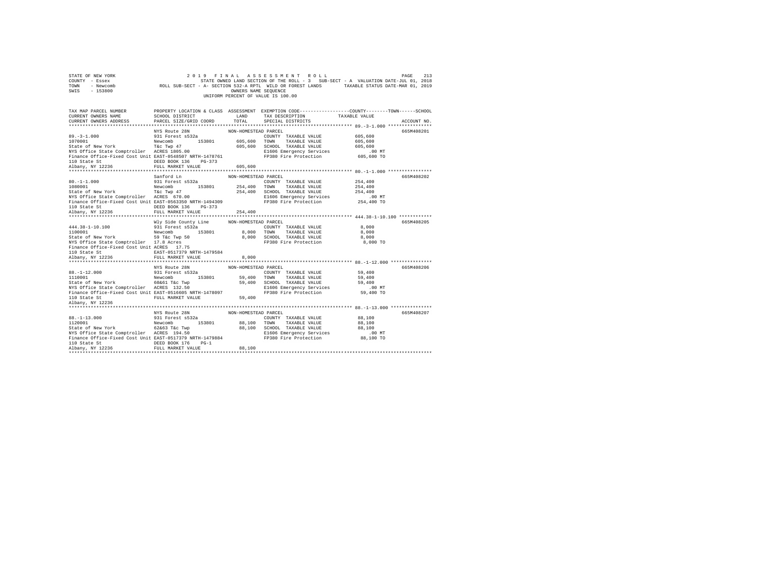```
STATE OF NEW YORK                    2 0 1 9   F I N A L   A S S E S S M E N T   R O L L                               PAGE   213
COUNTY  - Essex                          STATE OWNED LAND SECTION OF THE ROLL - 3   SUB-SECT - A  VALUATION DATE-JUL 01, 2018
TOWN    - Newcomb              ROLL SUB-SECT - A- SECTION 532-A RPTL  WILD OR FOREST LANDS       TAXABLE STATUS DATE-MAR 01, 2019
SWIS    - 153800                                            OWNERS NAME SEQUENCE
                                                      UNIFORM PERCENT OF VALUE IS 100.00


TAX MAP PARCEL NUMBER          PROPERTY LOCATION & CLASS  ASSESSMENT  EXEMPTION CODE------------------COUNTY--------TOWN------SCHOOL
CURRENT OWNERS NAME            SCHOOL DISTRICT               LAND      TAX DESCRIPTION            TAXABLE VALUE
CURRENT OWNERS ADDRESS         PARCEL SIZE/GRID COORD        TOTAL     SPECIAL DISTRICTS                                   ACCOUNT NO.
******************************************************************************************************* 89.-3-1.000 ****************
                               NYS Route 28N               NON-HOMESTEAD PARCEL                                             665M408201
89.-3-1.000                    931 Forest s532a                          COUNTY  TAXABLE VALUE             605,600
1070001                        Newcomb        153801        605,600   TOWN    TAXABLE VALUE             605,600
State of New York              T&c Twp 47                   605,600   SCHOOL  TAXABLE VALUE             605,600
NYS Office State Comptroller   ACRES 1805.00                           E1606 Emergency Services              .00 MT
Finance Office-Fixed Cost Unit EAST-0548507 NRTH-1478761               FP380 Fire Protection            605,600 TO
110 State St                   DEED BOOK 136    PG-373
Albany, NY 12236               FULL MARKET VALUE            605,600
******************************************************************************************************* 80.-1-1.000 ****************
                               Sanford Ln                  NON-HOMESTEAD PARCEL                                             665M408202
80.-1-1.000                    931 Forest s532a                          COUNTY  TAXABLE VALUE             254,400
1080001                        Newcomb        153801        254,400   TOWN    TAXABLE VALUE             254,400
State of New York              T&c Twp 47                   254,400   SCHOOL  TAXABLE VALUE             254,400
NYS Office State Comptroller   ACRES 670.00                            E1606 Emergency Services              .00 MT
Finance Office-Fixed Cost Unit EAST-0563350 NRTH-1494309               FP380 Fire Protection            254,400 TO
110 State St                   DEED BOOK 136    PG-373
Albany, NY 12236               FULL MARKET VALUE            254,400
******************************************************************************************************* 444.38-1-10.100 ************
                               Wly Side County Line        NON-HOMESTEAD PARCEL                                             665M408205
444.38-1-10.100                931 Forest s532a                          COUNTY  TAXABLE VALUE               8,000
1100001                        Newcomb        153801          8,000   TOWN    TAXABLE VALUE               8,000
State of New York              59 T&c Twp 50                  8,000   SCHOOL  TAXABLE VALUE               8,000
NYS Office State Comptroller   17.8 Acres                              FP380 Fire Protection              8,000 TO
Finance Office-Fixed Cost Unit ACRES  17.75
110 State St                   EAST-0517379 NRTH-1479584
Albany, NY 12236               FULL MARKET VALUE              8,000
******************************************************************************************************* 88.-1-12.000 ***************
                               NYS Route 28N               NON-HOMESTEAD PARCEL                                             665M408206
88.-1-12.000                   931 Forest s532a                          COUNTY  TAXABLE VALUE              59,400
1110001                        Newcomb        153801         59,400   TOWN    TAXABLE VALUE              59,400
State of New York              60&61 T&c Twp                 59,400   SCHOOL  TAXABLE VALUE              59,400
NYS Office State Comptroller   ACRES 132.50                            E1606 Emergency Services              .00 MT
Finance Office-Fixed Cost Unit EAST-0516605 NRTH-1478097               FP380 Fire Protection             59,400 TO
110 State St                   FULL MARKET VALUE             59,400
Albany, NY 12236
******************************************************************************************************* 88.-1-13.000 ***************
                               NYS Route 28N               NON-HOMESTEAD PARCEL                                             665M408207
88.-1-13.000                   931 Forest s532a                          COUNTY  TAXABLE VALUE              88,100
1120001                        Newcomb        153801         88,100   TOWN    TAXABLE VALUE              88,100
State of New York              62&63 T&c Twp                 88,100   SCHOOL  TAXABLE VALUE              88,100
NYS Office State Comptroller   ACRES 194.50                            E1606 Emergency Services              .00 MT
Finance Office-Fixed Cost Unit EAST-0517379 NRTH-1479884               FP380 Fire Protection             88,100 TO
110 State St                   DEED BOOK 176    PG-1
Albany, NY 12236               FULL MARKET VALUE             88,100
************************************************************************************************************************************
```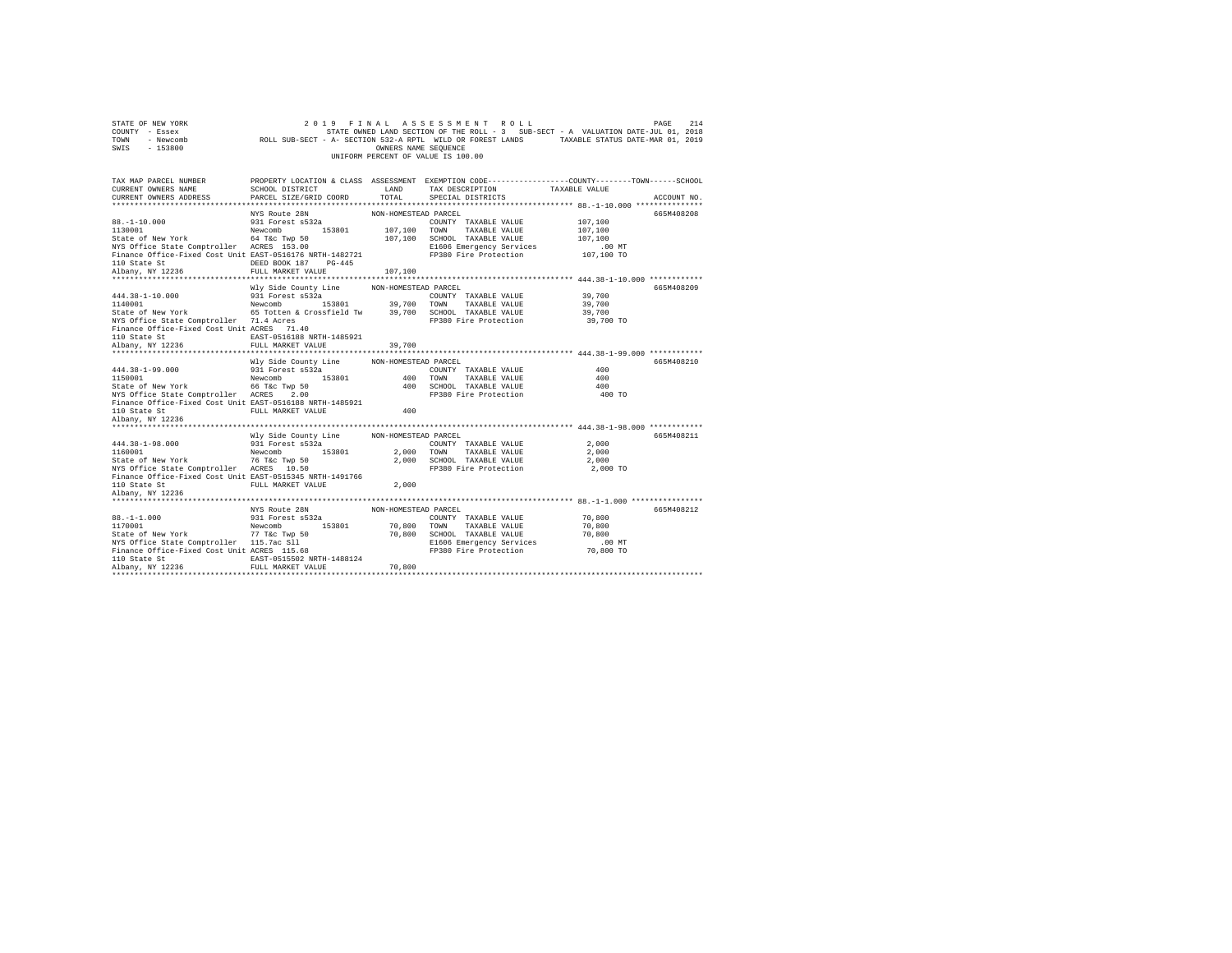STATE OF NEW YORK — 2019 FINAL ASSESSMENT ROLL
COUNTY - Essex — STATE OWNED LAND SECTION OF THE ROLL - 3 SUB-SECT - A VALUATION DATE-JUL 01, 2018
TOWN - Newcomb — ROLL SUB-SECT - A- SECTION 532-A RPTL WILD OR FOREST LANDS — TAXABLE STATUS DATE-MAR 01, 2019
SWIS - 153800 — OWNERS NAME SEQUENCE
UNIFORM PERCENT OF VALUE IS 100.00

| TAX MAP PARCEL NUMBER / CURRENT OWNERS NAME / CURRENT OWNERS ADDRESS | PROPERTY LOCATION & CLASS / SCHOOL DISTRICT / PARCEL SIZE/GRID COORD | ASSESSMENT LAND / TOTAL | EXEMPTION CODE / TAX DESCRIPTION / SPECIAL DISTRICTS | TAXABLE VALUE (COUNTY / TOWN / SCHOOL) | ACCOUNT NO. |
|---|---|---|---|---|---|
| 88.-1-10.000 | NYS Route 28N | NON-HOMESTEAD PARCEL | | | 665M408208 |
| 1130001 | 931 Forest s532a | | COUNTY TAXABLE VALUE | 107,100 | |
| State of New York | Newcomb 153801 | 107,100 | TOWN TAXABLE VALUE | 107,100 | |
| NYS Office State Comptroller | 64 T&c Twp 50 | 107,100 | SCHOOL TAXABLE VALUE | 107,100 | |
| Finance Office-Fixed Cost Unit | ACRES 153.00 | | E1606 Emergency Services | .00 MT | |
| 110 State St | EAST-0516176 NRTH-1482721 | | FP380 Fire Protection | 107,100 TO | |
| Albany, NY 12236 | DEED BOOK 187 PG-445 | | | | |
| | FULL MARKET VALUE | 107,100 | | | |
| 444.38-1-10.000 | Wly Side County Line | NON-HOMESTEAD PARCEL | | | 665M408209 |
| 1140001 | 931 Forest s532a | | COUNTY TAXABLE VALUE | 39,700 | |
| State of New York | Newcomb 153801 | 39,700 | TOWN TAXABLE VALUE | 39,700 | |
| NYS Office State Comptroller | 65 Totten & Crossfield Tw | 39,700 | SCHOOL TAXABLE VALUE | 39,700 | |
| Finance Office-Fixed Cost Unit | 71.4 Acres | | FP380 Fire Protection | 39,700 TO | |
| 110 State St | ACRES 71.40 | | | | |
| Albany, NY 12236 | EAST-0516188 NRTH-1485921 | | | | |
| | FULL MARKET VALUE | 39,700 | | | |
| 444.38-1-99.000 | Wly Side County Line | NON-HOMESTEAD PARCEL | | | 665M408210 |
| 1150001 | 931 Forest s532a | | COUNTY TAXABLE VALUE | 400 | |
| State of New York | Newcomb 153801 | 400 | TOWN TAXABLE VALUE | 400 | |
| NYS Office State Comptroller | 66 T&c Twp 50 | 400 | SCHOOL TAXABLE VALUE | 400 | |
| Finance Office-Fixed Cost Unit | ACRES 2.00 | | FP380 Fire Protection | 400 TO | |
| 110 State St | EAST-0516188 NRTH-1485921 | | | | |
| Albany, NY 12236 | FULL MARKET VALUE | 400 | | | |
| 444.38-1-98.000 | Wly Side County Line | NON-HOMESTEAD PARCEL | | | 665M408211 |
| 1160001 | 931 Forest s532a | | COUNTY TAXABLE VALUE | 2,000 | |
| State of New York | Newcomb 153801 | 2,000 | TOWN TAXABLE VALUE | 2,000 | |
| NYS Office State Comptroller | 76 T&c Twp 50 | 2,000 | SCHOOL TAXABLE VALUE | 2,000 | |
| Finance Office-Fixed Cost Unit | ACRES 10.50 | | FP380 Fire Protection | 2,000 TO | |
| 110 State St | EAST-0515345 NRTH-1491766 | | | | |
| Albany, NY 12236 | FULL MARKET VALUE | 2,000 | | | |
| 88.-1-1.000 | NYS Route 28N | NON-HOMESTEAD PARCEL | | | 665M408212 |
| 1170001 | 931 Forest s532a | | COUNTY TAXABLE VALUE | 70,800 | |
| State of New York | Newcomb 153801 | 70,800 | TOWN TAXABLE VALUE | 70,800 | |
| NYS Office State Comptroller | 77 T&c Twp 50 | 70,800 | SCHOOL TAXABLE VALUE | 70,800 | |
| Finance Office-Fixed Cost Unit | 115.7ac Sll | | E1606 Emergency Services | .00 MT | |
| 110 State St | ACRES 115.68 | | FP380 Fire Protection | 70,800 TO | |
| Albany, NY 12236 | EAST-0515502 NRTH-1488124 | | | | |
| | FULL MARKET VALUE | 70,800 | | | |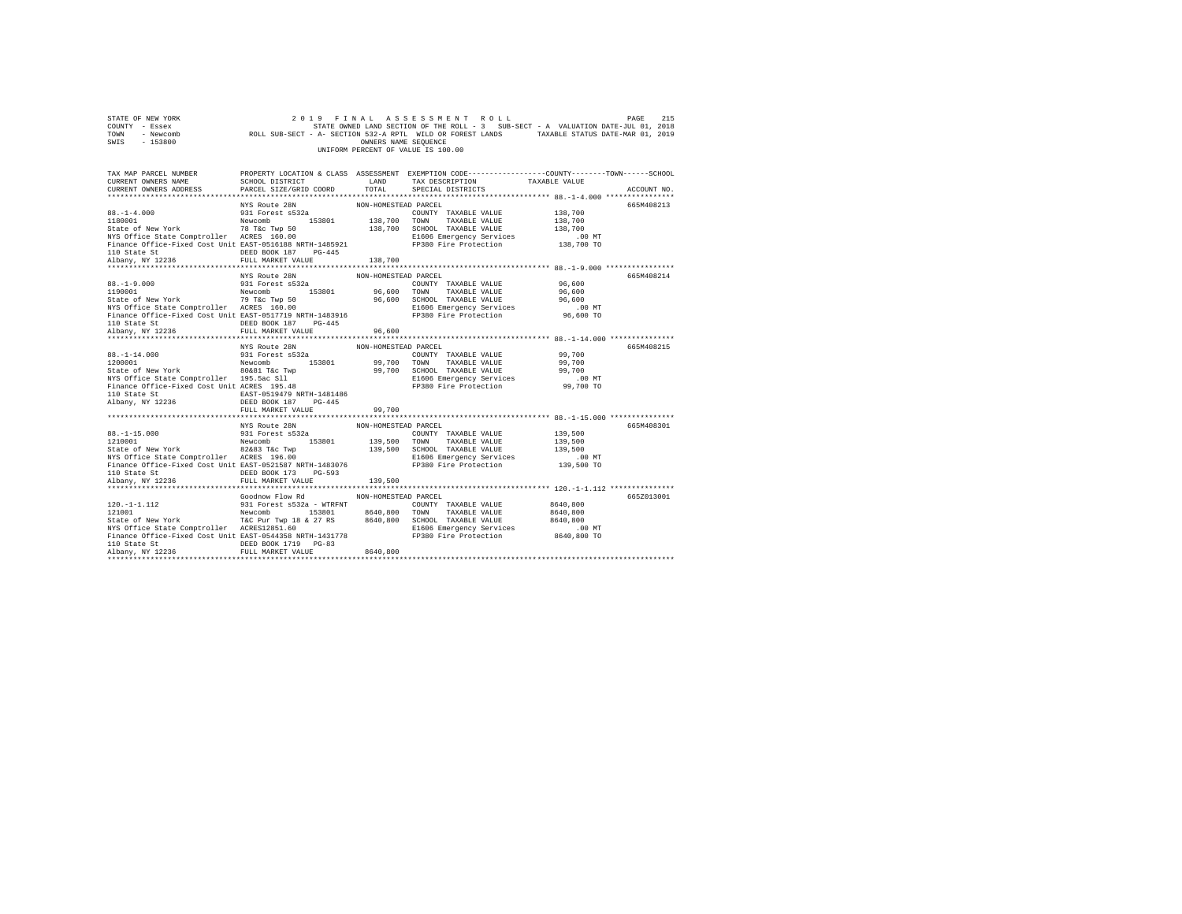```
STATE OF NEW YORK                    2 0 1 9   F I N A L   A S S E S S M E N T   R O L L                    PAGE    215
COUNTY  - Essex                          STATE OWNED LAND SECTION OF THE ROLL - 3   SUB-SECT - A  VALUATION DATE-JUL 01, 2018
TOWN    - Newcomb           ROLL SUB-SECT - A- SECTION 532-A RPTL  WILD OR FOREST LANDS        TAXABLE STATUS DATE-MAR 01, 2019
SWIS    - 153800                                        OWNERS NAME SEQUENCE
                                                UNIFORM PERCENT OF VALUE IS 100.00

TAX MAP PARCEL NUMBER          PROPERTY LOCATION & CLASS  ASSESSMENT  EXEMPTION CODE-----------------COUNTY--------TOWN------SCHOOL
CURRENT OWNERS NAME            SCHOOL DISTRICT               LAND      TAX DESCRIPTION           TAXABLE VALUE
CURRENT OWNERS ADDRESS         PARCEL SIZE/GRID COORD        TOTAL     SPECIAL DISTRICTS                                    ACCOUNT NO.
******************************************************************************************************* 88.-1-4.000 ****************
                               NYS Route 28N               NON-HOMESTEAD PARCEL                                              665M408213
88.-1-4.000                    931 Forest s532a                         COUNTY  TAXABLE VALUE          138,700
1180001                        Newcomb       153801       138,700   TOWN    TAXABLE VALUE          138,700
State of New York              78 T&c Twp 50              138,700   SCHOOL  TAXABLE VALUE          138,700
NYS Office State Comptroller   ACRES  160.00                        E1606 Emergency Services              .00 MT
Finance Office-Fixed Cost Unit EAST-0516188 NRTH-1485921            FP380 Fire Protection           138,700 TO
110 State St                   DEED BOOK 187    PG-445
Albany, NY 12236               FULL MARKET VALUE          138,700
******************************************************************************************************* 88.-1-9.000 ****************
                               NYS Route 28N               NON-HOMESTEAD PARCEL                                              665M408214
88.-1-9.000                    931 Forest s532a                         COUNTY  TAXABLE VALUE           96,600
1190001                        Newcomb       153801        96,600   TOWN    TAXABLE VALUE           96,600
State of New York              79 T&c Twp 50               96,600   SCHOOL  TAXABLE VALUE           96,600
NYS Office State Comptroller   ACRES  160.00                        E1606 Emergency Services              .00 MT
Finance Office-Fixed Cost Unit EAST-0517719 NRTH-1483916            FP380 Fire Protection            96,600 TO
110 State St                   DEED BOOK 187    PG-445
Albany, NY 12236               FULL MARKET VALUE           96,600
******************************************************************************************************* 88.-1-14.000 ***************
                               NYS Route 28N               NON-HOMESTEAD PARCEL                                              665M408215
88.-1-14.000                   931 Forest s532a                         COUNTY  TAXABLE VALUE           99,700
1200001                        Newcomb       153801        99,700   TOWN    TAXABLE VALUE           99,700
State of New York              80&81 T&c Twp               99,700   SCHOOL  TAXABLE VALUE           99,700
NYS Office State Comptroller   195.5ac Sll                          E1606 Emergency Services              .00 MT
Finance Office-Fixed Cost Unit ACRES  195.48                        FP380 Fire Protection            99,700 TO
110 State St                   EAST-0519479 NRTH-1481486
Albany, NY 12236               DEED BOOK 187    PG-445
                               FULL MARKET VALUE           99,700
******************************************************************************************************* 88.-1-15.000 ***************
                               NYS Route 28N               NON-HOMESTEAD PARCEL                                              665M408301
88.-1-15.000                   931 Forest s532a                         COUNTY  TAXABLE VALUE          139,500
1210001                        Newcomb       153801       139,500   TOWN    TAXABLE VALUE          139,500
State of New York              82&83 T&c Twp              139,500   SCHOOL  TAXABLE VALUE          139,500
NYS Office State Comptroller   ACRES  196.00                        E1606 Emergency Services              .00 MT
Finance Office-Fixed Cost Unit EAST-0521587 NRTH-1483076            FP380 Fire Protection           139,500 TO
110 State St                   DEED BOOK 173    PG-593
Albany, NY 12236               FULL MARKET VALUE          139,500
******************************************************************************************************* 120.-1-1.112 ***************
                               Goodnow Flow Rd             NON-HOMESTEAD PARCEL                                              665Z013001
120.-1-1.112                   931 Forest s532a - WTRFNT                COUNTY  TAXABLE VALUE        8640,800
121001                         Newcomb       153801      8640,800   TOWN    TAXABLE VALUE        8640,800
State of New York              T&C Pur Twp 18 & 27 RS    8640,800   SCHOOL  TAXABLE VALUE        8640,800
NYS Office State Comptroller   ACRES12851.60                        E1606 Emergency Services              .00 MT
Finance Office-Fixed Cost Unit EAST-0544358 NRTH-1431778            FP380 Fire Protection          8640,800 TO
110 State St                   DEED BOOK 1719   PG-83
Albany, NY 12236               FULL MARKET VALUE         8640,800
************************************************************************************************************************************
```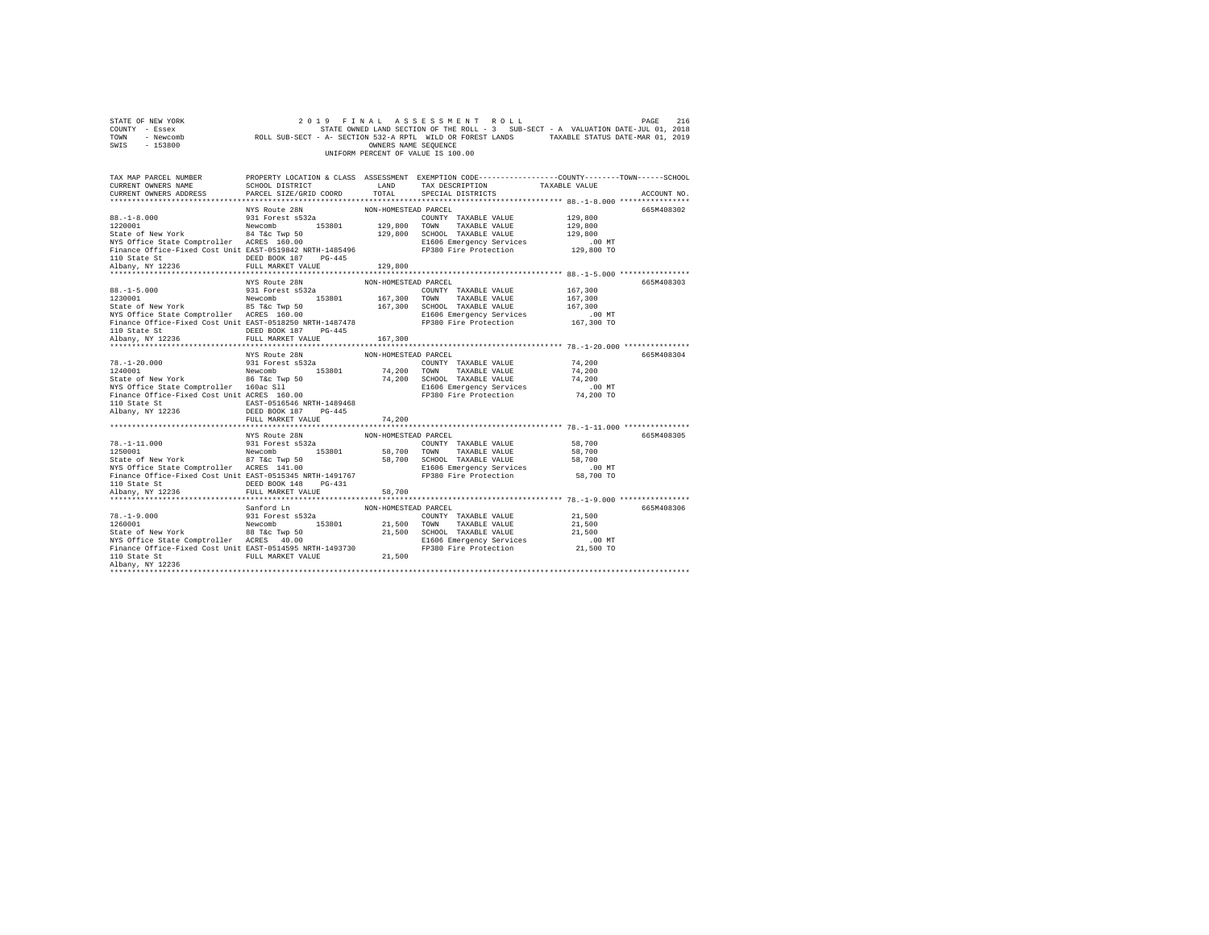STATE OF NEW YORK
COUNTY - Essex
TOWN - Newcomb
SWIS - 153800

2019 FINAL ASSESSMENT ROLL
STATE OWNED LAND SECTION OF THE ROLL - 3 SUB-SECT - A VALUATION DATE-JUL 01, 2018
ROLL SUB-SECT - A- SECTION 532-A RPTL WILD OR FOREST LANDS TAXABLE STATUS DATE-MAR 01, 2019
OWNERS NAME SEQUENCE
UNIFORM PERCENT OF VALUE IS 100.00

```
TAX MAP PARCEL NUMBER          PROPERTY LOCATION & CLASS  ASSESSMENT  EXEMPTION CODE-----------------COUNTY--------TOWN------SCHOOL
CURRENT OWNERS NAME            SCHOOL DISTRICT              LAND      TAX DESCRIPTION            TAXABLE VALUE
CURRENT OWNERS ADDRESS         PARCEL SIZE/GRID COORD       TOTAL     SPECIAL DISTRICTS                                    ACCOUNT NO.
*********************************************************************************************************** 88.-1-8.000 ****************
                               NYS Route 28N                NON-HOMESTEAD PARCEL                                            665M408302
88.-1-8.000                    931 Forest s532a                       COUNTY  TAXABLE VALUE          129,800
1220001                        Newcomb       153801        129,800    TOWN    TAXABLE VALUE          129,800
State of New York              84 T&c Twp 50               129,800    SCHOOL  TAXABLE VALUE          129,800
NYS Office State Comptroller   ACRES  160.00                          E1606 Emergency Services           .00 MT
Finance Office-Fixed Cost Unit EAST-0519842 NRTH-1485496              FP380 Fire Protection          129,800 TO
110 State St                   DEED BOOK 187    PG-445
Albany, NY 12236               FULL MARKET VALUE           129,800
*********************************************************************************************************** 88.-1-5.000 ****************
                               NYS Route 28N                NON-HOMESTEAD PARCEL                                            665M408303
88.-1-5.000                    931 Forest s532a                       COUNTY  TAXABLE VALUE          167,300
1230001                        Newcomb       153801        167,300    TOWN    TAXABLE VALUE          167,300
State of New York              85 T&c Twp 50               167,300    SCHOOL  TAXABLE VALUE          167,300
NYS Office State Comptroller   ACRES  160.00                          E1606 Emergency Services           .00 MT
Finance Office-Fixed Cost Unit EAST-0518250 NRTH-1487478              FP380 Fire Protection          167,300 TO
110 State St                   DEED BOOK 187    PG-445
Albany, NY 12236               FULL MARKET VALUE           167,300
*********************************************************************************************************** 78.-1-20.000 ***************
                               NYS Route 28N                NON-HOMESTEAD PARCEL                                            665M408304
78.-1-20.000                   931 Forest s532a                       COUNTY  TAXABLE VALUE           74,200
1240001                        Newcomb       153801         74,200    TOWN    TAXABLE VALUE           74,200
State of New York              86 T&c Twp 50                74,200    SCHOOL  TAXABLE VALUE           74,200
NYS Office State Comptroller   160ac Sll                              E1606 Emergency Services           .00 MT
Finance Office-Fixed Cost Unit ACRES  160.00                          FP380 Fire Protection           74,200 TO
110 State St                   EAST-0516546 NRTH-1489468
Albany, NY 12236               DEED BOOK 187    PG-445
                               FULL MARKET VALUE            74,200
*********************************************************************************************************** 78.-1-11.000 ***************
                               NYS Route 28N                NON-HOMESTEAD PARCEL                                            665M408305
78.-1-11.000                   931 Forest s532a                       COUNTY  TAXABLE VALUE           58,700
1250001                        Newcomb       153801         58,700    TOWN    TAXABLE VALUE           58,700
State of New York              87 T&c Twp 50                58,700    SCHOOL  TAXABLE VALUE           58,700
NYS Office State Comptroller   ACRES  141.00                          E1606 Emergency Services           .00 MT
Finance Office-Fixed Cost Unit EAST-0515345 NRTH-1491767              FP380 Fire Protection           58,700 TO
110 State St                   DEED BOOK 148    PG-431
Albany, NY 12236               FULL MARKET VALUE            58,700
*********************************************************************************************************** 78.-1-9.000 ****************
                               Sanford Ln                   NON-HOMESTEAD PARCEL                                            665M408306
78.-1-9.000                    931 Forest s532a                       COUNTY  TAXABLE VALUE           21,500
1260001                        Newcomb       153801         21,500    TOWN    TAXABLE VALUE           21,500
State of New York              88 T&c Twp 50                21,500    SCHOOL  TAXABLE VALUE           21,500
NYS Office State Comptroller   ACRES   40.00                          E1606 Emergency Services           .00 MT
Finance Office-Fixed Cost Unit EAST-0514595 NRTH-1493730              FP380 Fire Protection           21,500 TO
110 State St                   FULL MARKET VALUE            21,500
Albany, NY 12236
****************************************************************************************************************************************
```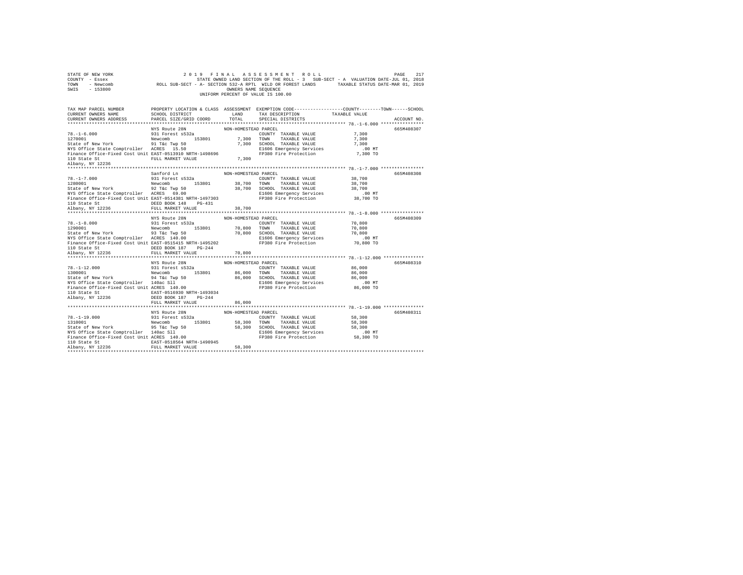STATE OF NEW YORK                    2 0 1 9   F I N A L   A S S E S S M E N T   R O L L                    PAGE 217
COUNTY - Essex                       STATE OWNED LAND SECTION OF THE ROLL - 3   SUB-SECT - A  VALUATION DATE-JUL 01, 2018
TOWN - Newcomb                       ROLL SUB-SECT - A- SECTION 532-A RPTL  WILD OR FOREST LANDS      TAXABLE STATUS DATE-MAR 01, 2019
SWIS - 153800                        OWNERS NAME SEQUENCE
UNIFORM PERCENT OF VALUE IS 100.00

| TAX MAP PARCEL NUMBER / CURRENT OWNERS NAME / CURRENT OWNERS ADDRESS | PROPERTY LOCATION & CLASS / SCHOOL DISTRICT / PARCEL SIZE/GRID COORD | ASSESSMENT LAND / TOTAL | EXEMPTION CODE / TAX DESCRIPTION / SPECIAL DISTRICTS | COUNTY / TOWN / SCHOOL TAXABLE VALUE | ACCOUNT NO. |
|---|---|---|---|---|---|
| **78.-1-6.000** | NYS Route 28N | NON-HOMESTEAD PARCEL | | | 665M408307 |
| 78.-1-6.000 | 931 Forest s532a | | COUNTY TAXABLE VALUE | 7,300 | |
| 1270001 | Newcomb 153801 | 7,300 | TOWN TAXABLE VALUE | 7,300 | |
| State of New York | 91 T&c Twp 50 | 7,300 | SCHOOL TAXABLE VALUE | 7,300 | |
| NYS Office State Comptroller | ACRES 15.50 | | E1606 Emergency Services | .00 MT | |
| Finance Office-Fixed Cost Unit | EAST-0513910 NRTH-1498696 | | FP380 Fire Protection | 7,300 TO | |
| 110 State St | FULL MARKET VALUE | 7,300 | | | |
| Albany, NY 12236 | | | | | |
| **78.-1-7.000** | Sanford Ln | NON-HOMESTEAD PARCEL | | | 665M408308 |
| 78.-1-7.000 | 931 Forest s532a | | COUNTY TAXABLE VALUE | 38,700 | |
| 1280001 | Newcomb 153801 | 38,700 | TOWN TAXABLE VALUE | 38,700 | |
| State of New York | 92 T&c Twp 50 | 38,700 | SCHOOL TAXABLE VALUE | 38,700 | |
| NYS Office State Comptroller | ACRES 69.00 | | E1606 Emergency Services | .00 MT | |
| Finance Office-Fixed Cost Unit | EAST-0514381 NRTH-1497303 | | FP380 Fire Protection | 38,700 TO | |
| 110 State St | DEED BOOK 148 PG-431 | | | | |
| Albany, NY 12236 | FULL MARKET VALUE | 38,700 | | | |
| **78.-1-8.000** | NYS Route 28N | NON-HOMESTEAD PARCEL | | | 665M408309 |
| 78.-1-8.000 | 931 Forest s532a | | COUNTY TAXABLE VALUE | 70,800 | |
| 1290001 | Newcomb 153801 | 70,800 | TOWN TAXABLE VALUE | 70,800 | |
| State of New York | 93 T&c Twp 50 | 70,800 | SCHOOL TAXABLE VALUE | 70,800 | |
| NYS Office State Comptroller | ACRES 140.00 | | E1606 Emergency Services | .00 MT | |
| Finance Office-Fixed Cost Unit | EAST-0515415 NRTH-1495202 | | FP380 Fire Protection | 70,800 TO | |
| 110 State St | DEED BOOK 187 PG-244 | | | | |
| Albany, NY 12236 | FULL MARKET VALUE | 70,800 | | | |
| **78.-1-12.000** | NYS Route 28N | NON-HOMESTEAD PARCEL | | | 665M408310 |
| 78.-1-12.000 | 931 Forest s532a | | COUNTY TAXABLE VALUE | 86,000 | |
| 1300001 | Newcomb 153801 | 86,000 | TOWN TAXABLE VALUE | 86,000 | |
| State of New York | 94 T&c Twp 50 | 86,000 | SCHOOL TAXABLE VALUE | 86,000 | |
| NYS Office State Comptroller | 140ac Sll | | E1606 Emergency Services | .00 MT | |
| Finance Office-Fixed Cost Unit | ACRES 140.00 | | FP380 Fire Protection | 86,000 TO | |
| 110 State St | EAST-0516930 NRTH-1493034 | | | | |
| Albany, NY 12236 | DEED BOOK 187 PG-244 | | | | |
| | FULL MARKET VALUE | 86,000 | | | |
| **78.-1-19.000** | NYS Route 28N | NON-HOMESTEAD PARCEL | | | 665M408311 |
| 78.-1-19.000 | 931 Forest s532a | | COUNTY TAXABLE VALUE | 58,300 | |
| 1310001 | Newcomb 153801 | 58,300 | TOWN TAXABLE VALUE | 58,300 | |
| State of New York | 95 T&c Twp 50 | 58,300 | SCHOOL TAXABLE VALUE | 58,300 | |
| NYS Office State Comptroller | 140ac Sll | | E1606 Emergency Services | .00 MT | |
| Finance Office-Fixed Cost Unit | ACRES 140.00 | | FP380 Fire Protection | 58,300 TO | |
| 110 State St | EAST-0518564 NRTH-1490945 | | | | |
| Albany, NY 12236 | FULL MARKET VALUE | 58,300 | | | |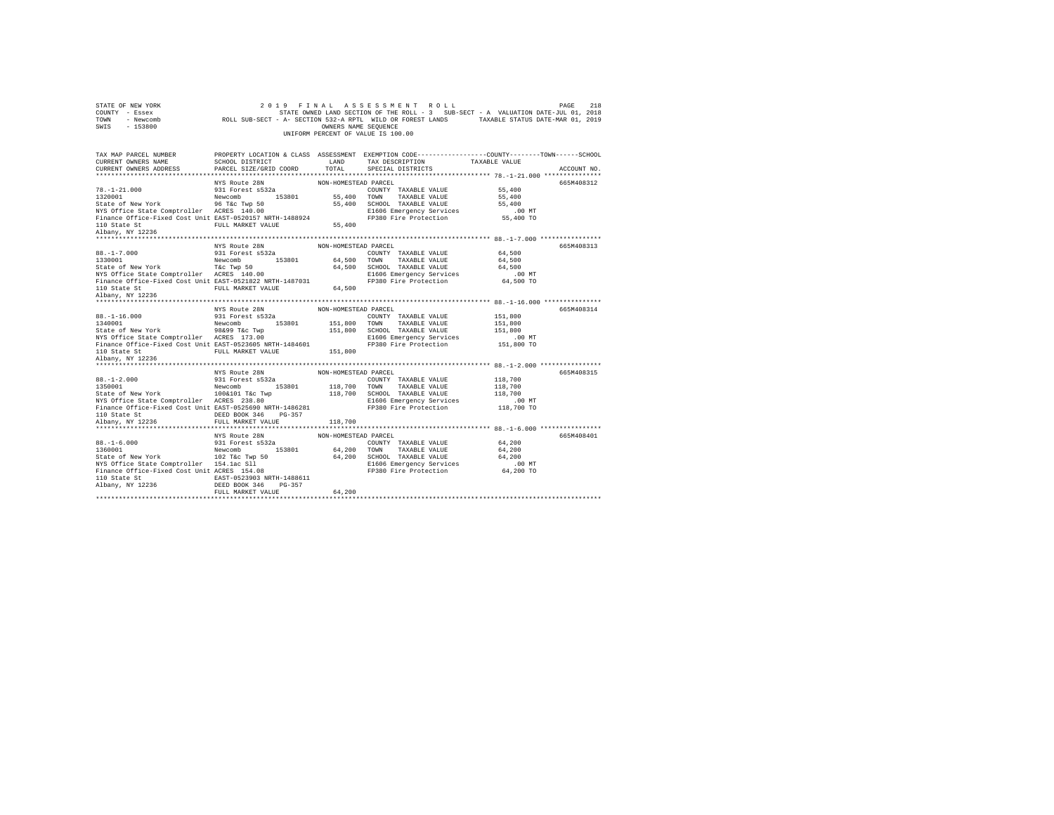STATE OF NEW YORK  
COUNTY - Essex  
TOWN - Newcomb  
SWIS - 153800

2019 FINAL ASSESSMENT ROLL  
STATE OWNED LAND SECTION OF THE ROLL - 3 SUB-SECT - A VALUATION DATE-JUL 01, 2018  
ROLL SUB-SECT - A- SECTION 532-A RPTL WILD OR FOREST LANDS TAXABLE STATUS DATE-MAR 01, 2019  
OWNERS NAME SEQUENCE  
UNIFORM PERCENT OF VALUE IS 100.00

| TAX MAP PARCEL NUMBER / CURRENT OWNERS NAME / CURRENT OWNERS ADDRESS | PROPERTY LOCATION & CLASS / SCHOOL DISTRICT / PARCEL SIZE/GRID COORD | ASSESSMENT LAND | TOTAL | EXEMPTION CODE / TAX DESCRIPTION / SPECIAL DISTRICTS | TAXABLE VALUE (COUNTY / TOWN / SCHOOL) | ACCOUNT NO. |
|---|---|---|---|---|---|---|
| 78.-1-21.000 | NYS Route 28N | NON-HOMESTEAD PARCEL | | | | 665M408312 |
| 1320001 | 931 Forest s532a | | | COUNTY TAXABLE VALUE | 55,400 | |
| State of New York | Newcomb 153801 | 55,400 | | TOWN TAXABLE VALUE | 55,400 | |
| NYS Office State Comptroller | 96 T&c Twp 50 | | 55,400 | SCHOOL TAXABLE VALUE | 55,400 | |
| Finance Office-Fixed Cost Unit | ACRES 140.00 | | | E1606 Emergency Services | .00 MT | |
| 110 State St | EAST-0520157 NRTH-1488924 | | | FP380 Fire Protection | 55,400 TO | |
| Albany, NY 12236 | FULL MARKET VALUE | | 55,400 | | | |
| 88.-1-7.000 | NYS Route 28N | NON-HOMESTEAD PARCEL | | | | 665M408313 |
| 1330001 | 931 Forest s532a | | | COUNTY TAXABLE VALUE | 64,500 | |
| State of New York | Newcomb 153801 | 64,500 | | TOWN TAXABLE VALUE | 64,500 | |
| NYS Office State Comptroller | T&c Twp 50 | | 64,500 | SCHOOL TAXABLE VALUE | 64,500 | |
| Finance Office-Fixed Cost Unit | ACRES 140.00 | | | E1606 Emergency Services | .00 MT | |
| 110 State St | EAST-0521822 NRTH-1487031 | | | FP380 Fire Protection | 64,500 TO | |
| Albany, NY 12236 | FULL MARKET VALUE | | 64,500 | | | |
| 88.-1-16.000 | NYS Route 28N | NON-HOMESTEAD PARCEL | | | | 665M408314 |
| 1340001 | 931 Forest s532a | | | COUNTY TAXABLE VALUE | 151,800 | |
| State of New York | Newcomb 153801 | 151,800 | | TOWN TAXABLE VALUE | 151,800 | |
| NYS Office State Comptroller | 98&99 T&c Twp | | 151,800 | SCHOOL TAXABLE VALUE | 151,800 | |
| Finance Office-Fixed Cost Unit | ACRES 173.00 | | | E1606 Emergency Services | .00 MT | |
| 110 State St | EAST-0523605 NRTH-1484601 | | | FP380 Fire Protection | 151,800 TO | |
| Albany, NY 12236 | FULL MARKET VALUE | | 151,800 | | | |
| 88.-1-2.000 | NYS Route 28N | NON-HOMESTEAD PARCEL | | | | 665M408315 |
| 1350001 | 931 Forest s532a | | | COUNTY TAXABLE VALUE | 118,700 | |
| State of New York | Newcomb 153801 | 118,700 | | TOWN TAXABLE VALUE | 118,700 | |
| NYS Office State Comptroller | 100&101 T&c Twp | | 118,700 | SCHOOL TAXABLE VALUE | 118,700 | |
| Finance Office-Fixed Cost Unit | ACRES 238.80 | | | E1606 Emergency Services | .00 MT | |
| 110 State St | EAST-0525690 NRTH-1486281 | | | FP380 Fire Protection | 118,700 TO | |
| Albany, NY 12236 | DEED BOOK 346 PG-357 | | | | | |
| | FULL MARKET VALUE | | 118,700 | | | |
| 88.-1-6.000 | NYS Route 28N | NON-HOMESTEAD PARCEL | | | | 665M408401 |
| 1360001 | 931 Forest s532a | | | COUNTY TAXABLE VALUE | 64,200 | |
| State of New York | Newcomb 153801 | 64,200 | | TOWN TAXABLE VALUE | 64,200 | |
| NYS Office State Comptroller | 102 T&c Twp 50 | | 64,200 | SCHOOL TAXABLE VALUE | 64,200 | |
| Finance Office-Fixed Cost Unit | 154.1ac Sll | | | E1606 Emergency Services | .00 MT | |
| 110 State St | ACRES 154.08 | | | FP380 Fire Protection | 64,200 TO | |
| Albany, NY 12236 | EAST-0523903 NRTH-1488611 | | | | | |
| | DEED BOOK 346 PG-357 | | | | | |
| | FULL MARKET VALUE | | 64,200 | | | |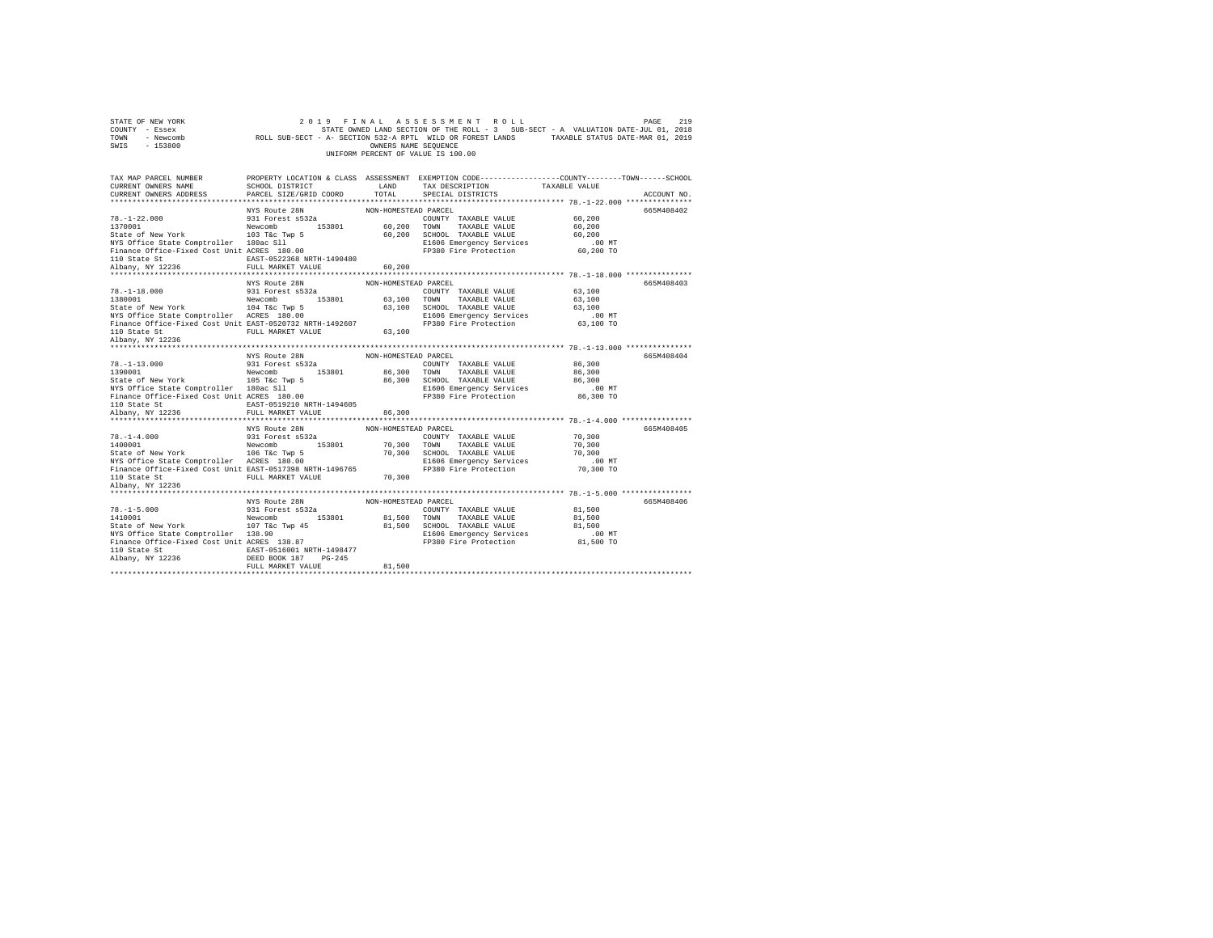STATE OF NEW YORK — 2019 FINAL ASSESSMENT ROLL
COUNTY - Essex — STATE OWNED LAND SECTION OF THE ROLL - 3 SUB-SECT - A VALUATION DATE-JUL 01, 2018
TOWN - Newcomb — ROLL SUB-SECT - A- SECTION 532-A RPTL WILD OR FOREST LANDS — TAXABLE STATUS DATE-MAR 01, 2019
SWIS - 153800 — OWNERS NAME SEQUENCE
UNIFORM PERCENT OF VALUE IS 100.00

| TAX MAP PARCEL NUMBER / CURRENT OWNERS NAME / CURRENT OWNERS ADDRESS | PROPERTY LOCATION & CLASS / SCHOOL DISTRICT / PARCEL SIZE/GRID COORD | ASSESSMENT LAND / TOTAL | EXEMPTION CODE / TAX DESCRIPTION / SPECIAL DISTRICTS | COUNTY / TOWN / SCHOOL TAXABLE VALUE | ACCOUNT NO. |
|---|---|---|---|---|---|
| 78.-1-22.000 | NYS Route 28N | NON-HOMESTEAD PARCEL | | | 665M408402 |
| 1370001 | 931 Forest s532a | | COUNTY TAXABLE VALUE | 60,200 | |
| State of New York | Newcomb 153801 | 60,200 | TOWN TAXABLE VALUE | 60,200 | |
| NYS Office State Comptroller | 103 T&c Twp 5 | 60,200 | SCHOOL TAXABLE VALUE | 60,200 | |
| Finance Office-Fixed Cost Unit | 180ac Sll | | E1606 Emergency Services | .00 MT | |
| 110 State St | ACRES 180.00 | | FP380 Fire Protection | 60,200 TO | |
| Albany, NY 12236 | EAST-0522368 NRTH-1490480 | | | | |
| | FULL MARKET VALUE | 60,200 | | | |
| 78.-1-18.000 | NYS Route 28N | NON-HOMESTEAD PARCEL | | | 665M408403 |
| 1380001 | 931 Forest s532a | | COUNTY TAXABLE VALUE | 63,100 | |
| State of New York | Newcomb 153801 | 63,100 | TOWN TAXABLE VALUE | 63,100 | |
| NYS Office State Comptroller | 104 T&c Twp 5 | 63,100 | SCHOOL TAXABLE VALUE | 63,100 | |
| Finance Office-Fixed Cost Unit | ACRES 180.00 | | E1606 Emergency Services | .00 MT | |
| 110 State St | EAST-0520732 NRTH-1492607 | | FP380 Fire Protection | 63,100 TO | |
| Albany, NY 12236 | FULL MARKET VALUE | 63,100 | | | |
| 78.-1-13.000 | NYS Route 28N | NON-HOMESTEAD PARCEL | | | 665M408404 |
| 1390001 | 931 Forest s532a | | COUNTY TAXABLE VALUE | 86,300 | |
| State of New York | Newcomb 153801 | 86,300 | TOWN TAXABLE VALUE | 86,300 | |
| NYS Office State Comptroller | 105 T&c Twp 5 | 86,300 | SCHOOL TAXABLE VALUE | 86,300 | |
| Finance Office-Fixed Cost Unit | 180ac Sll | | E1606 Emergency Services | .00 MT | |
| 110 State St | ACRES 180.00 | | FP380 Fire Protection | 86,300 TO | |
| Albany, NY 12236 | EAST-0519210 NRTH-1494605 | | | | |
| | FULL MARKET VALUE | 86,300 | | | |
| 78.-1-4.000 | NYS Route 28N | NON-HOMESTEAD PARCEL | | | 665M408405 |
| 1400001 | 931 Forest s532a | | COUNTY TAXABLE VALUE | 70,300 | |
| State of New York | Newcomb 153801 | 70,300 | TOWN TAXABLE VALUE | 70,300 | |
| NYS Office State Comptroller | 106 T&c Twp 5 | 70,300 | SCHOOL TAXABLE VALUE | 70,300 | |
| Finance Office-Fixed Cost Unit | ACRES 180.00 | | E1606 Emergency Services | .00 MT | |
| 110 State St | EAST-0517398 NRTH-1496765 | | FP380 Fire Protection | 70,300 TO | |
| Albany, NY 12236 | FULL MARKET VALUE | 70,300 | | | |
| 78.-1-5.000 | NYS Route 28N | NON-HOMESTEAD PARCEL | | | 665M408406 |
| 1410001 | 931 Forest s532a | | COUNTY TAXABLE VALUE | 81,500 | |
| State of New York | Newcomb 153801 | 81,500 | TOWN TAXABLE VALUE | 81,500 | |
| NYS Office State Comptroller | 107 T&c Twp 45 | 81,500 | SCHOOL TAXABLE VALUE | 81,500 | |
| Finance Office-Fixed Cost Unit | 138.90 | | E1606 Emergency Services | .00 MT | |
| 110 State St | ACRES 138.87 | | FP380 Fire Protection | 81,500 TO | |
| Albany, NY 12236 | EAST-0516001 NRTH-1498477 | | | | |
| | DEED BOOK 187 PG-245 | | | | |
| | FULL MARKET VALUE | 81,500 | | | |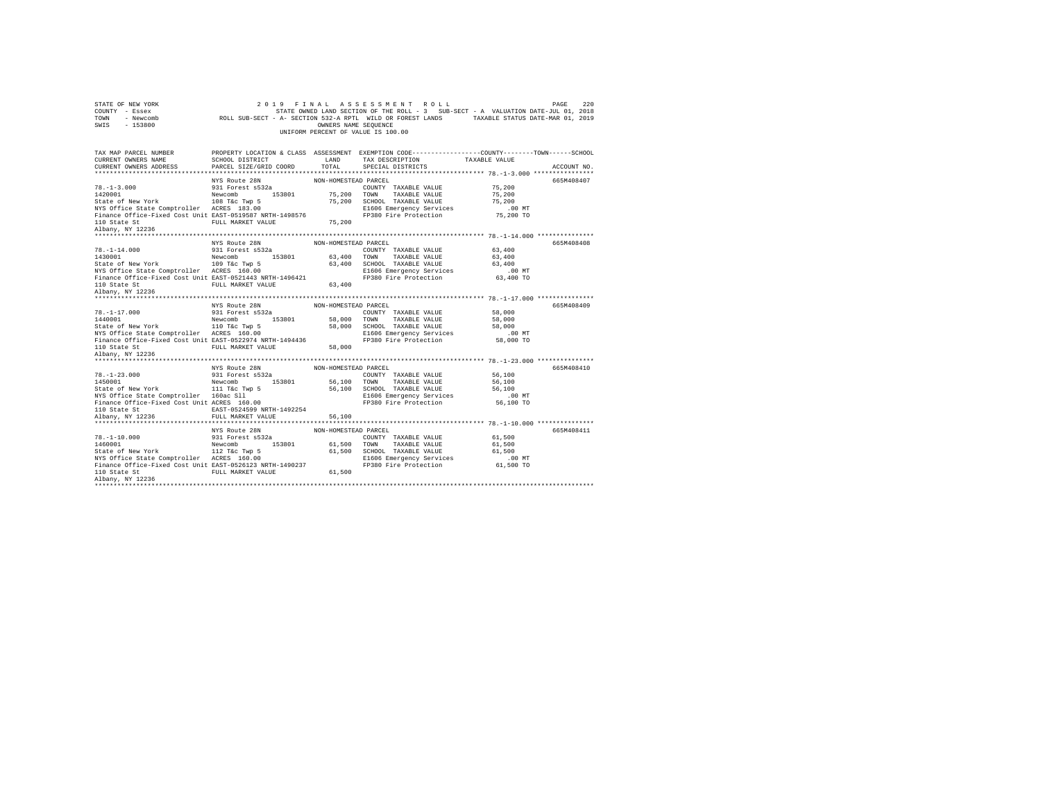STATE OF NEW YORK  
COUNTY - Essex  
TOWN - Newcomb  
SWIS - 153800

2019 FINAL ASSESSMENT ROLL  
STATE OWNED LAND SECTION OF THE ROLL - 3 SUB-SECT - A VALUATION DATE-JUL 01, 2018  
ROLL SUB-SECT - A- SECTION 532-A RPTL WILD OR FOREST LANDS TAXABLE STATUS DATE-MAR 01, 2019  
OWNERS NAME SEQUENCE  
UNIFORM PERCENT OF VALUE IS 100.00

| TAX MAP PARCEL NUMBER / CURRENT OWNERS NAME / CURRENT OWNERS ADDRESS | PROPERTY LOCATION & CLASS / SCHOOL DISTRICT / PARCEL SIZE/GRID COORD | ASSESSMENT LAND / TOTAL | EXEMPTION CODE / TAX DESCRIPTION / SPECIAL DISTRICTS | COUNTY / TOWN / SCHOOL TAXABLE VALUE | ACCOUNT NO. |
|---|---|---|---|---|---|
| 78.-1-3.000 | NYS Route 28N | NON-HOMESTEAD PARCEL | | | 665M408407 |
| | 931 Forest s532a | | COUNTY TAXABLE VALUE | 75,200 | |
| 1420001 | Newcomb 153801 | 75,200 | TOWN TAXABLE VALUE | 75,200 | |
| State of New York | 108 T&c Twp 5 | 75,200 | SCHOOL TAXABLE VALUE | 75,200 | |
| NYS Office State Comptroller | ACRES 183.00 | | E1606 Emergency Services | .00 MT | |
| Finance Office-Fixed Cost Unit | EAST-0519587 NRTH-1498576 | | FP380 Fire Protection | 75,200 TO | |
| 110 State St | FULL MARKET VALUE | 75,200 | | | |
| Albany, NY 12236 | | | | | |
| 78.-1-14.000 | NYS Route 28N | NON-HOMESTEAD PARCEL | | | 665M408408 |
| | 931 Forest s532a | | COUNTY TAXABLE VALUE | 63,400 | |
| 1430001 | Newcomb 153801 | 63,400 | TOWN TAXABLE VALUE | 63,400 | |
| State of New York | 109 T&c Twp 5 | 63,400 | SCHOOL TAXABLE VALUE | 63,400 | |
| NYS Office State Comptroller | ACRES 160.00 | | E1606 Emergency Services | .00 MT | |
| Finance Office-Fixed Cost Unit | EAST-0521443 NRTH-1496421 | | FP380 Fire Protection | 63,400 TO | |
| 110 State St | FULL MARKET VALUE | 63,400 | | | |
| Albany, NY 12236 | | | | | |
| 78.-1-17.000 | NYS Route 28N | NON-HOMESTEAD PARCEL | | | 665M408409 |
| | 931 Forest s532a | | COUNTY TAXABLE VALUE | 58,000 | |
| 1440001 | Newcomb 153801 | 58,000 | TOWN TAXABLE VALUE | 58,000 | |
| State of New York | 110 T&c Twp 5 | 58,000 | SCHOOL TAXABLE VALUE | 58,000 | |
| NYS Office State Comptroller | ACRES 160.00 | | E1606 Emergency Services | .00 MT | |
| Finance Office-Fixed Cost Unit | EAST-0522974 NRTH-1494436 | | FP380 Fire Protection | 58,000 TO | |
| 110 State St | FULL MARKET VALUE | 58,000 | | | |
| Albany, NY 12236 | | | | | |
| 78.-1-23.000 | NYS Route 28N | NON-HOMESTEAD PARCEL | | | 665M408410 |
| | 931 Forest s532a | | COUNTY TAXABLE VALUE | 56,100 | |
| 1450001 | Newcomb 153801 | 56,100 | TOWN TAXABLE VALUE | 56,100 | |
| State of New York | 111 T&c Twp 5 | 56,100 | SCHOOL TAXABLE VALUE | 56,100 | |
| NYS Office State Comptroller | 160ac Sll | | E1606 Emergency Services | .00 MT | |
| Finance Office-Fixed Cost Unit | ACRES 160.00 | | FP380 Fire Protection | 56,100 TO | |
| 110 State St | EAST-0524599 NRTH-1492254 | | | | |
| Albany, NY 12236 | FULL MARKET VALUE | 56,100 | | | |
| 78.-1-10.000 | NYS Route 28N | NON-HOMESTEAD PARCEL | | | 665M408411 |
| | 931 Forest s532a | | COUNTY TAXABLE VALUE | 61,500 | |
| 1460001 | Newcomb 153801 | 61,500 | TOWN TAXABLE VALUE | 61,500 | |
| State of New York | 112 T&c Twp 5 | 61,500 | SCHOOL TAXABLE VALUE | 61,500 | |
| NYS Office State Comptroller | ACRES 160.00 | | E1606 Emergency Services | .00 MT | |
| Finance Office-Fixed Cost Unit | EAST-0526123 NRTH-1490237 | | FP380 Fire Protection | 61,500 TO | |
| 110 State St | FULL MARKET VALUE | 61,500 | | | |
| Albany, NY 12236 | | | | | |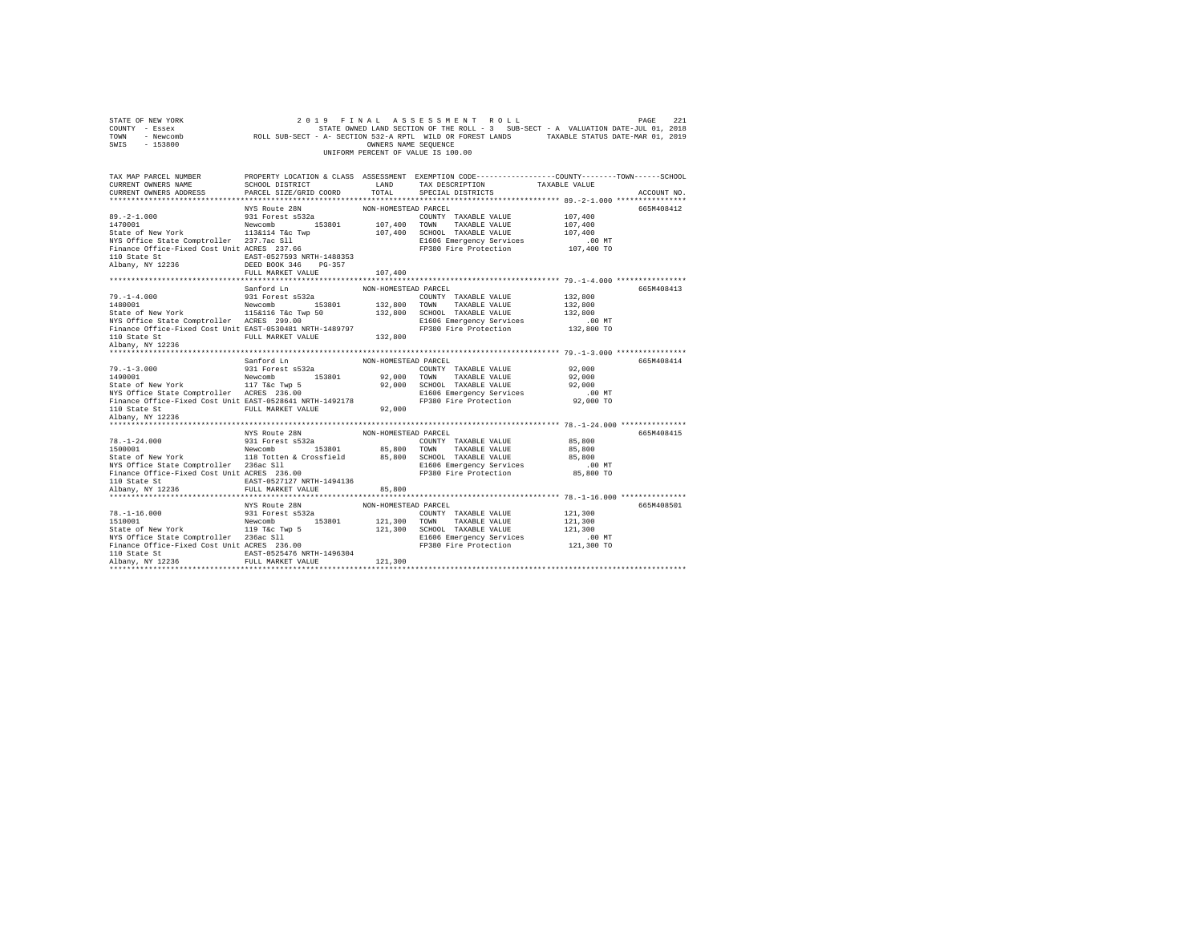STATE OF NEW YORK 2019 FINAL ASSESSMENT ROLL
COUNTY - Essex STATE OWNED LAND SECTION OF THE ROLL - 3 SUB-SECT - A VALUATION DATE-JUL 01, 2018
TOWN - Newcomb ROLL SUB-SECT - A- SECTION 532-A RPTL WILD OR FOREST LANDS TAXABLE STATUS DATE-MAR 01, 2019
SWIS - 153800 OWNERS NAME SEQUENCE
UNIFORM PERCENT OF VALUE IS 100.00

| TAX MAP PARCEL NUMBER / CURRENT OWNERS NAME / CURRENT OWNERS ADDRESS | PROPERTY LOCATION & CLASS / SCHOOL DISTRICT / PARCEL SIZE/GRID COORD | ASSESSMENT LAND / TOTAL | EXEMPTION CODE / TAX DESCRIPTION / SPECIAL DISTRICTS | COUNTY / TOWN / SCHOOL TAXABLE VALUE | ACCOUNT NO. |
|---|---|---|---|---|---|
| 89.-2-1.000 | NYS Route 28N | NON-HOMESTEAD PARCEL | | | 665M408412 |
| 1470001 | 931 Forest s532a | | COUNTY TAXABLE VALUE | 107,400 | |
| State of New York | Newcomb 153801 | 107,400 | TOWN TAXABLE VALUE | 107,400 | |
| NYS Office State Comptroller | 113&114 T&c Twp | 107,400 | SCHOOL TAXABLE VALUE | 107,400 | |
| Finance Office-Fixed Cost Unit | 237.7ac Sll | | E1606 Emergency Services | .00 MT | |
| 110 State St | ACRES 237.66 | | FP380 Fire Protection | 107,400 TO | |
| Albany, NY 12236 | EAST-0527593 NRTH-1488353 | | | | |
| | DEED BOOK 346 PG-357 | | | | |
| | FULL MARKET VALUE | 107,400 | | | |
| 79.-1-4.000 | Sanford Ln | NON-HOMESTEAD PARCEL | | | 665M408413 |
| 1480001 | 931 Forest s532a | | COUNTY TAXABLE VALUE | 132,800 | |
| State of New York | Newcomb 153801 | 132,800 | TOWN TAXABLE VALUE | 132,800 | |
| NYS Office State Comptroller | 115&116 T&c Twp 50 | 132,800 | SCHOOL TAXABLE VALUE | 132,800 | |
| Finance Office-Fixed Cost Unit | ACRES 299.00 | | E1606 Emergency Services | .00 MT | |
| 110 State St | EAST-0530481 NRTH-1489797 | | FP380 Fire Protection | 132,800 TO | |
| Albany, NY 12236 | FULL MARKET VALUE | 132,800 | | | |
| 79.-1-3.000 | Sanford Ln | NON-HOMESTEAD PARCEL | | | 665M408414 |
| 1490001 | 931 Forest s532a | | COUNTY TAXABLE VALUE | 92,000 | |
| State of New York | Newcomb 153801 | 92,000 | TOWN TAXABLE VALUE | 92,000 | |
| NYS Office State Comptroller | 117 T&c Twp 5 | 92,000 | SCHOOL TAXABLE VALUE | 92,000 | |
| Finance Office-Fixed Cost Unit | ACRES 236.00 | | E1606 Emergency Services | .00 MT | |
| 110 State St | EAST-0528641 NRTH-1492178 | | FP380 Fire Protection | 92,000 TO | |
| Albany, NY 12236 | FULL MARKET VALUE | 92,000 | | | |
| 78.-1-24.000 | NYS Route 28N | NON-HOMESTEAD PARCEL | | | 665M408415 |
| 1500001 | 931 Forest s532a | | COUNTY TAXABLE VALUE | 85,800 | |
| State of New York | Newcomb 153801 | 85,800 | TOWN TAXABLE VALUE | 85,800 | |
| NYS Office State Comptroller | 118 Totten & Crossfield | 85,800 | SCHOOL TAXABLE VALUE | 85,800 | |
| Finance Office-Fixed Cost Unit | 236ac Sll | | E1606 Emergency Services | .00 MT | |
| 110 State St | ACRES 236.00 | | FP380 Fire Protection | 85,800 TO | |
| Albany, NY 12236 | EAST-0527127 NRTH-1494136 | | | | |
| | FULL MARKET VALUE | 85,800 | | | |
| 78.-1-16.000 | NYS Route 28N | NON-HOMESTEAD PARCEL | | | 665M408501 |
| 1510001 | 931 Forest s532a | | COUNTY TAXABLE VALUE | 121,300 | |
| State of New York | Newcomb 153801 | 121,300 | TOWN TAXABLE VALUE | 121,300 | |
| NYS Office State Comptroller | 119 T&c Twp 5 | 121,300 | SCHOOL TAXABLE VALUE | 121,300 | |
| Finance Office-Fixed Cost Unit | 236ac Sll | | E1606 Emergency Services | .00 MT | |
| 110 State St | ACRES 236.00 | | FP380 Fire Protection | 121,300 TO | |
| Albany, NY 12236 | EAST-0525476 NRTH-1496304 | | | | |
| | FULL MARKET VALUE | 121,300 | | | |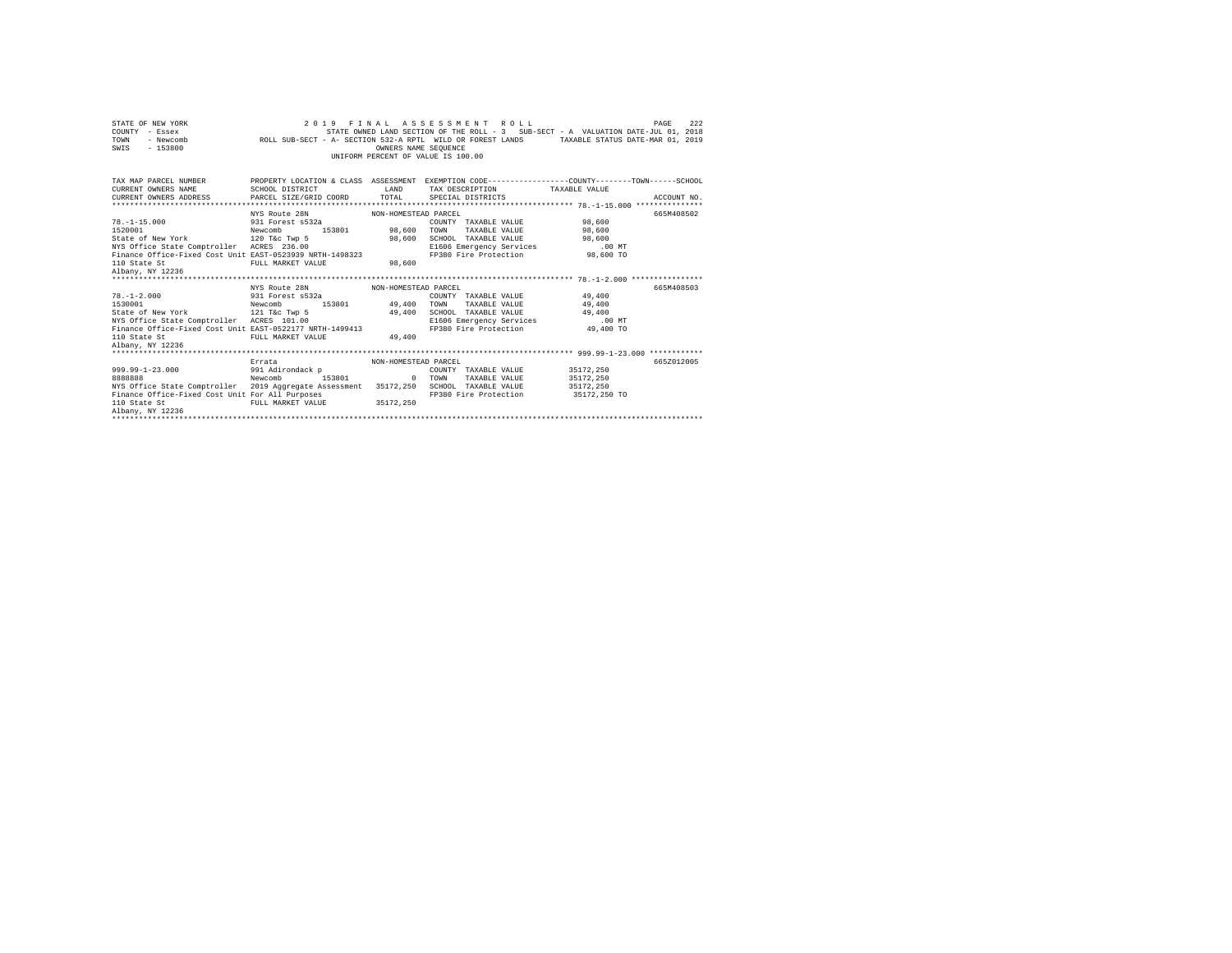STATE OF NEW YORK 2019 FINAL ASSESSMENT ROLL
COUNTY - Essex STATE OWNED LAND SECTION OF THE ROLL - 3 SUB-SECT - A VALUATION DATE-JUL 01, 2018
TOWN - Newcomb ROLL SUB-SECT - A- SECTION 532-A RPTL WILD OR FOREST LANDS TAXABLE STATUS DATE-MAR 01, 2019
SWIS - 153800 OWNERS NAME SEQUENCE
UNIFORM PERCENT OF VALUE IS 100.00

| TAX MAP PARCEL NUMBER / CURRENT OWNERS NAME / CURRENT OWNERS ADDRESS | PROPERTY LOCATION & CLASS / SCHOOL DISTRICT / PARCEL SIZE/GRID COORD | ASSESSMENT LAND / TOTAL | EXEMPTION CODE / TAX DESCRIPTION / SPECIAL DISTRICTS | TAXABLE VALUE | ACCOUNT NO. |
|---|---|---|---|---|---|
| **78.-1-15.000** | NYS Route 28N | NON-HOMESTEAD PARCEL | | | 665M408502 |
| 78.-1-15.000 | 931 Forest s532a | | COUNTY TAXABLE VALUE | 98,600 | |
| 1520001 | Newcomb 153801 | 98,600 | TOWN TAXABLE VALUE | 98,600 | |
| State of New York | 120 T&c Twp 5 | 98,600 | SCHOOL TAXABLE VALUE | 98,600 | |
| NYS Office State Comptroller | ACRES 236.00 | | E1606 Emergency Services | .00 MT | |
| Finance Office-Fixed Cost Unit | EAST-0523939 NRTH-1498323 | | FP380 Fire Protection | 98,600 TO | |
| 110 State St | FULL MARKET VALUE | 98,600 | | | |
| Albany, NY 12236 | | | | | |
| **78.-1-2.000** | NYS Route 28N | NON-HOMESTEAD PARCEL | | | 665M408503 |
| 78.-1-2.000 | 931 Forest s532a | | COUNTY TAXABLE VALUE | 49,400 | |
| 1530001 | Newcomb 153801 | 49,400 | TOWN TAXABLE VALUE | 49,400 | |
| State of New York | 121 T&c Twp 5 | 49,400 | SCHOOL TAXABLE VALUE | 49,400 | |
| NYS Office State Comptroller | ACRES 101.00 | | E1606 Emergency Services | .00 MT | |
| Finance Office-Fixed Cost Unit | EAST-0522177 NRTH-1499413 | | FP380 Fire Protection | 49,400 TO | |
| 110 State St | FULL MARKET VALUE | 49,400 | | | |
| Albany, NY 12236 | | | | | |
| **999.99-1-23.000** | Errata | NON-HOMESTEAD PARCEL | | | 665Z012005 |
| 999.99-1-23.000 | 991 Adirondack p | | COUNTY TAXABLE VALUE | 35172,250 | |
| 8888888 | Newcomb 153801 | 0 | TOWN TAXABLE VALUE | 35172,250 | |
| NYS Office State Comptroller | 2019 Aggregate Assessment | 35172,250 | SCHOOL TAXABLE VALUE | 35172,250 | |
| Finance Office-Fixed Cost Unit | For All Purposes | | FP380 Fire Protection | 35172,250 TO | |
| 110 State St | FULL MARKET VALUE | 35172,250 | | | |
| Albany, NY 12236 | | | | | |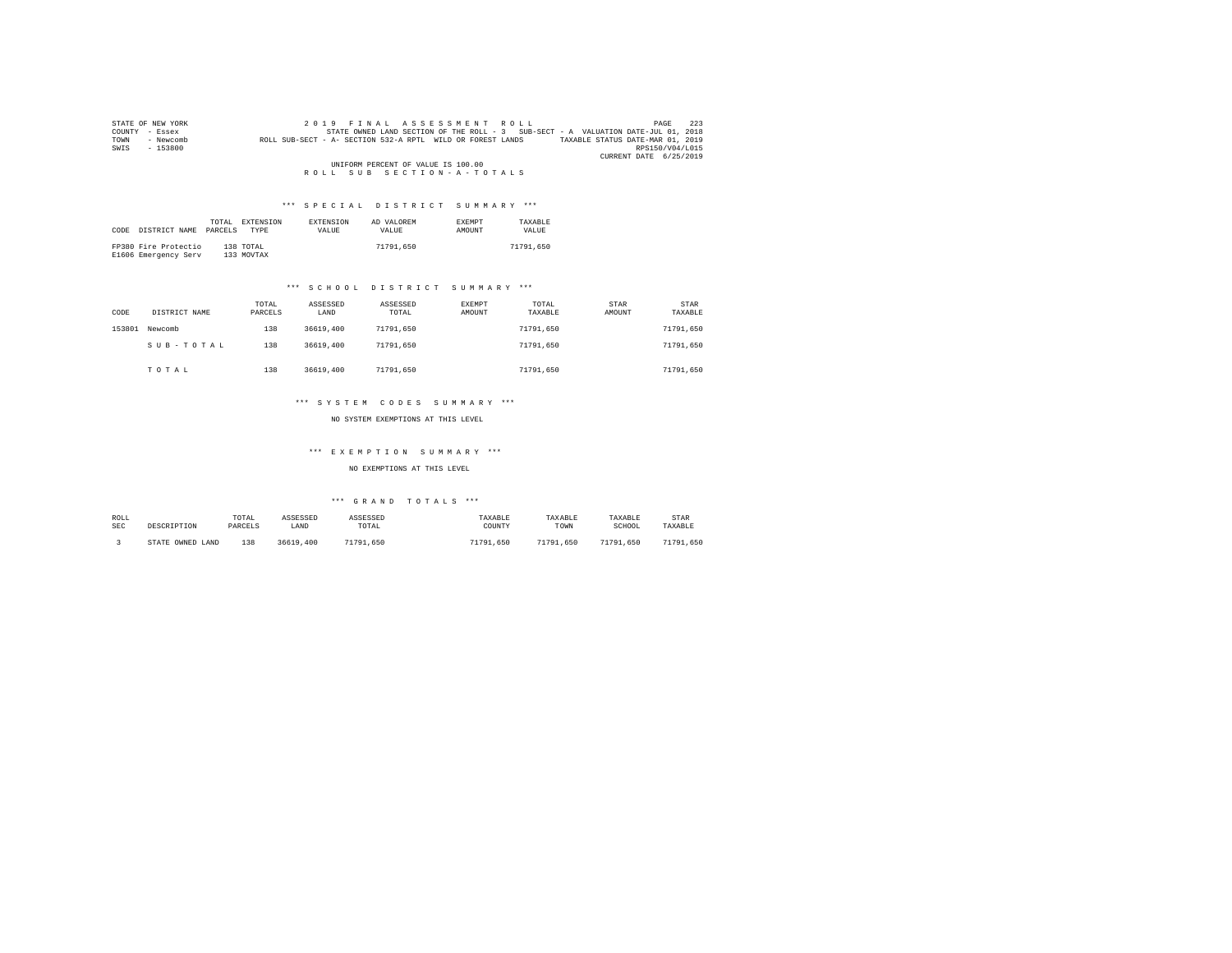STATE OF NEW YORK
COUNTY - Essex
TOWN - Newcomb
SWIS - 153800

2019 FINAL ASSESSMENT ROLL
STATE OWNED LAND SECTION OF THE ROLL - 3 SUB-SECT - A VALUATION DATE-JUL 01, 2018
ROLL SUB-SECT - A- SECTION 532-A RPTL WILD OR FOREST LANDS TAXABLE STATUS DATE-MAR 01, 2019
RPS150/V04/L015
CURRENT DATE 6/25/2019

UNIFORM PERCENT OF VALUE IS 100.00

ROLL SUB SECTION-A-TOTALS

### *** SPECIAL DISTRICT SUMMARY ***

| CODE | DISTRICT NAME | TOTAL PARCELS | EXTENSION TYPE | EXTENSION VALUE | AD VALOREM VALUE | EXEMPT AMOUNT | TAXABLE VALUE |
|---|---|---|---|---|---|---|---|
| FP380 | Fire Protectio | 138 | TOTAL | | 71791,650 | | 71791,650 |
| E1606 | Emergency Serv | 133 | MOVTAX | | | | |

### *** SCHOOL DISTRICT SUMMARY ***

| CODE | DISTRICT NAME | TOTAL PARCELS | ASSESSED LAND | ASSESSED TOTAL | EXEMPT AMOUNT | TOTAL TAXABLE | STAR AMOUNT | STAR TAXABLE |
|---|---|---|---|---|---|---|---|---|
| 153801 | Newcomb | 138 | 36619,400 | 71791,650 | | 71791,650 | | 71791,650 |
| | SUB-TOTAL | 138 | 36619,400 | 71791,650 | | 71791,650 | | 71791,650 |
| | TOTAL | 138 | 36619,400 | 71791,650 | | 71791,650 | | 71791,650 |

### *** SYSTEM CODES SUMMARY ***

NO SYSTEM EXEMPTIONS AT THIS LEVEL

### *** EXEMPTION SUMMARY ***

NO EXEMPTIONS AT THIS LEVEL

### *** GRAND TOTALS ***

| ROLL SEC | DESCRIPTION | TOTAL PARCELS | ASSESSED LAND | ASSESSED TOTAL | TAXABLE COUNTY | TAXABLE TOWN | TAXABLE SCHOOL | STAR TAXABLE |
|---|---|---|---|---|---|---|---|---|
| 3 | STATE OWNED LAND | 138 | 36619,400 | 71791,650 | 71791,650 | 71791,650 | 71791,650 | 71791,650 |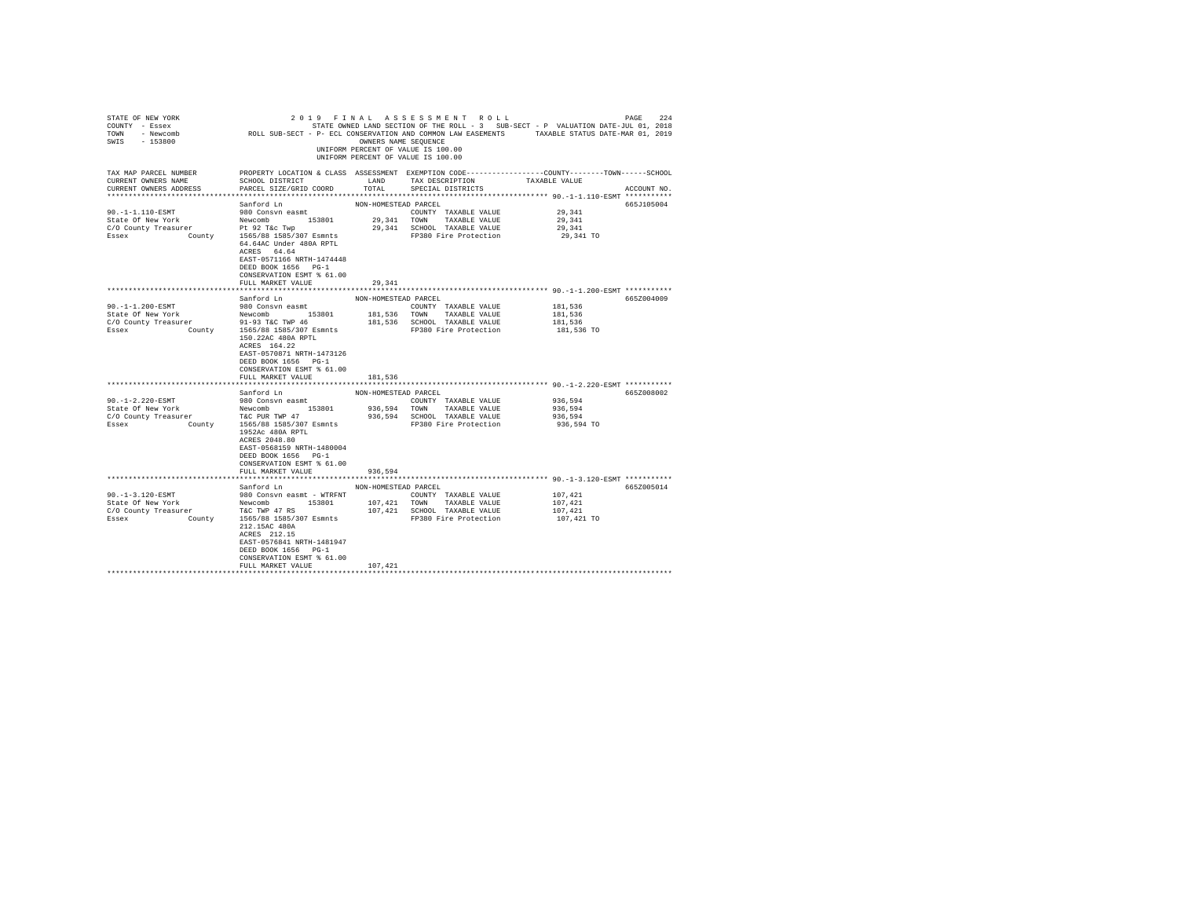STATE OF NEW YORK — 2019 FINAL ASSESSMENT ROLL
COUNTY - Essex — STATE OWNED LAND SECTION OF THE ROLL - 3 SUB-SECT - P VALUATION DATE-JUL 01, 2018
TOWN - Newcomb — ROLL SUB-SECT - P- ECL CONSERVATION AND COMMON LAW EASEMENTS — TAXABLE STATUS DATE-MAR 01, 2019
SWIS - 153800 — OWNERS NAME SEQUENCE
UNIFORM PERCENT OF VALUE IS 100.00

| TAX MAP PARCEL NUMBER / CURRENT OWNERS NAME / CURRENT OWNERS ADDRESS | PROPERTY LOCATION & CLASS / SCHOOL DISTRICT / PARCEL SIZE/GRID COORD | ASSESSMENT LAND / TOTAL | EXEMPTION CODE / TAX DESCRIPTION / SPECIAL DISTRICTS | TAXABLE VALUE (COUNTY / TOWN / SCHOOL) | ACCOUNT NO. |
|---|---|---|---|---|---|
| **90.-1-1.110-ESMT** | Sanford Ln — NON-HOMESTEAD PARCEL | | | | 665J105004 |
| 90.-1-1.110-ESMT | 980 Consvn easmt | | COUNTY TAXABLE VALUE | 29,341 | |
| State Of New York | Newcomb 153801 | 29,341 | TOWN TAXABLE VALUE | 29,341 | |
| C/O County Treasurer | Pt 92 T&c Twp | 29,341 | SCHOOL TAXABLE VALUE | 29,341 | |
| Essex County | 1565/88 1585/307 Esmnts | | FP380 Fire Protection | 29,341 TO | |
| | 64.64AC Under 480A RPTL | | | | |
| | ACRES 64.64 | | | | |
| | EAST-0571166 NRTH-1474448 | | | | |
| | DEED BOOK 1656 PG-1 | | | | |
| | CONSERVATION ESMT % 61.00 | | | | |
| | FULL MARKET VALUE | 29,341 | | | |
| **90.-1-1.200-ESMT** | Sanford Ln — NON-HOMESTEAD PARCEL | | | | 665Z004009 |
| 90.-1-1.200-ESMT | 980 Consvn easmt | | COUNTY TAXABLE VALUE | 181,536 | |
| State Of New York | Newcomb 153801 | 181,536 | TOWN TAXABLE VALUE | 181,536 | |
| C/O County Treasurer | 91-93 T&C TWP 46 | 181,536 | SCHOOL TAXABLE VALUE | 181,536 | |
| Essex County | 1565/88 1585/307 Esmnts | | FP380 Fire Protection | 181,536 TO | |
| | 150.22AC 480A RPTL | | | | |
| | ACRES 164.22 | | | | |
| | EAST-0570871 NRTH-1473126 | | | | |
| | DEED BOOK 1656 PG-1 | | | | |
| | CONSERVATION ESMT % 61.00 | | | | |
| | FULL MARKET VALUE | 181,536 | | | |
| **90.-1-2.220-ESMT** | Sanford Ln — NON-HOMESTEAD PARCEL | | | | 665Z008002 |
| 90.-1-2.220-ESMT | 980 Consvn easmt | | COUNTY TAXABLE VALUE | 936,594 | |
| State Of New York | Newcomb 153801 | 936,594 | TOWN TAXABLE VALUE | 936,594 | |
| C/O County Treasurer | T&C PUR TWP 47 | 936,594 | SCHOOL TAXABLE VALUE | 936,594 | |
| Essex County | 1565/88 1585/307 Esmnts | | FP380 Fire Protection | 936,594 TO | |
| | 1952Ac 480A RPTL | | | | |
| | ACRES 2048.80 | | | | |
| | EAST-0568159 NRTH-1480004 | | | | |
| | DEED BOOK 1656 PG-1 | | | | |
| | CONSERVATION ESMT % 61.00 | | | | |
| | FULL MARKET VALUE | 936,594 | | | |
| **90.-1-3.120-ESMT** | Sanford Ln — NON-HOMESTEAD PARCEL | | | | 665Z005014 |
| 90.-1-3.120-ESMT | 980 Consvn easmt - WTRFNT | | COUNTY TAXABLE VALUE | 107,421 | |
| State Of New York | Newcomb 153801 | 107,421 | TOWN TAXABLE VALUE | 107,421 | |
| C/O County Treasurer | T&C TWP 47 RS | 107,421 | SCHOOL TAXABLE VALUE | 107,421 | |
| Essex County | 1565/88 1585/307 Esmnts | | FP380 Fire Protection | 107,421 TO | |
| | 212.15AC 480A | | | | |
| | ACRES 212.15 | | | | |
| | EAST-0576841 NRTH-1481947 | | | | |
| | DEED BOOK 1656 PG-1 | | | | |
| | CONSERVATION ESMT % 61.00 | | | | |
| | FULL MARKET VALUE | 107,421 | | | |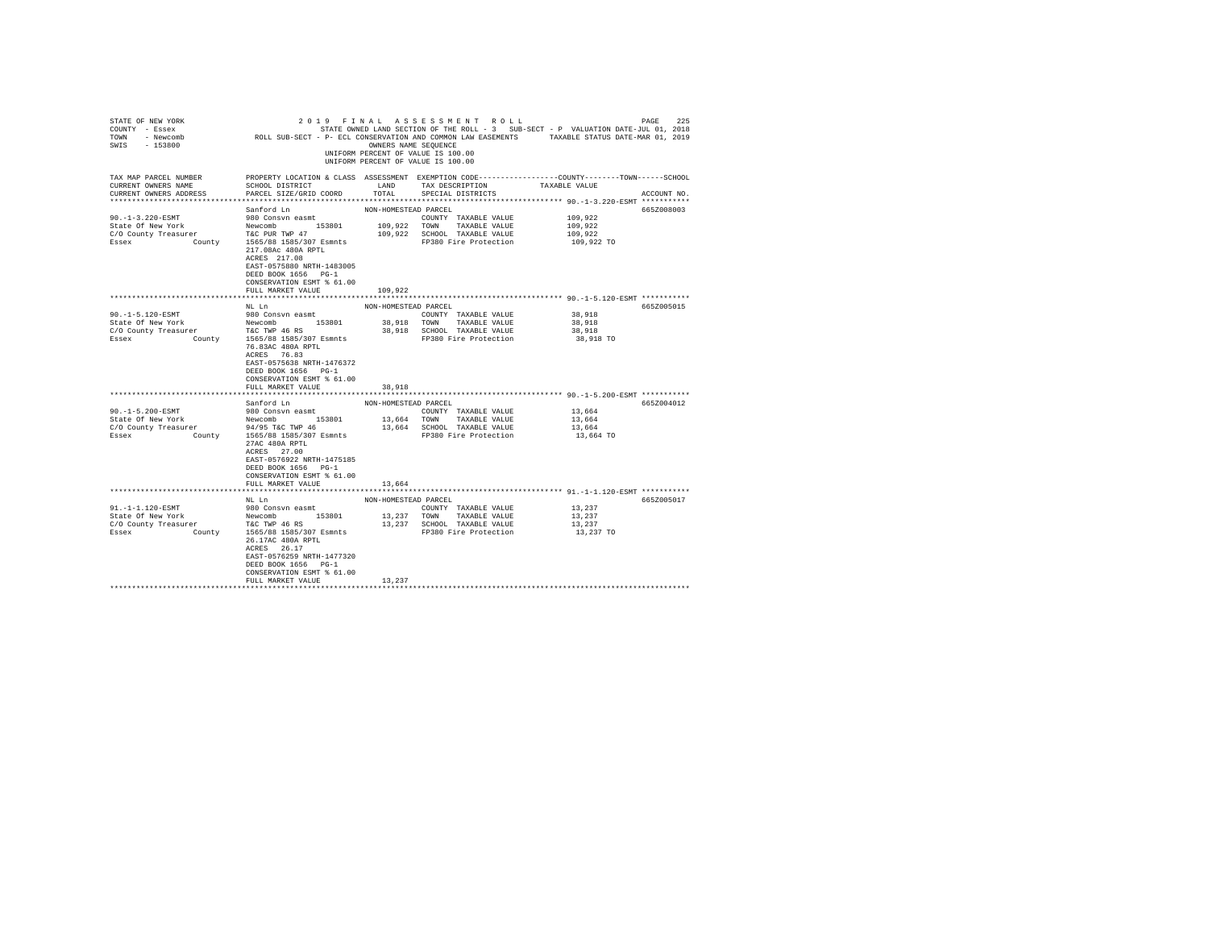STATE OF NEW YORK | 2019 FINAL ASSESSMENT ROLL
COUNTY - Essex | STATE OWNED LAND SECTION OF THE ROLL - 3 SUB-SECT - P VALUATION DATE-JUL 01, 2018
TOWN - Newcomb | ROLL SUB-SECT - P- ECL CONSERVATION AND COMMON LAW EASEMENTS TAXABLE STATUS DATE-MAR 01, 2019
SWIS - 153800 | OWNERS NAME SEQUENCE
UNIFORM PERCENT OF VALUE IS 100.00

| TAX MAP PARCEL NUMBER / CURRENT OWNERS NAME / CURRENT OWNERS ADDRESS | PROPERTY LOCATION & CLASS / SCHOOL DISTRICT / PARCEL SIZE/GRID COORD | ASSESSMENT LAND / TOTAL | EXEMPTION CODE / TAX DESCRIPTION / SPECIAL DISTRICTS | COUNTY / TOWN / SCHOOL TAXABLE VALUE | ACCOUNT NO. |
|---|---|---|---|---|---|
| **90.-1-3.220-ESMT** | Sanford Ln | NON-HOMESTEAD PARCEL | | | 665Z008003 |
| 90.-1-3.220-ESMT | 980 Consvn easmt | | COUNTY TAXABLE VALUE | 109,922 | |
| State Of New York | Newcomb 153801 | 109,922 | TOWN TAXABLE VALUE | 109,922 | |
| C/O County Treasurer | T&C PUR TWP 47 | 109,922 | SCHOOL TAXABLE VALUE | 109,922 | |
| Essex County | 1565/88 1585/307 Esmnts | | FP380 Fire Protection | 109,922 TO | |
| | 217.08Ac 480A RPTL | | | | |
| | ACRES 217.08 | | | | |
| | EAST-0575880 NRTH-1483005 | | | | |
| | DEED BOOK 1656 PG-1 | | | | |
| | CONSERVATION ESMT % 61.00 | | | | |
| | FULL MARKET VALUE | 109,922 | | | |
| **90.-1-5.120-ESMT** | NL Ln | NON-HOMESTEAD PARCEL | | | 665Z005015 |
| 90.-1-5.120-ESMT | 980 Consvn easmt | | COUNTY TAXABLE VALUE | 38,918 | |
| State Of New York | Newcomb 153801 | 38,918 | TOWN TAXABLE VALUE | 38,918 | |
| C/O County Treasurer | T&C TWP 46 RS | 38,918 | SCHOOL TAXABLE VALUE | 38,918 | |
| Essex County | 1565/88 1585/307 Esmnts | | FP380 Fire Protection | 38,918 TO | |
| | 76.83AC 480A RPTL | | | | |
| | ACRES 76.83 | | | | |
| | EAST-0575638 NRTH-1476372 | | | | |
| | DEED BOOK 1656 PG-1 | | | | |
| | CONSERVATION ESMT % 61.00 | | | | |
| | FULL MARKET VALUE | 38,918 | | | |
| **90.-1-5.200-ESMT** | Sanford Ln | NON-HOMESTEAD PARCEL | | | 665Z004012 |
| 90.-1-5.200-ESMT | 980 Consvn easmt | | COUNTY TAXABLE VALUE | 13,664 | |
| State Of New York | Newcomb 153801 | 13,664 | TOWN TAXABLE VALUE | 13,664 | |
| C/O County Treasurer | 94/95 T&C TWP 46 | 13,664 | SCHOOL TAXABLE VALUE | 13,664 | |
| Essex County | 1565/88 1585/307 Esmnts | | FP380 Fire Protection | 13,664 TO | |
| | 27AC 480A RPTL | | | | |
| | ACRES 27.00 | | | | |
| | EAST-0576922 NRTH-1475185 | | | | |
| | DEED BOOK 1656 PG-1 | | | | |
| | CONSERVATION ESMT % 61.00 | | | | |
| | FULL MARKET VALUE | 13,664 | | | |
| **91.-1-1.120-ESMT** | NL Ln | NON-HOMESTEAD PARCEL | | | 665Z005017 |
| 91.-1-1.120-ESMT | 980 Consvn easmt | | COUNTY TAXABLE VALUE | 13,237 | |
| State Of New York | Newcomb 153801 | 13,237 | TOWN TAXABLE VALUE | 13,237 | |
| C/O County Treasurer | T&C TWP 46 RS | 13,237 | SCHOOL TAXABLE VALUE | 13,237 | |
| Essex County | 1565/88 1585/307 Esmnts | | FP380 Fire Protection | 13,237 TO | |
| | 26.17AC 480A RPTL | | | | |
| | ACRES 26.17 | | | | |
| | EAST-0576259 NRTH-1477320 | | | | |
| | DEED BOOK 1656 PG-1 | | | | |
| | CONSERVATION ESMT % 61.00 | | | | |
| | FULL MARKET VALUE | 13,237 | | | |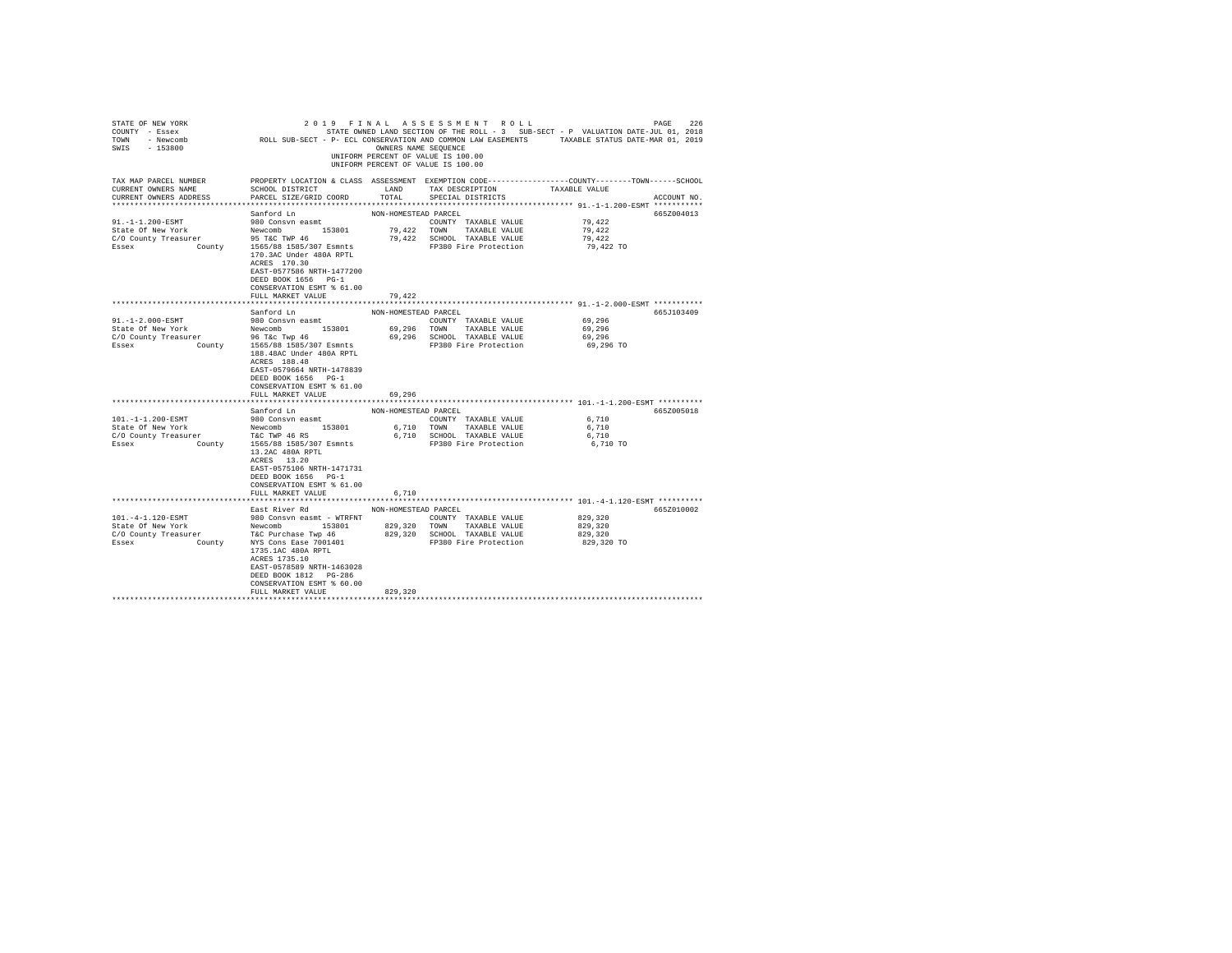STATE OF NEW YORK — 2019 FINAL ASSESSMENT ROLL
COUNTY - Essex — STATE OWNED LAND SECTION OF THE ROLL - 3 SUB-SECT - P VALUATION DATE-JUL 01, 2018
TOWN - Newcomb — ROLL SUB-SECT - P- ECL CONSERVATION AND COMMON LAW EASEMENTS — TAXABLE STATUS DATE-MAR 01, 2019
SWIS - 153800 — OWNERS NAME SEQUENCE
UNIFORM PERCENT OF VALUE IS 100.00
UNIFORM PERCENT OF VALUE IS 100.00

| TAX MAP PARCEL NUMBER / CURRENT OWNERS NAME / CURRENT OWNERS ADDRESS | PROPERTY LOCATION & CLASS / SCHOOL DISTRICT / PARCEL SIZE/GRID COORD | ASSESSMENT LAND / TOTAL | EXEMPTION CODE / TAX DESCRIPTION / SPECIAL DISTRICTS | TAXABLE VALUE (COUNTY / TOWN / SCHOOL) | ACCOUNT NO. |
|---|---|---|---|---|---|
| **91.-1-1.200-ESMT** | Sanford Ln | NON-HOMESTEAD PARCEL | | | 665Z004013 |
| 91.-1-1.200-ESMT | 980 Consvn easmt | | COUNTY TAXABLE VALUE | 79,422 | |
| State Of New York | Newcomb 153801 | 79,422 | TOWN TAXABLE VALUE | 79,422 | |
| C/O County Treasurer | 95 T&C TWP 46 | 79,422 | SCHOOL TAXABLE VALUE | 79,422 | |
| Essex County | 1565/88 1585/307 Esmnts | | FP380 Fire Protection | 79,422 TO | |
| | 170.3AC Under 480A RPTL | | | | |
| | ACRES 170.30 | | | | |
| | EAST-0577586 NRTH-1477200 | | | | |
| | DEED BOOK 1656 PG-1 | | | | |
| | CONSERVATION ESMT % 61.00 | | | | |
| | FULL MARKET VALUE | 79,422 | | | |
| **91.-1-2.000-ESMT** | Sanford Ln | NON-HOMESTEAD PARCEL | | | 665J103409 |
| 91.-1-2.000-ESMT | 980 Consvn easmt | | COUNTY TAXABLE VALUE | 69,296 | |
| State Of New York | Newcomb 153801 | 69,296 | TOWN TAXABLE VALUE | 69,296 | |
| C/O County Treasurer | 96 T&c Twp 46 | 69,296 | SCHOOL TAXABLE VALUE | 69,296 | |
| Essex County | 1565/88 1585/307 Esmnts | | FP380 Fire Protection | 69,296 TO | |
| | 188.48AC Under 480A RPTL | | | | |
| | ACRES 188.48 | | | | |
| | EAST-0579664 NRTH-1478839 | | | | |
| | DEED BOOK 1656 PG-1 | | | | |
| | CONSERVATION ESMT % 61.00 | | | | |
| | FULL MARKET VALUE | 69,296 | | | |
| **101.-1-1.200-ESMT** | Sanford Ln | NON-HOMESTEAD PARCEL | | | 665Z005018 |
| 101.-1-1.200-ESMT | 980 Consvn easmt | | COUNTY TAXABLE VALUE | 6,710 | |
| State Of New York | Newcomb 153801 | 6,710 | TOWN TAXABLE VALUE | 6,710 | |
| C/O County Treasurer | T&C TWP 46 RS | 6,710 | SCHOOL TAXABLE VALUE | 6,710 | |
| Essex County | 1565/88 1585/307 Esmnts | | FP380 Fire Protection | 6,710 TO | |
| | 13.2AC 480A RPTL | | | | |
| | ACRES 13.20 | | | | |
| | EAST-0575106 NRTH-1471731 | | | | |
| | DEED BOOK 1656 PG-1 | | | | |
| | CONSERVATION ESMT % 61.00 | | | | |
| | FULL MARKET VALUE | 6,710 | | | |
| **101.-4-1.120-ESMT** | East River Rd | NON-HOMESTEAD PARCEL | | | 665Z010002 |
| 101.-4-1.120-ESMT | 980 Consvn easmt - WTRFNT | | COUNTY TAXABLE VALUE | 829,320 | |
| State Of New York | Newcomb 153801 | 829,320 | TOWN TAXABLE VALUE | 829,320 | |
| C/O County Treasurer | T&C Purchase Twp 46 | 829,320 | SCHOOL TAXABLE VALUE | 829,320 | |
| Essex County | NYS Cons Ease 7001401 | | FP380 Fire Protection | 829,320 TO | |
| | 1735.1AC 480A RPTL | | | | |
| | ACRES 1735.10 | | | | |
| | EAST-0578589 NRTH-1463028 | | | | |
| | DEED BOOK 1812 PG-286 | | | | |
| | CONSERVATION ESMT % 60.00 | | | | |
| | FULL MARKET VALUE | 829,320 | | | |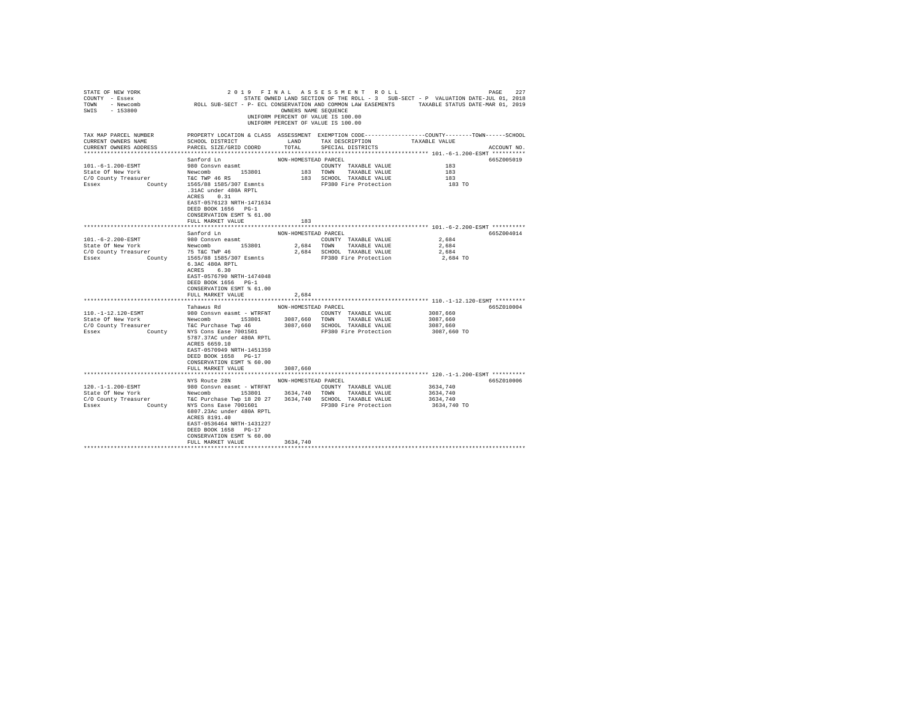STATE OF NEW YORK 2019 FINAL ASSESSMENT ROLL PAGE 227
COUNTY - Essex STATE OWNED LAND SECTION OF THE ROLL - 3 SUB-SECT - P VALUATION DATE-JUL 01, 2018
TOWN - Newcomb ROLL SUB-SECT - P- ECL CONSERVATION AND COMMON LAW EASEMENTS TAXABLE STATUS DATE-MAR 01, 2019
SWIS - 153800 OWNERS NAME SEQUENCE
UNIFORM PERCENT OF VALUE IS 100.00
UNIFORM PERCENT OF VALUE IS 100.00

| TAX MAP PARCEL NUMBER / CURRENT OWNERS NAME / CURRENT OWNERS ADDRESS | PROPERTY LOCATION & CLASS / SCHOOL DISTRICT / PARCEL SIZE/GRID COORD | ASSESSMENT LAND / TOTAL | EXEMPTION CODE / TAX DESCRIPTION / SPECIAL DISTRICTS | COUNTY / TOWN / SCHOOL TAXABLE VALUE | ACCOUNT NO. |
|---|---|---|---|---|---|
| 101.-6-1.200-ESMT | Sanford Ln | NON-HOMESTEAD PARCEL | | | 665Z005019 |
| 101.-6-1.200-ESMT | 980 Consvn easmt | | COUNTY TAXABLE VALUE | 183 | |
| State Of New York | Newcomb 153801 | 183 | TOWN TAXABLE VALUE | 183 | |
| C/O County Treasurer | T&C TWP 46 RS | 183 | SCHOOL TAXABLE VALUE | 183 | |
| Essex County | 1565/88 1585/307 Esmnts | | FP380 Fire Protection | 183 TO | |
| | .31AC under 480A RPTL | | | | |
| | ACRES 0.31 | | | | |
| | EAST-0576123 NRTH-1471634 | | | | |
| | DEED BOOK 1656 PG-1 | | | | |
| | CONSERVATION ESMT % 61.00 | | | | |
| | FULL MARKET VALUE | 183 | | | |
| 101.-6-2.200-ESMT | Sanford Ln | NON-HOMESTEAD PARCEL | | | 665Z004014 |
| 101.-6-2.200-ESMT | 980 Consvn easmt | | COUNTY TAXABLE VALUE | 2,684 | |
| State Of New York | Newcomb 153801 | 2,684 | TOWN TAXABLE VALUE | 2,684 | |
| C/O County Treasurer | 75 T&C TWP 46 | 2,684 | SCHOOL TAXABLE VALUE | 2,684 | |
| Essex County | 1565/88 1585/307 Esmnts | | FP380 Fire Protection | 2,684 TO | |
| | 6.3AC 480A RPTL | | | | |
| | ACRES 6.30 | | | | |
| | EAST-0576790 NRTH-1474048 | | | | |
| | DEED BOOK 1656 PG-1 | | | | |
| | CONSERVATION ESMT % 61.00 | | | | |
| | FULL MARKET VALUE | 2,684 | | | |
| 110.-1-12.120-ESMT | Tahawus Rd | NON-HOMESTEAD PARCEL | | | 665Z010004 |
| 110.-1-12.120-ESMT | 980 Consvn easmt - WTRFNT | | COUNTY TAXABLE VALUE | 3087,660 | |
| State Of New York | Newcomb 153801 | 3087,660 | TOWN TAXABLE VALUE | 3087,660 | |
| C/O County Treasurer | T&C Purchase Twp 46 | 3087,660 | SCHOOL TAXABLE VALUE | 3087,660 | |
| Essex County | NYS Cons Ease 7001501 | | FP380 Fire Protection | 3087,660 TO | |
| | 5787.37AC under 480A RPTL | | | | |
| | ACRES 6659.10 | | | | |
| | EAST-0570949 NRTH-1451359 | | | | |
| | DEED BOOK 1658 PG-17 | | | | |
| | CONSERVATION ESMT % 60.00 | | | | |
| | FULL MARKET VALUE | 3087,660 | | | |
| 120.-1-1.200-ESMT | NYS Route 28N | NON-HOMESTEAD PARCEL | | | 665Z010006 |
| 120.-1-1.200-ESMT | 980 Consvn easmt - WTRFNT | | COUNTY TAXABLE VALUE | 3634,740 | |
| State Of New York | Newcomb 153801 | 3634,740 | TOWN TAXABLE VALUE | 3634,740 | |
| C/O County Treasurer | T&C Purchase Twp 18 20 27 | 3634,740 | SCHOOL TAXABLE VALUE | 3634,740 | |
| Essex County | NYS Cons Ease 7001601 | | FP380 Fire Protection | 3634,740 TO | |
| | 6807.23Ac under 480A RPTL | | | | |
| | ACRES 8191.40 | | | | |
| | EAST-0536464 NRTH-1431227 | | | | |
| | DEED BOOK 1658 PG-17 | | | | |
| | CONSERVATION ESMT % 60.00 | | | | |
| | FULL MARKET VALUE | 3634,740 | | | |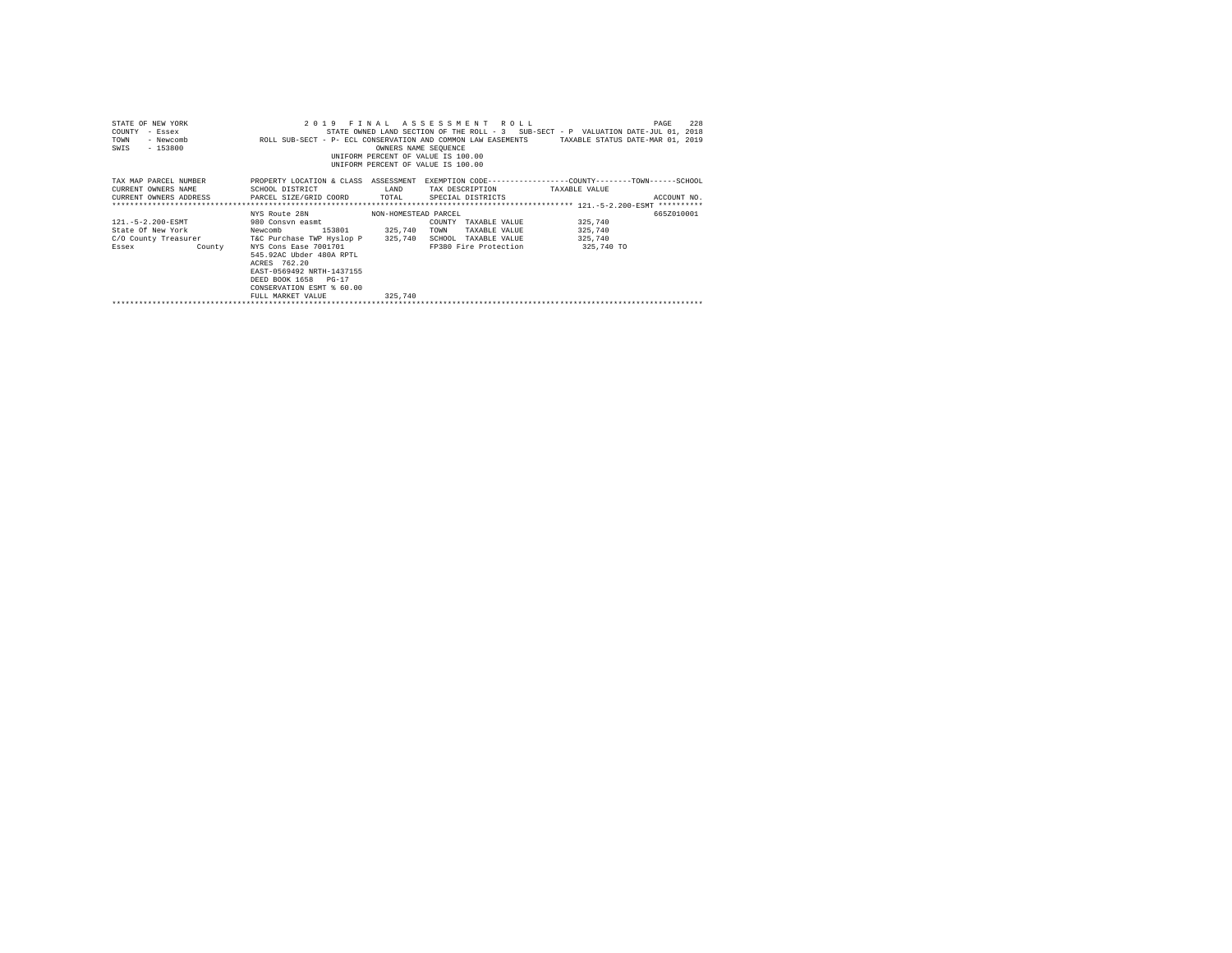STATE OF NEW YORK                2019 FINAL ASSESSMENT ROLL                PAGE 228
COUNTY - Essex                STATE OWNED LAND SECTION OF THE ROLL - 3   SUB-SECT - P  VALUATION DATE-JUL 01, 2018
TOWN - Newcomb                ROLL SUB-SECT - P- ECL CONSERVATION AND COMMON LAW EASEMENTS    TAXABLE STATUS DATE-MAR 01, 2019
SWIS - 153800                OWNERS NAME SEQUENCE
UNIFORM PERCENT OF VALUE IS 100.00
UNIFORM PERCENT OF VALUE IS 100.00

| TAX MAP PARCEL NUMBER<br>CURRENT OWNERS NAME<br>CURRENT OWNERS ADDRESS | PROPERTY LOCATION & CLASS<br>SCHOOL DISTRICT<br>PARCEL SIZE/GRID COORD | ASSESSMENT<br>LAND<br>TOTAL | EXEMPTION CODE-----COUNTY-----TOWN-----SCHOOL<br>TAX DESCRIPTION<br>SPECIAL DISTRICTS | TAXABLE VALUE | ACCOUNT NO. |
|---|---|---|---|---|---|
| 121.-5-2.200-ESMT | NYS Route 28N | NON-HOMESTEAD PARCEL | | | 665Z010001 |
| 121.-5-2.200-ESMT | 980 Consvn easmt | | COUNTY TAXABLE VALUE | 325,740 | |
| State Of New York | Newcomb 153801 | 325,740 | TOWN TAXABLE VALUE | 325,740 | |
| C/O County Treasurer | T&C Purchase TWP Hyslop P | 325,740 | SCHOOL TAXABLE VALUE | 325,740 | |
| Essex County | NYS Cons Ease 7001701 | | FP380 Fire Protection | 325,740 TO | |
| | 545.92AC Ubder 480A RPTL | | | | |
| | ACRES 762.20 | | | | |
| | EAST-0569492 NRTH-1437155 | | | | |
| | DEED BOOK 1658 PG-17 | | | | |
| | CONSERVATION ESMT % 60.00 | | | | |
| | FULL MARKET VALUE | 325,740 | | | |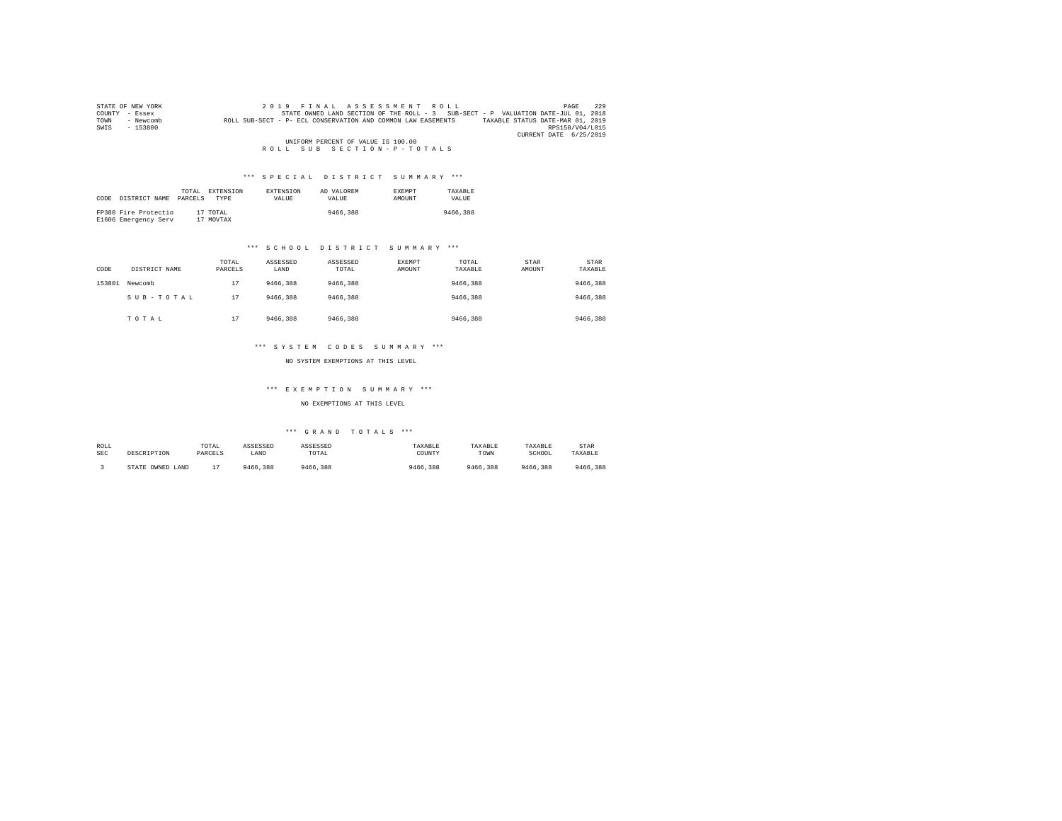STATE OF NEW YORK
COUNTY - Essex
TOWN - Newcomb
SWIS - 153800

2 0 1 9 F I N A L A S S E S S M E N T R O L L
STATE OWNED LAND SECTION OF THE ROLL - 3 SUB-SECT - P VALUATION DATE-JUL 01, 2018
ROLL SUB-SECT - P- ECL CONSERVATION AND COMMON LAW EASEMENTS TAXABLE STATUS DATE-MAR 01, 2019
RPS150/V04/L015
CURRENT DATE 6/25/2019

UNIFORM PERCENT OF VALUE IS 100.00

R O L L S U B S E C T I O N - P - T O T A L S

### *** S P E C I A L D I S T R I C T S U M M A R Y ***

| CODE | DISTRICT NAME | TOTAL PARCELS | EXTENSION TYPE | EXTENSION VALUE | AD VALOREM VALUE | EXEMPT AMOUNT | TAXABLE VALUE |
|---|---|---|---|---|---|---|---|
| FP380 | Fire Protectio | 17 | TOTAL | | 9466,388 | | 9466,388 |
| E1606 | Emergency Serv | 17 | MOVTAX | | | | |

### *** S C H O O L D I S T R I C T S U M M A R Y ***

| CODE | DISTRICT NAME | TOTAL PARCELS | ASSESSED LAND | ASSESSED TOTAL | EXEMPT AMOUNT | TOTAL TAXABLE | STAR AMOUNT | STAR TAXABLE |
|---|---|---|---|---|---|---|---|---|
| 153801 | Newcomb | 17 | 9466,388 | 9466,388 | | 9466,388 | | 9466,388 |
| | S U B - T O T A L | 17 | 9466,388 | 9466,388 | | 9466,388 | | 9466,388 |
| | T O T A L | 17 | 9466,388 | 9466,388 | | 9466,388 | | 9466,388 |

### *** S Y S T E M C O D E S S U M M A R Y ***

NO SYSTEM EXEMPTIONS AT THIS LEVEL

### *** E X E M P T I O N S U M M A R Y ***

NO EXEMPTIONS AT THIS LEVEL

### *** G R A N D T O T A L S ***

| ROLL SEC | DESCRIPTION | TOTAL PARCELS | ASSESSED LAND | ASSESSED TOTAL | TAXABLE COUNTY | TAXABLE TOWN | TAXABLE SCHOOL | STAR TAXABLE |
|---|---|---|---|---|---|---|---|---|
| 3 | STATE OWNED LAND | 17 | 9466,388 | 9466,388 | 9466,388 | 9466,388 | 9466,388 | 9466,388 |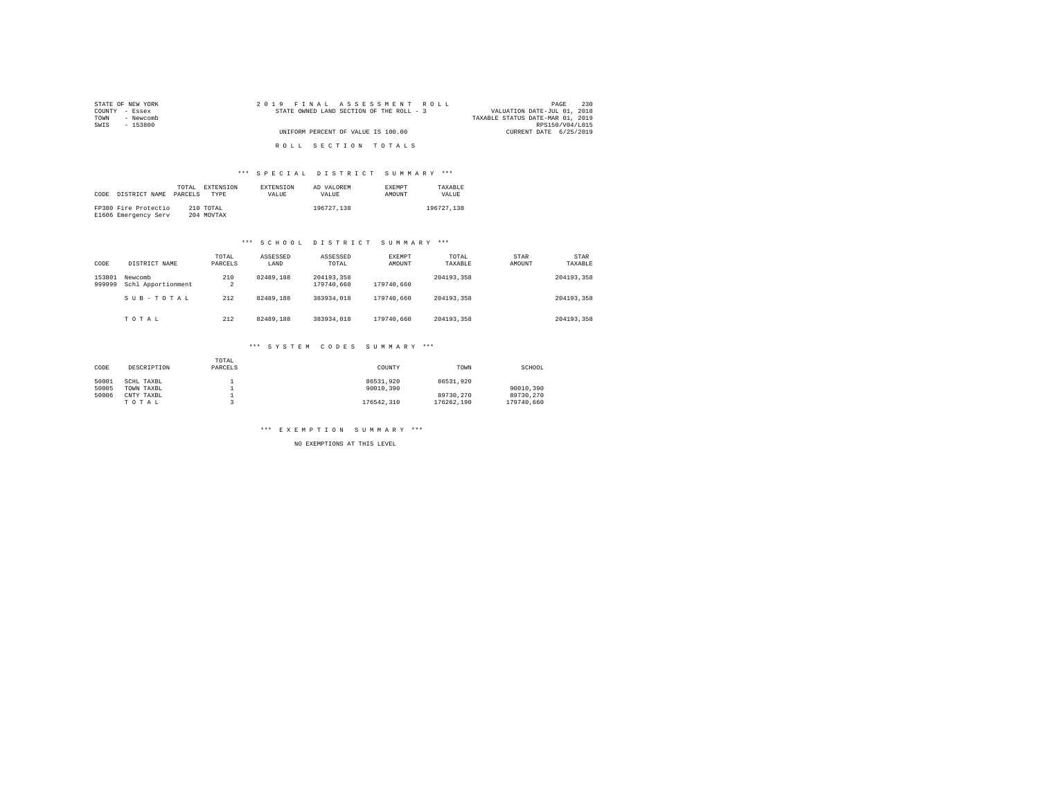STATE OF NEW YORK
COUNTY - Essex
TOWN - Newcomb
SWIS - 153800

2019 FINAL ASSESSMENT ROLL
STATE OWNED LAND SECTION OF THE ROLL - 3
UNIFORM PERCENT OF VALUE IS 100.00

VALUATION DATE-JUL 01, 2018
TAXABLE STATUS DATE-MAR 01, 2019
RPS150/V04/L015
CURRENT DATE 6/25/2019

## ROLL SECTION TOTALS

### *** SPECIAL DISTRICT SUMMARY ***

| CODE | DISTRICT NAME | TOTAL PARCELS | EXTENSION TYPE | EXTENSION VALUE | AD VALOREM VALUE | EXEMPT AMOUNT | TAXABLE VALUE |
|---|---|---|---|---|---|---|---|
| FP380 | Fire Protectio | 210 | TOTAL | | 196727,138 | | 196727,138 |
| E1606 | Emergency Serv | 204 | MOVTAX | | | | |

### *** SCHOOL DISTRICT SUMMARY ***

| CODE | DISTRICT NAME | TOTAL PARCELS | ASSESSED LAND | ASSESSED TOTAL | EXEMPT AMOUNT | TOTAL TAXABLE | STAR AMOUNT | STAR TAXABLE |
|---|---|---|---|---|---|---|---|---|
| 153801 | Newcomb | 210 | 82489,188 | 204193,358 | | 204193,358 | | 204193,358 |
| 999999 | Schl Apportionment | 2 | | 179740,660 | 179740,660 | | | |
| | SUB-TOTAL | 212 | 82489,188 | 383934,018 | 179740,660 | 204193,358 | | 204193,358 |
| | TOTAL | 212 | 82489,188 | 383934,018 | 179740,660 | 204193,358 | | 204193,358 |

### *** SYSTEM CODES SUMMARY ***

| CODE | DESCRIPTION | TOTAL PARCELS | COUNTY | TOWN | SCHOOL |
|---|---|---|---|---|---|
| 50001 | SCHL TAXBL | 1 | 86531,920 | 86531,920 | |
| 50005 | TOWN TAXBL | 1 | 90010,390 | | 90010,390 |
| 50006 | CNTY TAXBL | 1 | | 89730,270 | 89730,270 |
| | TOTAL | 3 | 176542,310 | 176262,190 | 179740,660 |

### *** EXEMPTION SUMMARY ***

NO EXEMPTIONS AT THIS LEVEL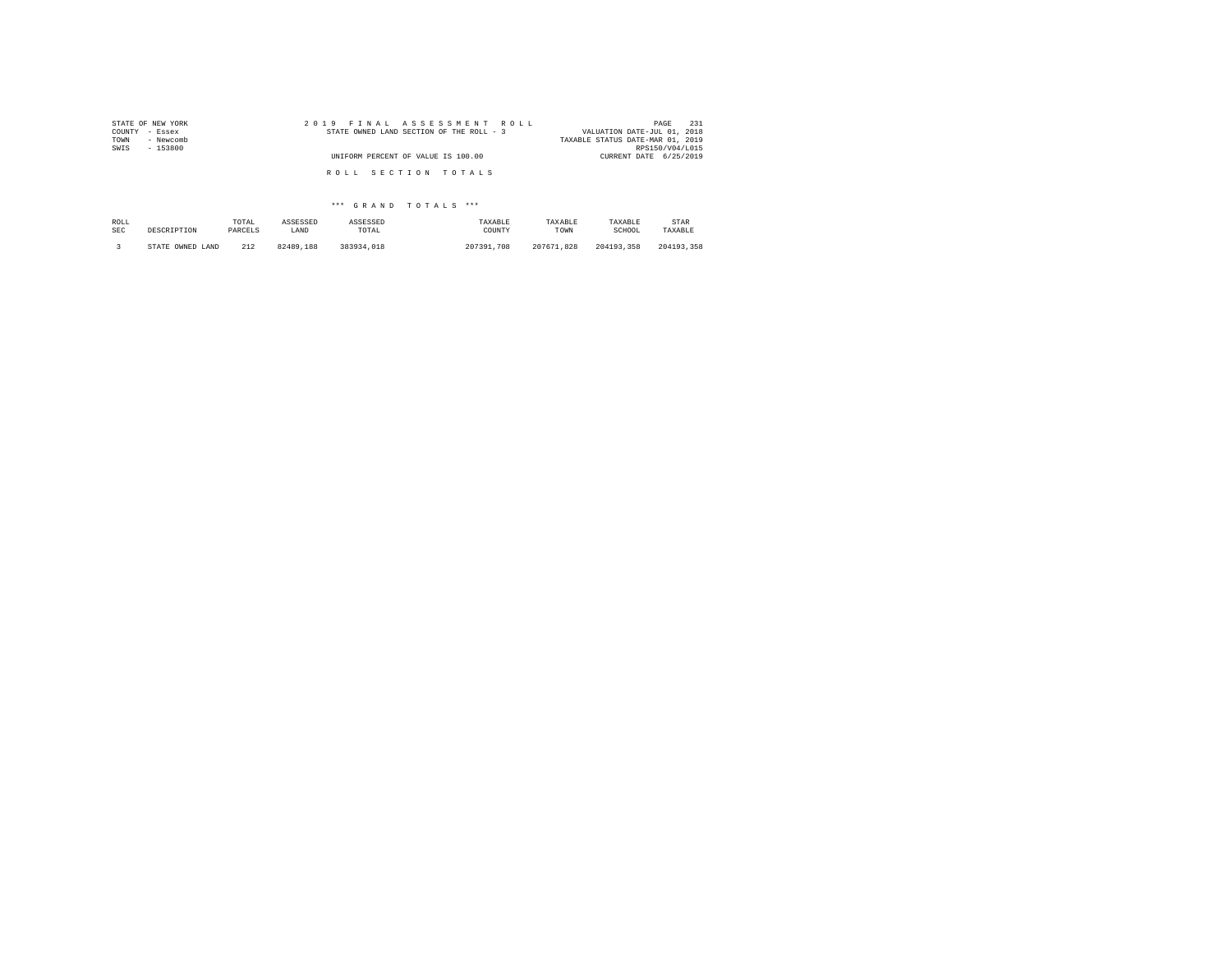STATE OF NEW YORK
COUNTY - Essex
TOWN - Newcomb
SWIS - 153800

2019 FINAL ASSESSMENT ROLL
STATE OWNED LAND SECTION OF THE ROLL - 3

VALUATION DATE-JUL 01, 2018
TAXABLE STATUS DATE-MAR 01, 2019
RPS150/V04/L015
CURRENT DATE 6/25/2019

UNIFORM PERCENT OF VALUE IS 100.00

ROLL SECTION TOTALS

*** GRAND TOTALS ***

| ROLL SEC | DESCRIPTION | TOTAL PARCELS | ASSESSED LAND | ASSESSED TOTAL | TAXABLE COUNTY | TAXABLE TOWN | TAXABLE SCHOOL | STAR TAXABLE |
|---|---|---|---|---|---|---|---|---|
| 3 | STATE OWNED LAND | 212 | 82489,188 | 383934,018 | 207391,708 | 207671,828 | 204193,358 | 204193,358 |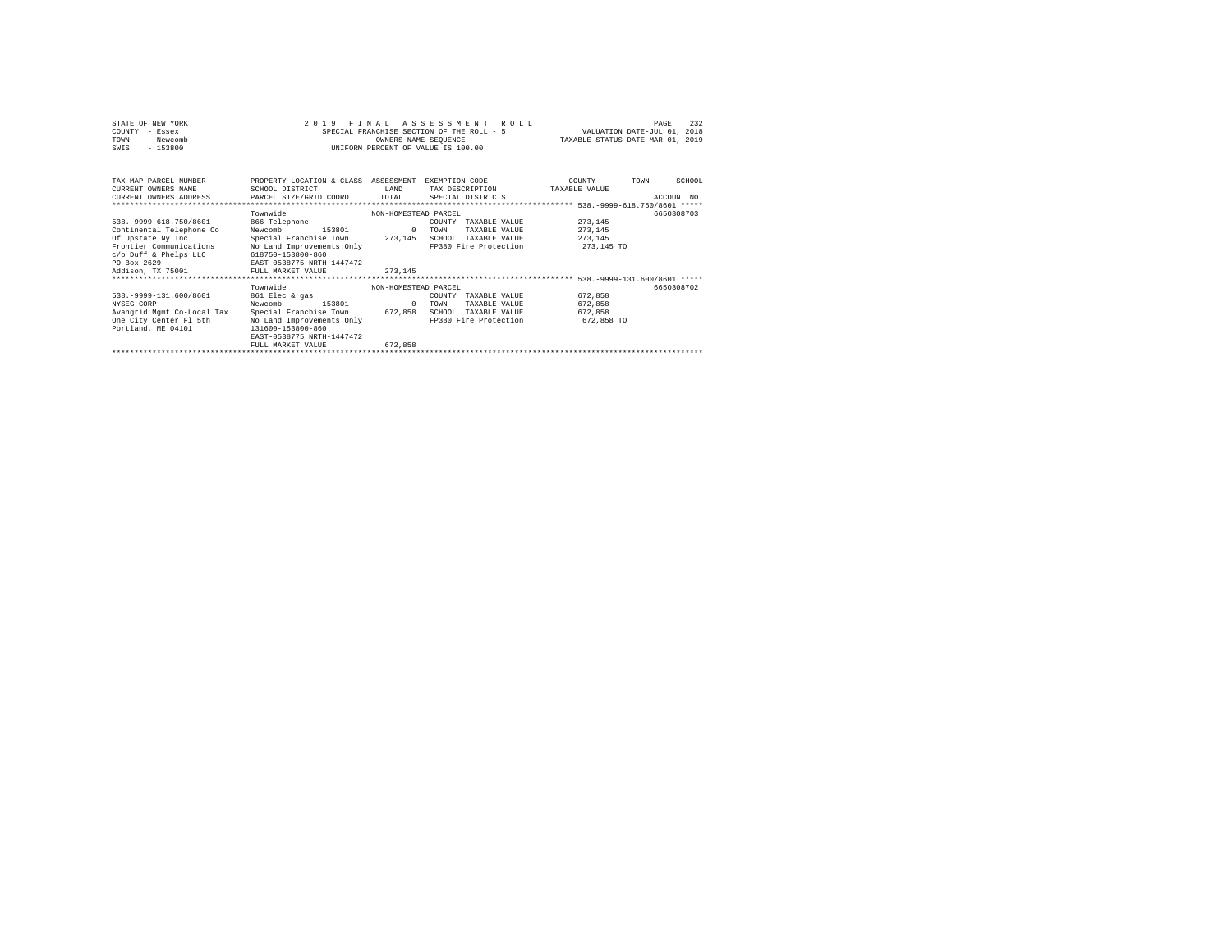STATE OF NEW YORK
COUNTY - Essex
TOWN - Newcomb
SWIS - 153800

2019 FINAL ASSESSMENT ROLL
SPECIAL FRANCHISE SECTION OF THE ROLL - 5
OWNERS NAME SEQUENCE
UNIFORM PERCENT OF VALUE IS 100.00

VALUATION DATE-JUL 01, 2018
TAXABLE STATUS DATE-MAR 01, 2019

| TAX MAP PARCEL NUMBER / CURRENT OWNERS NAME / CURRENT OWNERS ADDRESS | PROPERTY LOCATION & CLASS / SCHOOL DISTRICT / PARCEL SIZE/GRID COORD | ASSESSMENT LAND / TOTAL | EXEMPTION CODE / TAX DESCRIPTION / SPECIAL DISTRICTS | COUNTY / TOWN / SCHOOL TAXABLE VALUE | ACCOUNT NO. |
|---|---|---|---|---|---|
| 538.-9999-618.750/8601 | Townwide | NON-HOMESTEAD PARCEL | | | 6650308703 |
| 538.-9999-618.750/8601 | 866 Telephone | | COUNTY TAXABLE VALUE | 273,145 | |
| Continental Telephone Co | Newcomb 153801 | 0 | TOWN TAXABLE VALUE | 273,145 | |
| Of Upstate Ny Inc | Special Franchise Town | 273,145 | SCHOOL TAXABLE VALUE | 273,145 | |
| Frontier Communications | No Land Improvements Only | | FP380 Fire Protection | 273,145 TO | |
| c/o Duff & Phelps LLC | 618750-153800-860 | | | | |
| PO Box 2629 | EAST-0538775 NRTH-1447472 | | | | |
| Addison, TX 75001 | FULL MARKET VALUE | 273,145 | | | |
| 538.-9999-131.600/8601 | Townwide | NON-HOMESTEAD PARCEL | | | 6650308702 |
| 538.-9999-131.600/8601 | 861 Elec & gas | | COUNTY TAXABLE VALUE | 672,858 | |
| NYSEG CORP | Newcomb 153801 | 0 | TOWN TAXABLE VALUE | 672,858 | |
| Avangrid Mgmt Co-Local Tax | Special Franchise Town | 672,858 | SCHOOL TAXABLE VALUE | 672,858 | |
| One City Center Fl 5th | No Land Improvements Only | | FP380 Fire Protection | 672,858 TO | |
| Portland, ME 04101 | 131600-153800-860 | | | | |
| | EAST-0538775 NRTH-1447472 | | | | |
| | FULL MARKET VALUE | 672,858 | | | |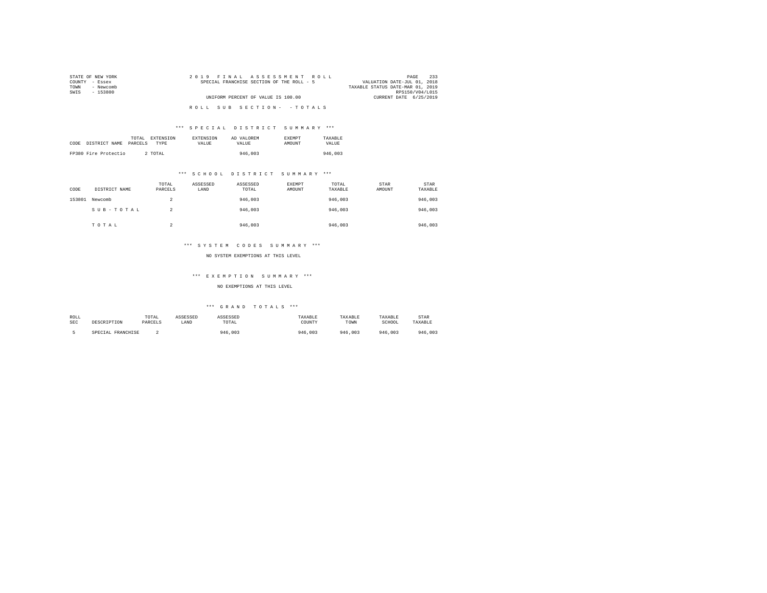STATE OF NEW YORK
COUNTY - Essex
TOWN - Newcomb
SWIS - 153800

2019 FINAL ASSESSMENT ROLL
SPECIAL FRANCHISE SECTION OF THE ROLL - 5
UNIFORM PERCENT OF VALUE IS 100.00

VALUATION DATE-JUL 01, 2018
TAXABLE STATUS DATE-MAR 01, 2019
RPS150/V04/L015
CURRENT DATE 6/25/2019

ROLL SUB SECTION- - TOTALS

### *** SPECIAL DISTRICT SUMMARY ***

| CODE | DISTRICT NAME | TOTAL PARCELS | EXTENSION TYPE | EXTENSION VALUE | AD VALOREM VALUE | EXEMPT AMOUNT | TAXABLE VALUE |
|---|---|---|---|---|---|---|---|
| FP380 | Fire Protectio | 2 | TOTAL | | 946,003 | | 946,003 |

### *** SCHOOL DISTRICT SUMMARY ***

| CODE | DISTRICT NAME | TOTAL PARCELS | ASSESSED LAND | ASSESSED TOTAL | EXEMPT AMOUNT | TOTAL TAXABLE | STAR AMOUNT | STAR TAXABLE |
|---|---|---|---|---|---|---|---|---|
| 153801 | Newcomb | 2 | | 946,003 | | 946,003 | | 946,003 |
| | SUB-TOTAL | 2 | | 946,003 | | 946,003 | | 946,003 |
| | TOTAL | 2 | | 946,003 | | 946,003 | | 946,003 |

### *** SYSTEM CODES SUMMARY ***

NO SYSTEM EXEMPTIONS AT THIS LEVEL

### *** EXEMPTION SUMMARY ***

NO EXEMPTIONS AT THIS LEVEL

### *** GRAND TOTALS ***

| ROLL SEC | DESCRIPTION | TOTAL PARCELS | ASSESSED LAND | ASSESSED TOTAL | TAXABLE COUNTY | TAXABLE TOWN | TAXABLE SCHOOL | STAR TAXABLE |
|---|---|---|---|---|---|---|---|---|
| 5 | SPECIAL FRANCHISE | 2 | | 946,003 | 946,003 | 946,003 | 946,003 | 946,003 |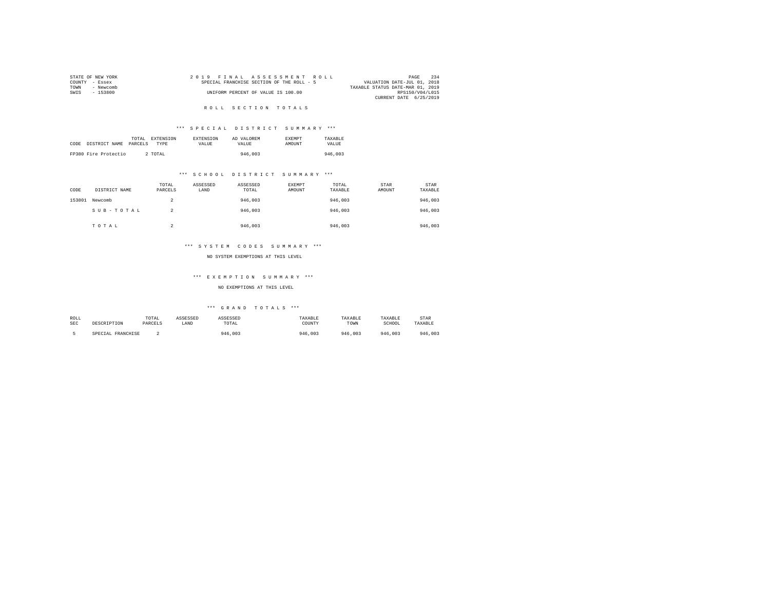STATE OF NEW YORK
COUNTY - Essex
TOWN - Newcomb
SWIS - 153800

2019 FINAL ASSESSMENT ROLL
SPECIAL FRANCHISE SECTION OF THE ROLL - 5
UNIFORM PERCENT OF VALUE IS 100.00

VALUATION DATE-JUL 01, 2018
TAXABLE STATUS DATE-MAR 01, 2019
RPS150/V04/L015
CURRENT DATE 6/25/2019

## ROLL SECTION TOTALS

### *** SPECIAL DISTRICT SUMMARY ***

| CODE | DISTRICT NAME | TOTAL PARCELS | EXTENSION TYPE | EXTENSION VALUE | AD VALOREM VALUE | EXEMPT AMOUNT | TAXABLE VALUE |
|---|---|---|---|---|---|---|---|
| FP380 | Fire Protectio | 2 | TOTAL | | 946,003 | | 946,003 |

### *** SCHOOL DISTRICT SUMMARY ***

| CODE | DISTRICT NAME | TOTAL PARCELS | ASSESSED LAND | ASSESSED TOTAL | EXEMPT AMOUNT | TOTAL TAXABLE | STAR AMOUNT | STAR TAXABLE |
|---|---|---|---|---|---|---|---|---|
| 153801 | Newcomb | 2 | | 946,003 | | 946,003 | | 946,003 |
| | SUB-TOTAL | 2 | | 946,003 | | 946,003 | | 946,003 |
| | TOTAL | 2 | | 946,003 | | 946,003 | | 946,003 |

### *** SYSTEM CODES SUMMARY ***

NO SYSTEM EXEMPTIONS AT THIS LEVEL

### *** EXEMPTION SUMMARY ***

NO EXEMPTIONS AT THIS LEVEL

### *** GRAND TOTALS ***

| ROLL SEC | DESCRIPTION | TOTAL PARCELS | ASSESSED LAND | ASSESSED TOTAL | TAXABLE COUNTY | TAXABLE TOWN | TAXABLE SCHOOL | STAR TAXABLE |
|---|---|---|---|---|---|---|---|---|
| 5 | SPECIAL FRANCHISE | 2 | | 946,003 | 946,003 | 946,003 | 946,003 | 946,003 |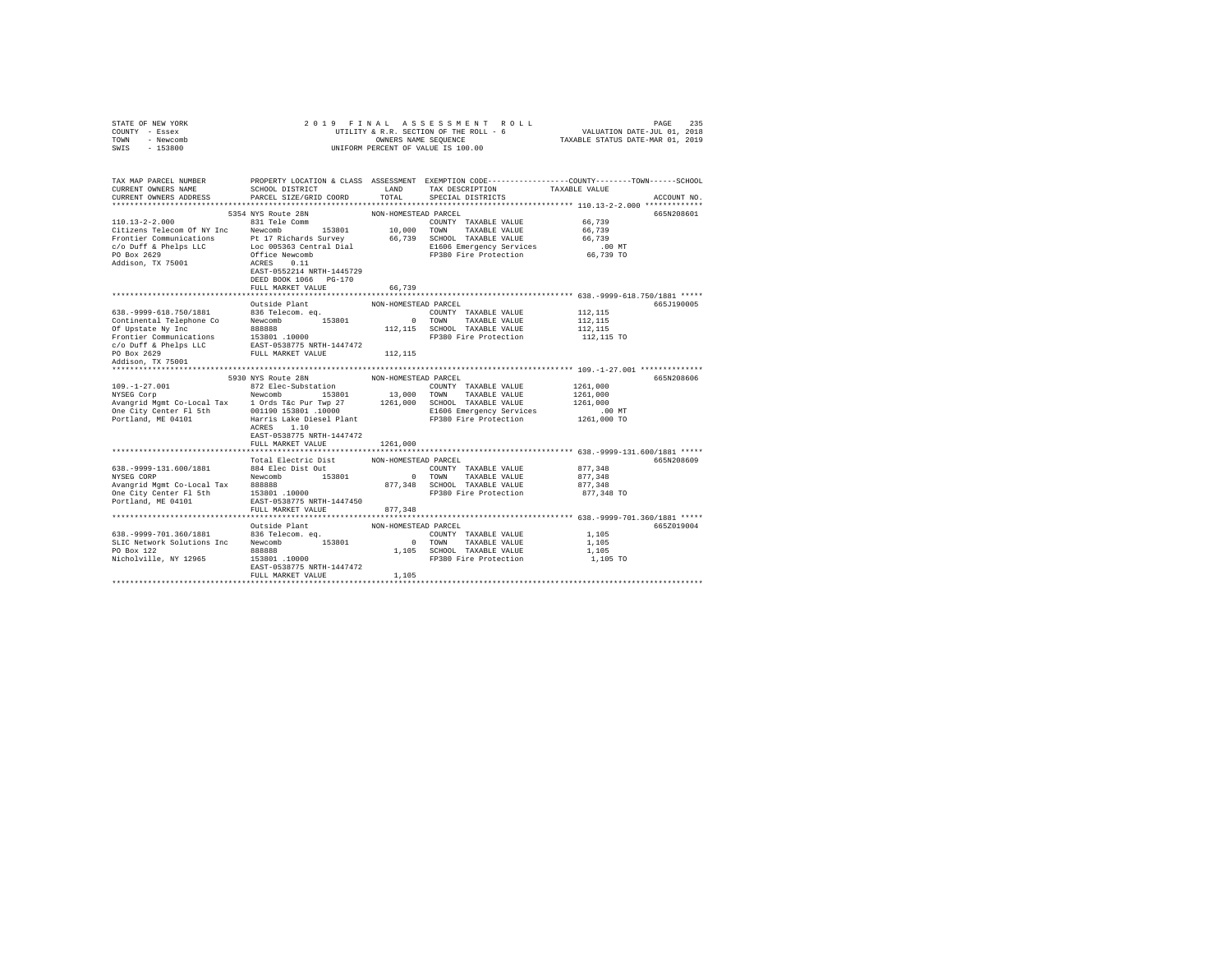STATE OF NEW YORK
COUNTY - Essex
TOWN - Newcomb
SWIS - 153800

2019 FINAL ASSESSMENT ROLL
UTILITY & R.R. SECTION OF THE ROLL - 6
OWNERS NAME SEQUENCE
UNIFORM PERCENT OF VALUE IS 100.00

VALUATION DATE-JUL 01, 2018
TAXABLE STATUS DATE-MAR 01, 2019

| TAX MAP PARCEL NUMBER / CURRENT OWNERS NAME / CURRENT OWNERS ADDRESS | PROPERTY LOCATION & CLASS / SCHOOL DISTRICT / PARCEL SIZE/GRID COORD | ASSESSMENT LAND | TOTAL | EXEMPTION CODE / TAX DESCRIPTION / SPECIAL DISTRICTS | TAXABLE VALUE (COUNTY / TOWN / SCHOOL) | ACCOUNT NO. |
|---|---|---|---|---|---|---|
| **110.13-2-2.000** | 5354 NYS Route 28N | NON-HOMESTEAD PARCEL | | | | 665N208601 |
| 110.13-2-2.000 | 831 Tele Comm | | | COUNTY TAXABLE VALUE | 66,739 | |
| Citizens Telecom Of NY Inc | Newcomb 153801 | 10,000 | | TOWN TAXABLE VALUE | 66,739 | |
| Frontier Communications | Pt 17 Richards Survey | | 66,739 | SCHOOL TAXABLE VALUE | 66,739 | |
| c/o Duff & Phelps LLC | Loc 005363 Central Dial | | | E1606 Emergency Services | .00 MT | |
| PO Box 2629 | Office Newcomb | | | FP380 Fire Protection | 66,739 TO | |
| Addison, TX 75001 | ACRES 0.11 | | | | | |
| | EAST-0552214 NRTH-1445729 | | | | | |
| | DEED BOOK 1066 PG-170 | | | | | |
| | FULL MARKET VALUE | | 66,739 | | | |
| **638.-9999-618.750/1881** | Outside Plant | NON-HOMESTEAD PARCEL | | | | 665J190005 |
| 638.-9999-618.750/1881 | 836 Telecom. eq. | | | COUNTY TAXABLE VALUE | 112,115 | |
| Continental Telephone Co | Newcomb 153801 | 0 | | TOWN TAXABLE VALUE | 112,115 | |
| Of Upstate Ny Inc | 888888 | | 112,115 | SCHOOL TAXABLE VALUE | 112,115 | |
| Frontier Communications | 153801 .10000 | | | FP380 Fire Protection | 112,115 TO | |
| c/o Duff & Phelps LLC | EAST-0538775 NRTH-1447472 | | | | | |
| PO Box 2629 | FULL MARKET VALUE | | 112,115 | | | |
| Addison, TX 75001 | | | | | | |
| **109.-1-27.001** | 5930 NYS Route 28N | NON-HOMESTEAD PARCEL | | | | 665N208606 |
| 109.-1-27.001 | 872 Elec-Substation | | | COUNTY TAXABLE VALUE | 1261,000 | |
| NYSEG Corp | Newcomb 153801 | 13,000 | | TOWN TAXABLE VALUE | 1261,000 | |
| Avangrid Mgmt Co-Local Tax | 1 Ords T&c Pur Twp 27 | | 1261,000 | SCHOOL TAXABLE VALUE | 1261,000 | |
| One City Center Fl 5th | 001190 153801 .10000 | | | E1606 Emergency Services | .00 MT | |
| Portland, ME 04101 | Harris Lake Diesel Plant | | | FP380 Fire Protection | 1261,000 TO | |
| | ACRES 1.10 | | | | | |
| | EAST-0538775 NRTH-1447472 | | | | | |
| | FULL MARKET VALUE | | 1261,000 | | | |
| **638.-9999-131.600/1881** | Total Electric Dist | NON-HOMESTEAD PARCEL | | | | 665N208609 |
| 638.-9999-131.600/1881 | 884 Elec Dist Out | | | COUNTY TAXABLE VALUE | 877,348 | |
| NYSEG CORP | Newcomb 153801 | 0 | | TOWN TAXABLE VALUE | 877,348 | |
| Avangrid Mgmt Co-Local Tax | 888888 | | 877,348 | SCHOOL TAXABLE VALUE | 877,348 | |
| One City Center Fl 5th | 153801 .10000 | | | FP380 Fire Protection | 877,348 TO | |
| Portland, ME 04101 | EAST-0538775 NRTH-1447450 | | | | | |
| | FULL MARKET VALUE | | 877,348 | | | |
| **638.-9999-701.360/1881** | Outside Plant | NON-HOMESTEAD PARCEL | | | | 665Z019004 |
| 638.-9999-701.360/1881 | 836 Telecom. eq. | | | COUNTY TAXABLE VALUE | 1,105 | |
| SLIC Network Solutions Inc | Newcomb 153801 | 0 | | TOWN TAXABLE VALUE | 1,105 | |
| PO Box 122 | 888888 | | 1,105 | SCHOOL TAXABLE VALUE | 1,105 | |
| Nicholville, NY 12965 | 153801 .10000 | | | FP380 Fire Protection | 1,105 TO | |
| | EAST-0538775 NRTH-1447472 | | | | | |
| | FULL MARKET VALUE | | 1,105 | | | |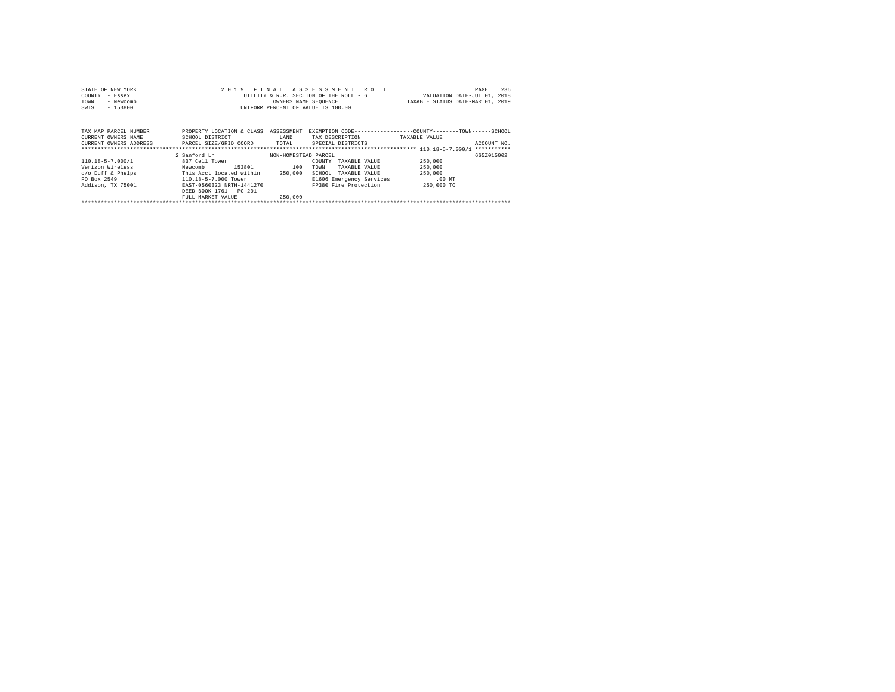STATE OF NEW YORK
COUNTY - Essex
TOWN - Newcomb
SWIS - 153800

2019 FINAL ASSESSMENT ROLL
UTILITY & R.R. SECTION OF THE ROLL - 6
OWNERS NAME SEQUENCE
UNIFORM PERCENT OF VALUE IS 100.00

VALUATION DATE-JUL 01, 2018
TAXABLE STATUS DATE-MAR 01, 2019

| TAX MAP PARCEL NUMBER<br>CURRENT OWNERS NAME<br>CURRENT OWNERS ADDRESS | PROPERTY LOCATION & CLASS<br>SCHOOL DISTRICT<br>PARCEL SIZE/GRID COORD | ASSESSMENT<br>LAND<br>TOTAL | EXEMPTION CODE<br>TAX DESCRIPTION<br>SPECIAL DISTRICTS | COUNTY--------TOWN------SCHOOL<br>TAXABLE VALUE | ACCOUNT NO. |
|---|---|---|---|---|---|
| 110.18-5-7.000/1 | 2 Sanford Ln | NON-HOMESTEAD PARCEL | | | 665Z015002 |
| | 837 Cell Tower | | COUNTY TAXABLE VALUE | 250,000 | |
| Verizon Wireless | Newcomb 153801 | 100 | TOWN TAXABLE VALUE | 250,000 | |
| c/o Duff & Phelps | This Acct located within | 250,000 | SCHOOL TAXABLE VALUE | 250,000 | |
| PO Box 2549 | 110.18-5-7.000 Tower | | E1606 Emergency Services | .00 MT | |
| Addison, TX 75001 | EAST-0560323 NRTH-1441270 | | FP380 Fire Protection | 250,000 TO | |
| | DEED BOOK 1761 PG-201 | | | | |
| | FULL MARKET VALUE | 250,000 | | | |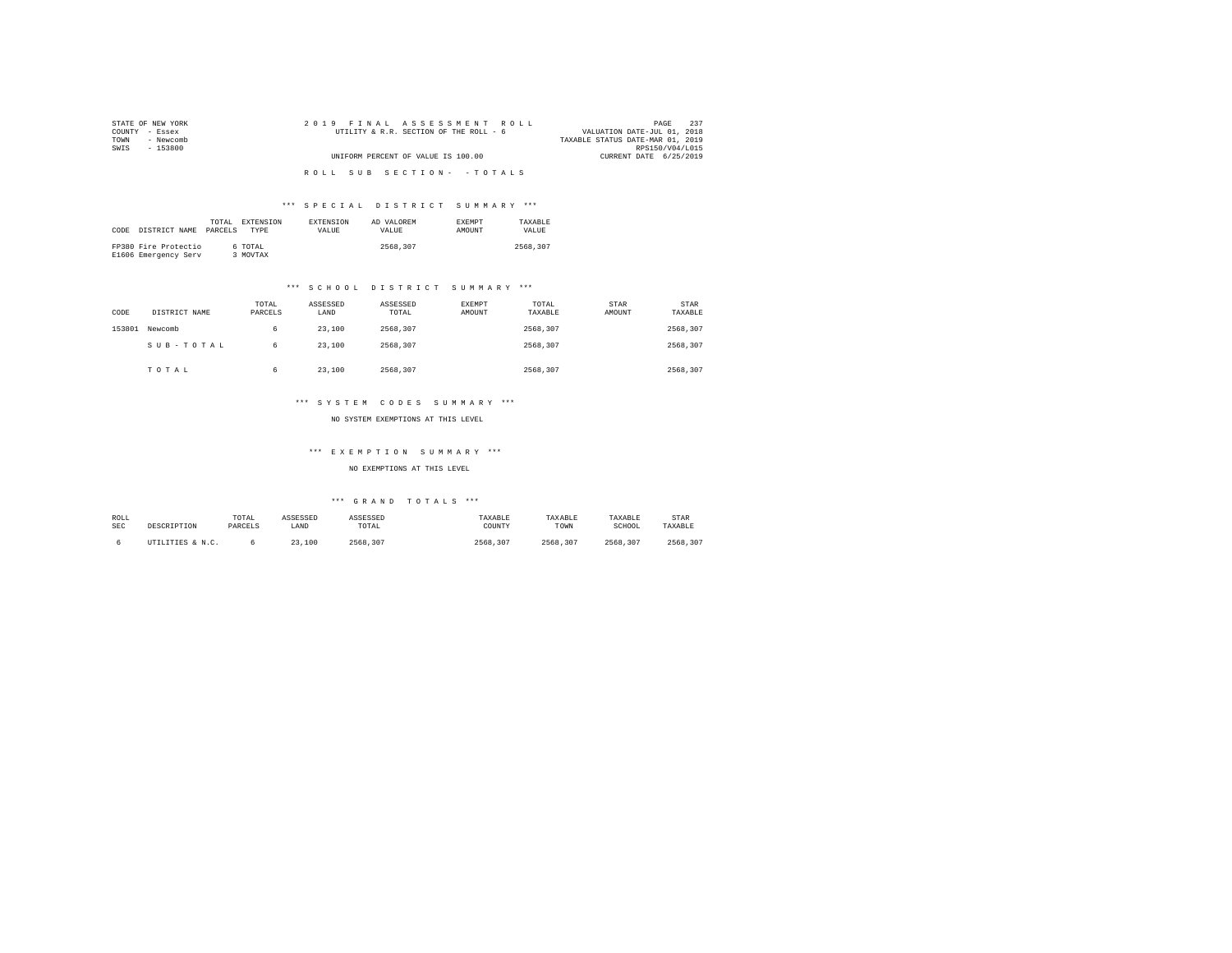STATE OF NEW YORK
COUNTY - Essex
TOWN - Newcomb
SWIS - 153800

2019 FINAL ASSESSMENT ROLL
UTILITY & R.R. SECTION OF THE ROLL - 6
UNIFORM PERCENT OF VALUE IS 100.00

VALUATION DATE-JUL 01, 2018
TAXABLE STATUS DATE-MAR 01, 2019
RPS150/V04/L015
CURRENT DATE 6/25/2019

ROLL SUB SECTION- - TOTALS

*** SPECIAL DISTRICT SUMMARY ***

| CODE | DISTRICT NAME | TOTAL PARCELS | EXTENSION TYPE | EXTENSION VALUE | AD VALOREM VALUE | EXEMPT AMOUNT | TAXABLE VALUE |
|---|---|---|---|---|---|---|---|
| FP380 | Fire Protectio | 6 | TOTAL | | 2568,307 | | 2568,307 |
| E1606 | Emergency Serv | 3 | MOVTAX | | | | |

*** SCHOOL DISTRICT SUMMARY ***

| CODE | DISTRICT NAME | TOTAL PARCELS | ASSESSED LAND | ASSESSED TOTAL | EXEMPT AMOUNT | TOTAL TAXABLE | STAR AMOUNT | STAR TAXABLE |
|---|---|---|---|---|---|---|---|---|
| 153801 | Newcomb | 6 | 23,100 | 2568,307 | | 2568,307 | | 2568,307 |
| | SUB-TOTAL | 6 | 23,100 | 2568,307 | | 2568,307 | | 2568,307 |
| | TOTAL | 6 | 23,100 | 2568,307 | | 2568,307 | | 2568,307 |

*** SYSTEM CODES SUMMARY ***

NO SYSTEM EXEMPTIONS AT THIS LEVEL

*** EXEMPTION SUMMARY ***

NO EXEMPTIONS AT THIS LEVEL

*** GRAND TOTALS ***

| ROLL SEC | DESCRIPTION | TOTAL PARCELS | ASSESSED LAND | ASSESSED TOTAL | TAXABLE COUNTY | TAXABLE TOWN | TAXABLE SCHOOL | STAR TAXABLE |
|---|---|---|---|---|---|---|---|---|
| 6 | UTILITIES & N.C. | 6 | 23,100 | 2568,307 | 2568,307 | 2568,307 | 2568,307 | 2568,307 |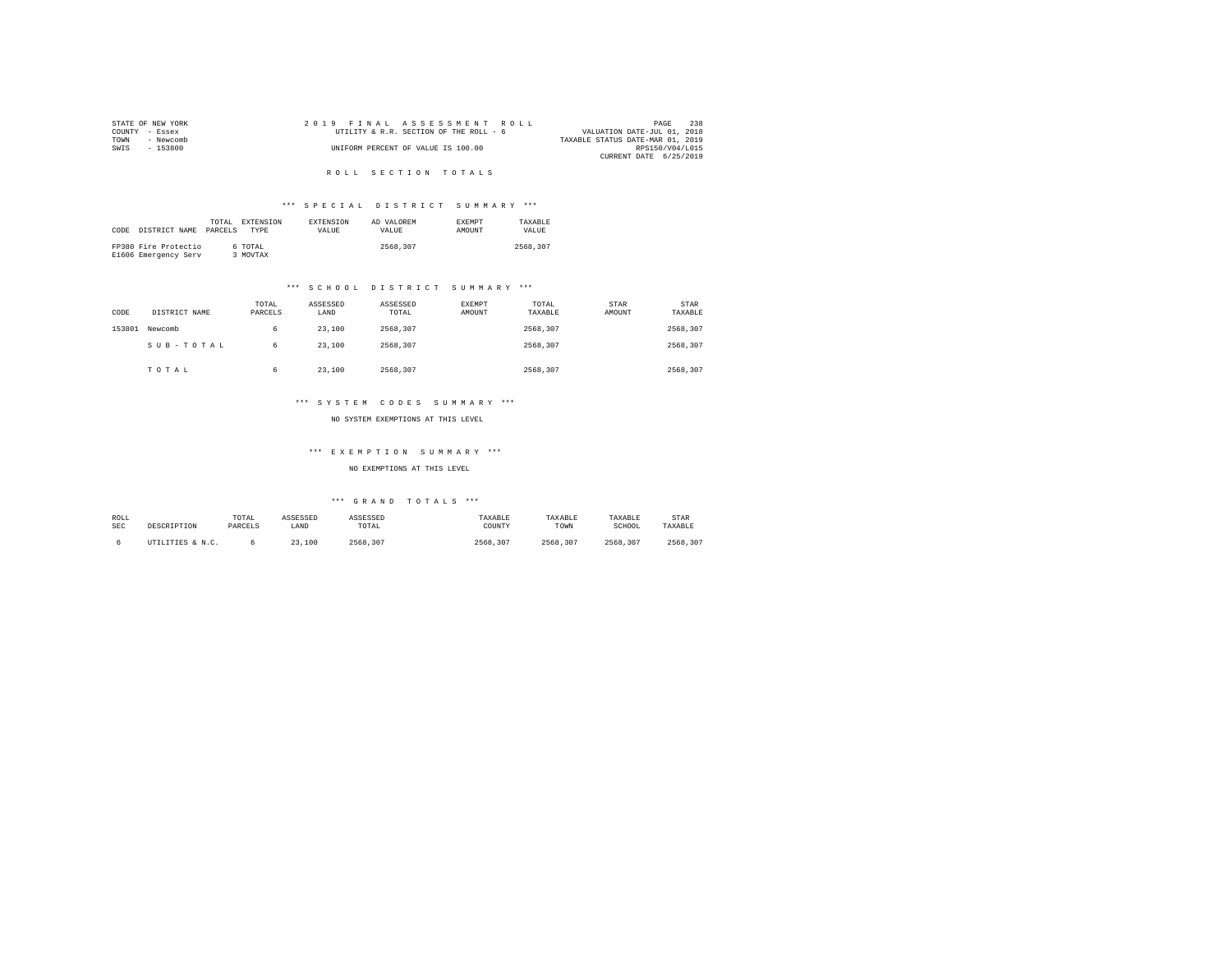STATE OF NEW YORK
COUNTY - Essex
TOWN - Newcomb
SWIS - 153800

2019 FINAL ASSESSMENT ROLL
UTILITY & R.R. SECTION OF THE ROLL - 6
UNIFORM PERCENT OF VALUE IS 100.00

VALUATION DATE-JUL 01, 2018
TAXABLE STATUS DATE-MAR 01, 2019
RPS150/V04/L015
CURRENT DATE 6/25/2019

# ROLL SECTION TOTALS

## *** SPECIAL DISTRICT SUMMARY ***

| CODE DISTRICT NAME | TOTAL PARCELS | EXTENSION TYPE | EXTENSION VALUE | AD VALOREM VALUE | EXEMPT AMOUNT | TAXABLE VALUE |
|---|---|---|---|---|---|---|
| FP380 Fire Protectio | 6 | TOTAL | | 2568,307 | | 2568,307 |
| E1606 Emergency Serv | 3 | MOVTAX | | | | |

## *** SCHOOL DISTRICT SUMMARY ***

| CODE | DISTRICT NAME | TOTAL PARCELS | ASSESSED LAND | ASSESSED TOTAL | EXEMPT AMOUNT | TOTAL TAXABLE | STAR AMOUNT | STAR TAXABLE |
|---|---|---|---|---|---|---|---|---|
| 153801 | Newcomb | 6 | 23,100 | 2568,307 | | 2568,307 | | 2568,307 |
| | S U B - T O T A L | 6 | 23,100 | 2568,307 | | 2568,307 | | 2568,307 |
| | T O T A L | 6 | 23,100 | 2568,307 | | 2568,307 | | 2568,307 |

## *** SYSTEM CODES SUMMARY ***

NO SYSTEM EXEMPTIONS AT THIS LEVEL

## *** EXEMPTION SUMMARY ***

NO EXEMPTIONS AT THIS LEVEL

## *** GRAND TOTALS ***

| ROLL SEC | DESCRIPTION | TOTAL PARCELS | ASSESSED LAND | ASSESSED TOTAL | TAXABLE COUNTY | TAXABLE TOWN | TAXABLE SCHOOL | STAR TAXABLE |
|---|---|---|---|---|---|---|---|---|
| 6 | UTILITIES & N.C. | 6 | 23,100 | 2568,307 | 2568,307 | 2568,307 | 2568,307 | 2568,307 |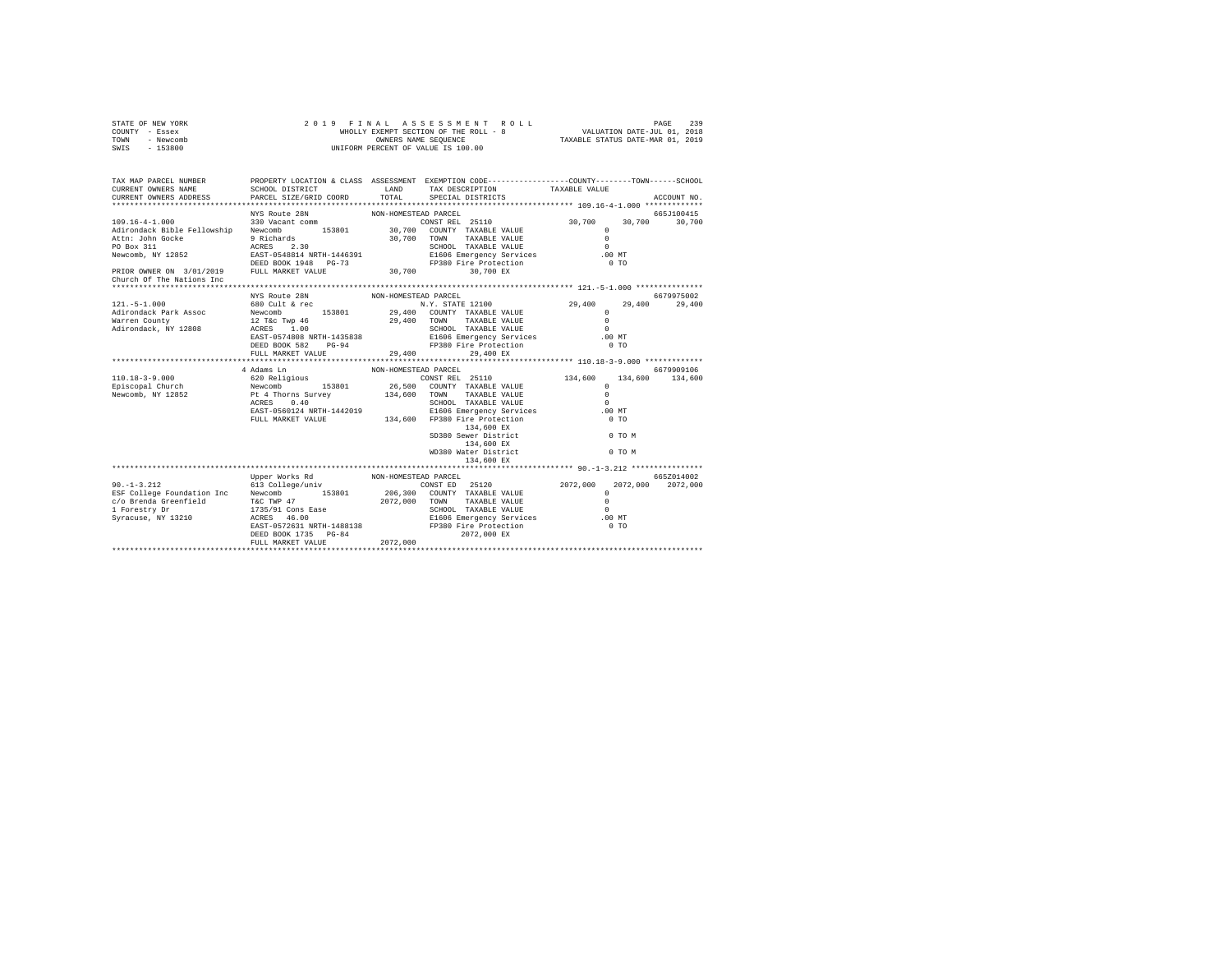```
STATE OF NEW YORK              2 0 1 9  F I N A L  A S S E S S M E N T  R O L L                    PAGE  239
COUNTY  - Essex                     WHOLLY EXEMPT SECTION OF THE ROLL - 8           VALUATION DATE-JUL 01, 2018
TOWN    - Newcomb                         OWNERS NAME SEQUENCE                  TAXABLE STATUS DATE-MAR 01, 2019
SWIS    - 153800                    UNIFORM PERCENT OF VALUE IS 100.00


TAX MAP PARCEL NUMBER          PROPERTY LOCATION & CLASS  ASSESSMENT  EXEMPTION CODE-----------------COUNTY--------TOWN------SCHOOL
CURRENT OWNERS NAME            SCHOOL DISTRICT               LAND      TAX DESCRIPTION            TAXABLE VALUE
CURRENT OWNERS ADDRESS         PARCEL SIZE/GRID COORD        TOTAL     SPECIAL DISTRICTS                                 ACCOUNT NO.
******************************************************************************************************* 109.16-4-1.000 *************
                               NYS Route 28N              NON-HOMESTEAD PARCEL                                           665J100415
109.16-4-1.000                 330 Vacant comm                      CONST REL  25110              30,700     30,700     30,700
Adirondack Bible Fellowship    Newcomb        153801       30,700   COUNTY  TAXABLE VALUE              0
Attn: John Gocke               9 Richards                  30,700   TOWN    TAXABLE VALUE              0
PO Box 311                     ACRES    2.30                         SCHOOL  TAXABLE VALUE              0
Newcomb, NY 12852              EAST-0548814 NRTH-1446391             E1606 Emergency Services          .00 MT
                               DEED BOOK 1948   PG-73                FP380 Fire Protection               0 TO
PRIOR OWNER ON 3/01/2019       FULL MARKET VALUE           30,700           30,700 EX
Church Of The Nations Inc
******************************************************************************************************* 121.-5-1.000 ***************
                               NYS Route 28N              NON-HOMESTEAD PARCEL                                           6679975002
121.-5-1.000                   680 Cult & rec                       N.Y. STATE 12100              29,400     29,400     29,400
Adirondack Park Assoc          Newcomb        153801       29,400   COUNTY  TAXABLE VALUE              0
Warren County                  12 T&c Twp 46               29,400   TOWN    TAXABLE VALUE              0
Adirondack, NY 12808           ACRES    1.00                         SCHOOL  TAXABLE VALUE              0
                               EAST-0574808 NRTH-1435838             E1606 Emergency Services          .00 MT
                               DEED BOOK 582    PG-94                FP380 Fire Protection               0 TO
                               FULL MARKET VALUE           29,400           29,400 EX
******************************************************************************************************* 110.18-3-9.000 *************
                               4 Adams Ln                 NON-HOMESTEAD PARCEL                                           6679909106
110.18-3-9.000                 620 Religious                        CONST REL  25110             134,600    134,600    134,600
Episcopal Church               Newcomb        153801       26,500   COUNTY  TAXABLE VALUE              0
Newcomb, NY 12852              Pt 4 Thorns Survey         134,600   TOWN    TAXABLE VALUE              0
                               ACRES    0.40                         SCHOOL  TAXABLE VALUE              0
                               EAST-0560124 NRTH-1442019             E1606 Emergency Services          .00 MT
                               FULL MARKET VALUE          134,600   FP380 Fire Protection               0 TO
                                                                           134,600 EX
                                                                     SD380 Sewer District               0 TO M
                                                                           134,600 EX
                                                                     WD380 Water District               0 TO M
                                                                           134,600 EX
******************************************************************************************************* 90.-1-3.212 ****************
                               Upper Works Rd             NON-HOMESTEAD PARCEL                                           665Z014002
90.-1-3.212                    613 College/univ                     CONST ED   25120             2072,000   2072,000   2072,000
ESF College Foundation Inc     Newcomb        153801      206,300   COUNTY  TAXABLE VALUE              0
c/o Brenda Greenfield          T&C TWP 47                2072,000   TOWN    TAXABLE VALUE              0
1 Forestry Dr                  1735/91 Cons Ease                     SCHOOL  TAXABLE VALUE              0
Syracuse, NY 13210             ACRES   46.00                         E1606 Emergency Services          .00 MT
                               EAST-0572631 NRTH-1488138             FP380 Fire Protection               0 TO
                               DEED BOOK 1735   PG-84                      2072,000 EX
                               FULL MARKET VALUE         2072,000
************************************************************************************************************************************
```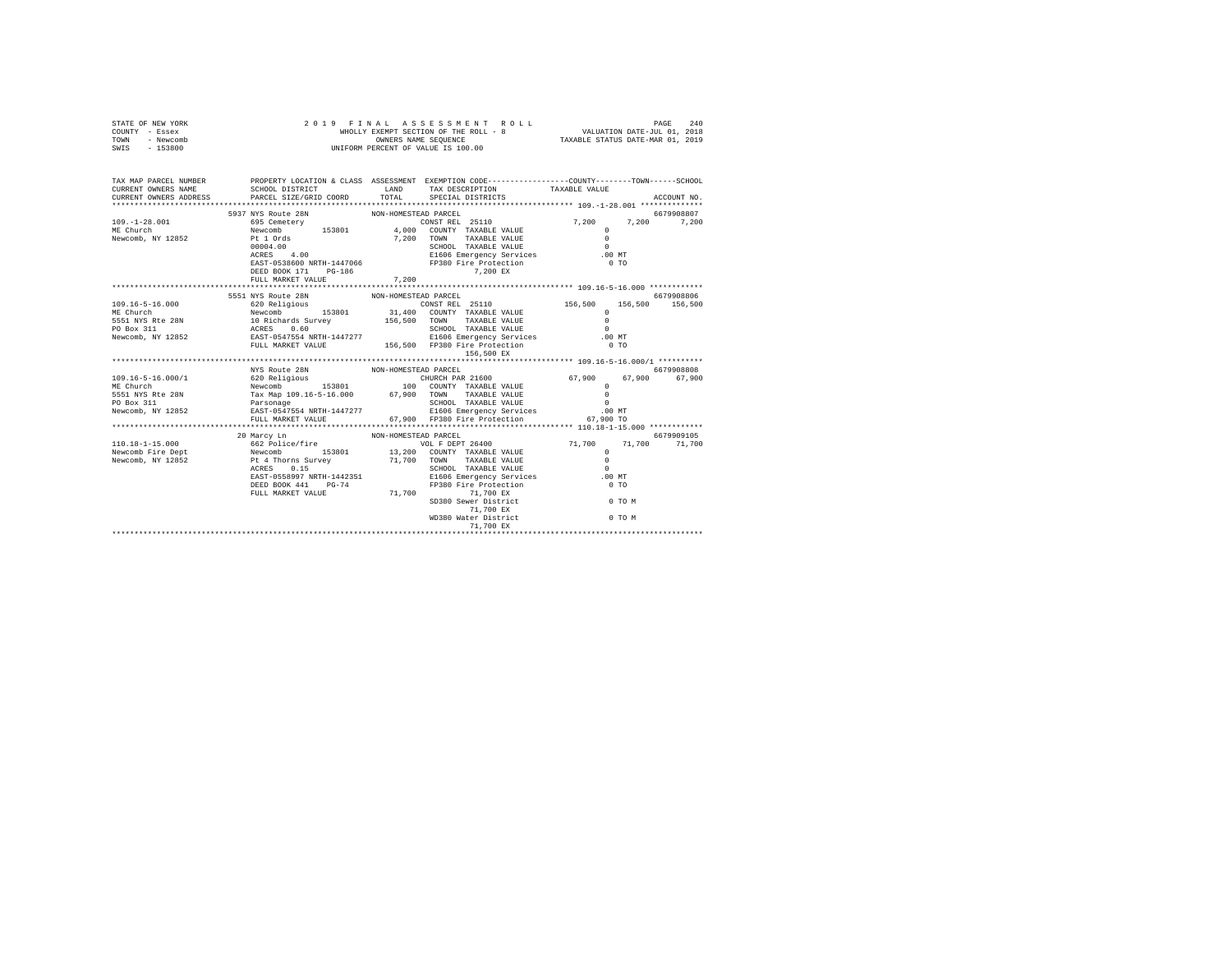STATE OF NEW YORK — 2019 FINAL ASSESSMENT ROLL
COUNTY - Essex — WHOLLY EXEMPT SECTION OF THE ROLL - 8 — VALUATION DATE-JUL 01, 2018
TOWN - Newcomb — OWNERS NAME SEQUENCE — TAXABLE STATUS DATE-MAR 01, 2019
SWIS - 153800 — UNIFORM PERCENT OF VALUE IS 100.00

| TAX MAP PARCEL NUMBER / CURRENT OWNERS NAME / CURRENT OWNERS ADDRESS | PROPERTY LOCATION & CLASS / SCHOOL DISTRICT / PARCEL SIZE/GRID COORD | ASSESSMENT LAND / TOTAL | EXEMPTION CODE / TAX DESCRIPTION / SPECIAL DISTRICTS | COUNTY TAXABLE VALUE | TOWN | SCHOOL / ACCOUNT NO. |
|---|---|---|---|---|---|---|
| **109.-1-28.001** | 5937 NYS Route 28N — NON-HOMESTEAD PARCEL | | | | | 6679908807 |
| 109.-1-28.001 | 695 Cemetery | | CONST REL 25110 | 7,200 | 7,200 | 7,200 |
| ME Church | Newcomb 153801 | 4,000 | COUNTY TAXABLE VALUE | 0 | | |
| Newcomb, NY 12852 | Pt 1 Ords | 7,200 | TOWN TAXABLE VALUE | 0 | | |
| | 00004.00 | | SCHOOL TAXABLE VALUE | 0 | | |
| | ACRES 4.00 | | E1606 Emergency Services | .00 MT | | |
| | EAST-0538600 NRTH-1447066 | | FP380 Fire Protection | 0 TO | | |
| | DEED BOOK 171 PG-186 | | 7,200 EX | | | |
| | FULL MARKET VALUE | 7,200 | | | | |
| **109.16-5-16.000** | 5551 NYS Route 28N — NON-HOMESTEAD PARCEL | | | | | 6679908806 |
| 109.16-5-16.000 | 620 Religious | | CONST REL 25110 | 156,500 | 156,500 | 156,500 |
| ME Church | Newcomb 153801 | 31,400 | COUNTY TAXABLE VALUE | 0 | | |
| 5551 NYS Rte 28N | 10 Richards Survey | 156,500 | TOWN TAXABLE VALUE | 0 | | |
| PO Box 311 | ACRES 0.60 | | SCHOOL TAXABLE VALUE | 0 | | |
| Newcomb, NY 12852 | EAST-0547554 NRTH-1447277 | | E1606 Emergency Services | .00 MT | | |
| | FULL MARKET VALUE | 156,500 | FP380 Fire Protection | 0 TO | | |
| | | | 156,500 EX | | | |
| **109.16-5-16.000/1** | NYS Route 28N — NON-HOMESTEAD PARCEL | | | | | 6679908808 |
| 109.16-5-16.000/1 | 620 Religious | | CHURCH PAR 21600 | 67,900 | 67,900 | 67,900 |
| ME Church | Newcomb 153801 | 100 | COUNTY TAXABLE VALUE | 0 | | |
| 5551 NYS Rte 28N | Tax Map 109.16-5-16.000 | 67,900 | TOWN TAXABLE VALUE | 0 | | |
| PO Box 311 | Parsonage | | SCHOOL TAXABLE VALUE | 0 | | |
| Newcomb, NY 12852 | EAST-0547554 NRTH-1447277 | | E1606 Emergency Services | .00 MT | | |
| | FULL MARKET VALUE | 67,900 | FP380 Fire Protection | 67,900 TO | | |
| **110.18-1-15.000** | 20 Marcy Ln — NON-HOMESTEAD PARCEL | | | | | 6679909105 |
| 110.18-1-15.000 | 662 Police/fire | | VOL F DEPT 26400 | 71,700 | 71,700 | 71,700 |
| Newcomb Fire Dept | Newcomb 153801 | 13,200 | COUNTY TAXABLE VALUE | 0 | | |
| Newcomb, NY 12852 | Pt 4 Thorns Survey | 71,700 | TOWN TAXABLE VALUE | 0 | | |
| | ACRES 0.15 | | SCHOOL TAXABLE VALUE | 0 | | |
| | EAST-0558997 NRTH-1442351 | | E1606 Emergency Services | .00 MT | | |
| | DEED BOOK 441 PG-74 | | FP380 Fire Protection | 0 TO | | |
| | FULL MARKET VALUE | 71,700 | 71,700 EX | | | |
| | | | SD380 Sewer District | 0 TO M | | |
| | | | 71,700 EX | | | |
| | | | WD380 Water District | 0 TO M | | |
| | | | 71,700 EX | | | |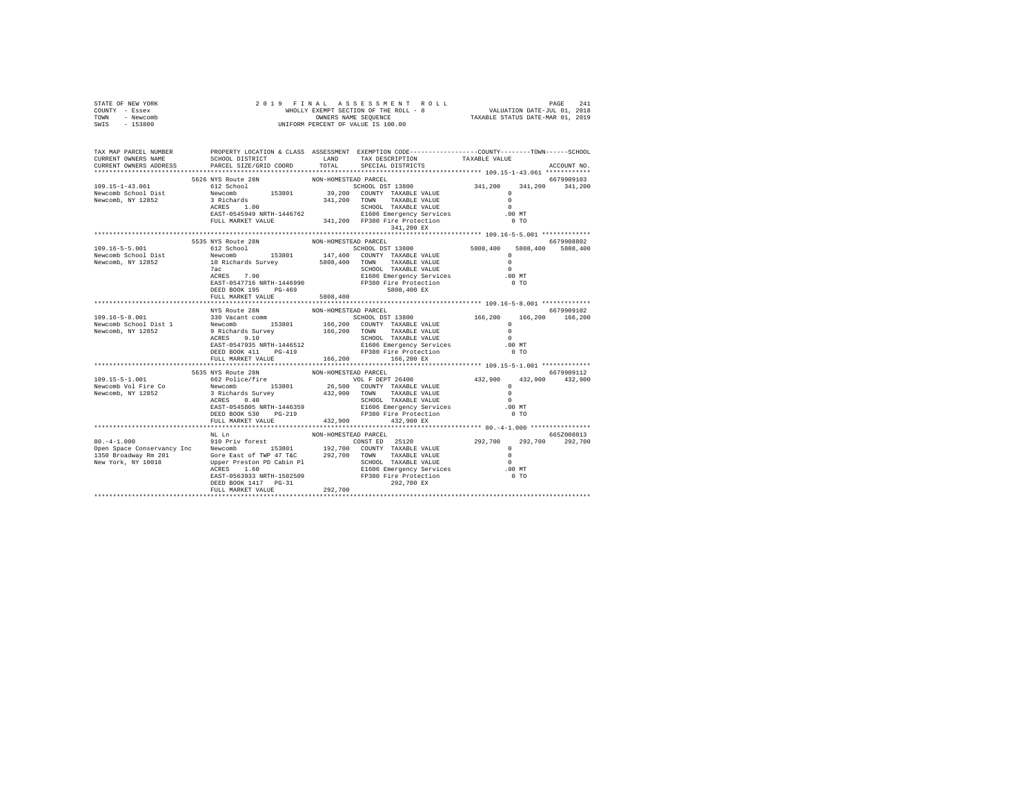```
STATE OF NEW YORK              2 0 1 9  F I N A L   A S S E S S M E N T   R O L L                    PAGE   241
COUNTY  - Essex                   WHOLLY EXEMPT SECTION OF THE ROLL - 8          VALUATION DATE-JUL 01, 2018
TOWN    - Newcomb                         OWNERS NAME SEQUENCE                  TAXABLE STATUS DATE-MAR 01, 2019
SWIS    - 153800                    UNIFORM PERCENT OF VALUE IS 100.00

TAX MAP PARCEL NUMBER      PROPERTY LOCATION & CLASS  ASSESSMENT  EXEMPTION CODE-----------------COUNTY--------TOWN------SCHOOL
CURRENT OWNERS NAME        SCHOOL DISTRICT              LAND      TAX DESCRIPTION           TAXABLE VALUE
CURRENT OWNERS ADDRESS     PARCEL SIZE/GRID COORD      TOTAL      SPECIAL DISTRICTS                                  ACCOUNT NO.
******************************************************************************************* 109.15-1-43.061 ************
                    5626 NYS Route 28N              NON-HOMESTEAD PARCEL                                             6679909103
109.15-1-43.061            612 School                             SCHOOL DST 13800            341,200    341,200    341,200
Newcomb School Dist        Newcomb        153801       39,200   COUNTY  TAXABLE VALUE              0
Newcomb, NY 12852          3 Richards                 341,200   TOWN    TAXABLE VALUE              0
                           ACRES    1.00                        SCHOOL  TAXABLE VALUE              0
                           EAST-0545949 NRTH-1446762            E1606 Emergency Services         .00 MT
                           FULL MARKET VALUE          341,200   FP380 Fire Protection              0 TO
                                                                      341,200 EX
******************************************************************************************* 109.16-5-5.001 *************
                    5535 NYS Route 28N              NON-HOMESTEAD PARCEL                                             6679908802
109.16-5-5.001             612 School                             SCHOOL DST 13800           5808,400   5808,400   5808,400
Newcomb School Dist        Newcomb        153801      147,400   COUNTY  TAXABLE VALUE              0
Newcomb, NY 12852          10 Richards Survey        5808,400   TOWN    TAXABLE VALUE              0
                           7ac                                  SCHOOL  TAXABLE VALUE              0
                           ACRES    7.90                        E1606 Emergency Services         .00 MT
                           EAST-0547716 NRTH-1446990            FP380 Fire Protection              0 TO
                           DEED BOOK 195    PG-469                    5808,400 EX
                           FULL MARKET VALUE         5808,400
******************************************************************************************* 109.16-5-8.001 *************
                           NYS Route 28N              NON-HOMESTEAD PARCEL                                           6679909102
109.16-5-8.001             330 Vacant comm                        SCHOOL DST 13800            166,200    166,200    166,200
Newcomb School Dist 1      Newcomb        153801      166,200   COUNTY  TAXABLE VALUE              0
Newcomb, NY 12852          9 Richards Survey          166,200   TOWN    TAXABLE VALUE              0
                           ACRES    9.10                        SCHOOL  TAXABLE VALUE              0
                           EAST-0547935 NRTH-1446512            E1606 Emergency Services         .00 MT
                           DEED BOOK 411    PG-419              FP380 Fire Protection              0 TO
                           FULL MARKET VALUE          166,200         166,200 EX
******************************************************************************************* 109.15-5-1.001 *************
                    5635 NYS Route 28N              NON-HOMESTEAD PARCEL                                             6679909112
109.15-5-1.001             662 Police/fire                        VOL F DEPT 26400            432,900    432,900    432,900
Newcomb Vol Fire Co        Newcomb        153801       26,500   COUNTY  TAXABLE VALUE              0
Newcomb, NY 12852          3 Richards Survey          432,900   TOWN    TAXABLE VALUE              0
                           ACRES    0.40                        SCHOOL  TAXABLE VALUE              0
                           EAST-0545805 NRTH-1446359            E1606 Emergency Services         .00 MT
                           DEED BOOK 530    PG-219              FP380 Fire Protection              0 TO
                           FULL MARKET VALUE          432,900         432,900 EX
******************************************************************************************* 80.-4-1.000 ****************
                           NL Ln                      NON-HOMESTEAD PARCEL                                           665Z008013
80.-4-1.000                910 Priv forest                        CONST ED   25120            292,700    292,700    292,700
Open Space Conservancy Inc Newcomb        153801      192,700   COUNTY  TAXABLE VALUE              0
1350 Broadway Rm 201       Gore East of TWP 47 T&C    292,700   TOWN    TAXABLE VALUE              0
New York, NY 10018         Upper Preston PD Cabin Pl            SCHOOL  TAXABLE VALUE              0
                           ACRES    1.60                        E1606 Emergency Services         .00 MT
                           EAST-0563933 NRTH-1502509            FP380 Fire Protection              0 TO
                           DEED BOOK 1417   PG-31                     292,700 EX
                           FULL MARKET VALUE          292,700
************************************************************************************************************************
```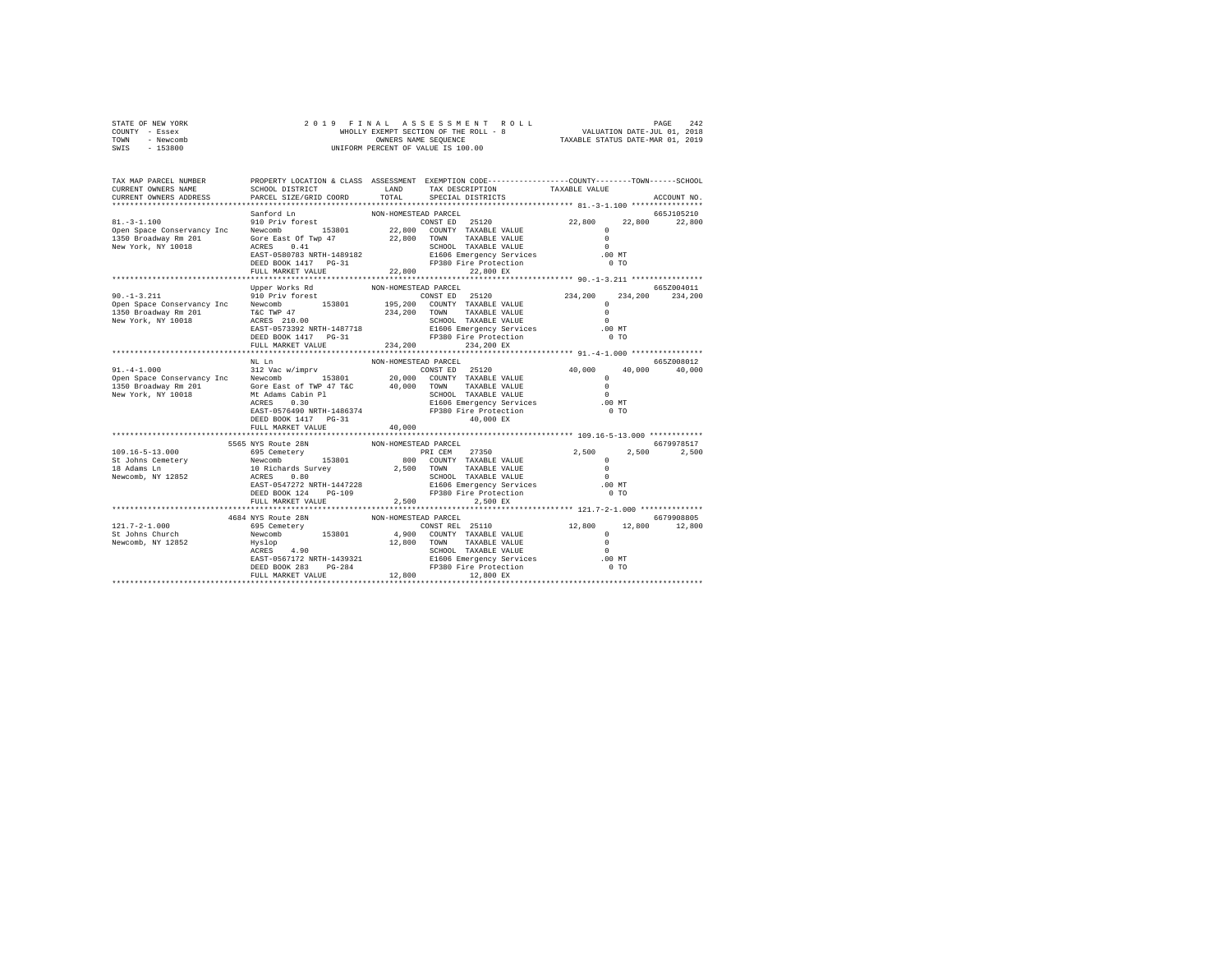STATE OF NEW YORK                    2 0 1 9   F I N A L   A S S E S S M E N T   R O L L
COUNTY - Essex                         WHOLLY EXEMPT SECTION OF THE ROLL - 8          VALUATION DATE-JUL 01, 2018
TOWN - Newcomb                              OWNERS NAME SEQUENCE                TAXABLE STATUS DATE-MAR 01, 2019
SWIS - 153800                          UNIFORM PERCENT OF VALUE IS 100.00

```
TAX MAP PARCEL NUMBER      PROPERTY LOCATION & CLASS  ASSESSMENT  EXEMPTION CODE-----------------COUNTY--------TOWN------SCHOOL
CURRENT OWNERS NAME        SCHOOL DISTRICT             LAND      TAX DESCRIPTION            TAXABLE VALUE
CURRENT OWNERS ADDRESS     PARCEL SIZE/GRID COORD     TOTAL      SPECIAL DISTRICTS                                     ACCOUNT NO.
******************************************************************************************* 81.-3-1.100 ****************
                           Sanford Ln                 NON-HOMESTEAD PARCEL                                             665J105210
81.-3-1.100                910 Priv forest                      CONST ED   25120            22,800     22,800     22,800
Open Space Conservancy Inc  Newcomb       153801       22,800   COUNTY  TAXABLE VALUE             0
1350 Broadway Rm 201       Gore East Of Twp 47         22,800   TOWN    TAXABLE VALUE             0
New York, NY 10018         ACRES    0.41                        SCHOOL  TAXABLE VALUE             0
                           EAST-0580783 NRTH-1489182            E1606 Emergency Services        .00 MT
                           DEED BOOK 1417   PG-31               FP380 Fire Protection             0 TO
                           FULL MARKET VALUE           22,800        22,800 EX
******************************************************************************************* 90.-1-3.211 ****************
                           Upper Works Rd             NON-HOMESTEAD PARCEL                                             665Z004011
90.-1-3.211                910 Priv forest                      CONST ED   25120           234,200    234,200    234,200
Open Space Conservancy Inc  Newcomb       153801      195,200   COUNTY  TAXABLE VALUE             0
1350 Broadway Rm 201       T&C TWP 47                 234,200   TOWN    TAXABLE VALUE             0
New York, NY 10018         ACRES  210.00                        SCHOOL  TAXABLE VALUE             0
                           EAST-0573392 NRTH-1487718            E1606 Emergency Services        .00 MT
                           DEED BOOK 1417   PG-31               FP380 Fire Protection             0 TO
                           FULL MARKET VALUE          234,200       234,200 EX
******************************************************************************************* 91.-4-1.000 ****************
                           NL Ln                      NON-HOMESTEAD PARCEL                                             665Z008012
91.-4-1.000                312 Vac w/imprv                      CONST ED   25120            40,000     40,000     40,000
Open Space Conservancy Inc  Newcomb       153801       20,000   COUNTY  TAXABLE VALUE             0
1350 Broadway Rm 201       Gore East of TWP 47 T&C     40,000   TOWN    TAXABLE VALUE             0
New York, NY 10018         Mt Adams Cabin Pl                    SCHOOL  TAXABLE VALUE             0
                           ACRES    0.30                        E1606 Emergency Services        .00 MT
                           EAST-0576490 NRTH-1486374            FP380 Fire Protection             0 TO
                           DEED BOOK 1417   PG-31                    40,000 EX
                           FULL MARKET VALUE           40,000
******************************************************************************************* 109.16-5-13.000 ************
                      5565 NYS Route 28N              NON-HOMESTEAD PARCEL                                             6679978517
109.16-5-13.000            695 Cemetery                         PRI CEM    27350             2,500      2,500      2,500
St Johns Cemetery          Newcomb       153801          800    COUNTY  TAXABLE VALUE             0
18 Adams Ln                10 Richards Survey           2,500   TOWN    TAXABLE VALUE             0
Newcomb, NY 12852          ACRES    0.80                        SCHOOL  TAXABLE VALUE             0
                           EAST-0547272 NRTH-1447228            E1606 Emergency Services        .00 MT
                           DEED BOOK 124    PG-109              FP380 Fire Protection             0 TO
                           FULL MARKET VALUE            2,500         2,500 EX
******************************************************************************************* 121.7-2-1.000 **************
                      4684 NYS Route 28N              NON-HOMESTEAD PARCEL                                             6679908805
121.7-2-1.000              695 Cemetery                         CONST REL  25110            12,800     12,800     12,800
St Johns Church            Newcomb       153801        4,900    COUNTY  TAXABLE VALUE             0
Newcomb, NY 12852          Hyslop                      12,800   TOWN    TAXABLE VALUE             0
                           ACRES    4.90                        SCHOOL  TAXABLE VALUE             0
                           EAST-0567172 NRTH-1439321            E1606 Emergency Services        .00 MT
                           DEED BOOK 283    PG-284              FP380 Fire Protection             0 TO
                           FULL MARKET VALUE           12,800        12,800 EX
************************************************************************************************************************
```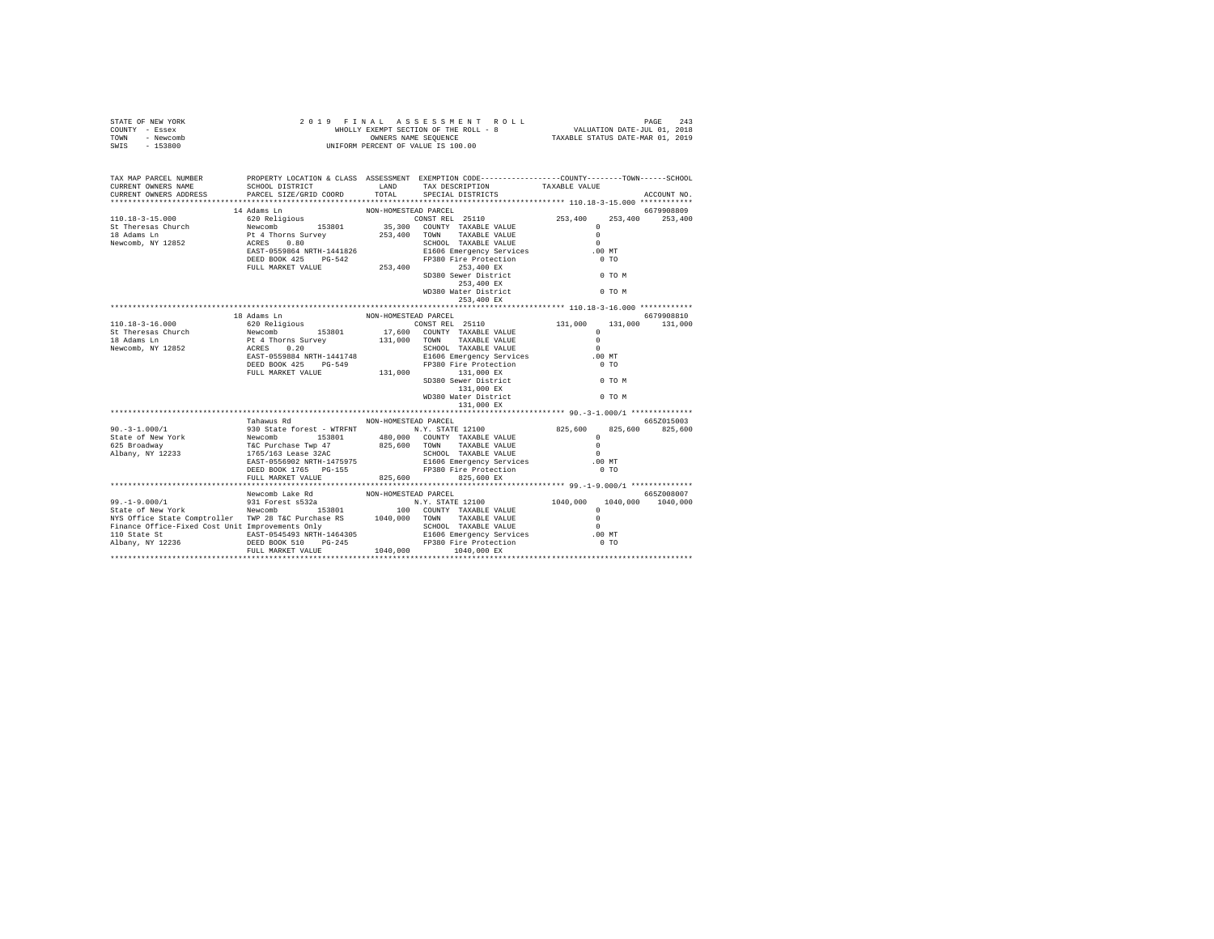STATE OF NEW YORK
COUNTY - Essex
TOWN - Newcomb
SWIS - 153800

2019 FINAL ASSESSMENT ROLL
WHOLLY EXEMPT SECTION OF THE ROLL - 8
OWNERS NAME SEQUENCE
UNIFORM PERCENT OF VALUE IS 100.00

VALUATION DATE-JUL 01, 2018
TAXABLE STATUS DATE-MAR 01, 2019

```
TAX MAP PARCEL NUMBER          PROPERTY LOCATION & CLASS  ASSESSMENT  EXEMPTION CODE-----------------COUNTY--------TOWN------SCHOOL
CURRENT OWNERS NAME            SCHOOL DISTRICT             LAND       TAX DESCRIPTION            TAXABLE VALUE
CURRENT OWNERS ADDRESS         PARCEL SIZE/GRID COORD      TOTAL      SPECIAL DISTRICTS                                  ACCOUNT NO.
******************************************************************************************************* 110.18-3-15.000 ***********
                               14 Adams Ln                   NON-HOMESTEAD PARCEL                                          6679908809
110.18-3-15.000                620 Religious                          CONST REL  25110              253,400    253,400    253,400
St Theresas Church             Newcomb        153801        35,300    COUNTY  TAXABLE VALUE              0
18 Adams Ln                    Pt 4 Thorns Survey          253,400    TOWN    TAXABLE VALUE              0
Newcomb, NY 12852              ACRES    0.80                          SCHOOL  TAXABLE VALUE              0
                               EAST-0559864 NRTH-1441826              E1606 Emergency Services         .00 MT
                               DEED BOOK 425    PG-542                FP380 Fire Protection              0 TO
                               FULL MARKET VALUE           253,400         253,400 EX
                                                                      SD380 Sewer District               0 TO M
                                                                           253,400 EX
                                                                      WD380 Water District               0 TO M
                                                                           253,400 EX
******************************************************************************************************* 110.18-3-16.000 ***********
                               18 Adams Ln                   NON-HOMESTEAD PARCEL                                          6679908810
110.18-3-16.000                620 Religious                          CONST REL  25110              131,000    131,000    131,000
St Theresas Church             Newcomb        153801        17,600    COUNTY  TAXABLE VALUE              0
18 Adams Ln                    Pt 4 Thorns Survey          131,000    TOWN    TAXABLE VALUE              0
Newcomb, NY 12852              ACRES    0.20                          SCHOOL  TAXABLE VALUE              0
                               EAST-0559884 NRTH-1441748              E1606 Emergency Services         .00 MT
                               DEED BOOK 425    PG-549                FP380 Fire Protection              0 TO
                               FULL MARKET VALUE           131,000         131,000 EX
                                                                      SD380 Sewer District               0 TO M
                                                                           131,000 EX
                                                                      WD380 Water District               0 TO M
                                                                           131,000 EX
******************************************************************************************************* 90.-3-1.000/1 *************
                               Tahawus Rd                    NON-HOMESTEAD PARCEL                                          665Z015003
90.-3-1.000/1                  930 State forest - WTRFNT              N.Y. STATE 12100              825,600    825,600    825,600
State of New York              Newcomb        153801       480,000    COUNTY  TAXABLE VALUE              0
625 Broadway                   T&C Purchase Twp 47         825,600    TOWN    TAXABLE VALUE              0
Albany, NY 12233               1765/163 Lease 32AC                    SCHOOL  TAXABLE VALUE              0
                               EAST-0556902 NRTH-1475975              E1606 Emergency Services         .00 MT
                               DEED BOOK 1765   PG-155                FP380 Fire Protection              0 TO
                               FULL MARKET VALUE           825,600         825,600 EX
******************************************************************************************************* 99.-1-9.000/1 *************
                               Newcomb Lake Rd               NON-HOMESTEAD PARCEL                                          665Z008007
99.-1-9.000/1                  931 Forest s532a                       N.Y. STATE 12100             1040,000   1040,000   1040,000
State of New York              Newcomb        153801           100    COUNTY  TAXABLE VALUE              0
NYS Office State Comptroller   TWP 28 T&C Purchase RS     1040,000    TOWN    TAXABLE VALUE              0
Finance Office-Fixed Cost Unit Improvements Only                      SCHOOL  TAXABLE VALUE              0
110 State St                   EAST-0545493 NRTH-1464305              E1606 Emergency Services         .00 MT
Albany, NY 12236               DEED BOOK 510    PG-245                FP380 Fire Protection              0 TO
                               FULL MARKET VALUE          1040,000        1040,000 EX
************************************************************************************************************************************
```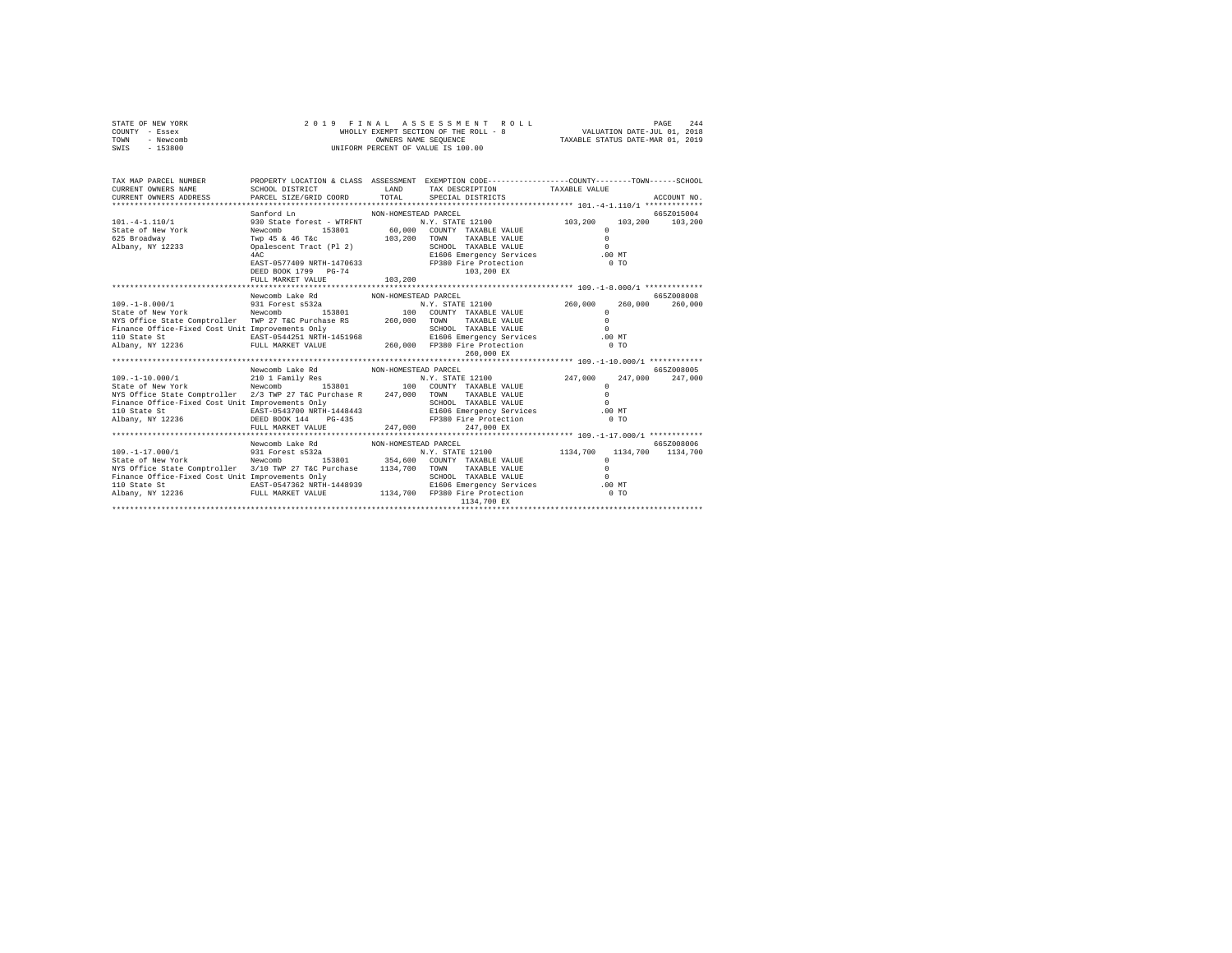STATE OF NEW YORK
COUNTY - Essex
TOWN - Newcomb
SWIS - 153800

2 0 1 9 F I N A L A S S E S S M E N T R O L L
WHOLLY EXEMPT SECTION OF THE ROLL - 8
OWNERS NAME SEQUENCE
UNIFORM PERCENT OF VALUE IS 100.00

VALUATION DATE-JUL 01, 2018
TAXABLE STATUS DATE-MAR 01, 2019

```
TAX MAP PARCEL NUMBER          PROPERTY LOCATION & CLASS  ASSESSMENT  EXEMPTION CODE-----------------COUNTY--------TOWN------SCHOOL
CURRENT OWNERS NAME            SCHOOL DISTRICT            LAND        TAX DESCRIPTION            TAXABLE VALUE
CURRENT OWNERS ADDRESS         PARCEL SIZE/GRID COORD     TOTAL       SPECIAL DISTRICTS                                     ACCOUNT NO.
****************************************************************************************************** 101.-4-1.110/1 *************
                               Sanford Ln                  NON-HOMESTEAD PARCEL                                              665Z015004
101.-4-1.110/1                 930 State forest - WTRFNT              N.Y. STATE 12100           103,200     103,200     103,200
State of New York              Newcomb       153801         60,000   COUNTY  TAXABLE VALUE              0
625 Broadway                   Twp 45 & 46 T&c             103,200   TOWN    TAXABLE VALUE              0
Albany, NY 12233               Opalescent Tract (Pl 2)                SCHOOL  TAXABLE VALUE              0
                               4AC                                    E1606 Emergency Services         .00 MT
                               EAST-0577409 NRTH-1470633              FP380 Fire Protection              0 TO
                               DEED BOOK 1799   PG-74                      103,200 EX
                               FULL MARKET VALUE           103,200
****************************************************************************************************** 109.-1-8.000/1 *************
                               Newcomb Lake Rd             NON-HOMESTEAD PARCEL                                              665Z008008
109.-1-8.000/1                 931 Forest s532a                       N.Y. STATE 12100           260,000     260,000     260,000
State of New York              Newcomb       153801            100   COUNTY  TAXABLE VALUE              0
NYS Office State Comptroller   TWP 27 T&C Purchase RS      260,000   TOWN    TAXABLE VALUE              0
Finance Office-Fixed Cost Unit Improvements Only                      SCHOOL  TAXABLE VALUE              0
110 State St                   EAST-0544251 NRTH-1451968              E1606 Emergency Services         .00 MT
Albany, NY 12236               FULL MARKET VALUE           260,000   FP380 Fire Protection              0 TO
                                                                           260,000 EX
****************************************************************************************************** 109.-1-10.000/1 ************
                               Newcomb Lake Rd             NON-HOMESTEAD PARCEL                                              665Z008005
109.-1-10.000/1                210 1 Family Res                       N.Y. STATE 12100           247,000     247,000     247,000
State of New York              Newcomb       153801            100   COUNTY  TAXABLE VALUE              0
NYS Office State Comptroller   2/3 TWP 27 T&C Purchase R   247,000   TOWN    TAXABLE VALUE              0
Finance Office-Fixed Cost Unit Improvements Only                      SCHOOL  TAXABLE VALUE              0
110 State St                   EAST-0543700 NRTH-1448443              E1606 Emergency Services         .00 MT
Albany, NY 12236               DEED BOOK 144    PG-435                FP380 Fire Protection              0 TO
                               FULL MARKET VALUE           247,000         247,000 EX
****************************************************************************************************** 109.-1-17.000/1 ************
                               Newcomb Lake Rd             NON-HOMESTEAD PARCEL                                              665Z008006
109.-1-17.000/1                931 Forest s532a                       N.Y. STATE 12100          1134,700    1134,700    1134,700
State of New York              Newcomb       153801        354,600   COUNTY  TAXABLE VALUE              0
NYS Office State Comptroller   3/10 TWP 27 T&C Purchase   1134,700   TOWN    TAXABLE VALUE              0
Finance Office-Fixed Cost Unit Improvements Only                      SCHOOL  TAXABLE VALUE              0
110 State St                   EAST-0547362 NRTH-1448939              E1606 Emergency Services         .00 MT
Albany, NY 12236               FULL MARKET VALUE          1134,700   FP380 Fire Protection              0 TO
                                                                          1134,700 EX
************************************************************************************************************************************
```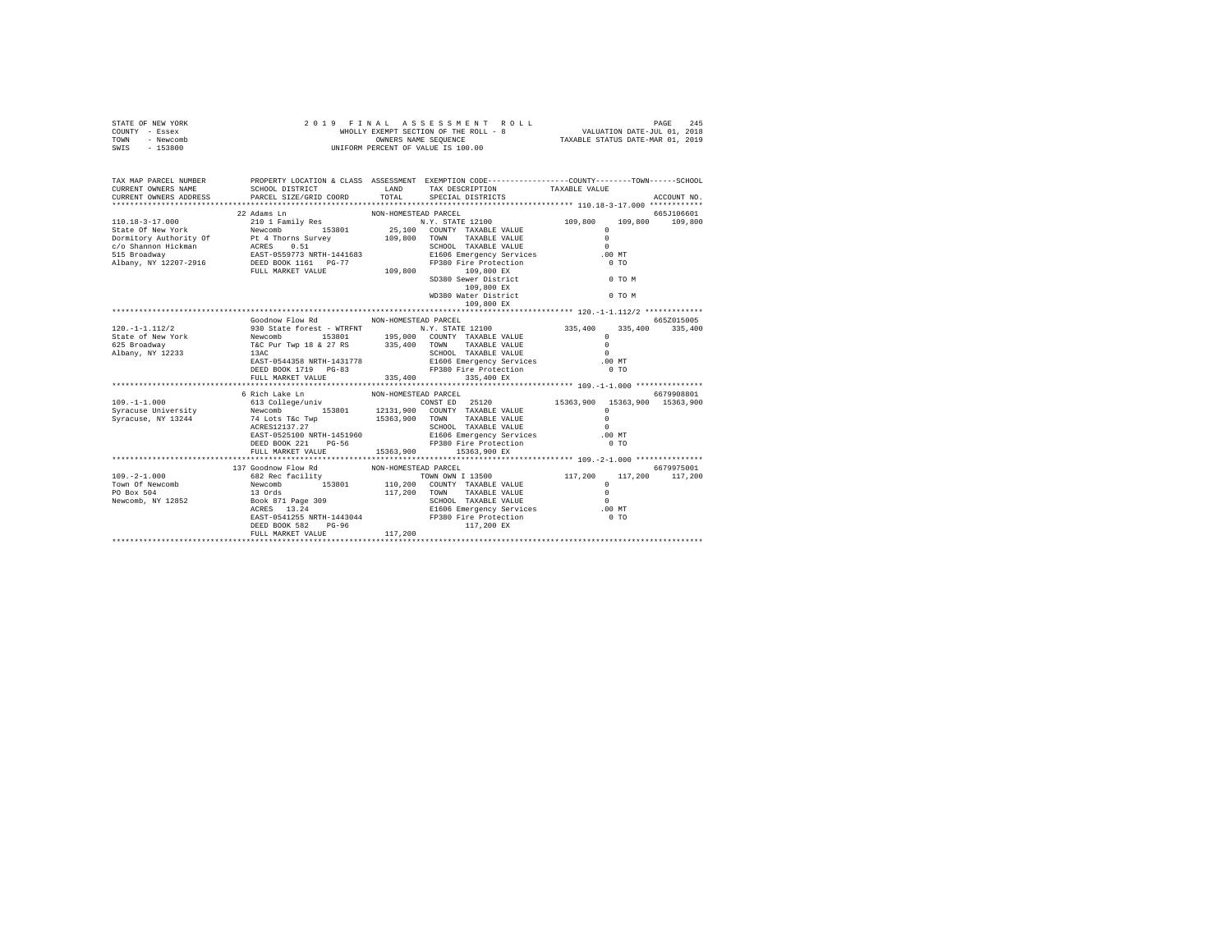STATE OF NEW YORK                    2019 FINAL ASSESSMENT ROLL
COUNTY - Essex                    WHOLLY EXEMPT SECTION OF THE ROLL - 8                    VALUATION DATE-JUL 01, 2018
TOWN - Newcomb                    OWNERS NAME SEQUENCE                    TAXABLE STATUS DATE-MAR 01, 2019
SWIS - 153800                    UNIFORM PERCENT OF VALUE IS 100.00

| TAX MAP PARCEL NUMBER / CURRENT OWNERS NAME / CURRENT OWNERS ADDRESS | PROPERTY LOCATION & CLASS / SCHOOL DISTRICT / PARCEL SIZE/GRID COORD | ASSESSMENT LAND / TOTAL | EXEMPTION CODE / TAX DESCRIPTION / SPECIAL DISTRICTS | COUNTY | TOWN | SCHOOL / ACCOUNT NO. |
|---|---|---|---|---|---|---|
| 110.18-3-17.000 | 22 Adams Ln | NON-HOMESTEAD PARCEL | | | | 665J106601 |
| 110.18-3-17.000 | 210 1 Family Res | | N.Y. STATE 12100 | 109,800 | 109,800 | 109,800 |
| State Of New York | Newcomb 153801 | 25,100 | COUNTY TAXABLE VALUE | 0 | | |
| Dormitory Authority Of | Pt 4 Thorns Survey | 109,800 | TOWN TAXABLE VALUE | 0 | | |
| c/o Shannon Hickman | ACRES 0.51 | | SCHOOL TAXABLE VALUE | 0 | | |
| 515 Broadway | EAST-0559773 NRTH-1441683 | | E1606 Emergency Services | .00 MT | | |
| Albany, NY 12207-2916 | DEED BOOK 1161 PG-77 | | FP380 Fire Protection | 0 TO | | |
| | FULL MARKET VALUE | 109,800 | 109,800 EX | | | |
| | | | SD380 Sewer District | 0 TO M | | |
| | | | 109,800 EX | | | |
| | | | WD380 Water District | 0 TO M | | |
| | | | 109,800 EX | | | |
| 120.-1-1.112/2 | Goodnow Flow Rd | NON-HOMESTEAD PARCEL | | | | 665Z015005 |
| 120.-1-1.112/2 | 930 State forest - WTRFNT | | N.Y. STATE 12100 | 335,400 | 335,400 | 335,400 |
| State of New York | Newcomb 153801 | 195,000 | COUNTY TAXABLE VALUE | 0 | | |
| 625 Broadway | T&C Pur Twp 18 & 27 RS | 335,400 | TOWN TAXABLE VALUE | 0 | | |
| Albany, NY 12233 | 13AC | | SCHOOL TAXABLE VALUE | 0 | | |
| | EAST-0544358 NRTH-1431778 | | E1606 Emergency Services | .00 MT | | |
| | DEED BOOK 1719 PG-83 | | FP380 Fire Protection | 0 TO | | |
| | FULL MARKET VALUE | 335,400 | 335,400 EX | | | |
| 109.-1-1.000 | 6 Rich Lake Ln | NON-HOMESTEAD PARCEL | | | | 6679908801 |
| 109.-1-1.000 | 613 College/univ | | CONST ED 25120 | 15363,900 | 15363,900 | 15363,900 |
| Syracuse University | Newcomb 153801 | 12131,900 | COUNTY TAXABLE VALUE | 0 | | |
| Syracuse, NY 13244 | 74 Lots T&c Twp | 15363,900 | TOWN TAXABLE VALUE | 0 | | |
| | ACRES12137.27 | | SCHOOL TAXABLE VALUE | 0 | | |
| | EAST-0525100 NRTH-1451960 | | E1606 Emergency Services | .00 MT | | |
| | DEED BOOK 221 PG-56 | | FP380 Fire Protection | 0 TO | | |
| | FULL MARKET VALUE | 15363,900 | 15363,900 EX | | | |
| 109.-2-1.000 | 137 Goodnow Flow Rd | NON-HOMESTEAD PARCEL | | | | 6679975001 |
| 109.-2-1.000 | 682 Rec facility | | TOWN OWN I 13500 | 117,200 | 117,200 | 117,200 |
| Town Of Newcomb | Newcomb 153801 | 110,200 | COUNTY TAXABLE VALUE | 0 | | |
| PO Box 504 | 13 Ords | 117,200 | TOWN TAXABLE VALUE | 0 | | |
| Newcomb, NY 12852 | Book 871 Page 309 | | SCHOOL TAXABLE VALUE | 0 | | |
| | ACRES 13.24 | | E1606 Emergency Services | .00 MT | | |
| | EAST-0541255 NRTH-1443044 | | FP380 Fire Protection | 0 TO | | |
| | DEED BOOK 582 PG-96 | | 117,200 EX | | | |
| | FULL MARKET VALUE | 117,200 | | | | |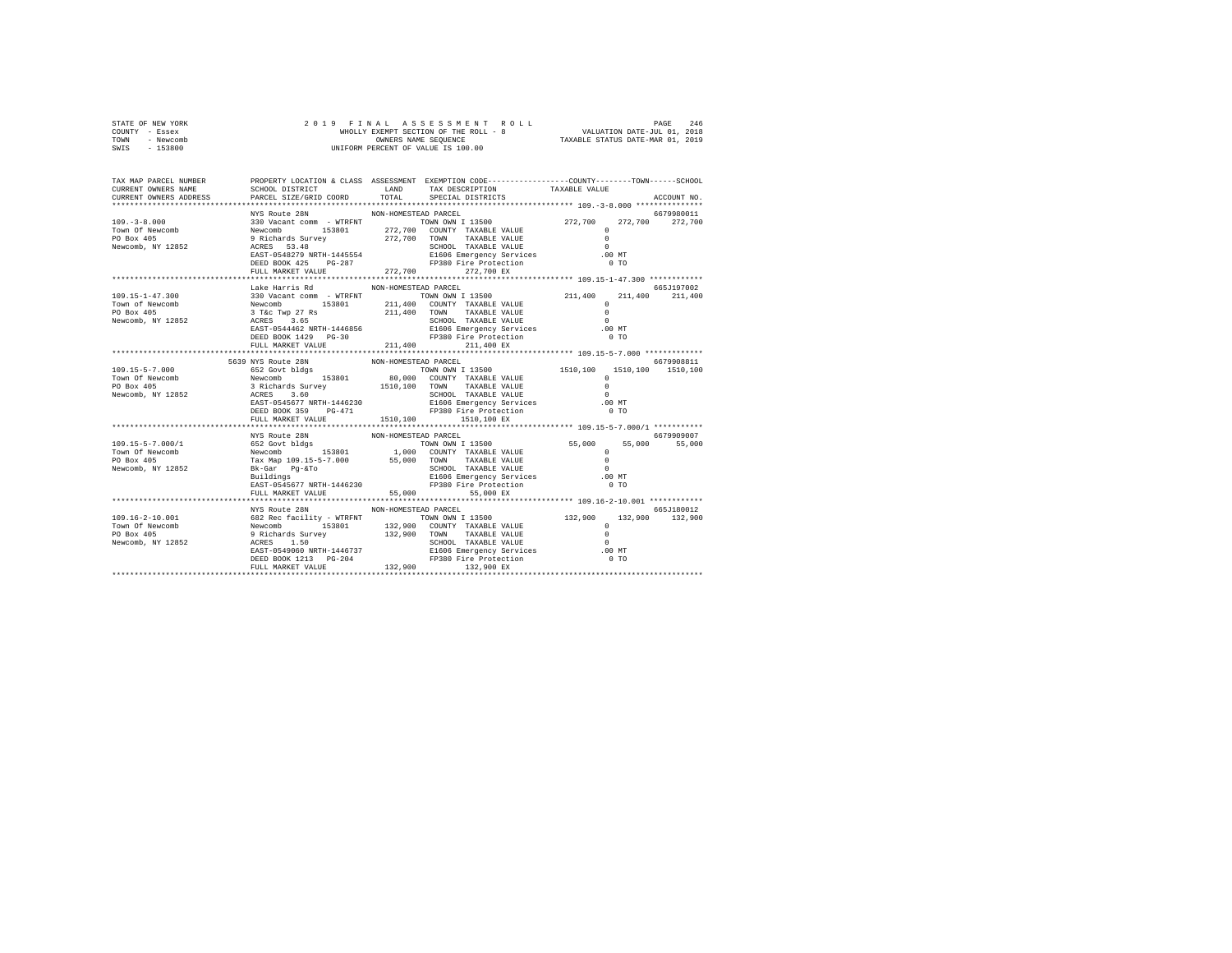STATE OF NEW YORK
COUNTY - Essex
TOWN - Newcomb
SWIS - 153800

2 0 1 9 F I N A L A S S E S S M E N T R O L L
WHOLLY EXEMPT SECTION OF THE ROLL - 8
OWNERS NAME SEQUENCE
UNIFORM PERCENT OF VALUE IS 100.00

VALUATION DATE-JUL 01, 2018
TAXABLE STATUS DATE-MAR 01, 2019

```
TAX MAP PARCEL NUMBER      PROPERTY LOCATION & CLASS  ASSESSMENT  EXEMPTION CODE-----------------COUNTY--------TOWN------SCHOOL
CURRENT OWNERS NAME        SCHOOL DISTRICT              LAND      TAX DESCRIPTION            TAXABLE VALUE
CURRENT OWNERS ADDRESS     PARCEL SIZE/GRID COORD       TOTAL     SPECIAL DISTRICTS                                      ACCOUNT NO.
******************************************************************************************************* 109.-3-8.000 ***************
                           NYS Route 28N               NON-HOMESTEAD PARCEL                                              6679980011
109.-3-8.000               330 Vacant comm - WTRFNT            TOWN OWN I 13500              272,700    272,700    272,700
Town Of Newcomb            Newcomb         153801       272,700  COUNTY  TAXABLE VALUE                  0
PO Box 405                 9 Richards Survey            272,700  TOWN    TAXABLE VALUE                  0
Newcomb, NY 12852          ACRES   53.48                          SCHOOL  TAXABLE VALUE                  0
                           EAST-0548279 NRTH-1445554              E1606 Emergency Services             .00 MT
                           DEED BOOK 425    PG-287                FP380 Fire Protection                  0 TO
                           FULL MARKET VALUE            272,700          272,700 EX
******************************************************************************************************* 109.15-1-47.300 ************
                           Lake Harris Rd              NON-HOMESTEAD PARCEL                                              665J197002
109.15-1-47.300            330 Vacant comm - WTRFNT            TOWN OWN I 13500              211,400    211,400    211,400
Town of Newcomb            Newcomb         153801       211,400  COUNTY  TAXABLE VALUE                  0
PO Box 405                 3 T&c Twp 27 Rs              211,400  TOWN    TAXABLE VALUE                  0
Newcomb, NY 12852          ACRES    3.65                          SCHOOL  TAXABLE VALUE                  0
                           EAST-0544462 NRTH-1446856              E1606 Emergency Services             .00 MT
                           DEED BOOK 1429   PG-30                 FP380 Fire Protection                  0 TO
                           FULL MARKET VALUE            211,400          211,400 EX
******************************************************************************************************* 109.15-5-7.000 *************
                      5639 NYS Route 28N               NON-HOMESTEAD PARCEL                                              6679908811
109.15-5-7.000             652 Govt bldgs                      TOWN OWN I 13500             1510,100   1510,100   1510,100
Town Of Newcomb            Newcomb         153801        80,000  COUNTY  TAXABLE VALUE                  0
PO Box 405                 3 Richards Survey           1510,100  TOWN    TAXABLE VALUE                  0
Newcomb, NY 12852          ACRES    3.60                          SCHOOL  TAXABLE VALUE                  0
                           EAST-0545677 NRTH-1446230              E1606 Emergency Services             .00 MT
                           DEED BOOK 359    PG-471                FP380 Fire Protection                  0 TO
                           FULL MARKET VALUE           1510,100         1510,100 EX
******************************************************************************************************* 109.15-5-7.000/1 ***********
                           NYS Route 28N               NON-HOMESTEAD PARCEL                                              6679909007
109.15-5-7.000/1           652 Govt bldgs                      TOWN OWN I 13500               55,000     55,000     55,000
Town Of Newcomb            Newcomb         153801         1,000  COUNTY  TAXABLE VALUE                  0
PO Box 405                 Tax Map 109.15-5-7.000        55,000  TOWN    TAXABLE VALUE                  0
Newcomb, NY 12852          Bk-Gar  Pg-&To                         SCHOOL  TAXABLE VALUE                  0
                           Buildings                              E1606 Emergency Services             .00 MT
                           EAST-0545677 NRTH-1446230              FP380 Fire Protection                  0 TO
                           FULL MARKET VALUE             55,000           55,000 EX
******************************************************************************************************* 109.16-2-10.001 ************
                           NYS Route 28N               NON-HOMESTEAD PARCEL                                              665J180012
109.16-2-10.001            682 Rec facility - WTRFNT           TOWN OWN I 13500              132,900    132,900    132,900
Town Of Newcomb            Newcomb         153801       132,900  COUNTY  TAXABLE VALUE                  0
PO Box 405                 9 Richards Survey            132,900  TOWN    TAXABLE VALUE                  0
Newcomb, NY 12852          ACRES    1.50                          SCHOOL  TAXABLE VALUE                  0
                           EAST-0549060 NRTH-1446737              E1606 Emergency Services             .00 MT
                           DEED BOOK 1213   PG-204                FP380 Fire Protection                  0 TO
                           FULL MARKET VALUE            132,900          132,900 EX
************************************************************************************************************************************
```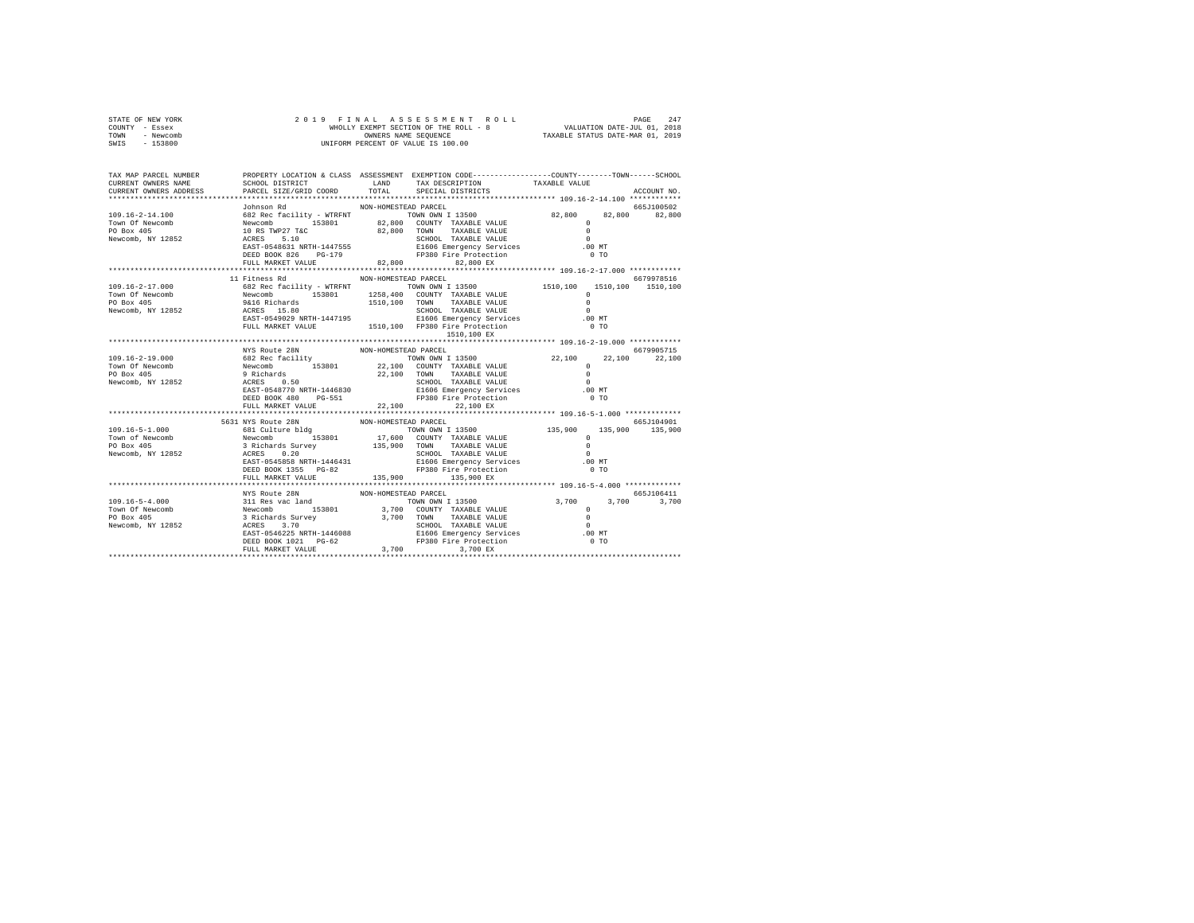STATE OF NEW YORK  
COUNTY - Essex  
TOWN - Newcomb  
SWIS - 153800

2 0 1 9 F I N A L A S S E S S M E N T R O L L  
WHOLLY EXEMPT SECTION OF THE ROLL - 8  
OWNERS NAME SEQUENCE  
UNIFORM PERCENT OF VALUE IS 100.00

VALUATION DATE-JUL 01, 2018  
TAXABLE STATUS DATE-MAR 01, 2019

```
TAX MAP PARCEL NUMBER     PROPERTY LOCATION & CLASS  ASSESSMENT  EXEMPTION CODE-----------------COUNTY--------TOWN------SCHOOL
CURRENT OWNERS NAME       SCHOOL DISTRICT             LAND       TAX DESCRIPTION            TAXABLE VALUE
CURRENT OWNERS ADDRESS    PARCEL SIZE/GRID COORD      TOTAL      SPECIAL DISTRICTS                                  ACCOUNT NO.
******************************************************************************************** 109.16-2-14.100 ************
                          Johnson Rd                 NON-HOMESTEAD PARCEL                                           665J100502
109.16-2-14.100           682 Rec facility - WTRFNT          TOWN OWN I 13500             82,800     82,800     82,800
Town Of Newcomb           Newcomb       153801        82,800  COUNTY  TAXABLE VALUE              0
PO Box 405                10 RS TWP27 T&C             82,800  TOWN    TAXABLE VALUE              0
Newcomb, NY 12852         ACRES    5.10                       SCHOOL  TAXABLE VALUE              0
                          EAST-0548631 NRTH-1447555           E1606 Emergency Services         .00 MT
                          DEED BOOK 826    PG-179             FP380 Fire Protection              0 TO
                          FULL MARKET VALUE           82,800        82,800 EX
******************************************************************************************** 109.16-2-17.000 ************
                       11 Fitness Rd                 NON-HOMESTEAD PARCEL                                           6679978516
109.16-2-17.000           682 Rec facility - WTRFNT          TOWN OWN I 13500           1510,100   1510,100   1510,100
Town Of Newcomb           Newcomb       153801      1258,400  COUNTY  TAXABLE VALUE              0
PO Box 405                9&16 Richards             1510,100  TOWN    TAXABLE VALUE              0
Newcomb, NY 12852         ACRES   15.80                       SCHOOL  TAXABLE VALUE              0
                          EAST-0549029 NRTH-1447195           E1606 Emergency Services         .00 MT
                          FULL MARKET VALUE         1510,100  FP380 Fire Protection              0 TO
                                                                   1510,100 EX
******************************************************************************************** 109.16-2-19.000 ************
                          NYS Route 28N              NON-HOMESTEAD PARCEL                                           6679905715
109.16-2-19.000           682 Rec facility                   TOWN OWN I 13500             22,100     22,100     22,100
Town Of Newcomb           Newcomb       153801        22,100  COUNTY  TAXABLE VALUE              0
PO Box 405                9 Richards                  22,100  TOWN    TAXABLE VALUE              0
Newcomb, NY 12852         ACRES    0.50                       SCHOOL  TAXABLE VALUE              0
                          EAST-0548770 NRTH-1446830           E1606 Emergency Services         .00 MT
                          DEED BOOK 480    PG-551             FP380 Fire Protection              0 TO
                          FULL MARKET VALUE           22,100        22,100 EX
******************************************************************************************** 109.16-5-1.000 *************
                     5631 NYS Route 28N              NON-HOMESTEAD PARCEL                                           665J104901
109.16-5-1.000            681 Culture bldg                   TOWN OWN I 13500            135,900    135,900    135,900
Town of Newcomb           Newcomb       153801        17,600  COUNTY  TAXABLE VALUE              0
PO Box 405                3 Richards Survey          135,900  TOWN    TAXABLE VALUE              0
Newcomb, NY 12852         ACRES    0.20                       SCHOOL  TAXABLE VALUE              0
                          EAST-0545858 NRTH-1446431           E1606 Emergency Services         .00 MT
                          DEED BOOK 1355   PG-82              FP380 Fire Protection              0 TO
                          FULL MARKET VALUE          135,900       135,900 EX
******************************************************************************************** 109.16-5-4.000 *************
                          NYS Route 28N              NON-HOMESTEAD PARCEL                                           665J106411
109.16-5-4.000            311 Res vac land                   TOWN OWN I 13500              3,700      3,700      3,700
Town Of Newcomb           Newcomb       153801         3,700  COUNTY  TAXABLE VALUE              0
PO Box 405                3 Richards Survey            3,700  TOWN    TAXABLE VALUE              0
Newcomb, NY 12852         ACRES    3.70                       SCHOOL  TAXABLE VALUE              0
                          EAST-0546225 NRTH-1446088           E1606 Emergency Services         .00 MT
                          DEED BOOK 1021   PG-62              FP380 Fire Protection              0 TO
                          FULL MARKET VALUE            3,700         3,700 EX
**************************************************************************************************************************
```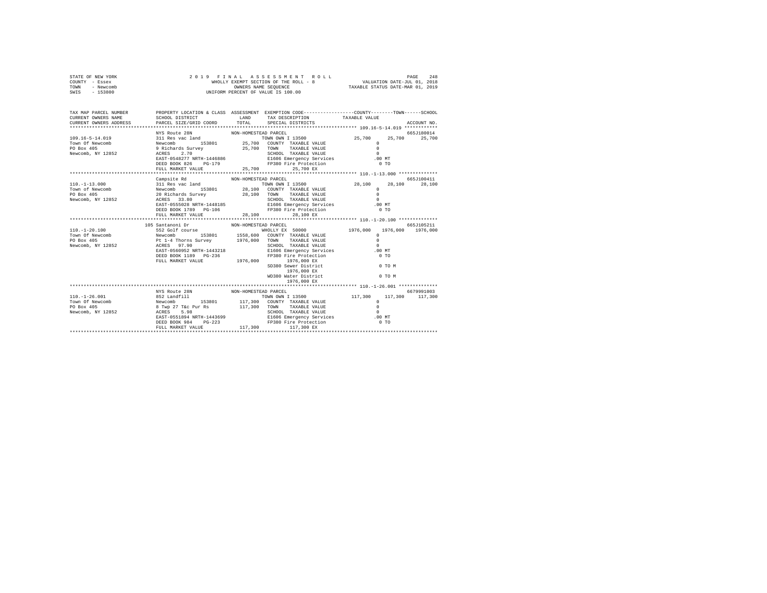STATE OF NEW YORK
COUNTY - Essex
TOWN - Newcomb
SWIS - 153800

2019 FINAL ASSESSMENT ROLL
WHOLLY EXEMPT SECTION OF THE ROLL - 8
OWNERS NAME SEQUENCE
UNIFORM PERCENT OF VALUE IS 100.00

VALUATION DATE-JUL 01, 2018
TAXABLE STATUS DATE-MAR 01, 2019

```
TAX MAP PARCEL NUMBER     PROPERTY LOCATION & CLASS  ASSESSMENT  EXEMPTION CODE-----------------COUNTY--------TOWN------SCHOOL
CURRENT OWNERS NAME       SCHOOL DISTRICT              LAND      TAX DESCRIPTION            TAXABLE VALUE
CURRENT OWNERS ADDRESS    PARCEL SIZE/GRID COORD       TOTAL     SPECIAL DISTRICTS                                    ACCOUNT NO.
******************************************************************************************** 109.16-5-14.019 ************
                          NYS Route 28N             NON-HOMESTEAD PARCEL                                               665J180014
109.16-5-14.019           311 Res vac land                        TOWN OWN I 13500             25,700     25,700     25,700
Town Of Newcomb           Newcomb       153801        25,700   COUNTY  TAXABLE VALUE                0
PO Box 405                9 Richards Survey           25,700   TOWN    TAXABLE VALUE                0
Newcomb, NY 12852         ACRES    2.70                        SCHOOL  TAXABLE VALUE                0
                          EAST-0548277 NRTH-1446886            E1606 Emergency Services           .00 MT
                          DEED BOOK 826    PG-179              FP380 Fire Protection               0 TO
                          FULL MARKET VALUE           25,700         25,700 EX
******************************************************************************************** 110.-1-13.000 **************
                          Campsite Rd               NON-HOMESTEAD PARCEL                                               665J100411
110.-1-13.000             311 Res vac land                        TOWN OWN I 13500             28,100     28,100     28,100
Town of Newcomb           Newcomb       153801        28,100   COUNTY  TAXABLE VALUE                0
PO Box 405                20 Richards Survey          28,100   TOWN    TAXABLE VALUE                0
Newcomb, NY 12852         ACRES   33.80                        SCHOOL  TAXABLE VALUE                0
                          EAST-0555028 NRTH-1448185            E1606 Emergency Services           .00 MT
                          DEED BOOK 1789   PG-106              FP380 Fire Protection               0 TO
                          FULL MARKET VALUE           28,100         28,100 EX
******************************************************************************************** 110.-1-20.100 **************
                      105 Santanoni Dr              NON-HOMESTEAD PARCEL                                               665J105211
110.-1-20.100             552 Golf course                         WHOLLY EX 50000            1976,000   1976,000   1976,000
Town Of Newcomb           Newcomb       153801      1558,600   COUNTY  TAXABLE VALUE                0
PO Box 405                Pt 1-4 Thorns Survey      1976,000   TOWN    TAXABLE VALUE                0
Newcomb, NY 12852         ACRES   97.90                        SCHOOL  TAXABLE VALUE                0
                          EAST-0560952 NRTH-1443218            E1606 Emergency Services           .00 MT
                          DEED BOOK 1189   PG-236              FP380 Fire Protection               0 TO
                          FULL MARKET VALUE         1976,000        1976,000 EX
                                                               SD380 Sewer District                0 TO M
                                                                    1976,000 EX
                                                               WD380 Water District                0 TO M
                                                                    1976,000 EX
******************************************************************************************** 110.-1-26.001 **************
                          NYS Route 28N             NON-HOMESTEAD PARCEL                                               6679991003
110.-1-26.001             852 Landfill                            TOWN OWN I 13500            117,300    117,300    117,300
Town Of Newcomb           Newcomb       153801       117,300   COUNTY  TAXABLE VALUE                0
PO Box 405                8 Twp 27 T&c Pur Rs        117,300   TOWN    TAXABLE VALUE                0
Newcomb, NY 12852         ACRES    5.98                        SCHOOL  TAXABLE VALUE                0
                          EAST-0551894 NRTH-1443699            E1606 Emergency Services           .00 MT
                          DEED BOOK 984    PG-223              FP380 Fire Protection               0 TO
                          FULL MARKET VALUE          117,300        117,300 EX
*****************************************************************************************************************************
```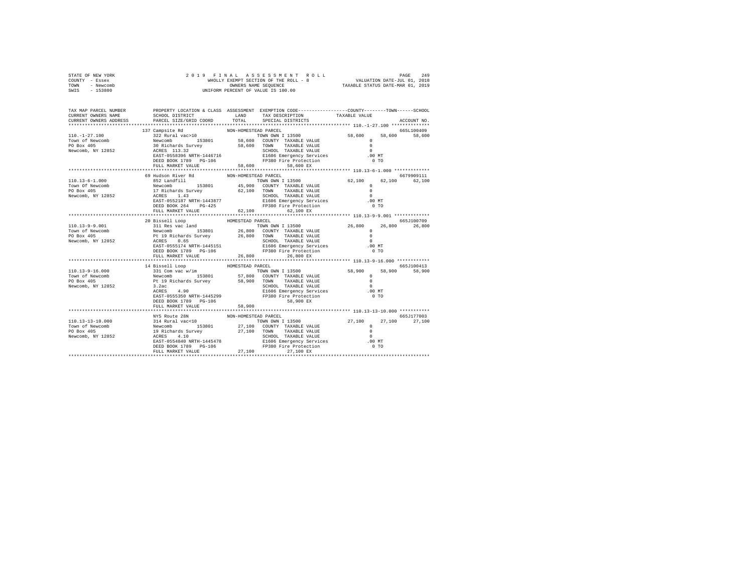STATE OF NEW YORK — COUNTY - Essex — TOWN - Newcomb — SWIS - 153800

2 0 1 9 F I N A L A S S E S S M E N T R O L L
WHOLLY EXEMPT SECTION OF THE ROLL - 8
OWNERS NAME SEQUENCE
UNIFORM PERCENT OF VALUE IS 100.00

VALUATION DATE-JUL 01, 2018
TAXABLE STATUS DATE-MAR 01, 2019

| TAX MAP PARCEL NUMBER / CURRENT OWNERS NAME / CURRENT OWNERS ADDRESS | PROPERTY LOCATION & CLASS / SCHOOL DISTRICT / PARCEL SIZE/GRID COORD | ASSESSMENT LAND / TOTAL | EXEMPTION CODE / TAX DESCRIPTION / SPECIAL DISTRICTS | COUNTY | TOWN | SCHOOL / ACCOUNT NO. |
|---|---|---|---|---|---|---|
| 110.-1-27.100 | 137 Campsite Rd — NON-HOMESTEAD PARCEL | | | | | 665L100409 |
| Town of Newcomb | 322 Rural vac>10 | | TOWN OWN I 13500 | 58,600 | 58,600 | 58,600 |
| PO Box 405 | Newcomb 153801 | 58,600 | COUNTY TAXABLE VALUE | 0 | | |
| Newcomb, NY 12852 | 30 Richards Survey | 58,600 | TOWN TAXABLE VALUE | 0 | | |
| | ACRES 113.32 | | SCHOOL TAXABLE VALUE | 0 | | |
| | EAST-0558396 NRTH-1446716 | | E1606 Emergency Services | .00 MT | | |
| | DEED BOOK 1789 PG-106 | | FP380 Fire Protection | 0 TO | | |
| | FULL MARKET VALUE | 58,600 | 58,600 EX | | | |
| 110.13-6-1.000 | 69 Hudson River Rd — NON-HOMESTEAD PARCEL | | | | | 6679909111 |
| Town Of Newcomb | 852 Landfill | | TOWN OWN I 13500 | 62,100 | 62,100 | 62,100 |
| PO Box 405 | Newcomb 153801 | 45,900 | COUNTY TAXABLE VALUE | 0 | | |
| Newcomb, NY 12852 | 17 Richards Survey | 62,100 | TOWN TAXABLE VALUE | 0 | | |
| | ACRES 1.43 | | SCHOOL TAXABLE VALUE | 0 | | |
| | EAST-0552187 NRTH-1443877 | | E1606 Emergency Services | .00 MT | | |
| | DEED BOOK 264 PG-425 | | FP380 Fire Protection | 0 TO | | |
| | FULL MARKET VALUE | 62,100 | 62,100 EX | | | |
| 110.13-9-9.001 | 20 Bissell Loop — HOMESTEAD PARCEL | | | | | 665J100709 |
| Town of Newcomb | 311 Res vac land | | TOWN OWN I 13500 | 26,800 | 26,800 | 26,800 |
| PO Box 405 | Newcomb 153801 | 26,800 | COUNTY TAXABLE VALUE | 0 | | |
| Newcomb, NY 12852 | Pt 19 Richards Survey | 26,800 | TOWN TAXABLE VALUE | 0 | | |
| | ACRES 0.65 | | SCHOOL TAXABLE VALUE | 0 | | |
| | EAST-0555174 NRTH-1445151 | | E1606 Emergency Services | .00 MT | | |
| | DEED BOOK 1789 PG-106 | | FP380 Fire Protection | 0 TO | | |
| | FULL MARKET VALUE | 26,800 | 26,800 EX | | | |
| 110.13-9-16.000 | 14 Bissell Loop — HOMESTEAD PARCEL | | | | | 665J100413 |
| Town of Newcomb | 331 Com vac w/im | | TOWN OWN I 13500 | 58,900 | 58,900 | 58,900 |
| PO Box 405 | Newcomb 153801 | 57,800 | COUNTY TAXABLE VALUE | 0 | | |
| Newcomb, NY 12852 | Pt 19 Richards Survey | 58,900 | TOWN TAXABLE VALUE | 0 | | |
| | 3.2ac | | SCHOOL TAXABLE VALUE | 0 | | |
| | ACRES 4.90 | | E1606 Emergency Services | .00 MT | | |
| | EAST-0555350 NRTH-1445299 | | FP380 Fire Protection | 0 TO | | |
| | DEED BOOK 1789 PG-106 | | 58,900 EX | | | |
| | FULL MARKET VALUE | 58,900 | | | | |
| 110.13-13-10.000 | NYS Route 28N — NON-HOMESTEAD PARCEL | | | | | 665J177003 |
| Town of Newcomb | 314 Rural vac<10 | | TOWN OWN I 13500 | 27,100 | 27,100 | 27,100 |
| PO Box 405 | Newcomb 153801 | 27,100 | COUNTY TAXABLE VALUE | 0 | | |
| Newcomb, NY 12852 | 19 Richards Survey | 27,100 | TOWN TAXABLE VALUE | 0 | | |
| | ACRES 4.10 | | SCHOOL TAXABLE VALUE | 0 | | |
| | EAST-0554840 NRTH-1445478 | | E1606 Emergency Services | .00 MT | | |
| | DEED BOOK 1789 PG-106 | | FP380 Fire Protection | 0 TO | | |
| | FULL MARKET VALUE | 27,100 | 27,100 EX | | | |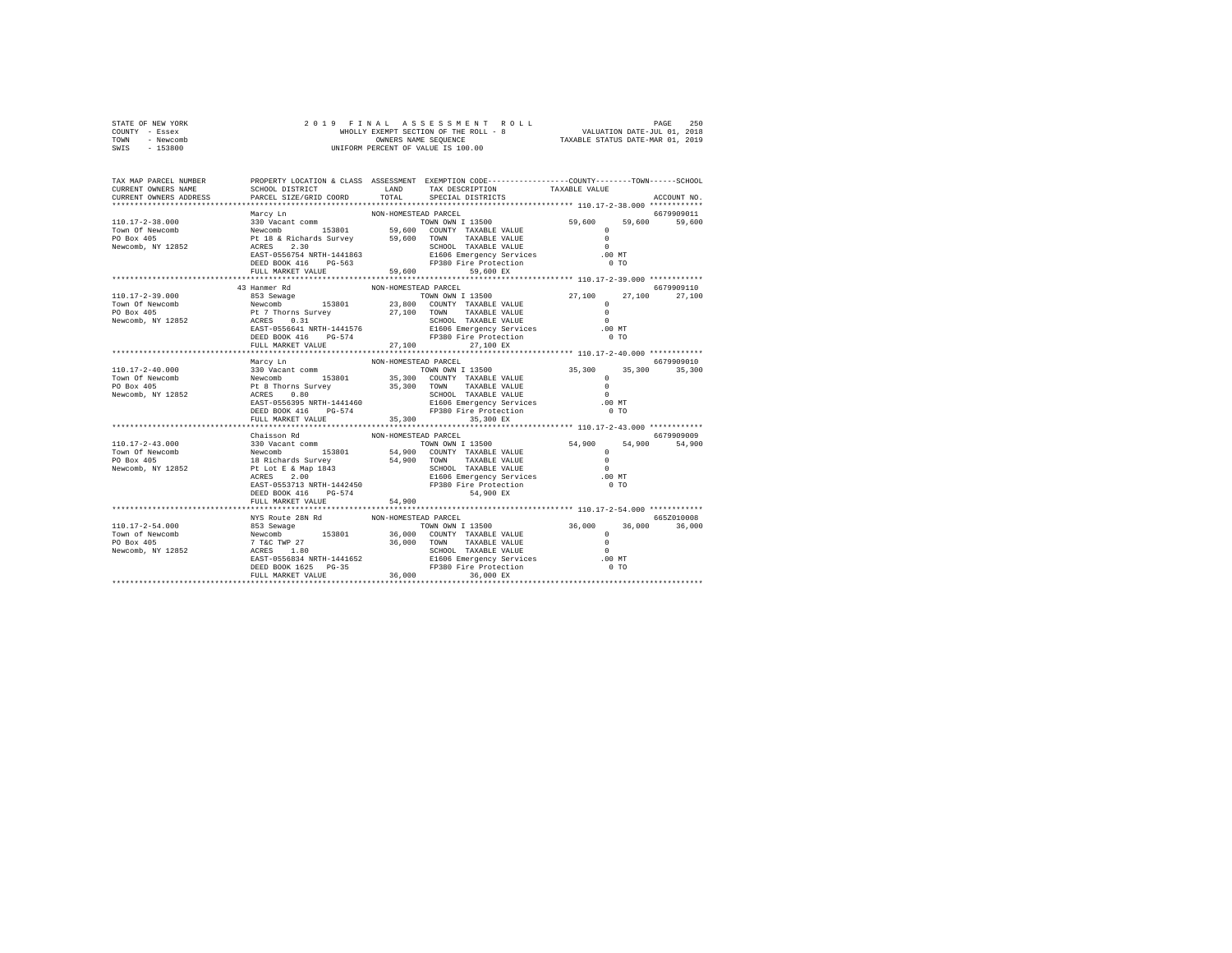STATE OF NEW YORK  
COUNTY - Essex  
TOWN - Newcomb  
SWIS - 153800

2019 FINAL ASSESSMENT ROLL  
WHOLLY EXEMPT SECTION OF THE ROLL - 8  
OWNERS NAME SEQUENCE  
UNIFORM PERCENT OF VALUE IS 100.00

VALUATION DATE-JUL 01, 2018  
TAXABLE STATUS DATE-MAR 01, 2019

```
TAX MAP PARCEL NUMBER     PROPERTY LOCATION & CLASS  ASSESSMENT  EXEMPTION CODE-----------------COUNTY--------TOWN------SCHOOL
CURRENT OWNERS NAME       SCHOOL DISTRICT             LAND       TAX DESCRIPTION            TAXABLE VALUE
CURRENT OWNERS ADDRESS    PARCEL SIZE/GRID COORD      TOTAL      SPECIAL DISTRICTS                                      ACCOUNT NO.
******************************************************************************************** 110.17-2-38.000 ************
                          Marcy Ln                    NON-HOMESTEAD PARCEL                                               6679909011
110.17-2-38.000           330 Vacant comm                         TOWN OWN I 13500          59,600     59,600     59,600
Town Of Newcomb           Newcomb          153801      59,600   COUNTY  TAXABLE VALUE            0
PO Box 405                Pt 18 & Richards Survey      59,600   TOWN    TAXABLE VALUE            0
Newcomb, NY 12852         ACRES    2.30                         SCHOOL  TAXABLE VALUE            0
                          EAST-0556754 NRTH-1441863             E1606 Emergency Services       .00 MT
                          DEED BOOK 416    PG-563               FP380 Fire Protection            0 TO
                          FULL MARKET VALUE            59,600          59,600 EX
******************************************************************************************** 110.17-2-39.000 ************
                       43 Hanmer Rd                   NON-HOMESTEAD PARCEL                                               6679909110
110.17-2-39.000           853 Sewage                              TOWN OWN I 13500          27,100     27,100     27,100
Town Of Newcomb           Newcomb          153801      23,800   COUNTY  TAXABLE VALUE            0
PO Box 405                Pt 7 Thorns Survey           27,100   TOWN    TAXABLE VALUE            0
Newcomb, NY 12852         ACRES    0.31                         SCHOOL  TAXABLE VALUE            0
                          EAST-0556641 NRTH-1441576             E1606 Emergency Services       .00 MT
                          DEED BOOK 416    PG-574               FP380 Fire Protection            0 TO
                          FULL MARKET VALUE            27,100          27,100 EX
******************************************************************************************** 110.17-2-40.000 ************
                          Marcy Ln                    NON-HOMESTEAD PARCEL                                               6679909010
110.17-2-40.000           330 Vacant comm                         TOWN OWN I 13500          35,300     35,300     35,300
Town Of Newcomb           Newcomb          153801      35,300   COUNTY  TAXABLE VALUE            0
PO Box 405                Pt 8 Thorns Survey           35,300   TOWN    TAXABLE VALUE            0
Newcomb, NY 12852         ACRES    0.80                         SCHOOL  TAXABLE VALUE            0
                          EAST-0556395 NRTH-1441460             E1606 Emergency Services       .00 MT
                          DEED BOOK 416    PG-574               FP380 Fire Protection            0 TO
                          FULL MARKET VALUE            35,300          35,300 EX
******************************************************************************************** 110.17-2-43.000 ************
                          Chaisson Rd                 NON-HOMESTEAD PARCEL                                               6679909009
110.17-2-43.000           330 Vacant comm                         TOWN OWN I 13500          54,900     54,900     54,900
Town Of Newcomb           Newcomb          153801      54,900   COUNTY  TAXABLE VALUE            0
PO Box 405                18 Richards Survey           54,900   TOWN    TAXABLE VALUE            0
Newcomb, NY 12852         Pt Lot E & Map 1843                   SCHOOL  TAXABLE VALUE            0
                          ACRES    2.00                         E1606 Emergency Services       .00 MT
                          EAST-0553713 NRTH-1442450             FP380 Fire Protection            0 TO
                          DEED BOOK 416    PG-574                      54,900 EX
                          FULL MARKET VALUE            54,900
******************************************************************************************** 110.17-2-54.000 ************
                          NYS Route 28N Rd            NON-HOMESTEAD PARCEL                                               665Z010008
110.17-2-54.000           853 Sewage                              TOWN OWN I 13500          36,000     36,000     36,000
Town of Newcomb           Newcomb          153801      36,000   COUNTY  TAXABLE VALUE            0
PO Box 405                7 T&C TWP 27                 36,000   TOWN    TAXABLE VALUE            0
Newcomb, NY 12852         ACRES    1.80                         SCHOOL  TAXABLE VALUE            0
                          EAST-0556834 NRTH-1441652             E1606 Emergency Services       .00 MT
                          DEED BOOK 1625   PG-35                FP380 Fire Protection            0 TO
                          FULL MARKET VALUE            36,000          36,000 EX
*************************************************************************************************************************
```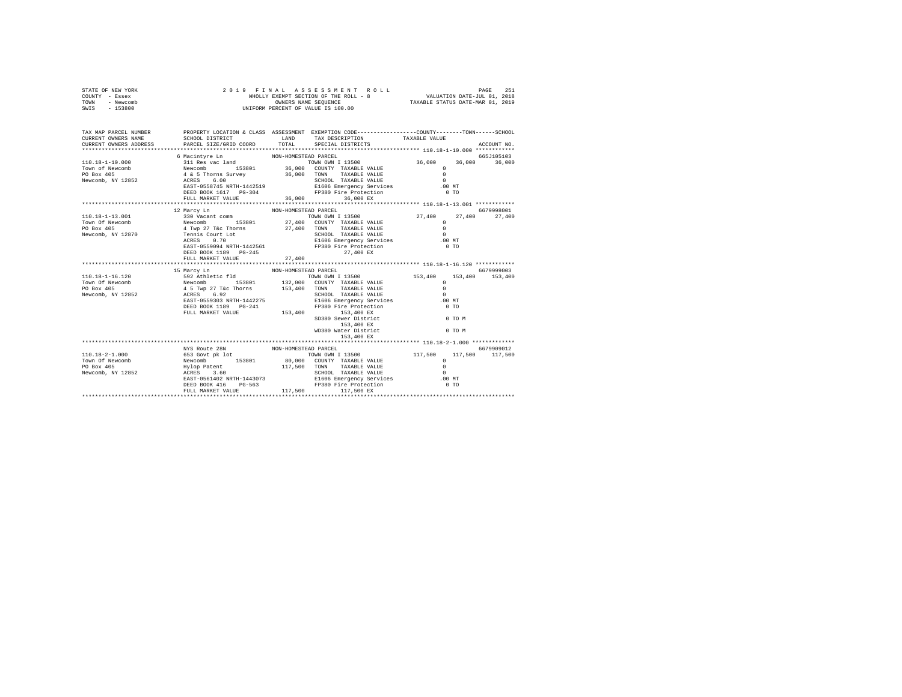STATE OF NEW YORK
COUNTY - Essex
TOWN - Newcomb
SWIS - 153800

2 0 1 9 F I N A L A S S E S S M E N T R O L L
WHOLLY EXEMPT SECTION OF THE ROLL - 8
OWNERS NAME SEQUENCE
UNIFORM PERCENT OF VALUE IS 100.00

VALUATION DATE-JUL 01, 2018
TAXABLE STATUS DATE-MAR 01, 2019

```
TAX MAP PARCEL NUMBER          PROPERTY LOCATION & CLASS  ASSESSMENT  EXEMPTION CODE-----------------COUNTY--------TOWN------SCHOOL
CURRENT OWNERS NAME            SCHOOL DISTRICT              LAND      TAX DESCRIPTION           TAXABLE VALUE
CURRENT OWNERS ADDRESS         PARCEL SIZE/GRID COORD       TOTAL     SPECIAL DISTRICTS                                        ACCOUNT NO.
*********************************************************************************************** 110.18-1-10.000 ************
                               6 Macintyre Ln               NON-HOMESTEAD PARCEL                                               665J105103
110.18-1-10.000                311 Res vac land                       TOWN OWN I 13500             36,000      36,000      36,000
Town of Newcomb                Newcomb        153801         36,000   COUNTY  TAXABLE VALUE              0
PO Box 405                     4 & 5 Thorns Survey           36,000   TOWN    TAXABLE VALUE              0
Newcomb, NY 12852              ACRES    6.00                          SCHOOL  TAXABLE VALUE              0
                               EAST-0558745 NRTH-1442519              E1606 Emergency Services          .00 MT
                               DEED BOOK 1617   PG-304                FP380 Fire Protection              0 TO
                               FULL MARKET VALUE             36,000        36,000 EX
*********************************************************************************************** 110.18-1-13.001 ************
                               12 Marcy Ln                  NON-HOMESTEAD PARCEL                                               6679998001
110.18-1-13.001                330 Vacant comm                        TOWN OWN I 13500             27,400      27,400      27,400
Town Of Newcomb                Newcomb        153801         27,400   COUNTY  TAXABLE VALUE              0
PO Box 405                     4 Twp 27 T&c Thorns           27,400   TOWN    TAXABLE VALUE              0
Newcomb, NY 12870              Tennis Court Lot                       SCHOOL  TAXABLE VALUE              0
                               ACRES    0.70                          E1606 Emergency Services          .00 MT
                               EAST-0559094 NRTH-1442561              FP380 Fire Protection              0 TO
                               DEED BOOK 1189   PG-245                     27,400 EX
                               FULL MARKET VALUE             27,400
*********************************************************************************************** 110.18-1-16.120 ************
                               15 Marcy Ln                  NON-HOMESTEAD PARCEL                                               6679999003
110.18-1-16.120                592 Athletic fld                       TOWN OWN I 13500            153,400     153,400     153,400
Town Of Newcomb                Newcomb        153801        132,000   COUNTY  TAXABLE VALUE              0
PO Box 405                     4 5 Twp 27 T&c Thorns        153,400   TOWN    TAXABLE VALUE              0
Newcomb, NY 12852              ACRES    6.92                          SCHOOL  TAXABLE VALUE              0
                               EAST-0559303 NRTH-1442275              E1606 Emergency Services          .00 MT
                               DEED BOOK 1189   PG-241                FP380 Fire Protection              0 TO
                               FULL MARKET VALUE            153,400        153,400 EX
                                                                      SD380 Sewer District               0 TO M
                                                                           153,400 EX
                                                                      WD380 Water District               0 TO M
                                                                           153,400 EX
*********************************************************************************************** 110.18-2-1.000 *************
                               NYS Route 28N                NON-HOMESTEAD PARCEL                                               6679909012
110.18-2-1.000                 653 Govt pk lot                        TOWN OWN I 13500            117,500     117,500     117,500
Town Of Newcomb                Newcomb        153801         80,000   COUNTY  TAXABLE VALUE              0
PO Box 405                     Hylop Patent                 117,500   TOWN    TAXABLE VALUE              0
Newcomb, NY 12852              ACRES    3.60                          SCHOOL  TAXABLE VALUE              0
                               EAST-0561402 NRTH-1443073              E1606 Emergency Services          .00 MT
                               DEED BOOK 416    PG-563                FP380 Fire Protection              0 TO
                               FULL MARKET VALUE            117,500        117,500 EX
****************************************************************************************************************************
```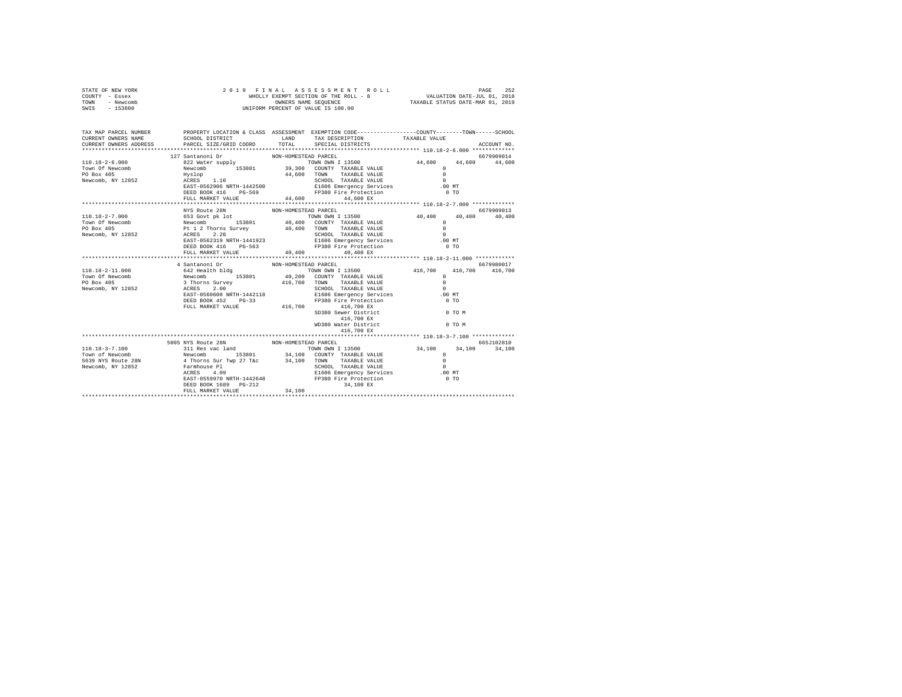STATE OF NEW YORK
COUNTY - Essex
TOWN - Newcomb
SWIS - 153800

2019 FINAL ASSESSMENT ROLL
WHOLLY EXEMPT SECTION OF THE ROLL - 8
OWNERS NAME SEQUENCE
UNIFORM PERCENT OF VALUE IS 100.00

VALUATION DATE-JUL 01, 2018
TAXABLE STATUS DATE-MAR 01, 2019

```
TAX MAP PARCEL NUMBER          PROPERTY LOCATION & CLASS  ASSESSMENT  EXEMPTION CODE-----------------COUNTY--------TOWN------SCHOOL
CURRENT OWNERS NAME            SCHOOL DISTRICT             LAND        TAX DESCRIPTION            TAXABLE VALUE
CURRENT OWNERS ADDRESS         PARCEL SIZE/GRID COORD      TOTAL       SPECIAL DISTRICTS                                    ACCOUNT NO.
*************************************************************************************************** 110.18-2-6.000 ************
                               127 Santanoni Dr            NON-HOMESTEAD PARCEL                                              6679909014
110.18-2-6.000                 822 Water supply                         TOWN OWN I 13500            44,600      44,600      44,600
Town Of Newcomb                Newcomb         153801       39,300      COUNTY  TAXABLE VALUE            0
PO Box 405                     Hyslop                       44,600      TOWN    TAXABLE VALUE            0
Newcomb, NY 12852              ACRES    1.10                            SCHOOL  TAXABLE VALUE            0
                               EAST-0562906 NRTH-1442500                E1606 Emergency Services       .00 MT
                               DEED BOOK 416    PG-569                  FP380 Fire Protection            0 TO
                               FULL MARKET VALUE            44,600           44,600 EX
*************************************************************************************************** 110.18-2-7.000 ************
                               NYS Route 28N               NON-HOMESTEAD PARCEL                                              6679909013
110.18-2-7.000                 653 Govt pk lot                          TOWN OWN I 13500            40,400      40,400      40,400
Town Of Newcomb                Newcomb         153801       40,400      COUNTY  TAXABLE VALUE            0
PO Box 405                     Pt 1 2 Thorns Survey         40,400      TOWN    TAXABLE VALUE            0
Newcomb, NY 12852              ACRES    2.20                            SCHOOL  TAXABLE VALUE            0
                               EAST-0562319 NRTH-1441923                E1606 Emergency Services       .00 MT
                               DEED BOOK 416    PG-563                  FP380 Fire Protection            0 TO
                               FULL MARKET VALUE            40,400           40,400 EX
*************************************************************************************************** 110.18-2-11.000 ***********
                               4 Santanoni Dr              NON-HOMESTEAD PARCEL                                              6679980017
110.18-2-11.000                642 Health bldg                          TOWN OWN I 13500           416,700     416,700     416,700
Town Of Newcomb                Newcomb         153801       40,200      COUNTY  TAXABLE VALUE            0
PO Box 405                     3 Thorns Survey             416,700      TOWN    TAXABLE VALUE            0
Newcomb, NY 12852              ACRES    2.00                            SCHOOL  TAXABLE VALUE            0
                               EAST-0560608 NRTH-1442118                E1606 Emergency Services       .00 MT
                               DEED BOOK 452    PG-33                   FP380 Fire Protection            0 TO
                               FULL MARKET VALUE           416,700           416,700 EX
                                                                        SD380 Sewer District             0 TO M
                                                                             416,700 EX
                                                                        WD380 Water District             0 TO M
                                                                             416,700 EX
*************************************************************************************************** 110.18-3-7.100 ************
                               5005 NYS Route 28N          NON-HOMESTEAD PARCEL                                              665J102810
110.18-3-7.100                 311 Res vac land                         TOWN OWN I 13500            34,100      34,100      34,100
Town of Newcomb                Newcomb         153801       34,100      COUNTY  TAXABLE VALUE            0
5639 NYS Route 28N             4 Thorns Sur Twp 27 T&c      34,100      TOWN    TAXABLE VALUE            0
Newcomb, NY 12852              Farmhouse Pl                             SCHOOL  TAXABLE VALUE            0
                               ACRES    4.09                            E1606 Emergency Services       .00 MT
                               EAST-0559970 NRTH-1442648                FP380 Fire Protection            0 TO
                               DEED BOOK 1689   PG-212                       34,100 EX
                               FULL MARKET VALUE            34,100
********************************************************************************************************************************
```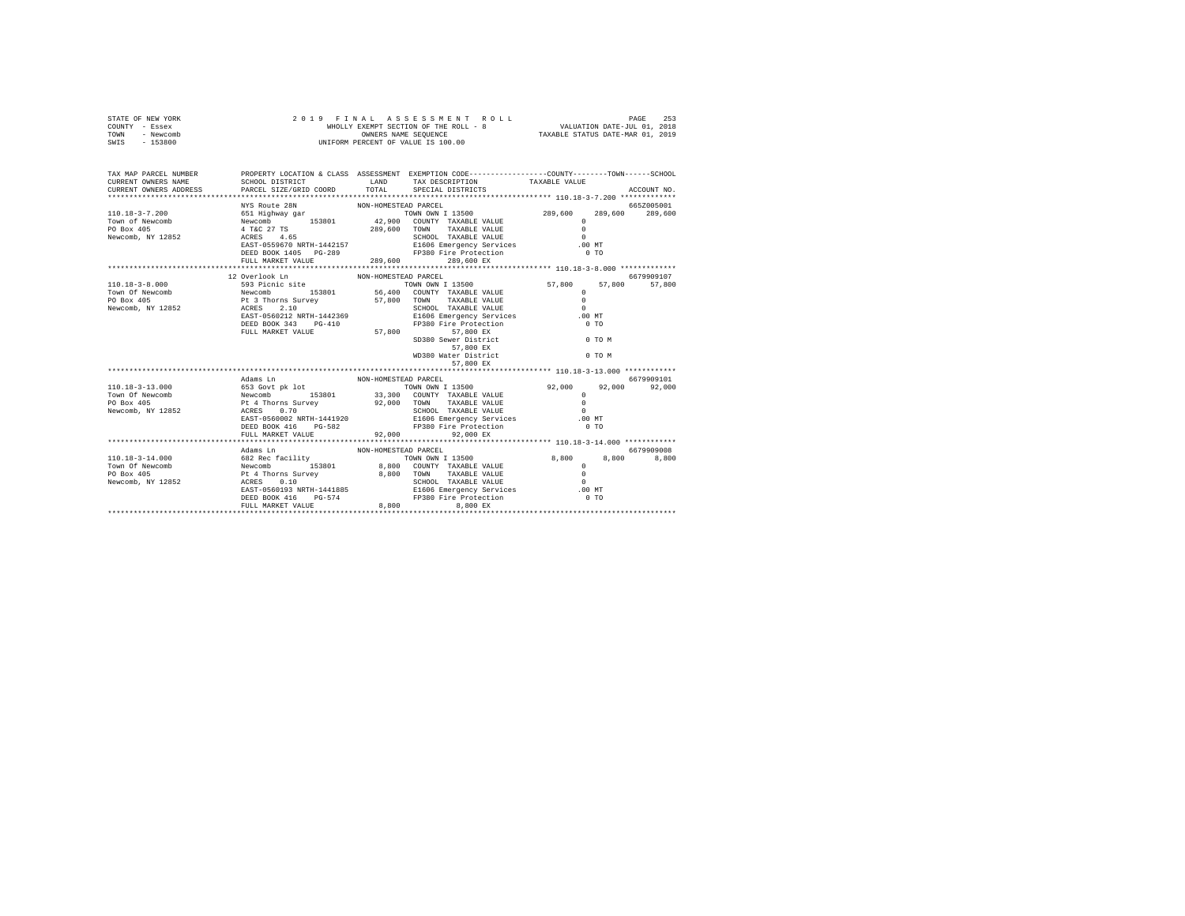STATE OF NEW YORK
COUNTY - Essex
TOWN - Newcomb
SWIS - 153800

2019 FINAL ASSESSMENT ROLL
WHOLLY EXEMPT SECTION OF THE ROLL - 8
OWNERS NAME SEQUENCE
UNIFORM PERCENT OF VALUE IS 100.00

VALUATION DATE-JUL 01, 2018
TAXABLE STATUS DATE-MAR 01, 2019

```
TAX MAP PARCEL NUMBER         PROPERTY LOCATION & CLASS  ASSESSMENT  EXEMPTION CODE-----------------COUNTY--------TOWN------SCHOOL
CURRENT OWNERS NAME           SCHOOL DISTRICT             LAND       TAX DESCRIPTION            TAXABLE VALUE
CURRENT OWNERS ADDRESS        PARCEL SIZE/GRID COORD      TOTAL      SPECIAL DISTRICTS                                    ACCOUNT NO.
****************************************************************************************************** 110.18-3-7.200 *************
                              NYS Route 28N                NON-HOMESTEAD PARCEL                                            665Z005001
110.18-3-7.200                651 Highway gar                         TOWN OWN I 13500           289,600     289,600     289,600
Town of Newcomb               Newcomb         153801        42,900   COUNTY  TAXABLE VALUE            0
PO Box 405                    4 T&C 27 TS                  289,600   TOWN    TAXABLE VALUE            0
Newcomb, NY 12852             ACRES    4.65                          SCHOOL  TAXABLE VALUE            0
                              EAST-0559670 NRTH-1442157              E1606 Emergency Services          .00 MT
                              DEED BOOK 1405   PG-289                FP380 Fire Protection              0 TO
                              FULL MARKET VALUE            289,600          289,600 EX
****************************************************************************************************** 110.18-3-8.000 *************
                              12 Overlook Ln               NON-HOMESTEAD PARCEL                                            6679909107
110.18-3-8.000                593 Picnic site                         TOWN OWN I 13500            57,800      57,800      57,800
Town Of Newcomb               Newcomb         153801        56,400   COUNTY  TAXABLE VALUE            0
PO Box 405                    Pt 3 Thorns Survey            57,800   TOWN    TAXABLE VALUE            0
Newcomb, NY 12852             ACRES    2.10                          SCHOOL  TAXABLE VALUE            0
                              EAST-0560212 NRTH-1442369              E1606 Emergency Services          .00 MT
                              DEED BOOK 343    PG-410                FP380 Fire Protection              0 TO
                              FULL MARKET VALUE             57,800           57,800 EX
                                                                     SD380 Sewer District               0 TO M
                                                                            57,800 EX
                                                                     WD380 Water District               0 TO M
                                                                            57,800 EX
****************************************************************************************************** 110.18-3-13.000 ************
                              Adams Ln                     NON-HOMESTEAD PARCEL                                            6679909101
110.18-3-13.000               653 Govt pk lot                         TOWN OWN I 13500            92,000      92,000      92,000
Town Of Newcomb               Newcomb         153801        33,300   COUNTY  TAXABLE VALUE            0
PO Box 405                    Pt 4 Thorns Survey            92,000   TOWN    TAXABLE VALUE            0
Newcomb, NY 12852             ACRES    0.70                          SCHOOL  TAXABLE VALUE            0
                              EAST-0560002 NRTH-1441920              E1606 Emergency Services          .00 MT
                              DEED BOOK 416    PG-582                FP380 Fire Protection              0 TO
                              FULL MARKET VALUE             92,000           92,000 EX
****************************************************************************************************** 110.18-3-14.000 ************
                              Adams Ln                     NON-HOMESTEAD PARCEL                                            6679909008
110.18-3-14.000               682 Rec facility                        TOWN OWN I 13500             8,800       8,800       8,800
Town Of Newcomb               Newcomb         153801         8,800   COUNTY  TAXABLE VALUE            0
PO Box 405                    Pt 4 Thorns Survey             8,800   TOWN    TAXABLE VALUE            0
Newcomb, NY 12852             ACRES    0.10                          SCHOOL  TAXABLE VALUE            0
                              EAST-0560193 NRTH-1441885              E1606 Emergency Services          .00 MT
                              DEED BOOK 416    PG-574                FP380 Fire Protection              0 TO
                              FULL MARKET VALUE              8,800            8,800 EX
************************************************************************************************************************************
```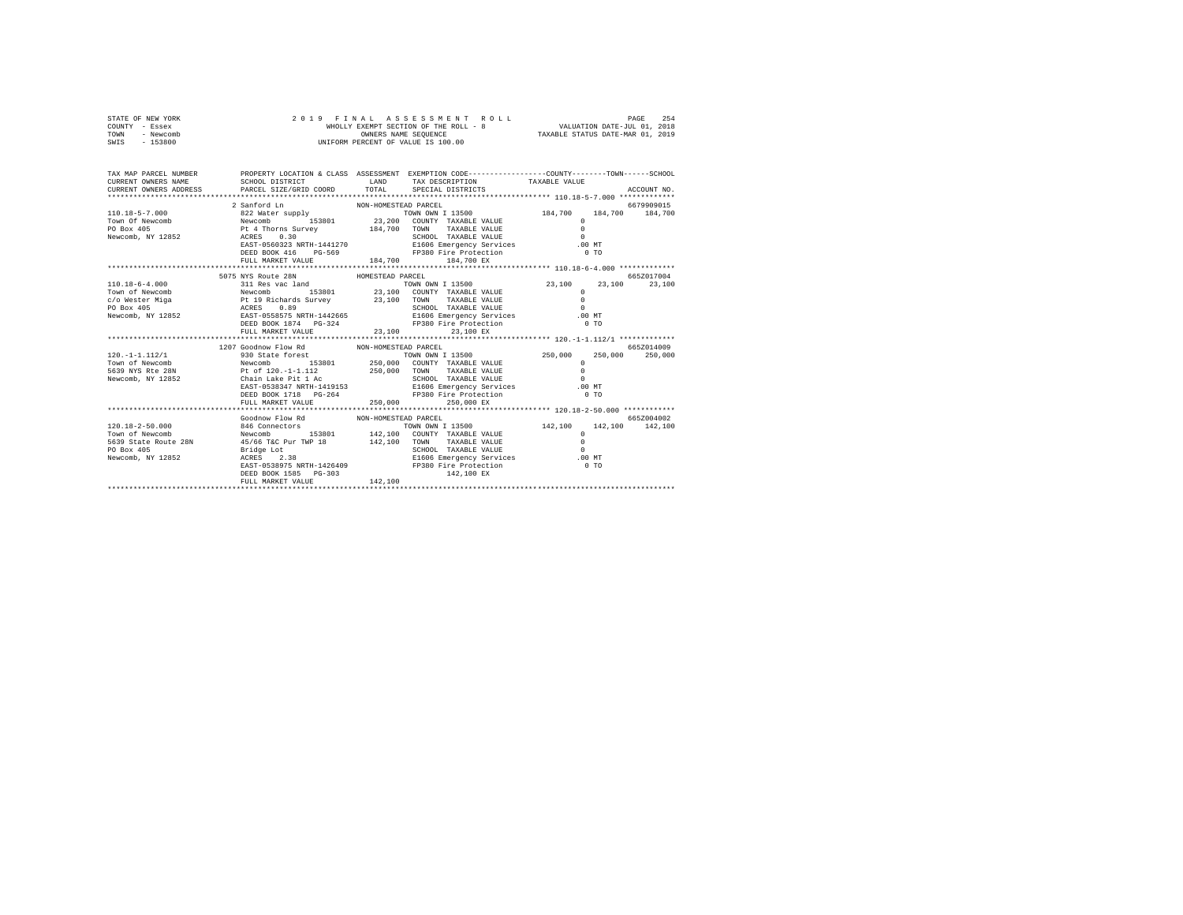STATE OF NEW YORK
COUNTY - Essex
TOWN - Newcomb
SWIS - 153800

2 0 1 9 F I N A L A S S E S S M E N T R O L L
WHOLLY EXEMPT SECTION OF THE ROLL - 8
OWNERS NAME SEQUENCE
UNIFORM PERCENT OF VALUE IS 100.00

VALUATION DATE-JUL 01, 2018
TAXABLE STATUS DATE-MAR 01, 2019

```
TAX MAP PARCEL NUMBER        PROPERTY LOCATION & CLASS  ASSESSMENT  EXEMPTION CODE-----------------COUNTY--------TOWN------SCHOOL
CURRENT OWNERS NAME          SCHOOL DISTRICT             LAND       TAX DESCRIPTION            TAXABLE VALUE
CURRENT OWNERS ADDRESS       PARCEL SIZE/GRID COORD      TOTAL      SPECIAL DISTRICTS                                    ACCOUNT NO.
******************************************************************************************************* 110.18-5-7.000 *************
                          2 Sanford Ln                  NON-HOMESTEAD PARCEL                                               6679909015
110.18-5-7.000               822 Water supply                        TOWN OWN I 13500              184,700    184,700    184,700
Town Of Newcomb              Newcomb         153801        23,200   COUNTY  TAXABLE VALUE                0
PO Box 405                   Pt 4 Thorns Survey           184,700   TOWN    TAXABLE VALUE                0
Newcomb, NY 12852            ACRES    0.30                           SCHOOL  TAXABLE VALUE                0
                             EAST-0560323 NRTH-1441270               E1606 Emergency Services           .00 MT
                             DEED BOOK 416    PG-569                 FP380 Fire Protection                0 TO
                             FULL MARKET VALUE            184,700           184,700 EX
******************************************************************************************************* 110.18-6-4.000 *************
                          5075 NYS Route 28N            HOMESTEAD PARCEL                                                   665Z017004
110.18-6-4.000               311 Res vac land                        TOWN OWN I 13500               23,100     23,100     23,100
Town of Newcomb              Newcomb         153801        23,100   COUNTY  TAXABLE VALUE                0
c/o Wester Miga              Pt 19 Richards Survey         23,100   TOWN    TAXABLE VALUE                0
PO Box 405                   ACRES    0.89                           SCHOOL  TAXABLE VALUE                0
Newcomb, NY 12852            EAST-0558575 NRTH-1442665               E1606 Emergency Services           .00 MT
                             DEED BOOK 1874   PG-324                 FP380 Fire Protection                0 TO
                             FULL MARKET VALUE             23,100            23,100 EX
******************************************************************************************************* 120.-1-1.112/1 *************
                          1207 Goodnow Flow Rd          NON-HOMESTEAD PARCEL                                               665Z014009
120.-1-1.112/1               930 State forest                        TOWN OWN I 13500              250,000    250,000    250,000
Town of Newcomb              Newcomb         153801       250,000   COUNTY  TAXABLE VALUE                0
5639 NYS Rte 28N             Pt of 120.-1-1.112           250,000   TOWN    TAXABLE VALUE                0
Newcomb, NY 12852            Chain Lake Pit 1 Ac                     SCHOOL  TAXABLE VALUE                0
                             EAST-0538347 NRTH-1419153               E1606 Emergency Services           .00 MT
                             DEED BOOK 1718   PG-264                 FP380 Fire Protection                0 TO
                             FULL MARKET VALUE            250,000           250,000 EX
******************************************************************************************************* 120.18-2-50.000 ************
                          Goodnow Flow Rd               NON-HOMESTEAD PARCEL                                               665Z004002
120.18-2-50.000              846 Connectors                          TOWN OWN I 13500              142,100    142,100    142,100
Town of Newcomb              Newcomb         153801       142,100   COUNTY  TAXABLE VALUE                0
5639 State Route 28N         45/66 T&C Pur TWP 18         142,100   TOWN    TAXABLE VALUE                0
PO Box 405                   Bridge Lot                              SCHOOL  TAXABLE VALUE                0
Newcomb, NY 12852            ACRES    2.38                           E1606 Emergency Services           .00 MT
                             EAST-0538975 NRTH-1426409               FP380 Fire Protection                0 TO
                             DEED BOOK 1585   PG-303                            142,100 EX
                             FULL MARKET VALUE            142,100
************************************************************************************************************************************
```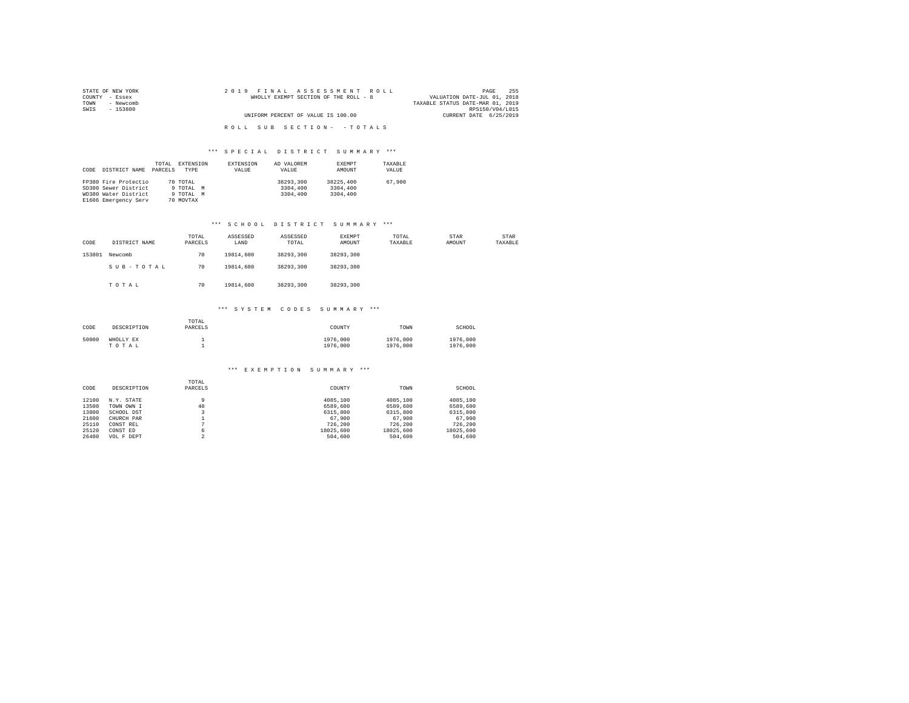STATE OF NEW YORK
COUNTY - Essex
TOWN - Newcomb
SWIS - 153800

2 0 1 9 F I N A L A S S E S S M E N T R O L L
WHOLLY EXEMPT SECTION OF THE ROLL - 8
UNIFORM PERCENT OF VALUE IS 100.00

VALUATION DATE-JUL 01, 2018
TAXABLE STATUS DATE-MAR 01, 2019
RPS150/V04/L015
CURRENT DATE 6/25/2019

R O L L S U B S E C T I O N - - T O T A L S

### *** S P E C I A L D I S T R I C T S U M M A R Y ***

| CODE | DISTRICT NAME | TOTAL PARCELS | EXTENSION TYPE | EXTENSION VALUE | AD VALOREM VALUE | EXEMPT AMOUNT | TAXABLE VALUE |
|---|---|---|---|---|---|---|---|
| FP380 | Fire Protectio | 70 | TOTAL | | 38293,300 | 38225,400 | 67,900 |
| SD380 | Sewer District | 9 | TOTAL M | | 3304,400 | 3304,400 | |
| WD380 | Water District | 9 | TOTAL M | | 3304,400 | 3304,400 | |
| E1606 | Emergency Serv | 70 | MOVTAX | | | | |

### *** S C H O O L D I S T R I C T S U M M A R Y ***

| CODE | DISTRICT NAME | TOTAL PARCELS | ASSESSED LAND | ASSESSED TOTAL | EXEMPT AMOUNT | TOTAL TAXABLE | STAR AMOUNT | STAR TAXABLE |
|---|---|---|---|---|---|---|---|---|
| 153801 | Newcomb | 70 | 19814,600 | 38293,300 | 38293,300 | | | |
| | S U B - T O T A L | 70 | 19814,600 | 38293,300 | 38293,300 | | | |
| | T O T A L | 70 | 19814,600 | 38293,300 | 38293,300 | | | |

### *** S Y S T E M C O D E S S U M M A R Y ***

| CODE | DESCRIPTION | TOTAL PARCELS | COUNTY | TOWN | SCHOOL |
|---|---|---|---|---|---|
| 50000 | WHOLLY EX | 1 | 1976,000 | 1976,000 | 1976,000 |
| | T O T A L | 1 | 1976,000 | 1976,000 | 1976,000 |

### *** E X E M P T I O N S U M M A R Y ***

| CODE | DESCRIPTION | TOTAL PARCELS | COUNTY | TOWN | SCHOOL |
|---|---|---|---|---|---|
| 12100 | N.Y. STATE | 9 | 4085,100 | 4085,100 | 4085,100 |
| 13500 | TOWN OWN I | 40 | 6589,600 | 6589,600 | 6589,600 |
| 13800 | SCHOOL DST | 3 | 6315,800 | 6315,800 | 6315,800 |
| 21600 | CHURCH PAR | 1 | 67,900 | 67,900 | 67,900 |
| 25110 | CONST REL | 7 | 726,200 | 726,200 | 726,200 |
| 25120 | CONST ED | 6 | 18025,600 | 18025,600 | 18025,600 |
| 26400 | VOL F DEPT | 2 | 504,600 | 504,600 | 504,600 |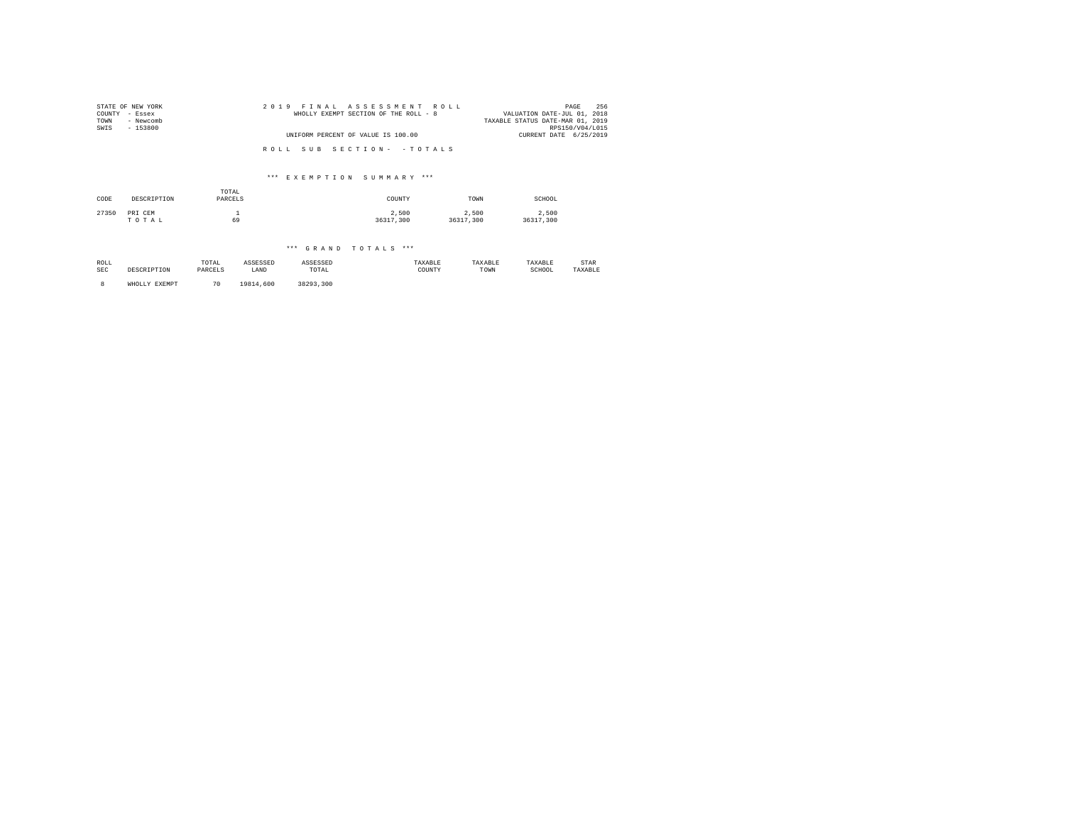STATE OF NEW YORK
COUNTY - Essex
TOWN - Newcomb
SWIS - 153800

2 0 1 9 F I N A L A S S E S S M E N T R O L L
WHOLLY EXEMPT SECTION OF THE ROLL - 8
UNIFORM PERCENT OF VALUE IS 100.00

VALUATION DATE-JUL 01, 2018
TAXABLE STATUS DATE-MAR 01, 2019
RPS150/V04/L015
CURRENT DATE 6/25/2019

R O L L S U B S E C T I O N - - T O T A L S

*** E X E M P T I O N S U M M A R Y ***

| CODE | DESCRIPTION | TOTAL PARCELS | COUNTY | TOWN | SCHOOL |
|---|---|---|---|---|---|
| 27350 | PRI CEM | 1 | 2,500 | 2,500 | 2,500 |
| | T O T A L | 69 | 36317,300 | 36317,300 | 36317,300 |

*** G R A N D T O T A L S ***

| ROLL SEC | DESCRIPTION | TOTAL PARCELS | ASSESSED LAND | ASSESSED TOTAL | TAXABLE COUNTY | TAXABLE TOWN | TAXABLE SCHOOL | STAR TAXABLE |
|---|---|---|---|---|---|---|---|---|
| 8 | WHOLLY EXEMPT | 70 | 19814,600 | 38293,300 | | | | |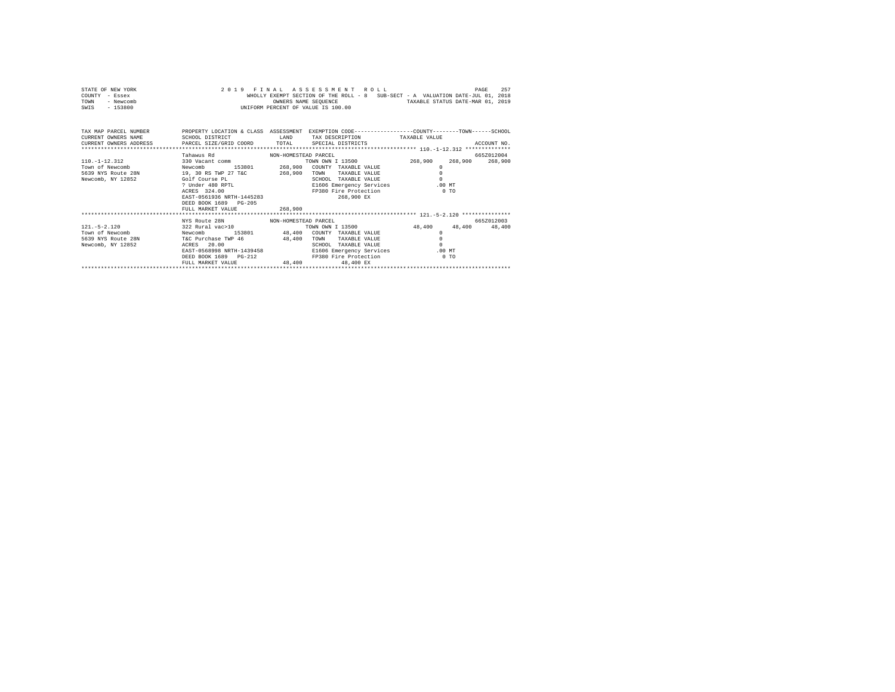STATE OF NEW YORK
COUNTY - Essex
TOWN - Newcomb
SWIS - 153800

2019 FINAL ASSESSMENT ROLL
WHOLLY EXEMPT SECTION OF THE ROLL - 8 SUB-SECT - A VALUATION DATE-JUL 01, 2018
OWNERS NAME SEQUENCE TAXABLE STATUS DATE-MAR 01, 2019
UNIFORM PERCENT OF VALUE IS 100.00

| TAX MAP PARCEL NUMBER / CURRENT OWNERS NAME / CURRENT OWNERS ADDRESS | PROPERTY LOCATION & CLASS / SCHOOL DISTRICT / PARCEL SIZE/GRID COORD | ASSESSMENT LAND / TOTAL | EXEMPTION CODE / TAX DESCRIPTION / SPECIAL DISTRICTS | COUNTY | TOWN | SCHOOL | ACCOUNT NO. |
|---|---|---|---|---|---|---|---|
| **110.-1-12.312** | Tahawus Rd | NON-HOMESTEAD PARCEL | | | | | 665Z012004 |
| 110.-1-12.312 | 330 Vacant comm | | TOWN OWN I 13500 | 268,900 | 268,900 | 268,900 | |
| Town of Newcomb | Newcomb 153801 | 268,900 | COUNTY TAXABLE VALUE | 0 | | | |
| 5639 NYS Route 28N | 19, 30 RS TWP 27 T&C | 268,900 | TOWN TAXABLE VALUE | 0 | | | |
| Newcomb, NY 12852 | Golf Course PL | | SCHOOL TAXABLE VALUE | 0 | | | |
| | ? Under 480 RPTL | | E1606 Emergency Services | .00 MT | | | |
| | ACRES 324.00 | | FP380 Fire Protection | 0 TO | | | |
| | EAST-0561936 NRTH-1445283 | | 268,900 EX | | | | |
| | DEED BOOK 1689 PG-205 | | | | | | |
| | FULL MARKET VALUE | 268,900 | | | | | |
| **121.-5-2.120** | NYS Route 28N | NON-HOMESTEAD PARCEL | | | | | 665Z012003 |
| 121.-5-2.120 | 322 Rural vac>10 | | TOWN OWN I 13500 | 48,400 | 48,400 | 48,400 | |
| Town of Newcomb | Newcomb 153801 | 48,400 | COUNTY TAXABLE VALUE | 0 | | | |
| 5639 NYS Route 28N | T&C Purchase TWP 46 | 48,400 | TOWN TAXABLE VALUE | 0 | | | |
| Newcomb, NY 12852 | ACRES 20.00 | | SCHOOL TAXABLE VALUE | 0 | | | |
| | EAST-0568998 NRTH-1439458 | | E1606 Emergency Services | .00 MT | | | |
| | DEED BOOK 1689 PG-212 | | FP380 Fire Protection | 0 TO | | | |
| | FULL MARKET VALUE | 48,400 | 48,400 EX | | | | |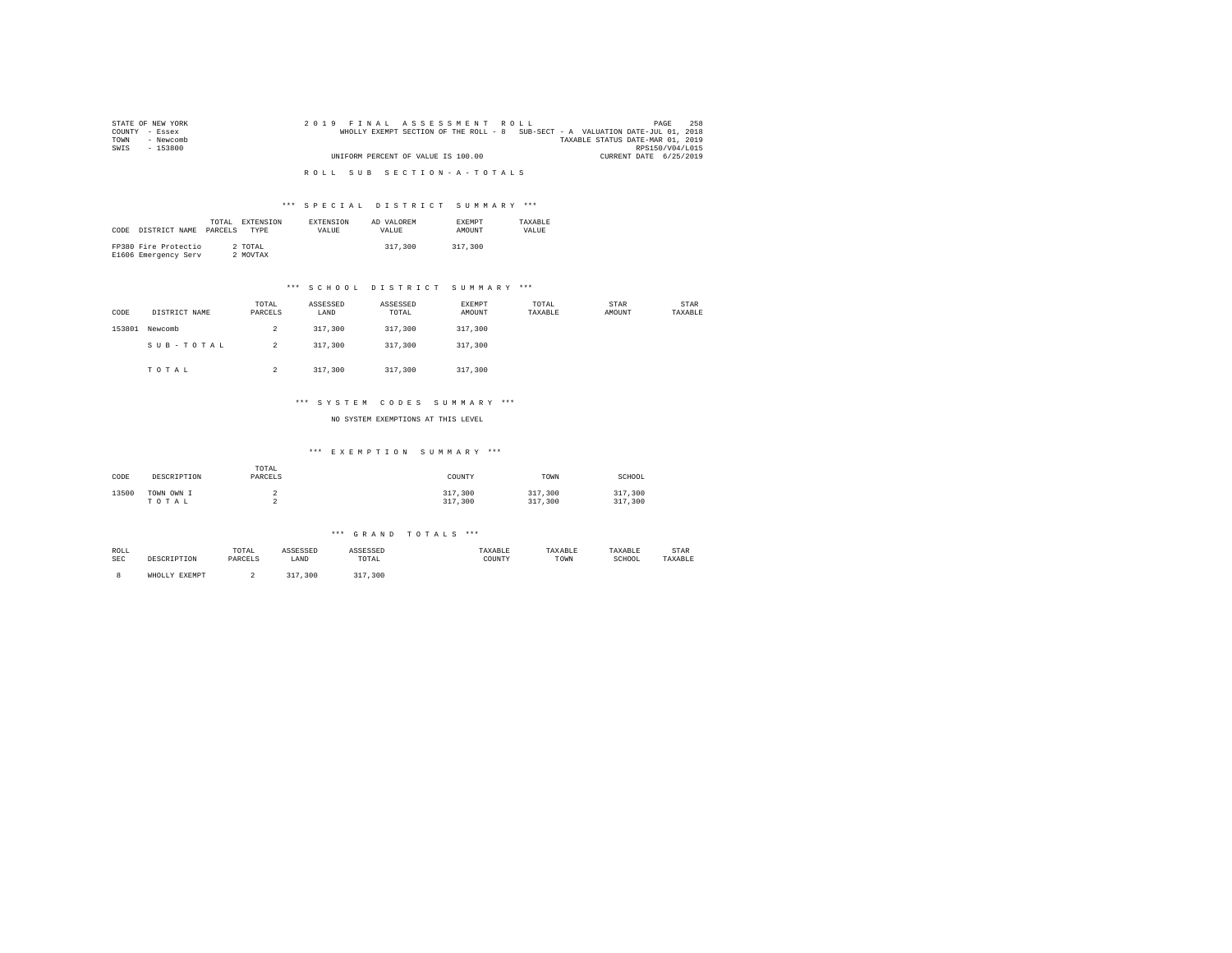STATE OF NEW YORK
COUNTY - Essex
TOWN - Newcomb
SWIS - 153800

2019 FINAL ASSESSMENT ROLL
WHOLLY EXEMPT SECTION OF THE ROLL - 8 SUB-SECT - A VALUATION DATE-JUL 01, 2018
TAXABLE STATUS DATE-MAR 01, 2019
RPS150/V04/L015
UNIFORM PERCENT OF VALUE IS 100.00
CURRENT DATE 6/25/2019

## ROLL SUB SECTION-A-TOTALS

### *** SPECIAL DISTRICT SUMMARY ***

| CODE | DISTRICT NAME | TOTAL PARCELS | EXTENSION TYPE | EXTENSION VALUE | AD VALOREM VALUE | EXEMPT AMOUNT | TAXABLE VALUE |
|---|---|---|---|---|---|---|---|
| FP380 | Fire Protectio | 2 | TOTAL | | 317,300 | 317,300 | |
| E1606 | Emergency Serv | 2 | MOVTAX | | | | |

### *** SCHOOL DISTRICT SUMMARY ***

| CODE | DISTRICT NAME | TOTAL PARCELS | ASSESSED LAND | ASSESSED TOTAL | EXEMPT AMOUNT | TOTAL TAXABLE | STAR AMOUNT | STAR TAXABLE |
|---|---|---|---|---|---|---|---|---|
| 153801 | Newcomb | 2 | 317,300 | 317,300 | 317,300 | | | |
| | SUB-TOTAL | 2 | 317,300 | 317,300 | 317,300 | | | |
| | TOTAL | 2 | 317,300 | 317,300 | 317,300 | | | |

### *** SYSTEM CODES SUMMARY ***

NO SYSTEM EXEMPTIONS AT THIS LEVEL

### *** EXEMPTION SUMMARY ***

| CODE | DESCRIPTION | TOTAL PARCELS | COUNTY | TOWN | SCHOOL |
|---|---|---|---|---|---|
| 13500 | TOWN OWN I | 2 | 317,300 | 317,300 | 317,300 |
| | TOTAL | 2 | 317,300 | 317,300 | 317,300 |

### *** GRAND TOTALS ***

| ROLL SEC | DESCRIPTION | TOTAL PARCELS | ASSESSED LAND | ASSESSED TOTAL | TAXABLE COUNTY | TAXABLE TOWN | TAXABLE SCHOOL | STAR TAXABLE |
|---|---|---|---|---|---|---|---|---|
| 8 | WHOLLY EXEMPT | 2 | 317,300 | 317,300 | | | | |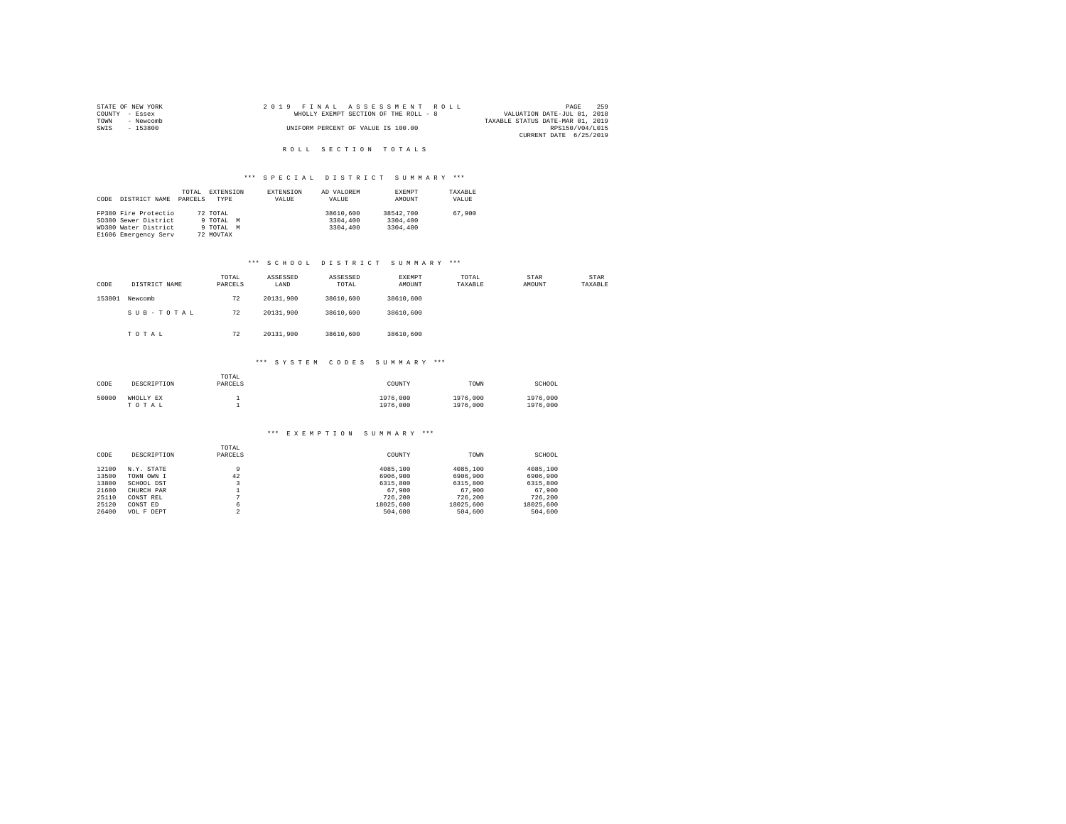STATE OF NEW YORK
COUNTY - Essex
TOWN - Newcomb
SWIS - 153800

2019 FINAL ASSESSMENT ROLL
WHOLLY EXEMPT SECTION OF THE ROLL - 8
UNIFORM PERCENT OF VALUE IS 100.00

VALUATION DATE-JUL 01, 2018
TAXABLE STATUS DATE-MAR 01, 2019
RPS150/V04/L015
CURRENT DATE 6/25/2019

## ROLL SECTION TOTALS

### *** SPECIAL DISTRICT SUMMARY ***

| CODE | DISTRICT NAME | TOTAL PARCELS | EXTENSION TYPE | EXTENSION VALUE | AD VALOREM VALUE | EXEMPT AMOUNT | TAXABLE VALUE |
|---|---|---|---|---|---|---|---|
| FP380 | Fire Protectio | 72 | TOTAL | | 38610,600 | 38542,700 | 67,900 |
| SD380 | Sewer District | 9 | TOTAL M | | 3304,400 | 3304,400 | |
| WD380 | Water District | 9 | TOTAL M | | 3304,400 | 3304,400 | |
| E1606 | Emergency Serv | 72 | MOVTAX | | | | |

### *** SCHOOL DISTRICT SUMMARY ***

| CODE | DISTRICT NAME | TOTAL PARCELS | ASSESSED LAND | ASSESSED TOTAL | EXEMPT AMOUNT | TOTAL TAXABLE | STAR AMOUNT | STAR TAXABLE |
|---|---|---|---|---|---|---|---|---|
| 153801 | Newcomb | 72 | 20131,900 | 38610,600 | 38610,600 | | | |
| | SUB-TOTAL | 72 | 20131,900 | 38610,600 | 38610,600 | | | |
| | TOTAL | 72 | 20131,900 | 38610,600 | 38610,600 | | | |

### *** SYSTEM CODES SUMMARY ***

| CODE | DESCRIPTION | TOTAL PARCELS | COUNTY | TOWN | SCHOOL |
|---|---|---|---|---|---|
| 50000 | WHOLLY EX | 1 | 1976,000 | 1976,000 | 1976,000 |
| | TOTAL | 1 | 1976,000 | 1976,000 | 1976,000 |

### *** EXEMPTION SUMMARY ***

| CODE | DESCRIPTION | TOTAL PARCELS | COUNTY | TOWN | SCHOOL |
|---|---|---|---|---|---|
| 12100 | N.Y. STATE | 9 | 4085,100 | 4085,100 | 4085,100 |
| 13500 | TOWN OWN I | 42 | 6906,900 | 6906,900 | 6906,900 |
| 13800 | SCHOOL DST | 3 | 6315,800 | 6315,800 | 6315,800 |
| 21600 | CHURCH PAR | 1 | 67,900 | 67,900 | 67,900 |
| 25110 | CONST REL | 7 | 726,200 | 726,200 | 726,200 |
| 25120 | CONST ED | 6 | 18025,600 | 18025,600 | 18025,600 |
| 26400 | VOL F DEPT | 2 | 504,600 | 504,600 | 504,600 |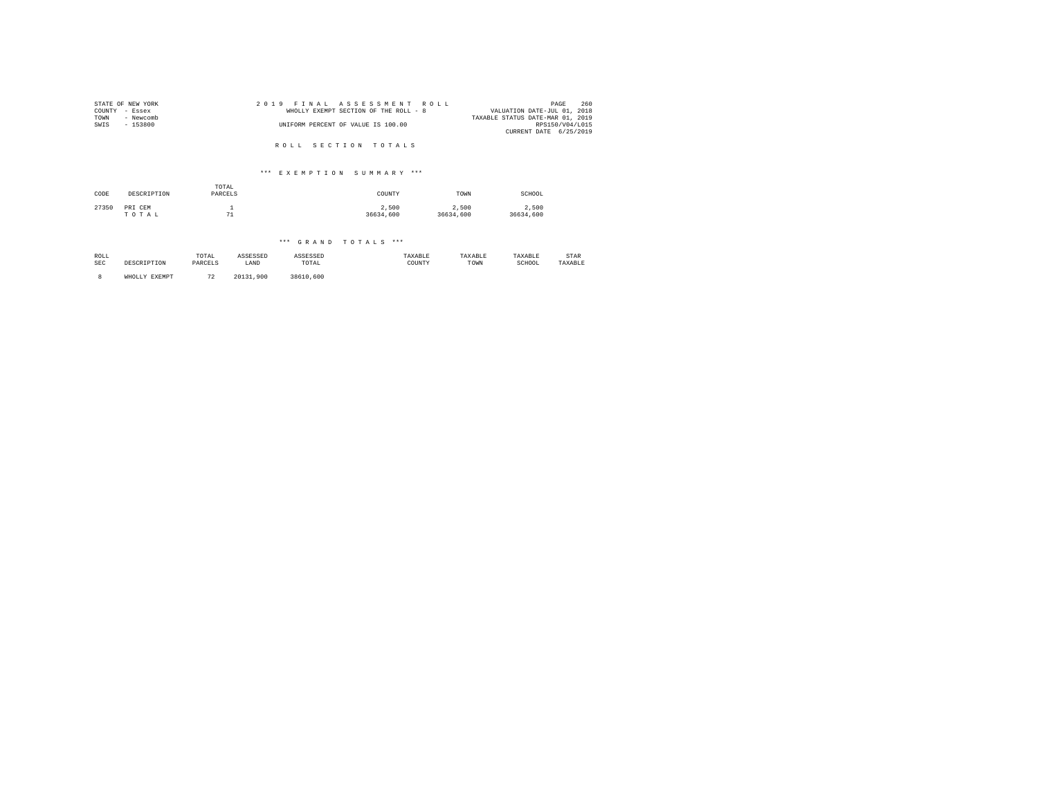STATE OF NEW YORK
COUNTY - Essex
TOWN - Newcomb
SWIS - 153800

2 0 1 9 F I N A L A S S E S S M E N T R O L L
WHOLLY EXEMPT SECTION OF THE ROLL - 8
UNIFORM PERCENT OF VALUE IS 100.00

PAGE 260
VALUATION DATE-JUL 01, 2018
TAXABLE STATUS DATE-MAR 01, 2019
RPS150/V04/L015
CURRENT DATE 6/25/2019

R O L L S E C T I O N T O T A L S

*** E X E M P T I O N S U M M A R Y ***

| CODE | DESCRIPTION | TOTAL PARCELS | COUNTY | TOWN | SCHOOL |
|---|---|---|---|---|---|
| 27350 | PRI CEM | 1 | 2,500 | 2,500 | 2,500 |
| | T O T A L | 71 | 36634,600 | 36634,600 | 36634,600 |

*** G R A N D T O T A L S ***

| ROLL SEC | DESCRIPTION | TOTAL PARCELS | ASSESSED LAND | ASSESSED TOTAL | TAXABLE COUNTY | TAXABLE TOWN | TAXABLE SCHOOL | STAR TAXABLE |
|---|---|---|---|---|---|---|---|---|
| 8 | WHOLLY EXEMPT | 72 | 20131,900 | 38610,600 | | | | |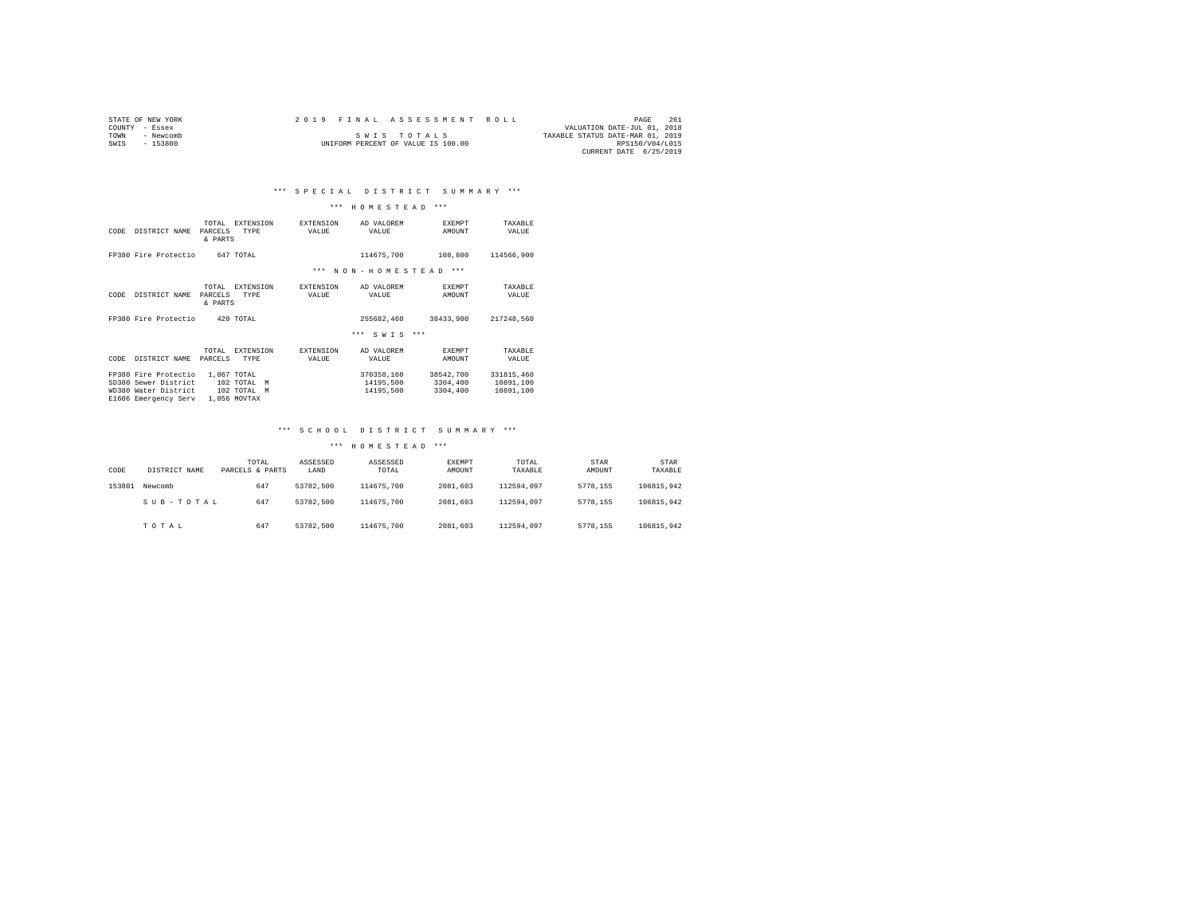STATE OF NEW YORK
COUNTY - Essex
TOWN - Newcomb
SWIS - 153800

# 2019 FINAL ASSESSMENT ROLL

SWIS TOTALS
UNIFORM PERCENT OF VALUE IS 100.00

VALUATION DATE-JUL 01, 2018
TAXABLE STATUS DATE-MAR 01, 2019
RPS150/V04/L015
CURRENT DATE 6/25/2019

## *** SPECIAL DISTRICT SUMMARY ***

### *** HOMESTEAD ***

| CODE | DISTRICT NAME | TOTAL PARCELS & PARTS | EXTENSION TYPE | EXTENSION VALUE | AD VALOREM VALUE | EXEMPT AMOUNT | TAXABLE VALUE |
|---|---|---|---|---|---|---|---|
| FP380 | Fire Protectio | 647 | TOTAL | | 114675,700 | 108,800 | 114566,900 |

### *** NON-HOMESTEAD ***

| CODE | DISTRICT NAME | TOTAL PARCELS & PARTS | EXTENSION TYPE | EXTENSION VALUE | AD VALOREM VALUE | EXEMPT AMOUNT | TAXABLE VALUE |
|---|---|---|---|---|---|---|---|
| FP380 | Fire Protectio | 420 | TOTAL | | 255682,460 | 38433,900 | 217248,560 |

### *** SWIS ***

| CODE | DISTRICT NAME | TOTAL PARCELS | EXTENSION TYPE | EXTENSION VALUE | AD VALOREM VALUE | EXEMPT AMOUNT | TAXABLE VALUE |
|---|---|---|---|---|---|---|---|
| FP380 | Fire Protectio | 1,067 | TOTAL | | 370358,160 | 38542,700 | 331815,460 |
| SD380 | Sewer District | 102 | TOTAL M | | 14195,500 | 3304,400 | 10891,100 |
| WD380 | Water District | 102 | TOTAL M | | 14195,500 | 3304,400 | 10891,100 |
| E1606 | Emergency Serv | 1,056 | MOVTAX | | | | |

## *** SCHOOL DISTRICT SUMMARY ***

### *** HOMESTEAD ***

| CODE | DISTRICT NAME | TOTAL PARCELS & PARTS | ASSESSED LAND | ASSESSED TOTAL | EXEMPT AMOUNT | TOTAL TAXABLE | STAR AMOUNT | STAR TAXABLE |
|---|---|---|---|---|---|---|---|---|
| 153801 | Newcomb | 647 | 53782,500 | 114675,700 | 2081,603 | 112594,097 | 5778,155 | 106815,942 |
| | S U B - T O T A L | 647 | 53782,500 | 114675,700 | 2081,603 | 112594,097 | 5778,155 | 106815,942 |
| | T O T A L | 647 | 53782,500 | 114675,700 | 2081,603 | 112594,097 | 5778,155 | 106815,942 |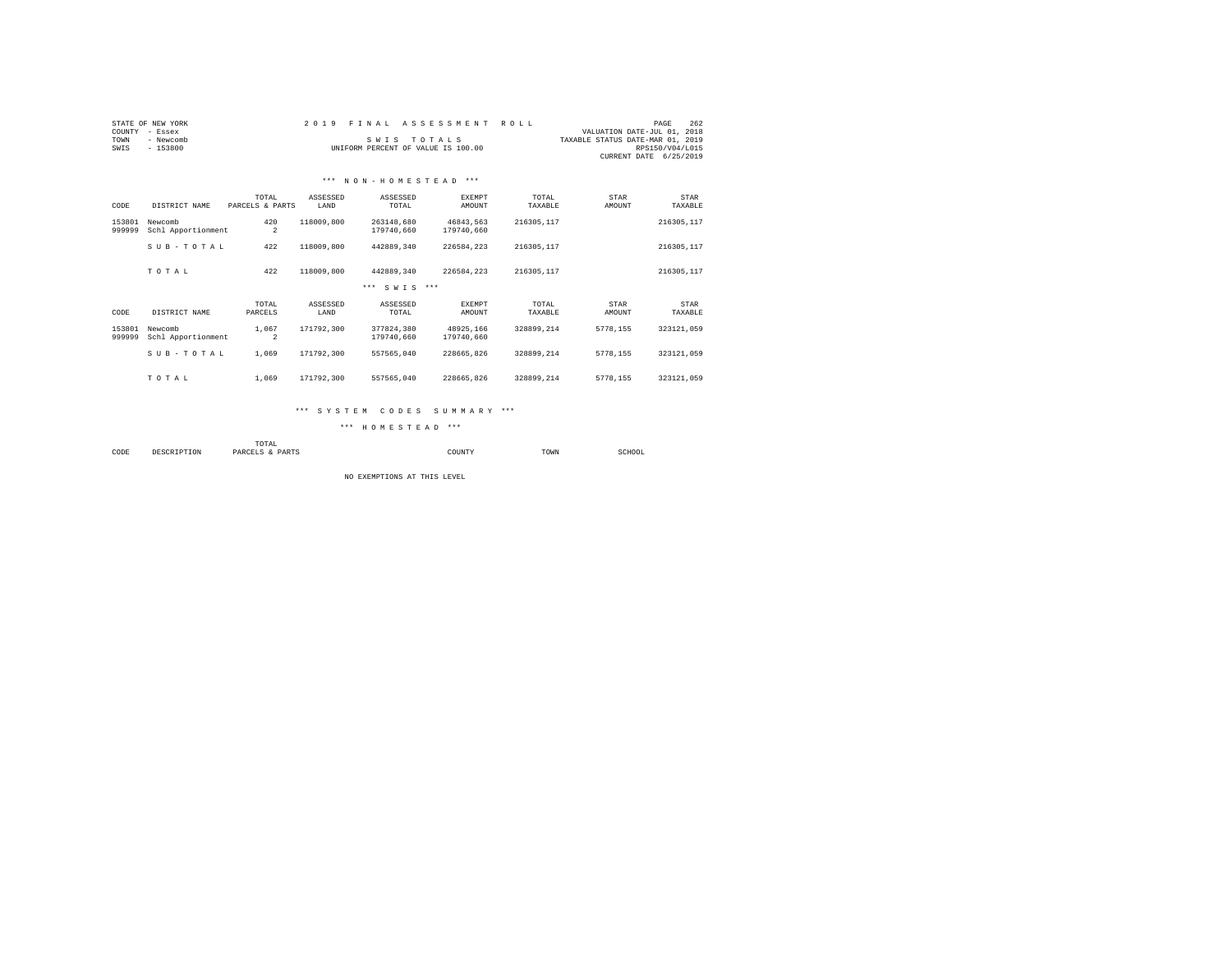STATE OF NEW YORK
COUNTY - Essex
TOWN - Newcomb
SWIS - 153800

2 0 1 9 F I N A L A S S E S S M E N T R O L L

S W I S T O T A L S

UNIFORM PERCENT OF VALUE IS 100.00

VALUATION DATE-JUL 01, 2018
TAXABLE STATUS DATE-MAR 01, 2019
RPS150/V04/L015
CURRENT DATE 6/25/2019

### *** N O N - H O M E S T E A D ***

| CODE | DISTRICT NAME | TOTAL PARCELS & PARTS | ASSESSED LAND | ASSESSED TOTAL | EXEMPT AMOUNT | TOTAL TAXABLE | STAR AMOUNT | STAR TAXABLE |
|---|---|---|---|---|---|---|---|---|
| 153801 | Newcomb | 420 | 118009,800 | 263148,680 | 46843,563 | 216305,117 | | 216305,117 |
| 999999 | Schl Apportionment | 2 | | 179740,660 | 179740,660 | | | |
| | S U B - T O T A L | 422 | 118009,800 | 442889,340 | 226584,223 | 216305,117 | | 216305,117 |
| | T O T A L | 422 | 118009,800 | 442889,340 | 226584,223 | 216305,117 | | 216305,117 |

### *** S W I S ***

| CODE | DISTRICT NAME | TOTAL PARCELS | ASSESSED LAND | ASSESSED TOTAL | EXEMPT AMOUNT | TOTAL TAXABLE | STAR AMOUNT | STAR TAXABLE |
|---|---|---|---|---|---|---|---|---|
| 153801 | Newcomb | 1,067 | 171792,300 | 377824,380 | 48925,166 | 328899,214 | 5778,155 | 323121,059 |
| 999999 | Schl Apportionment | 2 | | 179740,660 | 179740,660 | | | |
| | S U B - T O T A L | 1,069 | 171792,300 | 557565,040 | 228665,826 | 328899,214 | 5778,155 | 323121,059 |
| | T O T A L | 1,069 | 171792,300 | 557565,040 | 228665,826 | 328899,214 | 5778,155 | 323121,059 |

### *** S Y S T E M C O D E S S U M M A R Y ***

### *** H O M E S T E A D ***

| CODE | DESCRIPTION | TOTAL PARCELS & PARTS | COUNTY | TOWN | SCHOOL |
|---|---|---|---|---|---|

NO EXEMPTIONS AT THIS LEVEL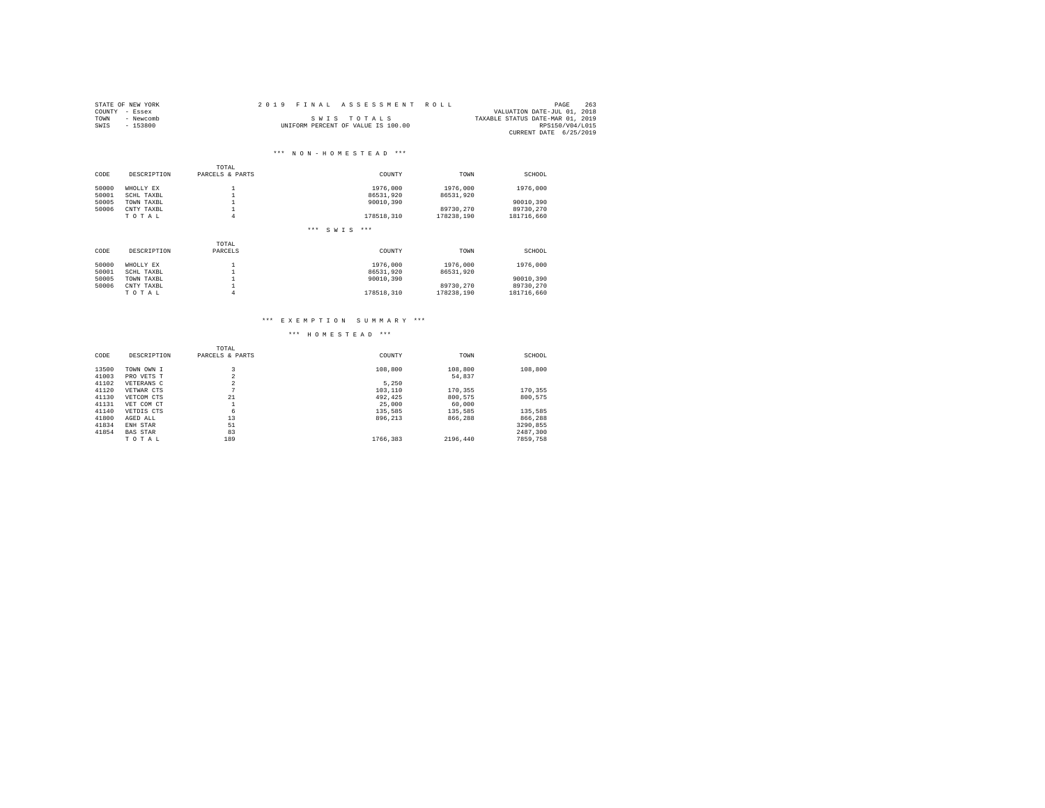STATE OF NEW YORK
COUNTY - Essex
TOWN - Newcomb
SWIS - 153800

# 2019 FINAL ASSESSMENT ROLL

SWIS TOTALS
UNIFORM PERCENT OF VALUE IS 100.00

VALUATION DATE-JUL 01, 2018
TAXABLE STATUS DATE-MAR 01, 2019
RPS150/V04/L015
CURRENT DATE 6/25/2019

### *** NON-HOMESTEAD ***

| CODE | DESCRIPTION | TOTAL PARCELS & PARTS | COUNTY | TOWN | SCHOOL |
|---|---|---|---|---|---|
| 50000 | WHOLLY EX | 1 | 1976,000 | 1976,000 | 1976,000 |
| 50001 | SCHL TAXBL | 1 | 86531,920 | 86531,920 | |
| 50005 | TOWN TAXBL | 1 | 90010,390 | | 90010,390 |
| 50006 | CNTY TAXBL | 1 | | 89730,270 | 89730,270 |
| | TOTAL | 4 | 178518,310 | 178238,190 | 181716,660 |

### *** SWIS ***

| CODE | DESCRIPTION | TOTAL PARCELS | COUNTY | TOWN | SCHOOL |
|---|---|---|---|---|---|
| 50000 | WHOLLY EX | 1 | 1976,000 | 1976,000 | 1976,000 |
| 50001 | SCHL TAXBL | 1 | 86531,920 | 86531,920 | |
| 50005 | TOWN TAXBL | 1 | 90010,390 | | 90010,390 |
| 50006 | CNTY TAXBL | 1 | | 89730,270 | 89730,270 |
| | TOTAL | 4 | 178518,310 | 178238,190 | 181716,660 |

## *** EXEMPTION SUMMARY ***

### *** HOMESTEAD ***

| CODE | DESCRIPTION | TOTAL PARCELS & PARTS | COUNTY | TOWN | SCHOOL |
|---|---|---|---|---|---|
| 13500 | TOWN OWN I | 3 | 108,800 | 108,800 | 108,800 |
| 41003 | PRO VETS T | 2 | | 54,837 | |
| 41102 | VETERANS C | 2 | 5,250 | | |
| 41120 | VETWAR CTS | 7 | 103,110 | 170,355 | 170,355 |
| 41130 | VETCOM CTS | 21 | 492,425 | 800,575 | 800,575 |
| 41131 | VET COM CT | 1 | 25,000 | 60,000 | |
| 41140 | VETDIS CTS | 6 | 135,585 | 135,585 | 135,585 |
| 41800 | AGED ALL | 13 | 896,213 | 866,288 | 866,288 |
| 41834 | ENH STAR | 51 | | | 3290,855 |
| 41854 | BAS STAR | 83 | | | 2487,300 |
| | TOTAL | 189 | 1766,383 | 2196,440 | 7859,758 |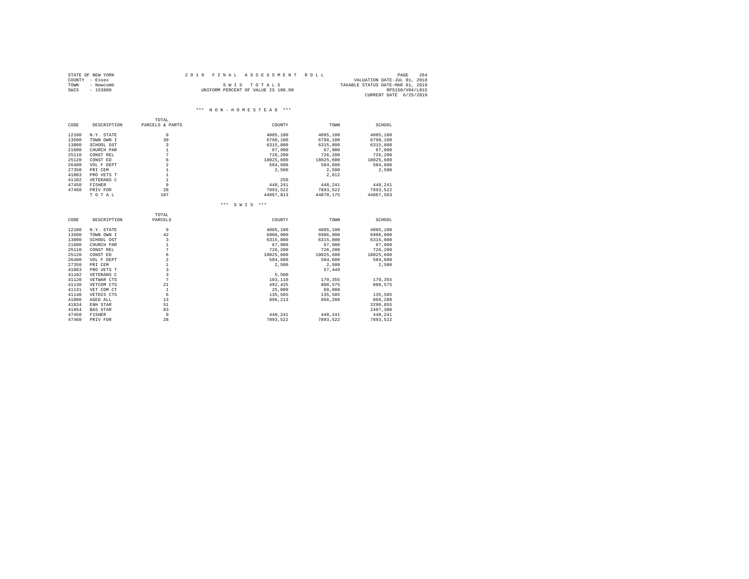STATE OF NEW YORK
COUNTY - Essex
TOWN - Newcomb
SWIS - 153800

2019 FINAL ASSESSMENT ROLL

SWIS TOTALS

UNIFORM PERCENT OF VALUE IS 100.00

VALUATION DATE-JUL 01, 2018
TAXABLE STATUS DATE-MAR 01, 2019
RPS150/V04/L015
CURRENT DATE 6/25/2019

*** NON-HOMESTEAD ***

| CODE | DESCRIPTION | TOTAL PARCELS & PARTS | COUNTY | TOWN | SCHOOL |
|---|---|---|---|---|---|
| 12100 | N.Y. STATE | 9 | 4085,100 | 4085,100 | 4085,100 |
| 13500 | TOWN OWN I | 39 | 6798,100 | 6798,100 | 6798,100 |
| 13800 | SCHOOL DST | 3 | 6315,800 | 6315,800 | 6315,800 |
| 21600 | CHURCH PAR | 1 | 67,900 | 67,900 | 67,900 |
| 25110 | CONST REL | 7 | 726,200 | 726,200 | 726,200 |
| 25120 | CONST ED | 6 | 18025,600 | 18025,600 | 18025,600 |
| 26400 | VOL F DEPT | 2 | 504,600 | 504,600 | 504,600 |
| 27350 | PRI CEM | 1 | 2,500 | 2,500 | 2,500 |
| 41003 | PRO VETS T | 1 | | 2,612 | |
| 41102 | VETERANS C | 1 | 250 | | |
| 47450 | FISHER | 9 | 448,241 | 448,241 | 448,241 |
| 47460 | PRIV FOR | 28 | 7893,522 | 7893,522 | 7893,522 |
| | TOTAL | 107 | 44867,813 | 44870,175 | 44867,563 |

*** SWIS ***

| CODE | DESCRIPTION | TOTAL PARCELS | COUNTY | TOWN | SCHOOL |
|---|---|---|---|---|---|
| 12100 | N.Y. STATE | 9 | 4085,100 | 4085,100 | 4085,100 |
| 13500 | TOWN OWN I | 42 | 6906,900 | 6906,900 | 6906,900 |
| 13800 | SCHOOL DST | 3 | 6315,800 | 6315,800 | 6315,800 |
| 21600 | CHURCH PAR | 1 | 67,900 | 67,900 | 67,900 |
| 25110 | CONST REL | 7 | 726,200 | 726,200 | 726,200 |
| 25120 | CONST ED | 6 | 18025,600 | 18025,600 | 18025,600 |
| 26400 | VOL F DEPT | 2 | 504,600 | 504,600 | 504,600 |
| 27350 | PRI CEM | 1 | 2,500 | 2,500 | 2,500 |
| 41003 | PRO VETS T | 3 | | 57,449 | |
| 41102 | VETERANS C | 3 | 5,500 | | |
| 41120 | VETWAR CTS | 7 | 103,110 | 170,355 | 170,355 |
| 41130 | VETCOM CTS | 21 | 492,425 | 800,575 | 800,575 |
| 41131 | VET COM CT | 1 | 25,000 | 60,000 | |
| 41140 | VETDIS CTS | 6 | 135,585 | 135,585 | 135,585 |
| 41800 | AGED ALL | 13 | 896,213 | 866,288 | 866,288 |
| 41834 | ENH STAR | 51 | | | 3290,855 |
| 41854 | BAS STAR | 83 | | | 2487,300 |
| 47450 | FISHER | 9 | 448,241 | 448,241 | 448,241 |
| 47460 | PRIV FOR | 28 | 7893,522 | 7893,522 | 7893,522 |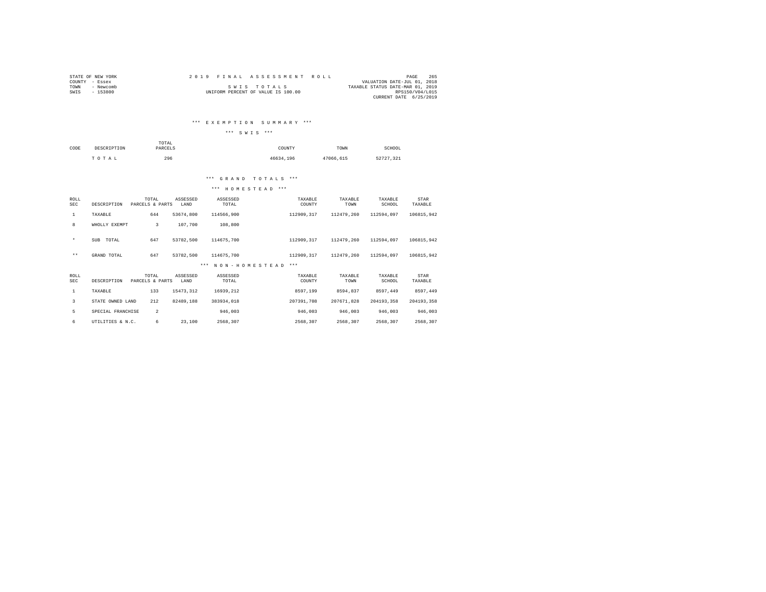STATE OF NEW YORK | COUNTY - Essex | TOWN - Newcomb | SWIS - 153800

2019 FINAL ASSESSMENT ROLL

SWIS TOTALS

UNIFORM PERCENT OF VALUE IS 100.00

VALUATION DATE-JUL 01, 2018
TAXABLE STATUS DATE-MAR 01, 2019
RPS150/V04/L015
CURRENT DATE 6/25/2019

### *** EXEMPTION SUMMARY ***

#### *** SWIS ***

| CODE | DESCRIPTION | TOTAL PARCELS | COUNTY | TOWN | SCHOOL |
|---|---|---|---|---|---|
| | TOTAL | 296 | 46634,196 | 47066,615 | 52727,321 |

### *** GRAND TOTALS ***

#### *** HOMESTEAD ***

| ROLL SEC | DESCRIPTION | TOTAL PARCELS & PARTS | ASSESSED LAND | ASSESSED TOTAL | TAXABLE COUNTY | TAXABLE TOWN | TAXABLE SCHOOL | STAR TAXABLE |
|---|---|---|---|---|---|---|---|---|
| 1 | TAXABLE | 644 | 53674,800 | 114566,900 | 112909,317 | 112479,260 | 112594,097 | 106815,942 |
| 8 | WHOLLY EXEMPT | 3 | 107,700 | 108,800 | | | | |
| * | SUB TOTAL | 647 | 53782,500 | 114675,700 | 112909,317 | 112479,260 | 112594,097 | 106815,942 |
| ** | GRAND TOTAL | 647 | 53782,500 | 114675,700 | 112909,317 | 112479,260 | 112594,097 | 106815,942 |

#### *** NON-HOMESTEAD ***

| ROLL SEC | DESCRIPTION | TOTAL PARCELS & PARTS | ASSESSED LAND | ASSESSED TOTAL | TAXABLE COUNTY | TAXABLE TOWN | TAXABLE SCHOOL | STAR TAXABLE |
|---|---|---|---|---|---|---|---|---|
| 1 | TAXABLE | 133 | 15473,312 | 16939,212 | 8597,199 | 8594,837 | 8597,449 | 8597,449 |
| 3 | STATE OWNED LAND | 212 | 82489,188 | 383934,018 | 207391,708 | 207671,828 | 204193,358 | 204193,358 |
| 5 | SPECIAL FRANCHISE | 2 | | 946,003 | 946,003 | 946,003 | 946,003 | 946,003 |
| 6 | UTILITIES & N.C. | 6 | 23,100 | 2568,307 | 2568,307 | 2568,307 | 2568,307 | 2568,307 |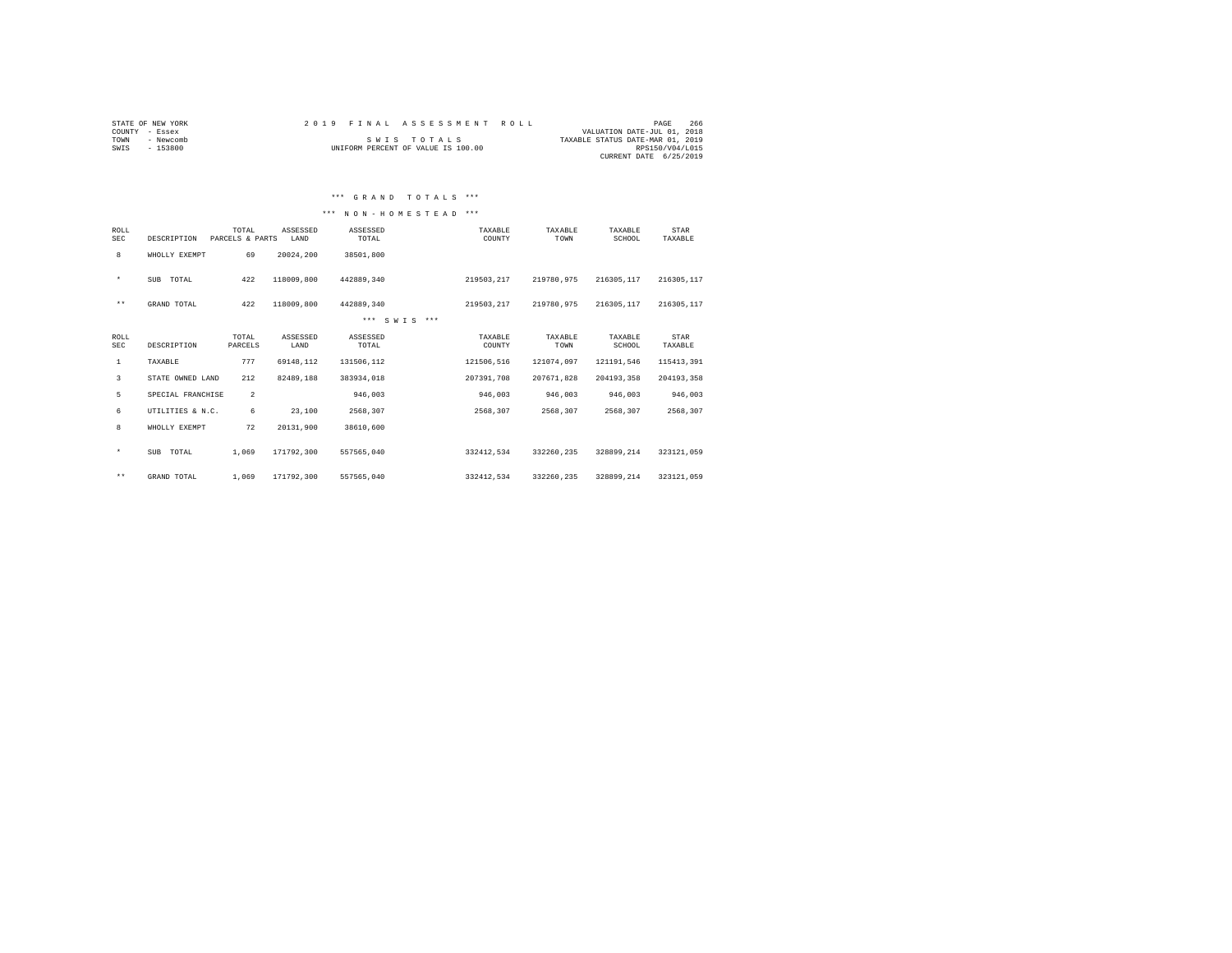STATE OF NEW YORK
COUNTY - Essex
TOWN - Newcomb
SWIS - 153800

2019 FINAL ASSESSMENT ROLL

SWIS TOTALS

UNIFORM PERCENT OF VALUE IS 100.00

VALUATION DATE-JUL 01, 2018
TAXABLE STATUS DATE-MAR 01, 2019
RPS150/V04/L015
CURRENT DATE 6/25/2019

*** GRAND TOTALS ***

*** NON-HOMESTEAD ***

| ROLL SEC | DESCRIPTION | TOTAL PARCELS & PARTS | ASSESSED LAND | ASSESSED TOTAL | TAXABLE COUNTY | TAXABLE TOWN | TAXABLE SCHOOL | STAR TAXABLE |
|---|---|---|---|---|---|---|---|---|
| 8 | WHOLLY EXEMPT | 69 | 20024,200 | 38501,800 | | | | |
| * | SUB TOTAL | 422 | 118009,800 | 442889,340 | 219503,217 | 219780,975 | 216305,117 | 216305,117 |
| ** | GRAND TOTAL | 422 | 118009,800 | 442889,340 | 219503,217 | 219780,975 | 216305,117 | 216305,117 |

*** SWIS ***

| ROLL SEC | DESCRIPTION | TOTAL PARCELS | ASSESSED LAND | ASSESSED TOTAL | TAXABLE COUNTY | TAXABLE TOWN | TAXABLE SCHOOL | STAR TAXABLE |
|---|---|---|---|---|---|---|---|---|
| 1 | TAXABLE | 777 | 69148,112 | 131506,112 | 121506,516 | 121074,097 | 121191,546 | 115413,391 |
| 3 | STATE OWNED LAND | 212 | 82489,188 | 383934,018 | 207391,708 | 207671,828 | 204193,358 | 204193,358 |
| 5 | SPECIAL FRANCHISE | 2 | | 946,003 | 946,003 | 946,003 | 946,003 | 946,003 |
| 6 | UTILITIES & N.C. | 6 | 23,100 | 2568,307 | 2568,307 | 2568,307 | 2568,307 | 2568,307 |
| 8 | WHOLLY EXEMPT | 72 | 20131,900 | 38610,600 | | | | |
| * | SUB TOTAL | 1,069 | 171792,300 | 557565,040 | 332412,534 | 332260,235 | 328899,214 | 323121,059 |
| ** | GRAND TOTAL | 1,069 | 171792,300 | 557565,040 | 332412,534 | 332260,235 | 328899,214 | 323121,059 |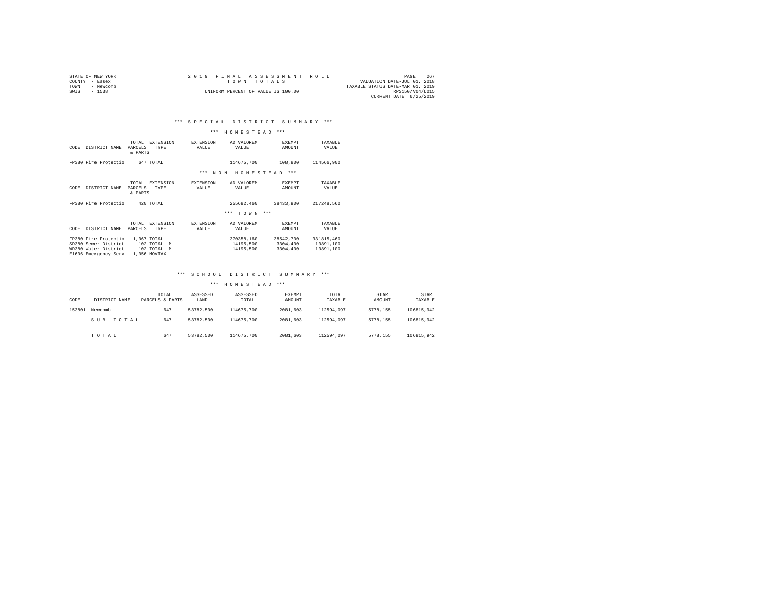STATE OF NEW YORK
COUNTY - Essex
TOWN - Newcomb
SWIS - 1538

2019 FINAL ASSESSMENT ROLL
TOWN TOTALS
UNIFORM PERCENT OF VALUE IS 100.00

VALUATION DATE-JUL 01, 2018
TAXABLE STATUS DATE-MAR 01, 2019
RPS150/V04/L015
CURRENT DATE 6/25/2019

## *** SPECIAL DISTRICT SUMMARY ***

### *** HOMESTEAD ***

| CODE | DISTRICT NAME | TOTAL PARCELS & PARTS | EXTENSION TYPE | EXTENSION VALUE | AD VALOREM VALUE | EXEMPT AMOUNT | TAXABLE VALUE |
|---|---|---|---|---|---|---|---|
| FP380 | Fire Protectio | 647 | TOTAL | | 114675,700 | 108,800 | 114566,900 |

### *** NON-HOMESTEAD ***

| CODE | DISTRICT NAME | TOTAL PARCELS & PARTS | EXTENSION TYPE | EXTENSION VALUE | AD VALOREM VALUE | EXEMPT AMOUNT | TAXABLE VALUE |
|---|---|---|---|---|---|---|---|
| FP380 | Fire Protectio | 420 | TOTAL | | 255682,460 | 38433,900 | 217248,560 |

### *** TOWN ***

| CODE | DISTRICT NAME | TOTAL PARCELS | EXTENSION TYPE | EXTENSION VALUE | AD VALOREM VALUE | EXEMPT AMOUNT | TAXABLE VALUE |
|---|---|---|---|---|---|---|---|
| FP380 | Fire Protectio | 1,067 | TOTAL | | 370358,160 | 38542,700 | 331815,460 |
| SD380 | Sewer District | 102 | TOTAL M | | 14195,500 | 3304,400 | 10891,100 |
| WD380 | Water District | 102 | TOTAL M | | 14195,500 | 3304,400 | 10891,100 |
| E1606 | Emergency Serv | 1,056 | MOVTAX | | | | |

## *** SCHOOL DISTRICT SUMMARY ***

### *** HOMESTEAD ***

| CODE | DISTRICT NAME | TOTAL PARCELS & PARTS | ASSESSED LAND | ASSESSED TOTAL | EXEMPT AMOUNT | TOTAL TAXABLE | STAR AMOUNT | STAR TAXABLE |
|---|---|---|---|---|---|---|---|---|
| 153801 | Newcomb | 647 | 53782,500 | 114675,700 | 2081,603 | 112594,097 | 5778,155 | 106815,942 |
| | SUB-TOTAL | 647 | 53782,500 | 114675,700 | 2081,603 | 112594,097 | 5778,155 | 106815,942 |
| | TOTAL | 647 | 53782,500 | 114675,700 | 2081,603 | 112594,097 | 5778,155 | 106815,942 |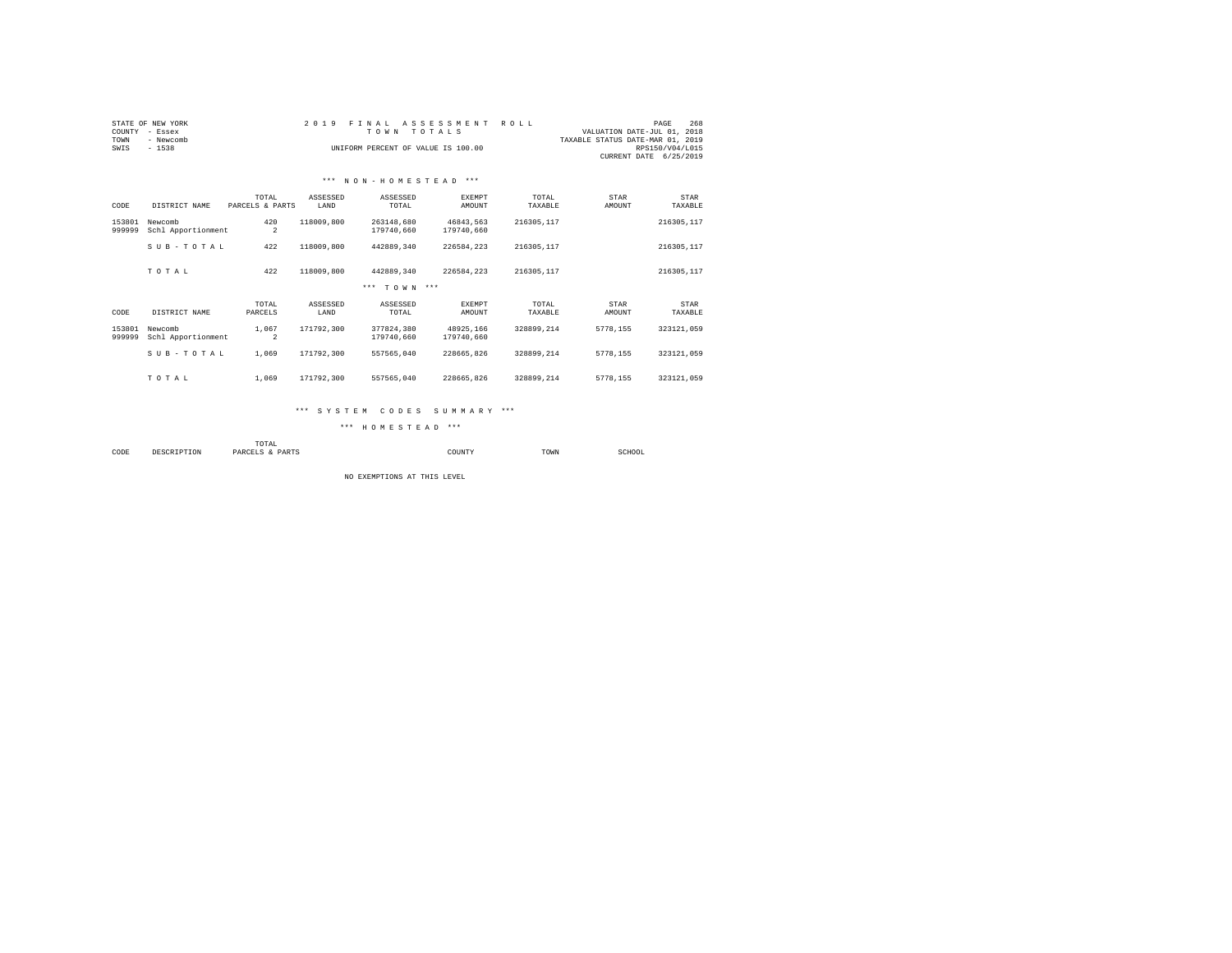STATE OF NEW YORK
COUNTY - Essex
TOWN - Newcomb
SWIS - 1538

2019 FINAL ASSESSMENT ROLL
TOWN TOTALS
UNIFORM PERCENT OF VALUE IS 100.00

VALUATION DATE-JUL 01, 2018
TAXABLE STATUS DATE-MAR 01, 2019
RPS150/V04/L015
CURRENT DATE 6/25/2019

### *** NON-HOMESTEAD ***

| CODE | DISTRICT NAME | TOTAL PARCELS & PARTS | ASSESSED LAND | ASSESSED TOTAL | EXEMPT AMOUNT | TOTAL TAXABLE | STAR AMOUNT | STAR TAXABLE |
|---|---|---|---|---|---|---|---|---|
| 153801 | Newcomb | 420 | 118009,800 | 263148,680 | 46843,563 | 216305,117 | | 216305,117 |
| 999999 | Schl Apportionment | 2 | | 179740,660 | 179740,660 | | | |
| | SUB-TOTAL | 422 | 118009,800 | 442889,340 | 226584,223 | 216305,117 | | 216305,117 |
| | TOTAL | 422 | 118009,800 | 442889,340 | 226584,223 | 216305,117 | | 216305,117 |

### *** TOWN ***

| CODE | DISTRICT NAME | TOTAL PARCELS | ASSESSED LAND | ASSESSED TOTAL | EXEMPT AMOUNT | TOTAL TAXABLE | STAR AMOUNT | STAR TAXABLE |
|---|---|---|---|---|---|---|---|---|
| 153801 | Newcomb | 1,067 | 171792,300 | 377824,380 | 48925,166 | 328899,214 | 5778,155 | 323121,059 |
| 999999 | Schl Apportionment | 2 | | 179740,660 | 179740,660 | | | |
| | SUB-TOTAL | 1,069 | 171792,300 | 557565,040 | 228665,826 | 328899,214 | 5778,155 | 323121,059 |
| | TOTAL | 1,069 | 171792,300 | 557565,040 | 228665,826 | 328899,214 | 5778,155 | 323121,059 |

### *** SYSTEM CODES SUMMARY ***

### *** HOMESTEAD ***

| CODE | DESCRIPTION | TOTAL PARCELS & PARTS | COUNTY | TOWN | SCHOOL |
|---|---|---|---|---|---|

NO EXEMPTIONS AT THIS LEVEL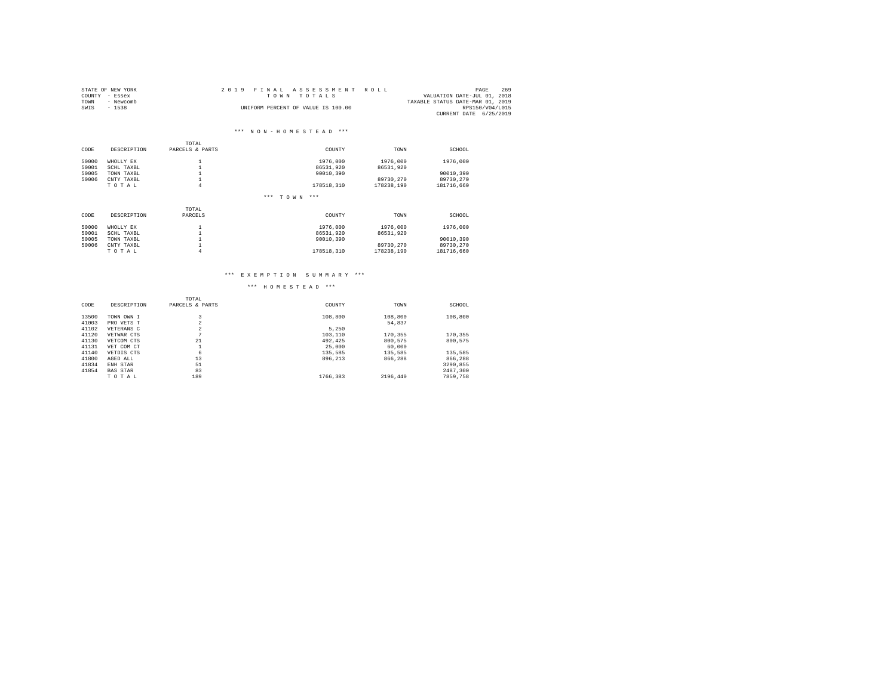STATE OF NEW YORK
COUNTY - Essex
TOWN - Newcomb
SWIS - 1538

# 2019 FINAL ASSESSMENT ROLL

## TOWN TOTALS

UNIFORM PERCENT OF VALUE IS 100.00

VALUATION DATE-JUL 01, 2018
TAXABLE STATUS DATE-MAR 01, 2019
RPS150/V04/L015
CURRENT DATE 6/25/2019

### *** NON-HOMESTEAD ***

| CODE | DESCRIPTION | TOTAL PARCELS & PARTS | COUNTY | TOWN | SCHOOL |
|---|---|---|---|---|---|
| 50000 | WHOLLY EX | 1 | 1976,000 | 1976,000 | 1976,000 |
| 50001 | SCHL TAXBL | 1 | 86531,920 | 86531,920 | |
| 50005 | TOWN TAXBL | 1 | 90010,390 | | 90010,390 |
| 50006 | CNTY TAXBL | 1 | | 89730,270 | 89730,270 |
| | T O T A L | 4 | 178518,310 | 178238,190 | 181716,660 |

### *** TOWN ***

| CODE | DESCRIPTION | TOTAL PARCELS | COUNTY | TOWN | SCHOOL |
|---|---|---|---|---|---|
| 50000 | WHOLLY EX | 1 | 1976,000 | 1976,000 | 1976,000 |
| 50001 | SCHL TAXBL | 1 | 86531,920 | 86531,920 | |
| 50005 | TOWN TAXBL | 1 | 90010,390 | | 90010,390 |
| 50006 | CNTY TAXBL | 1 | | 89730,270 | 89730,270 |
| | T O T A L | 4 | 178518,310 | 178238,190 | 181716,660 |

## *** EXEMPTION SUMMARY ***

### *** HOMESTEAD ***

| CODE | DESCRIPTION | TOTAL PARCELS & PARTS | COUNTY | TOWN | SCHOOL |
|---|---|---|---|---|---|
| 13500 | TOWN OWN I | 3 | 108,800 | 108,800 | 108,800 |
| 41003 | PRO VETS T | 2 | | 54,837 | |
| 41102 | VETERANS C | 2 | 5,250 | | |
| 41120 | VETWAR CTS | 7 | 103,110 | 170,355 | 170,355 |
| 41130 | VETCOM CTS | 21 | 492,425 | 800,575 | 800,575 |
| 41131 | VET COM CT | 1 | 25,000 | 60,000 | |
| 41140 | VETDIS CTS | 6 | 135,585 | 135,585 | 135,585 |
| 41800 | AGED ALL | 13 | 896,213 | 866,288 | 866,288 |
| 41834 | ENH STAR | 51 | | | 3290,855 |
| 41854 | BAS STAR | 83 | | | 2487,300 |
| | T O T A L | 189 | 1766,383 | 2196,440 | 7859,758 |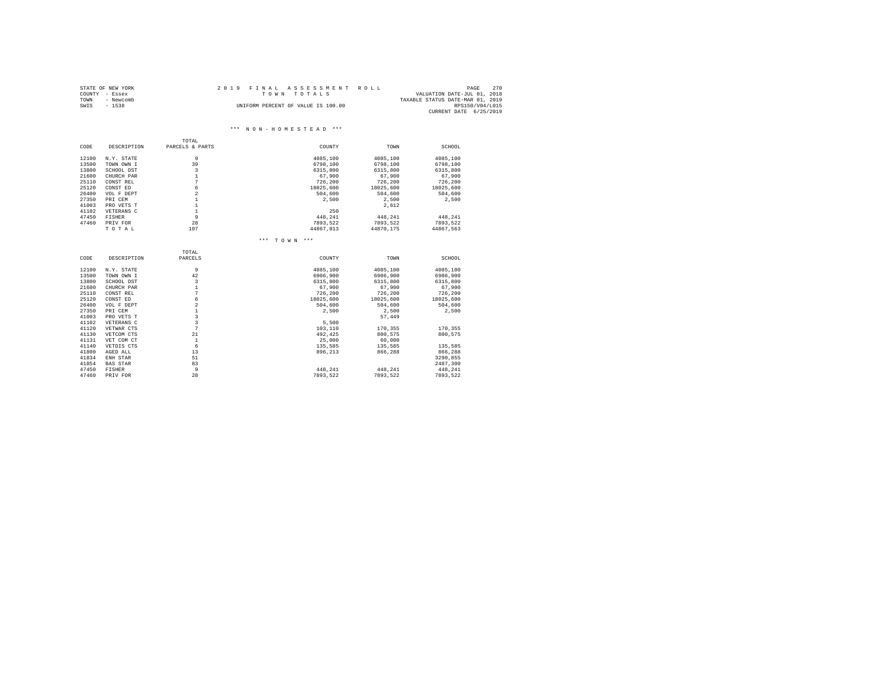STATE OF NEW YORK
COUNTY - Essex
TOWN - Newcomb
SWIS - 1538

2019 FINAL ASSESSMENT ROLL
TOWN TOTALS
UNIFORM PERCENT OF VALUE IS 100.00

PAGE 270
VALUATION DATE-JUL 01, 2018
TAXABLE STATUS DATE-MAR 01, 2019
RPS150/V04/L015
CURRENT DATE 6/25/2019

### *** NON-HOMESTEAD ***

| CODE | DESCRIPTION | TOTAL PARCELS & PARTS | COUNTY | TOWN | SCHOOL |
|---|---|---|---|---|---|
| 12100 | N.Y. STATE | 9 | 4085,100 | 4085,100 | 4085,100 |
| 13500 | TOWN OWN I | 39 | 6798,100 | 6798,100 | 6798,100 |
| 13800 | SCHOOL DST | 3 | 6315,800 | 6315,800 | 6315,800 |
| 21600 | CHURCH PAR | 1 | 67,900 | 67,900 | 67,900 |
| 25110 | CONST REL | 7 | 726,200 | 726,200 | 726,200 |
| 25120 | CONST ED | 6 | 18025,600 | 18025,600 | 18025,600 |
| 26400 | VOL F DEPT | 2 | 504,600 | 504,600 | 504,600 |
| 27350 | PRI CEM | 1 | 2,500 | 2,500 | 2,500 |
| 41003 | PRO VETS T | 1 | | 2,612 | |
| 41102 | VETERANS C | 1 | 250 | | |
| 47450 | FISHER | 9 | 448,241 | 448,241 | 448,241 |
| 47460 | PRIV FOR | 28 | 7893,522 | 7893,522 | 7893,522 |
| | T O T A L | 107 | 44867,813 | 44870,175 | 44867,563 |

### *** TOWN ***

| CODE | DESCRIPTION | TOTAL PARCELS | COUNTY | TOWN | SCHOOL |
|---|---|---|---|---|---|
| 12100 | N.Y. STATE | 9 | 4085,100 | 4085,100 | 4085,100 |
| 13500 | TOWN OWN I | 42 | 6906,900 | 6906,900 | 6906,900 |
| 13800 | SCHOOL DST | 3 | 6315,800 | 6315,800 | 6315,800 |
| 21600 | CHURCH PAR | 1 | 67,900 | 67,900 | 67,900 |
| 25110 | CONST REL | 7 | 726,200 | 726,200 | 726,200 |
| 25120 | CONST ED | 6 | 18025,600 | 18025,600 | 18025,600 |
| 26400 | VOL F DEPT | 2 | 504,600 | 504,600 | 504,600 |
| 27350 | PRI CEM | 1 | 2,500 | 2,500 | 2,500 |
| 41003 | PRO VETS T | 3 | | 57,449 | |
| 41102 | VETERANS C | 3 | 5,500 | | |
| 41120 | VETWAR CTS | 7 | 103,110 | 170,355 | 170,355 |
| 41130 | VETCOM CTS | 21 | 492,425 | 800,575 | 800,575 |
| 41131 | VET COM CT | 1 | 25,000 | 60,000 | |
| 41140 | VETDIS CTS | 6 | 135,585 | 135,585 | 135,585 |
| 41800 | AGED ALL | 13 | 896,213 | 866,288 | 866,288 |
| 41834 | ENH STAR | 51 | | | 3290,855 |
| 41854 | BAS STAR | 83 | | | 2487,300 |
| 47450 | FISHER | 9 | 448,241 | 448,241 | 448,241 |
| 47460 | PRIV FOR | 28 | 7893,522 | 7893,522 | 7893,522 |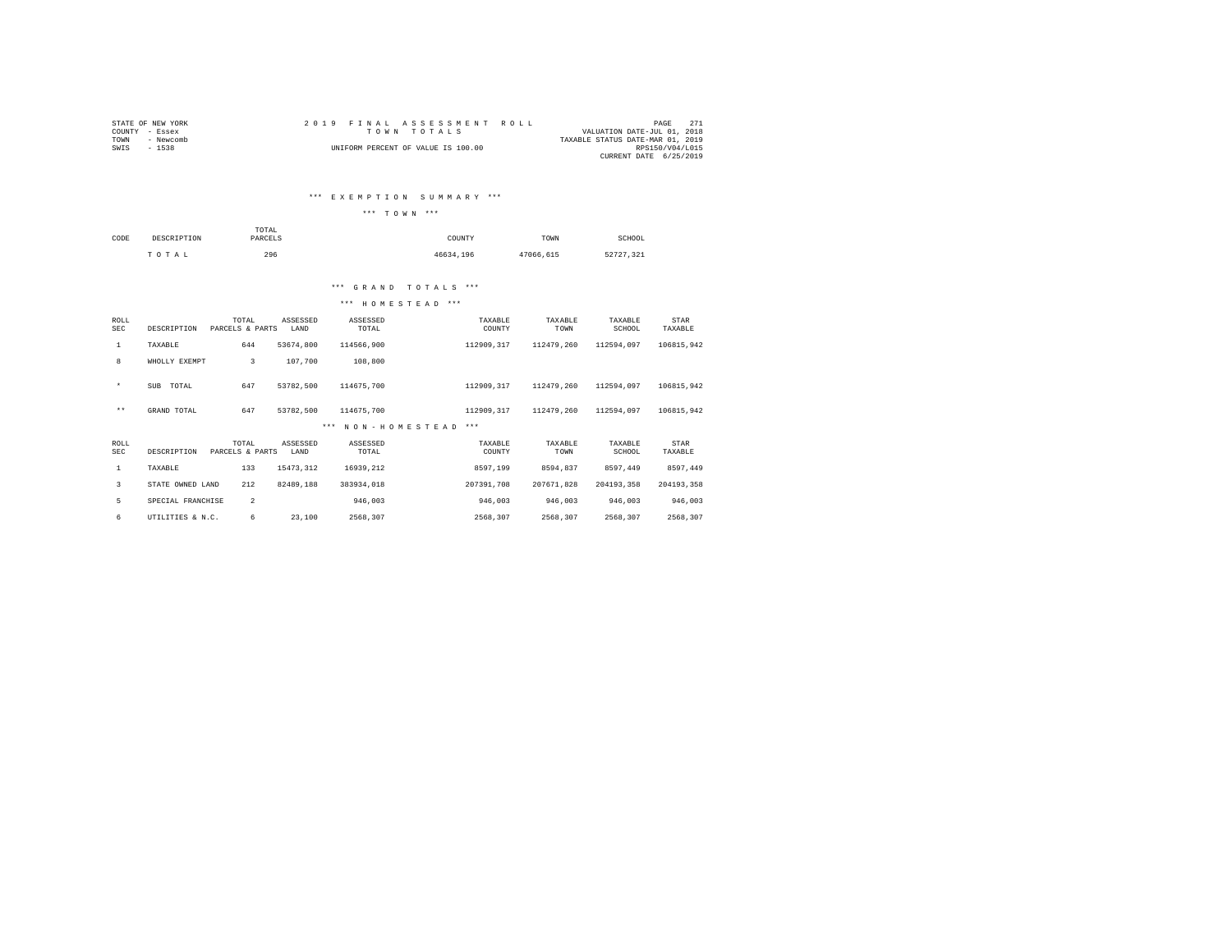STATE OF NEW YORK
COUNTY - Essex
TOWN - Newcomb
SWIS - 1538

2019 FINAL ASSESSMENT ROLL
TOWN TOTALS
UNIFORM PERCENT OF VALUE IS 100.00

VALUATION DATE-JUL 01, 2018
TAXABLE STATUS DATE-MAR 01, 2019
RPS150/V04/L015
CURRENT DATE 6/25/2019

## *** EXEMPTION SUMMARY ***

### *** TOWN ***

| CODE | DESCRIPTION | TOTAL PARCELS | COUNTY | TOWN | SCHOOL |
|---|---|---|---|---|---|
| | TOTAL | 296 | 46634,196 | 47066,615 | 52727,321 |

## *** GRAND TOTALS ***

### *** HOMESTEAD ***

| ROLL SEC | DESCRIPTION | TOTAL PARCELS & PARTS | ASSESSED LAND | ASSESSED TOTAL | TAXABLE COUNTY | TAXABLE TOWN | TAXABLE SCHOOL | STAR TAXABLE |
|---|---|---|---|---|---|---|---|---|
| 1 | TAXABLE | 644 | 53674,800 | 114566,900 | 112909,317 | 112479,260 | 112594,097 | 106815,942 |
| 8 | WHOLLY EXEMPT | 3 | 107,700 | 108,800 | | | | |
| * | SUB TOTAL | 647 | 53782,500 | 114675,700 | 112909,317 | 112479,260 | 112594,097 | 106815,942 |
| ** | GRAND TOTAL | 647 | 53782,500 | 114675,700 | 112909,317 | 112479,260 | 112594,097 | 106815,942 |

### *** NON-HOMESTEAD ***

| ROLL SEC | DESCRIPTION | TOTAL PARCELS & PARTS | ASSESSED LAND | ASSESSED TOTAL | TAXABLE COUNTY | TAXABLE TOWN | TAXABLE SCHOOL | STAR TAXABLE |
|---|---|---|---|---|---|---|---|---|
| 1 | TAXABLE | 133 | 15473,312 | 16939,212 | 8597,199 | 8594,837 | 8597,449 | 8597,449 |
| 3 | STATE OWNED LAND | 212 | 82489,188 | 383934,018 | 207391,708 | 207671,828 | 204193,358 | 204193,358 |
| 5 | SPECIAL FRANCHISE | 2 | | 946,003 | 946,003 | 946,003 | 946,003 | 946,003 |
| 6 | UTILITIES & N.C. | 6 | 23,100 | 2568,307 | 2568,307 | 2568,307 | 2568,307 | 2568,307 |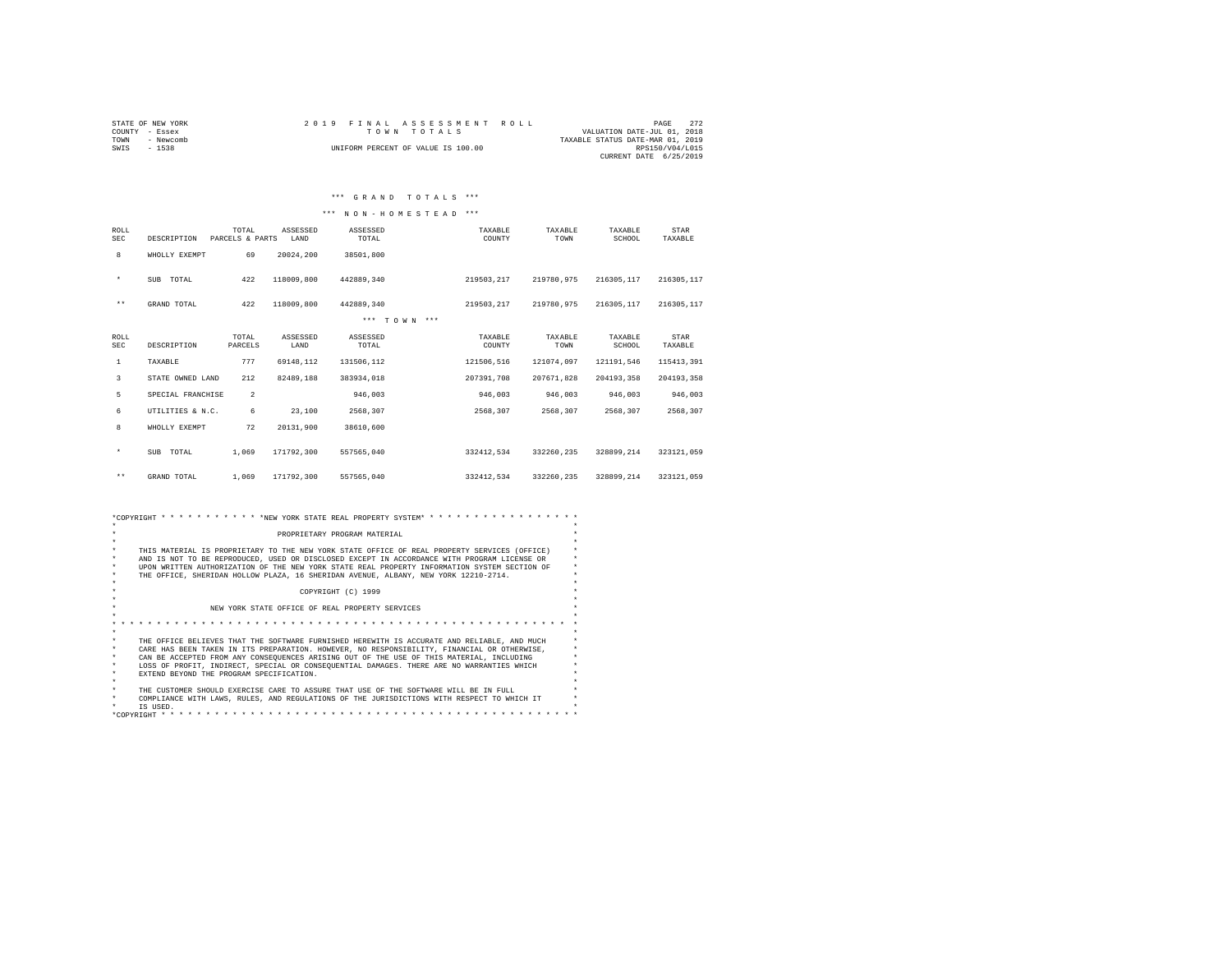STATE OF NEW YORK
COUNTY - Essex
TOWN - Newcomb
SWIS - 1538

2 0 1 9 F I N A L A S S E S S M E N T R O L L
T O W N T O T A L S
UNIFORM PERCENT OF VALUE IS 100.00

VALUATION DATE-JUL 01, 2018
TAXABLE STATUS DATE-MAR 01, 2019
RPS150/V04/L015
CURRENT DATE 6/25/2019

### *** G R A N D T O T A L S ***

### *** N O N - H O M E S T E A D ***

| ROLL SEC | DESCRIPTION | TOTAL PARCELS & PARTS | ASSESSED LAND | ASSESSED TOTAL | TAXABLE COUNTY | TAXABLE TOWN | TAXABLE SCHOOL | STAR TAXABLE |
|---|---|---|---|---|---|---|---|---|
| 8 | WHOLLY EXEMPT | 69 | 20024,200 | 38501,800 | | | | |
| * | SUB TOTAL | 422 | 118009,800 | 442889,340 | 219503,217 | 219780,975 | 216305,117 | 216305,117 |
| ** | GRAND TOTAL | 422 | 118009,800 | 442889,340 | 219503,217 | 219780,975 | 216305,117 | 216305,117 |

### *** T O W N ***

| ROLL SEC | DESCRIPTION | TOTAL PARCELS | ASSESSED LAND | ASSESSED TOTAL | TAXABLE COUNTY | TAXABLE TOWN | TAXABLE SCHOOL | STAR TAXABLE |
|---|---|---|---|---|---|---|---|---|
| 1 | TAXABLE | 777 | 69148,112 | 131506,112 | 121506,516 | 121074,097 | 121191,546 | 115413,391 |
| 3 | STATE OWNED LAND | 212 | 82489,188 | 383934,018 | 207391,708 | 207671,828 | 204193,358 | 204193,358 |
| 5 | SPECIAL FRANCHISE | 2 | | 946,003 | 946,003 | 946,003 | 946,003 | 946,003 |
| 6 | UTILITIES & N.C. | 6 | 23,100 | 2568,307 | 2568,307 | 2568,307 | 2568,307 | 2568,307 |
| 8 | WHOLLY EXEMPT | 72 | 20131,900 | 38610,600 | | | | |
| * | SUB TOTAL | 1,069 | 171792,300 | 557565,040 | 332412,534 | 332260,235 | 328899,214 | 323121,059 |
| ** | GRAND TOTAL | 1,069 | 171792,300 | 557565,040 | 332412,534 | 332260,235 | 328899,214 | 323121,059 |

*COPYRIGHT * * * * * * * * * * * *NEW YORK STATE REAL PROPERTY SYSTEM* * * * * * * * * * * * * * * * * *

PROPRIETARY PROGRAM MATERIAL

THIS MATERIAL IS PROPRIETARY TO THE NEW YORK STATE OFFICE OF REAL PROPERTY SERVICES (OFFICE) AND IS NOT TO BE REPRODUCED, USED OR DISCLOSED EXCEPT IN ACCORDANCE WITH PROGRAM LICENSE OR UPON WRITTEN AUTHORIZATION OF THE NEW YORK STATE REAL PROPERTY INFORMATION SYSTEM SECTION OF THE OFFICE, SHERIDAN HOLLOW PLAZA, 16 SHERIDAN AVENUE, ALBANY, NEW YORK 12210-2714.

COPYRIGHT (C) 1999

NEW YORK STATE OFFICE OF REAL PROPERTY SERVICES

THE OFFICE BELIEVES THAT THE SOFTWARE FURNISHED HEREWITH IS ACCURATE AND RELIABLE, AND MUCH CARE HAS BEEN TAKEN IN ITS PREPARATION. HOWEVER, NO RESPONSIBILITY, FINANCIAL OR OTHERWISE, CAN BE ACCEPTED FROM ANY CONSEQUENCES ARISING OUT OF THE USE OF THIS MATERIAL, INCLUDING LOSS OF PROFIT, INDIRECT, SPECIAL OR CONSEQUENTIAL DAMAGES. THERE ARE NO WARRANTIES WHICH EXTEND BEYOND THE PROGRAM SPECIFICATION.

THE CUSTOMER SHOULD EXERCISE CARE TO ASSURE THAT USE OF THE SOFTWARE WILL BE IN FULL COMPLIANCE WITH LAWS, RULES, AND REGULATIONS OF THE JURISDICTIONS WITH RESPECT TO WHICH IT IS USED.

*COPYRIGHT * * * * * * * * * * * * * * * * * * * * * * * * * * * * * * * * * * * * * * * * * * * * * * * * *